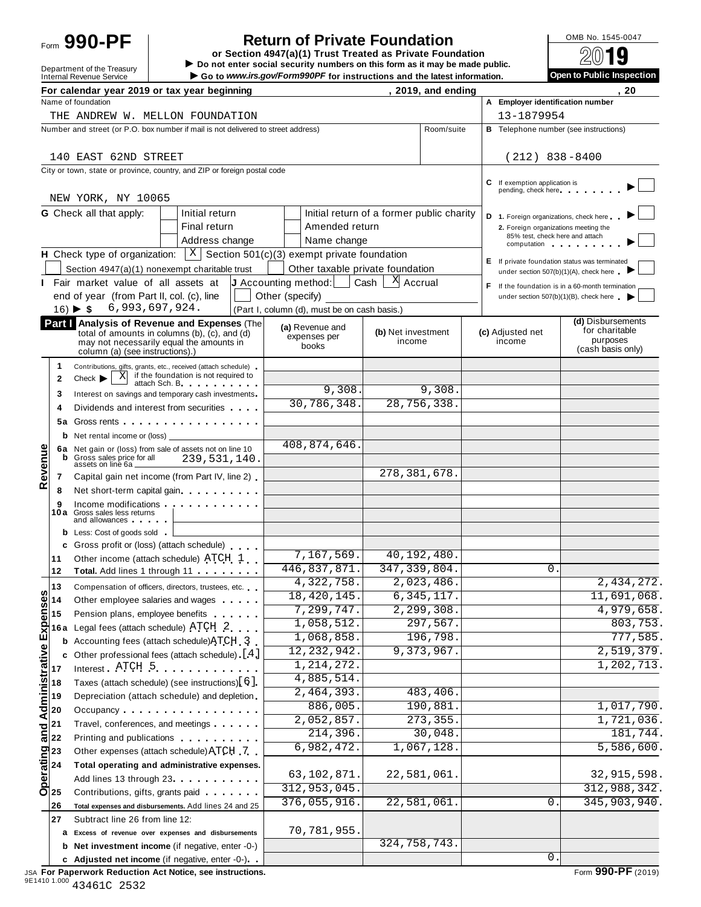Form **990-PF**

Department of the Treasury
Internal Revenue Service

# Return of Private Foundation

**or Section 4947(a)(1) Trust Treated as Private Foundation**

▶ Do not enter social security numbers on this form as it may be made public.

▶ Go to *www.irs.gov/Form990PF* for instructions and the latest information.

OMB No. 1545-0047

**2019**

**Open to Public Inspection**

For calendar year 2019 or tax year beginning , 2019, and ending , 20

Name of foundation: THE ANDREW W. MELLON FOUNDATION

A Employer identification number: 13-1879954

Number and street (or P.O. box number if mail is not delivered to street address): 140 EAST 62ND STREET Room/suite

B Telephone number (see instructions): (212) 838-8400

City or town, state or province, country, and ZIP or foreign postal code: NEW YORK, NY 10065

C If exemption application is pending, check here ▶ ☐

G Check all that apply: ☐ Initial return ☐ Initial return of a former public charity ☐ Final return ☐ Amended return ☐ Address change ☐ Name change

D 1. Foreign organizations, check here ▶ ☐
2. Foreign organizations meeting the 85% test, check here and attach computation ▶ ☐

H Check type of organization: ☒ Section 501(c)(3) exempt private foundation ☐ Section 4947(a)(1) nonexempt charitable trust ☐ Other taxable private foundation

E If private foundation status was terminated under section 507(b)(1)(A), check here ▶ ☐

I Fair market value of all assets at end of year (from Part II, col. (c), line 16) ▶ $ 6,993,697,924.

J Accounting method: ☐ Cash ☒ Accrual ☐ Other (specify) (Part I, column (d), must be on cash basis.)

F If the foundation is in a 60-month termination under section 507(b)(1)(B), check here ▶ ☐

## Part I Analysis of Revenue and Expenses

(The total of amounts in columns (b), (c), and (d) may not necessarily equal the amounts in column (a) (see instructions).)

| | Line | Description | (a) Revenue and expenses per books | (b) Net investment income | (c) Adjusted net income | (d) Disbursements for charitable purposes (cash basis only) |
|---|---|---|---|---|---|---|
| Revenue | 1 | Contributions, gifts, grants, etc., received (attach schedule) | | | | |
| | 2 | Check ▶ ☒ if the foundation is not required to attach Sch. B | | | | |
| | 3 | Interest on savings and temporary cash investments | 9,308. | 9,308. | | |
| | 4 | Dividends and interest from securities | 30,786,348. | 28,756,338. | | |
| | 5a | Gross rents | | | | |
| | b | Net rental income or (loss) | | | | |
| | 6a | Net gain or (loss) from sale of assets not on line 10 | 408,874,646. | | | |
| | b | Gross sales price for all assets on line 6a 239,531,140. | | | | |
| | 7 | Capital gain net income (from Part IV, line 2) | | 278,381,678. | | |
| | 8 | Net short-term capital gain | | | | |
| | 9 | Income modifications | | | | |
| | 10a | Gross sales less returns and allowances | | | | |
| | b | Less: Cost of goods sold | | | | |
| | c | Gross profit or (loss) (attach schedule) | | | | |
| | 11 | Other income (attach schedule) ATCH 1 | 7,167,569. | 40,192,480. | | |
| | 12 | **Total.** Add lines 1 through 11 | 446,837,871. | 347,339,804. | 0. | |
| Operating and Administrative Expenses | 13 | Compensation of officers, directors, trustees, etc. | 4,322,758. | 2,023,486. | | 2,434,272. |
| | 14 | Other employee salaries and wages | 18,420,145. | 6,345,117. | | 11,691,068. |
| | 15 | Pension plans, employee benefits | 7,299,747. | 2,299,308. | | 4,979,658. |
| | 16a | Legal fees (attach schedule) ATCH 2 | 1,058,512. | 297,567. | | 803,753. |
| | b | Accounting fees (attach schedule) ATCH 3 | 1,068,858. | 196,798. | | 777,585. |
| | c | Other professional fees (attach schedule) [4] | 12,232,942. | 9,373,967. | | 2,519,379. |
| | 17 | Interest ATCH 5 | 1,214,272. | | | 1,202,713. |
| | 18 | Taxes (attach schedule) (see instructions) [6] | 4,885,514. | | | |
| | 19 | Depreciation (attach schedule) and depletion | 2,464,393. | 483,406. | | |
| | 20 | Occupancy | 886,005. | 190,881. | | 1,017,790. |
| | 21 | Travel, conferences, and meetings | 2,052,857. | 273,355. | | 1,721,036. |
| | 22 | Printing and publications | 214,396. | 30,048. | | 181,744. |
| | 23 | Other expenses (attach schedule) ATCH 7 | 6,982,472. | 1,067,128. | | 5,586,600. |
| | 24 | **Total operating and administrative expenses.** Add lines 13 through 23 | 63,102,871. | 22,581,061. | | 32,915,598. |
| | 25 | Contributions, gifts, grants paid | 312,953,045. | | | 312,988,342. |
| | 26 | **Total expenses and disbursements.** Add lines 24 and 25 | 376,055,916. | 22,581,061. | 0. | 345,903,940. |
| | 27 | Subtract line 26 from line 12: | | | | |
| | a | **Excess of revenue over expenses and disbursements** | 70,781,955. | | | |
| | b | **Net investment income** (if negative, enter -0-) | | 324,758,743. | | |
| | c | **Adjusted net income** (if negative, enter -0-) | | | 0. | |

JSA **For Paperwork Reduction Act Notice, see instructions.** Form **990-PF** (2019)

9E1410 1.000 43461C 2532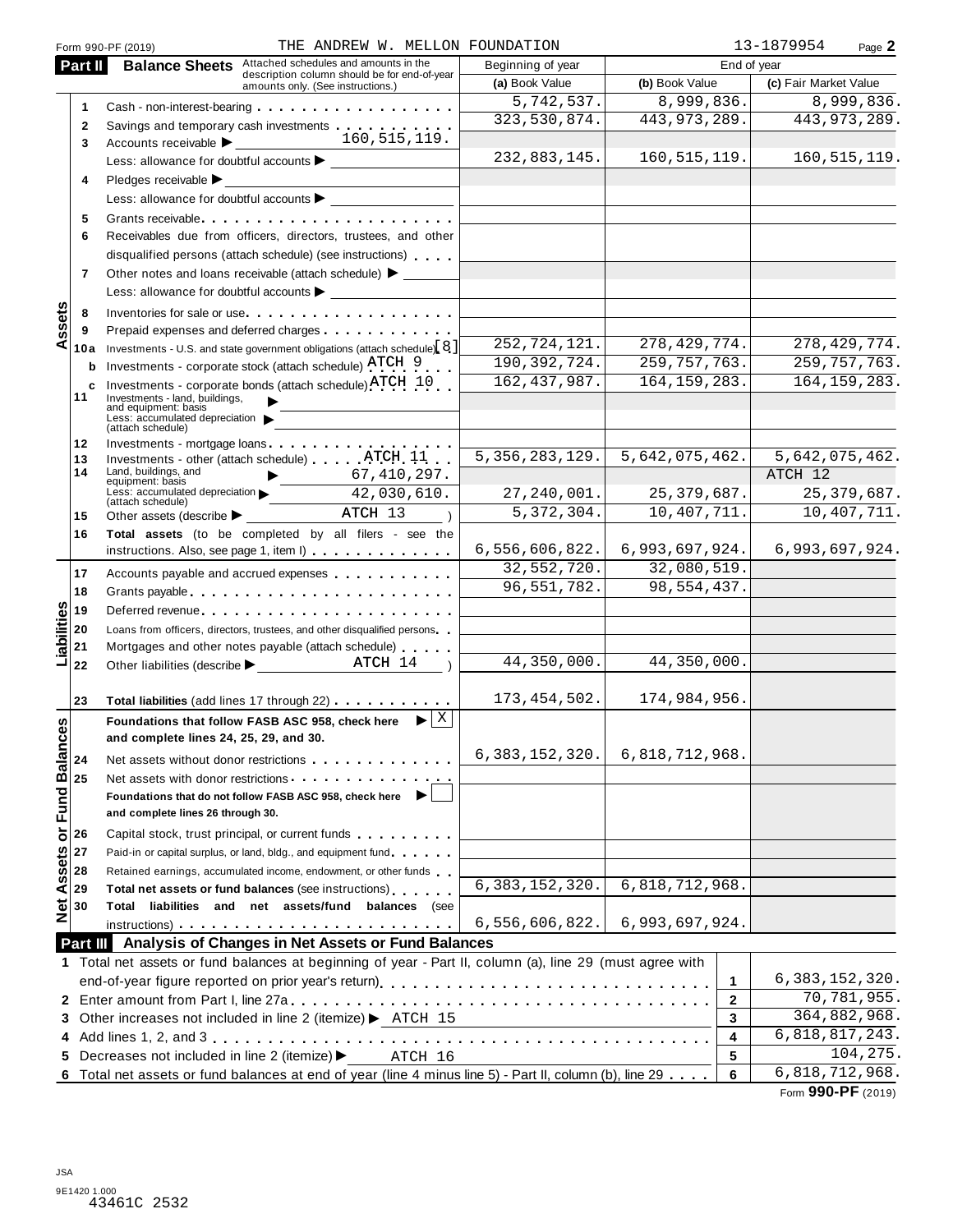Form 990-PF (2019) THE ANDREW W. MELLON FOUNDATION 13-1879954 Page **2**

## Part II Balance Sheets

Attached schedules and amounts in the description column should be for end-of-year amounts only. (See instructions.)

| | | | Beginning of year | End of year | |
|---|---|---|---|---|---|
| | | | (a) Book Value | (b) Book Value | (c) Fair Market Value |
| **Assets** | 1 | Cash - non-interest-bearing | 5,742,537. | 8,999,836. | 8,999,836. |
| | 2 | Savings and temporary cash investments | 323,530,874. | 443,973,289. | 443,973,289. |
| | 3 | Accounts receivable ▶ 160,515,119. | | | |
| | | Less: allowance for doubtful accounts ▶ | 232,883,145. | 160,515,119. | 160,515,119. |
| | 4 | Pledges receivable ▶ | | | |
| | | Less: allowance for doubtful accounts ▶ | | | |
| | 5 | Grants receivable | | | |
| | 6 | Receivables due from officers, directors, trustees, and other disqualified persons (attach schedule) (see instructions) | | | |
| | 7 | Other notes and loans receivable (attach schedule) ▶ | | | |
| | | Less: allowance for doubtful accounts ▶ | | | |
| | 8 | Inventories for sale or use | | | |
| | 9 | Prepaid expenses and deferred charges | | | |
| | 10a | Investments - U.S. and state government obligations (attach schedule) [8] | 252,724,121. | 278,429,774. | 278,429,774. |
| | b | Investments - corporate stock (attach schedule) ATCH 9 | 190,392,724. | 259,757,763. | 259,757,763. |
| | c | Investments - corporate bonds (attach schedule) ATCH 10 | 162,437,987. | 164,159,283. | 164,159,283. |
| | 11 | Investments - land, buildings, and equipment: basis ▶ | | | |
| | | Less: accumulated depreciation (attach schedule) ▶ | | | |
| | 12 | Investments - mortgage loans | | | |
| | 13 | Investments - other (attach schedule) ATCH 11 | 5,356,283,129. | 5,642,075,462. | 5,642,075,462. |
| | 14 | Land, buildings, and equipment: basis ▶ 67,410,297. | | | ATCH 12 |
| | | Less: accumulated depreciation (attach schedule) ▶ 42,030,610. | 27,240,001. | 25,379,687. | 25,379,687. |
| | 15 | Other assets (describe ▶ ATCH 13 ) | 5,372,304. | 10,407,711. | 10,407,711. |
| | 16 | **Total assets** (to be completed by all filers - see the instructions. Also, see page 1, item I) | 6,556,606,822. | 6,993,697,924. | 6,993,697,924. |
| **Liabilities** | 17 | Accounts payable and accrued expenses | 32,552,720. | 32,080,519. | |
| | 18 | Grants payable | 96,551,782. | 98,554,437. | |
| | 19 | Deferred revenue | | | |
| | 20 | Loans from officers, directors, trustees, and other disqualified persons | | | |
| | 21 | Mortgages and other notes payable (attach schedule) | | | |
| | 22 | Other liabilities (describe ▶ ATCH 14 ) | 44,350,000. | 44,350,000. | |
| | 23 | **Total liabilities** (add lines 17 through 22) | 173,454,502. | 174,984,956. | |
| **Net Assets or Fund Balances** | | **Foundations that follow FASB ASC 958, check here** ▶ [X] **and complete lines 24, 25, 29, and 30.** | | | |
| | 24 | Net assets without donor restrictions | 6,383,152,320. | 6,818,712,968. | |
| | 25 | Net assets with donor restrictions | | | |
| | | **Foundations that do not follow FASB ASC 958, check here** ▶ [ ] **and complete lines 26 through 30.** | | | |
| | 26 | Capital stock, trust principal, or current funds | | | |
| | 27 | Paid-in or capital surplus, or land, bldg., and equipment fund | | | |
| | 28 | Retained earnings, accumulated income, endowment, or other funds | | | |
| | 29 | **Total net assets or fund balances** (see instructions) | 6,383,152,320. | 6,818,712,968. | |
| | 30 | **Total liabilities and net assets/fund balances** (see instructions) | 6,556,606,822. | 6,993,697,924. | |

## Part III Analysis of Changes in Net Assets or Fund Balances

| | | | |
|---|---|---|---|
| 1 | Total net assets or fund balances at beginning of year - Part II, column (a), line 29 (must agree with end-of-year figure reported on prior year's return) | 1 | 6,383,152,320. |
| 2 | Enter amount from Part I, line 27a | 2 | 70,781,955. |
| 3 | Other increases not included in line 2 (itemize) ▶ ATCH 15 | 3 | 364,882,968. |
| 4 | Add lines 1, 2, and 3 | 4 | 6,818,817,243. |
| 5 | Decreases not included in line 2 (itemize) ▶ ATCH 16 | 5 | 104,275. |
| 6 | Total net assets or fund balances at end of year (line 4 minus line 5) - Part II, column (b), line 29 | 6 | 6,818,712,968. |

Form **990-PF** (2019)

JSA
9E1420 1.000
43461C 2532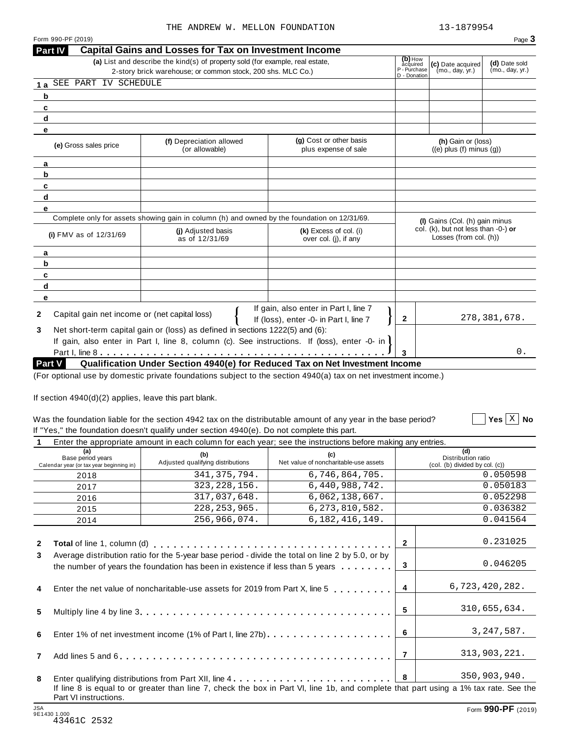THE ANDREW W. MELLON FOUNDATION 13-1879954

Form 990-PF (2019)

## Part IV Capital Gains and Losses for Tax on Investment Income

| | (a) List and describe the kind(s) of property sold (for example, real estate, 2-story brick warehouse; or common stock, 200 shs. MLC Co.) | (b) How acquired P - Purchase D - Donation | (c) Date acquired (mo., day, yr.) | (d) Date sold (mo., day, yr.) |
|---|---|---|---|---|
| 1 a | SEE PART IV SCHEDULE | | | |
| b | | | | |
| c | | | | |
| d | | | | |
| e | | | | |

| | (e) Gross sales price | (f) Depreciation allowed (or allowable) | (g) Cost or other basis plus expense of sale | (h) Gain or (loss) ((e) plus (f) minus (g)) |
|---|---|---|---|---|
| a | | | | |
| b | | | | |
| c | | | | |
| d | | | | |
| e | | | | |

Complete only for assets showing gain in column (h) and owned by the foundation on 12/31/69.

| | (i) FMV as of 12/31/69 | (j) Adjusted basis as of 12/31/69 | (k) Excess of col. (i) over col. (j), if any | (l) Gains (Col. (h) gain minus col. (k), but not less than -0-) or Losses (from col. (h)) |
|---|---|---|---|---|
| a | | | | |
| b | | | | |
| c | | | | |
| d | | | | |
| e | | | | |

| | | | |
|---|---|---|---|
| 2 | Capital gain net income or (net capital loss) { If gain, also enter in Part I, line 7; If (loss), enter -0- in Part I, line 7 } | 2 | 278,381,678. |
| 3 | Net short-term capital gain or (loss) as defined in sections 1222(5) and (6): If gain, also enter in Part I, line 8, column (c). See instructions. If (loss), enter -0- in Part I, line 8 | 3 | 0. |

## Part V Qualification Under Section 4940(e) for Reduced Tax on Net Investment Income

(For optional use by domestic private foundations subject to the section 4940(a) tax on net investment income.)

If section 4940(d)(2) applies, leave this part blank.

Was the foundation liable for the section 4942 tax on the distributable amount of any year in the base period? ☐ Yes ☒ No

If "Yes," the foundation doesn't qualify under section 4940(e). Do not complete this part.

1 Enter the appropriate amount in each column for each year; see the instructions before making any entries.

| (a) Base period years Calendar year (or tax year beginning in) | (b) Adjusted qualifying distributions | (c) Net value of noncharitable-use assets | (d) Distribution ratio (col. (b) divided by col. (c)) |
|---|---|---|---|
| 2018 | 341,375,794. | 6,746,864,705. | 0.050598 |
| 2017 | 323,228,156. | 6,440,988,742. | 0.050183 |
| 2016 | 317,037,648. | 6,062,138,667. | 0.052298 |
| 2015 | 228,253,965. | 6,273,810,582. | 0.036382 |
| 2014 | 256,966,074. | 6,182,416,149. | 0.041564 |

| | | | |
|---|---|---|---|
| 2 | **Total** of line 1, column (d) | 2 | 0.231025 |
| 3 | Average distribution ratio for the 5-year base period - divide the total on line 2 by 5.0, or by the number of years the foundation has been in existence if less than 5 years | 3 | 0.046205 |
| 4 | Enter the net value of noncharitable-use assets for 2019 from Part X, line 5 | 4 | 6,723,420,282. |
| 5 | Multiply line 4 by line 3 | 5 | 310,655,634. |
| 6 | Enter 1% of net investment income (1% of Part I, line 27b) | 6 | 3,247,587. |
| 7 | Add lines 5 and 6 | 7 | 313,903,221. |
| 8 | Enter qualifying distributions from Part XII, line 4 | 8 | 350,903,940. |

If line 8 is equal to or greater than line 7, check the box in Part VI, line 1b, and complete that part using a 1% tax rate. See the Part VI instructions.

JSA 9E1430 1.000 43461C 2532

Form **990-PF** (2019)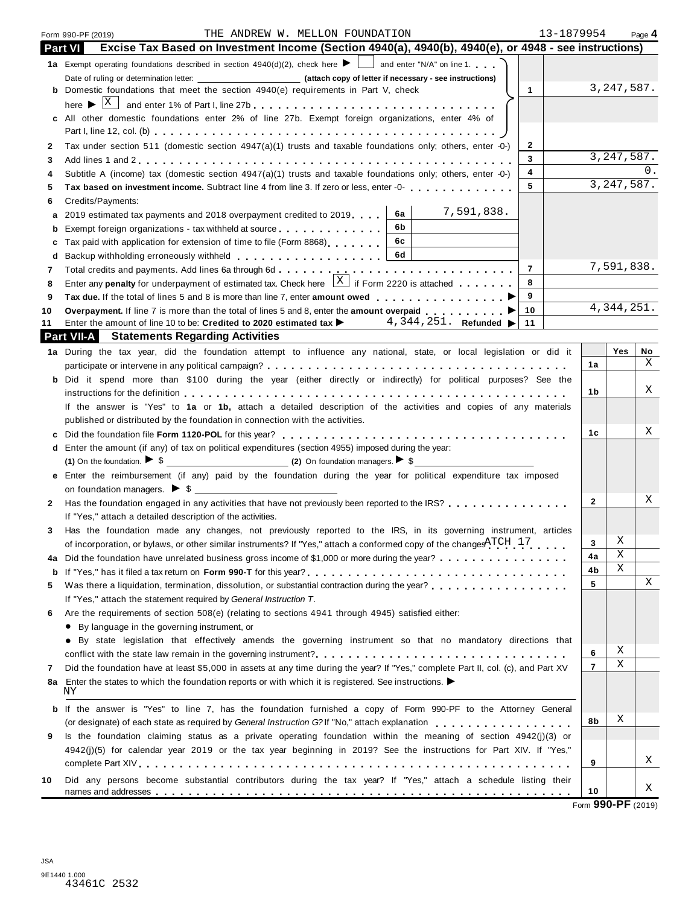Form 990-PF (2019) THE ANDREW W. MELLON FOUNDATION 13-1879954 Page 4

## Part VI Excise Tax Based on Investment Income (Section 4940(a), 4940(b), 4940(e), or 4948 - see instructions)

| | | | |
|---|---|---|---|
| **1a** | Exempt operating foundations described in section 4940(d)(2), check here ▶ ☐ and enter "N/A" on line 1. Date of ruling or determination letter: ____ **(attach copy of letter if necessary - see instructions)** | | |
| **b** | Domestic foundations that meet the section 4940(e) requirements in Part V, check here ▶ ☒ and enter 1% of Part I, line 27b | 1 | 3,247,587. |
| **c** | All other domestic foundations enter 2% of line 27b. Exempt foreign organizations, enter 4% of Part I, line 12, col. (b) | | |
| **2** | Tax under section 511 (domestic section 4947(a)(1) trusts and taxable foundations only; others, enter -0-) | 2 | |
| **3** | Add lines 1 and 2 | 3 | 3,247,587. |
| **4** | Subtitle A (income) tax (domestic section 4947(a)(1) trusts and taxable foundations only; others, enter -0-) | 4 | 0. |
| **5** | **Tax based on investment income.** Subtract line 4 from line 3. If zero or less, enter -0- | 5 | 3,247,587. |
| **6** | Credits/Payments: | | |
| **a** | 2019 estimated tax payments and 2018 overpayment credited to 2019 — 6a: 7,591,838. | | |
| **b** | Exempt foreign organizations - tax withheld at source — 6b | | |
| **c** | Tax paid with application for extension of time to file (Form 8868) — 6c | | |
| **d** | Backup withholding erroneously withheld — 6d | | |
| **7** | Total credits and payments. Add lines 6a through 6d | 7 | 7,591,838. |
| **8** | Enter any **penalty** for underpayment of estimated tax. Check here ☒ if Form 2220 is attached | 8 | |
| **9** | **Tax due.** If the total of lines 5 and 8 is more than line 7, enter **amount owed** ▶ | 9 | |
| **10** | **Overpayment.** If line 7 is more than the total of lines 5 and 8, enter the **amount overpaid** ▶ | 10 | 4,344,251. |
| **11** | Enter the amount of line 10 to be: **Credited to 2020 estimated tax** ▶ 4,344,251. **Refunded** ▶ | 11 | |

## Part VII-A Statements Regarding Activities

| | | | Yes | No |
|---|---|---|---|---|
| **1a** | During the tax year, did the foundation attempt to influence any national, state, or local legislation or did it participate or intervene in any political campaign? | 1a | | X |
| **b** | Did it spend more than $100 during the year (either directly or indirectly) for political purposes? See the instructions for the definition | 1b | | X |
| | If the answer is "Yes" to **1a** or **1b,** attach a detailed description of the activities and copies of any materials published or distributed by the foundation in connection with the activities. | | | |
| **c** | Did the foundation file **Form 1120-POL** for this year? | 1c | | X |
| **d** | Enter the amount (if any) of tax on political expenditures (section 4955) imposed during the year: (1) On the foundation. ▶ $ ____ (2) On foundation managers. ▶ $ ____ | | | |
| **e** | Enter the reimbursement (if any) paid by the foundation during the year for political expenditure tax imposed on foundation managers. ▶ $ ____ | | | |
| **2** | Has the foundation engaged in any activities that have not previously been reported to the IRS? If "Yes," attach a detailed description of the activities. | 2 | | X |
| **3** | Has the foundation made any changes, not previously reported to the IRS, in its governing instrument, articles of incorporation, or bylaws, or other similar instruments? If "Yes," attach a conformed copy of the changes ATCH 17 | 3 | X | |
| **4a** | Did the foundation have unrelated business gross income of $1,000 or more during the year? | 4a | X | |
| **b** | If "Yes," has it filed a tax return on **Form 990-T** for this year? | 4b | X | |
| **5** | Was there a liquidation, termination, dissolution, or substantial contraction during the year? If "Yes," attach the statement required by *General Instruction T*. | 5 | | X |
| **6** | Are the requirements of section 508(e) (relating to sections 4941 through 4945) satisfied either: • By language in the governing instrument, or • By state legislation that effectively amends the governing instrument so that no mandatory directions that conflict with the state law remain in the governing instrument? | 6 | X | |
| **7** | Did the foundation have at least $5,000 in assets at any time during the year? If "Yes," complete Part II, col. (c), and Part XV | 7 | X | |
| **8a** | Enter the states to which the foundation reports or with which it is registered. See instructions. ▶ NY | | | |
| **b** | If the answer is "Yes" to line 7, has the foundation furnished a copy of Form 990-PF to the Attorney General (or designate) of each state as required by *General Instruction G*? If "No," attach explanation | 8b | X | |
| **9** | Is the foundation claiming status as a private operating foundation within the meaning of section 4942(j)(3) or 4942(j)(5) for calendar year 2019 or the tax year beginning in 2019? See the instructions for Part XIV. If "Yes," complete Part XIV | 9 | | X |
| **10** | Did any persons become substantial contributors during the tax year? If "Yes," attach a schedule listing their names and addresses | 10 | | X |

Form **990-PF** (2019)

JSA
9E1440 1.000
43461C 2532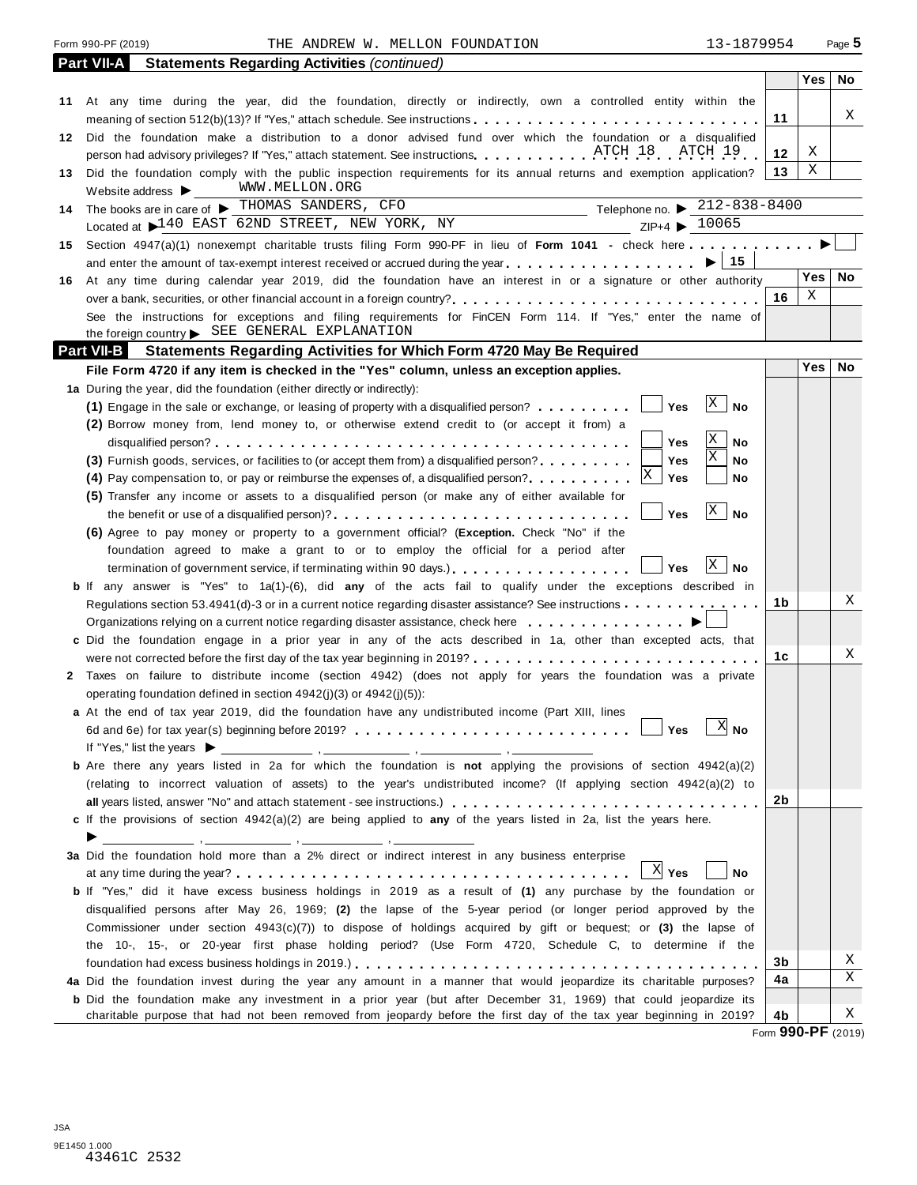Form 990-PF (2019) THE ANDREW W. MELLON FOUNDATION 13-1879954

## Part VII-A Statements Regarding Activities *(continued)*

| | | | Yes | No |
|---|---|---|---|---|
| 11 | At any time during the year, did the foundation, directly or indirectly, own a controlled entity within the meaning of section 512(b)(13)? If "Yes," attach schedule. See instructions | 11 | | X |
| 12 | Did the foundation make a distribution to a donor advised fund over which the foundation or a disqualified person had advisory privileges? If "Yes," attach statement. See instructions. ATCH 18 ATCH 19 | 12 | X | |
| 13 | Did the foundation comply with the public inspection requirements for its annual returns and exemption application? | 13 | X | |

Website address ▶ WWW.MELLON.ORG

14 The books are in care of ▶ THOMAS SANDERS, CFO Telephone no. ▶ 212-838-8400

Located at ▶ 140 EAST 62ND STREET, NEW YORK, NY ZIP+4 ▶ 10065

15 Section 4947(a)(1) nonexempt charitable trusts filing Form 990-PF in lieu of **Form 1041** - check here ▶ ☐

and enter the amount of tax-exempt interest received or accrued during the year ▶ 15

| | | | Yes | No |
|---|---|---|---|---|
| 16 | At any time during calendar year 2019, did the foundation have an interest in or a signature or other authority over a bank, securities, or other financial account in a foreign country? | 16 | X | |

See the instructions for exceptions and filing requirements for FinCEN Form 114. If "Yes," enter the name of the foreign country ▶ SEE GENERAL EXPLANATION

## Part VII-B Statements Regarding Activities for Which Form 4720 May Be Required

**File Form 4720 if any item is checked in the "Yes" column, unless an exception applies.**

| | | | Yes | No |
|---|---|---|---|---|
| **1a** | During the year, did the foundation (either directly or indirectly): | | | |
| | **(1)** Engage in the sale or exchange, or leasing of property with a disqualified person? ☐ Yes ☒ No | | | |
| | **(2)** Borrow money from, lend money to, or otherwise extend credit to (or accept it from) a disqualified person? ☐ Yes ☒ No | | | |
| | **(3)** Furnish goods, services, or facilities to (or accept them from) a disqualified person? ☐ Yes ☒ No | | | |
| | **(4)** Pay compensation to, or pay or reimburse the expenses of, a disqualified person? ☒ Yes ☐ No | | | |
| | **(5)** Transfer any income or assets to a disqualified person (or make any of either available for the benefit or use of a disqualified person)? ☐ Yes ☒ No | | | |
| | **(6)** Agree to pay money or property to a government official? (**Exception.** Check "No" if the foundation agreed to make a grant to or to employ the official for a period after termination of government service, if terminating within 90 days.) ☐ Yes ☒ No | | | |
| **b** | If any answer is "Yes" to 1a(1)-(6), did **any** of the acts fail to qualify under the exceptions described in Regulations section 53.4941(d)-3 or in a current notice regarding disaster assistance? See instructions | 1b | | X |
| | Organizations relying on a current notice regarding disaster assistance, check here ▶ ☐ | | | |
| **c** | Did the foundation engage in a prior year in any of the acts described in 1a, other than excepted acts, that were not corrected before the first day of the tax year beginning in 2019? | 1c | | X |
| **2** | Taxes on failure to distribute income (section 4942) (does not apply for years the foundation was a private operating foundation defined in section 4942(j)(3) or 4942(j)(5)): | | | |
| **a** | At the end of tax year 2019, did the foundation have any undistributed income (Part XIII, lines 6d and 6e) for tax year(s) beginning before 2019? ☐ Yes ☒ No<br>If "Yes," list the years ▶ ____, ____, ____, ____ | | | |
| **b** | Are there any years listed in 2a for which the foundation is **not** applying the provisions of section 4942(a)(2) (relating to incorrect valuation of assets) to the year's undistributed income? (If applying section 4942(a)(2) to **all** years listed, answer "No" and attach statement - see instructions.) | 2b | | |
| **c** | If the provisions of section 4942(a)(2) are being applied to **any** of the years listed in 2a, list the years here.<br>▶ ____, ____, ____, ____ | | | |
| **3a** | Did the foundation hold more than a 2% direct or indirect interest in any business enterprise at any time during the year? ☒ Yes ☐ No | | | |
| **b** | If "Yes," did it have excess business holdings in 2019 as a result of **(1)** any purchase by the foundation or disqualified persons after May 26, 1969; **(2)** the lapse of the 5-year period (or longer period approved by the Commissioner under section 4943(c)(7)) to dispose of holdings acquired by gift or bequest; or **(3)** the lapse of the 10-, 15-, or 20-year first phase holding period? (Use Form 4720, Schedule C, to determine if the foundation had excess business holdings in 2019.) | 3b | | X |
| **4a** | Did the foundation invest during the year any amount in a manner that would jeopardize its charitable purposes? | 4a | | X |
| **b** | Did the foundation make any investment in a prior year (but after December 31, 1969) that could jeopardize its charitable purpose that had not been removed from jeopardy before the first day of the tax year beginning in 2019? | 4b | | X |

Form **990-PF** (2019)

JSA
9E1450 1.000
43461C 2532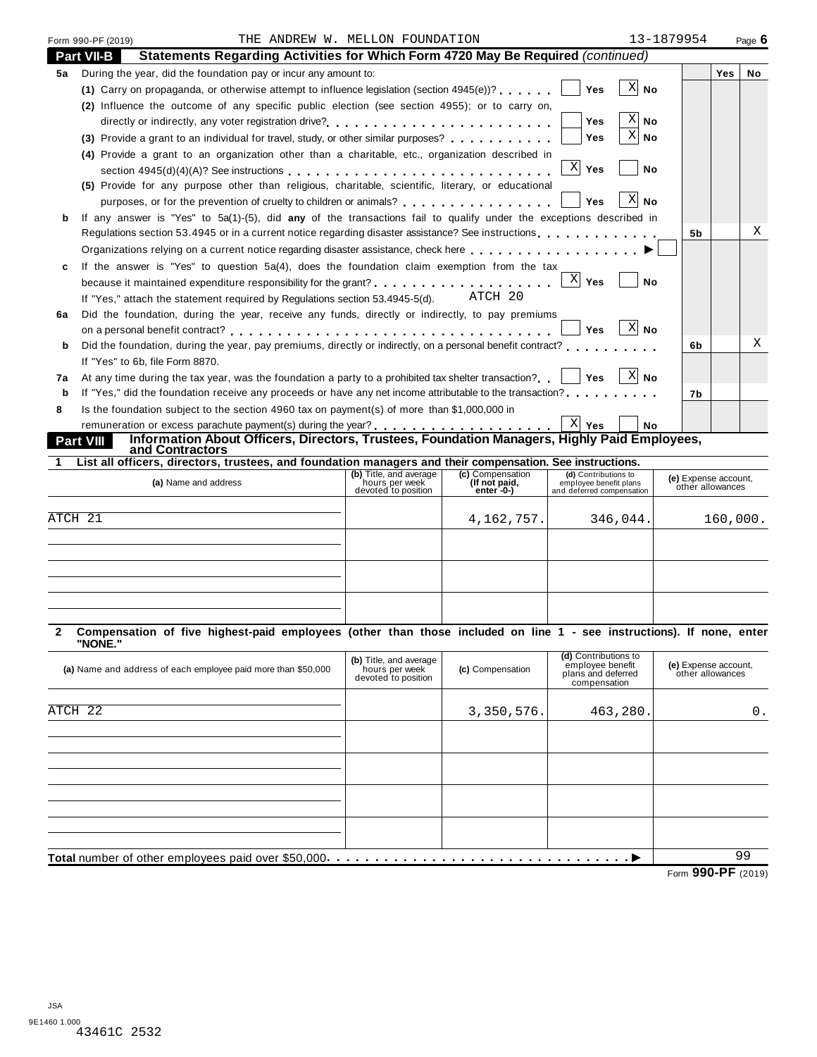Form 990-PF (2019) THE ANDREW W. MELLON FOUNDATION 13-1879954

## Part VII-B Statements Regarding Activities for Which Form 4720 May Be Required *(continued)*

| | | | Yes | No |
|---|---|---|---|---|
| **5a** | During the year, did the foundation pay or incur any amount to: | | | |
| | **(1)** Carry on propaganda, or otherwise attempt to influence legislation (section 4945(e))? ☐ Yes ☒ No | | | |
| | **(2)** Influence the outcome of any specific public election (see section 4955); or to carry on, directly or indirectly, any voter registration drive? ☐ Yes ☒ No | | | |
| | **(3)** Provide a grant to an individual for travel, study, or other similar purposes? ☐ Yes ☒ No | | | |
| | **(4)** Provide a grant to an organization other than a charitable, etc., organization described in section 4945(d)(4)(A)? See instructions ☒ Yes ☐ No | | | |
| | **(5)** Provide for any purpose other than religious, charitable, scientific, literary, or educational purposes, or for the prevention of cruelty to children or animals? ☐ Yes ☒ No | | | |
| **b** | If any answer is "Yes" to 5a(1)-(5), did **any** of the transactions fail to qualify under the exceptions described in Regulations section 53.4945 or in a current notice regarding disaster assistance? See instructions | 5b | | X |
| | Organizations relying on a current notice regarding disaster assistance, check here ▶ ☐ | | | |
| **c** | If the answer is "Yes" to question 5a(4), does the foundation claim exemption from the tax because it maintained expenditure responsibility for the grant? ☒ Yes ☐ No | | | |
| | If "Yes," attach the statement required by Regulations section 53.4945-5(d). ATCH 20 | | | |
| **6a** | Did the foundation, during the year, receive any funds, directly or indirectly, to pay premiums on a personal benefit contract? ☐ Yes ☒ No | | | |
| **b** | Did the foundation, during the year, pay premiums, directly or indirectly, on a personal benefit contract? | 6b | | X |
| | If "Yes" to 6b, file Form 8870. | | | |
| **7a** | At any time during the tax year, was the foundation a party to a prohibited tax shelter transaction? ☐ Yes ☒ No | | | |
| **b** | If "Yes," did the foundation receive any proceeds or have any net income attributable to the transaction? | 7b | | |
| **8** | Is the foundation subject to the section 4960 tax on payment(s) of more than $1,000,000 in remuneration or excess parachute payment(s) during the year? ☒ Yes ☐ No | | | |

## Part VIII Information About Officers, Directors, Trustees, Foundation Managers, Highly Paid Employees, and Contractors

**1 List all officers, directors, trustees, and foundation managers and their compensation. See instructions.**

| (a) Name and address | (b) Title, and average hours per week devoted to position | (c) Compensation (If not paid, enter -0-) | (d) Contributions to employee benefit plans and deferred compensation | (e) Expense account, other allowances |
|---|---|---|---|---|
| ATCH 21 | | 4,162,757. | 346,044. | 160,000. |
| | | | | |
| | | | | |
| | | | | |

**2 Compensation of five highest-paid employees (other than those included on line 1 - see instructions). If none, enter "NONE."**

| (a) Name and address of each employee paid more than $50,000 | (b) Title, and average hours per week devoted to position | (c) Compensation | (d) Contributions to employee benefit plans and deferred compensation | (e) Expense account, other allowances |
|---|---|---|---|---|
| ATCH 22 | | 3,350,576. | 463,280. | 0. |
| | | | | |
| | | | | |
| | | | | |
| | | | | |

**Total** number of other employees paid over $50,000 ▶ 99

Form **990-PF** (2019)

JSA
9E1460 1.000
43461C 2532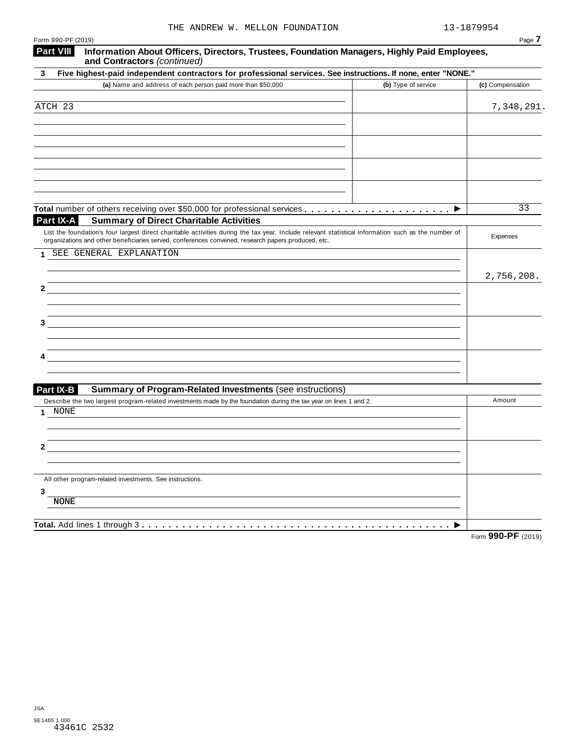THE ANDREW W. MELLON FOUNDATION 13-1879954

Form 990-PF (2019)

## Part VIII Information About Officers, Directors, Trustees, Foundation Managers, Highly Paid Employees, and Contractors *(continued)*

**3 Five highest-paid independent contractors for professional services. See instructions. If none, enter "NONE."**

| (a) Name and address of each person paid more than $50,000 | (b) Type of service | (c) Compensation |
|---|---|---|
| ATCH 23 | | 7,348,291. |
| | | |
| | | |
| | | |
| | | |
| **Total** number of others receiving over $50,000 for professional services . . . . . . . . . . . . . . . . . . . . . . ▶ | | 33 |

## Part IX-A Summary of Direct Charitable Activities

| List the foundation's four largest direct charitable activities during the tax year. Include relevant statistical information such as the number of organizations and other beneficiaries served, conferences convened, research papers produced, etc. | Expenses |
|---|---|
| 1 SEE GENERAL EXPLANATION | 2,756,208. |
| 2 | |
| 3 | |
| 4 | |

## Part IX-B Summary of Program-Related Investments (see instructions)

| Describe the two largest program-related investments made by the foundation during the tax year on lines 1 and 2. | Amount |
|---|---|
| 1 NONE | |
| 2 | |
| All other program-related investments. See instructions. | |
| 3 NONE | |
| **Total.** Add lines 1 through 3 . . . . . . . . . . . . . . . . . . . . . . . . . . . . . . . . . . . . . . . . . . . . . ▶ | |

Form **990-PF** (2019)

JSA
9E1465 1.000
43461C 2532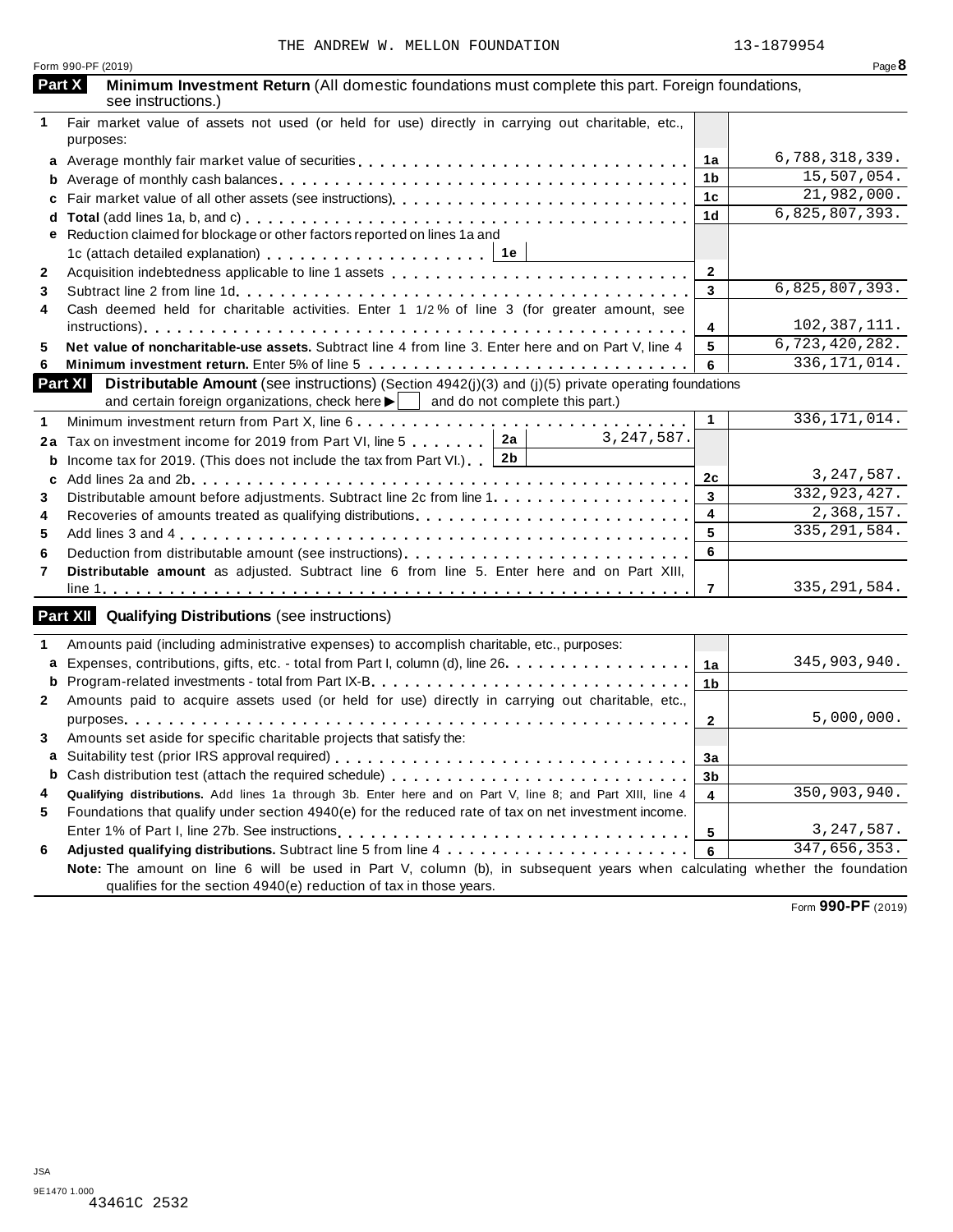THE ANDREW W. MELLON FOUNDATION 13-1879954

Form 990-PF (2019)

## Part X Minimum Investment Return (All domestic foundations must complete this part. Foreign foundations, see instructions.)

| | | | |
|---|---|---|---|
| **1** | Fair market value of assets not used (or held for use) directly in carrying out charitable, etc., purposes: | | |
| **a** | Average monthly fair market value of securities | 1a | 6,788,318,339. |
| **b** | Average of monthly cash balances | 1b | 15,507,054. |
| **c** | Fair market value of all other assets (see instructions) | 1c | 21,982,000. |
| **d** | **Total** (add lines 1a, b, and c) | 1d | 6,825,807,393. |
| **e** | Reduction claimed for blockage or other factors reported on lines 1a and 1c (attach detailed explanation) ... 1e | | |
| **2** | Acquisition indebtedness applicable to line 1 assets | 2 | |
| **3** | Subtract line 2 from line 1d | 3 | 6,825,807,393. |
| **4** | Cash deemed held for charitable activities. Enter 1 1/2 % of line 3 (for greater amount, see instructions) | 4 | 102,387,111. |
| **5** | **Net value of noncharitable-use assets.** Subtract line 4 from line 3. Enter here and on Part V, line 4 | 5 | 6,723,420,282. |
| **6** | **Minimum investment return.** Enter 5% of line 5 | 6 | 336,171,014. |

## Part XI Distributable Amount (see instructions) (Section 4942(j)(3) and (j)(5) private operating foundations and certain foreign organizations, check here ▶ ☐ and do not complete this part.)

| | | | | | |
|---|---|---|---|---|---|
| **1** | Minimum investment return from Part X, line 6 | | | 1 | 336,171,014. |
| **2a** | Tax on investment income for 2019 from Part VI, line 5 | 2a | 3,247,587. | | |
| **b** | Income tax for 2019. (This does not include the tax from Part VI.) | 2b | | | |
| **c** | Add lines 2a and 2b | | | 2c | 3,247,587. |
| **3** | Distributable amount before adjustments. Subtract line 2c from line 1 | | | 3 | 332,923,427. |
| **4** | Recoveries of amounts treated as qualifying distributions | | | 4 | 2,368,157. |
| **5** | Add lines 3 and 4 | | | 5 | 335,291,584. |
| **6** | Deduction from distributable amount (see instructions) | | | 6 | |
| **7** | **Distributable amount** as adjusted. Subtract line 6 from line 5. Enter here and on Part XIII, line 1 | | | 7 | 335,291,584. |

## Part XII Qualifying Distributions (see instructions)

| | | | |
|---|---|---|---|
| **1** | Amounts paid (including administrative expenses) to accomplish charitable, etc., purposes: | | |
| **a** | Expenses, contributions, gifts, etc. - total from Part I, column (d), line 26 | 1a | 345,903,940. |
| **b** | Program-related investments - total from Part IX-B | 1b | |
| **2** | Amounts paid to acquire assets used (or held for use) directly in carrying out charitable, etc., purposes | 2 | 5,000,000. |
| **3** | Amounts set aside for specific charitable projects that satisfy the: | | |
| **a** | Suitability test (prior IRS approval required) | 3a | |
| **b** | Cash distribution test (attach the required schedule) | 3b | |
| **4** | **Qualifying distributions.** Add lines 1a through 3b. Enter here and on Part V, line 8; and Part XIII, line 4 | 4 | 350,903,940. |
| **5** | Foundations that qualify under section 4940(e) for the reduced rate of tax on net investment income. Enter 1% of Part I, line 27b. See instructions | 5 | 3,247,587. |
| **6** | **Adjusted qualifying distributions.** Subtract line 5 from line 4 | 6 | 347,656,353. |

**Note:** The amount on line 6 will be used in Part V, column (b), in subsequent years when calculating whether the foundation qualifies for the section 4940(e) reduction of tax in those years.

Form **990-PF** (2019)

JSA
9E1470 1.000
43461C 2532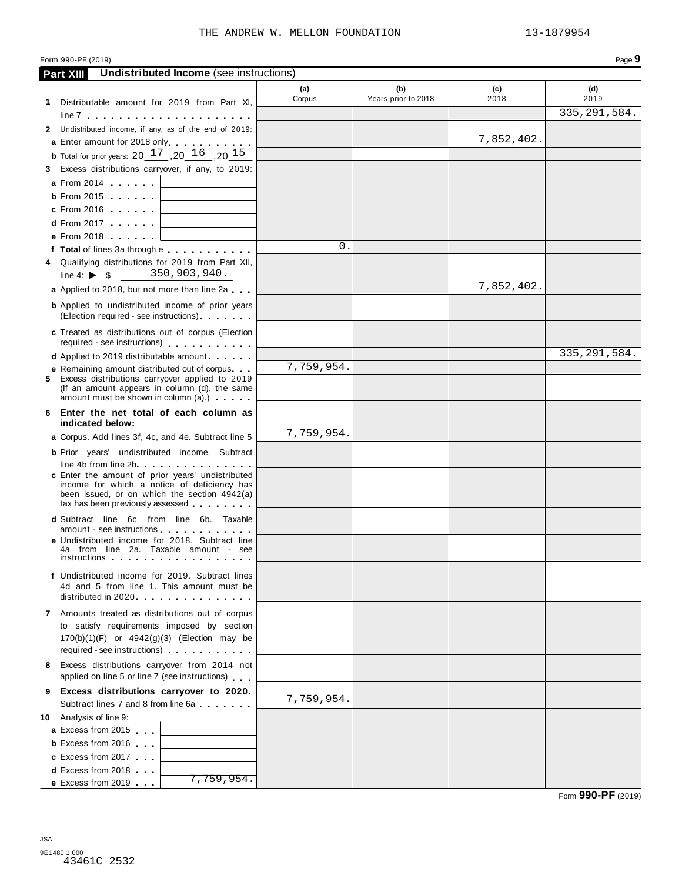THE ANDREW W. MELLON FOUNDATION 13-1879954

Form 990-PF (2019)

## Part XIII Undistributed Income (see instructions)

| | (a) Corpus | (b) Years prior to 2018 | (c) 2018 | (d) 2019 |
|---|---|---|---|---|
| **1** Distributable amount for 2019 from Part XI, line 7 | | | | 335,291,584. |
| **2** Undistributed income, if any, as of the end of 2019: | | | | |
| **a** Enter amount for 2018 only | | | 7,852,402. | |
| **b** Total for prior years: 20 17 ,20 16 ,20 15 | | | | |
| **3** Excess distributions carryover, if any, to 2019: | | | | |
| **a** From 2014 | | | | |
| **b** From 2015 | | | | |
| **c** From 2016 | | | | |
| **d** From 2017 | | | | |
| **e** From 2018 | | | | |
| **f Total** of lines 3a through e | 0. | | | |
| **4** Qualifying distributions for 2019 from Part XII, line 4: ▶ $ 350,903,940. | | | | |
| **a** Applied to 2018, but not more than line 2a | | | 7,852,402. | |
| **b** Applied to undistributed income of prior years (Election required - see instructions) | | | | |
| **c** Treated as distributions out of corpus (Election required - see instructions) | | | | |
| **d** Applied to 2019 distributable amount | | | | 335,291,584. |
| **e** Remaining amount distributed out of corpus | 7,759,954. | | | |
| **5** Excess distributions carryover applied to 2019 (If an amount appears in column (d), the same amount must be shown in column (a).) | | | | |
| **6 Enter the net total of each column as indicated below:** | | | | |
| **a** Corpus. Add lines 3f, 4c, and 4e. Subtract line 5 | 7,759,954. | | | |
| **b** Prior years' undistributed income. Subtract line 4b from line 2b | | | | |
| **c** Enter the amount of prior years' undistributed income for which a notice of deficiency has been issued, or on which the section 4942(a) tax has been previously assessed | | | | |
| **d** Subtract line 6c from line 6b. Taxable amount - see instructions | | | | |
| **e** Undistributed income for 2018. Subtract line 4a from line 2a. Taxable amount - see instructions | | | | |
| **f** Undistributed income for 2019. Subtract lines 4d and 5 from line 1. This amount must be distributed in 2020 | | | | |
| **7** Amounts treated as distributions out of corpus to satisfy requirements imposed by section 170(b)(1)(F) or 4942(g)(3) (Election may be required - see instructions) | | | | |
| **8** Excess distributions carryover from 2014 not applied on line 5 or line 7 (see instructions) | | | | |
| **9 Excess distributions carryover to 2020.** Subtract lines 7 and 8 from line 6a | 7,759,954. | | | |
| **10** Analysis of line 9: | | | | |
| **a** Excess from 2015 | | | | |
| **b** Excess from 2016 | | | | |
| **c** Excess from 2017 | | | | |
| **d** Excess from 2018 | | | | |
| **e** Excess from 2019 7,759,954. | | | | |

Form **990-PF** (2019)

JSA
9E1480 1.000
43461C 2532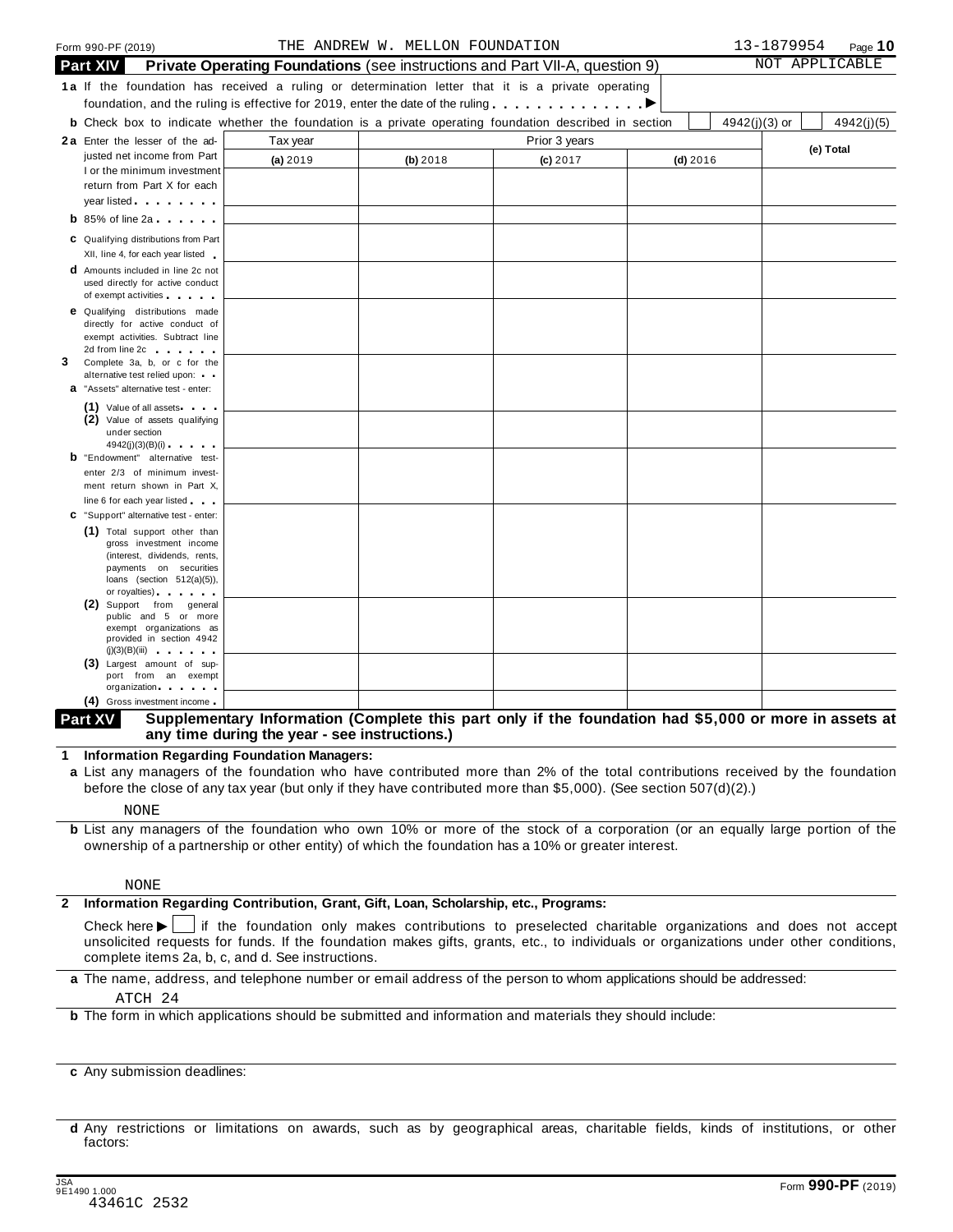Form 990-PF (2019) THE ANDREW W. MELLON FOUNDATION 13-1879954

## Part XIV Private Operating Foundations (see instructions and Part VII-A, question 9)

NOT APPLICABLE

**1a** If the foundation has received a ruling or determination letter that it is a private operating foundation, and the ruling is effective for 2019, enter the date of the ruling . . . . . . . . . . . . . . ▶

**b** Check box to indicate whether the foundation is a private operating foundation described in section ☐ 4942(j)(3) or ☐ 4942(j)(5)

| | Tax year | Prior 3 years | | | (e) Total |
|---|---|---|---|---|---|
| | (a) 2019 | (b) 2018 | (c) 2017 | (d) 2016 | |
| **2a** Enter the lesser of the adjusted net income from Part I or the minimum investment return from Part X for each year listed | | | | | |
| **b** 85% of line 2a | | | | | |
| **c** Qualifying distributions from Part XII, line 4, for each year listed | | | | | |
| **d** Amounts included in line 2c not used directly for active conduct of exempt activities | | | | | |
| **e** Qualifying distributions made directly for active conduct of exempt activities. Subtract line 2d from line 2c | | | | | |
| **3** Complete 3a, b, or c for the alternative test relied upon: | | | | | |
| **a** "Assets" alternative test - enter: | | | | | |
| (1) Value of all assets | | | | | |
| (2) Value of assets qualifying under section 4942(j)(3)(B)(i) | | | | | |
| **b** "Endowment" alternative test- enter 2/3 of minimum investment return shown in Part X, line 6 for each year listed | | | | | |
| **c** "Support" alternative test - enter: | | | | | |
| (1) Total support other than gross investment income (interest, dividends, rents, payments on securities loans (section 512(a)(5)), or royalties) | | | | | |
| (2) Support from general public and 5 or more exempt organizations as provided in section 4942 (j)(3)(B)(iii) | | | | | |
| (3) Largest amount of support from an exempt organization | | | | | |
| (4) Gross investment income | | | | | |

## Part XV Supplementary Information (Complete this part only if the foundation had $5,000 or more in assets at any time during the year - see instructions.)

**1 Information Regarding Foundation Managers:**

**a** List any managers of the foundation who have contributed more than 2% of the total contributions received by the foundation before the close of any tax year (but only if they have contributed more than $5,000). (See section 507(d)(2).)

NONE

**b** List any managers of the foundation who own 10% or more of the stock of a corporation (or an equally large portion of the ownership of a partnership or other entity) of which the foundation has a 10% or greater interest.

NONE

**2 Information Regarding Contribution, Grant, Gift, Loan, Scholarship, etc., Programs:**

Check here ▶ ☐ if the foundation only makes contributions to preselected charitable organizations and does not accept unsolicited requests for funds. If the foundation makes gifts, grants, etc., to individuals or organizations under other conditions, complete items 2a, b, c, and d. See instructions.

**a** The name, address, and telephone number or email address of the person to whom applications should be addressed:

ATCH 24

**b** The form in which applications should be submitted and information and materials they should include:

**c** Any submission deadlines:

**d** Any restrictions or limitations on awards, such as by geographical areas, charitable fields, kinds of institutions, or other factors:

JSA 9E1490 1.000
43461C 2532

Form **990-PF** (2019)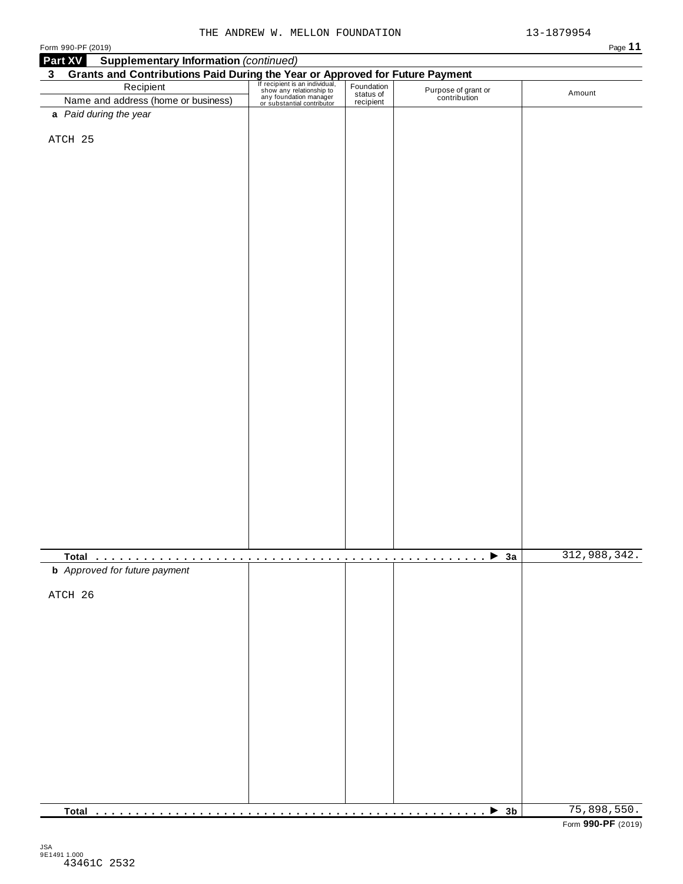THE ANDREW W. MELLON FOUNDATION 13-1879954

Form 990-PF (2019)

**Part XV Supplementary Information** *(continued)*

**3 Grants and Contributions Paid During the Year or Approved for Future Payment**

| Recipient<br>Name and address (home or business) | If recipient is an individual, show any relationship to any foundation manager or substantial contributor | Foundation status of recipient | Purpose of grant or contribution | Amount |
|---|---|---|---|---|
| ***a** Paid during the year* | | | | |
| ATCH 25 | | | | |
| **Total** . . . . . . . . . . . . . . . . . . . . . . . . . . . . . . . . . . . . . . . . . . . . . . . . ▶ **3a** | | | | 312,988,342. |
| ***b** Approved for future payment* | | | | |
| ATCH 26 | | | | |
| **Total** . . . . . . . . . . . . . . . . . . . . . . . . . . . . . . . . . . . . . . . . . . . . . . . . ▶ **3b** | | | | 75,898,550. |

Form **990-PF** (2019)

JSA
9E1491 1.000
43461C 2532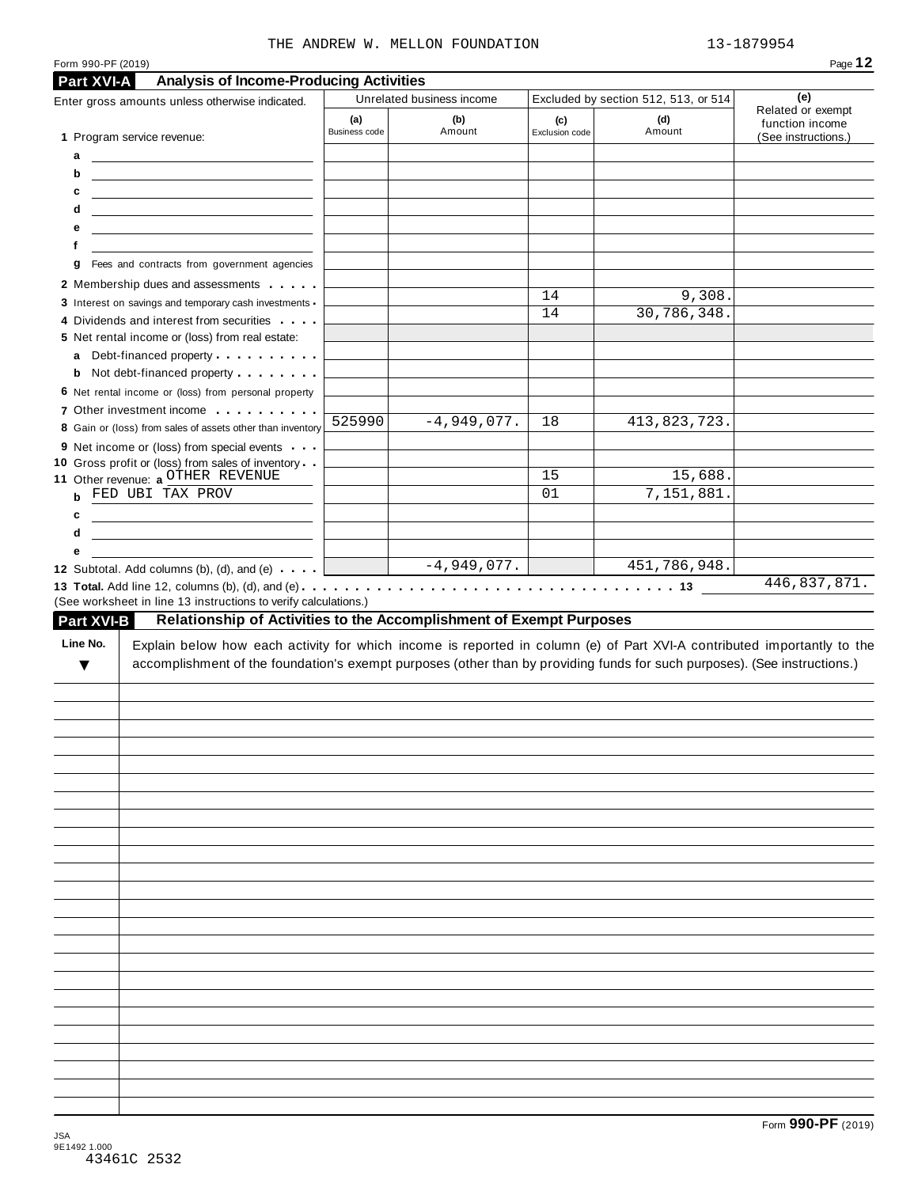THE ANDREW W. MELLON FOUNDATION 13-1879954

Form 990-PF (2019)

## Part XVI-A Analysis of Income-Producing Activities

| Enter gross amounts unless otherwise indicated. | Unrelated business income | | Excluded by section 512, 513, or 514 | | (e) Related or exempt function income (See instructions.) |
|---|---|---|---|---|---|
| | (a) Business code | (b) Amount | (c) Exclusion code | (d) Amount | |
| 1 Program service revenue: | | | | | |
| a | | | | | |
| b | | | | | |
| c | | | | | |
| d | | | | | |
| e | | | | | |
| f | | | | | |
| g Fees and contracts from government agencies | | | | | |
| 2 Membership dues and assessments | | | | | |
| 3 Interest on savings and temporary cash investments | | | 14 | 9,308. | |
| 4 Dividends and interest from securities | | | 14 | 30,786,348. | |
| 5 Net rental income or (loss) from real estate: | | | | | |
| a Debt-financed property | | | | | |
| b Not debt-financed property | | | | | |
| 6 Net rental income or (loss) from personal property | | | | | |
| 7 Other investment income | | | | | |
| 8 Gain or (loss) from sales of assets other than inventory | 525990 | -4,949,077. | 18 | 413,823,723. | |
| 9 Net income or (loss) from special events | | | | | |
| 10 Gross profit or (loss) from sales of inventory | | | | | |
| 11 Other revenue: a OTHER REVENUE | | | 15 | 15,688. | |
| b FED UBI TAX PROV | | | 01 | 7,151,881. | |
| c | | | | | |
| d | | | | | |
| e | | | | | |
| 12 Subtotal. Add columns (b), (d), and (e) | | -4,949,077. | | 451,786,948. | |

**13 Total.** Add line 12, columns (b), (d), and (e) . . . 13 446,837,871.

(See worksheet in line 13 instructions to verify calculations.)

## Part XVI-B Relationship of Activities to the Accomplishment of Exempt Purposes

| Line No. ▼ | Explain below how each activity for which income is reported in column (e) of Part XVI-A contributed importantly to the accomplishment of the foundation's exempt purposes (other than by providing funds for such purposes). (See instructions.) |
|---|---|
| | |

Form **990-PF** (2019)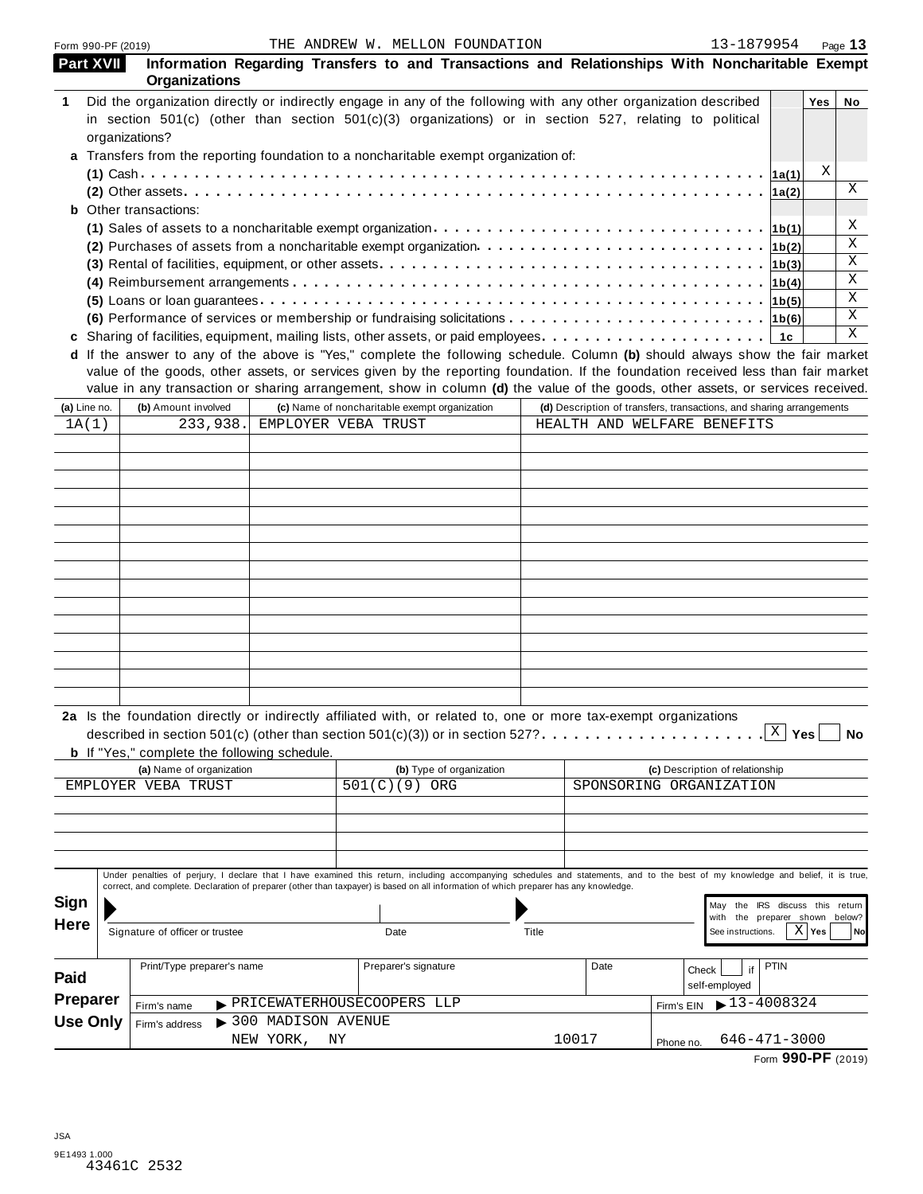Form 990-PF (2019) THE ANDREW W. MELLON FOUNDATION 13-1879954

## Part XVII Information Regarding Transfers to and Transactions and Relationships With Noncharitable Exempt Organizations

| | | | Yes | No |
|---|---|---|---|---|
| **1** | Did the organization directly or indirectly engage in any of the following with any other organization described in section 501(c) (other than section 501(c)(3) organizations) or in section 527, relating to political organizations? | | | |
| **a** | Transfers from the reporting foundation to a noncharitable exempt organization of: | | | |
| | **(1)** Cash | 1a(1) | X | |
| | **(2)** Other assets | 1a(2) | | X |
| **b** | Other transactions: | | | |
| | **(1)** Sales of assets to a noncharitable exempt organization | 1b(1) | | X |
| | **(2)** Purchases of assets from a noncharitable exempt organization | 1b(2) | | X |
| | **(3)** Rental of facilities, equipment, or other assets | 1b(3) | | X |
| | **(4)** Reimbursement arrangements | 1b(4) | | X |
| | **(5)** Loans or loan guarantees | 1b(5) | | X |
| | **(6)** Performance of services or membership or fundraising solicitations | 1b(6) | | X |
| **c** | Sharing of facilities, equipment, mailing lists, other assets, or paid employees | 1c | | X |

**d** If the answer to any of the above is "Yes," complete the following schedule. Column **(b)** should always show the fair market value of the goods, other assets, or services given by the reporting foundation. If the foundation received less than fair market value in any transaction or sharing arrangement, show in column **(d)** the value of the goods, other assets, or services received.

| (a) Line no. | (b) Amount involved | (c) Name of noncharitable exempt organization | (d) Description of transfers, transactions, and sharing arrangements |
|---|---|---|---|
| 1A(1) | 233,938. | EMPLOYER VEBA TRUST | HEALTH AND WELFARE BENEFITS |

**2a** Is the foundation directly or indirectly affiliated with, or related to, one or more tax-exempt organizations described in section 501(c) (other than section 501(c)(3)) or in section 527? [X] Yes [ ] No

**b** If "Yes," complete the following schedule.

| (a) Name of organization | (b) Type of organization | (c) Description of relationship |
|---|---|---|
| EMPLOYER VEBA TRUST | 501(C)(9) ORG | SPONSORING ORGANIZATION |

**Sign Here**

Under penalties of perjury, I declare that I have examined this return, including accompanying schedules and statements, and to the best of my knowledge and belief, it is true, correct, and complete. Declaration of preparer (other than taxpayer) is based on all information of which preparer has any knowledge.

Signature of officer or trustee | Date | Title

May the IRS discuss this return with the preparer shown below? See instructions. [X] Yes [ ] No

**Paid Preparer Use Only**

| Print/Type preparer's name | Preparer's signature | Date | Check [ ] if self-employed | PTIN |
|---|---|---|---|---|
| Firm's name ▶ PRICEWATERHOUSECOOPERS LLP | | | Firm's EIN ▶ 13-4008324 | |
| Firm's address ▶ 300 MADISON AVENUE NEW YORK, NY 10017 | | | Phone no. 646-471-3000 | |

Form **990-PF** (2019)

JSA
9E1493 1.000
43461C 2532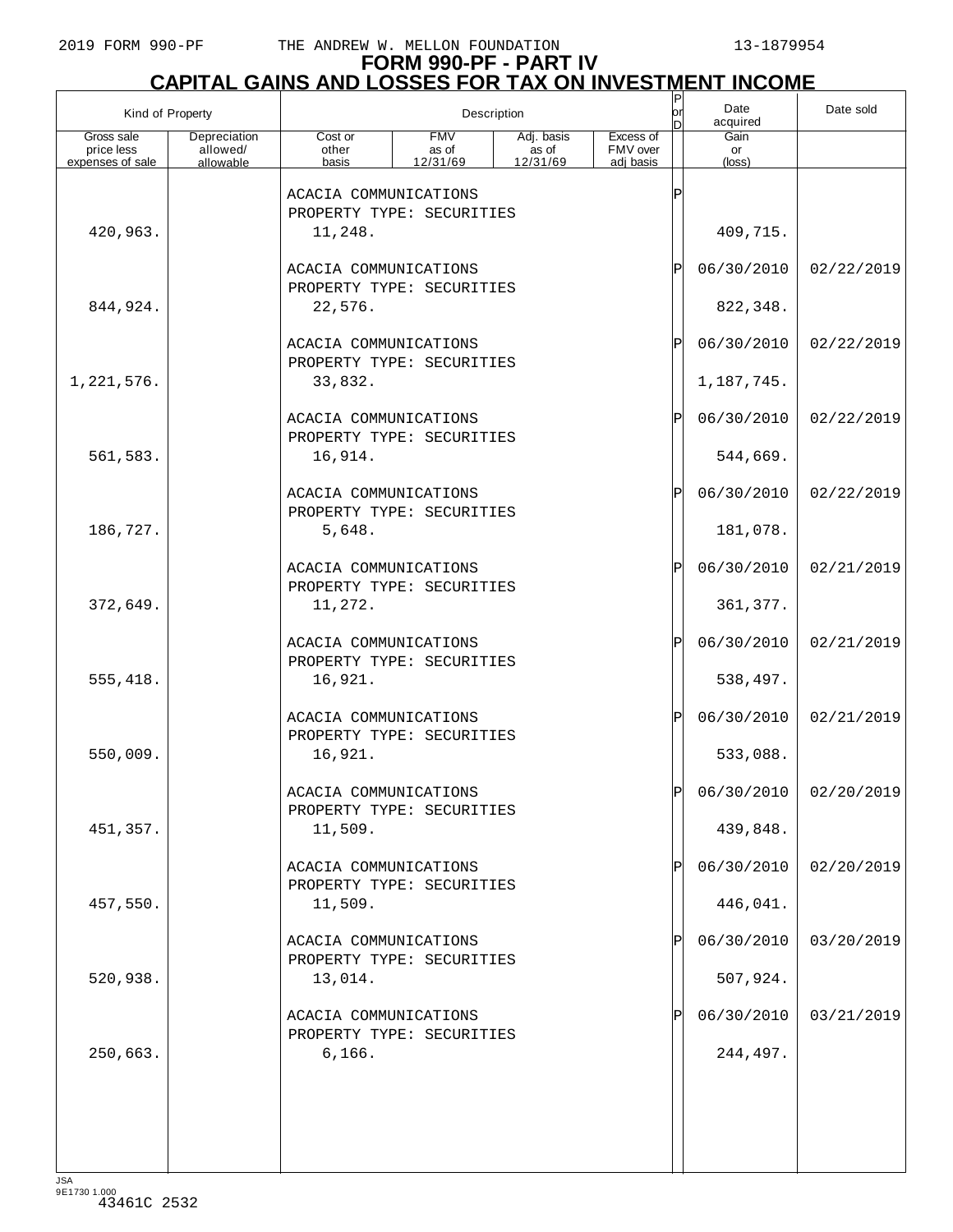# FORM 990-PF - PART IV
## CAPITAL GAINS AND LOSSES FOR TAX ON INVESTMENT INCOME

| Kind of Property | | Description | | | | P or D | Date acquired | Date sold |
|---|---|---|---|---|---|---|---|---|
| Gross sale price less expenses of sale | Depreciation allowed/ allowable | Cost or other basis | FMV as of 12/31/69 | Adj. basis as of 12/31/69 | Excess of FMV over adj basis | | Gain or (loss) | |
| | | ACACIA COMMUNICATIONS PROPERTY TYPE: SECURITIES | | | | P | | |
| 420,963. | | 11,248. | | | | | 409,715. | |
| | | ACACIA COMMUNICATIONS PROPERTY TYPE: SECURITIES | | | | P | 06/30/2010 | 02/22/2019 |
| 844,924. | | 22,576. | | | | | 822,348. | |
| | | ACACIA COMMUNICATIONS PROPERTY TYPE: SECURITIES | | | | P | 06/30/2010 | 02/22/2019 |
| 1,221,576. | | 33,832. | | | | | 1,187,745. | |
| | | ACACIA COMMUNICATIONS PROPERTY TYPE: SECURITIES | | | | P | 06/30/2010 | 02/22/2019 |
| 561,583. | | 16,914. | | | | | 544,669. | |
| | | ACACIA COMMUNICATIONS PROPERTY TYPE: SECURITIES | | | | P | 06/30/2010 | 02/22/2019 |
| 186,727. | | 5,648. | | | | | 181,078. | |
| | | ACACIA COMMUNICATIONS PROPERTY TYPE: SECURITIES | | | | P | 06/30/2010 | 02/21/2019 |
| 372,649. | | 11,272. | | | | | 361,377. | |
| | | ACACIA COMMUNICATIONS PROPERTY TYPE: SECURITIES | | | | P | 06/30/2010 | 02/21/2019 |
| 555,418. | | 16,921. | | | | | 538,497. | |
| | | ACACIA COMMUNICATIONS PROPERTY TYPE: SECURITIES | | | | P | 06/30/2010 | 02/21/2019 |
| 550,009. | | 16,921. | | | | | 533,088. | |
| | | ACACIA COMMUNICATIONS PROPERTY TYPE: SECURITIES | | | | P | 06/30/2010 | 02/20/2019 |
| 451,357. | | 11,509. | | | | | 439,848. | |
| | | ACACIA COMMUNICATIONS PROPERTY TYPE: SECURITIES | | | | P | 06/30/2010 | 02/20/2019 |
| 457,550. | | 11,509. | | | | | 446,041. | |
| | | ACACIA COMMUNICATIONS PROPERTY TYPE: SECURITIES | | | | P | 06/30/2010 | 03/20/2019 |
| 520,938. | | 13,014. | | | | | 507,924. | |
| | | ACACIA COMMUNICATIONS PROPERTY TYPE: SECURITIES | | | | P | 06/30/2010 | 03/21/2019 |
| 250,663. | | 6,166. | | | | | 244,497. | |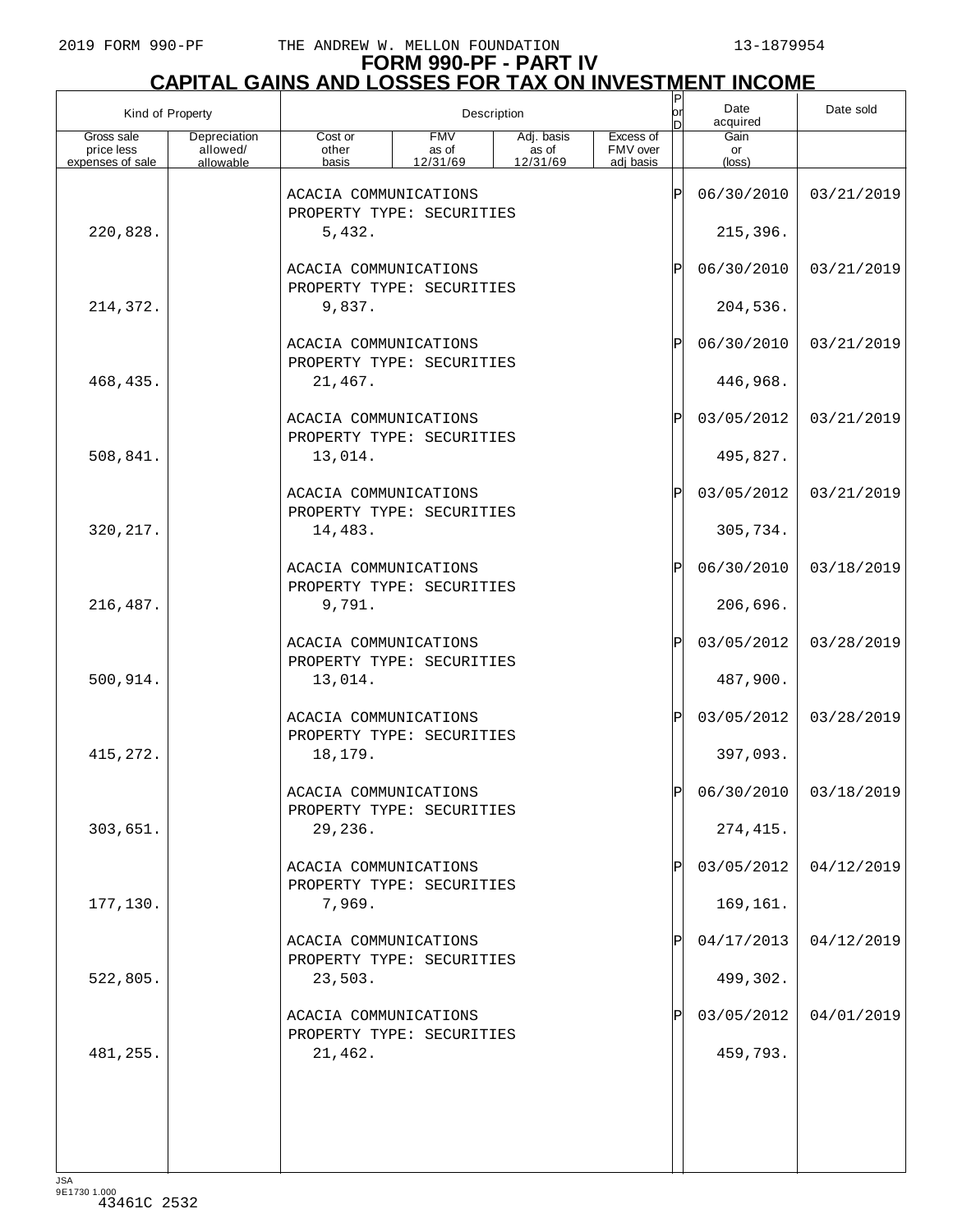# FORM 990-PF - PART IV
## CAPITAL GAINS AND LOSSES FOR TAX ON INVESTMENT INCOME

| Kind of Property | | Description | | | | P or D | Date acquired | Date sold |
|---|---|---|---|---|---|---|---|---|
| Gross sale price less expenses of sale | Depreciation allowed/ allowable | Cost or other basis | FMV as of 12/31/69 | Adj. basis as of 12/31/69 | Excess of FMV over adj basis | | Gain or (loss) | |
| | | ACACIA COMMUNICATIONS<br>PROPERTY TYPE: SECURITIES | | | | P | 06/30/2010 | 03/21/2019 |
| 220,828. | | 5,432. | | | | | 215,396. | |
| | | ACACIA COMMUNICATIONS<br>PROPERTY TYPE: SECURITIES | | | | P | 06/30/2010 | 03/21/2019 |
| 214,372. | | 9,837. | | | | | 204,536. | |
| | | ACACIA COMMUNICATIONS<br>PROPERTY TYPE: SECURITIES | | | | P | 06/30/2010 | 03/21/2019 |
| 468,435. | | 21,467. | | | | | 446,968. | |
| | | ACACIA COMMUNICATIONS<br>PROPERTY TYPE: SECURITIES | | | | P | 03/05/2012 | 03/21/2019 |
| 508,841. | | 13,014. | | | | | 495,827. | |
| | | ACACIA COMMUNICATIONS<br>PROPERTY TYPE: SECURITIES | | | | P | 03/05/2012 | 03/21/2019 |
| 320,217. | | 14,483. | | | | | 305,734. | |
| | | ACACIA COMMUNICATIONS<br>PROPERTY TYPE: SECURITIES | | | | P | 06/30/2010 | 03/18/2019 |
| 216,487. | | 9,791. | | | | | 206,696. | |
| | | ACACIA COMMUNICATIONS<br>PROPERTY TYPE: SECURITIES | | | | P | 03/05/2012 | 03/28/2019 |
| 500,914. | | 13,014. | | | | | 487,900. | |
| | | ACACIA COMMUNICATIONS<br>PROPERTY TYPE: SECURITIES | | | | P | 03/05/2012 | 03/28/2019 |
| 415,272. | | 18,179. | | | | | 397,093. | |
| | | ACACIA COMMUNICATIONS<br>PROPERTY TYPE: SECURITIES | | | | P | 06/30/2010 | 03/18/2019 |
| 303,651. | | 29,236. | | | | | 274,415. | |
| | | ACACIA COMMUNICATIONS<br>PROPERTY TYPE: SECURITIES | | | | P | 03/05/2012 | 04/12/2019 |
| 177,130. | | 7,969. | | | | | 169,161. | |
| | | ACACIA COMMUNICATIONS<br>PROPERTY TYPE: SECURITIES | | | | P | 04/17/2013 | 04/12/2019 |
| 522,805. | | 23,503. | | | | | 499,302. | |
| | | ACACIA COMMUNICATIONS<br>PROPERTY TYPE: SECURITIES | | | | P | 03/05/2012 | 04/01/2019 |
| 481,255. | | 21,462. | | | | | 459,793. | |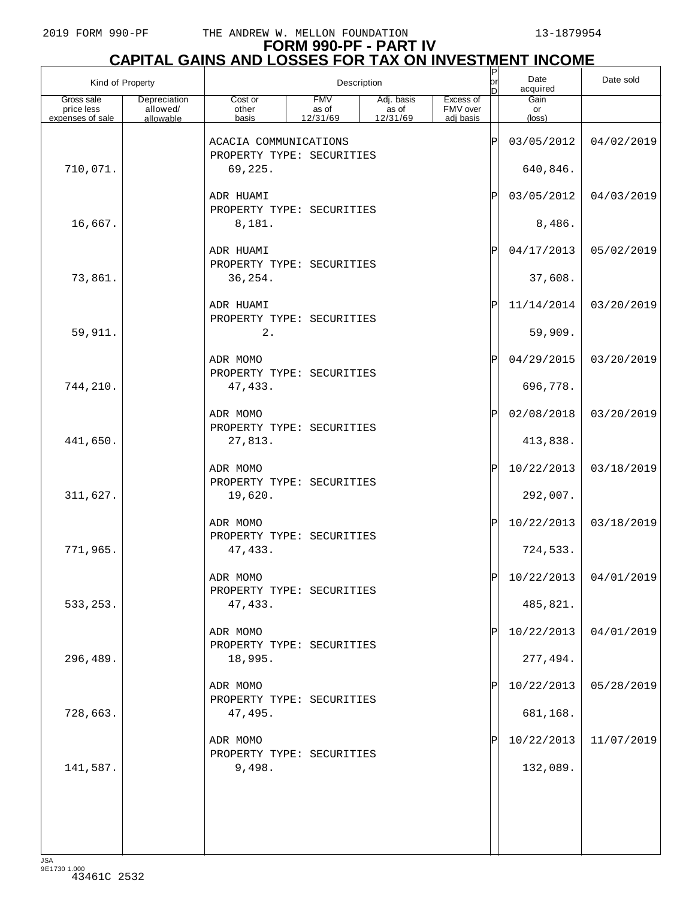# FORM 990-PF - PART IV

## CAPITAL GAINS AND LOSSES FOR TAX ON INVESTMENT INCOME

| Kind of Property | | Description | | | | P or D | Date acquired | Date sold |
|---|---|---|---|---|---|---|---|---|
| Gross sale price less expenses of sale | Depreciation allowed/ allowable | Cost or other basis | FMV as of 12/31/69 | Adj. basis as of 12/31/69 | Excess of FMV over adj basis | | Gain or (loss) | |
| | | ACACIA COMMUNICATIONS PROPERTY TYPE: SECURITIES | | | | P | 03/05/2012 | 04/02/2019 |
| 710,071. | | 69,225. | | | | | 640,846. | |
| | | ADR HUAMI PROPERTY TYPE: SECURITIES | | | | P | 03/05/2012 | 04/03/2019 |
| 16,667. | | 8,181. | | | | | 8,486. | |
| | | ADR HUAMI PROPERTY TYPE: SECURITIES | | | | P | 04/17/2013 | 05/02/2019 |
| 73,861. | | 36,254. | | | | | 37,608. | |
| | | ADR HUAMI PROPERTY TYPE: SECURITIES | | | | P | 11/14/2014 | 03/20/2019 |
| 59,911. | | 2. | | | | | 59,909. | |
| | | ADR MOMO PROPERTY TYPE: SECURITIES | | | | P | 04/29/2015 | 03/20/2019 |
| 744,210. | | 47,433. | | | | | 696,778. | |
| | | ADR MOMO PROPERTY TYPE: SECURITIES | | | | P | 02/08/2018 | 03/20/2019 |
| 441,650. | | 27,813. | | | | | 413,838. | |
| | | ADR MOMO PROPERTY TYPE: SECURITIES | | | | P | 10/22/2013 | 03/18/2019 |
| 311,627. | | 19,620. | | | | | 292,007. | |
| | | ADR MOMO PROPERTY TYPE: SECURITIES | | | | P | 10/22/2013 | 03/18/2019 |
| 771,965. | | 47,433. | | | | | 724,533. | |
| | | ADR MOMO PROPERTY TYPE: SECURITIES | | | | P | 10/22/2013 | 04/01/2019 |
| 533,253. | | 47,433. | | | | | 485,821. | |
| | | ADR MOMO PROPERTY TYPE: SECURITIES | | | | P | 10/22/2013 | 04/01/2019 |
| 296,489. | | 18,995. | | | | | 277,494. | |
| | | ADR MOMO PROPERTY TYPE: SECURITIES | | | | P | 10/22/2013 | 05/28/2019 |
| 728,663. | | 47,495. | | | | | 681,168. | |
| | | ADR MOMO PROPERTY TYPE: SECURITIES | | | | P | 10/22/2013 | 11/07/2019 |
| 141,587. | | 9,498. | | | | | 132,089. | |

JSA
9E1730 1.000
43461C 2532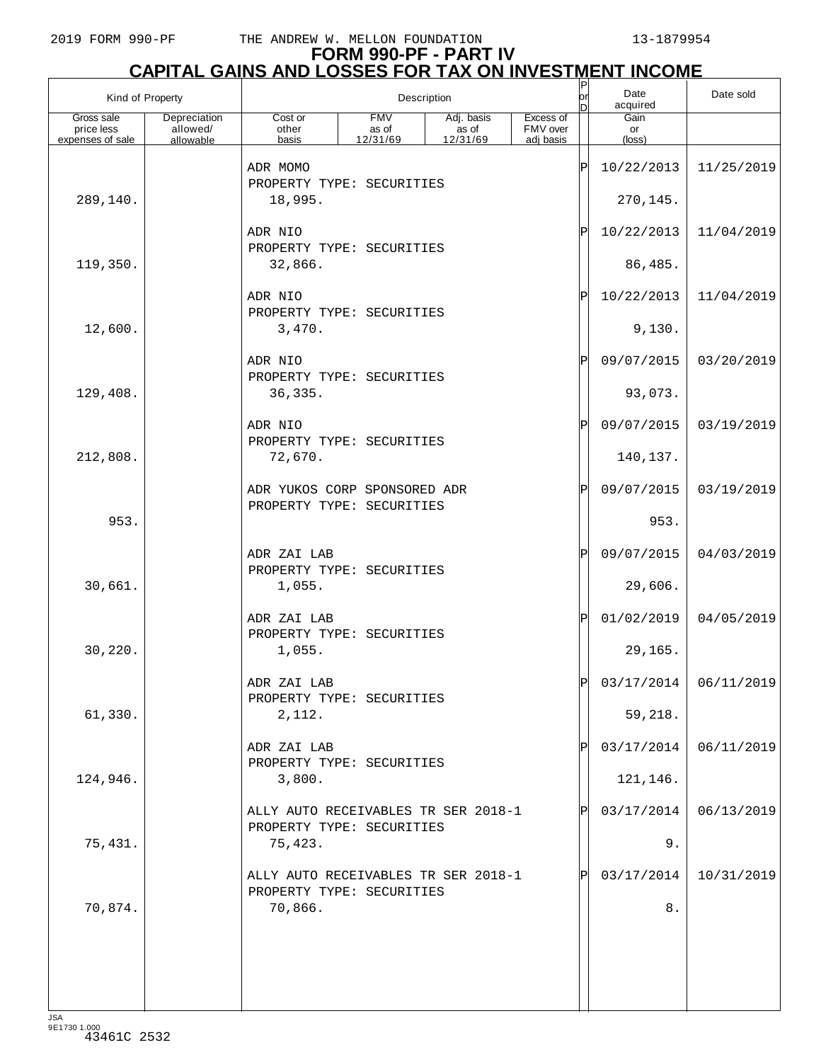# FORM 990-PF - PART IV
## CAPITAL GAINS AND LOSSES FOR TAX ON INVESTMENT INCOME

| Kind of Property | | Description | | | | P or D | Date acquired | Date sold |
|---|---|---|---|---|---|---|---|---|
| Gross sale price less expenses of sale | Depreciation allowed/ allowable | Cost or other basis | FMV as of 12/31/69 | Adj. basis as of 12/31/69 | Excess of FMV over adj basis | | Gain or (loss) | |
| | | ADR MOMO PROPERTY TYPE: SECURITIES | | | | P | 10/22/2013 | 11/25/2019 |
| 289,140. | | 18,995. | | | | | 270,145. | |
| | | ADR NIO PROPERTY TYPE: SECURITIES | | | | P | 10/22/2013 | 11/04/2019 |
| 119,350. | | 32,866. | | | | | 86,485. | |
| | | ADR NIO PROPERTY TYPE: SECURITIES | | | | P | 10/22/2013 | 11/04/2019 |
| 12,600. | | 3,470. | | | | | 9,130. | |
| | | ADR NIO PROPERTY TYPE: SECURITIES | | | | P | 09/07/2015 | 03/20/2019 |
| 129,408. | | 36,335. | | | | | 93,073. | |
| | | ADR NIO PROPERTY TYPE: SECURITIES | | | | P | 09/07/2015 | 03/19/2019 |
| 212,808. | | 72,670. | | | | | 140,137. | |
| | | ADR YUKOS CORP SPONSORED ADR PROPERTY TYPE: SECURITIES | | | | P | 09/07/2015 | 03/19/2019 |
| 953. | | | | | | | 953. | |
| | | ADR ZAI LAB PROPERTY TYPE: SECURITIES | | | | P | 09/07/2015 | 04/03/2019 |
| 30,661. | | 1,055. | | | | | 29,606. | |
| | | ADR ZAI LAB PROPERTY TYPE: SECURITIES | | | | P | 01/02/2019 | 04/05/2019 |
| 30,220. | | 1,055. | | | | | 29,165. | |
| | | ADR ZAI LAB PROPERTY TYPE: SECURITIES | | | | P | 03/17/2014 | 06/11/2019 |
| 61,330. | | 2,112. | | | | | 59,218. | |
| | | ADR ZAI LAB PROPERTY TYPE: SECURITIES | | | | P | 03/17/2014 | 06/11/2019 |
| 124,946. | | 3,800. | | | | | 121,146. | |
| | | ALLY AUTO RECEIVABLES TR SER 2018-1 PROPERTY TYPE: SECURITIES | | | | P | 03/17/2014 | 06/13/2019 |
| 75,431. | | 75,423. | | | | | 9. | |
| | | ALLY AUTO RECEIVABLES TR SER 2018-1 PROPERTY TYPE: SECURITIES | | | | P | 03/17/2014 | 10/31/2019 |
| 70,874. | | 70,866. | | | | | 8. | |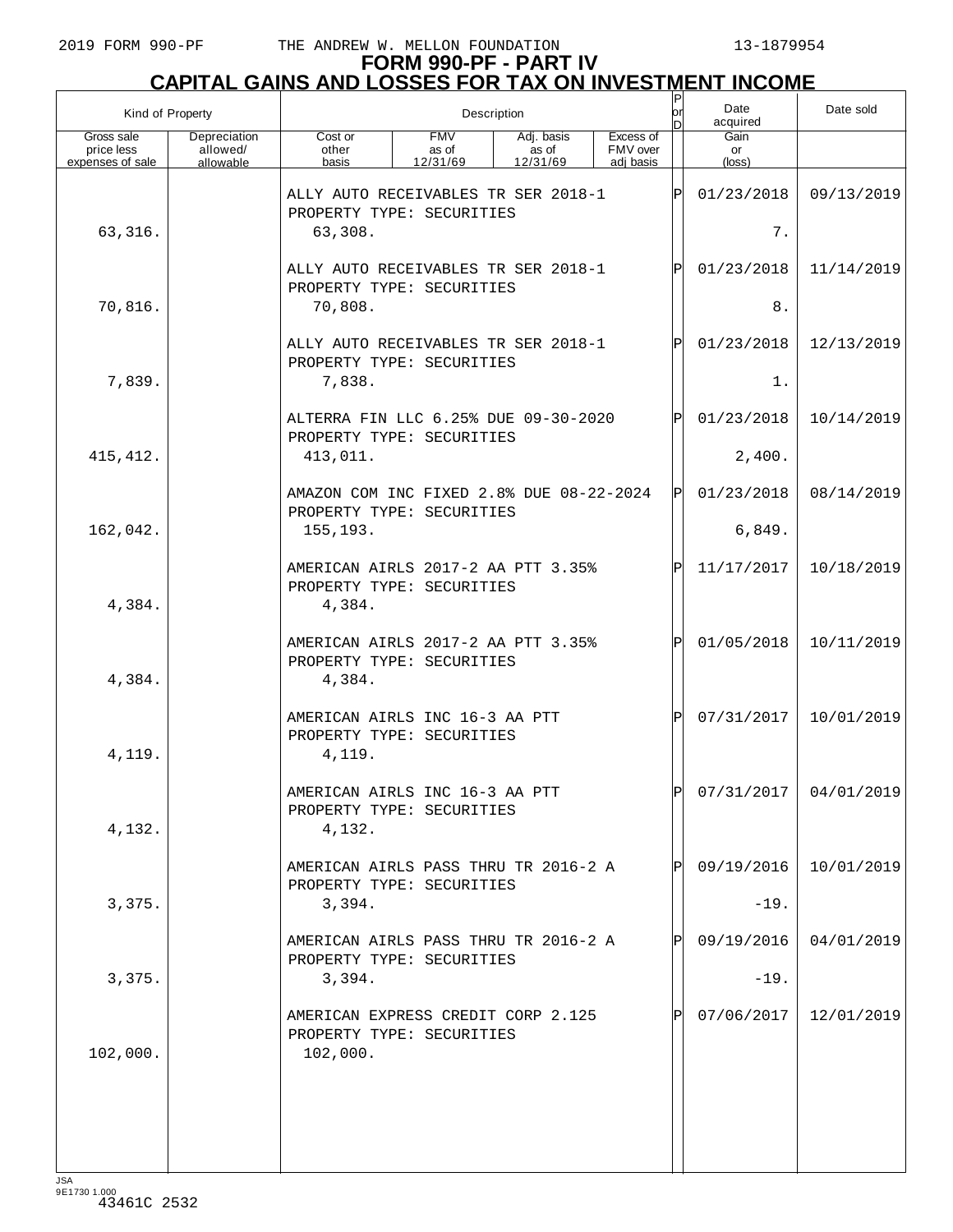# FORM 990-PF - PART IV
## CAPITAL GAINS AND LOSSES FOR TAX ON INVESTMENT INCOME

| Kind of Property | | Description | | | | P or D | Date acquired | Date sold |
|---|---|---|---|---|---|---|---|---|
| Gross sale price less expenses of sale | Depreciation allowed/ allowable | Cost or other basis | FMV as of 12/31/69 | Adj. basis as of 12/31/69 | Excess of FMV over adj basis | | Gain or (loss) | |
| | | ALLY AUTO RECEIVABLES TR SER 2018-1 PROPERTY TYPE: SECURITIES | | | | P | 01/23/2018 | 09/13/2019 |
| 63,316. | | 63,308. | | | | | 7. | |
| | | ALLY AUTO RECEIVABLES TR SER 2018-1 PROPERTY TYPE: SECURITIES | | | | P | 01/23/2018 | 11/14/2019 |
| 70,816. | | 70,808. | | | | | 8. | |
| | | ALLY AUTO RECEIVABLES TR SER 2018-1 PROPERTY TYPE: SECURITIES | | | | P | 01/23/2018 | 12/13/2019 |
| 7,839. | | 7,838. | | | | | 1. | |
| | | ALTERRA FIN LLC 6.25% DUE 09-30-2020 PROPERTY TYPE: SECURITIES | | | | P | 01/23/2018 | 10/14/2019 |
| 415,412. | | 413,011. | | | | | 2,400. | |
| | | AMAZON COM INC FIXED 2.8% DUE 08-22-2024 PROPERTY TYPE: SECURITIES | | | | P | 01/23/2018 | 08/14/2019 |
| 162,042. | | 155,193. | | | | | 6,849. | |
| | | AMERICAN AIRLS 2017-2 AA PTT 3.35% PROPERTY TYPE: SECURITIES | | | | P | 11/17/2017 | 10/18/2019 |
| 4,384. | | 4,384. | | | | | | |
| | | AMERICAN AIRLS 2017-2 AA PTT 3.35% PROPERTY TYPE: SECURITIES | | | | P | 01/05/2018 | 10/11/2019 |
| 4,384. | | 4,384. | | | | | | |
| | | AMERICAN AIRLS INC 16-3 AA PTT PROPERTY TYPE: SECURITIES | | | | P | 07/31/2017 | 10/01/2019 |
| 4,119. | | 4,119. | | | | | | |
| | | AMERICAN AIRLS INC 16-3 AA PTT PROPERTY TYPE: SECURITIES | | | | P | 07/31/2017 | 04/01/2019 |
| 4,132. | | 4,132. | | | | | | |
| | | AMERICAN AIRLS PASS THRU TR 2016-2 A PROPERTY TYPE: SECURITIES | | | | P | 09/19/2016 | 10/01/2019 |
| 3,375. | | 3,394. | | | | | -19. | |
| | | AMERICAN AIRLS PASS THRU TR 2016-2 A PROPERTY TYPE: SECURITIES | | | | P | 09/19/2016 | 04/01/2019 |
| 3,375. | | 3,394. | | | | | -19. | |
| | | AMERICAN EXPRESS CREDIT CORP 2.125 PROPERTY TYPE: SECURITIES | | | | P | 07/06/2017 | 12/01/2019 |
| 102,000. | | 102,000. | | | | | | |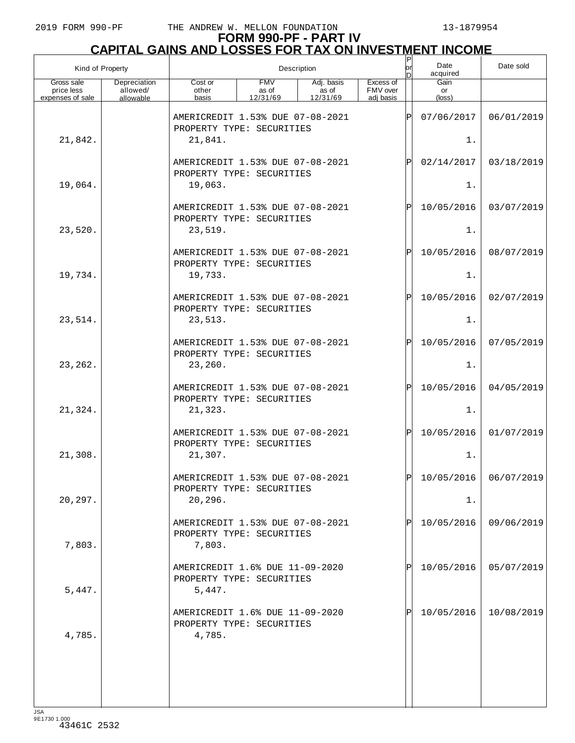# FORM 990-PF - PART IV
## CAPITAL GAINS AND LOSSES FOR TAX ON INVESTMENT INCOME

| Kind of Property | | Description | | | | P or D | Date acquired | Date sold |
|---|---|---|---|---|---|---|---|---|
| Gross sale price less expenses of sale | Depreciation allowed/ allowable | Cost or other basis | FMV as of 12/31/69 | Adj. basis as of 12/31/69 | Excess of FMV over adj basis | | Gain or (loss) | |
| | | AMERICREDIT 1.53% DUE 07-08-2021 PROPERTY TYPE: SECURITIES | | | | P | 07/06/2017 | 06/01/2019 |
| 21,842. | | 21,841. | | | | | 1. | |
| | | AMERICREDIT 1.53% DUE 07-08-2021 PROPERTY TYPE: SECURITIES | | | | P | 02/14/2017 | 03/18/2019 |
| 19,064. | | 19,063. | | | | | 1. | |
| | | AMERICREDIT 1.53% DUE 07-08-2021 PROPERTY TYPE: SECURITIES | | | | P | 10/05/2016 | 03/07/2019 |
| 23,520. | | 23,519. | | | | | 1. | |
| | | AMERICREDIT 1.53% DUE 07-08-2021 PROPERTY TYPE: SECURITIES | | | | P | 10/05/2016 | 08/07/2019 |
| 19,734. | | 19,733. | | | | | 1. | |
| | | AMERICREDIT 1.53% DUE 07-08-2021 PROPERTY TYPE: SECURITIES | | | | P | 10/05/2016 | 02/07/2019 |
| 23,514. | | 23,513. | | | | | 1. | |
| | | AMERICREDIT 1.53% DUE 07-08-2021 PROPERTY TYPE: SECURITIES | | | | P | 10/05/2016 | 07/05/2019 |
| 23,262. | | 23,260. | | | | | 1. | |
| | | AMERICREDIT 1.53% DUE 07-08-2021 PROPERTY TYPE: SECURITIES | | | | P | 10/05/2016 | 04/05/2019 |
| 21,324. | | 21,323. | | | | | 1. | |
| | | AMERICREDIT 1.53% DUE 07-08-2021 PROPERTY TYPE: SECURITIES | | | | P | 10/05/2016 | 01/07/2019 |
| 21,308. | | 21,307. | | | | | 1. | |
| | | AMERICREDIT 1.53% DUE 07-08-2021 PROPERTY TYPE: SECURITIES | | | | P | 10/05/2016 | 06/07/2019 |
| 20,297. | | 20,296. | | | | | 1. | |
| | | AMERICREDIT 1.53% DUE 07-08-2021 PROPERTY TYPE: SECURITIES | | | | P | 10/05/2016 | 09/06/2019 |
| 7,803. | | 7,803. | | | | | | |
| | | AMERICREDIT 1.6% DUE 11-09-2020 PROPERTY TYPE: SECURITIES | | | | P | 10/05/2016 | 05/07/2019 |
| 5,447. | | 5,447. | | | | | | |
| | | AMERICREDIT 1.6% DUE 11-09-2020 PROPERTY TYPE: SECURITIES | | | | P | 10/05/2016 | 10/08/2019 |
| 4,785. | | 4,785. | | | | | | |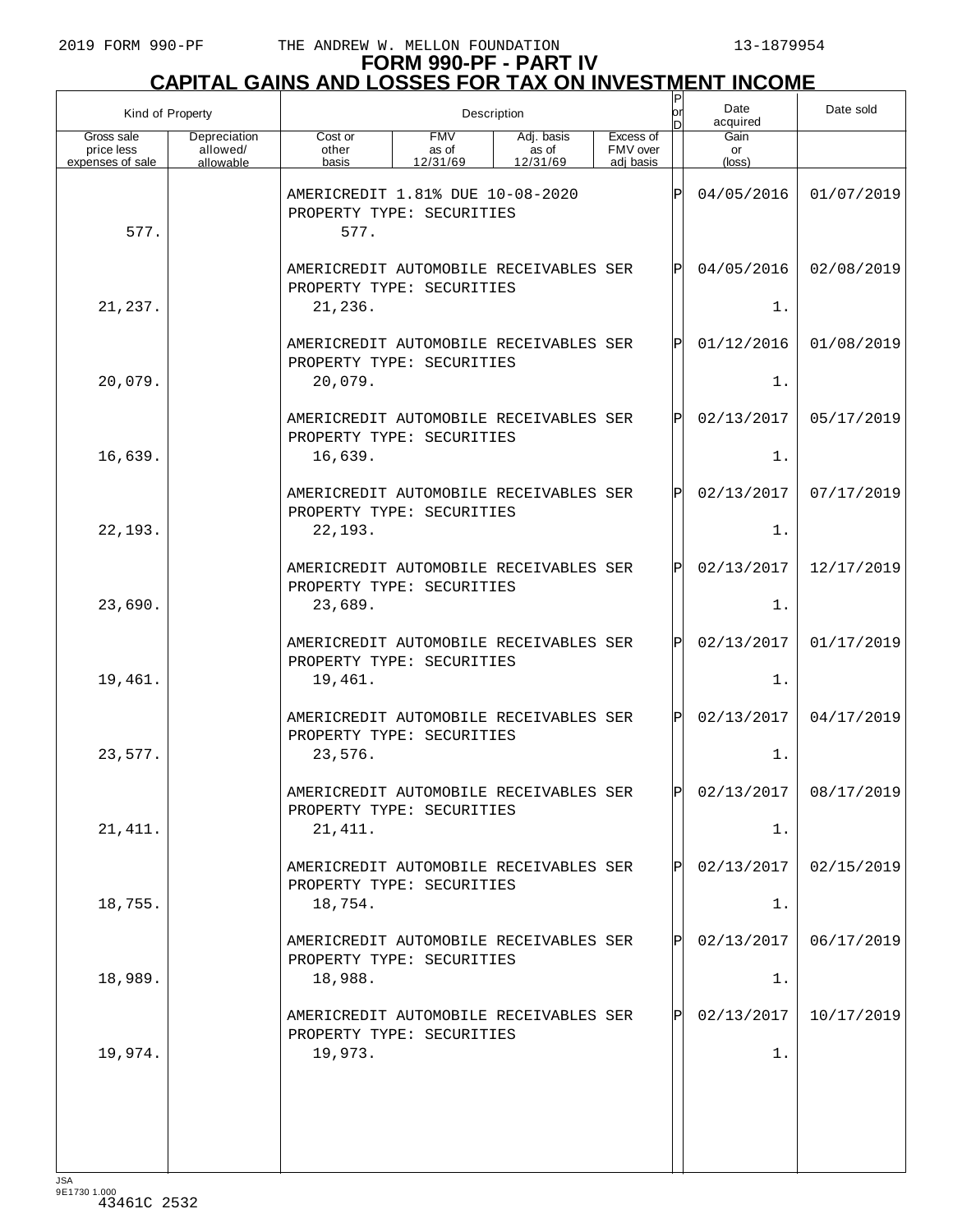# FORM 990-PF - PART IV

## CAPITAL GAINS AND LOSSES FOR TAX ON INVESTMENT INCOME

| Kind of Property | | Description | | | | P or D | Date acquired | Date sold |
|---|---|---|---|---|---|---|---|---|
| Gross sale price less expenses of sale | Depreciation allowed/ allowable | Cost or other basis | FMV as of 12/31/69 | Adj. basis as of 12/31/69 | Excess of FMV over adj basis | | Gain or (loss) | |
| | | AMERICREDIT 1.81% DUE 10-08-2020 PROPERTY TYPE: SECURITIES | | | | P | 04/05/2016 | 01/07/2019 |
| 577. | | 577. | | | | | | |
| | | AMERICREDIT AUTOMOBILE RECEIVABLES SER PROPERTY TYPE: SECURITIES | | | | P | 04/05/2016 | 02/08/2019 |
| 21,237. | | 21,236. | | | | | 1. | |
| | | AMERICREDIT AUTOMOBILE RECEIVABLES SER PROPERTY TYPE: SECURITIES | | | | P | 01/12/2016 | 01/08/2019 |
| 20,079. | | 20,079. | | | | | 1. | |
| | | AMERICREDIT AUTOMOBILE RECEIVABLES SER PROPERTY TYPE: SECURITIES | | | | P | 02/13/2017 | 05/17/2019 |
| 16,639. | | 16,639. | | | | | 1. | |
| | | AMERICREDIT AUTOMOBILE RECEIVABLES SER PROPERTY TYPE: SECURITIES | | | | P | 02/13/2017 | 07/17/2019 |
| 22,193. | | 22,193. | | | | | 1. | |
| | | AMERICREDIT AUTOMOBILE RECEIVABLES SER PROPERTY TYPE: SECURITIES | | | | P | 02/13/2017 | 12/17/2019 |
| 23,690. | | 23,689. | | | | | 1. | |
| | | AMERICREDIT AUTOMOBILE RECEIVABLES SER PROPERTY TYPE: SECURITIES | | | | P | 02/13/2017 | 01/17/2019 |
| 19,461. | | 19,461. | | | | | 1. | |
| | | AMERICREDIT AUTOMOBILE RECEIVABLES SER PROPERTY TYPE: SECURITIES | | | | P | 02/13/2017 | 04/17/2019 |
| 23,577. | | 23,576. | | | | | 1. | |
| | | AMERICREDIT AUTOMOBILE RECEIVABLES SER PROPERTY TYPE: SECURITIES | | | | P | 02/13/2017 | 08/17/2019 |
| 21,411. | | 21,411. | | | | | 1. | |
| | | AMERICREDIT AUTOMOBILE RECEIVABLES SER PROPERTY TYPE: SECURITIES | | | | P | 02/13/2017 | 02/15/2019 |
| 18,755. | | 18,754. | | | | | 1. | |
| | | AMERICREDIT AUTOMOBILE RECEIVABLES SER PROPERTY TYPE: SECURITIES | | | | P | 02/13/2017 | 06/17/2019 |
| 18,989. | | 18,988. | | | | | 1. | |
| | | AMERICREDIT AUTOMOBILE RECEIVABLES SER PROPERTY TYPE: SECURITIES | | | | P | 02/13/2017 | 10/17/2019 |
| 19,974. | | 19,973. | | | | | 1. | |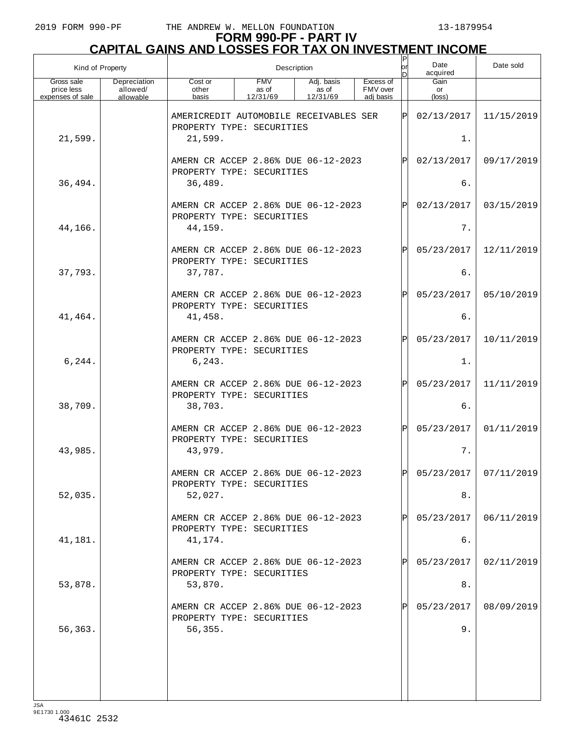# FORM 990-PF - PART IV
## CAPITAL GAINS AND LOSSES FOR TAX ON INVESTMENT INCOME

| Kind of Property | | Description | | | | P or D | Date acquired | Date sold |
|---|---|---|---|---|---|---|---|---|
| Gross sale price less expenses of sale | Depreciation allowed/ allowable | Cost or other basis | FMV as of 12/31/69 | Adj. basis as of 12/31/69 | Excess of FMV over adj basis | | Gain or (loss) | |
| | | AMERICREDIT AUTOMOBILE RECEIVABLES SER PROPERTY TYPE: SECURITIES | | | | P | 02/13/2017 | 11/15/2019 |
| 21,599. | | 21,599. | | | | | 1. | |
| | | AMERN CR ACCEP 2.86% DUE 06-12-2023 PROPERTY TYPE: SECURITIES | | | | P | 02/13/2017 | 09/17/2019 |
| 36,494. | | 36,489. | | | | | 6. | |
| | | AMERN CR ACCEP 2.86% DUE 06-12-2023 PROPERTY TYPE: SECURITIES | | | | P | 02/13/2017 | 03/15/2019 |
| 44,166. | | 44,159. | | | | | 7. | |
| | | AMERN CR ACCEP 2.86% DUE 06-12-2023 PROPERTY TYPE: SECURITIES | | | | P | 05/23/2017 | 12/11/2019 |
| 37,793. | | 37,787. | | | | | 6. | |
| | | AMERN CR ACCEP 2.86% DUE 06-12-2023 PROPERTY TYPE: SECURITIES | | | | P | 05/23/2017 | 05/10/2019 |
| 41,464. | | 41,458. | | | | | 6. | |
| | | AMERN CR ACCEP 2.86% DUE 06-12-2023 PROPERTY TYPE: SECURITIES | | | | P | 05/23/2017 | 10/11/2019 |
| 6,244. | | 6,243. | | | | | 1. | |
| | | AMERN CR ACCEP 2.86% DUE 06-12-2023 PROPERTY TYPE: SECURITIES | | | | P | 05/23/2017 | 11/11/2019 |
| 38,709. | | 38,703. | | | | | 6. | |
| | | AMERN CR ACCEP 2.86% DUE 06-12-2023 PROPERTY TYPE: SECURITIES | | | | P | 05/23/2017 | 01/11/2019 |
| 43,985. | | 43,979. | | | | | 7. | |
| | | AMERN CR ACCEP 2.86% DUE 06-12-2023 PROPERTY TYPE: SECURITIES | | | | P | 05/23/2017 | 07/11/2019 |
| 52,035. | | 52,027. | | | | | 8. | |
| | | AMERN CR ACCEP 2.86% DUE 06-12-2023 PROPERTY TYPE: SECURITIES | | | | P | 05/23/2017 | 06/11/2019 |
| 41,181. | | 41,174. | | | | | 6. | |
| | | AMERN CR ACCEP 2.86% DUE 06-12-2023 PROPERTY TYPE: SECURITIES | | | | P | 05/23/2017 | 02/11/2019 |
| 53,878. | | 53,870. | | | | | 8. | |
| | | AMERN CR ACCEP 2.86% DUE 06-12-2023 PROPERTY TYPE: SECURITIES | | | | P | 05/23/2017 | 08/09/2019 |
| 56,363. | | 56,355. | | | | | 9. | |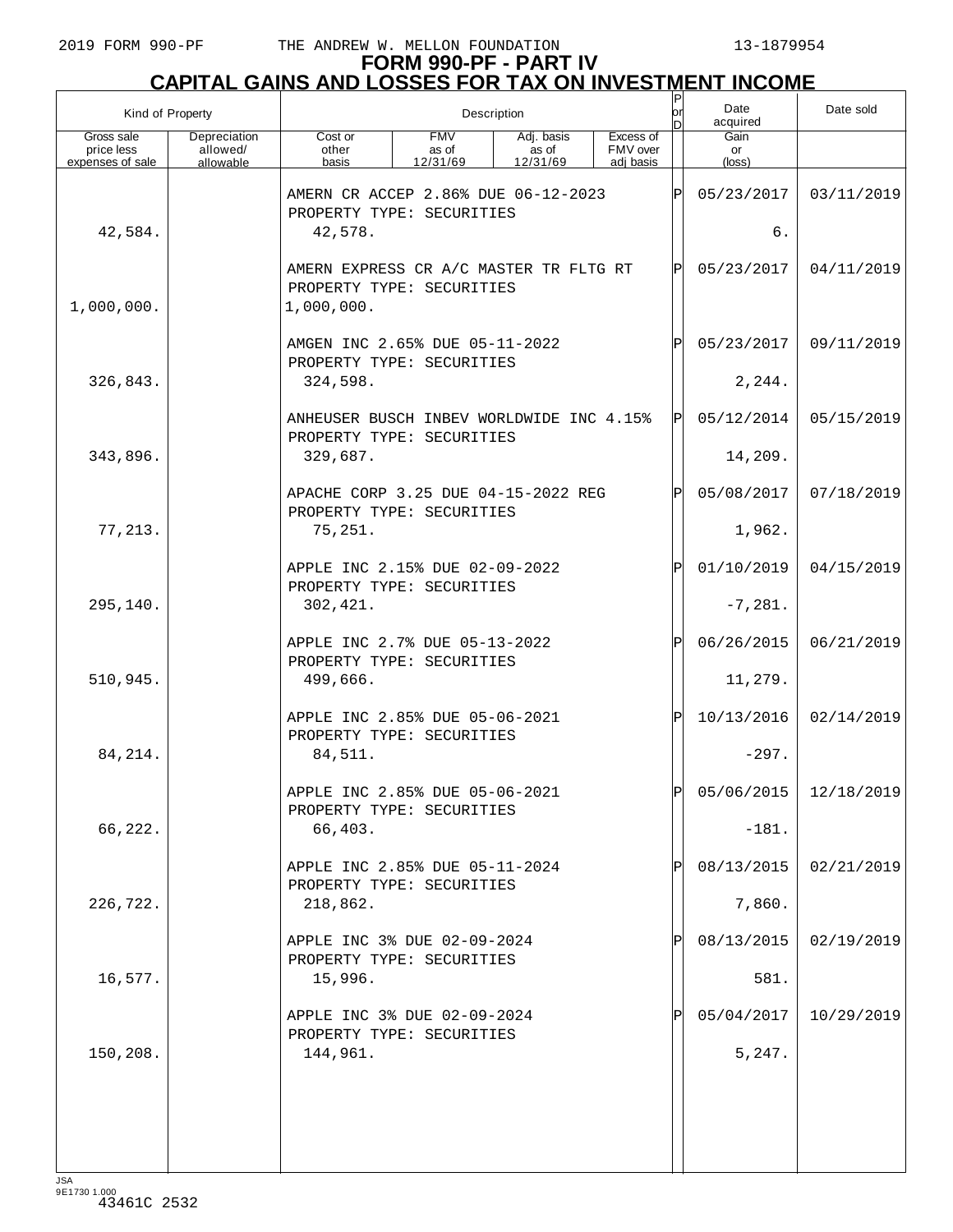2019 FORM 990-PF THE ANDREW W. MELLON FOUNDATION 13-1879954

# FORM 990-PF - PART IV
## CAPITAL GAINS AND LOSSES FOR TAX ON INVESTMENT INCOME

| Kind of Property | | Description | | | | P or D | Date acquired | Date sold |
|---|---|---|---|---|---|---|---|---|
| Gross sale price less expenses of sale | Depreciation allowed/ allowable | Cost or other basis | FMV as of 12/31/69 | Adj. basis as of 12/31/69 | Excess of FMV over adj basis | | Gain or (loss) | |
| | | AMERN CR ACCEP 2.86% DUE 06-12-2023 PROPERTY TYPE: SECURITIES | | | | P | 05/23/2017 | 03/11/2019 |
| 42,584. | | 42,578. | | | | | 6. | |
| | | AMERN EXPRESS CR A/C MASTER TR FLTG RT PROPERTY TYPE: SECURITIES | | | | P | 05/23/2017 | 04/11/2019 |
| 1,000,000. | | 1,000,000. | | | | | | |
| | | AMGEN INC 2.65% DUE 05-11-2022 PROPERTY TYPE: SECURITIES | | | | P | 05/23/2017 | 09/11/2019 |
| 326,843. | | 324,598. | | | | | 2,244. | |
| | | ANHEUSER BUSCH INBEV WORLDWIDE INC 4.15% PROPERTY TYPE: SECURITIES | | | | P | 05/12/2014 | 05/15/2019 |
| 343,896. | | 329,687. | | | | | 14,209. | |
| | | APACHE CORP 3.25 DUE 04-15-2022 REG PROPERTY TYPE: SECURITIES | | | | P | 05/08/2017 | 07/18/2019 |
| 77,213. | | 75,251. | | | | | 1,962. | |
| | | APPLE INC 2.15% DUE 02-09-2022 PROPERTY TYPE: SECURITIES | | | | P | 01/10/2019 | 04/15/2019 |
| 295,140. | | 302,421. | | | | | -7,281. | |
| | | APPLE INC 2.7% DUE 05-13-2022 PROPERTY TYPE: SECURITIES | | | | P | 06/26/2015 | 06/21/2019 |
| 510,945. | | 499,666. | | | | | 11,279. | |
| | | APPLE INC 2.85% DUE 05-06-2021 PROPERTY TYPE: SECURITIES | | | | P | 10/13/2016 | 02/14/2019 |
| 84,214. | | 84,511. | | | | | -297. | |
| | | APPLE INC 2.85% DUE 05-06-2021 PROPERTY TYPE: SECURITIES | | | | P | 05/06/2015 | 12/18/2019 |
| 66,222. | | 66,403. | | | | | -181. | |
| | | APPLE INC 2.85% DUE 05-11-2024 PROPERTY TYPE: SECURITIES | | | | P | 08/13/2015 | 02/21/2019 |
| 226,722. | | 218,862. | | | | | 7,860. | |
| | | APPLE INC 3% DUE 02-09-2024 PROPERTY TYPE: SECURITIES | | | | P | 08/13/2015 | 02/19/2019 |
| 16,577. | | 15,996. | | | | | 581. | |
| | | APPLE INC 3% DUE 02-09-2024 PROPERTY TYPE: SECURITIES | | | | P | 05/04/2017 | 10/29/2019 |
| 150,208. | | 144,961. | | | | | 5,247. | |

JSA 9E1730 1.000 43461C 2532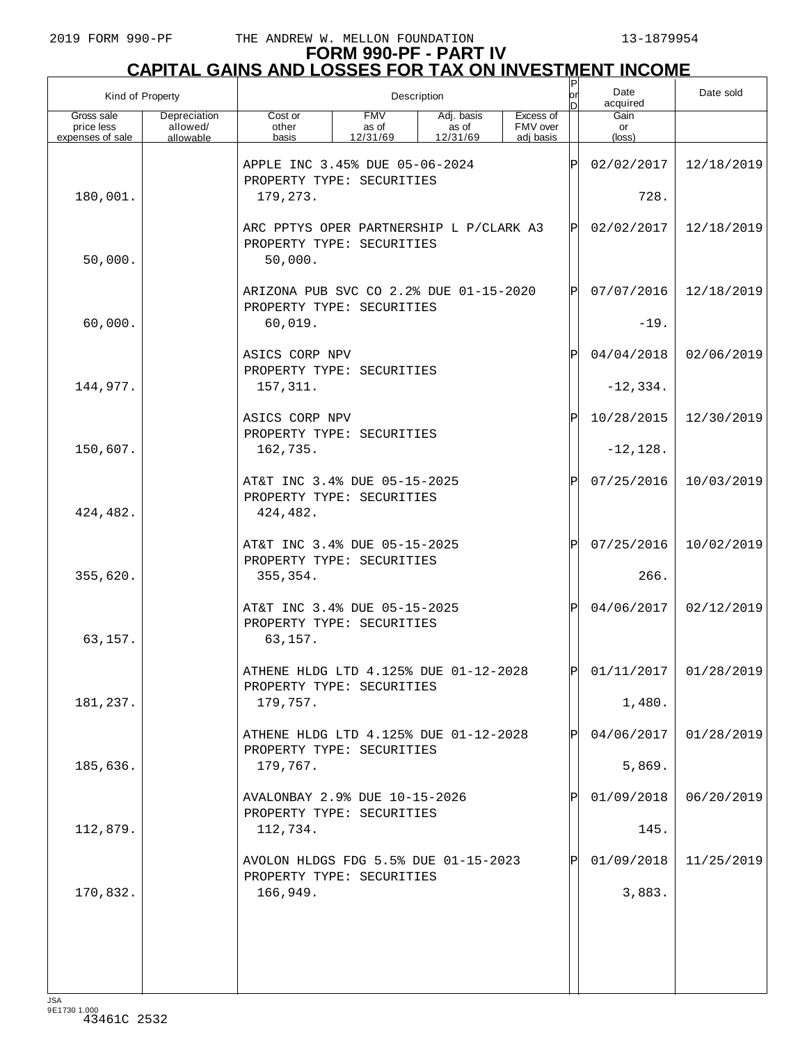# FORM 990-PF - PART IV
## CAPITAL GAINS AND LOSSES FOR TAX ON INVESTMENT INCOME

| Kind of Property | | Description | | | | P or D | Date acquired | Date sold |
|---|---|---|---|---|---|---|---|---|
| Gross sale price less expenses of sale | Depreciation allowed/ allowable | Cost or other basis | FMV as of 12/31/69 | Adj. basis as of 12/31/69 | Excess of FMV over adj basis | | Gain or (loss) | |
| | | APPLE INC 3.45% DUE 05-06-2024 PROPERTY TYPE: SECURITIES | | | | P | 02/02/2017 | 12/18/2019 |
| 180,001. | | 179,273. | | | | | 728. | |
| | | ARC PPTYS OPER PARTNERSHIP L P/CLARK A3 PROPERTY TYPE: SECURITIES | | | | P | 02/02/2017 | 12/18/2019 |
| 50,000. | | 50,000. | | | | | | |
| | | ARIZONA PUB SVC CO 2.2% DUE 01-15-2020 PROPERTY TYPE: SECURITIES | | | | P | 07/07/2016 | 12/18/2019 |
| 60,000. | | 60,019. | | | | | -19. | |
| | | ASICS CORP NPV PROPERTY TYPE: SECURITIES | | | | P | 04/04/2018 | 02/06/2019 |
| 144,977. | | 157,311. | | | | | -12,334. | |
| | | ASICS CORP NPV PROPERTY TYPE: SECURITIES | | | | P | 10/28/2015 | 12/30/2019 |
| 150,607. | | 162,735. | | | | | -12,128. | |
| | | AT&T INC 3.4% DUE 05-15-2025 PROPERTY TYPE: SECURITIES | | | | P | 07/25/2016 | 10/03/2019 |
| 424,482. | | 424,482. | | | | | | |
| | | AT&T INC 3.4% DUE 05-15-2025 PROPERTY TYPE: SECURITIES | | | | P | 07/25/2016 | 10/02/2019 |
| 355,620. | | 355,354. | | | | | 266. | |
| | | AT&T INC 3.4% DUE 05-15-2025 PROPERTY TYPE: SECURITIES | | | | P | 04/06/2017 | 02/12/2019 |
| 63,157. | | 63,157. | | | | | | |
| | | ATHENE HLDG LTD 4.125% DUE 01-12-2028 PROPERTY TYPE: SECURITIES | | | | P | 01/11/2017 | 01/28/2019 |
| 181,237. | | 179,757. | | | | | 1,480. | |
| | | ATHENE HLDG LTD 4.125% DUE 01-12-2028 PROPERTY TYPE: SECURITIES | | | | P | 04/06/2017 | 01/28/2019 |
| 185,636. | | 179,767. | | | | | 5,869. | |
| | | AVALONBAY 2.9% DUE 10-15-2026 PROPERTY TYPE: SECURITIES | | | | P | 01/09/2018 | 06/20/2019 |
| 112,879. | | 112,734. | | | | | 145. | |
| | | AVOLON HLDGS FDG 5.5% DUE 01-15-2023 PROPERTY TYPE: SECURITIES | | | | P | 01/09/2018 | 11/25/2019 |
| 170,832. | | 166,949. | | | | | 3,883. | |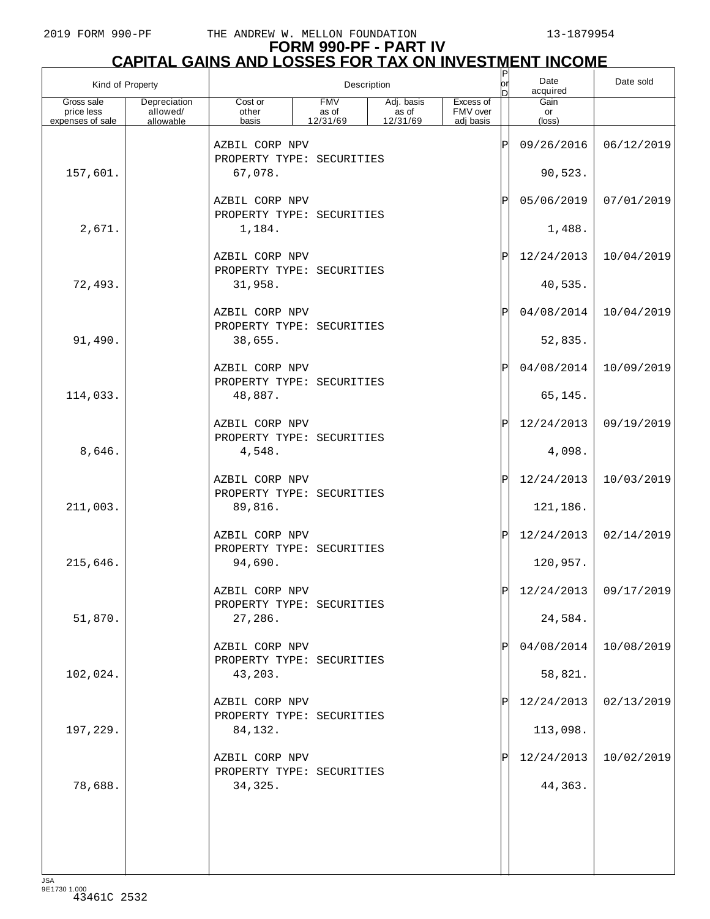# FORM 990-PF - PART IV
## CAPITAL GAINS AND LOSSES FOR TAX ON INVESTMENT INCOME

| Kind of Property | | Description | | | | P or D | Date acquired | Date sold |
|---|---|---|---|---|---|---|---|---|
| Gross sale price less expenses of sale | Depreciation allowed/ allowable | Cost or other basis | FMV as of 12/31/69 | Adj. basis as of 12/31/69 | Excess of FMV over adj basis | | Gain or (loss) | |
| | | AZBIL CORP NPV PROPERTY TYPE: SECURITIES | | | | P | 09/26/2016 | 06/12/2019 |
| 157,601. | | 67,078. | | | | | 90,523. | |
| | | AZBIL CORP NPV PROPERTY TYPE: SECURITIES | | | | P | 05/06/2019 | 07/01/2019 |
| 2,671. | | 1,184. | | | | | 1,488. | |
| | | AZBIL CORP NPV PROPERTY TYPE: SECURITIES | | | | P | 12/24/2013 | 10/04/2019 |
| 72,493. | | 31,958. | | | | | 40,535. | |
| | | AZBIL CORP NPV PROPERTY TYPE: SECURITIES | | | | P | 04/08/2014 | 10/04/2019 |
| 91,490. | | 38,655. | | | | | 52,835. | |
| | | AZBIL CORP NPV PROPERTY TYPE: SECURITIES | | | | P | 04/08/2014 | 10/09/2019 |
| 114,033. | | 48,887. | | | | | 65,145. | |
| | | AZBIL CORP NPV PROPERTY TYPE: SECURITIES | | | | P | 12/24/2013 | 09/19/2019 |
| 8,646. | | 4,548. | | | | | 4,098. | |
| | | AZBIL CORP NPV PROPERTY TYPE: SECURITIES | | | | P | 12/24/2013 | 10/03/2019 |
| 211,003. | | 89,816. | | | | | 121,186. | |
| | | AZBIL CORP NPV PROPERTY TYPE: SECURITIES | | | | P | 12/24/2013 | 02/14/2019 |
| 215,646. | | 94,690. | | | | | 120,957. | |
| | | AZBIL CORP NPV PROPERTY TYPE: SECURITIES | | | | P | 12/24/2013 | 09/17/2019 |
| 51,870. | | 27,286. | | | | | 24,584. | |
| | | AZBIL CORP NPV PROPERTY TYPE: SECURITIES | | | | P | 04/08/2014 | 10/08/2019 |
| 102,024. | | 43,203. | | | | | 58,821. | |
| | | AZBIL CORP NPV PROPERTY TYPE: SECURITIES | | | | P | 12/24/2013 | 02/13/2019 |
| 197,229. | | 84,132. | | | | | 113,098. | |
| | | AZBIL CORP NPV PROPERTY TYPE: SECURITIES | | | | P | 12/24/2013 | 10/02/2019 |
| 78,688. | | 34,325. | | | | | 44,363. | |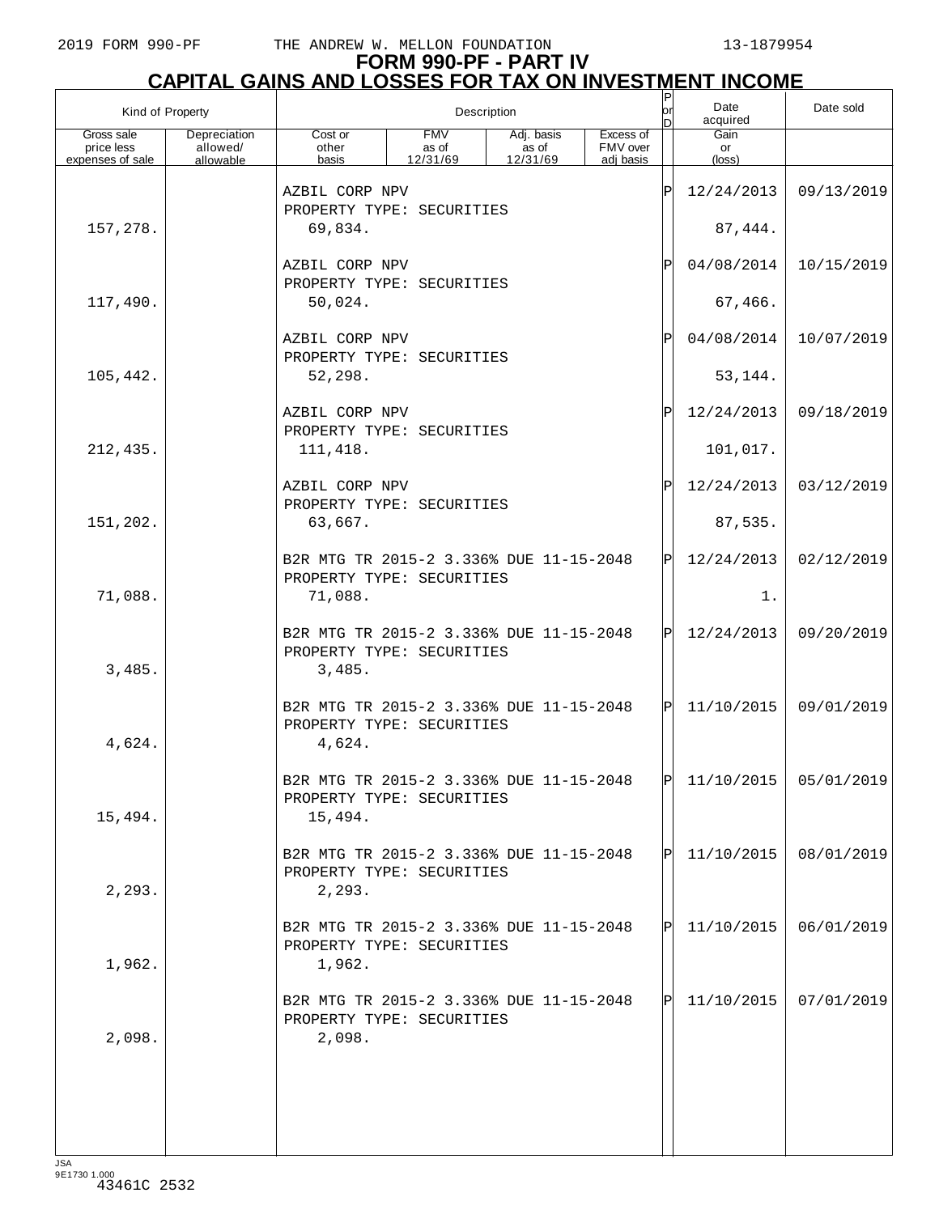# FORM 990-PF - PART IV
## CAPITAL GAINS AND LOSSES FOR TAX ON INVESTMENT INCOME

| Kind of Property | | Description | | | | P or D | Date acquired | Date sold |
|---|---|---|---|---|---|---|---|---|
| Gross sale price less expenses of sale | Depreciation allowed/ allowable | Cost or other basis | FMV as of 12/31/69 | Adj. basis as of 12/31/69 | Excess of FMV over adj basis | | Gain or (loss) | |
| | | AZBIL CORP NPV<br>PROPERTY TYPE: SECURITIES | | | | P | 12/24/2013 | 09/13/2019 |
| 157,278. | | 69,834. | | | | | 87,444. | |
| | | AZBIL CORP NPV<br>PROPERTY TYPE: SECURITIES | | | | P | 04/08/2014 | 10/15/2019 |
| 117,490. | | 50,024. | | | | | 67,466. | |
| | | AZBIL CORP NPV<br>PROPERTY TYPE: SECURITIES | | | | P | 04/08/2014 | 10/07/2019 |
| 105,442. | | 52,298. | | | | | 53,144. | |
| | | AZBIL CORP NPV<br>PROPERTY TYPE: SECURITIES | | | | P | 12/24/2013 | 09/18/2019 |
| 212,435. | | 111,418. | | | | | 101,017. | |
| | | AZBIL CORP NPV<br>PROPERTY TYPE: SECURITIES | | | | P | 12/24/2013 | 03/12/2019 |
| 151,202. | | 63,667. | | | | | 87,535. | |
| | | B2R MTG TR 2015-2 3.336% DUE 11-15-2048<br>PROPERTY TYPE: SECURITIES | | | | P | 12/24/2013 | 02/12/2019 |
| 71,088. | | 71,088. | | | | | 1. | |
| | | B2R MTG TR 2015-2 3.336% DUE 11-15-2048<br>PROPERTY TYPE: SECURITIES | | | | P | 12/24/2013 | 09/20/2019 |
| 3,485. | | 3,485. | | | | | | |
| | | B2R MTG TR 2015-2 3.336% DUE 11-15-2048<br>PROPERTY TYPE: SECURITIES | | | | P | 11/10/2015 | 09/01/2019 |
| 4,624. | | 4,624. | | | | | | |
| | | B2R MTG TR 2015-2 3.336% DUE 11-15-2048<br>PROPERTY TYPE: SECURITIES | | | | P | 11/10/2015 | 05/01/2019 |
| 15,494. | | 15,494. | | | | | | |
| | | B2R MTG TR 2015-2 3.336% DUE 11-15-2048<br>PROPERTY TYPE: SECURITIES | | | | P | 11/10/2015 | 08/01/2019 |
| 2,293. | | 2,293. | | | | | | |
| | | B2R MTG TR 2015-2 3.336% DUE 11-15-2048<br>PROPERTY TYPE: SECURITIES | | | | P | 11/10/2015 | 06/01/2019 |
| 1,962. | | 1,962. | | | | | | |
| | | B2R MTG TR 2015-2 3.336% DUE 11-15-2048<br>PROPERTY TYPE: SECURITIES | | | | P | 11/10/2015 | 07/01/2019 |
| 2,098. | | 2,098. | | | | | | |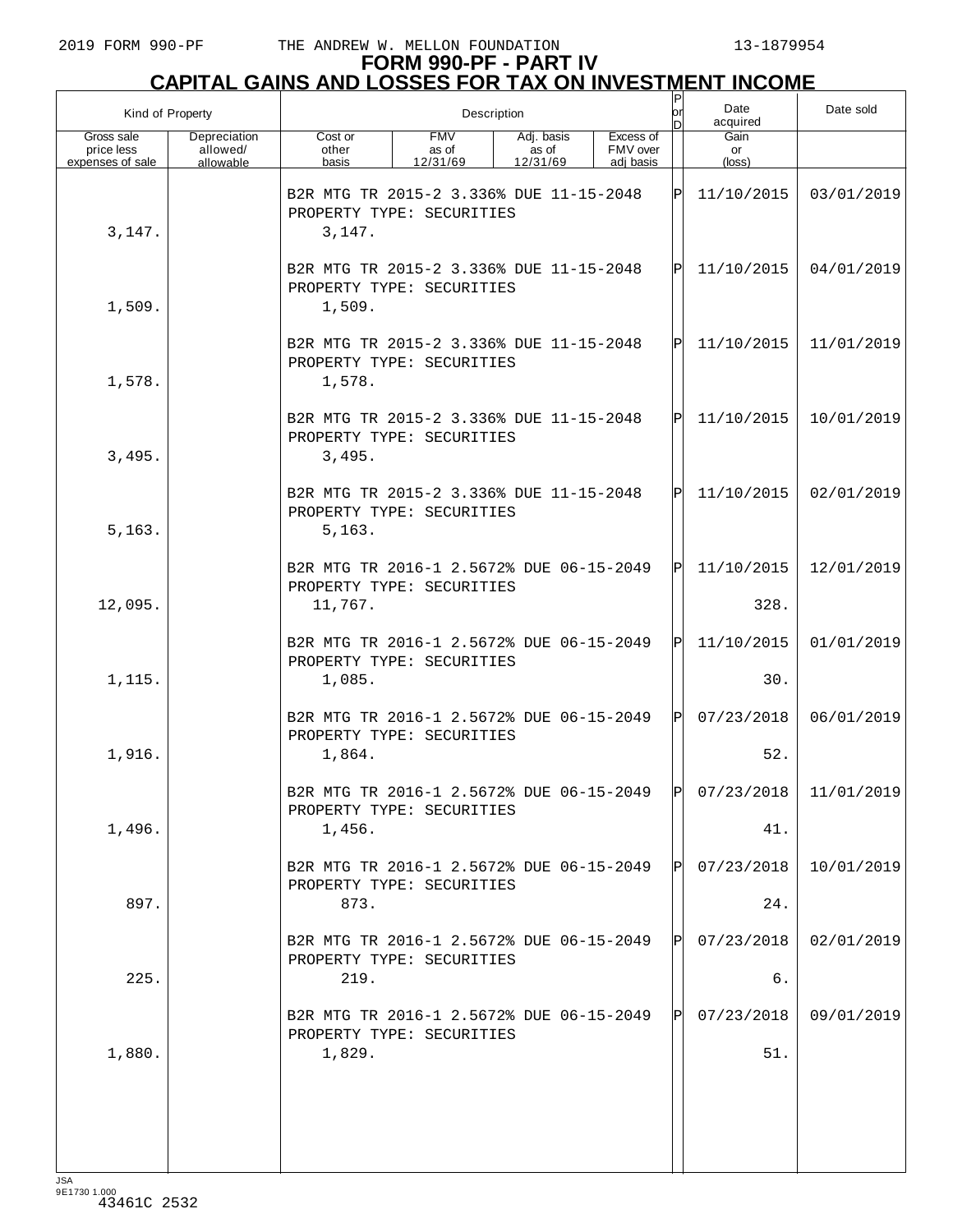2019 FORM 990-PF THE ANDREW W. MELLON FOUNDATION 13-1879954

# FORM 990-PF - PART IV
## CAPITAL GAINS AND LOSSES FOR TAX ON INVESTMENT INCOME

| Kind of Property | | Description | | | | P or D | Date acquired | Date sold |
|---|---|---|---|---|---|---|---|---|
| Gross sale price less expenses of sale | Depreciation allowed/ allowable | Cost or other basis | FMV as of 12/31/69 | Adj. basis as of 12/31/69 | Excess of FMV over adj basis | | Gain or (loss) | |
| | | B2R MTG TR 2015-2 3.336% DUE 11-15-2048 PROPERTY TYPE: SECURITIES | | | | P | 11/10/2015 | 03/01/2019 |
| 3,147. | | 3,147. | | | | | | |
| | | B2R MTG TR 2015-2 3.336% DUE 11-15-2048 PROPERTY TYPE: SECURITIES | | | | P | 11/10/2015 | 04/01/2019 |
| 1,509. | | 1,509. | | | | | | |
| | | B2R MTG TR 2015-2 3.336% DUE 11-15-2048 PROPERTY TYPE: SECURITIES | | | | P | 11/10/2015 | 11/01/2019 |
| 1,578. | | 1,578. | | | | | | |
| | | B2R MTG TR 2015-2 3.336% DUE 11-15-2048 PROPERTY TYPE: SECURITIES | | | | P | 11/10/2015 | 10/01/2019 |
| 3,495. | | 3,495. | | | | | | |
| | | B2R MTG TR 2015-2 3.336% DUE 11-15-2048 PROPERTY TYPE: SECURITIES | | | | P | 11/10/2015 | 02/01/2019 |
| 5,163. | | 5,163. | | | | | | |
| | | B2R MTG TR 2016-1 2.5672% DUE 06-15-2049 PROPERTY TYPE: SECURITIES | | | | P | 11/10/2015 | 12/01/2019 |
| 12,095. | | 11,767. | | | | | 328. | |
| | | B2R MTG TR 2016-1 2.5672% DUE 06-15-2049 PROPERTY TYPE: SECURITIES | | | | P | 11/10/2015 | 01/01/2019 |
| 1,115. | | 1,085. | | | | | 30. | |
| | | B2R MTG TR 2016-1 2.5672% DUE 06-15-2049 PROPERTY TYPE: SECURITIES | | | | P | 07/23/2018 | 06/01/2019 |
| 1,916. | | 1,864. | | | | | 52. | |
| | | B2R MTG TR 2016-1 2.5672% DUE 06-15-2049 PROPERTY TYPE: SECURITIES | | | | P | 07/23/2018 | 11/01/2019 |
| 1,496. | | 1,456. | | | | | 41. | |
| | | B2R MTG TR 2016-1 2.5672% DUE 06-15-2049 PROPERTY TYPE: SECURITIES | | | | P | 07/23/2018 | 10/01/2019 |
| 897. | | 873. | | | | | 24. | |
| | | B2R MTG TR 2016-1 2.5672% DUE 06-15-2049 PROPERTY TYPE: SECURITIES | | | | P | 07/23/2018 | 02/01/2019 |
| 225. | | 219. | | | | | 6. | |
| | | B2R MTG TR 2016-1 2.5672% DUE 06-15-2049 PROPERTY TYPE: SECURITIES | | | | P | 07/23/2018 | 09/01/2019 |
| 1,880. | | 1,829. | | | | | 51. | |

JSA
9E1730 1.000
43461C 2532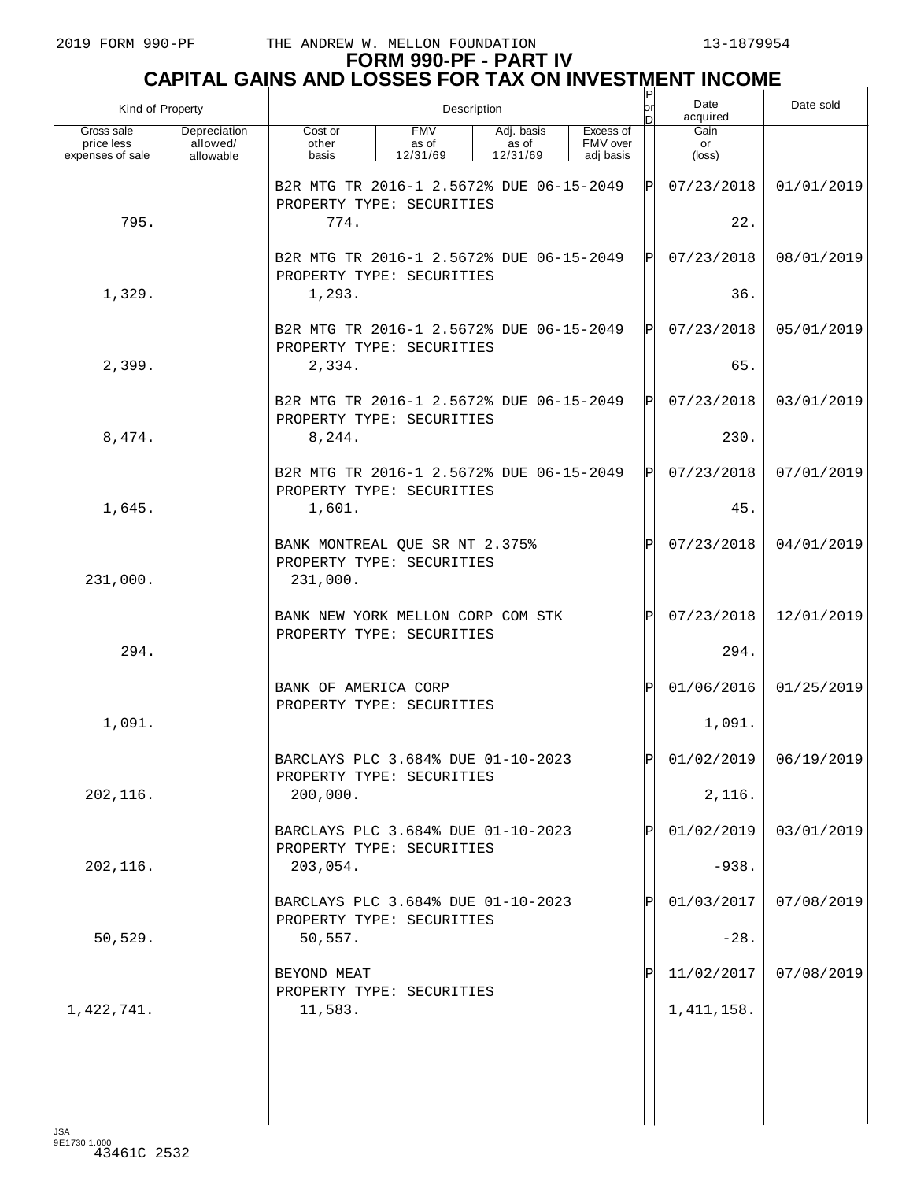# FORM 990-PF - PART IV

## CAPITAL GAINS AND LOSSES FOR TAX ON INVESTMENT INCOME

| Kind of Property | | Description | | | | P or D | Date acquired | Date sold |
|---|---|---|---|---|---|---|---|---|
| Gross sale price less expenses of sale | Depreciation allowed/ allowable | Cost or other basis | FMV as of 12/31/69 | Adj. basis as of 12/31/69 | Excess of FMV over adj basis | | Gain or (loss) | |
| | | B2R MTG TR 2016-1 2.5672% DUE 06-15-2049 PROPERTY TYPE: SECURITIES | | | | P | 07/23/2018 | 01/01/2019 |
| 795. | | 774. | | | | | 22. | |
| | | B2R MTG TR 2016-1 2.5672% DUE 06-15-2049 PROPERTY TYPE: SECURITIES | | | | P | 07/23/2018 | 08/01/2019 |
| 1,329. | | 1,293. | | | | | 36. | |
| | | B2R MTG TR 2016-1 2.5672% DUE 06-15-2049 PROPERTY TYPE: SECURITIES | | | | P | 07/23/2018 | 05/01/2019 |
| 2,399. | | 2,334. | | | | | 65. | |
| | | B2R MTG TR 2016-1 2.5672% DUE 06-15-2049 PROPERTY TYPE: SECURITIES | | | | P | 07/23/2018 | 03/01/2019 |
| 8,474. | | 8,244. | | | | | 230. | |
| | | B2R MTG TR 2016-1 2.5672% DUE 06-15-2049 PROPERTY TYPE: SECURITIES | | | | P | 07/23/2018 | 07/01/2019 |
| 1,645. | | 1,601. | | | | | 45. | |
| | | BANK MONTREAL QUE SR NT 2.375% PROPERTY TYPE: SECURITIES | | | | P | 07/23/2018 | 04/01/2019 |
| 231,000. | | 231,000. | | | | | | |
| | | BANK NEW YORK MELLON CORP COM STK PROPERTY TYPE: SECURITIES | | | | P | 07/23/2018 | 12/01/2019 |
| 294. | | | | | | | 294. | |
| | | BANK OF AMERICA CORP PROPERTY TYPE: SECURITIES | | | | P | 01/06/2016 | 01/25/2019 |
| 1,091. | | | | | | | 1,091. | |
| | | BARCLAYS PLC 3.684% DUE 01-10-2023 PROPERTY TYPE: SECURITIES | | | | P | 01/02/2019 | 06/19/2019 |
| 202,116. | | 200,000. | | | | | 2,116. | |
| | | BARCLAYS PLC 3.684% DUE 01-10-2023 PROPERTY TYPE: SECURITIES | | | | P | 01/02/2019 | 03/01/2019 |
| 202,116. | | 203,054. | | | | | -938. | |
| | | BARCLAYS PLC 3.684% DUE 01-10-2023 PROPERTY TYPE: SECURITIES | | | | P | 01/03/2017 | 07/08/2019 |
| 50,529. | | 50,557. | | | | | -28. | |
| | | BEYOND MEAT PROPERTY TYPE: SECURITIES | | | | P | 11/02/2017 | 07/08/2019 |
| 1,422,741. | | 11,583. | | | | | 1,411,158. | |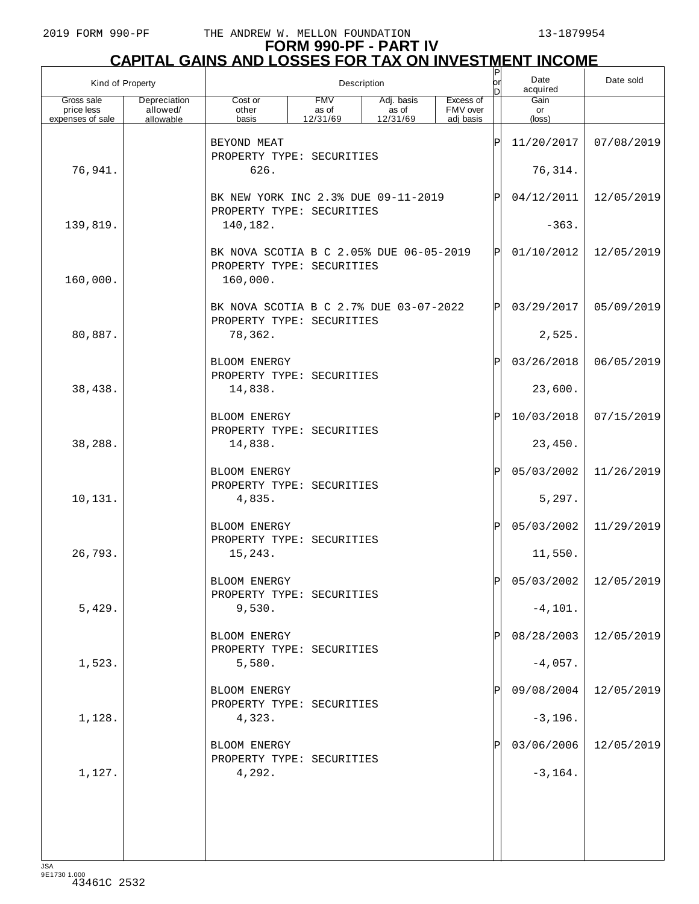# FORM 990-PF - PART IV

## CAPITAL GAINS AND LOSSES FOR TAX ON INVESTMENT INCOME

| Kind of Property | | Description | | | | P or D | Date acquired | Date sold |
|---|---|---|---|---|---|---|---|---|
| Gross sale price less expenses of sale | Depreciation allowed/ allowable | Cost or other basis | FMV as of 12/31/69 | Adj. basis as of 12/31/69 | Excess of FMV over adj basis | | Gain or (loss) | |
| | | BEYOND MEAT PROPERTY TYPE: SECURITIES | | | | P | 11/20/2017 | 07/08/2019 |
| 76,941. | | 626. | | | | | 76,314. | |
| | | BK NEW YORK INC 2.3% DUE 09-11-2019 PROPERTY TYPE: SECURITIES | | | | P | 04/12/2011 | 12/05/2019 |
| 139,819. | | 140,182. | | | | | -363. | |
| | | BK NOVA SCOTIA B C 2.05% DUE 06-05-2019 PROPERTY TYPE: SECURITIES | | | | P | 01/10/2012 | 12/05/2019 |
| 160,000. | | 160,000. | | | | | | |
| | | BK NOVA SCOTIA B C 2.7% DUE 03-07-2022 PROPERTY TYPE: SECURITIES | | | | P | 03/29/2017 | 05/09/2019 |
| 80,887. | | 78,362. | | | | | 2,525. | |
| | | BLOOM ENERGY PROPERTY TYPE: SECURITIES | | | | P | 03/26/2018 | 06/05/2019 |
| 38,438. | | 14,838. | | | | | 23,600. | |
| | | BLOOM ENERGY PROPERTY TYPE: SECURITIES | | | | P | 10/03/2018 | 07/15/2019 |
| 38,288. | | 14,838. | | | | | 23,450. | |
| | | BLOOM ENERGY PROPERTY TYPE: SECURITIES | | | | P | 05/03/2002 | 11/26/2019 |
| 10,131. | | 4,835. | | | | | 5,297. | |
| | | BLOOM ENERGY PROPERTY TYPE: SECURITIES | | | | P | 05/03/2002 | 11/29/2019 |
| 26,793. | | 15,243. | | | | | 11,550. | |
| | | BLOOM ENERGY PROPERTY TYPE: SECURITIES | | | | P | 05/03/2002 | 12/05/2019 |
| 5,429. | | 9,530. | | | | | -4,101. | |
| | | BLOOM ENERGY PROPERTY TYPE: SECURITIES | | | | P | 08/28/2003 | 12/05/2019 |
| 1,523. | | 5,580. | | | | | -4,057. | |
| | | BLOOM ENERGY PROPERTY TYPE: SECURITIES | | | | P | 09/08/2004 | 12/05/2019 |
| 1,128. | | 4,323. | | | | | -3,196. | |
| | | BLOOM ENERGY PROPERTY TYPE: SECURITIES | | | | P | 03/06/2006 | 12/05/2019 |
| 1,127. | | 4,292. | | | | | -3,164. | |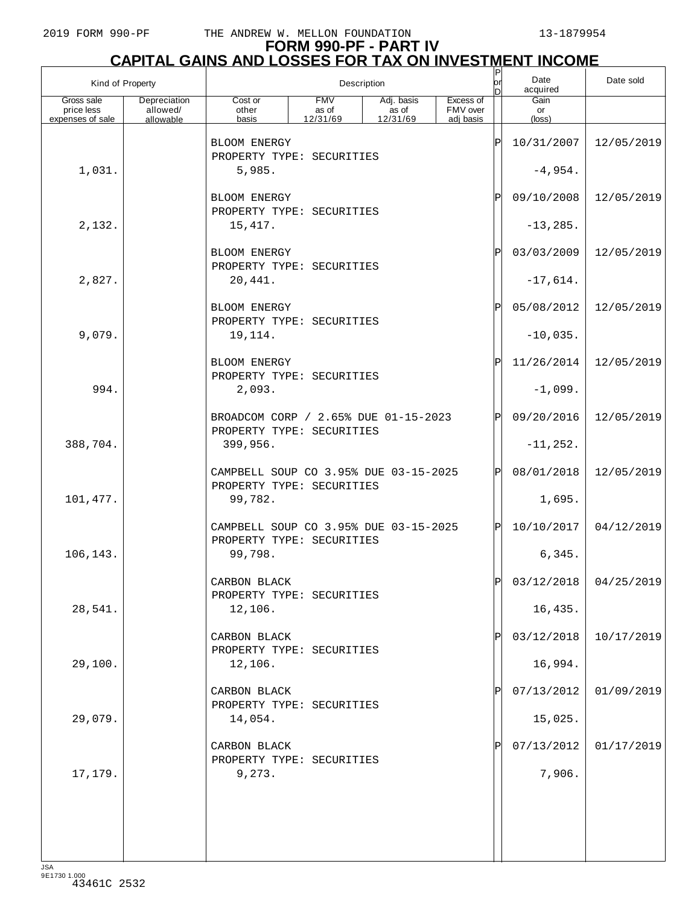# FORM 990-PF - PART IV
## CAPITAL GAINS AND LOSSES FOR TAX ON INVESTMENT INCOME

| Kind of Property | | Description | | | | P or D | Date acquired | Date sold |
|---|---|---|---|---|---|---|---|---|
| Gross sale price less expenses of sale | Depreciation allowed/ allowable | Cost or other basis | FMV as of 12/31/69 | Adj. basis as of 12/31/69 | Excess of FMV over adj basis | | Gain or (loss) | |
| | | BLOOM ENERGY<br>PROPERTY TYPE: SECURITIES | | | | P | 10/31/2007 | 12/05/2019 |
| 1,031. | | 5,985. | | | | | -4,954. | |
| | | BLOOM ENERGY<br>PROPERTY TYPE: SECURITIES | | | | P | 09/10/2008 | 12/05/2019 |
| 2,132. | | 15,417. | | | | | -13,285. | |
| | | BLOOM ENERGY<br>PROPERTY TYPE: SECURITIES | | | | P | 03/03/2009 | 12/05/2019 |
| 2,827. | | 20,441. | | | | | -17,614. | |
| | | BLOOM ENERGY<br>PROPERTY TYPE: SECURITIES | | | | P | 05/08/2012 | 12/05/2019 |
| 9,079. | | 19,114. | | | | | -10,035. | |
| | | BLOOM ENERGY<br>PROPERTY TYPE: SECURITIES | | | | P | 11/26/2014 | 12/05/2019 |
| 994. | | 2,093. | | | | | -1,099. | |
| | | BROADCOM CORP / 2.65% DUE 01-15-2023<br>PROPERTY TYPE: SECURITIES | | | | P | 09/20/2016 | 12/05/2019 |
| 388,704. | | 399,956. | | | | | -11,252. | |
| | | CAMPBELL SOUP CO 3.95% DUE 03-15-2025<br>PROPERTY TYPE: SECURITIES | | | | P | 08/01/2018 | 12/05/2019 |
| 101,477. | | 99,782. | | | | | 1,695. | |
| | | CAMPBELL SOUP CO 3.95% DUE 03-15-2025<br>PROPERTY TYPE: SECURITIES | | | | P | 10/10/2017 | 04/12/2019 |
| 106,143. | | 99,798. | | | | | 6,345. | |
| | | CARBON BLACK<br>PROPERTY TYPE: SECURITIES | | | | P | 03/12/2018 | 04/25/2019 |
| 28,541. | | 12,106. | | | | | 16,435. | |
| | | CARBON BLACK<br>PROPERTY TYPE: SECURITIES | | | | P | 03/12/2018 | 10/17/2019 |
| 29,100. | | 12,106. | | | | | 16,994. | |
| | | CARBON BLACK<br>PROPERTY TYPE: SECURITIES | | | | P | 07/13/2012 | 01/09/2019 |
| 29,079. | | 14,054. | | | | | 15,025. | |
| | | CARBON BLACK<br>PROPERTY TYPE: SECURITIES | | | | P | 07/13/2012 | 01/17/2019 |
| 17,179. | | 9,273. | | | | | 7,906. | |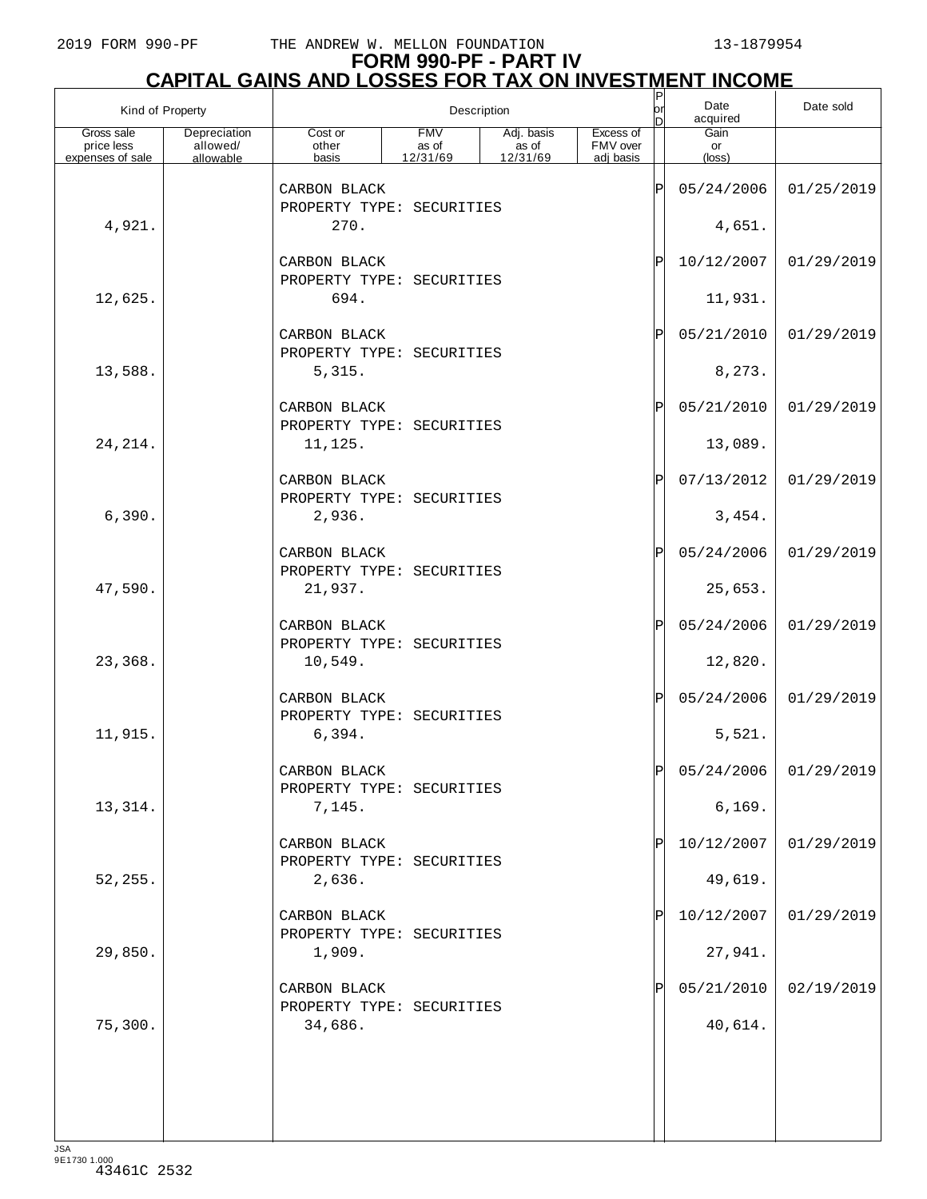# FORM 990-PF - PART IV
## CAPITAL GAINS AND LOSSES FOR TAX ON INVESTMENT INCOME

| Kind of Property | | Description | | | | P or D | Date acquired | Date sold |
|---|---|---|---|---|---|---|---|---|
| Gross sale price less expenses of sale | Depreciation allowed/ allowable | Cost or other basis | FMV as of 12/31/69 | Adj. basis as of 12/31/69 | Excess of FMV over adj basis | | Gain or (loss) | |
| | | CARBON BLACK<br>PROPERTY TYPE: SECURITIES | | | | P | 05/24/2006 | 01/25/2019 |
| 4,921. | | 270. | | | | | 4,651. | |
| | | CARBON BLACK<br>PROPERTY TYPE: SECURITIES | | | | P | 10/12/2007 | 01/29/2019 |
| 12,625. | | 694. | | | | | 11,931. | |
| | | CARBON BLACK<br>PROPERTY TYPE: SECURITIES | | | | P | 05/21/2010 | 01/29/2019 |
| 13,588. | | 5,315. | | | | | 8,273. | |
| | | CARBON BLACK<br>PROPERTY TYPE: SECURITIES | | | | P | 05/21/2010 | 01/29/2019 |
| 24,214. | | 11,125. | | | | | 13,089. | |
| | | CARBON BLACK<br>PROPERTY TYPE: SECURITIES | | | | P | 07/13/2012 | 01/29/2019 |
| 6,390. | | 2,936. | | | | | 3,454. | |
| | | CARBON BLACK<br>PROPERTY TYPE: SECURITIES | | | | P | 05/24/2006 | 01/29/2019 |
| 47,590. | | 21,937. | | | | | 25,653. | |
| | | CARBON BLACK<br>PROPERTY TYPE: SECURITIES | | | | P | 05/24/2006 | 01/29/2019 |
| 23,368. | | 10,549. | | | | | 12,820. | |
| | | CARBON BLACK<br>PROPERTY TYPE: SECURITIES | | | | P | 05/24/2006 | 01/29/2019 |
| 11,915. | | 6,394. | | | | | 5,521. | |
| | | CARBON BLACK<br>PROPERTY TYPE: SECURITIES | | | | P | 05/24/2006 | 01/29/2019 |
| 13,314. | | 7,145. | | | | | 6,169. | |
| | | CARBON BLACK<br>PROPERTY TYPE: SECURITIES | | | | P | 10/12/2007 | 01/29/2019 |
| 52,255. | | 2,636. | | | | | 49,619. | |
| | | CARBON BLACK<br>PROPERTY TYPE: SECURITIES | | | | P | 10/12/2007 | 01/29/2019 |
| 29,850. | | 1,909. | | | | | 27,941. | |
| | | CARBON BLACK<br>PROPERTY TYPE: SECURITIES | | | | P | 05/21/2010 | 02/19/2019 |
| 75,300. | | 34,686. | | | | | 40,614. | |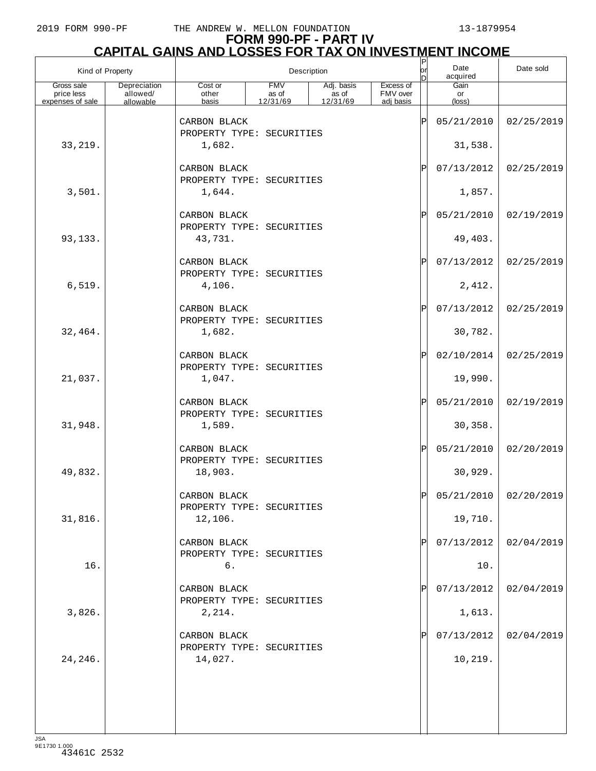# FORM 990-PF - PART IV

## CAPITAL GAINS AND LOSSES FOR TAX ON INVESTMENT INCOME

| Kind of Property | | Description | | | | P or D | Date acquired | Date sold |
|---|---|---|---|---|---|---|---|---|
| Gross sale price less expenses of sale | Depreciation allowed/ allowable | Cost or other basis | FMV as of 12/31/69 | Adj. basis as of 12/31/69 | Excess of FMV over adj basis | | Gain or (loss) | |
| | | CARBON BLACK PROPERTY TYPE: SECURITIES | | | | P | 05/21/2010 | 02/25/2019 |
| 33,219. | | 1,682. | | | | | 31,538. | |
| | | CARBON BLACK PROPERTY TYPE: SECURITIES | | | | P | 07/13/2012 | 02/25/2019 |
| 3,501. | | 1,644. | | | | | 1,857. | |
| | | CARBON BLACK PROPERTY TYPE: SECURITIES | | | | P | 05/21/2010 | 02/19/2019 |
| 93,133. | | 43,731. | | | | | 49,403. | |
| | | CARBON BLACK PROPERTY TYPE: SECURITIES | | | | P | 07/13/2012 | 02/25/2019 |
| 6,519. | | 4,106. | | | | | 2,412. | |
| | | CARBON BLACK PROPERTY TYPE: SECURITIES | | | | P | 07/13/2012 | 02/25/2019 |
| 32,464. | | 1,682. | | | | | 30,782. | |
| | | CARBON BLACK PROPERTY TYPE: SECURITIES | | | | P | 02/10/2014 | 02/25/2019 |
| 21,037. | | 1,047. | | | | | 19,990. | |
| | | CARBON BLACK PROPERTY TYPE: SECURITIES | | | | P | 05/21/2010 | 02/19/2019 |
| 31,948. | | 1,589. | | | | | 30,358. | |
| | | CARBON BLACK PROPERTY TYPE: SECURITIES | | | | P | 05/21/2010 | 02/20/2019 |
| 49,832. | | 18,903. | | | | | 30,929. | |
| | | CARBON BLACK PROPERTY TYPE: SECURITIES | | | | P | 05/21/2010 | 02/20/2019 |
| 31,816. | | 12,106. | | | | | 19,710. | |
| | | CARBON BLACK PROPERTY TYPE: SECURITIES | | | | P | 07/13/2012 | 02/04/2019 |
| 16. | | 6. | | | | | 10. | |
| | | CARBON BLACK PROPERTY TYPE: SECURITIES | | | | P | 07/13/2012 | 02/04/2019 |
| 3,826. | | 2,214. | | | | | 1,613. | |
| | | CARBON BLACK PROPERTY TYPE: SECURITIES | | | | P | 07/13/2012 | 02/04/2019 |
| 24,246. | | 14,027. | | | | | 10,219. | |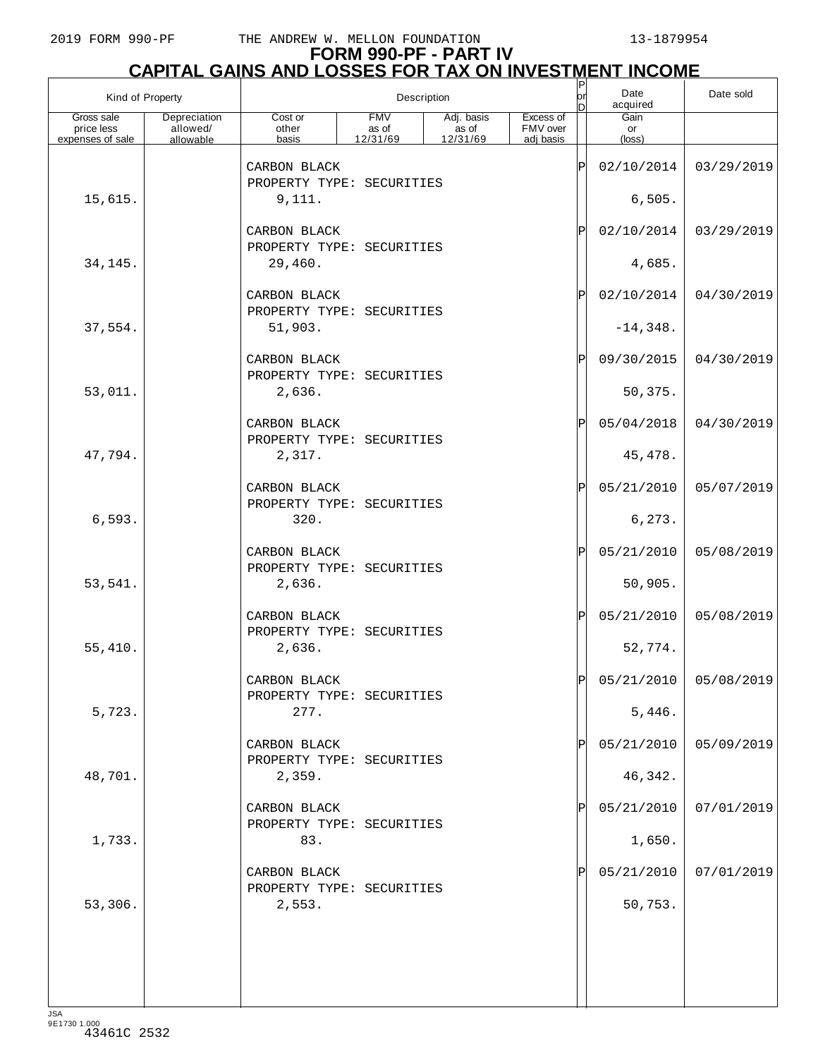# FORM 990-PF - PART IV
## CAPITAL GAINS AND LOSSES FOR TAX ON INVESTMENT INCOME

| Kind of Property | | Description | | | | P or D | Date acquired | Date sold |
|---|---|---|---|---|---|---|---|---|
| Gross sale price less expenses of sale | Depreciation allowed/ allowable | Cost or other basis | FMV as of 12/31/69 | Adj. basis as of 12/31/69 | Excess of FMV over adj basis | | Gain or (loss) | |
| | | CARBON BLACK PROPERTY TYPE: SECURITIES | | | | P | 02/10/2014 | 03/29/2019 |
| 15,615. | | 9,111. | | | | | 6,505. | |
| | | CARBON BLACK PROPERTY TYPE: SECURITIES | | | | P | 02/10/2014 | 03/29/2019 |
| 34,145. | | 29,460. | | | | | 4,685. | |
| | | CARBON BLACK PROPERTY TYPE: SECURITIES | | | | P | 02/10/2014 | 04/30/2019 |
| 37,554. | | 51,903. | | | | | -14,348. | |
| | | CARBON BLACK PROPERTY TYPE: SECURITIES | | | | P | 09/30/2015 | 04/30/2019 |
| 53,011. | | 2,636. | | | | | 50,375. | |
| | | CARBON BLACK PROPERTY TYPE: SECURITIES | | | | P | 05/04/2018 | 04/30/2019 |
| 47,794. | | 2,317. | | | | | 45,478. | |
| | | CARBON BLACK PROPERTY TYPE: SECURITIES | | | | P | 05/21/2010 | 05/07/2019 |
| 6,593. | | 320. | | | | | 6,273. | |
| | | CARBON BLACK PROPERTY TYPE: SECURITIES | | | | P | 05/21/2010 | 05/08/2019 |
| 53,541. | | 2,636. | | | | | 50,905. | |
| | | CARBON BLACK PROPERTY TYPE: SECURITIES | | | | P | 05/21/2010 | 05/08/2019 |
| 55,410. | | 2,636. | | | | | 52,774. | |
| | | CARBON BLACK PROPERTY TYPE: SECURITIES | | | | P | 05/21/2010 | 05/08/2019 |
| 5,723. | | 277. | | | | | 5,446. | |
| | | CARBON BLACK PROPERTY TYPE: SECURITIES | | | | P | 05/21/2010 | 05/09/2019 |
| 48,701. | | 2,359. | | | | | 46,342. | |
| | | CARBON BLACK PROPERTY TYPE: SECURITIES | | | | P | 05/21/2010 | 07/01/2019 |
| 1,733. | | 83. | | | | | 1,650. | |
| | | CARBON BLACK PROPERTY TYPE: SECURITIES | | | | P | 05/21/2010 | 07/01/2019 |
| 53,306. | | 2,553. | | | | | 50,753. | |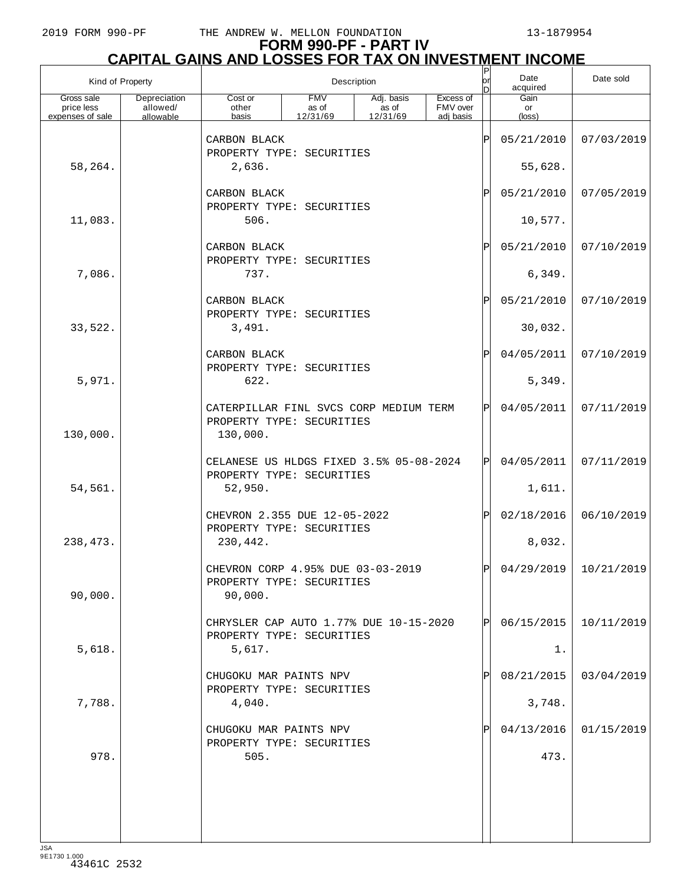# FORM 990-PF - PART IV
## CAPITAL GAINS AND LOSSES FOR TAX ON INVESTMENT INCOME

| Kind of Property | | Description | | | | P or D | Date acquired | Date sold |
|---|---|---|---|---|---|---|---|---|
| Gross sale price less expenses of sale | Depreciation allowed/ allowable | Cost or other basis | FMV as of 12/31/69 | Adj. basis as of 12/31/69 | Excess of FMV over adj basis | | Gain or (loss) | |
| | | CARBON BLACK<br>PROPERTY TYPE: SECURITIES | | | | P | 05/21/2010 | 07/03/2019 |
| 58,264. | | 2,636. | | | | | 55,628. | |
| | | CARBON BLACK<br>PROPERTY TYPE: SECURITIES | | | | P | 05/21/2010 | 07/05/2019 |
| 11,083. | | 506. | | | | | 10,577. | |
| | | CARBON BLACK<br>PROPERTY TYPE: SECURITIES | | | | P | 05/21/2010 | 07/10/2019 |
| 7,086. | | 737. | | | | | 6,349. | |
| | | CARBON BLACK<br>PROPERTY TYPE: SECURITIES | | | | P | 05/21/2010 | 07/10/2019 |
| 33,522. | | 3,491. | | | | | 30,032. | |
| | | CARBON BLACK<br>PROPERTY TYPE: SECURITIES | | | | P | 04/05/2011 | 07/10/2019 |
| 5,971. | | 622. | | | | | 5,349. | |
| | | CATERPILLAR FINL SVCS CORP MEDIUM TERM<br>PROPERTY TYPE: SECURITIES | | | | P | 04/05/2011 | 07/11/2019 |
| 130,000. | | 130,000. | | | | | | |
| | | CELANESE US HLDGS FIXED 3.5% 05-08-2024<br>PROPERTY TYPE: SECURITIES | | | | P | 04/05/2011 | 07/11/2019 |
| 54,561. | | 52,950. | | | | | 1,611. | |
| | | CHEVRON 2.355 DUE 12-05-2022<br>PROPERTY TYPE: SECURITIES | | | | P | 02/18/2016 | 06/10/2019 |
| 238,473. | | 230,442. | | | | | 8,032. | |
| | | CHEVRON CORP 4.95% DUE 03-03-2019<br>PROPERTY TYPE: SECURITIES | | | | P | 04/29/2019 | 10/21/2019 |
| 90,000. | | 90,000. | | | | | | |
| | | CHRYSLER CAP AUTO 1.77% DUE 10-15-2020<br>PROPERTY TYPE: SECURITIES | | | | P | 06/15/2015 | 10/11/2019 |
| 5,618. | | 5,617. | | | | | 1. | |
| | | CHUGOKU MAR PAINTS NPV<br>PROPERTY TYPE: SECURITIES | | | | P | 08/21/2015 | 03/04/2019 |
| 7,788. | | 4,040. | | | | | 3,748. | |
| | | CHUGOKU MAR PAINTS NPV<br>PROPERTY TYPE: SECURITIES | | | | P | 04/13/2016 | 01/15/2019 |
| 978. | | 505. | | | | | 473. | |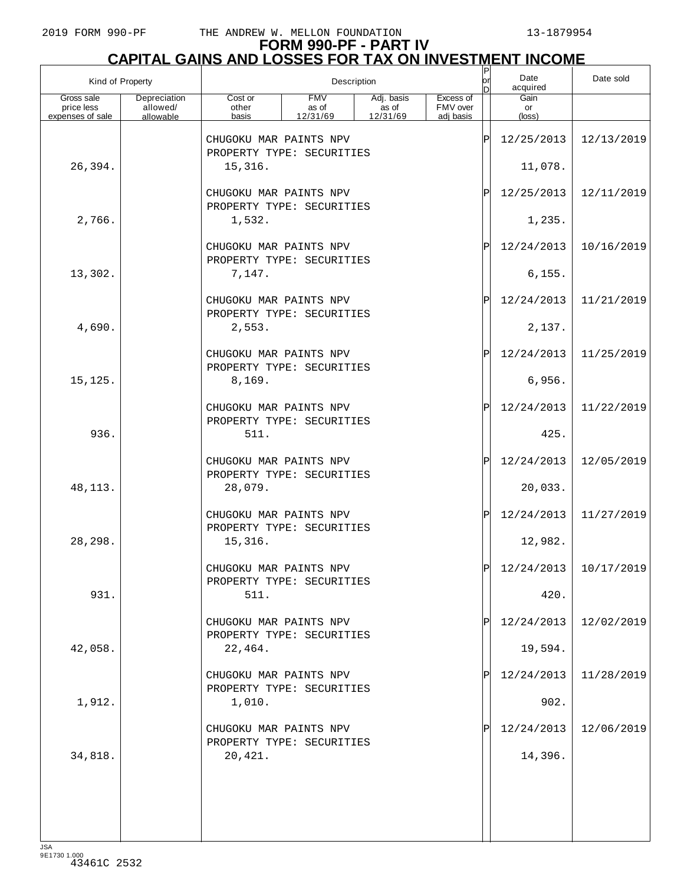# FORM 990-PF - PART IV
## CAPITAL GAINS AND LOSSES FOR TAX ON INVESTMENT INCOME

| Kind of Property | | Description | | | | P or D | Date acquired | Date sold |
|---|---|---|---|---|---|---|---|---|
| Gross sale price less expenses of sale | Depreciation allowed/ allowable | Cost or other basis | FMV as of 12/31/69 | Adj. basis as of 12/31/69 | Excess of FMV over adj basis | | Gain or (loss) | |
| | | CHUGOKU MAR PAINTS NPV PROPERTY TYPE: SECURITIES | | | | P | 12/25/2013 | 12/13/2019 |
| 26,394. | | 15,316. | | | | | 11,078. | |
| | | CHUGOKU MAR PAINTS NPV PROPERTY TYPE: SECURITIES | | | | P | 12/25/2013 | 12/11/2019 |
| 2,766. | | 1,532. | | | | | 1,235. | |
| | | CHUGOKU MAR PAINTS NPV PROPERTY TYPE: SECURITIES | | | | P | 12/24/2013 | 10/16/2019 |
| 13,302. | | 7,147. | | | | | 6,155. | |
| | | CHUGOKU MAR PAINTS NPV PROPERTY TYPE: SECURITIES | | | | P | 12/24/2013 | 11/21/2019 |
| 4,690. | | 2,553. | | | | | 2,137. | |
| | | CHUGOKU MAR PAINTS NPV PROPERTY TYPE: SECURITIES | | | | P | 12/24/2013 | 11/25/2019 |
| 15,125. | | 8,169. | | | | | 6,956. | |
| | | CHUGOKU MAR PAINTS NPV PROPERTY TYPE: SECURITIES | | | | P | 12/24/2013 | 11/22/2019 |
| 936. | | 511. | | | | | 425. | |
| | | CHUGOKU MAR PAINTS NPV PROPERTY TYPE: SECURITIES | | | | P | 12/24/2013 | 12/05/2019 |
| 48,113. | | 28,079. | | | | | 20,033. | |
| | | CHUGOKU MAR PAINTS NPV PROPERTY TYPE: SECURITIES | | | | P | 12/24/2013 | 11/27/2019 |
| 28,298. | | 15,316. | | | | | 12,982. | |
| | | CHUGOKU MAR PAINTS NPV PROPERTY TYPE: SECURITIES | | | | P | 12/24/2013 | 10/17/2019 |
| 931. | | 511. | | | | | 420. | |
| | | CHUGOKU MAR PAINTS NPV PROPERTY TYPE: SECURITIES | | | | P | 12/24/2013 | 12/02/2019 |
| 42,058. | | 22,464. | | | | | 19,594. | |
| | | CHUGOKU MAR PAINTS NPV PROPERTY TYPE: SECURITIES | | | | P | 12/24/2013 | 11/28/2019 |
| 1,912. | | 1,010. | | | | | 902. | |
| | | CHUGOKU MAR PAINTS NPV PROPERTY TYPE: SECURITIES | | | | P | 12/24/2013 | 12/06/2019 |
| 34,818. | | 20,421. | | | | | 14,396. | |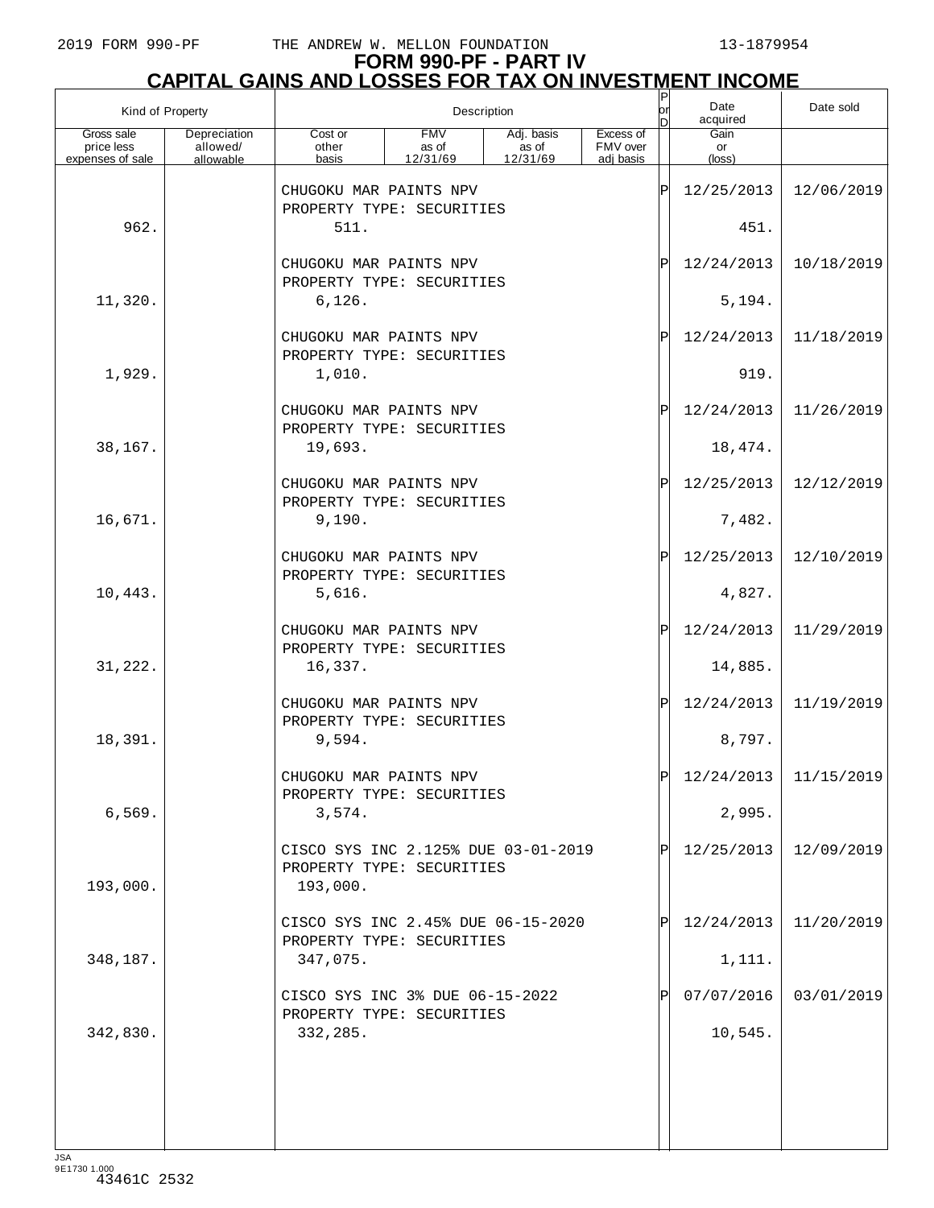# FORM 990-PF - PART IV
## CAPITAL GAINS AND LOSSES FOR TAX ON INVESTMENT INCOME

| Kind of Property | | Description | | | | P or D | Date acquired | Date sold |
|---|---|---|---|---|---|---|---|---|
| Gross sale price less expenses of sale | Depreciation allowed/ allowable | Cost or other basis | FMV as of 12/31/69 | Adj. basis as of 12/31/69 | Excess of FMV over adj basis | | Gain or (loss) | |
| | | CHUGOKU MAR PAINTS NPV<br>PROPERTY TYPE: SECURITIES | | | | P | 12/25/2013 | 12/06/2019 |
| 962. | | 511. | | | | | 451. | |
| | | CHUGOKU MAR PAINTS NPV<br>PROPERTY TYPE: SECURITIES | | | | P | 12/24/2013 | 10/18/2019 |
| 11,320. | | 6,126. | | | | | 5,194. | |
| | | CHUGOKU MAR PAINTS NPV<br>PROPERTY TYPE: SECURITIES | | | | P | 12/24/2013 | 11/18/2019 |
| 1,929. | | 1,010. | | | | | 919. | |
| | | CHUGOKU MAR PAINTS NPV<br>PROPERTY TYPE: SECURITIES | | | | P | 12/24/2013 | 11/26/2019 |
| 38,167. | | 19,693. | | | | | 18,474. | |
| | | CHUGOKU MAR PAINTS NPV<br>PROPERTY TYPE: SECURITIES | | | | P | 12/25/2013 | 12/12/2019 |
| 16,671. | | 9,190. | | | | | 7,482. | |
| | | CHUGOKU MAR PAINTS NPV<br>PROPERTY TYPE: SECURITIES | | | | P | 12/25/2013 | 12/10/2019 |
| 10,443. | | 5,616. | | | | | 4,827. | |
| | | CHUGOKU MAR PAINTS NPV<br>PROPERTY TYPE: SECURITIES | | | | P | 12/24/2013 | 11/29/2019 |
| 31,222. | | 16,337. | | | | | 14,885. | |
| | | CHUGOKU MAR PAINTS NPV<br>PROPERTY TYPE: SECURITIES | | | | P | 12/24/2013 | 11/19/2019 |
| 18,391. | | 9,594. | | | | | 8,797. | |
| | | CHUGOKU MAR PAINTS NPV<br>PROPERTY TYPE: SECURITIES | | | | P | 12/24/2013 | 11/15/2019 |
| 6,569. | | 3,574. | | | | | 2,995. | |
| | | CISCO SYS INC 2.125% DUE 03-01-2019<br>PROPERTY TYPE: SECURITIES | | | | P | 12/25/2013 | 12/09/2019 |
| 193,000. | | 193,000. | | | | | | |
| | | CISCO SYS INC 2.45% DUE 06-15-2020<br>PROPERTY TYPE: SECURITIES | | | | P | 12/24/2013 | 11/20/2019 |
| 348,187. | | 347,075. | | | | | 1,111. | |
| | | CISCO SYS INC 3% DUE 06-15-2022<br>PROPERTY TYPE: SECURITIES | | | | P | 07/07/2016 | 03/01/2019 |
| 342,830. | | 332,285. | | | | | 10,545. | |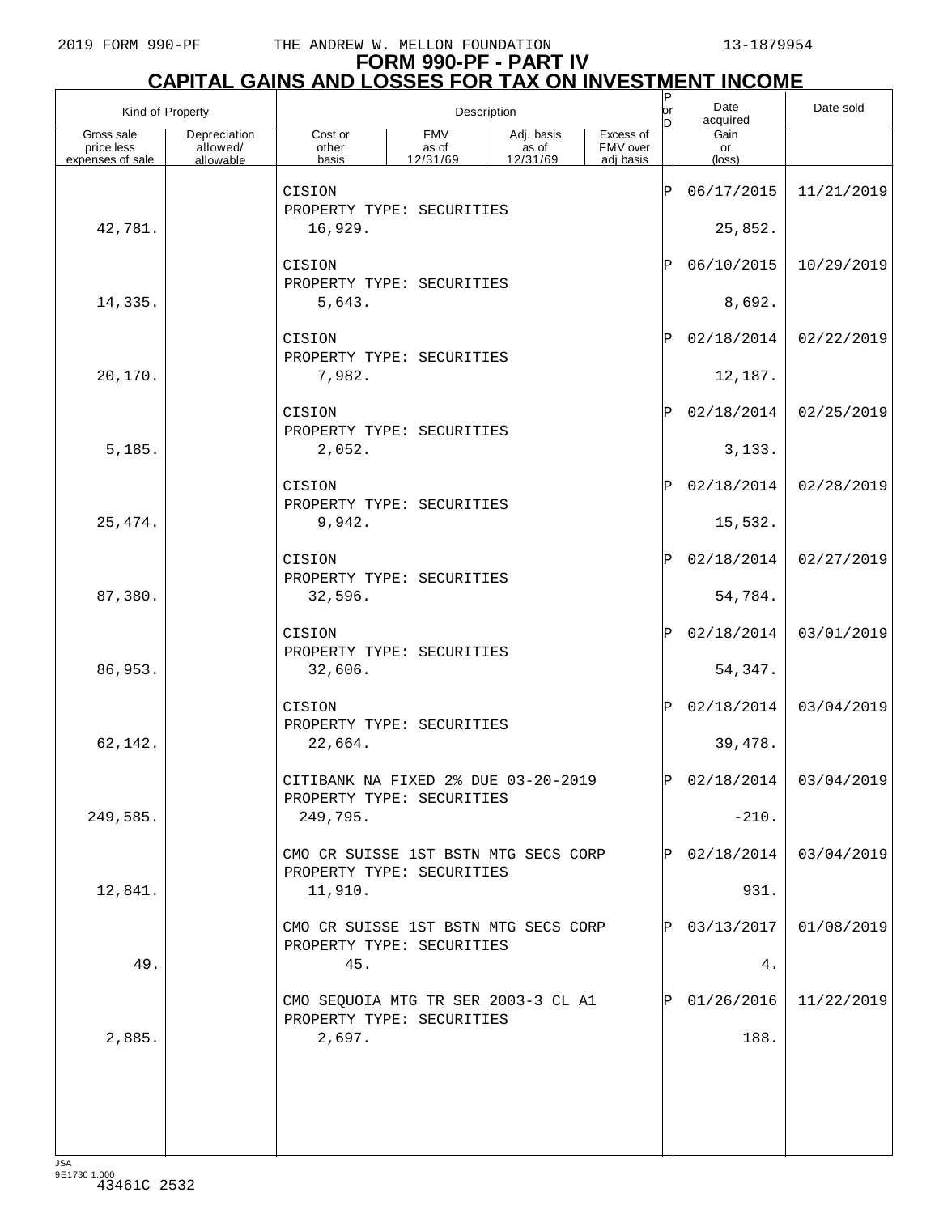2019 FORM 990-PF THE ANDREW W. MELLON FOUNDATION 13-1879954

# FORM 990-PF - PART IV
## CAPITAL GAINS AND LOSSES FOR TAX ON INVESTMENT INCOME

| Kind of Property | | Description | | | | P or D | Date acquired | Date sold |
|---|---|---|---|---|---|---|---|---|
| Gross sale price less expenses of sale | Depreciation allowed/ allowable | Cost or other basis | FMV as of 12/31/69 | Adj. basis as of 12/31/69 | Excess of FMV over adj basis | | Gain or (loss) | |
| | | CISION<br>PROPERTY TYPE: SECURITIES | | | | P | 06/17/2015 | 11/21/2019 |
| 42,781. | | 16,929. | | | | | 25,852. | |
| | | CISION<br>PROPERTY TYPE: SECURITIES | | | | P | 06/10/2015 | 10/29/2019 |
| 14,335. | | 5,643. | | | | | 8,692. | |
| | | CISION<br>PROPERTY TYPE: SECURITIES | | | | P | 02/18/2014 | 02/22/2019 |
| 20,170. | | 7,982. | | | | | 12,187. | |
| | | CISION<br>PROPERTY TYPE: SECURITIES | | | | P | 02/18/2014 | 02/25/2019 |
| 5,185. | | 2,052. | | | | | 3,133. | |
| | | CISION<br>PROPERTY TYPE: SECURITIES | | | | P | 02/18/2014 | 02/28/2019 |
| 25,474. | | 9,942. | | | | | 15,532. | |
| | | CISION<br>PROPERTY TYPE: SECURITIES | | | | P | 02/18/2014 | 02/27/2019 |
| 87,380. | | 32,596. | | | | | 54,784. | |
| | | CISION<br>PROPERTY TYPE: SECURITIES | | | | P | 02/18/2014 | 03/01/2019 |
| 86,953. | | 32,606. | | | | | 54,347. | |
| | | CISION<br>PROPERTY TYPE: SECURITIES | | | | P | 02/18/2014 | 03/04/2019 |
| 62,142. | | 22,664. | | | | | 39,478. | |
| | | CITIBANK NA FIXED 2% DUE 03-20-2019<br>PROPERTY TYPE: SECURITIES | | | | P | 02/18/2014 | 03/04/2019 |
| 249,585. | | 249,795. | | | | | -210. | |
| | | CMO CR SUISSE 1ST BSTN MTG SECS CORP<br>PROPERTY TYPE: SECURITIES | | | | P | 02/18/2014 | 03/04/2019 |
| 12,841. | | 11,910. | | | | | 931. | |
| | | CMO CR SUISSE 1ST BSTN MTG SECS CORP<br>PROPERTY TYPE: SECURITIES | | | | P | 03/13/2017 | 01/08/2019 |
| 49. | | 45. | | | | | 4. | |
| | | CMO SEQUOIA MTG TR SER 2003-3 CL A1<br>PROPERTY TYPE: SECURITIES | | | | P | 01/26/2016 | 11/22/2019 |
| 2,885. | | 2,697. | | | | | 188. | |

JSA
9E1730 1.000
43461C 2532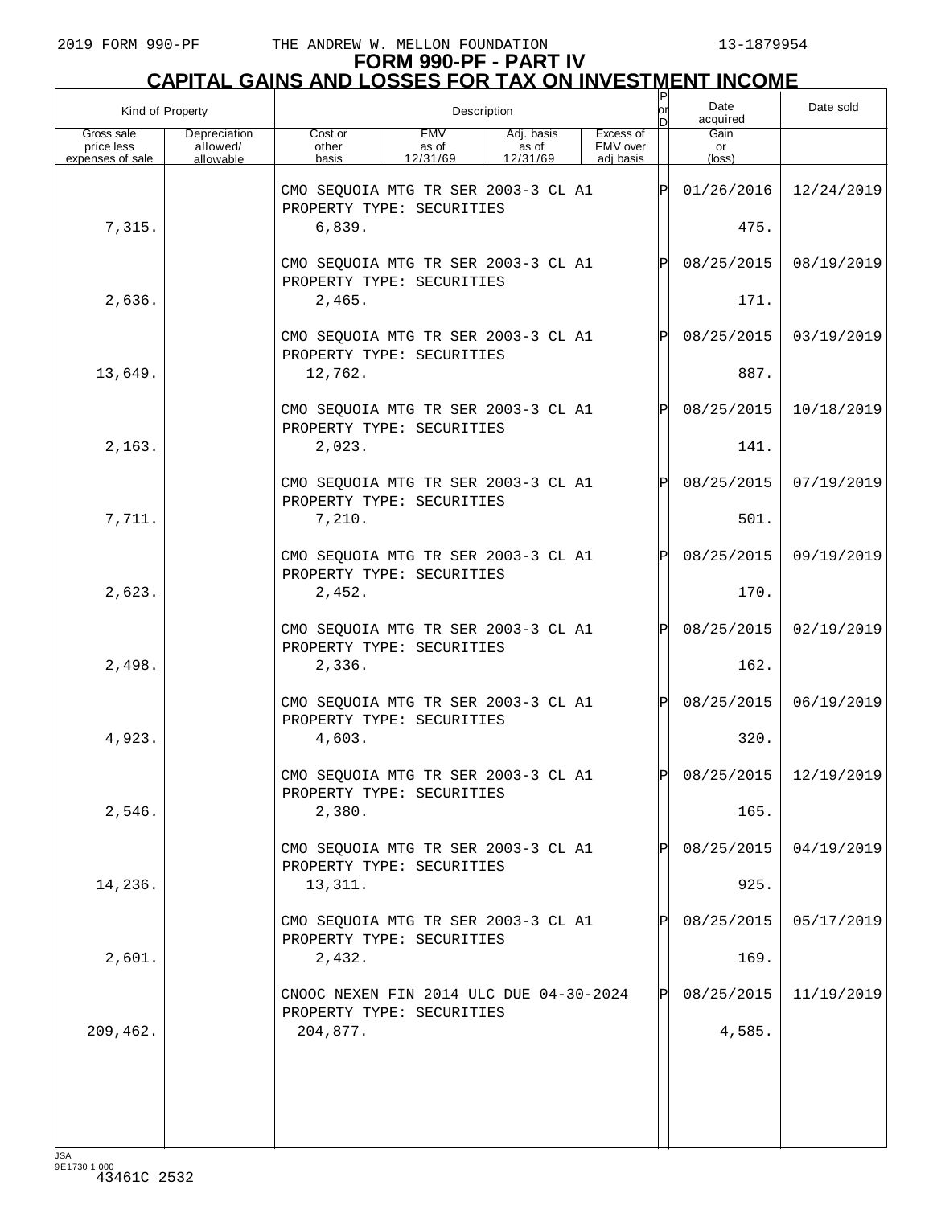# FORM 990-PF - PART IV
## CAPITAL GAINS AND LOSSES FOR TAX ON INVESTMENT INCOME

| Kind of Property | | Description | | | | P or D | Date acquired | Date sold |
|---|---|---|---|---|---|---|---|---|
| Gross sale price less expenses of sale | Depreciation allowed/ allowable | Cost or other basis | FMV as of 12/31/69 | Adj. basis as of 12/31/69 | Excess of FMV over adj basis | | Gain or (loss) | |
| | | CMO SEQUOIA MTG TR SER 2003-3 CL A1 PROPERTY TYPE: SECURITIES | | | | P | 01/26/2016 | 12/24/2019 |
| 7,315. | | 6,839. | | | | | 475. | |
| | | CMO SEQUOIA MTG TR SER 2003-3 CL A1 PROPERTY TYPE: SECURITIES | | | | P | 08/25/2015 | 08/19/2019 |
| 2,636. | | 2,465. | | | | | 171. | |
| | | CMO SEQUOIA MTG TR SER 2003-3 CL A1 PROPERTY TYPE: SECURITIES | | | | P | 08/25/2015 | 03/19/2019 |
| 13,649. | | 12,762. | | | | | 887. | |
| | | CMO SEQUOIA MTG TR SER 2003-3 CL A1 PROPERTY TYPE: SECURITIES | | | | P | 08/25/2015 | 10/18/2019 |
| 2,163. | | 2,023. | | | | | 141. | |
| | | CMO SEQUOIA MTG TR SER 2003-3 CL A1 PROPERTY TYPE: SECURITIES | | | | P | 08/25/2015 | 07/19/2019 |
| 7,711. | | 7,210. | | | | | 501. | |
| | | CMO SEQUOIA MTG TR SER 2003-3 CL A1 PROPERTY TYPE: SECURITIES | | | | P | 08/25/2015 | 09/19/2019 |
| 2,623. | | 2,452. | | | | | 170. | |
| | | CMO SEQUOIA MTG TR SER 2003-3 CL A1 PROPERTY TYPE: SECURITIES | | | | P | 08/25/2015 | 02/19/2019 |
| 2,498. | | 2,336. | | | | | 162. | |
| | | CMO SEQUOIA MTG TR SER 2003-3 CL A1 PROPERTY TYPE: SECURITIES | | | | P | 08/25/2015 | 06/19/2019 |
| 4,923. | | 4,603. | | | | | 320. | |
| | | CMO SEQUOIA MTG TR SER 2003-3 CL A1 PROPERTY TYPE: SECURITIES | | | | P | 08/25/2015 | 12/19/2019 |
| 2,546. | | 2,380. | | | | | 165. | |
| | | CMO SEQUOIA MTG TR SER 2003-3 CL A1 PROPERTY TYPE: SECURITIES | | | | P | 08/25/2015 | 04/19/2019 |
| 14,236. | | 13,311. | | | | | 925. | |
| | | CMO SEQUOIA MTG TR SER 2003-3 CL A1 PROPERTY TYPE: SECURITIES | | | | P | 08/25/2015 | 05/17/2019 |
| 2,601. | | 2,432. | | | | | 169. | |
| | | CNOOC NEXEN FIN 2014 ULC DUE 04-30-2024 PROPERTY TYPE: SECURITIES | | | | P | 08/25/2015 | 11/19/2019 |
| 209,462. | | 204,877. | | | | | 4,585. | |

JSA 9E1730 1.000
43461C 2532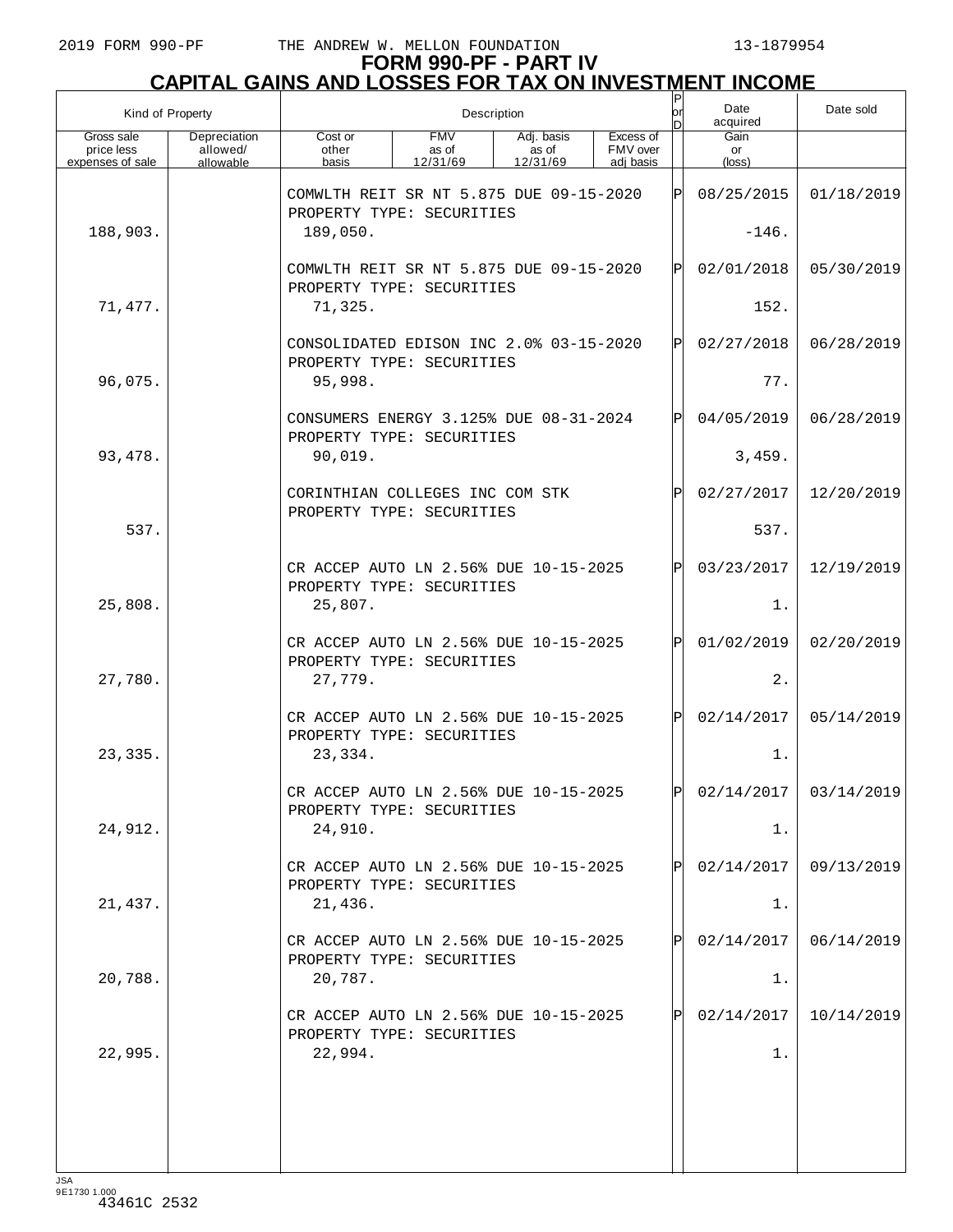# FORM 990-PF - PART IV

## CAPITAL GAINS AND LOSSES FOR TAX ON INVESTMENT INCOME

| Kind of Property | | Description | | | | P or D | Date acquired | Date sold |
|---|---|---|---|---|---|---|---|---|
| Gross sale price less expenses of sale | Depreciation allowed/ allowable | Cost or other basis | FMV as of 12/31/69 | Adj. basis as of 12/31/69 | Excess of FMV over adj basis | | Gain or (loss) | |
| | | COMWLTH REIT SR NT 5.875 DUE 09-15-2020 PROPERTY TYPE: SECURITIES | | | | P | 08/25/2015 | 01/18/2019 |
| 188,903. | | 189,050. | | | | | -146. | |
| | | COMWLTH REIT SR NT 5.875 DUE 09-15-2020 PROPERTY TYPE: SECURITIES | | | | P | 02/01/2018 | 05/30/2019 |
| 71,477. | | 71,325. | | | | | 152. | |
| | | CONSOLIDATED EDISON INC 2.0% 03-15-2020 PROPERTY TYPE: SECURITIES | | | | P | 02/27/2018 | 06/28/2019 |
| 96,075. | | 95,998. | | | | | 77. | |
| | | CONSUMERS ENERGY 3.125% DUE 08-31-2024 PROPERTY TYPE: SECURITIES | | | | P | 04/05/2019 | 06/28/2019 |
| 93,478. | | 90,019. | | | | | 3,459. | |
| | | CORINTHIAN COLLEGES INC COM STK PROPERTY TYPE: SECURITIES | | | | P | 02/27/2017 | 12/20/2019 |
| 537. | | | | | | | 537. | |
| | | CR ACCEP AUTO LN 2.56% DUE 10-15-2025 PROPERTY TYPE: SECURITIES | | | | P | 03/23/2017 | 12/19/2019 |
| 25,808. | | 25,807. | | | | | 1. | |
| | | CR ACCEP AUTO LN 2.56% DUE 10-15-2025 PROPERTY TYPE: SECURITIES | | | | P | 01/02/2019 | 02/20/2019 |
| 27,780. | | 27,779. | | | | | 2. | |
| | | CR ACCEP AUTO LN 2.56% DUE 10-15-2025 PROPERTY TYPE: SECURITIES | | | | P | 02/14/2017 | 05/14/2019 |
| 23,335. | | 23,334. | | | | | 1. | |
| | | CR ACCEP AUTO LN 2.56% DUE 10-15-2025 PROPERTY TYPE: SECURITIES | | | | P | 02/14/2017 | 03/14/2019 |
| 24,912. | | 24,910. | | | | | 1. | |
| | | CR ACCEP AUTO LN 2.56% DUE 10-15-2025 PROPERTY TYPE: SECURITIES | | | | P | 02/14/2017 | 09/13/2019 |
| 21,437. | | 21,436. | | | | | 1. | |
| | | CR ACCEP AUTO LN 2.56% DUE 10-15-2025 PROPERTY TYPE: SECURITIES | | | | P | 02/14/2017 | 06/14/2019 |
| 20,788. | | 20,787. | | | | | 1. | |
| | | CR ACCEP AUTO LN 2.56% DUE 10-15-2025 PROPERTY TYPE: SECURITIES | | | | P | 02/14/2017 | 10/14/2019 |
| 22,995. | | 22,994. | | | | | 1. | |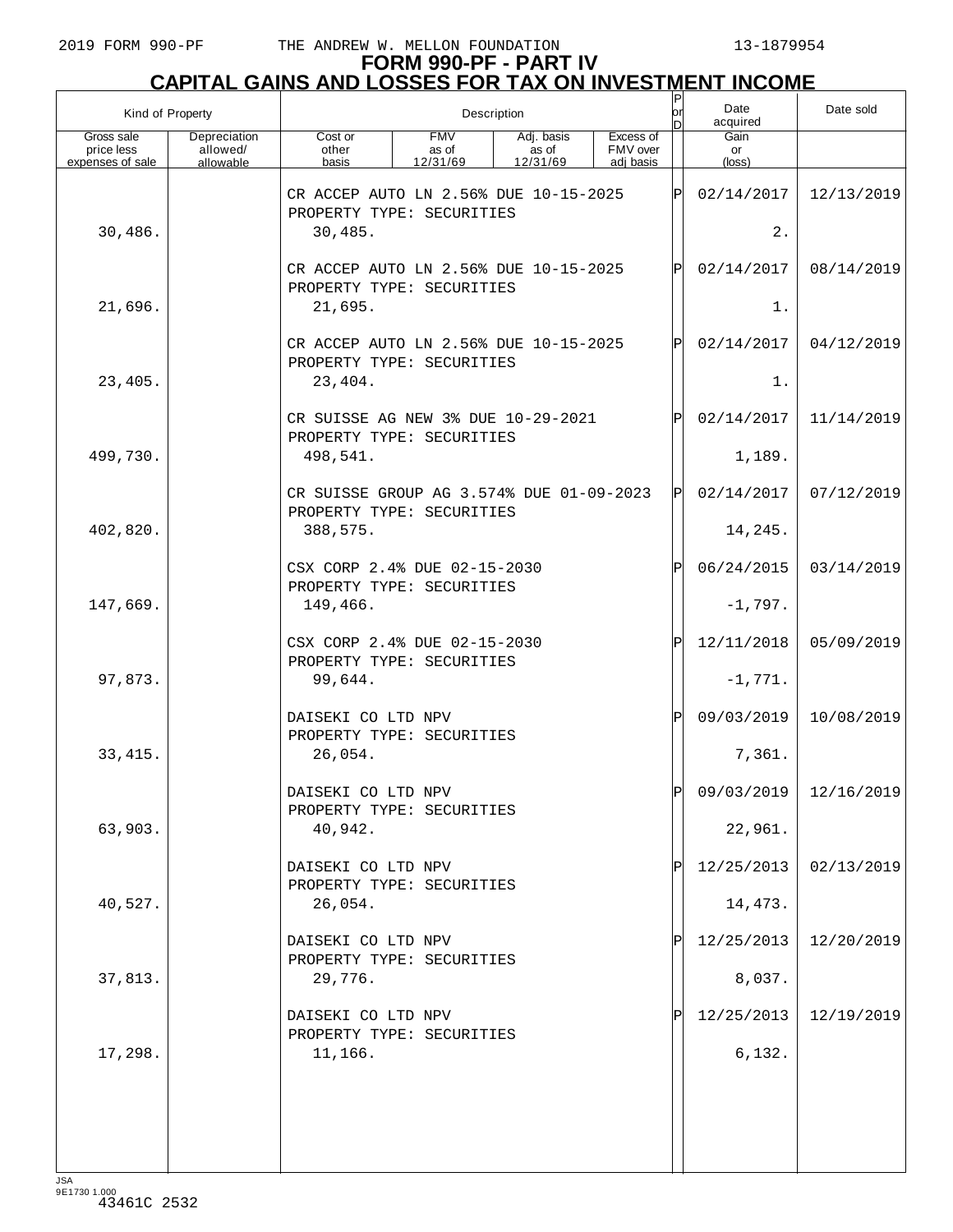# FORM 990-PF - PART IV

## CAPITAL GAINS AND LOSSES FOR TAX ON INVESTMENT INCOME

| Kind of Property | | Description | | | | P or D | Date acquired | Date sold |
|---|---|---|---|---|---|---|---|---|
| Gross sale price less expenses of sale | Depreciation allowed/ allowable | Cost or other basis | FMV as of 12/31/69 | Adj. basis as of 12/31/69 | Excess of FMV over adj basis | | Gain or (loss) | |
| | | CR ACCEP AUTO LN 2.56% DUE 10-15-2025 PROPERTY TYPE: SECURITIES | | | | P | 02/14/2017 | 12/13/2019 |
| 30,486. | | 30,485. | | | | | 2. | |
| | | CR ACCEP AUTO LN 2.56% DUE 10-15-2025 PROPERTY TYPE: SECURITIES | | | | P | 02/14/2017 | 08/14/2019 |
| 21,696. | | 21,695. | | | | | 1. | |
| | | CR ACCEP AUTO LN 2.56% DUE 10-15-2025 PROPERTY TYPE: SECURITIES | | | | P | 02/14/2017 | 04/12/2019 |
| 23,405. | | 23,404. | | | | | 1. | |
| | | CR SUISSE AG NEW 3% DUE 10-29-2021 PROPERTY TYPE: SECURITIES | | | | P | 02/14/2017 | 11/14/2019 |
| 499,730. | | 498,541. | | | | | 1,189. | |
| | | CR SUISSE GROUP AG 3.574% DUE 01-09-2023 PROPERTY TYPE: SECURITIES | | | | P | 02/14/2017 | 07/12/2019 |
| 402,820. | | 388,575. | | | | | 14,245. | |
| | | CSX CORP 2.4% DUE 02-15-2030 PROPERTY TYPE: SECURITIES | | | | P | 06/24/2015 | 03/14/2019 |
| 147,669. | | 149,466. | | | | | -1,797. | |
| | | CSX CORP 2.4% DUE 02-15-2030 PROPERTY TYPE: SECURITIES | | | | P | 12/11/2018 | 05/09/2019 |
| 97,873. | | 99,644. | | | | | -1,771. | |
| | | DAISEKI CO LTD NPV PROPERTY TYPE: SECURITIES | | | | P | 09/03/2019 | 10/08/2019 |
| 33,415. | | 26,054. | | | | | 7,361. | |
| | | DAISEKI CO LTD NPV PROPERTY TYPE: SECURITIES | | | | P | 09/03/2019 | 12/16/2019 |
| 63,903. | | 40,942. | | | | | 22,961. | |
| | | DAISEKI CO LTD NPV PROPERTY TYPE: SECURITIES | | | | P | 12/25/2013 | 02/13/2019 |
| 40,527. | | 26,054. | | | | | 14,473. | |
| | | DAISEKI CO LTD NPV PROPERTY TYPE: SECURITIES | | | | P | 12/25/2013 | 12/20/2019 |
| 37,813. | | 29,776. | | | | | 8,037. | |
| | | DAISEKI CO LTD NPV PROPERTY TYPE: SECURITIES | | | | P | 12/25/2013 | 12/19/2019 |
| 17,298. | | 11,166. | | | | | 6,132. | |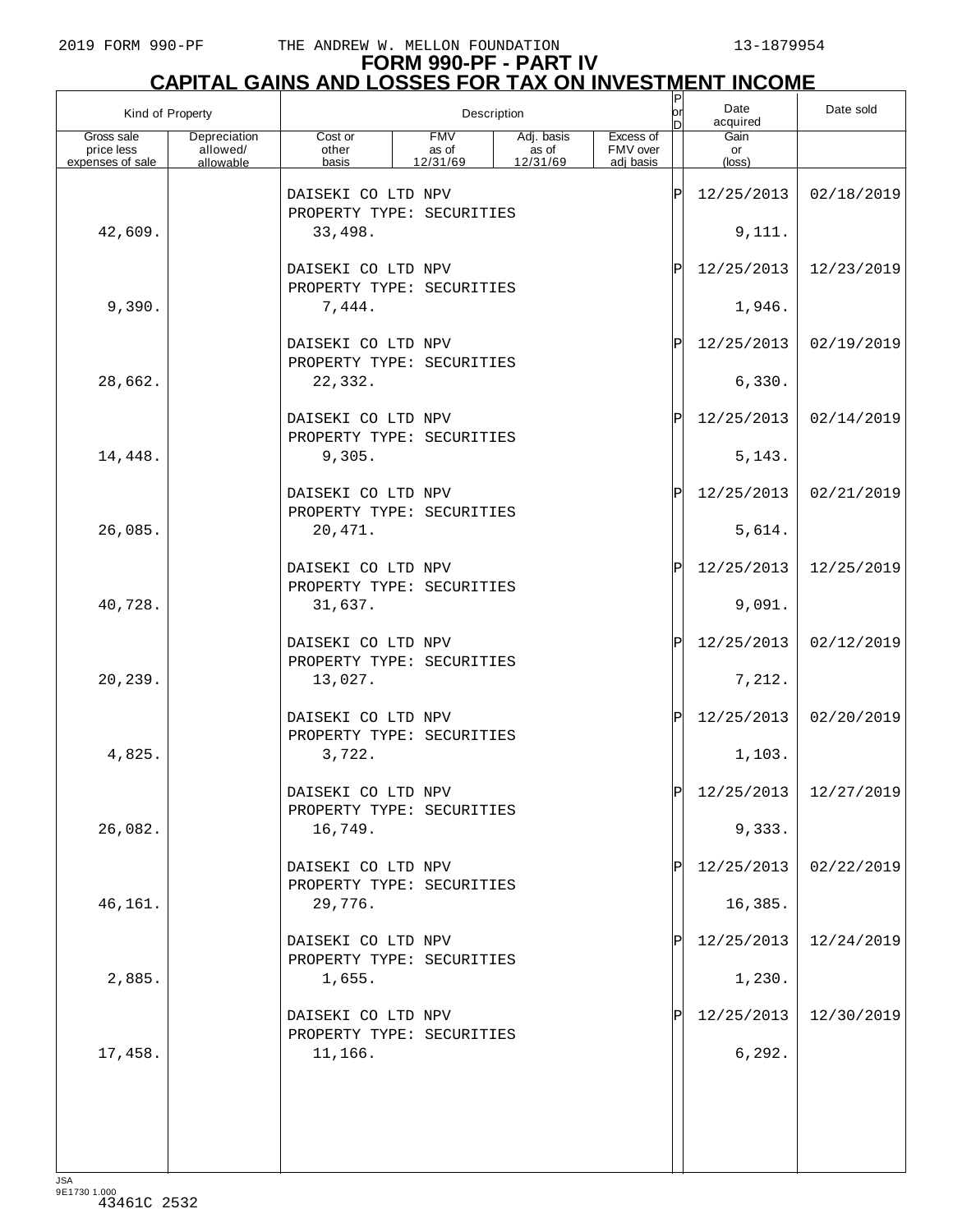# FORM 990-PF - PART IV

## CAPITAL GAINS AND LOSSES FOR TAX ON INVESTMENT INCOME

| Kind of Property | | Description | | | | P or D | Date acquired | Date sold |
|---|---|---|---|---|---|---|---|---|
| Gross sale price less expenses of sale | Depreciation allowed/ allowable | Cost or other basis | FMV as of 12/31/69 | Adj. basis as of 12/31/69 | Excess of FMV over adj basis | | Gain or (loss) | |
| | | DAISEKI CO LTD NPV PROPERTY TYPE: SECURITIES | | | | P | 12/25/2013 | 02/18/2019 |
| 42,609. | | 33,498. | | | | | 9,111. | |
| | | DAISEKI CO LTD NPV PROPERTY TYPE: SECURITIES | | | | P | 12/25/2013 | 12/23/2019 |
| 9,390. | | 7,444. | | | | | 1,946. | |
| | | DAISEKI CO LTD NPV PROPERTY TYPE: SECURITIES | | | | P | 12/25/2013 | 02/19/2019 |
| 28,662. | | 22,332. | | | | | 6,330. | |
| | | DAISEKI CO LTD NPV PROPERTY TYPE: SECURITIES | | | | P | 12/25/2013 | 02/14/2019 |
| 14,448. | | 9,305. | | | | | 5,143. | |
| | | DAISEKI CO LTD NPV PROPERTY TYPE: SECURITIES | | | | P | 12/25/2013 | 02/21/2019 |
| 26,085. | | 20,471. | | | | | 5,614. | |
| | | DAISEKI CO LTD NPV PROPERTY TYPE: SECURITIES | | | | P | 12/25/2013 | 12/25/2019 |
| 40,728. | | 31,637. | | | | | 9,091. | |
| | | DAISEKI CO LTD NPV PROPERTY TYPE: SECURITIES | | | | P | 12/25/2013 | 02/12/2019 |
| 20,239. | | 13,027. | | | | | 7,212. | |
| | | DAISEKI CO LTD NPV PROPERTY TYPE: SECURITIES | | | | P | 12/25/2013 | 02/20/2019 |
| 4,825. | | 3,722. | | | | | 1,103. | |
| | | DAISEKI CO LTD NPV PROPERTY TYPE: SECURITIES | | | | P | 12/25/2013 | 12/27/2019 |
| 26,082. | | 16,749. | | | | | 9,333. | |
| | | DAISEKI CO LTD NPV PROPERTY TYPE: SECURITIES | | | | P | 12/25/2013 | 02/22/2019 |
| 46,161. | | 29,776. | | | | | 16,385. | |
| | | DAISEKI CO LTD NPV PROPERTY TYPE: SECURITIES | | | | P | 12/25/2013 | 12/24/2019 |
| 2,885. | | 1,655. | | | | | 1,230. | |
| | | DAISEKI CO LTD NPV PROPERTY TYPE: SECURITIES | | | | P | 12/25/2013 | 12/30/2019 |
| 17,458. | | 11,166. | | | | | 6,292. | |

JSA
9E1730 1.000
43461C 2532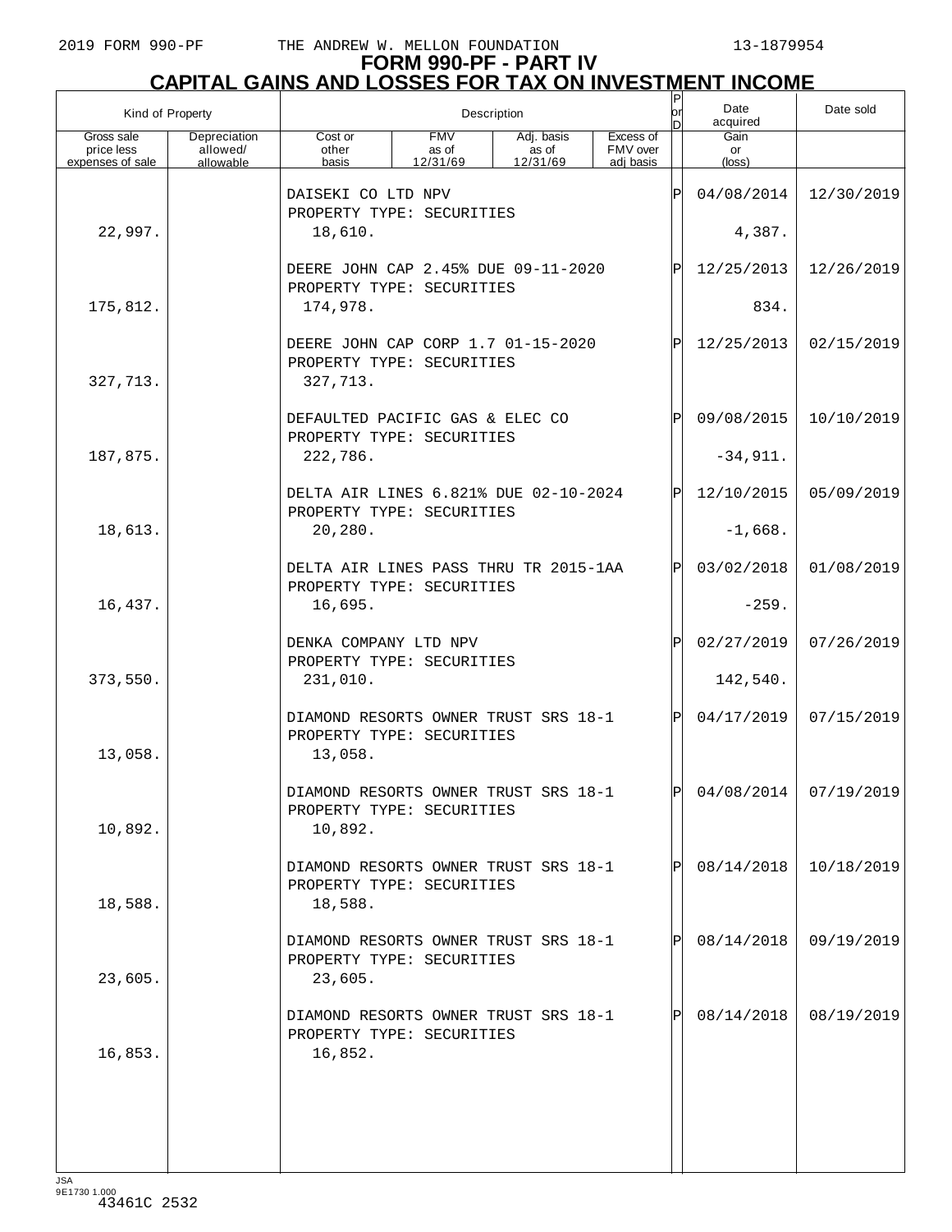# FORM 990-PF - PART IV
## CAPITAL GAINS AND LOSSES FOR TAX ON INVESTMENT INCOME

| Kind of Property | | Description | | | | P or D | Date acquired | Date sold |
|---|---|---|---|---|---|---|---|---|
| Gross sale price less expenses of sale | Depreciation allowed/ allowable | Cost or other basis | FMV as of 12/31/69 | Adj. basis as of 12/31/69 | Excess of FMV over adj basis | | Gain or (loss) | |
| | | DAISEKI CO LTD NPV PROPERTY TYPE: SECURITIES | | | | P | 04/08/2014 | 12/30/2019 |
| 22,997. | | 18,610. | | | | | 4,387. | |
| | | DEERE JOHN CAP 2.45% DUE 09-11-2020 PROPERTY TYPE: SECURITIES | | | | P | 12/25/2013 | 12/26/2019 |
| 175,812. | | 174,978. | | | | | 834. | |
| | | DEERE JOHN CAP CORP 1.7 01-15-2020 PROPERTY TYPE: SECURITIES | | | | P | 12/25/2013 | 02/15/2019 |
| 327,713. | | 327,713. | | | | | | |
| | | DEFAULTED PACIFIC GAS & ELEC CO PROPERTY TYPE: SECURITIES | | | | P | 09/08/2015 | 10/10/2019 |
| 187,875. | | 222,786. | | | | | -34,911. | |
| | | DELTA AIR LINES 6.821% DUE 02-10-2024 PROPERTY TYPE: SECURITIES | | | | P | 12/10/2015 | 05/09/2019 |
| 18,613. | | 20,280. | | | | | -1,668. | |
| | | DELTA AIR LINES PASS THRU TR 2015-1AA PROPERTY TYPE: SECURITIES | | | | P | 03/02/2018 | 01/08/2019 |
| 16,437. | | 16,695. | | | | | -259. | |
| | | DENKA COMPANY LTD NPV PROPERTY TYPE: SECURITIES | | | | P | 02/27/2019 | 07/26/2019 |
| 373,550. | | 231,010. | | | | | 142,540. | |
| | | DIAMOND RESORTS OWNER TRUST SRS 18-1 PROPERTY TYPE: SECURITIES | | | | P | 04/17/2019 | 07/15/2019 |
| 13,058. | | 13,058. | | | | | | |
| | | DIAMOND RESORTS OWNER TRUST SRS 18-1 PROPERTY TYPE: SECURITIES | | | | P | 04/08/2014 | 07/19/2019 |
| 10,892. | | 10,892. | | | | | | |
| | | DIAMOND RESORTS OWNER TRUST SRS 18-1 PROPERTY TYPE: SECURITIES | | | | P | 08/14/2018 | 10/18/2019 |
| 18,588. | | 18,588. | | | | | | |
| | | DIAMOND RESORTS OWNER TRUST SRS 18-1 PROPERTY TYPE: SECURITIES | | | | P | 08/14/2018 | 09/19/2019 |
| 23,605. | | 23,605. | | | | | | |
| | | DIAMOND RESORTS OWNER TRUST SRS 18-1 PROPERTY TYPE: SECURITIES | | | | P | 08/14/2018 | 08/19/2019 |
| 16,853. | | 16,852. | | | | | | |

JSA
9E1730 1.000
43461C 2532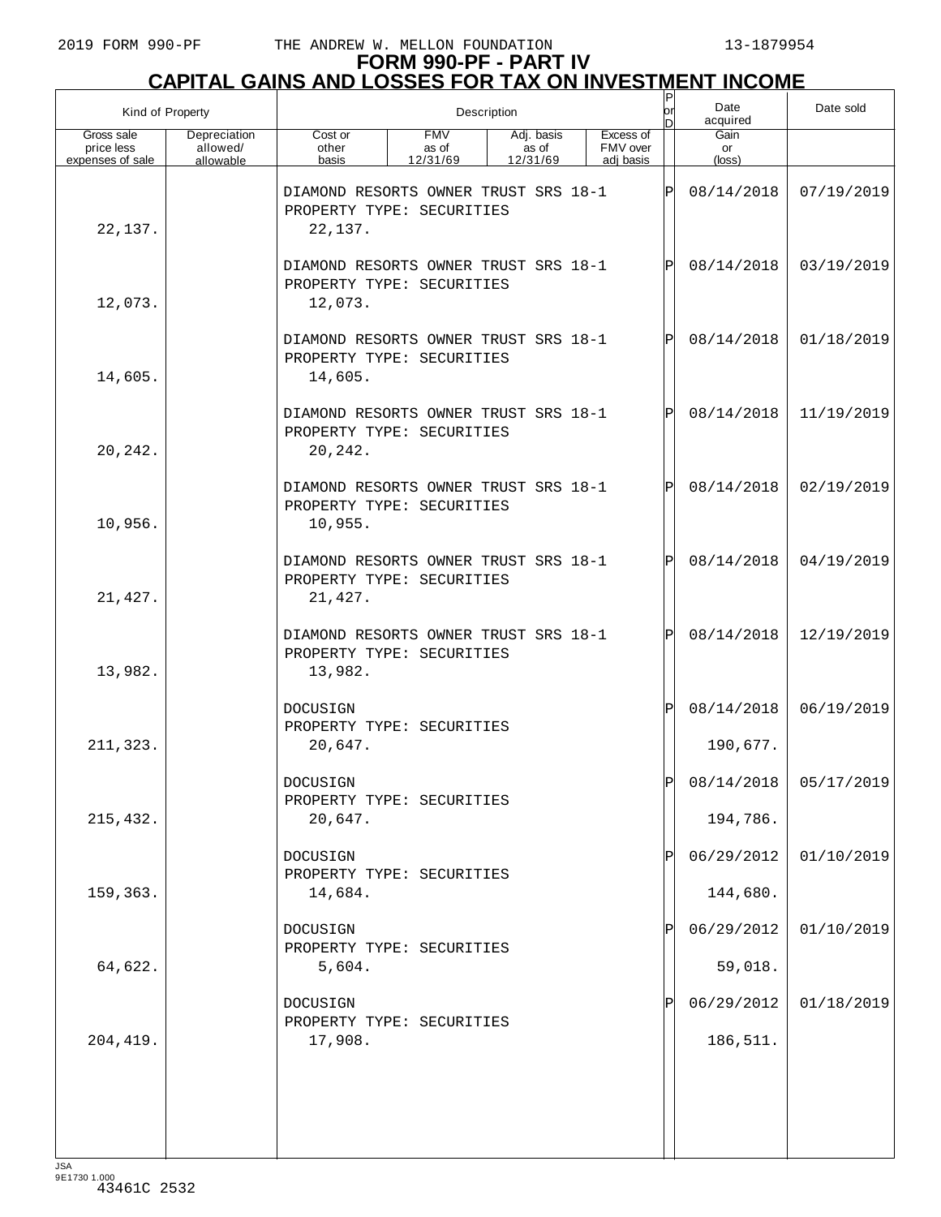# FORM 990-PF - PART IV
## CAPITAL GAINS AND LOSSES FOR TAX ON INVESTMENT INCOME

| Kind of Property | | Description | | | | P or D | Date acquired | Date sold |
|---|---|---|---|---|---|---|---|---|
| Gross sale price less expenses of sale | Depreciation allowed/ allowable | Cost or other basis | FMV as of 12/31/69 | Adj. basis as of 12/31/69 | Excess of FMV over adj basis | | Gain or (loss) | |
| | | DIAMOND RESORTS OWNER TRUST SRS 18-1 PROPERTY TYPE: SECURITIES | | | | P | 08/14/2018 | 07/19/2019 |
| 22,137. | | 22,137. | | | | | | |
| | | DIAMOND RESORTS OWNER TRUST SRS 18-1 PROPERTY TYPE: SECURITIES | | | | P | 08/14/2018 | 03/19/2019 |
| 12,073. | | 12,073. | | | | | | |
| | | DIAMOND RESORTS OWNER TRUST SRS 18-1 PROPERTY TYPE: SECURITIES | | | | P | 08/14/2018 | 01/18/2019 |
| 14,605. | | 14,605. | | | | | | |
| | | DIAMOND RESORTS OWNER TRUST SRS 18-1 PROPERTY TYPE: SECURITIES | | | | P | 08/14/2018 | 11/19/2019 |
| 20,242. | | 20,242. | | | | | | |
| | | DIAMOND RESORTS OWNER TRUST SRS 18-1 PROPERTY TYPE: SECURITIES | | | | P | 08/14/2018 | 02/19/2019 |
| 10,956. | | 10,955. | | | | | | |
| | | DIAMOND RESORTS OWNER TRUST SRS 18-1 PROPERTY TYPE: SECURITIES | | | | P | 08/14/2018 | 04/19/2019 |
| 21,427. | | 21,427. | | | | | | |
| | | DIAMOND RESORTS OWNER TRUST SRS 18-1 PROPERTY TYPE: SECURITIES | | | | P | 08/14/2018 | 12/19/2019 |
| 13,982. | | 13,982. | | | | | | |
| | | DOCUSIGN PROPERTY TYPE: SECURITIES | | | | P | 08/14/2018 | 06/19/2019 |
| 211,323. | | 20,647. | | | | | 190,677. | |
| | | DOCUSIGN PROPERTY TYPE: SECURITIES | | | | P | 08/14/2018 | 05/17/2019 |
| 215,432. | | 20,647. | | | | | 194,786. | |
| | | DOCUSIGN PROPERTY TYPE: SECURITIES | | | | P | 06/29/2012 | 01/10/2019 |
| 159,363. | | 14,684. | | | | | 144,680. | |
| | | DOCUSIGN PROPERTY TYPE: SECURITIES | | | | P | 06/29/2012 | 01/10/2019 |
| 64,622. | | 5,604. | | | | | 59,018. | |
| | | DOCUSIGN PROPERTY TYPE: SECURITIES | | | | P | 06/29/2012 | 01/18/2019 |
| 204,419. | | 17,908. | | | | | 186,511. | |

JSA
9E1730 1.000
43461C 2532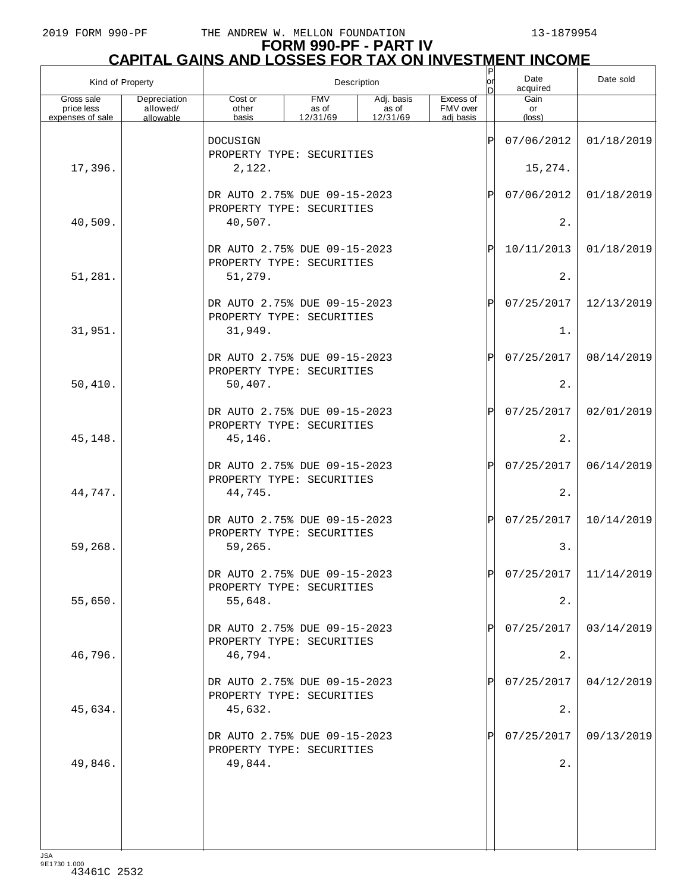# FORM 990-PF - PART IV
## CAPITAL GAINS AND LOSSES FOR TAX ON INVESTMENT INCOME

| Kind of Property | | Description | | | | P or D | Date acquired | Date sold |
|---|---|---|---|---|---|---|---|---|
| Gross sale price less expenses of sale | Depreciation allowed/ allowable | Cost or other basis | FMV as of 12/31/69 | Adj. basis as of 12/31/69 | Excess of FMV over adj basis | | Gain or (loss) | |
| | | DOCUSIGN<br>PROPERTY TYPE: SECURITIES | | | | P | 07/06/2012 | 01/18/2019 |
| 17,396. | | 2,122. | | | | | 15,274. | |
| | | DR AUTO 2.75% DUE 09-15-2023<br>PROPERTY TYPE: SECURITIES | | | | P | 07/06/2012 | 01/18/2019 |
| 40,509. | | 40,507. | | | | | 2. | |
| | | DR AUTO 2.75% DUE 09-15-2023<br>PROPERTY TYPE: SECURITIES | | | | P | 10/11/2013 | 01/18/2019 |
| 51,281. | | 51,279. | | | | | 2. | |
| | | DR AUTO 2.75% DUE 09-15-2023<br>PROPERTY TYPE: SECURITIES | | | | P | 07/25/2017 | 12/13/2019 |
| 31,951. | | 31,949. | | | | | 1. | |
| | | DR AUTO 2.75% DUE 09-15-2023<br>PROPERTY TYPE: SECURITIES | | | | P | 07/25/2017 | 08/14/2019 |
| 50,410. | | 50,407. | | | | | 2. | |
| | | DR AUTO 2.75% DUE 09-15-2023<br>PROPERTY TYPE: SECURITIES | | | | P | 07/25/2017 | 02/01/2019 |
| 45,148. | | 45,146. | | | | | 2. | |
| | | DR AUTO 2.75% DUE 09-15-2023<br>PROPERTY TYPE: SECURITIES | | | | P | 07/25/2017 | 06/14/2019 |
| 44,747. | | 44,745. | | | | | 2. | |
| | | DR AUTO 2.75% DUE 09-15-2023<br>PROPERTY TYPE: SECURITIES | | | | P | 07/25/2017 | 10/14/2019 |
| 59,268. | | 59,265. | | | | | 3. | |
| | | DR AUTO 2.75% DUE 09-15-2023<br>PROPERTY TYPE: SECURITIES | | | | P | 07/25/2017 | 11/14/2019 |
| 55,650. | | 55,648. | | | | | 2. | |
| | | DR AUTO 2.75% DUE 09-15-2023<br>PROPERTY TYPE: SECURITIES | | | | P | 07/25/2017 | 03/14/2019 |
| 46,796. | | 46,794. | | | | | 2. | |
| | | DR AUTO 2.75% DUE 09-15-2023<br>PROPERTY TYPE: SECURITIES | | | | P | 07/25/2017 | 04/12/2019 |
| 45,634. | | 45,632. | | | | | 2. | |
| | | DR AUTO 2.75% DUE 09-15-2023<br>PROPERTY TYPE: SECURITIES | | | | P | 07/25/2017 | 09/13/2019 |
| 49,846. | | 49,844. | | | | | 2. | |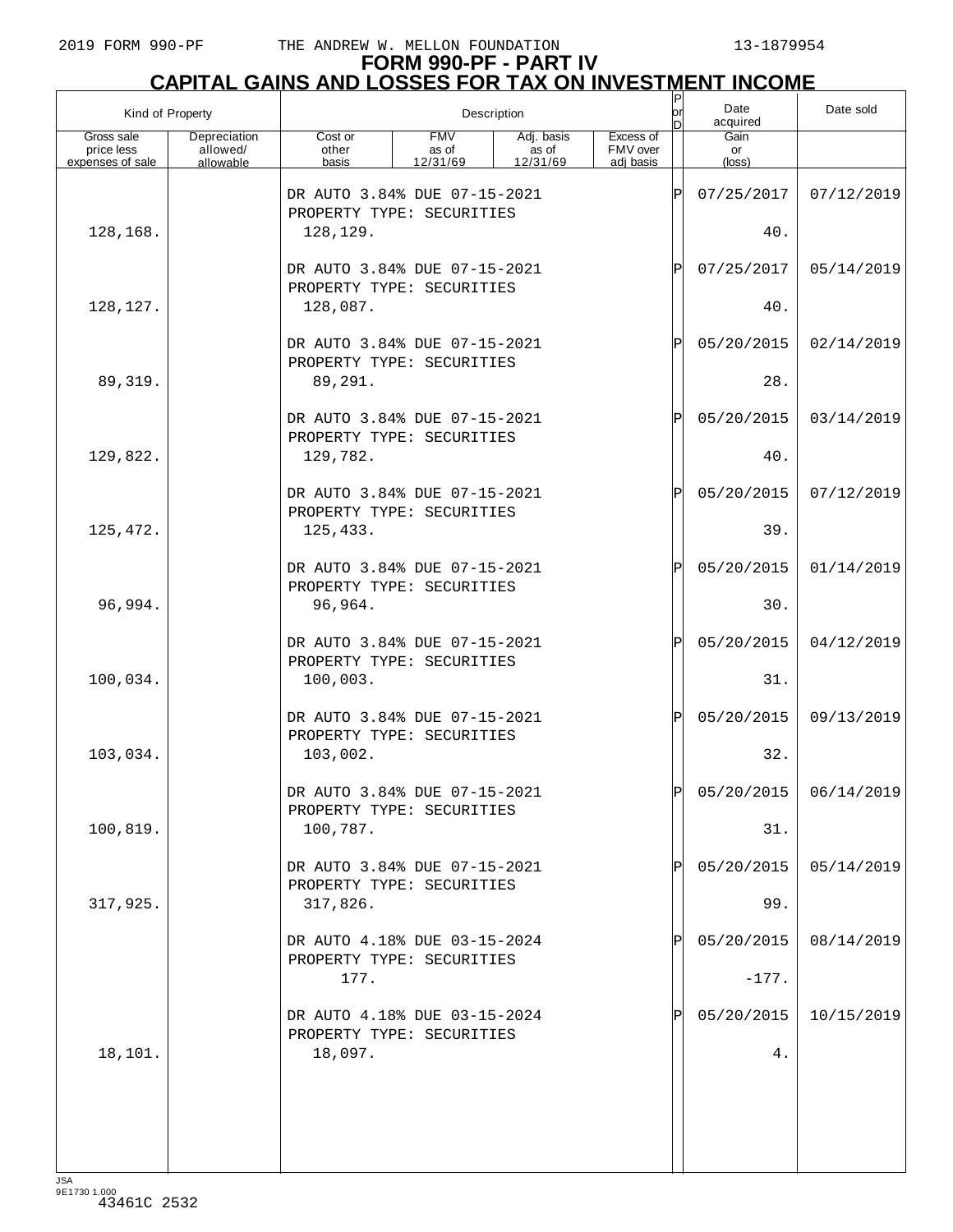# FORM 990-PF - PART IV
## CAPITAL GAINS AND LOSSES FOR TAX ON INVESTMENT INCOME

| Kind of Property | | Description | | | | P or D | Date acquired | Date sold |
|---|---|---|---|---|---|---|---|---|
| Gross sale price less expenses of sale | Depreciation allowed/ allowable | Cost or other basis | FMV as of 12/31/69 | Adj. basis as of 12/31/69 | Excess of FMV over adj basis | | Gain or (loss) | |
| | | DR AUTO 3.84% DUE 07-15-2021 PROPERTY TYPE: SECURITIES | | | | P | 07/25/2017 | 07/12/2019 |
| 128,168. | | 128,129. | | | | | 40. | |
| | | DR AUTO 3.84% DUE 07-15-2021 PROPERTY TYPE: SECURITIES | | | | P | 07/25/2017 | 05/14/2019 |
| 128,127. | | 128,087. | | | | | 40. | |
| | | DR AUTO 3.84% DUE 07-15-2021 PROPERTY TYPE: SECURITIES | | | | P | 05/20/2015 | 02/14/2019 |
| 89,319. | | 89,291. | | | | | 28. | |
| | | DR AUTO 3.84% DUE 07-15-2021 PROPERTY TYPE: SECURITIES | | | | P | 05/20/2015 | 03/14/2019 |
| 129,822. | | 129,782. | | | | | 40. | |
| | | DR AUTO 3.84% DUE 07-15-2021 PROPERTY TYPE: SECURITIES | | | | P | 05/20/2015 | 07/12/2019 |
| 125,472. | | 125,433. | | | | | 39. | |
| | | DR AUTO 3.84% DUE 07-15-2021 PROPERTY TYPE: SECURITIES | | | | P | 05/20/2015 | 01/14/2019 |
| 96,994. | | 96,964. | | | | | 30. | |
| | | DR AUTO 3.84% DUE 07-15-2021 PROPERTY TYPE: SECURITIES | | | | P | 05/20/2015 | 04/12/2019 |
| 100,034. | | 100,003. | | | | | 31. | |
| | | DR AUTO 3.84% DUE 07-15-2021 PROPERTY TYPE: SECURITIES | | | | P | 05/20/2015 | 09/13/2019 |
| 103,034. | | 103,002. | | | | | 32. | |
| | | DR AUTO 3.84% DUE 07-15-2021 PROPERTY TYPE: SECURITIES | | | | P | 05/20/2015 | 06/14/2019 |
| 100,819. | | 100,787. | | | | | 31. | |
| | | DR AUTO 3.84% DUE 07-15-2021 PROPERTY TYPE: SECURITIES | | | | P | 05/20/2015 | 05/14/2019 |
| 317,925. | | 317,826. | | | | | 99. | |
| | | DR AUTO 4.18% DUE 03-15-2024 PROPERTY TYPE: SECURITIES | | | | P | 05/20/2015 | 08/14/2019 |
| | | 177. | | | | | -177. | |
| | | DR AUTO 4.18% DUE 03-15-2024 PROPERTY TYPE: SECURITIES | | | | P | 05/20/2015 | 10/15/2019 |
| 18,101. | | 18,097. | | | | | 4. | |

JSA
9E1730 1.000
43461C 2532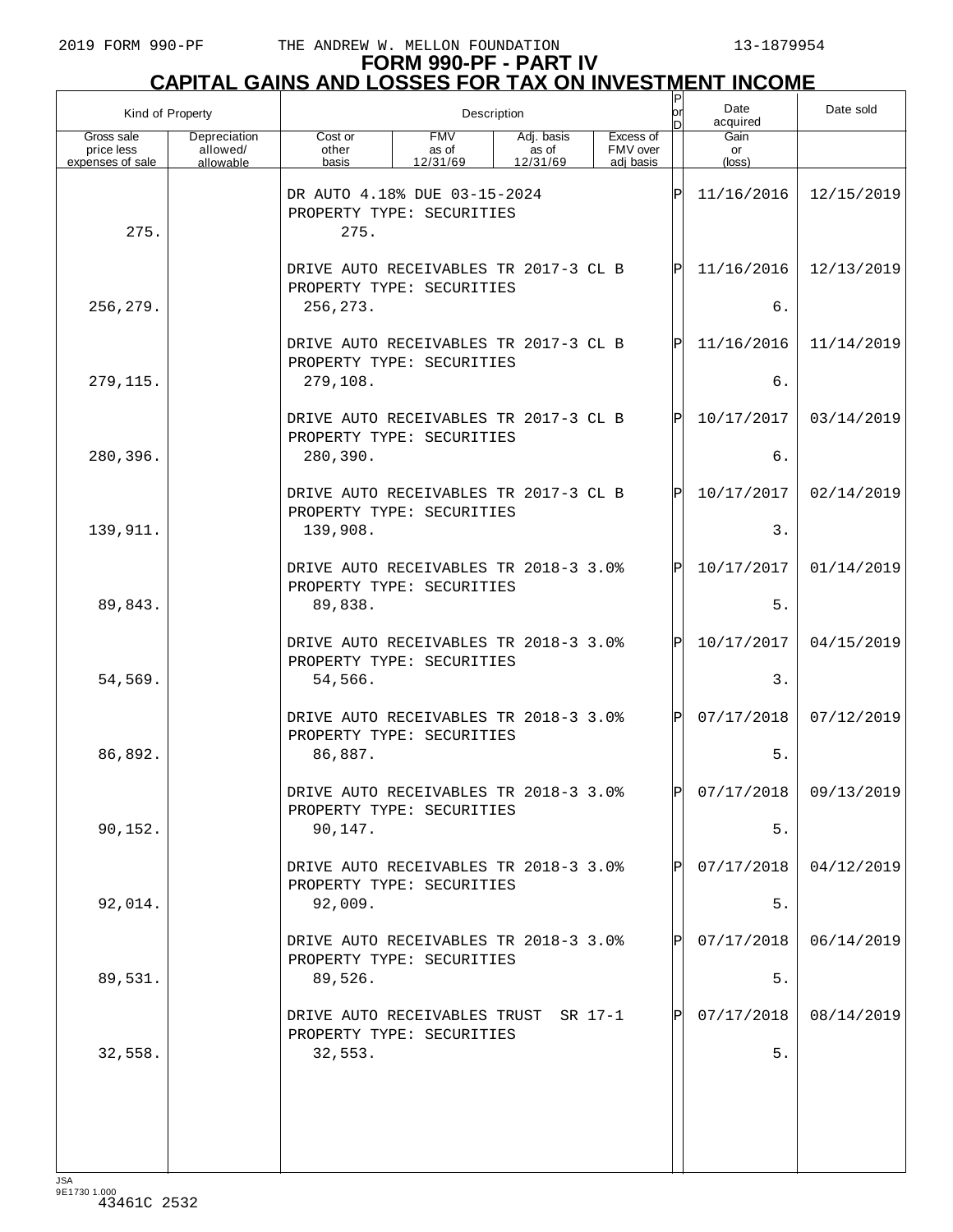# FORM 990-PF - PART IV

## CAPITAL GAINS AND LOSSES FOR TAX ON INVESTMENT INCOME

| Kind of Property | | Description | | | | P or D | Date acquired | Date sold |
|---|---|---|---|---|---|---|---|---|
| Gross sale price less expenses of sale | Depreciation allowed/ allowable | Cost or other basis | FMV as of 12/31/69 | Adj. basis as of 12/31/69 | Excess of FMV over adj basis | | Gain or (loss) | |
| | | DR AUTO 4.18% DUE 03-15-2024 PROPERTY TYPE: SECURITIES | | | | P | 11/16/2016 | 12/15/2019 |
| 275. | | 275. | | | | | | |
| | | DRIVE AUTO RECEIVABLES TR 2017-3 CL B PROPERTY TYPE: SECURITIES | | | | P | 11/16/2016 | 12/13/2019 |
| 256,279. | | 256,273. | | | | | 6. | |
| | | DRIVE AUTO RECEIVABLES TR 2017-3 CL B PROPERTY TYPE: SECURITIES | | | | P | 11/16/2016 | 11/14/2019 |
| 279,115. | | 279,108. | | | | | 6. | |
| | | DRIVE AUTO RECEIVABLES TR 2017-3 CL B PROPERTY TYPE: SECURITIES | | | | P | 10/17/2017 | 03/14/2019 |
| 280,396. | | 280,390. | | | | | 6. | |
| | | DRIVE AUTO RECEIVABLES TR 2017-3 CL B PROPERTY TYPE: SECURITIES | | | | P | 10/17/2017 | 02/14/2019 |
| 139,911. | | 139,908. | | | | | 3. | |
| | | DRIVE AUTO RECEIVABLES TR 2018-3 3.0% PROPERTY TYPE: SECURITIES | | | | P | 10/17/2017 | 01/14/2019 |
| 89,843. | | 89,838. | | | | | 5. | |
| | | DRIVE AUTO RECEIVABLES TR 2018-3 3.0% PROPERTY TYPE: SECURITIES | | | | P | 10/17/2017 | 04/15/2019 |
| 54,569. | | 54,566. | | | | | 3. | |
| | | DRIVE AUTO RECEIVABLES TR 2018-3 3.0% PROPERTY TYPE: SECURITIES | | | | P | 07/17/2018 | 07/12/2019 |
| 86,892. | | 86,887. | | | | | 5. | |
| | | DRIVE AUTO RECEIVABLES TR 2018-3 3.0% PROPERTY TYPE: SECURITIES | | | | P | 07/17/2018 | 09/13/2019 |
| 90,152. | | 90,147. | | | | | 5. | |
| | | DRIVE AUTO RECEIVABLES TR 2018-3 3.0% PROPERTY TYPE: SECURITIES | | | | P | 07/17/2018 | 04/12/2019 |
| 92,014. | | 92,009. | | | | | 5. | |
| | | DRIVE AUTO RECEIVABLES TR 2018-3 3.0% PROPERTY TYPE: SECURITIES | | | | P | 07/17/2018 | 06/14/2019 |
| 89,531. | | 89,526. | | | | | 5. | |
| | | DRIVE AUTO RECEIVABLES TRUST SR 17-1 PROPERTY TYPE: SECURITIES | | | | P | 07/17/2018 | 08/14/2019 |
| 32,558. | | 32,553. | | | | | 5. | |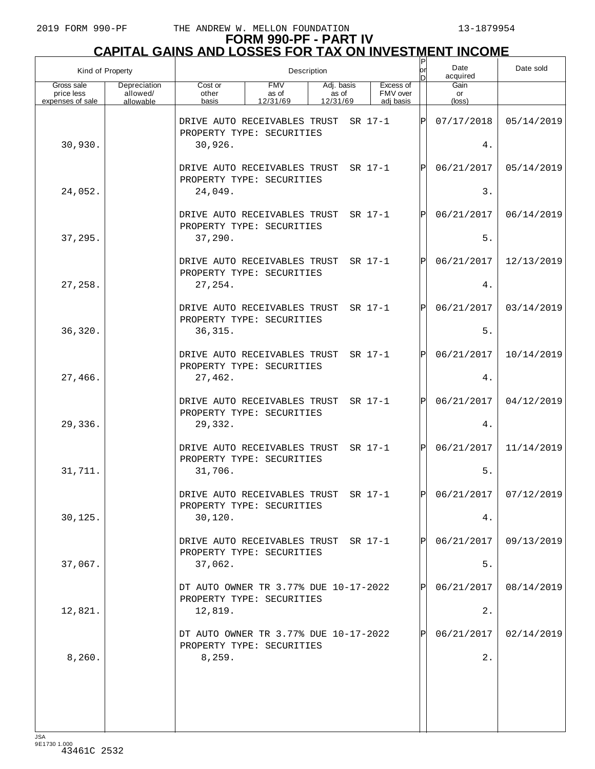# FORM 990-PF - PART IV
## CAPITAL GAINS AND LOSSES FOR TAX ON INVESTMENT INCOME

| Kind of Property | | Description | | | | P or D | Date acquired | Date sold |
|---|---|---|---|---|---|---|---|---|
| Gross sale price less expenses of sale | Depreciation allowed/ allowable | Cost or other basis | FMV as of 12/31/69 | Adj. basis as of 12/31/69 | Excess of FMV over adj basis | | Gain or (loss) | |
| | | DRIVE AUTO RECEIVABLES TRUST SR 17-1 PROPERTY TYPE: SECURITIES | | | | P | 07/17/2018 | 05/14/2019 |
| 30,930. | | 30,926. | | | | | 4. | |
| | | DRIVE AUTO RECEIVABLES TRUST SR 17-1 PROPERTY TYPE: SECURITIES | | | | P | 06/21/2017 | 05/14/2019 |
| 24,052. | | 24,049. | | | | | 3. | |
| | | DRIVE AUTO RECEIVABLES TRUST SR 17-1 PROPERTY TYPE: SECURITIES | | | | P | 06/21/2017 | 06/14/2019 |
| 37,295. | | 37,290. | | | | | 5. | |
| | | DRIVE AUTO RECEIVABLES TRUST SR 17-1 PROPERTY TYPE: SECURITIES | | | | P | 06/21/2017 | 12/13/2019 |
| 27,258. | | 27,254. | | | | | 4. | |
| | | DRIVE AUTO RECEIVABLES TRUST SR 17-1 PROPERTY TYPE: SECURITIES | | | | P | 06/21/2017 | 03/14/2019 |
| 36,320. | | 36,315. | | | | | 5. | |
| | | DRIVE AUTO RECEIVABLES TRUST SR 17-1 PROPERTY TYPE: SECURITIES | | | | P | 06/21/2017 | 10/14/2019 |
| 27,466. | | 27,462. | | | | | 4. | |
| | | DRIVE AUTO RECEIVABLES TRUST SR 17-1 PROPERTY TYPE: SECURITIES | | | | P | 06/21/2017 | 04/12/2019 |
| 29,336. | | 29,332. | | | | | 4. | |
| | | DRIVE AUTO RECEIVABLES TRUST SR 17-1 PROPERTY TYPE: SECURITIES | | | | P | 06/21/2017 | 11/14/2019 |
| 31,711. | | 31,706. | | | | | 5. | |
| | | DRIVE AUTO RECEIVABLES TRUST SR 17-1 PROPERTY TYPE: SECURITIES | | | | P | 06/21/2017 | 07/12/2019 |
| 30,125. | | 30,120. | | | | | 4. | |
| | | DRIVE AUTO RECEIVABLES TRUST SR 17-1 PROPERTY TYPE: SECURITIES | | | | P | 06/21/2017 | 09/13/2019 |
| 37,067. | | 37,062. | | | | | 5. | |
| | | DT AUTO OWNER TR 3.77% DUE 10-17-2022 PROPERTY TYPE: SECURITIES | | | | P | 06/21/2017 | 08/14/2019 |
| 12,821. | | 12,819. | | | | | 2. | |
| | | DT AUTO OWNER TR 3.77% DUE 10-17-2022 PROPERTY TYPE: SECURITIES | | | | P | 06/21/2017 | 02/14/2019 |
| 8,260. | | 8,259. | | | | | 2. | |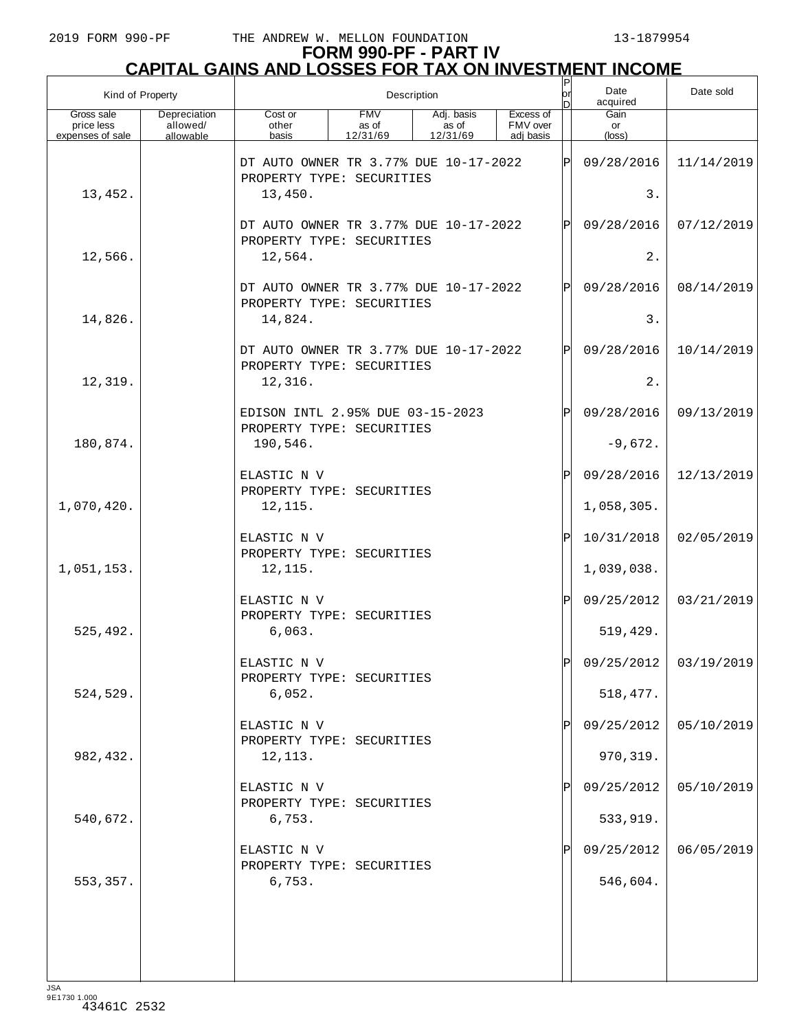2019 FORM 990-PF THE ANDREW W. MELLON FOUNDATION 13-1879954

# FORM 990-PF - PART IV
## CAPITAL GAINS AND LOSSES FOR TAX ON INVESTMENT INCOME

| Kind of Property | | Description | | | | P or D | Date acquired | Date sold |
|---|---|---|---|---|---|---|---|---|
| Gross sale price less expenses of sale | Depreciation allowed/ allowable | Cost or other basis | FMV as of 12/31/69 | Adj. basis as of 12/31/69 | Excess of FMV over adj basis | | Gain or (loss) | |
| | | DT AUTO OWNER TR 3.77% DUE 10-17-2022<br>PROPERTY TYPE: SECURITIES | | | | P | 09/28/2016 | 11/14/2019 |
| 13,452. | | 13,450. | | | | | 3. | |
| | | DT AUTO OWNER TR 3.77% DUE 10-17-2022<br>PROPERTY TYPE: SECURITIES | | | | P | 09/28/2016 | 07/12/2019 |
| 12,566. | | 12,564. | | | | | 2. | |
| | | DT AUTO OWNER TR 3.77% DUE 10-17-2022<br>PROPERTY TYPE: SECURITIES | | | | P | 09/28/2016 | 08/14/2019 |
| 14,826. | | 14,824. | | | | | 3. | |
| | | DT AUTO OWNER TR 3.77% DUE 10-17-2022<br>PROPERTY TYPE: SECURITIES | | | | P | 09/28/2016 | 10/14/2019 |
| 12,319. | | 12,316. | | | | | 2. | |
| | | EDISON INTL 2.95% DUE 03-15-2023<br>PROPERTY TYPE: SECURITIES | | | | P | 09/28/2016 | 09/13/2019 |
| 180,874. | | 190,546. | | | | | -9,672. | |
| | | ELASTIC N V<br>PROPERTY TYPE: SECURITIES | | | | P | 09/28/2016 | 12/13/2019 |
| 1,070,420. | | 12,115. | | | | | 1,058,305. | |
| | | ELASTIC N V<br>PROPERTY TYPE: SECURITIES | | | | P | 10/31/2018 | 02/05/2019 |
| 1,051,153. | | 12,115. | | | | | 1,039,038. | |
| | | ELASTIC N V<br>PROPERTY TYPE: SECURITIES | | | | P | 09/25/2012 | 03/21/2019 |
| 525,492. | | 6,063. | | | | | 519,429. | |
| | | ELASTIC N V<br>PROPERTY TYPE: SECURITIES | | | | P | 09/25/2012 | 03/19/2019 |
| 524,529. | | 6,052. | | | | | 518,477. | |
| | | ELASTIC N V<br>PROPERTY TYPE: SECURITIES | | | | P | 09/25/2012 | 05/10/2019 |
| 982,432. | | 12,113. | | | | | 970,319. | |
| | | ELASTIC N V<br>PROPERTY TYPE: SECURITIES | | | | P | 09/25/2012 | 05/10/2019 |
| 540,672. | | 6,753. | | | | | 533,919. | |
| | | ELASTIC N V<br>PROPERTY TYPE: SECURITIES | | | | P | 09/25/2012 | 06/05/2019 |
| 553,357. | | 6,753. | | | | | 546,604. | |

JSA
9E1730 1.000
43461C 2532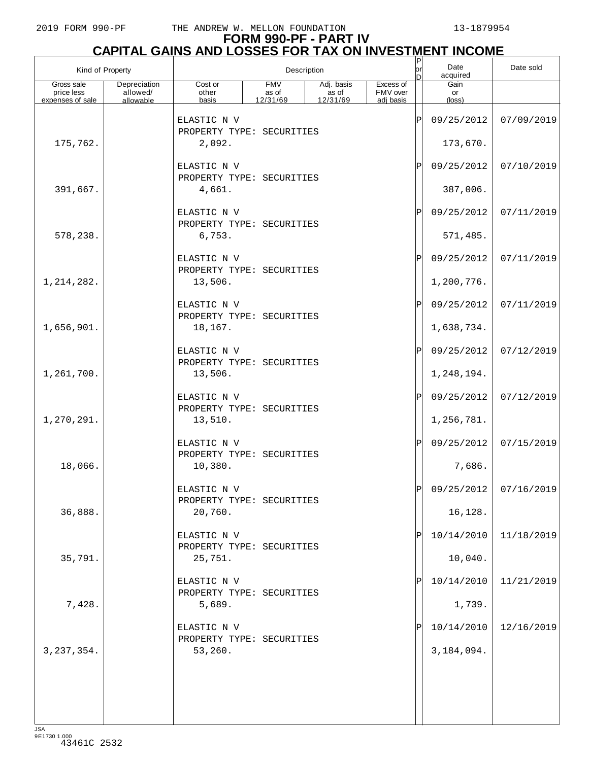2019 FORM 990-PF THE ANDREW W. MELLON FOUNDATION 13-1879954

# FORM 990-PF - PART IV
## CAPITAL GAINS AND LOSSES FOR TAX ON INVESTMENT INCOME

| Kind of Property | | Description | | | | P or D | Date acquired | Date sold |
|---|---|---|---|---|---|---|---|---|
| Gross sale price less expenses of sale | Depreciation allowed/ allowable | Cost or other basis | FMV as of 12/31/69 | Adj. basis as of 12/31/69 | Excess of FMV over adj basis | | Gain or (loss) | |
| | | ELASTIC N V<br>PROPERTY TYPE: SECURITIES | | | | P | 09/25/2012 | 07/09/2019 |
| 175,762. | | 2,092. | | | | | 173,670. | |
| | | ELASTIC N V<br>PROPERTY TYPE: SECURITIES | | | | P | 09/25/2012 | 07/10/2019 |
| 391,667. | | 4,661. | | | | | 387,006. | |
| | | ELASTIC N V<br>PROPERTY TYPE: SECURITIES | | | | P | 09/25/2012 | 07/11/2019 |
| 578,238. | | 6,753. | | | | | 571,485. | |
| | | ELASTIC N V<br>PROPERTY TYPE: SECURITIES | | | | P | 09/25/2012 | 07/11/2019 |
| 1,214,282. | | 13,506. | | | | | 1,200,776. | |
| | | ELASTIC N V<br>PROPERTY TYPE: SECURITIES | | | | P | 09/25/2012 | 07/11/2019 |
| 1,656,901. | | 18,167. | | | | | 1,638,734. | |
| | | ELASTIC N V<br>PROPERTY TYPE: SECURITIES | | | | P | 09/25/2012 | 07/12/2019 |
| 1,261,700. | | 13,506. | | | | | 1,248,194. | |
| | | ELASTIC N V<br>PROPERTY TYPE: SECURITIES | | | | P | 09/25/2012 | 07/12/2019 |
| 1,270,291. | | 13,510. | | | | | 1,256,781. | |
| | | ELASTIC N V<br>PROPERTY TYPE: SECURITIES | | | | P | 09/25/2012 | 07/15/2019 |
| 18,066. | | 10,380. | | | | | 7,686. | |
| | | ELASTIC N V<br>PROPERTY TYPE: SECURITIES | | | | P | 09/25/2012 | 07/16/2019 |
| 36,888. | | 20,760. | | | | | 16,128. | |
| | | ELASTIC N V<br>PROPERTY TYPE: SECURITIES | | | | P | 10/14/2010 | 11/18/2019 |
| 35,791. | | 25,751. | | | | | 10,040. | |
| | | ELASTIC N V<br>PROPERTY TYPE: SECURITIES | | | | P | 10/14/2010 | 11/21/2019 |
| 7,428. | | 5,689. | | | | | 1,739. | |
| | | ELASTIC N V<br>PROPERTY TYPE: SECURITIES | | | | P | 10/14/2010 | 12/16/2019 |
| 3,237,354. | | 53,260. | | | | | 3,184,094. | |

JSA
9E1730 1.000
43461C 2532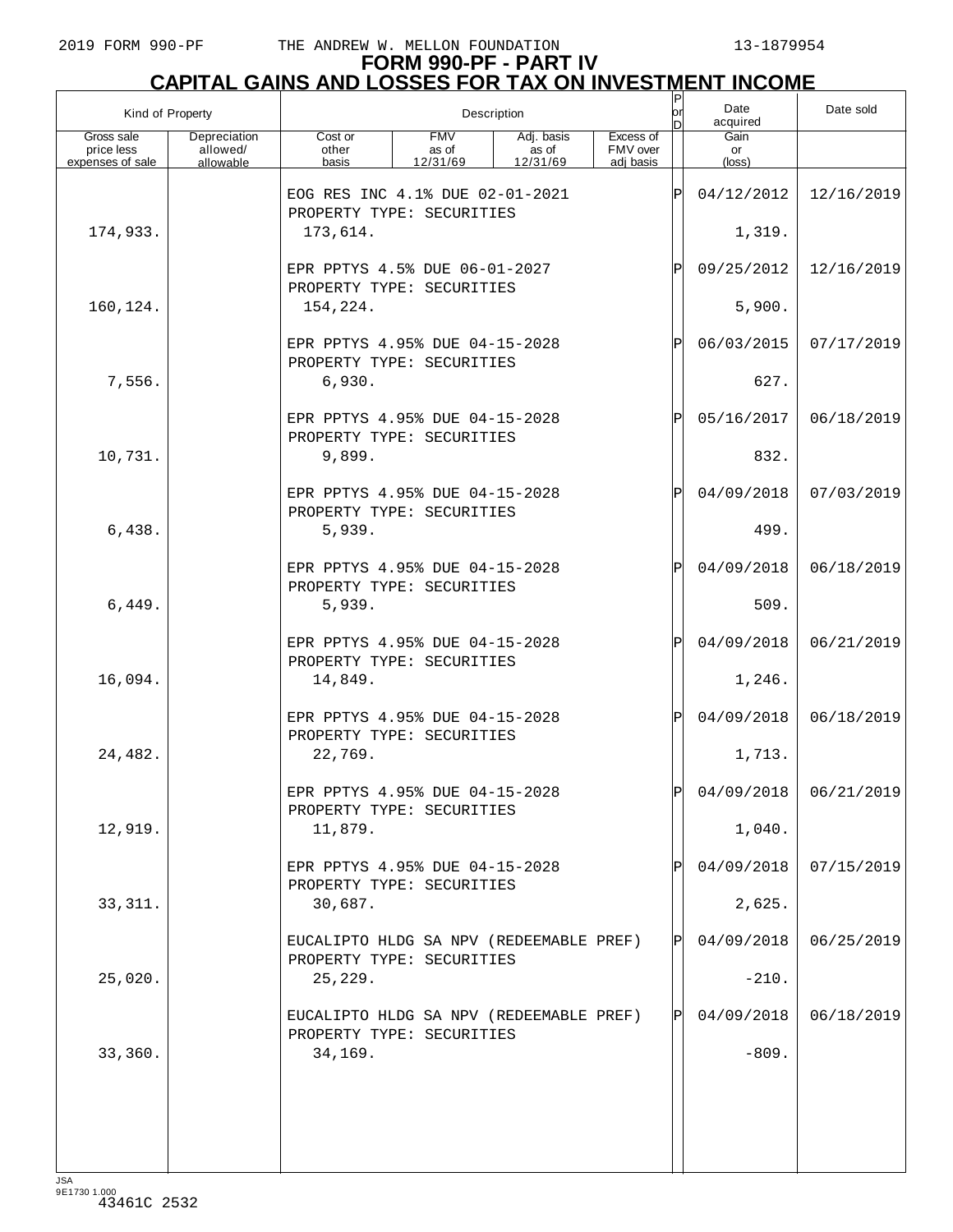# FORM 990-PF - PART IV
## CAPITAL GAINS AND LOSSES FOR TAX ON INVESTMENT INCOME

| Kind of Property | | Description | | | | P or D | Date acquired | Date sold |
|---|---|---|---|---|---|---|---|---|
| Gross sale price less expenses of sale | Depreciation allowed/ allowable | Cost or other basis | FMV as of 12/31/69 | Adj. basis as of 12/31/69 | Excess of FMV over adj basis | | Gain or (loss) | |
| | | EOG RES INC 4.1% DUE 02-01-2021 PROPERTY TYPE: SECURITIES | | | | P | 04/12/2012 | 12/16/2019 |
| 174,933. | | 173,614. | | | | | 1,319. | |
| | | EPR PPTYS 4.5% DUE 06-01-2027 PROPERTY TYPE: SECURITIES | | | | P | 09/25/2012 | 12/16/2019 |
| 160,124. | | 154,224. | | | | | 5,900. | |
| | | EPR PPTYS 4.95% DUE 04-15-2028 PROPERTY TYPE: SECURITIES | | | | P | 06/03/2015 | 07/17/2019 |
| 7,556. | | 6,930. | | | | | 627. | |
| | | EPR PPTYS 4.95% DUE 04-15-2028 PROPERTY TYPE: SECURITIES | | | | P | 05/16/2017 | 06/18/2019 |
| 10,731. | | 9,899. | | | | | 832. | |
| | | EPR PPTYS 4.95% DUE 04-15-2028 PROPERTY TYPE: SECURITIES | | | | P | 04/09/2018 | 07/03/2019 |
| 6,438. | | 5,939. | | | | | 499. | |
| | | EPR PPTYS 4.95% DUE 04-15-2028 PROPERTY TYPE: SECURITIES | | | | P | 04/09/2018 | 06/18/2019 |
| 6,449. | | 5,939. | | | | | 509. | |
| | | EPR PPTYS 4.95% DUE 04-15-2028 PROPERTY TYPE: SECURITIES | | | | P | 04/09/2018 | 06/21/2019 |
| 16,094. | | 14,849. | | | | | 1,246. | |
| | | EPR PPTYS 4.95% DUE 04-15-2028 PROPERTY TYPE: SECURITIES | | | | P | 04/09/2018 | 06/18/2019 |
| 24,482. | | 22,769. | | | | | 1,713. | |
| | | EPR PPTYS 4.95% DUE 04-15-2028 PROPERTY TYPE: SECURITIES | | | | P | 04/09/2018 | 06/21/2019 |
| 12,919. | | 11,879. | | | | | 1,040. | |
| | | EPR PPTYS 4.95% DUE 04-15-2028 PROPERTY TYPE: SECURITIES | | | | P | 04/09/2018 | 07/15/2019 |
| 33,311. | | 30,687. | | | | | 2,625. | |
| | | EUCALIPTO HLDG SA NPV (REDEEMABLE PREF) PROPERTY TYPE: SECURITIES | | | | P | 04/09/2018 | 06/25/2019 |
| 25,020. | | 25,229. | | | | | -210. | |
| | | EUCALIPTO HLDG SA NPV (REDEEMABLE PREF) PROPERTY TYPE: SECURITIES | | | | P | 04/09/2018 | 06/18/2019 |
| 33,360. | | 34,169. | | | | | -809. | |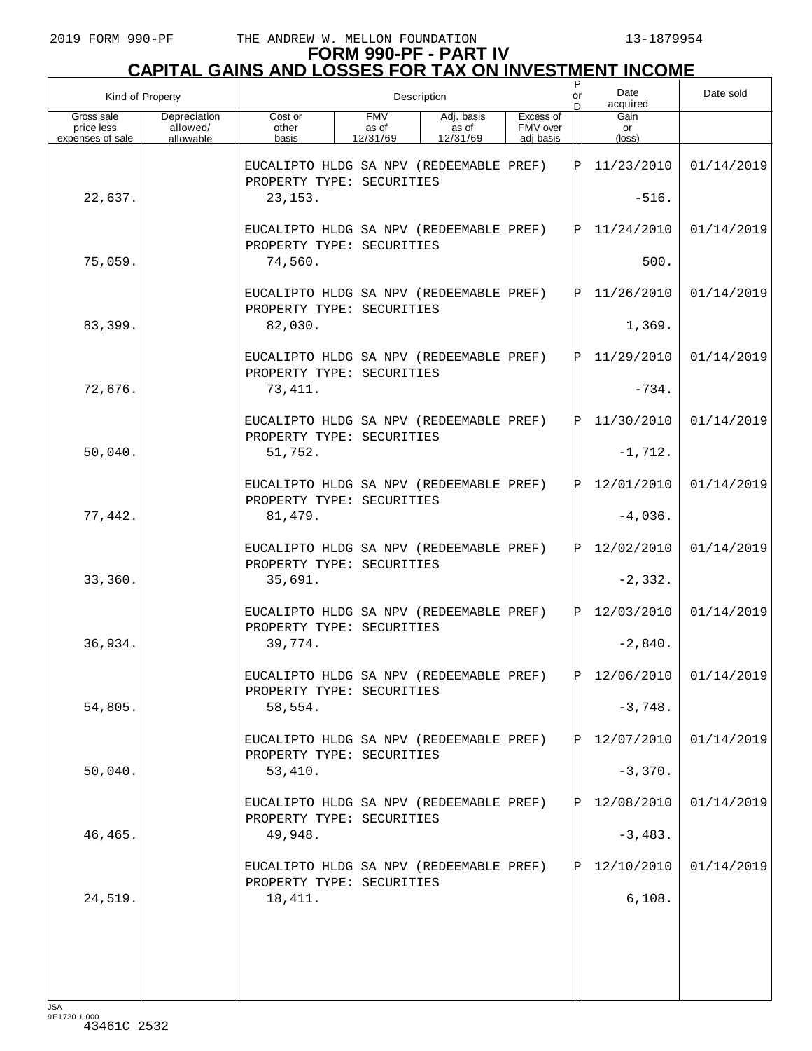# FORM 990-PF - PART IV
## CAPITAL GAINS AND LOSSES FOR TAX ON INVESTMENT INCOME

| Kind of Property | | Description | | | | P or D | Date acquired | Date sold |
|---|---|---|---|---|---|---|---|---|
| Gross sale price less expenses of sale | Depreciation allowed/ allowable | Cost or other basis | FMV as of 12/31/69 | Adj. basis as of 12/31/69 | Excess of FMV over adj basis | | Gain or (loss) | |
| | | EUCALIPTO HLDG SA NPV (REDEEMABLE PREF) PROPERTY TYPE: SECURITIES | | | | P | 11/23/2010 | 01/14/2019 |
| 22,637. | | 23,153. | | | | | -516. | |
| | | EUCALIPTO HLDG SA NPV (REDEEMABLE PREF) PROPERTY TYPE: SECURITIES | | | | P | 11/24/2010 | 01/14/2019 |
| 75,059. | | 74,560. | | | | | 500. | |
| | | EUCALIPTO HLDG SA NPV (REDEEMABLE PREF) PROPERTY TYPE: SECURITIES | | | | P | 11/26/2010 | 01/14/2019 |
| 83,399. | | 82,030. | | | | | 1,369. | |
| | | EUCALIPTO HLDG SA NPV (REDEEMABLE PREF) PROPERTY TYPE: SECURITIES | | | | P | 11/29/2010 | 01/14/2019 |
| 72,676. | | 73,411. | | | | | -734. | |
| | | EUCALIPTO HLDG SA NPV (REDEEMABLE PREF) PROPERTY TYPE: SECURITIES | | | | P | 11/30/2010 | 01/14/2019 |
| 50,040. | | 51,752. | | | | | -1,712. | |
| | | EUCALIPTO HLDG SA NPV (REDEEMABLE PREF) PROPERTY TYPE: SECURITIES | | | | P | 12/01/2010 | 01/14/2019 |
| 77,442. | | 81,479. | | | | | -4,036. | |
| | | EUCALIPTO HLDG SA NPV (REDEEMABLE PREF) PROPERTY TYPE: SECURITIES | | | | P | 12/02/2010 | 01/14/2019 |
| 33,360. | | 35,691. | | | | | -2,332. | |
| | | EUCALIPTO HLDG SA NPV (REDEEMABLE PREF) PROPERTY TYPE: SECURITIES | | | | P | 12/03/2010 | 01/14/2019 |
| 36,934. | | 39,774. | | | | | -2,840. | |
| | | EUCALIPTO HLDG SA NPV (REDEEMABLE PREF) PROPERTY TYPE: SECURITIES | | | | P | 12/06/2010 | 01/14/2019 |
| 54,805. | | 58,554. | | | | | -3,748. | |
| | | EUCALIPTO HLDG SA NPV (REDEEMABLE PREF) PROPERTY TYPE: SECURITIES | | | | P | 12/07/2010 | 01/14/2019 |
| 50,040. | | 53,410. | | | | | -3,370. | |
| | | EUCALIPTO HLDG SA NPV (REDEEMABLE PREF) PROPERTY TYPE: SECURITIES | | | | P | 12/08/2010 | 01/14/2019 |
| 46,465. | | 49,948. | | | | | -3,483. | |
| | | EUCALIPTO HLDG SA NPV (REDEEMABLE PREF) PROPERTY TYPE: SECURITIES | | | | P | 12/10/2010 | 01/14/2019 |
| 24,519. | | 18,411. | | | | | 6,108. | |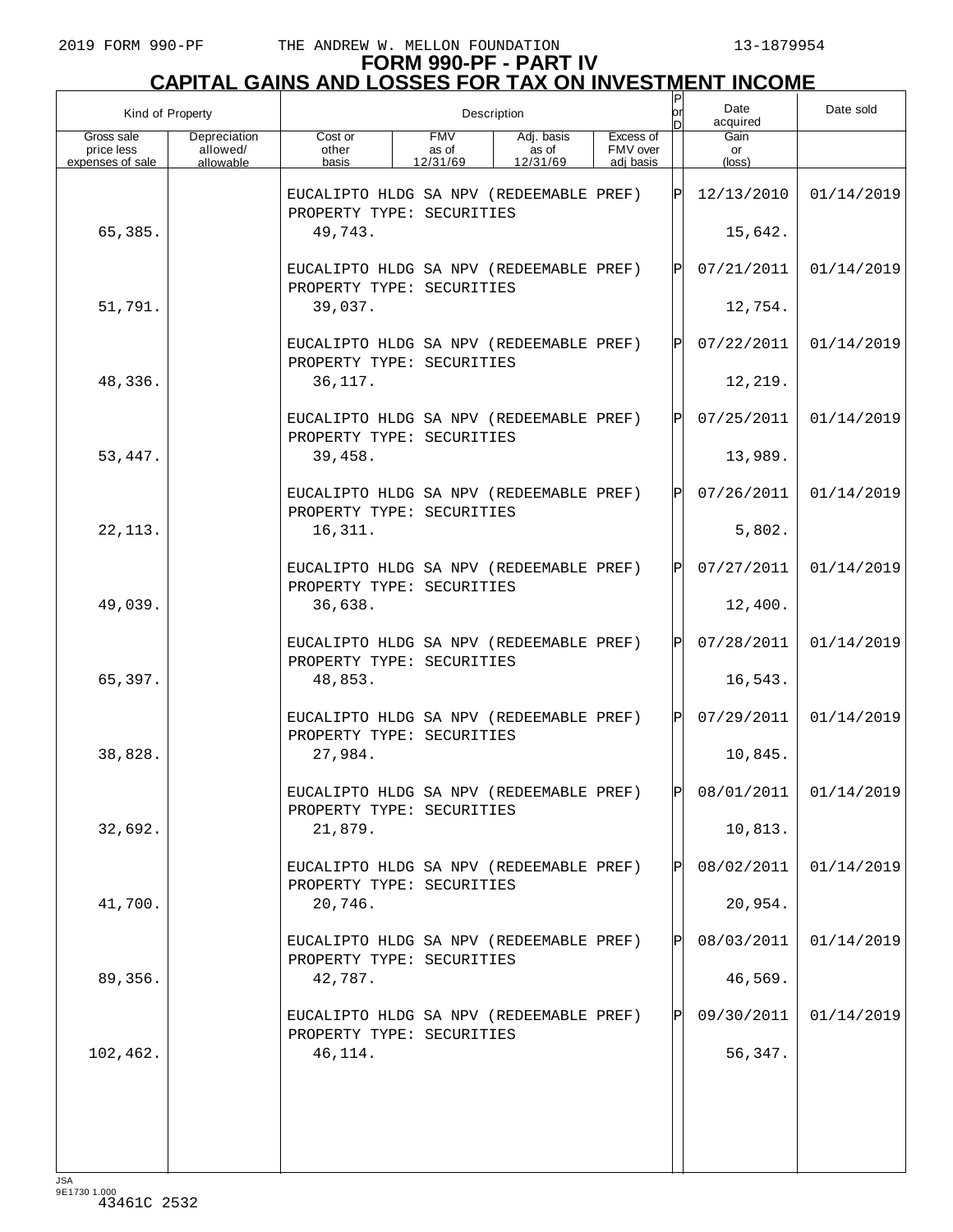# FORM 990-PF - PART IV
## CAPITAL GAINS AND LOSSES FOR TAX ON INVESTMENT INCOME

| Kind of Property | | Description | | | | P or D | Date acquired | Date sold |
|---|---|---|---|---|---|---|---|---|
| Gross sale price less expenses of sale | Depreciation allowed/ allowable | Cost or other basis | FMV as of 12/31/69 | Adj. basis as of 12/31/69 | Excess of FMV over adj basis | | Gain or (loss) | |
| | | EUCALIPTO HLDG SA NPV (REDEEMABLE PREF) PROPERTY TYPE: SECURITIES | | | | P | 12/13/2010 | 01/14/2019 |
| 65,385. | | 49,743. | | | | | 15,642. | |
| | | EUCALIPTO HLDG SA NPV (REDEEMABLE PREF) PROPERTY TYPE: SECURITIES | | | | P | 07/21/2011 | 01/14/2019 |
| 51,791. | | 39,037. | | | | | 12,754. | |
| | | EUCALIPTO HLDG SA NPV (REDEEMABLE PREF) PROPERTY TYPE: SECURITIES | | | | P | 07/22/2011 | 01/14/2019 |
| 48,336. | | 36,117. | | | | | 12,219. | |
| | | EUCALIPTO HLDG SA NPV (REDEEMABLE PREF) PROPERTY TYPE: SECURITIES | | | | P | 07/25/2011 | 01/14/2019 |
| 53,447. | | 39,458. | | | | | 13,989. | |
| | | EUCALIPTO HLDG SA NPV (REDEEMABLE PREF) PROPERTY TYPE: SECURITIES | | | | P | 07/26/2011 | 01/14/2019 |
| 22,113. | | 16,311. | | | | | 5,802. | |
| | | EUCALIPTO HLDG SA NPV (REDEEMABLE PREF) PROPERTY TYPE: SECURITIES | | | | P | 07/27/2011 | 01/14/2019 |
| 49,039. | | 36,638. | | | | | 12,400. | |
| | | EUCALIPTO HLDG SA NPV (REDEEMABLE PREF) PROPERTY TYPE: SECURITIES | | | | P | 07/28/2011 | 01/14/2019 |
| 65,397. | | 48,853. | | | | | 16,543. | |
| | | EUCALIPTO HLDG SA NPV (REDEEMABLE PREF) PROPERTY TYPE: SECURITIES | | | | P | 07/29/2011 | 01/14/2019 |
| 38,828. | | 27,984. | | | | | 10,845. | |
| | | EUCALIPTO HLDG SA NPV (REDEEMABLE PREF) PROPERTY TYPE: SECURITIES | | | | P | 08/01/2011 | 01/14/2019 |
| 32,692. | | 21,879. | | | | | 10,813. | |
| | | EUCALIPTO HLDG SA NPV (REDEEMABLE PREF) PROPERTY TYPE: SECURITIES | | | | P | 08/02/2011 | 01/14/2019 |
| 41,700. | | 20,746. | | | | | 20,954. | |
| | | EUCALIPTO HLDG SA NPV (REDEEMABLE PREF) PROPERTY TYPE: SECURITIES | | | | P | 08/03/2011 | 01/14/2019 |
| 89,356. | | 42,787. | | | | | 46,569. | |
| | | EUCALIPTO HLDG SA NPV (REDEEMABLE PREF) PROPERTY TYPE: SECURITIES | | | | P | 09/30/2011 | 01/14/2019 |
| 102,462. | | 46,114. | | | | | 56,347. | |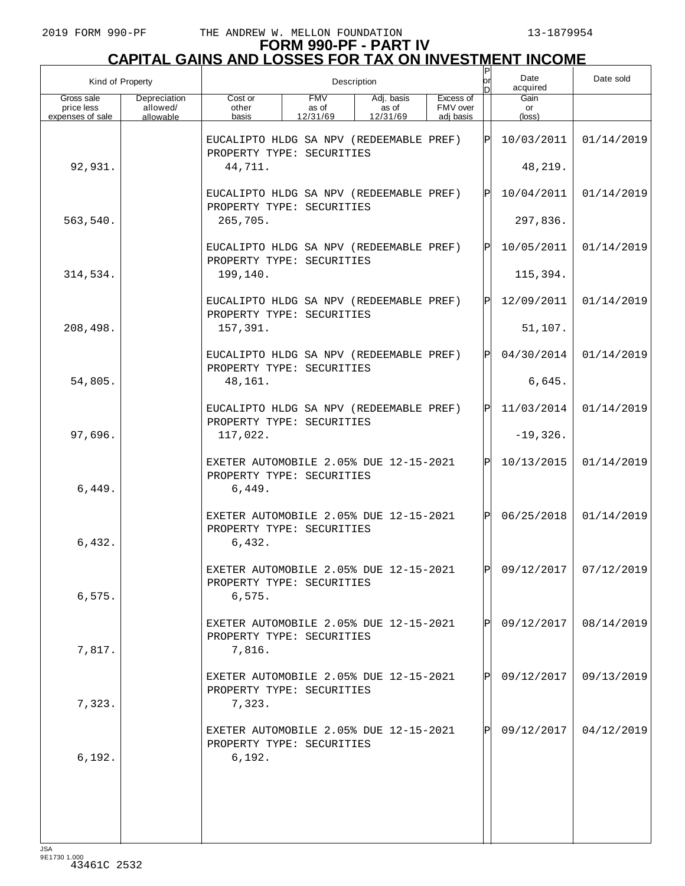# FORM 990-PF - PART IV
## CAPITAL GAINS AND LOSSES FOR TAX ON INVESTMENT INCOME

| Kind of Property | | Description | | | | P or D | Date acquired | Date sold |
|---|---|---|---|---|---|---|---|---|
| Gross sale price less expenses of sale | Depreciation allowed/ allowable | Cost or other basis | FMV as of 12/31/69 | Adj. basis as of 12/31/69 | Excess of FMV over adj basis | | Gain or (loss) | |
| | | EUCALIPTO HLDG SA NPV (REDEEMABLE PREF) PROPERTY TYPE: SECURITIES | | | | P | 10/03/2011 | 01/14/2019 |
| 92,931. | | 44,711. | | | | | 48,219. | |
| | | EUCALIPTO HLDG SA NPV (REDEEMABLE PREF) PROPERTY TYPE: SECURITIES | | | | P | 10/04/2011 | 01/14/2019 |
| 563,540. | | 265,705. | | | | | 297,836. | |
| | | EUCALIPTO HLDG SA NPV (REDEEMABLE PREF) PROPERTY TYPE: SECURITIES | | | | P | 10/05/2011 | 01/14/2019 |
| 314,534. | | 199,140. | | | | | 115,394. | |
| | | EUCALIPTO HLDG SA NPV (REDEEMABLE PREF) PROPERTY TYPE: SECURITIES | | | | P | 12/09/2011 | 01/14/2019 |
| 208,498. | | 157,391. | | | | | 51,107. | |
| | | EUCALIPTO HLDG SA NPV (REDEEMABLE PREF) PROPERTY TYPE: SECURITIES | | | | P | 04/30/2014 | 01/14/2019 |
| 54,805. | | 48,161. | | | | | 6,645. | |
| | | EUCALIPTO HLDG SA NPV (REDEEMABLE PREF) PROPERTY TYPE: SECURITIES | | | | P | 11/03/2014 | 01/14/2019 |
| 97,696. | | 117,022. | | | | | -19,326. | |
| | | EXETER AUTOMOBILE 2.05% DUE 12-15-2021 PROPERTY TYPE: SECURITIES | | | | P | 10/13/2015 | 01/14/2019 |
| 6,449. | | 6,449. | | | | | | |
| | | EXETER AUTOMOBILE 2.05% DUE 12-15-2021 PROPERTY TYPE: SECURITIES | | | | P | 06/25/2018 | 01/14/2019 |
| 6,432. | | 6,432. | | | | | | |
| | | EXETER AUTOMOBILE 2.05% DUE 12-15-2021 PROPERTY TYPE: SECURITIES | | | | P | 09/12/2017 | 07/12/2019 |
| 6,575. | | 6,575. | | | | | | |
| | | EXETER AUTOMOBILE 2.05% DUE 12-15-2021 PROPERTY TYPE: SECURITIES | | | | P | 09/12/2017 | 08/14/2019 |
| 7,817. | | 7,816. | | | | | | |
| | | EXETER AUTOMOBILE 2.05% DUE 12-15-2021 PROPERTY TYPE: SECURITIES | | | | P | 09/12/2017 | 09/13/2019 |
| 7,323. | | 7,323. | | | | | | |
| | | EXETER AUTOMOBILE 2.05% DUE 12-15-2021 PROPERTY TYPE: SECURITIES | | | | P | 09/12/2017 | 04/12/2019 |
| 6,192. | | 6,192. | | | | | | |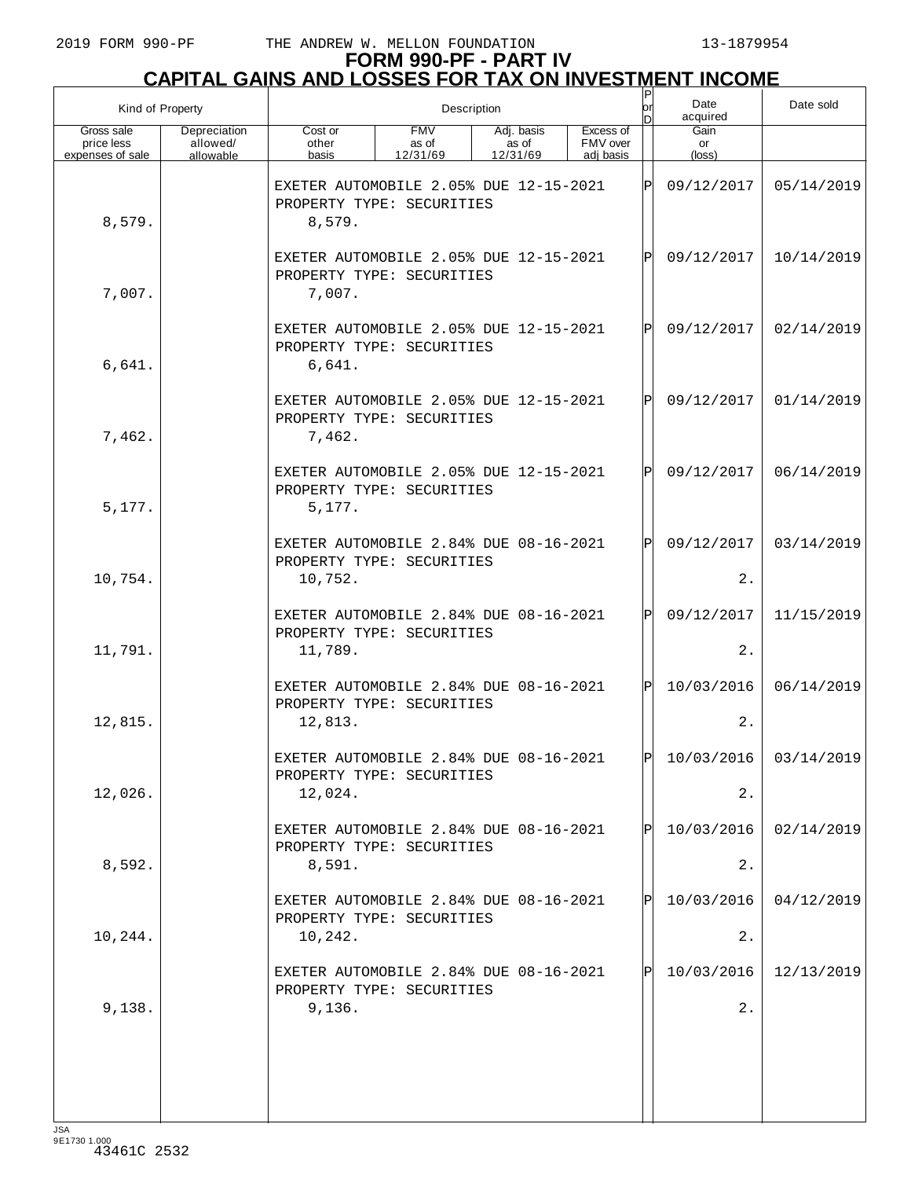# FORM 990-PF - PART IV
# CAPITAL GAINS AND LOSSES FOR TAX ON INVESTMENT INCOME

| Kind of Property | | Description | | | | P or D | Date acquired | Date sold |
|---|---|---|---|---|---|---|---|---|
| Gross sale price less expenses of sale | Depreciation allowed/ allowable | Cost or other basis | FMV as of 12/31/69 | Adj. basis as of 12/31/69 | Excess of FMV over adj basis | | Gain or (loss) | |
| | | EXETER AUTOMOBILE 2.05% DUE 12-15-2021 PROPERTY TYPE: SECURITIES | | | | P | 09/12/2017 | 05/14/2019 |
| 8,579. | | 8,579. | | | | | | |
| | | EXETER AUTOMOBILE 2.05% DUE 12-15-2021 PROPERTY TYPE: SECURITIES | | | | P | 09/12/2017 | 10/14/2019 |
| 7,007. | | 7,007. | | | | | | |
| | | EXETER AUTOMOBILE 2.05% DUE 12-15-2021 PROPERTY TYPE: SECURITIES | | | | P | 09/12/2017 | 02/14/2019 |
| 6,641. | | 6,641. | | | | | | |
| | | EXETER AUTOMOBILE 2.05% DUE 12-15-2021 PROPERTY TYPE: SECURITIES | | | | P | 09/12/2017 | 01/14/2019 |
| 7,462. | | 7,462. | | | | | | |
| | | EXETER AUTOMOBILE 2.05% DUE 12-15-2021 PROPERTY TYPE: SECURITIES | | | | P | 09/12/2017 | 06/14/2019 |
| 5,177. | | 5,177. | | | | | | |
| | | EXETER AUTOMOBILE 2.84% DUE 08-16-2021 PROPERTY TYPE: SECURITIES | | | | P | 09/12/2017 | 03/14/2019 |
| 10,754. | | 10,752. | | | | | 2. | |
| | | EXETER AUTOMOBILE 2.84% DUE 08-16-2021 PROPERTY TYPE: SECURITIES | | | | P | 09/12/2017 | 11/15/2019 |
| 11,791. | | 11,789. | | | | | 2. | |
| | | EXETER AUTOMOBILE 2.84% DUE 08-16-2021 PROPERTY TYPE: SECURITIES | | | | P | 10/03/2016 | 06/14/2019 |
| 12,815. | | 12,813. | | | | | 2. | |
| | | EXETER AUTOMOBILE 2.84% DUE 08-16-2021 PROPERTY TYPE: SECURITIES | | | | P | 10/03/2016 | 03/14/2019 |
| 12,026. | | 12,024. | | | | | 2. | |
| | | EXETER AUTOMOBILE 2.84% DUE 08-16-2021 PROPERTY TYPE: SECURITIES | | | | P | 10/03/2016 | 02/14/2019 |
| 8,592. | | 8,591. | | | | | 2. | |
| | | EXETER AUTOMOBILE 2.84% DUE 08-16-2021 PROPERTY TYPE: SECURITIES | | | | P | 10/03/2016 | 04/12/2019 |
| 10,244. | | 10,242. | | | | | 2. | |
| | | EXETER AUTOMOBILE 2.84% DUE 08-16-2021 PROPERTY TYPE: SECURITIES | | | | P | 10/03/2016 | 12/13/2019 |
| 9,138. | | 9,136. | | | | | 2. | |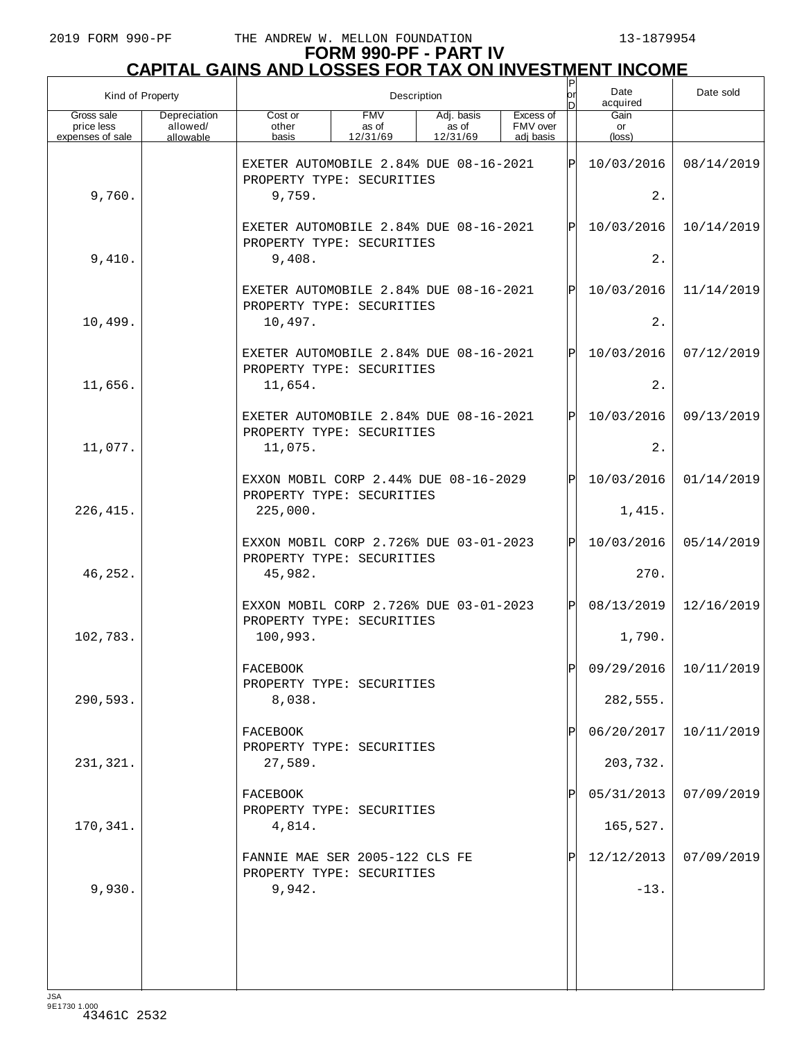2019 FORM 990-PF THE ANDREW W. MELLON FOUNDATION 13-1879954

# FORM 990-PF - PART IV
## CAPITAL GAINS AND LOSSES FOR TAX ON INVESTMENT INCOME

| Kind of Property | | Description | | | | P or D | Date acquired | Date sold |
|---|---|---|---|---|---|---|---|---|
| Gross sale price less expenses of sale | Depreciation allowed/ allowable | Cost or other basis | FMV as of 12/31/69 | Adj. basis as of 12/31/69 | Excess of FMV over adj basis | | Gain or (loss) | |
| | | EXETER AUTOMOBILE 2.84% DUE 08-16-2021 PROPERTY TYPE: SECURITIES | | | | P | 10/03/2016 | 08/14/2019 |
| 9,760. | | 9,759. | | | | | 2. | |
| | | EXETER AUTOMOBILE 2.84% DUE 08-16-2021 PROPERTY TYPE: SECURITIES | | | | P | 10/03/2016 | 10/14/2019 |
| 9,410. | | 9,408. | | | | | 2. | |
| | | EXETER AUTOMOBILE 2.84% DUE 08-16-2021 PROPERTY TYPE: SECURITIES | | | | P | 10/03/2016 | 11/14/2019 |
| 10,499. | | 10,497. | | | | | 2. | |
| | | EXETER AUTOMOBILE 2.84% DUE 08-16-2021 PROPERTY TYPE: SECURITIES | | | | P | 10/03/2016 | 07/12/2019 |
| 11,656. | | 11,654. | | | | | 2. | |
| | | EXETER AUTOMOBILE 2.84% DUE 08-16-2021 PROPERTY TYPE: SECURITIES | | | | P | 10/03/2016 | 09/13/2019 |
| 11,077. | | 11,075. | | | | | 2. | |
| | | EXXON MOBIL CORP 2.44% DUE 08-16-2029 PROPERTY TYPE: SECURITIES | | | | P | 10/03/2016 | 01/14/2019 |
| 226,415. | | 225,000. | | | | | 1,415. | |
| | | EXXON MOBIL CORP 2.726% DUE 03-01-2023 PROPERTY TYPE: SECURITIES | | | | P | 10/03/2016 | 05/14/2019 |
| 46,252. | | 45,982. | | | | | 270. | |
| | | EXXON MOBIL CORP 2.726% DUE 03-01-2023 PROPERTY TYPE: SECURITIES | | | | P | 08/13/2019 | 12/16/2019 |
| 102,783. | | 100,993. | | | | | 1,790. | |
| | | FACEBOOK PROPERTY TYPE: SECURITIES | | | | P | 09/29/2016 | 10/11/2019 |
| 290,593. | | 8,038. | | | | | 282,555. | |
| | | FACEBOOK PROPERTY TYPE: SECURITIES | | | | P | 06/20/2017 | 10/11/2019 |
| 231,321. | | 27,589. | | | | | 203,732. | |
| | | FACEBOOK PROPERTY TYPE: SECURITIES | | | | P | 05/31/2013 | 07/09/2019 |
| 170,341. | | 4,814. | | | | | 165,527. | |
| | | FANNIE MAE SER 2005-122 CLS FE PROPERTY TYPE: SECURITIES | | | | P | 12/12/2013 | 07/09/2019 |
| 9,930. | | 9,942. | | | | | -13. | |

JSA 9E1730 1.000
43461C 2532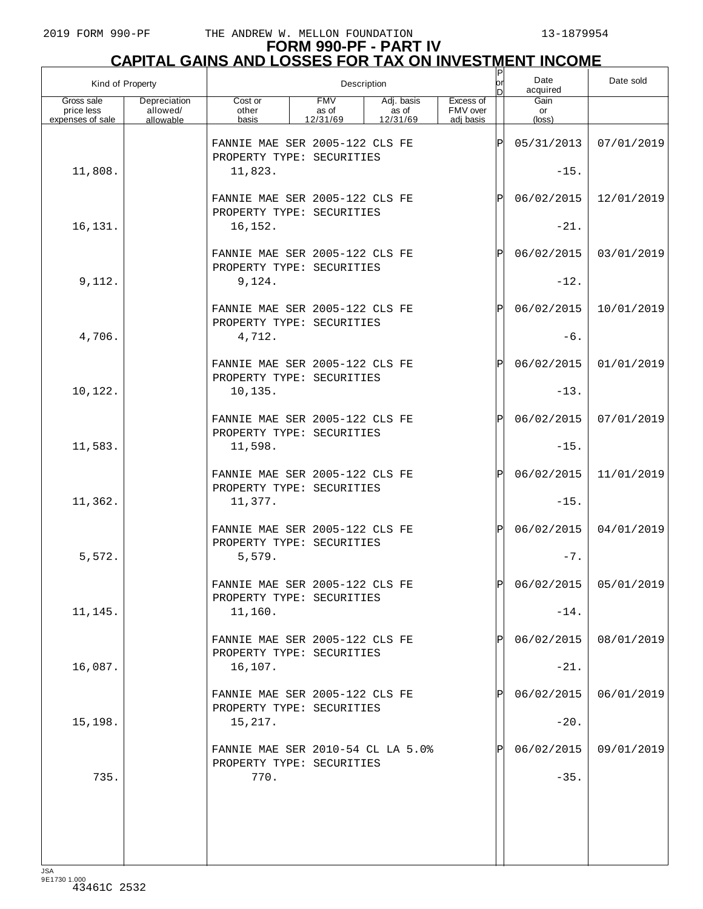# FORM 990-PF - PART IV
## CAPITAL GAINS AND LOSSES FOR TAX ON INVESTMENT INCOME

| Kind of Property | | Description | | | | P or D | Date acquired | Date sold |
|---|---|---|---|---|---|---|---|---|
| Gross sale price less expenses of sale | Depreciation allowed/ allowable | Cost or other basis | FMV as of 12/31/69 | Adj. basis as of 12/31/69 | Excess of FMV over adj basis | | Gain or (loss) | |
| | | FANNIE MAE SER 2005-122 CLS FE PROPERTY TYPE: SECURITIES | | | | P | 05/31/2013 | 07/01/2019 |
| 11,808. | | 11,823. | | | | | -15. | |
| | | FANNIE MAE SER 2005-122 CLS FE PROPERTY TYPE: SECURITIES | | | | P | 06/02/2015 | 12/01/2019 |
| 16,131. | | 16,152. | | | | | -21. | |
| | | FANNIE MAE SER 2005-122 CLS FE PROPERTY TYPE: SECURITIES | | | | P | 06/02/2015 | 03/01/2019 |
| 9,112. | | 9,124. | | | | | -12. | |
| | | FANNIE MAE SER 2005-122 CLS FE PROPERTY TYPE: SECURITIES | | | | P | 06/02/2015 | 10/01/2019 |
| 4,706. | | 4,712. | | | | | -6. | |
| | | FANNIE MAE SER 2005-122 CLS FE PROPERTY TYPE: SECURITIES | | | | P | 06/02/2015 | 01/01/2019 |
| 10,122. | | 10,135. | | | | | -13. | |
| | | FANNIE MAE SER 2005-122 CLS FE PROPERTY TYPE: SECURITIES | | | | P | 06/02/2015 | 07/01/2019 |
| 11,583. | | 11,598. | | | | | -15. | |
| | | FANNIE MAE SER 2005-122 CLS FE PROPERTY TYPE: SECURITIES | | | | P | 06/02/2015 | 11/01/2019 |
| 11,362. | | 11,377. | | | | | -15. | |
| | | FANNIE MAE SER 2005-122 CLS FE PROPERTY TYPE: SECURITIES | | | | P | 06/02/2015 | 04/01/2019 |
| 5,572. | | 5,579. | | | | | -7. | |
| | | FANNIE MAE SER 2005-122 CLS FE PROPERTY TYPE: SECURITIES | | | | P | 06/02/2015 | 05/01/2019 |
| 11,145. | | 11,160. | | | | | -14. | |
| | | FANNIE MAE SER 2005-122 CLS FE PROPERTY TYPE: SECURITIES | | | | P | 06/02/2015 | 08/01/2019 |
| 16,087. | | 16,107. | | | | | -21. | |
| | | FANNIE MAE SER 2005-122 CLS FE PROPERTY TYPE: SECURITIES | | | | P | 06/02/2015 | 06/01/2019 |
| 15,198. | | 15,217. | | | | | -20. | |
| | | FANNIE MAE SER 2010-54 CL LA 5.0% PROPERTY TYPE: SECURITIES | | | | P | 06/02/2015 | 09/01/2019 |
| 735. | | 770. | | | | | -35. | |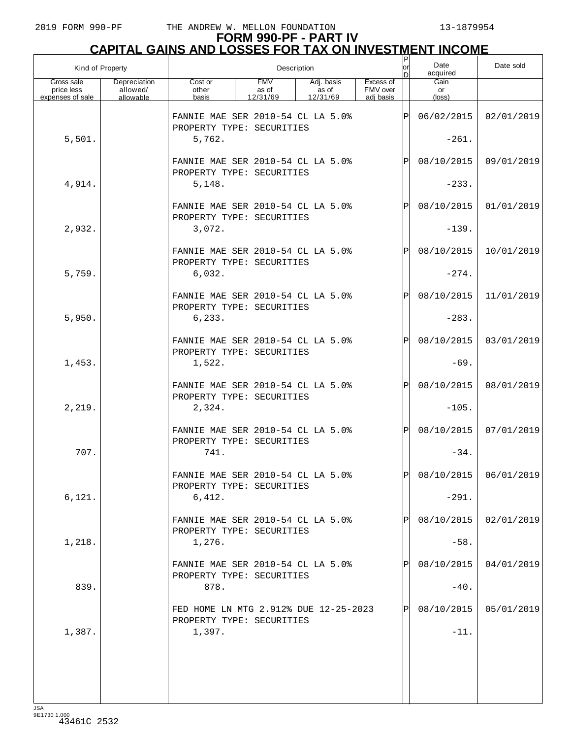# FORM 990-PF - PART IV
## CAPITAL GAINS AND LOSSES FOR TAX ON INVESTMENT INCOME

| Kind of Property | | Description | | | | P or D | Date acquired | Date sold |
|---|---|---|---|---|---|---|---|---|
| Gross sale price less expenses of sale | Depreciation allowed/ allowable | Cost or other basis | FMV as of 12/31/69 | Adj. basis as of 12/31/69 | Excess of FMV over adj basis | | Gain or (loss) | |
| | | FANNIE MAE SER 2010-54 CL LA 5.0% PROPERTY TYPE: SECURITIES | | | | P | 06/02/2015 | 02/01/2019 |
| 5,501. | | 5,762. | | | | | -261. | |
| | | FANNIE MAE SER 2010-54 CL LA 5.0% PROPERTY TYPE: SECURITIES | | | | P | 08/10/2015 | 09/01/2019 |
| 4,914. | | 5,148. | | | | | -233. | |
| | | FANNIE MAE SER 2010-54 CL LA 5.0% PROPERTY TYPE: SECURITIES | | | | P | 08/10/2015 | 01/01/2019 |
| 2,932. | | 3,072. | | | | | -139. | |
| | | FANNIE MAE SER 2010-54 CL LA 5.0% PROPERTY TYPE: SECURITIES | | | | P | 08/10/2015 | 10/01/2019 |
| 5,759. | | 6,032. | | | | | -274. | |
| | | FANNIE MAE SER 2010-54 CL LA 5.0% PROPERTY TYPE: SECURITIES | | | | P | 08/10/2015 | 11/01/2019 |
| 5,950. | | 6,233. | | | | | -283. | |
| | | FANNIE MAE SER 2010-54 CL LA 5.0% PROPERTY TYPE: SECURITIES | | | | P | 08/10/2015 | 03/01/2019 |
| 1,453. | | 1,522. | | | | | -69. | |
| | | FANNIE MAE SER 2010-54 CL LA 5.0% PROPERTY TYPE: SECURITIES | | | | P | 08/10/2015 | 08/01/2019 |
| 2,219. | | 2,324. | | | | | -105. | |
| | | FANNIE MAE SER 2010-54 CL LA 5.0% PROPERTY TYPE: SECURITIES | | | | P | 08/10/2015 | 07/01/2019 |
| 707. | | 741. | | | | | -34. | |
| | | FANNIE MAE SER 2010-54 CL LA 5.0% PROPERTY TYPE: SECURITIES | | | | P | 08/10/2015 | 06/01/2019 |
| 6,121. | | 6,412. | | | | | -291. | |
| | | FANNIE MAE SER 2010-54 CL LA 5.0% PROPERTY TYPE: SECURITIES | | | | P | 08/10/2015 | 02/01/2019 |
| 1,218. | | 1,276. | | | | | -58. | |
| | | FANNIE MAE SER 2010-54 CL LA 5.0% PROPERTY TYPE: SECURITIES | | | | P | 08/10/2015 | 04/01/2019 |
| 839. | | 878. | | | | | -40. | |
| | | FED HOME LN MTG 2.912% DUE 12-25-2023 PROPERTY TYPE: SECURITIES | | | | P | 08/10/2015 | 05/01/2019 |
| 1,387. | | 1,397. | | | | | -11. | |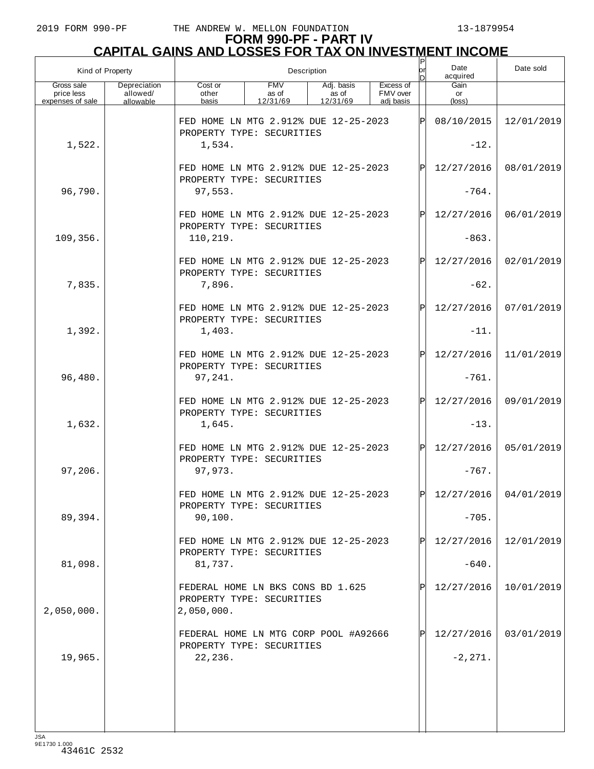# FORM 990-PF - PART IV
## CAPITAL GAINS AND LOSSES FOR TAX ON INVESTMENT INCOME

| Kind of Property | | Description | | | | P or D | Date acquired | Date sold |
|---|---|---|---|---|---|---|---|---|
| Gross sale price less expenses of sale | Depreciation allowed/ allowable | Cost or other basis | FMV as of 12/31/69 | Adj. basis as of 12/31/69 | Excess of FMV over adj basis | | Gain or (loss) | |
| | | FED HOME LN MTG 2.912% DUE 12-25-2023<br>PROPERTY TYPE: SECURITIES | | | | P | 08/10/2015 | 12/01/2019 |
| 1,522. | | 1,534. | | | | | -12. | |
| | | FED HOME LN MTG 2.912% DUE 12-25-2023<br>PROPERTY TYPE: SECURITIES | | | | P | 12/27/2016 | 08/01/2019 |
| 96,790. | | 97,553. | | | | | -764. | |
| | | FED HOME LN MTG 2.912% DUE 12-25-2023<br>PROPERTY TYPE: SECURITIES | | | | P | 12/27/2016 | 06/01/2019 |
| 109,356. | | 110,219. | | | | | -863. | |
| | | FED HOME LN MTG 2.912% DUE 12-25-2023<br>PROPERTY TYPE: SECURITIES | | | | P | 12/27/2016 | 02/01/2019 |
| 7,835. | | 7,896. | | | | | -62. | |
| | | FED HOME LN MTG 2.912% DUE 12-25-2023<br>PROPERTY TYPE: SECURITIES | | | | P | 12/27/2016 | 07/01/2019 |
| 1,392. | | 1,403. | | | | | -11. | |
| | | FED HOME LN MTG 2.912% DUE 12-25-2023<br>PROPERTY TYPE: SECURITIES | | | | P | 12/27/2016 | 11/01/2019 |
| 96,480. | | 97,241. | | | | | -761. | |
| | | FED HOME LN MTG 2.912% DUE 12-25-2023<br>PROPERTY TYPE: SECURITIES | | | | P | 12/27/2016 | 09/01/2019 |
| 1,632. | | 1,645. | | | | | -13. | |
| | | FED HOME LN MTG 2.912% DUE 12-25-2023<br>PROPERTY TYPE: SECURITIES | | | | P | 12/27/2016 | 05/01/2019 |
| 97,206. | | 97,973. | | | | | -767. | |
| | | FED HOME LN MTG 2.912% DUE 12-25-2023<br>PROPERTY TYPE: SECURITIES | | | | P | 12/27/2016 | 04/01/2019 |
| 89,394. | | 90,100. | | | | | -705. | |
| | | FED HOME LN MTG 2.912% DUE 12-25-2023<br>PROPERTY TYPE: SECURITIES | | | | P | 12/27/2016 | 12/01/2019 |
| 81,098. | | 81,737. | | | | | -640. | |
| | | FEDERAL HOME LN BKS CONS BD 1.625<br>PROPERTY TYPE: SECURITIES | | | | P | 12/27/2016 | 10/01/2019 |
| 2,050,000. | | 2,050,000. | | | | | | |
| | | FEDERAL HOME LN MTG CORP POOL #A92666<br>PROPERTY TYPE: SECURITIES | | | | P | 12/27/2016 | 03/01/2019 |
| 19,965. | | 22,236. | | | | | -2,271. | |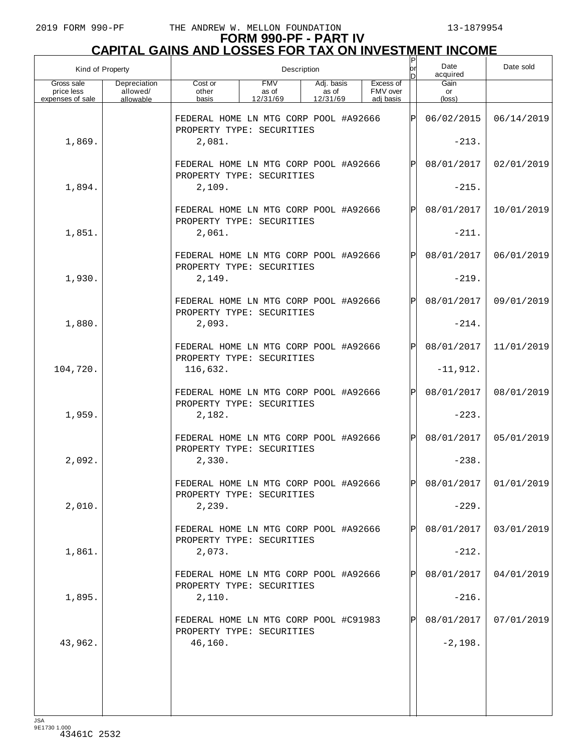2019 FORM 990-PF THE ANDREW W. MELLON FOUNDATION 13-1879954

# FORM 990-PF - PART IV
## CAPITAL GAINS AND LOSSES FOR TAX ON INVESTMENT INCOME

| Kind of Property | | Description | | | | P or D | Date acquired | Date sold |
|---|---|---|---|---|---|---|---|---|
| Gross sale price less expenses of sale | Depreciation allowed/ allowable | Cost or other basis | FMV as of 12/31/69 | Adj. basis as of 12/31/69 | Excess of FMV over adj basis | | Gain or (loss) | |
| | | FEDERAL HOME LN MTG CORP POOL #A92666 PROPERTY TYPE: SECURITIES | | | | P | 06/02/2015 | 06/14/2019 |
| 1,869. | | 2,081. | | | | | -213. | |
| | | FEDERAL HOME LN MTG CORP POOL #A92666 PROPERTY TYPE: SECURITIES | | | | P | 08/01/2017 | 02/01/2019 |
| 1,894. | | 2,109. | | | | | -215. | |
| | | FEDERAL HOME LN MTG CORP POOL #A92666 PROPERTY TYPE: SECURITIES | | | | P | 08/01/2017 | 10/01/2019 |
| 1,851. | | 2,061. | | | | | -211. | |
| | | FEDERAL HOME LN MTG CORP POOL #A92666 PROPERTY TYPE: SECURITIES | | | | P | 08/01/2017 | 06/01/2019 |
| 1,930. | | 2,149. | | | | | -219. | |
| | | FEDERAL HOME LN MTG CORP POOL #A92666 PROPERTY TYPE: SECURITIES | | | | P | 08/01/2017 | 09/01/2019 |
| 1,880. | | 2,093. | | | | | -214. | |
| | | FEDERAL HOME LN MTG CORP POOL #A92666 PROPERTY TYPE: SECURITIES | | | | P | 08/01/2017 | 11/01/2019 |
| 104,720. | | 116,632. | | | | | -11,912. | |
| | | FEDERAL HOME LN MTG CORP POOL #A92666 PROPERTY TYPE: SECURITIES | | | | P | 08/01/2017 | 08/01/2019 |
| 1,959. | | 2,182. | | | | | -223. | |
| | | FEDERAL HOME LN MTG CORP POOL #A92666 PROPERTY TYPE: SECURITIES | | | | P | 08/01/2017 | 05/01/2019 |
| 2,092. | | 2,330. | | | | | -238. | |
| | | FEDERAL HOME LN MTG CORP POOL #A92666 PROPERTY TYPE: SECURITIES | | | | P | 08/01/2017 | 01/01/2019 |
| 2,010. | | 2,239. | | | | | -229. | |
| | | FEDERAL HOME LN MTG CORP POOL #A92666 PROPERTY TYPE: SECURITIES | | | | P | 08/01/2017 | 03/01/2019 |
| 1,861. | | 2,073. | | | | | -212. | |
| | | FEDERAL HOME LN MTG CORP POOL #A92666 PROPERTY TYPE: SECURITIES | | | | P | 08/01/2017 | 04/01/2019 |
| 1,895. | | 2,110. | | | | | -216. | |
| | | FEDERAL HOME LN MTG CORP POOL #C91983 PROPERTY TYPE: SECURITIES | | | | P | 08/01/2017 | 07/01/2019 |
| 43,962. | | 46,160. | | | | | -2,198. | |

JSA
9E1730 1.000
43461C 2532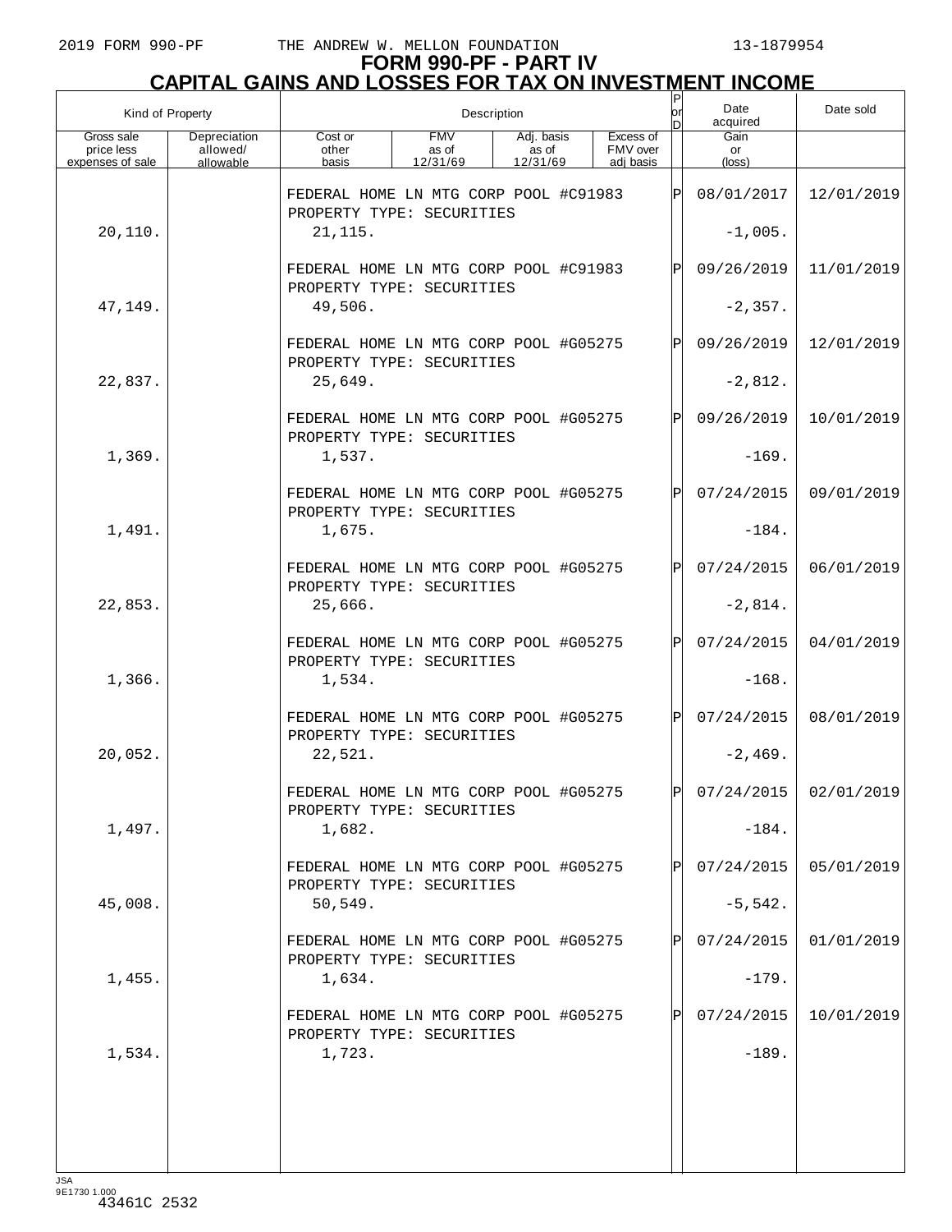# FORM 990-PF - PART IV

## CAPITAL GAINS AND LOSSES FOR TAX ON INVESTMENT INCOME

| Kind of Property | | Description | | | | P or D | Date acquired | Date sold |
|---|---|---|---|---|---|---|---|---|
| Gross sale price less expenses of sale | Depreciation allowed/ allowable | Cost or other basis | FMV as of 12/31/69 | Adj. basis as of 12/31/69 | Excess of FMV over adj basis | | Gain or (loss) | |
| | | FEDERAL HOME LN MTG CORP POOL #C91983 PROPERTY TYPE: SECURITIES | | | | P | 08/01/2017 | 12/01/2019 |
| 20,110. | | 21,115. | | | | | -1,005. | |
| | | FEDERAL HOME LN MTG CORP POOL #C91983 PROPERTY TYPE: SECURITIES | | | | P | 09/26/2019 | 11/01/2019 |
| 47,149. | | 49,506. | | | | | -2,357. | |
| | | FEDERAL HOME LN MTG CORP POOL #G05275 PROPERTY TYPE: SECURITIES | | | | P | 09/26/2019 | 12/01/2019 |
| 22,837. | | 25,649. | | | | | -2,812. | |
| | | FEDERAL HOME LN MTG CORP POOL #G05275 PROPERTY TYPE: SECURITIES | | | | P | 09/26/2019 | 10/01/2019 |
| 1,369. | | 1,537. | | | | | -169. | |
| | | FEDERAL HOME LN MTG CORP POOL #G05275 PROPERTY TYPE: SECURITIES | | | | P | 07/24/2015 | 09/01/2019 |
| 1,491. | | 1,675. | | | | | -184. | |
| | | FEDERAL HOME LN MTG CORP POOL #G05275 PROPERTY TYPE: SECURITIES | | | | P | 07/24/2015 | 06/01/2019 |
| 22,853. | | 25,666. | | | | | -2,814. | |
| | | FEDERAL HOME LN MTG CORP POOL #G05275 PROPERTY TYPE: SECURITIES | | | | P | 07/24/2015 | 04/01/2019 |
| 1,366. | | 1,534. | | | | | -168. | |
| | | FEDERAL HOME LN MTG CORP POOL #G05275 PROPERTY TYPE: SECURITIES | | | | P | 07/24/2015 | 08/01/2019 |
| 20,052. | | 22,521. | | | | | -2,469. | |
| | | FEDERAL HOME LN MTG CORP POOL #G05275 PROPERTY TYPE: SECURITIES | | | | P | 07/24/2015 | 02/01/2019 |
| 1,497. | | 1,682. | | | | | -184. | |
| | | FEDERAL HOME LN MTG CORP POOL #G05275 PROPERTY TYPE: SECURITIES | | | | P | 07/24/2015 | 05/01/2019 |
| 45,008. | | 50,549. | | | | | -5,542. | |
| | | FEDERAL HOME LN MTG CORP POOL #G05275 PROPERTY TYPE: SECURITIES | | | | P | 07/24/2015 | 01/01/2019 |
| 1,455. | | 1,634. | | | | | -179. | |
| | | FEDERAL HOME LN MTG CORP POOL #G05275 PROPERTY TYPE: SECURITIES | | | | P | 07/24/2015 | 10/01/2019 |
| 1,534. | | 1,723. | | | | | -189. | |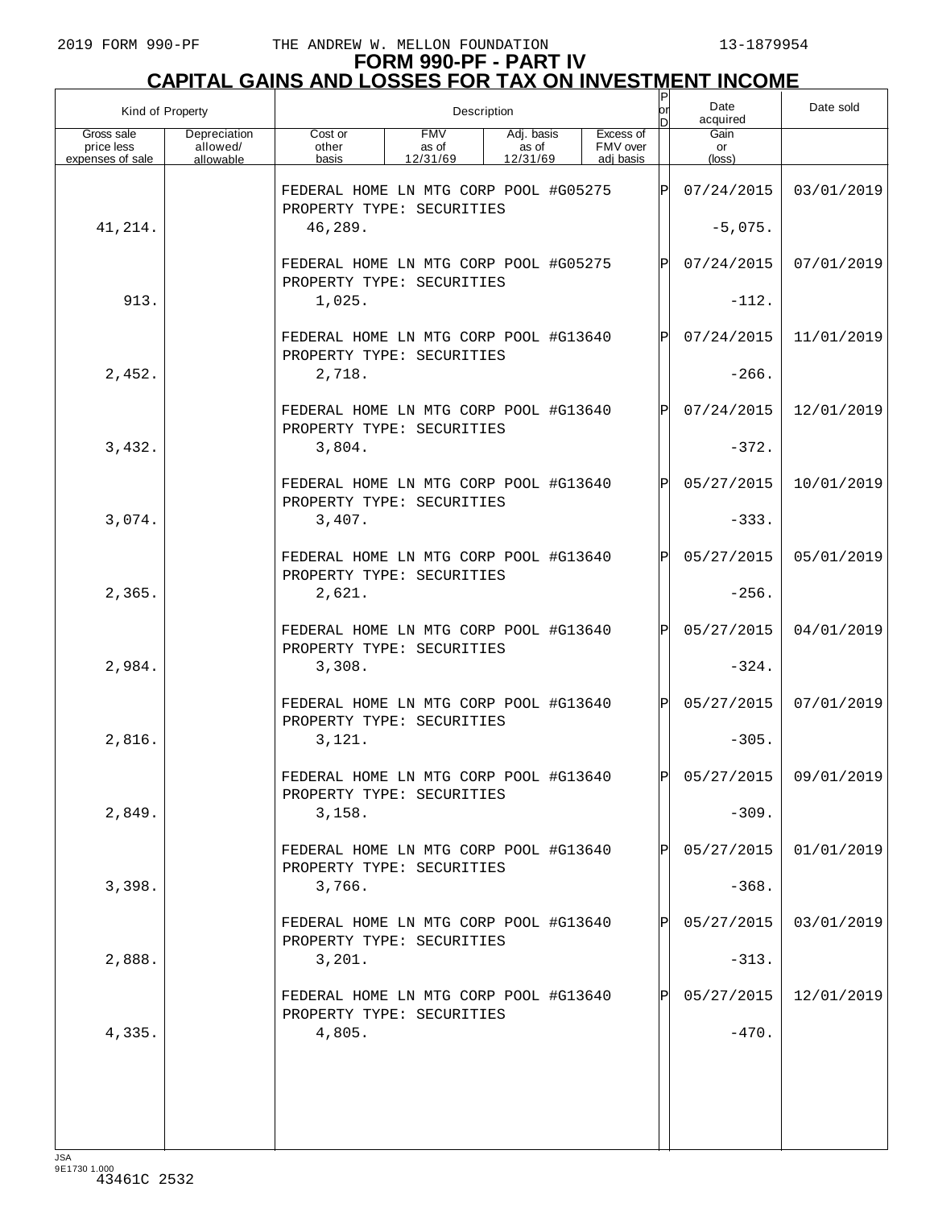# FORM 990-PF - PART IV
## CAPITAL GAINS AND LOSSES FOR TAX ON INVESTMENT INCOME

| Kind of Property | | Description | | | | P or D | Date acquired | Date sold |
|---|---|---|---|---|---|---|---|---|
| Gross sale price less expenses of sale | Depreciation allowed/ allowable | Cost or other basis | FMV as of 12/31/69 | Adj. basis as of 12/31/69 | Excess of FMV over adj basis | | Gain or (loss) | |
| | | FEDERAL HOME LN MTG CORP POOL #G05275 PROPERTY TYPE: SECURITIES | | | | P | 07/24/2015 | 03/01/2019 |
| 41,214. | | 46,289. | | | | | -5,075. | |
| | | FEDERAL HOME LN MTG CORP POOL #G05275 PROPERTY TYPE: SECURITIES | | | | P | 07/24/2015 | 07/01/2019 |
| 913. | | 1,025. | | | | | -112. | |
| | | FEDERAL HOME LN MTG CORP POOL #G13640 PROPERTY TYPE: SECURITIES | | | | P | 07/24/2015 | 11/01/2019 |
| 2,452. | | 2,718. | | | | | -266. | |
| | | FEDERAL HOME LN MTG CORP POOL #G13640 PROPERTY TYPE: SECURITIES | | | | P | 07/24/2015 | 12/01/2019 |
| 3,432. | | 3,804. | | | | | -372. | |
| | | FEDERAL HOME LN MTG CORP POOL #G13640 PROPERTY TYPE: SECURITIES | | | | P | 05/27/2015 | 10/01/2019 |
| 3,074. | | 3,407. | | | | | -333. | |
| | | FEDERAL HOME LN MTG CORP POOL #G13640 PROPERTY TYPE: SECURITIES | | | | P | 05/27/2015 | 05/01/2019 |
| 2,365. | | 2,621. | | | | | -256. | |
| | | FEDERAL HOME LN MTG CORP POOL #G13640 PROPERTY TYPE: SECURITIES | | | | P | 05/27/2015 | 04/01/2019 |
| 2,984. | | 3,308. | | | | | -324. | |
| | | FEDERAL HOME LN MTG CORP POOL #G13640 PROPERTY TYPE: SECURITIES | | | | P | 05/27/2015 | 07/01/2019 |
| 2,816. | | 3,121. | | | | | -305. | |
| | | FEDERAL HOME LN MTG CORP POOL #G13640 PROPERTY TYPE: SECURITIES | | | | P | 05/27/2015 | 09/01/2019 |
| 2,849. | | 3,158. | | | | | -309. | |
| | | FEDERAL HOME LN MTG CORP POOL #G13640 PROPERTY TYPE: SECURITIES | | | | P | 05/27/2015 | 01/01/2019 |
| 3,398. | | 3,766. | | | | | -368. | |
| | | FEDERAL HOME LN MTG CORP POOL #G13640 PROPERTY TYPE: SECURITIES | | | | P | 05/27/2015 | 03/01/2019 |
| 2,888. | | 3,201. | | | | | -313. | |
| | | FEDERAL HOME LN MTG CORP POOL #G13640 PROPERTY TYPE: SECURITIES | | | | P | 05/27/2015 | 12/01/2019 |
| 4,335. | | 4,805. | | | | | -470. | |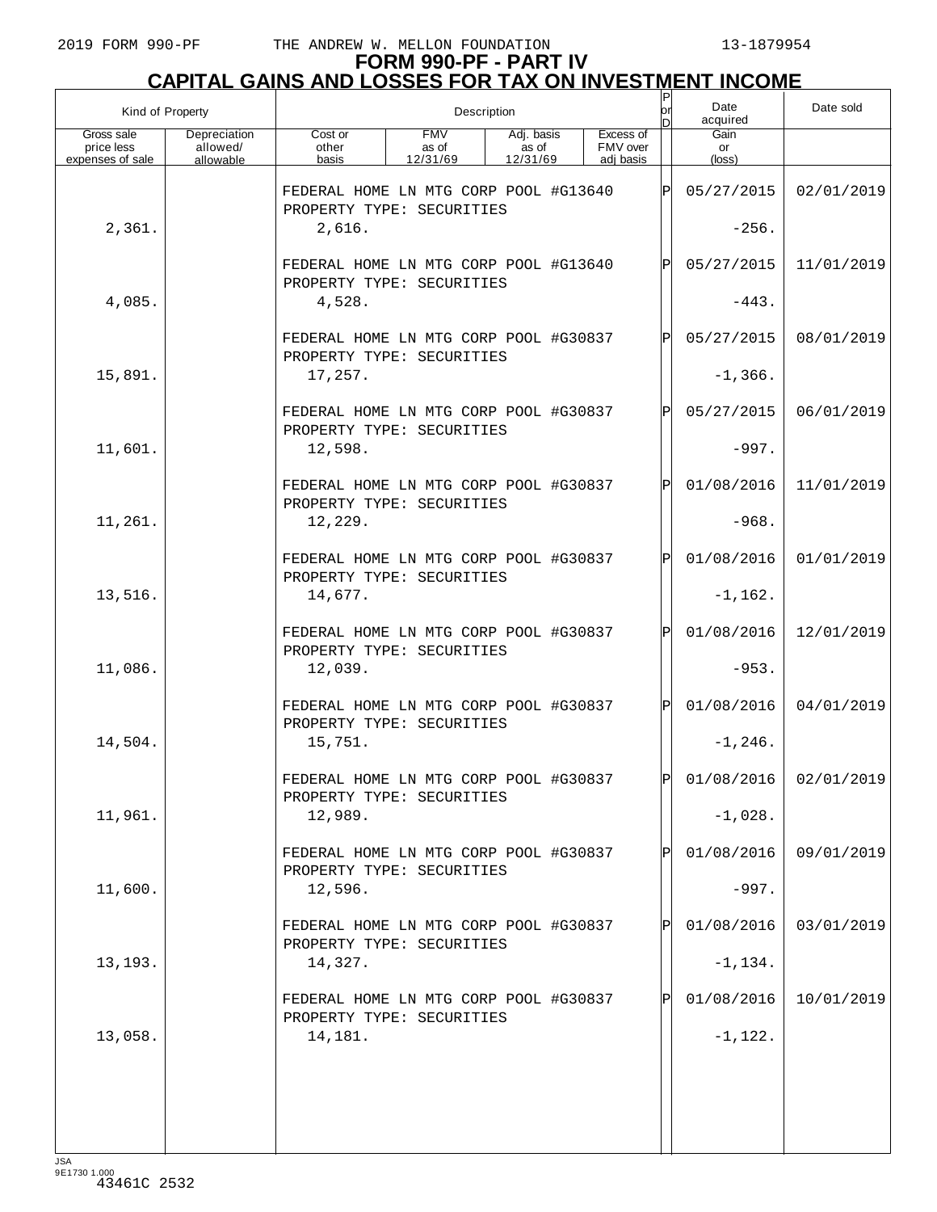# FORM 990-PF - PART IV
## CAPITAL GAINS AND LOSSES FOR TAX ON INVESTMENT INCOME

| Kind of Property | | Description | | | | P or D | Date acquired | Date sold |
|---|---|---|---|---|---|---|---|---|
| Gross sale price less expenses of sale | Depreciation allowed/ allowable | Cost or other basis | FMV as of 12/31/69 | Adj. basis as of 12/31/69 | Excess of FMV over adj basis | | Gain or (loss) | |
| | | FEDERAL HOME LN MTG CORP POOL #G13640 PROPERTY TYPE: SECURITIES | | | | P | 05/27/2015 | 02/01/2019 |
| 2,361. | | 2,616. | | | | | -256. | |
| | | FEDERAL HOME LN MTG CORP POOL #G13640 PROPERTY TYPE: SECURITIES | | | | P | 05/27/2015 | 11/01/2019 |
| 4,085. | | 4,528. | | | | | -443. | |
| | | FEDERAL HOME LN MTG CORP POOL #G30837 PROPERTY TYPE: SECURITIES | | | | P | 05/27/2015 | 08/01/2019 |
| 15,891. | | 17,257. | | | | | -1,366. | |
| | | FEDERAL HOME LN MTG CORP POOL #G30837 PROPERTY TYPE: SECURITIES | | | | P | 05/27/2015 | 06/01/2019 |
| 11,601. | | 12,598. | | | | | -997. | |
| | | FEDERAL HOME LN MTG CORP POOL #G30837 PROPERTY TYPE: SECURITIES | | | | P | 01/08/2016 | 11/01/2019 |
| 11,261. | | 12,229. | | | | | -968. | |
| | | FEDERAL HOME LN MTG CORP POOL #G30837 PROPERTY TYPE: SECURITIES | | | | P | 01/08/2016 | 01/01/2019 |
| 13,516. | | 14,677. | | | | | -1,162. | |
| | | FEDERAL HOME LN MTG CORP POOL #G30837 PROPERTY TYPE: SECURITIES | | | | P | 01/08/2016 | 12/01/2019 |
| 11,086. | | 12,039. | | | | | -953. | |
| | | FEDERAL HOME LN MTG CORP POOL #G30837 PROPERTY TYPE: SECURITIES | | | | P | 01/08/2016 | 04/01/2019 |
| 14,504. | | 15,751. | | | | | -1,246. | |
| | | FEDERAL HOME LN MTG CORP POOL #G30837 PROPERTY TYPE: SECURITIES | | | | P | 01/08/2016 | 02/01/2019 |
| 11,961. | | 12,989. | | | | | -1,028. | |
| | | FEDERAL HOME LN MTG CORP POOL #G30837 PROPERTY TYPE: SECURITIES | | | | P | 01/08/2016 | 09/01/2019 |
| 11,600. | | 12,596. | | | | | -997. | |
| | | FEDERAL HOME LN MTG CORP POOL #G30837 PROPERTY TYPE: SECURITIES | | | | P | 01/08/2016 | 03/01/2019 |
| 13,193. | | 14,327. | | | | | -1,134. | |
| | | FEDERAL HOME LN MTG CORP POOL #G30837 PROPERTY TYPE: SECURITIES | | | | P | 01/08/2016 | 10/01/2019 |
| 13,058. | | 14,181. | | | | | -1,122. | |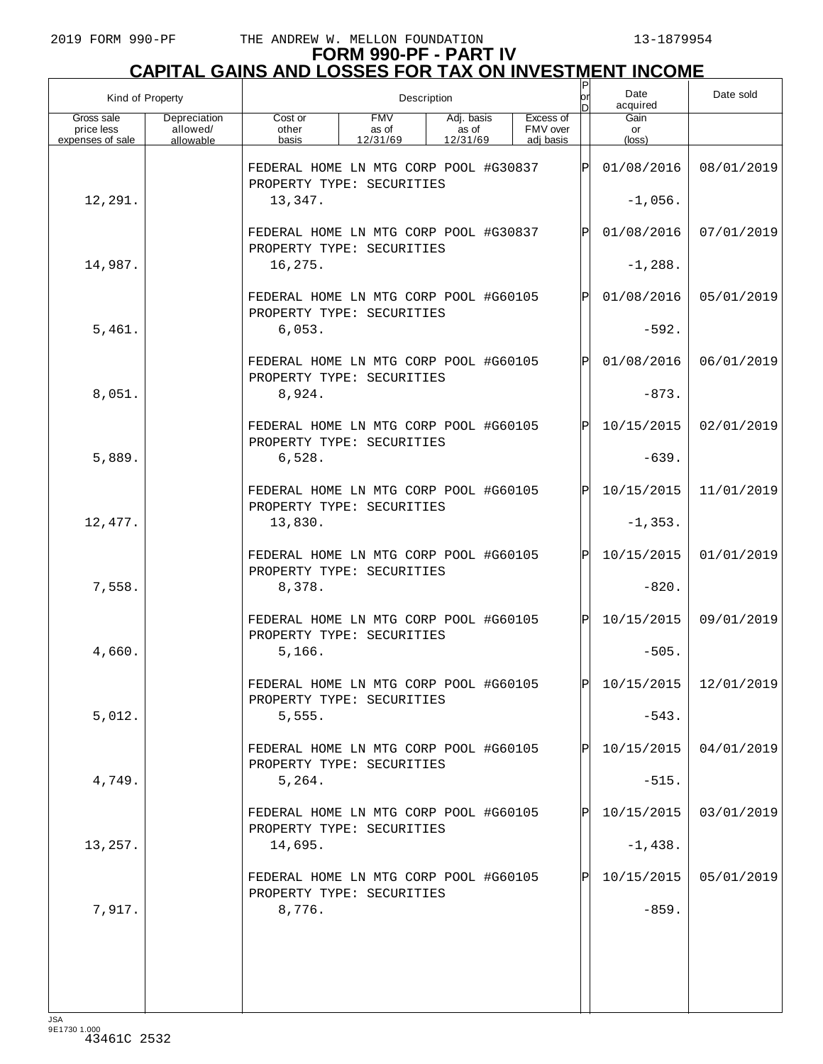# FORM 990-PF - PART IV
## CAPITAL GAINS AND LOSSES FOR TAX ON INVESTMENT INCOME

| Kind of Property | | Description | | | | P or D | Date acquired | Date sold |
|---|---|---|---|---|---|---|---|---|
| Gross sale price less expenses of sale | Depreciation allowed/ allowable | Cost or other basis | FMV as of 12/31/69 | Adj. basis as of 12/31/69 | Excess of FMV over adj basis | | Gain or (loss) | |
| | | FEDERAL HOME LN MTG CORP POOL #G30837 PROPERTY TYPE: SECURITIES | | | | P | 01/08/2016 | 08/01/2019 |
| 12,291. | | 13,347. | | | | | -1,056. | |
| | | FEDERAL HOME LN MTG CORP POOL #G30837 PROPERTY TYPE: SECURITIES | | | | P | 01/08/2016 | 07/01/2019 |
| 14,987. | | 16,275. | | | | | -1,288. | |
| | | FEDERAL HOME LN MTG CORP POOL #G60105 PROPERTY TYPE: SECURITIES | | | | P | 01/08/2016 | 05/01/2019 |
| 5,461. | | 6,053. | | | | | -592. | |
| | | FEDERAL HOME LN MTG CORP POOL #G60105 PROPERTY TYPE: SECURITIES | | | | P | 01/08/2016 | 06/01/2019 |
| 8,051. | | 8,924. | | | | | -873. | |
| | | FEDERAL HOME LN MTG CORP POOL #G60105 PROPERTY TYPE: SECURITIES | | | | P | 10/15/2015 | 02/01/2019 |
| 5,889. | | 6,528. | | | | | -639. | |
| | | FEDERAL HOME LN MTG CORP POOL #G60105 PROPERTY TYPE: SECURITIES | | | | P | 10/15/2015 | 11/01/2019 |
| 12,477. | | 13,830. | | | | | -1,353. | |
| | | FEDERAL HOME LN MTG CORP POOL #G60105 PROPERTY TYPE: SECURITIES | | | | P | 10/15/2015 | 01/01/2019 |
| 7,558. | | 8,378. | | | | | -820. | |
| | | FEDERAL HOME LN MTG CORP POOL #G60105 PROPERTY TYPE: SECURITIES | | | | P | 10/15/2015 | 09/01/2019 |
| 4,660. | | 5,166. | | | | | -505. | |
| | | FEDERAL HOME LN MTG CORP POOL #G60105 PROPERTY TYPE: SECURITIES | | | | P | 10/15/2015 | 12/01/2019 |
| 5,012. | | 5,555. | | | | | -543. | |
| | | FEDERAL HOME LN MTG CORP POOL #G60105 PROPERTY TYPE: SECURITIES | | | | P | 10/15/2015 | 04/01/2019 |
| 4,749. | | 5,264. | | | | | -515. | |
| | | FEDERAL HOME LN MTG CORP POOL #G60105 PROPERTY TYPE: SECURITIES | | | | P | 10/15/2015 | 03/01/2019 |
| 13,257. | | 14,695. | | | | | -1,438. | |
| | | FEDERAL HOME LN MTG CORP POOL #G60105 PROPERTY TYPE: SECURITIES | | | | P | 10/15/2015 | 05/01/2019 |
| 7,917. | | 8,776. | | | | | -859. | |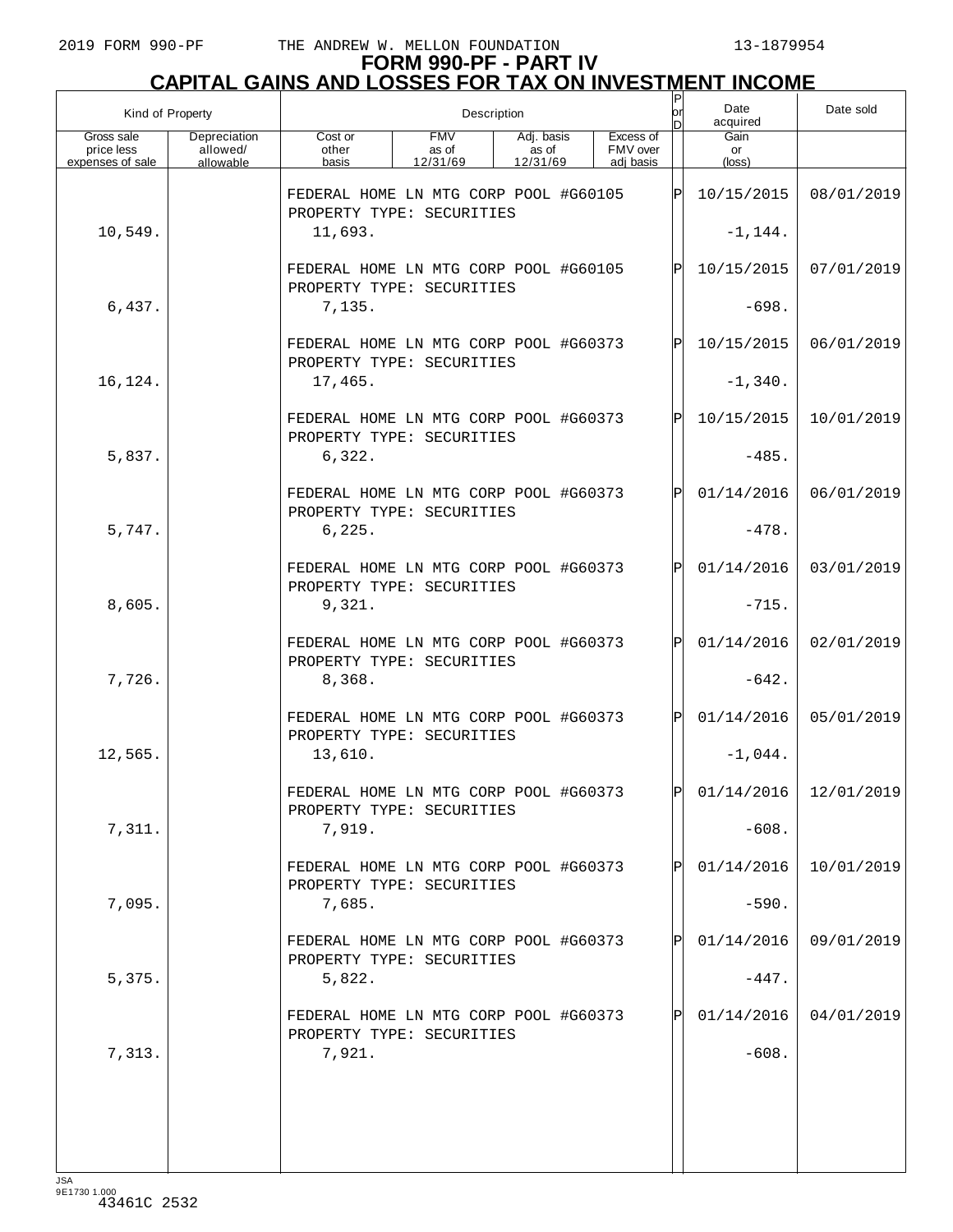# FORM 990-PF - PART IV
## CAPITAL GAINS AND LOSSES FOR TAX ON INVESTMENT INCOME

| Kind of Property | | Description | | | | P or D | Date acquired | Date sold |
|---|---|---|---|---|---|---|---|---|
| Gross sale price less expenses of sale | Depreciation allowed/ allowable | Cost or other basis | FMV as of 12/31/69 | Adj. basis as of 12/31/69 | Excess of FMV over adj basis | | Gain or (loss) | |
| | | FEDERAL HOME LN MTG CORP POOL #G60105 PROPERTY TYPE: SECURITIES | | | | P | 10/15/2015 | 08/01/2019 |
| 10,549. | | 11,693. | | | | | -1,144. | |
| | | FEDERAL HOME LN MTG CORP POOL #G60105 PROPERTY TYPE: SECURITIES | | | | P | 10/15/2015 | 07/01/2019 |
| 6,437. | | 7,135. | | | | | -698. | |
| | | FEDERAL HOME LN MTG CORP POOL #G60373 PROPERTY TYPE: SECURITIES | | | | P | 10/15/2015 | 06/01/2019 |
| 16,124. | | 17,465. | | | | | -1,340. | |
| | | FEDERAL HOME LN MTG CORP POOL #G60373 PROPERTY TYPE: SECURITIES | | | | P | 10/15/2015 | 10/01/2019 |
| 5,837. | | 6,322. | | | | | -485. | |
| | | FEDERAL HOME LN MTG CORP POOL #G60373 PROPERTY TYPE: SECURITIES | | | | P | 01/14/2016 | 06/01/2019 |
| 5,747. | | 6,225. | | | | | -478. | |
| | | FEDERAL HOME LN MTG CORP POOL #G60373 PROPERTY TYPE: SECURITIES | | | | P | 01/14/2016 | 03/01/2019 |
| 8,605. | | 9,321. | | | | | -715. | |
| | | FEDERAL HOME LN MTG CORP POOL #G60373 PROPERTY TYPE: SECURITIES | | | | P | 01/14/2016 | 02/01/2019 |
| 7,726. | | 8,368. | | | | | -642. | |
| | | FEDERAL HOME LN MTG CORP POOL #G60373 PROPERTY TYPE: SECURITIES | | | | P | 01/14/2016 | 05/01/2019 |
| 12,565. | | 13,610. | | | | | -1,044. | |
| | | FEDERAL HOME LN MTG CORP POOL #G60373 PROPERTY TYPE: SECURITIES | | | | P | 01/14/2016 | 12/01/2019 |
| 7,311. | | 7,919. | | | | | -608. | |
| | | FEDERAL HOME LN MTG CORP POOL #G60373 PROPERTY TYPE: SECURITIES | | | | P | 01/14/2016 | 10/01/2019 |
| 7,095. | | 7,685. | | | | | -590. | |
| | | FEDERAL HOME LN MTG CORP POOL #G60373 PROPERTY TYPE: SECURITIES | | | | P | 01/14/2016 | 09/01/2019 |
| 5,375. | | 5,822. | | | | | -447. | |
| | | FEDERAL HOME LN MTG CORP POOL #G60373 PROPERTY TYPE: SECURITIES | | | | P | 01/14/2016 | 04/01/2019 |
| 7,313. | | 7,921. | | | | | -608. | |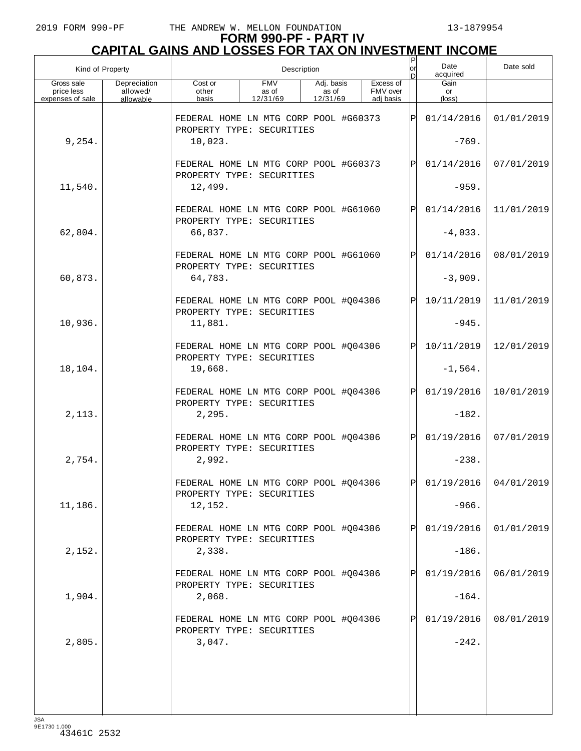# FORM 990-PF - PART IV
## CAPITAL GAINS AND LOSSES FOR TAX ON INVESTMENT INCOME

| Kind of Property | | Description | | | | P or D | Date acquired | Date sold |
|---|---|---|---|---|---|---|---|---|
| Gross sale price less expenses of sale | Depreciation allowed/ allowable | Cost or other basis | FMV as of 12/31/69 | Adj. basis as of 12/31/69 | Excess of FMV over adj basis | | Gain or (loss) | |
| | | FEDERAL HOME LN MTG CORP POOL #G60373 PROPERTY TYPE: SECURITIES | | | | P | 01/14/2016 | 01/01/2019 |
| 9,254. | | 10,023. | | | | | -769. | |
| | | FEDERAL HOME LN MTG CORP POOL #G60373 PROPERTY TYPE: SECURITIES | | | | P | 01/14/2016 | 07/01/2019 |
| 11,540. | | 12,499. | | | | | -959. | |
| | | FEDERAL HOME LN MTG CORP POOL #G61060 PROPERTY TYPE: SECURITIES | | | | P | 01/14/2016 | 11/01/2019 |
| 62,804. | | 66,837. | | | | | -4,033. | |
| | | FEDERAL HOME LN MTG CORP POOL #G61060 PROPERTY TYPE: SECURITIES | | | | P | 01/14/2016 | 08/01/2019 |
| 60,873. | | 64,783. | | | | | -3,909. | |
| | | FEDERAL HOME LN MTG CORP POOL #Q04306 PROPERTY TYPE: SECURITIES | | | | P | 10/11/2019 | 11/01/2019 |
| 10,936. | | 11,881. | | | | | -945. | |
| | | FEDERAL HOME LN MTG CORP POOL #Q04306 PROPERTY TYPE: SECURITIES | | | | P | 10/11/2019 | 12/01/2019 |
| 18,104. | | 19,668. | | | | | -1,564. | |
| | | FEDERAL HOME LN MTG CORP POOL #Q04306 PROPERTY TYPE: SECURITIES | | | | P | 01/19/2016 | 10/01/2019 |
| 2,113. | | 2,295. | | | | | -182. | |
| | | FEDERAL HOME LN MTG CORP POOL #Q04306 PROPERTY TYPE: SECURITIES | | | | P | 01/19/2016 | 07/01/2019 |
| 2,754. | | 2,992. | | | | | -238. | |
| | | FEDERAL HOME LN MTG CORP POOL #Q04306 PROPERTY TYPE: SECURITIES | | | | P | 01/19/2016 | 04/01/2019 |
| 11,186. | | 12,152. | | | | | -966. | |
| | | FEDERAL HOME LN MTG CORP POOL #Q04306 PROPERTY TYPE: SECURITIES | | | | P | 01/19/2016 | 01/01/2019 |
| 2,152. | | 2,338. | | | | | -186. | |
| | | FEDERAL HOME LN MTG CORP POOL #Q04306 PROPERTY TYPE: SECURITIES | | | | P | 01/19/2016 | 06/01/2019 |
| 1,904. | | 2,068. | | | | | -164. | |
| | | FEDERAL HOME LN MTG CORP POOL #Q04306 PROPERTY TYPE: SECURITIES | | | | P | 01/19/2016 | 08/01/2019 |
| 2,805. | | 3,047. | | | | | -242. | |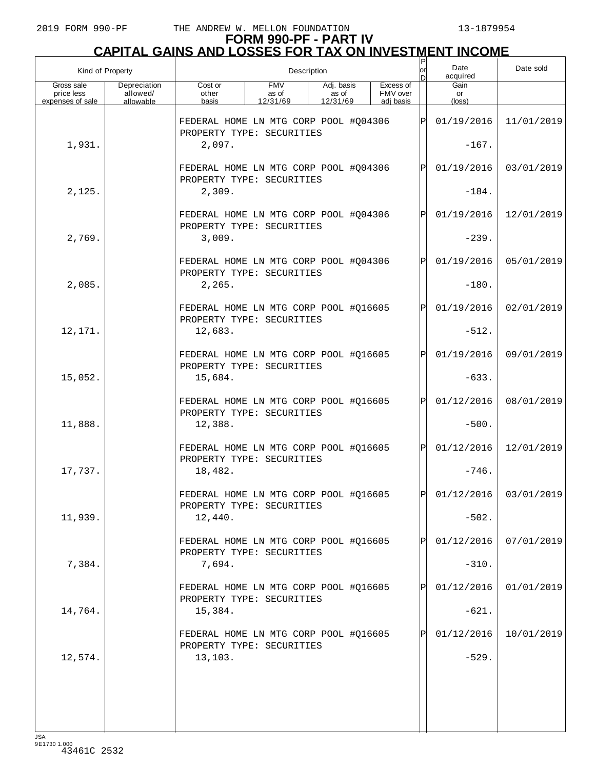# FORM 990-PF - PART IV
## CAPITAL GAINS AND LOSSES FOR TAX ON INVESTMENT INCOME

| Kind of Property | | Description | | | | P or D | Date acquired | Date sold |
|---|---|---|---|---|---|---|---|---|
| Gross sale price less expenses of sale | Depreciation allowed/ allowable | Cost or other basis | FMV as of 12/31/69 | Adj. basis as of 12/31/69 | Excess of FMV over adj basis | | Gain or (loss) | |
| | | FEDERAL HOME LN MTG CORP POOL #Q04306 PROPERTY TYPE: SECURITIES | | | | P | 01/19/2016 | 11/01/2019 |
| 1,931. | | 2,097. | | | | | -167. | |
| | | FEDERAL HOME LN MTG CORP POOL #Q04306 PROPERTY TYPE: SECURITIES | | | | P | 01/19/2016 | 03/01/2019 |
| 2,125. | | 2,309. | | | | | -184. | |
| | | FEDERAL HOME LN MTG CORP POOL #Q04306 PROPERTY TYPE: SECURITIES | | | | P | 01/19/2016 | 12/01/2019 |
| 2,769. | | 3,009. | | | | | -239. | |
| | | FEDERAL HOME LN MTG CORP POOL #Q04306 PROPERTY TYPE: SECURITIES | | | | P | 01/19/2016 | 05/01/2019 |
| 2,085. | | 2,265. | | | | | -180. | |
| | | FEDERAL HOME LN MTG CORP POOL #Q16605 PROPERTY TYPE: SECURITIES | | | | P | 01/19/2016 | 02/01/2019 |
| 12,171. | | 12,683. | | | | | -512. | |
| | | FEDERAL HOME LN MTG CORP POOL #Q16605 PROPERTY TYPE: SECURITIES | | | | P | 01/19/2016 | 09/01/2019 |
| 15,052. | | 15,684. | | | | | -633. | |
| | | FEDERAL HOME LN MTG CORP POOL #Q16605 PROPERTY TYPE: SECURITIES | | | | P | 01/12/2016 | 08/01/2019 |
| 11,888. | | 12,388. | | | | | -500. | |
| | | FEDERAL HOME LN MTG CORP POOL #Q16605 PROPERTY TYPE: SECURITIES | | | | P | 01/12/2016 | 12/01/2019 |
| 17,737. | | 18,482. | | | | | -746. | |
| | | FEDERAL HOME LN MTG CORP POOL #Q16605 PROPERTY TYPE: SECURITIES | | | | P | 01/12/2016 | 03/01/2019 |
| 11,939. | | 12,440. | | | | | -502. | |
| | | FEDERAL HOME LN MTG CORP POOL #Q16605 PROPERTY TYPE: SECURITIES | | | | P | 01/12/2016 | 07/01/2019 |
| 7,384. | | 7,694. | | | | | -310. | |
| | | FEDERAL HOME LN MTG CORP POOL #Q16605 PROPERTY TYPE: SECURITIES | | | | P | 01/12/2016 | 01/01/2019 |
| 14,764. | | 15,384. | | | | | -621. | |
| | | FEDERAL HOME LN MTG CORP POOL #Q16605 PROPERTY TYPE: SECURITIES | | | | P | 01/12/2016 | 10/01/2019 |
| 12,574. | | 13,103. | | | | | -529. | |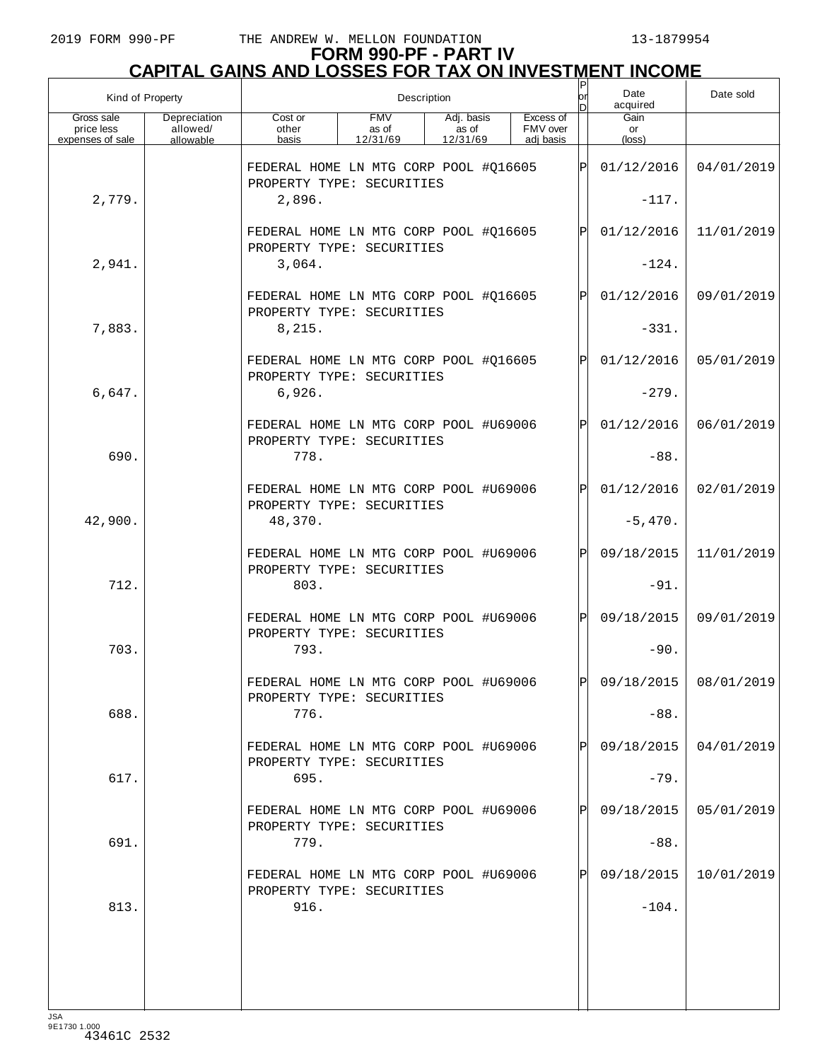# FORM 990-PF - PART IV
## CAPITAL GAINS AND LOSSES FOR TAX ON INVESTMENT INCOME

| Kind of Property | | Description | | | | P or D | Date acquired | Date sold |
|---|---|---|---|---|---|---|---|---|
| Gross sale price less expenses of sale | Depreciation allowed/ allowable | Cost or other basis | FMV as of 12/31/69 | Adj. basis as of 12/31/69 | Excess of FMV over adj basis | | Gain or (loss) | |
| | | FEDERAL HOME LN MTG CORP POOL #Q16605 PROPERTY TYPE: SECURITIES | | | | P | 01/12/2016 | 04/01/2019 |
| 2,779. | | 2,896. | | | | | -117. | |
| | | FEDERAL HOME LN MTG CORP POOL #Q16605 PROPERTY TYPE: SECURITIES | | | | P | 01/12/2016 | 11/01/2019 |
| 2,941. | | 3,064. | | | | | -124. | |
| | | FEDERAL HOME LN MTG CORP POOL #Q16605 PROPERTY TYPE: SECURITIES | | | | P | 01/12/2016 | 09/01/2019 |
| 7,883. | | 8,215. | | | | | -331. | |
| | | FEDERAL HOME LN MTG CORP POOL #Q16605 PROPERTY TYPE: SECURITIES | | | | P | 01/12/2016 | 05/01/2019 |
| 6,647. | | 6,926. | | | | | -279. | |
| | | FEDERAL HOME LN MTG CORP POOL #U69006 PROPERTY TYPE: SECURITIES | | | | P | 01/12/2016 | 06/01/2019 |
| 690. | | 778. | | | | | -88. | |
| | | FEDERAL HOME LN MTG CORP POOL #U69006 PROPERTY TYPE: SECURITIES | | | | P | 01/12/2016 | 02/01/2019 |
| 42,900. | | 48,370. | | | | | -5,470. | |
| | | FEDERAL HOME LN MTG CORP POOL #U69006 PROPERTY TYPE: SECURITIES | | | | P | 09/18/2015 | 11/01/2019 |
| 712. | | 803. | | | | | -91. | |
| | | FEDERAL HOME LN MTG CORP POOL #U69006 PROPERTY TYPE: SECURITIES | | | | P | 09/18/2015 | 09/01/2019 |
| 703. | | 793. | | | | | -90. | |
| | | FEDERAL HOME LN MTG CORP POOL #U69006 PROPERTY TYPE: SECURITIES | | | | P | 09/18/2015 | 08/01/2019 |
| 688. | | 776. | | | | | -88. | |
| | | FEDERAL HOME LN MTG CORP POOL #U69006 PROPERTY TYPE: SECURITIES | | | | P | 09/18/2015 | 04/01/2019 |
| 617. | | 695. | | | | | -79. | |
| | | FEDERAL HOME LN MTG CORP POOL #U69006 PROPERTY TYPE: SECURITIES | | | | P | 09/18/2015 | 05/01/2019 |
| 691. | | 779. | | | | | -88. | |
| | | FEDERAL HOME LN MTG CORP POOL #U69006 PROPERTY TYPE: SECURITIES | | | | P | 09/18/2015 | 10/01/2019 |
| 813. | | 916. | | | | | -104. | |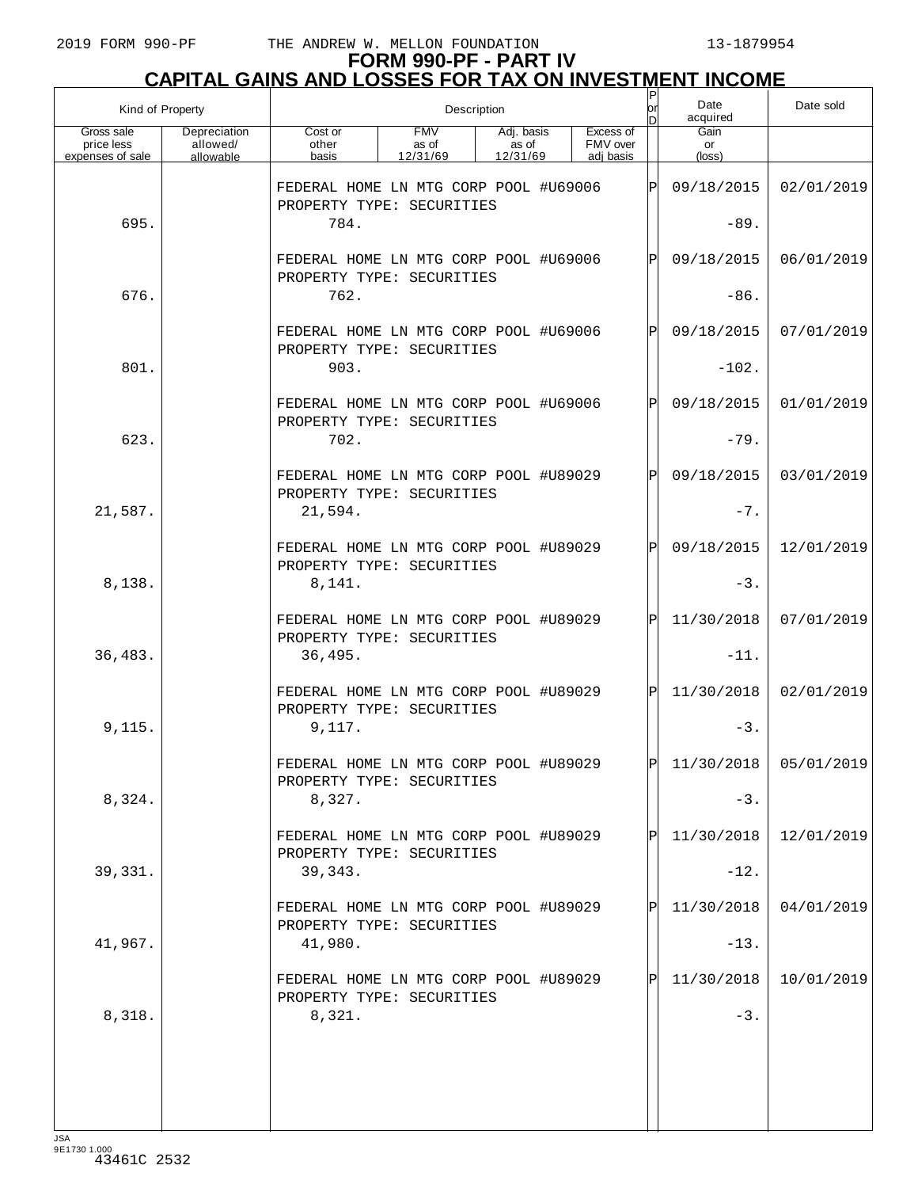# FORM 990-PF - PART IV
## CAPITAL GAINS AND LOSSES FOR TAX ON INVESTMENT INCOME

| Gross sale price less expenses of sale | Depreciation allowed/ allowable | Cost or other basis | FMV as of 12/31/69 | Adj. basis as of 12/31/69 | Excess of FMV over adj basis | P or D | Date acquired / Gain or (loss) | Date sold |
|---|---|---|---|---|---|---|---|---|
| | | FEDERAL HOME LN MTG CORP POOL #U69006 PROPERTY TYPE: SECURITIES | | | | P | 09/18/2015 | 02/01/2019 |
| 695. | | 784. | | | | | -89. | |
| | | FEDERAL HOME LN MTG CORP POOL #U69006 PROPERTY TYPE: SECURITIES | | | | P | 09/18/2015 | 06/01/2019 |
| 676. | | 762. | | | | | -86. | |
| | | FEDERAL HOME LN MTG CORP POOL #U69006 PROPERTY TYPE: SECURITIES | | | | P | 09/18/2015 | 07/01/2019 |
| 801. | | 903. | | | | | -102. | |
| | | FEDERAL HOME LN MTG CORP POOL #U69006 PROPERTY TYPE: SECURITIES | | | | P | 09/18/2015 | 01/01/2019 |
| 623. | | 702. | | | | | -79. | |
| | | FEDERAL HOME LN MTG CORP POOL #U89029 PROPERTY TYPE: SECURITIES | | | | P | 09/18/2015 | 03/01/2019 |
| 21,587. | | 21,594. | | | | | -7. | |
| | | FEDERAL HOME LN MTG CORP POOL #U89029 PROPERTY TYPE: SECURITIES | | | | P | 09/18/2015 | 12/01/2019 |
| 8,138. | | 8,141. | | | | | -3. | |
| | | FEDERAL HOME LN MTG CORP POOL #U89029 PROPERTY TYPE: SECURITIES | | | | P | 11/30/2018 | 07/01/2019 |
| 36,483. | | 36,495. | | | | | -11. | |
| | | FEDERAL HOME LN MTG CORP POOL #U89029 PROPERTY TYPE: SECURITIES | | | | P | 11/30/2018 | 02/01/2019 |
| 9,115. | | 9,117. | | | | | -3. | |
| | | FEDERAL HOME LN MTG CORP POOL #U89029 PROPERTY TYPE: SECURITIES | | | | P | 11/30/2018 | 05/01/2019 |
| 8,324. | | 8,327. | | | | | -3. | |
| | | FEDERAL HOME LN MTG CORP POOL #U89029 PROPERTY TYPE: SECURITIES | | | | P | 11/30/2018 | 12/01/2019 |
| 39,331. | | 39,343. | | | | | -12. | |
| | | FEDERAL HOME LN MTG CORP POOL #U89029 PROPERTY TYPE: SECURITIES | | | | P | 11/30/2018 | 04/01/2019 |
| 41,967. | | 41,980. | | | | | -13. | |
| | | FEDERAL HOME LN MTG CORP POOL #U89029 PROPERTY TYPE: SECURITIES | | | | P | 11/30/2018 | 10/01/2019 |
| 8,318. | | 8,321. | | | | | -3. | |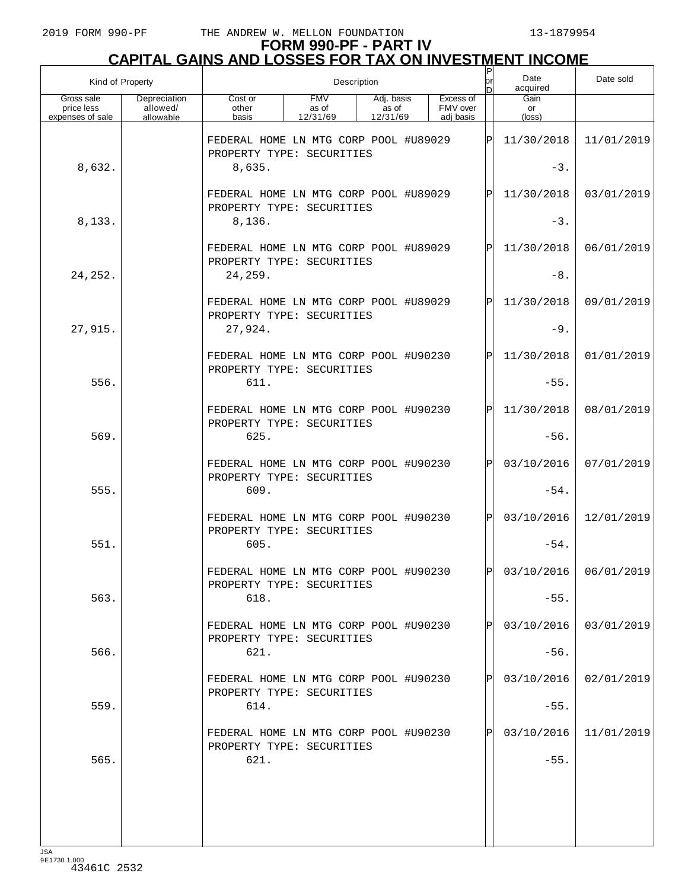# FORM 990-PF - PART IV
## CAPITAL GAINS AND LOSSES FOR TAX ON INVESTMENT INCOME

| Kind of Property | | Description | | | | P or D | Date acquired | Date sold |
|---|---|---|---|---|---|---|---|---|
| Gross sale price less expenses of sale | Depreciation allowed/ allowable | Cost or other basis | FMV as of 12/31/69 | Adj. basis as of 12/31/69 | Excess of FMV over adj basis | | Gain or (loss) | |
| | | FEDERAL HOME LN MTG CORP POOL #U89029 PROPERTY TYPE: SECURITIES | | | | P | 11/30/2018 | 11/01/2019 |
| 8,632. | | 8,635. | | | | | -3. | |
| | | FEDERAL HOME LN MTG CORP POOL #U89029 PROPERTY TYPE: SECURITIES | | | | P | 11/30/2018 | 03/01/2019 |
| 8,133. | | 8,136. | | | | | -3. | |
| | | FEDERAL HOME LN MTG CORP POOL #U89029 PROPERTY TYPE: SECURITIES | | | | P | 11/30/2018 | 06/01/2019 |
| 24,252. | | 24,259. | | | | | -8. | |
| | | FEDERAL HOME LN MTG CORP POOL #U89029 PROPERTY TYPE: SECURITIES | | | | P | 11/30/2018 | 09/01/2019 |
| 27,915. | | 27,924. | | | | | -9. | |
| | | FEDERAL HOME LN MTG CORP POOL #U90230 PROPERTY TYPE: SECURITIES | | | | P | 11/30/2018 | 01/01/2019 |
| 556. | | 611. | | | | | -55. | |
| | | FEDERAL HOME LN MTG CORP POOL #U90230 PROPERTY TYPE: SECURITIES | | | | P | 11/30/2018 | 08/01/2019 |
| 569. | | 625. | | | | | -56. | |
| | | FEDERAL HOME LN MTG CORP POOL #U90230 PROPERTY TYPE: SECURITIES | | | | P | 03/10/2016 | 07/01/2019 |
| 555. | | 609. | | | | | -54. | |
| | | FEDERAL HOME LN MTG CORP POOL #U90230 PROPERTY TYPE: SECURITIES | | | | P | 03/10/2016 | 12/01/2019 |
| 551. | | 605. | | | | | -54. | |
| | | FEDERAL HOME LN MTG CORP POOL #U90230 PROPERTY TYPE: SECURITIES | | | | P | 03/10/2016 | 06/01/2019 |
| 563. | | 618. | | | | | -55. | |
| | | FEDERAL HOME LN MTG CORP POOL #U90230 PROPERTY TYPE: SECURITIES | | | | P | 03/10/2016 | 03/01/2019 |
| 566. | | 621. | | | | | -56. | |
| | | FEDERAL HOME LN MTG CORP POOL #U90230 PROPERTY TYPE: SECURITIES | | | | P | 03/10/2016 | 02/01/2019 |
| 559. | | 614. | | | | | -55. | |
| | | FEDERAL HOME LN MTG CORP POOL #U90230 PROPERTY TYPE: SECURITIES | | | | P | 03/10/2016 | 11/01/2019 |
| 565. | | 621. | | | | | -55. | |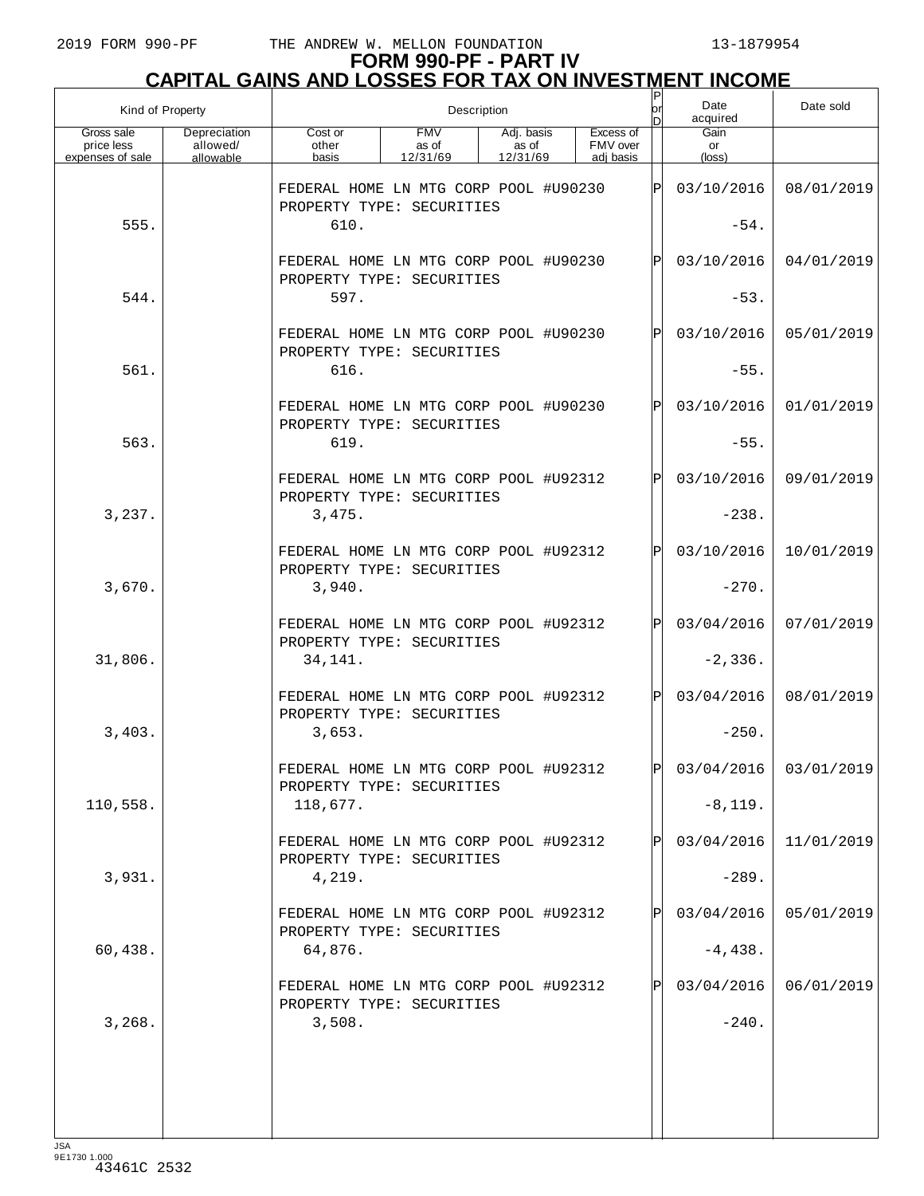# FORM 990-PF - PART IV
## CAPITAL GAINS AND LOSSES FOR TAX ON INVESTMENT INCOME

| Kind of Property | | Description | | | | P or D | Date acquired | Date sold |
|---|---|---|---|---|---|---|---|---|
| Gross sale price less expenses of sale | Depreciation allowed/ allowable | Cost or other basis | FMV as of 12/31/69 | Adj. basis as of 12/31/69 | Excess of FMV over adj basis | | Gain or (loss) | |
| | | FEDERAL HOME LN MTG CORP POOL #U90230 PROPERTY TYPE: SECURITIES | | | | P | 03/10/2016 | 08/01/2019 |
| 555. | | 610. | | | | | -54. | |
| | | FEDERAL HOME LN MTG CORP POOL #U90230 PROPERTY TYPE: SECURITIES | | | | P | 03/10/2016 | 04/01/2019 |
| 544. | | 597. | | | | | -53. | |
| | | FEDERAL HOME LN MTG CORP POOL #U90230 PROPERTY TYPE: SECURITIES | | | | P | 03/10/2016 | 05/01/2019 |
| 561. | | 616. | | | | | -55. | |
| | | FEDERAL HOME LN MTG CORP POOL #U90230 PROPERTY TYPE: SECURITIES | | | | P | 03/10/2016 | 01/01/2019 |
| 563. | | 619. | | | | | -55. | |
| | | FEDERAL HOME LN MTG CORP POOL #U92312 PROPERTY TYPE: SECURITIES | | | | P | 03/10/2016 | 09/01/2019 |
| 3,237. | | 3,475. | | | | | -238. | |
| | | FEDERAL HOME LN MTG CORP POOL #U92312 PROPERTY TYPE: SECURITIES | | | | P | 03/10/2016 | 10/01/2019 |
| 3,670. | | 3,940. | | | | | -270. | |
| | | FEDERAL HOME LN MTG CORP POOL #U92312 PROPERTY TYPE: SECURITIES | | | | P | 03/04/2016 | 07/01/2019 |
| 31,806. | | 34,141. | | | | | -2,336. | |
| | | FEDERAL HOME LN MTG CORP POOL #U92312 PROPERTY TYPE: SECURITIES | | | | P | 03/04/2016 | 08/01/2019 |
| 3,403. | | 3,653. | | | | | -250. | |
| | | FEDERAL HOME LN MTG CORP POOL #U92312 PROPERTY TYPE: SECURITIES | | | | P | 03/04/2016 | 03/01/2019 |
| 110,558. | | 118,677. | | | | | -8,119. | |
| | | FEDERAL HOME LN MTG CORP POOL #U92312 PROPERTY TYPE: SECURITIES | | | | P | 03/04/2016 | 11/01/2019 |
| 3,931. | | 4,219. | | | | | -289. | |
| | | FEDERAL HOME LN MTG CORP POOL #U92312 PROPERTY TYPE: SECURITIES | | | | P | 03/04/2016 | 05/01/2019 |
| 60,438. | | 64,876. | | | | | -4,438. | |
| | | FEDERAL HOME LN MTG CORP POOL #U92312 PROPERTY TYPE: SECURITIES | | | | P | 03/04/2016 | 06/01/2019 |
| 3,268. | | 3,508. | | | | | -240. | |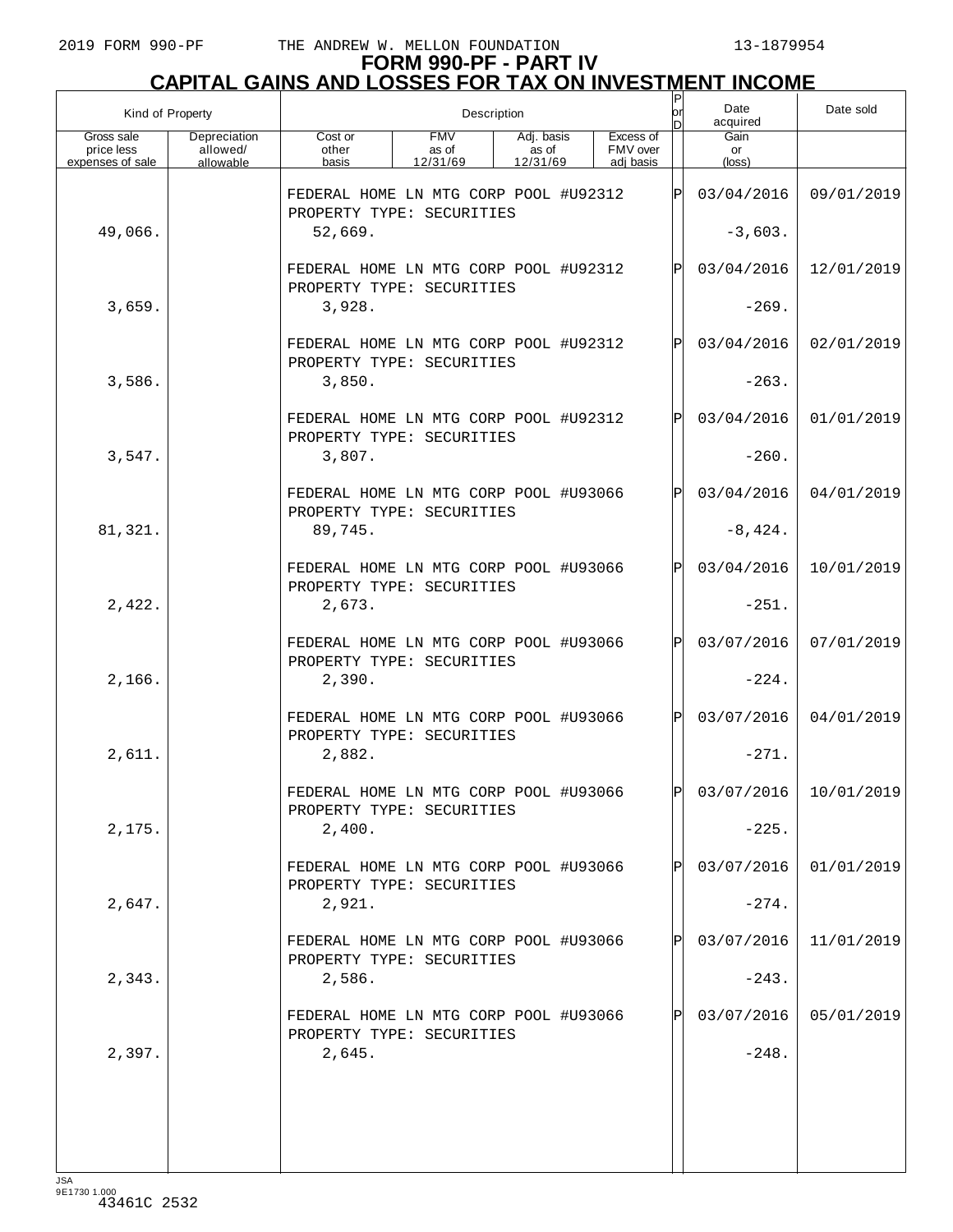# FORM 990-PF - PART IV

## CAPITAL GAINS AND LOSSES FOR TAX ON INVESTMENT INCOME

| Kind of Property | | Description | | | | P or D | Date acquired | Date sold |
|---|---|---|---|---|---|---|---|---|
| Gross sale price less expenses of sale | Depreciation allowed/ allowable | Cost or other basis | FMV as of 12/31/69 | Adj. basis as of 12/31/69 | Excess of FMV over adj basis | | Gain or (loss) | |
| | | FEDERAL HOME LN MTG CORP POOL #U92312 PROPERTY TYPE: SECURITIES | | | | P | 03/04/2016 | 09/01/2019 |
| 49,066. | | 52,669. | | | | | -3,603. | |
| | | FEDERAL HOME LN MTG CORP POOL #U92312 PROPERTY TYPE: SECURITIES | | | | P | 03/04/2016 | 12/01/2019 |
| 3,659. | | 3,928. | | | | | -269. | |
| | | FEDERAL HOME LN MTG CORP POOL #U92312 PROPERTY TYPE: SECURITIES | | | | P | 03/04/2016 | 02/01/2019 |
| 3,586. | | 3,850. | | | | | -263. | |
| | | FEDERAL HOME LN MTG CORP POOL #U92312 PROPERTY TYPE: SECURITIES | | | | P | 03/04/2016 | 01/01/2019 |
| 3,547. | | 3,807. | | | | | -260. | |
| | | FEDERAL HOME LN MTG CORP POOL #U93066 PROPERTY TYPE: SECURITIES | | | | P | 03/04/2016 | 04/01/2019 |
| 81,321. | | 89,745. | | | | | -8,424. | |
| | | FEDERAL HOME LN MTG CORP POOL #U93066 PROPERTY TYPE: SECURITIES | | | | P | 03/04/2016 | 10/01/2019 |
| 2,422. | | 2,673. | | | | | -251. | |
| | | FEDERAL HOME LN MTG CORP POOL #U93066 PROPERTY TYPE: SECURITIES | | | | P | 03/07/2016 | 07/01/2019 |
| 2,166. | | 2,390. | | | | | -224. | |
| | | FEDERAL HOME LN MTG CORP POOL #U93066 PROPERTY TYPE: SECURITIES | | | | P | 03/07/2016 | 04/01/2019 |
| 2,611. | | 2,882. | | | | | -271. | |
| | | FEDERAL HOME LN MTG CORP POOL #U93066 PROPERTY TYPE: SECURITIES | | | | P | 03/07/2016 | 10/01/2019 |
| 2,175. | | 2,400. | | | | | -225. | |
| | | FEDERAL HOME LN MTG CORP POOL #U93066 PROPERTY TYPE: SECURITIES | | | | P | 03/07/2016 | 01/01/2019 |
| 2,647. | | 2,921. | | | | | -274. | |
| | | FEDERAL HOME LN MTG CORP POOL #U93066 PROPERTY TYPE: SECURITIES | | | | P | 03/07/2016 | 11/01/2019 |
| 2,343. | | 2,586. | | | | | -243. | |
| | | FEDERAL HOME LN MTG CORP POOL #U93066 PROPERTY TYPE: SECURITIES | | | | P | 03/07/2016 | 05/01/2019 |
| 2,397. | | 2,645. | | | | | -248. | |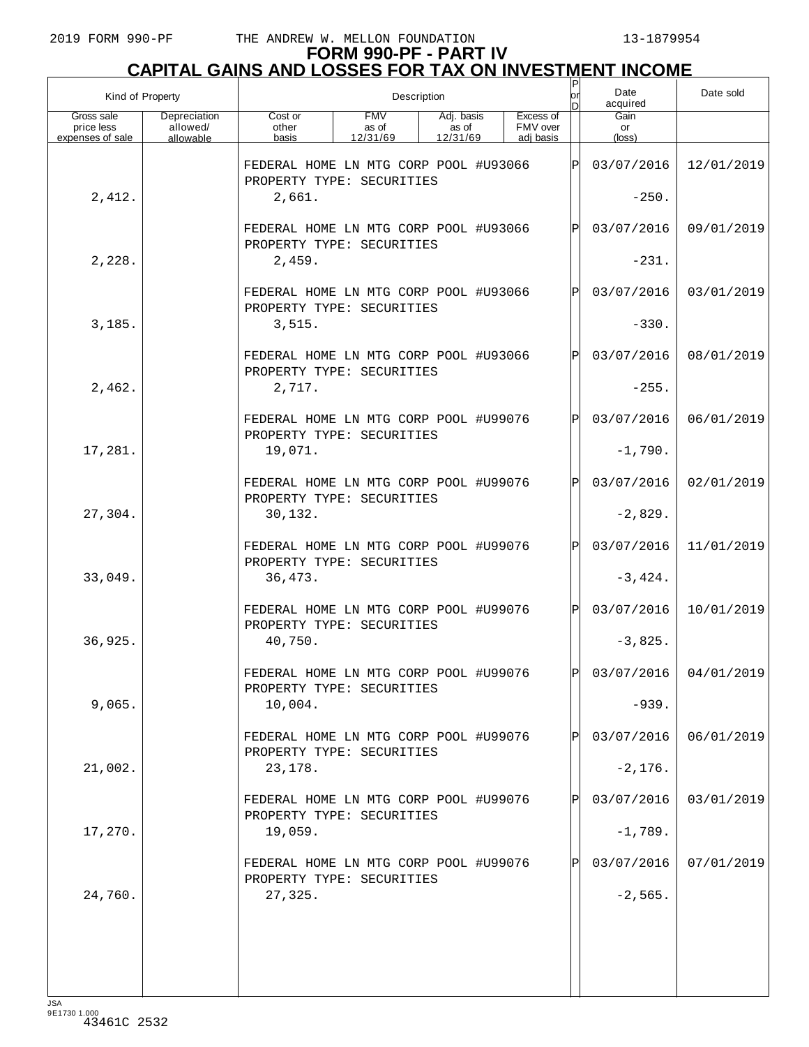# FORM 990-PF - PART IV
## CAPITAL GAINS AND LOSSES FOR TAX ON INVESTMENT INCOME

| Kind of Property | | Description | | | | P or D | Date acquired | Date sold |
|---|---|---|---|---|---|---|---|---|
| Gross sale price less expenses of sale | Depreciation allowed/ allowable | Cost or other basis | FMV as of 12/31/69 | Adj. basis as of 12/31/69 | Excess of FMV over adj basis | | Gain or (loss) | |
| | | FEDERAL HOME LN MTG CORP POOL #U93066 PROPERTY TYPE: SECURITIES | | | | P | 03/07/2016 | 12/01/2019 |
| 2,412. | | 2,661. | | | | | -250. | |
| | | FEDERAL HOME LN MTG CORP POOL #U93066 PROPERTY TYPE: SECURITIES | | | | P | 03/07/2016 | 09/01/2019 |
| 2,228. | | 2,459. | | | | | -231. | |
| | | FEDERAL HOME LN MTG CORP POOL #U93066 PROPERTY TYPE: SECURITIES | | | | P | 03/07/2016 | 03/01/2019 |
| 3,185. | | 3,515. | | | | | -330. | |
| | | FEDERAL HOME LN MTG CORP POOL #U93066 PROPERTY TYPE: SECURITIES | | | | P | 03/07/2016 | 08/01/2019 |
| 2,462. | | 2,717. | | | | | -255. | |
| | | FEDERAL HOME LN MTG CORP POOL #U99076 PROPERTY TYPE: SECURITIES | | | | P | 03/07/2016 | 06/01/2019 |
| 17,281. | | 19,071. | | | | | -1,790. | |
| | | FEDERAL HOME LN MTG CORP POOL #U99076 PROPERTY TYPE: SECURITIES | | | | P | 03/07/2016 | 02/01/2019 |
| 27,304. | | 30,132. | | | | | -2,829. | |
| | | FEDERAL HOME LN MTG CORP POOL #U99076 PROPERTY TYPE: SECURITIES | | | | P | 03/07/2016 | 11/01/2019 |
| 33,049. | | 36,473. | | | | | -3,424. | |
| | | FEDERAL HOME LN MTG CORP POOL #U99076 PROPERTY TYPE: SECURITIES | | | | P | 03/07/2016 | 10/01/2019 |
| 36,925. | | 40,750. | | | | | -3,825. | |
| | | FEDERAL HOME LN MTG CORP POOL #U99076 PROPERTY TYPE: SECURITIES | | | | P | 03/07/2016 | 04/01/2019 |
| 9,065. | | 10,004. | | | | | -939. | |
| | | FEDERAL HOME LN MTG CORP POOL #U99076 PROPERTY TYPE: SECURITIES | | | | P | 03/07/2016 | 06/01/2019 |
| 21,002. | | 23,178. | | | | | -2,176. | |
| | | FEDERAL HOME LN MTG CORP POOL #U99076 PROPERTY TYPE: SECURITIES | | | | P | 03/07/2016 | 03/01/2019 |
| 17,270. | | 19,059. | | | | | -1,789. | |
| | | FEDERAL HOME LN MTG CORP POOL #U99076 PROPERTY TYPE: SECURITIES | | | | P | 03/07/2016 | 07/01/2019 |
| 24,760. | | 27,325. | | | | | -2,565. | |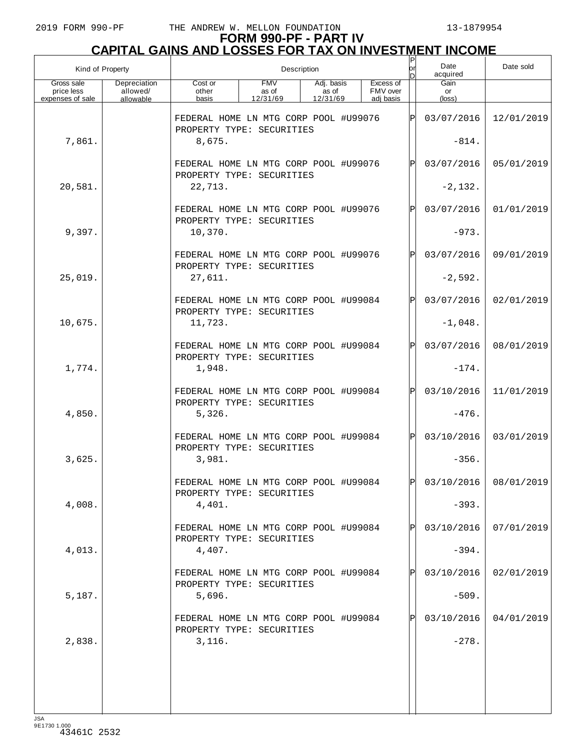# FORM 990-PF - PART IV
## CAPITAL GAINS AND LOSSES FOR TAX ON INVESTMENT INCOME

| Kind of Property | | Description | | | | P or D | Date acquired | Date sold |
|---|---|---|---|---|---|---|---|---|
| Gross sale price less expenses of sale | Depreciation allowed/ allowable | Cost or other basis | FMV as of 12/31/69 | Adj. basis as of 12/31/69 | Excess of FMV over adj basis | | Gain or (loss) | |
| | | FEDERAL HOME LN MTG CORP POOL #U99076 PROPERTY TYPE: SECURITIES | | | | P | 03/07/2016 | 12/01/2019 |
| 7,861. | | 8,675. | | | | | -814. | |
| | | FEDERAL HOME LN MTG CORP POOL #U99076 PROPERTY TYPE: SECURITIES | | | | P | 03/07/2016 | 05/01/2019 |
| 20,581. | | 22,713. | | | | | -2,132. | |
| | | FEDERAL HOME LN MTG CORP POOL #U99076 PROPERTY TYPE: SECURITIES | | | | P | 03/07/2016 | 01/01/2019 |
| 9,397. | | 10,370. | | | | | -973. | |
| | | FEDERAL HOME LN MTG CORP POOL #U99076 PROPERTY TYPE: SECURITIES | | | | P | 03/07/2016 | 09/01/2019 |
| 25,019. | | 27,611. | | | | | -2,592. | |
| | | FEDERAL HOME LN MTG CORP POOL #U99084 PROPERTY TYPE: SECURITIES | | | | P | 03/07/2016 | 02/01/2019 |
| 10,675. | | 11,723. | | | | | -1,048. | |
| | | FEDERAL HOME LN MTG CORP POOL #U99084 PROPERTY TYPE: SECURITIES | | | | P | 03/07/2016 | 08/01/2019 |
| 1,774. | | 1,948. | | | | | -174. | |
| | | FEDERAL HOME LN MTG CORP POOL #U99084 PROPERTY TYPE: SECURITIES | | | | P | 03/10/2016 | 11/01/2019 |
| 4,850. | | 5,326. | | | | | -476. | |
| | | FEDERAL HOME LN MTG CORP POOL #U99084 PROPERTY TYPE: SECURITIES | | | | P | 03/10/2016 | 03/01/2019 |
| 3,625. | | 3,981. | | | | | -356. | |
| | | FEDERAL HOME LN MTG CORP POOL #U99084 PROPERTY TYPE: SECURITIES | | | | P | 03/10/2016 | 08/01/2019 |
| 4,008. | | 4,401. | | | | | -393. | |
| | | FEDERAL HOME LN MTG CORP POOL #U99084 PROPERTY TYPE: SECURITIES | | | | P | 03/10/2016 | 07/01/2019 |
| 4,013. | | 4,407. | | | | | -394. | |
| | | FEDERAL HOME LN MTG CORP POOL #U99084 PROPERTY TYPE: SECURITIES | | | | P | 03/10/2016 | 02/01/2019 |
| 5,187. | | 5,696. | | | | | -509. | |
| | | FEDERAL HOME LN MTG CORP POOL #U99084 PROPERTY TYPE: SECURITIES | | | | P | 03/10/2016 | 04/01/2019 |
| 2,838. | | 3,116. | | | | | -278. | |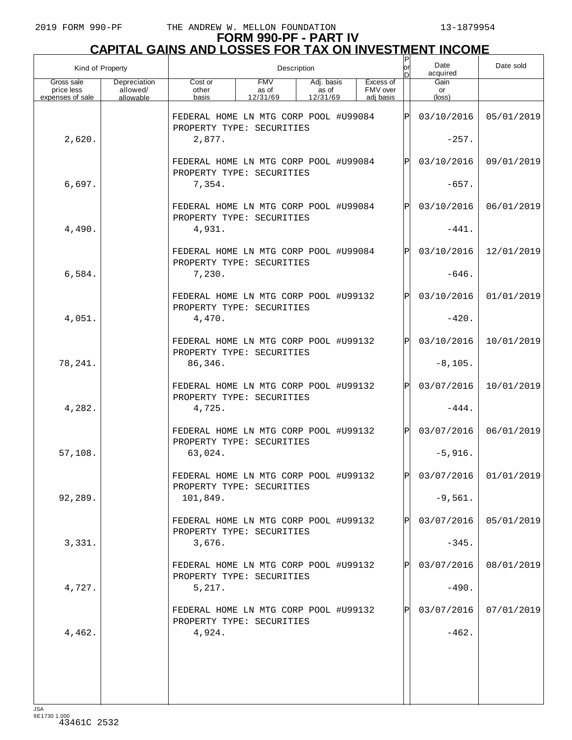# FORM 990-PF - PART IV

## CAPITAL GAINS AND LOSSES FOR TAX ON INVESTMENT INCOME

| Kind of Property | | Description | | | | P or D | Date acquired | Date sold |
|---|---|---|---|---|---|---|---|---|
| Gross sale price less expenses of sale | Depreciation allowed/ allowable | Cost or other basis | FMV as of 12/31/69 | Adj. basis as of 12/31/69 | Excess of FMV over adj basis | | Gain or (loss) | |
| | | FEDERAL HOME LN MTG CORP POOL #U99084 PROPERTY TYPE: SECURITIES | | | | P | 03/10/2016 | 05/01/2019 |
| 2,620. | | 2,877. | | | | | -257. | |
| | | FEDERAL HOME LN MTG CORP POOL #U99084 PROPERTY TYPE: SECURITIES | | | | P | 03/10/2016 | 09/01/2019 |
| 6,697. | | 7,354. | | | | | -657. | |
| | | FEDERAL HOME LN MTG CORP POOL #U99084 PROPERTY TYPE: SECURITIES | | | | P | 03/10/2016 | 06/01/2019 |
| 4,490. | | 4,931. | | | | | -441. | |
| | | FEDERAL HOME LN MTG CORP POOL #U99084 PROPERTY TYPE: SECURITIES | | | | P | 03/10/2016 | 12/01/2019 |
| 6,584. | | 7,230. | | | | | -646. | |
| | | FEDERAL HOME LN MTG CORP POOL #U99132 PROPERTY TYPE: SECURITIES | | | | P | 03/10/2016 | 01/01/2019 |
| 4,051. | | 4,470. | | | | | -420. | |
| | | FEDERAL HOME LN MTG CORP POOL #U99132 PROPERTY TYPE: SECURITIES | | | | P | 03/10/2016 | 10/01/2019 |
| 78,241. | | 86,346. | | | | | -8,105. | |
| | | FEDERAL HOME LN MTG CORP POOL #U99132 PROPERTY TYPE: SECURITIES | | | | P | 03/07/2016 | 10/01/2019 |
| 4,282. | | 4,725. | | | | | -444. | |
| | | FEDERAL HOME LN MTG CORP POOL #U99132 PROPERTY TYPE: SECURITIES | | | | P | 03/07/2016 | 06/01/2019 |
| 57,108. | | 63,024. | | | | | -5,916. | |
| | | FEDERAL HOME LN MTG CORP POOL #U99132 PROPERTY TYPE: SECURITIES | | | | P | 03/07/2016 | 01/01/2019 |
| 92,289. | | 101,849. | | | | | -9,561. | |
| | | FEDERAL HOME LN MTG CORP POOL #U99132 PROPERTY TYPE: SECURITIES | | | | P | 03/07/2016 | 05/01/2019 |
| 3,331. | | 3,676. | | | | | -345. | |
| | | FEDERAL HOME LN MTG CORP POOL #U99132 PROPERTY TYPE: SECURITIES | | | | P | 03/07/2016 | 08/01/2019 |
| 4,727. | | 5,217. | | | | | -490. | |
| | | FEDERAL HOME LN MTG CORP POOL #U99132 PROPERTY TYPE: SECURITIES | | | | P | 03/07/2016 | 07/01/2019 |
| 4,462. | | 4,924. | | | | | -462. | |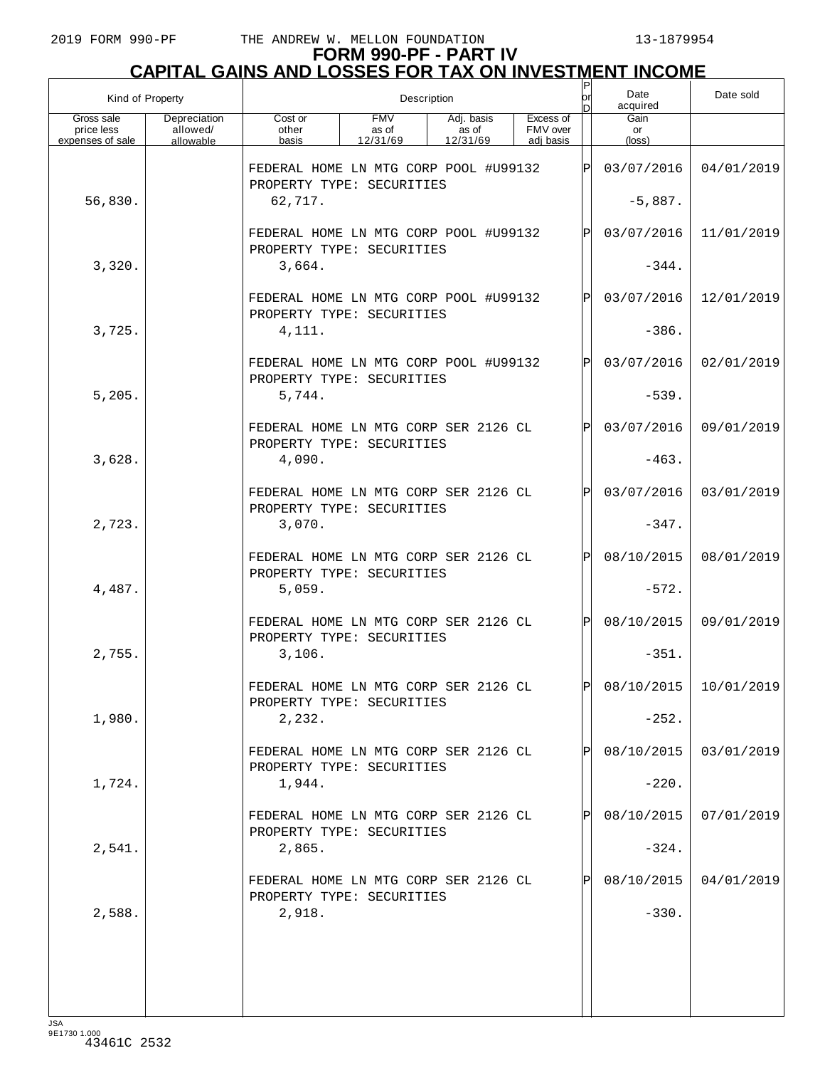# FORM 990-PF - PART IV
## CAPITAL GAINS AND LOSSES FOR TAX ON INVESTMENT INCOME

| Kind of Property | | Description | | | | P or D | Date acquired | Date sold |
|---|---|---|---|---|---|---|---|---|
| Gross sale price less expenses of sale | Depreciation allowed/ allowable | Cost or other basis | FMV as of 12/31/69 | Adj. basis as of 12/31/69 | Excess of FMV over adj basis | | Gain or (loss) | |
| | | FEDERAL HOME LN MTG CORP POOL #U99132 PROPERTY TYPE: SECURITIES | | | | P | 03/07/2016 | 04/01/2019 |
| 56,830. | | 62,717. | | | | | -5,887. | |
| | | FEDERAL HOME LN MTG CORP POOL #U99132 PROPERTY TYPE: SECURITIES | | | | P | 03/07/2016 | 11/01/2019 |
| 3,320. | | 3,664. | | | | | -344. | |
| | | FEDERAL HOME LN MTG CORP POOL #U99132 PROPERTY TYPE: SECURITIES | | | | P | 03/07/2016 | 12/01/2019 |
| 3,725. | | 4,111. | | | | | -386. | |
| | | FEDERAL HOME LN MTG CORP POOL #U99132 PROPERTY TYPE: SECURITIES | | | | P | 03/07/2016 | 02/01/2019 |
| 5,205. | | 5,744. | | | | | -539. | |
| | | FEDERAL HOME LN MTG CORP SER 2126 CL PROPERTY TYPE: SECURITIES | | | | P | 03/07/2016 | 09/01/2019 |
| 3,628. | | 4,090. | | | | | -463. | |
| | | FEDERAL HOME LN MTG CORP SER 2126 CL PROPERTY TYPE: SECURITIES | | | | P | 03/07/2016 | 03/01/2019 |
| 2,723. | | 3,070. | | | | | -347. | |
| | | FEDERAL HOME LN MTG CORP SER 2126 CL PROPERTY TYPE: SECURITIES | | | | P | 08/10/2015 | 08/01/2019 |
| 4,487. | | 5,059. | | | | | -572. | |
| | | FEDERAL HOME LN MTG CORP SER 2126 CL PROPERTY TYPE: SECURITIES | | | | P | 08/10/2015 | 09/01/2019 |
| 2,755. | | 3,106. | | | | | -351. | |
| | | FEDERAL HOME LN MTG CORP SER 2126 CL PROPERTY TYPE: SECURITIES | | | | P | 08/10/2015 | 10/01/2019 |
| 1,980. | | 2,232. | | | | | -252. | |
| | | FEDERAL HOME LN MTG CORP SER 2126 CL PROPERTY TYPE: SECURITIES | | | | P | 08/10/2015 | 03/01/2019 |
| 1,724. | | 1,944. | | | | | -220. | |
| | | FEDERAL HOME LN MTG CORP SER 2126 CL PROPERTY TYPE: SECURITIES | | | | P | 08/10/2015 | 07/01/2019 |
| 2,541. | | 2,865. | | | | | -324. | |
| | | FEDERAL HOME LN MTG CORP SER 2126 CL PROPERTY TYPE: SECURITIES | | | | P | 08/10/2015 | 04/01/2019 |
| 2,588. | | 2,918. | | | | | -330. | |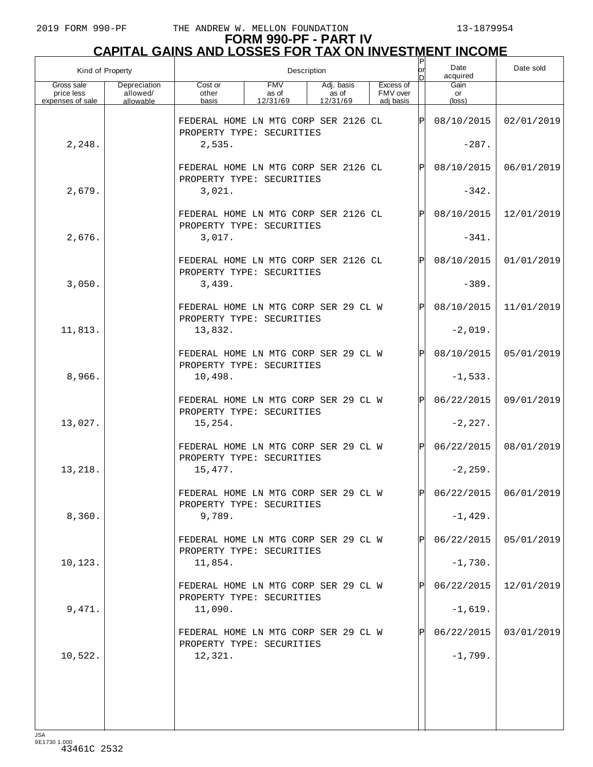2019 FORM 990-PF THE ANDREW W. MELLON FOUNDATION 13-1879954

# FORM 990-PF - PART IV
## CAPITAL GAINS AND LOSSES FOR TAX ON INVESTMENT INCOME

| Kind of Property | | Description | | | | P or D | Date acquired | Date sold |
|---|---|---|---|---|---|---|---|---|
| Gross sale price less expenses of sale | Depreciation allowed/ allowable | Cost or other basis | FMV as of 12/31/69 | Adj. basis as of 12/31/69 | Excess of FMV over adj basis | | Gain or (loss) | |
| | | FEDERAL HOME LN MTG CORP SER 2126 CL PROPERTY TYPE: SECURITIES | | | | P | 08/10/2015 | 02/01/2019 |
| 2,248. | | 2,535. | | | | | -287. | |
| | | FEDERAL HOME LN MTG CORP SER 2126 CL PROPERTY TYPE: SECURITIES | | | | P | 08/10/2015 | 06/01/2019 |
| 2,679. | | 3,021. | | | | | -342. | |
| | | FEDERAL HOME LN MTG CORP SER 2126 CL PROPERTY TYPE: SECURITIES | | | | P | 08/10/2015 | 12/01/2019 |
| 2,676. | | 3,017. | | | | | -341. | |
| | | FEDERAL HOME LN MTG CORP SER 2126 CL PROPERTY TYPE: SECURITIES | | | | P | 08/10/2015 | 01/01/2019 |
| 3,050. | | 3,439. | | | | | -389. | |
| | | FEDERAL HOME LN MTG CORP SER 29 CL W PROPERTY TYPE: SECURITIES | | | | P | 08/10/2015 | 11/01/2019 |
| 11,813. | | 13,832. | | | | | -2,019. | |
| | | FEDERAL HOME LN MTG CORP SER 29 CL W PROPERTY TYPE: SECURITIES | | | | P | 08/10/2015 | 05/01/2019 |
| 8,966. | | 10,498. | | | | | -1,533. | |
| | | FEDERAL HOME LN MTG CORP SER 29 CL W PROPERTY TYPE: SECURITIES | | | | P | 06/22/2015 | 09/01/2019 |
| 13,027. | | 15,254. | | | | | -2,227. | |
| | | FEDERAL HOME LN MTG CORP SER 29 CL W PROPERTY TYPE: SECURITIES | | | | P | 06/22/2015 | 08/01/2019 |
| 13,218. | | 15,477. | | | | | -2,259. | |
| | | FEDERAL HOME LN MTG CORP SER 29 CL W PROPERTY TYPE: SECURITIES | | | | P | 06/22/2015 | 06/01/2019 |
| 8,360. | | 9,789. | | | | | -1,429. | |
| | | FEDERAL HOME LN MTG CORP SER 29 CL W PROPERTY TYPE: SECURITIES | | | | P | 06/22/2015 | 05/01/2019 |
| 10,123. | | 11,854. | | | | | -1,730. | |
| | | FEDERAL HOME LN MTG CORP SER 29 CL W PROPERTY TYPE: SECURITIES | | | | P | 06/22/2015 | 12/01/2019 |
| 9,471. | | 11,090. | | | | | -1,619. | |
| | | FEDERAL HOME LN MTG CORP SER 29 CL W PROPERTY TYPE: SECURITIES | | | | P | 06/22/2015 | 03/01/2019 |
| 10,522. | | 12,321. | | | | | -1,799. | |

JSA
9E1730 1.000
43461C 2532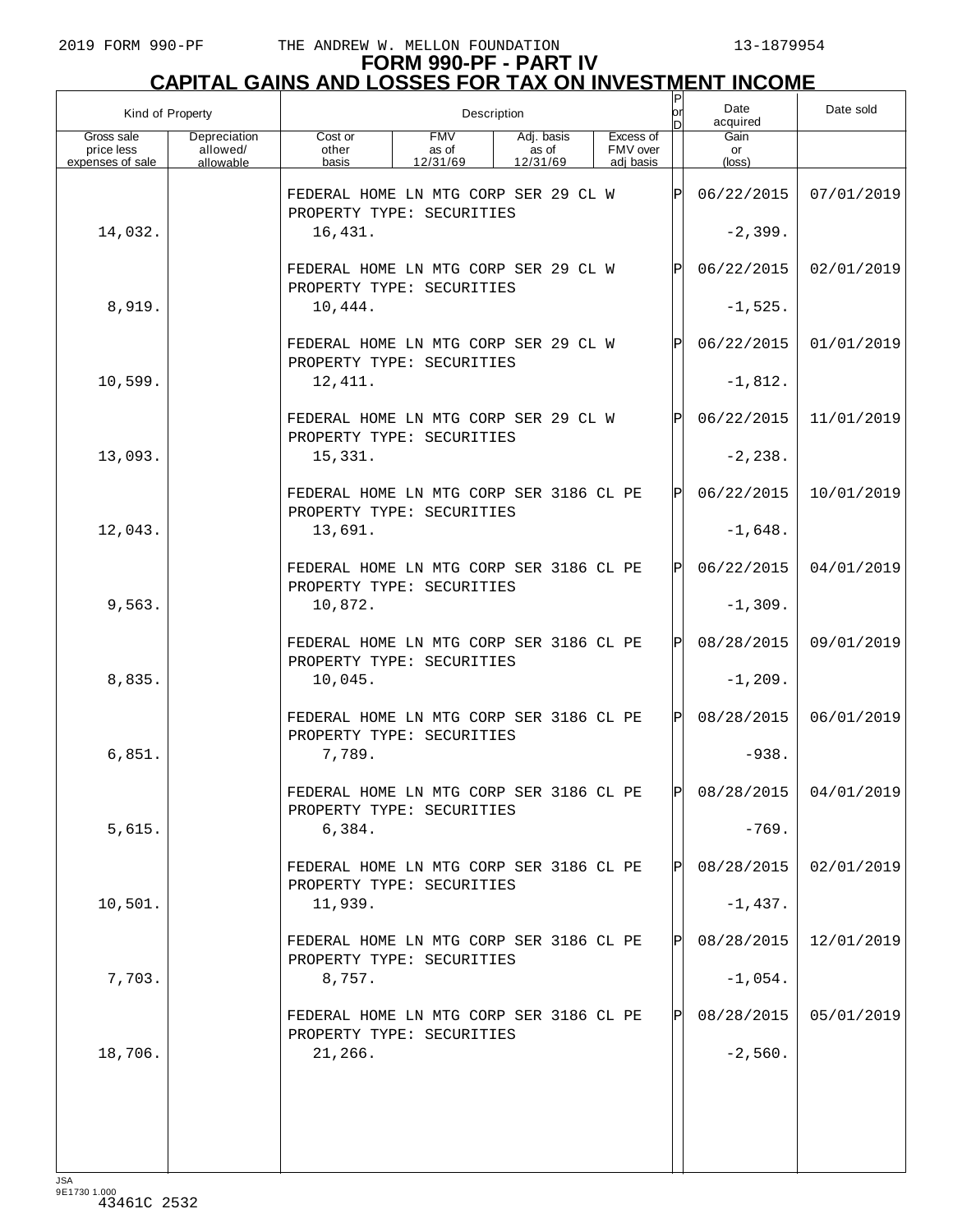# FORM 990-PF - PART IV
## CAPITAL GAINS AND LOSSES FOR TAX ON INVESTMENT INCOME

| Kind of Property | | Description | | | | P or D | Date acquired | Date sold |
|---|---|---|---|---|---|---|---|---|
| Gross sale price less expenses of sale | Depreciation allowed/ allowable | Cost or other basis | FMV as of 12/31/69 | Adj. basis as of 12/31/69 | Excess of FMV over adj basis | | Gain or (loss) | |
| | | FEDERAL HOME LN MTG CORP SER 29 CL W<br>PROPERTY TYPE: SECURITIES | | | | P | 06/22/2015 | 07/01/2019 |
| 14,032. | | 16,431. | | | | | -2,399. | |
| | | FEDERAL HOME LN MTG CORP SER 29 CL W<br>PROPERTY TYPE: SECURITIES | | | | P | 06/22/2015 | 02/01/2019 |
| 8,919. | | 10,444. | | | | | -1,525. | |
| | | FEDERAL HOME LN MTG CORP SER 29 CL W<br>PROPERTY TYPE: SECURITIES | | | | P | 06/22/2015 | 01/01/2019 |
| 10,599. | | 12,411. | | | | | -1,812. | |
| | | FEDERAL HOME LN MTG CORP SER 29 CL W<br>PROPERTY TYPE: SECURITIES | | | | P | 06/22/2015 | 11/01/2019 |
| 13,093. | | 15,331. | | | | | -2,238. | |
| | | FEDERAL HOME LN MTG CORP SER 3186 CL PE<br>PROPERTY TYPE: SECURITIES | | | | P | 06/22/2015 | 10/01/2019 |
| 12,043. | | 13,691. | | | | | -1,648. | |
| | | FEDERAL HOME LN MTG CORP SER 3186 CL PE<br>PROPERTY TYPE: SECURITIES | | | | P | 06/22/2015 | 04/01/2019 |
| 9,563. | | 10,872. | | | | | -1,309. | |
| | | FEDERAL HOME LN MTG CORP SER 3186 CL PE<br>PROPERTY TYPE: SECURITIES | | | | P | 08/28/2015 | 09/01/2019 |
| 8,835. | | 10,045. | | | | | -1,209. | |
| | | FEDERAL HOME LN MTG CORP SER 3186 CL PE<br>PROPERTY TYPE: SECURITIES | | | | P | 08/28/2015 | 06/01/2019 |
| 6,851. | | 7,789. | | | | | -938. | |
| | | FEDERAL HOME LN MTG CORP SER 3186 CL PE<br>PROPERTY TYPE: SECURITIES | | | | P | 08/28/2015 | 04/01/2019 |
| 5,615. | | 6,384. | | | | | -769. | |
| | | FEDERAL HOME LN MTG CORP SER 3186 CL PE<br>PROPERTY TYPE: SECURITIES | | | | P | 08/28/2015 | 02/01/2019 |
| 10,501. | | 11,939. | | | | | -1,437. | |
| | | FEDERAL HOME LN MTG CORP SER 3186 CL PE<br>PROPERTY TYPE: SECURITIES | | | | P | 08/28/2015 | 12/01/2019 |
| 7,703. | | 8,757. | | | | | -1,054. | |
| | | FEDERAL HOME LN MTG CORP SER 3186 CL PE<br>PROPERTY TYPE: SECURITIES | | | | P | 08/28/2015 | 05/01/2019 |
| 18,706. | | 21,266. | | | | | -2,560. | |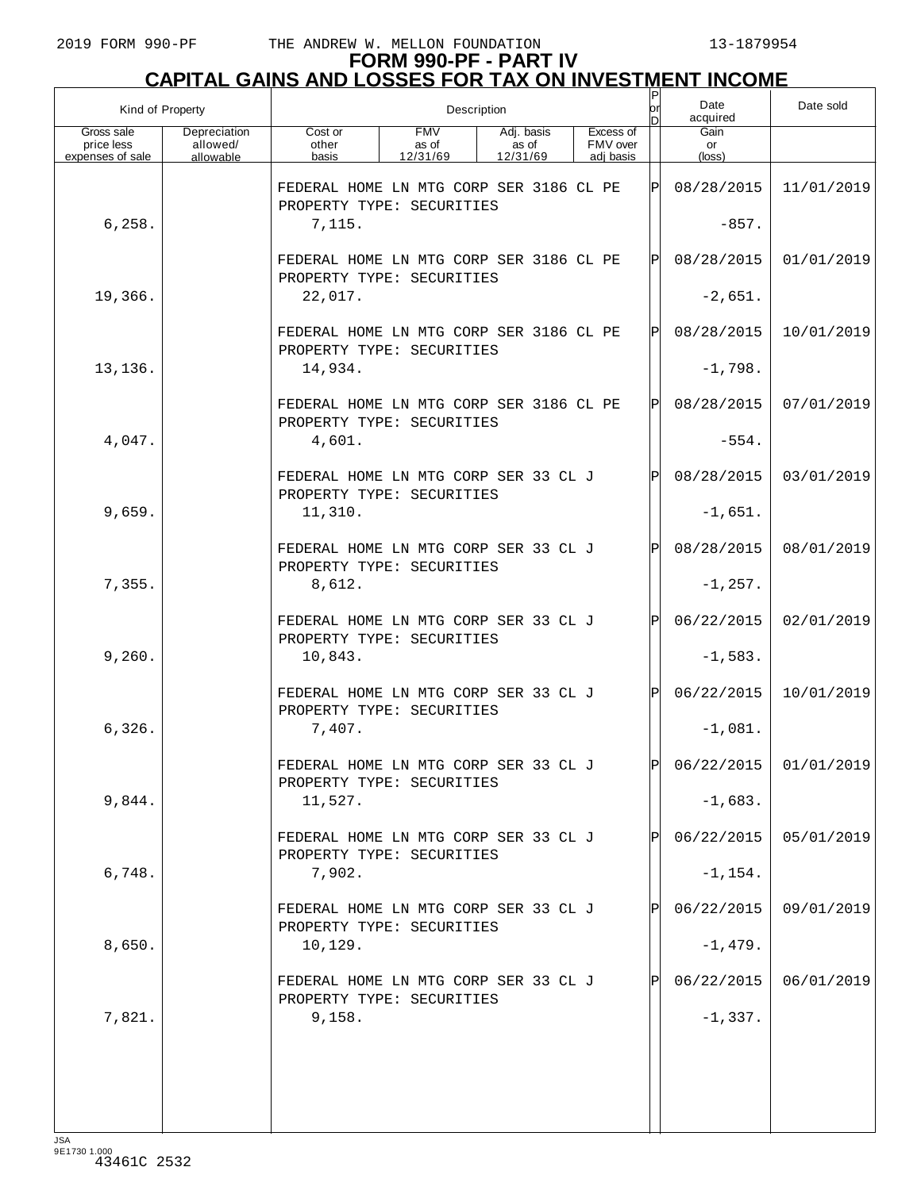# FORM 990-PF - PART IV
## CAPITAL GAINS AND LOSSES FOR TAX ON INVESTMENT INCOME

| Kind of Property | | Description | | | | P or D | Date acquired | Date sold |
|---|---|---|---|---|---|---|---|---|
| Gross sale price less expenses of sale | Depreciation allowed/ allowable | Cost or other basis | FMV as of 12/31/69 | Adj. basis as of 12/31/69 | Excess of FMV over adj basis | | Gain or (loss) | |
| | | FEDERAL HOME LN MTG CORP SER 3186 CL PE PROPERTY TYPE: SECURITIES | | | | P | 08/28/2015 | 11/01/2019 |
| 6,258. | | 7,115. | | | | | -857. | |
| | | FEDERAL HOME LN MTG CORP SER 3186 CL PE PROPERTY TYPE: SECURITIES | | | | P | 08/28/2015 | 01/01/2019 |
| 19,366. | | 22,017. | | | | | -2,651. | |
| | | FEDERAL HOME LN MTG CORP SER 3186 CL PE PROPERTY TYPE: SECURITIES | | | | P | 08/28/2015 | 10/01/2019 |
| 13,136. | | 14,934. | | | | | -1,798. | |
| | | FEDERAL HOME LN MTG CORP SER 3186 CL PE PROPERTY TYPE: SECURITIES | | | | P | 08/28/2015 | 07/01/2019 |
| 4,047. | | 4,601. | | | | | -554. | |
| | | FEDERAL HOME LN MTG CORP SER 33 CL J PROPERTY TYPE: SECURITIES | | | | P | 08/28/2015 | 03/01/2019 |
| 9,659. | | 11,310. | | | | | -1,651. | |
| | | FEDERAL HOME LN MTG CORP SER 33 CL J PROPERTY TYPE: SECURITIES | | | | P | 08/28/2015 | 08/01/2019 |
| 7,355. | | 8,612. | | | | | -1,257. | |
| | | FEDERAL HOME LN MTG CORP SER 33 CL J PROPERTY TYPE: SECURITIES | | | | P | 06/22/2015 | 02/01/2019 |
| 9,260. | | 10,843. | | | | | -1,583. | |
| | | FEDERAL HOME LN MTG CORP SER 33 CL J PROPERTY TYPE: SECURITIES | | | | P | 06/22/2015 | 10/01/2019 |
| 6,326. | | 7,407. | | | | | -1,081. | |
| | | FEDERAL HOME LN MTG CORP SER 33 CL J PROPERTY TYPE: SECURITIES | | | | P | 06/22/2015 | 01/01/2019 |
| 9,844. | | 11,527. | | | | | -1,683. | |
| | | FEDERAL HOME LN MTG CORP SER 33 CL J PROPERTY TYPE: SECURITIES | | | | P | 06/22/2015 | 05/01/2019 |
| 6,748. | | 7,902. | | | | | -1,154. | |
| | | FEDERAL HOME LN MTG CORP SER 33 CL J PROPERTY TYPE: SECURITIES | | | | P | 06/22/2015 | 09/01/2019 |
| 8,650. | | 10,129. | | | | | -1,479. | |
| | | FEDERAL HOME LN MTG CORP SER 33 CL J PROPERTY TYPE: SECURITIES | | | | P | 06/22/2015 | 06/01/2019 |
| 7,821. | | 9,158. | | | | | -1,337. | |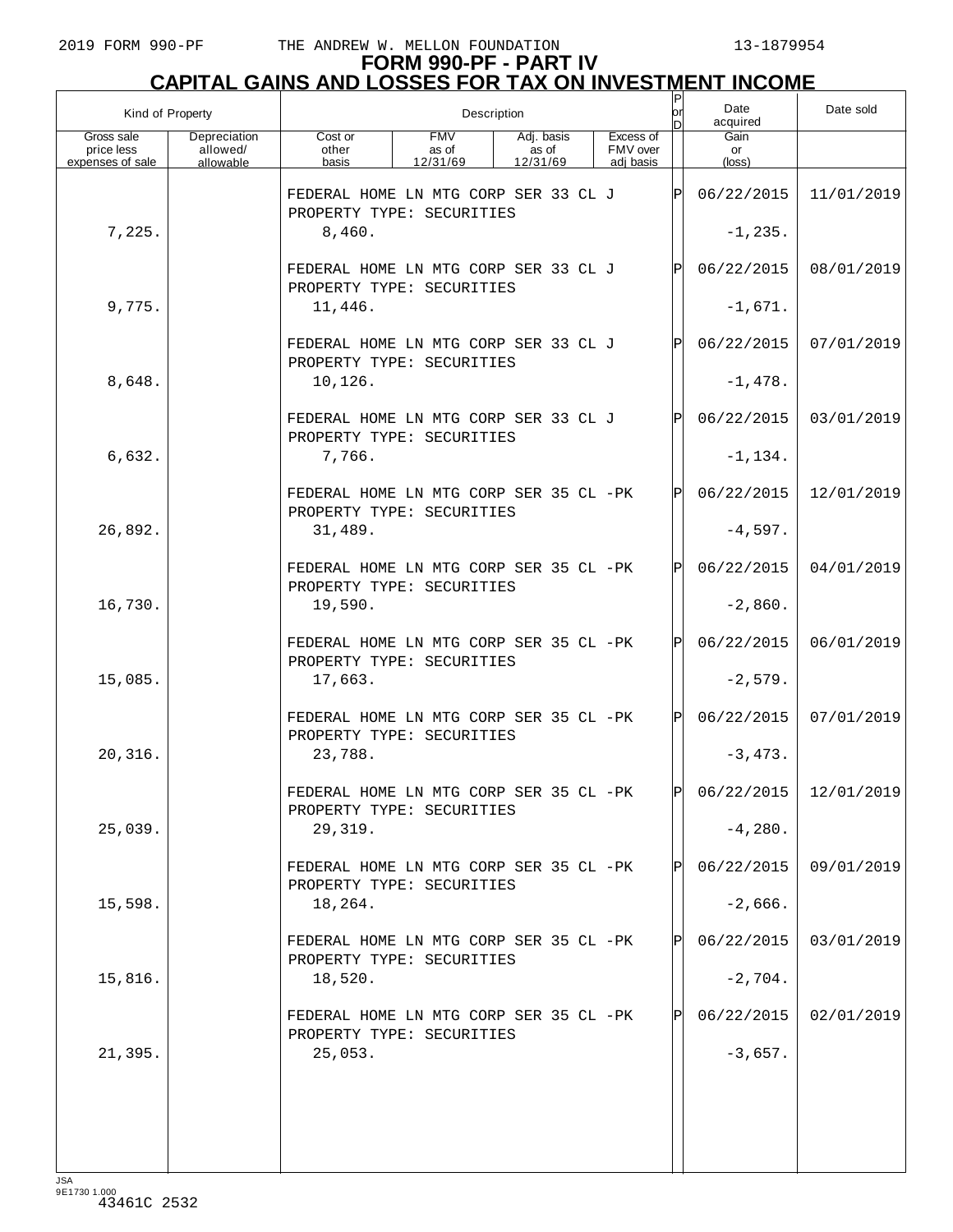# FORM 990-PF - PART IV
## CAPITAL GAINS AND LOSSES FOR TAX ON INVESTMENT INCOME

| Kind of Property | | Description | | | | P or D | Date acquired | Date sold |
|---|---|---|---|---|---|---|---|---|
| Gross sale price less expenses of sale | Depreciation allowed/ allowable | Cost or other basis | FMV as of 12/31/69 | Adj. basis as of 12/31/69 | Excess of FMV over adj basis | | Gain or (loss) | |
| | | FEDERAL HOME LN MTG CORP SER 33 CL J<br>PROPERTY TYPE: SECURITIES | | | | P | 06/22/2015 | 11/01/2019 |
| 7,225. | | 8,460. | | | | | -1,235. | |
| | | FEDERAL HOME LN MTG CORP SER 33 CL J<br>PROPERTY TYPE: SECURITIES | | | | P | 06/22/2015 | 08/01/2019 |
| 9,775. | | 11,446. | | | | | -1,671. | |
| | | FEDERAL HOME LN MTG CORP SER 33 CL J<br>PROPERTY TYPE: SECURITIES | | | | P | 06/22/2015 | 07/01/2019 |
| 8,648. | | 10,126. | | | | | -1,478. | |
| | | FEDERAL HOME LN MTG CORP SER 33 CL J<br>PROPERTY TYPE: SECURITIES | | | | P | 06/22/2015 | 03/01/2019 |
| 6,632. | | 7,766. | | | | | -1,134. | |
| | | FEDERAL HOME LN MTG CORP SER 35 CL -PK<br>PROPERTY TYPE: SECURITIES | | | | P | 06/22/2015 | 12/01/2019 |
| 26,892. | | 31,489. | | | | | -4,597. | |
| | | FEDERAL HOME LN MTG CORP SER 35 CL -PK<br>PROPERTY TYPE: SECURITIES | | | | P | 06/22/2015 | 04/01/2019 |
| 16,730. | | 19,590. | | | | | -2,860. | |
| | | FEDERAL HOME LN MTG CORP SER 35 CL -PK<br>PROPERTY TYPE: SECURITIES | | | | P | 06/22/2015 | 06/01/2019 |
| 15,085. | | 17,663. | | | | | -2,579. | |
| | | FEDERAL HOME LN MTG CORP SER 35 CL -PK<br>PROPERTY TYPE: SECURITIES | | | | P | 06/22/2015 | 07/01/2019 |
| 20,316. | | 23,788. | | | | | -3,473. | |
| | | FEDERAL HOME LN MTG CORP SER 35 CL -PK<br>PROPERTY TYPE: SECURITIES | | | | P | 06/22/2015 | 12/01/2019 |
| 25,039. | | 29,319. | | | | | -4,280. | |
| | | FEDERAL HOME LN MTG CORP SER 35 CL -PK<br>PROPERTY TYPE: SECURITIES | | | | P | 06/22/2015 | 09/01/2019 |
| 15,598. | | 18,264. | | | | | -2,666. | |
| | | FEDERAL HOME LN MTG CORP SER 35 CL -PK<br>PROPERTY TYPE: SECURITIES | | | | P | 06/22/2015 | 03/01/2019 |
| 15,816. | | 18,520. | | | | | -2,704. | |
| | | FEDERAL HOME LN MTG CORP SER 35 CL -PK<br>PROPERTY TYPE: SECURITIES | | | | P | 06/22/2015 | 02/01/2019 |
| 21,395. | | 25,053. | | | | | -3,657. | |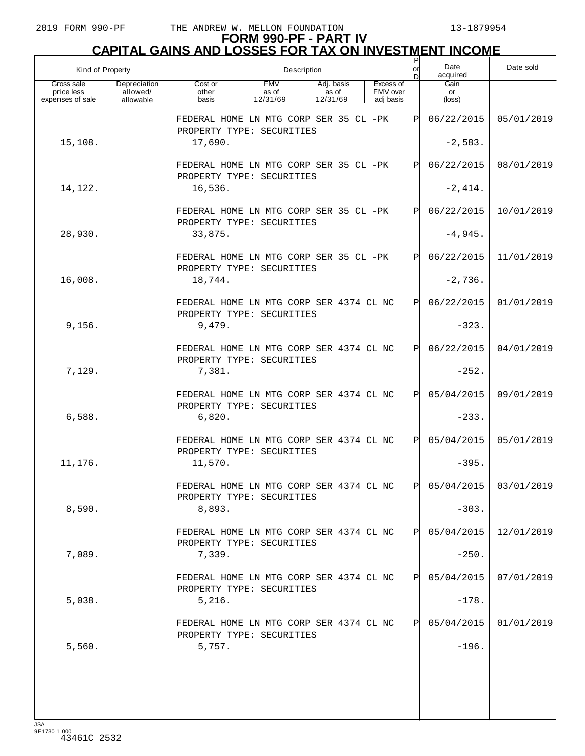# FORM 990-PF - PART IV
## CAPITAL GAINS AND LOSSES FOR TAX ON INVESTMENT INCOME

| Kind of Property | | Description | | | | P or D | Date acquired | Date sold |
|---|---|---|---|---|---|---|---|---|
| Gross sale price less expenses of sale | Depreciation allowed/ allowable | Cost or other basis | FMV as of 12/31/69 | Adj. basis as of 12/31/69 | Excess of FMV over adj basis | | Gain or (loss) | |
| | | FEDERAL HOME LN MTG CORP SER 35 CL -PK PROPERTY TYPE: SECURITIES | | | | P | 06/22/2015 | 05/01/2019 |
| 15,108. | | 17,690. | | | | | -2,583. | |
| | | FEDERAL HOME LN MTG CORP SER 35 CL -PK PROPERTY TYPE: SECURITIES | | | | P | 06/22/2015 | 08/01/2019 |
| 14,122. | | 16,536. | | | | | -2,414. | |
| | | FEDERAL HOME LN MTG CORP SER 35 CL -PK PROPERTY TYPE: SECURITIES | | | | P | 06/22/2015 | 10/01/2019 |
| 28,930. | | 33,875. | | | | | -4,945. | |
| | | FEDERAL HOME LN MTG CORP SER 35 CL -PK PROPERTY TYPE: SECURITIES | | | | P | 06/22/2015 | 11/01/2019 |
| 16,008. | | 18,744. | | | | | -2,736. | |
| | | FEDERAL HOME LN MTG CORP SER 4374 CL NC PROPERTY TYPE: SECURITIES | | | | P | 06/22/2015 | 01/01/2019 |
| 9,156. | | 9,479. | | | | | -323. | |
| | | FEDERAL HOME LN MTG CORP SER 4374 CL NC PROPERTY TYPE: SECURITIES | | | | P | 06/22/2015 | 04/01/2019 |
| 7,129. | | 7,381. | | | | | -252. | |
| | | FEDERAL HOME LN MTG CORP SER 4374 CL NC PROPERTY TYPE: SECURITIES | | | | P | 05/04/2015 | 09/01/2019 |
| 6,588. | | 6,820. | | | | | -233. | |
| | | FEDERAL HOME LN MTG CORP SER 4374 CL NC PROPERTY TYPE: SECURITIES | | | | P | 05/04/2015 | 05/01/2019 |
| 11,176. | | 11,570. | | | | | -395. | |
| | | FEDERAL HOME LN MTG CORP SER 4374 CL NC PROPERTY TYPE: SECURITIES | | | | P | 05/04/2015 | 03/01/2019 |
| 8,590. | | 8,893. | | | | | -303. | |
| | | FEDERAL HOME LN MTG CORP SER 4374 CL NC PROPERTY TYPE: SECURITIES | | | | P | 05/04/2015 | 12/01/2019 |
| 7,089. | | 7,339. | | | | | -250. | |
| | | FEDERAL HOME LN MTG CORP SER 4374 CL NC PROPERTY TYPE: SECURITIES | | | | P | 05/04/2015 | 07/01/2019 |
| 5,038. | | 5,216. | | | | | -178. | |
| | | FEDERAL HOME LN MTG CORP SER 4374 CL NC PROPERTY TYPE: SECURITIES | | | | P | 05/04/2015 | 01/01/2019 |
| 5,560. | | 5,757. | | | | | -196. | |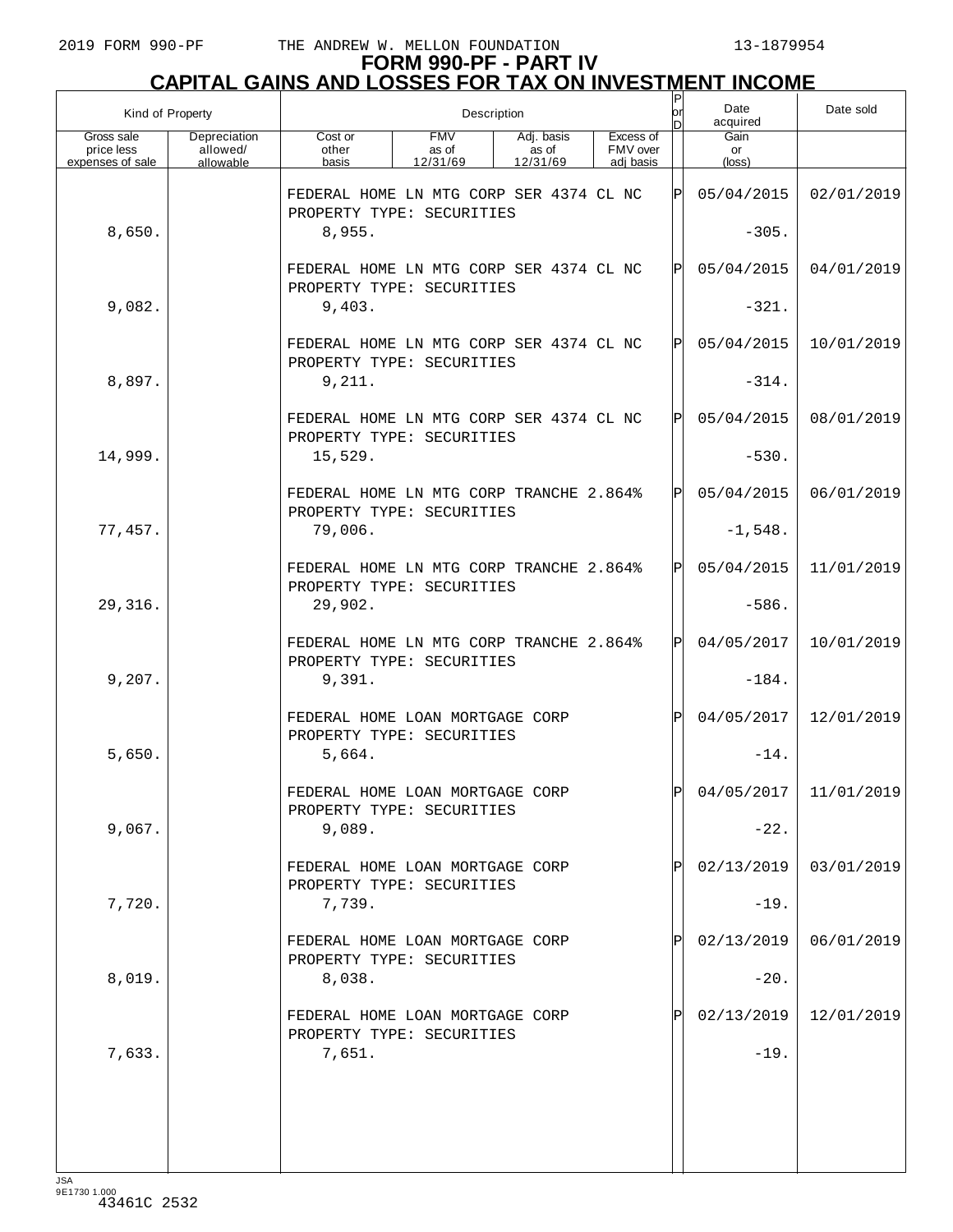# FORM 990-PF - PART IV
## CAPITAL GAINS AND LOSSES FOR TAX ON INVESTMENT INCOME

| Kind of Property | | Description | | | | P or D | Date acquired | Date sold |
|---|---|---|---|---|---|---|---|---|
| Gross sale price less expenses of sale | Depreciation allowed/ allowable | Cost or other basis | FMV as of 12/31/69 | Adj. basis as of 12/31/69 | Excess of FMV over adj basis | | Gain or (loss) | |
| | | FEDERAL HOME LN MTG CORP SER 4374 CL NC PROPERTY TYPE: SECURITIES | | | | P | 05/04/2015 | 02/01/2019 |
| 8,650. | | 8,955. | | | | | -305. | |
| | | FEDERAL HOME LN MTG CORP SER 4374 CL NC PROPERTY TYPE: SECURITIES | | | | P | 05/04/2015 | 04/01/2019 |
| 9,082. | | 9,403. | | | | | -321. | |
| | | FEDERAL HOME LN MTG CORP SER 4374 CL NC PROPERTY TYPE: SECURITIES | | | | P | 05/04/2015 | 10/01/2019 |
| 8,897. | | 9,211. | | | | | -314. | |
| | | FEDERAL HOME LN MTG CORP SER 4374 CL NC PROPERTY TYPE: SECURITIES | | | | P | 05/04/2015 | 08/01/2019 |
| 14,999. | | 15,529. | | | | | -530. | |
| | | FEDERAL HOME LN MTG CORP TRANCHE 2.864% PROPERTY TYPE: SECURITIES | | | | P | 05/04/2015 | 06/01/2019 |
| 77,457. | | 79,006. | | | | | -1,548. | |
| | | FEDERAL HOME LN MTG CORP TRANCHE 2.864% PROPERTY TYPE: SECURITIES | | | | P | 05/04/2015 | 11/01/2019 |
| 29,316. | | 29,902. | | | | | -586. | |
| | | FEDERAL HOME LN MTG CORP TRANCHE 2.864% PROPERTY TYPE: SECURITIES | | | | P | 04/05/2017 | 10/01/2019 |
| 9,207. | | 9,391. | | | | | -184. | |
| | | FEDERAL HOME LOAN MORTGAGE CORP PROPERTY TYPE: SECURITIES | | | | P | 04/05/2017 | 12/01/2019 |
| 5,650. | | 5,664. | | | | | -14. | |
| | | FEDERAL HOME LOAN MORTGAGE CORP PROPERTY TYPE: SECURITIES | | | | P | 04/05/2017 | 11/01/2019 |
| 9,067. | | 9,089. | | | | | -22. | |
| | | FEDERAL HOME LOAN MORTGAGE CORP PROPERTY TYPE: SECURITIES | | | | P | 02/13/2019 | 03/01/2019 |
| 7,720. | | 7,739. | | | | | -19. | |
| | | FEDERAL HOME LOAN MORTGAGE CORP PROPERTY TYPE: SECURITIES | | | | P | 02/13/2019 | 06/01/2019 |
| 8,019. | | 8,038. | | | | | -20. | |
| | | FEDERAL HOME LOAN MORTGAGE CORP PROPERTY TYPE: SECURITIES | | | | P | 02/13/2019 | 12/01/2019 |
| 7,633. | | 7,651. | | | | | -19. | |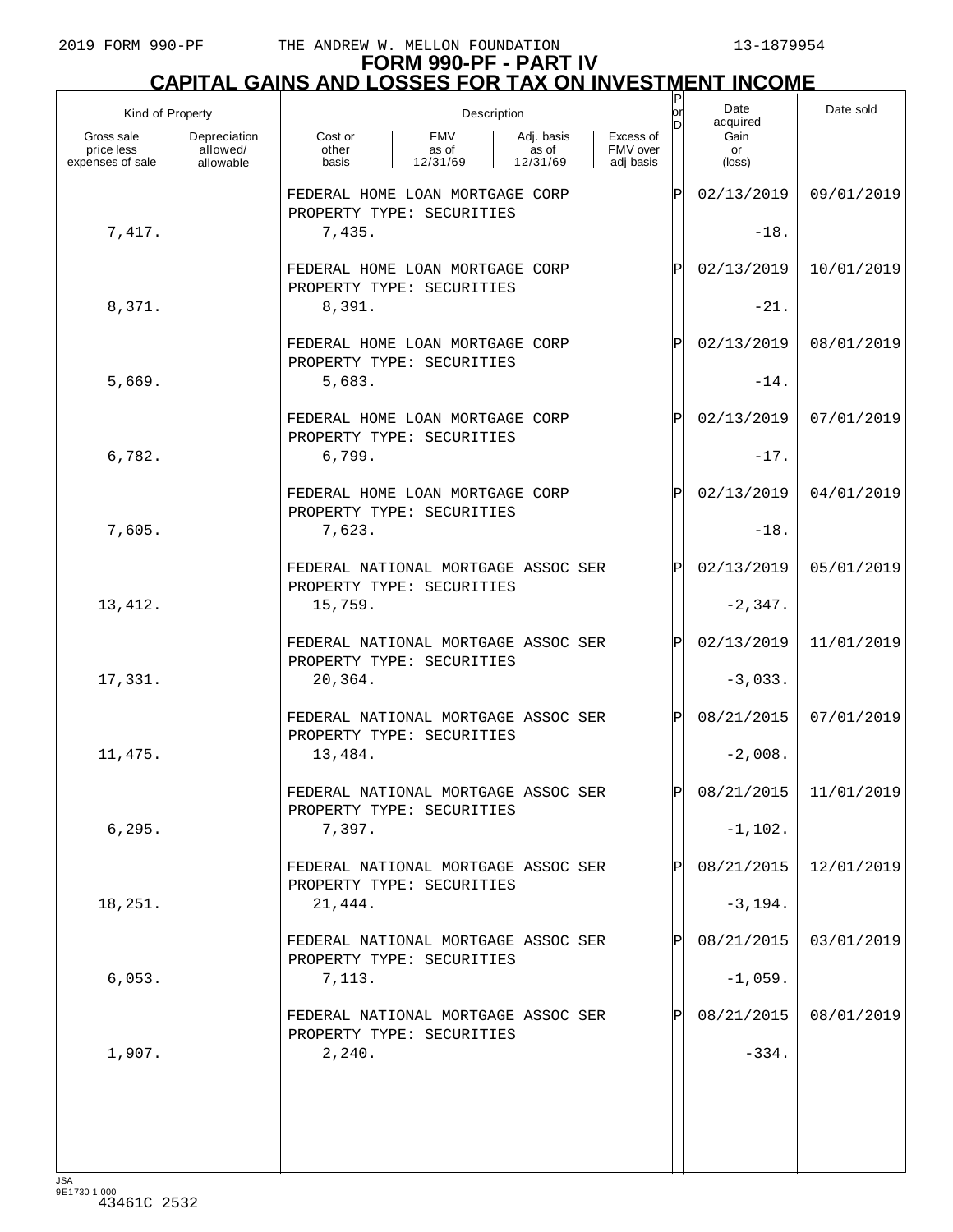# FORM 990-PF - PART IV
## CAPITAL GAINS AND LOSSES FOR TAX ON INVESTMENT INCOME

| Kind of Property | | Description | | | | P or D | Date acquired | Date sold |
|---|---|---|---|---|---|---|---|---|
| Gross sale price less expenses of sale | Depreciation allowed/ allowable | Cost or other basis | FMV as of 12/31/69 | Adj. basis as of 12/31/69 | Excess of FMV over adj basis | | Gain or (loss) | |
| | | FEDERAL HOME LOAN MORTGAGE CORP PROPERTY TYPE: SECURITIES | | | | P | 02/13/2019 | 09/01/2019 |
| 7,417. | | 7,435. | | | | | -18. | |
| | | FEDERAL HOME LOAN MORTGAGE CORP PROPERTY TYPE: SECURITIES | | | | P | 02/13/2019 | 10/01/2019 |
| 8,371. | | 8,391. | | | | | -21. | |
| | | FEDERAL HOME LOAN MORTGAGE CORP PROPERTY TYPE: SECURITIES | | | | P | 02/13/2019 | 08/01/2019 |
| 5,669. | | 5,683. | | | | | -14. | |
| | | FEDERAL HOME LOAN MORTGAGE CORP PROPERTY TYPE: SECURITIES | | | | P | 02/13/2019 | 07/01/2019 |
| 6,782. | | 6,799. | | | | | -17. | |
| | | FEDERAL HOME LOAN MORTGAGE CORP PROPERTY TYPE: SECURITIES | | | | P | 02/13/2019 | 04/01/2019 |
| 7,605. | | 7,623. | | | | | -18. | |
| | | FEDERAL NATIONAL MORTGAGE ASSOC SER PROPERTY TYPE: SECURITIES | | | | P | 02/13/2019 | 05/01/2019 |
| 13,412. | | 15,759. | | | | | -2,347. | |
| | | FEDERAL NATIONAL MORTGAGE ASSOC SER PROPERTY TYPE: SECURITIES | | | | P | 02/13/2019 | 11/01/2019 |
| 17,331. | | 20,364. | | | | | -3,033. | |
| | | FEDERAL NATIONAL MORTGAGE ASSOC SER PROPERTY TYPE: SECURITIES | | | | P | 08/21/2015 | 07/01/2019 |
| 11,475. | | 13,484. | | | | | -2,008. | |
| | | FEDERAL NATIONAL MORTGAGE ASSOC SER PROPERTY TYPE: SECURITIES | | | | P | 08/21/2015 | 11/01/2019 |
| 6,295. | | 7,397. | | | | | -1,102. | |
| | | FEDERAL NATIONAL MORTGAGE ASSOC SER PROPERTY TYPE: SECURITIES | | | | P | 08/21/2015 | 12/01/2019 |
| 18,251. | | 21,444. | | | | | -3,194. | |
| | | FEDERAL NATIONAL MORTGAGE ASSOC SER PROPERTY TYPE: SECURITIES | | | | P | 08/21/2015 | 03/01/2019 |
| 6,053. | | 7,113. | | | | | -1,059. | |
| | | FEDERAL NATIONAL MORTGAGE ASSOC SER PROPERTY TYPE: SECURITIES | | | | P | 08/21/2015 | 08/01/2019 |
| 1,907. | | 2,240. | | | | | -334. | |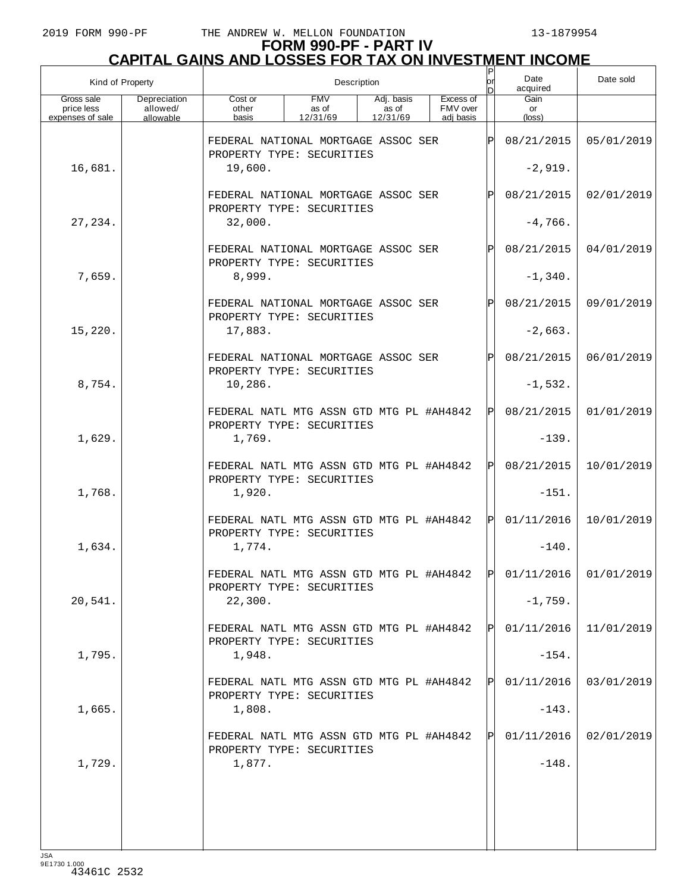# FORM 990-PF - PART IV
## CAPITAL GAINS AND LOSSES FOR TAX ON INVESTMENT INCOME

| Kind of Property | | Description | | | | P or D | Date acquired | Date sold |
|---|---|---|---|---|---|---|---|---|
| Gross sale price less expenses of sale | Depreciation allowed/ allowable | Cost or other basis | FMV as of 12/31/69 | Adj. basis as of 12/31/69 | Excess of FMV over adj basis | | Gain or (loss) | |
| | | FEDERAL NATIONAL MORTGAGE ASSOC SER PROPERTY TYPE: SECURITIES | | | | P | 08/21/2015 | 05/01/2019 |
| 16,681. | | 19,600. | | | | | -2,919. | |
| | | FEDERAL NATIONAL MORTGAGE ASSOC SER PROPERTY TYPE: SECURITIES | | | | P | 08/21/2015 | 02/01/2019 |
| 27,234. | | 32,000. | | | | | -4,766. | |
| | | FEDERAL NATIONAL MORTGAGE ASSOC SER PROPERTY TYPE: SECURITIES | | | | P | 08/21/2015 | 04/01/2019 |
| 7,659. | | 8,999. | | | | | -1,340. | |
| | | FEDERAL NATIONAL MORTGAGE ASSOC SER PROPERTY TYPE: SECURITIES | | | | P | 08/21/2015 | 09/01/2019 |
| 15,220. | | 17,883. | | | | | -2,663. | |
| | | FEDERAL NATIONAL MORTGAGE ASSOC SER PROPERTY TYPE: SECURITIES | | | | P | 08/21/2015 | 06/01/2019 |
| 8,754. | | 10,286. | | | | | -1,532. | |
| | | FEDERAL NATL MTG ASSN GTD MTG PL #AH4842 PROPERTY TYPE: SECURITIES | | | | P | 08/21/2015 | 01/01/2019 |
| 1,629. | | 1,769. | | | | | -139. | |
| | | FEDERAL NATL MTG ASSN GTD MTG PL #AH4842 PROPERTY TYPE: SECURITIES | | | | P | 08/21/2015 | 10/01/2019 |
| 1,768. | | 1,920. | | | | | -151. | |
| | | FEDERAL NATL MTG ASSN GTD MTG PL #AH4842 PROPERTY TYPE: SECURITIES | | | | P | 01/11/2016 | 10/01/2019 |
| 1,634. | | 1,774. | | | | | -140. | |
| | | FEDERAL NATL MTG ASSN GTD MTG PL #AH4842 PROPERTY TYPE: SECURITIES | | | | P | 01/11/2016 | 01/01/2019 |
| 20,541. | | 22,300. | | | | | -1,759. | |
| | | FEDERAL NATL MTG ASSN GTD MTG PL #AH4842 PROPERTY TYPE: SECURITIES | | | | P | 01/11/2016 | 11/01/2019 |
| 1,795. | | 1,948. | | | | | -154. | |
| | | FEDERAL NATL MTG ASSN GTD MTG PL #AH4842 PROPERTY TYPE: SECURITIES | | | | P | 01/11/2016 | 03/01/2019 |
| 1,665. | | 1,808. | | | | | -143. | |
| | | FEDERAL NATL MTG ASSN GTD MTG PL #AH4842 PROPERTY TYPE: SECURITIES | | | | P | 01/11/2016 | 02/01/2019 |
| 1,729. | | 1,877. | | | | | -148. | |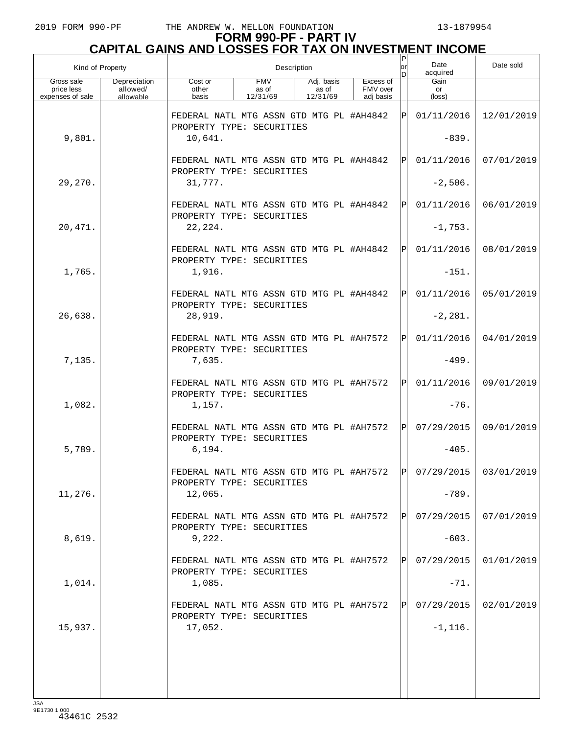# FORM 990-PF - PART IV
## CAPITAL GAINS AND LOSSES FOR TAX ON INVESTMENT INCOME

| Kind of Property | | Description | | | | P or D | Date acquired | Date sold |
|---|---|---|---|---|---|---|---|---|
| Gross sale price less expenses of sale | Depreciation allowed/ allowable | Cost or other basis | FMV as of 12/31/69 | Adj. basis as of 12/31/69 | Excess of FMV over adj basis | | Gain or (loss) | |
| | | FEDERAL NATL MTG ASSN GTD MTG PL #AH4842 PROPERTY TYPE: SECURITIES | | | | P | 01/11/2016 | 12/01/2019 |
| 9,801. | | 10,641. | | | | | -839. | |
| | | FEDERAL NATL MTG ASSN GTD MTG PL #AH4842 PROPERTY TYPE: SECURITIES | | | | P | 01/11/2016 | 07/01/2019 |
| 29,270. | | 31,777. | | | | | -2,506. | |
| | | FEDERAL NATL MTG ASSN GTD MTG PL #AH4842 PROPERTY TYPE: SECURITIES | | | | P | 01/11/2016 | 06/01/2019 |
| 20,471. | | 22,224. | | | | | -1,753. | |
| | | FEDERAL NATL MTG ASSN GTD MTG PL #AH4842 PROPERTY TYPE: SECURITIES | | | | P | 01/11/2016 | 08/01/2019 |
| 1,765. | | 1,916. | | | | | -151. | |
| | | FEDERAL NATL MTG ASSN GTD MTG PL #AH4842 PROPERTY TYPE: SECURITIES | | | | P | 01/11/2016 | 05/01/2019 |
| 26,638. | | 28,919. | | | | | -2,281. | |
| | | FEDERAL NATL MTG ASSN GTD MTG PL #AH7572 PROPERTY TYPE: SECURITIES | | | | P | 01/11/2016 | 04/01/2019 |
| 7,135. | | 7,635. | | | | | -499. | |
| | | FEDERAL NATL MTG ASSN GTD MTG PL #AH7572 PROPERTY TYPE: SECURITIES | | | | P | 01/11/2016 | 09/01/2019 |
| 1,082. | | 1,157. | | | | | -76. | |
| | | FEDERAL NATL MTG ASSN GTD MTG PL #AH7572 PROPERTY TYPE: SECURITIES | | | | P | 07/29/2015 | 09/01/2019 |
| 5,789. | | 6,194. | | | | | -405. | |
| | | FEDERAL NATL MTG ASSN GTD MTG PL #AH7572 PROPERTY TYPE: SECURITIES | | | | P | 07/29/2015 | 03/01/2019 |
| 11,276. | | 12,065. | | | | | -789. | |
| | | FEDERAL NATL MTG ASSN GTD MTG PL #AH7572 PROPERTY TYPE: SECURITIES | | | | P | 07/29/2015 | 07/01/2019 |
| 8,619. | | 9,222. | | | | | -603. | |
| | | FEDERAL NATL MTG ASSN GTD MTG PL #AH7572 PROPERTY TYPE: SECURITIES | | | | P | 07/29/2015 | 01/01/2019 |
| 1,014. | | 1,085. | | | | | -71. | |
| | | FEDERAL NATL MTG ASSN GTD MTG PL #AH7572 PROPERTY TYPE: SECURITIES | | | | P | 07/29/2015 | 02/01/2019 |
| 15,937. | | 17,052. | | | | | -1,116. | |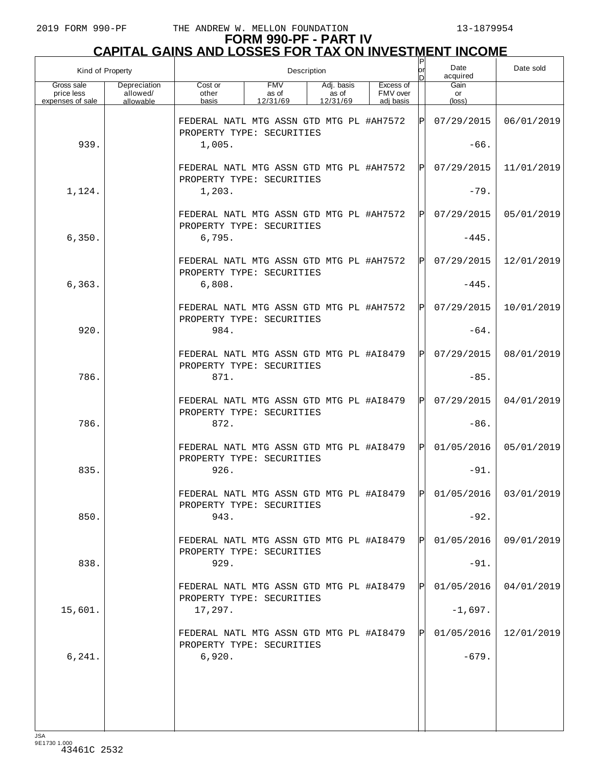# FORM 990-PF - PART IV
## CAPITAL GAINS AND LOSSES FOR TAX ON INVESTMENT INCOME

| Kind of Property | | Description | | | | P or D | Date acquired | Date sold |
|---|---|---|---|---|---|---|---|---|
| Gross sale price less expenses of sale | Depreciation allowed/ allowable | Cost or other basis | FMV as of 12/31/69 | Adj. basis as of 12/31/69 | Excess of FMV over adj basis | | Gain or (loss) | |
| | | FEDERAL NATL MTG ASSN GTD MTG PL #AH7572 PROPERTY TYPE: SECURITIES | | | | P | 07/29/2015 | 06/01/2019 |
| 939. | | 1,005. | | | | | -66. | |
| | | FEDERAL NATL MTG ASSN GTD MTG PL #AH7572 PROPERTY TYPE: SECURITIES | | | | P | 07/29/2015 | 11/01/2019 |
| 1,124. | | 1,203. | | | | | -79. | |
| | | FEDERAL NATL MTG ASSN GTD MTG PL #AH7572 PROPERTY TYPE: SECURITIES | | | | P | 07/29/2015 | 05/01/2019 |
| 6,350. | | 6,795. | | | | | -445. | |
| | | FEDERAL NATL MTG ASSN GTD MTG PL #AH7572 PROPERTY TYPE: SECURITIES | | | | P | 07/29/2015 | 12/01/2019 |
| 6,363. | | 6,808. | | | | | -445. | |
| | | FEDERAL NATL MTG ASSN GTD MTG PL #AH7572 PROPERTY TYPE: SECURITIES | | | | P | 07/29/2015 | 10/01/2019 |
| 920. | | 984. | | | | | -64. | |
| | | FEDERAL NATL MTG ASSN GTD MTG PL #AI8479 PROPERTY TYPE: SECURITIES | | | | P | 07/29/2015 | 08/01/2019 |
| 786. | | 871. | | | | | -85. | |
| | | FEDERAL NATL MTG ASSN GTD MTG PL #AI8479 PROPERTY TYPE: SECURITIES | | | | P | 07/29/2015 | 04/01/2019 |
| 786. | | 872. | | | | | -86. | |
| | | FEDERAL NATL MTG ASSN GTD MTG PL #AI8479 PROPERTY TYPE: SECURITIES | | | | P | 01/05/2016 | 05/01/2019 |
| 835. | | 926. | | | | | -91. | |
| | | FEDERAL NATL MTG ASSN GTD MTG PL #AI8479 PROPERTY TYPE: SECURITIES | | | | P | 01/05/2016 | 03/01/2019 |
| 850. | | 943. | | | | | -92. | |
| | | FEDERAL NATL MTG ASSN GTD MTG PL #AI8479 PROPERTY TYPE: SECURITIES | | | | P | 01/05/2016 | 09/01/2019 |
| 838. | | 929. | | | | | -91. | |
| | | FEDERAL NATL MTG ASSN GTD MTG PL #AI8479 PROPERTY TYPE: SECURITIES | | | | P | 01/05/2016 | 04/01/2019 |
| 15,601. | | 17,297. | | | | | -1,697. | |
| | | FEDERAL NATL MTG ASSN GTD MTG PL #AI8479 PROPERTY TYPE: SECURITIES | | | | P | 01/05/2016 | 12/01/2019 |
| 6,241. | | 6,920. | | | | | -679. | |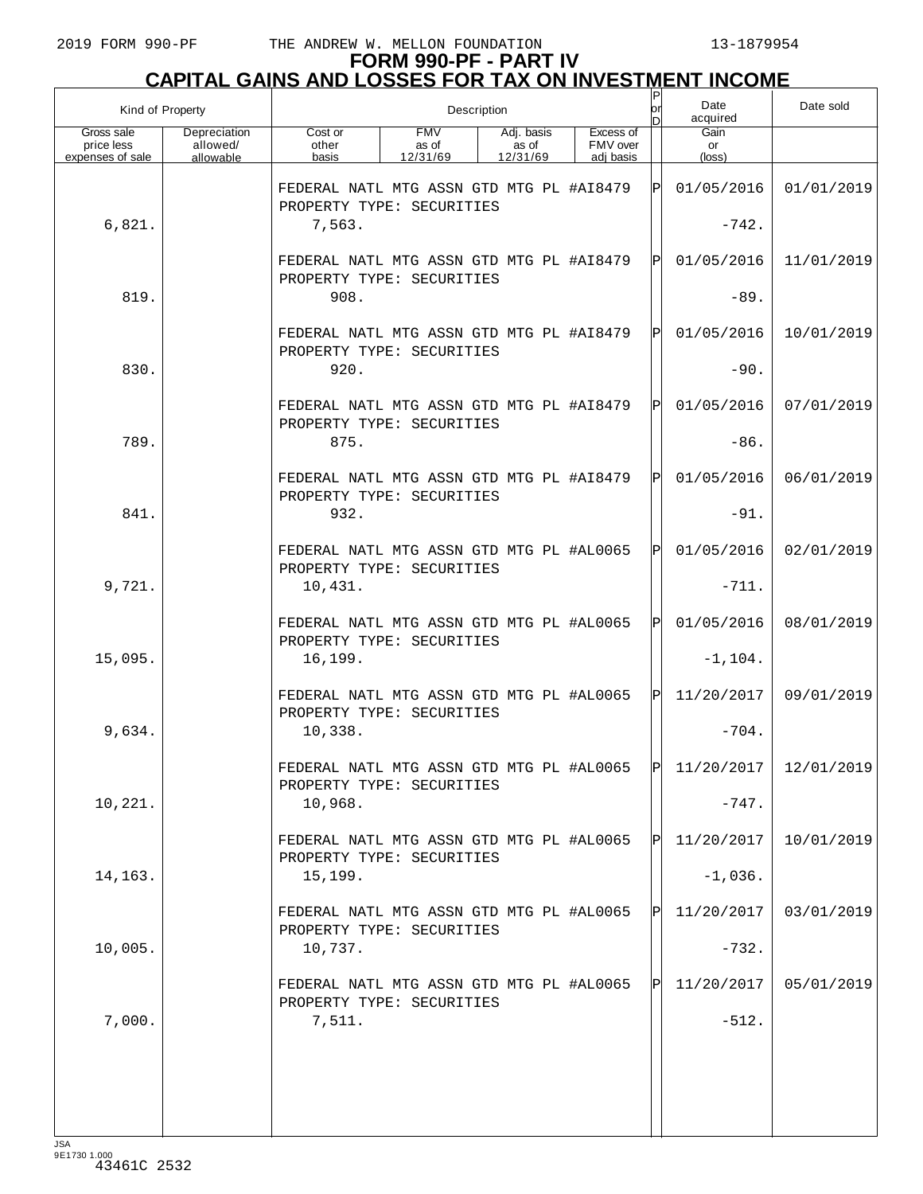# FORM 990-PF - PART IV
## CAPITAL GAINS AND LOSSES FOR TAX ON INVESTMENT INCOME

| Kind of Property | | Description | | | | P or D | Date acquired | Date sold |
|---|---|---|---|---|---|---|---|---|
| Gross sale price less expenses of sale | Depreciation allowed/ allowable | Cost or other basis | FMV as of 12/31/69 | Adj. basis as of 12/31/69 | Excess of FMV over adj basis | | Gain or (loss) | |
| | | FEDERAL NATL MTG ASSN GTD MTG PL #AI8479 PROPERTY TYPE: SECURITIES | | | | P | 01/05/2016 | 01/01/2019 |
| 6,821. | | 7,563. | | | | | -742. | |
| | | FEDERAL NATL MTG ASSN GTD MTG PL #AI8479 PROPERTY TYPE: SECURITIES | | | | P | 01/05/2016 | 11/01/2019 |
| 819. | | 908. | | | | | -89. | |
| | | FEDERAL NATL MTG ASSN GTD MTG PL #AI8479 PROPERTY TYPE: SECURITIES | | | | P | 01/05/2016 | 10/01/2019 |
| 830. | | 920. | | | | | -90. | |
| | | FEDERAL NATL MTG ASSN GTD MTG PL #AI8479 PROPERTY TYPE: SECURITIES | | | | P | 01/05/2016 | 07/01/2019 |
| 789. | | 875. | | | | | -86. | |
| | | FEDERAL NATL MTG ASSN GTD MTG PL #AI8479 PROPERTY TYPE: SECURITIES | | | | P | 01/05/2016 | 06/01/2019 |
| 841. | | 932. | | | | | -91. | |
| | | FEDERAL NATL MTG ASSN GTD MTG PL #AL0065 PROPERTY TYPE: SECURITIES | | | | P | 01/05/2016 | 02/01/2019 |
| 9,721. | | 10,431. | | | | | -711. | |
| | | FEDERAL NATL MTG ASSN GTD MTG PL #AL0065 PROPERTY TYPE: SECURITIES | | | | P | 01/05/2016 | 08/01/2019 |
| 15,095. | | 16,199. | | | | | -1,104. | |
| | | FEDERAL NATL MTG ASSN GTD MTG PL #AL0065 PROPERTY TYPE: SECURITIES | | | | P | 11/20/2017 | 09/01/2019 |
| 9,634. | | 10,338. | | | | | -704. | |
| | | FEDERAL NATL MTG ASSN GTD MTG PL #AL0065 PROPERTY TYPE: SECURITIES | | | | P | 11/20/2017 | 12/01/2019 |
| 10,221. | | 10,968. | | | | | -747. | |
| | | FEDERAL NATL MTG ASSN GTD MTG PL #AL0065 PROPERTY TYPE: SECURITIES | | | | P | 11/20/2017 | 10/01/2019 |
| 14,163. | | 15,199. | | | | | -1,036. | |
| | | FEDERAL NATL MTG ASSN GTD MTG PL #AL0065 PROPERTY TYPE: SECURITIES | | | | P | 11/20/2017 | 03/01/2019 |
| 10,005. | | 10,737. | | | | | -732. | |
| | | FEDERAL NATL MTG ASSN GTD MTG PL #AL0065 PROPERTY TYPE: SECURITIES | | | | P | 11/20/2017 | 05/01/2019 |
| 7,000. | | 7,511. | | | | | -512. | |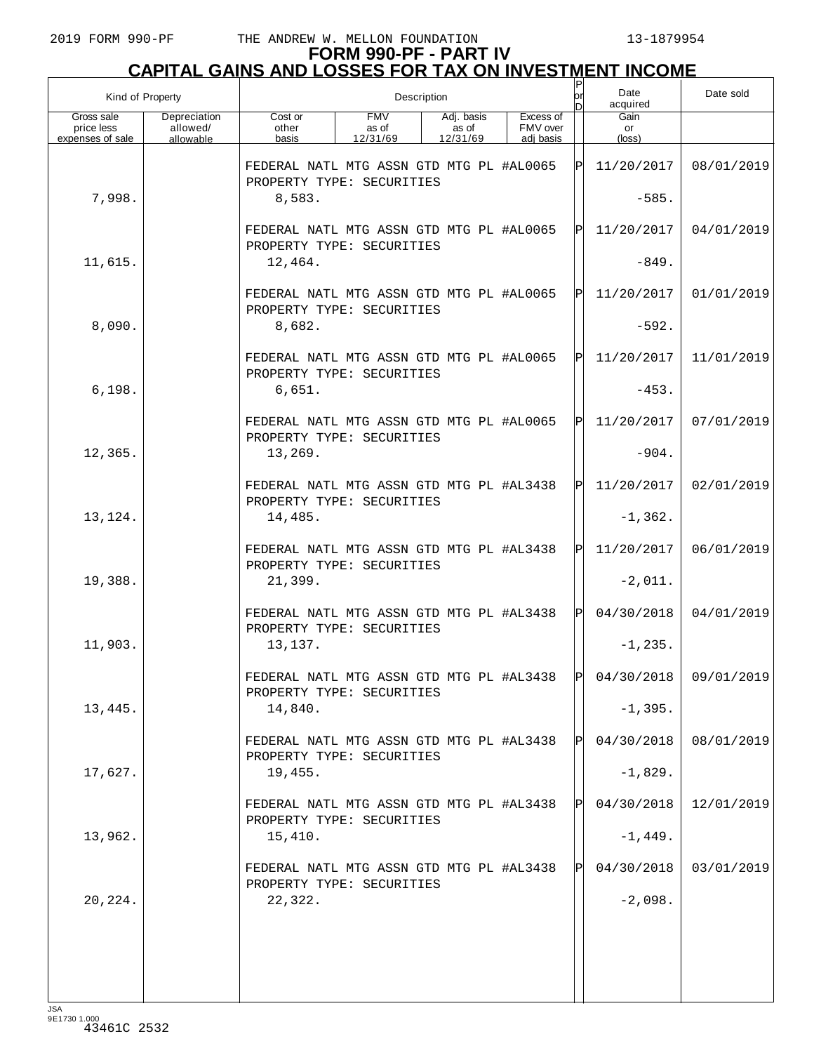# FORM 990-PF - PART IV

## CAPITAL GAINS AND LOSSES FOR TAX ON INVESTMENT INCOME

| Kind of Property | | Description | | | | P or D | Date acquired | Date sold |
|---|---|---|---|---|---|---|---|---|
| Gross sale price less expenses of sale | Depreciation allowed/ allowable | Cost or other basis | FMV as of 12/31/69 | Adj. basis as of 12/31/69 | Excess of FMV over adj basis | | Gain or (loss) | |
| | | FEDERAL NATL MTG ASSN GTD MTG PL #AL0065 PROPERTY TYPE: SECURITIES | | | | P | 11/20/2017 | 08/01/2019 |
| 7,998. | | 8,583. | | | | | -585. | |
| | | FEDERAL NATL MTG ASSN GTD MTG PL #AL0065 PROPERTY TYPE: SECURITIES | | | | P | 11/20/2017 | 04/01/2019 |
| 11,615. | | 12,464. | | | | | -849. | |
| | | FEDERAL NATL MTG ASSN GTD MTG PL #AL0065 PROPERTY TYPE: SECURITIES | | | | P | 11/20/2017 | 01/01/2019 |
| 8,090. | | 8,682. | | | | | -592. | |
| | | FEDERAL NATL MTG ASSN GTD MTG PL #AL0065 PROPERTY TYPE: SECURITIES | | | | P | 11/20/2017 | 11/01/2019 |
| 6,198. | | 6,651. | | | | | -453. | |
| | | FEDERAL NATL MTG ASSN GTD MTG PL #AL0065 PROPERTY TYPE: SECURITIES | | | | P | 11/20/2017 | 07/01/2019 |
| 12,365. | | 13,269. | | | | | -904. | |
| | | FEDERAL NATL MTG ASSN GTD MTG PL #AL3438 PROPERTY TYPE: SECURITIES | | | | P | 11/20/2017 | 02/01/2019 |
| 13,124. | | 14,485. | | | | | -1,362. | |
| | | FEDERAL NATL MTG ASSN GTD MTG PL #AL3438 PROPERTY TYPE: SECURITIES | | | | P | 11/20/2017 | 06/01/2019 |
| 19,388. | | 21,399. | | | | | -2,011. | |
| | | FEDERAL NATL MTG ASSN GTD MTG PL #AL3438 PROPERTY TYPE: SECURITIES | | | | P | 04/30/2018 | 04/01/2019 |
| 11,903. | | 13,137. | | | | | -1,235. | |
| | | FEDERAL NATL MTG ASSN GTD MTG PL #AL3438 PROPERTY TYPE: SECURITIES | | | | P | 04/30/2018 | 09/01/2019 |
| 13,445. | | 14,840. | | | | | -1,395. | |
| | | FEDERAL NATL MTG ASSN GTD MTG PL #AL3438 PROPERTY TYPE: SECURITIES | | | | P | 04/30/2018 | 08/01/2019 |
| 17,627. | | 19,455. | | | | | -1,829. | |
| | | FEDERAL NATL MTG ASSN GTD MTG PL #AL3438 PROPERTY TYPE: SECURITIES | | | | P | 04/30/2018 | 12/01/2019 |
| 13,962. | | 15,410. | | | | | -1,449. | |
| | | FEDERAL NATL MTG ASSN GTD MTG PL #AL3438 PROPERTY TYPE: SECURITIES | | | | P | 04/30/2018 | 03/01/2019 |
| 20,224. | | 22,322. | | | | | -2,098. | |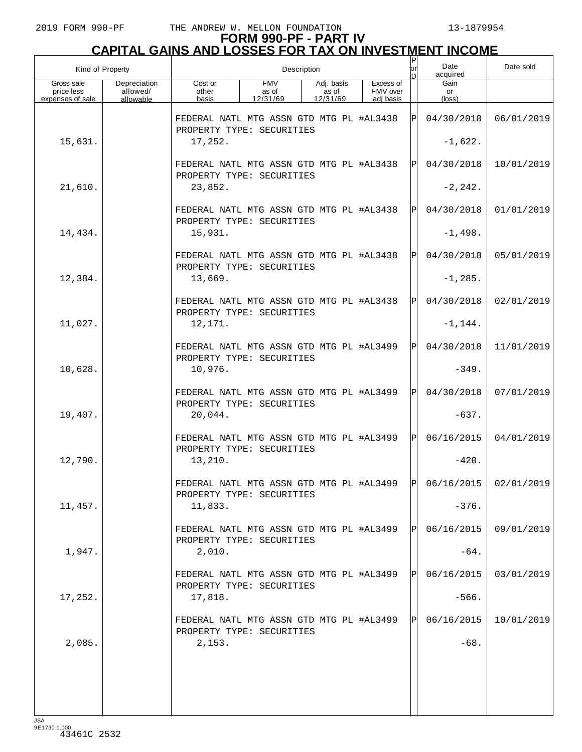2019 FORM 990-PF THE ANDREW W. MELLON FOUNDATION 13-1879954

# FORM 990-PF - PART IV
## CAPITAL GAINS AND LOSSES FOR TAX ON INVESTMENT INCOME

| Kind of Property | | Description | | | | P or D | Date acquired | Date sold |
|---|---|---|---|---|---|---|---|---|
| Gross sale price less expenses of sale | Depreciation allowed/ allowable | Cost or other basis | FMV as of 12/31/69 | Adj. basis as of 12/31/69 | Excess of FMV over adj basis | | Gain or (loss) | |
| | | FEDERAL NATL MTG ASSN GTD MTG PL #AL3438 PROPERTY TYPE: SECURITIES | | | | P | 04/30/2018 | 06/01/2019 |
| 15,631. | | 17,252. | | | | | -1,622. | |
| | | FEDERAL NATL MTG ASSN GTD MTG PL #AL3438 PROPERTY TYPE: SECURITIES | | | | P | 04/30/2018 | 10/01/2019 |
| 21,610. | | 23,852. | | | | | -2,242. | |
| | | FEDERAL NATL MTG ASSN GTD MTG PL #AL3438 PROPERTY TYPE: SECURITIES | | | | P | 04/30/2018 | 01/01/2019 |
| 14,434. | | 15,931. | | | | | -1,498. | |
| | | FEDERAL NATL MTG ASSN GTD MTG PL #AL3438 PROPERTY TYPE: SECURITIES | | | | P | 04/30/2018 | 05/01/2019 |
| 12,384. | | 13,669. | | | | | -1,285. | |
| | | FEDERAL NATL MTG ASSN GTD MTG PL #AL3438 PROPERTY TYPE: SECURITIES | | | | P | 04/30/2018 | 02/01/2019 |
| 11,027. | | 12,171. | | | | | -1,144. | |
| | | FEDERAL NATL MTG ASSN GTD MTG PL #AL3499 PROPERTY TYPE: SECURITIES | | | | P | 04/30/2018 | 11/01/2019 |
| 10,628. | | 10,976. | | | | | -349. | |
| | | FEDERAL NATL MTG ASSN GTD MTG PL #AL3499 PROPERTY TYPE: SECURITIES | | | | P | 04/30/2018 | 07/01/2019 |
| 19,407. | | 20,044. | | | | | -637. | |
| | | FEDERAL NATL MTG ASSN GTD MTG PL #AL3499 PROPERTY TYPE: SECURITIES | | | | P | 06/16/2015 | 04/01/2019 |
| 12,790. | | 13,210. | | | | | -420. | |
| | | FEDERAL NATL MTG ASSN GTD MTG PL #AL3499 PROPERTY TYPE: SECURITIES | | | | P | 06/16/2015 | 02/01/2019 |
| 11,457. | | 11,833. | | | | | -376. | |
| | | FEDERAL NATL MTG ASSN GTD MTG PL #AL3499 PROPERTY TYPE: SECURITIES | | | | P | 06/16/2015 | 09/01/2019 |
| 1,947. | | 2,010. | | | | | -64. | |
| | | FEDERAL NATL MTG ASSN GTD MTG PL #AL3499 PROPERTY TYPE: SECURITIES | | | | P | 06/16/2015 | 03/01/2019 |
| 17,252. | | 17,818. | | | | | -566. | |
| | | FEDERAL NATL MTG ASSN GTD MTG PL #AL3499 PROPERTY TYPE: SECURITIES | | | | P | 06/16/2015 | 10/01/2019 |
| 2,085. | | 2,153. | | | | | -68. | |

JSA
9E1730 1.000
43461C 2532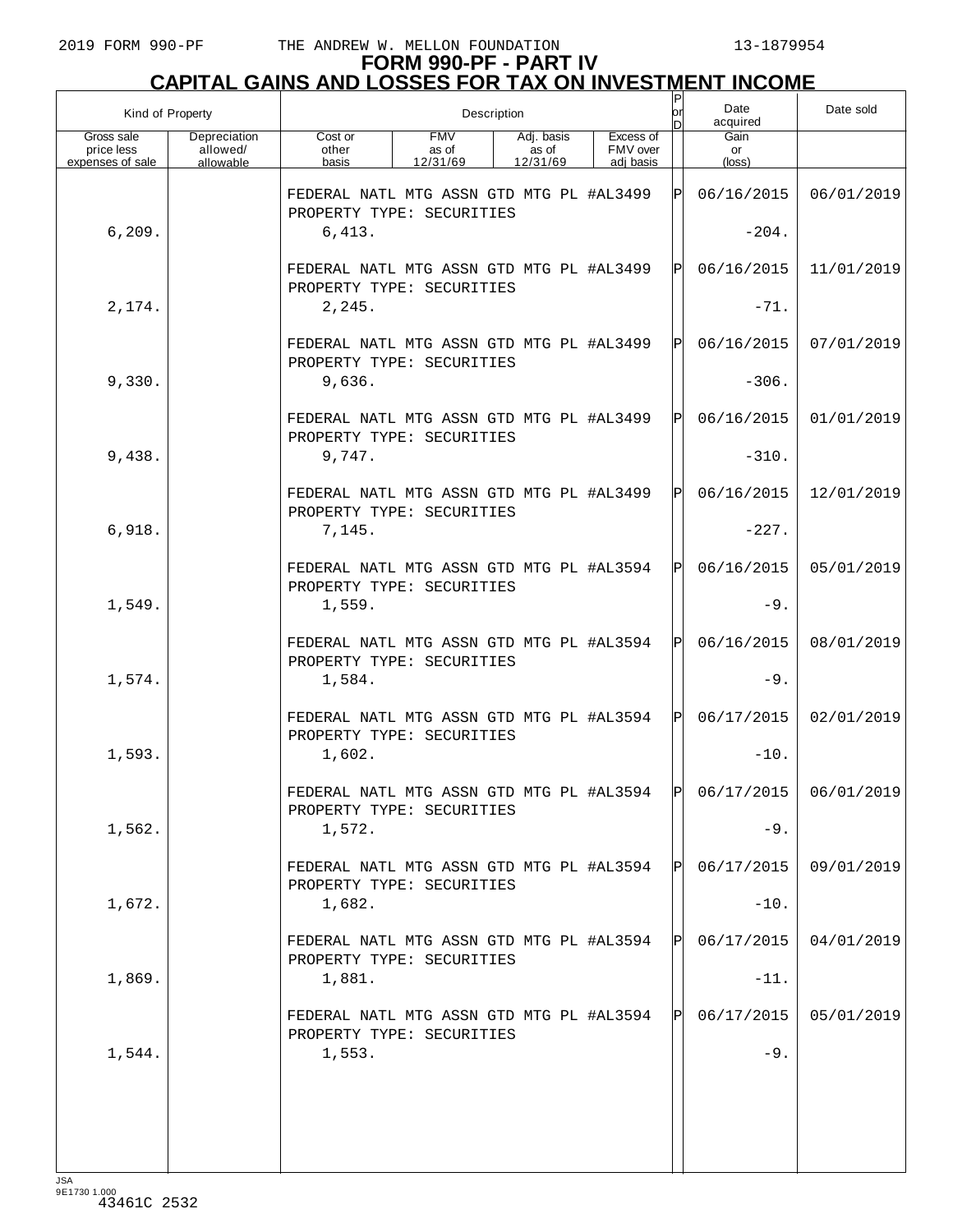# FORM 990-PF - PART IV
## CAPITAL GAINS AND LOSSES FOR TAX ON INVESTMENT INCOME

| Kind of Property | | Description | | | | P or D | Date acquired | Date sold |
|---|---|---|---|---|---|---|---|---|
| Gross sale price less expenses of sale | Depreciation allowed/ allowable | Cost or other basis | FMV as of 12/31/69 | Adj. basis as of 12/31/69 | Excess of FMV over adj basis | | Gain or (loss) | |
| | | FEDERAL NATL MTG ASSN GTD MTG PL #AL3499 PROPERTY TYPE: SECURITIES | | | | P | 06/16/2015 | 06/01/2019 |
| 6,209. | | 6,413. | | | | | -204. | |
| | | FEDERAL NATL MTG ASSN GTD MTG PL #AL3499 PROPERTY TYPE: SECURITIES | | | | P | 06/16/2015 | 11/01/2019 |
| 2,174. | | 2,245. | | | | | -71. | |
| | | FEDERAL NATL MTG ASSN GTD MTG PL #AL3499 PROPERTY TYPE: SECURITIES | | | | P | 06/16/2015 | 07/01/2019 |
| 9,330. | | 9,636. | | | | | -306. | |
| | | FEDERAL NATL MTG ASSN GTD MTG PL #AL3499 PROPERTY TYPE: SECURITIES | | | | P | 06/16/2015 | 01/01/2019 |
| 9,438. | | 9,747. | | | | | -310. | |
| | | FEDERAL NATL MTG ASSN GTD MTG PL #AL3499 PROPERTY TYPE: SECURITIES | | | | P | 06/16/2015 | 12/01/2019 |
| 6,918. | | 7,145. | | | | | -227. | |
| | | FEDERAL NATL MTG ASSN GTD MTG PL #AL3594 PROPERTY TYPE: SECURITIES | | | | P | 06/16/2015 | 05/01/2019 |
| 1,549. | | 1,559. | | | | | -9. | |
| | | FEDERAL NATL MTG ASSN GTD MTG PL #AL3594 PROPERTY TYPE: SECURITIES | | | | P | 06/16/2015 | 08/01/2019 |
| 1,574. | | 1,584. | | | | | -9. | |
| | | FEDERAL NATL MTG ASSN GTD MTG PL #AL3594 PROPERTY TYPE: SECURITIES | | | | P | 06/17/2015 | 02/01/2019 |
| 1,593. | | 1,602. | | | | | -10. | |
| | | FEDERAL NATL MTG ASSN GTD MTG PL #AL3594 PROPERTY TYPE: SECURITIES | | | | P | 06/17/2015 | 06/01/2019 |
| 1,562. | | 1,572. | | | | | -9. | |
| | | FEDERAL NATL MTG ASSN GTD MTG PL #AL3594 PROPERTY TYPE: SECURITIES | | | | P | 06/17/2015 | 09/01/2019 |
| 1,672. | | 1,682. | | | | | -10. | |
| | | FEDERAL NATL MTG ASSN GTD MTG PL #AL3594 PROPERTY TYPE: SECURITIES | | | | P | 06/17/2015 | 04/01/2019 |
| 1,869. | | 1,881. | | | | | -11. | |
| | | FEDERAL NATL MTG ASSN GTD MTG PL #AL3594 PROPERTY TYPE: SECURITIES | | | | P | 06/17/2015 | 05/01/2019 |
| 1,544. | | 1,553. | | | | | -9. | |

JSA
9E1730 1.000
43461C 2532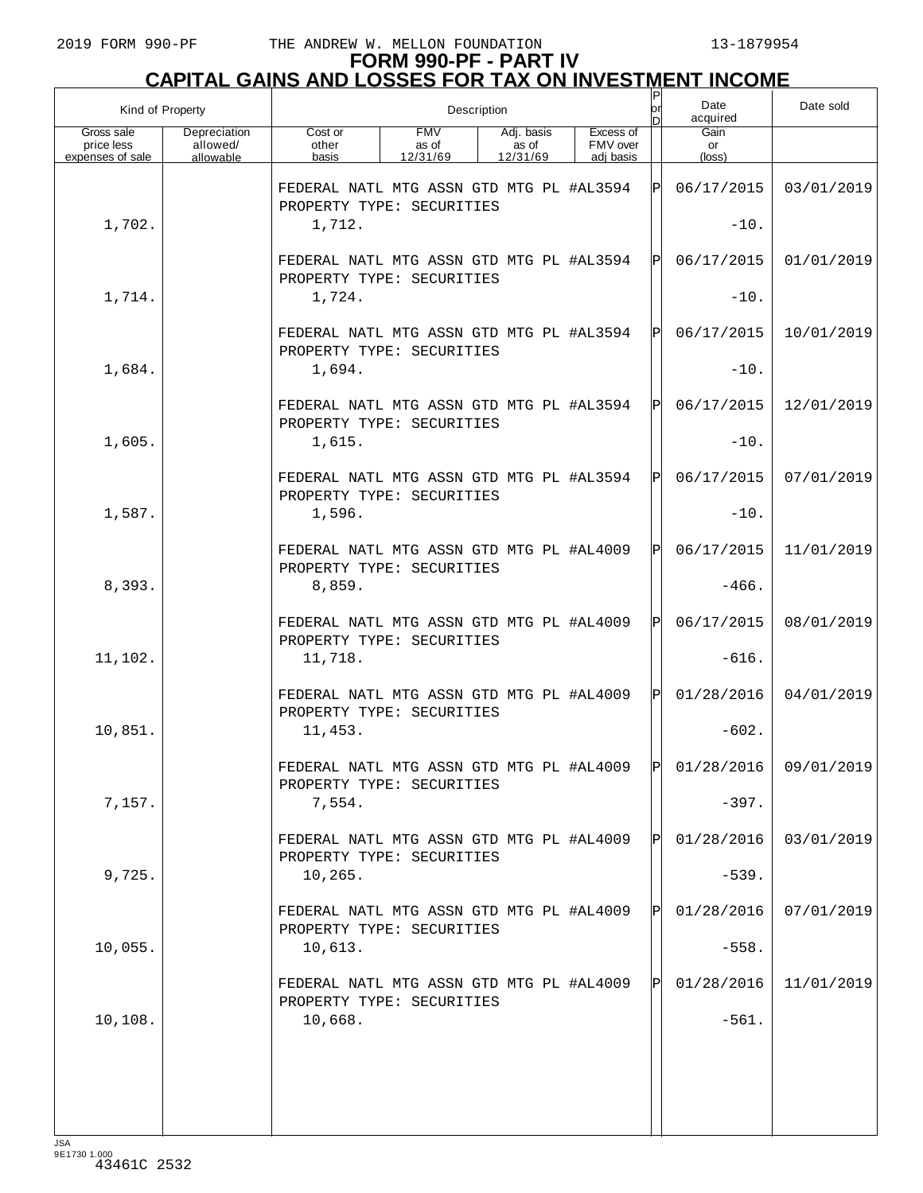2019 FORM 990-PF THE ANDREW W. MELLON FOUNDATION 13-1879954

# FORM 990-PF - PART IV
## CAPITAL GAINS AND LOSSES FOR TAX ON INVESTMENT INCOME

| Kind of Property | | Description | | | | P or D | Date acquired | Date sold |
|---|---|---|---|---|---|---|---|---|
| Gross sale price less expenses of sale | Depreciation allowed/ allowable | Cost or other basis | FMV as of 12/31/69 | Adj. basis as of 12/31/69 | Excess of FMV over adj basis | | Gain or (loss) | |
| | | FEDERAL NATL MTG ASSN GTD MTG PL #AL3594 PROPERTY TYPE: SECURITIES | | | | P | 06/17/2015 | 03/01/2019 |
| 1,702. | | 1,712. | | | | | -10. | |
| | | FEDERAL NATL MTG ASSN GTD MTG PL #AL3594 PROPERTY TYPE: SECURITIES | | | | P | 06/17/2015 | 01/01/2019 |
| 1,714. | | 1,724. | | | | | -10. | |
| | | FEDERAL NATL MTG ASSN GTD MTG PL #AL3594 PROPERTY TYPE: SECURITIES | | | | P | 06/17/2015 | 10/01/2019 |
| 1,684. | | 1,694. | | | | | -10. | |
| | | FEDERAL NATL MTG ASSN GTD MTG PL #AL3594 PROPERTY TYPE: SECURITIES | | | | P | 06/17/2015 | 12/01/2019 |
| 1,605. | | 1,615. | | | | | -10. | |
| | | FEDERAL NATL MTG ASSN GTD MTG PL #AL3594 PROPERTY TYPE: SECURITIES | | | | P | 06/17/2015 | 07/01/2019 |
| 1,587. | | 1,596. | | | | | -10. | |
| | | FEDERAL NATL MTG ASSN GTD MTG PL #AL4009 PROPERTY TYPE: SECURITIES | | | | P | 06/17/2015 | 11/01/2019 |
| 8,393. | | 8,859. | | | | | -466. | |
| | | FEDERAL NATL MTG ASSN GTD MTG PL #AL4009 PROPERTY TYPE: SECURITIES | | | | P | 06/17/2015 | 08/01/2019 |
| 11,102. | | 11,718. | | | | | -616. | |
| | | FEDERAL NATL MTG ASSN GTD MTG PL #AL4009 PROPERTY TYPE: SECURITIES | | | | P | 01/28/2016 | 04/01/2019 |
| 10,851. | | 11,453. | | | | | -602. | |
| | | FEDERAL NATL MTG ASSN GTD MTG PL #AL4009 PROPERTY TYPE: SECURITIES | | | | P | 01/28/2016 | 09/01/2019 |
| 7,157. | | 7,554. | | | | | -397. | |
| | | FEDERAL NATL MTG ASSN GTD MTG PL #AL4009 PROPERTY TYPE: SECURITIES | | | | P | 01/28/2016 | 03/01/2019 |
| 9,725. | | 10,265. | | | | | -539. | |
| | | FEDERAL NATL MTG ASSN GTD MTG PL #AL4009 PROPERTY TYPE: SECURITIES | | | | P | 01/28/2016 | 07/01/2019 |
| 10,055. | | 10,613. | | | | | -558. | |
| | | FEDERAL NATL MTG ASSN GTD MTG PL #AL4009 PROPERTY TYPE: SECURITIES | | | | P | 01/28/2016 | 11/01/2019 |
| 10,108. | | 10,668. | | | | | -561. | |

JSA
9E1730 1.000
43461C 2532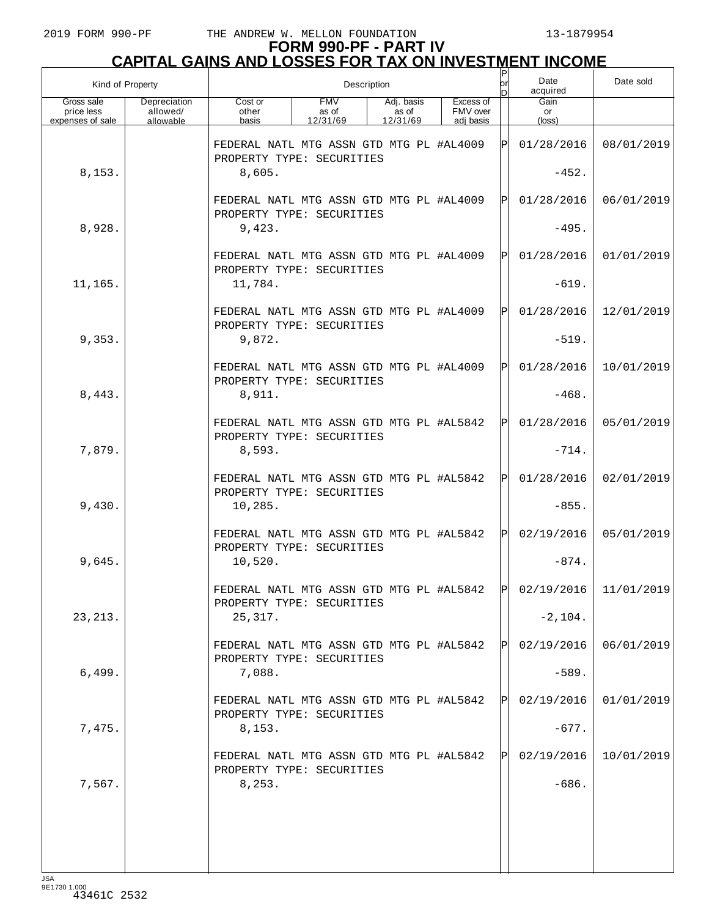# FORM 990-PF - PART IV
## CAPITAL GAINS AND LOSSES FOR TAX ON INVESTMENT INCOME

| Kind of Property | | Description | | | | P or D | Date acquired | Date sold |
|---|---|---|---|---|---|---|---|---|
| Gross sale price less expenses of sale | Depreciation allowed/ allowable | Cost or other basis | FMV as of 12/31/69 | Adj. basis as of 12/31/69 | Excess of FMV over adj basis | | Gain or (loss) | |
| | | FEDERAL NATL MTG ASSN GTD MTG PL #AL4009 PROPERTY TYPE: SECURITIES | | | | P | 01/28/2016 | 08/01/2019 |
| 8,153. | | 8,605. | | | | | -452. | |
| | | FEDERAL NATL MTG ASSN GTD MTG PL #AL4009 PROPERTY TYPE: SECURITIES | | | | P | 01/28/2016 | 06/01/2019 |
| 8,928. | | 9,423. | | | | | -495. | |
| | | FEDERAL NATL MTG ASSN GTD MTG PL #AL4009 PROPERTY TYPE: SECURITIES | | | | P | 01/28/2016 | 01/01/2019 |
| 11,165. | | 11,784. | | | | | -619. | |
| | | FEDERAL NATL MTG ASSN GTD MTG PL #AL4009 PROPERTY TYPE: SECURITIES | | | | P | 01/28/2016 | 12/01/2019 |
| 9,353. | | 9,872. | | | | | -519. | |
| | | FEDERAL NATL MTG ASSN GTD MTG PL #AL4009 PROPERTY TYPE: SECURITIES | | | | P | 01/28/2016 | 10/01/2019 |
| 8,443. | | 8,911. | | | | | -468. | |
| | | FEDERAL NATL MTG ASSN GTD MTG PL #AL5842 PROPERTY TYPE: SECURITIES | | | | P | 01/28/2016 | 05/01/2019 |
| 7,879. | | 8,593. | | | | | -714. | |
| | | FEDERAL NATL MTG ASSN GTD MTG PL #AL5842 PROPERTY TYPE: SECURITIES | | | | P | 01/28/2016 | 02/01/2019 |
| 9,430. | | 10,285. | | | | | -855. | |
| | | FEDERAL NATL MTG ASSN GTD MTG PL #AL5842 PROPERTY TYPE: SECURITIES | | | | P | 02/19/2016 | 05/01/2019 |
| 9,645. | | 10,520. | | | | | -874. | |
| | | FEDERAL NATL MTG ASSN GTD MTG PL #AL5842 PROPERTY TYPE: SECURITIES | | | | P | 02/19/2016 | 11/01/2019 |
| 23,213. | | 25,317. | | | | | -2,104. | |
| | | FEDERAL NATL MTG ASSN GTD MTG PL #AL5842 PROPERTY TYPE: SECURITIES | | | | P | 02/19/2016 | 06/01/2019 |
| 6,499. | | 7,088. | | | | | -589. | |
| | | FEDERAL NATL MTG ASSN GTD MTG PL #AL5842 PROPERTY TYPE: SECURITIES | | | | P | 02/19/2016 | 01/01/2019 |
| 7,475. | | 8,153. | | | | | -677. | |
| | | FEDERAL NATL MTG ASSN GTD MTG PL #AL5842 PROPERTY TYPE: SECURITIES | | | | P | 02/19/2016 | 10/01/2019 |
| 7,567. | | 8,253. | | | | | -686. | |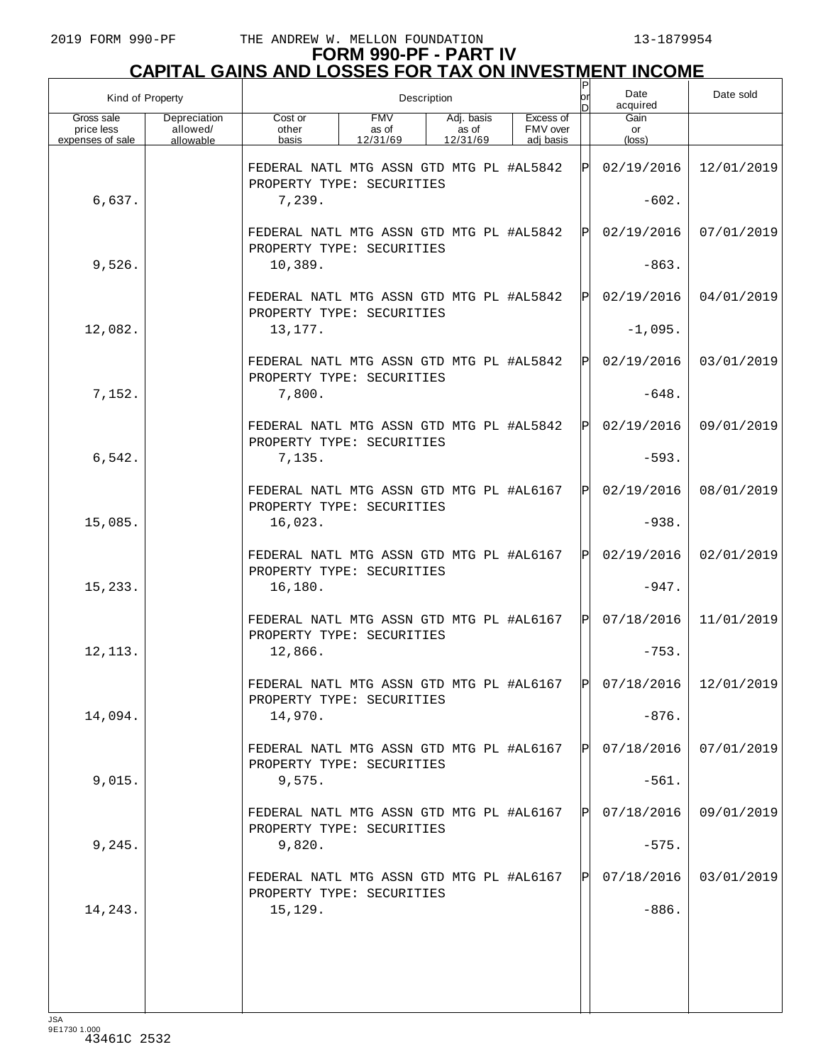# FORM 990-PF - PART IV
## CAPITAL GAINS AND LOSSES FOR TAX ON INVESTMENT INCOME

| Kind of Property | | Description | | | | P or D | Date acquired | Date sold |
|---|---|---|---|---|---|---|---|---|
| Gross sale price less expenses of sale | Depreciation allowed/ allowable | Cost or other basis | FMV as of 12/31/69 | Adj. basis as of 12/31/69 | Excess of FMV over adj basis | | Gain or (loss) | |
| | | FEDERAL NATL MTG ASSN GTD MTG PL #AL5842 PROPERTY TYPE: SECURITIES | | | | P | 02/19/2016 | 12/01/2019 |
| 6,637. | | 7,239. | | | | | -602. | |
| | | FEDERAL NATL MTG ASSN GTD MTG PL #AL5842 PROPERTY TYPE: SECURITIES | | | | P | 02/19/2016 | 07/01/2019 |
| 9,526. | | 10,389. | | | | | -863. | |
| | | FEDERAL NATL MTG ASSN GTD MTG PL #AL5842 PROPERTY TYPE: SECURITIES | | | | P | 02/19/2016 | 04/01/2019 |
| 12,082. | | 13,177. | | | | | -1,095. | |
| | | FEDERAL NATL MTG ASSN GTD MTG PL #AL5842 PROPERTY TYPE: SECURITIES | | | | P | 02/19/2016 | 03/01/2019 |
| 7,152. | | 7,800. | | | | | -648. | |
| | | FEDERAL NATL MTG ASSN GTD MTG PL #AL5842 PROPERTY TYPE: SECURITIES | | | | P | 02/19/2016 | 09/01/2019 |
| 6,542. | | 7,135. | | | | | -593. | |
| | | FEDERAL NATL MTG ASSN GTD MTG PL #AL6167 PROPERTY TYPE: SECURITIES | | | | P | 02/19/2016 | 08/01/2019 |
| 15,085. | | 16,023. | | | | | -938. | |
| | | FEDERAL NATL MTG ASSN GTD MTG PL #AL6167 PROPERTY TYPE: SECURITIES | | | | P | 02/19/2016 | 02/01/2019 |
| 15,233. | | 16,180. | | | | | -947. | |
| | | FEDERAL NATL MTG ASSN GTD MTG PL #AL6167 PROPERTY TYPE: SECURITIES | | | | P | 07/18/2016 | 11/01/2019 |
| 12,113. | | 12,866. | | | | | -753. | |
| | | FEDERAL NATL MTG ASSN GTD MTG PL #AL6167 PROPERTY TYPE: SECURITIES | | | | P | 07/18/2016 | 12/01/2019 |
| 14,094. | | 14,970. | | | | | -876. | |
| | | FEDERAL NATL MTG ASSN GTD MTG PL #AL6167 PROPERTY TYPE: SECURITIES | | | | P | 07/18/2016 | 07/01/2019 |
| 9,015. | | 9,575. | | | | | -561. | |
| | | FEDERAL NATL MTG ASSN GTD MTG PL #AL6167 PROPERTY TYPE: SECURITIES | | | | P | 07/18/2016 | 09/01/2019 |
| 9,245. | | 9,820. | | | | | -575. | |
| | | FEDERAL NATL MTG ASSN GTD MTG PL #AL6167 PROPERTY TYPE: SECURITIES | | | | P | 07/18/2016 | 03/01/2019 |
| 14,243. | | 15,129. | | | | | -886. | |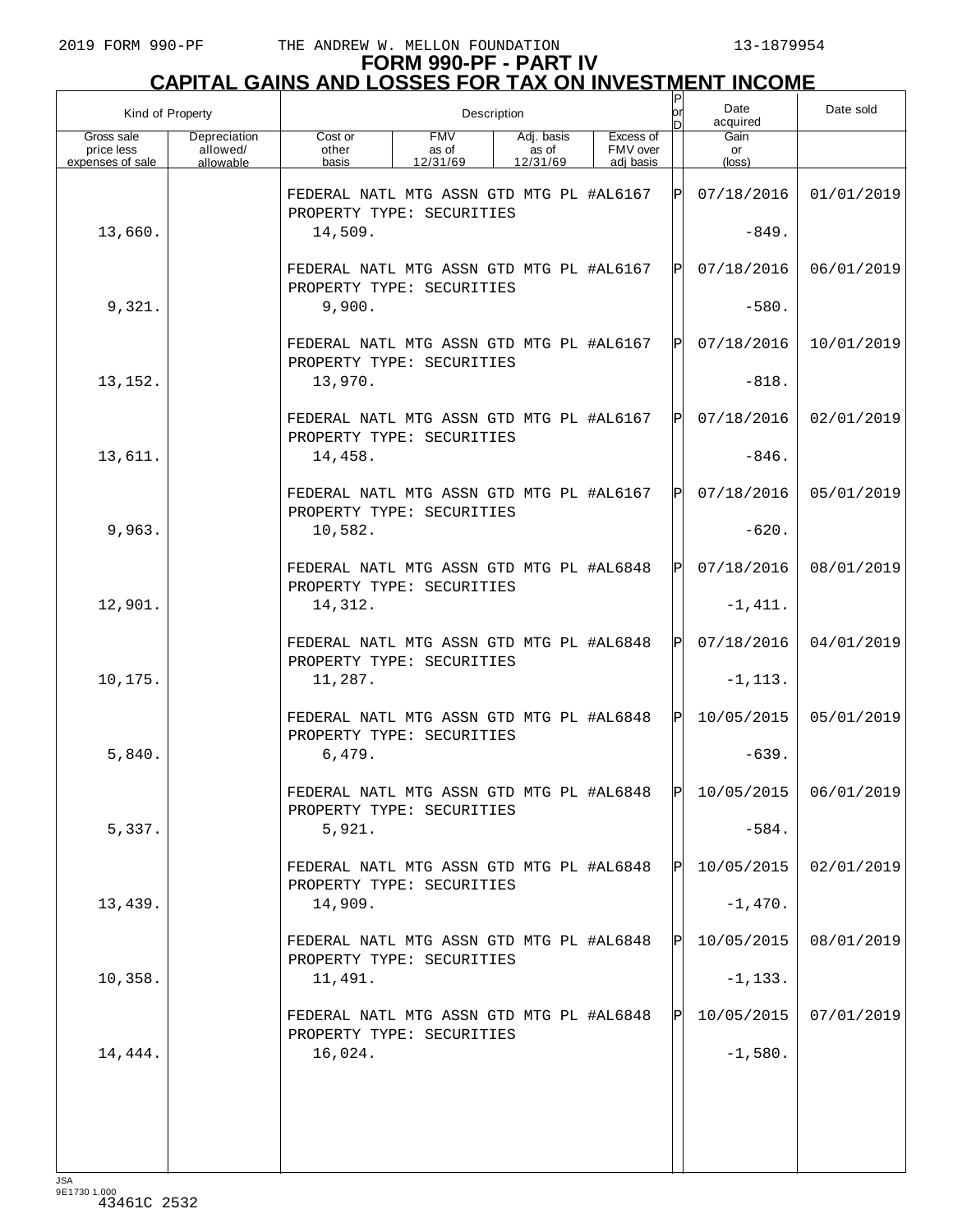# FORM 990-PF - PART IV
## CAPITAL GAINS AND LOSSES FOR TAX ON INVESTMENT INCOME

| Kind of Property | | Description | | | | P or D | Date acquired | Date sold |
|---|---|---|---|---|---|---|---|---|
| Gross sale price less expenses of sale | Depreciation allowed/ allowable | Cost or other basis | FMV as of 12/31/69 | Adj. basis as of 12/31/69 | Excess of FMV over adj basis | | Gain or (loss) | |
| | | FEDERAL NATL MTG ASSN GTD MTG PL #AL6167 PROPERTY TYPE: SECURITIES | | | | P | 07/18/2016 | 01/01/2019 |
| 13,660. | | 14,509. | | | | | -849. | |
| | | FEDERAL NATL MTG ASSN GTD MTG PL #AL6167 PROPERTY TYPE: SECURITIES | | | | P | 07/18/2016 | 06/01/2019 |
| 9,321. | | 9,900. | | | | | -580. | |
| | | FEDERAL NATL MTG ASSN GTD MTG PL #AL6167 PROPERTY TYPE: SECURITIES | | | | P | 07/18/2016 | 10/01/2019 |
| 13,152. | | 13,970. | | | | | -818. | |
| | | FEDERAL NATL MTG ASSN GTD MTG PL #AL6167 PROPERTY TYPE: SECURITIES | | | | P | 07/18/2016 | 02/01/2019 |
| 13,611. | | 14,458. | | | | | -846. | |
| | | FEDERAL NATL MTG ASSN GTD MTG PL #AL6167 PROPERTY TYPE: SECURITIES | | | | P | 07/18/2016 | 05/01/2019 |
| 9,963. | | 10,582. | | | | | -620. | |
| | | FEDERAL NATL MTG ASSN GTD MTG PL #AL6848 PROPERTY TYPE: SECURITIES | | | | P | 07/18/2016 | 08/01/2019 |
| 12,901. | | 14,312. | | | | | -1,411. | |
| | | FEDERAL NATL MTG ASSN GTD MTG PL #AL6848 PROPERTY TYPE: SECURITIES | | | | P | 07/18/2016 | 04/01/2019 |
| 10,175. | | 11,287. | | | | | -1,113. | |
| | | FEDERAL NATL MTG ASSN GTD MTG PL #AL6848 PROPERTY TYPE: SECURITIES | | | | P | 10/05/2015 | 05/01/2019 |
| 5,840. | | 6,479. | | | | | -639. | |
| | | FEDERAL NATL MTG ASSN GTD MTG PL #AL6848 PROPERTY TYPE: SECURITIES | | | | P | 10/05/2015 | 06/01/2019 |
| 5,337. | | 5,921. | | | | | -584. | |
| | | FEDERAL NATL MTG ASSN GTD MTG PL #AL6848 PROPERTY TYPE: SECURITIES | | | | P | 10/05/2015 | 02/01/2019 |
| 13,439. | | 14,909. | | | | | -1,470. | |
| | | FEDERAL NATL MTG ASSN GTD MTG PL #AL6848 PROPERTY TYPE: SECURITIES | | | | P | 10/05/2015 | 08/01/2019 |
| 10,358. | | 11,491. | | | | | -1,133. | |
| | | FEDERAL NATL MTG ASSN GTD MTG PL #AL6848 PROPERTY TYPE: SECURITIES | | | | P | 10/05/2015 | 07/01/2019 |
| 14,444. | | 16,024. | | | | | -1,580. | |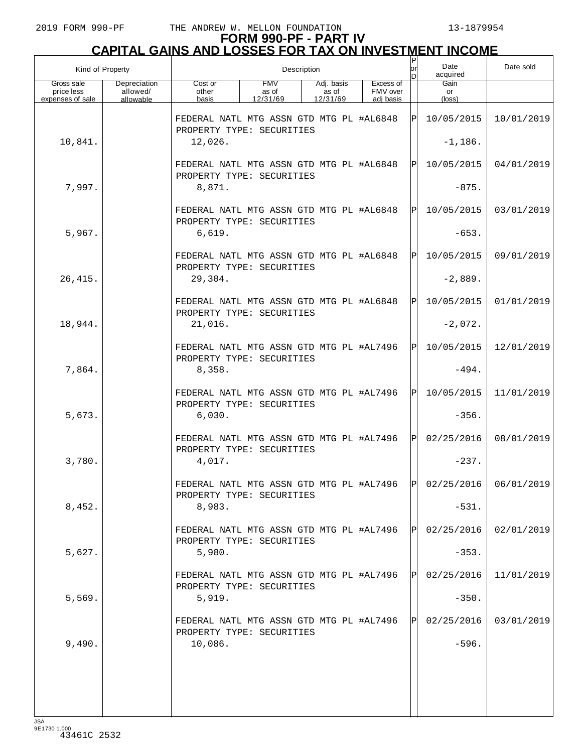# FORM 990-PF - PART IV

## CAPITAL GAINS AND LOSSES FOR TAX ON INVESTMENT INCOME

| Kind of Property | | Description | | | | P or D | Date acquired | Date sold |
|---|---|---|---|---|---|---|---|---|
| Gross sale price less expenses of sale | Depreciation allowed/ allowable | Cost or other basis | FMV as of 12/31/69 | Adj. basis as of 12/31/69 | Excess of FMV over adj basis | | Gain or (loss) | |
| | | FEDERAL NATL MTG ASSN GTD MTG PL #AL6848 PROPERTY TYPE: SECURITIES | | | | P | 10/05/2015 | 10/01/2019 |
| 10,841. | | 12,026. | | | | | -1,186. | |
| | | FEDERAL NATL MTG ASSN GTD MTG PL #AL6848 PROPERTY TYPE: SECURITIES | | | | P | 10/05/2015 | 04/01/2019 |
| 7,997. | | 8,871. | | | | | -875. | |
| | | FEDERAL NATL MTG ASSN GTD MTG PL #AL6848 PROPERTY TYPE: SECURITIES | | | | P | 10/05/2015 | 03/01/2019 |
| 5,967. | | 6,619. | | | | | -653. | |
| | | FEDERAL NATL MTG ASSN GTD MTG PL #AL6848 PROPERTY TYPE: SECURITIES | | | | P | 10/05/2015 | 09/01/2019 |
| 26,415. | | 29,304. | | | | | -2,889. | |
| | | FEDERAL NATL MTG ASSN GTD MTG PL #AL6848 PROPERTY TYPE: SECURITIES | | | | P | 10/05/2015 | 01/01/2019 |
| 18,944. | | 21,016. | | | | | -2,072. | |
| | | FEDERAL NATL MTG ASSN GTD MTG PL #AL7496 PROPERTY TYPE: SECURITIES | | | | P | 10/05/2015 | 12/01/2019 |
| 7,864. | | 8,358. | | | | | -494. | |
| | | FEDERAL NATL MTG ASSN GTD MTG PL #AL7496 PROPERTY TYPE: SECURITIES | | | | P | 10/05/2015 | 11/01/2019 |
| 5,673. | | 6,030. | | | | | -356. | |
| | | FEDERAL NATL MTG ASSN GTD MTG PL #AL7496 PROPERTY TYPE: SECURITIES | | | | P | 02/25/2016 | 08/01/2019 |
| 3,780. | | 4,017. | | | | | -237. | |
| | | FEDERAL NATL MTG ASSN GTD MTG PL #AL7496 PROPERTY TYPE: SECURITIES | | | | P | 02/25/2016 | 06/01/2019 |
| 8,452. | | 8,983. | | | | | -531. | |
| | | FEDERAL NATL MTG ASSN GTD MTG PL #AL7496 PROPERTY TYPE: SECURITIES | | | | P | 02/25/2016 | 02/01/2019 |
| 5,627. | | 5,980. | | | | | -353. | |
| | | FEDERAL NATL MTG ASSN GTD MTG PL #AL7496 PROPERTY TYPE: SECURITIES | | | | P | 02/25/2016 | 11/01/2019 |
| 5,569. | | 5,919. | | | | | -350. | |
| | | FEDERAL NATL MTG ASSN GTD MTG PL #AL7496 PROPERTY TYPE: SECURITIES | | | | P | 02/25/2016 | 03/01/2019 |
| 9,490. | | 10,086. | | | | | -596. | |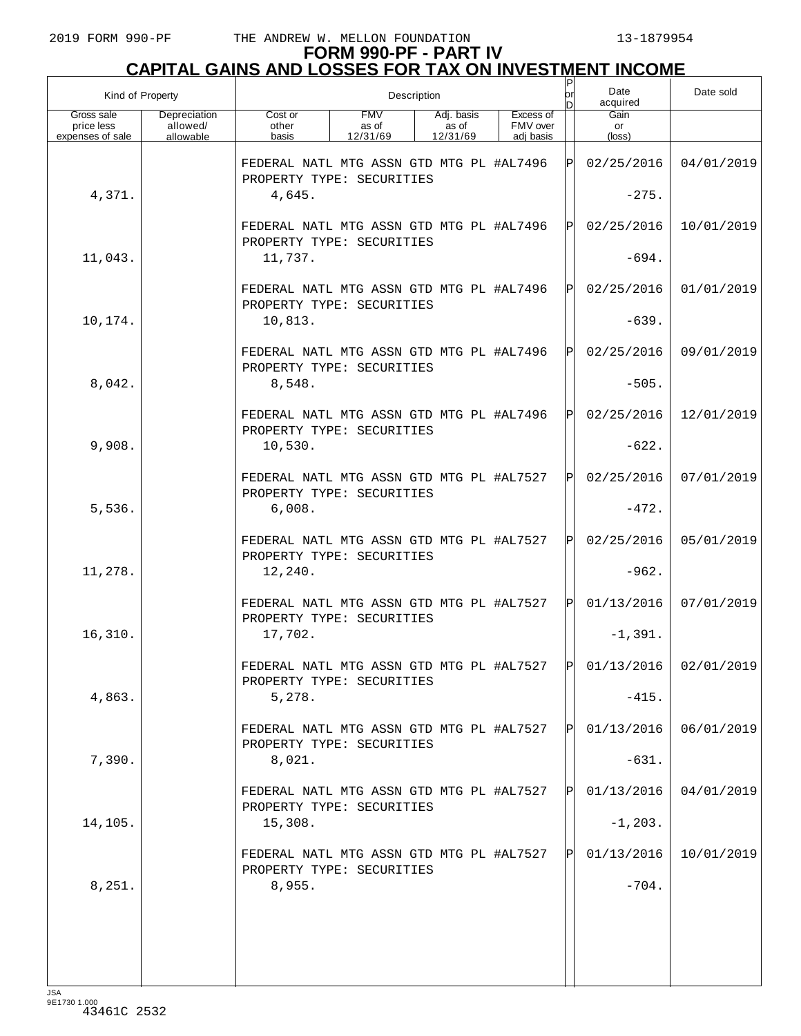# FORM 990-PF - PART IV
## CAPITAL GAINS AND LOSSES FOR TAX ON INVESTMENT INCOME

| Kind of Property | | Description | | | | P or D | Date acquired | Date sold |
|---|---|---|---|---|---|---|---|---|
| Gross sale price less expenses of sale | Depreciation allowed/ allowable | Cost or other basis | FMV as of 12/31/69 | Adj. basis as of 12/31/69 | Excess of FMV over adj basis | | Gain or (loss) | |
| | | FEDERAL NATL MTG ASSN GTD MTG PL #AL7496 PROPERTY TYPE: SECURITIES | | | | P | 02/25/2016 | 04/01/2019 |
| 4,371. | | 4,645. | | | | | -275. | |
| | | FEDERAL NATL MTG ASSN GTD MTG PL #AL7496 PROPERTY TYPE: SECURITIES | | | | P | 02/25/2016 | 10/01/2019 |
| 11,043. | | 11,737. | | | | | -694. | |
| | | FEDERAL NATL MTG ASSN GTD MTG PL #AL7496 PROPERTY TYPE: SECURITIES | | | | P | 02/25/2016 | 01/01/2019 |
| 10,174. | | 10,813. | | | | | -639. | |
| | | FEDERAL NATL MTG ASSN GTD MTG PL #AL7496 PROPERTY TYPE: SECURITIES | | | | P | 02/25/2016 | 09/01/2019 |
| 8,042. | | 8,548. | | | | | -505. | |
| | | FEDERAL NATL MTG ASSN GTD MTG PL #AL7496 PROPERTY TYPE: SECURITIES | | | | P | 02/25/2016 | 12/01/2019 |
| 9,908. | | 10,530. | | | | | -622. | |
| | | FEDERAL NATL MTG ASSN GTD MTG PL #AL7527 PROPERTY TYPE: SECURITIES | | | | P | 02/25/2016 | 07/01/2019 |
| 5,536. | | 6,008. | | | | | -472. | |
| | | FEDERAL NATL MTG ASSN GTD MTG PL #AL7527 PROPERTY TYPE: SECURITIES | | | | P | 02/25/2016 | 05/01/2019 |
| 11,278. | | 12,240. | | | | | -962. | |
| | | FEDERAL NATL MTG ASSN GTD MTG PL #AL7527 PROPERTY TYPE: SECURITIES | | | | P | 01/13/2016 | 07/01/2019 |
| 16,310. | | 17,702. | | | | | -1,391. | |
| | | FEDERAL NATL MTG ASSN GTD MTG PL #AL7527 PROPERTY TYPE: SECURITIES | | | | P | 01/13/2016 | 02/01/2019 |
| 4,863. | | 5,278. | | | | | -415. | |
| | | FEDERAL NATL MTG ASSN GTD MTG PL #AL7527 PROPERTY TYPE: SECURITIES | | | | P | 01/13/2016 | 06/01/2019 |
| 7,390. | | 8,021. | | | | | -631. | |
| | | FEDERAL NATL MTG ASSN GTD MTG PL #AL7527 PROPERTY TYPE: SECURITIES | | | | P | 01/13/2016 | 04/01/2019 |
| 14,105. | | 15,308. | | | | | -1,203. | |
| | | FEDERAL NATL MTG ASSN GTD MTG PL #AL7527 PROPERTY TYPE: SECURITIES | | | | P | 01/13/2016 | 10/01/2019 |
| 8,251. | | 8,955. | | | | | -704. | |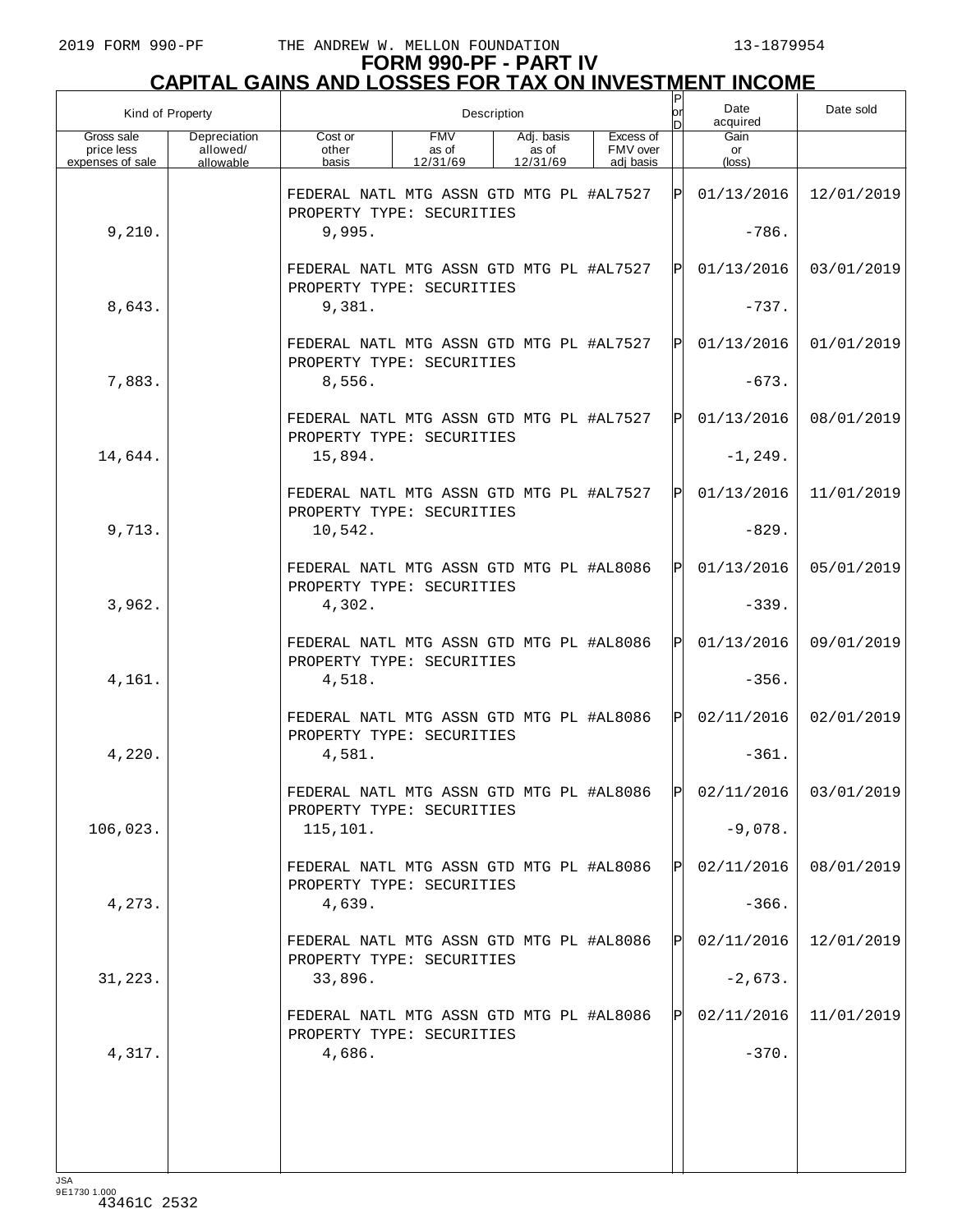# FORM 990-PF - PART IV
## CAPITAL GAINS AND LOSSES FOR TAX ON INVESTMENT INCOME

| Kind of Property | | Description | | | | P or D | Date acquired | Date sold |
|---|---|---|---|---|---|---|---|---|
| Gross sale price less expenses of sale | Depreciation allowed/ allowable | Cost or other basis | FMV as of 12/31/69 | Adj. basis as of 12/31/69 | Excess of FMV over adj basis | | Gain or (loss) | |
| | | FEDERAL NATL MTG ASSN GTD MTG PL #AL7527 PROPERTY TYPE: SECURITIES | | | | P | 01/13/2016 | 12/01/2019 |
| 9,210. | | 9,995. | | | | | -786. | |
| | | FEDERAL NATL MTG ASSN GTD MTG PL #AL7527 PROPERTY TYPE: SECURITIES | | | | P | 01/13/2016 | 03/01/2019 |
| 8,643. | | 9,381. | | | | | -737. | |
| | | FEDERAL NATL MTG ASSN GTD MTG PL #AL7527 PROPERTY TYPE: SECURITIES | | | | P | 01/13/2016 | 01/01/2019 |
| 7,883. | | 8,556. | | | | | -673. | |
| | | FEDERAL NATL MTG ASSN GTD MTG PL #AL7527 PROPERTY TYPE: SECURITIES | | | | P | 01/13/2016 | 08/01/2019 |
| 14,644. | | 15,894. | | | | | -1,249. | |
| | | FEDERAL NATL MTG ASSN GTD MTG PL #AL7527 PROPERTY TYPE: SECURITIES | | | | P | 01/13/2016 | 11/01/2019 |
| 9,713. | | 10,542. | | | | | -829. | |
| | | FEDERAL NATL MTG ASSN GTD MTG PL #AL8086 PROPERTY TYPE: SECURITIES | | | | P | 01/13/2016 | 05/01/2019 |
| 3,962. | | 4,302. | | | | | -339. | |
| | | FEDERAL NATL MTG ASSN GTD MTG PL #AL8086 PROPERTY TYPE: SECURITIES | | | | P | 01/13/2016 | 09/01/2019 |
| 4,161. | | 4,518. | | | | | -356. | |
| | | FEDERAL NATL MTG ASSN GTD MTG PL #AL8086 PROPERTY TYPE: SECURITIES | | | | P | 02/11/2016 | 02/01/2019 |
| 4,220. | | 4,581. | | | | | -361. | |
| | | FEDERAL NATL MTG ASSN GTD MTG PL #AL8086 PROPERTY TYPE: SECURITIES | | | | P | 02/11/2016 | 03/01/2019 |
| 106,023. | | 115,101. | | | | | -9,078. | |
| | | FEDERAL NATL MTG ASSN GTD MTG PL #AL8086 PROPERTY TYPE: SECURITIES | | | | P | 02/11/2016 | 08/01/2019 |
| 4,273. | | 4,639. | | | | | -366. | |
| | | FEDERAL NATL MTG ASSN GTD MTG PL #AL8086 PROPERTY TYPE: SECURITIES | | | | P | 02/11/2016 | 12/01/2019 |
| 31,223. | | 33,896. | | | | | -2,673. | |
| | | FEDERAL NATL MTG ASSN GTD MTG PL #AL8086 PROPERTY TYPE: SECURITIES | | | | P | 02/11/2016 | 11/01/2019 |
| 4,317. | | 4,686. | | | | | -370. | |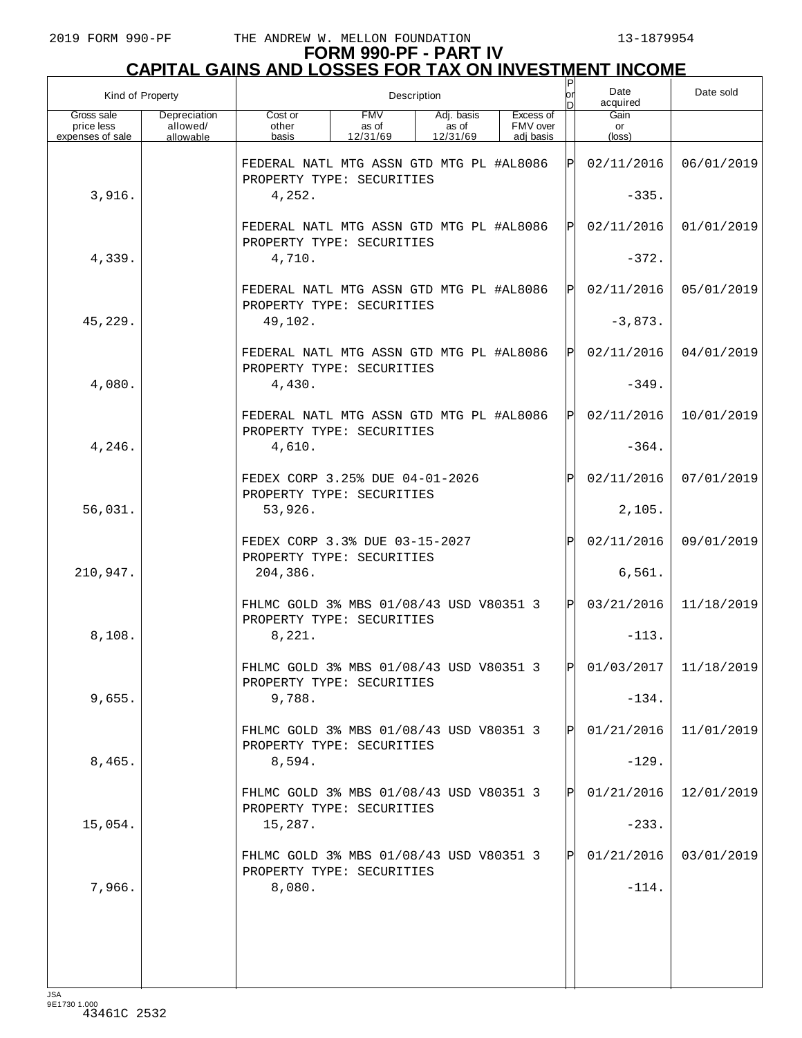# FORM 990-PF - PART IV
## CAPITAL GAINS AND LOSSES FOR TAX ON INVESTMENT INCOME

| Kind of Property | | Description | | | | P or D | Date acquired | Date sold |
|---|---|---|---|---|---|---|---|---|
| Gross sale price less expenses of sale | Depreciation allowed/ allowable | Cost or other basis | FMV as of 12/31/69 | Adj. basis as of 12/31/69 | Excess of FMV over adj basis | | Gain or (loss) | |
| | | FEDERAL NATL MTG ASSN GTD MTG PL #AL8086 PROPERTY TYPE: SECURITIES | | | | P | 02/11/2016 | 06/01/2019 |
| 3,916. | | 4,252. | | | | | -335. | |
| | | FEDERAL NATL MTG ASSN GTD MTG PL #AL8086 PROPERTY TYPE: SECURITIES | | | | P | 02/11/2016 | 01/01/2019 |
| 4,339. | | 4,710. | | | | | -372. | |
| | | FEDERAL NATL MTG ASSN GTD MTG PL #AL8086 PROPERTY TYPE: SECURITIES | | | | P | 02/11/2016 | 05/01/2019 |
| 45,229. | | 49,102. | | | | | -3,873. | |
| | | FEDERAL NATL MTG ASSN GTD MTG PL #AL8086 PROPERTY TYPE: SECURITIES | | | | P | 02/11/2016 | 04/01/2019 |
| 4,080. | | 4,430. | | | | | -349. | |
| | | FEDERAL NATL MTG ASSN GTD MTG PL #AL8086 PROPERTY TYPE: SECURITIES | | | | P | 02/11/2016 | 10/01/2019 |
| 4,246. | | 4,610. | | | | | -364. | |
| | | FEDEX CORP 3.25% DUE 04-01-2026 PROPERTY TYPE: SECURITIES | | | | P | 02/11/2016 | 07/01/2019 |
| 56,031. | | 53,926. | | | | | 2,105. | |
| | | FEDEX CORP 3.3% DUE 03-15-2027 PROPERTY TYPE: SECURITIES | | | | P | 02/11/2016 | 09/01/2019 |
| 210,947. | | 204,386. | | | | | 6,561. | |
| | | FHLMC GOLD 3% MBS 01/08/43 USD V80351 3 PROPERTY TYPE: SECURITIES | | | | P | 03/21/2016 | 11/18/2019 |
| 8,108. | | 8,221. | | | | | -113. | |
| | | FHLMC GOLD 3% MBS 01/08/43 USD V80351 3 PROPERTY TYPE: SECURITIES | | | | P | 01/03/2017 | 11/18/2019 |
| 9,655. | | 9,788. | | | | | -134. | |
| | | FHLMC GOLD 3% MBS 01/08/43 USD V80351 3 PROPERTY TYPE: SECURITIES | | | | P | 01/21/2016 | 11/01/2019 |
| 8,465. | | 8,594. | | | | | -129. | |
| | | FHLMC GOLD 3% MBS 01/08/43 USD V80351 3 PROPERTY TYPE: SECURITIES | | | | P | 01/21/2016 | 12/01/2019 |
| 15,054. | | 15,287. | | | | | -233. | |
| | | FHLMC GOLD 3% MBS 01/08/43 USD V80351 3 PROPERTY TYPE: SECURITIES | | | | P | 01/21/2016 | 03/01/2019 |
| 7,966. | | 8,080. | | | | | -114. | |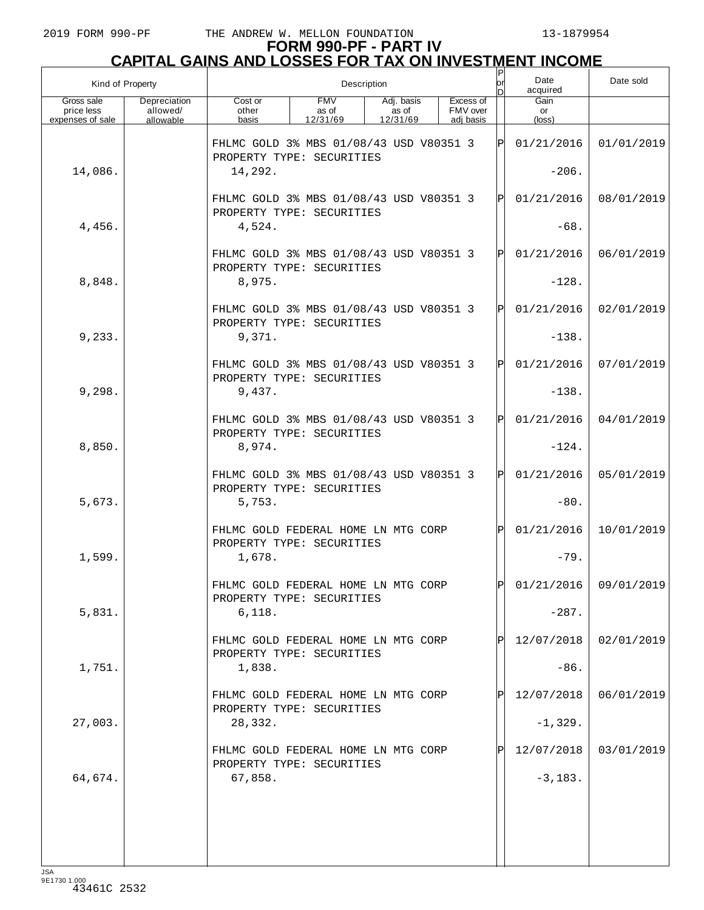# FORM 990-PF - PART IV
## CAPITAL GAINS AND LOSSES FOR TAX ON INVESTMENT INCOME

| Kind of Property | | Description | | | | P or D | Date acquired | Date sold |
|---|---|---|---|---|---|---|---|---|
| Gross sale price less expenses of sale | Depreciation allowed/ allowable | Cost or other basis | FMV as of 12/31/69 | Adj. basis as of 12/31/69 | Excess of FMV over adj basis | | Gain or (loss) | |
| | | FHLMC GOLD 3% MBS 01/08/43 USD V80351 3 PROPERTY TYPE: SECURITIES | | | | P | 01/21/2016 | 01/01/2019 |
| 14,086. | | 14,292. | | | | | -206. | |
| | | FHLMC GOLD 3% MBS 01/08/43 USD V80351 3 PROPERTY TYPE: SECURITIES | | | | P | 01/21/2016 | 08/01/2019 |
| 4,456. | | 4,524. | | | | | -68. | |
| | | FHLMC GOLD 3% MBS 01/08/43 USD V80351 3 PROPERTY TYPE: SECURITIES | | | | P | 01/21/2016 | 06/01/2019 |
| 8,848. | | 8,975. | | | | | -128. | |
| | | FHLMC GOLD 3% MBS 01/08/43 USD V80351 3 PROPERTY TYPE: SECURITIES | | | | P | 01/21/2016 | 02/01/2019 |
| 9,233. | | 9,371. | | | | | -138. | |
| | | FHLMC GOLD 3% MBS 01/08/43 USD V80351 3 PROPERTY TYPE: SECURITIES | | | | P | 01/21/2016 | 07/01/2019 |
| 9,298. | | 9,437. | | | | | -138. | |
| | | FHLMC GOLD 3% MBS 01/08/43 USD V80351 3 PROPERTY TYPE: SECURITIES | | | | P | 01/21/2016 | 04/01/2019 |
| 8,850. | | 8,974. | | | | | -124. | |
| | | FHLMC GOLD 3% MBS 01/08/43 USD V80351 3 PROPERTY TYPE: SECURITIES | | | | P | 01/21/2016 | 05/01/2019 |
| 5,673. | | 5,753. | | | | | -80. | |
| | | FHLMC GOLD FEDERAL HOME LN MTG CORP PROPERTY TYPE: SECURITIES | | | | P | 01/21/2016 | 10/01/2019 |
| 1,599. | | 1,678. | | | | | -79. | |
| | | FHLMC GOLD FEDERAL HOME LN MTG CORP PROPERTY TYPE: SECURITIES | | | | P | 01/21/2016 | 09/01/2019 |
| 5,831. | | 6,118. | | | | | -287. | |
| | | FHLMC GOLD FEDERAL HOME LN MTG CORP PROPERTY TYPE: SECURITIES | | | | P | 12/07/2018 | 02/01/2019 |
| 1,751. | | 1,838. | | | | | -86. | |
| | | FHLMC GOLD FEDERAL HOME LN MTG CORP PROPERTY TYPE: SECURITIES | | | | P | 12/07/2018 | 06/01/2019 |
| 27,003. | | 28,332. | | | | | -1,329. | |
| | | FHLMC GOLD FEDERAL HOME LN MTG CORP PROPERTY TYPE: SECURITIES | | | | P | 12/07/2018 | 03/01/2019 |
| 64,674. | | 67,858. | | | | | -3,183. | |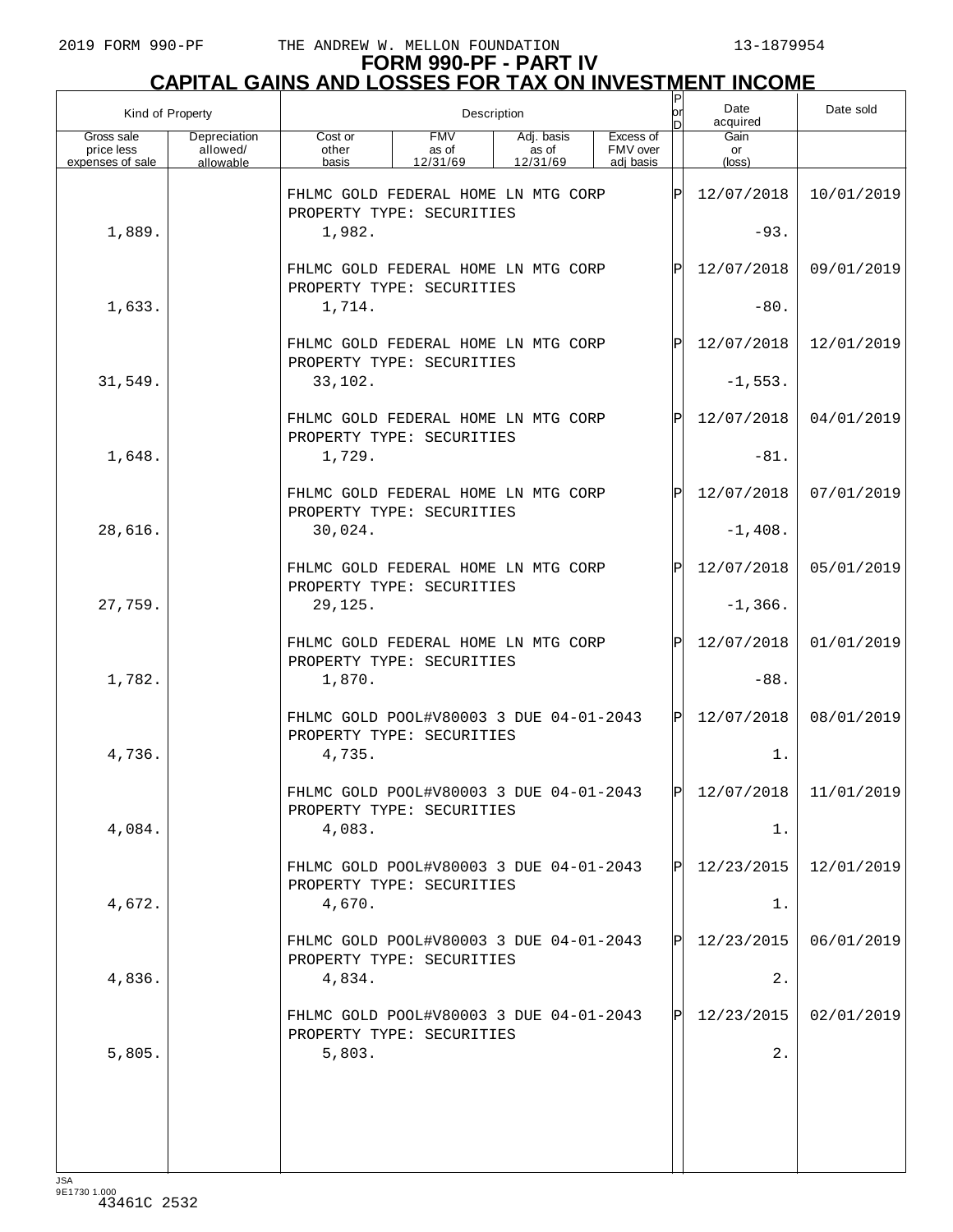# FORM 990-PF - PART IV
## CAPITAL GAINS AND LOSSES FOR TAX ON INVESTMENT INCOME

| Kind of Property | | Description | | | | P or D | Date acquired | Date sold |
|---|---|---|---|---|---|---|---|---|
| Gross sale price less expenses of sale | Depreciation allowed/ allowable | Cost or other basis | FMV as of 12/31/69 | Adj. basis as of 12/31/69 | Excess of FMV over adj basis | | Gain or (loss) | |
| | | FHLMC GOLD FEDERAL HOME LN MTG CORP PROPERTY TYPE: SECURITIES | | | | P | 12/07/2018 | 10/01/2019 |
| 1,889. | | 1,982. | | | | | -93. | |
| | | FHLMC GOLD FEDERAL HOME LN MTG CORP PROPERTY TYPE: SECURITIES | | | | P | 12/07/2018 | 09/01/2019 |
| 1,633. | | 1,714. | | | | | -80. | |
| | | FHLMC GOLD FEDERAL HOME LN MTG CORP PROPERTY TYPE: SECURITIES | | | | P | 12/07/2018 | 12/01/2019 |
| 31,549. | | 33,102. | | | | | -1,553. | |
| | | FHLMC GOLD FEDERAL HOME LN MTG CORP PROPERTY TYPE: SECURITIES | | | | P | 12/07/2018 | 04/01/2019 |
| 1,648. | | 1,729. | | | | | -81. | |
| | | FHLMC GOLD FEDERAL HOME LN MTG CORP PROPERTY TYPE: SECURITIES | | | | P | 12/07/2018 | 07/01/2019 |
| 28,616. | | 30,024. | | | | | -1,408. | |
| | | FHLMC GOLD FEDERAL HOME LN MTG CORP PROPERTY TYPE: SECURITIES | | | | P | 12/07/2018 | 05/01/2019 |
| 27,759. | | 29,125. | | | | | -1,366. | |
| | | FHLMC GOLD FEDERAL HOME LN MTG CORP PROPERTY TYPE: SECURITIES | | | | P | 12/07/2018 | 01/01/2019 |
| 1,782. | | 1,870. | | | | | -88. | |
| | | FHLMC GOLD POOL#V80003 3 DUE 04-01-2043 PROPERTY TYPE: SECURITIES | | | | P | 12/07/2018 | 08/01/2019 |
| 4,736. | | 4,735. | | | | | 1. | |
| | | FHLMC GOLD POOL#V80003 3 DUE 04-01-2043 PROPERTY TYPE: SECURITIES | | | | P | 12/07/2018 | 11/01/2019 |
| 4,084. | | 4,083. | | | | | 1. | |
| | | FHLMC GOLD POOL#V80003 3 DUE 04-01-2043 PROPERTY TYPE: SECURITIES | | | | P | 12/23/2015 | 12/01/2019 |
| 4,672. | | 4,670. | | | | | 1. | |
| | | FHLMC GOLD POOL#V80003 3 DUE 04-01-2043 PROPERTY TYPE: SECURITIES | | | | P | 12/23/2015 | 06/01/2019 |
| 4,836. | | 4,834. | | | | | 2. | |
| | | FHLMC GOLD POOL#V80003 3 DUE 04-01-2043 PROPERTY TYPE: SECURITIES | | | | P | 12/23/2015 | 02/01/2019 |
| 5,805. | | 5,803. | | | | | 2. | |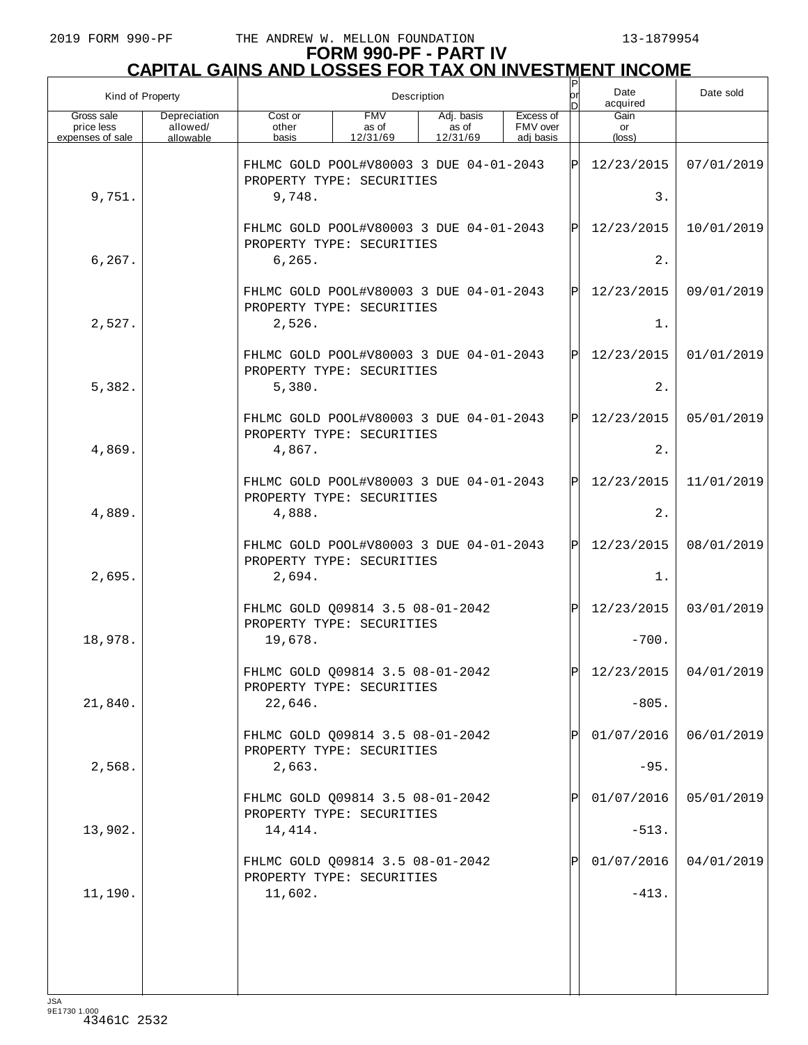# FORM 990-PF - PART IV
## CAPITAL GAINS AND LOSSES FOR TAX ON INVESTMENT INCOME

| Kind of Property | | Description | | | | P or D | Date acquired | Date sold |
|---|---|---|---|---|---|---|---|---|
| Gross sale price less expenses of sale | Depreciation allowed/ allowable | Cost or other basis | FMV as of 12/31/69 | Adj. basis as of 12/31/69 | Excess of FMV over adj basis | | Gain or (loss) | |
| | | FHLMC GOLD POOL#V80003 3 DUE 04-01-2043 PROPERTY TYPE: SECURITIES | | | | P | 12/23/2015 | 07/01/2019 |
| 9,751. | | 9,748. | | | | | 3. | |
| | | FHLMC GOLD POOL#V80003 3 DUE 04-01-2043 PROPERTY TYPE: SECURITIES | | | | P | 12/23/2015 | 10/01/2019 |
| 6,267. | | 6,265. | | | | | 2. | |
| | | FHLMC GOLD POOL#V80003 3 DUE 04-01-2043 PROPERTY TYPE: SECURITIES | | | | P | 12/23/2015 | 09/01/2019 |
| 2,527. | | 2,526. | | | | | 1. | |
| | | FHLMC GOLD POOL#V80003 3 DUE 04-01-2043 PROPERTY TYPE: SECURITIES | | | | P | 12/23/2015 | 01/01/2019 |
| 5,382. | | 5,380. | | | | | 2. | |
| | | FHLMC GOLD POOL#V80003 3 DUE 04-01-2043 PROPERTY TYPE: SECURITIES | | | | P | 12/23/2015 | 05/01/2019 |
| 4,869. | | 4,867. | | | | | 2. | |
| | | FHLMC GOLD POOL#V80003 3 DUE 04-01-2043 PROPERTY TYPE: SECURITIES | | | | P | 12/23/2015 | 11/01/2019 |
| 4,889. | | 4,888. | | | | | 2. | |
| | | FHLMC GOLD POOL#V80003 3 DUE 04-01-2043 PROPERTY TYPE: SECURITIES | | | | P | 12/23/2015 | 08/01/2019 |
| 2,695. | | 2,694. | | | | | 1. | |
| | | FHLMC GOLD Q09814 3.5 08-01-2042 PROPERTY TYPE: SECURITIES | | | | P | 12/23/2015 | 03/01/2019 |
| 18,978. | | 19,678. | | | | | -700. | |
| | | FHLMC GOLD Q09814 3.5 08-01-2042 PROPERTY TYPE: SECURITIES | | | | P | 12/23/2015 | 04/01/2019 |
| 21,840. | | 22,646. | | | | | -805. | |
| | | FHLMC GOLD Q09814 3.5 08-01-2042 PROPERTY TYPE: SECURITIES | | | | P | 01/07/2016 | 06/01/2019 |
| 2,568. | | 2,663. | | | | | -95. | |
| | | FHLMC GOLD Q09814 3.5 08-01-2042 PROPERTY TYPE: SECURITIES | | | | P | 01/07/2016 | 05/01/2019 |
| 13,902. | | 14,414. | | | | | -513. | |
| | | FHLMC GOLD Q09814 3.5 08-01-2042 PROPERTY TYPE: SECURITIES | | | | P | 01/07/2016 | 04/01/2019 |
| 11,190. | | 11,602. | | | | | -413. | |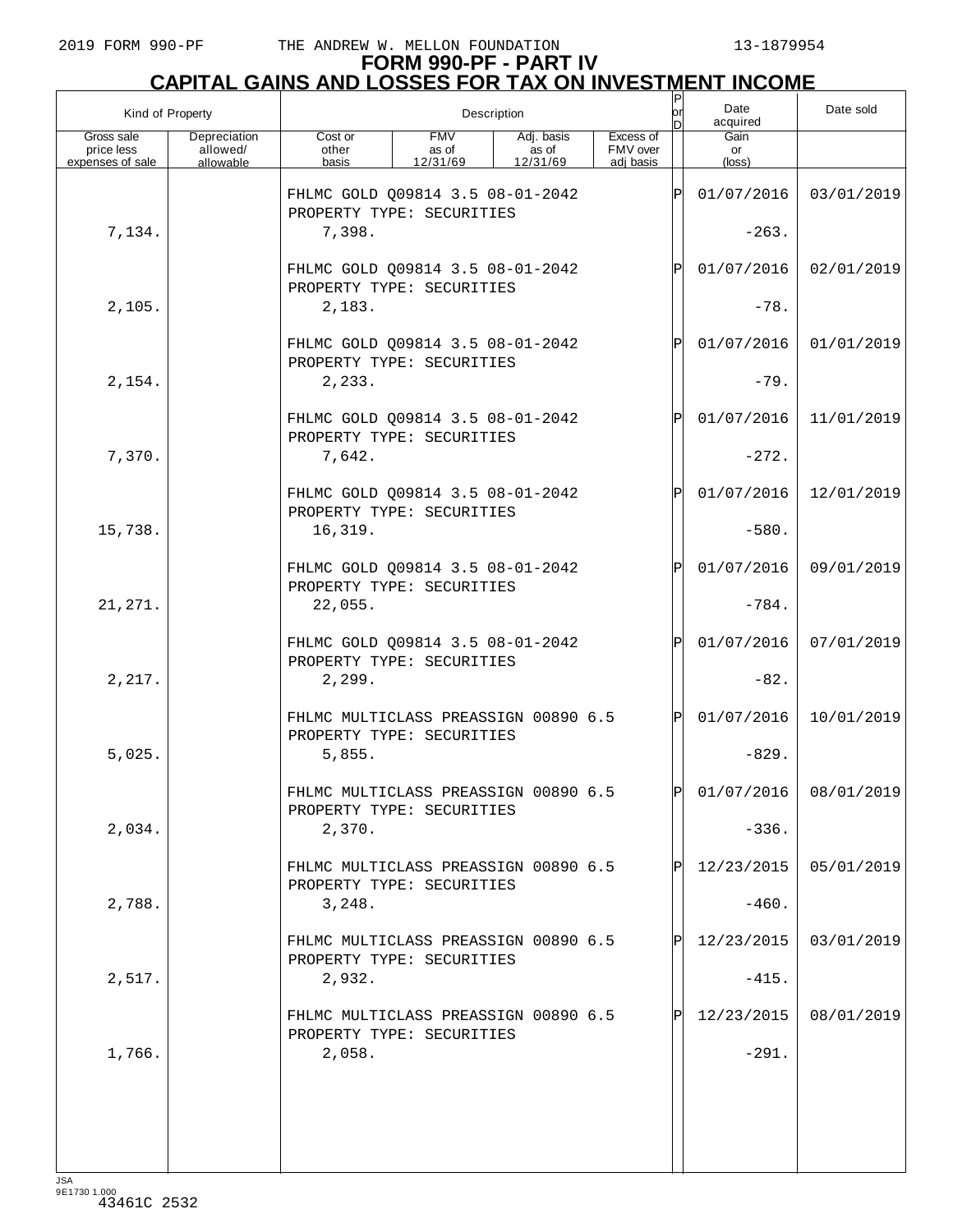# FORM 990-PF - PART IV
## CAPITAL GAINS AND LOSSES FOR TAX ON INVESTMENT INCOME

| Kind of Property | | Description | | | | P or D | Date acquired | Date sold |
|---|---|---|---|---|---|---|---|---|
| Gross sale price less expenses of sale | Depreciation allowed/ allowable | Cost or other basis | FMV as of 12/31/69 | Adj. basis as of 12/31/69 | Excess of FMV over adj basis | | Gain or (loss) | |
| | | FHLMC GOLD Q09814 3.5 08-01-2042 PROPERTY TYPE: SECURITIES | | | | P | 01/07/2016 | 03/01/2019 |
| 7,134. | | 7,398. | | | | | -263. | |
| | | FHLMC GOLD Q09814 3.5 08-01-2042 PROPERTY TYPE: SECURITIES | | | | P | 01/07/2016 | 02/01/2019 |
| 2,105. | | 2,183. | | | | | -78. | |
| | | FHLMC GOLD Q09814 3.5 08-01-2042 PROPERTY TYPE: SECURITIES | | | | P | 01/07/2016 | 01/01/2019 |
| 2,154. | | 2,233. | | | | | -79. | |
| | | FHLMC GOLD Q09814 3.5 08-01-2042 PROPERTY TYPE: SECURITIES | | | | P | 01/07/2016 | 11/01/2019 |
| 7,370. | | 7,642. | | | | | -272. | |
| | | FHLMC GOLD Q09814 3.5 08-01-2042 PROPERTY TYPE: SECURITIES | | | | P | 01/07/2016 | 12/01/2019 |
| 15,738. | | 16,319. | | | | | -580. | |
| | | FHLMC GOLD Q09814 3.5 08-01-2042 PROPERTY TYPE: SECURITIES | | | | P | 01/07/2016 | 09/01/2019 |
| 21,271. | | 22,055. | | | | | -784. | |
| | | FHLMC GOLD Q09814 3.5 08-01-2042 PROPERTY TYPE: SECURITIES | | | | P | 01/07/2016 | 07/01/2019 |
| 2,217. | | 2,299. | | | | | -82. | |
| | | FHLMC MULTICLASS PREASSIGN 00890 6.5 PROPERTY TYPE: SECURITIES | | | | P | 01/07/2016 | 10/01/2019 |
| 5,025. | | 5,855. | | | | | -829. | |
| | | FHLMC MULTICLASS PREASSIGN 00890 6.5 PROPERTY TYPE: SECURITIES | | | | P | 01/07/2016 | 08/01/2019 |
| 2,034. | | 2,370. | | | | | -336. | |
| | | FHLMC MULTICLASS PREASSIGN 00890 6.5 PROPERTY TYPE: SECURITIES | | | | P | 12/23/2015 | 05/01/2019 |
| 2,788. | | 3,248. | | | | | -460. | |
| | | FHLMC MULTICLASS PREASSIGN 00890 6.5 PROPERTY TYPE: SECURITIES | | | | P | 12/23/2015 | 03/01/2019 |
| 2,517. | | 2,932. | | | | | -415. | |
| | | FHLMC MULTICLASS PREASSIGN 00890 6.5 PROPERTY TYPE: SECURITIES | | | | P | 12/23/2015 | 08/01/2019 |
| 1,766. | | 2,058. | | | | | -291. | |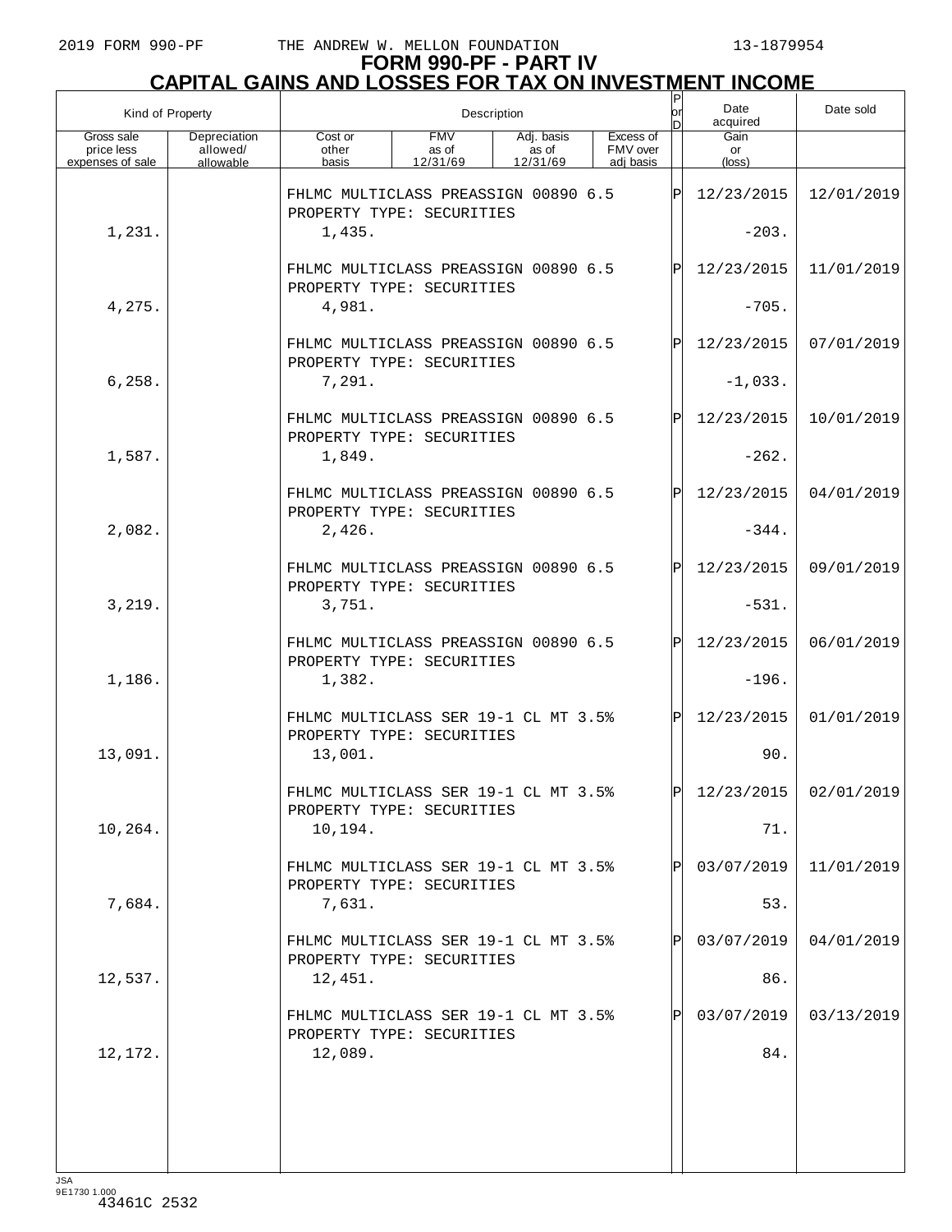2019 FORM 990-PF THE ANDREW W. MELLON FOUNDATION 13-1879954

# FORM 990-PF - PART IV
## CAPITAL GAINS AND LOSSES FOR TAX ON INVESTMENT INCOME

| Kind of Property | | Description | | | | P or D | Date acquired | Date sold |
|---|---|---|---|---|---|---|---|---|
| Gross sale price less expenses of sale | Depreciation allowed/ allowable | Cost or other basis | FMV as of 12/31/69 | Adj. basis as of 12/31/69 | Excess of FMV over adj basis | | Gain or (loss) | |
| | | FHLMC MULTICLASS PREASSIGN 00890 6.5 PROPERTY TYPE: SECURITIES | | | | P | 12/23/2015 | 12/01/2019 |
| 1,231. | | 1,435. | | | | | -203. | |
| | | FHLMC MULTICLASS PREASSIGN 00890 6.5 PROPERTY TYPE: SECURITIES | | | | P | 12/23/2015 | 11/01/2019 |
| 4,275. | | 4,981. | | | | | -705. | |
| | | FHLMC MULTICLASS PREASSIGN 00890 6.5 PROPERTY TYPE: SECURITIES | | | | P | 12/23/2015 | 07/01/2019 |
| 6,258. | | 7,291. | | | | | -1,033. | |
| | | FHLMC MULTICLASS PREASSIGN 00890 6.5 PROPERTY TYPE: SECURITIES | | | | P | 12/23/2015 | 10/01/2019 |
| 1,587. | | 1,849. | | | | | -262. | |
| | | FHLMC MULTICLASS PREASSIGN 00890 6.5 PROPERTY TYPE: SECURITIES | | | | P | 12/23/2015 | 04/01/2019 |
| 2,082. | | 2,426. | | | | | -344. | |
| | | FHLMC MULTICLASS PREASSIGN 00890 6.5 PROPERTY TYPE: SECURITIES | | | | P | 12/23/2015 | 09/01/2019 |
| 3,219. | | 3,751. | | | | | -531. | |
| | | FHLMC MULTICLASS PREASSIGN 00890 6.5 PROPERTY TYPE: SECURITIES | | | | P | 12/23/2015 | 06/01/2019 |
| 1,186. | | 1,382. | | | | | -196. | |
| | | FHLMC MULTICLASS SER 19-1 CL MT 3.5% PROPERTY TYPE: SECURITIES | | | | P | 12/23/2015 | 01/01/2019 |
| 13,091. | | 13,001. | | | | | 90. | |
| | | FHLMC MULTICLASS SER 19-1 CL MT 3.5% PROPERTY TYPE: SECURITIES | | | | P | 12/23/2015 | 02/01/2019 |
| 10,264. | | 10,194. | | | | | 71. | |
| | | FHLMC MULTICLASS SER 19-1 CL MT 3.5% PROPERTY TYPE: SECURITIES | | | | P | 03/07/2019 | 11/01/2019 |
| 7,684. | | 7,631. | | | | | 53. | |
| | | FHLMC MULTICLASS SER 19-1 CL MT 3.5% PROPERTY TYPE: SECURITIES | | | | P | 03/07/2019 | 04/01/2019 |
| 12,537. | | 12,451. | | | | | 86. | |
| | | FHLMC MULTICLASS SER 19-1 CL MT 3.5% PROPERTY TYPE: SECURITIES | | | | P | 03/07/2019 | 03/13/2019 |
| 12,172. | | 12,089. | | | | | 84. | |

JSA 9E1730 1.000
43461C 2532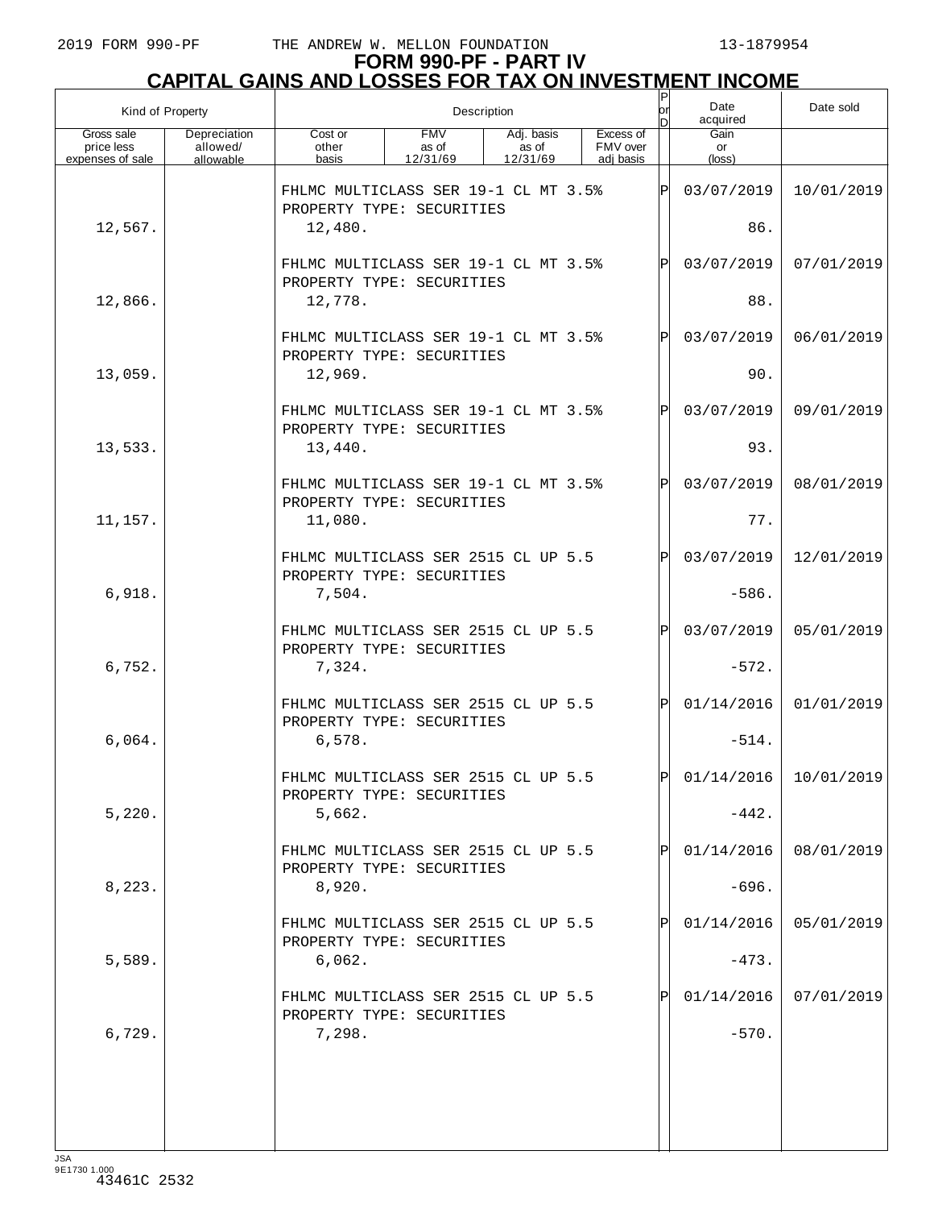# FORM 990-PF - PART IV
## CAPITAL GAINS AND LOSSES FOR TAX ON INVESTMENT INCOME

| Kind of Property | | Description | | | | P or D | Date acquired | Date sold |
|---|---|---|---|---|---|---|---|---|
| Gross sale price less expenses of sale | Depreciation allowed/ allowable | Cost or other basis | FMV as of 12/31/69 | Adj. basis as of 12/31/69 | Excess of FMV over adj basis | | Gain or (loss) | |
| | | FHLMC MULTICLASS SER 19-1 CL MT 3.5% PROPERTY TYPE: SECURITIES | | | | P | 03/07/2019 | 10/01/2019 |
| 12,567. | | 12,480. | | | | | 86. | |
| | | FHLMC MULTICLASS SER 19-1 CL MT 3.5% PROPERTY TYPE: SECURITIES | | | | P | 03/07/2019 | 07/01/2019 |
| 12,866. | | 12,778. | | | | | 88. | |
| | | FHLMC MULTICLASS SER 19-1 CL MT 3.5% PROPERTY TYPE: SECURITIES | | | | P | 03/07/2019 | 06/01/2019 |
| 13,059. | | 12,969. | | | | | 90. | |
| | | FHLMC MULTICLASS SER 19-1 CL MT 3.5% PROPERTY TYPE: SECURITIES | | | | P | 03/07/2019 | 09/01/2019 |
| 13,533. | | 13,440. | | | | | 93. | |
| | | FHLMC MULTICLASS SER 19-1 CL MT 3.5% PROPERTY TYPE: SECURITIES | | | | P | 03/07/2019 | 08/01/2019 |
| 11,157. | | 11,080. | | | | | 77. | |
| | | FHLMC MULTICLASS SER 2515 CL UP 5.5 PROPERTY TYPE: SECURITIES | | | | P | 03/07/2019 | 12/01/2019 |
| 6,918. | | 7,504. | | | | | -586. | |
| | | FHLMC MULTICLASS SER 2515 CL UP 5.5 PROPERTY TYPE: SECURITIES | | | | P | 03/07/2019 | 05/01/2019 |
| 6,752. | | 7,324. | | | | | -572. | |
| | | FHLMC MULTICLASS SER 2515 CL UP 5.5 PROPERTY TYPE: SECURITIES | | | | P | 01/14/2016 | 01/01/2019 |
| 6,064. | | 6,578. | | | | | -514. | |
| | | FHLMC MULTICLASS SER 2515 CL UP 5.5 PROPERTY TYPE: SECURITIES | | | | P | 01/14/2016 | 10/01/2019 |
| 5,220. | | 5,662. | | | | | -442. | |
| | | FHLMC MULTICLASS SER 2515 CL UP 5.5 PROPERTY TYPE: SECURITIES | | | | P | 01/14/2016 | 08/01/2019 |
| 8,223. | | 8,920. | | | | | -696. | |
| | | FHLMC MULTICLASS SER 2515 CL UP 5.5 PROPERTY TYPE: SECURITIES | | | | P | 01/14/2016 | 05/01/2019 |
| 5,589. | | 6,062. | | | | | -473. | |
| | | FHLMC MULTICLASS SER 2515 CL UP 5.5 PROPERTY TYPE: SECURITIES | | | | P | 01/14/2016 | 07/01/2019 |
| 6,729. | | 7,298. | | | | | -570. | |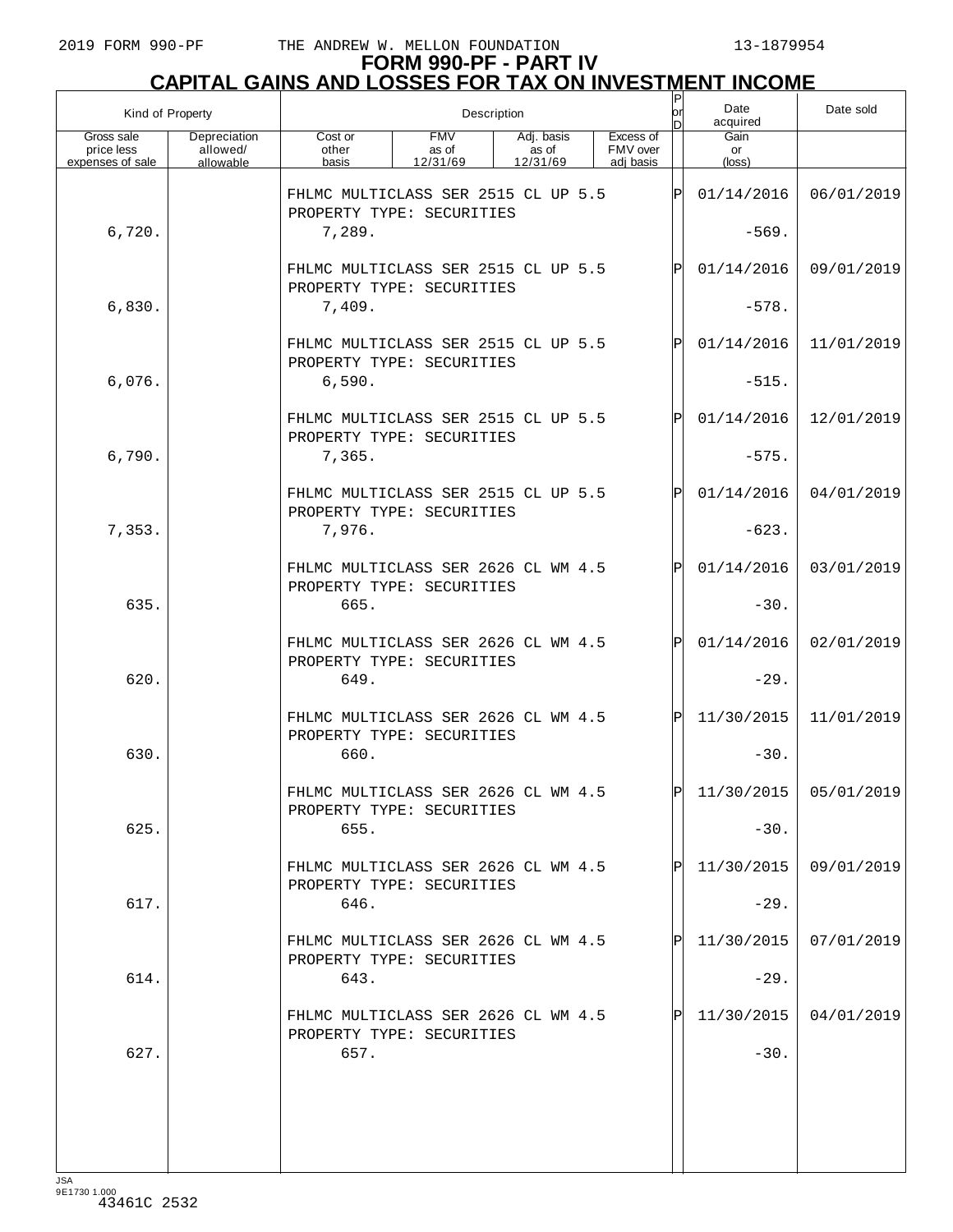# FORM 990-PF - PART IV

## CAPITAL GAINS AND LOSSES FOR TAX ON INVESTMENT INCOME

| Kind of Property | | Description | | | | P or D | Date acquired | Date sold |
|---|---|---|---|---|---|---|---|---|
| Gross sale price less expenses of sale | Depreciation allowed/ allowable | Cost or other basis | FMV as of 12/31/69 | Adj. basis as of 12/31/69 | Excess of FMV over adj basis | | Gain or (loss) | |
| | | FHLMC MULTICLASS SER 2515 CL UP 5.5 PROPERTY TYPE: SECURITIES | | | | P | 01/14/2016 | 06/01/2019 |
| 6,720. | | 7,289. | | | | | -569. | |
| | | FHLMC MULTICLASS SER 2515 CL UP 5.5 PROPERTY TYPE: SECURITIES | | | | P | 01/14/2016 | 09/01/2019 |
| 6,830. | | 7,409. | | | | | -578. | |
| | | FHLMC MULTICLASS SER 2515 CL UP 5.5 PROPERTY TYPE: SECURITIES | | | | P | 01/14/2016 | 11/01/2019 |
| 6,076. | | 6,590. | | | | | -515. | |
| | | FHLMC MULTICLASS SER 2515 CL UP 5.5 PROPERTY TYPE: SECURITIES | | | | P | 01/14/2016 | 12/01/2019 |
| 6,790. | | 7,365. | | | | | -575. | |
| | | FHLMC MULTICLASS SER 2515 CL UP 5.5 PROPERTY TYPE: SECURITIES | | | | P | 01/14/2016 | 04/01/2019 |
| 7,353. | | 7,976. | | | | | -623. | |
| | | FHLMC MULTICLASS SER 2626 CL WM 4.5 PROPERTY TYPE: SECURITIES | | | | P | 01/14/2016 | 03/01/2019 |
| 635. | | 665. | | | | | -30. | |
| | | FHLMC MULTICLASS SER 2626 CL WM 4.5 PROPERTY TYPE: SECURITIES | | | | P | 01/14/2016 | 02/01/2019 |
| 620. | | 649. | | | | | -29. | |
| | | FHLMC MULTICLASS SER 2626 CL WM 4.5 PROPERTY TYPE: SECURITIES | | | | P | 11/30/2015 | 11/01/2019 |
| 630. | | 660. | | | | | -30. | |
| | | FHLMC MULTICLASS SER 2626 CL WM 4.5 PROPERTY TYPE: SECURITIES | | | | P | 11/30/2015 | 05/01/2019 |
| 625. | | 655. | | | | | -30. | |
| | | FHLMC MULTICLASS SER 2626 CL WM 4.5 PROPERTY TYPE: SECURITIES | | | | P | 11/30/2015 | 09/01/2019 |
| 617. | | 646. | | | | | -29. | |
| | | FHLMC MULTICLASS SER 2626 CL WM 4.5 PROPERTY TYPE: SECURITIES | | | | P | 11/30/2015 | 07/01/2019 |
| 614. | | 643. | | | | | -29. | |
| | | FHLMC MULTICLASS SER 2626 CL WM 4.5 PROPERTY TYPE: SECURITIES | | | | P | 11/30/2015 | 04/01/2019 |
| 627. | | 657. | | | | | -30. | |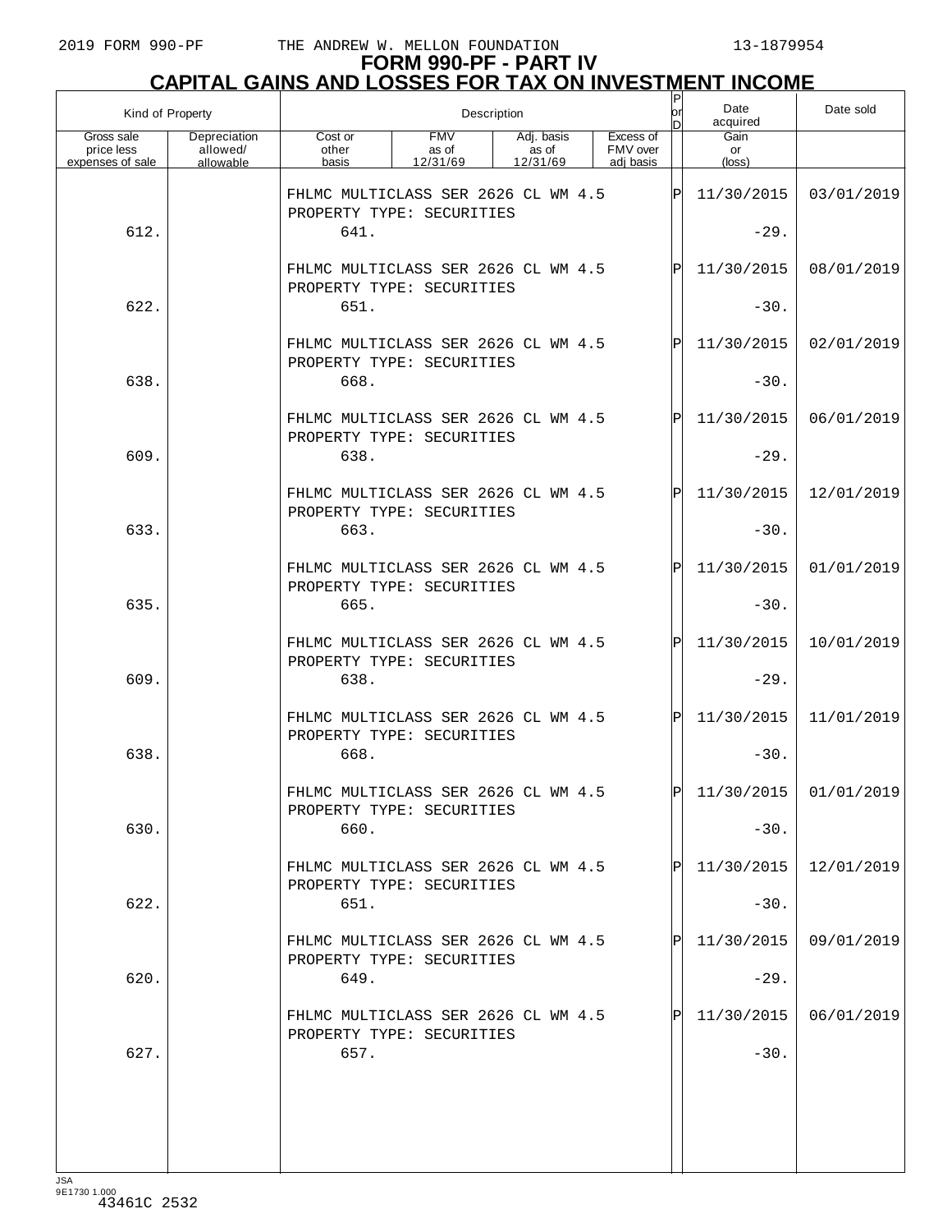# FORM 990-PF - PART IV
## CAPITAL GAINS AND LOSSES FOR TAX ON INVESTMENT INCOME

| Kind of Property | | Description | | | | P or D | Date acquired | Date sold |
|---|---|---|---|---|---|---|---|---|
| Gross sale price less expenses of sale | Depreciation allowed/ allowable | Cost or other basis | FMV as of 12/31/69 | Adj. basis as of 12/31/69 | Excess of FMV over adj basis | | Gain or (loss) | |
| | | FHLMC MULTICLASS SER 2626 CL WM 4.5 PROPERTY TYPE: SECURITIES | | | | P | 11/30/2015 | 03/01/2019 |
| 612. | | 641. | | | | | -29. | |
| | | FHLMC MULTICLASS SER 2626 CL WM 4.5 PROPERTY TYPE: SECURITIES | | | | P | 11/30/2015 | 08/01/2019 |
| 622. | | 651. | | | | | -30. | |
| | | FHLMC MULTICLASS SER 2626 CL WM 4.5 PROPERTY TYPE: SECURITIES | | | | P | 11/30/2015 | 02/01/2019 |
| 638. | | 668. | | | | | -30. | |
| | | FHLMC MULTICLASS SER 2626 CL WM 4.5 PROPERTY TYPE: SECURITIES | | | | P | 11/30/2015 | 06/01/2019 |
| 609. | | 638. | | | | | -29. | |
| | | FHLMC MULTICLASS SER 2626 CL WM 4.5 PROPERTY TYPE: SECURITIES | | | | P | 11/30/2015 | 12/01/2019 |
| 633. | | 663. | | | | | -30. | |
| | | FHLMC MULTICLASS SER 2626 CL WM 4.5 PROPERTY TYPE: SECURITIES | | | | P | 11/30/2015 | 01/01/2019 |
| 635. | | 665. | | | | | -30. | |
| | | FHLMC MULTICLASS SER 2626 CL WM 4.5 PROPERTY TYPE: SECURITIES | | | | P | 11/30/2015 | 10/01/2019 |
| 609. | | 638. | | | | | -29. | |
| | | FHLMC MULTICLASS SER 2626 CL WM 4.5 PROPERTY TYPE: SECURITIES | | | | P | 11/30/2015 | 11/01/2019 |
| 638. | | 668. | | | | | -30. | |
| | | FHLMC MULTICLASS SER 2626 CL WM 4.5 PROPERTY TYPE: SECURITIES | | | | P | 11/30/2015 | 01/01/2019 |
| 630. | | 660. | | | | | -30. | |
| | | FHLMC MULTICLASS SER 2626 CL WM 4.5 PROPERTY TYPE: SECURITIES | | | | P | 11/30/2015 | 12/01/2019 |
| 622. | | 651. | | | | | -30. | |
| | | FHLMC MULTICLASS SER 2626 CL WM 4.5 PROPERTY TYPE: SECURITIES | | | | P | 11/30/2015 | 09/01/2019 |
| 620. | | 649. | | | | | -29. | |
| | | FHLMC MULTICLASS SER 2626 CL WM 4.5 PROPERTY TYPE: SECURITIES | | | | P | 11/30/2015 | 06/01/2019 |
| 627. | | 657. | | | | | -30. | |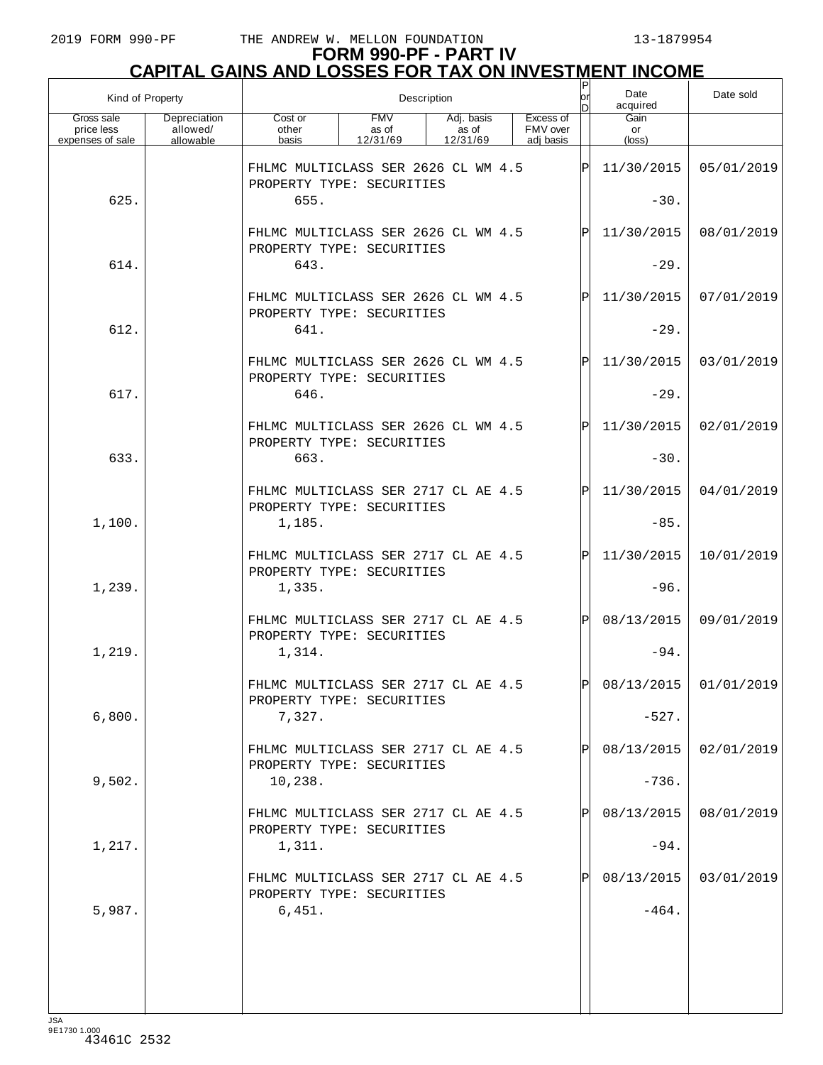# FORM 990-PF - PART IV
## CAPITAL GAINS AND LOSSES FOR TAX ON INVESTMENT INCOME

| Kind of Property | | Description | | | | P or D | Date acquired | Date sold |
|---|---|---|---|---|---|---|---|---|
| Gross sale price less expenses of sale | Depreciation allowed/ allowable | Cost or other basis | FMV as of 12/31/69 | Adj. basis as of 12/31/69 | Excess of FMV over adj basis | | Gain or (loss) | |
| | | FHLMC MULTICLASS SER 2626 CL WM 4.5 PROPERTY TYPE: SECURITIES | | | | P | 11/30/2015 | 05/01/2019 |
| 625. | | 655. | | | | | -30. | |
| | | FHLMC MULTICLASS SER 2626 CL WM 4.5 PROPERTY TYPE: SECURITIES | | | | P | 11/30/2015 | 08/01/2019 |
| 614. | | 643. | | | | | -29. | |
| | | FHLMC MULTICLASS SER 2626 CL WM 4.5 PROPERTY TYPE: SECURITIES | | | | P | 11/30/2015 | 07/01/2019 |
| 612. | | 641. | | | | | -29. | |
| | | FHLMC MULTICLASS SER 2626 CL WM 4.5 PROPERTY TYPE: SECURITIES | | | | P | 11/30/2015 | 03/01/2019 |
| 617. | | 646. | | | | | -29. | |
| | | FHLMC MULTICLASS SER 2626 CL WM 4.5 PROPERTY TYPE: SECURITIES | | | | P | 11/30/2015 | 02/01/2019 |
| 633. | | 663. | | | | | -30. | |
| | | FHLMC MULTICLASS SER 2717 CL AE 4.5 PROPERTY TYPE: SECURITIES | | | | P | 11/30/2015 | 04/01/2019 |
| 1,100. | | 1,185. | | | | | -85. | |
| | | FHLMC MULTICLASS SER 2717 CL AE 4.5 PROPERTY TYPE: SECURITIES | | | | P | 11/30/2015 | 10/01/2019 |
| 1,239. | | 1,335. | | | | | -96. | |
| | | FHLMC MULTICLASS SER 2717 CL AE 4.5 PROPERTY TYPE: SECURITIES | | | | P | 08/13/2015 | 09/01/2019 |
| 1,219. | | 1,314. | | | | | -94. | |
| | | FHLMC MULTICLASS SER 2717 CL AE 4.5 PROPERTY TYPE: SECURITIES | | | | P | 08/13/2015 | 01/01/2019 |
| 6,800. | | 7,327. | | | | | -527. | |
| | | FHLMC MULTICLASS SER 2717 CL AE 4.5 PROPERTY TYPE: SECURITIES | | | | P | 08/13/2015 | 02/01/2019 |
| 9,502. | | 10,238. | | | | | -736. | |
| | | FHLMC MULTICLASS SER 2717 CL AE 4.5 PROPERTY TYPE: SECURITIES | | | | P | 08/13/2015 | 08/01/2019 |
| 1,217. | | 1,311. | | | | | -94. | |
| | | FHLMC MULTICLASS SER 2717 CL AE 4.5 PROPERTY TYPE: SECURITIES | | | | P | 08/13/2015 | 03/01/2019 |
| 5,987. | | 6,451. | | | | | -464. | |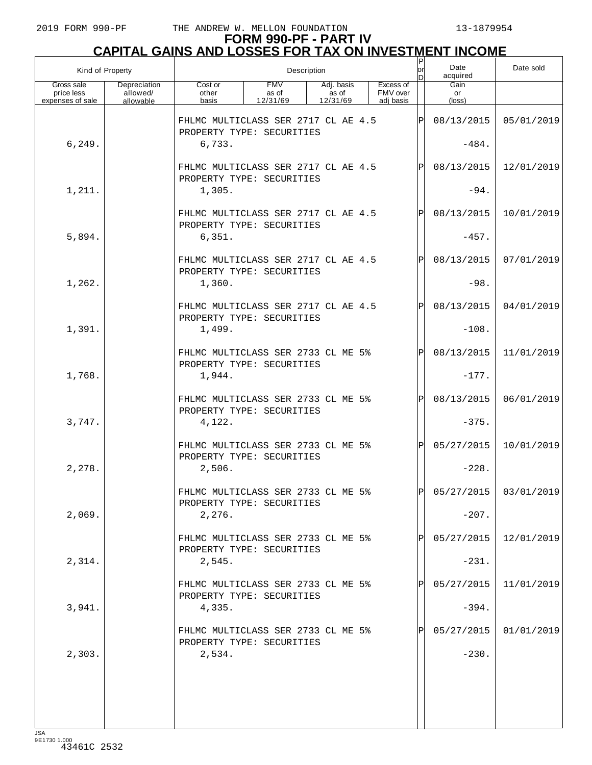# FORM 990-PF - PART IV
## CAPITAL GAINS AND LOSSES FOR TAX ON INVESTMENT INCOME

| Kind of Property | | Description | | | | P or D | Date acquired | Date sold |
|---|---|---|---|---|---|---|---|---|
| Gross sale price less expenses of sale | Depreciation allowed/ allowable | Cost or other basis | FMV as of 12/31/69 | Adj. basis as of 12/31/69 | Excess of FMV over adj basis | | Gain or (loss) | |
| | | FHLMC MULTICLASS SER 2717 CL AE 4.5 PROPERTY TYPE: SECURITIES | | | | P | 08/13/2015 | 05/01/2019 |
| 6,249. | | 6,733. | | | | | -484. | |
| | | FHLMC MULTICLASS SER 2717 CL AE 4.5 PROPERTY TYPE: SECURITIES | | | | P | 08/13/2015 | 12/01/2019 |
| 1,211. | | 1,305. | | | | | -94. | |
| | | FHLMC MULTICLASS SER 2717 CL AE 4.5 PROPERTY TYPE: SECURITIES | | | | P | 08/13/2015 | 10/01/2019 |
| 5,894. | | 6,351. | | | | | -457. | |
| | | FHLMC MULTICLASS SER 2717 CL AE 4.5 PROPERTY TYPE: SECURITIES | | | | P | 08/13/2015 | 07/01/2019 |
| 1,262. | | 1,360. | | | | | -98. | |
| | | FHLMC MULTICLASS SER 2717 CL AE 4.5 PROPERTY TYPE: SECURITIES | | | | P | 08/13/2015 | 04/01/2019 |
| 1,391. | | 1,499. | | | | | -108. | |
| | | FHLMC MULTICLASS SER 2733 CL ME 5% PROPERTY TYPE: SECURITIES | | | | P | 08/13/2015 | 11/01/2019 |
| 1,768. | | 1,944. | | | | | -177. | |
| | | FHLMC MULTICLASS SER 2733 CL ME 5% PROPERTY TYPE: SECURITIES | | | | P | 08/13/2015 | 06/01/2019 |
| 3,747. | | 4,122. | | | | | -375. | |
| | | FHLMC MULTICLASS SER 2733 CL ME 5% PROPERTY TYPE: SECURITIES | | | | P | 05/27/2015 | 10/01/2019 |
| 2,278. | | 2,506. | | | | | -228. | |
| | | FHLMC MULTICLASS SER 2733 CL ME 5% PROPERTY TYPE: SECURITIES | | | | P | 05/27/2015 | 03/01/2019 |
| 2,069. | | 2,276. | | | | | -207. | |
| | | FHLMC MULTICLASS SER 2733 CL ME 5% PROPERTY TYPE: SECURITIES | | | | P | 05/27/2015 | 12/01/2019 |
| 2,314. | | 2,545. | | | | | -231. | |
| | | FHLMC MULTICLASS SER 2733 CL ME 5% PROPERTY TYPE: SECURITIES | | | | P | 05/27/2015 | 11/01/2019 |
| 3,941. | | 4,335. | | | | | -394. | |
| | | FHLMC MULTICLASS SER 2733 CL ME 5% PROPERTY TYPE: SECURITIES | | | | P | 05/27/2015 | 01/01/2019 |
| 2,303. | | 2,534. | | | | | -230. | |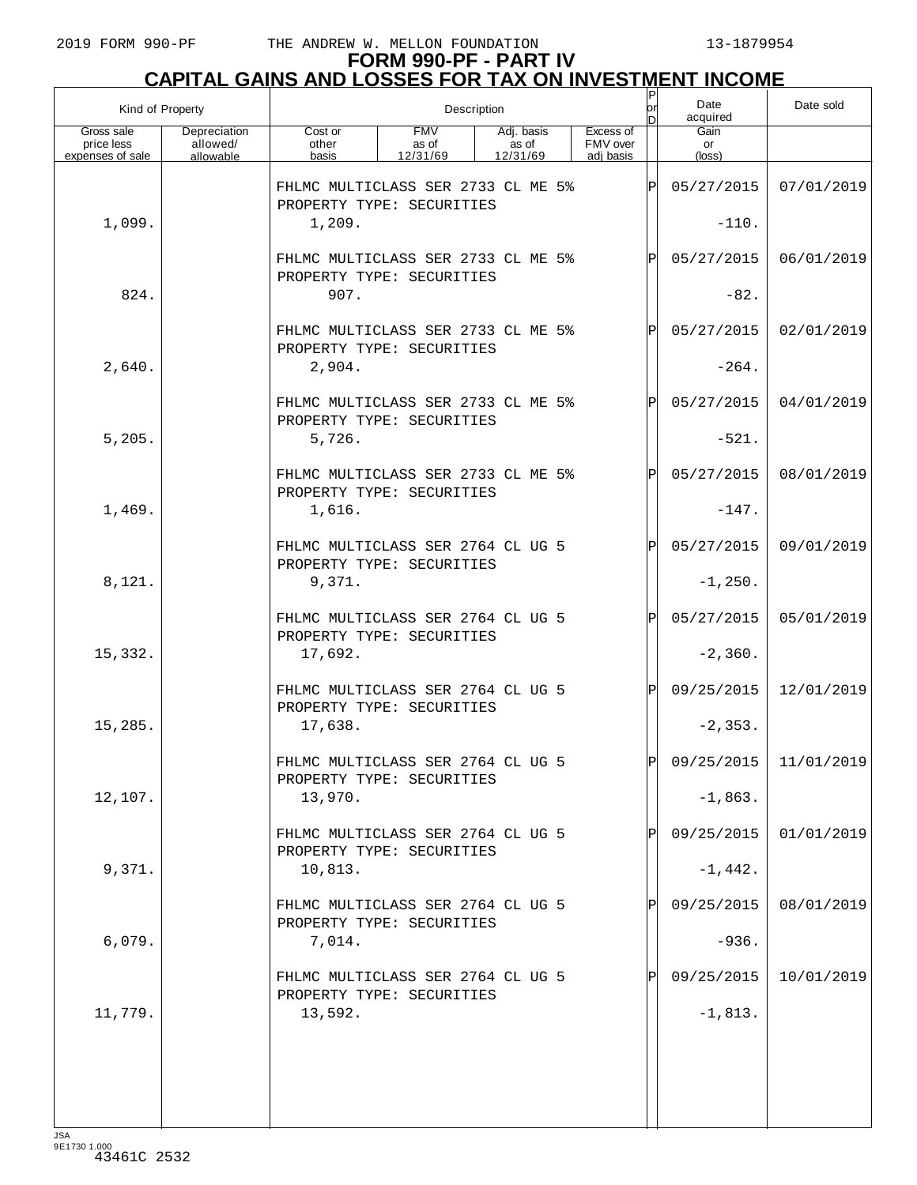# FORM 990-PF - PART IV
## CAPITAL GAINS AND LOSSES FOR TAX ON INVESTMENT INCOME

| Kind of Property | | Description | | | | P or D | Date acquired | Date sold |
|---|---|---|---|---|---|---|---|---|
| Gross sale price less expenses of sale | Depreciation allowed/ allowable | Cost or other basis | FMV as of 12/31/69 | Adj. basis as of 12/31/69 | Excess of FMV over adj basis | | Gain or (loss) | |
| | | FHLMC MULTICLASS SER 2733 CL ME 5% PROPERTY TYPE: SECURITIES | | | | P | 05/27/2015 | 07/01/2019 |
| 1,099. | | 1,209. | | | | | -110. | |
| | | FHLMC MULTICLASS SER 2733 CL ME 5% PROPERTY TYPE: SECURITIES | | | | P | 05/27/2015 | 06/01/2019 |
| 824. | | 907. | | | | | -82. | |
| | | FHLMC MULTICLASS SER 2733 CL ME 5% PROPERTY TYPE: SECURITIES | | | | P | 05/27/2015 | 02/01/2019 |
| 2,640. | | 2,904. | | | | | -264. | |
| | | FHLMC MULTICLASS SER 2733 CL ME 5% PROPERTY TYPE: SECURITIES | | | | P | 05/27/2015 | 04/01/2019 |
| 5,205. | | 5,726. | | | | | -521. | |
| | | FHLMC MULTICLASS SER 2733 CL ME 5% PROPERTY TYPE: SECURITIES | | | | P | 05/27/2015 | 08/01/2019 |
| 1,469. | | 1,616. | | | | | -147. | |
| | | FHLMC MULTICLASS SER 2764 CL UG 5 PROPERTY TYPE: SECURITIES | | | | P | 05/27/2015 | 09/01/2019 |
| 8,121. | | 9,371. | | | | | -1,250. | |
| | | FHLMC MULTICLASS SER 2764 CL UG 5 PROPERTY TYPE: SECURITIES | | | | P | 05/27/2015 | 05/01/2019 |
| 15,332. | | 17,692. | | | | | -2,360. | |
| | | FHLMC MULTICLASS SER 2764 CL UG 5 PROPERTY TYPE: SECURITIES | | | | P | 09/25/2015 | 12/01/2019 |
| 15,285. | | 17,638. | | | | | -2,353. | |
| | | FHLMC MULTICLASS SER 2764 CL UG 5 PROPERTY TYPE: SECURITIES | | | | P | 09/25/2015 | 11/01/2019 |
| 12,107. | | 13,970. | | | | | -1,863. | |
| | | FHLMC MULTICLASS SER 2764 CL UG 5 PROPERTY TYPE: SECURITIES | | | | P | 09/25/2015 | 01/01/2019 |
| 9,371. | | 10,813. | | | | | -1,442. | |
| | | FHLMC MULTICLASS SER 2764 CL UG 5 PROPERTY TYPE: SECURITIES | | | | P | 09/25/2015 | 08/01/2019 |
| 6,079. | | 7,014. | | | | | -936. | |
| | | FHLMC MULTICLASS SER 2764 CL UG 5 PROPERTY TYPE: SECURITIES | | | | P | 09/25/2015 | 10/01/2019 |
| 11,779. | | 13,592. | | | | | -1,813. | |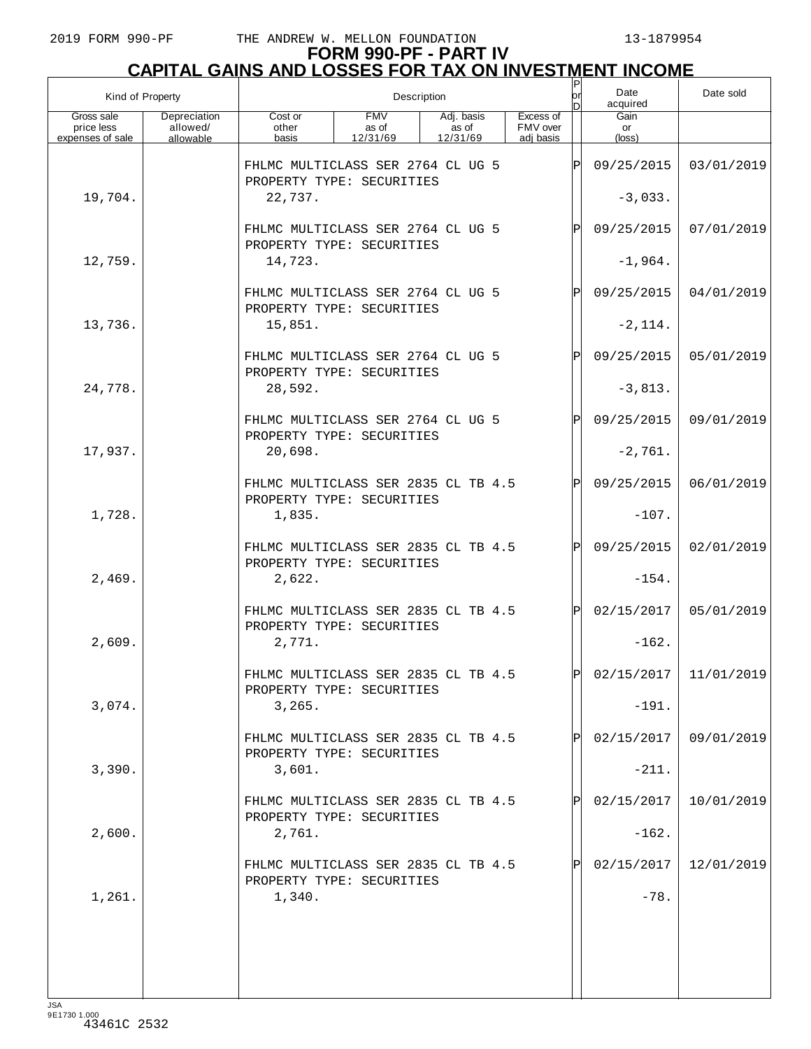# FORM 990-PF - PART IV
## CAPITAL GAINS AND LOSSES FOR TAX ON INVESTMENT INCOME

| Kind of Property | | Description | | | | P or D | Date acquired | Date sold |
|---|---|---|---|---|---|---|---|---|
| Gross sale price less expenses of sale | Depreciation allowed/ allowable | Cost or other basis | FMV as of 12/31/69 | Adj. basis as of 12/31/69 | Excess of FMV over adj basis | | Gain or (loss) | |
| | | FHLMC MULTICLASS SER 2764 CL UG 5 PROPERTY TYPE: SECURITIES | | | | P | 09/25/2015 | 03/01/2019 |
| 19,704. | | 22,737. | | | | | -3,033. | |
| | | FHLMC MULTICLASS SER 2764 CL UG 5 PROPERTY TYPE: SECURITIES | | | | P | 09/25/2015 | 07/01/2019 |
| 12,759. | | 14,723. | | | | | -1,964. | |
| | | FHLMC MULTICLASS SER 2764 CL UG 5 PROPERTY TYPE: SECURITIES | | | | P | 09/25/2015 | 04/01/2019 |
| 13,736. | | 15,851. | | | | | -2,114. | |
| | | FHLMC MULTICLASS SER 2764 CL UG 5 PROPERTY TYPE: SECURITIES | | | | P | 09/25/2015 | 05/01/2019 |
| 24,778. | | 28,592. | | | | | -3,813. | |
| | | FHLMC MULTICLASS SER 2764 CL UG 5 PROPERTY TYPE: SECURITIES | | | | P | 09/25/2015 | 09/01/2019 |
| 17,937. | | 20,698. | | | | | -2,761. | |
| | | FHLMC MULTICLASS SER 2835 CL TB 4.5 PROPERTY TYPE: SECURITIES | | | | P | 09/25/2015 | 06/01/2019 |
| 1,728. | | 1,835. | | | | | -107. | |
| | | FHLMC MULTICLASS SER 2835 CL TB 4.5 PROPERTY TYPE: SECURITIES | | | | P | 09/25/2015 | 02/01/2019 |
| 2,469. | | 2,622. | | | | | -154. | |
| | | FHLMC MULTICLASS SER 2835 CL TB 4.5 PROPERTY TYPE: SECURITIES | | | | P | 02/15/2017 | 05/01/2019 |
| 2,609. | | 2,771. | | | | | -162. | |
| | | FHLMC MULTICLASS SER 2835 CL TB 4.5 PROPERTY TYPE: SECURITIES | | | | P | 02/15/2017 | 11/01/2019 |
| 3,074. | | 3,265. | | | | | -191. | |
| | | FHLMC MULTICLASS SER 2835 CL TB 4.5 PROPERTY TYPE: SECURITIES | | | | P | 02/15/2017 | 09/01/2019 |
| 3,390. | | 3,601. | | | | | -211. | |
| | | FHLMC MULTICLASS SER 2835 CL TB 4.5 PROPERTY TYPE: SECURITIES | | | | P | 02/15/2017 | 10/01/2019 |
| 2,600. | | 2,761. | | | | | -162. | |
| | | FHLMC MULTICLASS SER 2835 CL TB 4.5 PROPERTY TYPE: SECURITIES | | | | P | 02/15/2017 | 12/01/2019 |
| 1,261. | | 1,340. | | | | | -78. | |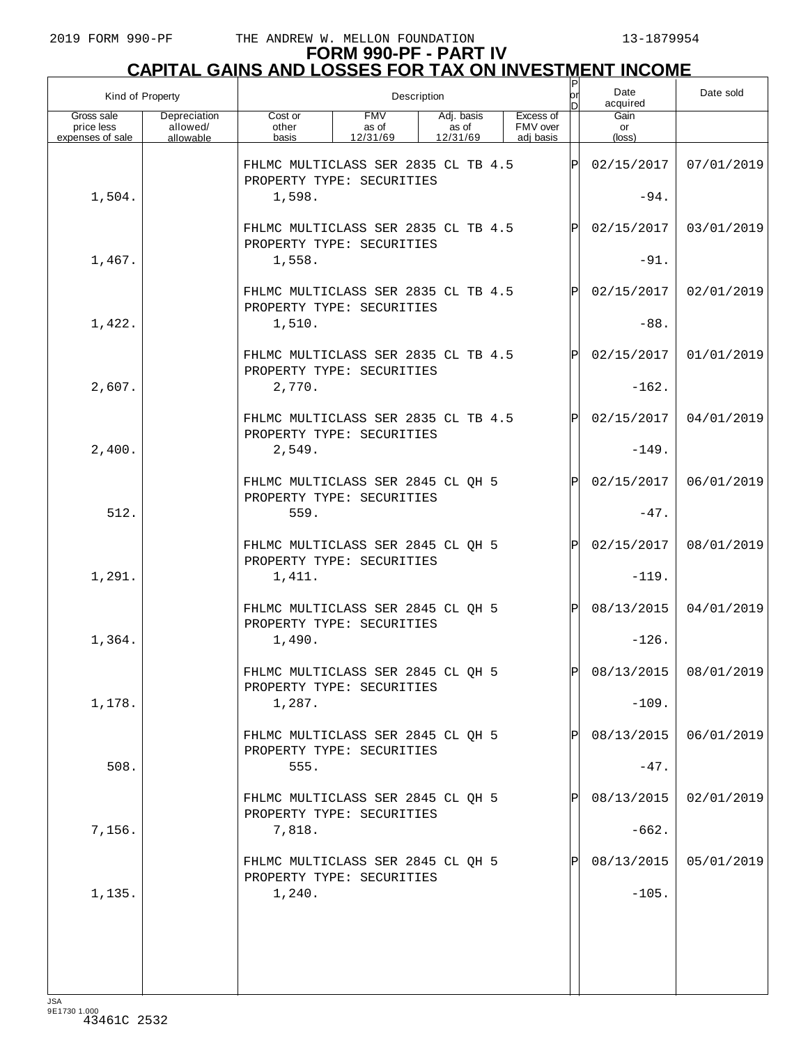# FORM 990-PF - PART IV
## CAPITAL GAINS AND LOSSES FOR TAX ON INVESTMENT INCOME

| Kind of Property | | Description | | | | P or D | Date acquired | Date sold |
|---|---|---|---|---|---|---|---|---|
| Gross sale price less expenses of sale | Depreciation allowed/ allowable | Cost or other basis | FMV as of 12/31/69 | Adj. basis as of 12/31/69 | Excess of FMV over adj basis | | Gain or (loss) | |
| | | FHLMC MULTICLASS SER 2835 CL TB 4.5 PROPERTY TYPE: SECURITIES | | | | P | 02/15/2017 | 07/01/2019 |
| 1,504. | | 1,598. | | | | | -94. | |
| | | FHLMC MULTICLASS SER 2835 CL TB 4.5 PROPERTY TYPE: SECURITIES | | | | P | 02/15/2017 | 03/01/2019 |
| 1,467. | | 1,558. | | | | | -91. | |
| | | FHLMC MULTICLASS SER 2835 CL TB 4.5 PROPERTY TYPE: SECURITIES | | | | P | 02/15/2017 | 02/01/2019 |
| 1,422. | | 1,510. | | | | | -88. | |
| | | FHLMC MULTICLASS SER 2835 CL TB 4.5 PROPERTY TYPE: SECURITIES | | | | P | 02/15/2017 | 01/01/2019 |
| 2,607. | | 2,770. | | | | | -162. | |
| | | FHLMC MULTICLASS SER 2835 CL TB 4.5 PROPERTY TYPE: SECURITIES | | | | P | 02/15/2017 | 04/01/2019 |
| 2,400. | | 2,549. | | | | | -149. | |
| | | FHLMC MULTICLASS SER 2845 CL QH 5 PROPERTY TYPE: SECURITIES | | | | P | 02/15/2017 | 06/01/2019 |
| 512. | | 559. | | | | | -47. | |
| | | FHLMC MULTICLASS SER 2845 CL QH 5 PROPERTY TYPE: SECURITIES | | | | P | 02/15/2017 | 08/01/2019 |
| 1,291. | | 1,411. | | | | | -119. | |
| | | FHLMC MULTICLASS SER 2845 CL QH 5 PROPERTY TYPE: SECURITIES | | | | P | 08/13/2015 | 04/01/2019 |
| 1,364. | | 1,490. | | | | | -126. | |
| | | FHLMC MULTICLASS SER 2845 CL QH 5 PROPERTY TYPE: SECURITIES | | | | P | 08/13/2015 | 08/01/2019 |
| 1,178. | | 1,287. | | | | | -109. | |
| | | FHLMC MULTICLASS SER 2845 CL QH 5 PROPERTY TYPE: SECURITIES | | | | P | 08/13/2015 | 06/01/2019 |
| 508. | | 555. | | | | | -47. | |
| | | FHLMC MULTICLASS SER 2845 CL QH 5 PROPERTY TYPE: SECURITIES | | | | P | 08/13/2015 | 02/01/2019 |
| 7,156. | | 7,818. | | | | | -662. | |
| | | FHLMC MULTICLASS SER 2845 CL QH 5 PROPERTY TYPE: SECURITIES | | | | P | 08/13/2015 | 05/01/2019 |
| 1,135. | | 1,240. | | | | | -105. | |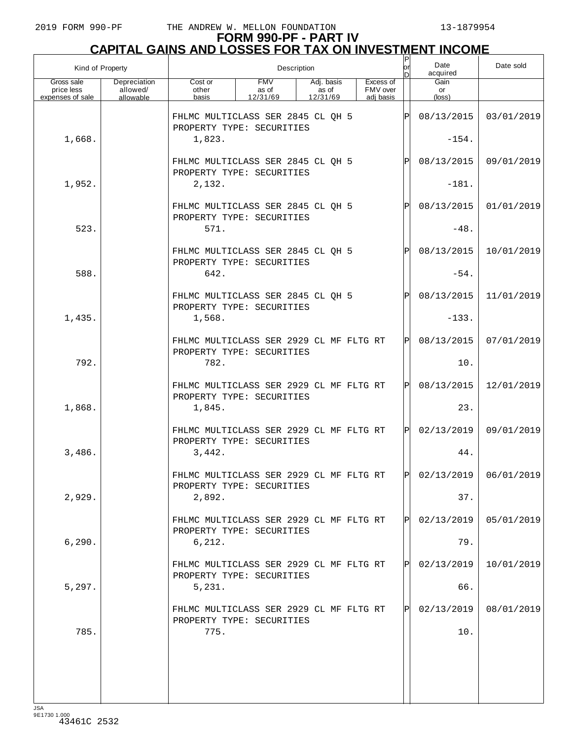# FORM 990-PF - PART IV
## CAPITAL GAINS AND LOSSES FOR TAX ON INVESTMENT INCOME

| Kind of Property | | Description | | | | P or D | Date acquired | Date sold |
|---|---|---|---|---|---|---|---|---|
| Gross sale price less expenses of sale | Depreciation allowed/ allowable | Cost or other basis | FMV as of 12/31/69 | Adj. basis as of 12/31/69 | Excess of FMV over adj basis | | Gain or (loss) | |
| | | FHLMC MULTICLASS SER 2845 CL QH 5 PROPERTY TYPE: SECURITIES | | | | P | 08/13/2015 | 03/01/2019 |
| 1,668. | | 1,823. | | | | | -154. | |
| | | FHLMC MULTICLASS SER 2845 CL QH 5 PROPERTY TYPE: SECURITIES | | | | P | 08/13/2015 | 09/01/2019 |
| 1,952. | | 2,132. | | | | | -181. | |
| | | FHLMC MULTICLASS SER 2845 CL QH 5 PROPERTY TYPE: SECURITIES | | | | P | 08/13/2015 | 01/01/2019 |
| 523. | | 571. | | | | | -48. | |
| | | FHLMC MULTICLASS SER 2845 CL QH 5 PROPERTY TYPE: SECURITIES | | | | P | 08/13/2015 | 10/01/2019 |
| 588. | | 642. | | | | | -54. | |
| | | FHLMC MULTICLASS SER 2845 CL QH 5 PROPERTY TYPE: SECURITIES | | | | P | 08/13/2015 | 11/01/2019 |
| 1,435. | | 1,568. | | | | | -133. | |
| | | FHLMC MULTICLASS SER 2929 CL MF FLTG RT PROPERTY TYPE: SECURITIES | | | | P | 08/13/2015 | 07/01/2019 |
| 792. | | 782. | | | | | 10. | |
| | | FHLMC MULTICLASS SER 2929 CL MF FLTG RT PROPERTY TYPE: SECURITIES | | | | P | 08/13/2015 | 12/01/2019 |
| 1,868. | | 1,845. | | | | | 23. | |
| | | FHLMC MULTICLASS SER 2929 CL MF FLTG RT PROPERTY TYPE: SECURITIES | | | | P | 02/13/2019 | 09/01/2019 |
| 3,486. | | 3,442. | | | | | 44. | |
| | | FHLMC MULTICLASS SER 2929 CL MF FLTG RT PROPERTY TYPE: SECURITIES | | | | P | 02/13/2019 | 06/01/2019 |
| 2,929. | | 2,892. | | | | | 37. | |
| | | FHLMC MULTICLASS SER 2929 CL MF FLTG RT PROPERTY TYPE: SECURITIES | | | | P | 02/13/2019 | 05/01/2019 |
| 6,290. | | 6,212. | | | | | 79. | |
| | | FHLMC MULTICLASS SER 2929 CL MF FLTG RT PROPERTY TYPE: SECURITIES | | | | P | 02/13/2019 | 10/01/2019 |
| 5,297. | | 5,231. | | | | | 66. | |
| | | FHLMC MULTICLASS SER 2929 CL MF FLTG RT PROPERTY TYPE: SECURITIES | | | | P | 02/13/2019 | 08/01/2019 |
| 785. | | 775. | | | | | 10. | |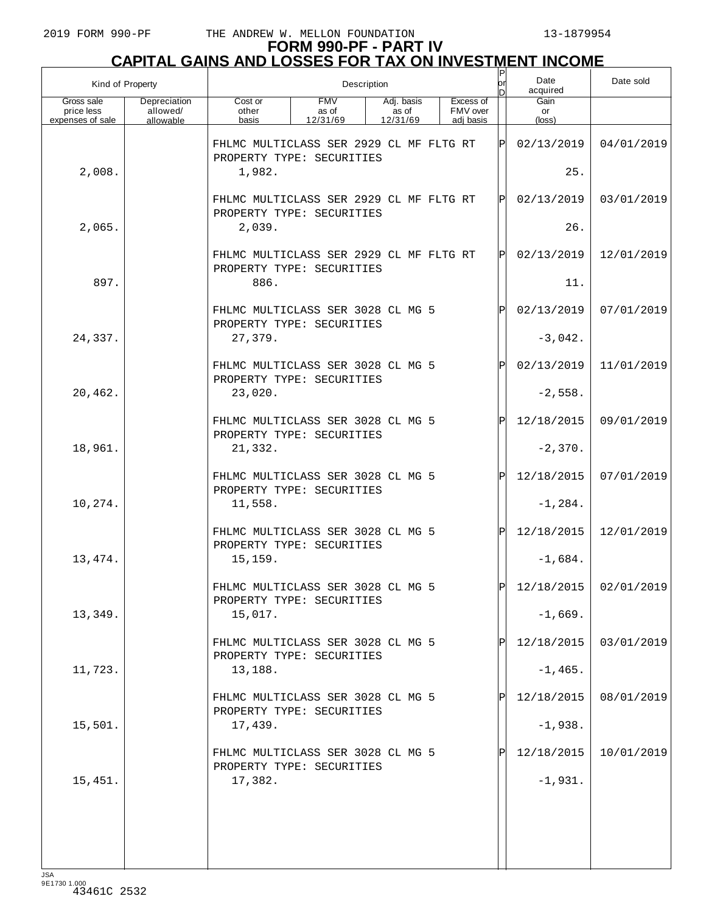# FORM 990-PF - PART IV
## CAPITAL GAINS AND LOSSES FOR TAX ON INVESTMENT INCOME

| Kind of Property | | Description | | | | P or D | Date acquired | Date sold |
|---|---|---|---|---|---|---|---|---|
| Gross sale price less expenses of sale | Depreciation allowed/ allowable | Cost or other basis | FMV as of 12/31/69 | Adj. basis as of 12/31/69 | Excess of FMV over adj basis | | Gain or (loss) | |
| | | FHLMC MULTICLASS SER 2929 CL MF FLTG RT PROPERTY TYPE: SECURITIES | | | | P | 02/13/2019 | 04/01/2019 |
| 2,008. | | 1,982. | | | | | 25. | |
| | | FHLMC MULTICLASS SER 2929 CL MF FLTG RT PROPERTY TYPE: SECURITIES | | | | P | 02/13/2019 | 03/01/2019 |
| 2,065. | | 2,039. | | | | | 26. | |
| | | FHLMC MULTICLASS SER 2929 CL MF FLTG RT PROPERTY TYPE: SECURITIES | | | | P | 02/13/2019 | 12/01/2019 |
| 897. | | 886. | | | | | 11. | |
| | | FHLMC MULTICLASS SER 3028 CL MG 5 PROPERTY TYPE: SECURITIES | | | | P | 02/13/2019 | 07/01/2019 |
| 24,337. | | 27,379. | | | | | -3,042. | |
| | | FHLMC MULTICLASS SER 3028 CL MG 5 PROPERTY TYPE: SECURITIES | | | | P | 02/13/2019 | 11/01/2019 |
| 20,462. | | 23,020. | | | | | -2,558. | |
| | | FHLMC MULTICLASS SER 3028 CL MG 5 PROPERTY TYPE: SECURITIES | | | | P | 12/18/2015 | 09/01/2019 |
| 18,961. | | 21,332. | | | | | -2,370. | |
| | | FHLMC MULTICLASS SER 3028 CL MG 5 PROPERTY TYPE: SECURITIES | | | | P | 12/18/2015 | 07/01/2019 |
| 10,274. | | 11,558. | | | | | -1,284. | |
| | | FHLMC MULTICLASS SER 3028 CL MG 5 PROPERTY TYPE: SECURITIES | | | | P | 12/18/2015 | 12/01/2019 |
| 13,474. | | 15,159. | | | | | -1,684. | |
| | | FHLMC MULTICLASS SER 3028 CL MG 5 PROPERTY TYPE: SECURITIES | | | | P | 12/18/2015 | 02/01/2019 |
| 13,349. | | 15,017. | | | | | -1,669. | |
| | | FHLMC MULTICLASS SER 3028 CL MG 5 PROPERTY TYPE: SECURITIES | | | | P | 12/18/2015 | 03/01/2019 |
| 11,723. | | 13,188. | | | | | -1,465. | |
| | | FHLMC MULTICLASS SER 3028 CL MG 5 PROPERTY TYPE: SECURITIES | | | | P | 12/18/2015 | 08/01/2019 |
| 15,501. | | 17,439. | | | | | -1,938. | |
| | | FHLMC MULTICLASS SER 3028 CL MG 5 PROPERTY TYPE: SECURITIES | | | | P | 12/18/2015 | 10/01/2019 |
| 15,451. | | 17,382. | | | | | -1,931. | |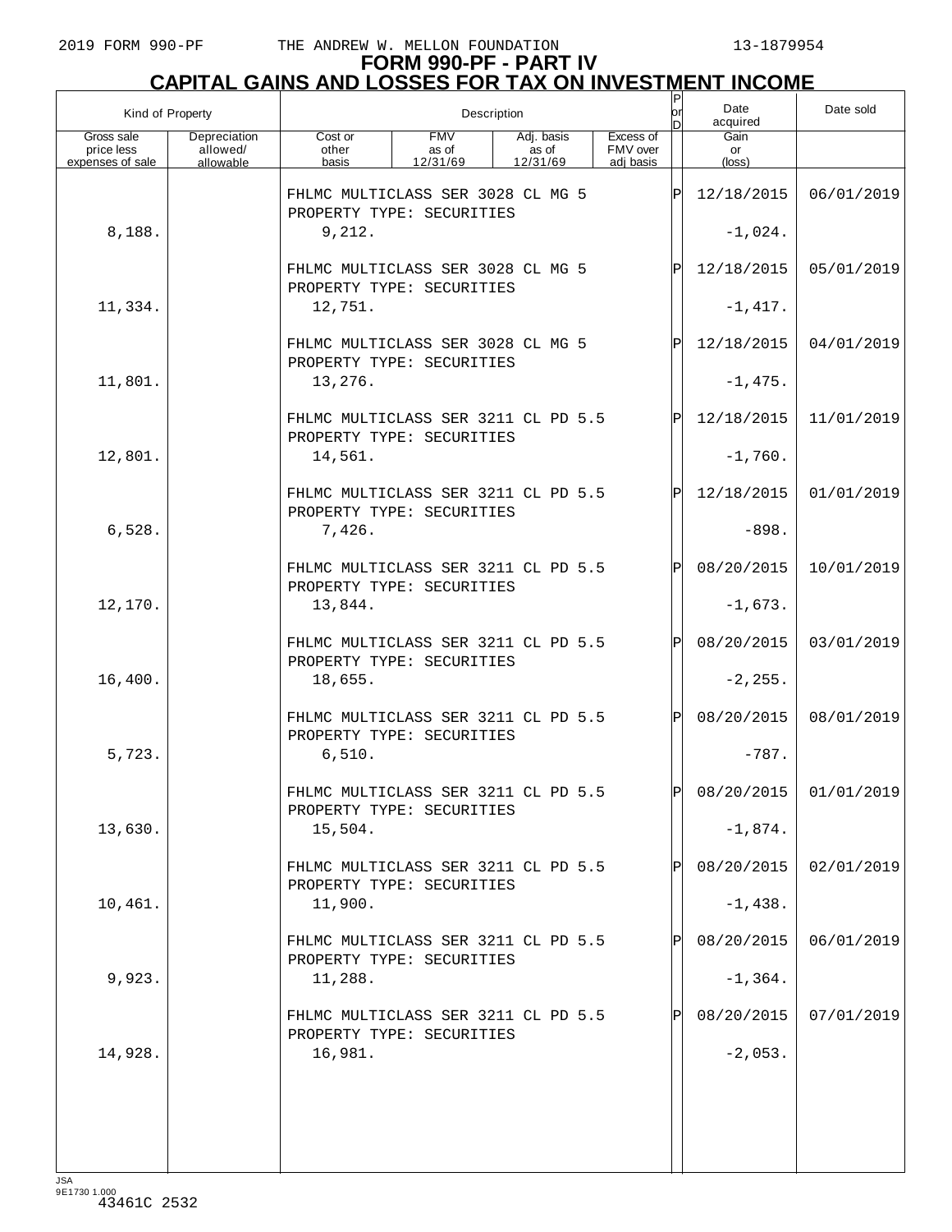2019 FORM 990-PF THE ANDREW W. MELLON FOUNDATION 13-1879954

# FORM 990-PF - PART IV
## CAPITAL GAINS AND LOSSES FOR TAX ON INVESTMENT INCOME

| Kind of Property | | Description | | | | P or D | Date acquired | Date sold |
|---|---|---|---|---|---|---|---|---|
| Gross sale price less expenses of sale | Depreciation allowed/ allowable | Cost or other basis | FMV as of 12/31/69 | Adj. basis as of 12/31/69 | Excess of FMV over adj basis | | Gain or (loss) | |
| | | FHLMC MULTICLASS SER 3028 CL MG 5<br>PROPERTY TYPE: SECURITIES | | | | P | 12/18/2015 | 06/01/2019 |
| 8,188. | | 9,212. | | | | | -1,024. | |
| | | FHLMC MULTICLASS SER 3028 CL MG 5<br>PROPERTY TYPE: SECURITIES | | | | P | 12/18/2015 | 05/01/2019 |
| 11,334. | | 12,751. | | | | | -1,417. | |
| | | FHLMC MULTICLASS SER 3028 CL MG 5<br>PROPERTY TYPE: SECURITIES | | | | P | 12/18/2015 | 04/01/2019 |
| 11,801. | | 13,276. | | | | | -1,475. | |
| | | FHLMC MULTICLASS SER 3211 CL PD 5.5<br>PROPERTY TYPE: SECURITIES | | | | P | 12/18/2015 | 11/01/2019 |
| 12,801. | | 14,561. | | | | | -1,760. | |
| | | FHLMC MULTICLASS SER 3211 CL PD 5.5<br>PROPERTY TYPE: SECURITIES | | | | P | 12/18/2015 | 01/01/2019 |
| 6,528. | | 7,426. | | | | | -898. | |
| | | FHLMC MULTICLASS SER 3211 CL PD 5.5<br>PROPERTY TYPE: SECURITIES | | | | P | 08/20/2015 | 10/01/2019 |
| 12,170. | | 13,844. | | | | | -1,673. | |
| | | FHLMC MULTICLASS SER 3211 CL PD 5.5<br>PROPERTY TYPE: SECURITIES | | | | P | 08/20/2015 | 03/01/2019 |
| 16,400. | | 18,655. | | | | | -2,255. | |
| | | FHLMC MULTICLASS SER 3211 CL PD 5.5<br>PROPERTY TYPE: SECURITIES | | | | P | 08/20/2015 | 08/01/2019 |
| 5,723. | | 6,510. | | | | | -787. | |
| | | FHLMC MULTICLASS SER 3211 CL PD 5.5<br>PROPERTY TYPE: SECURITIES | | | | P | 08/20/2015 | 01/01/2019 |
| 13,630. | | 15,504. | | | | | -1,874. | |
| | | FHLMC MULTICLASS SER 3211 CL PD 5.5<br>PROPERTY TYPE: SECURITIES | | | | P | 08/20/2015 | 02/01/2019 |
| 10,461. | | 11,900. | | | | | -1,438. | |
| | | FHLMC MULTICLASS SER 3211 CL PD 5.5<br>PROPERTY TYPE: SECURITIES | | | | P | 08/20/2015 | 06/01/2019 |
| 9,923. | | 11,288. | | | | | -1,364. | |
| | | FHLMC MULTICLASS SER 3211 CL PD 5.5<br>PROPERTY TYPE: SECURITIES | | | | P | 08/20/2015 | 07/01/2019 |
| 14,928. | | 16,981. | | | | | -2,053. | |

JSA
9E1730 1.000
43461C 2532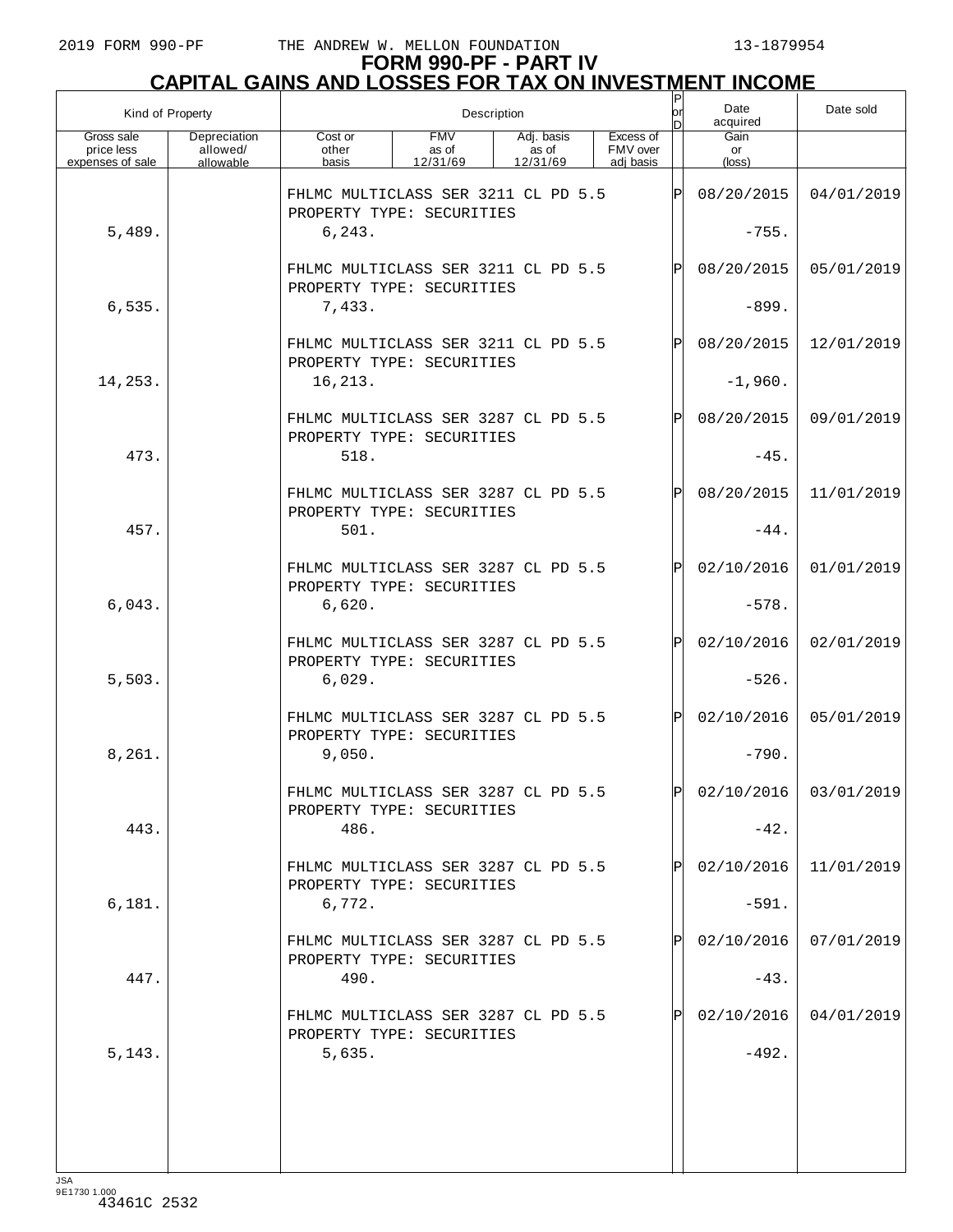# FORM 990-PF - PART IV
## CAPITAL GAINS AND LOSSES FOR TAX ON INVESTMENT INCOME

| Kind of Property | | Description | | | | P or D | Date acquired | Date sold |
|---|---|---|---|---|---|---|---|---|
| Gross sale price less expenses of sale | Depreciation allowed/ allowable | Cost or other basis | FMV as of 12/31/69 | Adj. basis as of 12/31/69 | Excess of FMV over adj basis | | Gain or (loss) | |
| | | FHLMC MULTICLASS SER 3211 CL PD 5.5 PROPERTY TYPE: SECURITIES | | | | P | 08/20/2015 | 04/01/2019 |
| 5,489. | | 6,243. | | | | | -755. | |
| | | FHLMC MULTICLASS SER 3211 CL PD 5.5 PROPERTY TYPE: SECURITIES | | | | P | 08/20/2015 | 05/01/2019 |
| 6,535. | | 7,433. | | | | | -899. | |
| | | FHLMC MULTICLASS SER 3211 CL PD 5.5 PROPERTY TYPE: SECURITIES | | | | P | 08/20/2015 | 12/01/2019 |
| 14,253. | | 16,213. | | | | | -1,960. | |
| | | FHLMC MULTICLASS SER 3287 CL PD 5.5 PROPERTY TYPE: SECURITIES | | | | P | 08/20/2015 | 09/01/2019 |
| 473. | | 518. | | | | | -45. | |
| | | FHLMC MULTICLASS SER 3287 CL PD 5.5 PROPERTY TYPE: SECURITIES | | | | P | 08/20/2015 | 11/01/2019 |
| 457. | | 501. | | | | | -44. | |
| | | FHLMC MULTICLASS SER 3287 CL PD 5.5 PROPERTY TYPE: SECURITIES | | | | P | 02/10/2016 | 01/01/2019 |
| 6,043. | | 6,620. | | | | | -578. | |
| | | FHLMC MULTICLASS SER 3287 CL PD 5.5 PROPERTY TYPE: SECURITIES | | | | P | 02/10/2016 | 02/01/2019 |
| 5,503. | | 6,029. | | | | | -526. | |
| | | FHLMC MULTICLASS SER 3287 CL PD 5.5 PROPERTY TYPE: SECURITIES | | | | P | 02/10/2016 | 05/01/2019 |
| 8,261. | | 9,050. | | | | | -790. | |
| | | FHLMC MULTICLASS SER 3287 CL PD 5.5 PROPERTY TYPE: SECURITIES | | | | P | 02/10/2016 | 03/01/2019 |
| 443. | | 486. | | | | | -42. | |
| | | FHLMC MULTICLASS SER 3287 CL PD 5.5 PROPERTY TYPE: SECURITIES | | | | P | 02/10/2016 | 11/01/2019 |
| 6,181. | | 6,772. | | | | | -591. | |
| | | FHLMC MULTICLASS SER 3287 CL PD 5.5 PROPERTY TYPE: SECURITIES | | | | P | 02/10/2016 | 07/01/2019 |
| 447. | | 490. | | | | | -43. | |
| | | FHLMC MULTICLASS SER 3287 CL PD 5.5 PROPERTY TYPE: SECURITIES | | | | P | 02/10/2016 | 04/01/2019 |
| 5,143. | | 5,635. | | | | | -492. | |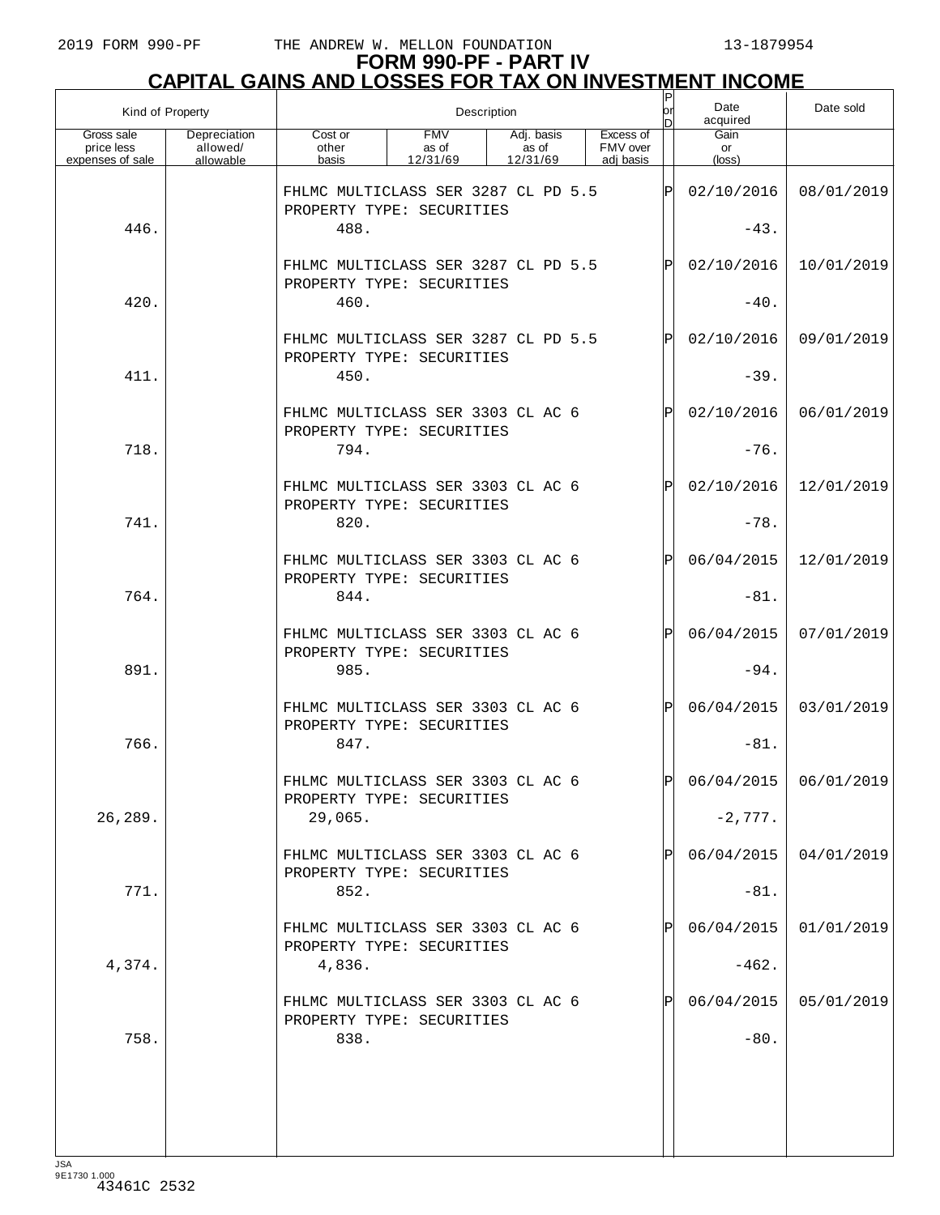# FORM 990-PF - PART IV
## CAPITAL GAINS AND LOSSES FOR TAX ON INVESTMENT INCOME

| Kind of Property | | Description | | | | P or D | Date acquired | Date sold |
|---|---|---|---|---|---|---|---|---|
| Gross sale price less expenses of sale | Depreciation allowed/ allowable | Cost or other basis | FMV as of 12/31/69 | Adj. basis as of 12/31/69 | Excess of FMV over adj basis | | Gain or (loss) | |
| | | FHLMC MULTICLASS SER 3287 CL PD 5.5 PROPERTY TYPE: SECURITIES | | | | P | 02/10/2016 | 08/01/2019 |
| 446. | | 488. | | | | | -43. | |
| | | FHLMC MULTICLASS SER 3287 CL PD 5.5 PROPERTY TYPE: SECURITIES | | | | P | 02/10/2016 | 10/01/2019 |
| 420. | | 460. | | | | | -40. | |
| | | FHLMC MULTICLASS SER 3287 CL PD 5.5 PROPERTY TYPE: SECURITIES | | | | P | 02/10/2016 | 09/01/2019 |
| 411. | | 450. | | | | | -39. | |
| | | FHLMC MULTICLASS SER 3303 CL AC 6 PROPERTY TYPE: SECURITIES | | | | P | 02/10/2016 | 06/01/2019 |
| 718. | | 794. | | | | | -76. | |
| | | FHLMC MULTICLASS SER 3303 CL AC 6 PROPERTY TYPE: SECURITIES | | | | P | 02/10/2016 | 12/01/2019 |
| 741. | | 820. | | | | | -78. | |
| | | FHLMC MULTICLASS SER 3303 CL AC 6 PROPERTY TYPE: SECURITIES | | | | P | 06/04/2015 | 12/01/2019 |
| 764. | | 844. | | | | | -81. | |
| | | FHLMC MULTICLASS SER 3303 CL AC 6 PROPERTY TYPE: SECURITIES | | | | P | 06/04/2015 | 07/01/2019 |
| 891. | | 985. | | | | | -94. | |
| | | FHLMC MULTICLASS SER 3303 CL AC 6 PROPERTY TYPE: SECURITIES | | | | P | 06/04/2015 | 03/01/2019 |
| 766. | | 847. | | | | | -81. | |
| | | FHLMC MULTICLASS SER 3303 CL AC 6 PROPERTY TYPE: SECURITIES | | | | P | 06/04/2015 | 06/01/2019 |
| 26,289. | | 29,065. | | | | | -2,777. | |
| | | FHLMC MULTICLASS SER 3303 CL AC 6 PROPERTY TYPE: SECURITIES | | | | P | 06/04/2015 | 04/01/2019 |
| 771. | | 852. | | | | | -81. | |
| | | FHLMC MULTICLASS SER 3303 CL AC 6 PROPERTY TYPE: SECURITIES | | | | P | 06/04/2015 | 01/01/2019 |
| 4,374. | | 4,836. | | | | | -462. | |
| | | FHLMC MULTICLASS SER 3303 CL AC 6 PROPERTY TYPE: SECURITIES | | | | P | 06/04/2015 | 05/01/2019 |
| 758. | | 838. | | | | | -80. | |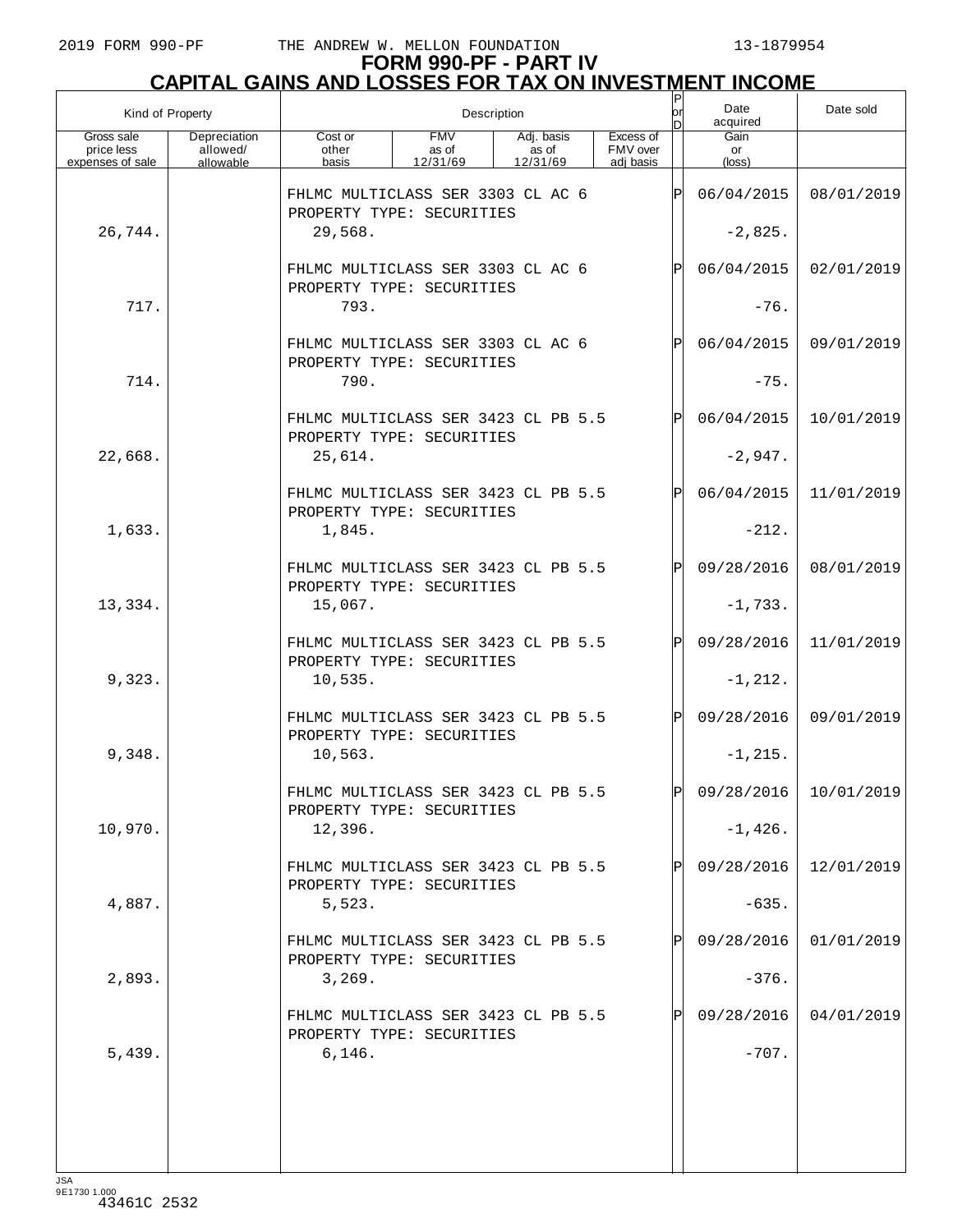# FORM 990-PF - PART IV
## CAPITAL GAINS AND LOSSES FOR TAX ON INVESTMENT INCOME

| Kind of Property | | Description | | | | P or D | Date acquired | Date sold |
|---|---|---|---|---|---|---|---|---|
| Gross sale price less expenses of sale | Depreciation allowed/ allowable | Cost or other basis | FMV as of 12/31/69 | Adj. basis as of 12/31/69 | Excess of FMV over adj basis | | Gain or (loss) | |
| | | FHLMC MULTICLASS SER 3303 CL AC 6 PROPERTY TYPE: SECURITIES | | | | P | 06/04/2015 | 08/01/2019 |
| 26,744. | | 29,568. | | | | | -2,825. | |
| | | FHLMC MULTICLASS SER 3303 CL AC 6 PROPERTY TYPE: SECURITIES | | | | P | 06/04/2015 | 02/01/2019 |
| 717. | | 793. | | | | | -76. | |
| | | FHLMC MULTICLASS SER 3303 CL AC 6 PROPERTY TYPE: SECURITIES | | | | P | 06/04/2015 | 09/01/2019 |
| 714. | | 790. | | | | | -75. | |
| | | FHLMC MULTICLASS SER 3423 CL PB 5.5 PROPERTY TYPE: SECURITIES | | | | P | 06/04/2015 | 10/01/2019 |
| 22,668. | | 25,614. | | | | | -2,947. | |
| | | FHLMC MULTICLASS SER 3423 CL PB 5.5 PROPERTY TYPE: SECURITIES | | | | P | 06/04/2015 | 11/01/2019 |
| 1,633. | | 1,845. | | | | | -212. | |
| | | FHLMC MULTICLASS SER 3423 CL PB 5.5 PROPERTY TYPE: SECURITIES | | | | P | 09/28/2016 | 08/01/2019 |
| 13,334. | | 15,067. | | | | | -1,733. | |
| | | FHLMC MULTICLASS SER 3423 CL PB 5.5 PROPERTY TYPE: SECURITIES | | | | P | 09/28/2016 | 11/01/2019 |
| 9,323. | | 10,535. | | | | | -1,212. | |
| | | FHLMC MULTICLASS SER 3423 CL PB 5.5 PROPERTY TYPE: SECURITIES | | | | P | 09/28/2016 | 09/01/2019 |
| 9,348. | | 10,563. | | | | | -1,215. | |
| | | FHLMC MULTICLASS SER 3423 CL PB 5.5 PROPERTY TYPE: SECURITIES | | | | P | 09/28/2016 | 10/01/2019 |
| 10,970. | | 12,396. | | | | | -1,426. | |
| | | FHLMC MULTICLASS SER 3423 CL PB 5.5 PROPERTY TYPE: SECURITIES | | | | P | 09/28/2016 | 12/01/2019 |
| 4,887. | | 5,523. | | | | | -635. | |
| | | FHLMC MULTICLASS SER 3423 CL PB 5.5 PROPERTY TYPE: SECURITIES | | | | P | 09/28/2016 | 01/01/2019 |
| 2,893. | | 3,269. | | | | | -376. | |
| | | FHLMC MULTICLASS SER 3423 CL PB 5.5 PROPERTY TYPE: SECURITIES | | | | P | 09/28/2016 | 04/01/2019 |
| 5,439. | | 6,146. | | | | | -707. | |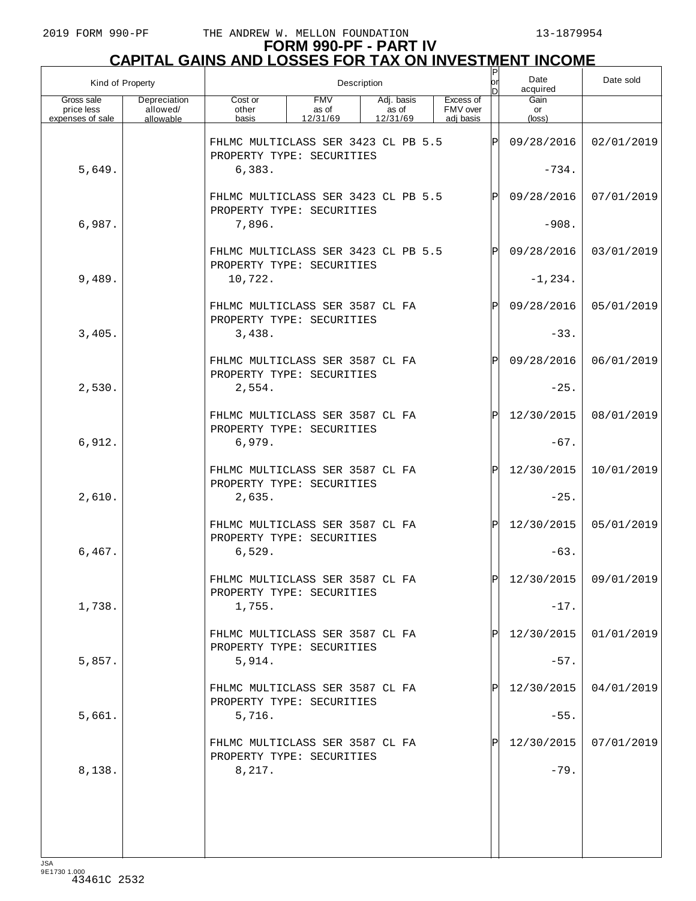# FORM 990-PF - PART IV
## CAPITAL GAINS AND LOSSES FOR TAX ON INVESTMENT INCOME

| Kind of Property | | Description | | | | P or D | Date acquired | Date sold |
|---|---|---|---|---|---|---|---|---|
| Gross sale price less expenses of sale | Depreciation allowed/ allowable | Cost or other basis | FMV as of 12/31/69 | Adj. basis as of 12/31/69 | Excess of FMV over adj basis | | Gain or (loss) | |
| | | FHLMC MULTICLASS SER 3423 CL PB 5.5 PROPERTY TYPE: SECURITIES | | | | P | 09/28/2016 | 02/01/2019 |
| 5,649. | | 6,383. | | | | | -734. | |
| | | FHLMC MULTICLASS SER 3423 CL PB 5.5 PROPERTY TYPE: SECURITIES | | | | P | 09/28/2016 | 07/01/2019 |
| 6,987. | | 7,896. | | | | | -908. | |
| | | FHLMC MULTICLASS SER 3423 CL PB 5.5 PROPERTY TYPE: SECURITIES | | | | P | 09/28/2016 | 03/01/2019 |
| 9,489. | | 10,722. | | | | | -1,234. | |
| | | FHLMC MULTICLASS SER 3587 CL FA PROPERTY TYPE: SECURITIES | | | | P | 09/28/2016 | 05/01/2019 |
| 3,405. | | 3,438. | | | | | -33. | |
| | | FHLMC MULTICLASS SER 3587 CL FA PROPERTY TYPE: SECURITIES | | | | P | 09/28/2016 | 06/01/2019 |
| 2,530. | | 2,554. | | | | | -25. | |
| | | FHLMC MULTICLASS SER 3587 CL FA PROPERTY TYPE: SECURITIES | | | | P | 12/30/2015 | 08/01/2019 |
| 6,912. | | 6,979. | | | | | -67. | |
| | | FHLMC MULTICLASS SER 3587 CL FA PROPERTY TYPE: SECURITIES | | | | P | 12/30/2015 | 10/01/2019 |
| 2,610. | | 2,635. | | | | | -25. | |
| | | FHLMC MULTICLASS SER 3587 CL FA PROPERTY TYPE: SECURITIES | | | | P | 12/30/2015 | 05/01/2019 |
| 6,467. | | 6,529. | | | | | -63. | |
| | | FHLMC MULTICLASS SER 3587 CL FA PROPERTY TYPE: SECURITIES | | | | P | 12/30/2015 | 09/01/2019 |
| 1,738. | | 1,755. | | | | | -17. | |
| | | FHLMC MULTICLASS SER 3587 CL FA PROPERTY TYPE: SECURITIES | | | | P | 12/30/2015 | 01/01/2019 |
| 5,857. | | 5,914. | | | | | -57. | |
| | | FHLMC MULTICLASS SER 3587 CL FA PROPERTY TYPE: SECURITIES | | | | P | 12/30/2015 | 04/01/2019 |
| 5,661. | | 5,716. | | | | | -55. | |
| | | FHLMC MULTICLASS SER 3587 CL FA PROPERTY TYPE: SECURITIES | | | | P | 12/30/2015 | 07/01/2019 |
| 8,138. | | 8,217. | | | | | -79. | |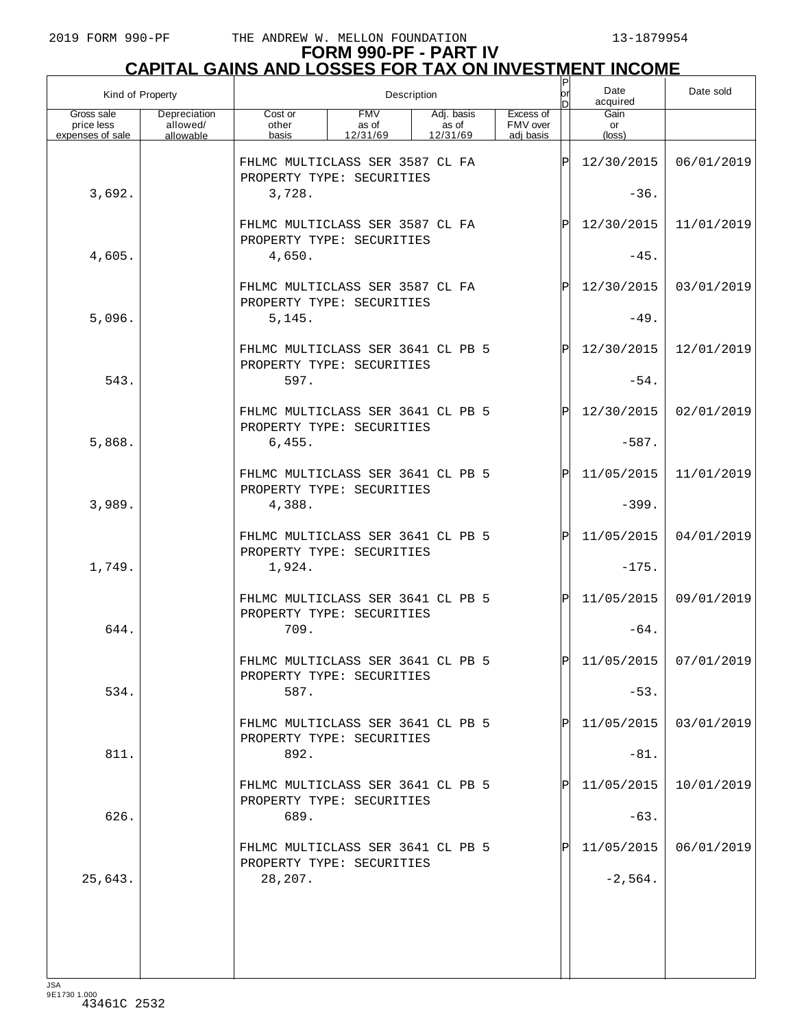# FORM 990-PF - PART IV
## CAPITAL GAINS AND LOSSES FOR TAX ON INVESTMENT INCOME

| Kind of Property | | Description | | | | P or D | Date acquired | Date sold |
|---|---|---|---|---|---|---|---|---|
| Gross sale price less expenses of sale | Depreciation allowed/ allowable | Cost or other basis | FMV as of 12/31/69 | Adj. basis as of 12/31/69 | Excess of FMV over adj basis | | Gain or (loss) | |
| | | FHLMC MULTICLASS SER 3587 CL FA PROPERTY TYPE: SECURITIES | | | | P | 12/30/2015 | 06/01/2019 |
| 3,692. | | 3,728. | | | | | -36. | |
| | | FHLMC MULTICLASS SER 3587 CL FA PROPERTY TYPE: SECURITIES | | | | P | 12/30/2015 | 11/01/2019 |
| 4,605. | | 4,650. | | | | | -45. | |
| | | FHLMC MULTICLASS SER 3587 CL FA PROPERTY TYPE: SECURITIES | | | | P | 12/30/2015 | 03/01/2019 |
| 5,096. | | 5,145. | | | | | -49. | |
| | | FHLMC MULTICLASS SER 3641 CL PB 5 PROPERTY TYPE: SECURITIES | | | | P | 12/30/2015 | 12/01/2019 |
| 543. | | 597. | | | | | -54. | |
| | | FHLMC MULTICLASS SER 3641 CL PB 5 PROPERTY TYPE: SECURITIES | | | | P | 12/30/2015 | 02/01/2019 |
| 5,868. | | 6,455. | | | | | -587. | |
| | | FHLMC MULTICLASS SER 3641 CL PB 5 PROPERTY TYPE: SECURITIES | | | | P | 11/05/2015 | 11/01/2019 |
| 3,989. | | 4,388. | | | | | -399. | |
| | | FHLMC MULTICLASS SER 3641 CL PB 5 PROPERTY TYPE: SECURITIES | | | | P | 11/05/2015 | 04/01/2019 |
| 1,749. | | 1,924. | | | | | -175. | |
| | | FHLMC MULTICLASS SER 3641 CL PB 5 PROPERTY TYPE: SECURITIES | | | | P | 11/05/2015 | 09/01/2019 |
| 644. | | 709. | | | | | -64. | |
| | | FHLMC MULTICLASS SER 3641 CL PB 5 PROPERTY TYPE: SECURITIES | | | | P | 11/05/2015 | 07/01/2019 |
| 534. | | 587. | | | | | -53. | |
| | | FHLMC MULTICLASS SER 3641 CL PB 5 PROPERTY TYPE: SECURITIES | | | | P | 11/05/2015 | 03/01/2019 |
| 811. | | 892. | | | | | -81. | |
| | | FHLMC MULTICLASS SER 3641 CL PB 5 PROPERTY TYPE: SECURITIES | | | | P | 11/05/2015 | 10/01/2019 |
| 626. | | 689. | | | | | -63. | |
| | | FHLMC MULTICLASS SER 3641 CL PB 5 PROPERTY TYPE: SECURITIES | | | | P | 11/05/2015 | 06/01/2019 |
| 25,643. | | 28,207. | | | | | -2,564. | |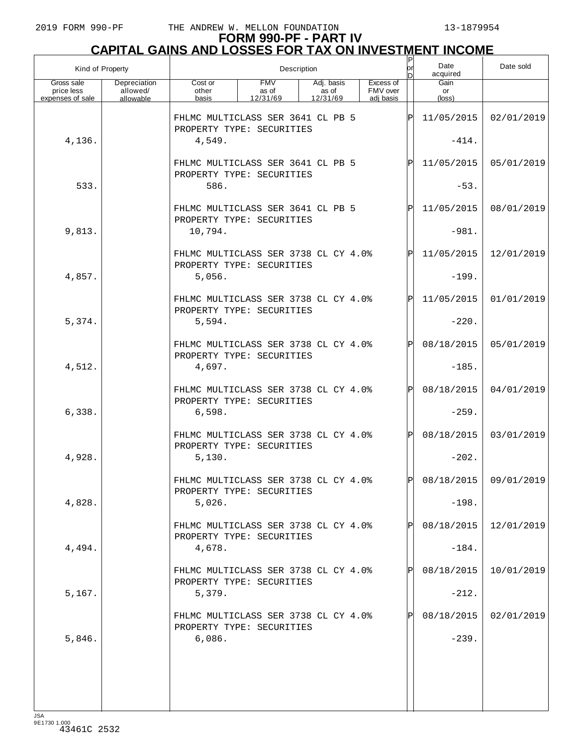# FORM 990-PF - PART IV
## CAPITAL GAINS AND LOSSES FOR TAX ON INVESTMENT INCOME

| Kind of Property | | Description | | | | P or D | Date acquired | Date sold |
|---|---|---|---|---|---|---|---|---|
| Gross sale price less expenses of sale | Depreciation allowed/ allowable | Cost or other basis | FMV as of 12/31/69 | Adj. basis as of 12/31/69 | Excess of FMV over adj basis | | Gain or (loss) | |
| | | FHLMC MULTICLASS SER 3641 CL PB 5 PROPERTY TYPE: SECURITIES | | | | P | 11/05/2015 | 02/01/2019 |
| 4,136. | | 4,549. | | | | | -414. | |
| | | FHLMC MULTICLASS SER 3641 CL PB 5 PROPERTY TYPE: SECURITIES | | | | P | 11/05/2015 | 05/01/2019 |
| 533. | | 586. | | | | | -53. | |
| | | FHLMC MULTICLASS SER 3641 CL PB 5 PROPERTY TYPE: SECURITIES | | | | P | 11/05/2015 | 08/01/2019 |
| 9,813. | | 10,794. | | | | | -981. | |
| | | FHLMC MULTICLASS SER 3738 CL CY 4.0% PROPERTY TYPE: SECURITIES | | | | P | 11/05/2015 | 12/01/2019 |
| 4,857. | | 5,056. | | | | | -199. | |
| | | FHLMC MULTICLASS SER 3738 CL CY 4.0% PROPERTY TYPE: SECURITIES | | | | P | 11/05/2015 | 01/01/2019 |
| 5,374. | | 5,594. | | | | | -220. | |
| | | FHLMC MULTICLASS SER 3738 CL CY 4.0% PROPERTY TYPE: SECURITIES | | | | P | 08/18/2015 | 05/01/2019 |
| 4,512. | | 4,697. | | | | | -185. | |
| | | FHLMC MULTICLASS SER 3738 CL CY 4.0% PROPERTY TYPE: SECURITIES | | | | P | 08/18/2015 | 04/01/2019 |
| 6,338. | | 6,598. | | | | | -259. | |
| | | FHLMC MULTICLASS SER 3738 CL CY 4.0% PROPERTY TYPE: SECURITIES | | | | P | 08/18/2015 | 03/01/2019 |
| 4,928. | | 5,130. | | | | | -202. | |
| | | FHLMC MULTICLASS SER 3738 CL CY 4.0% PROPERTY TYPE: SECURITIES | | | | P | 08/18/2015 | 09/01/2019 |
| 4,828. | | 5,026. | | | | | -198. | |
| | | FHLMC MULTICLASS SER 3738 CL CY 4.0% PROPERTY TYPE: SECURITIES | | | | P | 08/18/2015 | 12/01/2019 |
| 4,494. | | 4,678. | | | | | -184. | |
| | | FHLMC MULTICLASS SER 3738 CL CY 4.0% PROPERTY TYPE: SECURITIES | | | | P | 08/18/2015 | 10/01/2019 |
| 5,167. | | 5,379. | | | | | -212. | |
| | | FHLMC MULTICLASS SER 3738 CL CY 4.0% PROPERTY TYPE: SECURITIES | | | | P | 08/18/2015 | 02/01/2019 |
| 5,846. | | 6,086. | | | | | -239. | |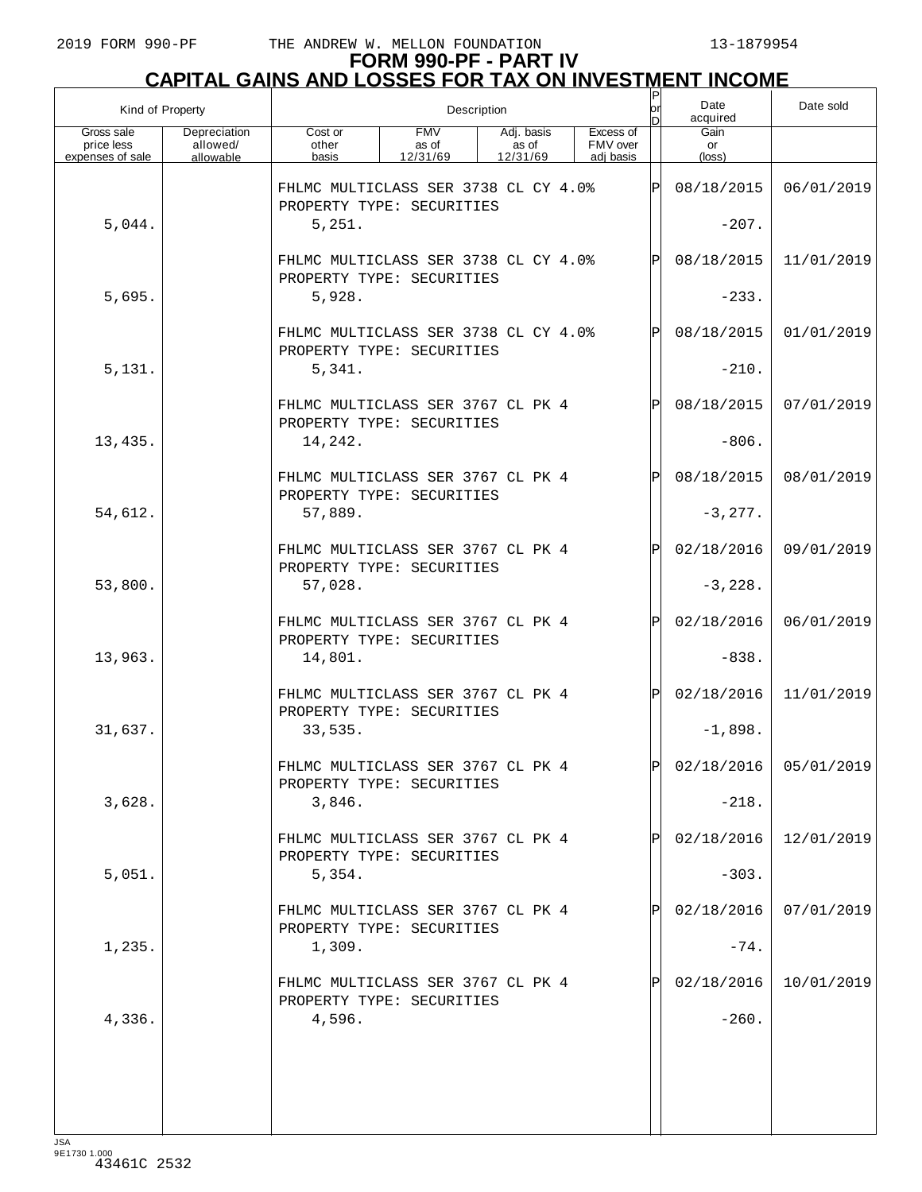# FORM 990-PF - PART IV

## CAPITAL GAINS AND LOSSES FOR TAX ON INVESTMENT INCOME

| Kind of Property | | Description | | | | P or D | Date acquired | Date sold |
|---|---|---|---|---|---|---|---|---|
| Gross sale price less expenses of sale | Depreciation allowed/ allowable | Cost or other basis | FMV as of 12/31/69 | Adj. basis as of 12/31/69 | Excess of FMV over adj basis | | Gain or (loss) | |
| | | FHLMC MULTICLASS SER 3738 CL CY 4.0% PROPERTY TYPE: SECURITIES | | | | P | 08/18/2015 | 06/01/2019 |
| 5,044. | | 5,251. | | | | | -207. | |
| | | FHLMC MULTICLASS SER 3738 CL CY 4.0% PROPERTY TYPE: SECURITIES | | | | P | 08/18/2015 | 11/01/2019 |
| 5,695. | | 5,928. | | | | | -233. | |
| | | FHLMC MULTICLASS SER 3738 CL CY 4.0% PROPERTY TYPE: SECURITIES | | | | P | 08/18/2015 | 01/01/2019 |
| 5,131. | | 5,341. | | | | | -210. | |
| | | FHLMC MULTICLASS SER 3767 CL PK 4 PROPERTY TYPE: SECURITIES | | | | P | 08/18/2015 | 07/01/2019 |
| 13,435. | | 14,242. | | | | | -806. | |
| | | FHLMC MULTICLASS SER 3767 CL PK 4 PROPERTY TYPE: SECURITIES | | | | P | 08/18/2015 | 08/01/2019 |
| 54,612. | | 57,889. | | | | | -3,277. | |
| | | FHLMC MULTICLASS SER 3767 CL PK 4 PROPERTY TYPE: SECURITIES | | | | P | 02/18/2016 | 09/01/2019 |
| 53,800. | | 57,028. | | | | | -3,228. | |
| | | FHLMC MULTICLASS SER 3767 CL PK 4 PROPERTY TYPE: SECURITIES | | | | P | 02/18/2016 | 06/01/2019 |
| 13,963. | | 14,801. | | | | | -838. | |
| | | FHLMC MULTICLASS SER 3767 CL PK 4 PROPERTY TYPE: SECURITIES | | | | P | 02/18/2016 | 11/01/2019 |
| 31,637. | | 33,535. | | | | | -1,898. | |
| | | FHLMC MULTICLASS SER 3767 CL PK 4 PROPERTY TYPE: SECURITIES | | | | P | 02/18/2016 | 05/01/2019 |
| 3,628. | | 3,846. | | | | | -218. | |
| | | FHLMC MULTICLASS SER 3767 CL PK 4 PROPERTY TYPE: SECURITIES | | | | P | 02/18/2016 | 12/01/2019 |
| 5,051. | | 5,354. | | | | | -303. | |
| | | FHLMC MULTICLASS SER 3767 CL PK 4 PROPERTY TYPE: SECURITIES | | | | P | 02/18/2016 | 07/01/2019 |
| 1,235. | | 1,309. | | | | | -74. | |
| | | FHLMC MULTICLASS SER 3767 CL PK 4 PROPERTY TYPE: SECURITIES | | | | P | 02/18/2016 | 10/01/2019 |
| 4,336. | | 4,596. | | | | | -260. | |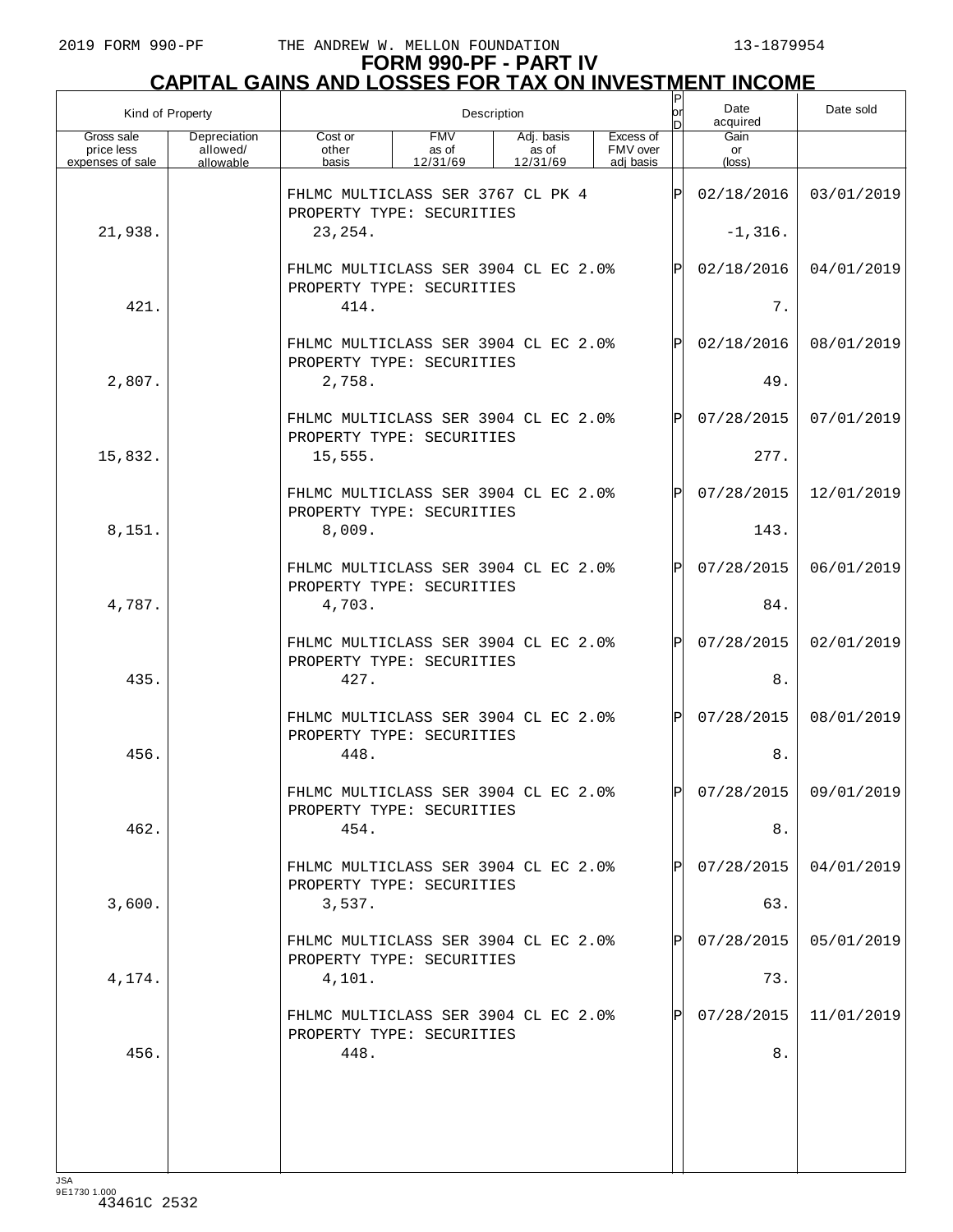# FORM 990-PF - PART IV
## CAPITAL GAINS AND LOSSES FOR TAX ON INVESTMENT INCOME

| Kind of Property | | Description | | | | P or D | Date acquired | Date sold |
|---|---|---|---|---|---|---|---|---|
| Gross sale price less expenses of sale | Depreciation allowed/ allowable | Cost or other basis | FMV as of 12/31/69 | Adj. basis as of 12/31/69 | Excess of FMV over adj basis | | Gain or (loss) | |
| | | FHLMC MULTICLASS SER 3767 CL PK 4 PROPERTY TYPE: SECURITIES | | | | P | 02/18/2016 | 03/01/2019 |
| 21,938. | | 23,254. | | | | | -1,316. | |
| | | FHLMC MULTICLASS SER 3904 CL EC 2.0% PROPERTY TYPE: SECURITIES | | | | P | 02/18/2016 | 04/01/2019 |
| 421. | | 414. | | | | | 7. | |
| | | FHLMC MULTICLASS SER 3904 CL EC 2.0% PROPERTY TYPE: SECURITIES | | | | P | 02/18/2016 | 08/01/2019 |
| 2,807. | | 2,758. | | | | | 49. | |
| | | FHLMC MULTICLASS SER 3904 CL EC 2.0% PROPERTY TYPE: SECURITIES | | | | P | 07/28/2015 | 07/01/2019 |
| 15,832. | | 15,555. | | | | | 277. | |
| | | FHLMC MULTICLASS SER 3904 CL EC 2.0% PROPERTY TYPE: SECURITIES | | | | P | 07/28/2015 | 12/01/2019 |
| 8,151. | | 8,009. | | | | | 143. | |
| | | FHLMC MULTICLASS SER 3904 CL EC 2.0% PROPERTY TYPE: SECURITIES | | | | P | 07/28/2015 | 06/01/2019 |
| 4,787. | | 4,703. | | | | | 84. | |
| | | FHLMC MULTICLASS SER 3904 CL EC 2.0% PROPERTY TYPE: SECURITIES | | | | P | 07/28/2015 | 02/01/2019 |
| 435. | | 427. | | | | | 8. | |
| | | FHLMC MULTICLASS SER 3904 CL EC 2.0% PROPERTY TYPE: SECURITIES | | | | P | 07/28/2015 | 08/01/2019 |
| 456. | | 448. | | | | | 8. | |
| | | FHLMC MULTICLASS SER 3904 CL EC 2.0% PROPERTY TYPE: SECURITIES | | | | P | 07/28/2015 | 09/01/2019 |
| 462. | | 454. | | | | | 8. | |
| | | FHLMC MULTICLASS SER 3904 CL EC 2.0% PROPERTY TYPE: SECURITIES | | | | P | 07/28/2015 | 04/01/2019 |
| 3,600. | | 3,537. | | | | | 63. | |
| | | FHLMC MULTICLASS SER 3904 CL EC 2.0% PROPERTY TYPE: SECURITIES | | | | P | 07/28/2015 | 05/01/2019 |
| 4,174. | | 4,101. | | | | | 73. | |
| | | FHLMC MULTICLASS SER 3904 CL EC 2.0% PROPERTY TYPE: SECURITIES | | | | P | 07/28/2015 | 11/01/2019 |
| 456. | | 448. | | | | | 8. | |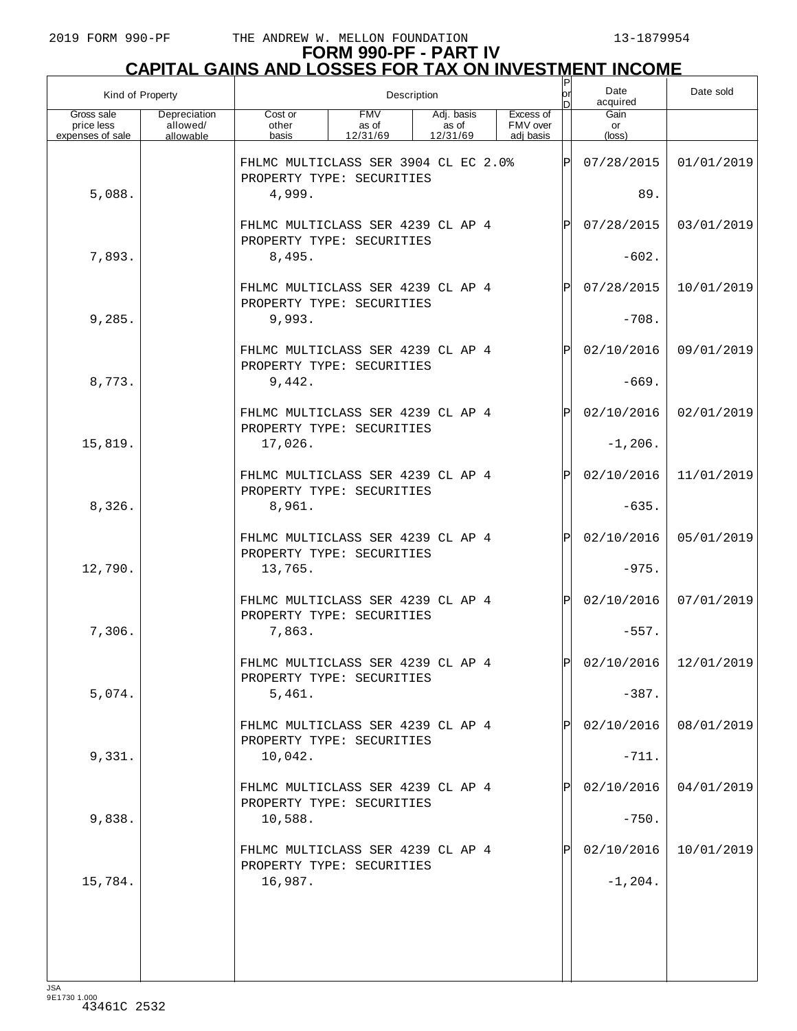# FORM 990-PF - PART IV
## CAPITAL GAINS AND LOSSES FOR TAX ON INVESTMENT INCOME

| Kind of Property | | Description | | | | P or D | Date acquired | Date sold |
|---|---|---|---|---|---|---|---|---|
| Gross sale price less expenses of sale | Depreciation allowed/ allowable | Cost or other basis | FMV as of 12/31/69 | Adj. basis as of 12/31/69 | Excess of FMV over adj basis | | Gain or (loss) | |
| | | FHLMC MULTICLASS SER 3904 CL EC 2.0% PROPERTY TYPE: SECURITIES | | | | P | 07/28/2015 | 01/01/2019 |
| 5,088. | | 4,999. | | | | | 89. | |
| | | FHLMC MULTICLASS SER 4239 CL AP 4 PROPERTY TYPE: SECURITIES | | | | P | 07/28/2015 | 03/01/2019 |
| 7,893. | | 8,495. | | | | | -602. | |
| | | FHLMC MULTICLASS SER 4239 CL AP 4 PROPERTY TYPE: SECURITIES | | | | P | 07/28/2015 | 10/01/2019 |
| 9,285. | | 9,993. | | | | | -708. | |
| | | FHLMC MULTICLASS SER 4239 CL AP 4 PROPERTY TYPE: SECURITIES | | | | P | 02/10/2016 | 09/01/2019 |
| 8,773. | | 9,442. | | | | | -669. | |
| | | FHLMC MULTICLASS SER 4239 CL AP 4 PROPERTY TYPE: SECURITIES | | | | P | 02/10/2016 | 02/01/2019 |
| 15,819. | | 17,026. | | | | | -1,206. | |
| | | FHLMC MULTICLASS SER 4239 CL AP 4 PROPERTY TYPE: SECURITIES | | | | P | 02/10/2016 | 11/01/2019 |
| 8,326. | | 8,961. | | | | | -635. | |
| | | FHLMC MULTICLASS SER 4239 CL AP 4 PROPERTY TYPE: SECURITIES | | | | P | 02/10/2016 | 05/01/2019 |
| 12,790. | | 13,765. | | | | | -975. | |
| | | FHLMC MULTICLASS SER 4239 CL AP 4 PROPERTY TYPE: SECURITIES | | | | P | 02/10/2016 | 07/01/2019 |
| 7,306. | | 7,863. | | | | | -557. | |
| | | FHLMC MULTICLASS SER 4239 CL AP 4 PROPERTY TYPE: SECURITIES | | | | P | 02/10/2016 | 12/01/2019 |
| 5,074. | | 5,461. | | | | | -387. | |
| | | FHLMC MULTICLASS SER 4239 CL AP 4 PROPERTY TYPE: SECURITIES | | | | P | 02/10/2016 | 08/01/2019 |
| 9,331. | | 10,042. | | | | | -711. | |
| | | FHLMC MULTICLASS SER 4239 CL AP 4 PROPERTY TYPE: SECURITIES | | | | P | 02/10/2016 | 04/01/2019 |
| 9,838. | | 10,588. | | | | | -750. | |
| | | FHLMC MULTICLASS SER 4239 CL AP 4 PROPERTY TYPE: SECURITIES | | | | P | 02/10/2016 | 10/01/2019 |
| 15,784. | | 16,987. | | | | | -1,204. | |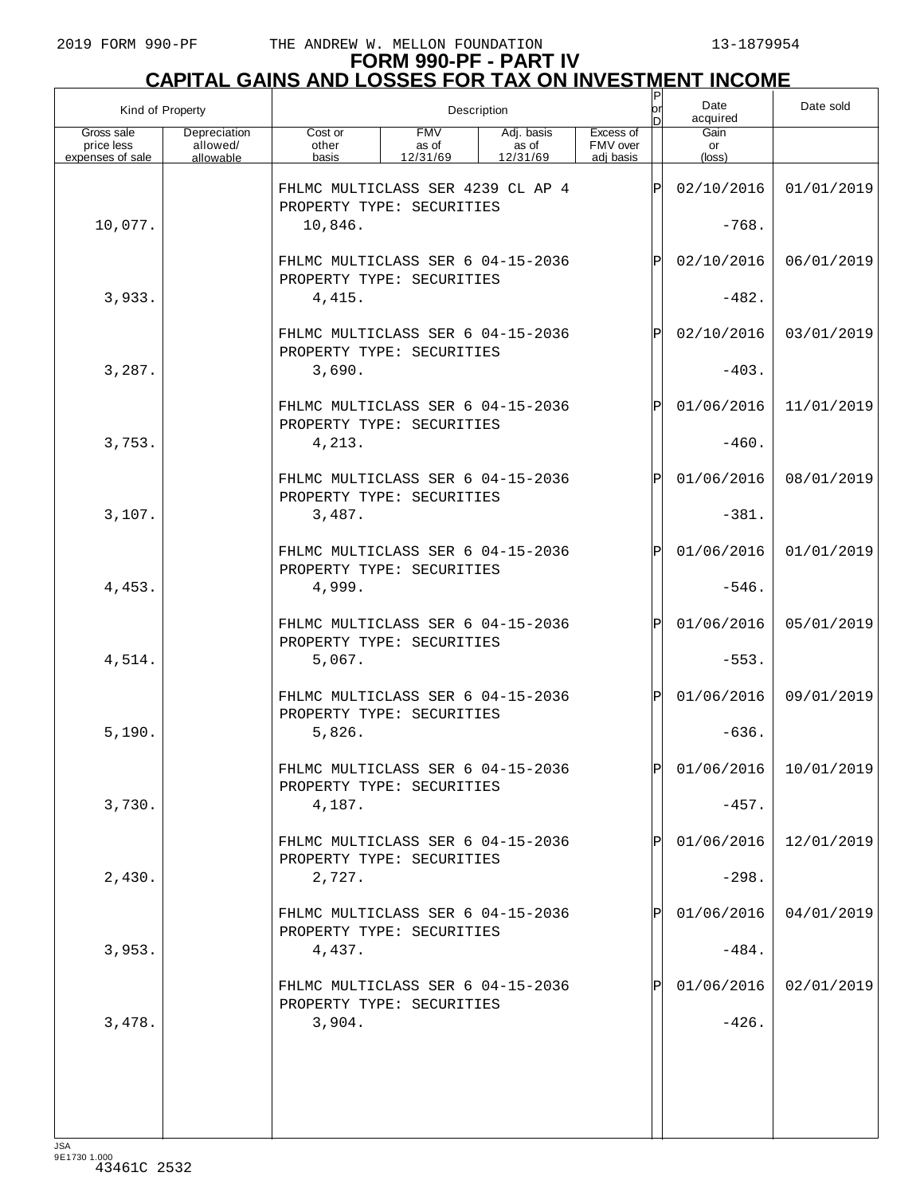# FORM 990-PF - PART IV

## CAPITAL GAINS AND LOSSES FOR TAX ON INVESTMENT INCOME

| Kind of Property | | Description | | | | P or D | Date acquired | Date sold |
|---|---|---|---|---|---|---|---|---|
| Gross sale price less expenses of sale | Depreciation allowed/ allowable | Cost or other basis | FMV as of 12/31/69 | Adj. basis as of 12/31/69 | Excess of FMV over adj basis | | Gain or (loss) | |
| | | FHLMC MULTICLASS SER 4239 CL AP 4 PROPERTY TYPE: SECURITIES | | | | P | 02/10/2016 | 01/01/2019 |
| 10,077. | | 10,846. | | | | | -768. | |
| | | FHLMC MULTICLASS SER 6 04-15-2036 PROPERTY TYPE: SECURITIES | | | | P | 02/10/2016 | 06/01/2019 |
| 3,933. | | 4,415. | | | | | -482. | |
| | | FHLMC MULTICLASS SER 6 04-15-2036 PROPERTY TYPE: SECURITIES | | | | P | 02/10/2016 | 03/01/2019 |
| 3,287. | | 3,690. | | | | | -403. | |
| | | FHLMC MULTICLASS SER 6 04-15-2036 PROPERTY TYPE: SECURITIES | | | | P | 01/06/2016 | 11/01/2019 |
| 3,753. | | 4,213. | | | | | -460. | |
| | | FHLMC MULTICLASS SER 6 04-15-2036 PROPERTY TYPE: SECURITIES | | | | P | 01/06/2016 | 08/01/2019 |
| 3,107. | | 3,487. | | | | | -381. | |
| | | FHLMC MULTICLASS SER 6 04-15-2036 PROPERTY TYPE: SECURITIES | | | | P | 01/06/2016 | 01/01/2019 |
| 4,453. | | 4,999. | | | | | -546. | |
| | | FHLMC MULTICLASS SER 6 04-15-2036 PROPERTY TYPE: SECURITIES | | | | P | 01/06/2016 | 05/01/2019 |
| 4,514. | | 5,067. | | | | | -553. | |
| | | FHLMC MULTICLASS SER 6 04-15-2036 PROPERTY TYPE: SECURITIES | | | | P | 01/06/2016 | 09/01/2019 |
| 5,190. | | 5,826. | | | | | -636. | |
| | | FHLMC MULTICLASS SER 6 04-15-2036 PROPERTY TYPE: SECURITIES | | | | P | 01/06/2016 | 10/01/2019 |
| 3,730. | | 4,187. | | | | | -457. | |
| | | FHLMC MULTICLASS SER 6 04-15-2036 PROPERTY TYPE: SECURITIES | | | | P | 01/06/2016 | 12/01/2019 |
| 2,430. | | 2,727. | | | | | -298. | |
| | | FHLMC MULTICLASS SER 6 04-15-2036 PROPERTY TYPE: SECURITIES | | | | P | 01/06/2016 | 04/01/2019 |
| 3,953. | | 4,437. | | | | | -484. | |
| | | FHLMC MULTICLASS SER 6 04-15-2036 PROPERTY TYPE: SECURITIES | | | | P | 01/06/2016 | 02/01/2019 |
| 3,478. | | 3,904. | | | | | -426. | |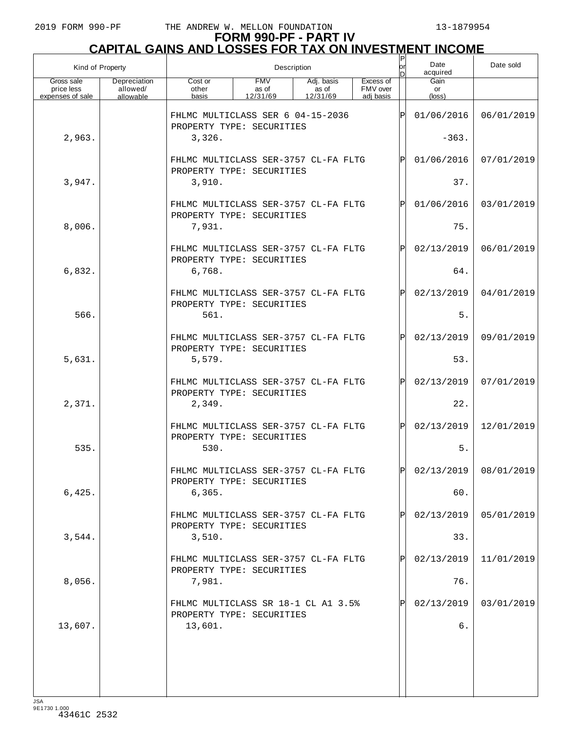2019 FORM 990-PF THE ANDREW W. MELLON FOUNDATION 13-1879954

# FORM 990-PF - PART IV
## CAPITAL GAINS AND LOSSES FOR TAX ON INVESTMENT INCOME

| Kind of Property | | Description | | | | P or D | Date acquired | Date sold |
|---|---|---|---|---|---|---|---|---|
| Gross sale price less expenses of sale | Depreciation allowed/ allowable | Cost or other basis | FMV as of 12/31/69 | Adj. basis as of 12/31/69 | Excess of FMV over adj basis | | Gain or (loss) | |
| | | FHLMC MULTICLASS SER 6 04-15-2036 PROPERTY TYPE: SECURITIES | | | | P | 01/06/2016 | 06/01/2019 |
| 2,963. | | 3,326. | | | | | -363. | |
| | | FHLMC MULTICLASS SER-3757 CL-FA FLTG PROPERTY TYPE: SECURITIES | | | | P | 01/06/2016 | 07/01/2019 |
| 3,947. | | 3,910. | | | | | 37. | |
| | | FHLMC MULTICLASS SER-3757 CL-FA FLTG PROPERTY TYPE: SECURITIES | | | | P | 01/06/2016 | 03/01/2019 |
| 8,006. | | 7,931. | | | | | 75. | |
| | | FHLMC MULTICLASS SER-3757 CL-FA FLTG PROPERTY TYPE: SECURITIES | | | | P | 02/13/2019 | 06/01/2019 |
| 6,832. | | 6,768. | | | | | 64. | |
| | | FHLMC MULTICLASS SER-3757 CL-FA FLTG PROPERTY TYPE: SECURITIES | | | | P | 02/13/2019 | 04/01/2019 |
| 566. | | 561. | | | | | 5. | |
| | | FHLMC MULTICLASS SER-3757 CL-FA FLTG PROPERTY TYPE: SECURITIES | | | | P | 02/13/2019 | 09/01/2019 |
| 5,631. | | 5,579. | | | | | 53. | |
| | | FHLMC MULTICLASS SER-3757 CL-FA FLTG PROPERTY TYPE: SECURITIES | | | | P | 02/13/2019 | 07/01/2019 |
| 2,371. | | 2,349. | | | | | 22. | |
| | | FHLMC MULTICLASS SER-3757 CL-FA FLTG PROPERTY TYPE: SECURITIES | | | | P | 02/13/2019 | 12/01/2019 |
| 535. | | 530. | | | | | 5. | |
| | | FHLMC MULTICLASS SER-3757 CL-FA FLTG PROPERTY TYPE: SECURITIES | | | | P | 02/13/2019 | 08/01/2019 |
| 6,425. | | 6,365. | | | | | 60. | |
| | | FHLMC MULTICLASS SER-3757 CL-FA FLTG PROPERTY TYPE: SECURITIES | | | | P | 02/13/2019 | 05/01/2019 |
| 3,544. | | 3,510. | | | | | 33. | |
| | | FHLMC MULTICLASS SER-3757 CL-FA FLTG PROPERTY TYPE: SECURITIES | | | | P | 02/13/2019 | 11/01/2019 |
| 8,056. | | 7,981. | | | | | 76. | |
| | | FHLMC MULTICLASS SR 18-1 CL A1 3.5% PROPERTY TYPE: SECURITIES | | | | P | 02/13/2019 | 03/01/2019 |
| 13,607. | | 13,601. | | | | | 6. | |

JSA
9E1730 1.000
43461C 2532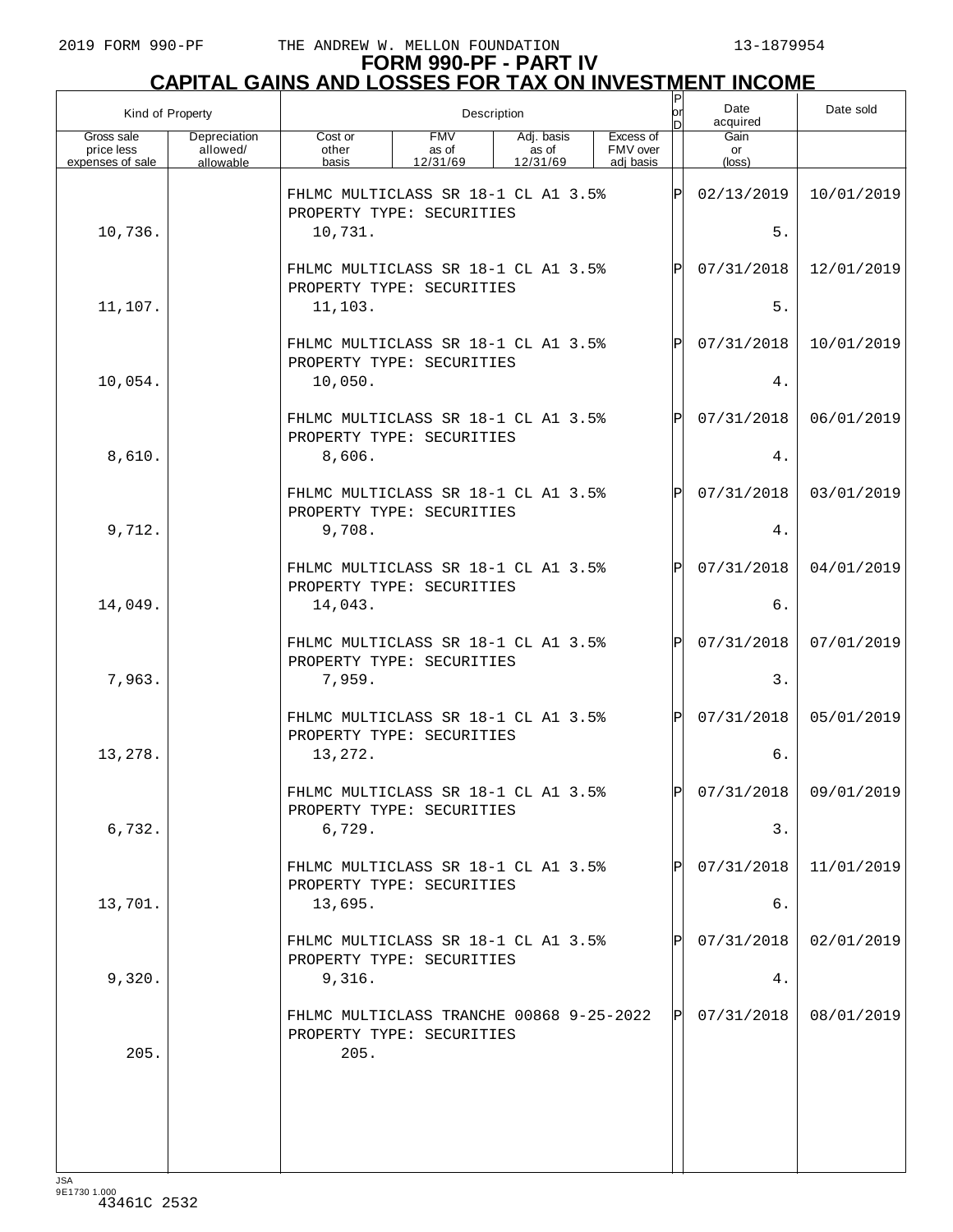# FORM 990-PF - PART IV
## CAPITAL GAINS AND LOSSES FOR TAX ON INVESTMENT INCOME

| Kind of Property | | Description | | | | P or D | Date acquired | Date sold |
|---|---|---|---|---|---|---|---|---|
| Gross sale price less expenses of sale | Depreciation allowed/ allowable | Cost or other basis | FMV as of 12/31/69 | Adj. basis as of 12/31/69 | Excess of FMV over adj basis | | Gain or (loss) | |
| | | FHLMC MULTICLASS SR 18-1 CL A1 3.5% PROPERTY TYPE: SECURITIES | | | | P | 02/13/2019 | 10/01/2019 |
| 10,736. | | 10,731. | | | | | 5. | |
| | | FHLMC MULTICLASS SR 18-1 CL A1 3.5% PROPERTY TYPE: SECURITIES | | | | P | 07/31/2018 | 12/01/2019 |
| 11,107. | | 11,103. | | | | | 5. | |
| | | FHLMC MULTICLASS SR 18-1 CL A1 3.5% PROPERTY TYPE: SECURITIES | | | | P | 07/31/2018 | 10/01/2019 |
| 10,054. | | 10,050. | | | | | 4. | |
| | | FHLMC MULTICLASS SR 18-1 CL A1 3.5% PROPERTY TYPE: SECURITIES | | | | P | 07/31/2018 | 06/01/2019 |
| 8,610. | | 8,606. | | | | | 4. | |
| | | FHLMC MULTICLASS SR 18-1 CL A1 3.5% PROPERTY TYPE: SECURITIES | | | | P | 07/31/2018 | 03/01/2019 |
| 9,712. | | 9,708. | | | | | 4. | |
| | | FHLMC MULTICLASS SR 18-1 CL A1 3.5% PROPERTY TYPE: SECURITIES | | | | P | 07/31/2018 | 04/01/2019 |
| 14,049. | | 14,043. | | | | | 6. | |
| | | FHLMC MULTICLASS SR 18-1 CL A1 3.5% PROPERTY TYPE: SECURITIES | | | | P | 07/31/2018 | 07/01/2019 |
| 7,963. | | 7,959. | | | | | 3. | |
| | | FHLMC MULTICLASS SR 18-1 CL A1 3.5% PROPERTY TYPE: SECURITIES | | | | P | 07/31/2018 | 05/01/2019 |
| 13,278. | | 13,272. | | | | | 6. | |
| | | FHLMC MULTICLASS SR 18-1 CL A1 3.5% PROPERTY TYPE: SECURITIES | | | | P | 07/31/2018 | 09/01/2019 |
| 6,732. | | 6,729. | | | | | 3. | |
| | | FHLMC MULTICLASS SR 18-1 CL A1 3.5% PROPERTY TYPE: SECURITIES | | | | P | 07/31/2018 | 11/01/2019 |
| 13,701. | | 13,695. | | | | | 6. | |
| | | FHLMC MULTICLASS SR 18-1 CL A1 3.5% PROPERTY TYPE: SECURITIES | | | | P | 07/31/2018 | 02/01/2019 |
| 9,320. | | 9,316. | | | | | 4. | |
| | | FHLMC MULTICLASS TRANCHE 00868 9-25-2022 PROPERTY TYPE: SECURITIES | | | | P | 07/31/2018 | 08/01/2019 |
| 205. | | 205. | | | | | | |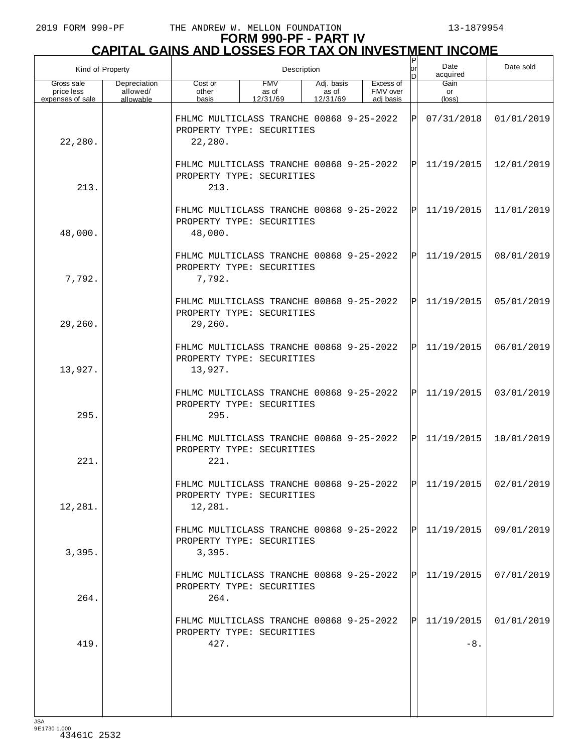# FORM 990-PF - PART IV
## CAPITAL GAINS AND LOSSES FOR TAX ON INVESTMENT INCOME

| Kind of Property | | Description | | | | P or D | Date acquired | Date sold |
|---|---|---|---|---|---|---|---|---|
| Gross sale price less expenses of sale | Depreciation allowed/ allowable | Cost or other basis | FMV as of 12/31/69 | Adj. basis as of 12/31/69 | Excess of FMV over adj basis | | Gain or (loss) | |
| | | FHLMC MULTICLASS TRANCHE 00868 9-25-2022 PROPERTY TYPE: SECURITIES | | | | P | 07/31/2018 | 01/01/2019 |
| 22,280. | | 22,280. | | | | | | |
| | | FHLMC MULTICLASS TRANCHE 00868 9-25-2022 PROPERTY TYPE: SECURITIES | | | | P | 11/19/2015 | 12/01/2019 |
| 213. | | 213. | | | | | | |
| | | FHLMC MULTICLASS TRANCHE 00868 9-25-2022 PROPERTY TYPE: SECURITIES | | | | P | 11/19/2015 | 11/01/2019 |
| 48,000. | | 48,000. | | | | | | |
| | | FHLMC MULTICLASS TRANCHE 00868 9-25-2022 PROPERTY TYPE: SECURITIES | | | | P | 11/19/2015 | 08/01/2019 |
| 7,792. | | 7,792. | | | | | | |
| | | FHLMC MULTICLASS TRANCHE 00868 9-25-2022 PROPERTY TYPE: SECURITIES | | | | P | 11/19/2015 | 05/01/2019 |
| 29,260. | | 29,260. | | | | | | |
| | | FHLMC MULTICLASS TRANCHE 00868 9-25-2022 PROPERTY TYPE: SECURITIES | | | | P | 11/19/2015 | 06/01/2019 |
| 13,927. | | 13,927. | | | | | | |
| | | FHLMC MULTICLASS TRANCHE 00868 9-25-2022 PROPERTY TYPE: SECURITIES | | | | P | 11/19/2015 | 03/01/2019 |
| 295. | | 295. | | | | | | |
| | | FHLMC MULTICLASS TRANCHE 00868 9-25-2022 PROPERTY TYPE: SECURITIES | | | | P | 11/19/2015 | 10/01/2019 |
| 221. | | 221. | | | | | | |
| | | FHLMC MULTICLASS TRANCHE 00868 9-25-2022 PROPERTY TYPE: SECURITIES | | | | P | 11/19/2015 | 02/01/2019 |
| 12,281. | | 12,281. | | | | | | |
| | | FHLMC MULTICLASS TRANCHE 00868 9-25-2022 PROPERTY TYPE: SECURITIES | | | | P | 11/19/2015 | 09/01/2019 |
| 3,395. | | 3,395. | | | | | | |
| | | FHLMC MULTICLASS TRANCHE 00868 9-25-2022 PROPERTY TYPE: SECURITIES | | | | P | 11/19/2015 | 07/01/2019 |
| 264. | | 264. | | | | | | |
| | | FHLMC MULTICLASS TRANCHE 00868 9-25-2022 PROPERTY TYPE: SECURITIES | | | | P | 11/19/2015 | 01/01/2019 |
| 419. | | 427. | | | | | -8. | |

JSA
9E1730 1.000
43461C 2532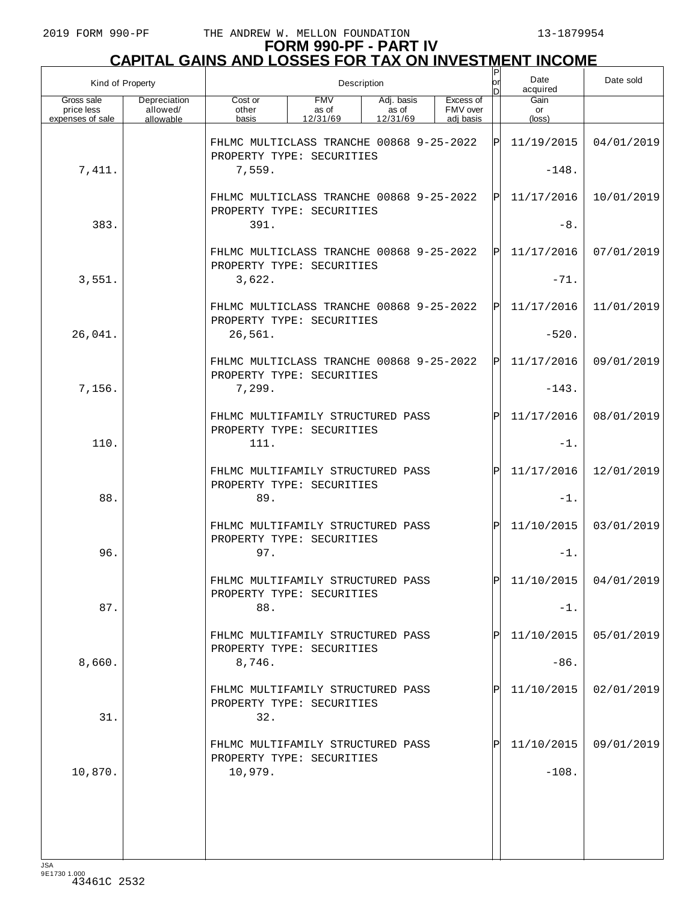# FORM 990-PF - PART IV
## CAPITAL GAINS AND LOSSES FOR TAX ON INVESTMENT INCOME

| Kind of Property | | Description | | | | P or D | Date acquired | Date sold |
|---|---|---|---|---|---|---|---|---|
| Gross sale price less expenses of sale | Depreciation allowed/ allowable | Cost or other basis | FMV as of 12/31/69 | Adj. basis as of 12/31/69 | Excess of FMV over adj basis | | Gain or (loss) | |
| | | FHLMC MULTICLASS TRANCHE 00868 9-25-2022 PROPERTY TYPE: SECURITIES | | | | P | 11/19/2015 | 04/01/2019 |
| 7,411. | | 7,559. | | | | | -148. | |
| | | FHLMC MULTICLASS TRANCHE 00868 9-25-2022 PROPERTY TYPE: SECURITIES | | | | P | 11/17/2016 | 10/01/2019 |
| 383. | | 391. | | | | | -8. | |
| | | FHLMC MULTICLASS TRANCHE 00868 9-25-2022 PROPERTY TYPE: SECURITIES | | | | P | 11/17/2016 | 07/01/2019 |
| 3,551. | | 3,622. | | | | | -71. | |
| | | FHLMC MULTICLASS TRANCHE 00868 9-25-2022 PROPERTY TYPE: SECURITIES | | | | P | 11/17/2016 | 11/01/2019 |
| 26,041. | | 26,561. | | | | | -520. | |
| | | FHLMC MULTICLASS TRANCHE 00868 9-25-2022 PROPERTY TYPE: SECURITIES | | | | P | 11/17/2016 | 09/01/2019 |
| 7,156. | | 7,299. | | | | | -143. | |
| | | FHLMC MULTIFAMILY STRUCTURED PASS PROPERTY TYPE: SECURITIES | | | | P | 11/17/2016 | 08/01/2019 |
| 110. | | 111. | | | | | -1. | |
| | | FHLMC MULTIFAMILY STRUCTURED PASS PROPERTY TYPE: SECURITIES | | | | P | 11/17/2016 | 12/01/2019 |
| 88. | | 89. | | | | | -1. | |
| | | FHLMC MULTIFAMILY STRUCTURED PASS PROPERTY TYPE: SECURITIES | | | | P | 11/10/2015 | 03/01/2019 |
| 96. | | 97. | | | | | -1. | |
| | | FHLMC MULTIFAMILY STRUCTURED PASS PROPERTY TYPE: SECURITIES | | | | P | 11/10/2015 | 04/01/2019 |
| 87. | | 88. | | | | | -1. | |
| | | FHLMC MULTIFAMILY STRUCTURED PASS PROPERTY TYPE: SECURITIES | | | | P | 11/10/2015 | 05/01/2019 |
| 8,660. | | 8,746. | | | | | -86. | |
| | | FHLMC MULTIFAMILY STRUCTURED PASS PROPERTY TYPE: SECURITIES | | | | P | 11/10/2015 | 02/01/2019 |
| 31. | | 32. | | | | | | |
| | | FHLMC MULTIFAMILY STRUCTURED PASS PROPERTY TYPE: SECURITIES | | | | P | 11/10/2015 | 09/01/2019 |
| 10,870. | | 10,979. | | | | | -108. | |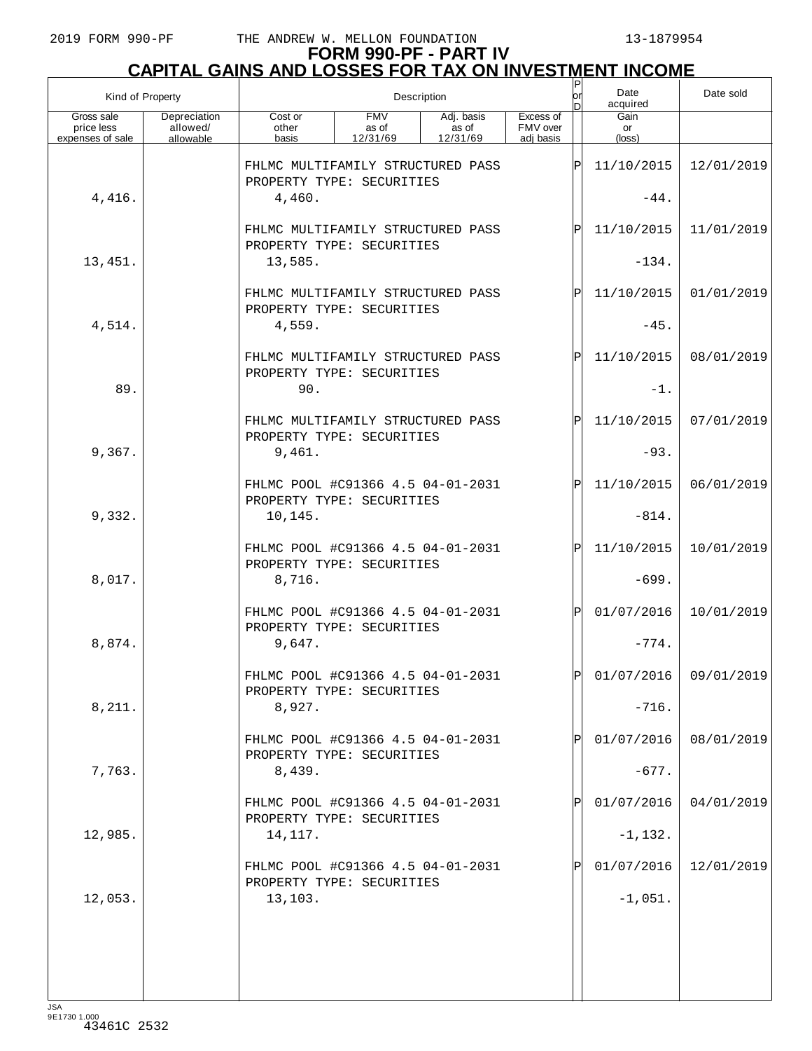# FORM 990-PF - PART IV
## CAPITAL GAINS AND LOSSES FOR TAX ON INVESTMENT INCOME

| Kind of Property | | Description | | | | P or D | Date acquired | Date sold |
|---|---|---|---|---|---|---|---|---|
| Gross sale price less expenses of sale | Depreciation allowed/ allowable | Cost or other basis | FMV as of 12/31/69 | Adj. basis as of 12/31/69 | Excess of FMV over adj basis | | Gain or (loss) | |
| | | FHLMC MULTIFAMILY STRUCTURED PASS PROPERTY TYPE: SECURITIES | | | | P | 11/10/2015 | 12/01/2019 |
| 4,416. | | 4,460. | | | | | -44. | |
| | | FHLMC MULTIFAMILY STRUCTURED PASS PROPERTY TYPE: SECURITIES | | | | P | 11/10/2015 | 11/01/2019 |
| 13,451. | | 13,585. | | | | | -134. | |
| | | FHLMC MULTIFAMILY STRUCTURED PASS PROPERTY TYPE: SECURITIES | | | | P | 11/10/2015 | 01/01/2019 |
| 4,514. | | 4,559. | | | | | -45. | |
| | | FHLMC MULTIFAMILY STRUCTURED PASS PROPERTY TYPE: SECURITIES | | | | P | 11/10/2015 | 08/01/2019 |
| 89. | | 90. | | | | | -1. | |
| | | FHLMC MULTIFAMILY STRUCTURED PASS PROPERTY TYPE: SECURITIES | | | | P | 11/10/2015 | 07/01/2019 |
| 9,367. | | 9,461. | | | | | -93. | |
| | | FHLMC POOL #C91366 4.5 04-01-2031 PROPERTY TYPE: SECURITIES | | | | P | 11/10/2015 | 06/01/2019 |
| 9,332. | | 10,145. | | | | | -814. | |
| | | FHLMC POOL #C91366 4.5 04-01-2031 PROPERTY TYPE: SECURITIES | | | | P | 11/10/2015 | 10/01/2019 |
| 8,017. | | 8,716. | | | | | -699. | |
| | | FHLMC POOL #C91366 4.5 04-01-2031 PROPERTY TYPE: SECURITIES | | | | P | 01/07/2016 | 10/01/2019 |
| 8,874. | | 9,647. | | | | | -774. | |
| | | FHLMC POOL #C91366 4.5 04-01-2031 PROPERTY TYPE: SECURITIES | | | | P | 01/07/2016 | 09/01/2019 |
| 8,211. | | 8,927. | | | | | -716. | |
| | | FHLMC POOL #C91366 4.5 04-01-2031 PROPERTY TYPE: SECURITIES | | | | P | 01/07/2016 | 08/01/2019 |
| 7,763. | | 8,439. | | | | | -677. | |
| | | FHLMC POOL #C91366 4.5 04-01-2031 PROPERTY TYPE: SECURITIES | | | | P | 01/07/2016 | 04/01/2019 |
| 12,985. | | 14,117. | | | | | -1,132. | |
| | | FHLMC POOL #C91366 4.5 04-01-2031 PROPERTY TYPE: SECURITIES | | | | P | 01/07/2016 | 12/01/2019 |
| 12,053. | | 13,103. | | | | | -1,051. | |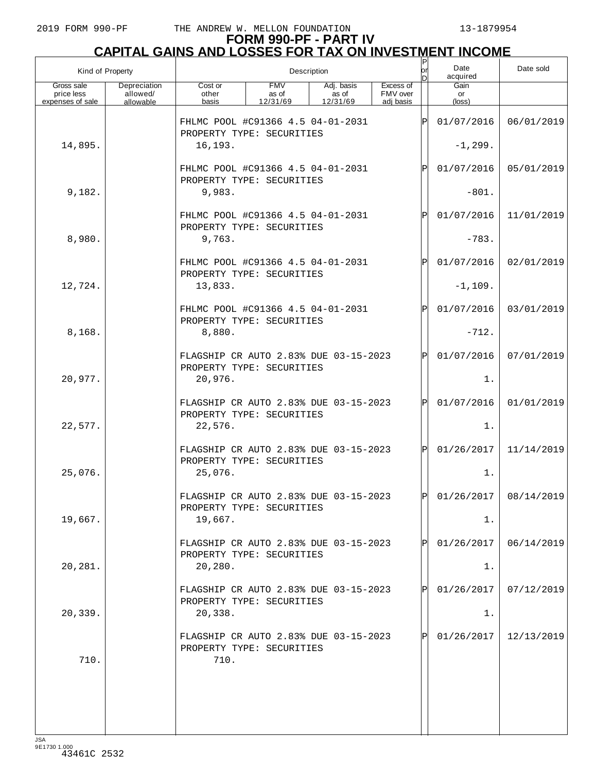# FORM 990-PF - PART IV

## CAPITAL GAINS AND LOSSES FOR TAX ON INVESTMENT INCOME

| Kind of Property | | Description | | | | P or D | Date acquired | Date sold |
|---|---|---|---|---|---|---|---|---|
| Gross sale price less expenses of sale | Depreciation allowed/ allowable | Cost or other basis | FMV as of 12/31/69 | Adj. basis as of 12/31/69 | Excess of FMV over adj basis | | Gain or (loss) | |
| | | FHLMC POOL #C91366 4.5 04-01-2031 PROPERTY TYPE: SECURITIES | | | | P | 01/07/2016 | 06/01/2019 |
| 14,895. | | 16,193. | | | | | -1,299. | |
| | | FHLMC POOL #C91366 4.5 04-01-2031 PROPERTY TYPE: SECURITIES | | | | P | 01/07/2016 | 05/01/2019 |
| 9,182. | | 9,983. | | | | | -801. | |
| | | FHLMC POOL #C91366 4.5 04-01-2031 PROPERTY TYPE: SECURITIES | | | | P | 01/07/2016 | 11/01/2019 |
| 8,980. | | 9,763. | | | | | -783. | |
| | | FHLMC POOL #C91366 4.5 04-01-2031 PROPERTY TYPE: SECURITIES | | | | P | 01/07/2016 | 02/01/2019 |
| 12,724. | | 13,833. | | | | | -1,109. | |
| | | FHLMC POOL #C91366 4.5 04-01-2031 PROPERTY TYPE: SECURITIES | | | | P | 01/07/2016 | 03/01/2019 |
| 8,168. | | 8,880. | | | | | -712. | |
| | | FLAGSHIP CR AUTO 2.83% DUE 03-15-2023 PROPERTY TYPE: SECURITIES | | | | P | 01/07/2016 | 07/01/2019 |
| 20,977. | | 20,976. | | | | | 1. | |
| | | FLAGSHIP CR AUTO 2.83% DUE 03-15-2023 PROPERTY TYPE: SECURITIES | | | | P | 01/07/2016 | 01/01/2019 |
| 22,577. | | 22,576. | | | | | 1. | |
| | | FLAGSHIP CR AUTO 2.83% DUE 03-15-2023 PROPERTY TYPE: SECURITIES | | | | P | 01/26/2017 | 11/14/2019 |
| 25,076. | | 25,076. | | | | | 1. | |
| | | FLAGSHIP CR AUTO 2.83% DUE 03-15-2023 PROPERTY TYPE: SECURITIES | | | | P | 01/26/2017 | 08/14/2019 |
| 19,667. | | 19,667. | | | | | 1. | |
| | | FLAGSHIP CR AUTO 2.83% DUE 03-15-2023 PROPERTY TYPE: SECURITIES | | | | P | 01/26/2017 | 06/14/2019 |
| 20,281. | | 20,280. | | | | | 1. | |
| | | FLAGSHIP CR AUTO 2.83% DUE 03-15-2023 PROPERTY TYPE: SECURITIES | | | | P | 01/26/2017 | 07/12/2019 |
| 20,339. | | 20,338. | | | | | 1. | |
| | | FLAGSHIP CR AUTO 2.83% DUE 03-15-2023 PROPERTY TYPE: SECURITIES | | | | P | 01/26/2017 | 12/13/2019 |
| 710. | | 710. | | | | | | |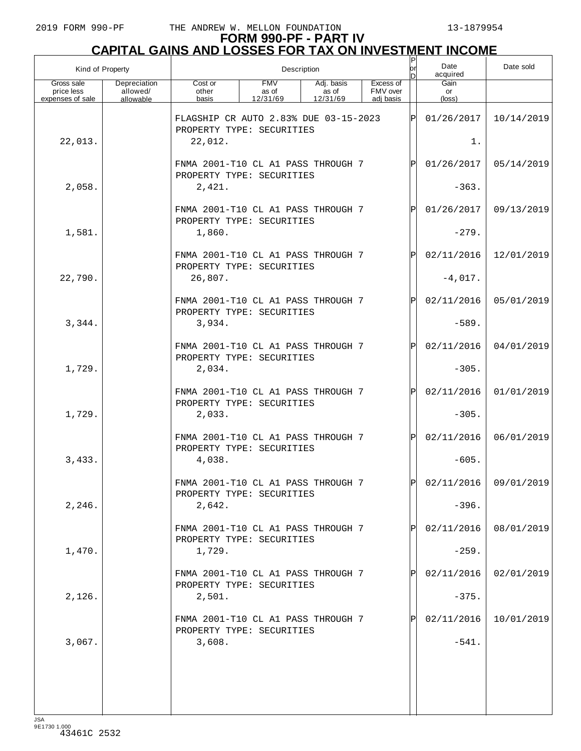# FORM 990-PF - PART IV
## CAPITAL GAINS AND LOSSES FOR TAX ON INVESTMENT INCOME

| Kind of Property | | Description | | | | P or D | Date acquired | Date sold |
|---|---|---|---|---|---|---|---|---|
| Gross sale price less expenses of sale | Depreciation allowed/ allowable | Cost or other basis | FMV as of 12/31/69 | Adj. basis as of 12/31/69 | Excess of FMV over adj basis | | Gain or (loss) | |
| | | FLAGSHIP CR AUTO 2.83% DUE 03-15-2023 PROPERTY TYPE: SECURITIES | | | | P | 01/26/2017 | 10/14/2019 |
| 22,013. | | 22,012. | | | | | 1. | |
| | | FNMA 2001-T10 CL A1 PASS THROUGH 7 PROPERTY TYPE: SECURITIES | | | | P | 01/26/2017 | 05/14/2019 |
| 2,058. | | 2,421. | | | | | -363. | |
| | | FNMA 2001-T10 CL A1 PASS THROUGH 7 PROPERTY TYPE: SECURITIES | | | | P | 01/26/2017 | 09/13/2019 |
| 1,581. | | 1,860. | | | | | -279. | |
| | | FNMA 2001-T10 CL A1 PASS THROUGH 7 PROPERTY TYPE: SECURITIES | | | | P | 02/11/2016 | 12/01/2019 |
| 22,790. | | 26,807. | | | | | -4,017. | |
| | | FNMA 2001-T10 CL A1 PASS THROUGH 7 PROPERTY TYPE: SECURITIES | | | | P | 02/11/2016 | 05/01/2019 |
| 3,344. | | 3,934. | | | | | -589. | |
| | | FNMA 2001-T10 CL A1 PASS THROUGH 7 PROPERTY TYPE: SECURITIES | | | | P | 02/11/2016 | 04/01/2019 |
| 1,729. | | 2,034. | | | | | -305. | |
| | | FNMA 2001-T10 CL A1 PASS THROUGH 7 PROPERTY TYPE: SECURITIES | | | | P | 02/11/2016 | 01/01/2019 |
| 1,729. | | 2,033. | | | | | -305. | |
| | | FNMA 2001-T10 CL A1 PASS THROUGH 7 PROPERTY TYPE: SECURITIES | | | | P | 02/11/2016 | 06/01/2019 |
| 3,433. | | 4,038. | | | | | -605. | |
| | | FNMA 2001-T10 CL A1 PASS THROUGH 7 PROPERTY TYPE: SECURITIES | | | | P | 02/11/2016 | 09/01/2019 |
| 2,246. | | 2,642. | | | | | -396. | |
| | | FNMA 2001-T10 CL A1 PASS THROUGH 7 PROPERTY TYPE: SECURITIES | | | | P | 02/11/2016 | 08/01/2019 |
| 1,470. | | 1,729. | | | | | -259. | |
| | | FNMA 2001-T10 CL A1 PASS THROUGH 7 PROPERTY TYPE: SECURITIES | | | | P | 02/11/2016 | 02/01/2019 |
| 2,126. | | 2,501. | | | | | -375. | |
| | | FNMA 2001-T10 CL A1 PASS THROUGH 7 PROPERTY TYPE: SECURITIES | | | | P | 02/11/2016 | 10/01/2019 |
| 3,067. | | 3,608. | | | | | -541. | |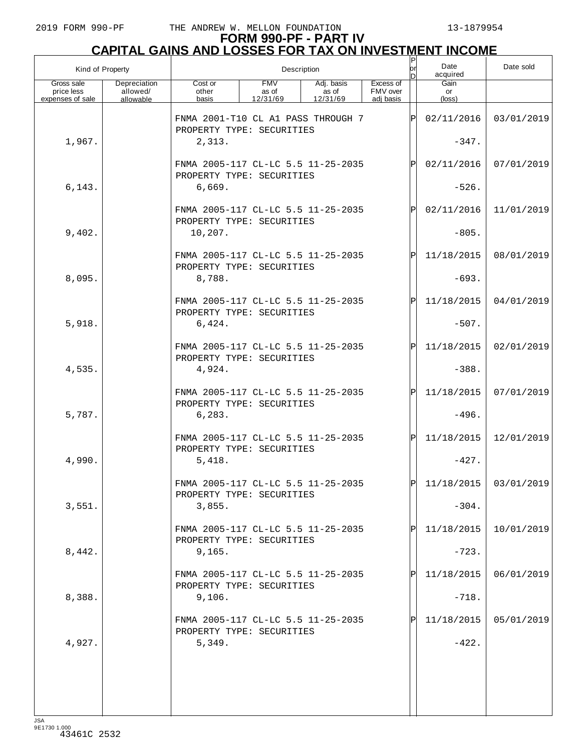# FORM 990-PF - PART IV
## CAPITAL GAINS AND LOSSES FOR TAX ON INVESTMENT INCOME

| Kind of Property | | Description | | | | P or D | Date acquired | Date sold |
|---|---|---|---|---|---|---|---|---|
| Gross sale price less expenses of sale | Depreciation allowed/ allowable | Cost or other basis | FMV as of 12/31/69 | Adj. basis as of 12/31/69 | Excess of FMV over adj basis | | Gain or (loss) | |
| | | FNMA 2001-T10 CL A1 PASS THROUGH 7<br>PROPERTY TYPE: SECURITIES | | | | P | 02/11/2016 | 03/01/2019 |
| 1,967. | | 2,313. | | | | | -347. | |
| | | FNMA 2005-117 CL-LC 5.5 11-25-2035<br>PROPERTY TYPE: SECURITIES | | | | P | 02/11/2016 | 07/01/2019 |
| 6,143. | | 6,669. | | | | | -526. | |
| | | FNMA 2005-117 CL-LC 5.5 11-25-2035<br>PROPERTY TYPE: SECURITIES | | | | P | 02/11/2016 | 11/01/2019 |
| 9,402. | | 10,207. | | | | | -805. | |
| | | FNMA 2005-117 CL-LC 5.5 11-25-2035<br>PROPERTY TYPE: SECURITIES | | | | P | 11/18/2015 | 08/01/2019 |
| 8,095. | | 8,788. | | | | | -693. | |
| | | FNMA 2005-117 CL-LC 5.5 11-25-2035<br>PROPERTY TYPE: SECURITIES | | | | P | 11/18/2015 | 04/01/2019 |
| 5,918. | | 6,424. | | | | | -507. | |
| | | FNMA 2005-117 CL-LC 5.5 11-25-2035<br>PROPERTY TYPE: SECURITIES | | | | P | 11/18/2015 | 02/01/2019 |
| 4,535. | | 4,924. | | | | | -388. | |
| | | FNMA 2005-117 CL-LC 5.5 11-25-2035<br>PROPERTY TYPE: SECURITIES | | | | P | 11/18/2015 | 07/01/2019 |
| 5,787. | | 6,283. | | | | | -496. | |
| | | FNMA 2005-117 CL-LC 5.5 11-25-2035<br>PROPERTY TYPE: SECURITIES | | | | P | 11/18/2015 | 12/01/2019 |
| 4,990. | | 5,418. | | | | | -427. | |
| | | FNMA 2005-117 CL-LC 5.5 11-25-2035<br>PROPERTY TYPE: SECURITIES | | | | P | 11/18/2015 | 03/01/2019 |
| 3,551. | | 3,855. | | | | | -304. | |
| | | FNMA 2005-117 CL-LC 5.5 11-25-2035<br>PROPERTY TYPE: SECURITIES | | | | P | 11/18/2015 | 10/01/2019 |
| 8,442. | | 9,165. | | | | | -723. | |
| | | FNMA 2005-117 CL-LC 5.5 11-25-2035<br>PROPERTY TYPE: SECURITIES | | | | P | 11/18/2015 | 06/01/2019 |
| 8,388. | | 9,106. | | | | | -718. | |
| | | FNMA 2005-117 CL-LC 5.5 11-25-2035<br>PROPERTY TYPE: SECURITIES | | | | P | 11/18/2015 | 05/01/2019 |
| 4,927. | | 5,349. | | | | | -422. | |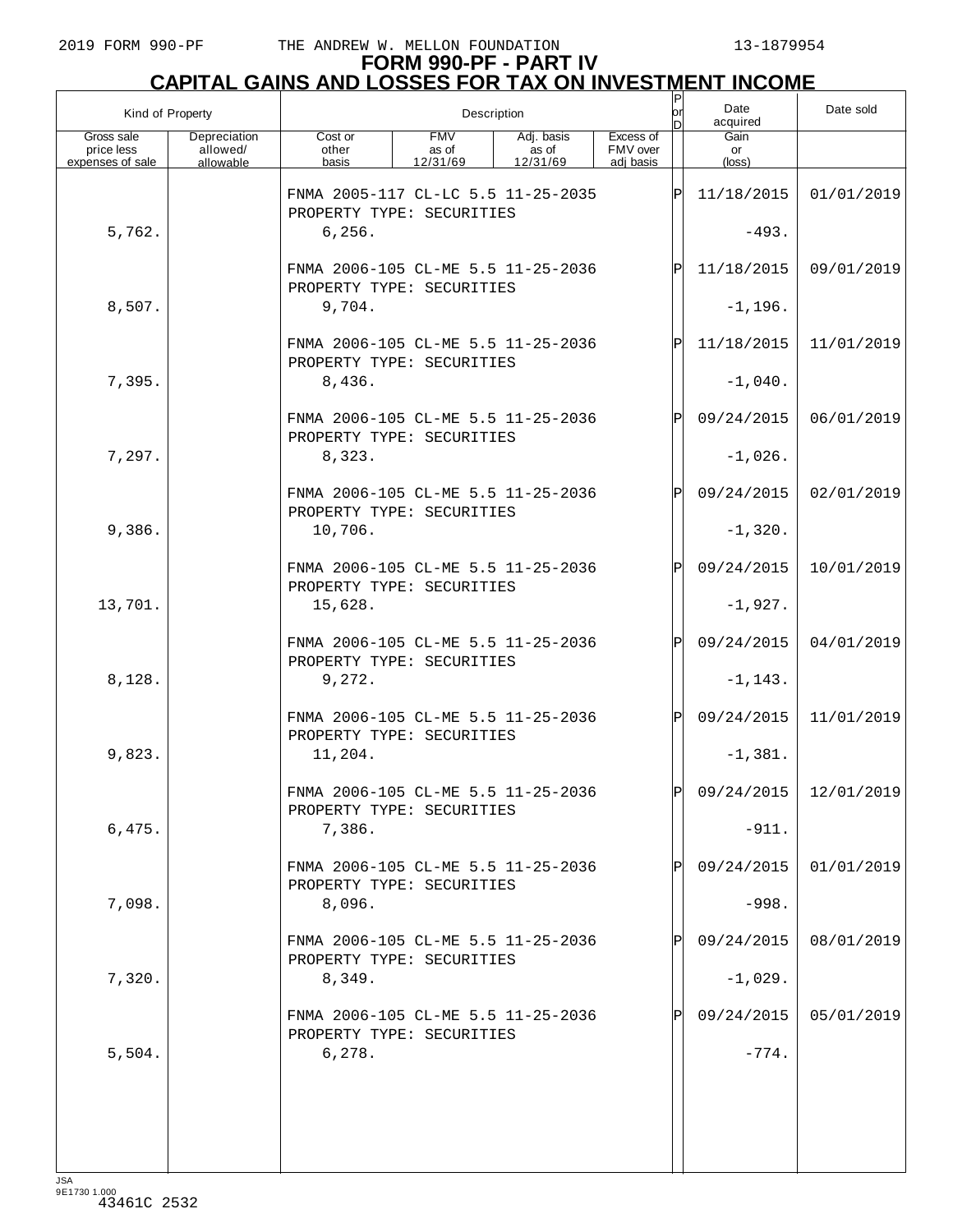# FORM 990-PF - PART IV
## CAPITAL GAINS AND LOSSES FOR TAX ON INVESTMENT INCOME

| Kind of Property | | Description | | | | P or D | Date acquired | Date sold |
|---|---|---|---|---|---|---|---|---|
| Gross sale price less expenses of sale | Depreciation allowed/ allowable | Cost or other basis | FMV as of 12/31/69 | Adj. basis as of 12/31/69 | Excess of FMV over adj basis | | Gain or (loss) | |
| | | FNMA 2005-117 CL-LC 5.5 11-25-2035 PROPERTY TYPE: SECURITIES | | | | P | 11/18/2015 | 01/01/2019 |
| 5,762. | | 6,256. | | | | | -493. | |
| | | FNMA 2006-105 CL-ME 5.5 11-25-2036 PROPERTY TYPE: SECURITIES | | | | P | 11/18/2015 | 09/01/2019 |
| 8,507. | | 9,704. | | | | | -1,196. | |
| | | FNMA 2006-105 CL-ME 5.5 11-25-2036 PROPERTY TYPE: SECURITIES | | | | P | 11/18/2015 | 11/01/2019 |
| 7,395. | | 8,436. | | | | | -1,040. | |
| | | FNMA 2006-105 CL-ME 5.5 11-25-2036 PROPERTY TYPE: SECURITIES | | | | P | 09/24/2015 | 06/01/2019 |
| 7,297. | | 8,323. | | | | | -1,026. | |
| | | FNMA 2006-105 CL-ME 5.5 11-25-2036 PROPERTY TYPE: SECURITIES | | | | P | 09/24/2015 | 02/01/2019 |
| 9,386. | | 10,706. | | | | | -1,320. | |
| | | FNMA 2006-105 CL-ME 5.5 11-25-2036 PROPERTY TYPE: SECURITIES | | | | P | 09/24/2015 | 10/01/2019 |
| 13,701. | | 15,628. | | | | | -1,927. | |
| | | FNMA 2006-105 CL-ME 5.5 11-25-2036 PROPERTY TYPE: SECURITIES | | | | P | 09/24/2015 | 04/01/2019 |
| 8,128. | | 9,272. | | | | | -1,143. | |
| | | FNMA 2006-105 CL-ME 5.5 11-25-2036 PROPERTY TYPE: SECURITIES | | | | P | 09/24/2015 | 11/01/2019 |
| 9,823. | | 11,204. | | | | | -1,381. | |
| | | FNMA 2006-105 CL-ME 5.5 11-25-2036 PROPERTY TYPE: SECURITIES | | | | P | 09/24/2015 | 12/01/2019 |
| 6,475. | | 7,386. | | | | | -911. | |
| | | FNMA 2006-105 CL-ME 5.5 11-25-2036 PROPERTY TYPE: SECURITIES | | | | P | 09/24/2015 | 01/01/2019 |
| 7,098. | | 8,096. | | | | | -998. | |
| | | FNMA 2006-105 CL-ME 5.5 11-25-2036 PROPERTY TYPE: SECURITIES | | | | P | 09/24/2015 | 08/01/2019 |
| 7,320. | | 8,349. | | | | | -1,029. | |
| | | FNMA 2006-105 CL-ME 5.5 11-25-2036 PROPERTY TYPE: SECURITIES | | | | P | 09/24/2015 | 05/01/2019 |
| 5,504. | | 6,278. | | | | | -774. | |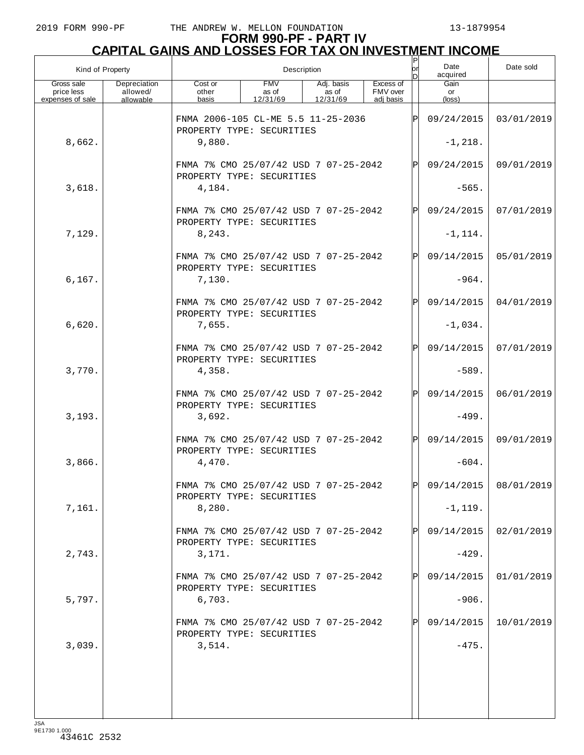# FORM 990-PF - PART IV

## CAPITAL GAINS AND LOSSES FOR TAX ON INVESTMENT INCOME

| Kind of Property | | Description | | | | P or D | Date acquired | Date sold |
|---|---|---|---|---|---|---|---|---|
| Gross sale price less expenses of sale | Depreciation allowed/ allowable | Cost or other basis | FMV as of 12/31/69 | Adj. basis as of 12/31/69 | Excess of FMV over adj basis | | Gain or (loss) | |
| | | FNMA 2006-105 CL-ME 5.5 11-25-2036 PROPERTY TYPE: SECURITIES | | | | P | 09/24/2015 | 03/01/2019 |
| 8,662. | | 9,880. | | | | | -1,218. | |
| | | FNMA 7% CMO 25/07/42 USD 7 07-25-2042 PROPERTY TYPE: SECURITIES | | | | P | 09/24/2015 | 09/01/2019 |
| 3,618. | | 4,184. | | | | | -565. | |
| | | FNMA 7% CMO 25/07/42 USD 7 07-25-2042 PROPERTY TYPE: SECURITIES | | | | P | 09/24/2015 | 07/01/2019 |
| 7,129. | | 8,243. | | | | | -1,114. | |
| | | FNMA 7% CMO 25/07/42 USD 7 07-25-2042 PROPERTY TYPE: SECURITIES | | | | P | 09/14/2015 | 05/01/2019 |
| 6,167. | | 7,130. | | | | | -964. | |
| | | FNMA 7% CMO 25/07/42 USD 7 07-25-2042 PROPERTY TYPE: SECURITIES | | | | P | 09/14/2015 | 04/01/2019 |
| 6,620. | | 7,655. | | | | | -1,034. | |
| | | FNMA 7% CMO 25/07/42 USD 7 07-25-2042 PROPERTY TYPE: SECURITIES | | | | P | 09/14/2015 | 07/01/2019 |
| 3,770. | | 4,358. | | | | | -589. | |
| | | FNMA 7% CMO 25/07/42 USD 7 07-25-2042 PROPERTY TYPE: SECURITIES | | | | P | 09/14/2015 | 06/01/2019 |
| 3,193. | | 3,692. | | | | | -499. | |
| | | FNMA 7% CMO 25/07/42 USD 7 07-25-2042 PROPERTY TYPE: SECURITIES | | | | P | 09/14/2015 | 09/01/2019 |
| 3,866. | | 4,470. | | | | | -604. | |
| | | FNMA 7% CMO 25/07/42 USD 7 07-25-2042 PROPERTY TYPE: SECURITIES | | | | P | 09/14/2015 | 08/01/2019 |
| 7,161. | | 8,280. | | | | | -1,119. | |
| | | FNMA 7% CMO 25/07/42 USD 7 07-25-2042 PROPERTY TYPE: SECURITIES | | | | P | 09/14/2015 | 02/01/2019 |
| 2,743. | | 3,171. | | | | | -429. | |
| | | FNMA 7% CMO 25/07/42 USD 7 07-25-2042 PROPERTY TYPE: SECURITIES | | | | P | 09/14/2015 | 01/01/2019 |
| 5,797. | | 6,703. | | | | | -906. | |
| | | FNMA 7% CMO 25/07/42 USD 7 07-25-2042 PROPERTY TYPE: SECURITIES | | | | P | 09/14/2015 | 10/01/2019 |
| 3,039. | | 3,514. | | | | | -475. | |

JSA
9E1730 1.000
43461C 2532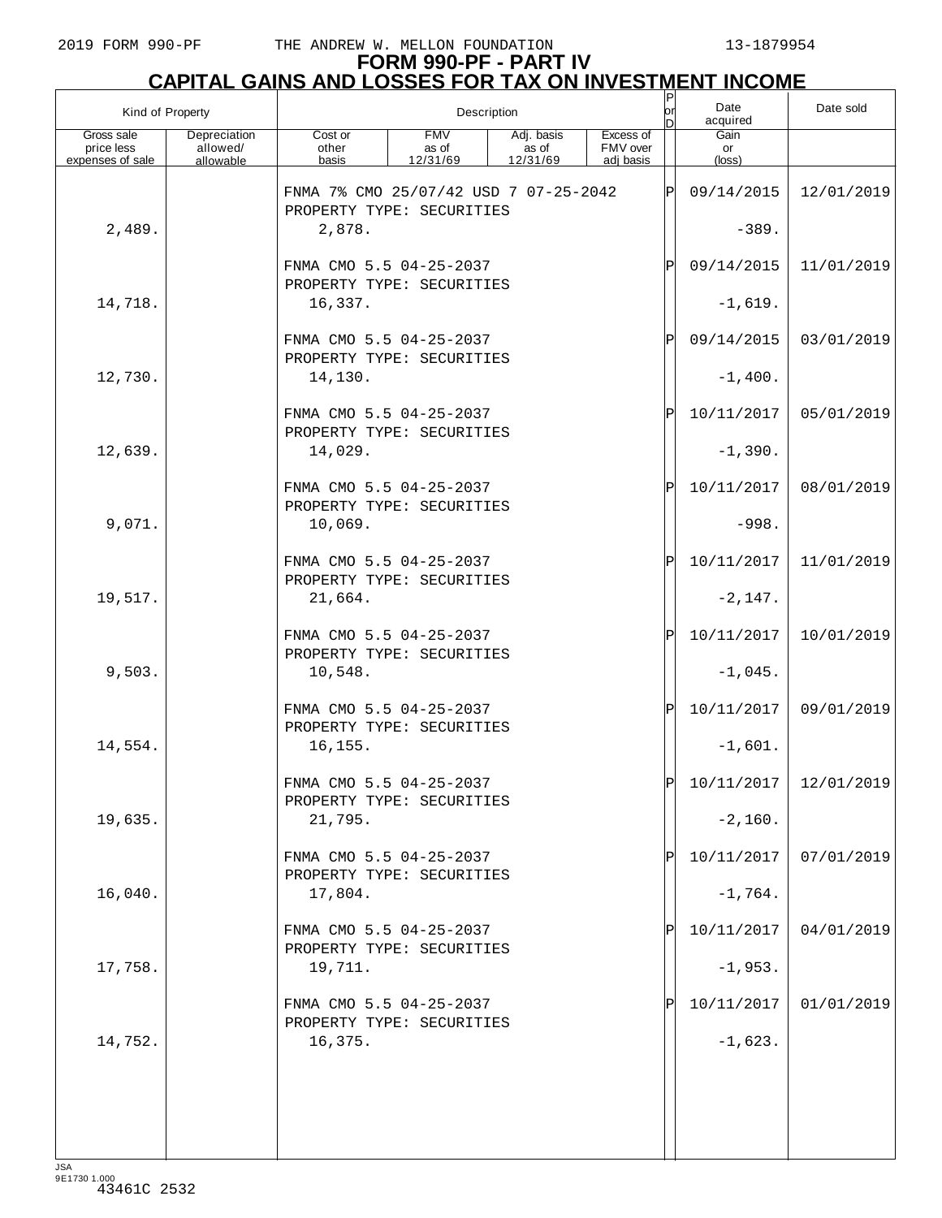# FORM 990-PF - PART IV

## CAPITAL GAINS AND LOSSES FOR TAX ON INVESTMENT INCOME

| Kind of Property | | Description | | | | P or D | Date acquired | Date sold |
|---|---|---|---|---|---|---|---|---|
| Gross sale price less expenses of sale | Depreciation allowed/ allowable | Cost or other basis | FMV as of 12/31/69 | Adj. basis as of 12/31/69 | Excess of FMV over adj basis | | Gain or (loss) | |
| | | FNMA 7% CMO 25/07/42 USD 7 07-25-2042 PROPERTY TYPE: SECURITIES | | | | P | 09/14/2015 | 12/01/2019 |
| 2,489. | | 2,878. | | | | | -389. | |
| | | FNMA CMO 5.5 04-25-2037 PROPERTY TYPE: SECURITIES | | | | P | 09/14/2015 | 11/01/2019 |
| 14,718. | | 16,337. | | | | | -1,619. | |
| | | FNMA CMO 5.5 04-25-2037 PROPERTY TYPE: SECURITIES | | | | P | 09/14/2015 | 03/01/2019 |
| 12,730. | | 14,130. | | | | | -1,400. | |
| | | FNMA CMO 5.5 04-25-2037 PROPERTY TYPE: SECURITIES | | | | P | 10/11/2017 | 05/01/2019 |
| 12,639. | | 14,029. | | | | | -1,390. | |
| | | FNMA CMO 5.5 04-25-2037 PROPERTY TYPE: SECURITIES | | | | P | 10/11/2017 | 08/01/2019 |
| 9,071. | | 10,069. | | | | | -998. | |
| | | FNMA CMO 5.5 04-25-2037 PROPERTY TYPE: SECURITIES | | | | P | 10/11/2017 | 11/01/2019 |
| 19,517. | | 21,664. | | | | | -2,147. | |
| | | FNMA CMO 5.5 04-25-2037 PROPERTY TYPE: SECURITIES | | | | P | 10/11/2017 | 10/01/2019 |
| 9,503. | | 10,548. | | | | | -1,045. | |
| | | FNMA CMO 5.5 04-25-2037 PROPERTY TYPE: SECURITIES | | | | P | 10/11/2017 | 09/01/2019 |
| 14,554. | | 16,155. | | | | | -1,601. | |
| | | FNMA CMO 5.5 04-25-2037 PROPERTY TYPE: SECURITIES | | | | P | 10/11/2017 | 12/01/2019 |
| 19,635. | | 21,795. | | | | | -2,160. | |
| | | FNMA CMO 5.5 04-25-2037 PROPERTY TYPE: SECURITIES | | | | P | 10/11/2017 | 07/01/2019 |
| 16,040. | | 17,804. | | | | | -1,764. | |
| | | FNMA CMO 5.5 04-25-2037 PROPERTY TYPE: SECURITIES | | | | P | 10/11/2017 | 04/01/2019 |
| 17,758. | | 19,711. | | | | | -1,953. | |
| | | FNMA CMO 5.5 04-25-2037 PROPERTY TYPE: SECURITIES | | | | P | 10/11/2017 | 01/01/2019 |
| 14,752. | | 16,375. | | | | | -1,623. | |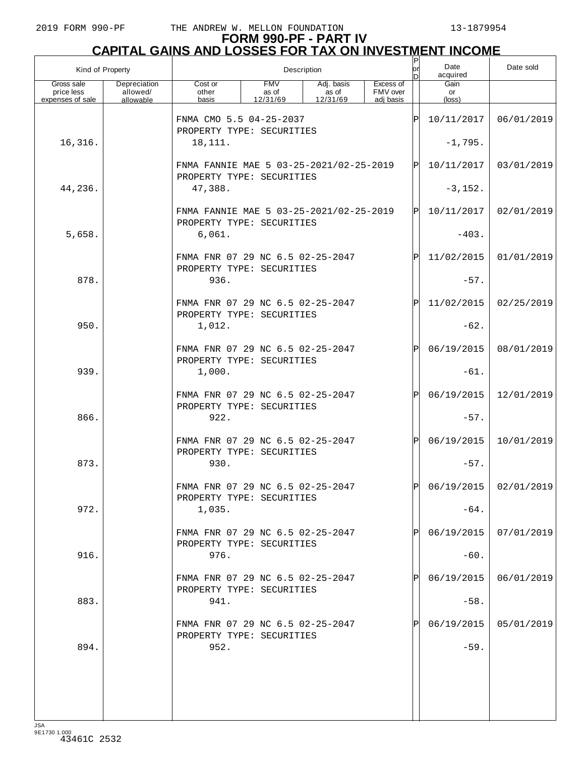# FORM 990-PF - PART IV

## CAPITAL GAINS AND LOSSES FOR TAX ON INVESTMENT INCOME

| Kind of Property | | Description | | | | P or D | Date acquired | Date sold |
|---|---|---|---|---|---|---|---|---|
| Gross sale price less expenses of sale | Depreciation allowed/ allowable | Cost or other basis | FMV as of 12/31/69 | Adj. basis as of 12/31/69 | Excess of FMV over adj basis | | Gain or (loss) | |
| | | FNMA CMO 5.5 04-25-2037 PROPERTY TYPE: SECURITIES | | | | P | 10/11/2017 | 06/01/2019 |
| 16,316. | | 18,111. | | | | | -1,795. | |
| | | FNMA FANNIE MAE 5 03-25-2021/02-25-2019 PROPERTY TYPE: SECURITIES | | | | P | 10/11/2017 | 03/01/2019 |
| 44,236. | | 47,388. | | | | | -3,152. | |
| | | FNMA FANNIE MAE 5 03-25-2021/02-25-2019 PROPERTY TYPE: SECURITIES | | | | P | 10/11/2017 | 02/01/2019 |
| 5,658. | | 6,061. | | | | | -403. | |
| | | FNMA FNR 07 29 NC 6.5 02-25-2047 PROPERTY TYPE: SECURITIES | | | | P | 11/02/2015 | 01/01/2019 |
| 878. | | 936. | | | | | -57. | |
| | | FNMA FNR 07 29 NC 6.5 02-25-2047 PROPERTY TYPE: SECURITIES | | | | P | 11/02/2015 | 02/25/2019 |
| 950. | | 1,012. | | | | | -62. | |
| | | FNMA FNR 07 29 NC 6.5 02-25-2047 PROPERTY TYPE: SECURITIES | | | | P | 06/19/2015 | 08/01/2019 |
| 939. | | 1,000. | | | | | -61. | |
| | | FNMA FNR 07 29 NC 6.5 02-25-2047 PROPERTY TYPE: SECURITIES | | | | P | 06/19/2015 | 12/01/2019 |
| 866. | | 922. | | | | | -57. | |
| | | FNMA FNR 07 29 NC 6.5 02-25-2047 PROPERTY TYPE: SECURITIES | | | | P | 06/19/2015 | 10/01/2019 |
| 873. | | 930. | | | | | -57. | |
| | | FNMA FNR 07 29 NC 6.5 02-25-2047 PROPERTY TYPE: SECURITIES | | | | P | 06/19/2015 | 02/01/2019 |
| 972. | | 1,035. | | | | | -64. | |
| | | FNMA FNR 07 29 NC 6.5 02-25-2047 PROPERTY TYPE: SECURITIES | | | | P | 06/19/2015 | 07/01/2019 |
| 916. | | 976. | | | | | -60. | |
| | | FNMA FNR 07 29 NC 6.5 02-25-2047 PROPERTY TYPE: SECURITIES | | | | P | 06/19/2015 | 06/01/2019 |
| 883. | | 941. | | | | | -58. | |
| | | FNMA FNR 07 29 NC 6.5 02-25-2047 PROPERTY TYPE: SECURITIES | | | | P | 06/19/2015 | 05/01/2019 |
| 894. | | 952. | | | | | -59. | |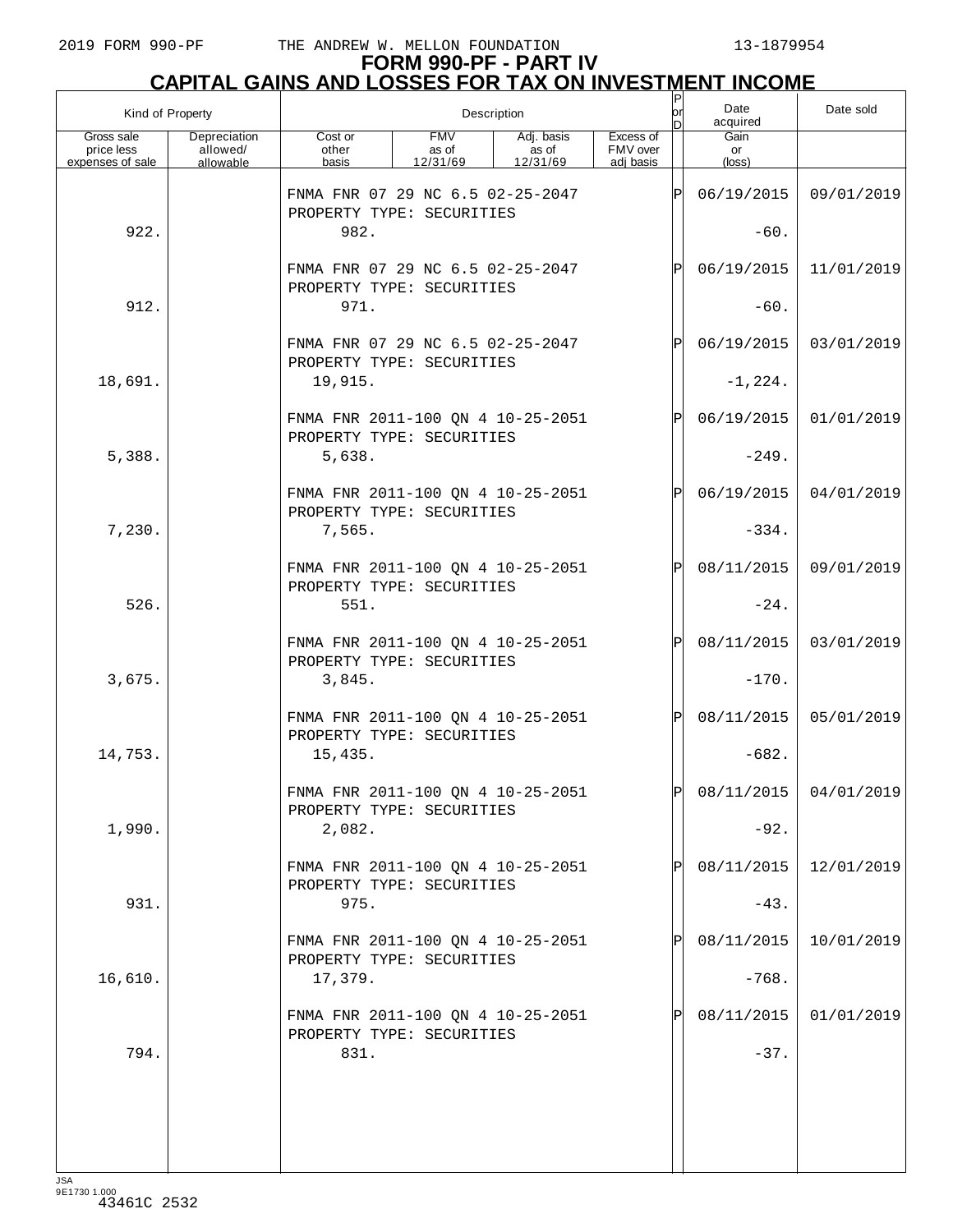2019 FORM 990-PF THE ANDREW W. MELLON FOUNDATION 13-1879954

# FORM 990-PF - PART IV
## CAPITAL GAINS AND LOSSES FOR TAX ON INVESTMENT INCOME

| Kind of Property | | Description | | | | P or D | Date acquired | Date sold |
|---|---|---|---|---|---|---|---|---|
| Gross sale price less expenses of sale | Depreciation allowed/ allowable | Cost or other basis | FMV as of 12/31/69 | Adj. basis as of 12/31/69 | Excess of FMV over adj basis | | Gain or (loss) | |
| | | FNMA FNR 07 29 NC 6.5 02-25-2047 PROPERTY TYPE: SECURITIES | | | | P | 06/19/2015 | 09/01/2019 |
| 922. | | 982. | | | | | -60. | |
| | | FNMA FNR 07 29 NC 6.5 02-25-2047 PROPERTY TYPE: SECURITIES | | | | P | 06/19/2015 | 11/01/2019 |
| 912. | | 971. | | | | | -60. | |
| | | FNMA FNR 07 29 NC 6.5 02-25-2047 PROPERTY TYPE: SECURITIES | | | | P | 06/19/2015 | 03/01/2019 |
| 18,691. | | 19,915. | | | | | -1,224. | |
| | | FNMA FNR 2011-100 QN 4 10-25-2051 PROPERTY TYPE: SECURITIES | | | | P | 06/19/2015 | 01/01/2019 |
| 5,388. | | 5,638. | | | | | -249. | |
| | | FNMA FNR 2011-100 QN 4 10-25-2051 PROPERTY TYPE: SECURITIES | | | | P | 06/19/2015 | 04/01/2019 |
| 7,230. | | 7,565. | | | | | -334. | |
| | | FNMA FNR 2011-100 QN 4 10-25-2051 PROPERTY TYPE: SECURITIES | | | | P | 08/11/2015 | 09/01/2019 |
| 526. | | 551. | | | | | -24. | |
| | | FNMA FNR 2011-100 QN 4 10-25-2051 PROPERTY TYPE: SECURITIES | | | | P | 08/11/2015 | 03/01/2019 |
| 3,675. | | 3,845. | | | | | -170. | |
| | | FNMA FNR 2011-100 QN 4 10-25-2051 PROPERTY TYPE: SECURITIES | | | | P | 08/11/2015 | 05/01/2019 |
| 14,753. | | 15,435. | | | | | -682. | |
| | | FNMA FNR 2011-100 QN 4 10-25-2051 PROPERTY TYPE: SECURITIES | | | | P | 08/11/2015 | 04/01/2019 |
| 1,990. | | 2,082. | | | | | -92. | |
| | | FNMA FNR 2011-100 QN 4 10-25-2051 PROPERTY TYPE: SECURITIES | | | | P | 08/11/2015 | 12/01/2019 |
| 931. | | 975. | | | | | -43. | |
| | | FNMA FNR 2011-100 QN 4 10-25-2051 PROPERTY TYPE: SECURITIES | | | | P | 08/11/2015 | 10/01/2019 |
| 16,610. | | 17,379. | | | | | -768. | |
| | | FNMA FNR 2011-100 QN 4 10-25-2051 PROPERTY TYPE: SECURITIES | | | | P | 08/11/2015 | 01/01/2019 |
| 794. | | 831. | | | | | -37. | |

JSA
9E1730 1.000
43461C 2532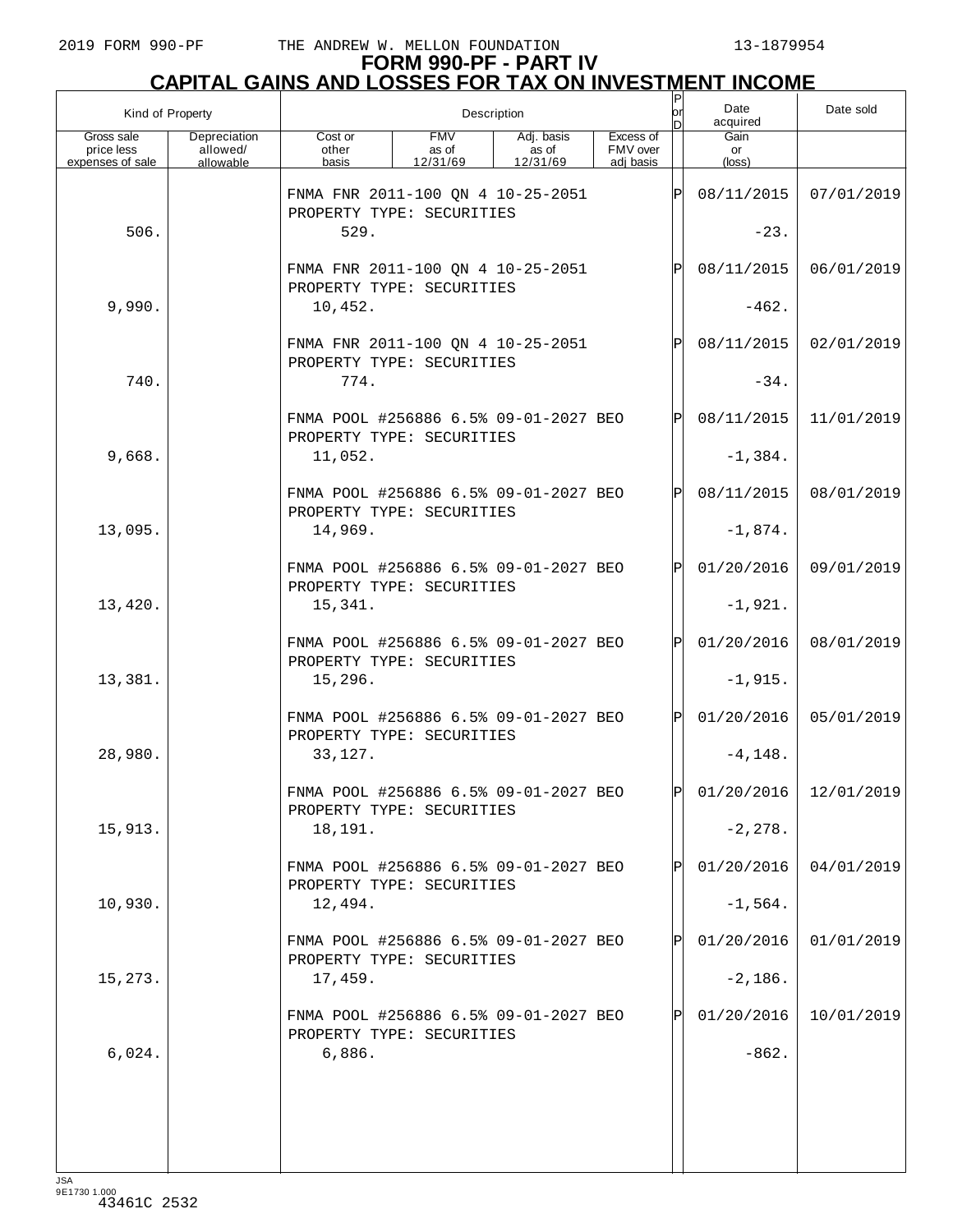# FORM 990-PF - PART IV
## CAPITAL GAINS AND LOSSES FOR TAX ON INVESTMENT INCOME

| Kind of Property | | Description | | | | P or D | Date acquired | Date sold |
|---|---|---|---|---|---|---|---|---|
| Gross sale price less expenses of sale | Depreciation allowed/ allowable | Cost or other basis | FMV as of 12/31/69 | Adj. basis as of 12/31/69 | Excess of FMV over adj basis | | Gain or (loss) | |
| | | FNMA FNR 2011-100 QN 4 10-25-2051<br>PROPERTY TYPE: SECURITIES | | | | P | 08/11/2015 | 07/01/2019 |
| 506. | | 529. | | | | | -23. | |
| | | FNMA FNR 2011-100 QN 4 10-25-2051<br>PROPERTY TYPE: SECURITIES | | | | P | 08/11/2015 | 06/01/2019 |
| 9,990. | | 10,452. | | | | | -462. | |
| | | FNMA FNR 2011-100 QN 4 10-25-2051<br>PROPERTY TYPE: SECURITIES | | | | P | 08/11/2015 | 02/01/2019 |
| 740. | | 774. | | | | | -34. | |
| | | FNMA POOL #256886 6.5% 09-01-2027 BEO<br>PROPERTY TYPE: SECURITIES | | | | P | 08/11/2015 | 11/01/2019 |
| 9,668. | | 11,052. | | | | | -1,384. | |
| | | FNMA POOL #256886 6.5% 09-01-2027 BEO<br>PROPERTY TYPE: SECURITIES | | | | P | 08/11/2015 | 08/01/2019 |
| 13,095. | | 14,969. | | | | | -1,874. | |
| | | FNMA POOL #256886 6.5% 09-01-2027 BEO<br>PROPERTY TYPE: SECURITIES | | | | P | 01/20/2016 | 09/01/2019 |
| 13,420. | | 15,341. | | | | | -1,921. | |
| | | FNMA POOL #256886 6.5% 09-01-2027 BEO<br>PROPERTY TYPE: SECURITIES | | | | P | 01/20/2016 | 08/01/2019 |
| 13,381. | | 15,296. | | | | | -1,915. | |
| | | FNMA POOL #256886 6.5% 09-01-2027 BEO<br>PROPERTY TYPE: SECURITIES | | | | P | 01/20/2016 | 05/01/2019 |
| 28,980. | | 33,127. | | | | | -4,148. | |
| | | FNMA POOL #256886 6.5% 09-01-2027 BEO<br>PROPERTY TYPE: SECURITIES | | | | P | 01/20/2016 | 12/01/2019 |
| 15,913. | | 18,191. | | | | | -2,278. | |
| | | FNMA POOL #256886 6.5% 09-01-2027 BEO<br>PROPERTY TYPE: SECURITIES | | | | P | 01/20/2016 | 04/01/2019 |
| 10,930. | | 12,494. | | | | | -1,564. | |
| | | FNMA POOL #256886 6.5% 09-01-2027 BEO<br>PROPERTY TYPE: SECURITIES | | | | P | 01/20/2016 | 01/01/2019 |
| 15,273. | | 17,459. | | | | | -2,186. | |
| | | FNMA POOL #256886 6.5% 09-01-2027 BEO<br>PROPERTY TYPE: SECURITIES | | | | P | 01/20/2016 | 10/01/2019 |
| 6,024. | | 6,886. | | | | | -862. | |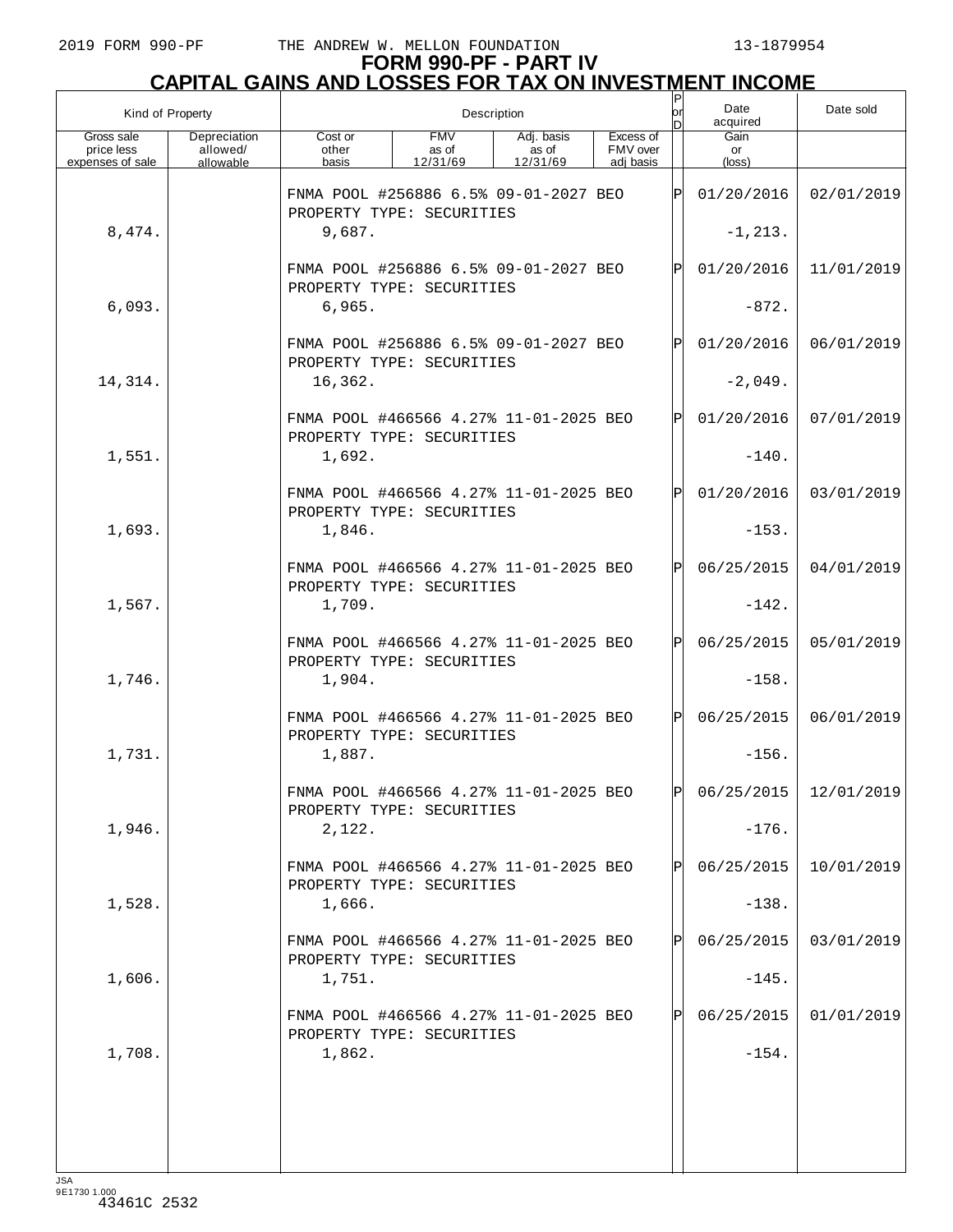# FORM 990-PF - PART IV
## CAPITAL GAINS AND LOSSES FOR TAX ON INVESTMENT INCOME

| Kind of Property | | Description | | | | P or D | Date acquired | Date sold |
|---|---|---|---|---|---|---|---|---|
| Gross sale price less expenses of sale | Depreciation allowed/ allowable | Cost or other basis | FMV as of 12/31/69 | Adj. basis as of 12/31/69 | Excess of FMV over adj basis | | Gain or (loss) | |
| | | FNMA POOL #256886 6.5% 09-01-2027 BEO PROPERTY TYPE: SECURITIES | | | | P | 01/20/2016 | 02/01/2019 |
| 8,474. | | 9,687. | | | | | -1,213. | |
| | | FNMA POOL #256886 6.5% 09-01-2027 BEO PROPERTY TYPE: SECURITIES | | | | P | 01/20/2016 | 11/01/2019 |
| 6,093. | | 6,965. | | | | | -872. | |
| | | FNMA POOL #256886 6.5% 09-01-2027 BEO PROPERTY TYPE: SECURITIES | | | | P | 01/20/2016 | 06/01/2019 |
| 14,314. | | 16,362. | | | | | -2,049. | |
| | | FNMA POOL #466566 4.27% 11-01-2025 BEO PROPERTY TYPE: SECURITIES | | | | P | 01/20/2016 | 07/01/2019 |
| 1,551. | | 1,692. | | | | | -140. | |
| | | FNMA POOL #466566 4.27% 11-01-2025 BEO PROPERTY TYPE: SECURITIES | | | | P | 01/20/2016 | 03/01/2019 |
| 1,693. | | 1,846. | | | | | -153. | |
| | | FNMA POOL #466566 4.27% 11-01-2025 BEO PROPERTY TYPE: SECURITIES | | | | P | 06/25/2015 | 04/01/2019 |
| 1,567. | | 1,709. | | | | | -142. | |
| | | FNMA POOL #466566 4.27% 11-01-2025 BEO PROPERTY TYPE: SECURITIES | | | | P | 06/25/2015 | 05/01/2019 |
| 1,746. | | 1,904. | | | | | -158. | |
| | | FNMA POOL #466566 4.27% 11-01-2025 BEO PROPERTY TYPE: SECURITIES | | | | P | 06/25/2015 | 06/01/2019 |
| 1,731. | | 1,887. | | | | | -156. | |
| | | FNMA POOL #466566 4.27% 11-01-2025 BEO PROPERTY TYPE: SECURITIES | | | | P | 06/25/2015 | 12/01/2019 |
| 1,946. | | 2,122. | | | | | -176. | |
| | | FNMA POOL #466566 4.27% 11-01-2025 BEO PROPERTY TYPE: SECURITIES | | | | P | 06/25/2015 | 10/01/2019 |
| 1,528. | | 1,666. | | | | | -138. | |
| | | FNMA POOL #466566 4.27% 11-01-2025 BEO PROPERTY TYPE: SECURITIES | | | | P | 06/25/2015 | 03/01/2019 |
| 1,606. | | 1,751. | | | | | -145. | |
| | | FNMA POOL #466566 4.27% 11-01-2025 BEO PROPERTY TYPE: SECURITIES | | | | P | 06/25/2015 | 01/01/2019 |
| 1,708. | | 1,862. | | | | | -154. | |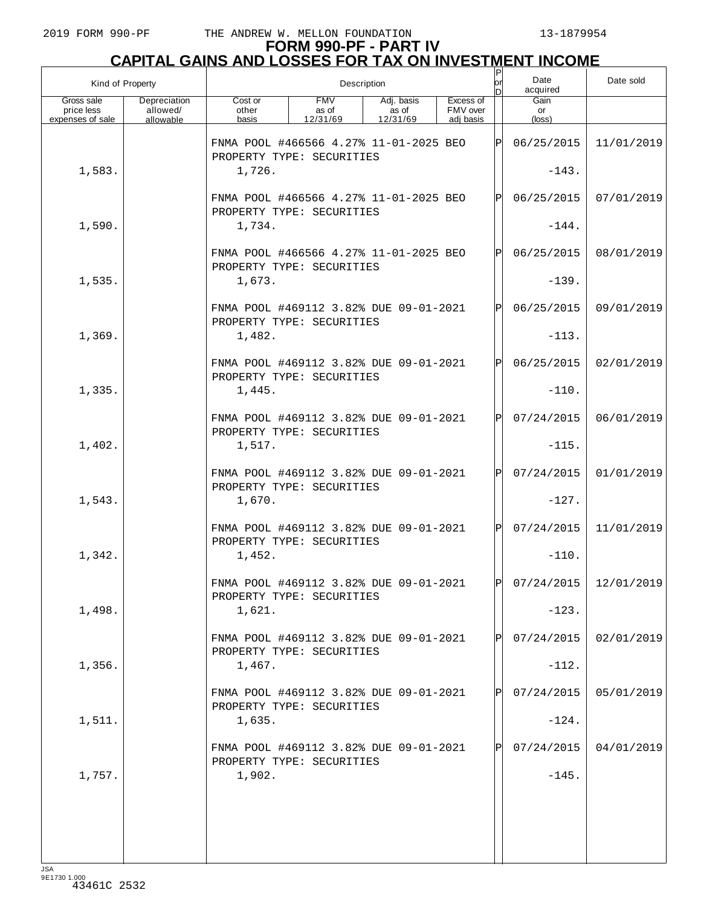# FORM 990-PF - PART IV

## CAPITAL GAINS AND LOSSES FOR TAX ON INVESTMENT INCOME

| Kind of Property | | Description | | | | P or D | Date acquired | Date sold |
|---|---|---|---|---|---|---|---|---|
| Gross sale price less expenses of sale | Depreciation allowed/ allowable | Cost or other basis | FMV as of 12/31/69 | Adj. basis as of 12/31/69 | Excess of FMV over adj basis | | Gain or (loss) | |
| | | FNMA POOL #466566 4.27% 11-01-2025 BEO PROPERTY TYPE: SECURITIES | | | | P | 06/25/2015 | 11/01/2019 |
| 1,583. | | 1,726. | | | | | -143. | |
| | | FNMA POOL #466566 4.27% 11-01-2025 BEO PROPERTY TYPE: SECURITIES | | | | P | 06/25/2015 | 07/01/2019 |
| 1,590. | | 1,734. | | | | | -144. | |
| | | FNMA POOL #466566 4.27% 11-01-2025 BEO PROPERTY TYPE: SECURITIES | | | | P | 06/25/2015 | 08/01/2019 |
| 1,535. | | 1,673. | | | | | -139. | |
| | | FNMA POOL #469112 3.82% DUE 09-01-2021 PROPERTY TYPE: SECURITIES | | | | P | 06/25/2015 | 09/01/2019 |
| 1,369. | | 1,482. | | | | | -113. | |
| | | FNMA POOL #469112 3.82% DUE 09-01-2021 PROPERTY TYPE: SECURITIES | | | | P | 06/25/2015 | 02/01/2019 |
| 1,335. | | 1,445. | | | | | -110. | |
| | | FNMA POOL #469112 3.82% DUE 09-01-2021 PROPERTY TYPE: SECURITIES | | | | P | 07/24/2015 | 06/01/2019 |
| 1,402. | | 1,517. | | | | | -115. | |
| | | FNMA POOL #469112 3.82% DUE 09-01-2021 PROPERTY TYPE: SECURITIES | | | | P | 07/24/2015 | 01/01/2019 |
| 1,543. | | 1,670. | | | | | -127. | |
| | | FNMA POOL #469112 3.82% DUE 09-01-2021 PROPERTY TYPE: SECURITIES | | | | P | 07/24/2015 | 11/01/2019 |
| 1,342. | | 1,452. | | | | | -110. | |
| | | FNMA POOL #469112 3.82% DUE 09-01-2021 PROPERTY TYPE: SECURITIES | | | | P | 07/24/2015 | 12/01/2019 |
| 1,498. | | 1,621. | | | | | -123. | |
| | | FNMA POOL #469112 3.82% DUE 09-01-2021 PROPERTY TYPE: SECURITIES | | | | P | 07/24/2015 | 02/01/2019 |
| 1,356. | | 1,467. | | | | | -112. | |
| | | FNMA POOL #469112 3.82% DUE 09-01-2021 PROPERTY TYPE: SECURITIES | | | | P | 07/24/2015 | 05/01/2019 |
| 1,511. | | 1,635. | | | | | -124. | |
| | | FNMA POOL #469112 3.82% DUE 09-01-2021 PROPERTY TYPE: SECURITIES | | | | P | 07/24/2015 | 04/01/2019 |
| 1,757. | | 1,902. | | | | | -145. | |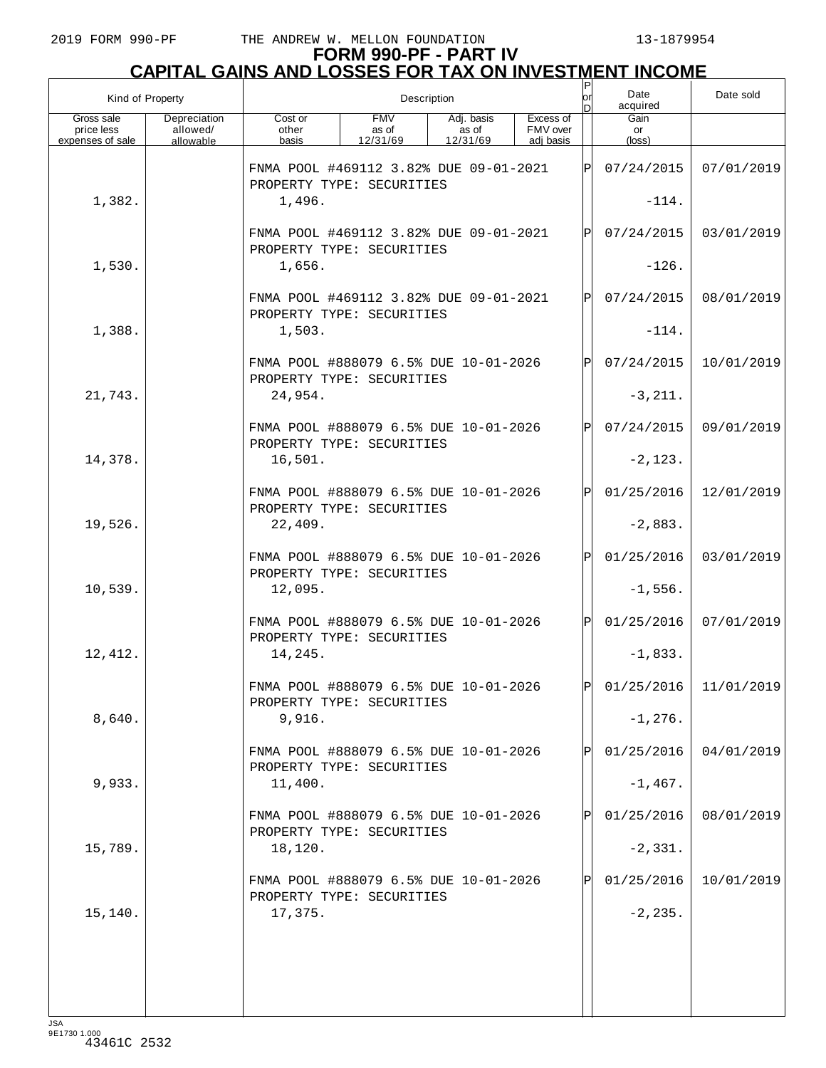# FORM 990-PF - PART IV
## CAPITAL GAINS AND LOSSES FOR TAX ON INVESTMENT INCOME

| Kind of Property | | Description | | | | P or D | Date acquired | Date sold |
|---|---|---|---|---|---|---|---|---|
| Gross sale price less expenses of sale | Depreciation allowed/ allowable | Cost or other basis | FMV as of 12/31/69 | Adj. basis as of 12/31/69 | Excess of FMV over adj basis | | Gain or (loss) | |
| | | FNMA POOL #469112 3.82% DUE 09-01-2021 PROPERTY TYPE: SECURITIES | | | | P | 07/24/2015 | 07/01/2019 |
| 1,382. | | 1,496. | | | | | -114. | |
| | | FNMA POOL #469112 3.82% DUE 09-01-2021 PROPERTY TYPE: SECURITIES | | | | P | 07/24/2015 | 03/01/2019 |
| 1,530. | | 1,656. | | | | | -126. | |
| | | FNMA POOL #469112 3.82% DUE 09-01-2021 PROPERTY TYPE: SECURITIES | | | | P | 07/24/2015 | 08/01/2019 |
| 1,388. | | 1,503. | | | | | -114. | |
| | | FNMA POOL #888079 6.5% DUE 10-01-2026 PROPERTY TYPE: SECURITIES | | | | P | 07/24/2015 | 10/01/2019 |
| 21,743. | | 24,954. | | | | | -3,211. | |
| | | FNMA POOL #888079 6.5% DUE 10-01-2026 PROPERTY TYPE: SECURITIES | | | | P | 07/24/2015 | 09/01/2019 |
| 14,378. | | 16,501. | | | | | -2,123. | |
| | | FNMA POOL #888079 6.5% DUE 10-01-2026 PROPERTY TYPE: SECURITIES | | | | P | 01/25/2016 | 12/01/2019 |
| 19,526. | | 22,409. | | | | | -2,883. | |
| | | FNMA POOL #888079 6.5% DUE 10-01-2026 PROPERTY TYPE: SECURITIES | | | | P | 01/25/2016 | 03/01/2019 |
| 10,539. | | 12,095. | | | | | -1,556. | |
| | | FNMA POOL #888079 6.5% DUE 10-01-2026 PROPERTY TYPE: SECURITIES | | | | P | 01/25/2016 | 07/01/2019 |
| 12,412. | | 14,245. | | | | | -1,833. | |
| | | FNMA POOL #888079 6.5% DUE 10-01-2026 PROPERTY TYPE: SECURITIES | | | | P | 01/25/2016 | 11/01/2019 |
| 8,640. | | 9,916. | | | | | -1,276. | |
| | | FNMA POOL #888079 6.5% DUE 10-01-2026 PROPERTY TYPE: SECURITIES | | | | P | 01/25/2016 | 04/01/2019 |
| 9,933. | | 11,400. | | | | | -1,467. | |
| | | FNMA POOL #888079 6.5% DUE 10-01-2026 PROPERTY TYPE: SECURITIES | | | | P | 01/25/2016 | 08/01/2019 |
| 15,789. | | 18,120. | | | | | -2,331. | |
| | | FNMA POOL #888079 6.5% DUE 10-01-2026 PROPERTY TYPE: SECURITIES | | | | P | 01/25/2016 | 10/01/2019 |
| 15,140. | | 17,375. | | | | | -2,235. | |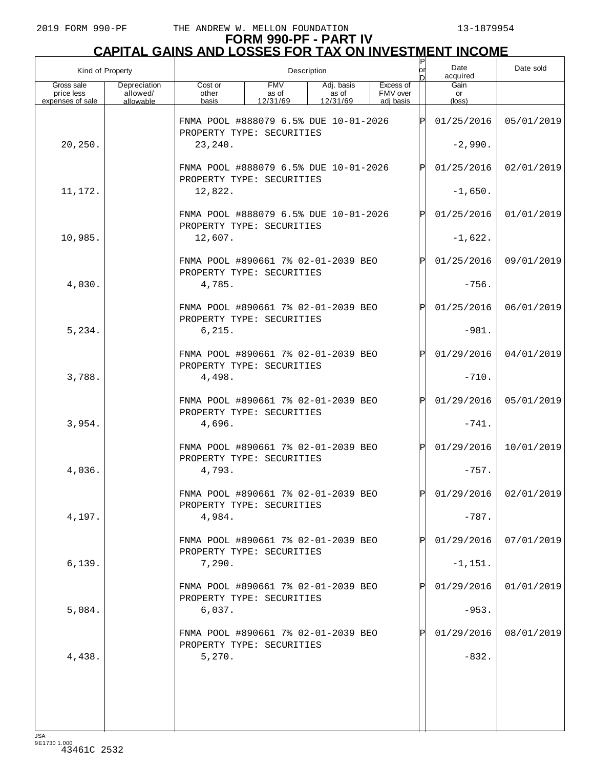# FORM 990-PF - PART IV
## CAPITAL GAINS AND LOSSES FOR TAX ON INVESTMENT INCOME

| Kind of Property | | Description | | | | P or D | Date acquired | Date sold |
|---|---|---|---|---|---|---|---|---|
| Gross sale price less expenses of sale | Depreciation allowed/ allowable | Cost or other basis | FMV as of 12/31/69 | Adj. basis as of 12/31/69 | Excess of FMV over adj basis | | Gain or (loss) | |
| | | FNMA POOL #888079 6.5% DUE 10-01-2026 PROPERTY TYPE: SECURITIES | | | | P | 01/25/2016 | 05/01/2019 |
| 20,250. | | 23,240. | | | | | -2,990. | |
| | | FNMA POOL #888079 6.5% DUE 10-01-2026 PROPERTY TYPE: SECURITIES | | | | P | 01/25/2016 | 02/01/2019 |
| 11,172. | | 12,822. | | | | | -1,650. | |
| | | FNMA POOL #888079 6.5% DUE 10-01-2026 PROPERTY TYPE: SECURITIES | | | | P | 01/25/2016 | 01/01/2019 |
| 10,985. | | 12,607. | | | | | -1,622. | |
| | | FNMA POOL #890661 7% 02-01-2039 BEO PROPERTY TYPE: SECURITIES | | | | P | 01/25/2016 | 09/01/2019 |
| 4,030. | | 4,785. | | | | | -756. | |
| | | FNMA POOL #890661 7% 02-01-2039 BEO PROPERTY TYPE: SECURITIES | | | | P | 01/25/2016 | 06/01/2019 |
| 5,234. | | 6,215. | | | | | -981. | |
| | | FNMA POOL #890661 7% 02-01-2039 BEO PROPERTY TYPE: SECURITIES | | | | P | 01/29/2016 | 04/01/2019 |
| 3,788. | | 4,498. | | | | | -710. | |
| | | FNMA POOL #890661 7% 02-01-2039 BEO PROPERTY TYPE: SECURITIES | | | | P | 01/29/2016 | 05/01/2019 |
| 3,954. | | 4,696. | | | | | -741. | |
| | | FNMA POOL #890661 7% 02-01-2039 BEO PROPERTY TYPE: SECURITIES | | | | P | 01/29/2016 | 10/01/2019 |
| 4,036. | | 4,793. | | | | | -757. | |
| | | FNMA POOL #890661 7% 02-01-2039 BEO PROPERTY TYPE: SECURITIES | | | | P | 01/29/2016 | 02/01/2019 |
| 4,197. | | 4,984. | | | | | -787. | |
| | | FNMA POOL #890661 7% 02-01-2039 BEO PROPERTY TYPE: SECURITIES | | | | P | 01/29/2016 | 07/01/2019 |
| 6,139. | | 7,290. | | | | | -1,151. | |
| | | FNMA POOL #890661 7% 02-01-2039 BEO PROPERTY TYPE: SECURITIES | | | | P | 01/29/2016 | 01/01/2019 |
| 5,084. | | 6,037. | | | | | -953. | |
| | | FNMA POOL #890661 7% 02-01-2039 BEO PROPERTY TYPE: SECURITIES | | | | P | 01/29/2016 | 08/01/2019 |
| 4,438. | | 5,270. | | | | | -832. | |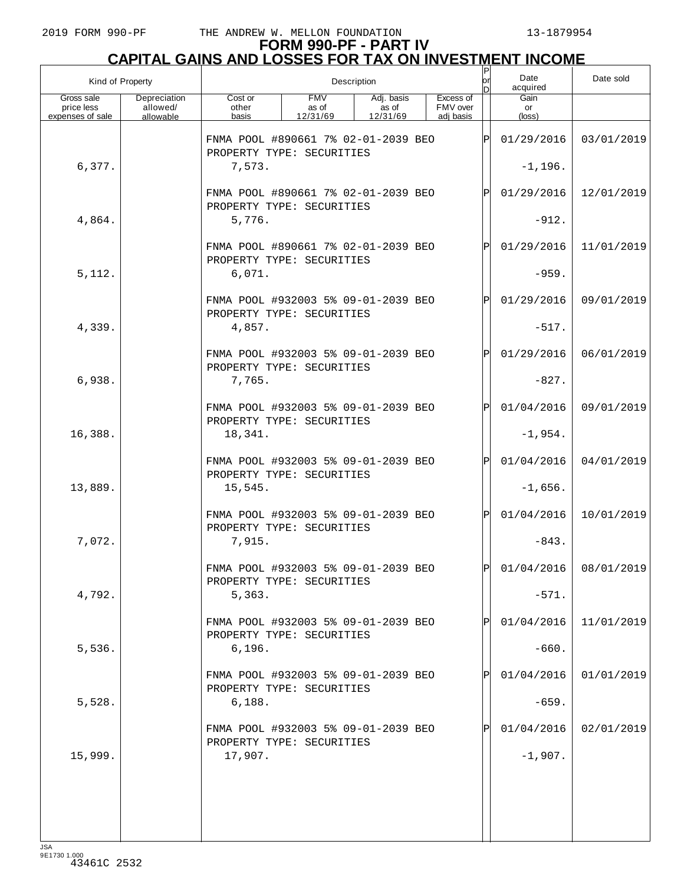# FORM 990-PF - PART IV
## CAPITAL GAINS AND LOSSES FOR TAX ON INVESTMENT INCOME

| Kind of Property | | Description | | | | P or D | Date acquired | Date sold |
|---|---|---|---|---|---|---|---|---|
| Gross sale price less expenses of sale | Depreciation allowed/ allowable | Cost or other basis | FMV as of 12/31/69 | Adj. basis as of 12/31/69 | Excess of FMV over adj basis | | Gain or (loss) | |
| | | FNMA POOL #890661 7% 02-01-2039 BEO PROPERTY TYPE: SECURITIES | | | | P | 01/29/2016 | 03/01/2019 |
| 6,377. | | 7,573. | | | | | -1,196. | |
| | | FNMA POOL #890661 7% 02-01-2039 BEO PROPERTY TYPE: SECURITIES | | | | P | 01/29/2016 | 12/01/2019 |
| 4,864. | | 5,776. | | | | | -912. | |
| | | FNMA POOL #890661 7% 02-01-2039 BEO PROPERTY TYPE: SECURITIES | | | | P | 01/29/2016 | 11/01/2019 |
| 5,112. | | 6,071. | | | | | -959. | |
| | | FNMA POOL #932003 5% 09-01-2039 BEO PROPERTY TYPE: SECURITIES | | | | P | 01/29/2016 | 09/01/2019 |
| 4,339. | | 4,857. | | | | | -517. | |
| | | FNMA POOL #932003 5% 09-01-2039 BEO PROPERTY TYPE: SECURITIES | | | | P | 01/29/2016 | 06/01/2019 |
| 6,938. | | 7,765. | | | | | -827. | |
| | | FNMA POOL #932003 5% 09-01-2039 BEO PROPERTY TYPE: SECURITIES | | | | P | 01/04/2016 | 09/01/2019 |
| 16,388. | | 18,341. | | | | | -1,954. | |
| | | FNMA POOL #932003 5% 09-01-2039 BEO PROPERTY TYPE: SECURITIES | | | | P | 01/04/2016 | 04/01/2019 |
| 13,889. | | 15,545. | | | | | -1,656. | |
| | | FNMA POOL #932003 5% 09-01-2039 BEO PROPERTY TYPE: SECURITIES | | | | P | 01/04/2016 | 10/01/2019 |
| 7,072. | | 7,915. | | | | | -843. | |
| | | FNMA POOL #932003 5% 09-01-2039 BEO PROPERTY TYPE: SECURITIES | | | | P | 01/04/2016 | 08/01/2019 |
| 4,792. | | 5,363. | | | | | -571. | |
| | | FNMA POOL #932003 5% 09-01-2039 BEO PROPERTY TYPE: SECURITIES | | | | P | 01/04/2016 | 11/01/2019 |
| 5,536. | | 6,196. | | | | | -660. | |
| | | FNMA POOL #932003 5% 09-01-2039 BEO PROPERTY TYPE: SECURITIES | | | | P | 01/04/2016 | 01/01/2019 |
| 5,528. | | 6,188. | | | | | -659. | |
| | | FNMA POOL #932003 5% 09-01-2039 BEO PROPERTY TYPE: SECURITIES | | | | P | 01/04/2016 | 02/01/2019 |
| 15,999. | | 17,907. | | | | | -1,907. | |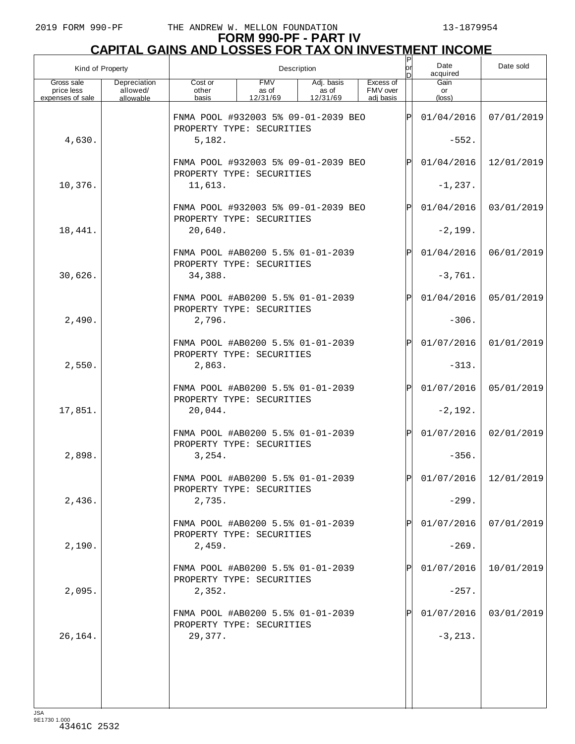# FORM 990-PF - PART IV
## CAPITAL GAINS AND LOSSES FOR TAX ON INVESTMENT INCOME

| Kind of Property | | Description | | | | P or D | Date acquired | Date sold |
|---|---|---|---|---|---|---|---|---|
| Gross sale price less expenses of sale | Depreciation allowed/ allowable | Cost or other basis | FMV as of 12/31/69 | Adj. basis as of 12/31/69 | Excess of FMV over adj basis | | Gain or (loss) | |
| | | FNMA POOL #932003 5% 09-01-2039 BEO<br>PROPERTY TYPE: SECURITIES | | | | P | 01/04/2016 | 07/01/2019 |
| 4,630. | | 5,182. | | | | | -552. | |
| | | FNMA POOL #932003 5% 09-01-2039 BEO<br>PROPERTY TYPE: SECURITIES | | | | P | 01/04/2016 | 12/01/2019 |
| 10,376. | | 11,613. | | | | | -1,237. | |
| | | FNMA POOL #932003 5% 09-01-2039 BEO<br>PROPERTY TYPE: SECURITIES | | | | P | 01/04/2016 | 03/01/2019 |
| 18,441. | | 20,640. | | | | | -2,199. | |
| | | FNMA POOL #AB0200 5.5% 01-01-2039<br>PROPERTY TYPE: SECURITIES | | | | P | 01/04/2016 | 06/01/2019 |
| 30,626. | | 34,388. | | | | | -3,761. | |
| | | FNMA POOL #AB0200 5.5% 01-01-2039<br>PROPERTY TYPE: SECURITIES | | | | P | 01/04/2016 | 05/01/2019 |
| 2,490. | | 2,796. | | | | | -306. | |
| | | FNMA POOL #AB0200 5.5% 01-01-2039<br>PROPERTY TYPE: SECURITIES | | | | P | 01/07/2016 | 01/01/2019 |
| 2,550. | | 2,863. | | | | | -313. | |
| | | FNMA POOL #AB0200 5.5% 01-01-2039<br>PROPERTY TYPE: SECURITIES | | | | P | 01/07/2016 | 05/01/2019 |
| 17,851. | | 20,044. | | | | | -2,192. | |
| | | FNMA POOL #AB0200 5.5% 01-01-2039<br>PROPERTY TYPE: SECURITIES | | | | P | 01/07/2016 | 02/01/2019 |
| 2,898. | | 3,254. | | | | | -356. | |
| | | FNMA POOL #AB0200 5.5% 01-01-2039<br>PROPERTY TYPE: SECURITIES | | | | P | 01/07/2016 | 12/01/2019 |
| 2,436. | | 2,735. | | | | | -299. | |
| | | FNMA POOL #AB0200 5.5% 01-01-2039<br>PROPERTY TYPE: SECURITIES | | | | P | 01/07/2016 | 07/01/2019 |
| 2,190. | | 2,459. | | | | | -269. | |
| | | FNMA POOL #AB0200 5.5% 01-01-2039<br>PROPERTY TYPE: SECURITIES | | | | P | 01/07/2016 | 10/01/2019 |
| 2,095. | | 2,352. | | | | | -257. | |
| | | FNMA POOL #AB0200 5.5% 01-01-2039<br>PROPERTY TYPE: SECURITIES | | | | P | 01/07/2016 | 03/01/2019 |
| 26,164. | | 29,377. | | | | | -3,213. | |

JSA
9E1730 1.000
43461C 2532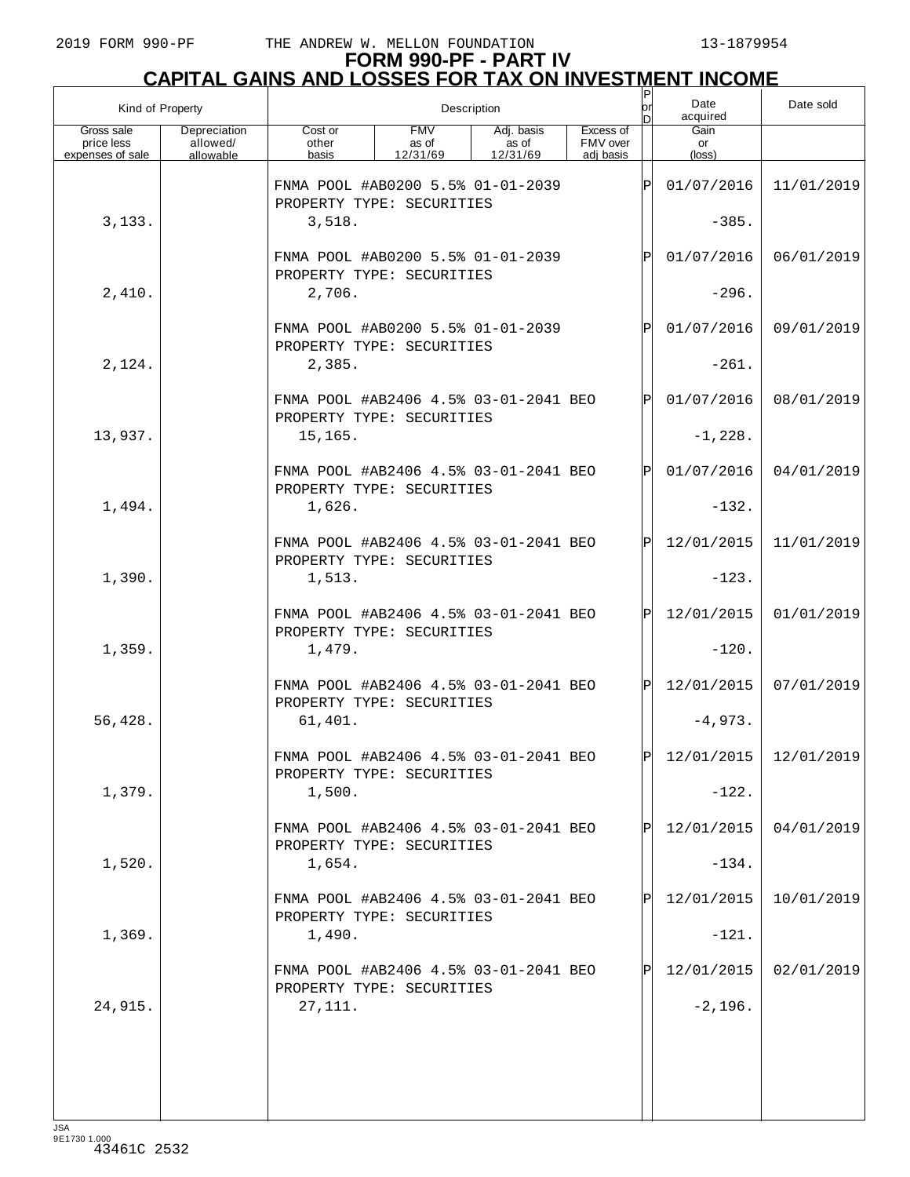# FORM 990-PF - PART IV
## CAPITAL GAINS AND LOSSES FOR TAX ON INVESTMENT INCOME

| Kind of Property | | Description | | | | P or D | Date acquired | Date sold |
|---|---|---|---|---|---|---|---|---|
| Gross sale price less expenses of sale | Depreciation allowed/ allowable | Cost or other basis | FMV as of 12/31/69 | Adj. basis as of 12/31/69 | Excess of FMV over adj basis | | Gain or (loss) | |
| | | FNMA POOL #AB0200 5.5% 01-01-2039 PROPERTY TYPE: SECURITIES | | | | P | 01/07/2016 | 11/01/2019 |
| 3,133. | | 3,518. | | | | | -385. | |
| | | FNMA POOL #AB0200 5.5% 01-01-2039 PROPERTY TYPE: SECURITIES | | | | P | 01/07/2016 | 06/01/2019 |
| 2,410. | | 2,706. | | | | | -296. | |
| | | FNMA POOL #AB0200 5.5% 01-01-2039 PROPERTY TYPE: SECURITIES | | | | P | 01/07/2016 | 09/01/2019 |
| 2,124. | | 2,385. | | | | | -261. | |
| | | FNMA POOL #AB2406 4.5% 03-01-2041 BEO PROPERTY TYPE: SECURITIES | | | | P | 01/07/2016 | 08/01/2019 |
| 13,937. | | 15,165. | | | | | -1,228. | |
| | | FNMA POOL #AB2406 4.5% 03-01-2041 BEO PROPERTY TYPE: SECURITIES | | | | P | 01/07/2016 | 04/01/2019 |
| 1,494. | | 1,626. | | | | | -132. | |
| | | FNMA POOL #AB2406 4.5% 03-01-2041 BEO PROPERTY TYPE: SECURITIES | | | | P | 12/01/2015 | 11/01/2019 |
| 1,390. | | 1,513. | | | | | -123. | |
| | | FNMA POOL #AB2406 4.5% 03-01-2041 BEO PROPERTY TYPE: SECURITIES | | | | P | 12/01/2015 | 01/01/2019 |
| 1,359. | | 1,479. | | | | | -120. | |
| | | FNMA POOL #AB2406 4.5% 03-01-2041 BEO PROPERTY TYPE: SECURITIES | | | | P | 12/01/2015 | 07/01/2019 |
| 56,428. | | 61,401. | | | | | -4,973. | |
| | | FNMA POOL #AB2406 4.5% 03-01-2041 BEO PROPERTY TYPE: SECURITIES | | | | P | 12/01/2015 | 12/01/2019 |
| 1,379. | | 1,500. | | | | | -122. | |
| | | FNMA POOL #AB2406 4.5% 03-01-2041 BEO PROPERTY TYPE: SECURITIES | | | | P | 12/01/2015 | 04/01/2019 |
| 1,520. | | 1,654. | | | | | -134. | |
| | | FNMA POOL #AB2406 4.5% 03-01-2041 BEO PROPERTY TYPE: SECURITIES | | | | P | 12/01/2015 | 10/01/2019 |
| 1,369. | | 1,490. | | | | | -121. | |
| | | FNMA POOL #AB2406 4.5% 03-01-2041 BEO PROPERTY TYPE: SECURITIES | | | | P | 12/01/2015 | 02/01/2019 |
| 24,915. | | 27,111. | | | | | -2,196. | |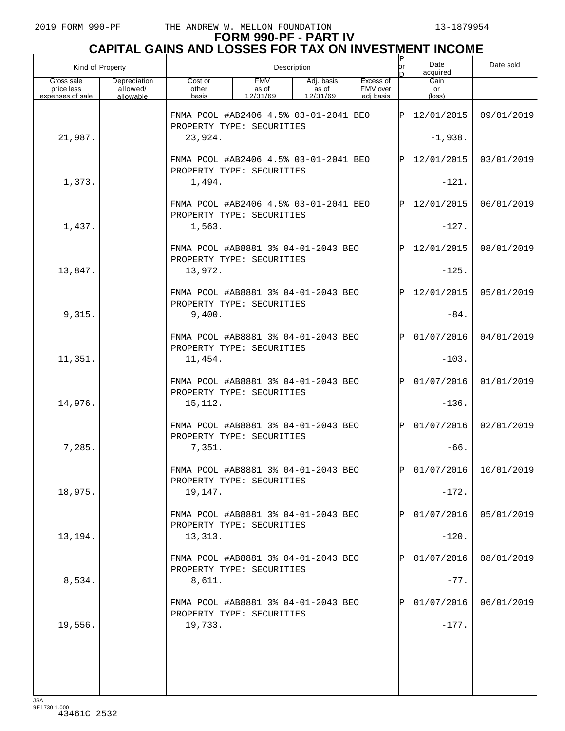# FORM 990-PF - PART IV
## CAPITAL GAINS AND LOSSES FOR TAX ON INVESTMENT INCOME

| Kind of Property | | Description | | | | P or D | Date acquired | Date sold |
|---|---|---|---|---|---|---|---|---|
| Gross sale price less expenses of sale | Depreciation allowed/ allowable | Cost or other basis | FMV as of 12/31/69 | Adj. basis as of 12/31/69 | Excess of FMV over adj basis | | Gain or (loss) | |
| | | FNMA POOL #AB2406 4.5% 03-01-2041 BEO PROPERTY TYPE: SECURITIES | | | | P | 12/01/2015 | 09/01/2019 |
| 21,987. | | 23,924. | | | | | -1,938. | |
| | | FNMA POOL #AB2406 4.5% 03-01-2041 BEO PROPERTY TYPE: SECURITIES | | | | P | 12/01/2015 | 03/01/2019 |
| 1,373. | | 1,494. | | | | | -121. | |
| | | FNMA POOL #AB2406 4.5% 03-01-2041 BEO PROPERTY TYPE: SECURITIES | | | | P | 12/01/2015 | 06/01/2019 |
| 1,437. | | 1,563. | | | | | -127. | |
| | | FNMA POOL #AB8881 3% 04-01-2043 BEO PROPERTY TYPE: SECURITIES | | | | P | 12/01/2015 | 08/01/2019 |
| 13,847. | | 13,972. | | | | | -125. | |
| | | FNMA POOL #AB8881 3% 04-01-2043 BEO PROPERTY TYPE: SECURITIES | | | | P | 12/01/2015 | 05/01/2019 |
| 9,315. | | 9,400. | | | | | -84. | |
| | | FNMA POOL #AB8881 3% 04-01-2043 BEO PROPERTY TYPE: SECURITIES | | | | P | 01/07/2016 | 04/01/2019 |
| 11,351. | | 11,454. | | | | | -103. | |
| | | FNMA POOL #AB8881 3% 04-01-2043 BEO PROPERTY TYPE: SECURITIES | | | | P | 01/07/2016 | 01/01/2019 |
| 14,976. | | 15,112. | | | | | -136. | |
| | | FNMA POOL #AB8881 3% 04-01-2043 BEO PROPERTY TYPE: SECURITIES | | | | P | 01/07/2016 | 02/01/2019 |
| 7,285. | | 7,351. | | | | | -66. | |
| | | FNMA POOL #AB8881 3% 04-01-2043 BEO PROPERTY TYPE: SECURITIES | | | | P | 01/07/2016 | 10/01/2019 |
| 18,975. | | 19,147. | | | | | -172. | |
| | | FNMA POOL #AB8881 3% 04-01-2043 BEO PROPERTY TYPE: SECURITIES | | | | P | 01/07/2016 | 05/01/2019 |
| 13,194. | | 13,313. | | | | | -120. | |
| | | FNMA POOL #AB8881 3% 04-01-2043 BEO PROPERTY TYPE: SECURITIES | | | | P | 01/07/2016 | 08/01/2019 |
| 8,534. | | 8,611. | | | | | -77. | |
| | | FNMA POOL #AB8881 3% 04-01-2043 BEO PROPERTY TYPE: SECURITIES | | | | P | 01/07/2016 | 06/01/2019 |
| 19,556. | | 19,733. | | | | | -177. | |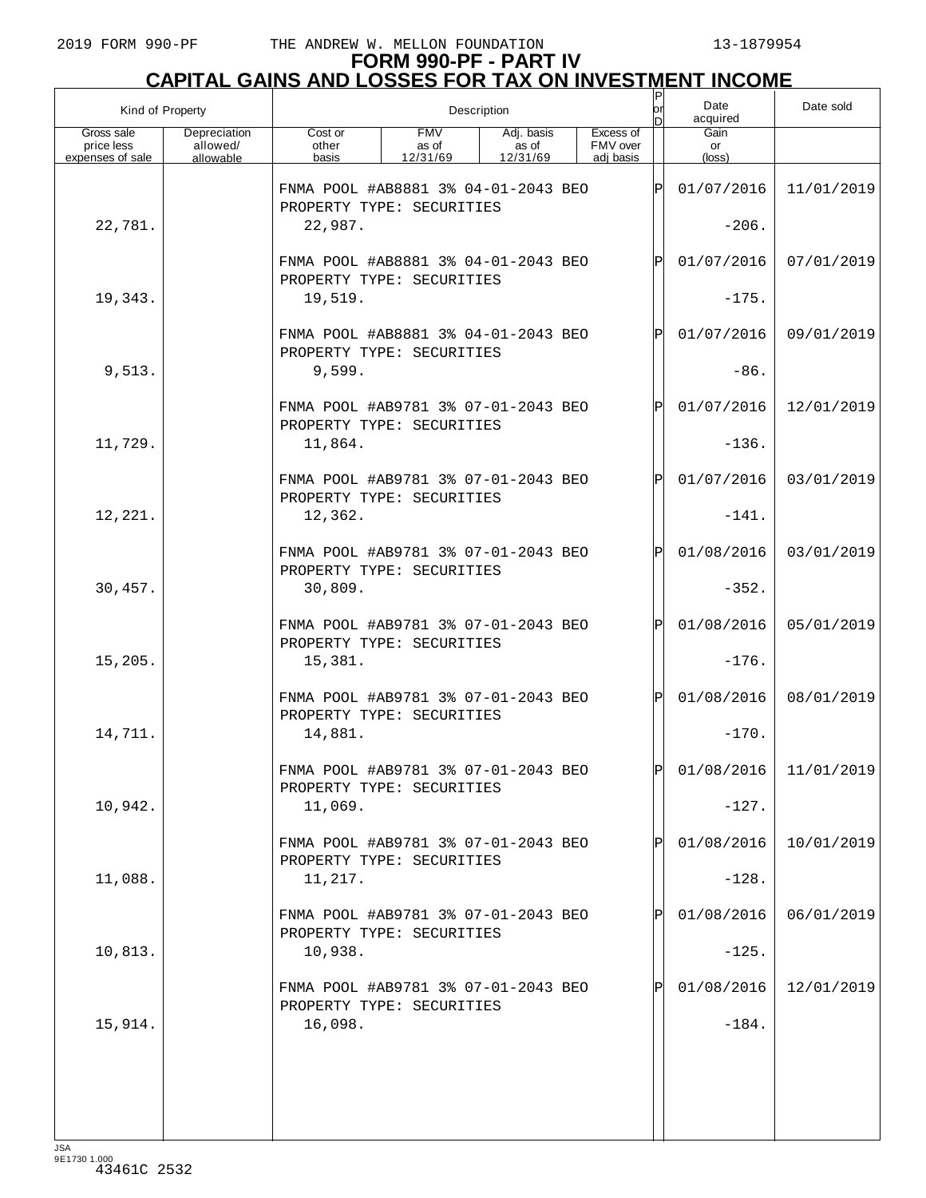# FORM 990-PF - PART IV
## CAPITAL GAINS AND LOSSES FOR TAX ON INVESTMENT INCOME

| Kind of Property | | Description | | | | P or D | Date acquired | Date sold |
|---|---|---|---|---|---|---|---|---|
| Gross sale price less expenses of sale | Depreciation allowed/ allowable | Cost or other basis | FMV as of 12/31/69 | Adj. basis as of 12/31/69 | Excess of FMV over adj basis | | Gain or (loss) | |
| | | FNMA POOL #AB8881 3% 04-01-2043 BEO PROPERTY TYPE: SECURITIES | | | | P | 01/07/2016 | 11/01/2019 |
| 22,781. | | 22,987. | | | | | -206. | |
| | | FNMA POOL #AB8881 3% 04-01-2043 BEO PROPERTY TYPE: SECURITIES | | | | P | 01/07/2016 | 07/01/2019 |
| 19,343. | | 19,519. | | | | | -175. | |
| | | FNMA POOL #AB8881 3% 04-01-2043 BEO PROPERTY TYPE: SECURITIES | | | | P | 01/07/2016 | 09/01/2019 |
| 9,513. | | 9,599. | | | | | -86. | |
| | | FNMA POOL #AB9781 3% 07-01-2043 BEO PROPERTY TYPE: SECURITIES | | | | P | 01/07/2016 | 12/01/2019 |
| 11,729. | | 11,864. | | | | | -136. | |
| | | FNMA POOL #AB9781 3% 07-01-2043 BEO PROPERTY TYPE: SECURITIES | | | | P | 01/07/2016 | 03/01/2019 |
| 12,221. | | 12,362. | | | | | -141. | |
| | | FNMA POOL #AB9781 3% 07-01-2043 BEO PROPERTY TYPE: SECURITIES | | | | P | 01/08/2016 | 03/01/2019 |
| 30,457. | | 30,809. | | | | | -352. | |
| | | FNMA POOL #AB9781 3% 07-01-2043 BEO PROPERTY TYPE: SECURITIES | | | | P | 01/08/2016 | 05/01/2019 |
| 15,205. | | 15,381. | | | | | -176. | |
| | | FNMA POOL #AB9781 3% 07-01-2043 BEO PROPERTY TYPE: SECURITIES | | | | P | 01/08/2016 | 08/01/2019 |
| 14,711. | | 14,881. | | | | | -170. | |
| | | FNMA POOL #AB9781 3% 07-01-2043 BEO PROPERTY TYPE: SECURITIES | | | | P | 01/08/2016 | 11/01/2019 |
| 10,942. | | 11,069. | | | | | -127. | |
| | | FNMA POOL #AB9781 3% 07-01-2043 BEO PROPERTY TYPE: SECURITIES | | | | P | 01/08/2016 | 10/01/2019 |
| 11,088. | | 11,217. | | | | | -128. | |
| | | FNMA POOL #AB9781 3% 07-01-2043 BEO PROPERTY TYPE: SECURITIES | | | | P | 01/08/2016 | 06/01/2019 |
| 10,813. | | 10,938. | | | | | -125. | |
| | | FNMA POOL #AB9781 3% 07-01-2043 BEO PROPERTY TYPE: SECURITIES | | | | P | 01/08/2016 | 12/01/2019 |
| 15,914. | | 16,098. | | | | | -184. | |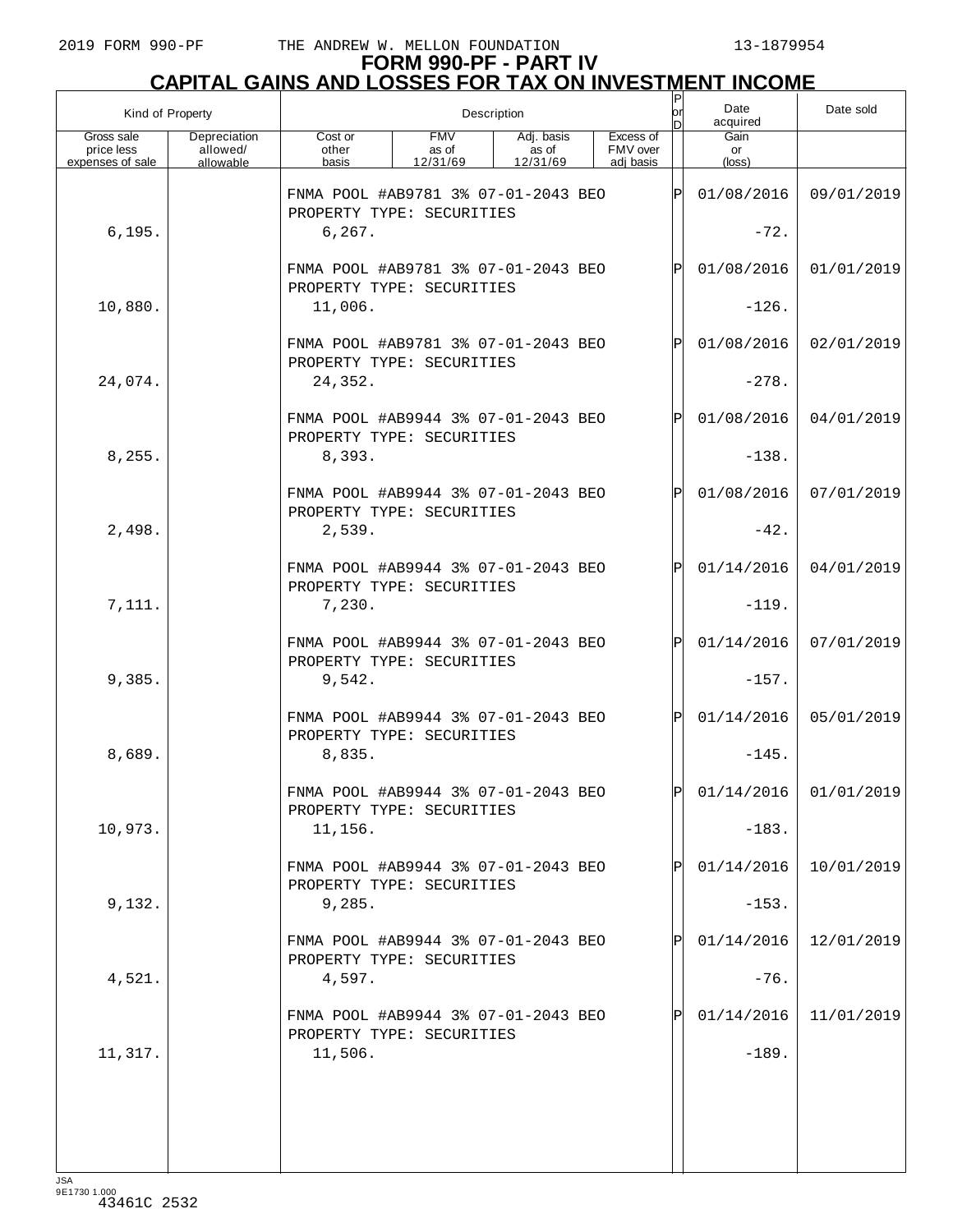# FORM 990-PF - PART IV
## CAPITAL GAINS AND LOSSES FOR TAX ON INVESTMENT INCOME

| Kind of Property | | Description | | | | P or D | Date acquired | Date sold |
|---|---|---|---|---|---|---|---|---|
| Gross sale price less expenses of sale | Depreciation allowed/ allowable | Cost or other basis | FMV as of 12/31/69 | Adj. basis as of 12/31/69 | Excess of FMV over adj basis | | Gain or (loss) | |
| | | FNMA POOL #AB9781 3% 07-01-2043 BEO PROPERTY TYPE: SECURITIES | | | | P | 01/08/2016 | 09/01/2019 |
| 6,195. | | 6,267. | | | | | -72. | |
| | | FNMA POOL #AB9781 3% 07-01-2043 BEO PROPERTY TYPE: SECURITIES | | | | P | 01/08/2016 | 01/01/2019 |
| 10,880. | | 11,006. | | | | | -126. | |
| | | FNMA POOL #AB9781 3% 07-01-2043 BEO PROPERTY TYPE: SECURITIES | | | | P | 01/08/2016 | 02/01/2019 |
| 24,074. | | 24,352. | | | | | -278. | |
| | | FNMA POOL #AB9944 3% 07-01-2043 BEO PROPERTY TYPE: SECURITIES | | | | P | 01/08/2016 | 04/01/2019 |
| 8,255. | | 8,393. | | | | | -138. | |
| | | FNMA POOL #AB9944 3% 07-01-2043 BEO PROPERTY TYPE: SECURITIES | | | | P | 01/08/2016 | 07/01/2019 |
| 2,498. | | 2,539. | | | | | -42. | |
| | | FNMA POOL #AB9944 3% 07-01-2043 BEO PROPERTY TYPE: SECURITIES | | | | P | 01/14/2016 | 04/01/2019 |
| 7,111. | | 7,230. | | | | | -119. | |
| | | FNMA POOL #AB9944 3% 07-01-2043 BEO PROPERTY TYPE: SECURITIES | | | | P | 01/14/2016 | 07/01/2019 |
| 9,385. | | 9,542. | | | | | -157. | |
| | | FNMA POOL #AB9944 3% 07-01-2043 BEO PROPERTY TYPE: SECURITIES | | | | P | 01/14/2016 | 05/01/2019 |
| 8,689. | | 8,835. | | | | | -145. | |
| | | FNMA POOL #AB9944 3% 07-01-2043 BEO PROPERTY TYPE: SECURITIES | | | | P | 01/14/2016 | 01/01/2019 |
| 10,973. | | 11,156. | | | | | -183. | |
| | | FNMA POOL #AB9944 3% 07-01-2043 BEO PROPERTY TYPE: SECURITIES | | | | P | 01/14/2016 | 10/01/2019 |
| 9,132. | | 9,285. | | | | | -153. | |
| | | FNMA POOL #AB9944 3% 07-01-2043 BEO PROPERTY TYPE: SECURITIES | | | | P | 01/14/2016 | 12/01/2019 |
| 4,521. | | 4,597. | | | | | -76. | |
| | | FNMA POOL #AB9944 3% 07-01-2043 BEO PROPERTY TYPE: SECURITIES | | | | P | 01/14/2016 | 11/01/2019 |
| 11,317. | | 11,506. | | | | | -189. | |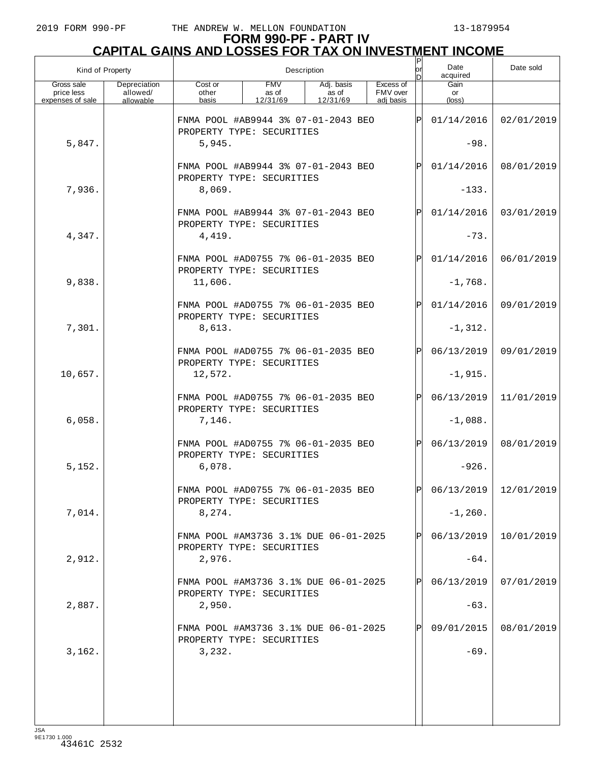**FORM 990-PF - PART IV**
**CAPITAL GAINS AND LOSSES FOR TAX ON INVESTMENT INCOME**

| Kind of Property | | Description | | | | P or D | Date acquired | Date sold |
|---|---|---|---|---|---|---|---|---|
| Gross sale price less expenses of sale | Depreciation allowed/ allowable | Cost or other basis | FMV as of 12/31/69 | Adj. basis as of 12/31/69 | Excess of FMV over adj basis | | Gain or (loss) | |
| | | FNMA POOL #AB9944 3% 07-01-2043 BEO PROPERTY TYPE: SECURITIES | | | | P | 01/14/2016 | 02/01/2019 |
| 5,847. | | 5,945. | | | | | -98. | |
| | | FNMA POOL #AB9944 3% 07-01-2043 BEO PROPERTY TYPE: SECURITIES | | | | P | 01/14/2016 | 08/01/2019 |
| 7,936. | | 8,069. | | | | | -133. | |
| | | FNMA POOL #AB9944 3% 07-01-2043 BEO PROPERTY TYPE: SECURITIES | | | | P | 01/14/2016 | 03/01/2019 |
| 4,347. | | 4,419. | | | | | -73. | |
| | | FNMA POOL #AD0755 7% 06-01-2035 BEO PROPERTY TYPE: SECURITIES | | | | P | 01/14/2016 | 06/01/2019 |
| 9,838. | | 11,606. | | | | | -1,768. | |
| | | FNMA POOL #AD0755 7% 06-01-2035 BEO PROPERTY TYPE: SECURITIES | | | | P | 01/14/2016 | 09/01/2019 |
| 7,301. | | 8,613. | | | | | -1,312. | |
| | | FNMA POOL #AD0755 7% 06-01-2035 BEO PROPERTY TYPE: SECURITIES | | | | P | 06/13/2019 | 09/01/2019 |
| 10,657. | | 12,572. | | | | | -1,915. | |
| | | FNMA POOL #AD0755 7% 06-01-2035 BEO PROPERTY TYPE: SECURITIES | | | | P | 06/13/2019 | 11/01/2019 |
| 6,058. | | 7,146. | | | | | -1,088. | |
| | | FNMA POOL #AD0755 7% 06-01-2035 BEO PROPERTY TYPE: SECURITIES | | | | P | 06/13/2019 | 08/01/2019 |
| 5,152. | | 6,078. | | | | | -926. | |
| | | FNMA POOL #AD0755 7% 06-01-2035 BEO PROPERTY TYPE: SECURITIES | | | | P | 06/13/2019 | 12/01/2019 |
| 7,014. | | 8,274. | | | | | -1,260. | |
| | | FNMA POOL #AM3736 3.1% DUE 06-01-2025 PROPERTY TYPE: SECURITIES | | | | P | 06/13/2019 | 10/01/2019 |
| 2,912. | | 2,976. | | | | | -64. | |
| | | FNMA POOL #AM3736 3.1% DUE 06-01-2025 PROPERTY TYPE: SECURITIES | | | | P | 06/13/2019 | 07/01/2019 |
| 2,887. | | 2,950. | | | | | -63. | |
| | | FNMA POOL #AM3736 3.1% DUE 06-01-2025 PROPERTY TYPE: SECURITIES | | | | P | 09/01/2015 | 08/01/2019 |
| 3,162. | | 3,232. | | | | | -69. | |

JSA
9E1730 1.000
43461C 2532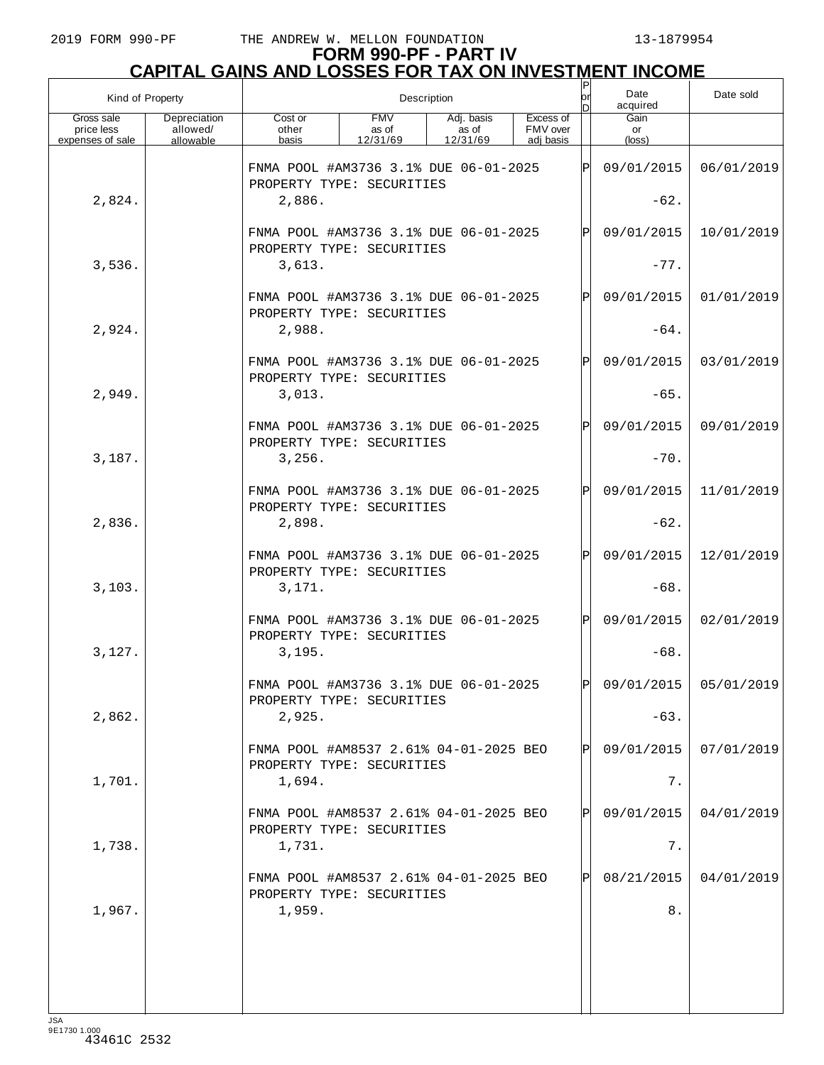# FORM 990-PF - PART IV
## CAPITAL GAINS AND LOSSES FOR TAX ON INVESTMENT INCOME

| Kind of Property | | Description | | | | P or D | Date acquired | Date sold |
|---|---|---|---|---|---|---|---|---|
| Gross sale price less expenses of sale | Depreciation allowed/ allowable | Cost or other basis | FMV as of 12/31/69 | Adj. basis as of 12/31/69 | Excess of FMV over adj basis | | Gain or (loss) | |
| | | FNMA POOL #AM3736 3.1% DUE 06-01-2025 PROPERTY TYPE: SECURITIES | | | | P | 09/01/2015 | 06/01/2019 |
| 2,824. | | 2,886. | | | | | -62. | |
| | | FNMA POOL #AM3736 3.1% DUE 06-01-2025 PROPERTY TYPE: SECURITIES | | | | P | 09/01/2015 | 10/01/2019 |
| 3,536. | | 3,613. | | | | | -77. | |
| | | FNMA POOL #AM3736 3.1% DUE 06-01-2025 PROPERTY TYPE: SECURITIES | | | | P | 09/01/2015 | 01/01/2019 |
| 2,924. | | 2,988. | | | | | -64. | |
| | | FNMA POOL #AM3736 3.1% DUE 06-01-2025 PROPERTY TYPE: SECURITIES | | | | P | 09/01/2015 | 03/01/2019 |
| 2,949. | | 3,013. | | | | | -65. | |
| | | FNMA POOL #AM3736 3.1% DUE 06-01-2025 PROPERTY TYPE: SECURITIES | | | | P | 09/01/2015 | 09/01/2019 |
| 3,187. | | 3,256. | | | | | -70. | |
| | | FNMA POOL #AM3736 3.1% DUE 06-01-2025 PROPERTY TYPE: SECURITIES | | | | P | 09/01/2015 | 11/01/2019 |
| 2,836. | | 2,898. | | | | | -62. | |
| | | FNMA POOL #AM3736 3.1% DUE 06-01-2025 PROPERTY TYPE: SECURITIES | | | | P | 09/01/2015 | 12/01/2019 |
| 3,103. | | 3,171. | | | | | -68. | |
| | | FNMA POOL #AM3736 3.1% DUE 06-01-2025 PROPERTY TYPE: SECURITIES | | | | P | 09/01/2015 | 02/01/2019 |
| 3,127. | | 3,195. | | | | | -68. | |
| | | FNMA POOL #AM3736 3.1% DUE 06-01-2025 PROPERTY TYPE: SECURITIES | | | | P | 09/01/2015 | 05/01/2019 |
| 2,862. | | 2,925. | | | | | -63. | |
| | | FNMA POOL #AM8537 2.61% 04-01-2025 BEO PROPERTY TYPE: SECURITIES | | | | P | 09/01/2015 | 07/01/2019 |
| 1,701. | | 1,694. | | | | | 7. | |
| | | FNMA POOL #AM8537 2.61% 04-01-2025 BEO PROPERTY TYPE: SECURITIES | | | | P | 09/01/2015 | 04/01/2019 |
| 1,738. | | 1,731. | | | | | 7. | |
| | | FNMA POOL #AM8537 2.61% 04-01-2025 BEO PROPERTY TYPE: SECURITIES | | | | P | 08/21/2015 | 04/01/2019 |
| 1,967. | | 1,959. | | | | | 8. | |

JSA
9E1730 1.000
43461C 2532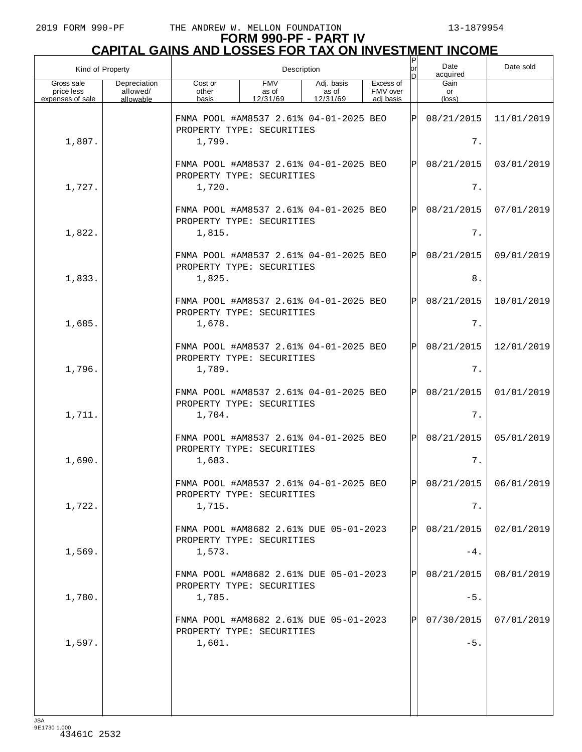# FORM 990-PF - PART IV

## CAPITAL GAINS AND LOSSES FOR TAX ON INVESTMENT INCOME

| Kind of Property | | Description | | | | P or D | Date acquired | Date sold |
|---|---|---|---|---|---|---|---|---|
| Gross sale price less expenses of sale | Depreciation allowed/ allowable | Cost or other basis | FMV as of 12/31/69 | Adj. basis as of 12/31/69 | Excess of FMV over adj basis | | Gain or (loss) | |
| | | FNMA POOL #AM8537 2.61% 04-01-2025 BEO PROPERTY TYPE: SECURITIES | | | | P | 08/21/2015 | 11/01/2019 |
| 1,807. | | 1,799. | | | | | 7. | |
| | | FNMA POOL #AM8537 2.61% 04-01-2025 BEO PROPERTY TYPE: SECURITIES | | | | P | 08/21/2015 | 03/01/2019 |
| 1,727. | | 1,720. | | | | | 7. | |
| | | FNMA POOL #AM8537 2.61% 04-01-2025 BEO PROPERTY TYPE: SECURITIES | | | | P | 08/21/2015 | 07/01/2019 |
| 1,822. | | 1,815. | | | | | 7. | |
| | | FNMA POOL #AM8537 2.61% 04-01-2025 BEO PROPERTY TYPE: SECURITIES | | | | P | 08/21/2015 | 09/01/2019 |
| 1,833. | | 1,825. | | | | | 8. | |
| | | FNMA POOL #AM8537 2.61% 04-01-2025 BEO PROPERTY TYPE: SECURITIES | | | | P | 08/21/2015 | 10/01/2019 |
| 1,685. | | 1,678. | | | | | 7. | |
| | | FNMA POOL #AM8537 2.61% 04-01-2025 BEO PROPERTY TYPE: SECURITIES | | | | P | 08/21/2015 | 12/01/2019 |
| 1,796. | | 1,789. | | | | | 7. | |
| | | FNMA POOL #AM8537 2.61% 04-01-2025 BEO PROPERTY TYPE: SECURITIES | | | | P | 08/21/2015 | 01/01/2019 |
| 1,711. | | 1,704. | | | | | 7. | |
| | | FNMA POOL #AM8537 2.61% 04-01-2025 BEO PROPERTY TYPE: SECURITIES | | | | P | 08/21/2015 | 05/01/2019 |
| 1,690. | | 1,683. | | | | | 7. | |
| | | FNMA POOL #AM8537 2.61% 04-01-2025 BEO PROPERTY TYPE: SECURITIES | | | | P | 08/21/2015 | 06/01/2019 |
| 1,722. | | 1,715. | | | | | 7. | |
| | | FNMA POOL #AM8682 2.61% DUE 05-01-2023 PROPERTY TYPE: SECURITIES | | | | P | 08/21/2015 | 02/01/2019 |
| 1,569. | | 1,573. | | | | | -4. | |
| | | FNMA POOL #AM8682 2.61% DUE 05-01-2023 PROPERTY TYPE: SECURITIES | | | | P | 08/21/2015 | 08/01/2019 |
| 1,780. | | 1,785. | | | | | -5. | |
| | | FNMA POOL #AM8682 2.61% DUE 05-01-2023 PROPERTY TYPE: SECURITIES | | | | P | 07/30/2015 | 07/01/2019 |
| 1,597. | | 1,601. | | | | | -5. | |

JSA
9E1730 1.000
43461C 2532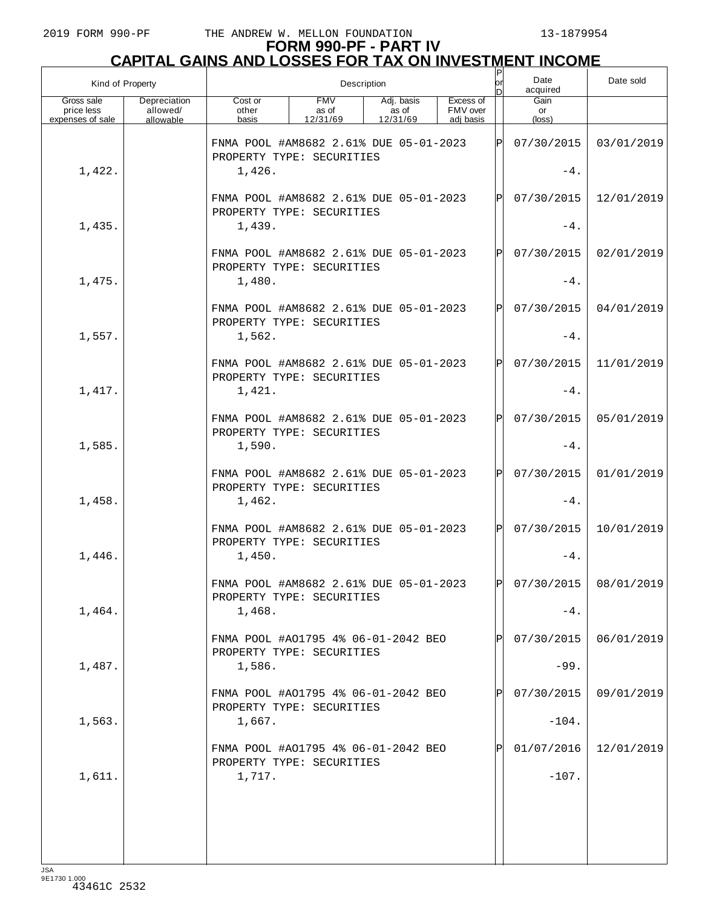2019 FORM 990-PF THE ANDREW W. MELLON FOUNDATION 13-1879954

# FORM 990-PF - PART IV
## CAPITAL GAINS AND LOSSES FOR TAX ON INVESTMENT INCOME

| Kind of Property | | Description | | | | P or D | Date acquired | Date sold |
|---|---|---|---|---|---|---|---|---|
| Gross sale price less expenses of sale | Depreciation allowed/ allowable | Cost or other basis | FMV as of 12/31/69 | Adj. basis as of 12/31/69 | Excess of FMV over adj basis | | Gain or (loss) | |
| | | FNMA POOL #AM8682 2.61% DUE 05-01-2023 PROPERTY TYPE: SECURITIES | | | | P | 07/30/2015 | 03/01/2019 |
| 1,422. | | 1,426. | | | | | -4. | |
| | | FNMA POOL #AM8682 2.61% DUE 05-01-2023 PROPERTY TYPE: SECURITIES | | | | P | 07/30/2015 | 12/01/2019 |
| 1,435. | | 1,439. | | | | | -4. | |
| | | FNMA POOL #AM8682 2.61% DUE 05-01-2023 PROPERTY TYPE: SECURITIES | | | | P | 07/30/2015 | 02/01/2019 |
| 1,475. | | 1,480. | | | | | -4. | |
| | | FNMA POOL #AM8682 2.61% DUE 05-01-2023 PROPERTY TYPE: SECURITIES | | | | P | 07/30/2015 | 04/01/2019 |
| 1,557. | | 1,562. | | | | | -4. | |
| | | FNMA POOL #AM8682 2.61% DUE 05-01-2023 PROPERTY TYPE: SECURITIES | | | | P | 07/30/2015 | 11/01/2019 |
| 1,417. | | 1,421. | | | | | -4. | |
| | | FNMA POOL #AM8682 2.61% DUE 05-01-2023 PROPERTY TYPE: SECURITIES | | | | P | 07/30/2015 | 05/01/2019 |
| 1,585. | | 1,590. | | | | | -4. | |
| | | FNMA POOL #AM8682 2.61% DUE 05-01-2023 PROPERTY TYPE: SECURITIES | | | | P | 07/30/2015 | 01/01/2019 |
| 1,458. | | 1,462. | | | | | -4. | |
| | | FNMA POOL #AM8682 2.61% DUE 05-01-2023 PROPERTY TYPE: SECURITIES | | | | P | 07/30/2015 | 10/01/2019 |
| 1,446. | | 1,450. | | | | | -4. | |
| | | FNMA POOL #AM8682 2.61% DUE 05-01-2023 PROPERTY TYPE: SECURITIES | | | | P | 07/30/2015 | 08/01/2019 |
| 1,464. | | 1,468. | | | | | -4. | |
| | | FNMA POOL #AO1795 4% 06-01-2042 BEO PROPERTY TYPE: SECURITIES | | | | P | 07/30/2015 | 06/01/2019 |
| 1,487. | | 1,586. | | | | | -99. | |
| | | FNMA POOL #AO1795 4% 06-01-2042 BEO PROPERTY TYPE: SECURITIES | | | | P | 07/30/2015 | 09/01/2019 |
| 1,563. | | 1,667. | | | | | -104. | |
| | | FNMA POOL #AO1795 4% 06-01-2042 BEO PROPERTY TYPE: SECURITIES | | | | P | 01/07/2016 | 12/01/2019 |
| 1,611. | | 1,717. | | | | | -107. | |

JSA 9E1730 1.000
43461C 2532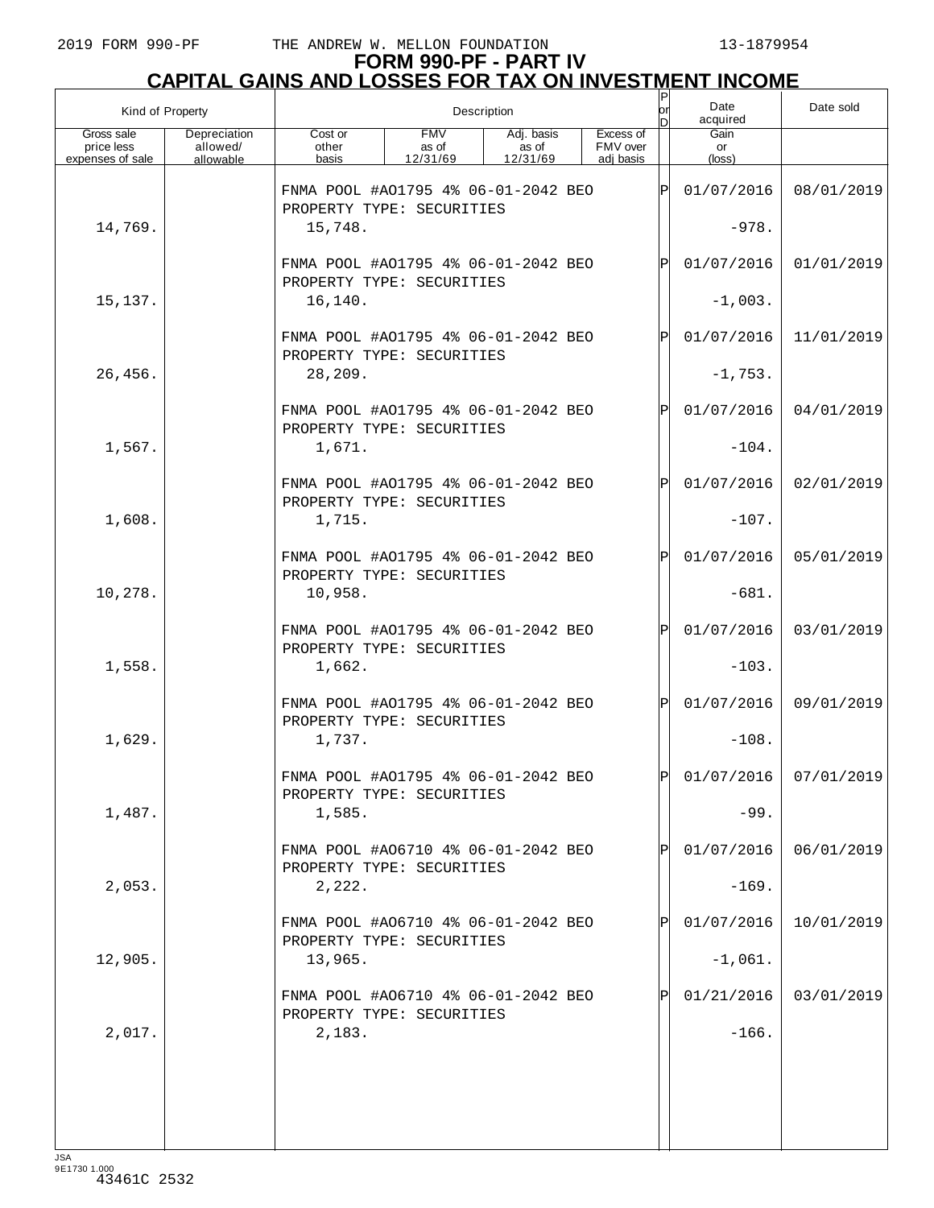2019 FORM 990-PF THE ANDREW W. MELLON FOUNDATION 13-1879954

# FORM 990-PF - PART IV
## CAPITAL GAINS AND LOSSES FOR TAX ON INVESTMENT INCOME

| Kind of Property | | Description | | | | P or D | Date acquired | Date sold |
|---|---|---|---|---|---|---|---|---|
| Gross sale price less expenses of sale | Depreciation allowed/ allowable | Cost or other basis | FMV as of 12/31/69 | Adj. basis as of 12/31/69 | Excess of FMV over adj basis | | Gain or (loss) | |
| | | FNMA POOL #AO1795 4% 06-01-2042 BEO PROPERTY TYPE: SECURITIES | | | | P | 01/07/2016 | 08/01/2019 |
| 14,769. | | 15,748. | | | | | -978. | |
| | | FNMA POOL #AO1795 4% 06-01-2042 BEO PROPERTY TYPE: SECURITIES | | | | P | 01/07/2016 | 01/01/2019 |
| 15,137. | | 16,140. | | | | | -1,003. | |
| | | FNMA POOL #AO1795 4% 06-01-2042 BEO PROPERTY TYPE: SECURITIES | | | | P | 01/07/2016 | 11/01/2019 |
| 26,456. | | 28,209. | | | | | -1,753. | |
| | | FNMA POOL #AO1795 4% 06-01-2042 BEO PROPERTY TYPE: SECURITIES | | | | P | 01/07/2016 | 04/01/2019 |
| 1,567. | | 1,671. | | | | | -104. | |
| | | FNMA POOL #AO1795 4% 06-01-2042 BEO PROPERTY TYPE: SECURITIES | | | | P | 01/07/2016 | 02/01/2019 |
| 1,608. | | 1,715. | | | | | -107. | |
| | | FNMA POOL #AO1795 4% 06-01-2042 BEO PROPERTY TYPE: SECURITIES | | | | P | 01/07/2016 | 05/01/2019 |
| 10,278. | | 10,958. | | | | | -681. | |
| | | FNMA POOL #AO1795 4% 06-01-2042 BEO PROPERTY TYPE: SECURITIES | | | | P | 01/07/2016 | 03/01/2019 |
| 1,558. | | 1,662. | | | | | -103. | |
| | | FNMA POOL #AO1795 4% 06-01-2042 BEO PROPERTY TYPE: SECURITIES | | | | P | 01/07/2016 | 09/01/2019 |
| 1,629. | | 1,737. | | | | | -108. | |
| | | FNMA POOL #AO1795 4% 06-01-2042 BEO PROPERTY TYPE: SECURITIES | | | | P | 01/07/2016 | 07/01/2019 |
| 1,487. | | 1,585. | | | | | -99. | |
| | | FNMA POOL #AO6710 4% 06-01-2042 BEO PROPERTY TYPE: SECURITIES | | | | P | 01/07/2016 | 06/01/2019 |
| 2,053. | | 2,222. | | | | | -169. | |
| | | FNMA POOL #AO6710 4% 06-01-2042 BEO PROPERTY TYPE: SECURITIES | | | | P | 01/07/2016 | 10/01/2019 |
| 12,905. | | 13,965. | | | | | -1,061. | |
| | | FNMA POOL #AO6710 4% 06-01-2042 BEO PROPERTY TYPE: SECURITIES | | | | P | 01/21/2016 | 03/01/2019 |
| 2,017. | | 2,183. | | | | | -166. | |

JSA
9E1730 1.000
43461C 2532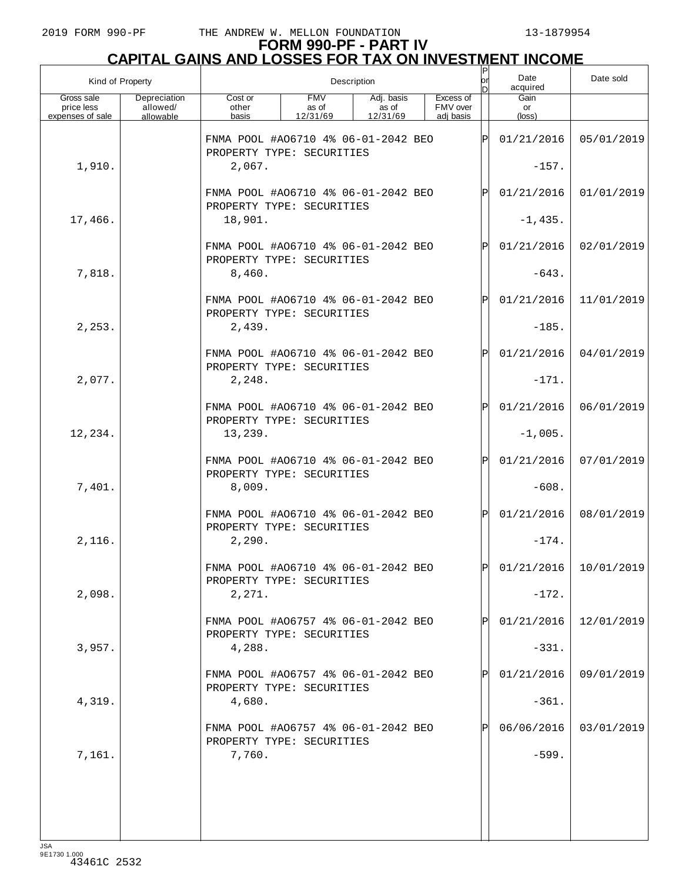# FORM 990-PF - PART IV

## CAPITAL GAINS AND LOSSES FOR TAX ON INVESTMENT INCOME

| Kind of Property | | Description | | | | P or D | Date acquired | Date sold |
|---|---|---|---|---|---|---|---|---|
| Gross sale price less expenses of sale | Depreciation allowed/ allowable | Cost or other basis | FMV as of 12/31/69 | Adj. basis as of 12/31/69 | Excess of FMV over adj basis | | Gain or (loss) | |
| | | FNMA POOL #AO6710 4% 06-01-2042 BEO PROPERTY TYPE: SECURITIES | | | | P | 01/21/2016 | 05/01/2019 |
| 1,910. | | 2,067. | | | | | -157. | |
| | | FNMA POOL #AO6710 4% 06-01-2042 BEO PROPERTY TYPE: SECURITIES | | | | P | 01/21/2016 | 01/01/2019 |
| 17,466. | | 18,901. | | | | | -1,435. | |
| | | FNMA POOL #AO6710 4% 06-01-2042 BEO PROPERTY TYPE: SECURITIES | | | | P | 01/21/2016 | 02/01/2019 |
| 7,818. | | 8,460. | | | | | -643. | |
| | | FNMA POOL #AO6710 4% 06-01-2042 BEO PROPERTY TYPE: SECURITIES | | | | P | 01/21/2016 | 11/01/2019 |
| 2,253. | | 2,439. | | | | | -185. | |
| | | FNMA POOL #AO6710 4% 06-01-2042 BEO PROPERTY TYPE: SECURITIES | | | | P | 01/21/2016 | 04/01/2019 |
| 2,077. | | 2,248. | | | | | -171. | |
| | | FNMA POOL #AO6710 4% 06-01-2042 BEO PROPERTY TYPE: SECURITIES | | | | P | 01/21/2016 | 06/01/2019 |
| 12,234. | | 13,239. | | | | | -1,005. | |
| | | FNMA POOL #AO6710 4% 06-01-2042 BEO PROPERTY TYPE: SECURITIES | | | | P | 01/21/2016 | 07/01/2019 |
| 7,401. | | 8,009. | | | | | -608. | |
| | | FNMA POOL #AO6710 4% 06-01-2042 BEO PROPERTY TYPE: SECURITIES | | | | P | 01/21/2016 | 08/01/2019 |
| 2,116. | | 2,290. | | | | | -174. | |
| | | FNMA POOL #AO6710 4% 06-01-2042 BEO PROPERTY TYPE: SECURITIES | | | | P | 01/21/2016 | 10/01/2019 |
| 2,098. | | 2,271. | | | | | -172. | |
| | | FNMA POOL #AO6757 4% 06-01-2042 BEO PROPERTY TYPE: SECURITIES | | | | P | 01/21/2016 | 12/01/2019 |
| 3,957. | | 4,288. | | | | | -331. | |
| | | FNMA POOL #AO6757 4% 06-01-2042 BEO PROPERTY TYPE: SECURITIES | | | | P | 01/21/2016 | 09/01/2019 |
| 4,319. | | 4,680. | | | | | -361. | |
| | | FNMA POOL #AO6757 4% 06-01-2042 BEO PROPERTY TYPE: SECURITIES | | | | P | 06/06/2016 | 03/01/2019 |
| 7,161. | | 7,760. | | | | | -599. | |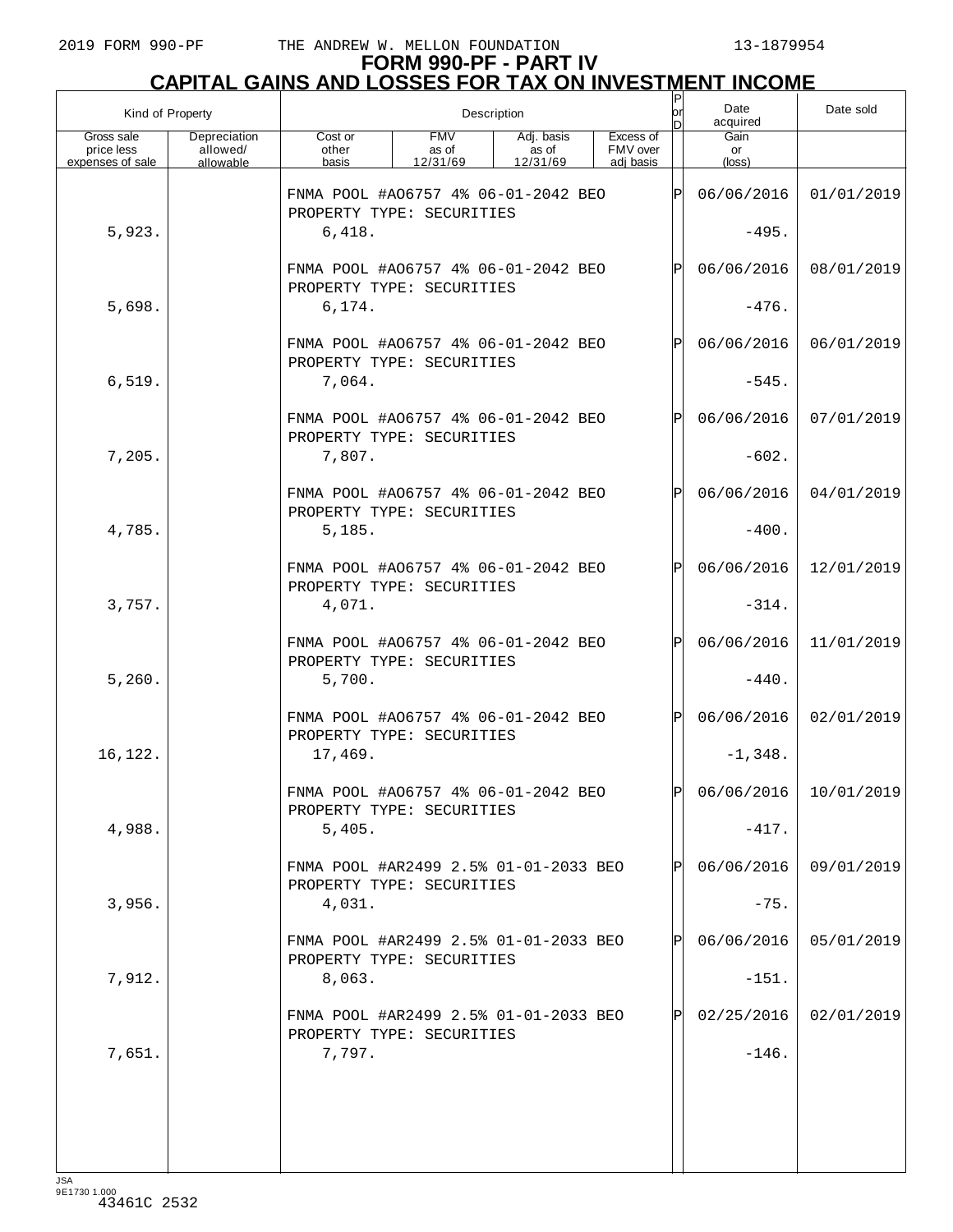# FORM 990-PF - PART IV
## CAPITAL GAINS AND LOSSES FOR TAX ON INVESTMENT INCOME

| Kind of Property | | Description | | | | P or D | Date acquired | Date sold |
|---|---|---|---|---|---|---|---|---|
| Gross sale price less expenses of sale | Depreciation allowed/ allowable | Cost or other basis | FMV as of 12/31/69 | Adj. basis as of 12/31/69 | Excess of FMV over adj basis | | Gain or (loss) | |
| | | FNMA POOL #AO6757 4% 06-01-2042 BEO PROPERTY TYPE: SECURITIES | | | | P | 06/06/2016 | 01/01/2019 |
| 5,923. | | 6,418. | | | | | -495. | |
| | | FNMA POOL #AO6757 4% 06-01-2042 BEO PROPERTY TYPE: SECURITIES | | | | P | 06/06/2016 | 08/01/2019 |
| 5,698. | | 6,174. | | | | | -476. | |
| | | FNMA POOL #AO6757 4% 06-01-2042 BEO PROPERTY TYPE: SECURITIES | | | | P | 06/06/2016 | 06/01/2019 |
| 6,519. | | 7,064. | | | | | -545. | |
| | | FNMA POOL #AO6757 4% 06-01-2042 BEO PROPERTY TYPE: SECURITIES | | | | P | 06/06/2016 | 07/01/2019 |
| 7,205. | | 7,807. | | | | | -602. | |
| | | FNMA POOL #AO6757 4% 06-01-2042 BEO PROPERTY TYPE: SECURITIES | | | | P | 06/06/2016 | 04/01/2019 |
| 4,785. | | 5,185. | | | | | -400. | |
| | | FNMA POOL #AO6757 4% 06-01-2042 BEO PROPERTY TYPE: SECURITIES | | | | P | 06/06/2016 | 12/01/2019 |
| 3,757. | | 4,071. | | | | | -314. | |
| | | FNMA POOL #AO6757 4% 06-01-2042 BEO PROPERTY TYPE: SECURITIES | | | | P | 06/06/2016 | 11/01/2019 |
| 5,260. | | 5,700. | | | | | -440. | |
| | | FNMA POOL #AO6757 4% 06-01-2042 BEO PROPERTY TYPE: SECURITIES | | | | P | 06/06/2016 | 02/01/2019 |
| 16,122. | | 17,469. | | | | | -1,348. | |
| | | FNMA POOL #AO6757 4% 06-01-2042 BEO PROPERTY TYPE: SECURITIES | | | | P | 06/06/2016 | 10/01/2019 |
| 4,988. | | 5,405. | | | | | -417. | |
| | | FNMA POOL #AR2499 2.5% 01-01-2033 BEO PROPERTY TYPE: SECURITIES | | | | P | 06/06/2016 | 09/01/2019 |
| 3,956. | | 4,031. | | | | | -75. | |
| | | FNMA POOL #AR2499 2.5% 01-01-2033 BEO PROPERTY TYPE: SECURITIES | | | | P | 06/06/2016 | 05/01/2019 |
| 7,912. | | 8,063. | | | | | -151. | |
| | | FNMA POOL #AR2499 2.5% 01-01-2033 BEO PROPERTY TYPE: SECURITIES | | | | P | 02/25/2016 | 02/01/2019 |
| 7,651. | | 7,797. | | | | | -146. | |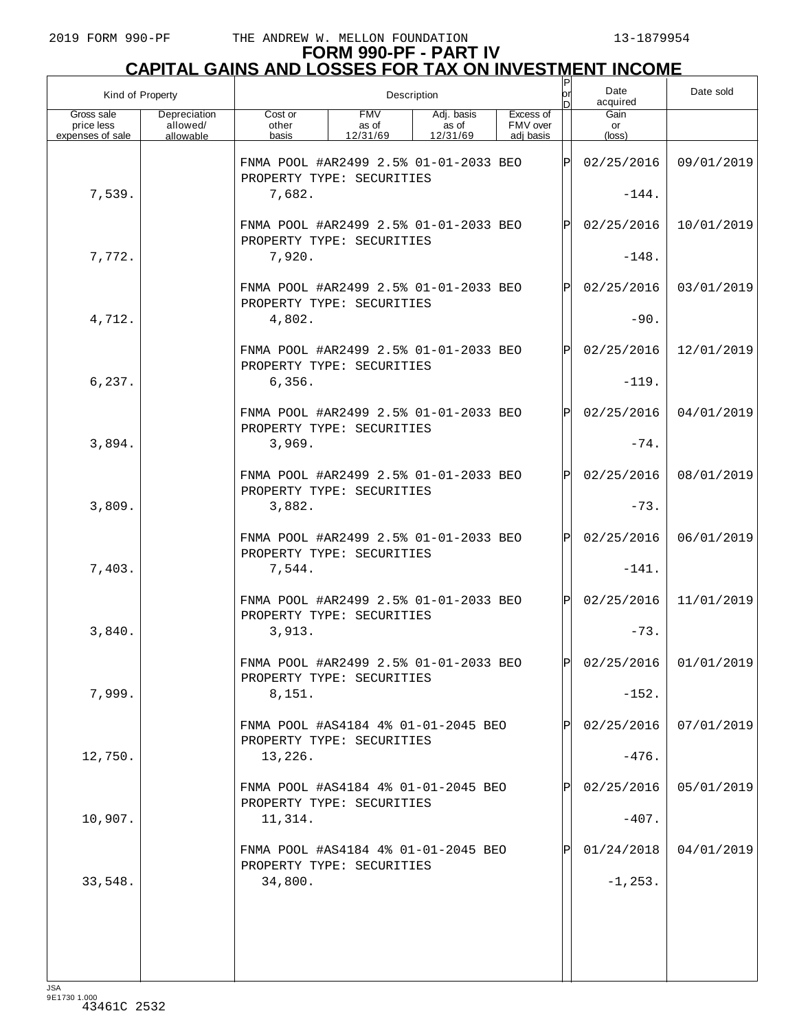# FORM 990-PF - PART IV
## CAPITAL GAINS AND LOSSES FOR TAX ON INVESTMENT INCOME

| Kind of Property | | Description | | | | P or D | Date acquired | Date sold |
|---|---|---|---|---|---|---|---|---|
| Gross sale price less expenses of sale | Depreciation allowed/ allowable | Cost or other basis | FMV as of 12/31/69 | Adj. basis as of 12/31/69 | Excess of FMV over adj basis | | Gain or (loss) | |
| | | FNMA POOL #AR2499 2.5% 01-01-2033 BEO PROPERTY TYPE: SECURITIES | | | | P | 02/25/2016 | 09/01/2019 |
| 7,539. | | 7,682. | | | | | -144. | |
| | | FNMA POOL #AR2499 2.5% 01-01-2033 BEO PROPERTY TYPE: SECURITIES | | | | P | 02/25/2016 | 10/01/2019 |
| 7,772. | | 7,920. | | | | | -148. | |
| | | FNMA POOL #AR2499 2.5% 01-01-2033 BEO PROPERTY TYPE: SECURITIES | | | | P | 02/25/2016 | 03/01/2019 |
| 4,712. | | 4,802. | | | | | -90. | |
| | | FNMA POOL #AR2499 2.5% 01-01-2033 BEO PROPERTY TYPE: SECURITIES | | | | P | 02/25/2016 | 12/01/2019 |
| 6,237. | | 6,356. | | | | | -119. | |
| | | FNMA POOL #AR2499 2.5% 01-01-2033 BEO PROPERTY TYPE: SECURITIES | | | | P | 02/25/2016 | 04/01/2019 |
| 3,894. | | 3,969. | | | | | -74. | |
| | | FNMA POOL #AR2499 2.5% 01-01-2033 BEO PROPERTY TYPE: SECURITIES | | | | P | 02/25/2016 | 08/01/2019 |
| 3,809. | | 3,882. | | | | | -73. | |
| | | FNMA POOL #AR2499 2.5% 01-01-2033 BEO PROPERTY TYPE: SECURITIES | | | | P | 02/25/2016 | 06/01/2019 |
| 7,403. | | 7,544. | | | | | -141. | |
| | | FNMA POOL #AR2499 2.5% 01-01-2033 BEO PROPERTY TYPE: SECURITIES | | | | P | 02/25/2016 | 11/01/2019 |
| 3,840. | | 3,913. | | | | | -73. | |
| | | FNMA POOL #AR2499 2.5% 01-01-2033 BEO PROPERTY TYPE: SECURITIES | | | | P | 02/25/2016 | 01/01/2019 |
| 7,999. | | 8,151. | | | | | -152. | |
| | | FNMA POOL #AS4184 4% 01-01-2045 BEO PROPERTY TYPE: SECURITIES | | | | P | 02/25/2016 | 07/01/2019 |
| 12,750. | | 13,226. | | | | | -476. | |
| | | FNMA POOL #AS4184 4% 01-01-2045 BEO PROPERTY TYPE: SECURITIES | | | | P | 02/25/2016 | 05/01/2019 |
| 10,907. | | 11,314. | | | | | -407. | |
| | | FNMA POOL #AS4184 4% 01-01-2045 BEO PROPERTY TYPE: SECURITIES | | | | P | 01/24/2018 | 04/01/2019 |
| 33,548. | | 34,800. | | | | | -1,253. | |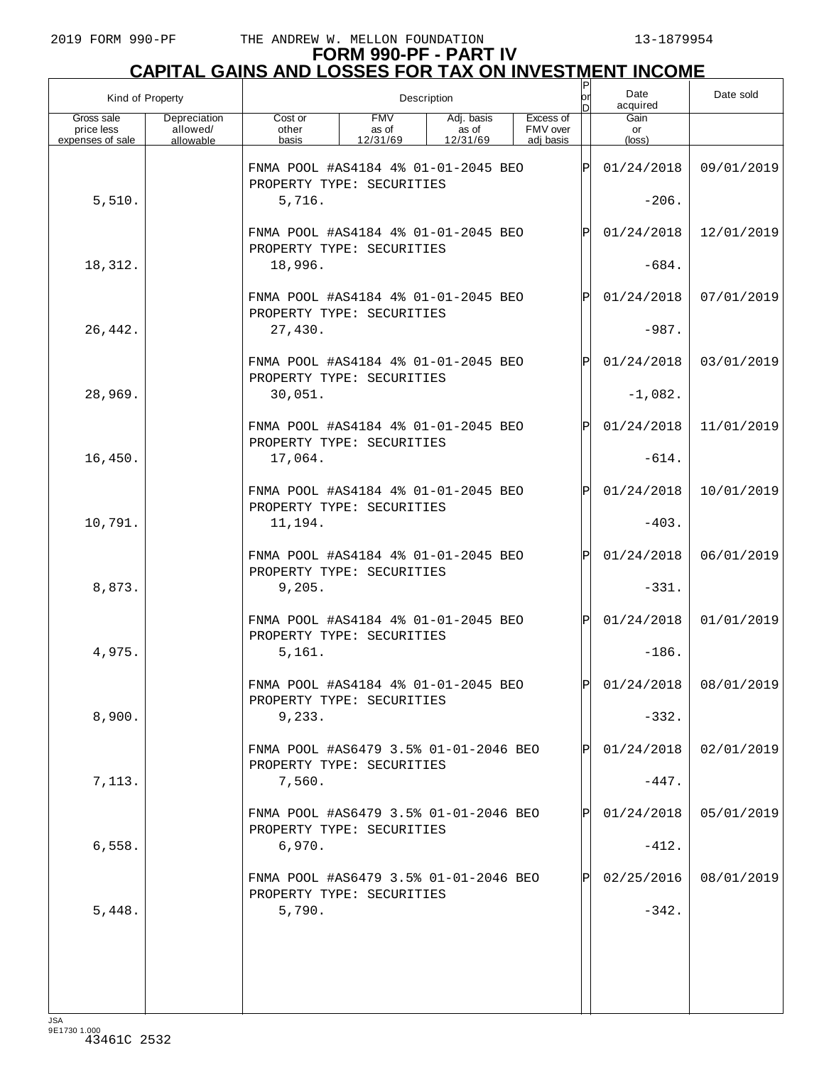# FORM 990-PF - PART IV
## CAPITAL GAINS AND LOSSES FOR TAX ON INVESTMENT INCOME

| Kind of Property | | Description | | | | P or D | Date acquired | Date sold |
|---|---|---|---|---|---|---|---|---|
| Gross sale price less expenses of sale | Depreciation allowed/ allowable | Cost or other basis | FMV as of 12/31/69 | Adj. basis as of 12/31/69 | Excess of FMV over adj basis | | Gain or (loss) | |
| | | FNMA POOL #AS4184 4% 01-01-2045 BEO PROPERTY TYPE: SECURITIES | | | | P | 01/24/2018 | 09/01/2019 |
| 5,510. | | 5,716. | | | | | -206. | |
| | | FNMA POOL #AS4184 4% 01-01-2045 BEO PROPERTY TYPE: SECURITIES | | | | P | 01/24/2018 | 12/01/2019 |
| 18,312. | | 18,996. | | | | | -684. | |
| | | FNMA POOL #AS4184 4% 01-01-2045 BEO PROPERTY TYPE: SECURITIES | | | | P | 01/24/2018 | 07/01/2019 |
| 26,442. | | 27,430. | | | | | -987. | |
| | | FNMA POOL #AS4184 4% 01-01-2045 BEO PROPERTY TYPE: SECURITIES | | | | P | 01/24/2018 | 03/01/2019 |
| 28,969. | | 30,051. | | | | | -1,082. | |
| | | FNMA POOL #AS4184 4% 01-01-2045 BEO PROPERTY TYPE: SECURITIES | | | | P | 01/24/2018 | 11/01/2019 |
| 16,450. | | 17,064. | | | | | -614. | |
| | | FNMA POOL #AS4184 4% 01-01-2045 BEO PROPERTY TYPE: SECURITIES | | | | P | 01/24/2018 | 10/01/2019 |
| 10,791. | | 11,194. | | | | | -403. | |
| | | FNMA POOL #AS4184 4% 01-01-2045 BEO PROPERTY TYPE: SECURITIES | | | | P | 01/24/2018 | 06/01/2019 |
| 8,873. | | 9,205. | | | | | -331. | |
| | | FNMA POOL #AS4184 4% 01-01-2045 BEO PROPERTY TYPE: SECURITIES | | | | P | 01/24/2018 | 01/01/2019 |
| 4,975. | | 5,161. | | | | | -186. | |
| | | FNMA POOL #AS4184 4% 01-01-2045 BEO PROPERTY TYPE: SECURITIES | | | | P | 01/24/2018 | 08/01/2019 |
| 8,900. | | 9,233. | | | | | -332. | |
| | | FNMA POOL #AS6479 3.5% 01-01-2046 BEO PROPERTY TYPE: SECURITIES | | | | P | 01/24/2018 | 02/01/2019 |
| 7,113. | | 7,560. | | | | | -447. | |
| | | FNMA POOL #AS6479 3.5% 01-01-2046 BEO PROPERTY TYPE: SECURITIES | | | | P | 01/24/2018 | 05/01/2019 |
| 6,558. | | 6,970. | | | | | -412. | |
| | | FNMA POOL #AS6479 3.5% 01-01-2046 BEO PROPERTY TYPE: SECURITIES | | | | P | 02/25/2016 | 08/01/2019 |
| 5,448. | | 5,790. | | | | | -342. | |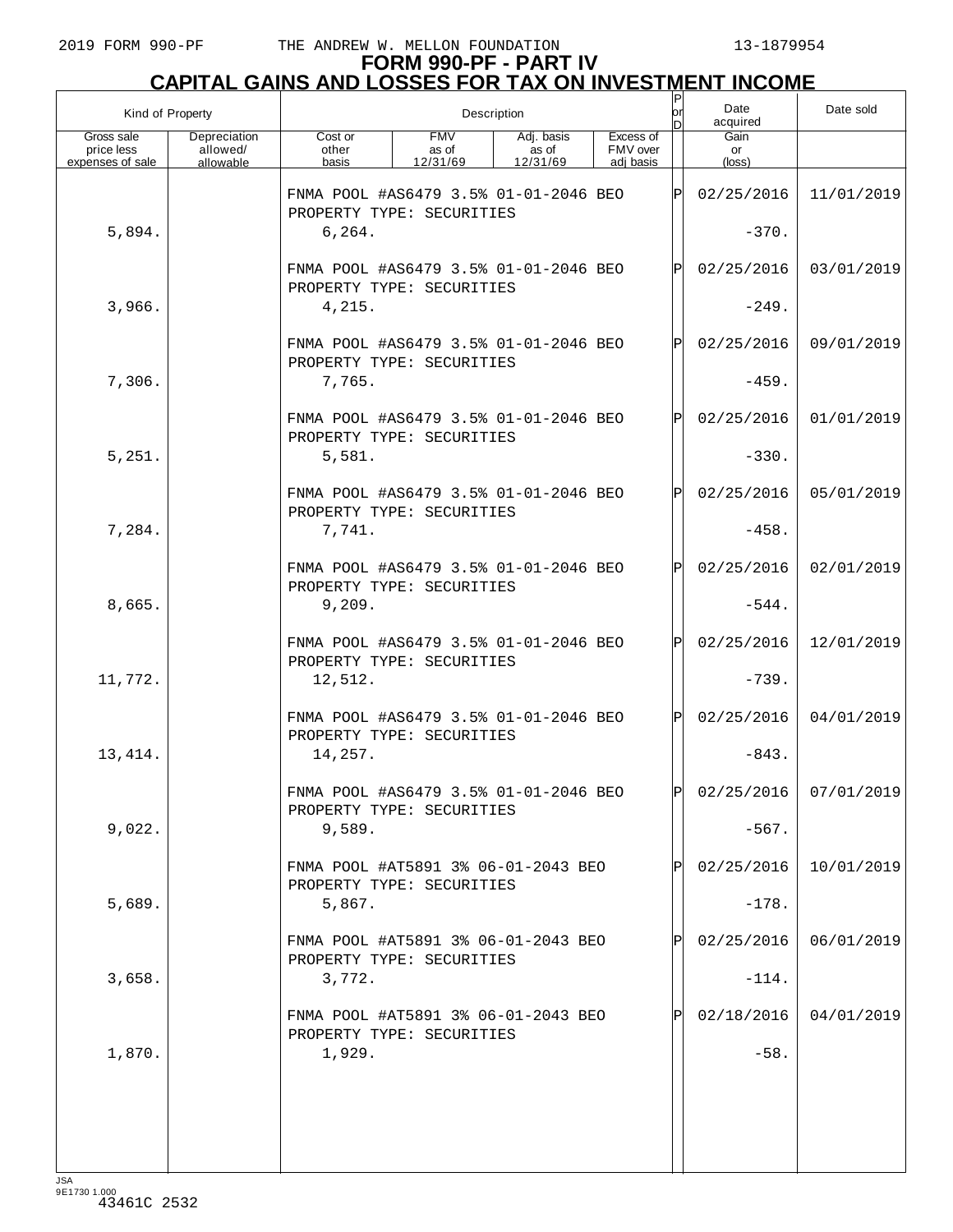# FORM 990-PF - PART IV
## CAPITAL GAINS AND LOSSES FOR TAX ON INVESTMENT INCOME

| Kind of Property | | Description | | | | P or D | Date acquired | Date sold |
|---|---|---|---|---|---|---|---|---|
| Gross sale price less expenses of sale | Depreciation allowed/ allowable | Cost or other basis | FMV as of 12/31/69 | Adj. basis as of 12/31/69 | Excess of FMV over adj basis | | Gain or (loss) | |
| | | FNMA POOL #AS6479 3.5% 01-01-2046 BEO PROPERTY TYPE: SECURITIES | | | | P | 02/25/2016 | 11/01/2019 |
| 5,894. | | 6,264. | | | | | -370. | |
| | | FNMA POOL #AS6479 3.5% 01-01-2046 BEO PROPERTY TYPE: SECURITIES | | | | P | 02/25/2016 | 03/01/2019 |
| 3,966. | | 4,215. | | | | | -249. | |
| | | FNMA POOL #AS6479 3.5% 01-01-2046 BEO PROPERTY TYPE: SECURITIES | | | | P | 02/25/2016 | 09/01/2019 |
| 7,306. | | 7,765. | | | | | -459. | |
| | | FNMA POOL #AS6479 3.5% 01-01-2046 BEO PROPERTY TYPE: SECURITIES | | | | P | 02/25/2016 | 01/01/2019 |
| 5,251. | | 5,581. | | | | | -330. | |
| | | FNMA POOL #AS6479 3.5% 01-01-2046 BEO PROPERTY TYPE: SECURITIES | | | | P | 02/25/2016 | 05/01/2019 |
| 7,284. | | 7,741. | | | | | -458. | |
| | | FNMA POOL #AS6479 3.5% 01-01-2046 BEO PROPERTY TYPE: SECURITIES | | | | P | 02/25/2016 | 02/01/2019 |
| 8,665. | | 9,209. | | | | | -544. | |
| | | FNMA POOL #AS6479 3.5% 01-01-2046 BEO PROPERTY TYPE: SECURITIES | | | | P | 02/25/2016 | 12/01/2019 |
| 11,772. | | 12,512. | | | | | -739. | |
| | | FNMA POOL #AS6479 3.5% 01-01-2046 BEO PROPERTY TYPE: SECURITIES | | | | P | 02/25/2016 | 04/01/2019 |
| 13,414. | | 14,257. | | | | | -843. | |
| | | FNMA POOL #AS6479 3.5% 01-01-2046 BEO PROPERTY TYPE: SECURITIES | | | | P | 02/25/2016 | 07/01/2019 |
| 9,022. | | 9,589. | | | | | -567. | |
| | | FNMA POOL #AT5891 3% 06-01-2043 BEO PROPERTY TYPE: SECURITIES | | | | P | 02/25/2016 | 10/01/2019 |
| 5,689. | | 5,867. | | | | | -178. | |
| | | FNMA POOL #AT5891 3% 06-01-2043 BEO PROPERTY TYPE: SECURITIES | | | | P | 02/25/2016 | 06/01/2019 |
| 3,658. | | 3,772. | | | | | -114. | |
| | | FNMA POOL #AT5891 3% 06-01-2043 BEO PROPERTY TYPE: SECURITIES | | | | P | 02/18/2016 | 04/01/2019 |
| 1,870. | | 1,929. | | | | | -58. | |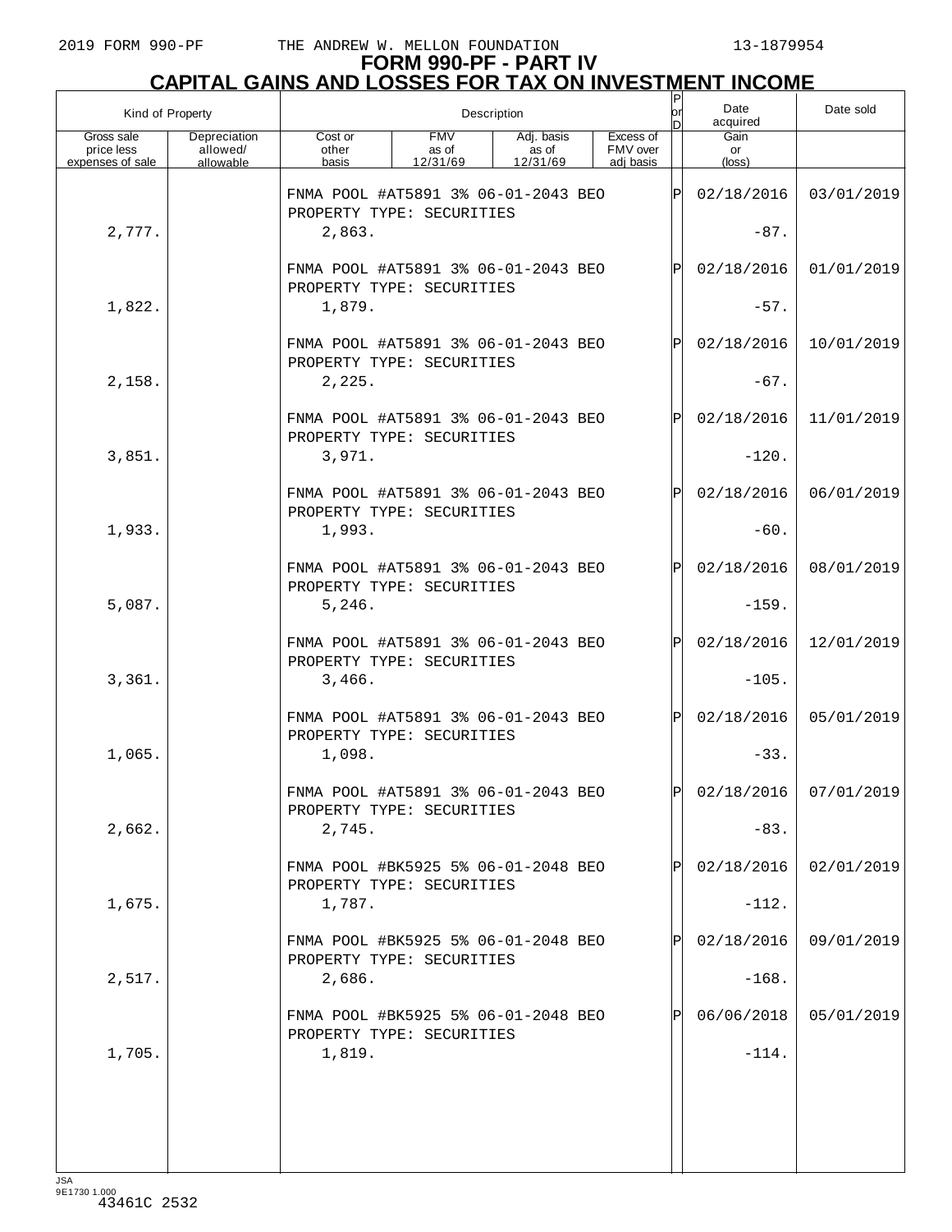# FORM 990-PF - PART IV
## CAPITAL GAINS AND LOSSES FOR TAX ON INVESTMENT INCOME

| Kind of Property | | Description | | | | P or D | Date acquired | Date sold |
|---|---|---|---|---|---|---|---|---|
| Gross sale price less expenses of sale | Depreciation allowed/ allowable | Cost or other basis | FMV as of 12/31/69 | Adj. basis as of 12/31/69 | Excess of FMV over adj basis | | Gain or (loss) | |
| | | FNMA POOL #AT5891 3% 06-01-2043 BEO PROPERTY TYPE: SECURITIES | | | | P | 02/18/2016 | 03/01/2019 |
| 2,777. | | 2,863. | | | | | -87. | |
| | | FNMA POOL #AT5891 3% 06-01-2043 BEO PROPERTY TYPE: SECURITIES | | | | P | 02/18/2016 | 01/01/2019 |
| 1,822. | | 1,879. | | | | | -57. | |
| | | FNMA POOL #AT5891 3% 06-01-2043 BEO PROPERTY TYPE: SECURITIES | | | | P | 02/18/2016 | 10/01/2019 |
| 2,158. | | 2,225. | | | | | -67. | |
| | | FNMA POOL #AT5891 3% 06-01-2043 BEO PROPERTY TYPE: SECURITIES | | | | P | 02/18/2016 | 11/01/2019 |
| 3,851. | | 3,971. | | | | | -120. | |
| | | FNMA POOL #AT5891 3% 06-01-2043 BEO PROPERTY TYPE: SECURITIES | | | | P | 02/18/2016 | 06/01/2019 |
| 1,933. | | 1,993. | | | | | -60. | |
| | | FNMA POOL #AT5891 3% 06-01-2043 BEO PROPERTY TYPE: SECURITIES | | | | P | 02/18/2016 | 08/01/2019 |
| 5,087. | | 5,246. | | | | | -159. | |
| | | FNMA POOL #AT5891 3% 06-01-2043 BEO PROPERTY TYPE: SECURITIES | | | | P | 02/18/2016 | 12/01/2019 |
| 3,361. | | 3,466. | | | | | -105. | |
| | | FNMA POOL #AT5891 3% 06-01-2043 BEO PROPERTY TYPE: SECURITIES | | | | P | 02/18/2016 | 05/01/2019 |
| 1,065. | | 1,098. | | | | | -33. | |
| | | FNMA POOL #AT5891 3% 06-01-2043 BEO PROPERTY TYPE: SECURITIES | | | | P | 02/18/2016 | 07/01/2019 |
| 2,662. | | 2,745. | | | | | -83. | |
| | | FNMA POOL #BK5925 5% 06-01-2048 BEO PROPERTY TYPE: SECURITIES | | | | P | 02/18/2016 | 02/01/2019 |
| 1,675. | | 1,787. | | | | | -112. | |
| | | FNMA POOL #BK5925 5% 06-01-2048 BEO PROPERTY TYPE: SECURITIES | | | | P | 02/18/2016 | 09/01/2019 |
| 2,517. | | 2,686. | | | | | -168. | |
| | | FNMA POOL #BK5925 5% 06-01-2048 BEO PROPERTY TYPE: SECURITIES | | | | P | 06/06/2018 | 05/01/2019 |
| 1,705. | | 1,819. | | | | | -114. | |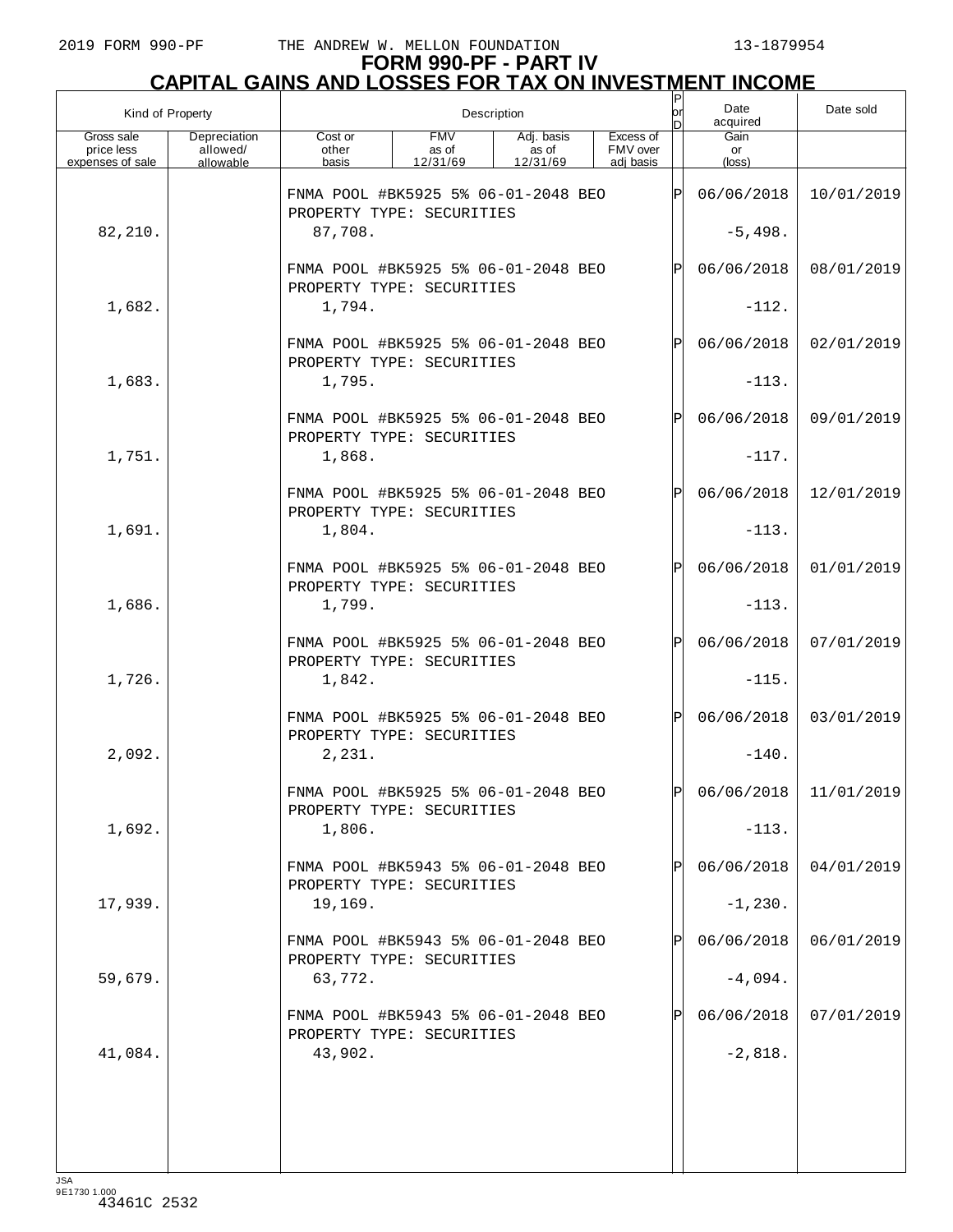# FORM 990-PF - PART IV
## CAPITAL GAINS AND LOSSES FOR TAX ON INVESTMENT INCOME

| Kind of Property | | Description | | | | P or D | Date acquired | Date sold |
|---|---|---|---|---|---|---|---|---|
| Gross sale price less expenses of sale | Depreciation allowed/ allowable | Cost or other basis | FMV as of 12/31/69 | Adj. basis as of 12/31/69 | Excess of FMV over adj basis | | Gain or (loss) | |
| | | FNMA POOL #BK5925 5% 06-01-2048 BEO PROPERTY TYPE: SECURITIES | | | | P | 06/06/2018 | 10/01/2019 |
| 82,210. | | 87,708. | | | | | -5,498. | |
| | | FNMA POOL #BK5925 5% 06-01-2048 BEO PROPERTY TYPE: SECURITIES | | | | P | 06/06/2018 | 08/01/2019 |
| 1,682. | | 1,794. | | | | | -112. | |
| | | FNMA POOL #BK5925 5% 06-01-2048 BEO PROPERTY TYPE: SECURITIES | | | | P | 06/06/2018 | 02/01/2019 |
| 1,683. | | 1,795. | | | | | -113. | |
| | | FNMA POOL #BK5925 5% 06-01-2048 BEO PROPERTY TYPE: SECURITIES | | | | P | 06/06/2018 | 09/01/2019 |
| 1,751. | | 1,868. | | | | | -117. | |
| | | FNMA POOL #BK5925 5% 06-01-2048 BEO PROPERTY TYPE: SECURITIES | | | | P | 06/06/2018 | 12/01/2019 |
| 1,691. | | 1,804. | | | | | -113. | |
| | | FNMA POOL #BK5925 5% 06-01-2048 BEO PROPERTY TYPE: SECURITIES | | | | P | 06/06/2018 | 01/01/2019 |
| 1,686. | | 1,799. | | | | | -113. | |
| | | FNMA POOL #BK5925 5% 06-01-2048 BEO PROPERTY TYPE: SECURITIES | | | | P | 06/06/2018 | 07/01/2019 |
| 1,726. | | 1,842. | | | | | -115. | |
| | | FNMA POOL #BK5925 5% 06-01-2048 BEO PROPERTY TYPE: SECURITIES | | | | P | 06/06/2018 | 03/01/2019 |
| 2,092. | | 2,231. | | | | | -140. | |
| | | FNMA POOL #BK5925 5% 06-01-2048 BEO PROPERTY TYPE: SECURITIES | | | | P | 06/06/2018 | 11/01/2019 |
| 1,692. | | 1,806. | | | | | -113. | |
| | | FNMA POOL #BK5943 5% 06-01-2048 BEO PROPERTY TYPE: SECURITIES | | | | P | 06/06/2018 | 04/01/2019 |
| 17,939. | | 19,169. | | | | | -1,230. | |
| | | FNMA POOL #BK5943 5% 06-01-2048 BEO PROPERTY TYPE: SECURITIES | | | | P | 06/06/2018 | 06/01/2019 |
| 59,679. | | 63,772. | | | | | -4,094. | |
| | | FNMA POOL #BK5943 5% 06-01-2048 BEO PROPERTY TYPE: SECURITIES | | | | P | 06/06/2018 | 07/01/2019 |
| 41,084. | | 43,902. | | | | | -2,818. | |

JSA
9E1730 1.000
43461C 2532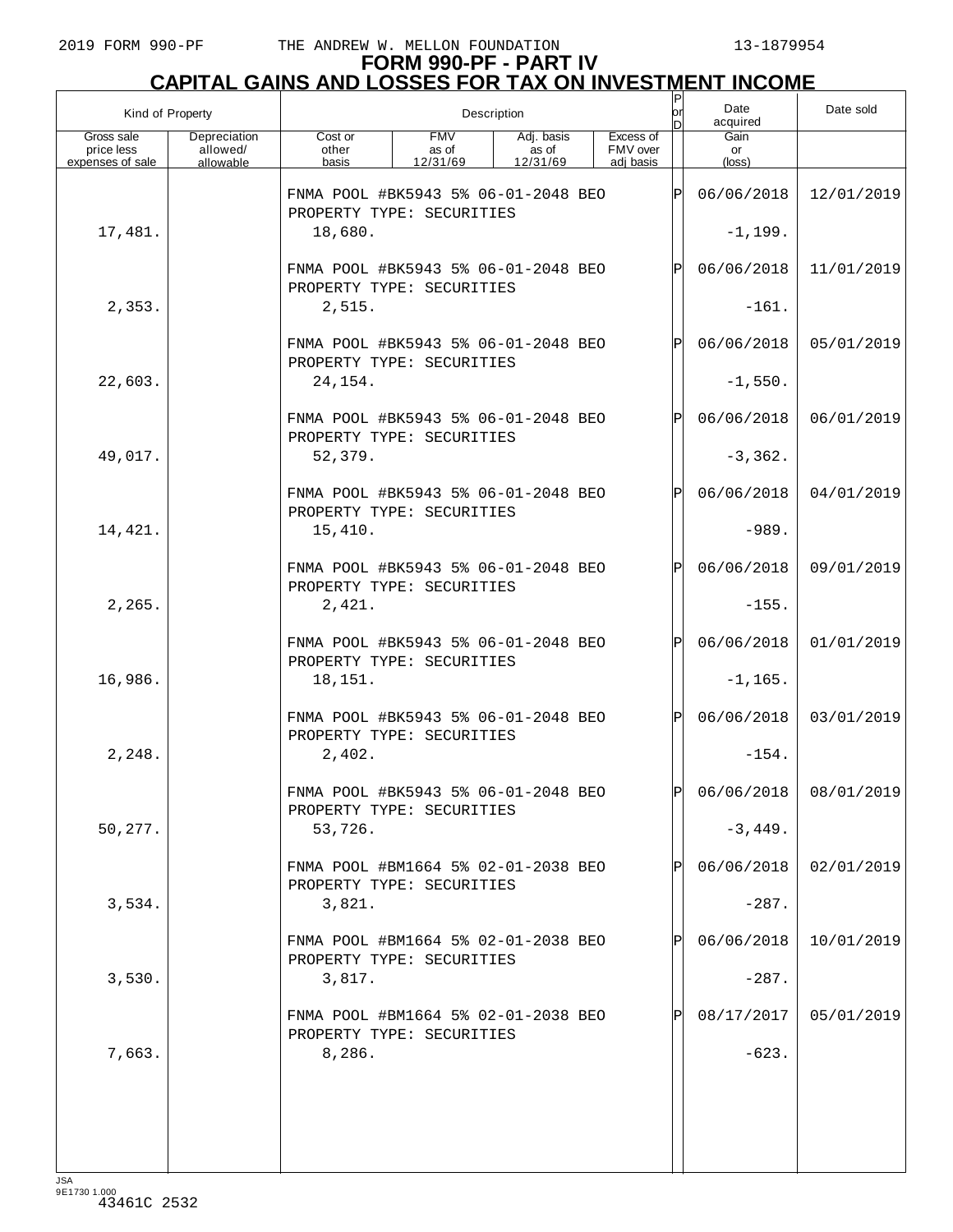# FORM 990-PF - PART IV
## CAPITAL GAINS AND LOSSES FOR TAX ON INVESTMENT INCOME

| Kind of Property | | Description | | | | P or D | Date acquired | Date sold |
|---|---|---|---|---|---|---|---|---|
| Gross sale price less expenses of sale | Depreciation allowed/ allowable | Cost or other basis | FMV as of 12/31/69 | Adj. basis as of 12/31/69 | Excess of FMV over adj basis | | Gain or (loss) | |
| | | FNMA POOL #BK5943 5% 06-01-2048 BEO PROPERTY TYPE: SECURITIES | | | | P | 06/06/2018 | 12/01/2019 |
| 17,481. | | 18,680. | | | | | -1,199. | |
| | | FNMA POOL #BK5943 5% 06-01-2048 BEO PROPERTY TYPE: SECURITIES | | | | P | 06/06/2018 | 11/01/2019 |
| 2,353. | | 2,515. | | | | | -161. | |
| | | FNMA POOL #BK5943 5% 06-01-2048 BEO PROPERTY TYPE: SECURITIES | | | | P | 06/06/2018 | 05/01/2019 |
| 22,603. | | 24,154. | | | | | -1,550. | |
| | | FNMA POOL #BK5943 5% 06-01-2048 BEO PROPERTY TYPE: SECURITIES | | | | P | 06/06/2018 | 06/01/2019 |
| 49,017. | | 52,379. | | | | | -3,362. | |
| | | FNMA POOL #BK5943 5% 06-01-2048 BEO PROPERTY TYPE: SECURITIES | | | | P | 06/06/2018 | 04/01/2019 |
| 14,421. | | 15,410. | | | | | -989. | |
| | | FNMA POOL #BK5943 5% 06-01-2048 BEO PROPERTY TYPE: SECURITIES | | | | P | 06/06/2018 | 09/01/2019 |
| 2,265. | | 2,421. | | | | | -155. | |
| | | FNMA POOL #BK5943 5% 06-01-2048 BEO PROPERTY TYPE: SECURITIES | | | | P | 06/06/2018 | 01/01/2019 |
| 16,986. | | 18,151. | | | | | -1,165. | |
| | | FNMA POOL #BK5943 5% 06-01-2048 BEO PROPERTY TYPE: SECURITIES | | | | P | 06/06/2018 | 03/01/2019 |
| 2,248. | | 2,402. | | | | | -154. | |
| | | FNMA POOL #BK5943 5% 06-01-2048 BEO PROPERTY TYPE: SECURITIES | | | | P | 06/06/2018 | 08/01/2019 |
| 50,277. | | 53,726. | | | | | -3,449. | |
| | | FNMA POOL #BM1664 5% 02-01-2038 BEO PROPERTY TYPE: SECURITIES | | | | P | 06/06/2018 | 02/01/2019 |
| 3,534. | | 3,821. | | | | | -287. | |
| | | FNMA POOL #BM1664 5% 02-01-2038 BEO PROPERTY TYPE: SECURITIES | | | | P | 06/06/2018 | 10/01/2019 |
| 3,530. | | 3,817. | | | | | -287. | |
| | | FNMA POOL #BM1664 5% 02-01-2038 BEO PROPERTY TYPE: SECURITIES | | | | P | 08/17/2017 | 05/01/2019 |
| 7,663. | | 8,286. | | | | | -623. | |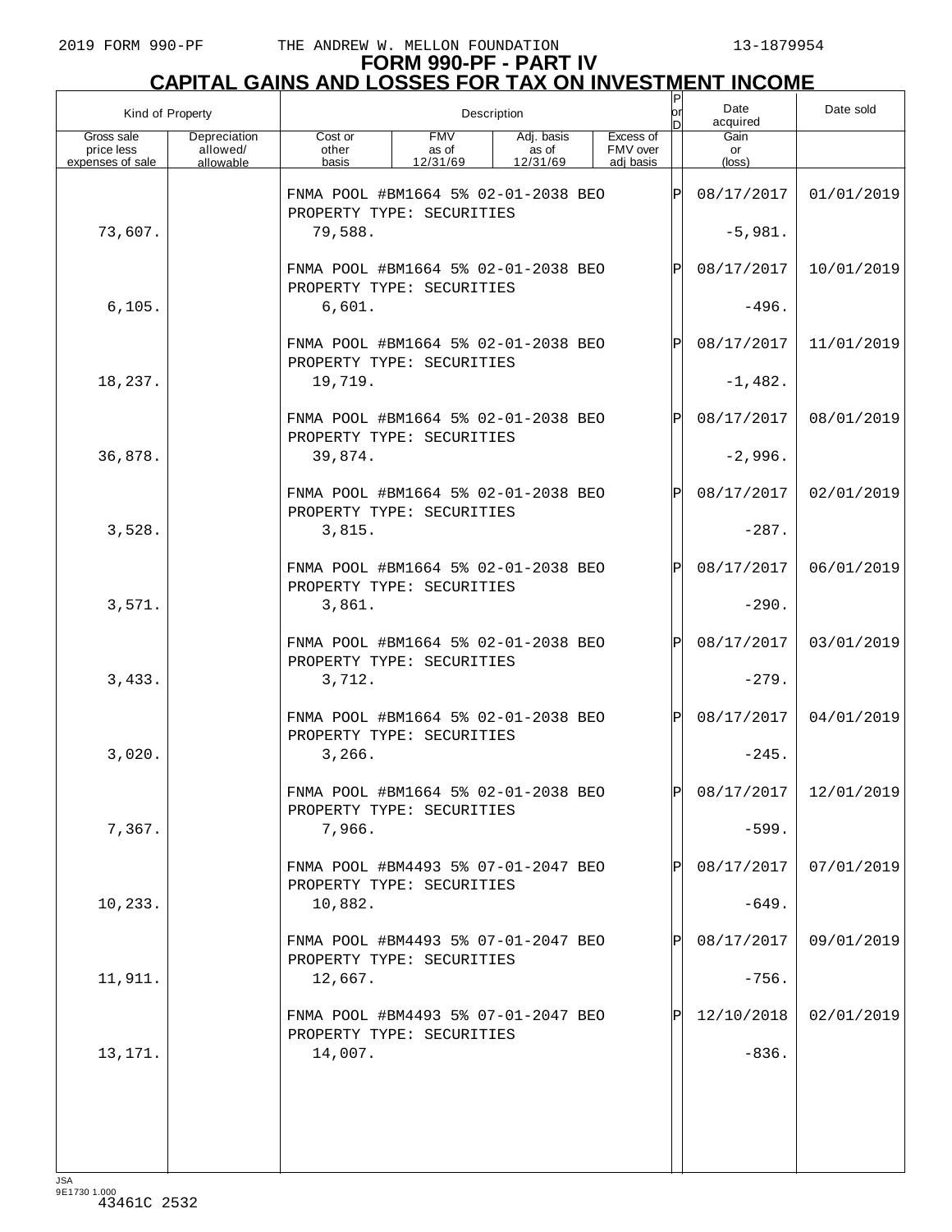# FORM 990-PF - PART IV
## CAPITAL GAINS AND LOSSES FOR TAX ON INVESTMENT INCOME

| Kind of Property | | Description | | | | P or D | Date acquired | Date sold |
|---|---|---|---|---|---|---|---|---|
| Gross sale price less expenses of sale | Depreciation allowed/ allowable | Cost or other basis | FMV as of 12/31/69 | Adj. basis as of 12/31/69 | Excess of FMV over adj basis | | Gain or (loss) | |
| | | FNMA POOL #BM1664 5% 02-01-2038 BEO PROPERTY TYPE: SECURITIES | | | | P | 08/17/2017 | 01/01/2019 |
| 73,607. | | 79,588. | | | | | -5,981. | |
| | | FNMA POOL #BM1664 5% 02-01-2038 BEO PROPERTY TYPE: SECURITIES | | | | P | 08/17/2017 | 10/01/2019 |
| 6,105. | | 6,601. | | | | | -496. | |
| | | FNMA POOL #BM1664 5% 02-01-2038 BEO PROPERTY TYPE: SECURITIES | | | | P | 08/17/2017 | 11/01/2019 |
| 18,237. | | 19,719. | | | | | -1,482. | |
| | | FNMA POOL #BM1664 5% 02-01-2038 BEO PROPERTY TYPE: SECURITIES | | | | P | 08/17/2017 | 08/01/2019 |
| 36,878. | | 39,874. | | | | | -2,996. | |
| | | FNMA POOL #BM1664 5% 02-01-2038 BEO PROPERTY TYPE: SECURITIES | | | | P | 08/17/2017 | 02/01/2019 |
| 3,528. | | 3,815. | | | | | -287. | |
| | | FNMA POOL #BM1664 5% 02-01-2038 BEO PROPERTY TYPE: SECURITIES | | | | P | 08/17/2017 | 06/01/2019 |
| 3,571. | | 3,861. | | | | | -290. | |
| | | FNMA POOL #BM1664 5% 02-01-2038 BEO PROPERTY TYPE: SECURITIES | | | | P | 08/17/2017 | 03/01/2019 |
| 3,433. | | 3,712. | | | | | -279. | |
| | | FNMA POOL #BM1664 5% 02-01-2038 BEO PROPERTY TYPE: SECURITIES | | | | P | 08/17/2017 | 04/01/2019 |
| 3,020. | | 3,266. | | | | | -245. | |
| | | FNMA POOL #BM1664 5% 02-01-2038 BEO PROPERTY TYPE: SECURITIES | | | | P | 08/17/2017 | 12/01/2019 |
| 7,367. | | 7,966. | | | | | -599. | |
| | | FNMA POOL #BM4493 5% 07-01-2047 BEO PROPERTY TYPE: SECURITIES | | | | P | 08/17/2017 | 07/01/2019 |
| 10,233. | | 10,882. | | | | | -649. | |
| | | FNMA POOL #BM4493 5% 07-01-2047 BEO PROPERTY TYPE: SECURITIES | | | | P | 08/17/2017 | 09/01/2019 |
| 11,911. | | 12,667. | | | | | -756. | |
| | | FNMA POOL #BM4493 5% 07-01-2047 BEO PROPERTY TYPE: SECURITIES | | | | P | 12/10/2018 | 02/01/2019 |
| 13,171. | | 14,007. | | | | | -836. | |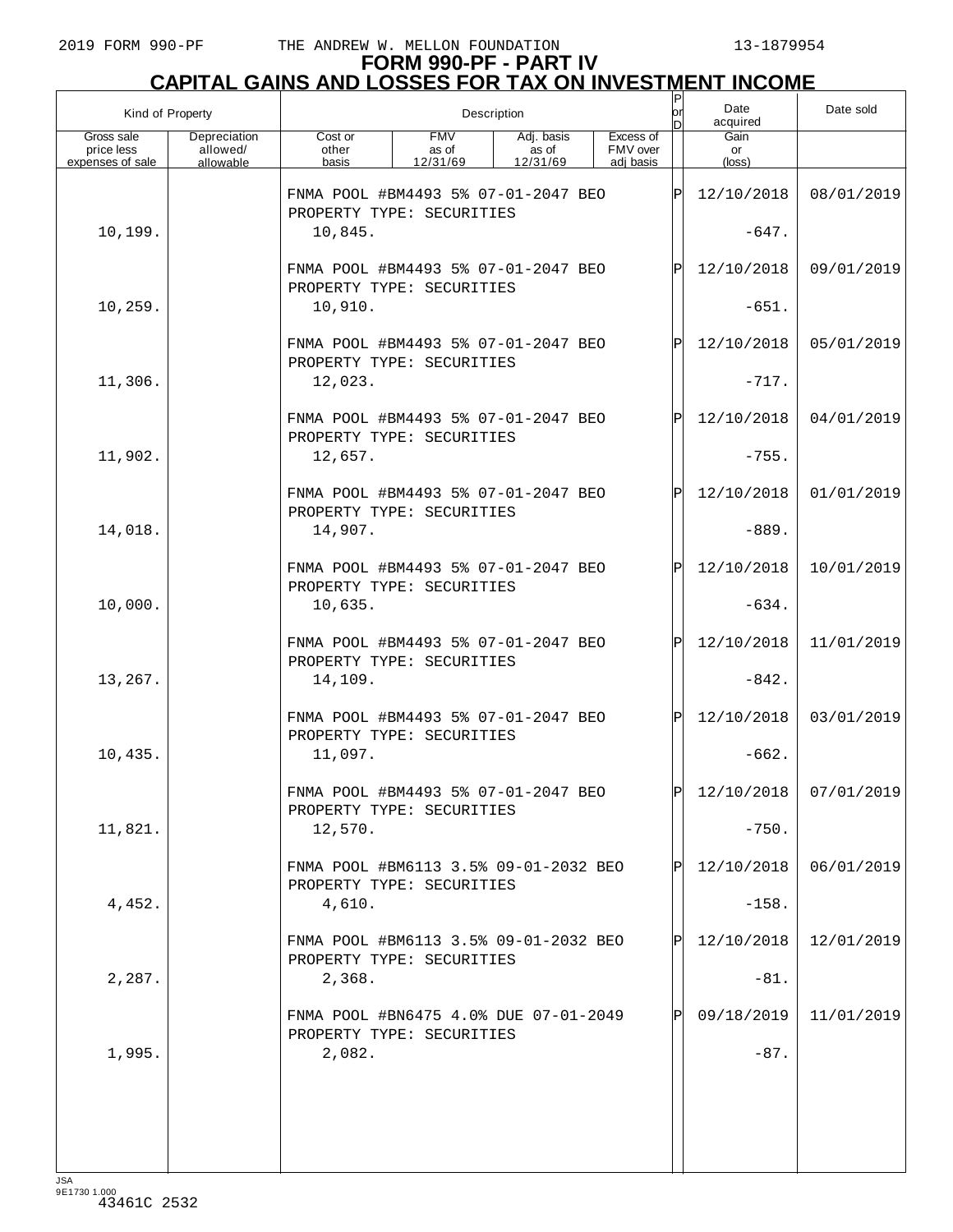# FORM 990-PF - PART IV
## CAPITAL GAINS AND LOSSES FOR TAX ON INVESTMENT INCOME

| Kind of Property | | Description | | | | P or D | Date acquired | Date sold |
|---|---|---|---|---|---|---|---|---|
| Gross sale price less expenses of sale | Depreciation allowed/ allowable | Cost or other basis | FMV as of 12/31/69 | Adj. basis as of 12/31/69 | Excess of FMV over adj basis | | Gain or (loss) | |
| | | FNMA POOL #BM4493 5% 07-01-2047 BEO PROPERTY TYPE: SECURITIES | | | | P | 12/10/2018 | 08/01/2019 |
| 10,199. | | 10,845. | | | | | -647. | |
| | | FNMA POOL #BM4493 5% 07-01-2047 BEO PROPERTY TYPE: SECURITIES | | | | P | 12/10/2018 | 09/01/2019 |
| 10,259. | | 10,910. | | | | | -651. | |
| | | FNMA POOL #BM4493 5% 07-01-2047 BEO PROPERTY TYPE: SECURITIES | | | | P | 12/10/2018 | 05/01/2019 |
| 11,306. | | 12,023. | | | | | -717. | |
| | | FNMA POOL #BM4493 5% 07-01-2047 BEO PROPERTY TYPE: SECURITIES | | | | P | 12/10/2018 | 04/01/2019 |
| 11,902. | | 12,657. | | | | | -755. | |
| | | FNMA POOL #BM4493 5% 07-01-2047 BEO PROPERTY TYPE: SECURITIES | | | | P | 12/10/2018 | 01/01/2019 |
| 14,018. | | 14,907. | | | | | -889. | |
| | | FNMA POOL #BM4493 5% 07-01-2047 BEO PROPERTY TYPE: SECURITIES | | | | P | 12/10/2018 | 10/01/2019 |
| 10,000. | | 10,635. | | | | | -634. | |
| | | FNMA POOL #BM4493 5% 07-01-2047 BEO PROPERTY TYPE: SECURITIES | | | | P | 12/10/2018 | 11/01/2019 |
| 13,267. | | 14,109. | | | | | -842. | |
| | | FNMA POOL #BM4493 5% 07-01-2047 BEO PROPERTY TYPE: SECURITIES | | | | P | 12/10/2018 | 03/01/2019 |
| 10,435. | | 11,097. | | | | | -662. | |
| | | FNMA POOL #BM4493 5% 07-01-2047 BEO PROPERTY TYPE: SECURITIES | | | | P | 12/10/2018 | 07/01/2019 |
| 11,821. | | 12,570. | | | | | -750. | |
| | | FNMA POOL #BM6113 3.5% 09-01-2032 BEO PROPERTY TYPE: SECURITIES | | | | P | 12/10/2018 | 06/01/2019 |
| 4,452. | | 4,610. | | | | | -158. | |
| | | FNMA POOL #BM6113 3.5% 09-01-2032 BEO PROPERTY TYPE: SECURITIES | | | | P | 12/10/2018 | 12/01/2019 |
| 2,287. | | 2,368. | | | | | -81. | |
| | | FNMA POOL #BN6475 4.0% DUE 07-01-2049 PROPERTY TYPE: SECURITIES | | | | P | 09/18/2019 | 11/01/2019 |
| 1,995. | | 2,082. | | | | | -87. | |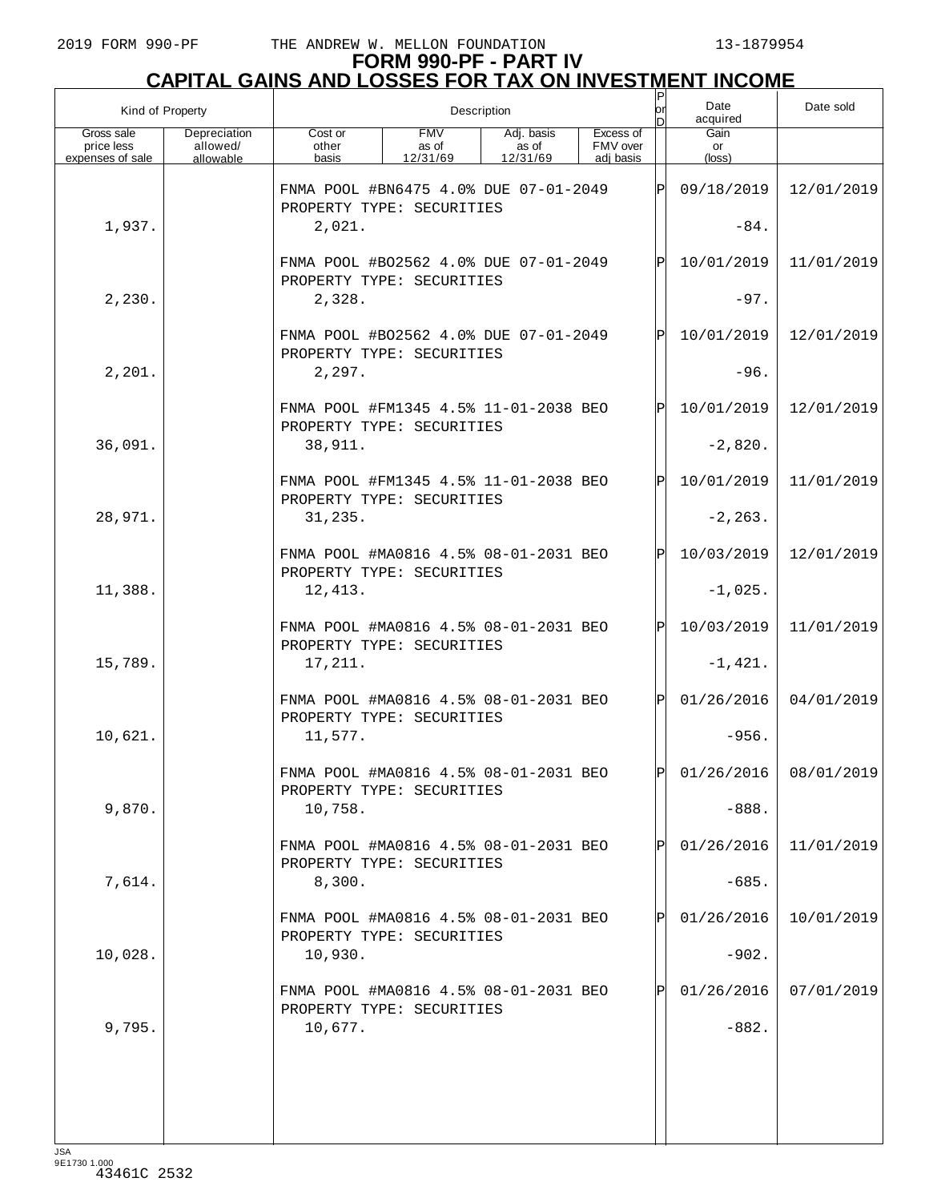# FORM 990-PF - PART IV
## CAPITAL GAINS AND LOSSES FOR TAX ON INVESTMENT INCOME

| Kind of Property | | Description | | | | P or D | Date acquired | Date sold |
|---|---|---|---|---|---|---|---|---|
| Gross sale price less expenses of sale | Depreciation allowed/ allowable | Cost or other basis | FMV as of 12/31/69 | Adj. basis as of 12/31/69 | Excess of FMV over adj basis | | Gain or (loss) | |
| | | FNMA POOL #BN6475 4.0% DUE 07-01-2049 PROPERTY TYPE: SECURITIES | | | | P | 09/18/2019 | 12/01/2019 |
| 1,937. | | 2,021. | | | | | -84. | |
| | | FNMA POOL #BO2562 4.0% DUE 07-01-2049 PROPERTY TYPE: SECURITIES | | | | P | 10/01/2019 | 11/01/2019 |
| 2,230. | | 2,328. | | | | | -97. | |
| | | FNMA POOL #BO2562 4.0% DUE 07-01-2049 PROPERTY TYPE: SECURITIES | | | | P | 10/01/2019 | 12/01/2019 |
| 2,201. | | 2,297. | | | | | -96. | |
| | | FNMA POOL #FM1345 4.5% 11-01-2038 BEO PROPERTY TYPE: SECURITIES | | | | P | 10/01/2019 | 12/01/2019 |
| 36,091. | | 38,911. | | | | | -2,820. | |
| | | FNMA POOL #FM1345 4.5% 11-01-2038 BEO PROPERTY TYPE: SECURITIES | | | | P | 10/01/2019 | 11/01/2019 |
| 28,971. | | 31,235. | | | | | -2,263. | |
| | | FNMA POOL #MA0816 4.5% 08-01-2031 BEO PROPERTY TYPE: SECURITIES | | | | P | 10/03/2019 | 12/01/2019 |
| 11,388. | | 12,413. | | | | | -1,025. | |
| | | FNMA POOL #MA0816 4.5% 08-01-2031 BEO PROPERTY TYPE: SECURITIES | | | | P | 10/03/2019 | 11/01/2019 |
| 15,789. | | 17,211. | | | | | -1,421. | |
| | | FNMA POOL #MA0816 4.5% 08-01-2031 BEO PROPERTY TYPE: SECURITIES | | | | P | 01/26/2016 | 04/01/2019 |
| 10,621. | | 11,577. | | | | | -956. | |
| | | FNMA POOL #MA0816 4.5% 08-01-2031 BEO PROPERTY TYPE: SECURITIES | | | | P | 01/26/2016 | 08/01/2019 |
| 9,870. | | 10,758. | | | | | -888. | |
| | | FNMA POOL #MA0816 4.5% 08-01-2031 BEO PROPERTY TYPE: SECURITIES | | | | P | 01/26/2016 | 11/01/2019 |
| 7,614. | | 8,300. | | | | | -685. | |
| | | FNMA POOL #MA0816 4.5% 08-01-2031 BEO PROPERTY TYPE: SECURITIES | | | | P | 01/26/2016 | 10/01/2019 |
| 10,028. | | 10,930. | | | | | -902. | |
| | | FNMA POOL #MA0816 4.5% 08-01-2031 BEO PROPERTY TYPE: SECURITIES | | | | P | 01/26/2016 | 07/01/2019 |
| 9,795. | | 10,677. | | | | | -882. | |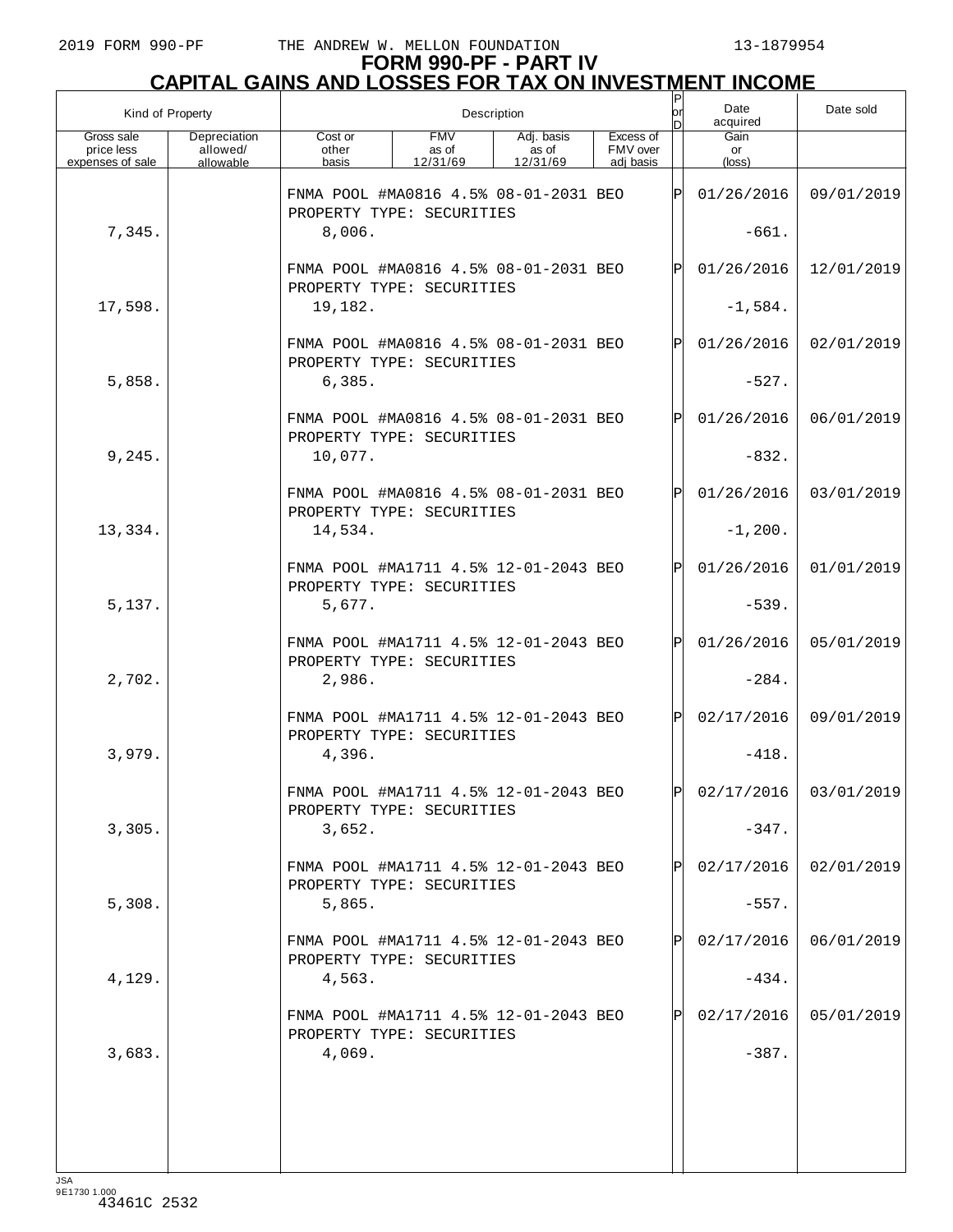# FORM 990-PF - PART IV
## CAPITAL GAINS AND LOSSES FOR TAX ON INVESTMENT INCOME

| Kind of Property | | Description | | | | P or D | Date acquired | Date sold |
|---|---|---|---|---|---|---|---|---|
| Gross sale price less expenses of sale | Depreciation allowed/ allowable | Cost or other basis | FMV as of 12/31/69 | Adj. basis as of 12/31/69 | Excess of FMV over adj basis | | Gain or (loss) | |
| | | FNMA POOL #MA0816 4.5% 08-01-2031 BEO PROPERTY TYPE: SECURITIES | | | | P | 01/26/2016 | 09/01/2019 |
| 7,345. | | 8,006. | | | | | -661. | |
| | | FNMA POOL #MA0816 4.5% 08-01-2031 BEO PROPERTY TYPE: SECURITIES | | | | P | 01/26/2016 | 12/01/2019 |
| 17,598. | | 19,182. | | | | | -1,584. | |
| | | FNMA POOL #MA0816 4.5% 08-01-2031 BEO PROPERTY TYPE: SECURITIES | | | | P | 01/26/2016 | 02/01/2019 |
| 5,858. | | 6,385. | | | | | -527. | |
| | | FNMA POOL #MA0816 4.5% 08-01-2031 BEO PROPERTY TYPE: SECURITIES | | | | P | 01/26/2016 | 06/01/2019 |
| 9,245. | | 10,077. | | | | | -832. | |
| | | FNMA POOL #MA0816 4.5% 08-01-2031 BEO PROPERTY TYPE: SECURITIES | | | | P | 01/26/2016 | 03/01/2019 |
| 13,334. | | 14,534. | | | | | -1,200. | |
| | | FNMA POOL #MA1711 4.5% 12-01-2043 BEO PROPERTY TYPE: SECURITIES | | | | P | 01/26/2016 | 01/01/2019 |
| 5,137. | | 5,677. | | | | | -539. | |
| | | FNMA POOL #MA1711 4.5% 12-01-2043 BEO PROPERTY TYPE: SECURITIES | | | | P | 01/26/2016 | 05/01/2019 |
| 2,702. | | 2,986. | | | | | -284. | |
| | | FNMA POOL #MA1711 4.5% 12-01-2043 BEO PROPERTY TYPE: SECURITIES | | | | P | 02/17/2016 | 09/01/2019 |
| 3,979. | | 4,396. | | | | | -418. | |
| | | FNMA POOL #MA1711 4.5% 12-01-2043 BEO PROPERTY TYPE: SECURITIES | | | | P | 02/17/2016 | 03/01/2019 |
| 3,305. | | 3,652. | | | | | -347. | |
| | | FNMA POOL #MA1711 4.5% 12-01-2043 BEO PROPERTY TYPE: SECURITIES | | | | P | 02/17/2016 | 02/01/2019 |
| 5,308. | | 5,865. | | | | | -557. | |
| | | FNMA POOL #MA1711 4.5% 12-01-2043 BEO PROPERTY TYPE: SECURITIES | | | | P | 02/17/2016 | 06/01/2019 |
| 4,129. | | 4,563. | | | | | -434. | |
| | | FNMA POOL #MA1711 4.5% 12-01-2043 BEO PROPERTY TYPE: SECURITIES | | | | P | 02/17/2016 | 05/01/2019 |
| 3,683. | | 4,069. | | | | | -387. | |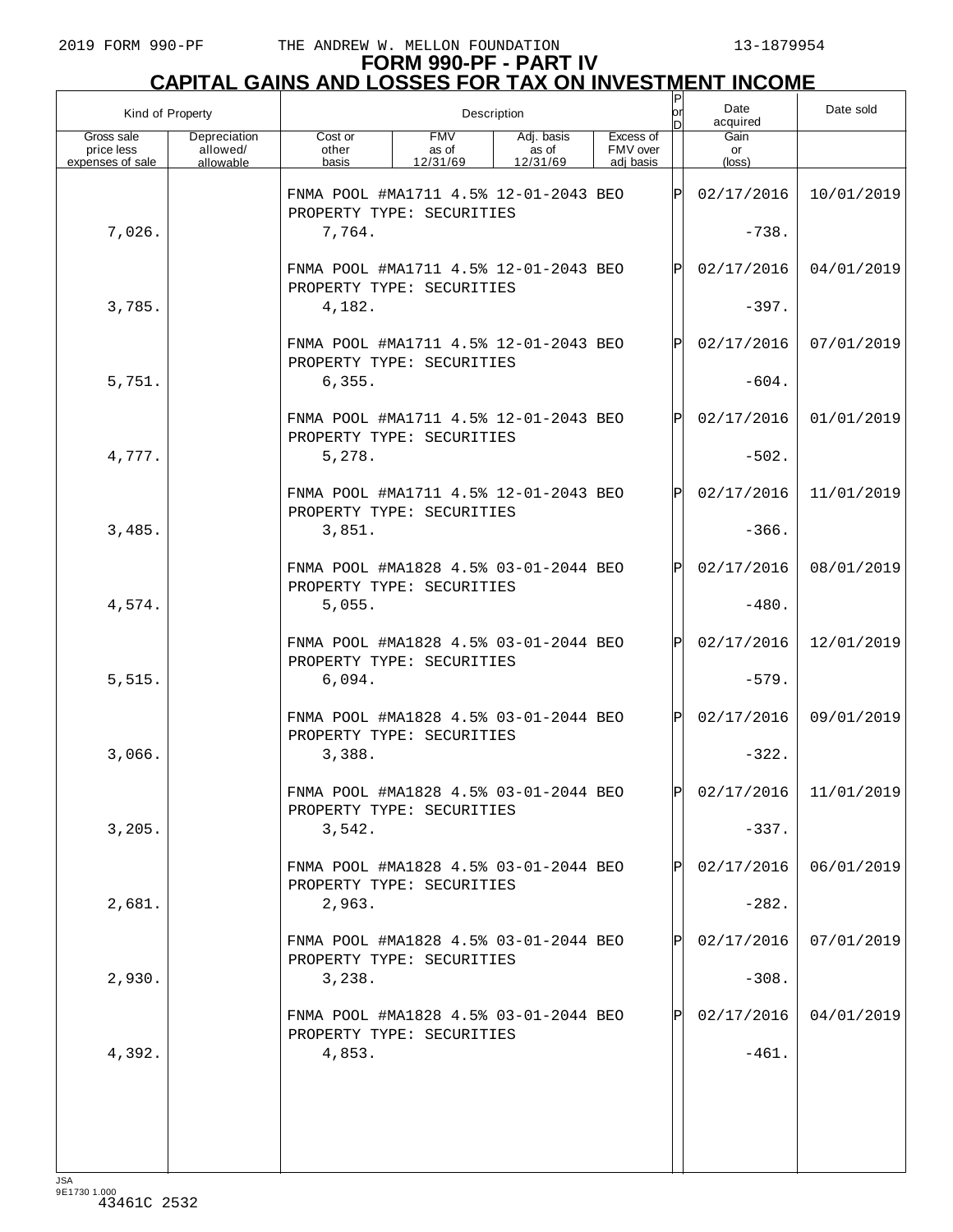# FORM 990-PF - PART IV
## CAPITAL GAINS AND LOSSES FOR TAX ON INVESTMENT INCOME

| Kind of Property | | Description | | | | P or D | Date acquired | Date sold |
|---|---|---|---|---|---|---|---|---|
| Gross sale price less expenses of sale | Depreciation allowed/ allowable | Cost or other basis | FMV as of 12/31/69 | Adj. basis as of 12/31/69 | Excess of FMV over adj basis | | Gain or (loss) | |
| | | FNMA POOL #MA1711 4.5% 12-01-2043 BEO PROPERTY TYPE: SECURITIES | | | | P | 02/17/2016 | 10/01/2019 |
| 7,026. | | 7,764. | | | | | -738. | |
| | | FNMA POOL #MA1711 4.5% 12-01-2043 BEO PROPERTY TYPE: SECURITIES | | | | P | 02/17/2016 | 04/01/2019 |
| 3,785. | | 4,182. | | | | | -397. | |
| | | FNMA POOL #MA1711 4.5% 12-01-2043 BEO PROPERTY TYPE: SECURITIES | | | | P | 02/17/2016 | 07/01/2019 |
| 5,751. | | 6,355. | | | | | -604. | |
| | | FNMA POOL #MA1711 4.5% 12-01-2043 BEO PROPERTY TYPE: SECURITIES | | | | P | 02/17/2016 | 01/01/2019 |
| 4,777. | | 5,278. | | | | | -502. | |
| | | FNMA POOL #MA1711 4.5% 12-01-2043 BEO PROPERTY TYPE: SECURITIES | | | | P | 02/17/2016 | 11/01/2019 |
| 3,485. | | 3,851. | | | | | -366. | |
| | | FNMA POOL #MA1828 4.5% 03-01-2044 BEO PROPERTY TYPE: SECURITIES | | | | P | 02/17/2016 | 08/01/2019 |
| 4,574. | | 5,055. | | | | | -480. | |
| | | FNMA POOL #MA1828 4.5% 03-01-2044 BEO PROPERTY TYPE: SECURITIES | | | | P | 02/17/2016 | 12/01/2019 |
| 5,515. | | 6,094. | | | | | -579. | |
| | | FNMA POOL #MA1828 4.5% 03-01-2044 BEO PROPERTY TYPE: SECURITIES | | | | P | 02/17/2016 | 09/01/2019 |
| 3,066. | | 3,388. | | | | | -322. | |
| | | FNMA POOL #MA1828 4.5% 03-01-2044 BEO PROPERTY TYPE: SECURITIES | | | | P | 02/17/2016 | 11/01/2019 |
| 3,205. | | 3,542. | | | | | -337. | |
| | | FNMA POOL #MA1828 4.5% 03-01-2044 BEO PROPERTY TYPE: SECURITIES | | | | P | 02/17/2016 | 06/01/2019 |
| 2,681. | | 2,963. | | | | | -282. | |
| | | FNMA POOL #MA1828 4.5% 03-01-2044 BEO PROPERTY TYPE: SECURITIES | | | | P | 02/17/2016 | 07/01/2019 |
| 2,930. | | 3,238. | | | | | -308. | |
| | | FNMA POOL #MA1828 4.5% 03-01-2044 BEO PROPERTY TYPE: SECURITIES | | | | P | 02/17/2016 | 04/01/2019 |
| 4,392. | | 4,853. | | | | | -461. | |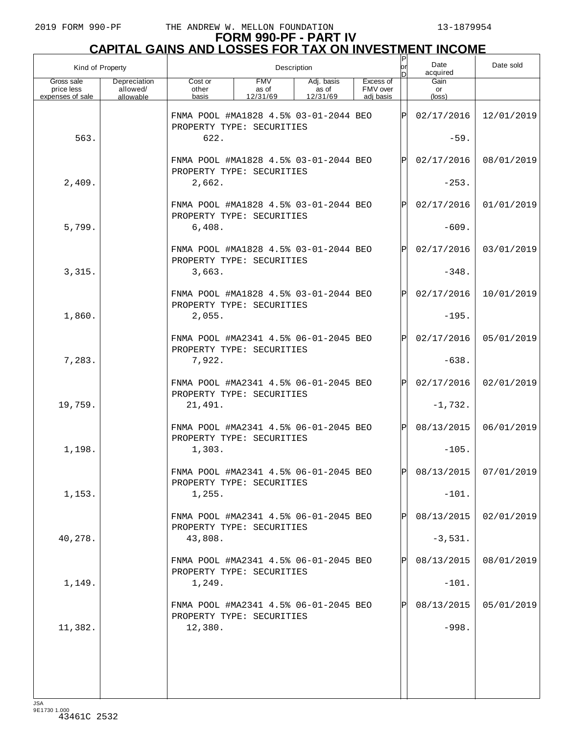# FORM 990-PF - PART IV
## CAPITAL GAINS AND LOSSES FOR TAX ON INVESTMENT INCOME

| Kind of Property | | Description | | | | P or D | Date acquired | Date sold |
|---|---|---|---|---|---|---|---|---|
| Gross sale price less expenses of sale | Depreciation allowed/ allowable | Cost or other basis | FMV as of 12/31/69 | Adj. basis as of 12/31/69 | Excess of FMV over adj basis | | Gain or (loss) | |
| | | FNMA POOL #MA1828 4.5% 03-01-2044 BEO PROPERTY TYPE: SECURITIES | | | | P | 02/17/2016 | 12/01/2019 |
| 563. | | 622. | | | | | -59. | |
| | | FNMA POOL #MA1828 4.5% 03-01-2044 BEO PROPERTY TYPE: SECURITIES | | | | P | 02/17/2016 | 08/01/2019 |
| 2,409. | | 2,662. | | | | | -253. | |
| | | FNMA POOL #MA1828 4.5% 03-01-2044 BEO PROPERTY TYPE: SECURITIES | | | | P | 02/17/2016 | 01/01/2019 |
| 5,799. | | 6,408. | | | | | -609. | |
| | | FNMA POOL #MA1828 4.5% 03-01-2044 BEO PROPERTY TYPE: SECURITIES | | | | P | 02/17/2016 | 03/01/2019 |
| 3,315. | | 3,663. | | | | | -348. | |
| | | FNMA POOL #MA1828 4.5% 03-01-2044 BEO PROPERTY TYPE: SECURITIES | | | | P | 02/17/2016 | 10/01/2019 |
| 1,860. | | 2,055. | | | | | -195. | |
| | | FNMA POOL #MA2341 4.5% 06-01-2045 BEO PROPERTY TYPE: SECURITIES | | | | P | 02/17/2016 | 05/01/2019 |
| 7,283. | | 7,922. | | | | | -638. | |
| | | FNMA POOL #MA2341 4.5% 06-01-2045 BEO PROPERTY TYPE: SECURITIES | | | | P | 02/17/2016 | 02/01/2019 |
| 19,759. | | 21,491. | | | | | -1,732. | |
| | | FNMA POOL #MA2341 4.5% 06-01-2045 BEO PROPERTY TYPE: SECURITIES | | | | P | 08/13/2015 | 06/01/2019 |
| 1,198. | | 1,303. | | | | | -105. | |
| | | FNMA POOL #MA2341 4.5% 06-01-2045 BEO PROPERTY TYPE: SECURITIES | | | | P | 08/13/2015 | 07/01/2019 |
| 1,153. | | 1,255. | | | | | -101. | |
| | | FNMA POOL #MA2341 4.5% 06-01-2045 BEO PROPERTY TYPE: SECURITIES | | | | P | 08/13/2015 | 02/01/2019 |
| 40,278. | | 43,808. | | | | | -3,531. | |
| | | FNMA POOL #MA2341 4.5% 06-01-2045 BEO PROPERTY TYPE: SECURITIES | | | | P | 08/13/2015 | 08/01/2019 |
| 1,149. | | 1,249. | | | | | -101. | |
| | | FNMA POOL #MA2341 4.5% 06-01-2045 BEO PROPERTY TYPE: SECURITIES | | | | P | 08/13/2015 | 05/01/2019 |
| 11,382. | | 12,380. | | | | | -998. | |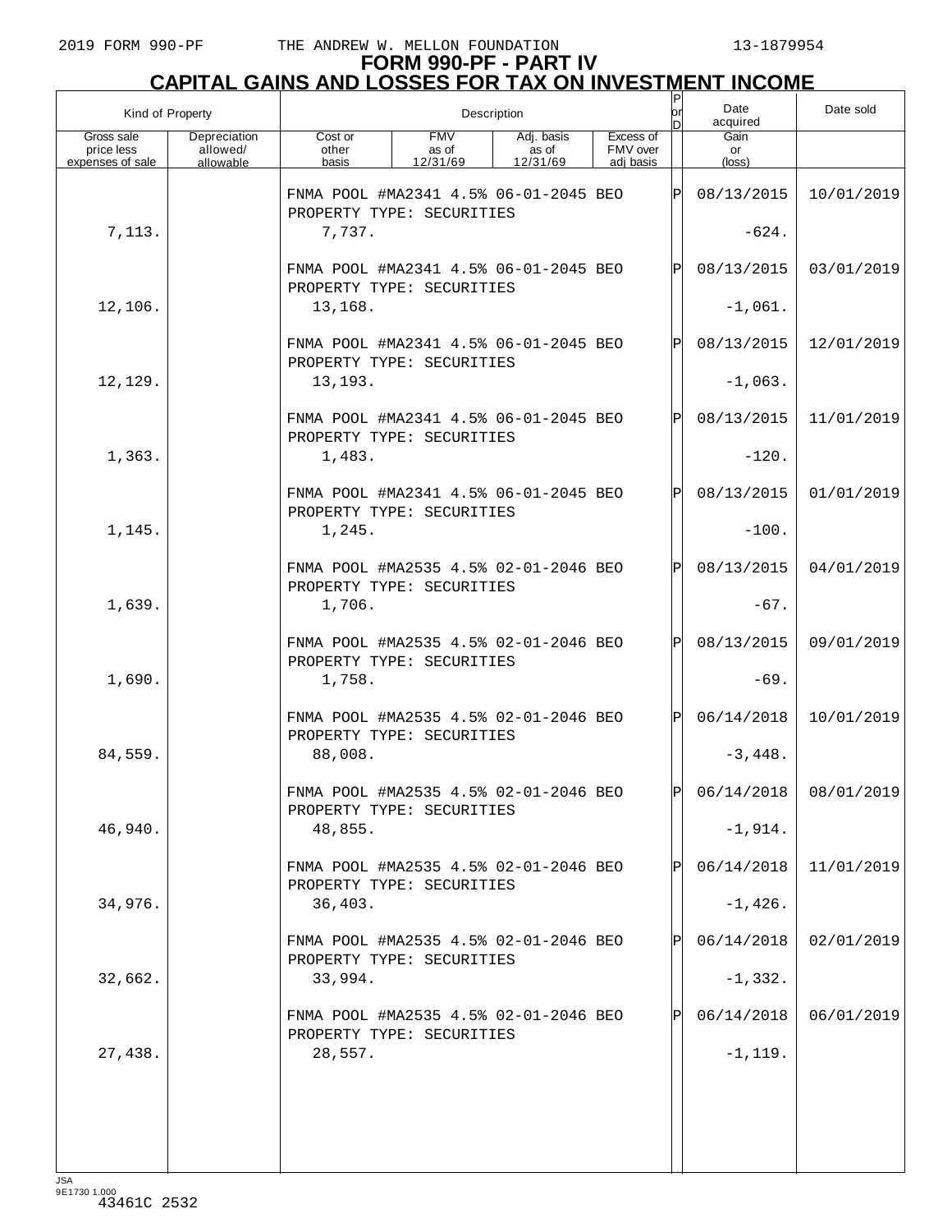# FORM 990-PF - PART IV
## CAPITAL GAINS AND LOSSES FOR TAX ON INVESTMENT INCOME

| Kind of Property | | Description | | | | P or D | Date acquired | Date sold |
|---|---|---|---|---|---|---|---|---|
| Gross sale price less expenses of sale | Depreciation allowed/ allowable | Cost or other basis | FMV as of 12/31/69 | Adj. basis as of 12/31/69 | Excess of FMV over adj basis | | Gain or (loss) | |
| | | FNMA POOL #MA2341 4.5% 06-01-2045 BEO PROPERTY TYPE: SECURITIES | | | | P | 08/13/2015 | 10/01/2019 |
| 7,113. | | 7,737. | | | | | -624. | |
| | | FNMA POOL #MA2341 4.5% 06-01-2045 BEO PROPERTY TYPE: SECURITIES | | | | P | 08/13/2015 | 03/01/2019 |
| 12,106. | | 13,168. | | | | | -1,061. | |
| | | FNMA POOL #MA2341 4.5% 06-01-2045 BEO PROPERTY TYPE: SECURITIES | | | | P | 08/13/2015 | 12/01/2019 |
| 12,129. | | 13,193. | | | | | -1,063. | |
| | | FNMA POOL #MA2341 4.5% 06-01-2045 BEO PROPERTY TYPE: SECURITIES | | | | P | 08/13/2015 | 11/01/2019 |
| 1,363. | | 1,483. | | | | | -120. | |
| | | FNMA POOL #MA2341 4.5% 06-01-2045 BEO PROPERTY TYPE: SECURITIES | | | | P | 08/13/2015 | 01/01/2019 |
| 1,145. | | 1,245. | | | | | -100. | |
| | | FNMA POOL #MA2535 4.5% 02-01-2046 BEO PROPERTY TYPE: SECURITIES | | | | P | 08/13/2015 | 04/01/2019 |
| 1,639. | | 1,706. | | | | | -67. | |
| | | FNMA POOL #MA2535 4.5% 02-01-2046 BEO PROPERTY TYPE: SECURITIES | | | | P | 08/13/2015 | 09/01/2019 |
| 1,690. | | 1,758. | | | | | -69. | |
| | | FNMA POOL #MA2535 4.5% 02-01-2046 BEO PROPERTY TYPE: SECURITIES | | | | P | 06/14/2018 | 10/01/2019 |
| 84,559. | | 88,008. | | | | | -3,448. | |
| | | FNMA POOL #MA2535 4.5% 02-01-2046 BEO PROPERTY TYPE: SECURITIES | | | | P | 06/14/2018 | 08/01/2019 |
| 46,940. | | 48,855. | | | | | -1,914. | |
| | | FNMA POOL #MA2535 4.5% 02-01-2046 BEO PROPERTY TYPE: SECURITIES | | | | P | 06/14/2018 | 11/01/2019 |
| 34,976. | | 36,403. | | | | | -1,426. | |
| | | FNMA POOL #MA2535 4.5% 02-01-2046 BEO PROPERTY TYPE: SECURITIES | | | | P | 06/14/2018 | 02/01/2019 |
| 32,662. | | 33,994. | | | | | -1,332. | |
| | | FNMA POOL #MA2535 4.5% 02-01-2046 BEO PROPERTY TYPE: SECURITIES | | | | P | 06/14/2018 | 06/01/2019 |
| 27,438. | | 28,557. | | | | | -1,119. | |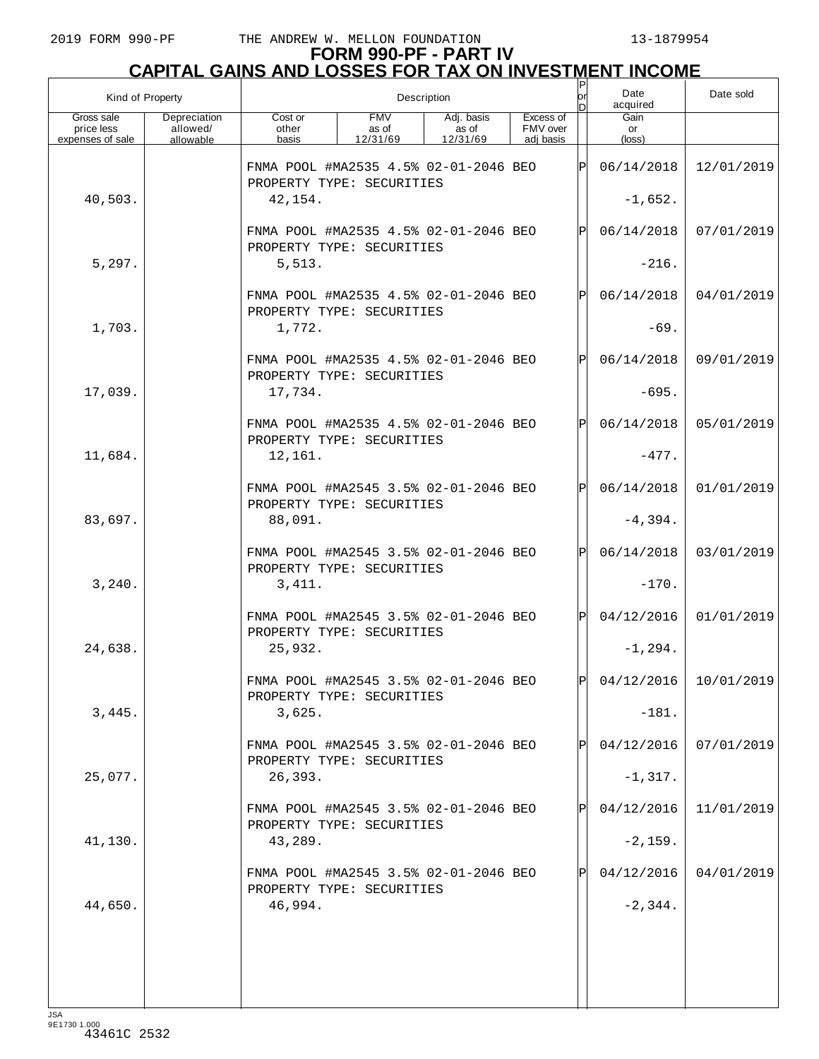# FORM 990-PF - PART IV

## CAPITAL GAINS AND LOSSES FOR TAX ON INVESTMENT INCOME

| Kind of Property | | Description | | | | P or D | Date acquired | Date sold |
|---|---|---|---|---|---|---|---|---|
| Gross sale price less expenses of sale | Depreciation allowed/ allowable | Cost or other basis | FMV as of 12/31/69 | Adj. basis as of 12/31/69 | Excess of FMV over adj basis | | Gain or (loss) | |
| | | FNMA POOL #MA2535 4.5% 02-01-2046 BEO PROPERTY TYPE: SECURITIES | | | | P | 06/14/2018 | 12/01/2019 |
| 40,503. | | 42,154. | | | | | -1,652. | |
| | | FNMA POOL #MA2535 4.5% 02-01-2046 BEO PROPERTY TYPE: SECURITIES | | | | P | 06/14/2018 | 07/01/2019 |
| 5,297. | | 5,513. | | | | | -216. | |
| | | FNMA POOL #MA2535 4.5% 02-01-2046 BEO PROPERTY TYPE: SECURITIES | | | | P | 06/14/2018 | 04/01/2019 |
| 1,703. | | 1,772. | | | | | -69. | |
| | | FNMA POOL #MA2535 4.5% 02-01-2046 BEO PROPERTY TYPE: SECURITIES | | | | P | 06/14/2018 | 09/01/2019 |
| 17,039. | | 17,734. | | | | | -695. | |
| | | FNMA POOL #MA2535 4.5% 02-01-2046 BEO PROPERTY TYPE: SECURITIES | | | | P | 06/14/2018 | 05/01/2019 |
| 11,684. | | 12,161. | | | | | -477. | |
| | | FNMA POOL #MA2545 3.5% 02-01-2046 BEO PROPERTY TYPE: SECURITIES | | | | P | 06/14/2018 | 01/01/2019 |
| 83,697. | | 88,091. | | | | | -4,394. | |
| | | FNMA POOL #MA2545 3.5% 02-01-2046 BEO PROPERTY TYPE: SECURITIES | | | | P | 06/14/2018 | 03/01/2019 |
| 3,240. | | 3,411. | | | | | -170. | |
| | | FNMA POOL #MA2545 3.5% 02-01-2046 BEO PROPERTY TYPE: SECURITIES | | | | P | 04/12/2016 | 01/01/2019 |
| 24,638. | | 25,932. | | | | | -1,294. | |
| | | FNMA POOL #MA2545 3.5% 02-01-2046 BEO PROPERTY TYPE: SECURITIES | | | | P | 04/12/2016 | 10/01/2019 |
| 3,445. | | 3,625. | | | | | -181. | |
| | | FNMA POOL #MA2545 3.5% 02-01-2046 BEO PROPERTY TYPE: SECURITIES | | | | P | 04/12/2016 | 07/01/2019 |
| 25,077. | | 26,393. | | | | | -1,317. | |
| | | FNMA POOL #MA2545 3.5% 02-01-2046 BEO PROPERTY TYPE: SECURITIES | | | | P | 04/12/2016 | 11/01/2019 |
| 41,130. | | 43,289. | | | | | -2,159. | |
| | | FNMA POOL #MA2545 3.5% 02-01-2046 BEO PROPERTY TYPE: SECURITIES | | | | P | 04/12/2016 | 04/01/2019 |
| 44,650. | | 46,994. | | | | | -2,344. | |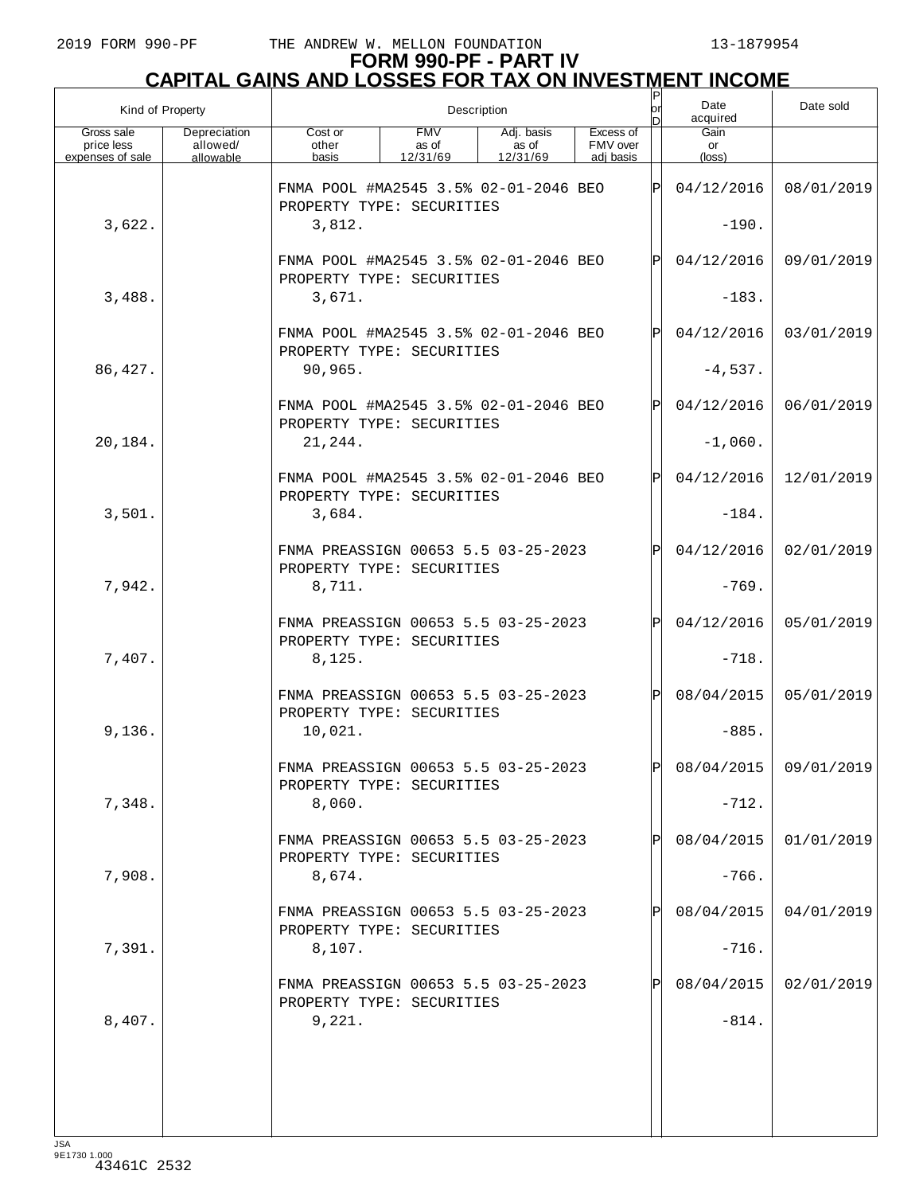# FORM 990-PF - PART IV
## CAPITAL GAINS AND LOSSES FOR TAX ON INVESTMENT INCOME

| Kind of Property | | Description | | | | P or D | Date acquired | Date sold |
|---|---|---|---|---|---|---|---|---|
| Gross sale price less expenses of sale | Depreciation allowed/ allowable | Cost or other basis | FMV as of 12/31/69 | Adj. basis as of 12/31/69 | Excess of FMV over adj basis | | Gain or (loss) | |
| | | FNMA POOL #MA2545 3.5% 02-01-2046 BEO PROPERTY TYPE: SECURITIES | | | | P | 04/12/2016 | 08/01/2019 |
| 3,622. | | 3,812. | | | | | -190. | |
| | | FNMA POOL #MA2545 3.5% 02-01-2046 BEO PROPERTY TYPE: SECURITIES | | | | P | 04/12/2016 | 09/01/2019 |
| 3,488. | | 3,671. | | | | | -183. | |
| | | FNMA POOL #MA2545 3.5% 02-01-2046 BEO PROPERTY TYPE: SECURITIES | | | | P | 04/12/2016 | 03/01/2019 |
| 86,427. | | 90,965. | | | | | -4,537. | |
| | | FNMA POOL #MA2545 3.5% 02-01-2046 BEO PROPERTY TYPE: SECURITIES | | | | P | 04/12/2016 | 06/01/2019 |
| 20,184. | | 21,244. | | | | | -1,060. | |
| | | FNMA POOL #MA2545 3.5% 02-01-2046 BEO PROPERTY TYPE: SECURITIES | | | | P | 04/12/2016 | 12/01/2019 |
| 3,501. | | 3,684. | | | | | -184. | |
| | | FNMA PREASSIGN 00653 5.5 03-25-2023 PROPERTY TYPE: SECURITIES | | | | P | 04/12/2016 | 02/01/2019 |
| 7,942. | | 8,711. | | | | | -769. | |
| | | FNMA PREASSIGN 00653 5.5 03-25-2023 PROPERTY TYPE: SECURITIES | | | | P | 04/12/2016 | 05/01/2019 |
| 7,407. | | 8,125. | | | | | -718. | |
| | | FNMA PREASSIGN 00653 5.5 03-25-2023 PROPERTY TYPE: SECURITIES | | | | P | 08/04/2015 | 05/01/2019 |
| 9,136. | | 10,021. | | | | | -885. | |
| | | FNMA PREASSIGN 00653 5.5 03-25-2023 PROPERTY TYPE: SECURITIES | | | | P | 08/04/2015 | 09/01/2019 |
| 7,348. | | 8,060. | | | | | -712. | |
| | | FNMA PREASSIGN 00653 5.5 03-25-2023 PROPERTY TYPE: SECURITIES | | | | P | 08/04/2015 | 01/01/2019 |
| 7,908. | | 8,674. | | | | | -766. | |
| | | FNMA PREASSIGN 00653 5.5 03-25-2023 PROPERTY TYPE: SECURITIES | | | | P | 08/04/2015 | 04/01/2019 |
| 7,391. | | 8,107. | | | | | -716. | |
| | | FNMA PREASSIGN 00653 5.5 03-25-2023 PROPERTY TYPE: SECURITIES | | | | P | 08/04/2015 | 02/01/2019 |
| 8,407. | | 9,221. | | | | | -814. | |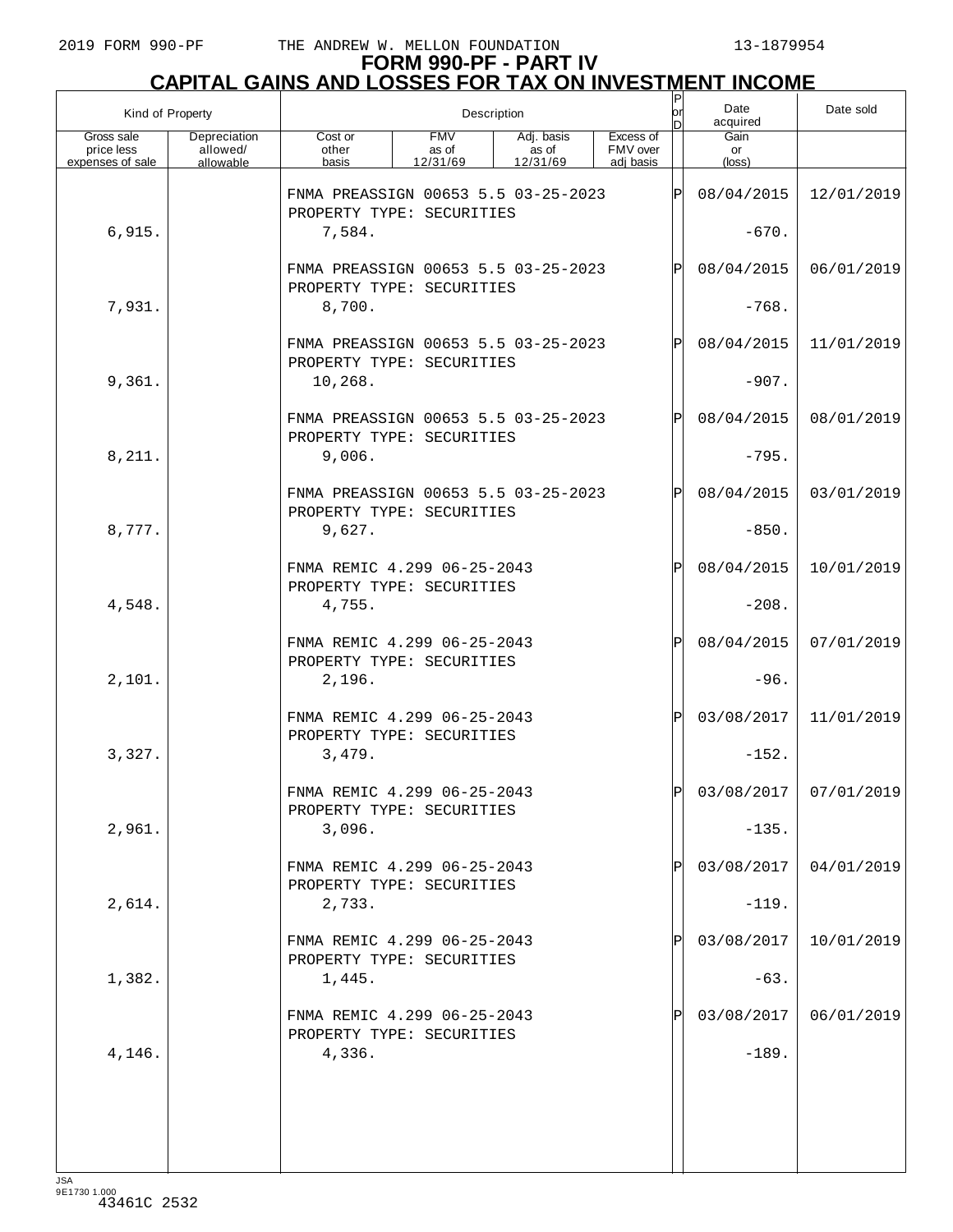# FORM 990-PF - PART IV
## CAPITAL GAINS AND LOSSES FOR TAX ON INVESTMENT INCOME

| Kind of Property | | Description | | | | P or D | Date acquired | Date sold |
|---|---|---|---|---|---|---|---|---|
| Gross sale price less expenses of sale | Depreciation allowed/ allowable | Cost or other basis | FMV as of 12/31/69 | Adj. basis as of 12/31/69 | Excess of FMV over adj basis | | Gain or (loss) | |
| | | FNMA PREASSIGN 00653 5.5 03-25-2023 PROPERTY TYPE: SECURITIES | | | | P | 08/04/2015 | 12/01/2019 |
| 6,915. | | 7,584. | | | | | -670. | |
| | | FNMA PREASSIGN 00653 5.5 03-25-2023 PROPERTY TYPE: SECURITIES | | | | P | 08/04/2015 | 06/01/2019 |
| 7,931. | | 8,700. | | | | | -768. | |
| | | FNMA PREASSIGN 00653 5.5 03-25-2023 PROPERTY TYPE: SECURITIES | | | | P | 08/04/2015 | 11/01/2019 |
| 9,361. | | 10,268. | | | | | -907. | |
| | | FNMA PREASSIGN 00653 5.5 03-25-2023 PROPERTY TYPE: SECURITIES | | | | P | 08/04/2015 | 08/01/2019 |
| 8,211. | | 9,006. | | | | | -795. | |
| | | FNMA PREASSIGN 00653 5.5 03-25-2023 PROPERTY TYPE: SECURITIES | | | | P | 08/04/2015 | 03/01/2019 |
| 8,777. | | 9,627. | | | | | -850. | |
| | | FNMA REMIC 4.299 06-25-2043 PROPERTY TYPE: SECURITIES | | | | P | 08/04/2015 | 10/01/2019 |
| 4,548. | | 4,755. | | | | | -208. | |
| | | FNMA REMIC 4.299 06-25-2043 PROPERTY TYPE: SECURITIES | | | | P | 08/04/2015 | 07/01/2019 |
| 2,101. | | 2,196. | | | | | -96. | |
| | | FNMA REMIC 4.299 06-25-2043 PROPERTY TYPE: SECURITIES | | | | P | 03/08/2017 | 11/01/2019 |
| 3,327. | | 3,479. | | | | | -152. | |
| | | FNMA REMIC 4.299 06-25-2043 PROPERTY TYPE: SECURITIES | | | | P | 03/08/2017 | 07/01/2019 |
| 2,961. | | 3,096. | | | | | -135. | |
| | | FNMA REMIC 4.299 06-25-2043 PROPERTY TYPE: SECURITIES | | | | P | 03/08/2017 | 04/01/2019 |
| 2,614. | | 2,733. | | | | | -119. | |
| | | FNMA REMIC 4.299 06-25-2043 PROPERTY TYPE: SECURITIES | | | | P | 03/08/2017 | 10/01/2019 |
| 1,382. | | 1,445. | | | | | -63. | |
| | | FNMA REMIC 4.299 06-25-2043 PROPERTY TYPE: SECURITIES | | | | P | 03/08/2017 | 06/01/2019 |
| 4,146. | | 4,336. | | | | | -189. | |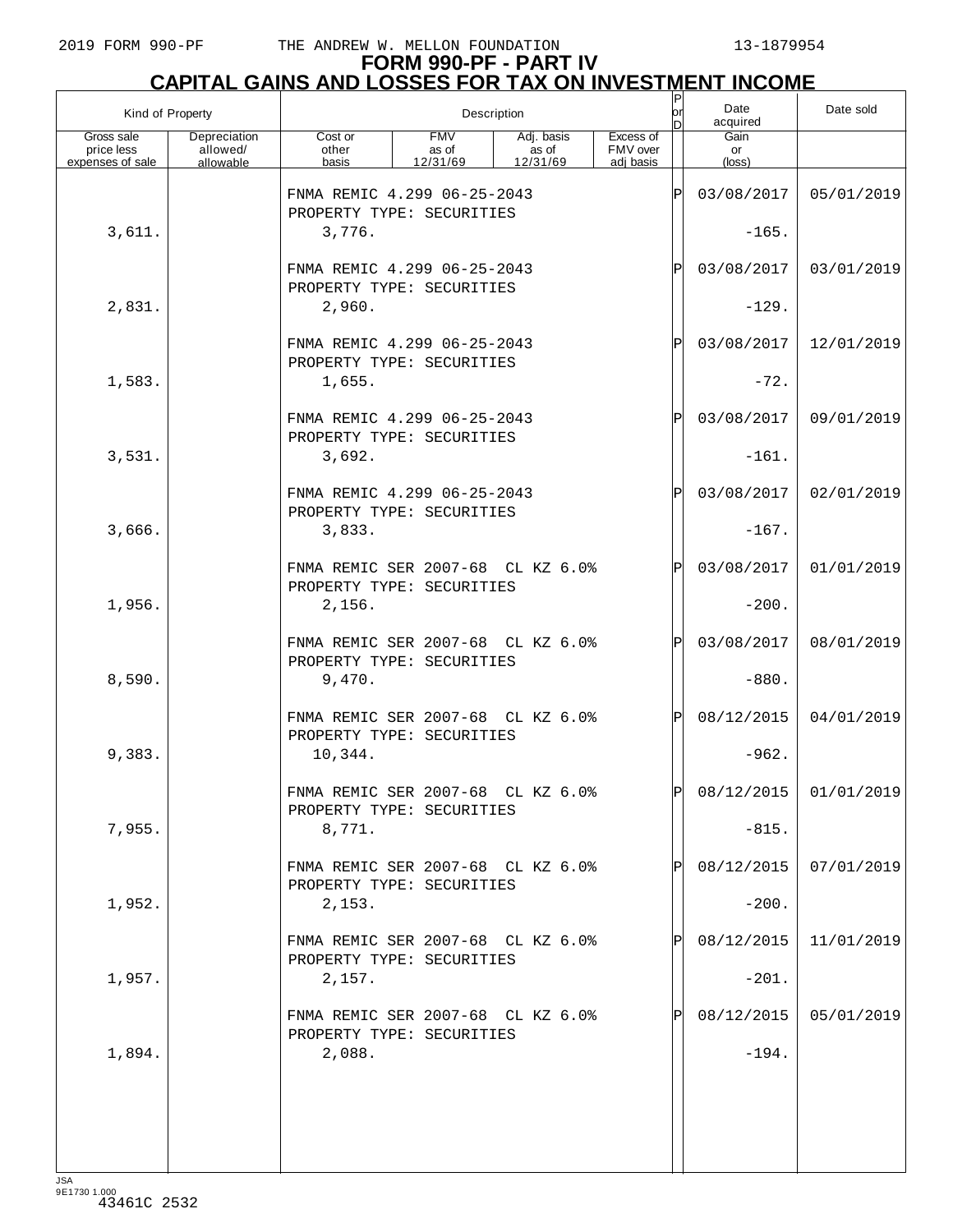# FORM 990-PF - PART IV
## CAPITAL GAINS AND LOSSES FOR TAX ON INVESTMENT INCOME

| Kind of Property | | Description | | | | P or D | Date acquired | Date sold |
|---|---|---|---|---|---|---|---|---|
| Gross sale price less expenses of sale | Depreciation allowed/ allowable | Cost or other basis | FMV as of 12/31/69 | Adj. basis as of 12/31/69 | Excess of FMV over adj basis | | Gain or (loss) | |
| | | FNMA REMIC 4.299 06-25-2043<br>PROPERTY TYPE: SECURITIES | | | | P | 03/08/2017 | 05/01/2019 |
| 3,611. | | 3,776. | | | | | -165. | |
| | | FNMA REMIC 4.299 06-25-2043<br>PROPERTY TYPE: SECURITIES | | | | P | 03/08/2017 | 03/01/2019 |
| 2,831. | | 2,960. | | | | | -129. | |
| | | FNMA REMIC 4.299 06-25-2043<br>PROPERTY TYPE: SECURITIES | | | | P | 03/08/2017 | 12/01/2019 |
| 1,583. | | 1,655. | | | | | -72. | |
| | | FNMA REMIC 4.299 06-25-2043<br>PROPERTY TYPE: SECURITIES | | | | P | 03/08/2017 | 09/01/2019 |
| 3,531. | | 3,692. | | | | | -161. | |
| | | FNMA REMIC 4.299 06-25-2043<br>PROPERTY TYPE: SECURITIES | | | | P | 03/08/2017 | 02/01/2019 |
| 3,666. | | 3,833. | | | | | -167. | |
| | | FNMA REMIC SER 2007-68 CL KZ 6.0%<br>PROPERTY TYPE: SECURITIES | | | | P | 03/08/2017 | 01/01/2019 |
| 1,956. | | 2,156. | | | | | -200. | |
| | | FNMA REMIC SER 2007-68 CL KZ 6.0%<br>PROPERTY TYPE: SECURITIES | | | | P | 03/08/2017 | 08/01/2019 |
| 8,590. | | 9,470. | | | | | -880. | |
| | | FNMA REMIC SER 2007-68 CL KZ 6.0%<br>PROPERTY TYPE: SECURITIES | | | | P | 08/12/2015 | 04/01/2019 |
| 9,383. | | 10,344. | | | | | -962. | |
| | | FNMA REMIC SER 2007-68 CL KZ 6.0%<br>PROPERTY TYPE: SECURITIES | | | | P | 08/12/2015 | 01/01/2019 |
| 7,955. | | 8,771. | | | | | -815. | |
| | | FNMA REMIC SER 2007-68 CL KZ 6.0%<br>PROPERTY TYPE: SECURITIES | | | | P | 08/12/2015 | 07/01/2019 |
| 1,952. | | 2,153. | | | | | -200. | |
| | | FNMA REMIC SER 2007-68 CL KZ 6.0%<br>PROPERTY TYPE: SECURITIES | | | | P | 08/12/2015 | 11/01/2019 |
| 1,957. | | 2,157. | | | | | -201. | |
| | | FNMA REMIC SER 2007-68 CL KZ 6.0%<br>PROPERTY TYPE: SECURITIES | | | | P | 08/12/2015 | 05/01/2019 |
| 1,894. | | 2,088. | | | | | -194. | |

JSA
9E1730 1.000
43461C 2532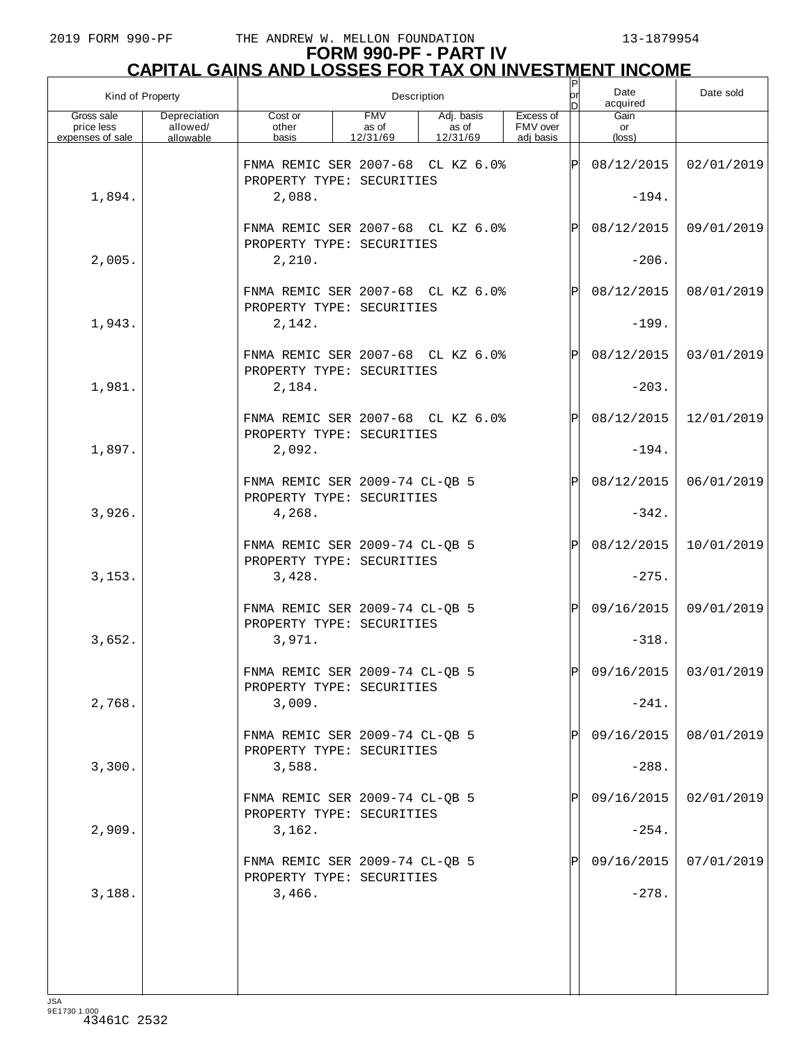# FORM 990-PF - PART IV
## CAPITAL GAINS AND LOSSES FOR TAX ON INVESTMENT INCOME

| Kind of Property | | Description | | | | P or D | Date acquired | Date sold |
|---|---|---|---|---|---|---|---|---|
| Gross sale price less expenses of sale | Depreciation allowed/ allowable | Cost or other basis | FMV as of 12/31/69 | Adj. basis as of 12/31/69 | Excess of FMV over adj basis | | Gain or (loss) | |
| | | FNMA REMIC SER 2007-68 CL KZ 6.0% PROPERTY TYPE: SECURITIES | | | | P | 08/12/2015 | 02/01/2019 |
| 1,894. | | 2,088. | | | | | -194. | |
| | | FNMA REMIC SER 2007-68 CL KZ 6.0% PROPERTY TYPE: SECURITIES | | | | P | 08/12/2015 | 09/01/2019 |
| 2,005. | | 2,210. | | | | | -206. | |
| | | FNMA REMIC SER 2007-68 CL KZ 6.0% PROPERTY TYPE: SECURITIES | | | | P | 08/12/2015 | 08/01/2019 |
| 1,943. | | 2,142. | | | | | -199. | |
| | | FNMA REMIC SER 2007-68 CL KZ 6.0% PROPERTY TYPE: SECURITIES | | | | P | 08/12/2015 | 03/01/2019 |
| 1,981. | | 2,184. | | | | | -203. | |
| | | FNMA REMIC SER 2007-68 CL KZ 6.0% PROPERTY TYPE: SECURITIES | | | | P | 08/12/2015 | 12/01/2019 |
| 1,897. | | 2,092. | | | | | -194. | |
| | | FNMA REMIC SER 2009-74 CL-QB 5 PROPERTY TYPE: SECURITIES | | | | P | 08/12/2015 | 06/01/2019 |
| 3,926. | | 4,268. | | | | | -342. | |
| | | FNMA REMIC SER 2009-74 CL-QB 5 PROPERTY TYPE: SECURITIES | | | | P | 08/12/2015 | 10/01/2019 |
| 3,153. | | 3,428. | | | | | -275. | |
| | | FNMA REMIC SER 2009-74 CL-QB 5 PROPERTY TYPE: SECURITIES | | | | P | 09/16/2015 | 09/01/2019 |
| 3,652. | | 3,971. | | | | | -318. | |
| | | FNMA REMIC SER 2009-74 CL-QB 5 PROPERTY TYPE: SECURITIES | | | | P | 09/16/2015 | 03/01/2019 |
| 2,768. | | 3,009. | | | | | -241. | |
| | | FNMA REMIC SER 2009-74 CL-QB 5 PROPERTY TYPE: SECURITIES | | | | P | 09/16/2015 | 08/01/2019 |
| 3,300. | | 3,588. | | | | | -288. | |
| | | FNMA REMIC SER 2009-74 CL-QB 5 PROPERTY TYPE: SECURITIES | | | | P | 09/16/2015 | 02/01/2019 |
| 2,909. | | 3,162. | | | | | -254. | |
| | | FNMA REMIC SER 2009-74 CL-QB 5 PROPERTY TYPE: SECURITIES | | | | P | 09/16/2015 | 07/01/2019 |
| 3,188. | | 3,466. | | | | | -278. | |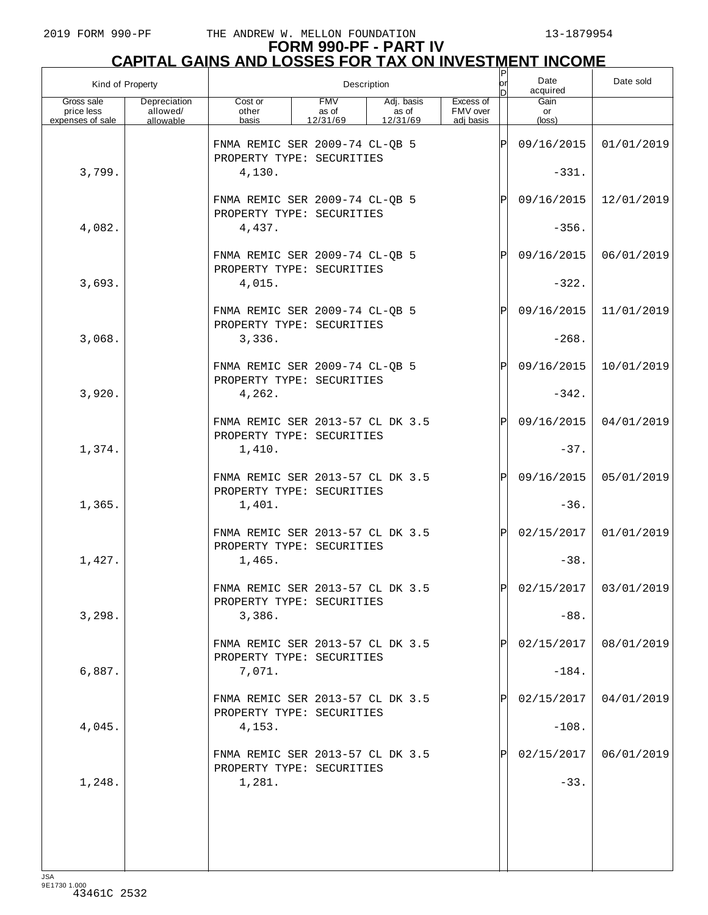2019 FORM 990-PF THE ANDREW W. MELLON FOUNDATION 13-1879954

# FORM 990-PF - PART IV
## CAPITAL GAINS AND LOSSES FOR TAX ON INVESTMENT INCOME

| Kind of Property | | Description | | | | P or D | Date acquired | Date sold |
|---|---|---|---|---|---|---|---|---|
| Gross sale price less expenses of sale | Depreciation allowed/ allowable | Cost or other basis | FMV as of 12/31/69 | Adj. basis as of 12/31/69 | Excess of FMV over adj basis | | Gain or (loss) | |
| | | FNMA REMIC SER 2009-74 CL-QB 5<br>PROPERTY TYPE: SECURITIES | | | | P | 09/16/2015 | 01/01/2019 |
| 3,799. | | 4,130. | | | | | -331. | |
| | | FNMA REMIC SER 2009-74 CL-QB 5<br>PROPERTY TYPE: SECURITIES | | | | P | 09/16/2015 | 12/01/2019 |
| 4,082. | | 4,437. | | | | | -356. | |
| | | FNMA REMIC SER 2009-74 CL-QB 5<br>PROPERTY TYPE: SECURITIES | | | | P | 09/16/2015 | 06/01/2019 |
| 3,693. | | 4,015. | | | | | -322. | |
| | | FNMA REMIC SER 2009-74 CL-QB 5<br>PROPERTY TYPE: SECURITIES | | | | P | 09/16/2015 | 11/01/2019 |
| 3,068. | | 3,336. | | | | | -268. | |
| | | FNMA REMIC SER 2009-74 CL-QB 5<br>PROPERTY TYPE: SECURITIES | | | | P | 09/16/2015 | 10/01/2019 |
| 3,920. | | 4,262. | | | | | -342. | |
| | | FNMA REMIC SER 2013-57 CL DK 3.5<br>PROPERTY TYPE: SECURITIES | | | | P | 09/16/2015 | 04/01/2019 |
| 1,374. | | 1,410. | | | | | -37. | |
| | | FNMA REMIC SER 2013-57 CL DK 3.5<br>PROPERTY TYPE: SECURITIES | | | | P | 09/16/2015 | 05/01/2019 |
| 1,365. | | 1,401. | | | | | -36. | |
| | | FNMA REMIC SER 2013-57 CL DK 3.5<br>PROPERTY TYPE: SECURITIES | | | | P | 02/15/2017 | 01/01/2019 |
| 1,427. | | 1,465. | | | | | -38. | |
| | | FNMA REMIC SER 2013-57 CL DK 3.5<br>PROPERTY TYPE: SECURITIES | | | | P | 02/15/2017 | 03/01/2019 |
| 3,298. | | 3,386. | | | | | -88. | |
| | | FNMA REMIC SER 2013-57 CL DK 3.5<br>PROPERTY TYPE: SECURITIES | | | | P | 02/15/2017 | 08/01/2019 |
| 6,887. | | 7,071. | | | | | -184. | |
| | | FNMA REMIC SER 2013-57 CL DK 3.5<br>PROPERTY TYPE: SECURITIES | | | | P | 02/15/2017 | 04/01/2019 |
| 4,045. | | 4,153. | | | | | -108. | |
| | | FNMA REMIC SER 2013-57 CL DK 3.5<br>PROPERTY TYPE: SECURITIES | | | | P | 02/15/2017 | 06/01/2019 |
| 1,248. | | 1,281. | | | | | -33. | |

JSA 9E1730 1.000
43461C 2532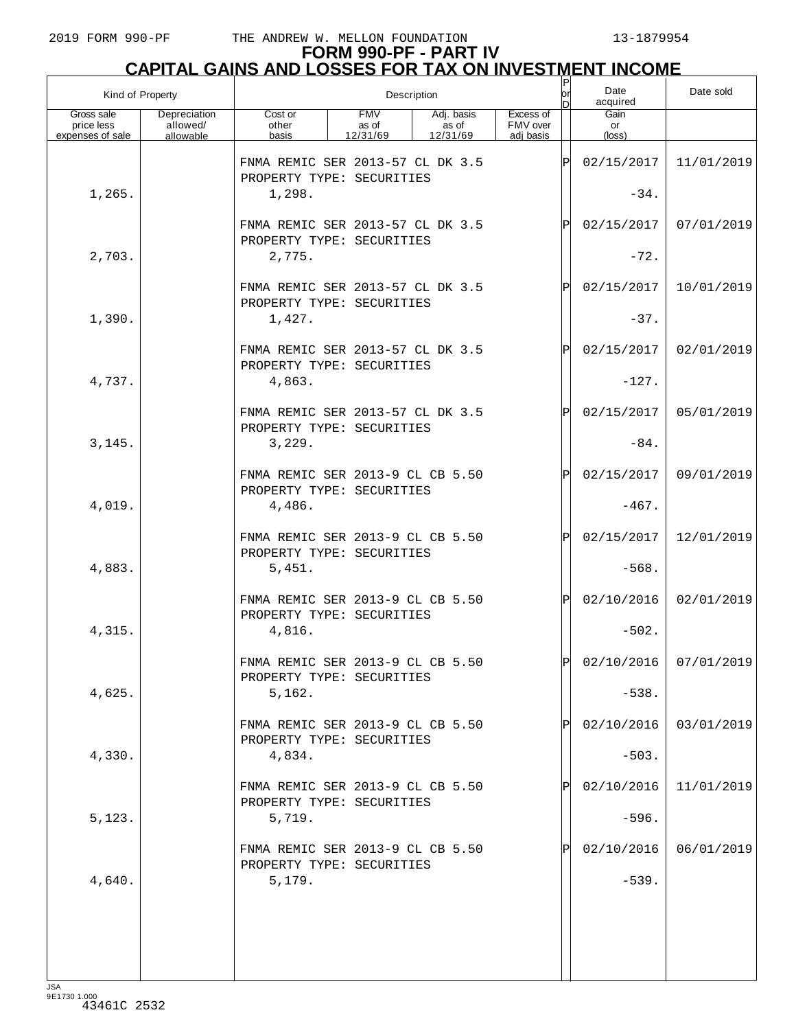# FORM 990-PF - PART IV

## CAPITAL GAINS AND LOSSES FOR TAX ON INVESTMENT INCOME

| Kind of Property | | Description | | | | P or D | Date acquired | Date sold |
|---|---|---|---|---|---|---|---|---|
| Gross sale price less expenses of sale | Depreciation allowed/ allowable | Cost or other basis | FMV as of 12/31/69 | Adj. basis as of 12/31/69 | Excess of FMV over adj basis | | Gain or (loss) | |
| | | FNMA REMIC SER 2013-57 CL DK 3.5 PROPERTY TYPE: SECURITIES | | | | P | 02/15/2017 | 11/01/2019 |
| 1,265. | | 1,298. | | | | | -34. | |
| | | FNMA REMIC SER 2013-57 CL DK 3.5 PROPERTY TYPE: SECURITIES | | | | P | 02/15/2017 | 07/01/2019 |
| 2,703. | | 2,775. | | | | | -72. | |
| | | FNMA REMIC SER 2013-57 CL DK 3.5 PROPERTY TYPE: SECURITIES | | | | P | 02/15/2017 | 10/01/2019 |
| 1,390. | | 1,427. | | | | | -37. | |
| | | FNMA REMIC SER 2013-57 CL DK 3.5 PROPERTY TYPE: SECURITIES | | | | P | 02/15/2017 | 02/01/2019 |
| 4,737. | | 4,863. | | | | | -127. | |
| | | FNMA REMIC SER 2013-57 CL DK 3.5 PROPERTY TYPE: SECURITIES | | | | P | 02/15/2017 | 05/01/2019 |
| 3,145. | | 3,229. | | | | | -84. | |
| | | FNMA REMIC SER 2013-9 CL CB 5.50 PROPERTY TYPE: SECURITIES | | | | P | 02/15/2017 | 09/01/2019 |
| 4,019. | | 4,486. | | | | | -467. | |
| | | FNMA REMIC SER 2013-9 CL CB 5.50 PROPERTY TYPE: SECURITIES | | | | P | 02/15/2017 | 12/01/2019 |
| 4,883. | | 5,451. | | | | | -568. | |
| | | FNMA REMIC SER 2013-9 CL CB 5.50 PROPERTY TYPE: SECURITIES | | | | P | 02/10/2016 | 02/01/2019 |
| 4,315. | | 4,816. | | | | | -502. | |
| | | FNMA REMIC SER 2013-9 CL CB 5.50 PROPERTY TYPE: SECURITIES | | | | P | 02/10/2016 | 07/01/2019 |
| 4,625. | | 5,162. | | | | | -538. | |
| | | FNMA REMIC SER 2013-9 CL CB 5.50 PROPERTY TYPE: SECURITIES | | | | P | 02/10/2016 | 03/01/2019 |
| 4,330. | | 4,834. | | | | | -503. | |
| | | FNMA REMIC SER 2013-9 CL CB 5.50 PROPERTY TYPE: SECURITIES | | | | P | 02/10/2016 | 11/01/2019 |
| 5,123. | | 5,719. | | | | | -596. | |
| | | FNMA REMIC SER 2013-9 CL CB 5.50 PROPERTY TYPE: SECURITIES | | | | P | 02/10/2016 | 06/01/2019 |
| 4,640. | | 5,179. | | | | | -539. | |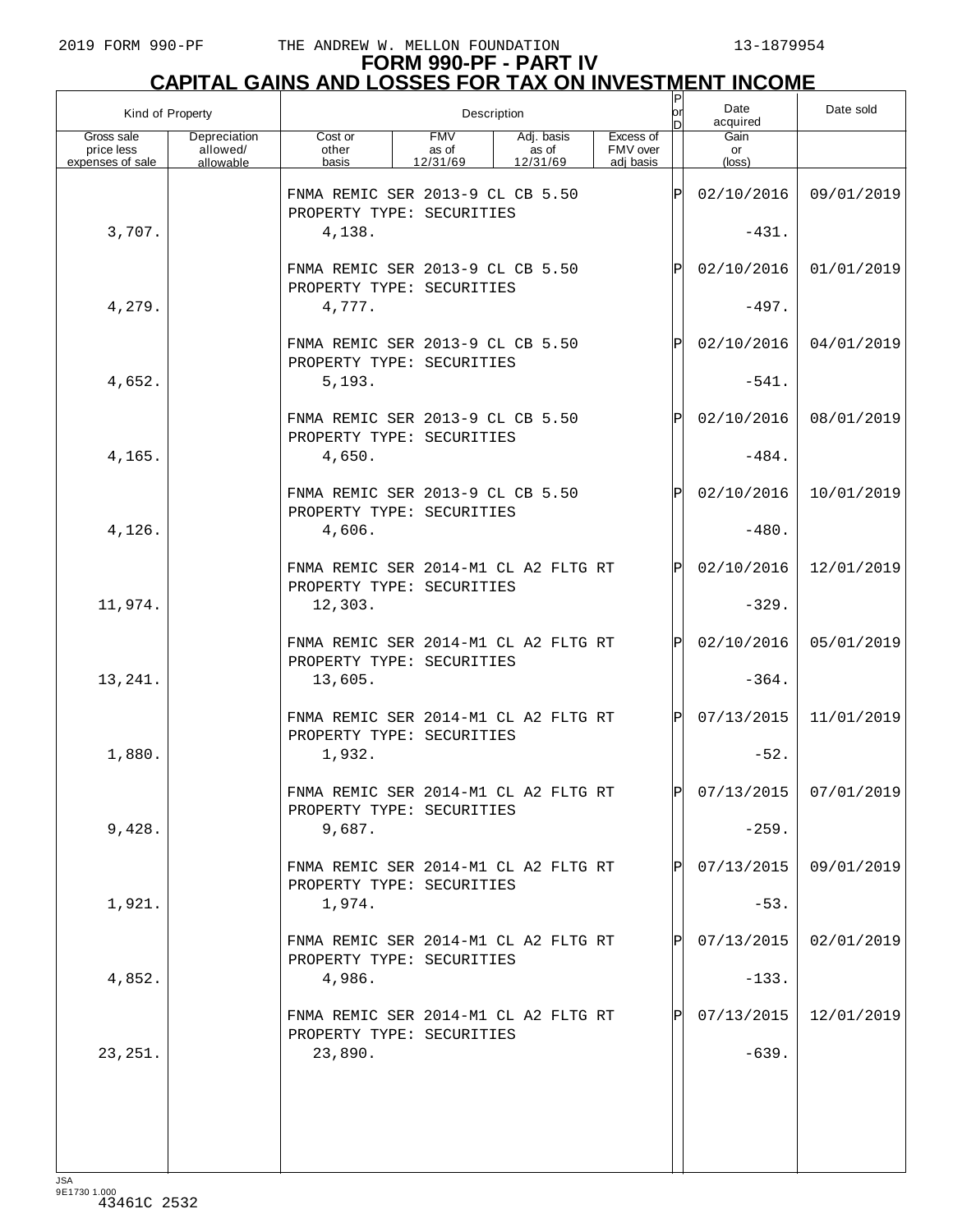# FORM 990-PF - PART IV
## CAPITAL GAINS AND LOSSES FOR TAX ON INVESTMENT INCOME

| Kind of Property | | Description | | | | P or D | Date acquired | Date sold |
|---|---|---|---|---|---|---|---|---|
| Gross sale price less expenses of sale | Depreciation allowed/ allowable | Cost or other basis | FMV as of 12/31/69 | Adj. basis as of 12/31/69 | Excess of FMV over adj basis | | Gain or (loss) | |
| | | FNMA REMIC SER 2013-9 CL CB 5.50 PROPERTY TYPE: SECURITIES | | | | P | 02/10/2016 | 09/01/2019 |
| 3,707. | | 4,138. | | | | | -431. | |
| | | FNMA REMIC SER 2013-9 CL CB 5.50 PROPERTY TYPE: SECURITIES | | | | P | 02/10/2016 | 01/01/2019 |
| 4,279. | | 4,777. | | | | | -497. | |
| | | FNMA REMIC SER 2013-9 CL CB 5.50 PROPERTY TYPE: SECURITIES | | | | P | 02/10/2016 | 04/01/2019 |
| 4,652. | | 5,193. | | | | | -541. | |
| | | FNMA REMIC SER 2013-9 CL CB 5.50 PROPERTY TYPE: SECURITIES | | | | P | 02/10/2016 | 08/01/2019 |
| 4,165. | | 4,650. | | | | | -484. | |
| | | FNMA REMIC SER 2013-9 CL CB 5.50 PROPERTY TYPE: SECURITIES | | | | P | 02/10/2016 | 10/01/2019 |
| 4,126. | | 4,606. | | | | | -480. | |
| | | FNMA REMIC SER 2014-M1 CL A2 FLTG RT PROPERTY TYPE: SECURITIES | | | | P | 02/10/2016 | 12/01/2019 |
| 11,974. | | 12,303. | | | | | -329. | |
| | | FNMA REMIC SER 2014-M1 CL A2 FLTG RT PROPERTY TYPE: SECURITIES | | | | P | 02/10/2016 | 05/01/2019 |
| 13,241. | | 13,605. | | | | | -364. | |
| | | FNMA REMIC SER 2014-M1 CL A2 FLTG RT PROPERTY TYPE: SECURITIES | | | | P | 07/13/2015 | 11/01/2019 |
| 1,880. | | 1,932. | | | | | -52. | |
| | | FNMA REMIC SER 2014-M1 CL A2 FLTG RT PROPERTY TYPE: SECURITIES | | | | P | 07/13/2015 | 07/01/2019 |
| 9,428. | | 9,687. | | | | | -259. | |
| | | FNMA REMIC SER 2014-M1 CL A2 FLTG RT PROPERTY TYPE: SECURITIES | | | | P | 07/13/2015 | 09/01/2019 |
| 1,921. | | 1,974. | | | | | -53. | |
| | | FNMA REMIC SER 2014-M1 CL A2 FLTG RT PROPERTY TYPE: SECURITIES | | | | P | 07/13/2015 | 02/01/2019 |
| 4,852. | | 4,986. | | | | | -133. | |
| | | FNMA REMIC SER 2014-M1 CL A2 FLTG RT PROPERTY TYPE: SECURITIES | | | | P | 07/13/2015 | 12/01/2019 |
| 23,251. | | 23,890. | | | | | -639. | |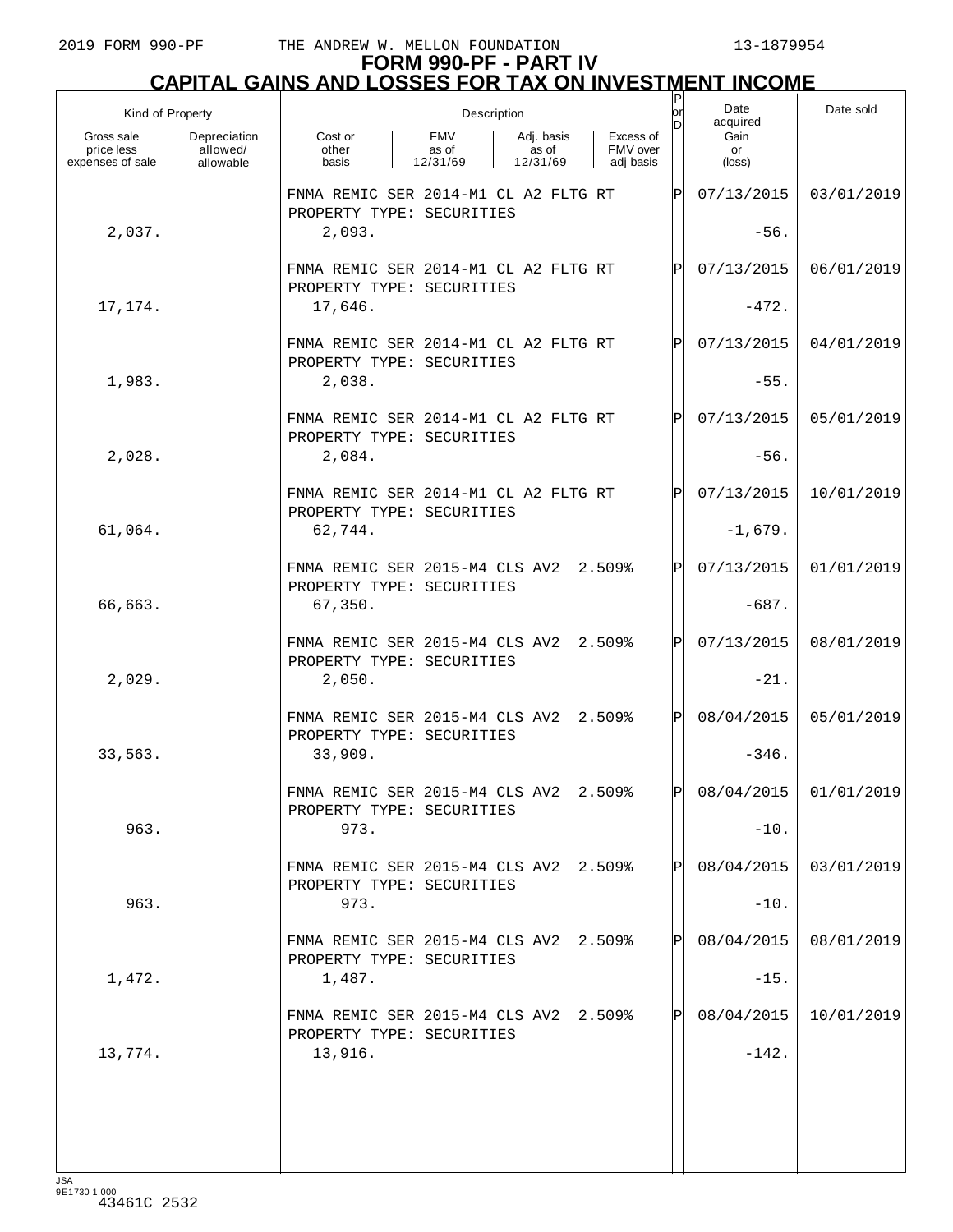# FORM 990-PF - PART IV
## CAPITAL GAINS AND LOSSES FOR TAX ON INVESTMENT INCOME

| Kind of Property | | Description | | | | P or D | Date acquired | Date sold |
|---|---|---|---|---|---|---|---|---|
| Gross sale price less expenses of sale | Depreciation allowed/ allowable | Cost or other basis | FMV as of 12/31/69 | Adj. basis as of 12/31/69 | Excess of FMV over adj basis | | Gain or (loss) | |
| | | FNMA REMIC SER 2014-M1 CL A2 FLTG RT PROPERTY TYPE: SECURITIES | | | | P | 07/13/2015 | 03/01/2019 |
| 2,037. | | 2,093. | | | | | -56. | |
| | | FNMA REMIC SER 2014-M1 CL A2 FLTG RT PROPERTY TYPE: SECURITIES | | | | P | 07/13/2015 | 06/01/2019 |
| 17,174. | | 17,646. | | | | | -472. | |
| | | FNMA REMIC SER 2014-M1 CL A2 FLTG RT PROPERTY TYPE: SECURITIES | | | | P | 07/13/2015 | 04/01/2019 |
| 1,983. | | 2,038. | | | | | -55. | |
| | | FNMA REMIC SER 2014-M1 CL A2 FLTG RT PROPERTY TYPE: SECURITIES | | | | P | 07/13/2015 | 05/01/2019 |
| 2,028. | | 2,084. | | | | | -56. | |
| | | FNMA REMIC SER 2014-M1 CL A2 FLTG RT PROPERTY TYPE: SECURITIES | | | | P | 07/13/2015 | 10/01/2019 |
| 61,064. | | 62,744. | | | | | -1,679. | |
| | | FNMA REMIC SER 2015-M4 CLS AV2 2.509% PROPERTY TYPE: SECURITIES | | | | P | 07/13/2015 | 01/01/2019 |
| 66,663. | | 67,350. | | | | | -687. | |
| | | FNMA REMIC SER 2015-M4 CLS AV2 2.509% PROPERTY TYPE: SECURITIES | | | | P | 07/13/2015 | 08/01/2019 |
| 2,029. | | 2,050. | | | | | -21. | |
| | | FNMA REMIC SER 2015-M4 CLS AV2 2.509% PROPERTY TYPE: SECURITIES | | | | P | 08/04/2015 | 05/01/2019 |
| 33,563. | | 33,909. | | | | | -346. | |
| | | FNMA REMIC SER 2015-M4 CLS AV2 2.509% PROPERTY TYPE: SECURITIES | | | | P | 08/04/2015 | 01/01/2019 |
| 963. | | 973. | | | | | -10. | |
| | | FNMA REMIC SER 2015-M4 CLS AV2 2.509% PROPERTY TYPE: SECURITIES | | | | P | 08/04/2015 | 03/01/2019 |
| 963. | | 973. | | | | | -10. | |
| | | FNMA REMIC SER 2015-M4 CLS AV2 2.509% PROPERTY TYPE: SECURITIES | | | | P | 08/04/2015 | 08/01/2019 |
| 1,472. | | 1,487. | | | | | -15. | |
| | | FNMA REMIC SER 2015-M4 CLS AV2 2.509% PROPERTY TYPE: SECURITIES | | | | P | 08/04/2015 | 10/01/2019 |
| 13,774. | | 13,916. | | | | | -142. | |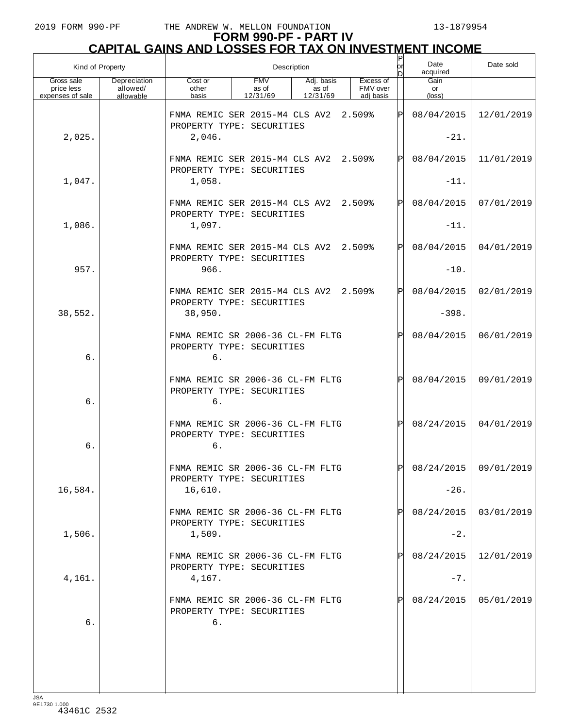# FORM 990-PF - PART IV

## CAPITAL GAINS AND LOSSES FOR TAX ON INVESTMENT INCOME

| Kind of Property | | Description | | | | P or D | Date acquired | Date sold |
|---|---|---|---|---|---|---|---|---|
| Gross sale price less expenses of sale | Depreciation allowed/ allowable | Cost or other basis | FMV as of 12/31/69 | Adj. basis as of 12/31/69 | Excess of FMV over adj basis | | Gain or (loss) | |
| | | FNMA REMIC SER 2015-M4 CLS AV2 2.509% PROPERTY TYPE: SECURITIES | | | | P | 08/04/2015 | 12/01/2019 |
| 2,025. | | 2,046. | | | | | -21. | |
| | | FNMA REMIC SER 2015-M4 CLS AV2 2.509% PROPERTY TYPE: SECURITIES | | | | P | 08/04/2015 | 11/01/2019 |
| 1,047. | | 1,058. | | | | | -11. | |
| | | FNMA REMIC SER 2015-M4 CLS AV2 2.509% PROPERTY TYPE: SECURITIES | | | | P | 08/04/2015 | 07/01/2019 |
| 1,086. | | 1,097. | | | | | -11. | |
| | | FNMA REMIC SER 2015-M4 CLS AV2 2.509% PROPERTY TYPE: SECURITIES | | | | P | 08/04/2015 | 04/01/2019 |
| 957. | | 966. | | | | | -10. | |
| | | FNMA REMIC SER 2015-M4 CLS AV2 2.509% PROPERTY TYPE: SECURITIES | | | | P | 08/04/2015 | 02/01/2019 |
| 38,552. | | 38,950. | | | | | -398. | |
| | | FNMA REMIC SR 2006-36 CL-FM FLTG PROPERTY TYPE: SECURITIES | | | | P | 08/04/2015 | 06/01/2019 |
| 6. | | 6. | | | | | | |
| | | FNMA REMIC SR 2006-36 CL-FM FLTG PROPERTY TYPE: SECURITIES | | | | P | 08/04/2015 | 09/01/2019 |
| 6. | | 6. | | | | | | |
| | | FNMA REMIC SR 2006-36 CL-FM FLTG PROPERTY TYPE: SECURITIES | | | | P | 08/24/2015 | 04/01/2019 |
| 6. | | 6. | | | | | | |
| | | FNMA REMIC SR 2006-36 CL-FM FLTG PROPERTY TYPE: SECURITIES | | | | P | 08/24/2015 | 09/01/2019 |
| 16,584. | | 16,610. | | | | | -26. | |
| | | FNMA REMIC SR 2006-36 CL-FM FLTG PROPERTY TYPE: SECURITIES | | | | P | 08/24/2015 | 03/01/2019 |
| 1,506. | | 1,509. | | | | | -2. | |
| | | FNMA REMIC SR 2006-36 CL-FM FLTG PROPERTY TYPE: SECURITIES | | | | P | 08/24/2015 | 12/01/2019 |
| 4,161. | | 4,167. | | | | | -7. | |
| | | FNMA REMIC SR 2006-36 CL-FM FLTG PROPERTY TYPE: SECURITIES | | | | P | 08/24/2015 | 05/01/2019 |
| 6. | | 6. | | | | | | |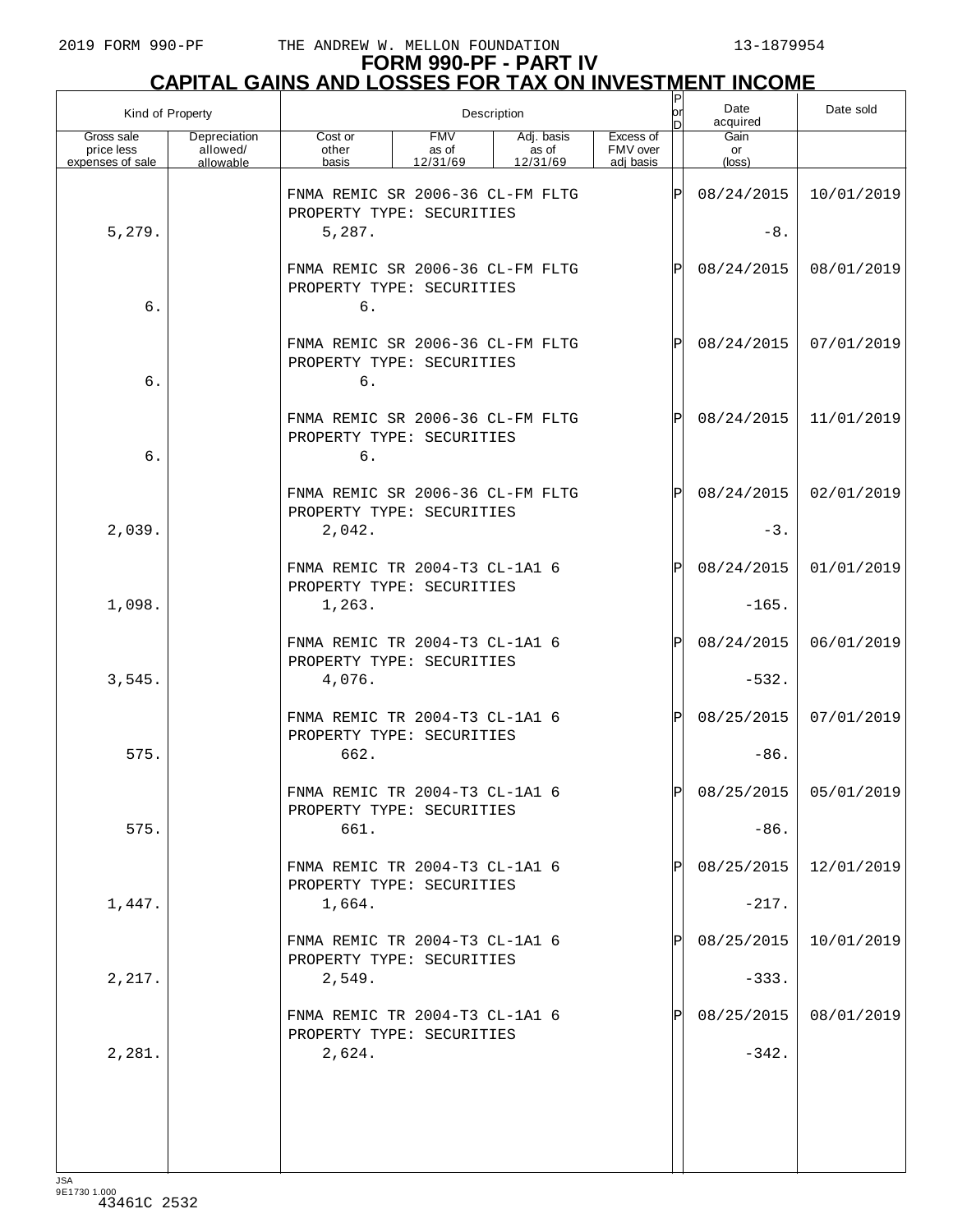# FORM 990-PF - PART IV

## CAPITAL GAINS AND LOSSES FOR TAX ON INVESTMENT INCOME

| Kind of Property | | Description | | | | P or D | Date acquired | Date sold |
|---|---|---|---|---|---|---|---|---|
| Gross sale price less expenses of sale | Depreciation allowed/ allowable | Cost or other basis | FMV as of 12/31/69 | Adj. basis as of 12/31/69 | Excess of FMV over adj basis | | Gain or (loss) | |
| | | FNMA REMIC SR 2006-36 CL-FM FLTG PROPERTY TYPE: SECURITIES | | | | P | 08/24/2015 | 10/01/2019 |
| 5,279. | | 5,287. | | | | | -8. | |
| | | FNMA REMIC SR 2006-36 CL-FM FLTG PROPERTY TYPE: SECURITIES | | | | P | 08/24/2015 | 08/01/2019 |
| 6. | | 6. | | | | | | |
| | | FNMA REMIC SR 2006-36 CL-FM FLTG PROPERTY TYPE: SECURITIES | | | | P | 08/24/2015 | 07/01/2019 |
| 6. | | 6. | | | | | | |
| | | FNMA REMIC SR 2006-36 CL-FM FLTG PROPERTY TYPE: SECURITIES | | | | P | 08/24/2015 | 11/01/2019 |
| 6. | | 6. | | | | | | |
| | | FNMA REMIC SR 2006-36 CL-FM FLTG PROPERTY TYPE: SECURITIES | | | | P | 08/24/2015 | 02/01/2019 |
| 2,039. | | 2,042. | | | | | -3. | |
| | | FNMA REMIC TR 2004-T3 CL-1A1 6 PROPERTY TYPE: SECURITIES | | | | P | 08/24/2015 | 01/01/2019 |
| 1,098. | | 1,263. | | | | | -165. | |
| | | FNMA REMIC TR 2004-T3 CL-1A1 6 PROPERTY TYPE: SECURITIES | | | | P | 08/24/2015 | 06/01/2019 |
| 3,545. | | 4,076. | | | | | -532. | |
| | | FNMA REMIC TR 2004-T3 CL-1A1 6 PROPERTY TYPE: SECURITIES | | | | P | 08/25/2015 | 07/01/2019 |
| 575. | | 662. | | | | | -86. | |
| | | FNMA REMIC TR 2004-T3 CL-1A1 6 PROPERTY TYPE: SECURITIES | | | | P | 08/25/2015 | 05/01/2019 |
| 575. | | 661. | | | | | -86. | |
| | | FNMA REMIC TR 2004-T3 CL-1A1 6 PROPERTY TYPE: SECURITIES | | | | P | 08/25/2015 | 12/01/2019 |
| 1,447. | | 1,664. | | | | | -217. | |
| | | FNMA REMIC TR 2004-T3 CL-1A1 6 PROPERTY TYPE: SECURITIES | | | | P | 08/25/2015 | 10/01/2019 |
| 2,217. | | 2,549. | | | | | -333. | |
| | | FNMA REMIC TR 2004-T3 CL-1A1 6 PROPERTY TYPE: SECURITIES | | | | P | 08/25/2015 | 08/01/2019 |
| 2,281. | | 2,624. | | | | | -342. | |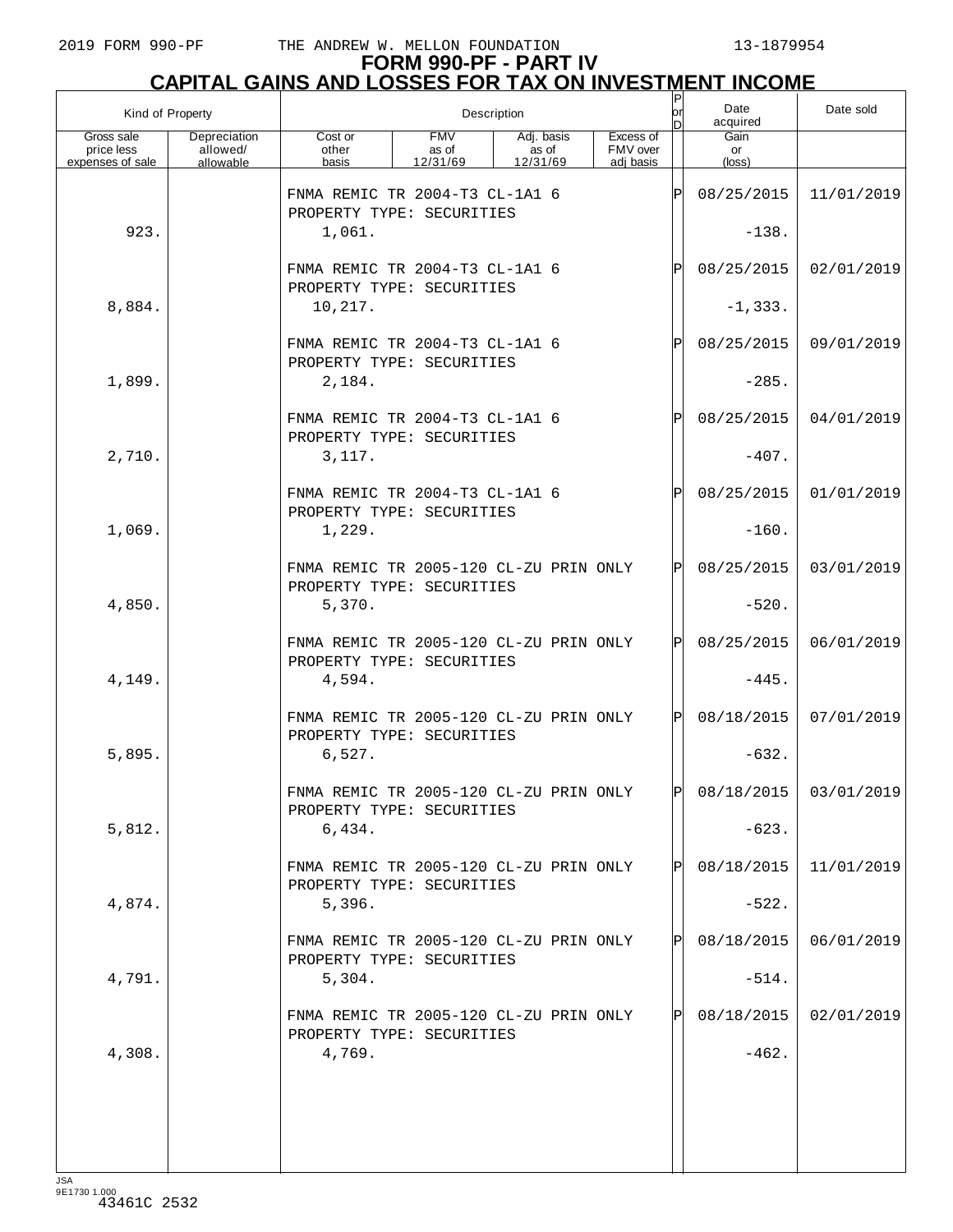# FORM 990-PF - PART IV
## CAPITAL GAINS AND LOSSES FOR TAX ON INVESTMENT INCOME

| Kind of Property | | Description | | | | P or D | Date acquired | Date sold |
|---|---|---|---|---|---|---|---|---|
| Gross sale price less expenses of sale | Depreciation allowed/ allowable | Cost or other basis | FMV as of 12/31/69 | Adj. basis as of 12/31/69 | Excess of FMV over adj basis | | Gain or (loss) | |
| | | FNMA REMIC TR 2004-T3 CL-1A1 6<br>PROPERTY TYPE: SECURITIES | | | | P | 08/25/2015 | 11/01/2019 |
| 923. | | 1,061. | | | | | -138. | |
| | | FNMA REMIC TR 2004-T3 CL-1A1 6<br>PROPERTY TYPE: SECURITIES | | | | P | 08/25/2015 | 02/01/2019 |
| 8,884. | | 10,217. | | | | | -1,333. | |
| | | FNMA REMIC TR 2004-T3 CL-1A1 6<br>PROPERTY TYPE: SECURITIES | | | | P | 08/25/2015 | 09/01/2019 |
| 1,899. | | 2,184. | | | | | -285. | |
| | | FNMA REMIC TR 2004-T3 CL-1A1 6<br>PROPERTY TYPE: SECURITIES | | | | P | 08/25/2015 | 04/01/2019 |
| 2,710. | | 3,117. | | | | | -407. | |
| | | FNMA REMIC TR 2004-T3 CL-1A1 6<br>PROPERTY TYPE: SECURITIES | | | | P | 08/25/2015 | 01/01/2019 |
| 1,069. | | 1,229. | | | | | -160. | |
| | | FNMA REMIC TR 2005-120 CL-ZU PRIN ONLY<br>PROPERTY TYPE: SECURITIES | | | | P | 08/25/2015 | 03/01/2019 |
| 4,850. | | 5,370. | | | | | -520. | |
| | | FNMA REMIC TR 2005-120 CL-ZU PRIN ONLY<br>PROPERTY TYPE: SECURITIES | | | | P | 08/25/2015 | 06/01/2019 |
| 4,149. | | 4,594. | | | | | -445. | |
| | | FNMA REMIC TR 2005-120 CL-ZU PRIN ONLY<br>PROPERTY TYPE: SECURITIES | | | | P | 08/18/2015 | 07/01/2019 |
| 5,895. | | 6,527. | | | | | -632. | |
| | | FNMA REMIC TR 2005-120 CL-ZU PRIN ONLY<br>PROPERTY TYPE: SECURITIES | | | | P | 08/18/2015 | 03/01/2019 |
| 5,812. | | 6,434. | | | | | -623. | |
| | | FNMA REMIC TR 2005-120 CL-ZU PRIN ONLY<br>PROPERTY TYPE: SECURITIES | | | | P | 08/18/2015 | 11/01/2019 |
| 4,874. | | 5,396. | | | | | -522. | |
| | | FNMA REMIC TR 2005-120 CL-ZU PRIN ONLY<br>PROPERTY TYPE: SECURITIES | | | | P | 08/18/2015 | 06/01/2019 |
| 4,791. | | 5,304. | | | | | -514. | |
| | | FNMA REMIC TR 2005-120 CL-ZU PRIN ONLY<br>PROPERTY TYPE: SECURITIES | | | | P | 08/18/2015 | 02/01/2019 |
| 4,308. | | 4,769. | | | | | -462. | |

JSA
9E1730 1.000
43461C 2532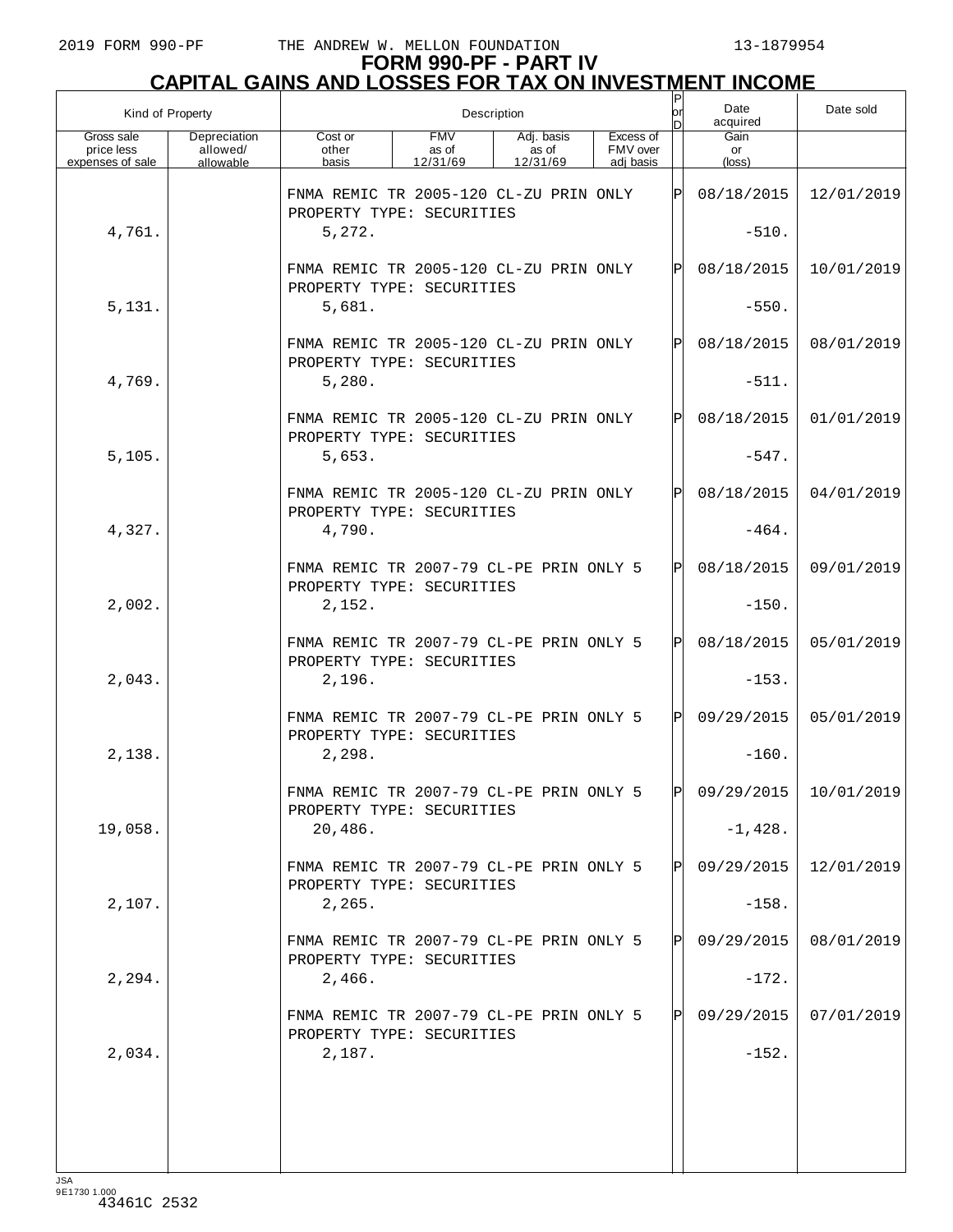**FORM 990-PF - PART IV**

**CAPITAL GAINS AND LOSSES FOR TAX ON INVESTMENT INCOME**

| Kind of Property | | Description | | | | P or D | Date acquired | Date sold |
|---|---|---|---|---|---|---|---|---|
| Gross sale price less expenses of sale | Depreciation allowed/ allowable | Cost or other basis | FMV as of 12/31/69 | Adj. basis as of 12/31/69 | Excess of FMV over adj basis | | Gain or (loss) | |
| | | FNMA REMIC TR 2005-120 CL-ZU PRIN ONLY PROPERTY TYPE: SECURITIES | | | | P | 08/18/2015 | 12/01/2019 |
| 4,761. | | 5,272. | | | | | -510. | |
| | | FNMA REMIC TR 2005-120 CL-ZU PRIN ONLY PROPERTY TYPE: SECURITIES | | | | P | 08/18/2015 | 10/01/2019 |
| 5,131. | | 5,681. | | | | | -550. | |
| | | FNMA REMIC TR 2005-120 CL-ZU PRIN ONLY PROPERTY TYPE: SECURITIES | | | | P | 08/18/2015 | 08/01/2019 |
| 4,769. | | 5,280. | | | | | -511. | |
| | | FNMA REMIC TR 2005-120 CL-ZU PRIN ONLY PROPERTY TYPE: SECURITIES | | | | P | 08/18/2015 | 01/01/2019 |
| 5,105. | | 5,653. | | | | | -547. | |
| | | FNMA REMIC TR 2005-120 CL-ZU PRIN ONLY PROPERTY TYPE: SECURITIES | | | | P | 08/18/2015 | 04/01/2019 |
| 4,327. | | 4,790. | | | | | -464. | |
| | | FNMA REMIC TR 2007-79 CL-PE PRIN ONLY 5 PROPERTY TYPE: SECURITIES | | | | P | 08/18/2015 | 09/01/2019 |
| 2,002. | | 2,152. | | | | | -150. | |
| | | FNMA REMIC TR 2007-79 CL-PE PRIN ONLY 5 PROPERTY TYPE: SECURITIES | | | | P | 08/18/2015 | 05/01/2019 |
| 2,043. | | 2,196. | | | | | -153. | |
| | | FNMA REMIC TR 2007-79 CL-PE PRIN ONLY 5 PROPERTY TYPE: SECURITIES | | | | P | 09/29/2015 | 05/01/2019 |
| 2,138. | | 2,298. | | | | | -160. | |
| | | FNMA REMIC TR 2007-79 CL-PE PRIN ONLY 5 PROPERTY TYPE: SECURITIES | | | | P | 09/29/2015 | 10/01/2019 |
| 19,058. | | 20,486. | | | | | -1,428. | |
| | | FNMA REMIC TR 2007-79 CL-PE PRIN ONLY 5 PROPERTY TYPE: SECURITIES | | | | P | 09/29/2015 | 12/01/2019 |
| 2,107. | | 2,265. | | | | | -158. | |
| | | FNMA REMIC TR 2007-79 CL-PE PRIN ONLY 5 PROPERTY TYPE: SECURITIES | | | | P | 09/29/2015 | 08/01/2019 |
| 2,294. | | 2,466. | | | | | -172. | |
| | | FNMA REMIC TR 2007-79 CL-PE PRIN ONLY 5 PROPERTY TYPE: SECURITIES | | | | P | 09/29/2015 | 07/01/2019 |
| 2,034. | | 2,187. | | | | | -152. | |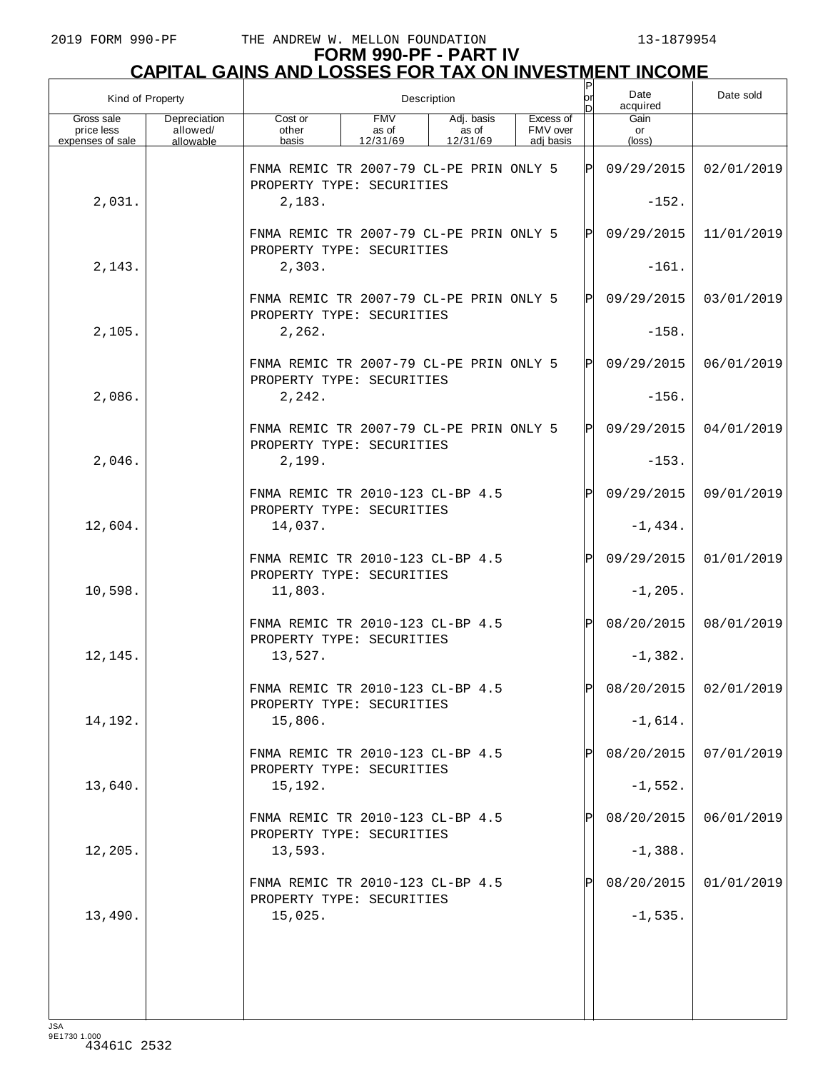# FORM 990-PF - PART IV
## CAPITAL GAINS AND LOSSES FOR TAX ON INVESTMENT INCOME

| Kind of Property | | Description | | | | P or D | Date acquired | Date sold |
|---|---|---|---|---|---|---|---|---|
| Gross sale price less expenses of sale | Depreciation allowed/ allowable | Cost or other basis | FMV as of 12/31/69 | Adj. basis as of 12/31/69 | Excess of FMV over adj basis | | Gain or (loss) | |
| | | FNMA REMIC TR 2007-79 CL-PE PRIN ONLY 5 PROPERTY TYPE: SECURITIES | | | | P | 09/29/2015 | 02/01/2019 |
| 2,031. | | 2,183. | | | | | -152. | |
| | | FNMA REMIC TR 2007-79 CL-PE PRIN ONLY 5 PROPERTY TYPE: SECURITIES | | | | P | 09/29/2015 | 11/01/2019 |
| 2,143. | | 2,303. | | | | | -161. | |
| | | FNMA REMIC TR 2007-79 CL-PE PRIN ONLY 5 PROPERTY TYPE: SECURITIES | | | | P | 09/29/2015 | 03/01/2019 |
| 2,105. | | 2,262. | | | | | -158. | |
| | | FNMA REMIC TR 2007-79 CL-PE PRIN ONLY 5 PROPERTY TYPE: SECURITIES | | | | P | 09/29/2015 | 06/01/2019 |
| 2,086. | | 2,242. | | | | | -156. | |
| | | FNMA REMIC TR 2007-79 CL-PE PRIN ONLY 5 PROPERTY TYPE: SECURITIES | | | | P | 09/29/2015 | 04/01/2019 |
| 2,046. | | 2,199. | | | | | -153. | |
| | | FNMA REMIC TR 2010-123 CL-BP 4.5 PROPERTY TYPE: SECURITIES | | | | P | 09/29/2015 | 09/01/2019 |
| 12,604. | | 14,037. | | | | | -1,434. | |
| | | FNMA REMIC TR 2010-123 CL-BP 4.5 PROPERTY TYPE: SECURITIES | | | | P | 09/29/2015 | 01/01/2019 |
| 10,598. | | 11,803. | | | | | -1,205. | |
| | | FNMA REMIC TR 2010-123 CL-BP 4.5 PROPERTY TYPE: SECURITIES | | | | P | 08/20/2015 | 08/01/2019 |
| 12,145. | | 13,527. | | | | | -1,382. | |
| | | FNMA REMIC TR 2010-123 CL-BP 4.5 PROPERTY TYPE: SECURITIES | | | | P | 08/20/2015 | 02/01/2019 |
| 14,192. | | 15,806. | | | | | -1,614. | |
| | | FNMA REMIC TR 2010-123 CL-BP 4.5 PROPERTY TYPE: SECURITIES | | | | P | 08/20/2015 | 07/01/2019 |
| 13,640. | | 15,192. | | | | | -1,552. | |
| | | FNMA REMIC TR 2010-123 CL-BP 4.5 PROPERTY TYPE: SECURITIES | | | | P | 08/20/2015 | 06/01/2019 |
| 12,205. | | 13,593. | | | | | -1,388. | |
| | | FNMA REMIC TR 2010-123 CL-BP 4.5 PROPERTY TYPE: SECURITIES | | | | P | 08/20/2015 | 01/01/2019 |
| 13,490. | | 15,025. | | | | | -1,535. | |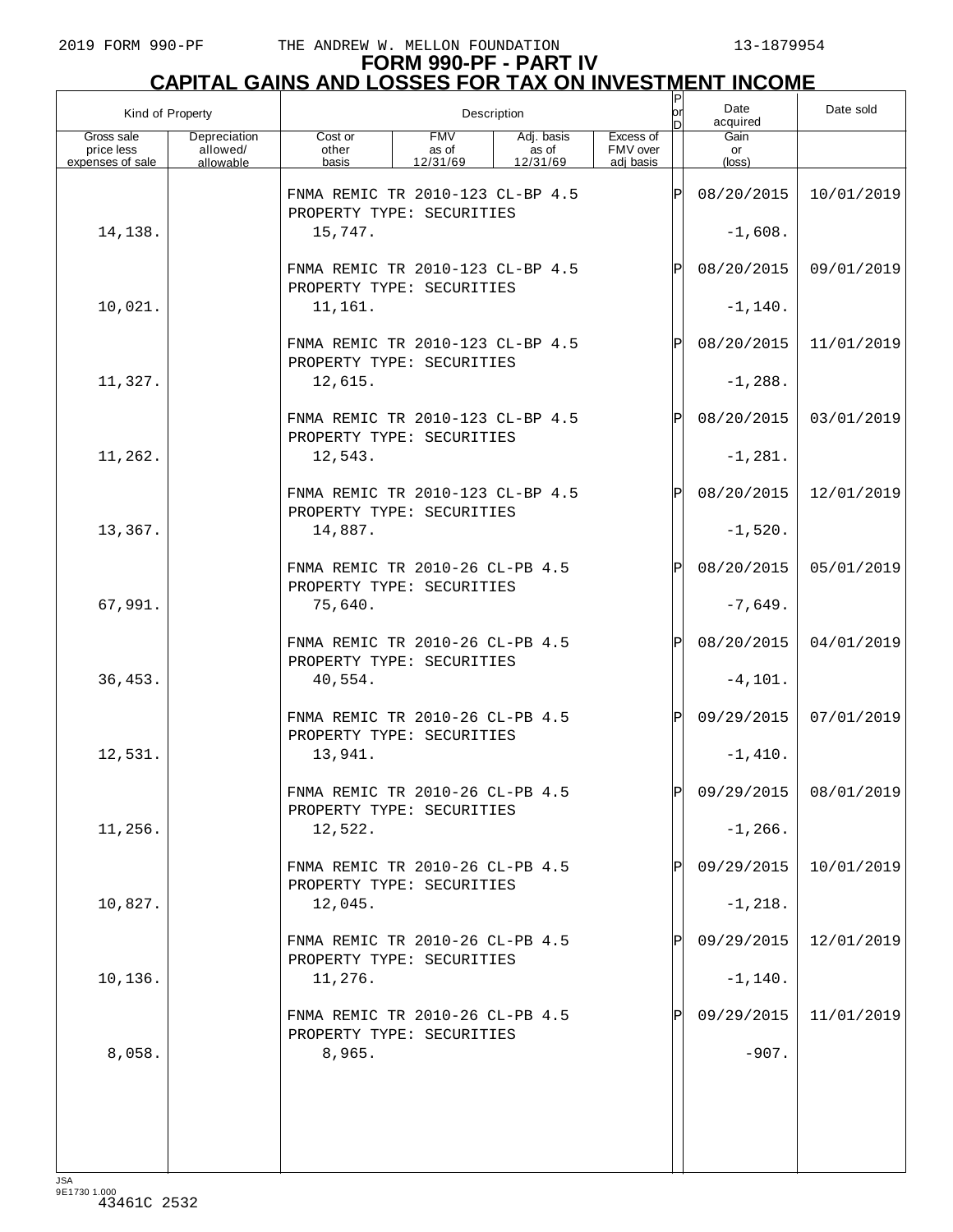**FORM 990-PF - PART IV**
**CAPITAL GAINS AND LOSSES FOR TAX ON INVESTMENT INCOME**

| Kind of Property | | Description | | | | P or D | Date acquired | Date sold |
|---|---|---|---|---|---|---|---|---|
| Gross sale price less expenses of sale | Depreciation allowed/ allowable | Cost or other basis | FMV as of 12/31/69 | Adj. basis as of 12/31/69 | Excess of FMV over adj basis | | Gain or (loss) | |
| | | FNMA REMIC TR 2010-123 CL-BP 4.5<br>PROPERTY TYPE: SECURITIES | | | | P | 08/20/2015 | 10/01/2019 |
| 14,138. | | 15,747. | | | | | -1,608. | |
| | | FNMA REMIC TR 2010-123 CL-BP 4.5<br>PROPERTY TYPE: SECURITIES | | | | P | 08/20/2015 | 09/01/2019 |
| 10,021. | | 11,161. | | | | | -1,140. | |
| | | FNMA REMIC TR 2010-123 CL-BP 4.5<br>PROPERTY TYPE: SECURITIES | | | | P | 08/20/2015 | 11/01/2019 |
| 11,327. | | 12,615. | | | | | -1,288. | |
| | | FNMA REMIC TR 2010-123 CL-BP 4.5<br>PROPERTY TYPE: SECURITIES | | | | P | 08/20/2015 | 03/01/2019 |
| 11,262. | | 12,543. | | | | | -1,281. | |
| | | FNMA REMIC TR 2010-123 CL-BP 4.5<br>PROPERTY TYPE: SECURITIES | | | | P | 08/20/2015 | 12/01/2019 |
| 13,367. | | 14,887. | | | | | -1,520. | |
| | | FNMA REMIC TR 2010-26 CL-PB 4.5<br>PROPERTY TYPE: SECURITIES | | | | P | 08/20/2015 | 05/01/2019 |
| 67,991. | | 75,640. | | | | | -7,649. | |
| | | FNMA REMIC TR 2010-26 CL-PB 4.5<br>PROPERTY TYPE: SECURITIES | | | | P | 08/20/2015 | 04/01/2019 |
| 36,453. | | 40,554. | | | | | -4,101. | |
| | | FNMA REMIC TR 2010-26 CL-PB 4.5<br>PROPERTY TYPE: SECURITIES | | | | P | 09/29/2015 | 07/01/2019 |
| 12,531. | | 13,941. | | | | | -1,410. | |
| | | FNMA REMIC TR 2010-26 CL-PB 4.5<br>PROPERTY TYPE: SECURITIES | | | | P | 09/29/2015 | 08/01/2019 |
| 11,256. | | 12,522. | | | | | -1,266. | |
| | | FNMA REMIC TR 2010-26 CL-PB 4.5<br>PROPERTY TYPE: SECURITIES | | | | P | 09/29/2015 | 10/01/2019 |
| 10,827. | | 12,045. | | | | | -1,218. | |
| | | FNMA REMIC TR 2010-26 CL-PB 4.5<br>PROPERTY TYPE: SECURITIES | | | | P | 09/29/2015 | 12/01/2019 |
| 10,136. | | 11,276. | | | | | -1,140. | |
| | | FNMA REMIC TR 2010-26 CL-PB 4.5<br>PROPERTY TYPE: SECURITIES | | | | P | 09/29/2015 | 11/01/2019 |
| 8,058. | | 8,965. | | | | | -907. | |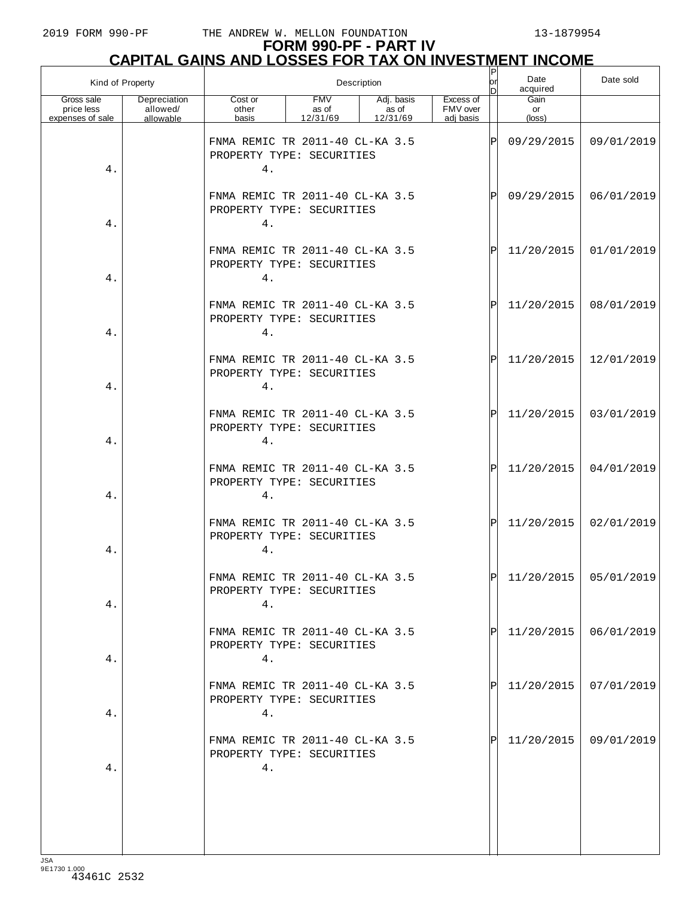# FORM 990-PF - PART IV
## CAPITAL GAINS AND LOSSES FOR TAX ON INVESTMENT INCOME

| Kind of Property | | Description | | | | P or D | Date acquired | Date sold |
|---|---|---|---|---|---|---|---|---|
| Gross sale price less expenses of sale | Depreciation allowed/ allowable | Cost or other basis | FMV as of 12/31/69 | Adj. basis as of 12/31/69 | Excess of FMV over adj basis | | Gain or (loss) | |
| | | FNMA REMIC TR 2011-40 CL-KA 3.5 PROPERTY TYPE: SECURITIES | | | | P | 09/29/2015 | 09/01/2019 |
| 4. | | 4. | | | | | | |
| | | FNMA REMIC TR 2011-40 CL-KA 3.5 PROPERTY TYPE: SECURITIES | | | | P | 09/29/2015 | 06/01/2019 |
| 4. | | 4. | | | | | | |
| | | FNMA REMIC TR 2011-40 CL-KA 3.5 PROPERTY TYPE: SECURITIES | | | | P | 11/20/2015 | 01/01/2019 |
| 4. | | 4. | | | | | | |
| | | FNMA REMIC TR 2011-40 CL-KA 3.5 PROPERTY TYPE: SECURITIES | | | | P | 11/20/2015 | 08/01/2019 |
| 4. | | 4. | | | | | | |
| | | FNMA REMIC TR 2011-40 CL-KA 3.5 PROPERTY TYPE: SECURITIES | | | | P | 11/20/2015 | 12/01/2019 |
| 4. | | 4. | | | | | | |
| | | FNMA REMIC TR 2011-40 CL-KA 3.5 PROPERTY TYPE: SECURITIES | | | | P | 11/20/2015 | 03/01/2019 |
| 4. | | 4. | | | | | | |
| | | FNMA REMIC TR 2011-40 CL-KA 3.5 PROPERTY TYPE: SECURITIES | | | | P | 11/20/2015 | 04/01/2019 |
| 4. | | 4. | | | | | | |
| | | FNMA REMIC TR 2011-40 CL-KA 3.5 PROPERTY TYPE: SECURITIES | | | | P | 11/20/2015 | 02/01/2019 |
| 4. | | 4. | | | | | | |
| | | FNMA REMIC TR 2011-40 CL-KA 3.5 PROPERTY TYPE: SECURITIES | | | | P | 11/20/2015 | 05/01/2019 |
| 4. | | 4. | | | | | | |
| | | FNMA REMIC TR 2011-40 CL-KA 3.5 PROPERTY TYPE: SECURITIES | | | | P | 11/20/2015 | 06/01/2019 |
| 4. | | 4. | | | | | | |
| | | FNMA REMIC TR 2011-40 CL-KA 3.5 PROPERTY TYPE: SECURITIES | | | | P | 11/20/2015 | 07/01/2019 |
| 4. | | 4. | | | | | | |
| | | FNMA REMIC TR 2011-40 CL-KA 3.5 PROPERTY TYPE: SECURITIES | | | | P | 11/20/2015 | 09/01/2019 |
| 4. | | 4. | | | | | | |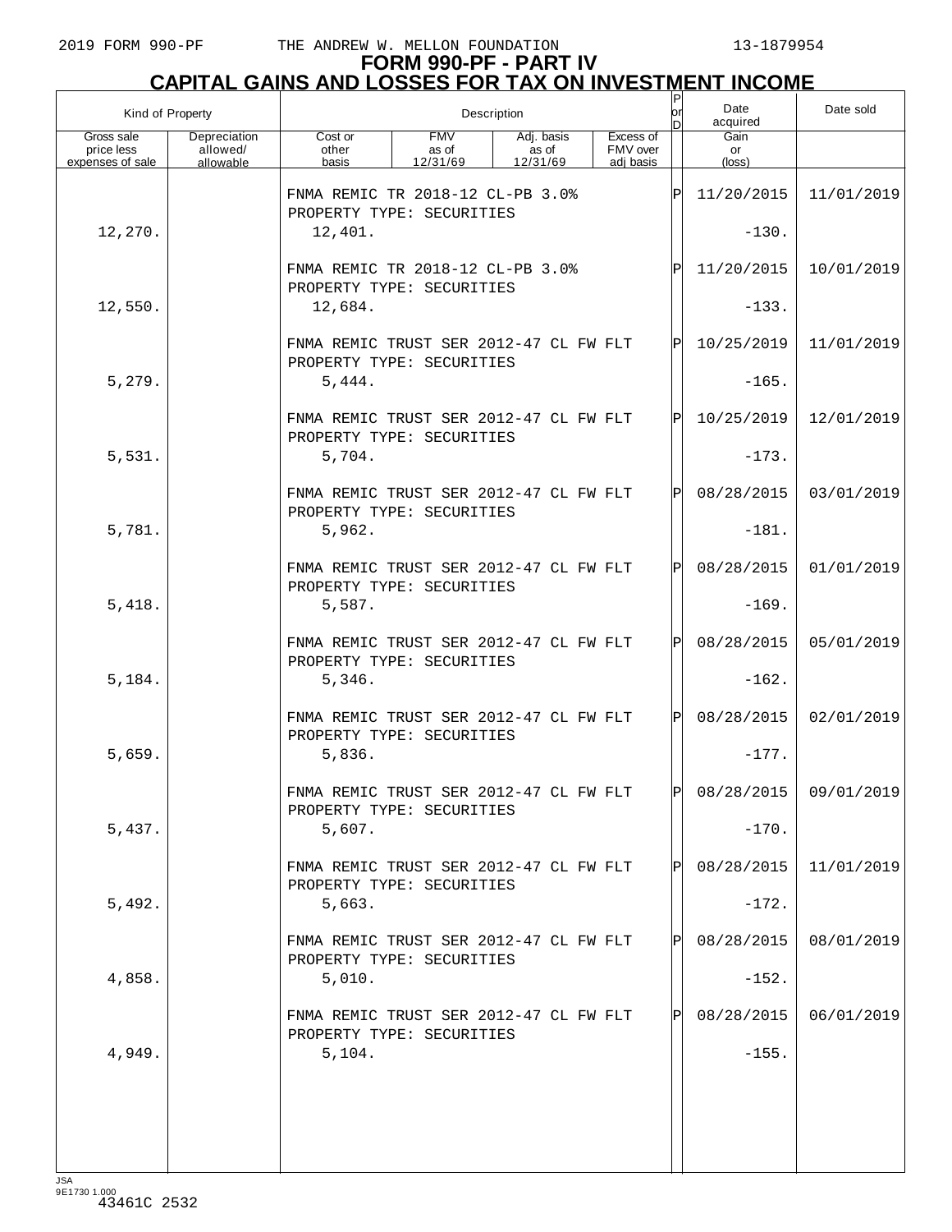# FORM 990-PF - PART IV
## CAPITAL GAINS AND LOSSES FOR TAX ON INVESTMENT INCOME

| Kind of Property | | Description | | | | P or D | Date acquired | Date sold |
|---|---|---|---|---|---|---|---|---|
| Gross sale price less expenses of sale | Depreciation allowed/ allowable | Cost or other basis | FMV as of 12/31/69 | Adj. basis as of 12/31/69 | Excess of FMV over adj basis | | Gain or (loss) | |
| | | FNMA REMIC TR 2018-12 CL-PB 3.0% PROPERTY TYPE: SECURITIES | | | | P | 11/20/2015 | 11/01/2019 |
| 12,270. | | 12,401. | | | | | -130. | |
| | | FNMA REMIC TR 2018-12 CL-PB 3.0% PROPERTY TYPE: SECURITIES | | | | P | 11/20/2015 | 10/01/2019 |
| 12,550. | | 12,684. | | | | | -133. | |
| | | FNMA REMIC TRUST SER 2012-47 CL FW FLT PROPERTY TYPE: SECURITIES | | | | P | 10/25/2019 | 11/01/2019 |
| 5,279. | | 5,444. | | | | | -165. | |
| | | FNMA REMIC TRUST SER 2012-47 CL FW FLT PROPERTY TYPE: SECURITIES | | | | P | 10/25/2019 | 12/01/2019 |
| 5,531. | | 5,704. | | | | | -173. | |
| | | FNMA REMIC TRUST SER 2012-47 CL FW FLT PROPERTY TYPE: SECURITIES | | | | P | 08/28/2015 | 03/01/2019 |
| 5,781. | | 5,962. | | | | | -181. | |
| | | FNMA REMIC TRUST SER 2012-47 CL FW FLT PROPERTY TYPE: SECURITIES | | | | P | 08/28/2015 | 01/01/2019 |
| 5,418. | | 5,587. | | | | | -169. | |
| | | FNMA REMIC TRUST SER 2012-47 CL FW FLT PROPERTY TYPE: SECURITIES | | | | P | 08/28/2015 | 05/01/2019 |
| 5,184. | | 5,346. | | | | | -162. | |
| | | FNMA REMIC TRUST SER 2012-47 CL FW FLT PROPERTY TYPE: SECURITIES | | | | P | 08/28/2015 | 02/01/2019 |
| 5,659. | | 5,836. | | | | | -177. | |
| | | FNMA REMIC TRUST SER 2012-47 CL FW FLT PROPERTY TYPE: SECURITIES | | | | P | 08/28/2015 | 09/01/2019 |
| 5,437. | | 5,607. | | | | | -170. | |
| | | FNMA REMIC TRUST SER 2012-47 CL FW FLT PROPERTY TYPE: SECURITIES | | | | P | 08/28/2015 | 11/01/2019 |
| 5,492. | | 5,663. | | | | | -172. | |
| | | FNMA REMIC TRUST SER 2012-47 CL FW FLT PROPERTY TYPE: SECURITIES | | | | P | 08/28/2015 | 08/01/2019 |
| 4,858. | | 5,010. | | | | | -152. | |
| | | FNMA REMIC TRUST SER 2012-47 CL FW FLT PROPERTY TYPE: SECURITIES | | | | P | 08/28/2015 | 06/01/2019 |
| 4,949. | | 5,104. | | | | | -155. | |

JSA
9E1730 1.000
43461C 2532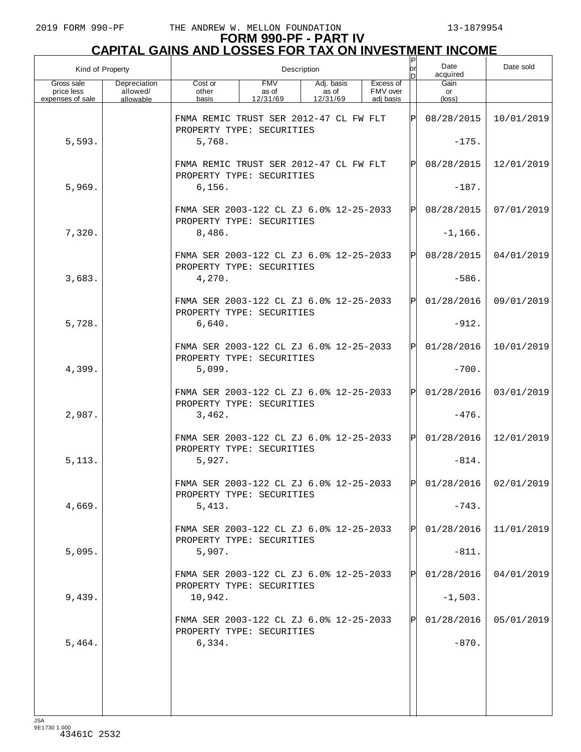2019 FORM 990-PF THE ANDREW W. MELLON FOUNDATION 13-1879954

# FORM 990-PF - PART IV
## CAPITAL GAINS AND LOSSES FOR TAX ON INVESTMENT INCOME

| Kind of Property | | Description | | | | P or D | Date acquired | Date sold |
|---|---|---|---|---|---|---|---|---|
| Gross sale price less expenses of sale | Depreciation allowed/ allowable | Cost or other basis | FMV as of 12/31/69 | Adj. basis as of 12/31/69 | Excess of FMV over adj basis | | Gain or (loss) | |
| | | FNMA REMIC TRUST SER 2012-47 CL FW FLT PROPERTY TYPE: SECURITIES | | | | P | 08/28/2015 | 10/01/2019 |
| 5,593. | | 5,768. | | | | | -175. | |
| | | FNMA REMIC TRUST SER 2012-47 CL FW FLT PROPERTY TYPE: SECURITIES | | | | P | 08/28/2015 | 12/01/2019 |
| 5,969. | | 6,156. | | | | | -187. | |
| | | FNMA SER 2003-122 CL ZJ 6.0% 12-25-2033 PROPERTY TYPE: SECURITIES | | | | P | 08/28/2015 | 07/01/2019 |
| 7,320. | | 8,486. | | | | | -1,166. | |
| | | FNMA SER 2003-122 CL ZJ 6.0% 12-25-2033 PROPERTY TYPE: SECURITIES | | | | P | 08/28/2015 | 04/01/2019 |
| 3,683. | | 4,270. | | | | | -586. | |
| | | FNMA SER 2003-122 CL ZJ 6.0% 12-25-2033 PROPERTY TYPE: SECURITIES | | | | P | 01/28/2016 | 09/01/2019 |
| 5,728. | | 6,640. | | | | | -912. | |
| | | FNMA SER 2003-122 CL ZJ 6.0% 12-25-2033 PROPERTY TYPE: SECURITIES | | | | P | 01/28/2016 | 10/01/2019 |
| 4,399. | | 5,099. | | | | | -700. | |
| | | FNMA SER 2003-122 CL ZJ 6.0% 12-25-2033 PROPERTY TYPE: SECURITIES | | | | P | 01/28/2016 | 03/01/2019 |
| 2,987. | | 3,462. | | | | | -476. | |
| | | FNMA SER 2003-122 CL ZJ 6.0% 12-25-2033 PROPERTY TYPE: SECURITIES | | | | P | 01/28/2016 | 12/01/2019 |
| 5,113. | | 5,927. | | | | | -814. | |
| | | FNMA SER 2003-122 CL ZJ 6.0% 12-25-2033 PROPERTY TYPE: SECURITIES | | | | P | 01/28/2016 | 02/01/2019 |
| 4,669. | | 5,413. | | | | | -743. | |
| | | FNMA SER 2003-122 CL ZJ 6.0% 12-25-2033 PROPERTY TYPE: SECURITIES | | | | P | 01/28/2016 | 11/01/2019 |
| 5,095. | | 5,907. | | | | | -811. | |
| | | FNMA SER 2003-122 CL ZJ 6.0% 12-25-2033 PROPERTY TYPE: SECURITIES | | | | P | 01/28/2016 | 04/01/2019 |
| 9,439. | | 10,942. | | | | | -1,503. | |
| | | FNMA SER 2003-122 CL ZJ 6.0% 12-25-2033 PROPERTY TYPE: SECURITIES | | | | P | 01/28/2016 | 05/01/2019 |
| 5,464. | | 6,334. | | | | | -870. | |

JSA 9E1730 1.000
43461C 2532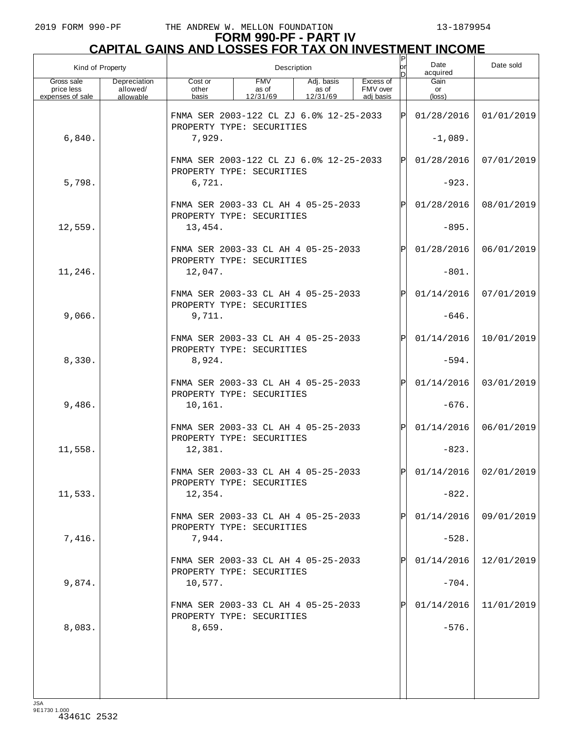2019 FORM 990-PF THE ANDREW W. MELLON FOUNDATION 13-1879954

# FORM 990-PF - PART IV
## CAPITAL GAINS AND LOSSES FOR TAX ON INVESTMENT INCOME

| Kind of Property | | Description | | | | P or D | Date acquired | Date sold |
|---|---|---|---|---|---|---|---|---|
| Gross sale price less expenses of sale | Depreciation allowed/ allowable | Cost or other basis | FMV as of 12/31/69 | Adj. basis as of 12/31/69 | Excess of FMV over adj basis | | Gain or (loss) | |
| | | FNMA SER 2003-122 CL ZJ 6.0% 12-25-2033 PROPERTY TYPE: SECURITIES | | | | P | 01/28/2016 | 01/01/2019 |
| 6,840. | | 7,929. | | | | | -1,089. | |
| | | FNMA SER 2003-122 CL ZJ 6.0% 12-25-2033 PROPERTY TYPE: SECURITIES | | | | P | 01/28/2016 | 07/01/2019 |
| 5,798. | | 6,721. | | | | | -923. | |
| | | FNMA SER 2003-33 CL AH 4 05-25-2033 PROPERTY TYPE: SECURITIES | | | | P | 01/28/2016 | 08/01/2019 |
| 12,559. | | 13,454. | | | | | -895. | |
| | | FNMA SER 2003-33 CL AH 4 05-25-2033 PROPERTY TYPE: SECURITIES | | | | P | 01/28/2016 | 06/01/2019 |
| 11,246. | | 12,047. | | | | | -801. | |
| | | FNMA SER 2003-33 CL AH 4 05-25-2033 PROPERTY TYPE: SECURITIES | | | | P | 01/14/2016 | 07/01/2019 |
| 9,066. | | 9,711. | | | | | -646. | |
| | | FNMA SER 2003-33 CL AH 4 05-25-2033 PROPERTY TYPE: SECURITIES | | | | P | 01/14/2016 | 10/01/2019 |
| 8,330. | | 8,924. | | | | | -594. | |
| | | FNMA SER 2003-33 CL AH 4 05-25-2033 PROPERTY TYPE: SECURITIES | | | | P | 01/14/2016 | 03/01/2019 |
| 9,486. | | 10,161. | | | | | -676. | |
| | | FNMA SER 2003-33 CL AH 4 05-25-2033 PROPERTY TYPE: SECURITIES | | | | P | 01/14/2016 | 06/01/2019 |
| 11,558. | | 12,381. | | | | | -823. | |
| | | FNMA SER 2003-33 CL AH 4 05-25-2033 PROPERTY TYPE: SECURITIES | | | | P | 01/14/2016 | 02/01/2019 |
| 11,533. | | 12,354. | | | | | -822. | |
| | | FNMA SER 2003-33 CL AH 4 05-25-2033 PROPERTY TYPE: SECURITIES | | | | P | 01/14/2016 | 09/01/2019 |
| 7,416. | | 7,944. | | | | | -528. | |
| | | FNMA SER 2003-33 CL AH 4 05-25-2033 PROPERTY TYPE: SECURITIES | | | | P | 01/14/2016 | 12/01/2019 |
| 9,874. | | 10,577. | | | | | -704. | |
| | | FNMA SER 2003-33 CL AH 4 05-25-2033 PROPERTY TYPE: SECURITIES | | | | P | 01/14/2016 | 11/01/2019 |
| 8,083. | | 8,659. | | | | | -576. | |

JSA
9E1730 1.000
43461C 2532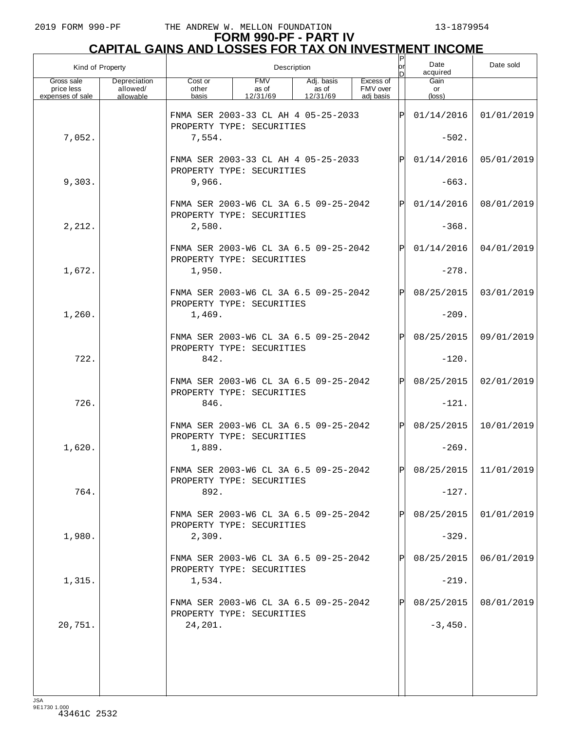# FORM 990-PF - PART IV

## CAPITAL GAINS AND LOSSES FOR TAX ON INVESTMENT INCOME

| Kind of Property | | Description | | | | P or D | Date acquired | Date sold |
|---|---|---|---|---|---|---|---|---|
| Gross sale price less expenses of sale | Depreciation allowed/ allowable | Cost or other basis | FMV as of 12/31/69 | Adj. basis as of 12/31/69 | Excess of FMV over adj basis | | Gain or (loss) | |
| | | FNMA SER 2003-33 CL AH 4 05-25-2033 PROPERTY TYPE: SECURITIES | | | | P | 01/14/2016 | 01/01/2019 |
| 7,052. | | 7,554. | | | | | -502. | |
| | | FNMA SER 2003-33 CL AH 4 05-25-2033 PROPERTY TYPE: SECURITIES | | | | P | 01/14/2016 | 05/01/2019 |
| 9,303. | | 9,966. | | | | | -663. | |
| | | FNMA SER 2003-W6 CL 3A 6.5 09-25-2042 PROPERTY TYPE: SECURITIES | | | | P | 01/14/2016 | 08/01/2019 |
| 2,212. | | 2,580. | | | | | -368. | |
| | | FNMA SER 2003-W6 CL 3A 6.5 09-25-2042 PROPERTY TYPE: SECURITIES | | | | P | 01/14/2016 | 04/01/2019 |
| 1,672. | | 1,950. | | | | | -278. | |
| | | FNMA SER 2003-W6 CL 3A 6.5 09-25-2042 PROPERTY TYPE: SECURITIES | | | | P | 08/25/2015 | 03/01/2019 |
| 1,260. | | 1,469. | | | | | -209. | |
| | | FNMA SER 2003-W6 CL 3A 6.5 09-25-2042 PROPERTY TYPE: SECURITIES | | | | P | 08/25/2015 | 09/01/2019 |
| 722. | | 842. | | | | | -120. | |
| | | FNMA SER 2003-W6 CL 3A 6.5 09-25-2042 PROPERTY TYPE: SECURITIES | | | | P | 08/25/2015 | 02/01/2019 |
| 726. | | 846. | | | | | -121. | |
| | | FNMA SER 2003-W6 CL 3A 6.5 09-25-2042 PROPERTY TYPE: SECURITIES | | | | P | 08/25/2015 | 10/01/2019 |
| 1,620. | | 1,889. | | | | | -269. | |
| | | FNMA SER 2003-W6 CL 3A 6.5 09-25-2042 PROPERTY TYPE: SECURITIES | | | | P | 08/25/2015 | 11/01/2019 |
| 764. | | 892. | | | | | -127. | |
| | | FNMA SER 2003-W6 CL 3A 6.5 09-25-2042 PROPERTY TYPE: SECURITIES | | | | P | 08/25/2015 | 01/01/2019 |
| 1,980. | | 2,309. | | | | | -329. | |
| | | FNMA SER 2003-W6 CL 3A 6.5 09-25-2042 PROPERTY TYPE: SECURITIES | | | | P | 08/25/2015 | 06/01/2019 |
| 1,315. | | 1,534. | | | | | -219. | |
| | | FNMA SER 2003-W6 CL 3A 6.5 09-25-2042 PROPERTY TYPE: SECURITIES | | | | P | 08/25/2015 | 08/01/2019 |
| 20,751. | | 24,201. | | | | | -3,450. | |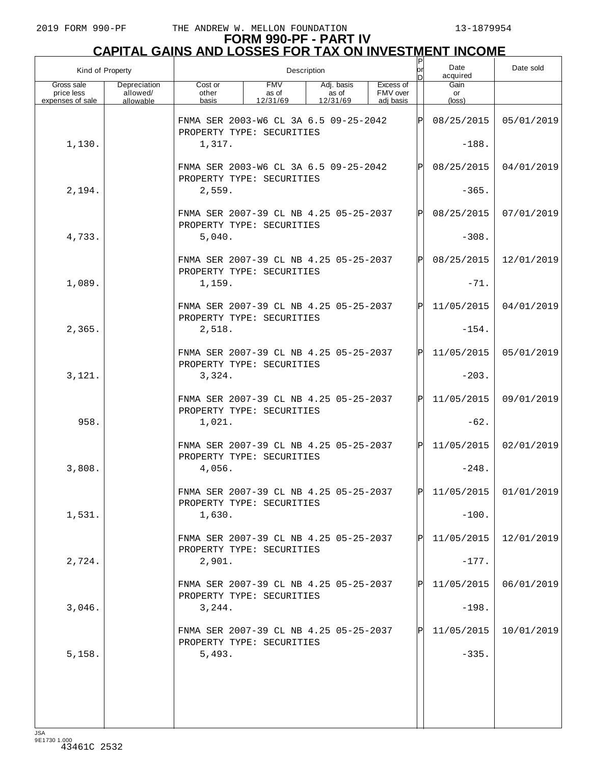# FORM 990-PF - PART IV

## CAPITAL GAINS AND LOSSES FOR TAX ON INVESTMENT INCOME

| Kind of Property | | Description | | | | P or D | Date acquired | Date sold |
|---|---|---|---|---|---|---|---|---|
| Gross sale price less expenses of sale | Depreciation allowed/ allowable | Cost or other basis | FMV as of 12/31/69 | Adj. basis as of 12/31/69 | Excess of FMV over adj basis | | Gain or (loss) | |
| | | FNMA SER 2003-W6 CL 3A 6.5 09-25-2042 PROPERTY TYPE: SECURITIES | | | | P | 08/25/2015 | 05/01/2019 |
| 1,130. | | 1,317. | | | | | -188. | |
| | | FNMA SER 2003-W6 CL 3A 6.5 09-25-2042 PROPERTY TYPE: SECURITIES | | | | P | 08/25/2015 | 04/01/2019 |
| 2,194. | | 2,559. | | | | | -365. | |
| | | FNMA SER 2007-39 CL NB 4.25 05-25-2037 PROPERTY TYPE: SECURITIES | | | | P | 08/25/2015 | 07/01/2019 |
| 4,733. | | 5,040. | | | | | -308. | |
| | | FNMA SER 2007-39 CL NB 4.25 05-25-2037 PROPERTY TYPE: SECURITIES | | | | P | 08/25/2015 | 12/01/2019 |
| 1,089. | | 1,159. | | | | | -71. | |
| | | FNMA SER 2007-39 CL NB 4.25 05-25-2037 PROPERTY TYPE: SECURITIES | | | | P | 11/05/2015 | 04/01/2019 |
| 2,365. | | 2,518. | | | | | -154. | |
| | | FNMA SER 2007-39 CL NB 4.25 05-25-2037 PROPERTY TYPE: SECURITIES | | | | P | 11/05/2015 | 05/01/2019 |
| 3,121. | | 3,324. | | | | | -203. | |
| | | FNMA SER 2007-39 CL NB 4.25 05-25-2037 PROPERTY TYPE: SECURITIES | | | | P | 11/05/2015 | 09/01/2019 |
| 958. | | 1,021. | | | | | -62. | |
| | | FNMA SER 2007-39 CL NB 4.25 05-25-2037 PROPERTY TYPE: SECURITIES | | | | P | 11/05/2015 | 02/01/2019 |
| 3,808. | | 4,056. | | | | | -248. | |
| | | FNMA SER 2007-39 CL NB 4.25 05-25-2037 PROPERTY TYPE: SECURITIES | | | | P | 11/05/2015 | 01/01/2019 |
| 1,531. | | 1,630. | | | | | -100. | |
| | | FNMA SER 2007-39 CL NB 4.25 05-25-2037 PROPERTY TYPE: SECURITIES | | | | P | 11/05/2015 | 12/01/2019 |
| 2,724. | | 2,901. | | | | | -177. | |
| | | FNMA SER 2007-39 CL NB 4.25 05-25-2037 PROPERTY TYPE: SECURITIES | | | | P | 11/05/2015 | 06/01/2019 |
| 3,046. | | 3,244. | | | | | -198. | |
| | | FNMA SER 2007-39 CL NB 4.25 05-25-2037 PROPERTY TYPE: SECURITIES | | | | P | 11/05/2015 | 10/01/2019 |
| 5,158. | | 5,493. | | | | | -335. | |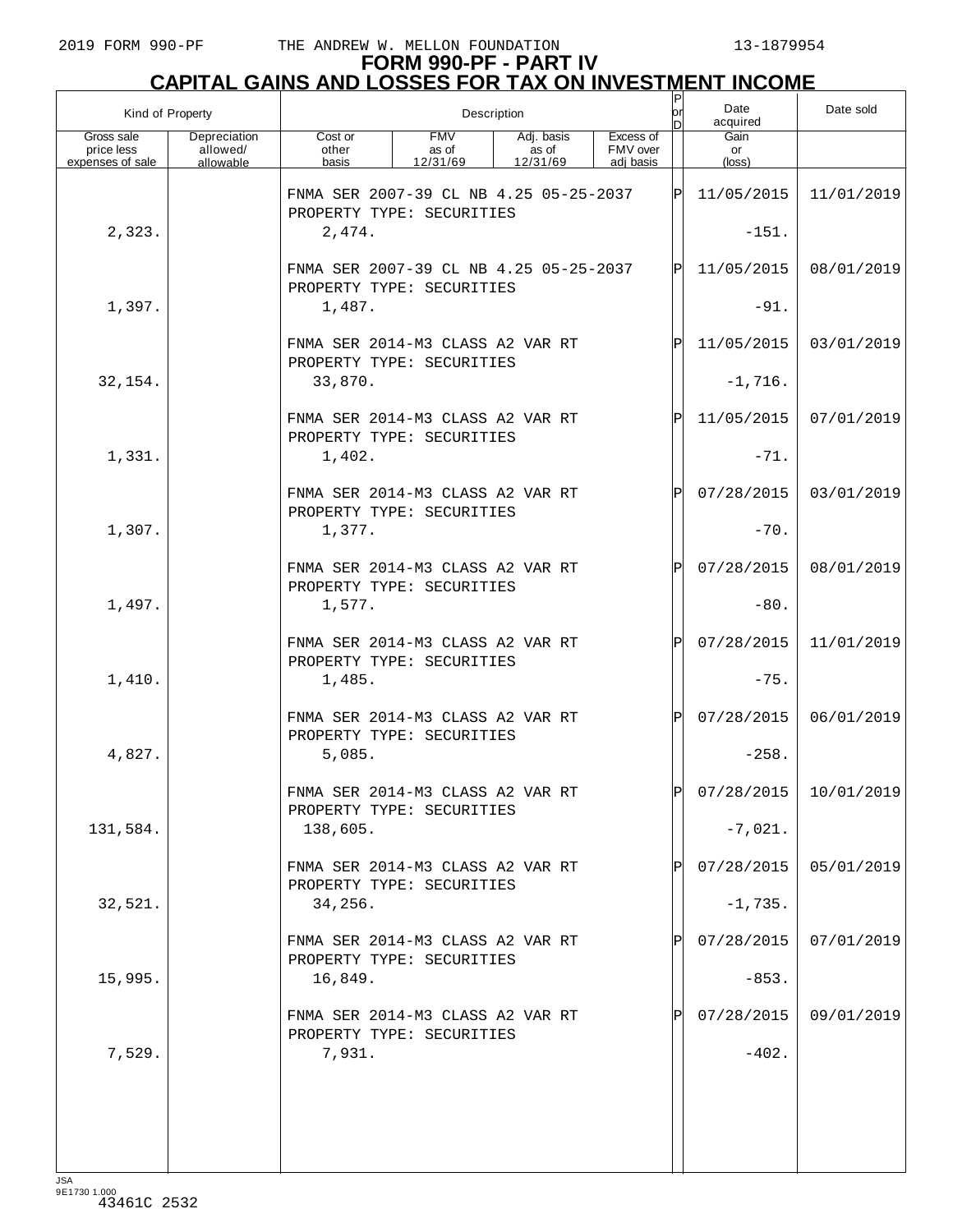# FORM 990-PF - PART IV
## CAPITAL GAINS AND LOSSES FOR TAX ON INVESTMENT INCOME

| Kind of Property | | Description | | | | P or D | Date acquired | Date sold |
|---|---|---|---|---|---|---|---|---|
| Gross sale price less expenses of sale | Depreciation allowed/ allowable | Cost or other basis | FMV as of 12/31/69 | Adj. basis as of 12/31/69 | Excess of FMV over adj basis | | Gain or (loss) | |
| | | FNMA SER 2007-39 CL NB 4.25 05-25-2037 PROPERTY TYPE: SECURITIES | | | | P | 11/05/2015 | 11/01/2019 |
| 2,323. | | 2,474. | | | | | -151. | |
| | | FNMA SER 2007-39 CL NB 4.25 05-25-2037 PROPERTY TYPE: SECURITIES | | | | P | 11/05/2015 | 08/01/2019 |
| 1,397. | | 1,487. | | | | | -91. | |
| | | FNMA SER 2014-M3 CLASS A2 VAR RT PROPERTY TYPE: SECURITIES | | | | P | 11/05/2015 | 03/01/2019 |
| 32,154. | | 33,870. | | | | | -1,716. | |
| | | FNMA SER 2014-M3 CLASS A2 VAR RT PROPERTY TYPE: SECURITIES | | | | P | 11/05/2015 | 07/01/2019 |
| 1,331. | | 1,402. | | | | | -71. | |
| | | FNMA SER 2014-M3 CLASS A2 VAR RT PROPERTY TYPE: SECURITIES | | | | P | 07/28/2015 | 03/01/2019 |
| 1,307. | | 1,377. | | | | | -70. | |
| | | FNMA SER 2014-M3 CLASS A2 VAR RT PROPERTY TYPE: SECURITIES | | | | P | 07/28/2015 | 08/01/2019 |
| 1,497. | | 1,577. | | | | | -80. | |
| | | FNMA SER 2014-M3 CLASS A2 VAR RT PROPERTY TYPE: SECURITIES | | | | P | 07/28/2015 | 11/01/2019 |
| 1,410. | | 1,485. | | | | | -75. | |
| | | FNMA SER 2014-M3 CLASS A2 VAR RT PROPERTY TYPE: SECURITIES | | | | P | 07/28/2015 | 06/01/2019 |
| 4,827. | | 5,085. | | | | | -258. | |
| | | FNMA SER 2014-M3 CLASS A2 VAR RT PROPERTY TYPE: SECURITIES | | | | P | 07/28/2015 | 10/01/2019 |
| 131,584. | | 138,605. | | | | | -7,021. | |
| | | FNMA SER 2014-M3 CLASS A2 VAR RT PROPERTY TYPE: SECURITIES | | | | P | 07/28/2015 | 05/01/2019 |
| 32,521. | | 34,256. | | | | | -1,735. | |
| | | FNMA SER 2014-M3 CLASS A2 VAR RT PROPERTY TYPE: SECURITIES | | | | P | 07/28/2015 | 07/01/2019 |
| 15,995. | | 16,849. | | | | | -853. | |
| | | FNMA SER 2014-M3 CLASS A2 VAR RT PROPERTY TYPE: SECURITIES | | | | P | 07/28/2015 | 09/01/2019 |
| 7,529. | | 7,931. | | | | | -402. | |

JSA
9E1730 1.000
43461C 2532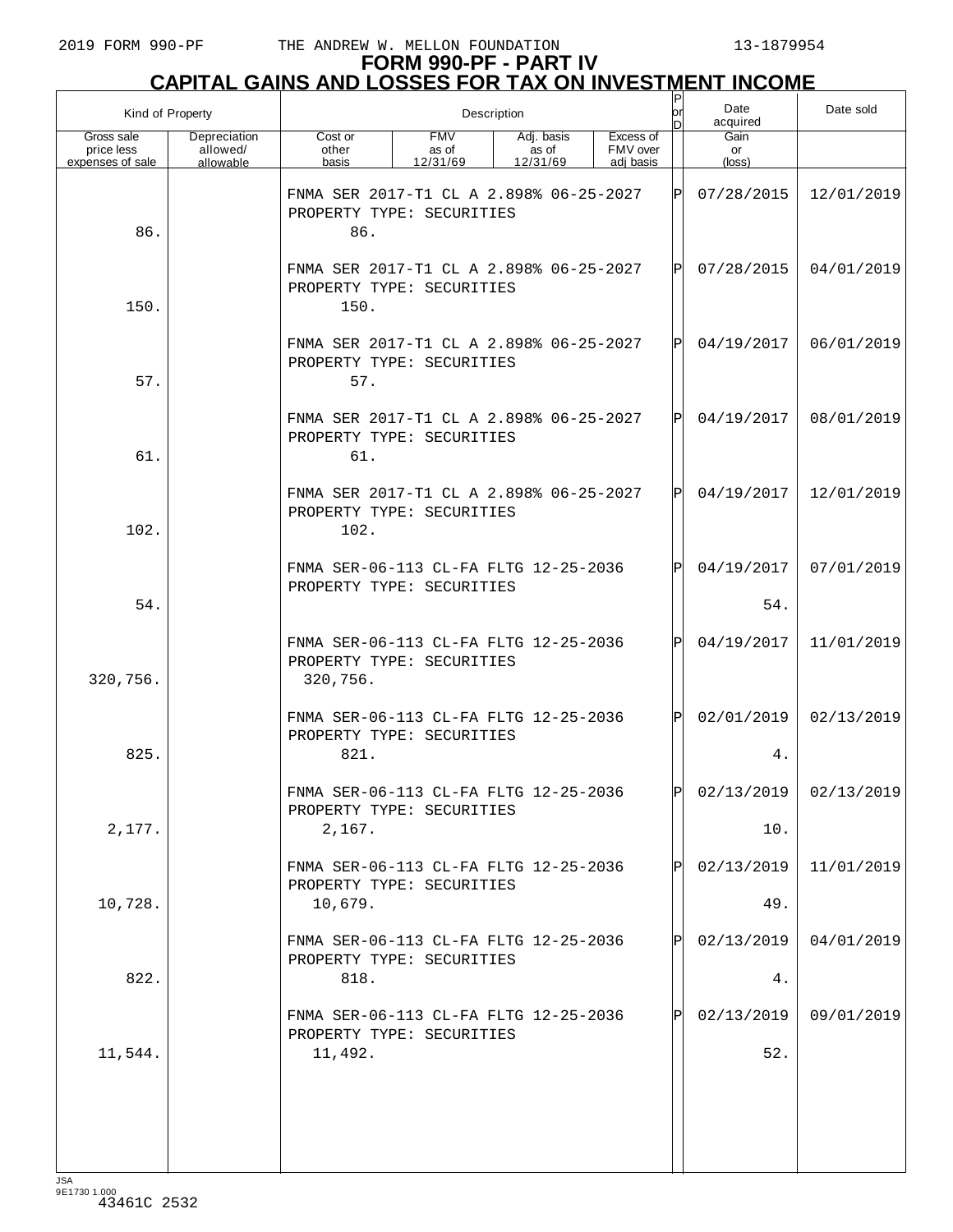# FORM 990-PF - PART IV
## CAPITAL GAINS AND LOSSES FOR TAX ON INVESTMENT INCOME

| Kind of Property | | Description | | | | P or D | Date acquired | Date sold |
|---|---|---|---|---|---|---|---|---|
| Gross sale price less expenses of sale | Depreciation allowed/ allowable | Cost or other basis | FMV as of 12/31/69 | Adj. basis as of 12/31/69 | Excess of FMV over adj basis | | Gain or (loss) | |
| | | FNMA SER 2017-T1 CL A 2.898% 06-25-2027 PROPERTY TYPE: SECURITIES | | | | P | 07/28/2015 | 12/01/2019 |
| 86. | | 86. | | | | | | |
| | | FNMA SER 2017-T1 CL A 2.898% 06-25-2027 PROPERTY TYPE: SECURITIES | | | | P | 07/28/2015 | 04/01/2019 |
| 150. | | 150. | | | | | | |
| | | FNMA SER 2017-T1 CL A 2.898% 06-25-2027 PROPERTY TYPE: SECURITIES | | | | P | 04/19/2017 | 06/01/2019 |
| 57. | | 57. | | | | | | |
| | | FNMA SER 2017-T1 CL A 2.898% 06-25-2027 PROPERTY TYPE: SECURITIES | | | | P | 04/19/2017 | 08/01/2019 |
| 61. | | 61. | | | | | | |
| | | FNMA SER 2017-T1 CL A 2.898% 06-25-2027 PROPERTY TYPE: SECURITIES | | | | P | 04/19/2017 | 12/01/2019 |
| 102. | | 102. | | | | | | |
| | | FNMA SER-06-113 CL-FA FLTG 12-25-2036 PROPERTY TYPE: SECURITIES | | | | P | 04/19/2017 | 07/01/2019 |
| 54. | | | | | | | 54. | |
| | | FNMA SER-06-113 CL-FA FLTG 12-25-2036 PROPERTY TYPE: SECURITIES | | | | P | 04/19/2017 | 11/01/2019 |
| 320,756. | | 320,756. | | | | | | |
| | | FNMA SER-06-113 CL-FA FLTG 12-25-2036 PROPERTY TYPE: SECURITIES | | | | P | 02/01/2019 | 02/13/2019 |
| 825. | | 821. | | | | | 4. | |
| | | FNMA SER-06-113 CL-FA FLTG 12-25-2036 PROPERTY TYPE: SECURITIES | | | | P | 02/13/2019 | 02/13/2019 |
| 2,177. | | 2,167. | | | | | 10. | |
| | | FNMA SER-06-113 CL-FA FLTG 12-25-2036 PROPERTY TYPE: SECURITIES | | | | P | 02/13/2019 | 11/01/2019 |
| 10,728. | | 10,679. | | | | | 49. | |
| | | FNMA SER-06-113 CL-FA FLTG 12-25-2036 PROPERTY TYPE: SECURITIES | | | | P | 02/13/2019 | 04/01/2019 |
| 822. | | 818. | | | | | 4. | |
| | | FNMA SER-06-113 CL-FA FLTG 12-25-2036 PROPERTY TYPE: SECURITIES | | | | P | 02/13/2019 | 09/01/2019 |
| 11,544. | | 11,492. | | | | | 52. | |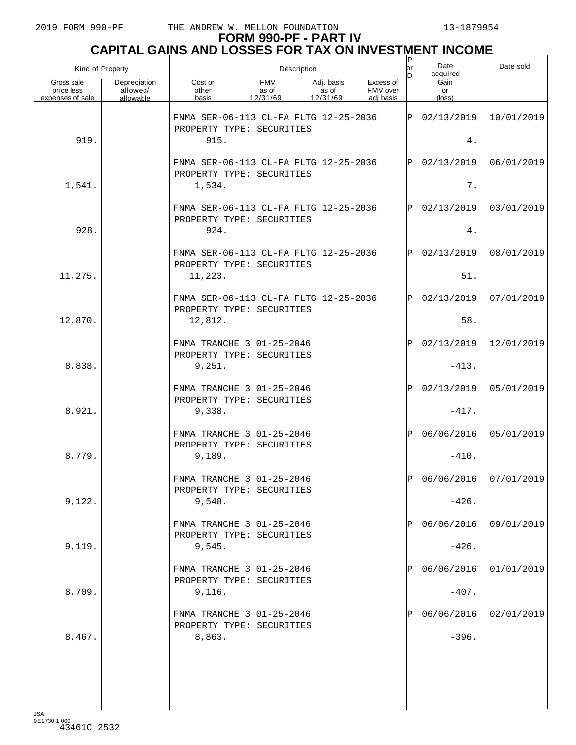# FORM 990-PF - PART IV
## CAPITAL GAINS AND LOSSES FOR TAX ON INVESTMENT INCOME

| Kind of Property | | Description | | | | P or D | Date acquired | Date sold |
|---|---|---|---|---|---|---|---|---|
| Gross sale price less expenses of sale | Depreciation allowed/ allowable | Cost or other basis | FMV as of 12/31/69 | Adj. basis as of 12/31/69 | Excess of FMV over adj basis | | Gain or (loss) | |
| | | FNMA SER-06-113 CL-FA FLTG 12-25-2036 PROPERTY TYPE: SECURITIES | | | | P | 02/13/2019 | 10/01/2019 |
| 919. | | 915. | | | | | 4. | |
| | | FNMA SER-06-113 CL-FA FLTG 12-25-2036 PROPERTY TYPE: SECURITIES | | | | P | 02/13/2019 | 06/01/2019 |
| 1,541. | | 1,534. | | | | | 7. | |
| | | FNMA SER-06-113 CL-FA FLTG 12-25-2036 PROPERTY TYPE: SECURITIES | | | | P | 02/13/2019 | 03/01/2019 |
| 928. | | 924. | | | | | 4. | |
| | | FNMA SER-06-113 CL-FA FLTG 12-25-2036 PROPERTY TYPE: SECURITIES | | | | P | 02/13/2019 | 08/01/2019 |
| 11,275. | | 11,223. | | | | | 51. | |
| | | FNMA SER-06-113 CL-FA FLTG 12-25-2036 PROPERTY TYPE: SECURITIES | | | | P | 02/13/2019 | 07/01/2019 |
| 12,870. | | 12,812. | | | | | 58. | |
| | | FNMA TRANCHE 3 01-25-2046 PROPERTY TYPE: SECURITIES | | | | P | 02/13/2019 | 12/01/2019 |
| 8,838. | | 9,251. | | | | | -413. | |
| | | FNMA TRANCHE 3 01-25-2046 PROPERTY TYPE: SECURITIES | | | | P | 02/13/2019 | 05/01/2019 |
| 8,921. | | 9,338. | | | | | -417. | |
| | | FNMA TRANCHE 3 01-25-2046 PROPERTY TYPE: SECURITIES | | | | P | 06/06/2016 | 05/01/2019 |
| 8,779. | | 9,189. | | | | | -410. | |
| | | FNMA TRANCHE 3 01-25-2046 PROPERTY TYPE: SECURITIES | | | | P | 06/06/2016 | 07/01/2019 |
| 9,122. | | 9,548. | | | | | -426. | |
| | | FNMA TRANCHE 3 01-25-2046 PROPERTY TYPE: SECURITIES | | | | P | 06/06/2016 | 09/01/2019 |
| 9,119. | | 9,545. | | | | | -426. | |
| | | FNMA TRANCHE 3 01-25-2046 PROPERTY TYPE: SECURITIES | | | | P | 06/06/2016 | 01/01/2019 |
| 8,709. | | 9,116. | | | | | -407. | |
| | | FNMA TRANCHE 3 01-25-2046 PROPERTY TYPE: SECURITIES | | | | P | 06/06/2016 | 02/01/2019 |
| 8,467. | | 8,863. | | | | | -396. | |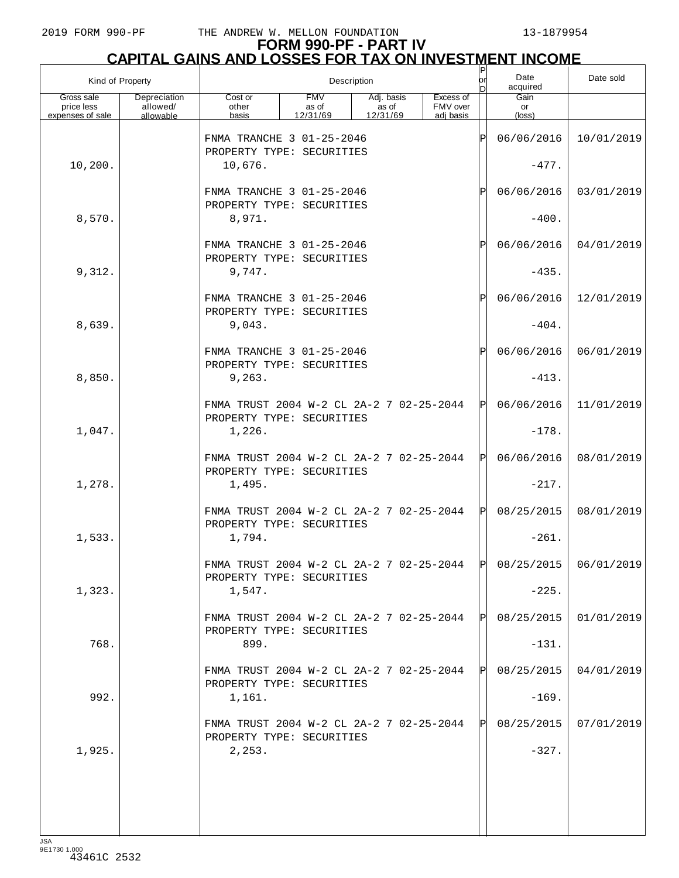# FORM 990-PF - PART IV
## CAPITAL GAINS AND LOSSES FOR TAX ON INVESTMENT INCOME

| Kind of Property | | Description | | | | P or D | Date acquired | Date sold |
|---|---|---|---|---|---|---|---|---|
| Gross sale price less expenses of sale | Depreciation allowed/ allowable | Cost or other basis | FMV as of 12/31/69 | Adj. basis as of 12/31/69 | Excess of FMV over adj basis | | Gain or (loss) | |
| | | FNMA TRANCHE 3 01-25-2046 PROPERTY TYPE: SECURITIES | | | | P | 06/06/2016 | 10/01/2019 |
| 10,200. | | 10,676. | | | | | -477. | |
| | | FNMA TRANCHE 3 01-25-2046 PROPERTY TYPE: SECURITIES | | | | P | 06/06/2016 | 03/01/2019 |
| 8,570. | | 8,971. | | | | | -400. | |
| | | FNMA TRANCHE 3 01-25-2046 PROPERTY TYPE: SECURITIES | | | | P | 06/06/2016 | 04/01/2019 |
| 9,312. | | 9,747. | | | | | -435. | |
| | | FNMA TRANCHE 3 01-25-2046 PROPERTY TYPE: SECURITIES | | | | P | 06/06/2016 | 12/01/2019 |
| 8,639. | | 9,043. | | | | | -404. | |
| | | FNMA TRANCHE 3 01-25-2046 PROPERTY TYPE: SECURITIES | | | | P | 06/06/2016 | 06/01/2019 |
| 8,850. | | 9,263. | | | | | -413. | |
| | | FNMA TRUST 2004 W-2 CL 2A-2 7 02-25-2044 PROPERTY TYPE: SECURITIES | | | | P | 06/06/2016 | 11/01/2019 |
| 1,047. | | 1,226. | | | | | -178. | |
| | | FNMA TRUST 2004 W-2 CL 2A-2 7 02-25-2044 PROPERTY TYPE: SECURITIES | | | | P | 06/06/2016 | 08/01/2019 |
| 1,278. | | 1,495. | | | | | -217. | |
| | | FNMA TRUST 2004 W-2 CL 2A-2 7 02-25-2044 PROPERTY TYPE: SECURITIES | | | | P | 08/25/2015 | 08/01/2019 |
| 1,533. | | 1,794. | | | | | -261. | |
| | | FNMA TRUST 2004 W-2 CL 2A-2 7 02-25-2044 PROPERTY TYPE: SECURITIES | | | | P | 08/25/2015 | 06/01/2019 |
| 1,323. | | 1,547. | | | | | -225. | |
| | | FNMA TRUST 2004 W-2 CL 2A-2 7 02-25-2044 PROPERTY TYPE: SECURITIES | | | | P | 08/25/2015 | 01/01/2019 |
| 768. | | 899. | | | | | -131. | |
| | | FNMA TRUST 2004 W-2 CL 2A-2 7 02-25-2044 PROPERTY TYPE: SECURITIES | | | | P | 08/25/2015 | 04/01/2019 |
| 992. | | 1,161. | | | | | -169. | |
| | | FNMA TRUST 2004 W-2 CL 2A-2 7 02-25-2044 PROPERTY TYPE: SECURITIES | | | | P | 08/25/2015 | 07/01/2019 |
| 1,925. | | 2,253. | | | | | -327. | |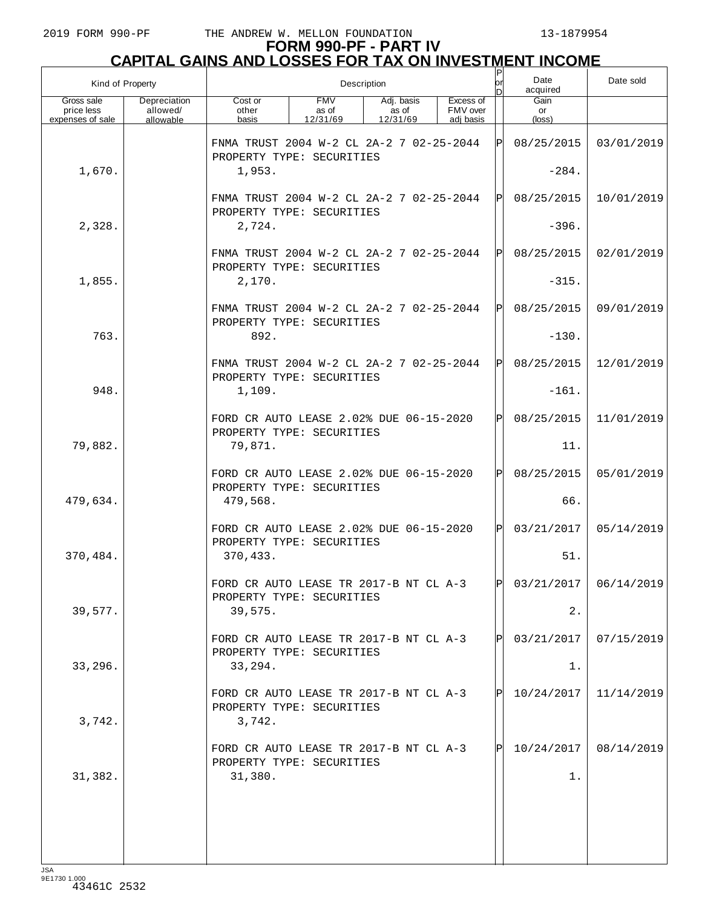# FORM 990-PF - PART IV
## CAPITAL GAINS AND LOSSES FOR TAX ON INVESTMENT INCOME

| Kind of Property | | Description | | | | P or D | Date acquired | Date sold |
|---|---|---|---|---|---|---|---|---|
| Gross sale price less expenses of sale | Depreciation allowed/ allowable | Cost or other basis | FMV as of 12/31/69 | Adj. basis as of 12/31/69 | Excess of FMV over adj basis | | Gain or (loss) | |
| | | FNMA TRUST 2004 W-2 CL 2A-2 7 02-25-2044 PROPERTY TYPE: SECURITIES | | | | P | 08/25/2015 | 03/01/2019 |
| 1,670. | | 1,953. | | | | | -284. | |
| | | FNMA TRUST 2004 W-2 CL 2A-2 7 02-25-2044 PROPERTY TYPE: SECURITIES | | | | P | 08/25/2015 | 10/01/2019 |
| 2,328. | | 2,724. | | | | | -396. | |
| | | FNMA TRUST 2004 W-2 CL 2A-2 7 02-25-2044 PROPERTY TYPE: SECURITIES | | | | P | 08/25/2015 | 02/01/2019 |
| 1,855. | | 2,170. | | | | | -315. | |
| | | FNMA TRUST 2004 W-2 CL 2A-2 7 02-25-2044 PROPERTY TYPE: SECURITIES | | | | P | 08/25/2015 | 09/01/2019 |
| 763. | | 892. | | | | | -130. | |
| | | FNMA TRUST 2004 W-2 CL 2A-2 7 02-25-2044 PROPERTY TYPE: SECURITIES | | | | P | 08/25/2015 | 12/01/2019 |
| 948. | | 1,109. | | | | | -161. | |
| | | FORD CR AUTO LEASE 2.02% DUE 06-15-2020 PROPERTY TYPE: SECURITIES | | | | P | 08/25/2015 | 11/01/2019 |
| 79,882. | | 79,871. | | | | | 11. | |
| | | FORD CR AUTO LEASE 2.02% DUE 06-15-2020 PROPERTY TYPE: SECURITIES | | | | P | 08/25/2015 | 05/01/2019 |
| 479,634. | | 479,568. | | | | | 66. | |
| | | FORD CR AUTO LEASE 2.02% DUE 06-15-2020 PROPERTY TYPE: SECURITIES | | | | P | 03/21/2017 | 05/14/2019 |
| 370,484. | | 370,433. | | | | | 51. | |
| | | FORD CR AUTO LEASE TR 2017-B NT CL A-3 PROPERTY TYPE: SECURITIES | | | | P | 03/21/2017 | 06/14/2019 |
| 39,577. | | 39,575. | | | | | 2. | |
| | | FORD CR AUTO LEASE TR 2017-B NT CL A-3 PROPERTY TYPE: SECURITIES | | | | P | 03/21/2017 | 07/15/2019 |
| 33,296. | | 33,294. | | | | | 1. | |
| | | FORD CR AUTO LEASE TR 2017-B NT CL A-3 PROPERTY TYPE: SECURITIES | | | | P | 10/24/2017 | 11/14/2019 |
| 3,742. | | 3,742. | | | | | | |
| | | FORD CR AUTO LEASE TR 2017-B NT CL A-3 PROPERTY TYPE: SECURITIES | | | | P | 10/24/2017 | 08/14/2019 |
| 31,382. | | 31,380. | | | | | 1. | |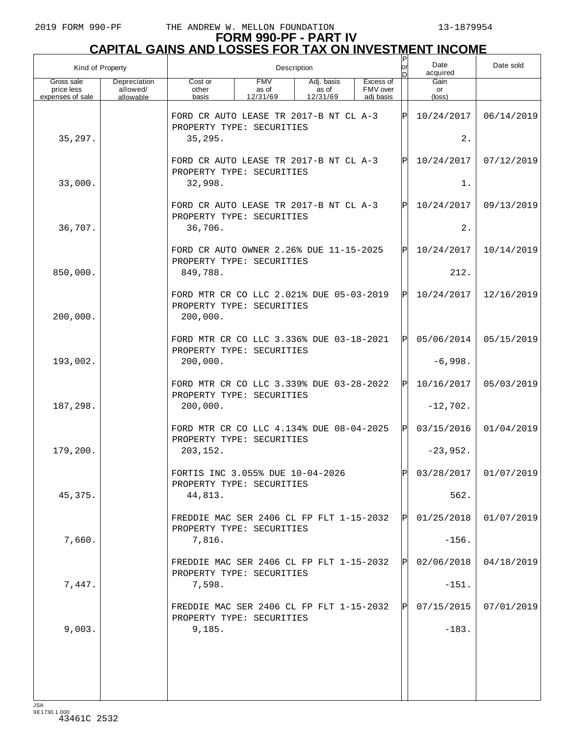# FORM 990-PF - PART IV
## CAPITAL GAINS AND LOSSES FOR TAX ON INVESTMENT INCOME

| Kind of Property | | Description | | | | P or D | Date acquired | Date sold |
|---|---|---|---|---|---|---|---|---|
| Gross sale price less expenses of sale | Depreciation allowed/ allowable | Cost or other basis | FMV as of 12/31/69 | Adj. basis as of 12/31/69 | Excess of FMV over adj basis | | Gain or (loss) | |
| | | FORD CR AUTO LEASE TR 2017-B NT CL A-3<br>PROPERTY TYPE: SECURITIES | | | | P | 10/24/2017 | 06/14/2019 |
| 35,297. | | 35,295. | | | | | 2. | |
| | | FORD CR AUTO LEASE TR 2017-B NT CL A-3<br>PROPERTY TYPE: SECURITIES | | | | P | 10/24/2017 | 07/12/2019 |
| 33,000. | | 32,998. | | | | | 1. | |
| | | FORD CR AUTO LEASE TR 2017-B NT CL A-3<br>PROPERTY TYPE: SECURITIES | | | | P | 10/24/2017 | 09/13/2019 |
| 36,707. | | 36,706. | | | | | 2. | |
| | | FORD CR AUTO OWNER 2.26% DUE 11-15-2025<br>PROPERTY TYPE: SECURITIES | | | | P | 10/24/2017 | 10/14/2019 |
| 850,000. | | 849,788. | | | | | 212. | |
| | | FORD MTR CR CO LLC 2.021% DUE 05-03-2019<br>PROPERTY TYPE: SECURITIES | | | | P | 10/24/2017 | 12/16/2019 |
| 200,000. | | 200,000. | | | | | | |
| | | FORD MTR CR CO LLC 3.336% DUE 03-18-2021<br>PROPERTY TYPE: SECURITIES | | | | P | 05/06/2014 | 05/15/2019 |
| 193,002. | | 200,000. | | | | | -6,998. | |
| | | FORD MTR CR CO LLC 3.339% DUE 03-28-2022<br>PROPERTY TYPE: SECURITIES | | | | P | 10/16/2017 | 05/03/2019 |
| 187,298. | | 200,000. | | | | | -12,702. | |
| | | FORD MTR CR CO LLC 4.134% DUE 08-04-2025<br>PROPERTY TYPE: SECURITIES | | | | P | 03/15/2016 | 01/04/2019 |
| 179,200. | | 203,152. | | | | | -23,952. | |
| | | FORTIS INC 3.055% DUE 10-04-2026<br>PROPERTY TYPE: SECURITIES | | | | P | 03/28/2017 | 01/07/2019 |
| 45,375. | | 44,813. | | | | | 562. | |
| | | FREDDIE MAC SER 2406 CL FP FLT 1-15-2032<br>PROPERTY TYPE: SECURITIES | | | | P | 01/25/2018 | 01/07/2019 |
| 7,660. | | 7,816. | | | | | -156. | |
| | | FREDDIE MAC SER 2406 CL FP FLT 1-15-2032<br>PROPERTY TYPE: SECURITIES | | | | P | 02/06/2018 | 04/18/2019 |
| 7,447. | | 7,598. | | | | | -151. | |
| | | FREDDIE MAC SER 2406 CL FP FLT 1-15-2032<br>PROPERTY TYPE: SECURITIES | | | | P | 07/15/2015 | 07/01/2019 |
| 9,003. | | 9,185. | | | | | -183. | |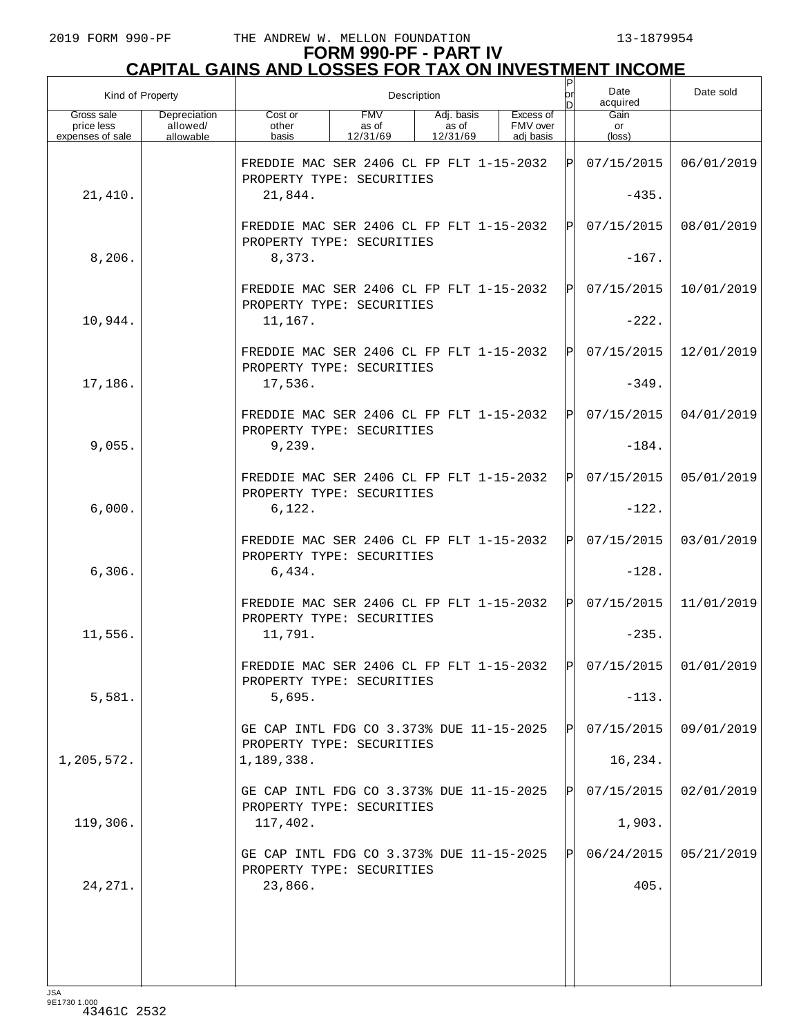# FORM 990-PF - PART IV
## CAPITAL GAINS AND LOSSES FOR TAX ON INVESTMENT INCOME

| Kind of Property | | Description | | | | P or D | Date acquired | Date sold |
|---|---|---|---|---|---|---|---|---|
| Gross sale price less expenses of sale | Depreciation allowed/ allowable | Cost or other basis | FMV as of 12/31/69 | Adj. basis as of 12/31/69 | Excess of FMV over adj basis | | Gain or (loss) | |
| | | FREDDIE MAC SER 2406 CL FP FLT 1-15-2032 PROPERTY TYPE: SECURITIES | | | | P | 07/15/2015 | 06/01/2019 |
| 21,410. | | 21,844. | | | | | -435. | |
| | | FREDDIE MAC SER 2406 CL FP FLT 1-15-2032 PROPERTY TYPE: SECURITIES | | | | P | 07/15/2015 | 08/01/2019 |
| 8,206. | | 8,373. | | | | | -167. | |
| | | FREDDIE MAC SER 2406 CL FP FLT 1-15-2032 PROPERTY TYPE: SECURITIES | | | | P | 07/15/2015 | 10/01/2019 |
| 10,944. | | 11,167. | | | | | -222. | |
| | | FREDDIE MAC SER 2406 CL FP FLT 1-15-2032 PROPERTY TYPE: SECURITIES | | | | P | 07/15/2015 | 12/01/2019 |
| 17,186. | | 17,536. | | | | | -349. | |
| | | FREDDIE MAC SER 2406 CL FP FLT 1-15-2032 PROPERTY TYPE: SECURITIES | | | | P | 07/15/2015 | 04/01/2019 |
| 9,055. | | 9,239. | | | | | -184. | |
| | | FREDDIE MAC SER 2406 CL FP FLT 1-15-2032 PROPERTY TYPE: SECURITIES | | | | P | 07/15/2015 | 05/01/2019 |
| 6,000. | | 6,122. | | | | | -122. | |
| | | FREDDIE MAC SER 2406 CL FP FLT 1-15-2032 PROPERTY TYPE: SECURITIES | | | | P | 07/15/2015 | 03/01/2019 |
| 6,306. | | 6,434. | | | | | -128. | |
| | | FREDDIE MAC SER 2406 CL FP FLT 1-15-2032 PROPERTY TYPE: SECURITIES | | | | P | 07/15/2015 | 11/01/2019 |
| 11,556. | | 11,791. | | | | | -235. | |
| | | FREDDIE MAC SER 2406 CL FP FLT 1-15-2032 PROPERTY TYPE: SECURITIES | | | | P | 07/15/2015 | 01/01/2019 |
| 5,581. | | 5,695. | | | | | -113. | |
| | | GE CAP INTL FDG CO 3.373% DUE 11-15-2025 PROPERTY TYPE: SECURITIES | | | | P | 07/15/2015 | 09/01/2019 |
| 1,205,572. | | 1,189,338. | | | | | 16,234. | |
| | | GE CAP INTL FDG CO 3.373% DUE 11-15-2025 PROPERTY TYPE: SECURITIES | | | | P | 07/15/2015 | 02/01/2019 |
| 119,306. | | 117,402. | | | | | 1,903. | |
| | | GE CAP INTL FDG CO 3.373% DUE 11-15-2025 PROPERTY TYPE: SECURITIES | | | | P | 06/24/2015 | 05/21/2019 |
| 24,271. | | 23,866. | | | | | 405. | |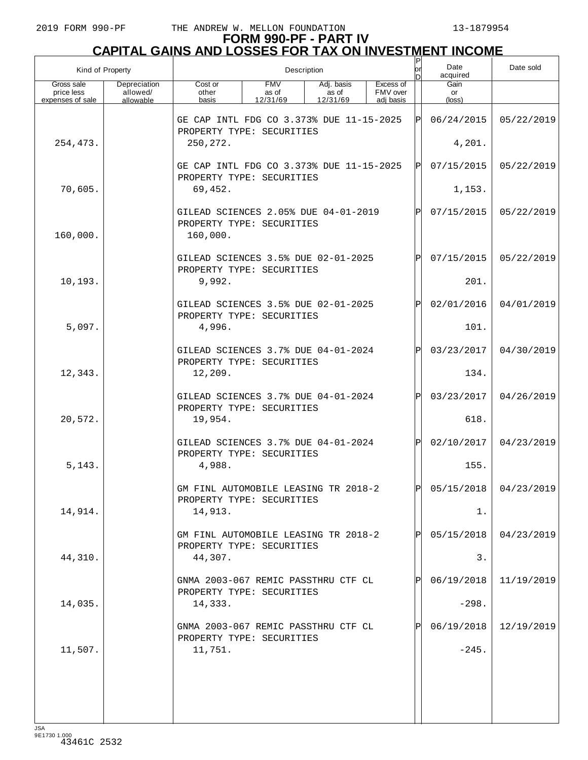# FORM 990-PF - PART IV
## CAPITAL GAINS AND LOSSES FOR TAX ON INVESTMENT INCOME

| Kind of Property | | Description | | | | P or D | Date acquired | Date sold |
|---|---|---|---|---|---|---|---|---|
| Gross sale price less expenses of sale | Depreciation allowed/ allowable | Cost or other basis | FMV as of 12/31/69 | Adj. basis as of 12/31/69 | Excess of FMV over adj basis | | Gain or (loss) | |
| | | GE CAP INTL FDG CO 3.373% DUE 11-15-2025 PROPERTY TYPE: SECURITIES | | | | P | 06/24/2015 | 05/22/2019 |
| 254,473. | | 250,272. | | | | | 4,201. | |
| | | GE CAP INTL FDG CO 3.373% DUE 11-15-2025 PROPERTY TYPE: SECURITIES | | | | P | 07/15/2015 | 05/22/2019 |
| 70,605. | | 69,452. | | | | | 1,153. | |
| | | GILEAD SCIENCES 2.05% DUE 04-01-2019 PROPERTY TYPE: SECURITIES | | | | P | 07/15/2015 | 05/22/2019 |
| 160,000. | | 160,000. | | | | | | |
| | | GILEAD SCIENCES 3.5% DUE 02-01-2025 PROPERTY TYPE: SECURITIES | | | | P | 07/15/2015 | 05/22/2019 |
| 10,193. | | 9,992. | | | | | 201. | |
| | | GILEAD SCIENCES 3.5% DUE 02-01-2025 PROPERTY TYPE: SECURITIES | | | | P | 02/01/2016 | 04/01/2019 |
| 5,097. | | 4,996. | | | | | 101. | |
| | | GILEAD SCIENCES 3.7% DUE 04-01-2024 PROPERTY TYPE: SECURITIES | | | | P | 03/23/2017 | 04/30/2019 |
| 12,343. | | 12,209. | | | | | 134. | |
| | | GILEAD SCIENCES 3.7% DUE 04-01-2024 PROPERTY TYPE: SECURITIES | | | | P | 03/23/2017 | 04/26/2019 |
| 20,572. | | 19,954. | | | | | 618. | |
| | | GILEAD SCIENCES 3.7% DUE 04-01-2024 PROPERTY TYPE: SECURITIES | | | | P | 02/10/2017 | 04/23/2019 |
| 5,143. | | 4,988. | | | | | 155. | |
| | | GM FINL AUTOMOBILE LEASING TR 2018-2 PROPERTY TYPE: SECURITIES | | | | P | 05/15/2018 | 04/23/2019 |
| 14,914. | | 14,913. | | | | | 1. | |
| | | GM FINL AUTOMOBILE LEASING TR 2018-2 PROPERTY TYPE: SECURITIES | | | | P | 05/15/2018 | 04/23/2019 |
| 44,310. | | 44,307. | | | | | 3. | |
| | | GNMA 2003-067 REMIC PASSTHRU CTF CL PROPERTY TYPE: SECURITIES | | | | P | 06/19/2018 | 11/19/2019 |
| 14,035. | | 14,333. | | | | | -298. | |
| | | GNMA 2003-067 REMIC PASSTHRU CTF CL PROPERTY TYPE: SECURITIES | | | | P | 06/19/2018 | 12/19/2019 |
| 11,507. | | 11,751. | | | | | -245. | |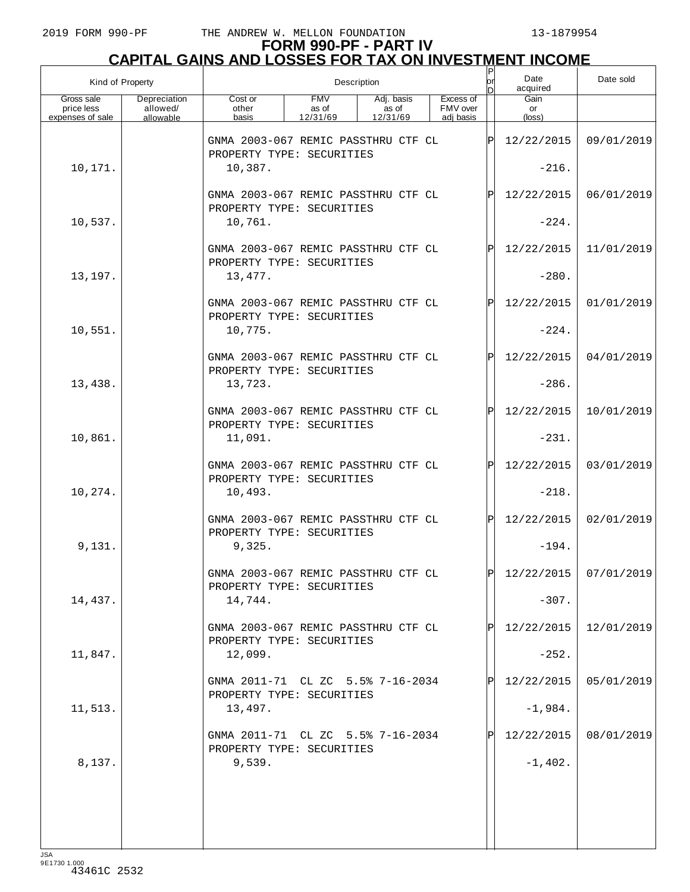2019 FORM 990-PF THE ANDREW W. MELLON FOUNDATION 13-1879954

# FORM 990-PF - PART IV
## CAPITAL GAINS AND LOSSES FOR TAX ON INVESTMENT INCOME

| Kind of Property | | Description | | | | P or D | Date acquired | Date sold |
|---|---|---|---|---|---|---|---|---|
| Gross sale price less expenses of sale | Depreciation allowed/ allowable | Cost or other basis | FMV as of 12/31/69 | Adj. basis as of 12/31/69 | Excess of FMV over adj basis | | Gain or (loss) | |
| | | GNMA 2003-067 REMIC PASSTHRU CTF CL PROPERTY TYPE: SECURITIES | | | | P | 12/22/2015 | 09/01/2019 |
| 10,171. | | 10,387. | | | | | -216. | |
| | | GNMA 2003-067 REMIC PASSTHRU CTF CL PROPERTY TYPE: SECURITIES | | | | P | 12/22/2015 | 06/01/2019 |
| 10,537. | | 10,761. | | | | | -224. | |
| | | GNMA 2003-067 REMIC PASSTHRU CTF CL PROPERTY TYPE: SECURITIES | | | | P | 12/22/2015 | 11/01/2019 |
| 13,197. | | 13,477. | | | | | -280. | |
| | | GNMA 2003-067 REMIC PASSTHRU CTF CL PROPERTY TYPE: SECURITIES | | | | P | 12/22/2015 | 01/01/2019 |
| 10,551. | | 10,775. | | | | | -224. | |
| | | GNMA 2003-067 REMIC PASSTHRU CTF CL PROPERTY TYPE: SECURITIES | | | | P | 12/22/2015 | 04/01/2019 |
| 13,438. | | 13,723. | | | | | -286. | |
| | | GNMA 2003-067 REMIC PASSTHRU CTF CL PROPERTY TYPE: SECURITIES | | | | P | 12/22/2015 | 10/01/2019 |
| 10,861. | | 11,091. | | | | | -231. | |
| | | GNMA 2003-067 REMIC PASSTHRU CTF CL PROPERTY TYPE: SECURITIES | | | | P | 12/22/2015 | 03/01/2019 |
| 10,274. | | 10,493. | | | | | -218. | |
| | | GNMA 2003-067 REMIC PASSTHRU CTF CL PROPERTY TYPE: SECURITIES | | | | P | 12/22/2015 | 02/01/2019 |
| 9,131. | | 9,325. | | | | | -194. | |
| | | GNMA 2003-067 REMIC PASSTHRU CTF CL PROPERTY TYPE: SECURITIES | | | | P | 12/22/2015 | 07/01/2019 |
| 14,437. | | 14,744. | | | | | -307. | |
| | | GNMA 2003-067 REMIC PASSTHRU CTF CL PROPERTY TYPE: SECURITIES | | | | P | 12/22/2015 | 12/01/2019 |
| 11,847. | | 12,099. | | | | | -252. | |
| | | GNMA 2011-71 CL ZC 5.5% 7-16-2034 PROPERTY TYPE: SECURITIES | | | | P | 12/22/2015 | 05/01/2019 |
| 11,513. | | 13,497. | | | | | -1,984. | |
| | | GNMA 2011-71 CL ZC 5.5% 7-16-2034 PROPERTY TYPE: SECURITIES | | | | P | 12/22/2015 | 08/01/2019 |
| 8,137. | | 9,539. | | | | | -1,402. | |

JSA 9E1730 1.000
43461C 2532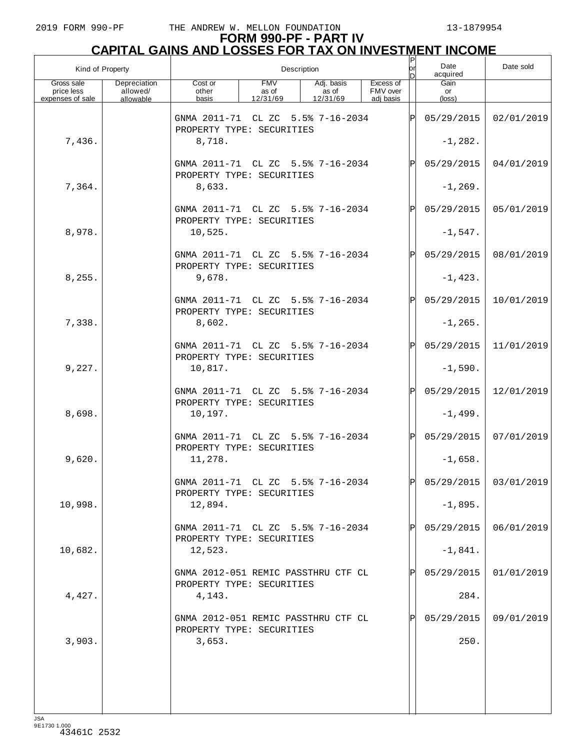# FORM 990-PF - PART IV
## CAPITAL GAINS AND LOSSES FOR TAX ON INVESTMENT INCOME

| Kind of Property | | Description | | | | P or D | Date acquired | Date sold |
|---|---|---|---|---|---|---|---|---|
| Gross sale price less expenses of sale | Depreciation allowed/ allowable | Cost or other basis | FMV as of 12/31/69 | Adj. basis as of 12/31/69 | Excess of FMV over adj basis | | Gain or (loss) | |
| | | GNMA 2011-71 CL ZC 5.5% 7-16-2034 PROPERTY TYPE: SECURITIES | | | | P | 05/29/2015 | 02/01/2019 |
| 7,436. | | 8,718. | | | | | -1,282. | |
| | | GNMA 2011-71 CL ZC 5.5% 7-16-2034 PROPERTY TYPE: SECURITIES | | | | P | 05/29/2015 | 04/01/2019 |
| 7,364. | | 8,633. | | | | | -1,269. | |
| | | GNMA 2011-71 CL ZC 5.5% 7-16-2034 PROPERTY TYPE: SECURITIES | | | | P | 05/29/2015 | 05/01/2019 |
| 8,978. | | 10,525. | | | | | -1,547. | |
| | | GNMA 2011-71 CL ZC 5.5% 7-16-2034 PROPERTY TYPE: SECURITIES | | | | P | 05/29/2015 | 08/01/2019 |
| 8,255. | | 9,678. | | | | | -1,423. | |
| | | GNMA 2011-71 CL ZC 5.5% 7-16-2034 PROPERTY TYPE: SECURITIES | | | | P | 05/29/2015 | 10/01/2019 |
| 7,338. | | 8,602. | | | | | -1,265. | |
| | | GNMA 2011-71 CL ZC 5.5% 7-16-2034 PROPERTY TYPE: SECURITIES | | | | P | 05/29/2015 | 11/01/2019 |
| 9,227. | | 10,817. | | | | | -1,590. | |
| | | GNMA 2011-71 CL ZC 5.5% 7-16-2034 PROPERTY TYPE: SECURITIES | | | | P | 05/29/2015 | 12/01/2019 |
| 8,698. | | 10,197. | | | | | -1,499. | |
| | | GNMA 2011-71 CL ZC 5.5% 7-16-2034 PROPERTY TYPE: SECURITIES | | | | P | 05/29/2015 | 07/01/2019 |
| 9,620. | | 11,278. | | | | | -1,658. | |
| | | GNMA 2011-71 CL ZC 5.5% 7-16-2034 PROPERTY TYPE: SECURITIES | | | | P | 05/29/2015 | 03/01/2019 |
| 10,998. | | 12,894. | | | | | -1,895. | |
| | | GNMA 2011-71 CL ZC 5.5% 7-16-2034 PROPERTY TYPE: SECURITIES | | | | P | 05/29/2015 | 06/01/2019 |
| 10,682. | | 12,523. | | | | | -1,841. | |
| | | GNMA 2012-051 REMIC PASSTHRU CTF CL PROPERTY TYPE: SECURITIES | | | | P | 05/29/2015 | 01/01/2019 |
| 4,427. | | 4,143. | | | | | 284. | |
| | | GNMA 2012-051 REMIC PASSTHRU CTF CL PROPERTY TYPE: SECURITIES | | | | P | 05/29/2015 | 09/01/2019 |
| 3,903. | | 3,653. | | | | | 250. | |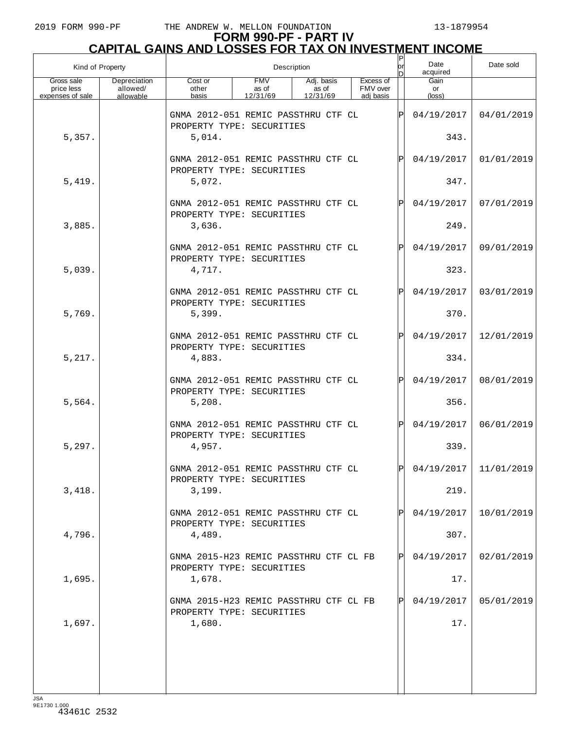# FORM 990-PF - PART IV
## CAPITAL GAINS AND LOSSES FOR TAX ON INVESTMENT INCOME

| Kind of Property | | Description | | | | P or D | Date acquired | Date sold |
|---|---|---|---|---|---|---|---|---|
| Gross sale price less expenses of sale | Depreciation allowed/ allowable | Cost or other basis | FMV as of 12/31/69 | Adj. basis as of 12/31/69 | Excess of FMV over adj basis | | Gain or (loss) | |
| | | GNMA 2012-051 REMIC PASSTHRU CTF CL PROPERTY TYPE: SECURITIES | | | | P | 04/19/2017 | 04/01/2019 |
| 5,357. | | 5,014. | | | | | 343. | |
| | | GNMA 2012-051 REMIC PASSTHRU CTF CL PROPERTY TYPE: SECURITIES | | | | P | 04/19/2017 | 01/01/2019 |
| 5,419. | | 5,072. | | | | | 347. | |
| | | GNMA 2012-051 REMIC PASSTHRU CTF CL PROPERTY TYPE: SECURITIES | | | | P | 04/19/2017 | 07/01/2019 |
| 3,885. | | 3,636. | | | | | 249. | |
| | | GNMA 2012-051 REMIC PASSTHRU CTF CL PROPERTY TYPE: SECURITIES | | | | P | 04/19/2017 | 09/01/2019 |
| 5,039. | | 4,717. | | | | | 323. | |
| | | GNMA 2012-051 REMIC PASSTHRU CTF CL PROPERTY TYPE: SECURITIES | | | | P | 04/19/2017 | 03/01/2019 |
| 5,769. | | 5,399. | | | | | 370. | |
| | | GNMA 2012-051 REMIC PASSTHRU CTF CL PROPERTY TYPE: SECURITIES | | | | P | 04/19/2017 | 12/01/2019 |
| 5,217. | | 4,883. | | | | | 334. | |
| | | GNMA 2012-051 REMIC PASSTHRU CTF CL PROPERTY TYPE: SECURITIES | | | | P | 04/19/2017 | 08/01/2019 |
| 5,564. | | 5,208. | | | | | 356. | |
| | | GNMA 2012-051 REMIC PASSTHRU CTF CL PROPERTY TYPE: SECURITIES | | | | P | 04/19/2017 | 06/01/2019 |
| 5,297. | | 4,957. | | | | | 339. | |
| | | GNMA 2012-051 REMIC PASSTHRU CTF CL PROPERTY TYPE: SECURITIES | | | | P | 04/19/2017 | 11/01/2019 |
| 3,418. | | 3,199. | | | | | 219. | |
| | | GNMA 2012-051 REMIC PASSTHRU CTF CL PROPERTY TYPE: SECURITIES | | | | P | 04/19/2017 | 10/01/2019 |
| 4,796. | | 4,489. | | | | | 307. | |
| | | GNMA 2015-H23 REMIC PASSTHRU CTF CL FB PROPERTY TYPE: SECURITIES | | | | P | 04/19/2017 | 02/01/2019 |
| 1,695. | | 1,678. | | | | | 17. | |
| | | GNMA 2015-H23 REMIC PASSTHRU CTF CL FB PROPERTY TYPE: SECURITIES | | | | P | 04/19/2017 | 05/01/2019 |
| 1,697. | | 1,680. | | | | | 17. | |

JSA
9E1730 1.000
43461C 2532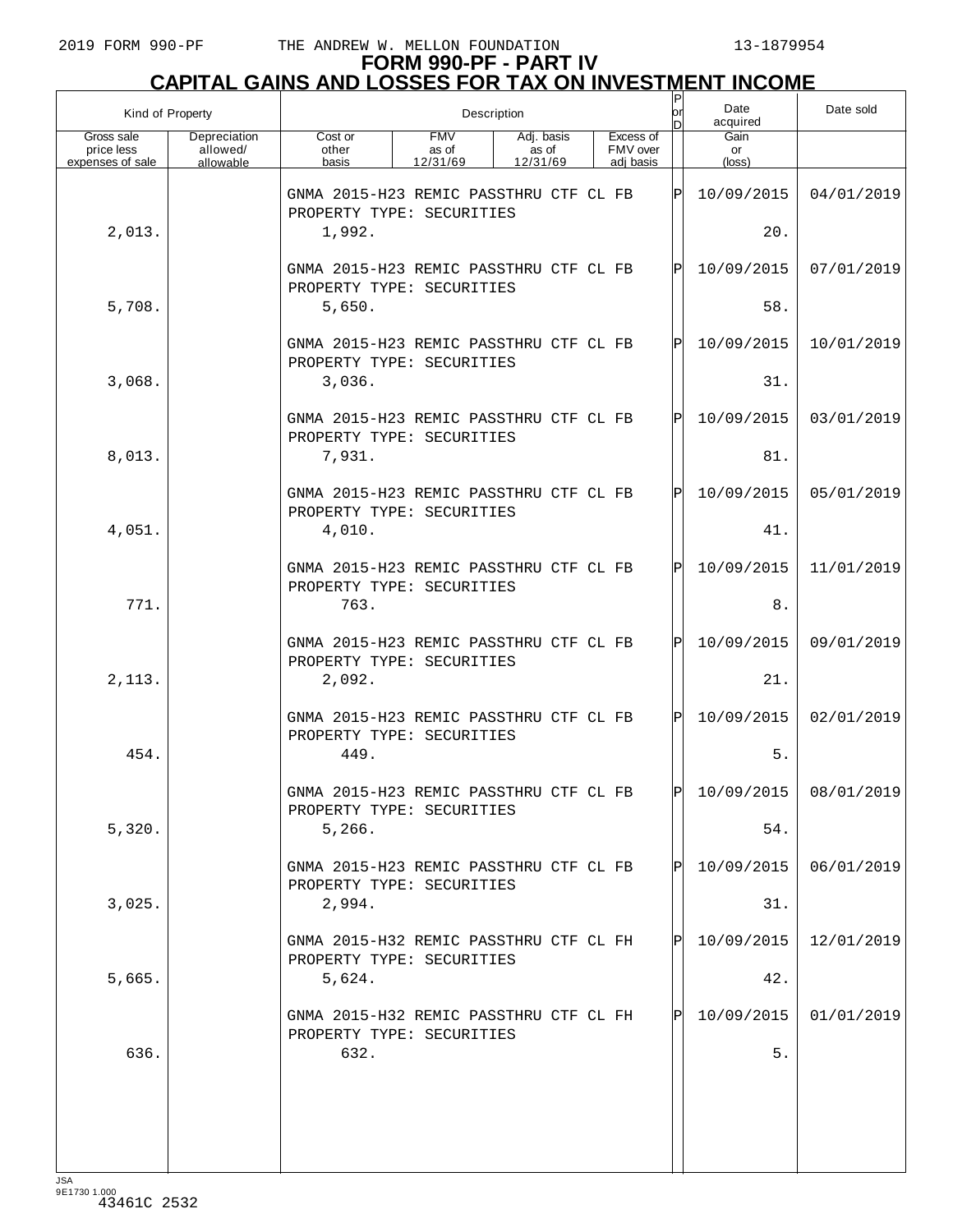# FORM 990-PF - PART IV
## CAPITAL GAINS AND LOSSES FOR TAX ON INVESTMENT INCOME

| Kind of Property | | Description | | | | P or D | Date acquired | Date sold |
|---|---|---|---|---|---|---|---|---|
| Gross sale price less expenses of sale | Depreciation allowed/ allowable | Cost or other basis | FMV as of 12/31/69 | Adj. basis as of 12/31/69 | Excess of FMV over adj basis | | Gain or (loss) | |
| | | GNMA 2015-H23 REMIC PASSTHRU CTF CL FB PROPERTY TYPE: SECURITIES | | | | P | 10/09/2015 | 04/01/2019 |
| 2,013. | | 1,992. | | | | | 20. | |
| | | GNMA 2015-H23 REMIC PASSTHRU CTF CL FB PROPERTY TYPE: SECURITIES | | | | P | 10/09/2015 | 07/01/2019 |
| 5,708. | | 5,650. | | | | | 58. | |
| | | GNMA 2015-H23 REMIC PASSTHRU CTF CL FB PROPERTY TYPE: SECURITIES | | | | P | 10/09/2015 | 10/01/2019 |
| 3,068. | | 3,036. | | | | | 31. | |
| | | GNMA 2015-H23 REMIC PASSTHRU CTF CL FB PROPERTY TYPE: SECURITIES | | | | P | 10/09/2015 | 03/01/2019 |
| 8,013. | | 7,931. | | | | | 81. | |
| | | GNMA 2015-H23 REMIC PASSTHRU CTF CL FB PROPERTY TYPE: SECURITIES | | | | P | 10/09/2015 | 05/01/2019 |
| 4,051. | | 4,010. | | | | | 41. | |
| | | GNMA 2015-H23 REMIC PASSTHRU CTF CL FB PROPERTY TYPE: SECURITIES | | | | P | 10/09/2015 | 11/01/2019 |
| 771. | | 763. | | | | | 8. | |
| | | GNMA 2015-H23 REMIC PASSTHRU CTF CL FB PROPERTY TYPE: SECURITIES | | | | P | 10/09/2015 | 09/01/2019 |
| 2,113. | | 2,092. | | | | | 21. | |
| | | GNMA 2015-H23 REMIC PASSTHRU CTF CL FB PROPERTY TYPE: SECURITIES | | | | P | 10/09/2015 | 02/01/2019 |
| 454. | | 449. | | | | | 5. | |
| | | GNMA 2015-H23 REMIC PASSTHRU CTF CL FB PROPERTY TYPE: SECURITIES | | | | P | 10/09/2015 | 08/01/2019 |
| 5,320. | | 5,266. | | | | | 54. | |
| | | GNMA 2015-H23 REMIC PASSTHRU CTF CL FB PROPERTY TYPE: SECURITIES | | | | P | 10/09/2015 | 06/01/2019 |
| 3,025. | | 2,994. | | | | | 31. | |
| | | GNMA 2015-H32 REMIC PASSTHRU CTF CL FH PROPERTY TYPE: SECURITIES | | | | P | 10/09/2015 | 12/01/2019 |
| 5,665. | | 5,624. | | | | | 42. | |
| | | GNMA 2015-H32 REMIC PASSTHRU CTF CL FH PROPERTY TYPE: SECURITIES | | | | P | 10/09/2015 | 01/01/2019 |
| 636. | | 632. | | | | | 5. | |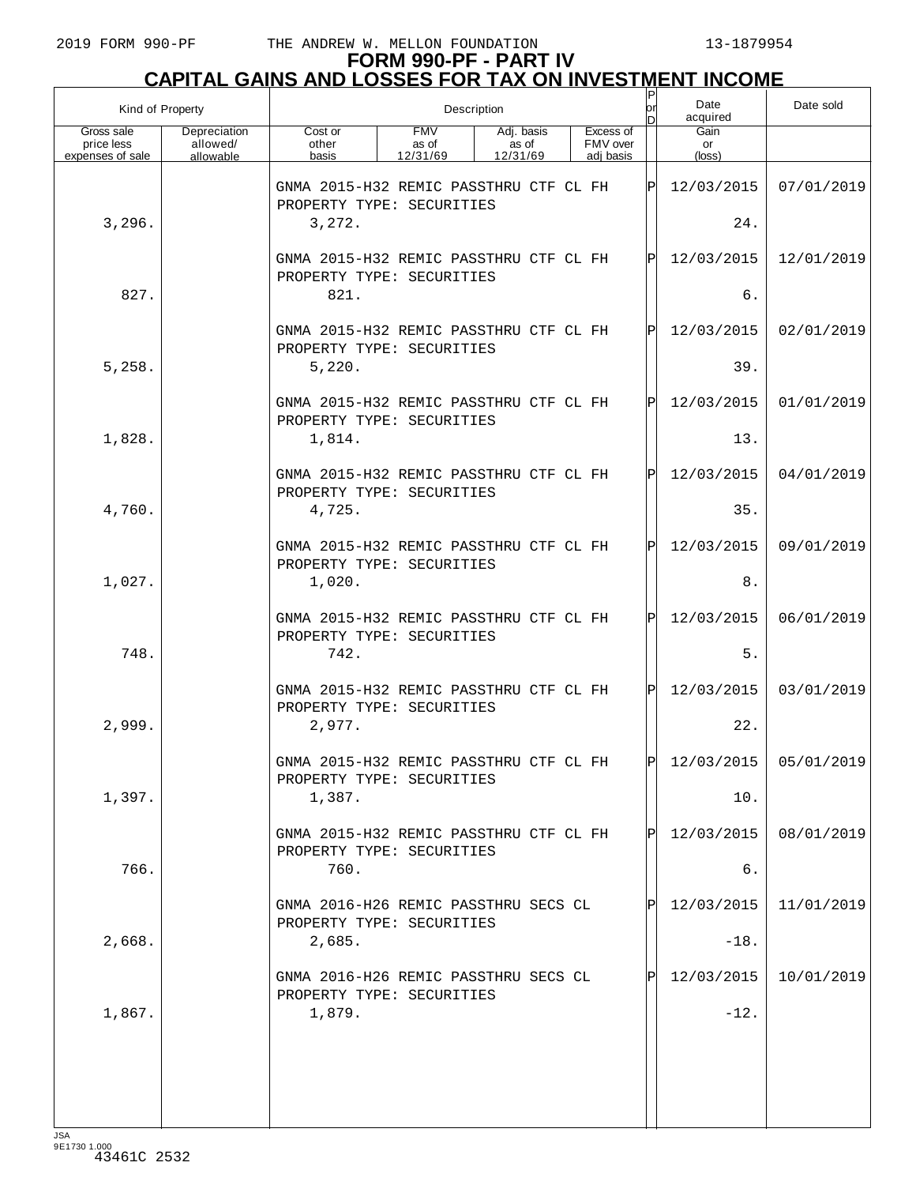# FORM 990-PF - PART IV
## CAPITAL GAINS AND LOSSES FOR TAX ON INVESTMENT INCOME

| Kind of Property | | Description | | | | P or D | Date acquired | Date sold |
|---|---|---|---|---|---|---|---|---|
| Gross sale price less expenses of sale | Depreciation allowed/ allowable | Cost or other basis | FMV as of 12/31/69 | Adj. basis as of 12/31/69 | Excess of FMV over adj basis | | Gain or (loss) | |
| | | GNMA 2015-H32 REMIC PASSTHRU CTF CL FH PROPERTY TYPE: SECURITIES | | | | P | 12/03/2015 | 07/01/2019 |
| 3,296. | | 3,272. | | | | | 24. | |
| | | GNMA 2015-H32 REMIC PASSTHRU CTF CL FH PROPERTY TYPE: SECURITIES | | | | P | 12/03/2015 | 12/01/2019 |
| 827. | | 821. | | | | | 6. | |
| | | GNMA 2015-H32 REMIC PASSTHRU CTF CL FH PROPERTY TYPE: SECURITIES | | | | P | 12/03/2015 | 02/01/2019 |
| 5,258. | | 5,220. | | | | | 39. | |
| | | GNMA 2015-H32 REMIC PASSTHRU CTF CL FH PROPERTY TYPE: SECURITIES | | | | P | 12/03/2015 | 01/01/2019 |
| 1,828. | | 1,814. | | | | | 13. | |
| | | GNMA 2015-H32 REMIC PASSTHRU CTF CL FH PROPERTY TYPE: SECURITIES | | | | P | 12/03/2015 | 04/01/2019 |
| 4,760. | | 4,725. | | | | | 35. | |
| | | GNMA 2015-H32 REMIC PASSTHRU CTF CL FH PROPERTY TYPE: SECURITIES | | | | P | 12/03/2015 | 09/01/2019 |
| 1,027. | | 1,020. | | | | | 8. | |
| | | GNMA 2015-H32 REMIC PASSTHRU CTF CL FH PROPERTY TYPE: SECURITIES | | | | P | 12/03/2015 | 06/01/2019 |
| 748. | | 742. | | | | | 5. | |
| | | GNMA 2015-H32 REMIC PASSTHRU CTF CL FH PROPERTY TYPE: SECURITIES | | | | P | 12/03/2015 | 03/01/2019 |
| 2,999. | | 2,977. | | | | | 22. | |
| | | GNMA 2015-H32 REMIC PASSTHRU CTF CL FH PROPERTY TYPE: SECURITIES | | | | P | 12/03/2015 | 05/01/2019 |
| 1,397. | | 1,387. | | | | | 10. | |
| | | GNMA 2015-H32 REMIC PASSTHRU CTF CL FH PROPERTY TYPE: SECURITIES | | | | P | 12/03/2015 | 08/01/2019 |
| 766. | | 760. | | | | | 6. | |
| | | GNMA 2016-H26 REMIC PASSTHRU SECS CL PROPERTY TYPE: SECURITIES | | | | P | 12/03/2015 | 11/01/2019 |
| 2,668. | | 2,685. | | | | | -18. | |
| | | GNMA 2016-H26 REMIC PASSTHRU SECS CL PROPERTY TYPE: SECURITIES | | | | P | 12/03/2015 | 10/01/2019 |
| 1,867. | | 1,879. | | | | | -12. | |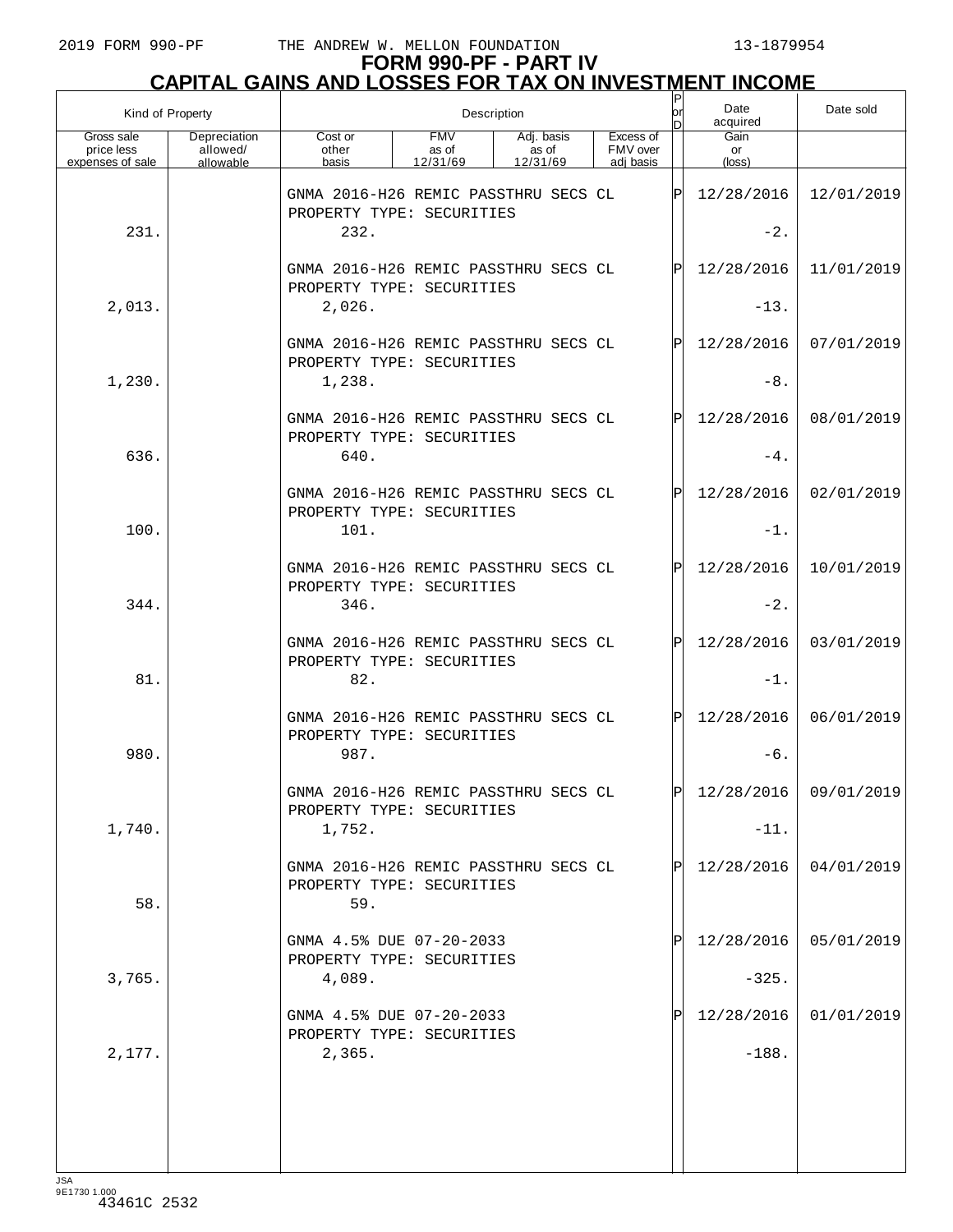# FORM 990-PF - PART IV
## CAPITAL GAINS AND LOSSES FOR TAX ON INVESTMENT INCOME

2019 FORM 990-PF — THE ANDREW W. MELLON FOUNDATION — 13-1879954

| Kind of Property | | Description | | | | P or D | Date acquired | Date sold |
|---|---|---|---|---|---|---|---|---|
| Gross sale price less expenses of sale | Depreciation allowed/ allowable | Cost or other basis | FMV as of 12/31/69 | Adj. basis as of 12/31/69 | Excess of FMV over adj basis | | Gain or (loss) | |
| | | GNMA 2016-H26 REMIC PASSTHRU SECS CL PROPERTY TYPE: SECURITIES | | | | P | 12/28/2016 | 12/01/2019 |
| 231. | | 232. | | | | | -2. | |
| | | GNMA 2016-H26 REMIC PASSTHRU SECS CL PROPERTY TYPE: SECURITIES | | | | P | 12/28/2016 | 11/01/2019 |
| 2,013. | | 2,026. | | | | | -13. | |
| | | GNMA 2016-H26 REMIC PASSTHRU SECS CL PROPERTY TYPE: SECURITIES | | | | P | 12/28/2016 | 07/01/2019 |
| 1,230. | | 1,238. | | | | | -8. | |
| | | GNMA 2016-H26 REMIC PASSTHRU SECS CL PROPERTY TYPE: SECURITIES | | | | P | 12/28/2016 | 08/01/2019 |
| 636. | | 640. | | | | | -4. | |
| | | GNMA 2016-H26 REMIC PASSTHRU SECS CL PROPERTY TYPE: SECURITIES | | | | P | 12/28/2016 | 02/01/2019 |
| 100. | | 101. | | | | | -1. | |
| | | GNMA 2016-H26 REMIC PASSTHRU SECS CL PROPERTY TYPE: SECURITIES | | | | P | 12/28/2016 | 10/01/2019 |
| 344. | | 346. | | | | | -2. | |
| | | GNMA 2016-H26 REMIC PASSTHRU SECS CL PROPERTY TYPE: SECURITIES | | | | P | 12/28/2016 | 03/01/2019 |
| 81. | | 82. | | | | | -1. | |
| | | GNMA 2016-H26 REMIC PASSTHRU SECS CL PROPERTY TYPE: SECURITIES | | | | P | 12/28/2016 | 06/01/2019 |
| 980. | | 987. | | | | | -6. | |
| | | GNMA 2016-H26 REMIC PASSTHRU SECS CL PROPERTY TYPE: SECURITIES | | | | P | 12/28/2016 | 09/01/2019 |
| 1,740. | | 1,752. | | | | | -11. | |
| | | GNMA 2016-H26 REMIC PASSTHRU SECS CL PROPERTY TYPE: SECURITIES | | | | P | 12/28/2016 | 04/01/2019 |
| 58. | | 59. | | | | | | |
| | | GNMA 4.5% DUE 07-20-2033 PROPERTY TYPE: SECURITIES | | | | P | 12/28/2016 | 05/01/2019 |
| 3,765. | | 4,089. | | | | | -325. | |
| | | GNMA 4.5% DUE 07-20-2033 PROPERTY TYPE: SECURITIES | | | | P | 12/28/2016 | 01/01/2019 |
| 2,177. | | 2,365. | | | | | -188. | |

JSA 9E1730 1.000
43461C 2532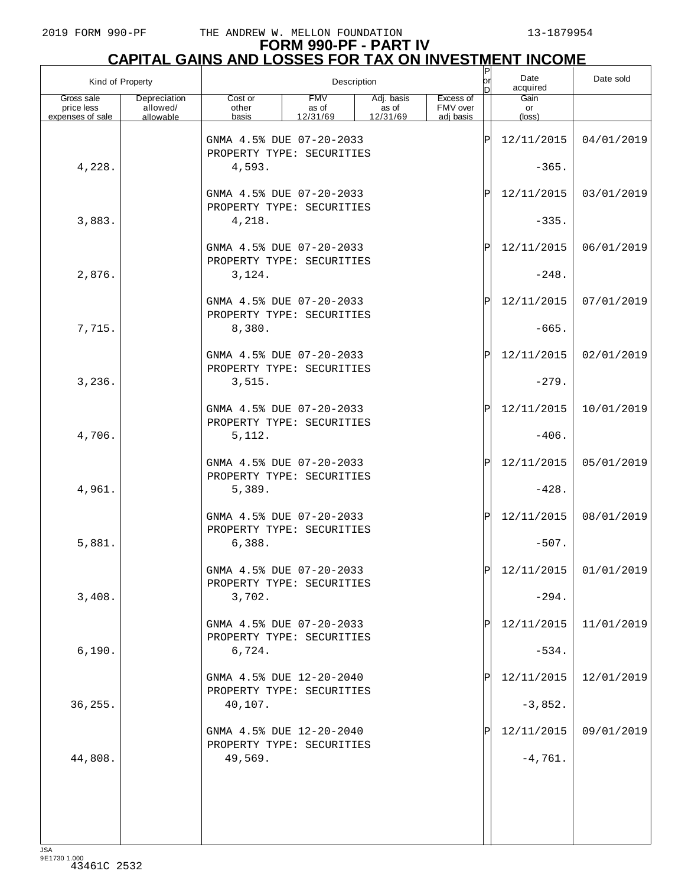# FORM 990-PF - PART IV
## CAPITAL GAINS AND LOSSES FOR TAX ON INVESTMENT INCOME

| Kind of Property | | Description | | | | P or D | Date acquired | Date sold |
|---|---|---|---|---|---|---|---|---|
| Gross sale price less expenses of sale | Depreciation allowed/ allowable | Cost or other basis | FMV as of 12/31/69 | Adj. basis as of 12/31/69 | Excess of FMV over adj basis | | Gain or (loss) | |
| | | GNMA 4.5% DUE 07-20-2033 PROPERTY TYPE: SECURITIES | | | | P | 12/11/2015 | 04/01/2019 |
| 4,228. | | 4,593. | | | | | -365. | |
| | | GNMA 4.5% DUE 07-20-2033 PROPERTY TYPE: SECURITIES | | | | P | 12/11/2015 | 03/01/2019 |
| 3,883. | | 4,218. | | | | | -335. | |
| | | GNMA 4.5% DUE 07-20-2033 PROPERTY TYPE: SECURITIES | | | | P | 12/11/2015 | 06/01/2019 |
| 2,876. | | 3,124. | | | | | -248. | |
| | | GNMA 4.5% DUE 07-20-2033 PROPERTY TYPE: SECURITIES | | | | P | 12/11/2015 | 07/01/2019 |
| 7,715. | | 8,380. | | | | | -665. | |
| | | GNMA 4.5% DUE 07-20-2033 PROPERTY TYPE: SECURITIES | | | | P | 12/11/2015 | 02/01/2019 |
| 3,236. | | 3,515. | | | | | -279. | |
| | | GNMA 4.5% DUE 07-20-2033 PROPERTY TYPE: SECURITIES | | | | P | 12/11/2015 | 10/01/2019 |
| 4,706. | | 5,112. | | | | | -406. | |
| | | GNMA 4.5% DUE 07-20-2033 PROPERTY TYPE: SECURITIES | | | | P | 12/11/2015 | 05/01/2019 |
| 4,961. | | 5,389. | | | | | -428. | |
| | | GNMA 4.5% DUE 07-20-2033 PROPERTY TYPE: SECURITIES | | | | P | 12/11/2015 | 08/01/2019 |
| 5,881. | | 6,388. | | | | | -507. | |
| | | GNMA 4.5% DUE 07-20-2033 PROPERTY TYPE: SECURITIES | | | | P | 12/11/2015 | 01/01/2019 |
| 3,408. | | 3,702. | | | | | -294. | |
| | | GNMA 4.5% DUE 07-20-2033 PROPERTY TYPE: SECURITIES | | | | P | 12/11/2015 | 11/01/2019 |
| 6,190. | | 6,724. | | | | | -534. | |
| | | GNMA 4.5% DUE 12-20-2040 PROPERTY TYPE: SECURITIES | | | | P | 12/11/2015 | 12/01/2019 |
| 36,255. | | 40,107. | | | | | -3,852. | |
| | | GNMA 4.5% DUE 12-20-2040 PROPERTY TYPE: SECURITIES | | | | P | 12/11/2015 | 09/01/2019 |
| 44,808. | | 49,569. | | | | | -4,761. | |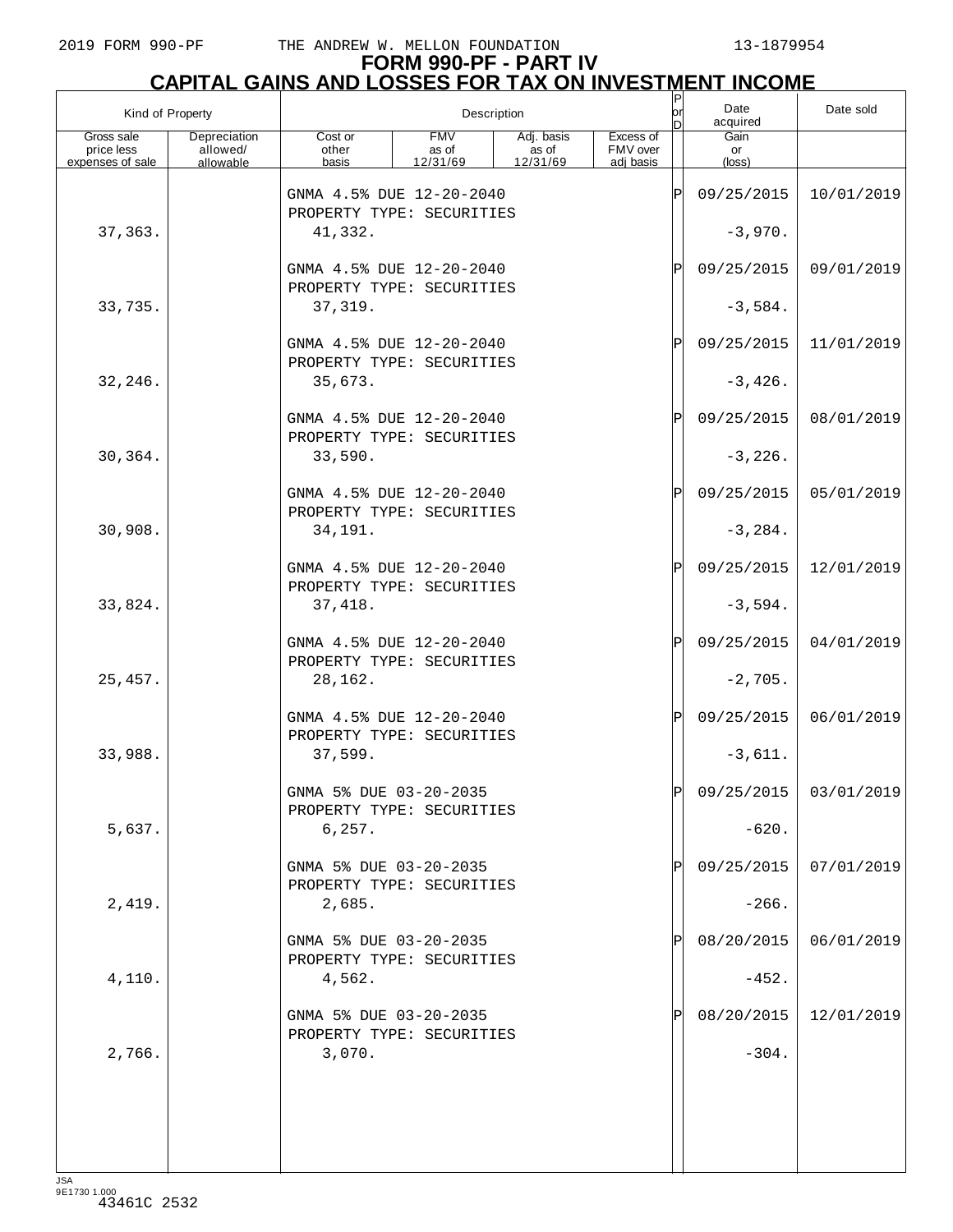# FORM 990-PF - PART IV
## CAPITAL GAINS AND LOSSES FOR TAX ON INVESTMENT INCOME

| Kind of Property | | Description | | | | P or D | Date acquired | Date sold |
|---|---|---|---|---|---|---|---|---|
| Gross sale price less expenses of sale | Depreciation allowed/ allowable | Cost or other basis | FMV as of 12/31/69 | Adj. basis as of 12/31/69 | Excess of FMV over adj basis | | Gain or (loss) | |
| | | GNMA 4.5% DUE 12-20-2040 PROPERTY TYPE: SECURITIES | | | | P | 09/25/2015 | 10/01/2019 |
| 37,363. | | 41,332. | | | | | -3,970. | |
| | | GNMA 4.5% DUE 12-20-2040 PROPERTY TYPE: SECURITIES | | | | P | 09/25/2015 | 09/01/2019 |
| 33,735. | | 37,319. | | | | | -3,584. | |
| | | GNMA 4.5% DUE 12-20-2040 PROPERTY TYPE: SECURITIES | | | | P | 09/25/2015 | 11/01/2019 |
| 32,246. | | 35,673. | | | | | -3,426. | |
| | | GNMA 4.5% DUE 12-20-2040 PROPERTY TYPE: SECURITIES | | | | P | 09/25/2015 | 08/01/2019 |
| 30,364. | | 33,590. | | | | | -3,226. | |
| | | GNMA 4.5% DUE 12-20-2040 PROPERTY TYPE: SECURITIES | | | | P | 09/25/2015 | 05/01/2019 |
| 30,908. | | 34,191. | | | | | -3,284. | |
| | | GNMA 4.5% DUE 12-20-2040 PROPERTY TYPE: SECURITIES | | | | P | 09/25/2015 | 12/01/2019 |
| 33,824. | | 37,418. | | | | | -3,594. | |
| | | GNMA 4.5% DUE 12-20-2040 PROPERTY TYPE: SECURITIES | | | | P | 09/25/2015 | 04/01/2019 |
| 25,457. | | 28,162. | | | | | -2,705. | |
| | | GNMA 4.5% DUE 12-20-2040 PROPERTY TYPE: SECURITIES | | | | P | 09/25/2015 | 06/01/2019 |
| 33,988. | | 37,599. | | | | | -3,611. | |
| | | GNMA 5% DUE 03-20-2035 PROPERTY TYPE: SECURITIES | | | | P | 09/25/2015 | 03/01/2019 |
| 5,637. | | 6,257. | | | | | -620. | |
| | | GNMA 5% DUE 03-20-2035 PROPERTY TYPE: SECURITIES | | | | P | 09/25/2015 | 07/01/2019 |
| 2,419. | | 2,685. | | | | | -266. | |
| | | GNMA 5% DUE 03-20-2035 PROPERTY TYPE: SECURITIES | | | | P | 08/20/2015 | 06/01/2019 |
| 4,110. | | 4,562. | | | | | -452. | |
| | | GNMA 5% DUE 03-20-2035 PROPERTY TYPE: SECURITIES | | | | P | 08/20/2015 | 12/01/2019 |
| 2,766. | | 3,070. | | | | | -304. | |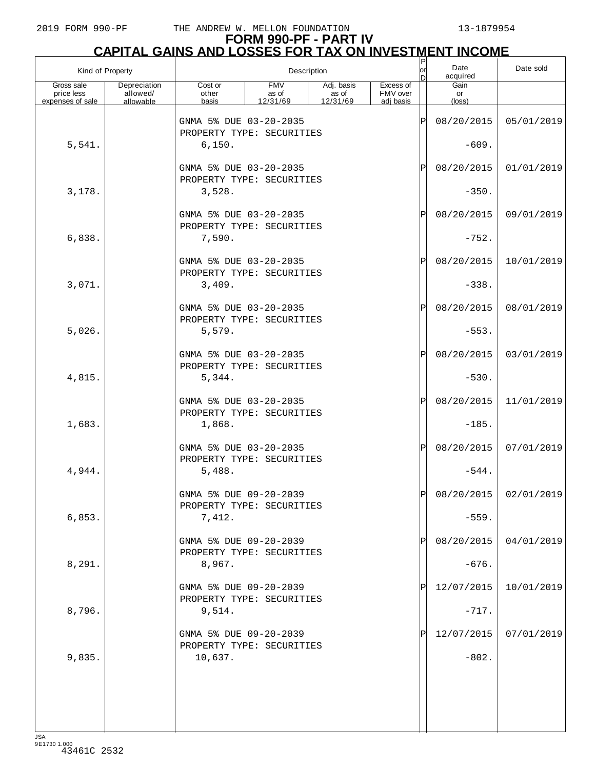# FORM 990-PF - PART IV
## CAPITAL GAINS AND LOSSES FOR TAX ON INVESTMENT INCOME

| Kind of Property | | Description | | | | P or D | Date acquired | Date sold |
|---|---|---|---|---|---|---|---|---|
| Gross sale price less expenses of sale | Depreciation allowed/ allowable | Cost or other basis | FMV as of 12/31/69 | Adj. basis as of 12/31/69 | Excess of FMV over adj basis | | Gain or (loss) | |
| | | GNMA 5% DUE 03-20-2035 PROPERTY TYPE: SECURITIES | | | | P | 08/20/2015 | 05/01/2019 |
| 5,541. | | 6,150. | | | | | -609. | |
| | | GNMA 5% DUE 03-20-2035 PROPERTY TYPE: SECURITIES | | | | P | 08/20/2015 | 01/01/2019 |
| 3,178. | | 3,528. | | | | | -350. | |
| | | GNMA 5% DUE 03-20-2035 PROPERTY TYPE: SECURITIES | | | | P | 08/20/2015 | 09/01/2019 |
| 6,838. | | 7,590. | | | | | -752. | |
| | | GNMA 5% DUE 03-20-2035 PROPERTY TYPE: SECURITIES | | | | P | 08/20/2015 | 10/01/2019 |
| 3,071. | | 3,409. | | | | | -338. | |
| | | GNMA 5% DUE 03-20-2035 PROPERTY TYPE: SECURITIES | | | | P | 08/20/2015 | 08/01/2019 |
| 5,026. | | 5,579. | | | | | -553. | |
| | | GNMA 5% DUE 03-20-2035 PROPERTY TYPE: SECURITIES | | | | P | 08/20/2015 | 03/01/2019 |
| 4,815. | | 5,344. | | | | | -530. | |
| | | GNMA 5% DUE 03-20-2035 PROPERTY TYPE: SECURITIES | | | | P | 08/20/2015 | 11/01/2019 |
| 1,683. | | 1,868. | | | | | -185. | |
| | | GNMA 5% DUE 03-20-2035 PROPERTY TYPE: SECURITIES | | | | P | 08/20/2015 | 07/01/2019 |
| 4,944. | | 5,488. | | | | | -544. | |
| | | GNMA 5% DUE 09-20-2039 PROPERTY TYPE: SECURITIES | | | | P | 08/20/2015 | 02/01/2019 |
| 6,853. | | 7,412. | | | | | -559. | |
| | | GNMA 5% DUE 09-20-2039 PROPERTY TYPE: SECURITIES | | | | P | 08/20/2015 | 04/01/2019 |
| 8,291. | | 8,967. | | | | | -676. | |
| | | GNMA 5% DUE 09-20-2039 PROPERTY TYPE: SECURITIES | | | | P | 12/07/2015 | 10/01/2019 |
| 8,796. | | 9,514. | | | | | -717. | |
| | | GNMA 5% DUE 09-20-2039 PROPERTY TYPE: SECURITIES | | | | P | 12/07/2015 | 07/01/2019 |
| 9,835. | | 10,637. | | | | | -802. | |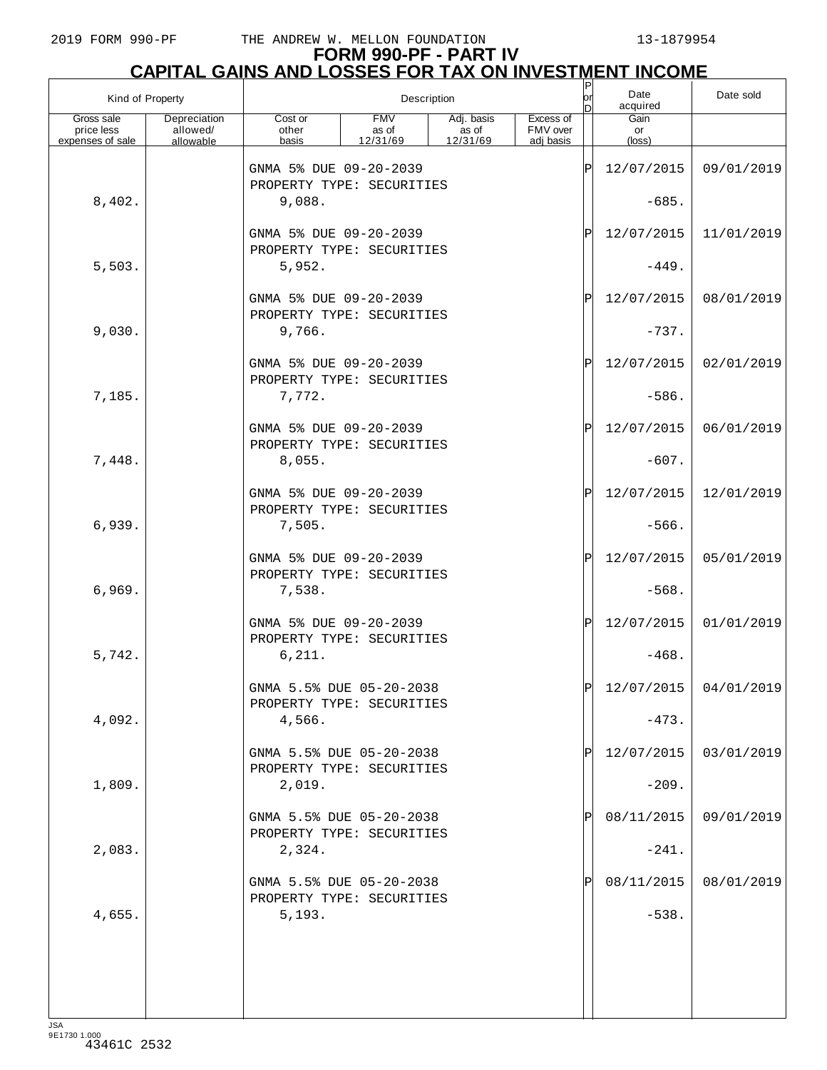# FORM 990-PF - PART IV
## CAPITAL GAINS AND LOSSES FOR TAX ON INVESTMENT INCOME

| Kind of Property | | Description | | | | P or D | Date acquired | Date sold |
|---|---|---|---|---|---|---|---|---|
| Gross sale price less expenses of sale | Depreciation allowed/ allowable | Cost or other basis | FMV as of 12/31/69 | Adj. basis as of 12/31/69 | Excess of FMV over adj basis | | Gain or (loss) | |
| | | GNMA 5% DUE 09-20-2039 PROPERTY TYPE: SECURITIES | | | | P | 12/07/2015 | 09/01/2019 |
| 8,402. | | 9,088. | | | | | -685. | |
| | | GNMA 5% DUE 09-20-2039 PROPERTY TYPE: SECURITIES | | | | P | 12/07/2015 | 11/01/2019 |
| 5,503. | | 5,952. | | | | | -449. | |
| | | GNMA 5% DUE 09-20-2039 PROPERTY TYPE: SECURITIES | | | | P | 12/07/2015 | 08/01/2019 |
| 9,030. | | 9,766. | | | | | -737. | |
| | | GNMA 5% DUE 09-20-2039 PROPERTY TYPE: SECURITIES | | | | P | 12/07/2015 | 02/01/2019 |
| 7,185. | | 7,772. | | | | | -586. | |
| | | GNMA 5% DUE 09-20-2039 PROPERTY TYPE: SECURITIES | | | | P | 12/07/2015 | 06/01/2019 |
| 7,448. | | 8,055. | | | | | -607. | |
| | | GNMA 5% DUE 09-20-2039 PROPERTY TYPE: SECURITIES | | | | P | 12/07/2015 | 12/01/2019 |
| 6,939. | | 7,505. | | | | | -566. | |
| | | GNMA 5% DUE 09-20-2039 PROPERTY TYPE: SECURITIES | | | | P | 12/07/2015 | 05/01/2019 |
| 6,969. | | 7,538. | | | | | -568. | |
| | | GNMA 5% DUE 09-20-2039 PROPERTY TYPE: SECURITIES | | | | P | 12/07/2015 | 01/01/2019 |
| 5,742. | | 6,211. | | | | | -468. | |
| | | GNMA 5.5% DUE 05-20-2038 PROPERTY TYPE: SECURITIES | | | | P | 12/07/2015 | 04/01/2019 |
| 4,092. | | 4,566. | | | | | -473. | |
| | | GNMA 5.5% DUE 05-20-2038 PROPERTY TYPE: SECURITIES | | | | P | 12/07/2015 | 03/01/2019 |
| 1,809. | | 2,019. | | | | | -209. | |
| | | GNMA 5.5% DUE 05-20-2038 PROPERTY TYPE: SECURITIES | | | | P | 08/11/2015 | 09/01/2019 |
| 2,083. | | 2,324. | | | | | -241. | |
| | | GNMA 5.5% DUE 05-20-2038 PROPERTY TYPE: SECURITIES | | | | P | 08/11/2015 | 08/01/2019 |
| 4,655. | | 5,193. | | | | | -538. | |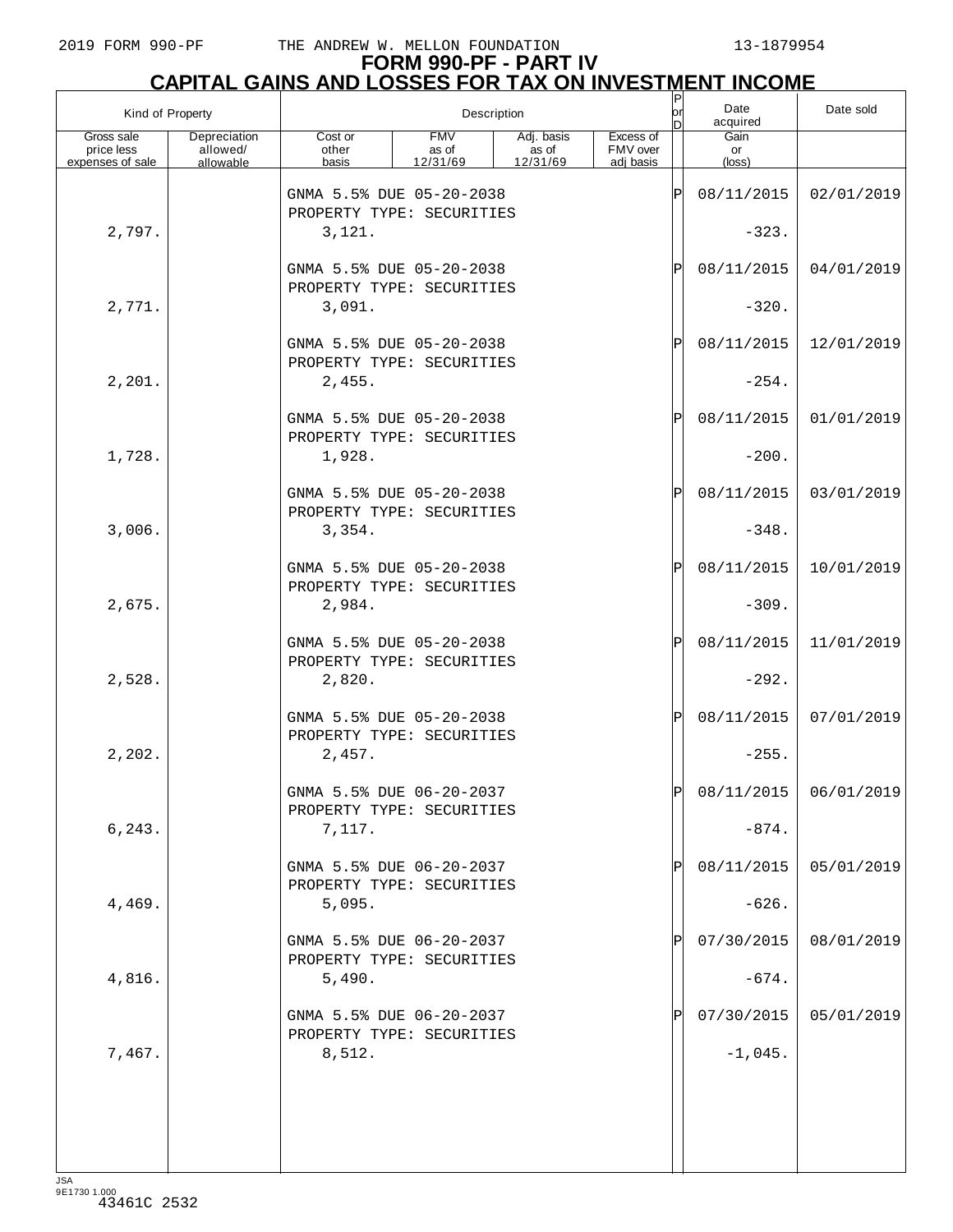# FORM 990-PF - PART IV
## CAPITAL GAINS AND LOSSES FOR TAX ON INVESTMENT INCOME

| Kind of Property | | Description | | | | P or D | Date acquired | Date sold |
|---|---|---|---|---|---|---|---|---|
| Gross sale price less expenses of sale | Depreciation allowed/ allowable | Cost or other basis | FMV as of 12/31/69 | Adj. basis as of 12/31/69 | Excess of FMV over adj basis | | Gain or (loss) | |
| | | GNMA 5.5% DUE 05-20-2038 PROPERTY TYPE: SECURITIES | | | | P | 08/11/2015 | 02/01/2019 |
| 2,797. | | 3,121. | | | | | -323. | |
| | | GNMA 5.5% DUE 05-20-2038 PROPERTY TYPE: SECURITIES | | | | P | 08/11/2015 | 04/01/2019 |
| 2,771. | | 3,091. | | | | | -320. | |
| | | GNMA 5.5% DUE 05-20-2038 PROPERTY TYPE: SECURITIES | | | | P | 08/11/2015 | 12/01/2019 |
| 2,201. | | 2,455. | | | | | -254. | |
| | | GNMA 5.5% DUE 05-20-2038 PROPERTY TYPE: SECURITIES | | | | P | 08/11/2015 | 01/01/2019 |
| 1,728. | | 1,928. | | | | | -200. | |
| | | GNMA 5.5% DUE 05-20-2038 PROPERTY TYPE: SECURITIES | | | | P | 08/11/2015 | 03/01/2019 |
| 3,006. | | 3,354. | | | | | -348. | |
| | | GNMA 5.5% DUE 05-20-2038 PROPERTY TYPE: SECURITIES | | | | P | 08/11/2015 | 10/01/2019 |
| 2,675. | | 2,984. | | | | | -309. | |
| | | GNMA 5.5% DUE 05-20-2038 PROPERTY TYPE: SECURITIES | | | | P | 08/11/2015 | 11/01/2019 |
| 2,528. | | 2,820. | | | | | -292. | |
| | | GNMA 5.5% DUE 05-20-2038 PROPERTY TYPE: SECURITIES | | | | P | 08/11/2015 | 07/01/2019 |
| 2,202. | | 2,457. | | | | | -255. | |
| | | GNMA 5.5% DUE 06-20-2037 PROPERTY TYPE: SECURITIES | | | | P | 08/11/2015 | 06/01/2019 |
| 6,243. | | 7,117. | | | | | -874. | |
| | | GNMA 5.5% DUE 06-20-2037 PROPERTY TYPE: SECURITIES | | | | P | 08/11/2015 | 05/01/2019 |
| 4,469. | | 5,095. | | | | | -626. | |
| | | GNMA 5.5% DUE 06-20-2037 PROPERTY TYPE: SECURITIES | | | | P | 07/30/2015 | 08/01/2019 |
| 4,816. | | 5,490. | | | | | -674. | |
| | | GNMA 5.5% DUE 06-20-2037 PROPERTY TYPE: SECURITIES | | | | P | 07/30/2015 | 05/01/2019 |
| 7,467. | | 8,512. | | | | | -1,045. | |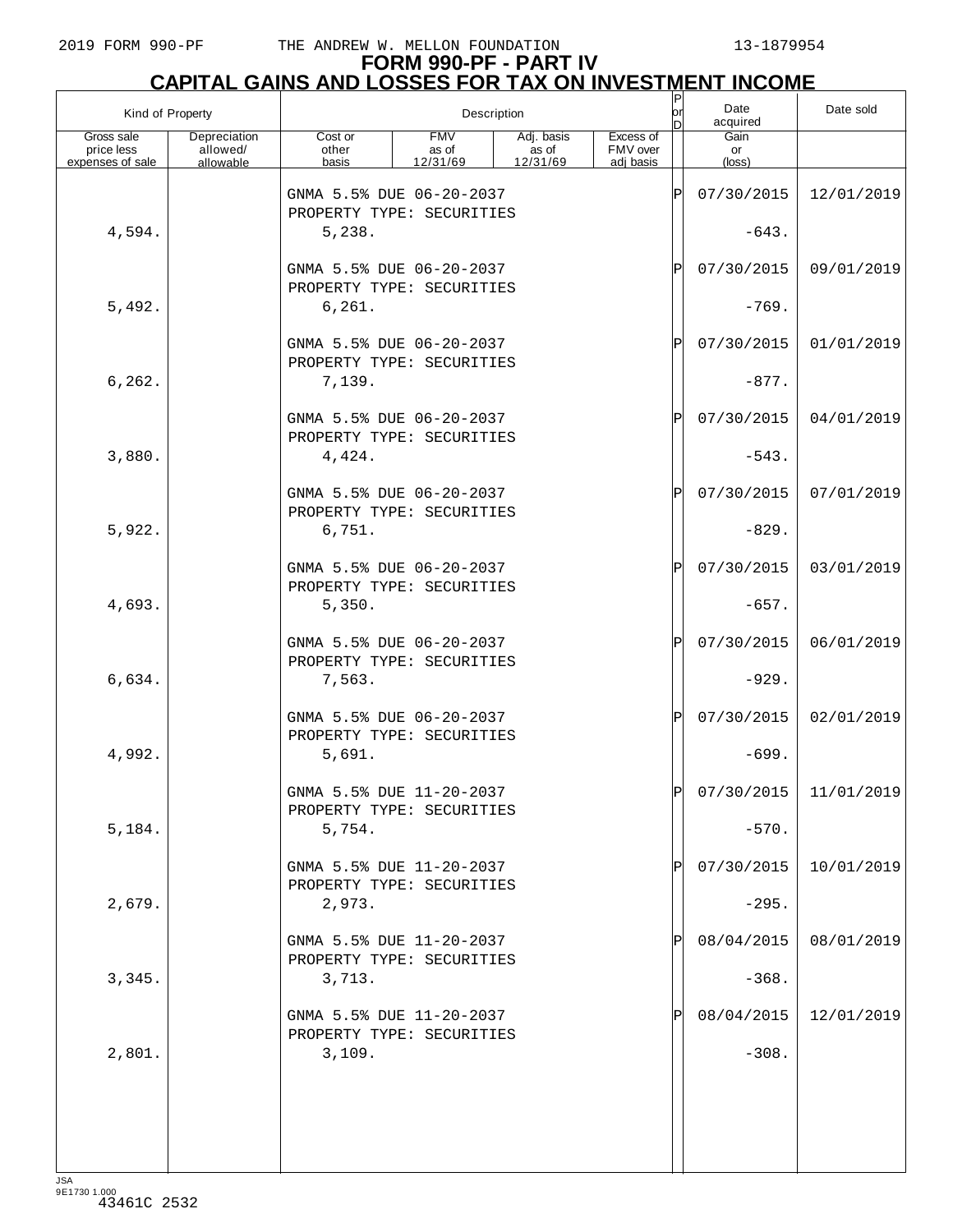# FORM 990-PF - PART IV
## CAPITAL GAINS AND LOSSES FOR TAX ON INVESTMENT INCOME

| Kind of Property | | Description | | | | P or D | Date acquired | Date sold |
|---|---|---|---|---|---|---|---|---|
| Gross sale price less expenses of sale | Depreciation allowed/ allowable | Cost or other basis | FMV as of 12/31/69 | Adj. basis as of 12/31/69 | Excess of FMV over adj basis | | Gain or (loss) | |
| | | GNMA 5.5% DUE 06-20-2037 PROPERTY TYPE: SECURITIES | | | | P | 07/30/2015 | 12/01/2019 |
| 4,594. | | 5,238. | | | | | -643. | |
| | | GNMA 5.5% DUE 06-20-2037 PROPERTY TYPE: SECURITIES | | | | P | 07/30/2015 | 09/01/2019 |
| 5,492. | | 6,261. | | | | | -769. | |
| | | GNMA 5.5% DUE 06-20-2037 PROPERTY TYPE: SECURITIES | | | | P | 07/30/2015 | 01/01/2019 |
| 6,262. | | 7,139. | | | | | -877. | |
| | | GNMA 5.5% DUE 06-20-2037 PROPERTY TYPE: SECURITIES | | | | P | 07/30/2015 | 04/01/2019 |
| 3,880. | | 4,424. | | | | | -543. | |
| | | GNMA 5.5% DUE 06-20-2037 PROPERTY TYPE: SECURITIES | | | | P | 07/30/2015 | 07/01/2019 |
| 5,922. | | 6,751. | | | | | -829. | |
| | | GNMA 5.5% DUE 06-20-2037 PROPERTY TYPE: SECURITIES | | | | P | 07/30/2015 | 03/01/2019 |
| 4,693. | | 5,350. | | | | | -657. | |
| | | GNMA 5.5% DUE 06-20-2037 PROPERTY TYPE: SECURITIES | | | | P | 07/30/2015 | 06/01/2019 |
| 6,634. | | 7,563. | | | | | -929. | |
| | | GNMA 5.5% DUE 06-20-2037 PROPERTY TYPE: SECURITIES | | | | P | 07/30/2015 | 02/01/2019 |
| 4,992. | | 5,691. | | | | | -699. | |
| | | GNMA 5.5% DUE 11-20-2037 PROPERTY TYPE: SECURITIES | | | | P | 07/30/2015 | 11/01/2019 |
| 5,184. | | 5,754. | | | | | -570. | |
| | | GNMA 5.5% DUE 11-20-2037 PROPERTY TYPE: SECURITIES | | | | P | 07/30/2015 | 10/01/2019 |
| 2,679. | | 2,973. | | | | | -295. | |
| | | GNMA 5.5% DUE 11-20-2037 PROPERTY TYPE: SECURITIES | | | | P | 08/04/2015 | 08/01/2019 |
| 3,345. | | 3,713. | | | | | -368. | |
| | | GNMA 5.5% DUE 11-20-2037 PROPERTY TYPE: SECURITIES | | | | P | 08/04/2015 | 12/01/2019 |
| 2,801. | | 3,109. | | | | | -308. | |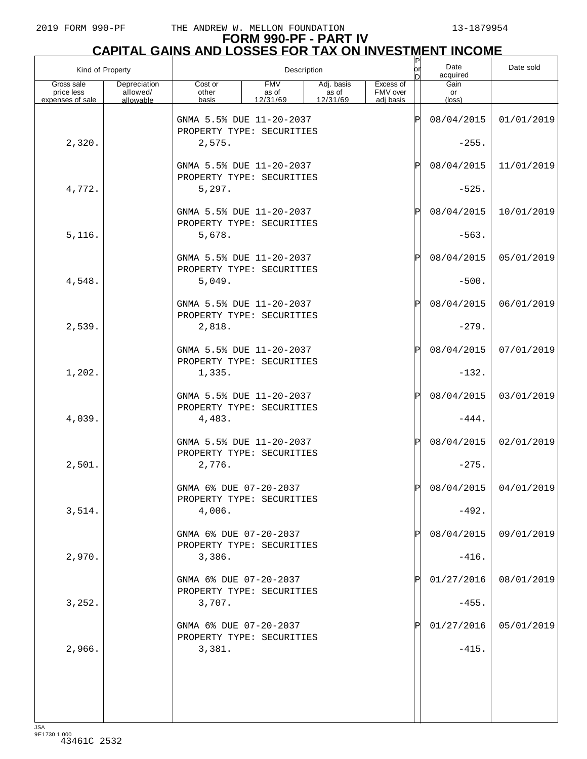# FORM 990-PF - PART IV

## CAPITAL GAINS AND LOSSES FOR TAX ON INVESTMENT INCOME

| Kind of Property | | Description | | | | P or D | Date acquired | Date sold |
|---|---|---|---|---|---|---|---|---|
| Gross sale price less expenses of sale | Depreciation allowed/ allowable | Cost or other basis | FMV as of 12/31/69 | Adj. basis as of 12/31/69 | Excess of FMV over adj basis | | Gain or (loss) | |
| | | GNMA 5.5% DUE 11-20-2037 PROPERTY TYPE: SECURITIES | | | | P | 08/04/2015 | 01/01/2019 |
| 2,320. | | 2,575. | | | | | -255. | |
| | | GNMA 5.5% DUE 11-20-2037 PROPERTY TYPE: SECURITIES | | | | P | 08/04/2015 | 11/01/2019 |
| 4,772. | | 5,297. | | | | | -525. | |
| | | GNMA 5.5% DUE 11-20-2037 PROPERTY TYPE: SECURITIES | | | | P | 08/04/2015 | 10/01/2019 |
| 5,116. | | 5,678. | | | | | -563. | |
| | | GNMA 5.5% DUE 11-20-2037 PROPERTY TYPE: SECURITIES | | | | P | 08/04/2015 | 05/01/2019 |
| 4,548. | | 5,049. | | | | | -500. | |
| | | GNMA 5.5% DUE 11-20-2037 PROPERTY TYPE: SECURITIES | | | | P | 08/04/2015 | 06/01/2019 |
| 2,539. | | 2,818. | | | | | -279. | |
| | | GNMA 5.5% DUE 11-20-2037 PROPERTY TYPE: SECURITIES | | | | P | 08/04/2015 | 07/01/2019 |
| 1,202. | | 1,335. | | | | | -132. | |
| | | GNMA 5.5% DUE 11-20-2037 PROPERTY TYPE: SECURITIES | | | | P | 08/04/2015 | 03/01/2019 |
| 4,039. | | 4,483. | | | | | -444. | |
| | | GNMA 5.5% DUE 11-20-2037 PROPERTY TYPE: SECURITIES | | | | P | 08/04/2015 | 02/01/2019 |
| 2,501. | | 2,776. | | | | | -275. | |
| | | GNMA 6% DUE 07-20-2037 PROPERTY TYPE: SECURITIES | | | | P | 08/04/2015 | 04/01/2019 |
| 3,514. | | 4,006. | | | | | -492. | |
| | | GNMA 6% DUE 07-20-2037 PROPERTY TYPE: SECURITIES | | | | P | 08/04/2015 | 09/01/2019 |
| 2,970. | | 3,386. | | | | | -416. | |
| | | GNMA 6% DUE 07-20-2037 PROPERTY TYPE: SECURITIES | | | | P | 01/27/2016 | 08/01/2019 |
| 3,252. | | 3,707. | | | | | -455. | |
| | | GNMA 6% DUE 07-20-2037 PROPERTY TYPE: SECURITIES | | | | P | 01/27/2016 | 05/01/2019 |
| 2,966. | | 3,381. | | | | | -415. | |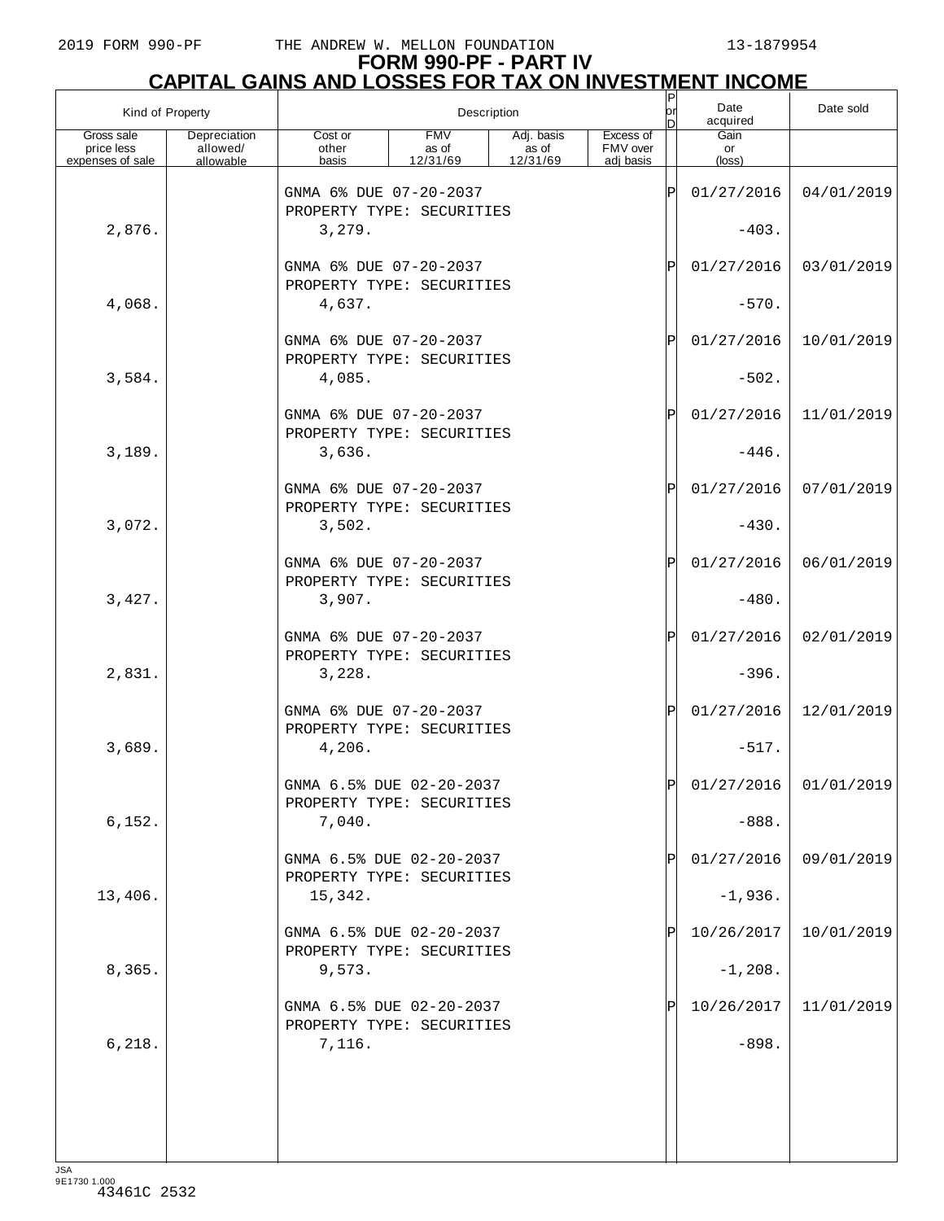2019 FORM 990-PF THE ANDREW W. MELLON FOUNDATION 13-1879954

# FORM 990-PF - PART IV
## CAPITAL GAINS AND LOSSES FOR TAX ON INVESTMENT INCOME

| Kind of Property | | Description | | | | P or D | Date acquired | Date sold |
|---|---|---|---|---|---|---|---|---|
| Gross sale price less expenses of sale | Depreciation allowed/ allowable | Cost or other basis | FMV as of 12/31/69 | Adj. basis as of 12/31/69 | Excess of FMV over adj basis | | Gain or (loss) | |
| | | GNMA 6% DUE 07-20-2037 PROPERTY TYPE: SECURITIES | | | | P | 01/27/2016 | 04/01/2019 |
| 2,876. | | 3,279. | | | | | -403. | |
| | | GNMA 6% DUE 07-20-2037 PROPERTY TYPE: SECURITIES | | | | P | 01/27/2016 | 03/01/2019 |
| 4,068. | | 4,637. | | | | | -570. | |
| | | GNMA 6% DUE 07-20-2037 PROPERTY TYPE: SECURITIES | | | | P | 01/27/2016 | 10/01/2019 |
| 3,584. | | 4,085. | | | | | -502. | |
| | | GNMA 6% DUE 07-20-2037 PROPERTY TYPE: SECURITIES | | | | P | 01/27/2016 | 11/01/2019 |
| 3,189. | | 3,636. | | | | | -446. | |
| | | GNMA 6% DUE 07-20-2037 PROPERTY TYPE: SECURITIES | | | | P | 01/27/2016 | 07/01/2019 |
| 3,072. | | 3,502. | | | | | -430. | |
| | | GNMA 6% DUE 07-20-2037 PROPERTY TYPE: SECURITIES | | | | P | 01/27/2016 | 06/01/2019 |
| 3,427. | | 3,907. | | | | | -480. | |
| | | GNMA 6% DUE 07-20-2037 PROPERTY TYPE: SECURITIES | | | | P | 01/27/2016 | 02/01/2019 |
| 2,831. | | 3,228. | | | | | -396. | |
| | | GNMA 6% DUE 07-20-2037 PROPERTY TYPE: SECURITIES | | | | P | 01/27/2016 | 12/01/2019 |
| 3,689. | | 4,206. | | | | | -517. | |
| | | GNMA 6.5% DUE 02-20-2037 PROPERTY TYPE: SECURITIES | | | | P | 01/27/2016 | 01/01/2019 |
| 6,152. | | 7,040. | | | | | -888. | |
| | | GNMA 6.5% DUE 02-20-2037 PROPERTY TYPE: SECURITIES | | | | P | 01/27/2016 | 09/01/2019 |
| 13,406. | | 15,342. | | | | | -1,936. | |
| | | GNMA 6.5% DUE 02-20-2037 PROPERTY TYPE: SECURITIES | | | | P | 10/26/2017 | 10/01/2019 |
| 8,365. | | 9,573. | | | | | -1,208. | |
| | | GNMA 6.5% DUE 02-20-2037 PROPERTY TYPE: SECURITIES | | | | P | 10/26/2017 | 11/01/2019 |
| 6,218. | | 7,116. | | | | | -898. | |

JSA 9E1730 1.000
43461C 2532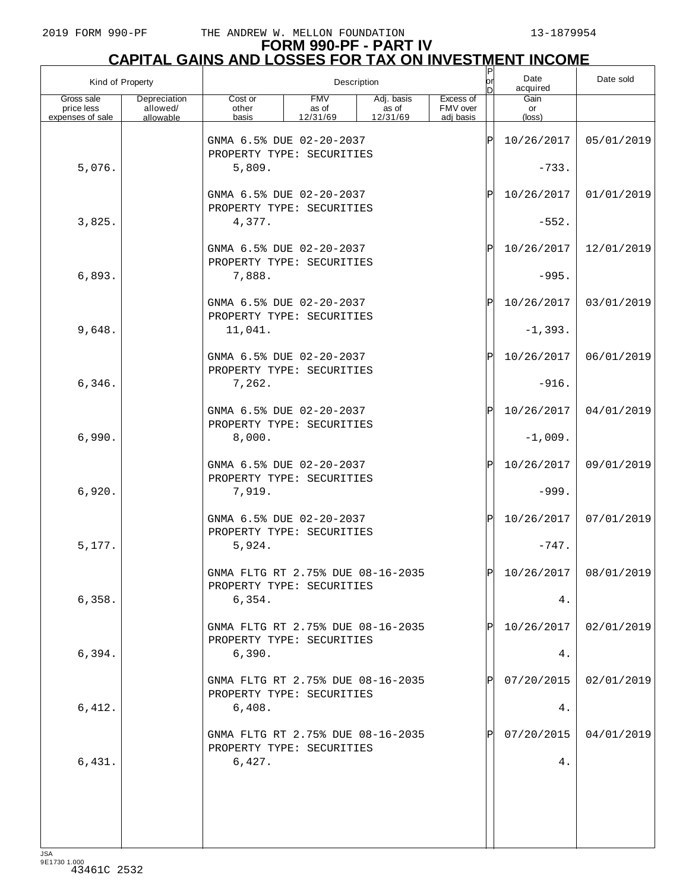# FORM 990-PF - PART IV
## CAPITAL GAINS AND LOSSES FOR TAX ON INVESTMENT INCOME

| Kind of Property | | Description | | | | P or D | Date acquired | Date sold |
|---|---|---|---|---|---|---|---|---|
| Gross sale price less expenses of sale | Depreciation allowed/ allowable | Cost or other basis | FMV as of 12/31/69 | Adj. basis as of 12/31/69 | Excess of FMV over adj basis | | Gain or (loss) | |
| | | GNMA 6.5% DUE 02-20-2037 PROPERTY TYPE: SECURITIES | | | | P | 10/26/2017 | 05/01/2019 |
| 5,076. | | 5,809. | | | | | -733. | |
| | | GNMA 6.5% DUE 02-20-2037 PROPERTY TYPE: SECURITIES | | | | P | 10/26/2017 | 01/01/2019 |
| 3,825. | | 4,377. | | | | | -552. | |
| | | GNMA 6.5% DUE 02-20-2037 PROPERTY TYPE: SECURITIES | | | | P | 10/26/2017 | 12/01/2019 |
| 6,893. | | 7,888. | | | | | -995. | |
| | | GNMA 6.5% DUE 02-20-2037 PROPERTY TYPE: SECURITIES | | | | P | 10/26/2017 | 03/01/2019 |
| 9,648. | | 11,041. | | | | | -1,393. | |
| | | GNMA 6.5% DUE 02-20-2037 PROPERTY TYPE: SECURITIES | | | | P | 10/26/2017 | 06/01/2019 |
| 6,346. | | 7,262. | | | | | -916. | |
| | | GNMA 6.5% DUE 02-20-2037 PROPERTY TYPE: SECURITIES | | | | P | 10/26/2017 | 04/01/2019 |
| 6,990. | | 8,000. | | | | | -1,009. | |
| | | GNMA 6.5% DUE 02-20-2037 PROPERTY TYPE: SECURITIES | | | | P | 10/26/2017 | 09/01/2019 |
| 6,920. | | 7,919. | | | | | -999. | |
| | | GNMA 6.5% DUE 02-20-2037 PROPERTY TYPE: SECURITIES | | | | P | 10/26/2017 | 07/01/2019 |
| 5,177. | | 5,924. | | | | | -747. | |
| | | GNMA FLTG RT 2.75% DUE 08-16-2035 PROPERTY TYPE: SECURITIES | | | | P | 10/26/2017 | 08/01/2019 |
| 6,358. | | 6,354. | | | | | 4. | |
| | | GNMA FLTG RT 2.75% DUE 08-16-2035 PROPERTY TYPE: SECURITIES | | | | P | 10/26/2017 | 02/01/2019 |
| 6,394. | | 6,390. | | | | | 4. | |
| | | GNMA FLTG RT 2.75% DUE 08-16-2035 PROPERTY TYPE: SECURITIES | | | | P | 07/20/2015 | 02/01/2019 |
| 6,412. | | 6,408. | | | | | 4. | |
| | | GNMA FLTG RT 2.75% DUE 08-16-2035 PROPERTY TYPE: SECURITIES | | | | P | 07/20/2015 | 04/01/2019 |
| 6,431. | | 6,427. | | | | | 4. | |

JSA
9E1730 1.000
43461C 2532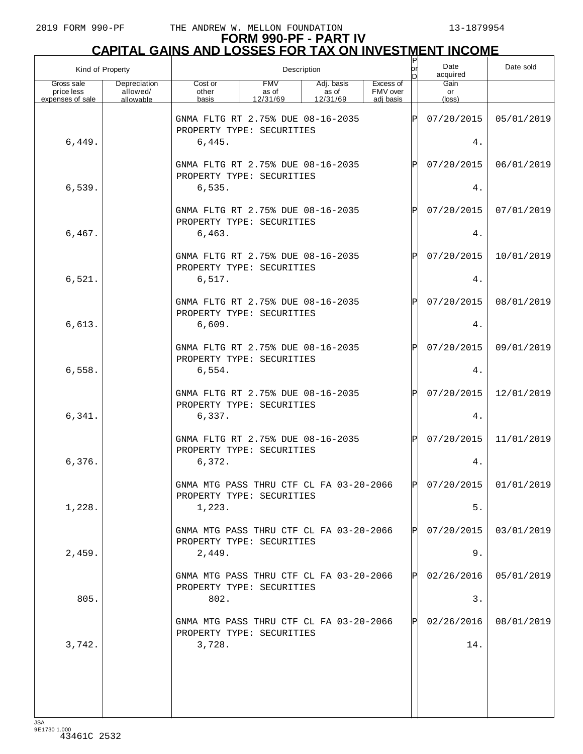# FORM 990-PF - PART IV
## CAPITAL GAINS AND LOSSES FOR TAX ON INVESTMENT INCOME

| Kind of Property | | Description | | | | P or D | Date acquired | Date sold |
|---|---|---|---|---|---|---|---|---|
| Gross sale price less expenses of sale | Depreciation allowed/ allowable | Cost or other basis | FMV as of 12/31/69 | Adj. basis as of 12/31/69 | Excess of FMV over adj basis | | Gain or (loss) | |
| | | GNMA FLTG RT 2.75% DUE 08-16-2035 PROPERTY TYPE: SECURITIES | | | | P | 07/20/2015 | 05/01/2019 |
| 6,449. | | 6,445. | | | | | 4. | |
| | | GNMA FLTG RT 2.75% DUE 08-16-2035 PROPERTY TYPE: SECURITIES | | | | P | 07/20/2015 | 06/01/2019 |
| 6,539. | | 6,535. | | | | | 4. | |
| | | GNMA FLTG RT 2.75% DUE 08-16-2035 PROPERTY TYPE: SECURITIES | | | | P | 07/20/2015 | 07/01/2019 |
| 6,467. | | 6,463. | | | | | 4. | |
| | | GNMA FLTG RT 2.75% DUE 08-16-2035 PROPERTY TYPE: SECURITIES | | | | P | 07/20/2015 | 10/01/2019 |
| 6,521. | | 6,517. | | | | | 4. | |
| | | GNMA FLTG RT 2.75% DUE 08-16-2035 PROPERTY TYPE: SECURITIES | | | | P | 07/20/2015 | 08/01/2019 |
| 6,613. | | 6,609. | | | | | 4. | |
| | | GNMA FLTG RT 2.75% DUE 08-16-2035 PROPERTY TYPE: SECURITIES | | | | P | 07/20/2015 | 09/01/2019 |
| 6,558. | | 6,554. | | | | | 4. | |
| | | GNMA FLTG RT 2.75% DUE 08-16-2035 PROPERTY TYPE: SECURITIES | | | | P | 07/20/2015 | 12/01/2019 |
| 6,341. | | 6,337. | | | | | 4. | |
| | | GNMA FLTG RT 2.75% DUE 08-16-2035 PROPERTY TYPE: SECURITIES | | | | P | 07/20/2015 | 11/01/2019 |
| 6,376. | | 6,372. | | | | | 4. | |
| | | GNMA MTG PASS THRU CTF CL FA 03-20-2066 PROPERTY TYPE: SECURITIES | | | | P | 07/20/2015 | 01/01/2019 |
| 1,228. | | 1,223. | | | | | 5. | |
| | | GNMA MTG PASS THRU CTF CL FA 03-20-2066 PROPERTY TYPE: SECURITIES | | | | P | 07/20/2015 | 03/01/2019 |
| 2,459. | | 2,449. | | | | | 9. | |
| | | GNMA MTG PASS THRU CTF CL FA 03-20-2066 PROPERTY TYPE: SECURITIES | | | | P | 02/26/2016 | 05/01/2019 |
| 805. | | 802. | | | | | 3. | |
| | | GNMA MTG PASS THRU CTF CL FA 03-20-2066 PROPERTY TYPE: SECURITIES | | | | P | 02/26/2016 | 08/01/2019 |
| 3,742. | | 3,728. | | | | | 14. | |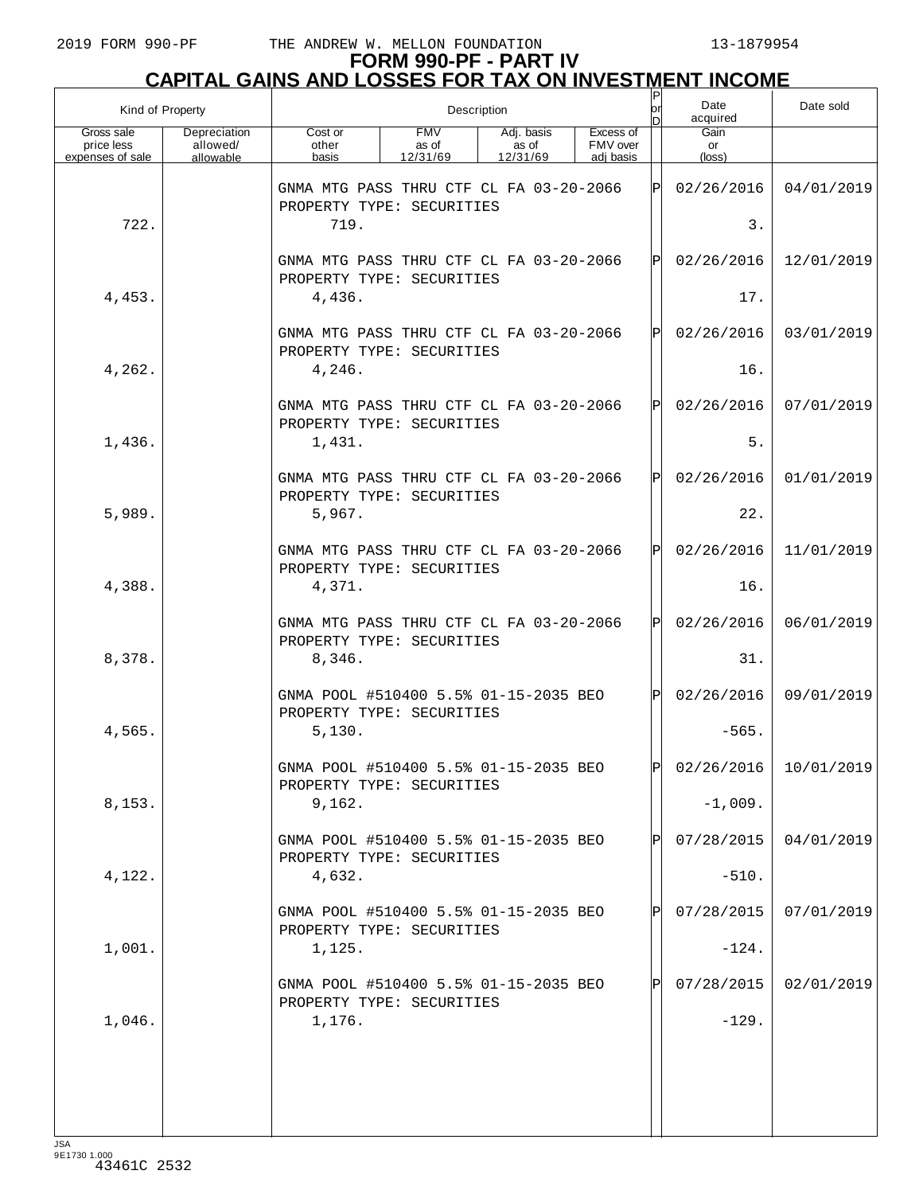# FORM 990-PF - PART IV
## CAPITAL GAINS AND LOSSES FOR TAX ON INVESTMENT INCOME

| Kind of Property | | Description | | | | P or D | Date acquired | Date sold |
|---|---|---|---|---|---|---|---|---|
| Gross sale price less expenses of sale | Depreciation allowed/ allowable | Cost or other basis | FMV as of 12/31/69 | Adj. basis as of 12/31/69 | Excess of FMV over adj basis | | Gain or (loss) | |
| | | GNMA MTG PASS THRU CTF CL FA 03-20-2066 PROPERTY TYPE: SECURITIES | | | | P | 02/26/2016 | 04/01/2019 |
| 722. | | 719. | | | | | 3. | |
| | | GNMA MTG PASS THRU CTF CL FA 03-20-2066 PROPERTY TYPE: SECURITIES | | | | P | 02/26/2016 | 12/01/2019 |
| 4,453. | | 4,436. | | | | | 17. | |
| | | GNMA MTG PASS THRU CTF CL FA 03-20-2066 PROPERTY TYPE: SECURITIES | | | | P | 02/26/2016 | 03/01/2019 |
| 4,262. | | 4,246. | | | | | 16. | |
| | | GNMA MTG PASS THRU CTF CL FA 03-20-2066 PROPERTY TYPE: SECURITIES | | | | P | 02/26/2016 | 07/01/2019 |
| 1,436. | | 1,431. | | | | | 5. | |
| | | GNMA MTG PASS THRU CTF CL FA 03-20-2066 PROPERTY TYPE: SECURITIES | | | | P | 02/26/2016 | 01/01/2019 |
| 5,989. | | 5,967. | | | | | 22. | |
| | | GNMA MTG PASS THRU CTF CL FA 03-20-2066 PROPERTY TYPE: SECURITIES | | | | P | 02/26/2016 | 11/01/2019 |
| 4,388. | | 4,371. | | | | | 16. | |
| | | GNMA MTG PASS THRU CTF CL FA 03-20-2066 PROPERTY TYPE: SECURITIES | | | | P | 02/26/2016 | 06/01/2019 |
| 8,378. | | 8,346. | | | | | 31. | |
| | | GNMA POOL #510400 5.5% 01-15-2035 BEO PROPERTY TYPE: SECURITIES | | | | P | 02/26/2016 | 09/01/2019 |
| 4,565. | | 5,130. | | | | | -565. | |
| | | GNMA POOL #510400 5.5% 01-15-2035 BEO PROPERTY TYPE: SECURITIES | | | | P | 02/26/2016 | 10/01/2019 |
| 8,153. | | 9,162. | | | | | -1,009. | |
| | | GNMA POOL #510400 5.5% 01-15-2035 BEO PROPERTY TYPE: SECURITIES | | | | P | 07/28/2015 | 04/01/2019 |
| 4,122. | | 4,632. | | | | | -510. | |
| | | GNMA POOL #510400 5.5% 01-15-2035 BEO PROPERTY TYPE: SECURITIES | | | | P | 07/28/2015 | 07/01/2019 |
| 1,001. | | 1,125. | | | | | -124. | |
| | | GNMA POOL #510400 5.5% 01-15-2035 BEO PROPERTY TYPE: SECURITIES | | | | P | 07/28/2015 | 02/01/2019 |
| 1,046. | | 1,176. | | | | | -129. | |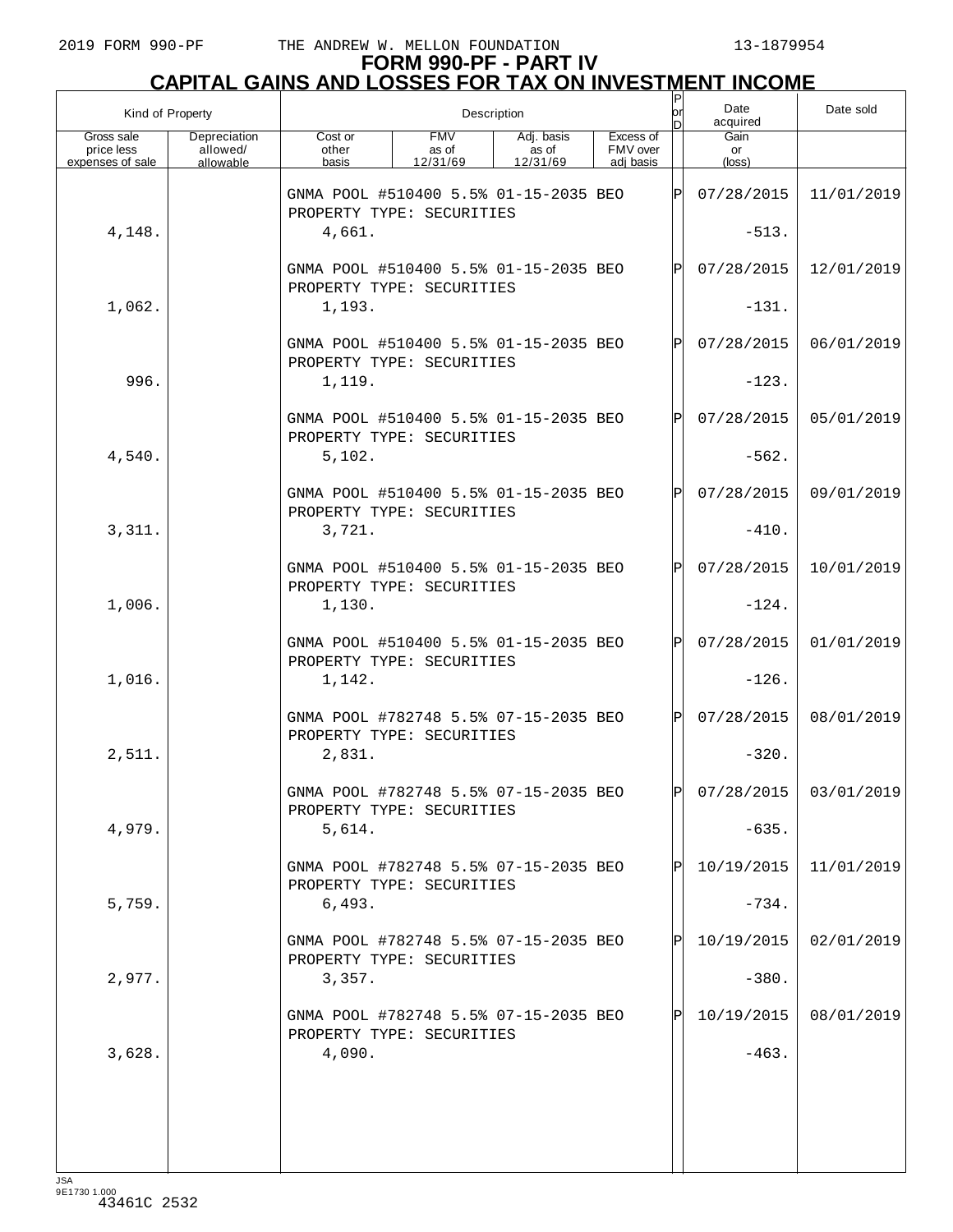2019 FORM 990-PF THE ANDREW W. MELLON FOUNDATION 13-1879954

# FORM 990-PF - PART IV
## CAPITAL GAINS AND LOSSES FOR TAX ON INVESTMENT INCOME

| Kind of Property | | Description | | | | P or D | Date acquired | Date sold |
|---|---|---|---|---|---|---|---|---|
| Gross sale price less expenses of sale | Depreciation allowed/ allowable | Cost or other basis | FMV as of 12/31/69 | Adj. basis as of 12/31/69 | Excess of FMV over adj basis | | Gain or (loss) | |
| | | GNMA POOL #510400 5.5% 01-15-2035 BEO PROPERTY TYPE: SECURITIES | | | | P | 07/28/2015 | 11/01/2019 |
| 4,148. | | 4,661. | | | | | -513. | |
| | | GNMA POOL #510400 5.5% 01-15-2035 BEO PROPERTY TYPE: SECURITIES | | | | P | 07/28/2015 | 12/01/2019 |
| 1,062. | | 1,193. | | | | | -131. | |
| | | GNMA POOL #510400 5.5% 01-15-2035 BEO PROPERTY TYPE: SECURITIES | | | | P | 07/28/2015 | 06/01/2019 |
| 996. | | 1,119. | | | | | -123. | |
| | | GNMA POOL #510400 5.5% 01-15-2035 BEO PROPERTY TYPE: SECURITIES | | | | P | 07/28/2015 | 05/01/2019 |
| 4,540. | | 5,102. | | | | | -562. | |
| | | GNMA POOL #510400 5.5% 01-15-2035 BEO PROPERTY TYPE: SECURITIES | | | | P | 07/28/2015 | 09/01/2019 |
| 3,311. | | 3,721. | | | | | -410. | |
| | | GNMA POOL #510400 5.5% 01-15-2035 BEO PROPERTY TYPE: SECURITIES | | | | P | 07/28/2015 | 10/01/2019 |
| 1,006. | | 1,130. | | | | | -124. | |
| | | GNMA POOL #510400 5.5% 01-15-2035 BEO PROPERTY TYPE: SECURITIES | | | | P | 07/28/2015 | 01/01/2019 |
| 1,016. | | 1,142. | | | | | -126. | |
| | | GNMA POOL #782748 5.5% 07-15-2035 BEO PROPERTY TYPE: SECURITIES | | | | P | 07/28/2015 | 08/01/2019 |
| 2,511. | | 2,831. | | | | | -320. | |
| | | GNMA POOL #782748 5.5% 07-15-2035 BEO PROPERTY TYPE: SECURITIES | | | | P | 07/28/2015 | 03/01/2019 |
| 4,979. | | 5,614. | | | | | -635. | |
| | | GNMA POOL #782748 5.5% 07-15-2035 BEO PROPERTY TYPE: SECURITIES | | | | P | 10/19/2015 | 11/01/2019 |
| 5,759. | | 6,493. | | | | | -734. | |
| | | GNMA POOL #782748 5.5% 07-15-2035 BEO PROPERTY TYPE: SECURITIES | | | | P | 10/19/2015 | 02/01/2019 |
| 2,977. | | 3,357. | | | | | -380. | |
| | | GNMA POOL #782748 5.5% 07-15-2035 BEO PROPERTY TYPE: SECURITIES | | | | P | 10/19/2015 | 08/01/2019 |
| 3,628. | | 4,090. | | | | | -463. | |

JSA 9E1730 1.000
43461C 2532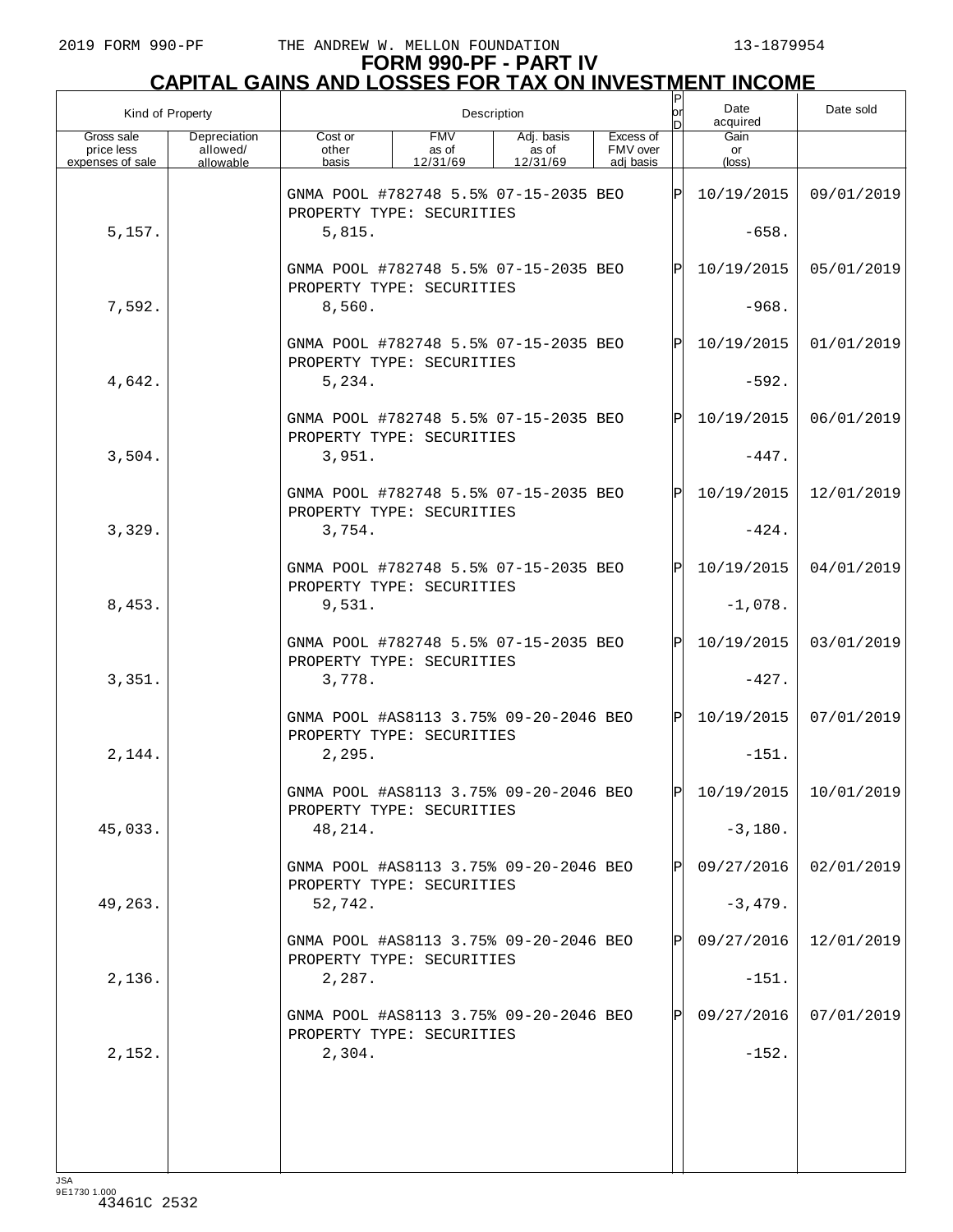2019 FORM 990-PF THE ANDREW W. MELLON FOUNDATION 13-1879954

# FORM 990-PF - PART IV
## CAPITAL GAINS AND LOSSES FOR TAX ON INVESTMENT INCOME

| Kind of Property | | Description | | | | P or D | Date acquired | Date sold |
|---|---|---|---|---|---|---|---|---|
| Gross sale price less expenses of sale | Depreciation allowed/ allowable | Cost or other basis | FMV as of 12/31/69 | Adj. basis as of 12/31/69 | Excess of FMV over adj basis | | Gain or (loss) | |
| | | GNMA POOL #782748 5.5% 07-15-2035 BEO PROPERTY TYPE: SECURITIES | | | | P | 10/19/2015 | 09/01/2019 |
| 5,157. | | 5,815. | | | | | -658. | |
| | | GNMA POOL #782748 5.5% 07-15-2035 BEO PROPERTY TYPE: SECURITIES | | | | P | 10/19/2015 | 05/01/2019 |
| 7,592. | | 8,560. | | | | | -968. | |
| | | GNMA POOL #782748 5.5% 07-15-2035 BEO PROPERTY TYPE: SECURITIES | | | | P | 10/19/2015 | 01/01/2019 |
| 4,642. | | 5,234. | | | | | -592. | |
| | | GNMA POOL #782748 5.5% 07-15-2035 BEO PROPERTY TYPE: SECURITIES | | | | P | 10/19/2015 | 06/01/2019 |
| 3,504. | | 3,951. | | | | | -447. | |
| | | GNMA POOL #782748 5.5% 07-15-2035 BEO PROPERTY TYPE: SECURITIES | | | | P | 10/19/2015 | 12/01/2019 |
| 3,329. | | 3,754. | | | | | -424. | |
| | | GNMA POOL #782748 5.5% 07-15-2035 BEO PROPERTY TYPE: SECURITIES | | | | P | 10/19/2015 | 04/01/2019 |
| 8,453. | | 9,531. | | | | | -1,078. | |
| | | GNMA POOL #782748 5.5% 07-15-2035 BEO PROPERTY TYPE: SECURITIES | | | | P | 10/19/2015 | 03/01/2019 |
| 3,351. | | 3,778. | | | | | -427. | |
| | | GNMA POOL #AS8113 3.75% 09-20-2046 BEO PROPERTY TYPE: SECURITIES | | | | P | 10/19/2015 | 07/01/2019 |
| 2,144. | | 2,295. | | | | | -151. | |
| | | GNMA POOL #AS8113 3.75% 09-20-2046 BEO PROPERTY TYPE: SECURITIES | | | | P | 10/19/2015 | 10/01/2019 |
| 45,033. | | 48,214. | | | | | -3,180. | |
| | | GNMA POOL #AS8113 3.75% 09-20-2046 BEO PROPERTY TYPE: SECURITIES | | | | P | 09/27/2016 | 02/01/2019 |
| 49,263. | | 52,742. | | | | | -3,479. | |
| | | GNMA POOL #AS8113 3.75% 09-20-2046 BEO PROPERTY TYPE: SECURITIES | | | | P | 09/27/2016 | 12/01/2019 |
| 2,136. | | 2,287. | | | | | -151. | |
| | | GNMA POOL #AS8113 3.75% 09-20-2046 BEO PROPERTY TYPE: SECURITIES | | | | P | 09/27/2016 | 07/01/2019 |
| 2,152. | | 2,304. | | | | | -152. | |

JSA
9E1730 1.000
43461C 2532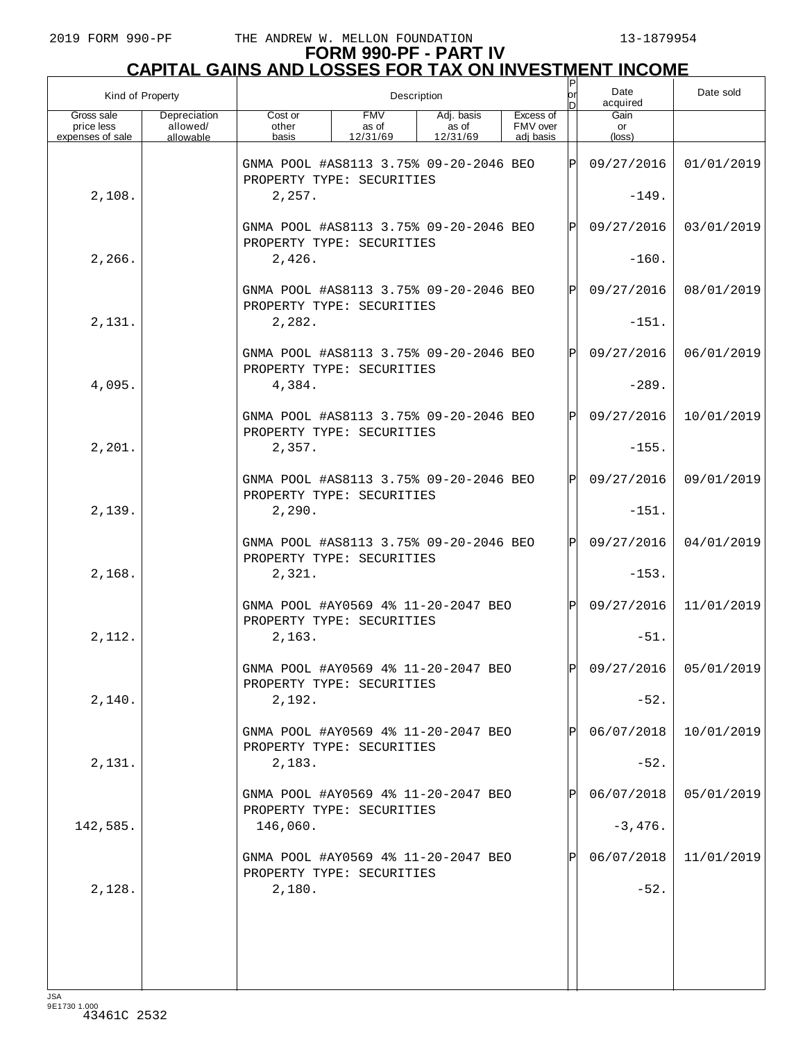# FORM 990-PF - PART IV
## CAPITAL GAINS AND LOSSES FOR TAX ON INVESTMENT INCOME

| Kind of Property | | Description | | | | P or D | Date acquired | Date sold |
|---|---|---|---|---|---|---|---|---|
| Gross sale price less expenses of sale | Depreciation allowed/ allowable | Cost or other basis | FMV as of 12/31/69 | Adj. basis as of 12/31/69 | Excess of FMV over adj basis | | Gain or (loss) | |
| | | GNMA POOL #AS8113 3.75% 09-20-2046 BEO PROPERTY TYPE: SECURITIES | | | | P | 09/27/2016 | 01/01/2019 |
| 2,108. | | 2,257. | | | | | -149. | |
| | | GNMA POOL #AS8113 3.75% 09-20-2046 BEO PROPERTY TYPE: SECURITIES | | | | P | 09/27/2016 | 03/01/2019 |
| 2,266. | | 2,426. | | | | | -160. | |
| | | GNMA POOL #AS8113 3.75% 09-20-2046 BEO PROPERTY TYPE: SECURITIES | | | | P | 09/27/2016 | 08/01/2019 |
| 2,131. | | 2,282. | | | | | -151. | |
| | | GNMA POOL #AS8113 3.75% 09-20-2046 BEO PROPERTY TYPE: SECURITIES | | | | P | 09/27/2016 | 06/01/2019 |
| 4,095. | | 4,384. | | | | | -289. | |
| | | GNMA POOL #AS8113 3.75% 09-20-2046 BEO PROPERTY TYPE: SECURITIES | | | | P | 09/27/2016 | 10/01/2019 |
| 2,201. | | 2,357. | | | | | -155. | |
| | | GNMA POOL #AS8113 3.75% 09-20-2046 BEO PROPERTY TYPE: SECURITIES | | | | P | 09/27/2016 | 09/01/2019 |
| 2,139. | | 2,290. | | | | | -151. | |
| | | GNMA POOL #AS8113 3.75% 09-20-2046 BEO PROPERTY TYPE: SECURITIES | | | | P | 09/27/2016 | 04/01/2019 |
| 2,168. | | 2,321. | | | | | -153. | |
| | | GNMA POOL #AY0569 4% 11-20-2047 BEO PROPERTY TYPE: SECURITIES | | | | P | 09/27/2016 | 11/01/2019 |
| 2,112. | | 2,163. | | | | | -51. | |
| | | GNMA POOL #AY0569 4% 11-20-2047 BEO PROPERTY TYPE: SECURITIES | | | | P | 09/27/2016 | 05/01/2019 |
| 2,140. | | 2,192. | | | | | -52. | |
| | | GNMA POOL #AY0569 4% 11-20-2047 BEO PROPERTY TYPE: SECURITIES | | | | P | 06/07/2018 | 10/01/2019 |
| 2,131. | | 2,183. | | | | | -52. | |
| | | GNMA POOL #AY0569 4% 11-20-2047 BEO PROPERTY TYPE: SECURITIES | | | | P | 06/07/2018 | 05/01/2019 |
| 142,585. | | 146,060. | | | | | -3,476. | |
| | | GNMA POOL #AY0569 4% 11-20-2047 BEO PROPERTY TYPE: SECURITIES | | | | P | 06/07/2018 | 11/01/2019 |
| 2,128. | | 2,180. | | | | | -52. | |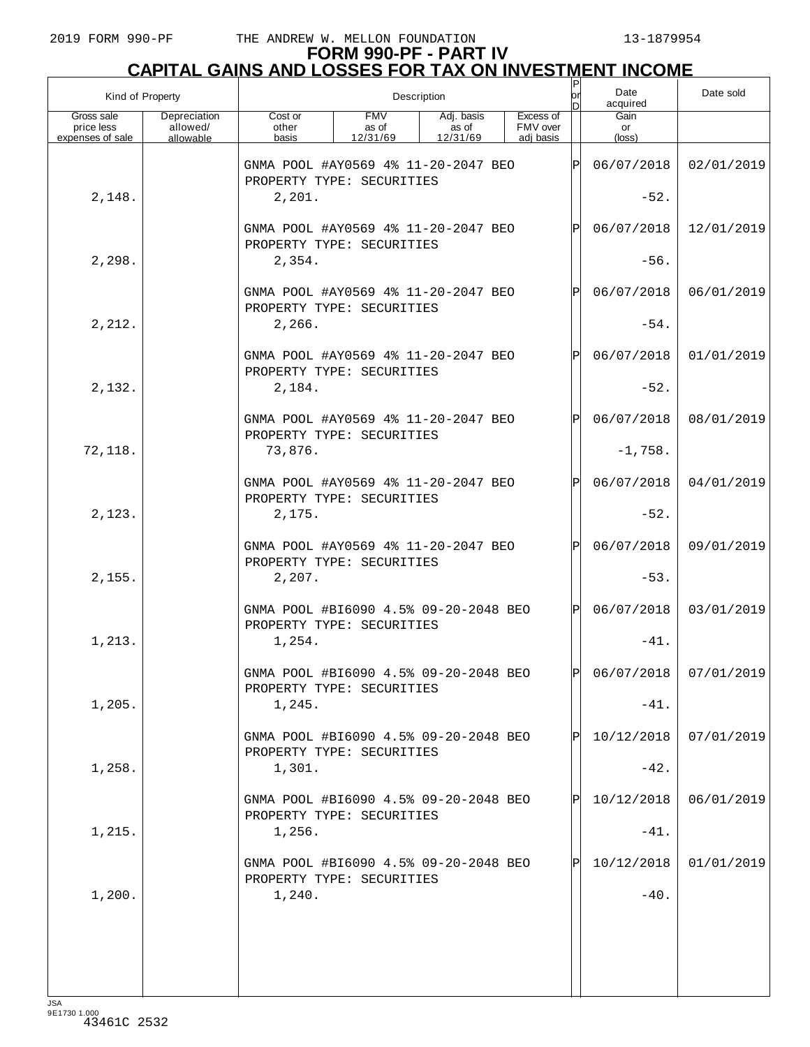# FORM 990-PF - PART IV
## CAPITAL GAINS AND LOSSES FOR TAX ON INVESTMENT INCOME

| Kind of Property | | Description | | | | P or D | Date acquired | Date sold |
|---|---|---|---|---|---|---|---|---|
| Gross sale price less expenses of sale | Depreciation allowed/ allowable | Cost or other basis | FMV as of 12/31/69 | Adj. basis as of 12/31/69 | Excess of FMV over adj basis | | Gain or (loss) | |
| | | GNMA POOL #AY0569 4% 11-20-2047 BEO PROPERTY TYPE: SECURITIES | | | | P | 06/07/2018 | 02/01/2019 |
| 2,148. | | 2,201. | | | | | -52. | |
| | | GNMA POOL #AY0569 4% 11-20-2047 BEO PROPERTY TYPE: SECURITIES | | | | P | 06/07/2018 | 12/01/2019 |
| 2,298. | | 2,354. | | | | | -56. | |
| | | GNMA POOL #AY0569 4% 11-20-2047 BEO PROPERTY TYPE: SECURITIES | | | | P | 06/07/2018 | 06/01/2019 |
| 2,212. | | 2,266. | | | | | -54. | |
| | | GNMA POOL #AY0569 4% 11-20-2047 BEO PROPERTY TYPE: SECURITIES | | | | P | 06/07/2018 | 01/01/2019 |
| 2,132. | | 2,184. | | | | | -52. | |
| | | GNMA POOL #AY0569 4% 11-20-2047 BEO PROPERTY TYPE: SECURITIES | | | | P | 06/07/2018 | 08/01/2019 |
| 72,118. | | 73,876. | | | | | -1,758. | |
| | | GNMA POOL #AY0569 4% 11-20-2047 BEO PROPERTY TYPE: SECURITIES | | | | P | 06/07/2018 | 04/01/2019 |
| 2,123. | | 2,175. | | | | | -52. | |
| | | GNMA POOL #AY0569 4% 11-20-2047 BEO PROPERTY TYPE: SECURITIES | | | | P | 06/07/2018 | 09/01/2019 |
| 2,155. | | 2,207. | | | | | -53. | |
| | | GNMA POOL #BI6090 4.5% 09-20-2048 BEO PROPERTY TYPE: SECURITIES | | | | P | 06/07/2018 | 03/01/2019 |
| 1,213. | | 1,254. | | | | | -41. | |
| | | GNMA POOL #BI6090 4.5% 09-20-2048 BEO PROPERTY TYPE: SECURITIES | | | | P | 06/07/2018 | 07/01/2019 |
| 1,205. | | 1,245. | | | | | -41. | |
| | | GNMA POOL #BI6090 4.5% 09-20-2048 BEO PROPERTY TYPE: SECURITIES | | | | P | 10/12/2018 | 07/01/2019 |
| 1,258. | | 1,301. | | | | | -42. | |
| | | GNMA POOL #BI6090 4.5% 09-20-2048 BEO PROPERTY TYPE: SECURITIES | | | | P | 10/12/2018 | 06/01/2019 |
| 1,215. | | 1,256. | | | | | -41. | |
| | | GNMA POOL #BI6090 4.5% 09-20-2048 BEO PROPERTY TYPE: SECURITIES | | | | P | 10/12/2018 | 01/01/2019 |
| 1,200. | | 1,240. | | | | | -40. | |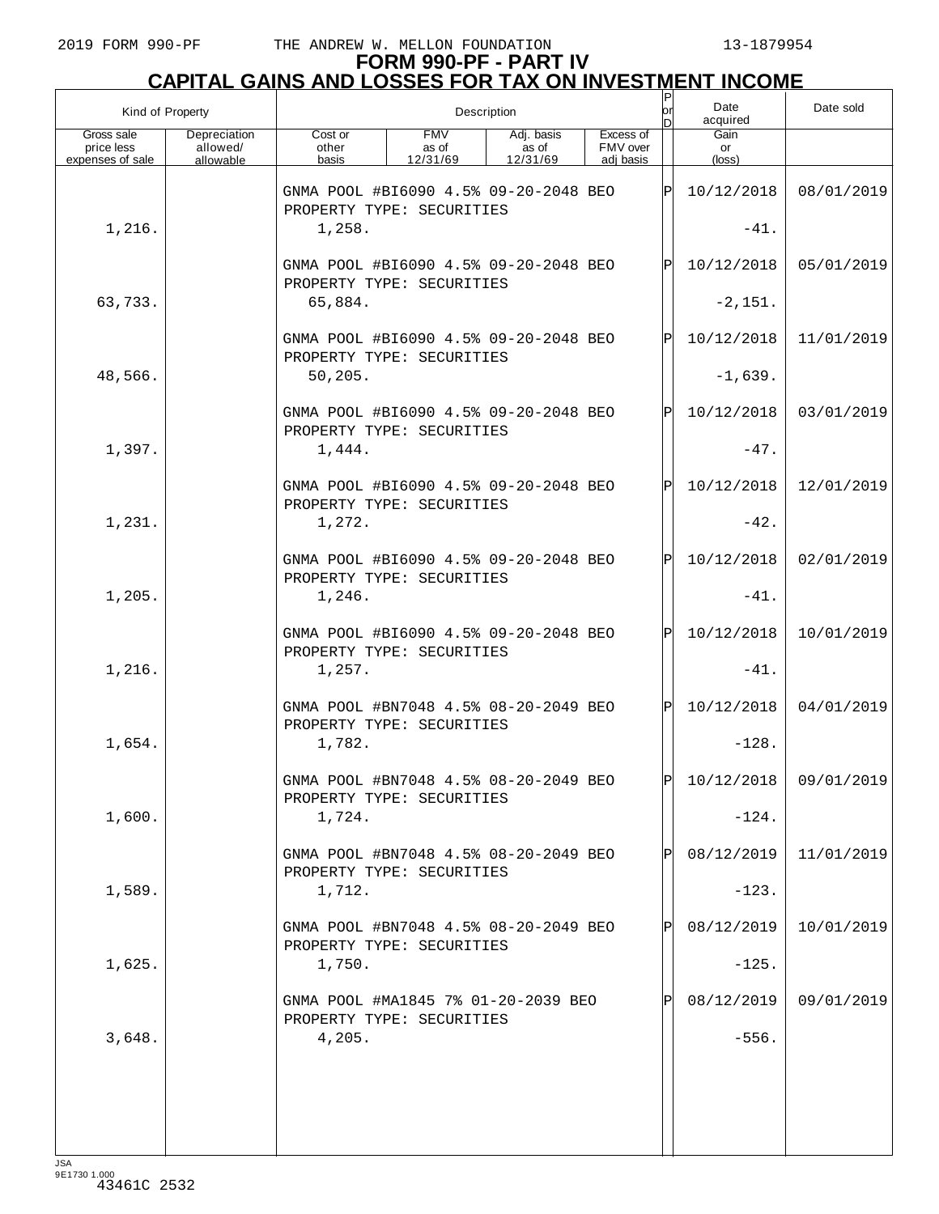# FORM 990-PF - PART IV
## CAPITAL GAINS AND LOSSES FOR TAX ON INVESTMENT INCOME

| Kind of Property | | Description | | | | P or D | Date acquired | Date sold |
|---|---|---|---|---|---|---|---|---|
| Gross sale price less expenses of sale | Depreciation allowed/ allowable | Cost or other basis | FMV as of 12/31/69 | Adj. basis as of 12/31/69 | Excess of FMV over adj basis | | Gain or (loss) | |
| | | GNMA POOL #BI6090 4.5% 09-20-2048 BEO PROPERTY TYPE: SECURITIES | | | | P | 10/12/2018 | 08/01/2019 |
| 1,216. | | 1,258. | | | | | -41. | |
| | | GNMA POOL #BI6090 4.5% 09-20-2048 BEO PROPERTY TYPE: SECURITIES | | | | P | 10/12/2018 | 05/01/2019 |
| 63,733. | | 65,884. | | | | | -2,151. | |
| | | GNMA POOL #BI6090 4.5% 09-20-2048 BEO PROPERTY TYPE: SECURITIES | | | | P | 10/12/2018 | 11/01/2019 |
| 48,566. | | 50,205. | | | | | -1,639. | |
| | | GNMA POOL #BI6090 4.5% 09-20-2048 BEO PROPERTY TYPE: SECURITIES | | | | P | 10/12/2018 | 03/01/2019 |
| 1,397. | | 1,444. | | | | | -47. | |
| | | GNMA POOL #BI6090 4.5% 09-20-2048 BEO PROPERTY TYPE: SECURITIES | | | | P | 10/12/2018 | 12/01/2019 |
| 1,231. | | 1,272. | | | | | -42. | |
| | | GNMA POOL #BI6090 4.5% 09-20-2048 BEO PROPERTY TYPE: SECURITIES | | | | P | 10/12/2018 | 02/01/2019 |
| 1,205. | | 1,246. | | | | | -41. | |
| | | GNMA POOL #BI6090 4.5% 09-20-2048 BEO PROPERTY TYPE: SECURITIES | | | | P | 10/12/2018 | 10/01/2019 |
| 1,216. | | 1,257. | | | | | -41. | |
| | | GNMA POOL #BN7048 4.5% 08-20-2049 BEO PROPERTY TYPE: SECURITIES | | | | P | 10/12/2018 | 04/01/2019 |
| 1,654. | | 1,782. | | | | | -128. | |
| | | GNMA POOL #BN7048 4.5% 08-20-2049 BEO PROPERTY TYPE: SECURITIES | | | | P | 10/12/2018 | 09/01/2019 |
| 1,600. | | 1,724. | | | | | -124. | |
| | | GNMA POOL #BN7048 4.5% 08-20-2049 BEO PROPERTY TYPE: SECURITIES | | | | P | 08/12/2019 | 11/01/2019 |
| 1,589. | | 1,712. | | | | | -123. | |
| | | GNMA POOL #BN7048 4.5% 08-20-2049 BEO PROPERTY TYPE: SECURITIES | | | | P | 08/12/2019 | 10/01/2019 |
| 1,625. | | 1,750. | | | | | -125. | |
| | | GNMA POOL #MA1845 7% 01-20-2039 BEO PROPERTY TYPE: SECURITIES | | | | P | 08/12/2019 | 09/01/2019 |
| 3,648. | | 4,205. | | | | | -556. | |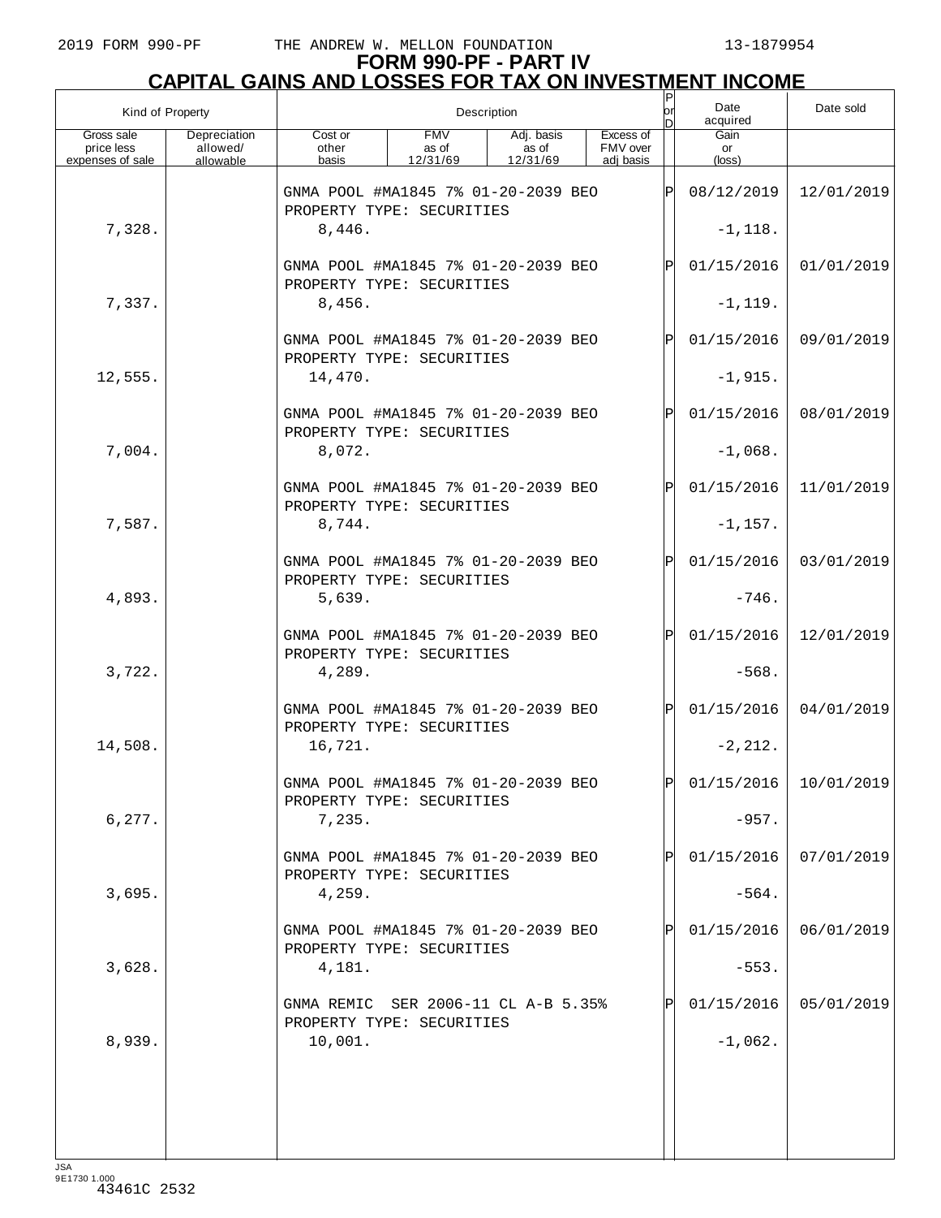# FORM 990-PF - PART IV
# CAPITAL GAINS AND LOSSES FOR TAX ON INVESTMENT INCOME

| Kind of Property | | Description | | | | P or D | Date acquired | Date sold |
|---|---|---|---|---|---|---|---|---|
| Gross sale price less expenses of sale | Depreciation allowed/ allowable | Cost or other basis | FMV as of 12/31/69 | Adj. basis as of 12/31/69 | Excess of FMV over adj basis | | Gain or (loss) | |
| | | GNMA POOL #MA1845 7% 01-20-2039 BEO PROPERTY TYPE: SECURITIES | | | | P | 08/12/2019 | 12/01/2019 |
| 7,328. | | 8,446. | | | | | -1,118. | |
| | | GNMA POOL #MA1845 7% 01-20-2039 BEO PROPERTY TYPE: SECURITIES | | | | P | 01/15/2016 | 01/01/2019 |
| 7,337. | | 8,456. | | | | | -1,119. | |
| | | GNMA POOL #MA1845 7% 01-20-2039 BEO PROPERTY TYPE: SECURITIES | | | | P | 01/15/2016 | 09/01/2019 |
| 12,555. | | 14,470. | | | | | -1,915. | |
| | | GNMA POOL #MA1845 7% 01-20-2039 BEO PROPERTY TYPE: SECURITIES | | | | P | 01/15/2016 | 08/01/2019 |
| 7,004. | | 8,072. | | | | | -1,068. | |
| | | GNMA POOL #MA1845 7% 01-20-2039 BEO PROPERTY TYPE: SECURITIES | | | | P | 01/15/2016 | 11/01/2019 |
| 7,587. | | 8,744. | | | | | -1,157. | |
| | | GNMA POOL #MA1845 7% 01-20-2039 BEO PROPERTY TYPE: SECURITIES | | | | P | 01/15/2016 | 03/01/2019 |
| 4,893. | | 5,639. | | | | | -746. | |
| | | GNMA POOL #MA1845 7% 01-20-2039 BEO PROPERTY TYPE: SECURITIES | | | | P | 01/15/2016 | 12/01/2019 |
| 3,722. | | 4,289. | | | | | -568. | |
| | | GNMA POOL #MA1845 7% 01-20-2039 BEO PROPERTY TYPE: SECURITIES | | | | P | 01/15/2016 | 04/01/2019 |
| 14,508. | | 16,721. | | | | | -2,212. | |
| | | GNMA POOL #MA1845 7% 01-20-2039 BEO PROPERTY TYPE: SECURITIES | | | | P | 01/15/2016 | 10/01/2019 |
| 6,277. | | 7,235. | | | | | -957. | |
| | | GNMA POOL #MA1845 7% 01-20-2039 BEO PROPERTY TYPE: SECURITIES | | | | P | 01/15/2016 | 07/01/2019 |
| 3,695. | | 4,259. | | | | | -564. | |
| | | GNMA POOL #MA1845 7% 01-20-2039 BEO PROPERTY TYPE: SECURITIES | | | | P | 01/15/2016 | 06/01/2019 |
| 3,628. | | 4,181. | | | | | -553. | |
| | | GNMA REMIC SER 2006-11 CL A-B 5.35% PROPERTY TYPE: SECURITIES | | | | P | 01/15/2016 | 05/01/2019 |
| 8,939. | | 10,001. | | | | | -1,062. | |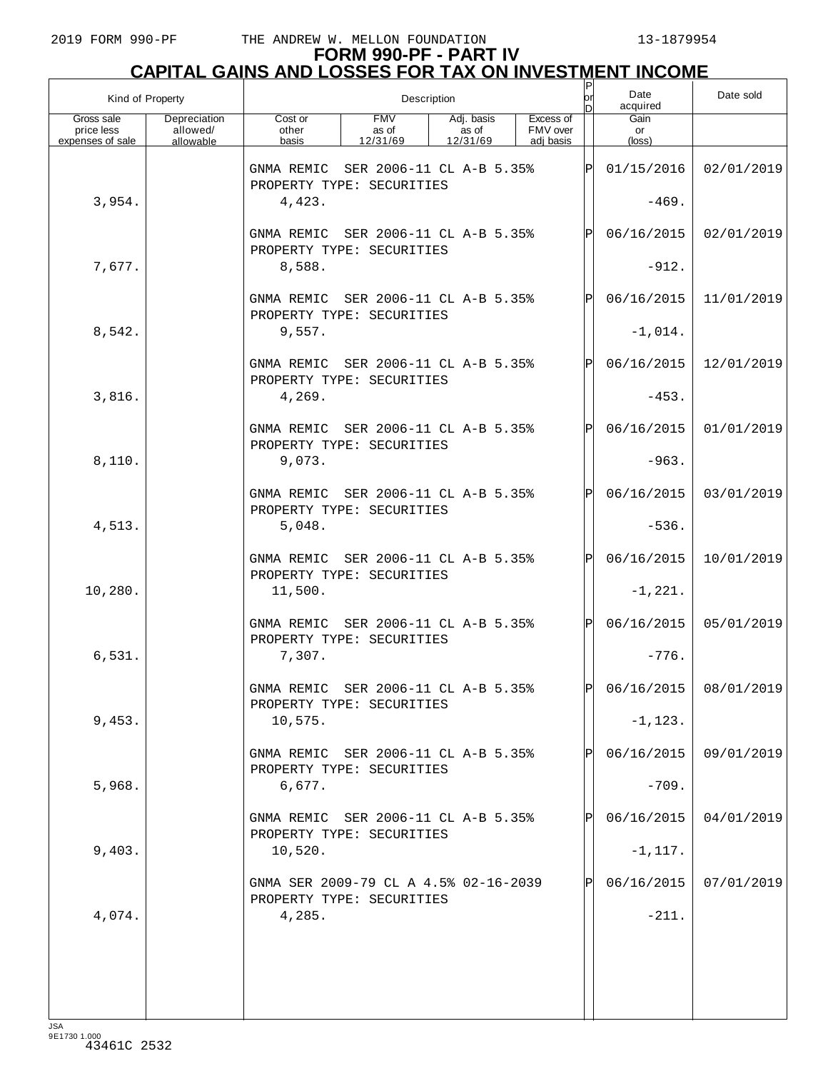2019 FORM 990-PF THE ANDREW W. MELLON FOUNDATION 13-1879954

# FORM 990-PF - PART IV
## CAPITAL GAINS AND LOSSES FOR TAX ON INVESTMENT INCOME

| Kind of Property | | Description | | | | P or D | Date acquired | Date sold |
|---|---|---|---|---|---|---|---|---|
| Gross sale price less expenses of sale | Depreciation allowed/ allowable | Cost or other basis | FMV as of 12/31/69 | Adj. basis as of 12/31/69 | Excess of FMV over adj basis | | Gain or (loss) | |
| | | GNMA REMIC SER 2006-11 CL A-B 5.35% PROPERTY TYPE: SECURITIES | | | | P | 01/15/2016 | 02/01/2019 |
| 3,954. | | 4,423. | | | | | -469. | |
| | | GNMA REMIC SER 2006-11 CL A-B 5.35% PROPERTY TYPE: SECURITIES | | | | P | 06/16/2015 | 02/01/2019 |
| 7,677. | | 8,588. | | | | | -912. | |
| | | GNMA REMIC SER 2006-11 CL A-B 5.35% PROPERTY TYPE: SECURITIES | | | | P | 06/16/2015 | 11/01/2019 |
| 8,542. | | 9,557. | | | | | -1,014. | |
| | | GNMA REMIC SER 2006-11 CL A-B 5.35% PROPERTY TYPE: SECURITIES | | | | P | 06/16/2015 | 12/01/2019 |
| 3,816. | | 4,269. | | | | | -453. | |
| | | GNMA REMIC SER 2006-11 CL A-B 5.35% PROPERTY TYPE: SECURITIES | | | | P | 06/16/2015 | 01/01/2019 |
| 8,110. | | 9,073. | | | | | -963. | |
| | | GNMA REMIC SER 2006-11 CL A-B 5.35% PROPERTY TYPE: SECURITIES | | | | P | 06/16/2015 | 03/01/2019 |
| 4,513. | | 5,048. | | | | | -536. | |
| | | GNMA REMIC SER 2006-11 CL A-B 5.35% PROPERTY TYPE: SECURITIES | | | | P | 06/16/2015 | 10/01/2019 |
| 10,280. | | 11,500. | | | | | -1,221. | |
| | | GNMA REMIC SER 2006-11 CL A-B 5.35% PROPERTY TYPE: SECURITIES | | | | P | 06/16/2015 | 05/01/2019 |
| 6,531. | | 7,307. | | | | | -776. | |
| | | GNMA REMIC SER 2006-11 CL A-B 5.35% PROPERTY TYPE: SECURITIES | | | | P | 06/16/2015 | 08/01/2019 |
| 9,453. | | 10,575. | | | | | -1,123. | |
| | | GNMA REMIC SER 2006-11 CL A-B 5.35% PROPERTY TYPE: SECURITIES | | | | P | 06/16/2015 | 09/01/2019 |
| 5,968. | | 6,677. | | | | | -709. | |
| | | GNMA REMIC SER 2006-11 CL A-B 5.35% PROPERTY TYPE: SECURITIES | | | | P | 06/16/2015 | 04/01/2019 |
| 9,403. | | 10,520. | | | | | -1,117. | |
| | | GNMA SER 2009-79 CL A 4.5% 02-16-2039 PROPERTY TYPE: SECURITIES | | | | P | 06/16/2015 | 07/01/2019 |
| 4,074. | | 4,285. | | | | | -211. | |

JSA
9E1730 1.000
43461C 2532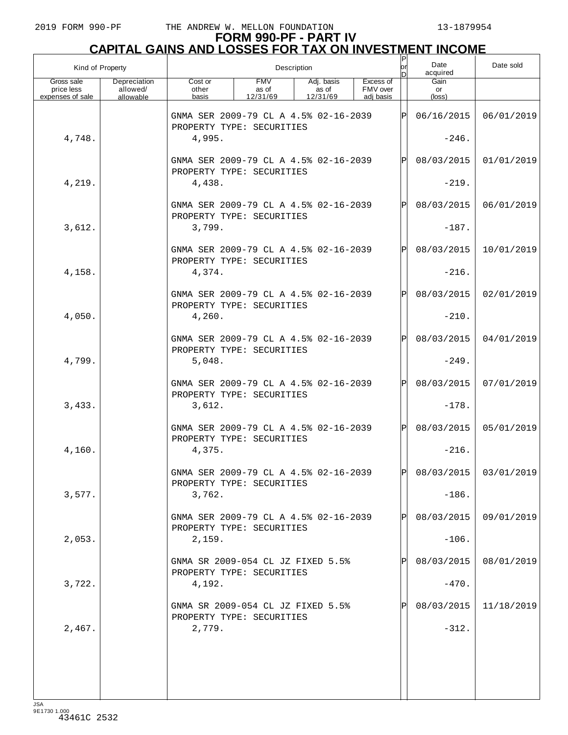# FORM 990-PF - PART IV
## CAPITAL GAINS AND LOSSES FOR TAX ON INVESTMENT INCOME

| Kind of Property | | Description | | | | P or D | Date acquired | Date sold |
|---|---|---|---|---|---|---|---|---|
| Gross sale price less expenses of sale | Depreciation allowed/ allowable | Cost or other basis | FMV as of 12/31/69 | Adj. basis as of 12/31/69 | Excess of FMV over adj basis | | Gain or (loss) | |
| | | GNMA SER 2009-79 CL A 4.5% 02-16-2039 PROPERTY TYPE: SECURITIES | | | | P | 06/16/2015 | 06/01/2019 |
| 4,748. | | 4,995. | | | | | -246. | |
| | | GNMA SER 2009-79 CL A 4.5% 02-16-2039 PROPERTY TYPE: SECURITIES | | | | P | 08/03/2015 | 01/01/2019 |
| 4,219. | | 4,438. | | | | | -219. | |
| | | GNMA SER 2009-79 CL A 4.5% 02-16-2039 PROPERTY TYPE: SECURITIES | | | | P | 08/03/2015 | 06/01/2019 |
| 3,612. | | 3,799. | | | | | -187. | |
| | | GNMA SER 2009-79 CL A 4.5% 02-16-2039 PROPERTY TYPE: SECURITIES | | | | P | 08/03/2015 | 10/01/2019 |
| 4,158. | | 4,374. | | | | | -216. | |
| | | GNMA SER 2009-79 CL A 4.5% 02-16-2039 PROPERTY TYPE: SECURITIES | | | | P | 08/03/2015 | 02/01/2019 |
| 4,050. | | 4,260. | | | | | -210. | |
| | | GNMA SER 2009-79 CL A 4.5% 02-16-2039 PROPERTY TYPE: SECURITIES | | | | P | 08/03/2015 | 04/01/2019 |
| 4,799. | | 5,048. | | | | | -249. | |
| | | GNMA SER 2009-79 CL A 4.5% 02-16-2039 PROPERTY TYPE: SECURITIES | | | | P | 08/03/2015 | 07/01/2019 |
| 3,433. | | 3,612. | | | | | -178. | |
| | | GNMA SER 2009-79 CL A 4.5% 02-16-2039 PROPERTY TYPE: SECURITIES | | | | P | 08/03/2015 | 05/01/2019 |
| 4,160. | | 4,375. | | | | | -216. | |
| | | GNMA SER 2009-79 CL A 4.5% 02-16-2039 PROPERTY TYPE: SECURITIES | | | | P | 08/03/2015 | 03/01/2019 |
| 3,577. | | 3,762. | | | | | -186. | |
| | | GNMA SER 2009-79 CL A 4.5% 02-16-2039 PROPERTY TYPE: SECURITIES | | | | P | 08/03/2015 | 09/01/2019 |
| 2,053. | | 2,159. | | | | | -106. | |
| | | GNMA SR 2009-054 CL JZ FIXED 5.5% PROPERTY TYPE: SECURITIES | | | | P | 08/03/2015 | 08/01/2019 |
| 3,722. | | 4,192. | | | | | -470. | |
| | | GNMA SR 2009-054 CL JZ FIXED 5.5% PROPERTY TYPE: SECURITIES | | | | P | 08/03/2015 | 11/18/2019 |
| 2,467. | | 2,779. | | | | | -312. | |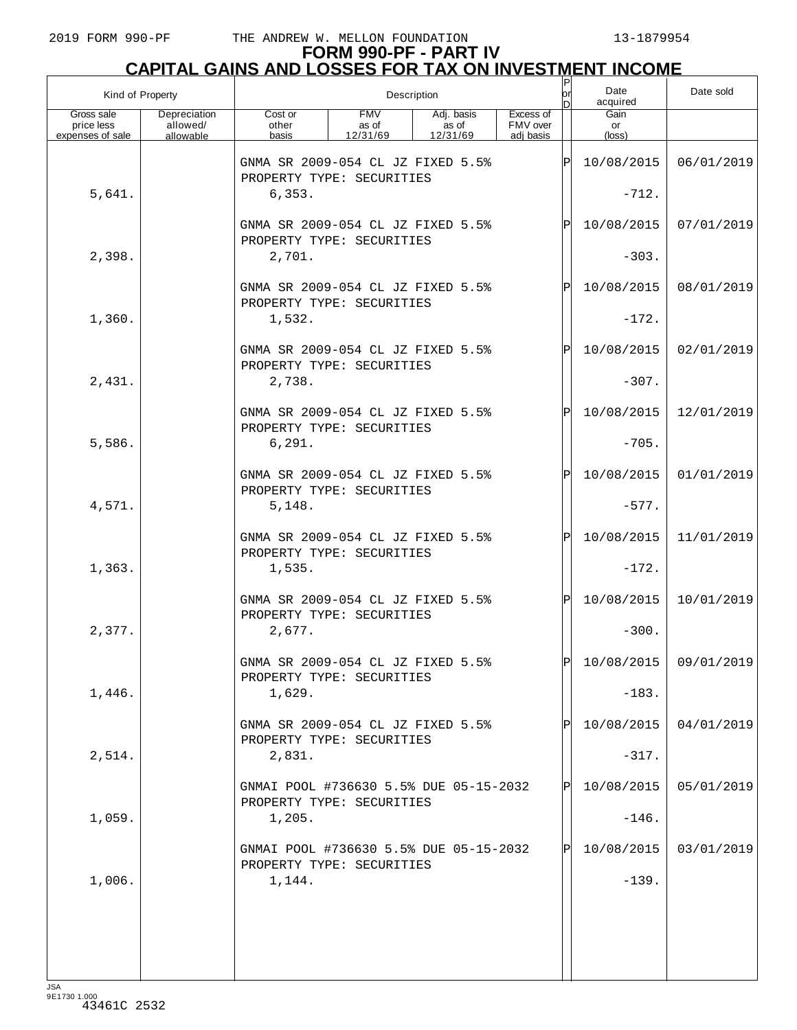# FORM 990-PF - PART IV
## CAPITAL GAINS AND LOSSES FOR TAX ON INVESTMENT INCOME

| Kind of Property | | Description | | | | P or D | Date acquired | Date sold |
|---|---|---|---|---|---|---|---|---|
| Gross sale price less expenses of sale | Depreciation allowed/ allowable | Cost or other basis | FMV as of 12/31/69 | Adj. basis as of 12/31/69 | Excess of FMV over adj basis | | Gain or (loss) | |
| | | GNMA SR 2009-054 CL JZ FIXED 5.5% PROPERTY TYPE: SECURITIES | | | | P | 10/08/2015 | 06/01/2019 |
| 5,641. | | 6,353. | | | | | -712. | |
| | | GNMA SR 2009-054 CL JZ FIXED 5.5% PROPERTY TYPE: SECURITIES | | | | P | 10/08/2015 | 07/01/2019 |
| 2,398. | | 2,701. | | | | | -303. | |
| | | GNMA SR 2009-054 CL JZ FIXED 5.5% PROPERTY TYPE: SECURITIES | | | | P | 10/08/2015 | 08/01/2019 |
| 1,360. | | 1,532. | | | | | -172. | |
| | | GNMA SR 2009-054 CL JZ FIXED 5.5% PROPERTY TYPE: SECURITIES | | | | P | 10/08/2015 | 02/01/2019 |
| 2,431. | | 2,738. | | | | | -307. | |
| | | GNMA SR 2009-054 CL JZ FIXED 5.5% PROPERTY TYPE: SECURITIES | | | | P | 10/08/2015 | 12/01/2019 |
| 5,586. | | 6,291. | | | | | -705. | |
| | | GNMA SR 2009-054 CL JZ FIXED 5.5% PROPERTY TYPE: SECURITIES | | | | P | 10/08/2015 | 01/01/2019 |
| 4,571. | | 5,148. | | | | | -577. | |
| | | GNMA SR 2009-054 CL JZ FIXED 5.5% PROPERTY TYPE: SECURITIES | | | | P | 10/08/2015 | 11/01/2019 |
| 1,363. | | 1,535. | | | | | -172. | |
| | | GNMA SR 2009-054 CL JZ FIXED 5.5% PROPERTY TYPE: SECURITIES | | | | P | 10/08/2015 | 10/01/2019 |
| 2,377. | | 2,677. | | | | | -300. | |
| | | GNMA SR 2009-054 CL JZ FIXED 5.5% PROPERTY TYPE: SECURITIES | | | | P | 10/08/2015 | 09/01/2019 |
| 1,446. | | 1,629. | | | | | -183. | |
| | | GNMA SR 2009-054 CL JZ FIXED 5.5% PROPERTY TYPE: SECURITIES | | | | P | 10/08/2015 | 04/01/2019 |
| 2,514. | | 2,831. | | | | | -317. | |
| | | GNMAI POOL #736630 5.5% DUE 05-15-2032 PROPERTY TYPE: SECURITIES | | | | P | 10/08/2015 | 05/01/2019 |
| 1,059. | | 1,205. | | | | | -146. | |
| | | GNMAI POOL #736630 5.5% DUE 05-15-2032 PROPERTY TYPE: SECURITIES | | | | P | 10/08/2015 | 03/01/2019 |
| 1,006. | | 1,144. | | | | | -139. | |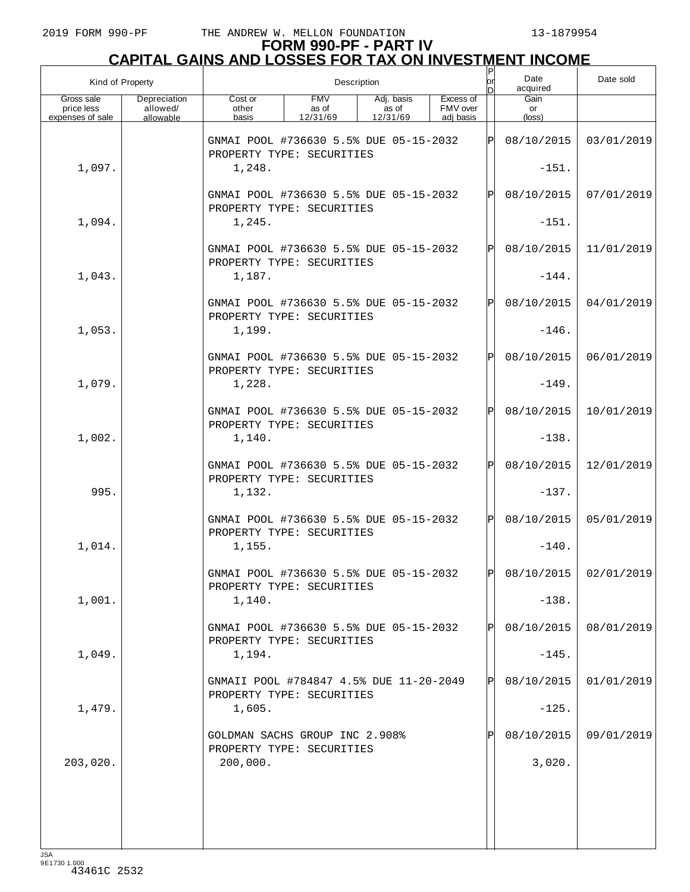# FORM 990-PF - PART IV
## CAPITAL GAINS AND LOSSES FOR TAX ON INVESTMENT INCOME

| Kind of Property | | Description | | | | P or D | Date acquired | Date sold |
|---|---|---|---|---|---|---|---|---|
| Gross sale price less expenses of sale | Depreciation allowed/ allowable | Cost or other basis | FMV as of 12/31/69 | Adj. basis as of 12/31/69 | Excess of FMV over adj basis | | Gain or (loss) | |
| | | GNMAI POOL #736630 5.5% DUE 05-15-2032 PROPERTY TYPE: SECURITIES | | | | P | 08/10/2015 | 03/01/2019 |
| 1,097. | | 1,248. | | | | | -151. | |
| | | GNMAI POOL #736630 5.5% DUE 05-15-2032 PROPERTY TYPE: SECURITIES | | | | P | 08/10/2015 | 07/01/2019 |
| 1,094. | | 1,245. | | | | | -151. | |
| | | GNMAI POOL #736630 5.5% DUE 05-15-2032 PROPERTY TYPE: SECURITIES | | | | P | 08/10/2015 | 11/01/2019 |
| 1,043. | | 1,187. | | | | | -144. | |
| | | GNMAI POOL #736630 5.5% DUE 05-15-2032 PROPERTY TYPE: SECURITIES | | | | P | 08/10/2015 | 04/01/2019 |
| 1,053. | | 1,199. | | | | | -146. | |
| | | GNMAI POOL #736630 5.5% DUE 05-15-2032 PROPERTY TYPE: SECURITIES | | | | P | 08/10/2015 | 06/01/2019 |
| 1,079. | | 1,228. | | | | | -149. | |
| | | GNMAI POOL #736630 5.5% DUE 05-15-2032 PROPERTY TYPE: SECURITIES | | | | P | 08/10/2015 | 10/01/2019 |
| 1,002. | | 1,140. | | | | | -138. | |
| | | GNMAI POOL #736630 5.5% DUE 05-15-2032 PROPERTY TYPE: SECURITIES | | | | P | 08/10/2015 | 12/01/2019 |
| 995. | | 1,132. | | | | | -137. | |
| | | GNMAI POOL #736630 5.5% DUE 05-15-2032 PROPERTY TYPE: SECURITIES | | | | P | 08/10/2015 | 05/01/2019 |
| 1,014. | | 1,155. | | | | | -140. | |
| | | GNMAI POOL #736630 5.5% DUE 05-15-2032 PROPERTY TYPE: SECURITIES | | | | P | 08/10/2015 | 02/01/2019 |
| 1,001. | | 1,140. | | | | | -138. | |
| | | GNMAI POOL #736630 5.5% DUE 05-15-2032 PROPERTY TYPE: SECURITIES | | | | P | 08/10/2015 | 08/01/2019 |
| 1,049. | | 1,194. | | | | | -145. | |
| | | GNMAII POOL #784847 4.5% DUE 11-20-2049 PROPERTY TYPE: SECURITIES | | | | P | 08/10/2015 | 01/01/2019 |
| 1,479. | | 1,605. | | | | | -125. | |
| | | GOLDMAN SACHS GROUP INC 2.908% PROPERTY TYPE: SECURITIES | | | | P | 08/10/2015 | 09/01/2019 |
| 203,020. | | 200,000. | | | | | 3,020. | |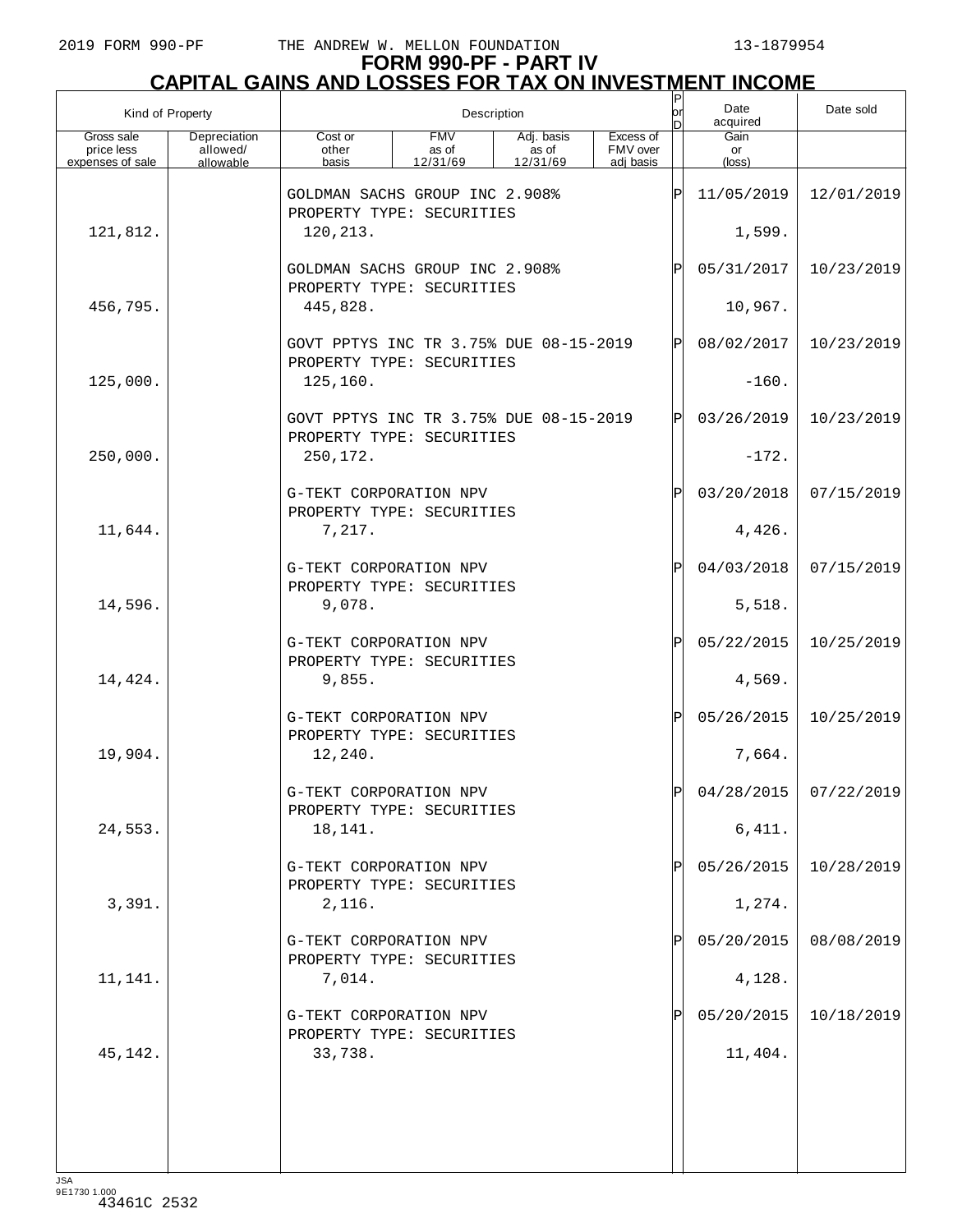# FORM 990-PF - PART IV
## CAPITAL GAINS AND LOSSES FOR TAX ON INVESTMENT INCOME

| Kind of Property | | Description | | | | P or D | Date acquired | Date sold |
|---|---|---|---|---|---|---|---|---|
| Gross sale price less expenses of sale | Depreciation allowed/ allowable | Cost or other basis | FMV as of 12/31/69 | Adj. basis as of 12/31/69 | Excess of FMV over adj basis | | Gain or (loss) | |
| | | GOLDMAN SACHS GROUP INC 2.908% PROPERTY TYPE: SECURITIES | | | | P | 11/05/2019 | 12/01/2019 |
| 121,812. | | 120,213. | | | | | 1,599. | |
| | | GOLDMAN SACHS GROUP INC 2.908% PROPERTY TYPE: SECURITIES | | | | P | 05/31/2017 | 10/23/2019 |
| 456,795. | | 445,828. | | | | | 10,967. | |
| | | GOVT PPTYS INC TR 3.75% DUE 08-15-2019 PROPERTY TYPE: SECURITIES | | | | P | 08/02/2017 | 10/23/2019 |
| 125,000. | | 125,160. | | | | | -160. | |
| | | GOVT PPTYS INC TR 3.75% DUE 08-15-2019 PROPERTY TYPE: SECURITIES | | | | P | 03/26/2019 | 10/23/2019 |
| 250,000. | | 250,172. | | | | | -172. | |
| | | G-TEKT CORPORATION NPV PROPERTY TYPE: SECURITIES | | | | P | 03/20/2018 | 07/15/2019 |
| 11,644. | | 7,217. | | | | | 4,426. | |
| | | G-TEKT CORPORATION NPV PROPERTY TYPE: SECURITIES | | | | P | 04/03/2018 | 07/15/2019 |
| 14,596. | | 9,078. | | | | | 5,518. | |
| | | G-TEKT CORPORATION NPV PROPERTY TYPE: SECURITIES | | | | P | 05/22/2015 | 10/25/2019 |
| 14,424. | | 9,855. | | | | | 4,569. | |
| | | G-TEKT CORPORATION NPV PROPERTY TYPE: SECURITIES | | | | P | 05/26/2015 | 10/25/2019 |
| 19,904. | | 12,240. | | | | | 7,664. | |
| | | G-TEKT CORPORATION NPV PROPERTY TYPE: SECURITIES | | | | P | 04/28/2015 | 07/22/2019 |
| 24,553. | | 18,141. | | | | | 6,411. | |
| | | G-TEKT CORPORATION NPV PROPERTY TYPE: SECURITIES | | | | P | 05/26/2015 | 10/28/2019 |
| 3,391. | | 2,116. | | | | | 1,274. | |
| | | G-TEKT CORPORATION NPV PROPERTY TYPE: SECURITIES | | | | P | 05/20/2015 | 08/08/2019 |
| 11,141. | | 7,014. | | | | | 4,128. | |
| | | G-TEKT CORPORATION NPV PROPERTY TYPE: SECURITIES | | | | P | 05/20/2015 | 10/18/2019 |
| 45,142. | | 33,738. | | | | | 11,404. | |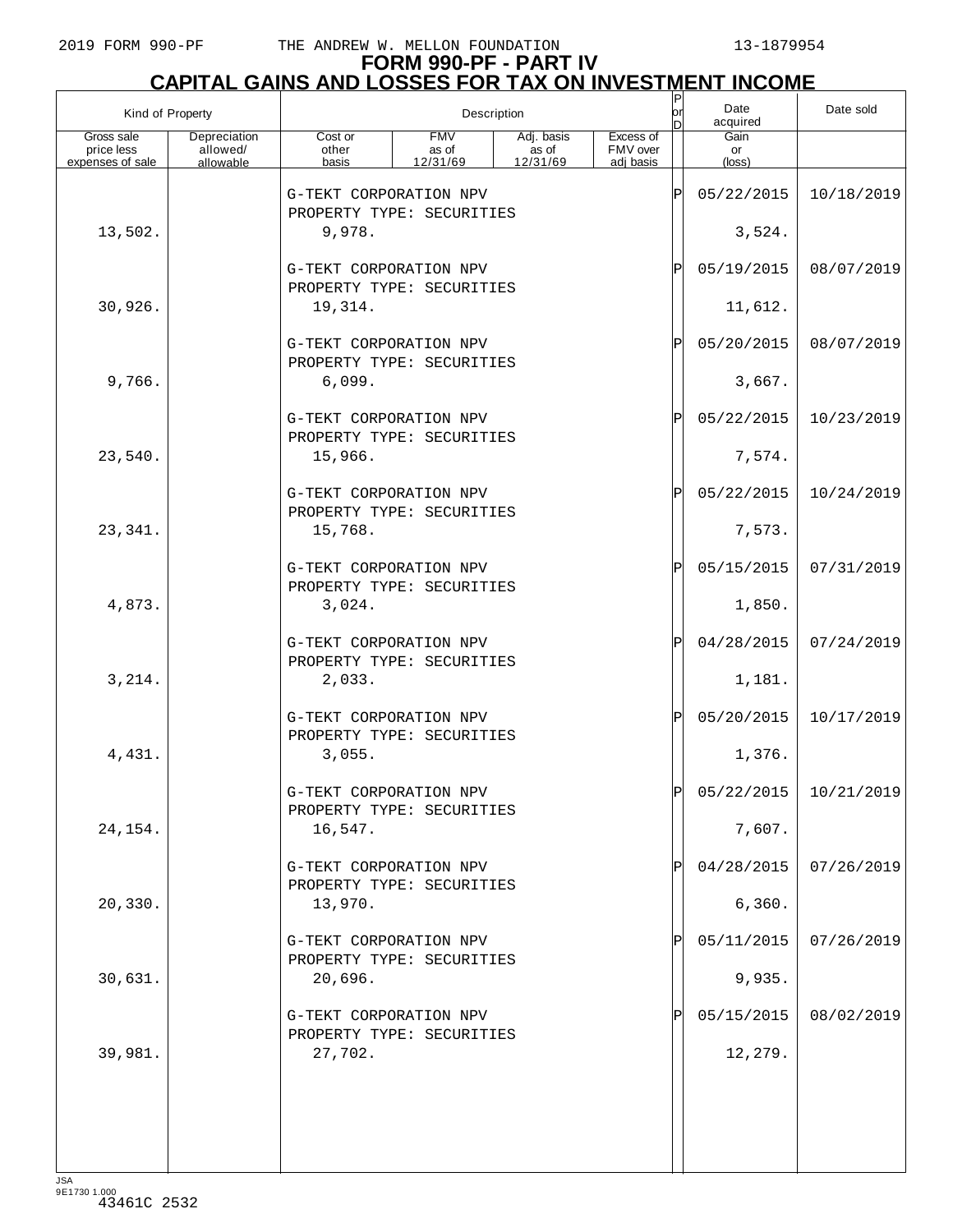# FORM 990-PF - PART IV
## CAPITAL GAINS AND LOSSES FOR TAX ON INVESTMENT INCOME

| Kind of Property | | Description | | | | P or D | Date acquired | Date sold |
|---|---|---|---|---|---|---|---|---|
| Gross sale price less expenses of sale | Depreciation allowed/ allowable | Cost or other basis | FMV as of 12/31/69 | Adj. basis as of 12/31/69 | Excess of FMV over adj basis | | Gain or (loss) | |
| | | G-TEKT CORPORATION NPV PROPERTY TYPE: SECURITIES | | | | P | 05/22/2015 | 10/18/2019 |
| 13,502. | | 9,978. | | | | | 3,524. | |
| | | G-TEKT CORPORATION NPV PROPERTY TYPE: SECURITIES | | | | P | 05/19/2015 | 08/07/2019 |
| 30,926. | | 19,314. | | | | | 11,612. | |
| | | G-TEKT CORPORATION NPV PROPERTY TYPE: SECURITIES | | | | P | 05/20/2015 | 08/07/2019 |
| 9,766. | | 6,099. | | | | | 3,667. | |
| | | G-TEKT CORPORATION NPV PROPERTY TYPE: SECURITIES | | | | P | 05/22/2015 | 10/23/2019 |
| 23,540. | | 15,966. | | | | | 7,574. | |
| | | G-TEKT CORPORATION NPV PROPERTY TYPE: SECURITIES | | | | P | 05/22/2015 | 10/24/2019 |
| 23,341. | | 15,768. | | | | | 7,573. | |
| | | G-TEKT CORPORATION NPV PROPERTY TYPE: SECURITIES | | | | P | 05/15/2015 | 07/31/2019 |
| 4,873. | | 3,024. | | | | | 1,850. | |
| | | G-TEKT CORPORATION NPV PROPERTY TYPE: SECURITIES | | | | P | 04/28/2015 | 07/24/2019 |
| 3,214. | | 2,033. | | | | | 1,181. | |
| | | G-TEKT CORPORATION NPV PROPERTY TYPE: SECURITIES | | | | P | 05/20/2015 | 10/17/2019 |
| 4,431. | | 3,055. | | | | | 1,376. | |
| | | G-TEKT CORPORATION NPV PROPERTY TYPE: SECURITIES | | | | P | 05/22/2015 | 10/21/2019 |
| 24,154. | | 16,547. | | | | | 7,607. | |
| | | G-TEKT CORPORATION NPV PROPERTY TYPE: SECURITIES | | | | P | 04/28/2015 | 07/26/2019 |
| 20,330. | | 13,970. | | | | | 6,360. | |
| | | G-TEKT CORPORATION NPV PROPERTY TYPE: SECURITIES | | | | P | 05/11/2015 | 07/26/2019 |
| 30,631. | | 20,696. | | | | | 9,935. | |
| | | G-TEKT CORPORATION NPV PROPERTY TYPE: SECURITIES | | | | P | 05/15/2015 | 08/02/2019 |
| 39,981. | | 27,702. | | | | | 12,279. | |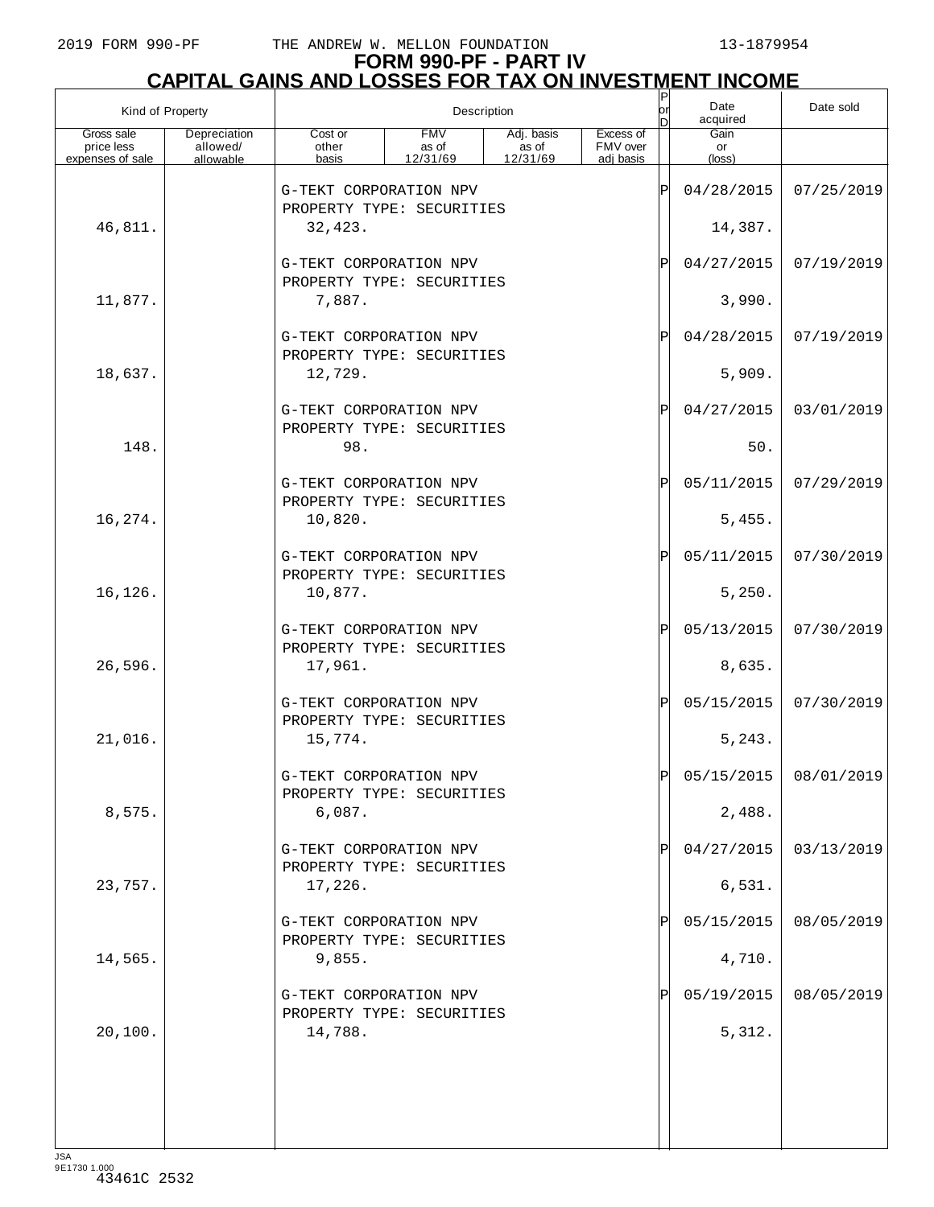2019 FORM 990-PF THE ANDREW W. MELLON FOUNDATION 13-1879954

# FORM 990-PF - PART IV
## CAPITAL GAINS AND LOSSES FOR TAX ON INVESTMENT INCOME

| Kind of Property | | Description | | | | P or D | Date acquired | Date sold |
|---|---|---|---|---|---|---|---|---|
| Gross sale price less expenses of sale | Depreciation allowed/ allowable | Cost or other basis | FMV as of 12/31/69 | Adj. basis as of 12/31/69 | Excess of FMV over adj basis | | Gain or (loss) | |
| | | G-TEKT CORPORATION NPV PROPERTY TYPE: SECURITIES | | | | P | 04/28/2015 | 07/25/2019 |
| 46,811. | | 32,423. | | | | | 14,387. | |
| | | G-TEKT CORPORATION NPV PROPERTY TYPE: SECURITIES | | | | P | 04/27/2015 | 07/19/2019 |
| 11,877. | | 7,887. | | | | | 3,990. | |
| | | G-TEKT CORPORATION NPV PROPERTY TYPE: SECURITIES | | | | P | 04/28/2015 | 07/19/2019 |
| 18,637. | | 12,729. | | | | | 5,909. | |
| | | G-TEKT CORPORATION NPV PROPERTY TYPE: SECURITIES | | | | P | 04/27/2015 | 03/01/2019 |
| 148. | | 98. | | | | | 50. | |
| | | G-TEKT CORPORATION NPV PROPERTY TYPE: SECURITIES | | | | P | 05/11/2015 | 07/29/2019 |
| 16,274. | | 10,820. | | | | | 5,455. | |
| | | G-TEKT CORPORATION NPV PROPERTY TYPE: SECURITIES | | | | P | 05/11/2015 | 07/30/2019 |
| 16,126. | | 10,877. | | | | | 5,250. | |
| | | G-TEKT CORPORATION NPV PROPERTY TYPE: SECURITIES | | | | P | 05/13/2015 | 07/30/2019 |
| 26,596. | | 17,961. | | | | | 8,635. | |
| | | G-TEKT CORPORATION NPV PROPERTY TYPE: SECURITIES | | | | P | 05/15/2015 | 07/30/2019 |
| 21,016. | | 15,774. | | | | | 5,243. | |
| | | G-TEKT CORPORATION NPV PROPERTY TYPE: SECURITIES | | | | P | 05/15/2015 | 08/01/2019 |
| 8,575. | | 6,087. | | | | | 2,488. | |
| | | G-TEKT CORPORATION NPV PROPERTY TYPE: SECURITIES | | | | P | 04/27/2015 | 03/13/2019 |
| 23,757. | | 17,226. | | | | | 6,531. | |
| | | G-TEKT CORPORATION NPV PROPERTY TYPE: SECURITIES | | | | P | 05/15/2015 | 08/05/2019 |
| 14,565. | | 9,855. | | | | | 4,710. | |
| | | G-TEKT CORPORATION NPV PROPERTY TYPE: SECURITIES | | | | P | 05/19/2015 | 08/05/2019 |
| 20,100. | | 14,788. | | | | | 5,312. | |

JSA 9E1730 1.000
43461C 2532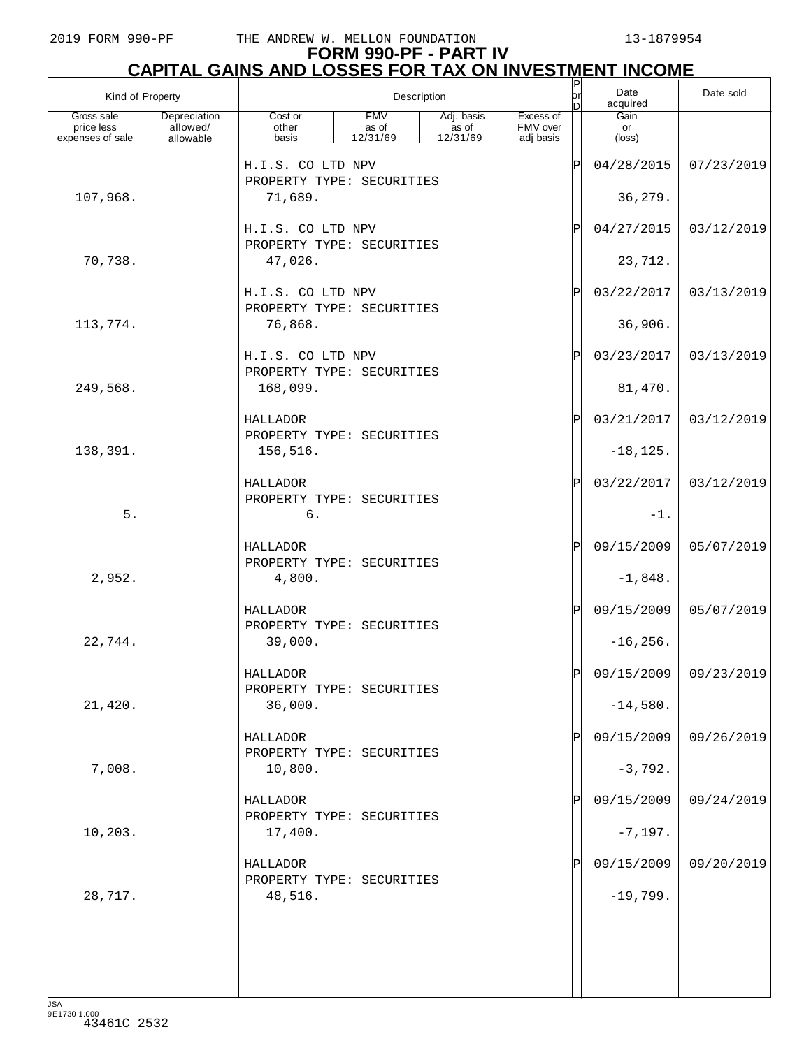# FORM 990-PF - PART IV
## CAPITAL GAINS AND LOSSES FOR TAX ON INVESTMENT INCOME

| Kind of Property | | Description | | | | P or D | Date acquired | Date sold |
|---|---|---|---|---|---|---|---|---|
| Gross sale price less expenses of sale | Depreciation allowed/ allowable | Cost or other basis | FMV as of 12/31/69 | Adj. basis as of 12/31/69 | Excess of FMV over adj basis | | Gain or (loss) | |
| | | H.I.S. CO LTD NPV<br>PROPERTY TYPE: SECURITIES | | | | P | 04/28/2015 | 07/23/2019 |
| 107,968. | | 71,689. | | | | | 36,279. | |
| | | H.I.S. CO LTD NPV<br>PROPERTY TYPE: SECURITIES | | | | P | 04/27/2015 | 03/12/2019 |
| 70,738. | | 47,026. | | | | | 23,712. | |
| | | H.I.S. CO LTD NPV<br>PROPERTY TYPE: SECURITIES | | | | P | 03/22/2017 | 03/13/2019 |
| 113,774. | | 76,868. | | | | | 36,906. | |
| | | H.I.S. CO LTD NPV<br>PROPERTY TYPE: SECURITIES | | | | P | 03/23/2017 | 03/13/2019 |
| 249,568. | | 168,099. | | | | | 81,470. | |
| | | HALLADOR<br>PROPERTY TYPE: SECURITIES | | | | P | 03/21/2017 | 03/12/2019 |
| 138,391. | | 156,516. | | | | | -18,125. | |
| | | HALLADOR<br>PROPERTY TYPE: SECURITIES | | | | P | 03/22/2017 | 03/12/2019 |
| 5. | | 6. | | | | | -1. | |
| | | HALLADOR<br>PROPERTY TYPE: SECURITIES | | | | P | 09/15/2009 | 05/07/2019 |
| 2,952. | | 4,800. | | | | | -1,848. | |
| | | HALLADOR<br>PROPERTY TYPE: SECURITIES | | | | P | 09/15/2009 | 05/07/2019 |
| 22,744. | | 39,000. | | | | | -16,256. | |
| | | HALLADOR<br>PROPERTY TYPE: SECURITIES | | | | P | 09/15/2009 | 09/23/2019 |
| 21,420. | | 36,000. | | | | | -14,580. | |
| | | HALLADOR<br>PROPERTY TYPE: SECURITIES | | | | P | 09/15/2009 | 09/26/2019 |
| 7,008. | | 10,800. | | | | | -3,792. | |
| | | HALLADOR<br>PROPERTY TYPE: SECURITIES | | | | P | 09/15/2009 | 09/24/2019 |
| 10,203. | | 17,400. | | | | | -7,197. | |
| | | HALLADOR<br>PROPERTY TYPE: SECURITIES | | | | P | 09/15/2009 | 09/20/2019 |
| 28,717. | | 48,516. | | | | | -19,799. | |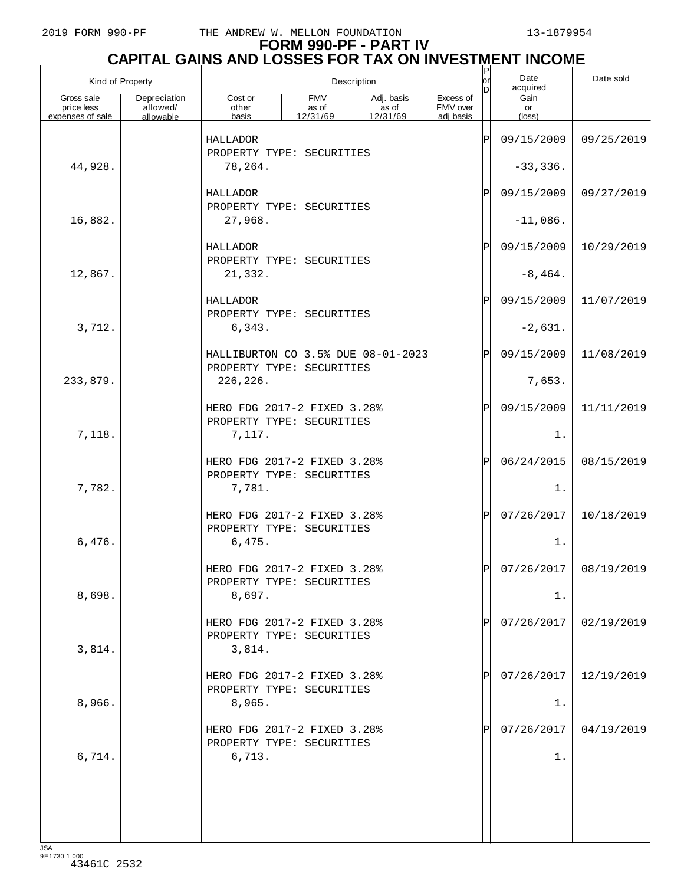# FORM 990-PF - PART IV
## CAPITAL GAINS AND LOSSES FOR TAX ON INVESTMENT INCOME

| Kind of Property | | Description | | | | P or D | Date acquired | Date sold |
|---|---|---|---|---|---|---|---|---|
| Gross sale price less expenses of sale | Depreciation allowed/ allowable | Cost or other basis | FMV as of 12/31/69 | Adj. basis as of 12/31/69 | Excess of FMV over adj basis | | Gain or (loss) | |
| | | HALLADOR<br>PROPERTY TYPE: SECURITIES | | | | P | 09/15/2009 | 09/25/2019 |
| 44,928. | | 78,264. | | | | | -33,336. | |
| | | HALLADOR<br>PROPERTY TYPE: SECURITIES | | | | P | 09/15/2009 | 09/27/2019 |
| 16,882. | | 27,968. | | | | | -11,086. | |
| | | HALLADOR<br>PROPERTY TYPE: SECURITIES | | | | P | 09/15/2009 | 10/29/2019 |
| 12,867. | | 21,332. | | | | | -8,464. | |
| | | HALLADOR<br>PROPERTY TYPE: SECURITIES | | | | P | 09/15/2009 | 11/07/2019 |
| 3,712. | | 6,343. | | | | | -2,631. | |
| | | HALLIBURTON CO 3.5% DUE 08-01-2023<br>PROPERTY TYPE: SECURITIES | | | | P | 09/15/2009 | 11/08/2019 |
| 233,879. | | 226,226. | | | | | 7,653. | |
| | | HERO FDG 2017-2 FIXED 3.28%<br>PROPERTY TYPE: SECURITIES | | | | P | 09/15/2009 | 11/11/2019 |
| 7,118. | | 7,117. | | | | | 1. | |
| | | HERO FDG 2017-2 FIXED 3.28%<br>PROPERTY TYPE: SECURITIES | | | | P | 06/24/2015 | 08/15/2019 |
| 7,782. | | 7,781. | | | | | 1. | |
| | | HERO FDG 2017-2 FIXED 3.28%<br>PROPERTY TYPE: SECURITIES | | | | P | 07/26/2017 | 10/18/2019 |
| 6,476. | | 6,475. | | | | | 1. | |
| | | HERO FDG 2017-2 FIXED 3.28%<br>PROPERTY TYPE: SECURITIES | | | | P | 07/26/2017 | 08/19/2019 |
| 8,698. | | 8,697. | | | | | 1. | |
| | | HERO FDG 2017-2 FIXED 3.28%<br>PROPERTY TYPE: SECURITIES | | | | P | 07/26/2017 | 02/19/2019 |
| 3,814. | | 3,814. | | | | | | |
| | | HERO FDG 2017-2 FIXED 3.28%<br>PROPERTY TYPE: SECURITIES | | | | P | 07/26/2017 | 12/19/2019 |
| 8,966. | | 8,965. | | | | | 1. | |
| | | HERO FDG 2017-2 FIXED 3.28%<br>PROPERTY TYPE: SECURITIES | | | | P | 07/26/2017 | 04/19/2019 |
| 6,714. | | 6,713. | | | | | 1. | |

JSA
9E1730 1.000
43461C 2532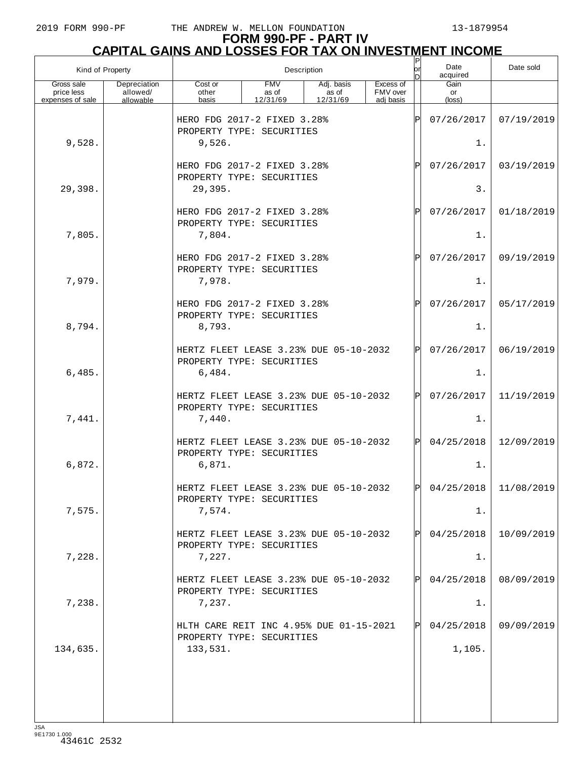**FORM 990-PF - PART IV**
**CAPITAL GAINS AND LOSSES FOR TAX ON INVESTMENT INCOME**

| Kind of Property | | Description | | | | P or D | Date acquired | Date sold |
|---|---|---|---|---|---|---|---|---|
| Gross sale price less expenses of sale | Depreciation allowed/ allowable | Cost or other basis | FMV as of 12/31/69 | Adj. basis as of 12/31/69 | Excess of FMV over adj basis | | Gain or (loss) | |
| | | HERO FDG 2017-2 FIXED 3.28% PROPERTY TYPE: SECURITIES | | | | P | 07/26/2017 | 07/19/2019 |
| 9,528. | | 9,526. | | | | | 1. | |
| | | HERO FDG 2017-2 FIXED 3.28% PROPERTY TYPE: SECURITIES | | | | P | 07/26/2017 | 03/19/2019 |
| 29,398. | | 29,395. | | | | | 3. | |
| | | HERO FDG 2017-2 FIXED 3.28% PROPERTY TYPE: SECURITIES | | | | P | 07/26/2017 | 01/18/2019 |
| 7,805. | | 7,804. | | | | | 1. | |
| | | HERO FDG 2017-2 FIXED 3.28% PROPERTY TYPE: SECURITIES | | | | P | 07/26/2017 | 09/19/2019 |
| 7,979. | | 7,978. | | | | | 1. | |
| | | HERO FDG 2017-2 FIXED 3.28% PROPERTY TYPE: SECURITIES | | | | P | 07/26/2017 | 05/17/2019 |
| 8,794. | | 8,793. | | | | | 1. | |
| | | HERTZ FLEET LEASE 3.23% DUE 05-10-2032 PROPERTY TYPE: SECURITIES | | | | P | 07/26/2017 | 06/19/2019 |
| 6,485. | | 6,484. | | | | | 1. | |
| | | HERTZ FLEET LEASE 3.23% DUE 05-10-2032 PROPERTY TYPE: SECURITIES | | | | P | 07/26/2017 | 11/19/2019 |
| 7,441. | | 7,440. | | | | | 1. | |
| | | HERTZ FLEET LEASE 3.23% DUE 05-10-2032 PROPERTY TYPE: SECURITIES | | | | P | 04/25/2018 | 12/09/2019 |
| 6,872. | | 6,871. | | | | | 1. | |
| | | HERTZ FLEET LEASE 3.23% DUE 05-10-2032 PROPERTY TYPE: SECURITIES | | | | P | 04/25/2018 | 11/08/2019 |
| 7,575. | | 7,574. | | | | | 1. | |
| | | HERTZ FLEET LEASE 3.23% DUE 05-10-2032 PROPERTY TYPE: SECURITIES | | | | P | 04/25/2018 | 10/09/2019 |
| 7,228. | | 7,227. | | | | | 1. | |
| | | HERTZ FLEET LEASE 3.23% DUE 05-10-2032 PROPERTY TYPE: SECURITIES | | | | P | 04/25/2018 | 08/09/2019 |
| 7,238. | | 7,237. | | | | | 1. | |
| | | HLTH CARE REIT INC 4.95% DUE 01-15-2021 PROPERTY TYPE: SECURITIES | | | | P | 04/25/2018 | 09/09/2019 |
| 134,635. | | 133,531. | | | | | 1,105. | |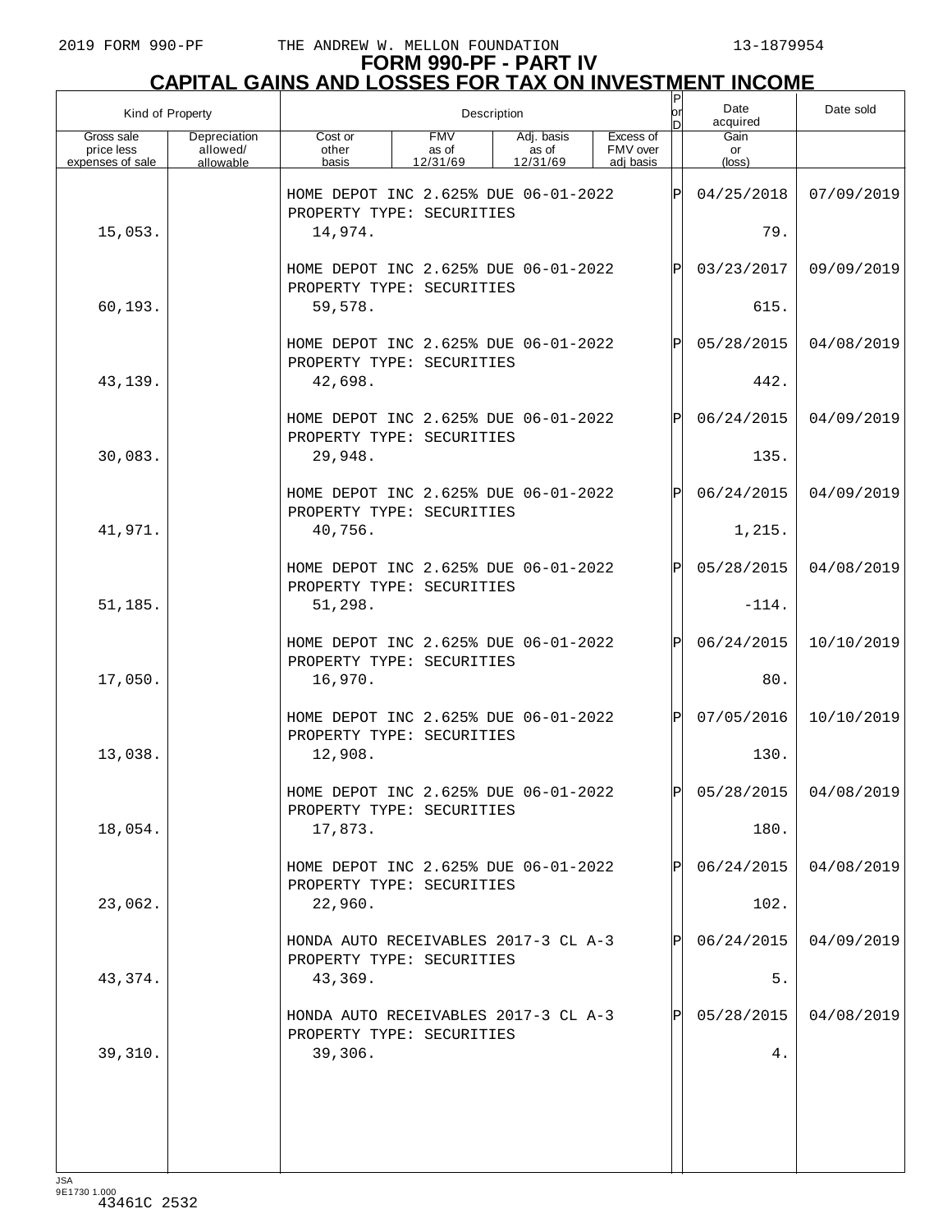# FORM 990-PF - PART IV
## CAPITAL GAINS AND LOSSES FOR TAX ON INVESTMENT INCOME

| Kind of Property | | Description | | | | P or D | Date acquired | Date sold |
|---|---|---|---|---|---|---|---|---|
| Gross sale price less expenses of sale | Depreciation allowed/ allowable | Cost or other basis | FMV as of 12/31/69 | Adj. basis as of 12/31/69 | Excess of FMV over adj basis | | Gain or (loss) | |
| | | HOME DEPOT INC 2.625% DUE 06-01-2022 PROPERTY TYPE: SECURITIES | | | | P | 04/25/2018 | 07/09/2019 |
| 15,053. | | 14,974. | | | | | 79. | |
| | | HOME DEPOT INC 2.625% DUE 06-01-2022 PROPERTY TYPE: SECURITIES | | | | P | 03/23/2017 | 09/09/2019 |
| 60,193. | | 59,578. | | | | | 615. | |
| | | HOME DEPOT INC 2.625% DUE 06-01-2022 PROPERTY TYPE: SECURITIES | | | | P | 05/28/2015 | 04/08/2019 |
| 43,139. | | 42,698. | | | | | 442. | |
| | | HOME DEPOT INC 2.625% DUE 06-01-2022 PROPERTY TYPE: SECURITIES | | | | P | 06/24/2015 | 04/09/2019 |
| 30,083. | | 29,948. | | | | | 135. | |
| | | HOME DEPOT INC 2.625% DUE 06-01-2022 PROPERTY TYPE: SECURITIES | | | | P | 06/24/2015 | 04/09/2019 |
| 41,971. | | 40,756. | | | | | 1,215. | |
| | | HOME DEPOT INC 2.625% DUE 06-01-2022 PROPERTY TYPE: SECURITIES | | | | P | 05/28/2015 | 04/08/2019 |
| 51,185. | | 51,298. | | | | | -114. | |
| | | HOME DEPOT INC 2.625% DUE 06-01-2022 PROPERTY TYPE: SECURITIES | | | | P | 06/24/2015 | 10/10/2019 |
| 17,050. | | 16,970. | | | | | 80. | |
| | | HOME DEPOT INC 2.625% DUE 06-01-2022 PROPERTY TYPE: SECURITIES | | | | P | 07/05/2016 | 10/10/2019 |
| 13,038. | | 12,908. | | | | | 130. | |
| | | HOME DEPOT INC 2.625% DUE 06-01-2022 PROPERTY TYPE: SECURITIES | | | | P | 05/28/2015 | 04/08/2019 |
| 18,054. | | 17,873. | | | | | 180. | |
| | | HOME DEPOT INC 2.625% DUE 06-01-2022 PROPERTY TYPE: SECURITIES | | | | P | 06/24/2015 | 04/08/2019 |
| 23,062. | | 22,960. | | | | | 102. | |
| | | HONDA AUTO RECEIVABLES 2017-3 CL A-3 PROPERTY TYPE: SECURITIES | | | | P | 06/24/2015 | 04/09/2019 |
| 43,374. | | 43,369. | | | | | 5. | |
| | | HONDA AUTO RECEIVABLES 2017-3 CL A-3 PROPERTY TYPE: SECURITIES | | | | P | 05/28/2015 | 04/08/2019 |
| 39,310. | | 39,306. | | | | | 4. | |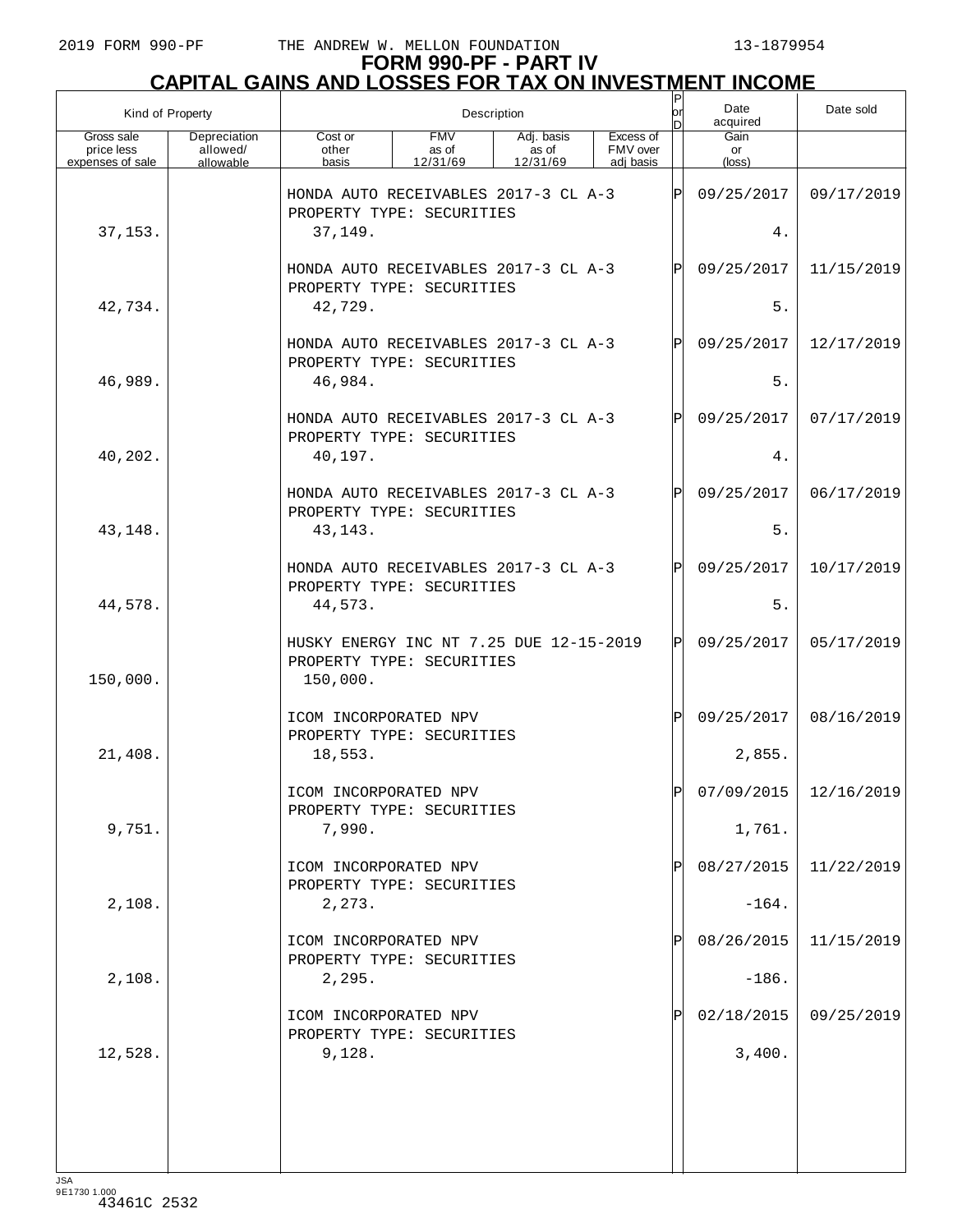2019 FORM 990-PF THE ANDREW W. MELLON FOUNDATION 13-1879954

# FORM 990-PF - PART IV
## CAPITAL GAINS AND LOSSES FOR TAX ON INVESTMENT INCOME

| Kind of Property | | Description | | | | P or D | Date acquired | Date sold |
|---|---|---|---|---|---|---|---|---|
| Gross sale price less expenses of sale | Depreciation allowed/ allowable | Cost or other basis | FMV as of 12/31/69 | Adj. basis as of 12/31/69 | Excess of FMV over adj basis | | Gain or (loss) | |
| | | HONDA AUTO RECEIVABLES 2017-3 CL A-3 PROPERTY TYPE: SECURITIES | | | | P | 09/25/2017 | 09/17/2019 |
| 37,153. | | 37,149. | | | | | 4. | |
| | | HONDA AUTO RECEIVABLES 2017-3 CL A-3 PROPERTY TYPE: SECURITIES | | | | P | 09/25/2017 | 11/15/2019 |
| 42,734. | | 42,729. | | | | | 5. | |
| | | HONDA AUTO RECEIVABLES 2017-3 CL A-3 PROPERTY TYPE: SECURITIES | | | | P | 09/25/2017 | 12/17/2019 |
| 46,989. | | 46,984. | | | | | 5. | |
| | | HONDA AUTO RECEIVABLES 2017-3 CL A-3 PROPERTY TYPE: SECURITIES | | | | P | 09/25/2017 | 07/17/2019 |
| 40,202. | | 40,197. | | | | | 4. | |
| | | HONDA AUTO RECEIVABLES 2017-3 CL A-3 PROPERTY TYPE: SECURITIES | | | | P | 09/25/2017 | 06/17/2019 |
| 43,148. | | 43,143. | | | | | 5. | |
| | | HONDA AUTO RECEIVABLES 2017-3 CL A-3 PROPERTY TYPE: SECURITIES | | | | P | 09/25/2017 | 10/17/2019 |
| 44,578. | | 44,573. | | | | | 5. | |
| | | HUSKY ENERGY INC NT 7.25 DUE 12-15-2019 PROPERTY TYPE: SECURITIES | | | | P | 09/25/2017 | 05/17/2019 |
| 150,000. | | 150,000. | | | | | | |
| | | ICOM INCORPORATED NPV PROPERTY TYPE: SECURITIES | | | | P | 09/25/2017 | 08/16/2019 |
| 21,408. | | 18,553. | | | | | 2,855. | |
| | | ICOM INCORPORATED NPV PROPERTY TYPE: SECURITIES | | | | P | 07/09/2015 | 12/16/2019 |
| 9,751. | | 7,990. | | | | | 1,761. | |
| | | ICOM INCORPORATED NPV PROPERTY TYPE: SECURITIES | | | | P | 08/27/2015 | 11/22/2019 |
| 2,108. | | 2,273. | | | | | -164. | |
| | | ICOM INCORPORATED NPV PROPERTY TYPE: SECURITIES | | | | P | 08/26/2015 | 11/15/2019 |
| 2,108. | | 2,295. | | | | | -186. | |
| | | ICOM INCORPORATED NPV PROPERTY TYPE: SECURITIES | | | | P | 02/18/2015 | 09/25/2019 |
| 12,528. | | 9,128. | | | | | 3,400. | |

JSA 9E1730 1.000
43461C 2532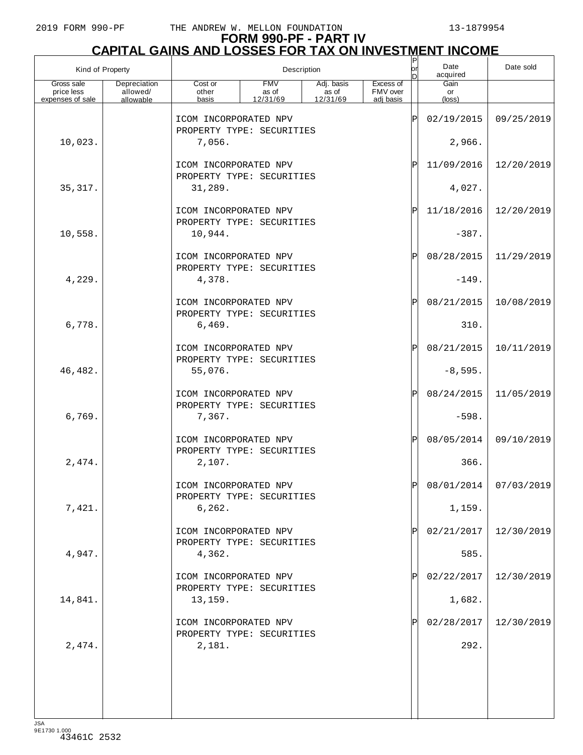# FORM 990-PF - PART IV
## CAPITAL GAINS AND LOSSES FOR TAX ON INVESTMENT INCOME

| Kind of Property | | Description | | | | P or D | Date acquired | Date sold |
|---|---|---|---|---|---|---|---|---|
| Gross sale price less expenses of sale | Depreciation allowed/ allowable | Cost or other basis | FMV as of 12/31/69 | Adj. basis as of 12/31/69 | Excess of FMV over adj basis | | Gain or (loss) | |
| | | ICOM INCORPORATED NPV<br>PROPERTY TYPE: SECURITIES | | | | P | 02/19/2015 | 09/25/2019 |
| 10,023. | | 7,056. | | | | | 2,966. | |
| | | ICOM INCORPORATED NPV<br>PROPERTY TYPE: SECURITIES | | | | P | 11/09/2016 | 12/20/2019 |
| 35,317. | | 31,289. | | | | | 4,027. | |
| | | ICOM INCORPORATED NPV<br>PROPERTY TYPE: SECURITIES | | | | P | 11/18/2016 | 12/20/2019 |
| 10,558. | | 10,944. | | | | | -387. | |
| | | ICOM INCORPORATED NPV<br>PROPERTY TYPE: SECURITIES | | | | P | 08/28/2015 | 11/29/2019 |
| 4,229. | | 4,378. | | | | | -149. | |
| | | ICOM INCORPORATED NPV<br>PROPERTY TYPE: SECURITIES | | | | P | 08/21/2015 | 10/08/2019 |
| 6,778. | | 6,469. | | | | | 310. | |
| | | ICOM INCORPORATED NPV<br>PROPERTY TYPE: SECURITIES | | | | P | 08/21/2015 | 10/11/2019 |
| 46,482. | | 55,076. | | | | | -8,595. | |
| | | ICOM INCORPORATED NPV<br>PROPERTY TYPE: SECURITIES | | | | P | 08/24/2015 | 11/05/2019 |
| 6,769. | | 7,367. | | | | | -598. | |
| | | ICOM INCORPORATED NPV<br>PROPERTY TYPE: SECURITIES | | | | P | 08/05/2014 | 09/10/2019 |
| 2,474. | | 2,107. | | | | | 366. | |
| | | ICOM INCORPORATED NPV<br>PROPERTY TYPE: SECURITIES | | | | P | 08/01/2014 | 07/03/2019 |
| 7,421. | | 6,262. | | | | | 1,159. | |
| | | ICOM INCORPORATED NPV<br>PROPERTY TYPE: SECURITIES | | | | P | 02/21/2017 | 12/30/2019 |
| 4,947. | | 4,362. | | | | | 585. | |
| | | ICOM INCORPORATED NPV<br>PROPERTY TYPE: SECURITIES | | | | P | 02/22/2017 | 12/30/2019 |
| 14,841. | | 13,159. | | | | | 1,682. | |
| | | ICOM INCORPORATED NPV<br>PROPERTY TYPE: SECURITIES | | | | P | 02/28/2017 | 12/30/2019 |
| 2,474. | | 2,181. | | | | | 292. | |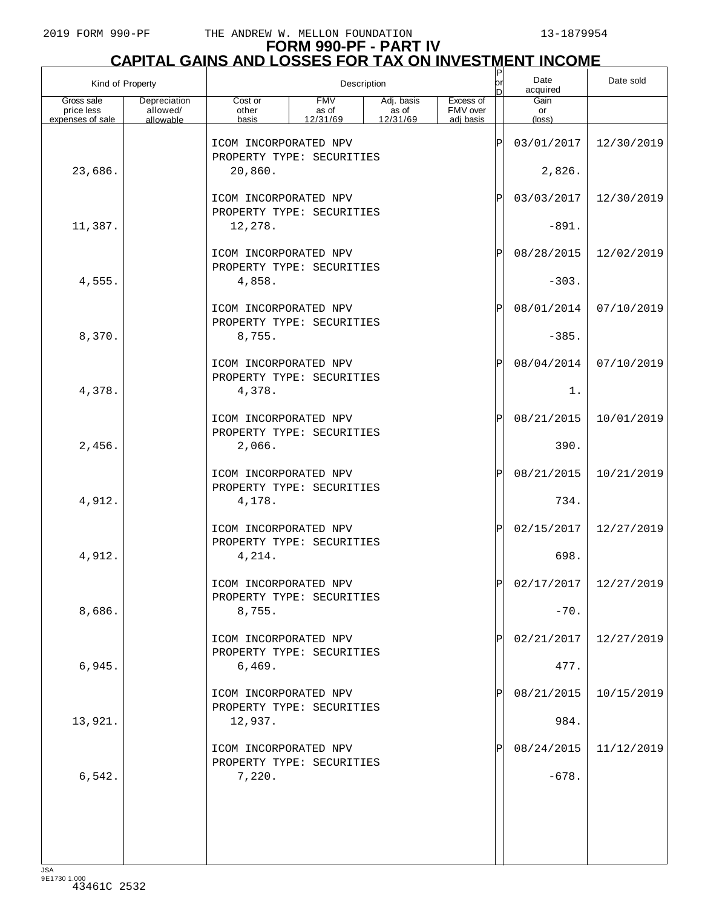# FORM 990-PF - PART IV
## CAPITAL GAINS AND LOSSES FOR TAX ON INVESTMENT INCOME

| Kind of Property | | Description | | | | P or D | Date acquired | Date sold |
|---|---|---|---|---|---|---|---|---|
| Gross sale price less expenses of sale | Depreciation allowed/ allowable | Cost or other basis | FMV as of 12/31/69 | Adj. basis as of 12/31/69 | Excess of FMV over adj basis | | Gain or (loss) | |
| | | ICOM INCORPORATED NPV PROPERTY TYPE: SECURITIES | | | | P | 03/01/2017 | 12/30/2019 |
| 23,686. | | 20,860. | | | | | 2,826. | |
| | | ICOM INCORPORATED NPV PROPERTY TYPE: SECURITIES | | | | P | 03/03/2017 | 12/30/2019 |
| 11,387. | | 12,278. | | | | | -891. | |
| | | ICOM INCORPORATED NPV PROPERTY TYPE: SECURITIES | | | | P | 08/28/2015 | 12/02/2019 |
| 4,555. | | 4,858. | | | | | -303. | |
| | | ICOM INCORPORATED NPV PROPERTY TYPE: SECURITIES | | | | P | 08/01/2014 | 07/10/2019 |
| 8,370. | | 8,755. | | | | | -385. | |
| | | ICOM INCORPORATED NPV PROPERTY TYPE: SECURITIES | | | | P | 08/04/2014 | 07/10/2019 |
| 4,378. | | 4,378. | | | | | 1. | |
| | | ICOM INCORPORATED NPV PROPERTY TYPE: SECURITIES | | | | P | 08/21/2015 | 10/01/2019 |
| 2,456. | | 2,066. | | | | | 390. | |
| | | ICOM INCORPORATED NPV PROPERTY TYPE: SECURITIES | | | | P | 08/21/2015 | 10/21/2019 |
| 4,912. | | 4,178. | | | | | 734. | |
| | | ICOM INCORPORATED NPV PROPERTY TYPE: SECURITIES | | | | P | 02/15/2017 | 12/27/2019 |
| 4,912. | | 4,214. | | | | | 698. | |
| | | ICOM INCORPORATED NPV PROPERTY TYPE: SECURITIES | | | | P | 02/17/2017 | 12/27/2019 |
| 8,686. | | 8,755. | | | | | -70. | |
| | | ICOM INCORPORATED NPV PROPERTY TYPE: SECURITIES | | | | P | 02/21/2017 | 12/27/2019 |
| 6,945. | | 6,469. | | | | | 477. | |
| | | ICOM INCORPORATED NPV PROPERTY TYPE: SECURITIES | | | | P | 08/21/2015 | 10/15/2019 |
| 13,921. | | 12,937. | | | | | 984. | |
| | | ICOM INCORPORATED NPV PROPERTY TYPE: SECURITIES | | | | P | 08/24/2015 | 11/12/2019 |
| 6,542. | | 7,220. | | | | | -678. | |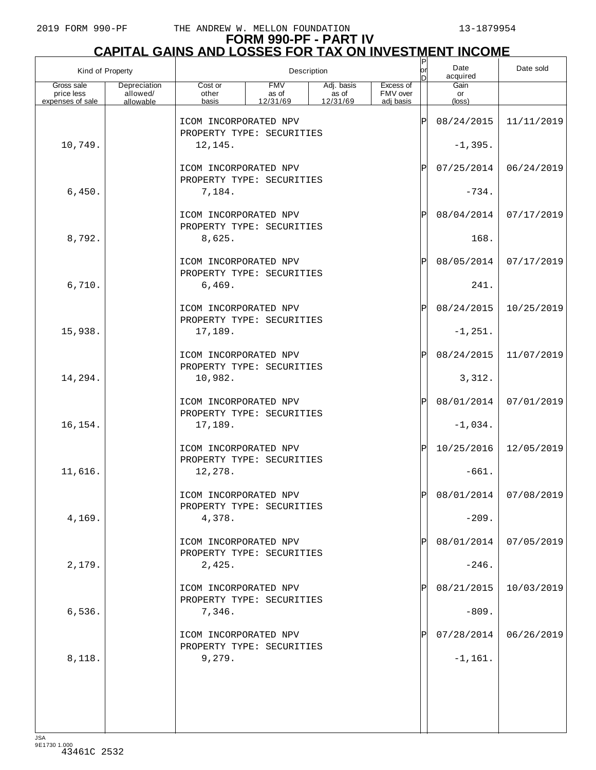# FORM 990-PF - PART IV

## CAPITAL GAINS AND LOSSES FOR TAX ON INVESTMENT INCOME

| Kind of Property | | Description | | | | P or D | Date acquired | Date sold |
|---|---|---|---|---|---|---|---|---|
| Gross sale price less expenses of sale | Depreciation allowed/ allowable | Cost or other basis | FMV as of 12/31/69 | Adj. basis as of 12/31/69 | Excess of FMV over adj basis | | Gain or (loss) | |
| | | ICOM INCORPORATED NPV<br>PROPERTY TYPE: SECURITIES | | | | P | 08/24/2015 | 11/11/2019 |
| 10,749. | | 12,145. | | | | | -1,395. | |
| | | ICOM INCORPORATED NPV<br>PROPERTY TYPE: SECURITIES | | | | P | 07/25/2014 | 06/24/2019 |
| 6,450. | | 7,184. | | | | | -734. | |
| | | ICOM INCORPORATED NPV<br>PROPERTY TYPE: SECURITIES | | | | P | 08/04/2014 | 07/17/2019 |
| 8,792. | | 8,625. | | | | | 168. | |
| | | ICOM INCORPORATED NPV<br>PROPERTY TYPE: SECURITIES | | | | P | 08/05/2014 | 07/17/2019 |
| 6,710. | | 6,469. | | | | | 241. | |
| | | ICOM INCORPORATED NPV<br>PROPERTY TYPE: SECURITIES | | | | P | 08/24/2015 | 10/25/2019 |
| 15,938. | | 17,189. | | | | | -1,251. | |
| | | ICOM INCORPORATED NPV<br>PROPERTY TYPE: SECURITIES | | | | P | 08/24/2015 | 11/07/2019 |
| 14,294. | | 10,982. | | | | | 3,312. | |
| | | ICOM INCORPORATED NPV<br>PROPERTY TYPE: SECURITIES | | | | P | 08/01/2014 | 07/01/2019 |
| 16,154. | | 17,189. | | | | | -1,034. | |
| | | ICOM INCORPORATED NPV<br>PROPERTY TYPE: SECURITIES | | | | P | 10/25/2016 | 12/05/2019 |
| 11,616. | | 12,278. | | | | | -661. | |
| | | ICOM INCORPORATED NPV<br>PROPERTY TYPE: SECURITIES | | | | P | 08/01/2014 | 07/08/2019 |
| 4,169. | | 4,378. | | | | | -209. | |
| | | ICOM INCORPORATED NPV<br>PROPERTY TYPE: SECURITIES | | | | P | 08/01/2014 | 07/05/2019 |
| 2,179. | | 2,425. | | | | | -246. | |
| | | ICOM INCORPORATED NPV<br>PROPERTY TYPE: SECURITIES | | | | P | 08/21/2015 | 10/03/2019 |
| 6,536. | | 7,346. | | | | | -809. | |
| | | ICOM INCORPORATED NPV<br>PROPERTY TYPE: SECURITIES | | | | P | 07/28/2014 | 06/26/2019 |
| 8,118. | | 9,279. | | | | | -1,161. | |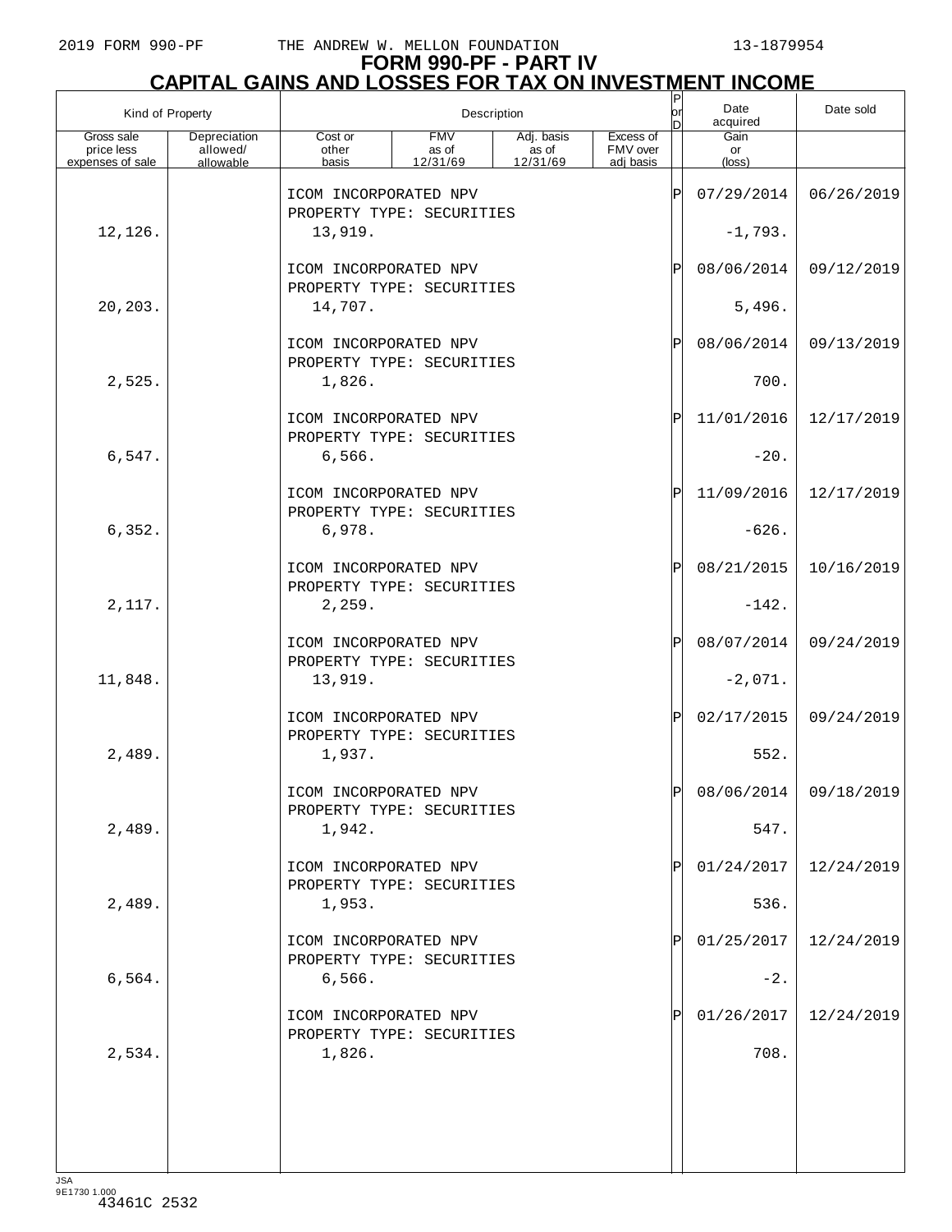# FORM 990-PF - PART IV

## CAPITAL GAINS AND LOSSES FOR TAX ON INVESTMENT INCOME

| Kind of Property | | Description | | | | P or D | Date acquired | Date sold |
|---|---|---|---|---|---|---|---|---|
| Gross sale price less expenses of sale | Depreciation allowed/ allowable | Cost or other basis | FMV as of 12/31/69 | Adj. basis as of 12/31/69 | Excess of FMV over adj basis | | Gain or (loss) | |
| | | ICOM INCORPORATED NPV PROPERTY TYPE: SECURITIES | | | | P | 07/29/2014 | 06/26/2019 |
| 12,126. | | 13,919. | | | | | -1,793. | |
| | | ICOM INCORPORATED NPV PROPERTY TYPE: SECURITIES | | | | P | 08/06/2014 | 09/12/2019 |
| 20,203. | | 14,707. | | | | | 5,496. | |
| | | ICOM INCORPORATED NPV PROPERTY TYPE: SECURITIES | | | | P | 08/06/2014 | 09/13/2019 |
| 2,525. | | 1,826. | | | | | 700. | |
| | | ICOM INCORPORATED NPV PROPERTY TYPE: SECURITIES | | | | P | 11/01/2016 | 12/17/2019 |
| 6,547. | | 6,566. | | | | | -20. | |
| | | ICOM INCORPORATED NPV PROPERTY TYPE: SECURITIES | | | | P | 11/09/2016 | 12/17/2019 |
| 6,352. | | 6,978. | | | | | -626. | |
| | | ICOM INCORPORATED NPV PROPERTY TYPE: SECURITIES | | | | P | 08/21/2015 | 10/16/2019 |
| 2,117. | | 2,259. | | | | | -142. | |
| | | ICOM INCORPORATED NPV PROPERTY TYPE: SECURITIES | | | | P | 08/07/2014 | 09/24/2019 |
| 11,848. | | 13,919. | | | | | -2,071. | |
| | | ICOM INCORPORATED NPV PROPERTY TYPE: SECURITIES | | | | P | 02/17/2015 | 09/24/2019 |
| 2,489. | | 1,937. | | | | | 552. | |
| | | ICOM INCORPORATED NPV PROPERTY TYPE: SECURITIES | | | | P | 08/06/2014 | 09/18/2019 |
| 2,489. | | 1,942. | | | | | 547. | |
| | | ICOM INCORPORATED NPV PROPERTY TYPE: SECURITIES | | | | P | 01/24/2017 | 12/24/2019 |
| 2,489. | | 1,953. | | | | | 536. | |
| | | ICOM INCORPORATED NPV PROPERTY TYPE: SECURITIES | | | | P | 01/25/2017 | 12/24/2019 |
| 6,564. | | 6,566. | | | | | -2. | |
| | | ICOM INCORPORATED NPV PROPERTY TYPE: SECURITIES | | | | P | 01/26/2017 | 12/24/2019 |
| 2,534. | | 1,826. | | | | | 708. | |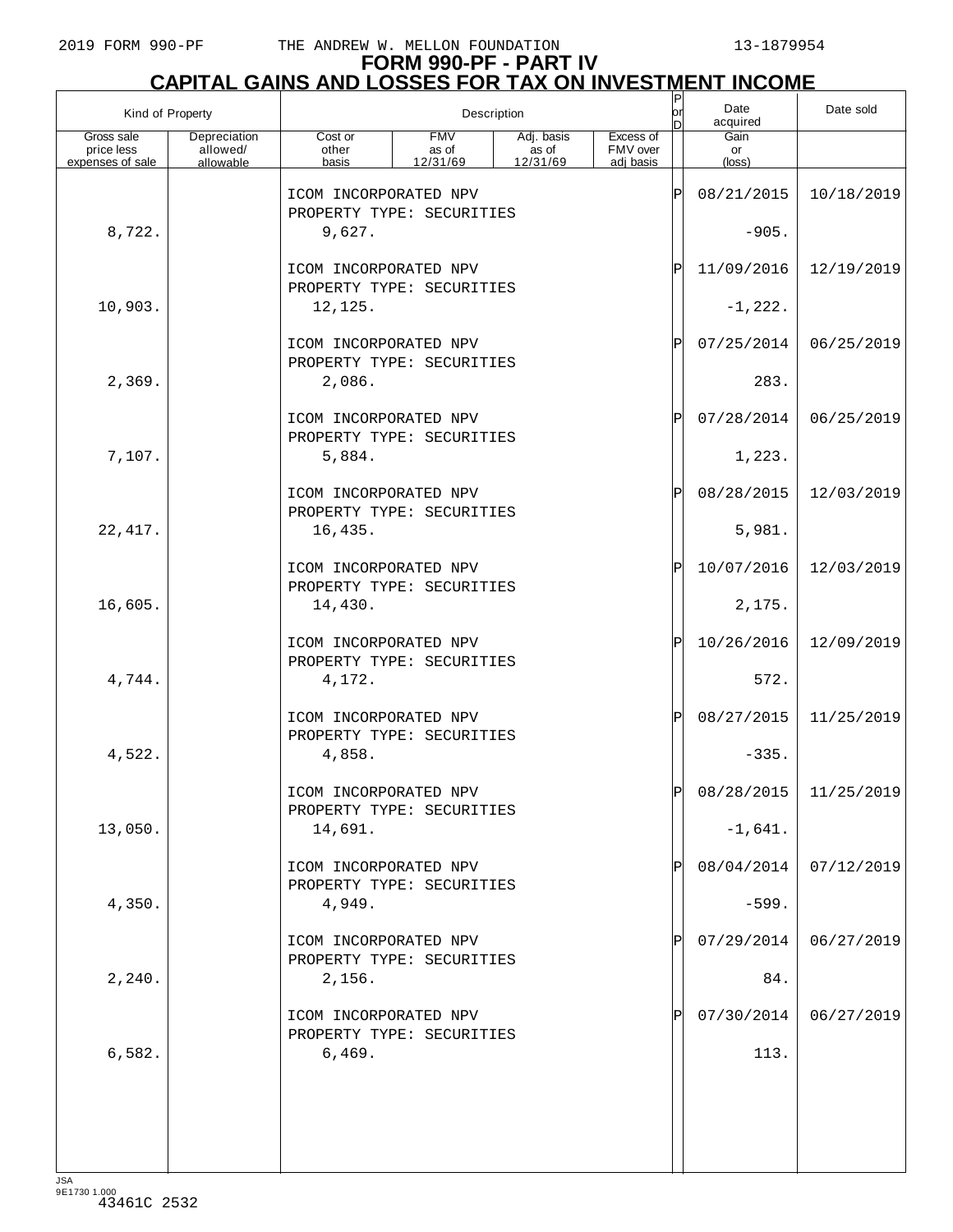# FORM 990-PF - PART IV
## CAPITAL GAINS AND LOSSES FOR TAX ON INVESTMENT INCOME

| Kind of Property | | Description | | | | P or D | Date acquired | Date sold |
|---|---|---|---|---|---|---|---|---|
| Gross sale price less expenses of sale | Depreciation allowed/ allowable | Cost or other basis | FMV as of 12/31/69 | Adj. basis as of 12/31/69 | Excess of FMV over adj basis | | Gain or (loss) | |
| | | ICOM INCORPORATED NPV PROPERTY TYPE: SECURITIES | | | | P | 08/21/2015 | 10/18/2019 |
| 8,722. | | 9,627. | | | | | -905. | |
| | | ICOM INCORPORATED NPV PROPERTY TYPE: SECURITIES | | | | P | 11/09/2016 | 12/19/2019 |
| 10,903. | | 12,125. | | | | | -1,222. | |
| | | ICOM INCORPORATED NPV PROPERTY TYPE: SECURITIES | | | | P | 07/25/2014 | 06/25/2019 |
| 2,369. | | 2,086. | | | | | 283. | |
| | | ICOM INCORPORATED NPV PROPERTY TYPE: SECURITIES | | | | P | 07/28/2014 | 06/25/2019 |
| 7,107. | | 5,884. | | | | | 1,223. | |
| | | ICOM INCORPORATED NPV PROPERTY TYPE: SECURITIES | | | | P | 08/28/2015 | 12/03/2019 |
| 22,417. | | 16,435. | | | | | 5,981. | |
| | | ICOM INCORPORATED NPV PROPERTY TYPE: SECURITIES | | | | P | 10/07/2016 | 12/03/2019 |
| 16,605. | | 14,430. | | | | | 2,175. | |
| | | ICOM INCORPORATED NPV PROPERTY TYPE: SECURITIES | | | | P | 10/26/2016 | 12/09/2019 |
| 4,744. | | 4,172. | | | | | 572. | |
| | | ICOM INCORPORATED NPV PROPERTY TYPE: SECURITIES | | | | P | 08/27/2015 | 11/25/2019 |
| 4,522. | | 4,858. | | | | | -335. | |
| | | ICOM INCORPORATED NPV PROPERTY TYPE: SECURITIES | | | | P | 08/28/2015 | 11/25/2019 |
| 13,050. | | 14,691. | | | | | -1,641. | |
| | | ICOM INCORPORATED NPV PROPERTY TYPE: SECURITIES | | | | P | 08/04/2014 | 07/12/2019 |
| 4,350. | | 4,949. | | | | | -599. | |
| | | ICOM INCORPORATED NPV PROPERTY TYPE: SECURITIES | | | | P | 07/29/2014 | 06/27/2019 |
| 2,240. | | 2,156. | | | | | 84. | |
| | | ICOM INCORPORATED NPV PROPERTY TYPE: SECURITIES | | | | P | 07/30/2014 | 06/27/2019 |
| 6,582. | | 6,469. | | | | | 113. | |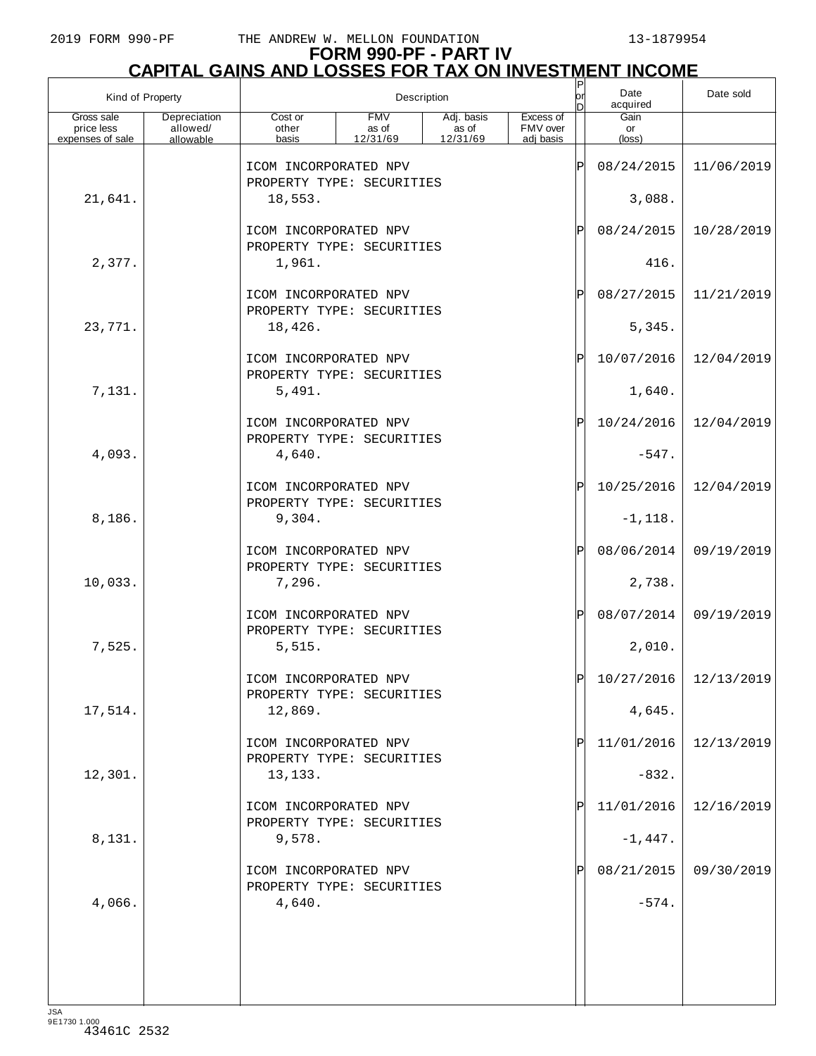# FORM 990-PF - PART IV
## CAPITAL GAINS AND LOSSES FOR TAX ON INVESTMENT INCOME

| Kind of Property | | Description | | | | P or D | Date acquired | Date sold |
|---|---|---|---|---|---|---|---|---|
| Gross sale price less expenses of sale | Depreciation allowed/ allowable | Cost or other basis | FMV as of 12/31/69 | Adj. basis as of 12/31/69 | Excess of FMV over adj basis | | Gain or (loss) | |
| | | ICOM INCORPORATED NPV PROPERTY TYPE: SECURITIES | | | | P | 08/24/2015 | 11/06/2019 |
| 21,641. | | 18,553. | | | | | 3,088. | |
| | | ICOM INCORPORATED NPV PROPERTY TYPE: SECURITIES | | | | P | 08/24/2015 | 10/28/2019 |
| 2,377. | | 1,961. | | | | | 416. | |
| | | ICOM INCORPORATED NPV PROPERTY TYPE: SECURITIES | | | | P | 08/27/2015 | 11/21/2019 |
| 23,771. | | 18,426. | | | | | 5,345. | |
| | | ICOM INCORPORATED NPV PROPERTY TYPE: SECURITIES | | | | P | 10/07/2016 | 12/04/2019 |
| 7,131. | | 5,491. | | | | | 1,640. | |
| | | ICOM INCORPORATED NPV PROPERTY TYPE: SECURITIES | | | | P | 10/24/2016 | 12/04/2019 |
| 4,093. | | 4,640. | | | | | -547. | |
| | | ICOM INCORPORATED NPV PROPERTY TYPE: SECURITIES | | | | P | 10/25/2016 | 12/04/2019 |
| 8,186. | | 9,304. | | | | | -1,118. | |
| | | ICOM INCORPORATED NPV PROPERTY TYPE: SECURITIES | | | | P | 08/06/2014 | 09/19/2019 |
| 10,033. | | 7,296. | | | | | 2,738. | |
| | | ICOM INCORPORATED NPV PROPERTY TYPE: SECURITIES | | | | P | 08/07/2014 | 09/19/2019 |
| 7,525. | | 5,515. | | | | | 2,010. | |
| | | ICOM INCORPORATED NPV PROPERTY TYPE: SECURITIES | | | | P | 10/27/2016 | 12/13/2019 |
| 17,514. | | 12,869. | | | | | 4,645. | |
| | | ICOM INCORPORATED NPV PROPERTY TYPE: SECURITIES | | | | P | 11/01/2016 | 12/13/2019 |
| 12,301. | | 13,133. | | | | | -832. | |
| | | ICOM INCORPORATED NPV PROPERTY TYPE: SECURITIES | | | | P | 11/01/2016 | 12/16/2019 |
| 8,131. | | 9,578. | | | | | -1,447. | |
| | | ICOM INCORPORATED NPV PROPERTY TYPE: SECURITIES | | | | P | 08/21/2015 | 09/30/2019 |
| 4,066. | | 4,640. | | | | | -574. | |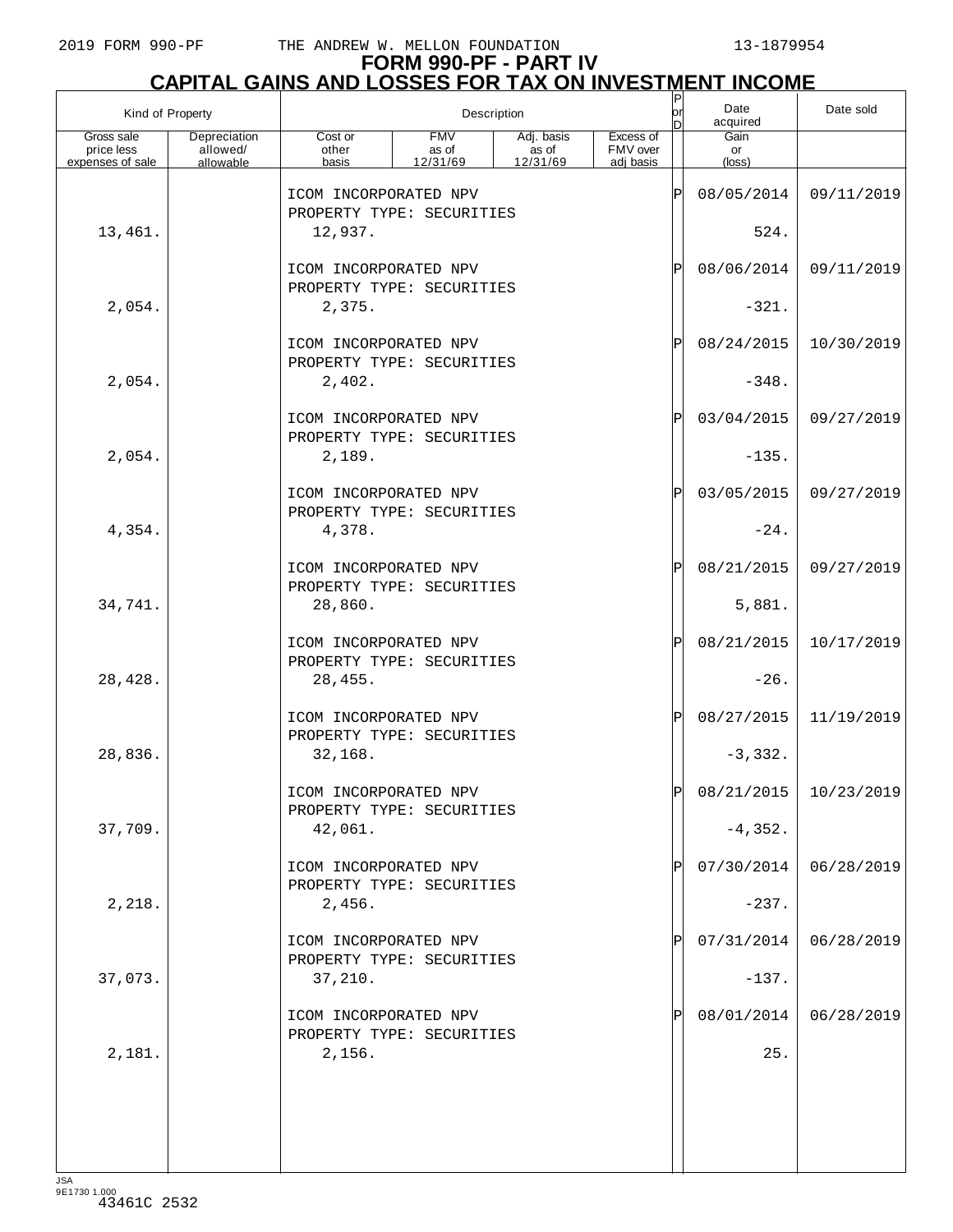# FORM 990-PF - PART IV

## CAPITAL GAINS AND LOSSES FOR TAX ON INVESTMENT INCOME

| Kind of Property | | Description | | | | P or D | Date acquired | Date sold |
|---|---|---|---|---|---|---|---|---|
| Gross sale price less expenses of sale | Depreciation allowed/ allowable | Cost or other basis | FMV as of 12/31/69 | Adj. basis as of 12/31/69 | Excess of FMV over adj basis | | Gain or (loss) | |
| | | ICOM INCORPORATED NPV PROPERTY TYPE: SECURITIES | | | | P | 08/05/2014 | 09/11/2019 |
| 13,461. | | 12,937. | | | | | 524. | |
| | | ICOM INCORPORATED NPV PROPERTY TYPE: SECURITIES | | | | P | 08/06/2014 | 09/11/2019 |
| 2,054. | | 2,375. | | | | | -321. | |
| | | ICOM INCORPORATED NPV PROPERTY TYPE: SECURITIES | | | | P | 08/24/2015 | 10/30/2019 |
| 2,054. | | 2,402. | | | | | -348. | |
| | | ICOM INCORPORATED NPV PROPERTY TYPE: SECURITIES | | | | P | 03/04/2015 | 09/27/2019 |
| 2,054. | | 2,189. | | | | | -135. | |
| | | ICOM INCORPORATED NPV PROPERTY TYPE: SECURITIES | | | | P | 03/05/2015 | 09/27/2019 |
| 4,354. | | 4,378. | | | | | -24. | |
| | | ICOM INCORPORATED NPV PROPERTY TYPE: SECURITIES | | | | P | 08/21/2015 | 09/27/2019 |
| 34,741. | | 28,860. | | | | | 5,881. | |
| | | ICOM INCORPORATED NPV PROPERTY TYPE: SECURITIES | | | | P | 08/21/2015 | 10/17/2019 |
| 28,428. | | 28,455. | | | | | -26. | |
| | | ICOM INCORPORATED NPV PROPERTY TYPE: SECURITIES | | | | P | 08/27/2015 | 11/19/2019 |
| 28,836. | | 32,168. | | | | | -3,332. | |
| | | ICOM INCORPORATED NPV PROPERTY TYPE: SECURITIES | | | | P | 08/21/2015 | 10/23/2019 |
| 37,709. | | 42,061. | | | | | -4,352. | |
| | | ICOM INCORPORATED NPV PROPERTY TYPE: SECURITIES | | | | P | 07/30/2014 | 06/28/2019 |
| 2,218. | | 2,456. | | | | | -237. | |
| | | ICOM INCORPORATED NPV PROPERTY TYPE: SECURITIES | | | | P | 07/31/2014 | 06/28/2019 |
| 37,073. | | 37,210. | | | | | -137. | |
| | | ICOM INCORPORATED NPV PROPERTY TYPE: SECURITIES | | | | P | 08/01/2014 | 06/28/2019 |
| 2,181. | | 2,156. | | | | | 25. | |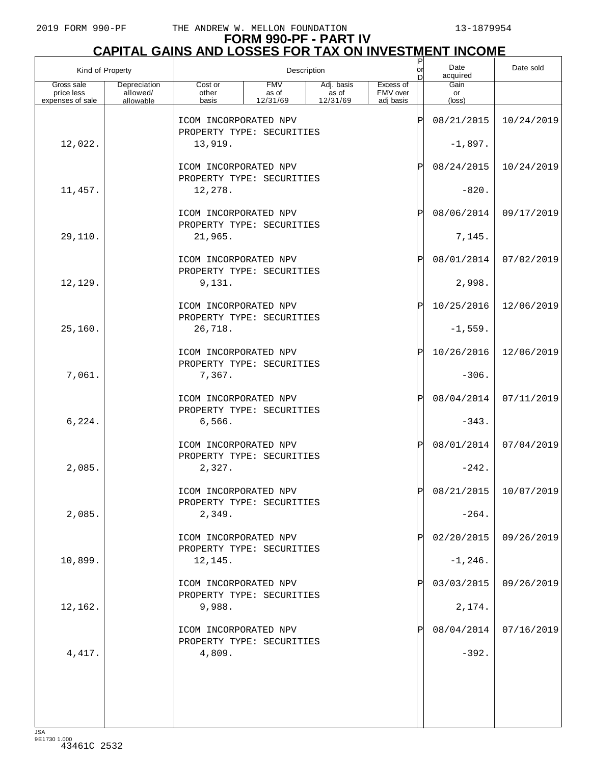# FORM 990-PF - PART IV
## CAPITAL GAINS AND LOSSES FOR TAX ON INVESTMENT INCOME

| Kind of Property | | Description | | | | P or D | Date acquired | Date sold |
|---|---|---|---|---|---|---|---|---|
| Gross sale price less expenses of sale | Depreciation allowed/ allowable | Cost or other basis | FMV as of 12/31/69 | Adj. basis as of 12/31/69 | Excess of FMV over adj basis | | Gain or (loss) | |
| | | ICOM INCORPORATED NPV<br>PROPERTY TYPE: SECURITIES | | | | P | 08/21/2015 | 10/24/2019 |
| 12,022. | | 13,919. | | | | | -1,897. | |
| | | ICOM INCORPORATED NPV<br>PROPERTY TYPE: SECURITIES | | | | P | 08/24/2015 | 10/24/2019 |
| 11,457. | | 12,278. | | | | | -820. | |
| | | ICOM INCORPORATED NPV<br>PROPERTY TYPE: SECURITIES | | | | P | 08/06/2014 | 09/17/2019 |
| 29,110. | | 21,965. | | | | | 7,145. | |
| | | ICOM INCORPORATED NPV<br>PROPERTY TYPE: SECURITIES | | | | P | 08/01/2014 | 07/02/2019 |
| 12,129. | | 9,131. | | | | | 2,998. | |
| | | ICOM INCORPORATED NPV<br>PROPERTY TYPE: SECURITIES | | | | P | 10/25/2016 | 12/06/2019 |
| 25,160. | | 26,718. | | | | | -1,559. | |
| | | ICOM INCORPORATED NPV<br>PROPERTY TYPE: SECURITIES | | | | P | 10/26/2016 | 12/06/2019 |
| 7,061. | | 7,367. | | | | | -306. | |
| | | ICOM INCORPORATED NPV<br>PROPERTY TYPE: SECURITIES | | | | P | 08/04/2014 | 07/11/2019 |
| 6,224. | | 6,566. | | | | | -343. | |
| | | ICOM INCORPORATED NPV<br>PROPERTY TYPE: SECURITIES | | | | P | 08/01/2014 | 07/04/2019 |
| 2,085. | | 2,327. | | | | | -242. | |
| | | ICOM INCORPORATED NPV<br>PROPERTY TYPE: SECURITIES | | | | P | 08/21/2015 | 10/07/2019 |
| 2,085. | | 2,349. | | | | | -264. | |
| | | ICOM INCORPORATED NPV<br>PROPERTY TYPE: SECURITIES | | | | P | 02/20/2015 | 09/26/2019 |
| 10,899. | | 12,145. | | | | | -1,246. | |
| | | ICOM INCORPORATED NPV<br>PROPERTY TYPE: SECURITIES | | | | P | 03/03/2015 | 09/26/2019 |
| 12,162. | | 9,988. | | | | | 2,174. | |
| | | ICOM INCORPORATED NPV<br>PROPERTY TYPE: SECURITIES | | | | P | 08/04/2014 | 07/16/2019 |
| 4,417. | | 4,809. | | | | | -392. | |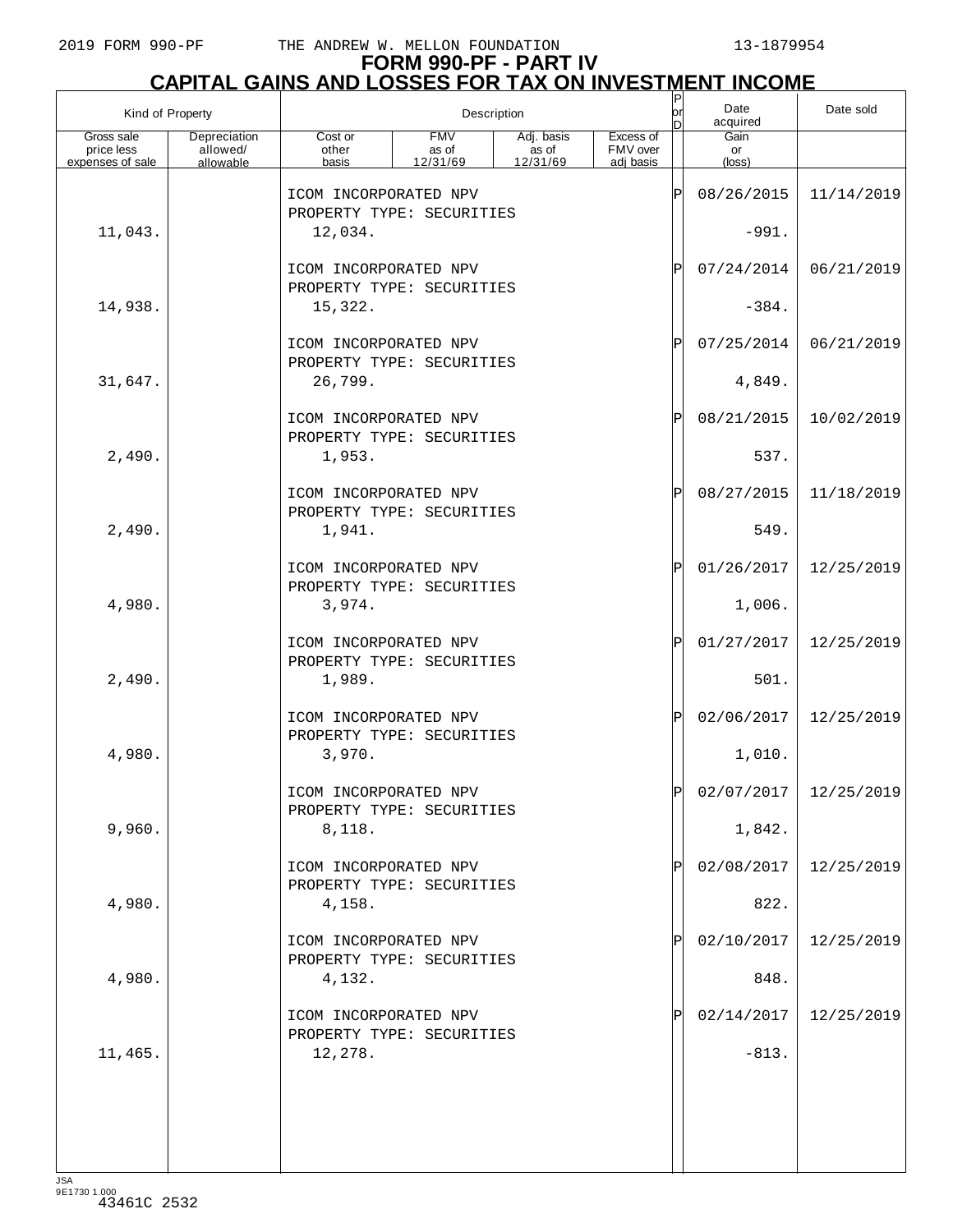# FORM 990-PF - PART IV
## CAPITAL GAINS AND LOSSES FOR TAX ON INVESTMENT INCOME

| Kind of Property | | Description | | | | P or D | Date acquired | Date sold |
|---|---|---|---|---|---|---|---|---|
| Gross sale price less expenses of sale | Depreciation allowed/ allowable | Cost or other basis | FMV as of 12/31/69 | Adj. basis as of 12/31/69 | Excess of FMV over adj basis | | Gain or (loss) | |
| | | ICOM INCORPORATED NPV PROPERTY TYPE: SECURITIES | | | | P | 08/26/2015 | 11/14/2019 |
| 11,043. | | 12,034. | | | | | -991. | |
| | | ICOM INCORPORATED NPV PROPERTY TYPE: SECURITIES | | | | P | 07/24/2014 | 06/21/2019 |
| 14,938. | | 15,322. | | | | | -384. | |
| | | ICOM INCORPORATED NPV PROPERTY TYPE: SECURITIES | | | | P | 07/25/2014 | 06/21/2019 |
| 31,647. | | 26,799. | | | | | 4,849. | |
| | | ICOM INCORPORATED NPV PROPERTY TYPE: SECURITIES | | | | P | 08/21/2015 | 10/02/2019 |
| 2,490. | | 1,953. | | | | | 537. | |
| | | ICOM INCORPORATED NPV PROPERTY TYPE: SECURITIES | | | | P | 08/27/2015 | 11/18/2019 |
| 2,490. | | 1,941. | | | | | 549. | |
| | | ICOM INCORPORATED NPV PROPERTY TYPE: SECURITIES | | | | P | 01/26/2017 | 12/25/2019 |
| 4,980. | | 3,974. | | | | | 1,006. | |
| | | ICOM INCORPORATED NPV PROPERTY TYPE: SECURITIES | | | | P | 01/27/2017 | 12/25/2019 |
| 2,490. | | 1,989. | | | | | 501. | |
| | | ICOM INCORPORATED NPV PROPERTY TYPE: SECURITIES | | | | P | 02/06/2017 | 12/25/2019 |
| 4,980. | | 3,970. | | | | | 1,010. | |
| | | ICOM INCORPORATED NPV PROPERTY TYPE: SECURITIES | | | | P | 02/07/2017 | 12/25/2019 |
| 9,960. | | 8,118. | | | | | 1,842. | |
| | | ICOM INCORPORATED NPV PROPERTY TYPE: SECURITIES | | | | P | 02/08/2017 | 12/25/2019 |
| 4,980. | | 4,158. | | | | | 822. | |
| | | ICOM INCORPORATED NPV PROPERTY TYPE: SECURITIES | | | | P | 02/10/2017 | 12/25/2019 |
| 4,980. | | 4,132. | | | | | 848. | |
| | | ICOM INCORPORATED NPV PROPERTY TYPE: SECURITIES | | | | P | 02/14/2017 | 12/25/2019 |
| 11,465. | | 12,278. | | | | | -813. | |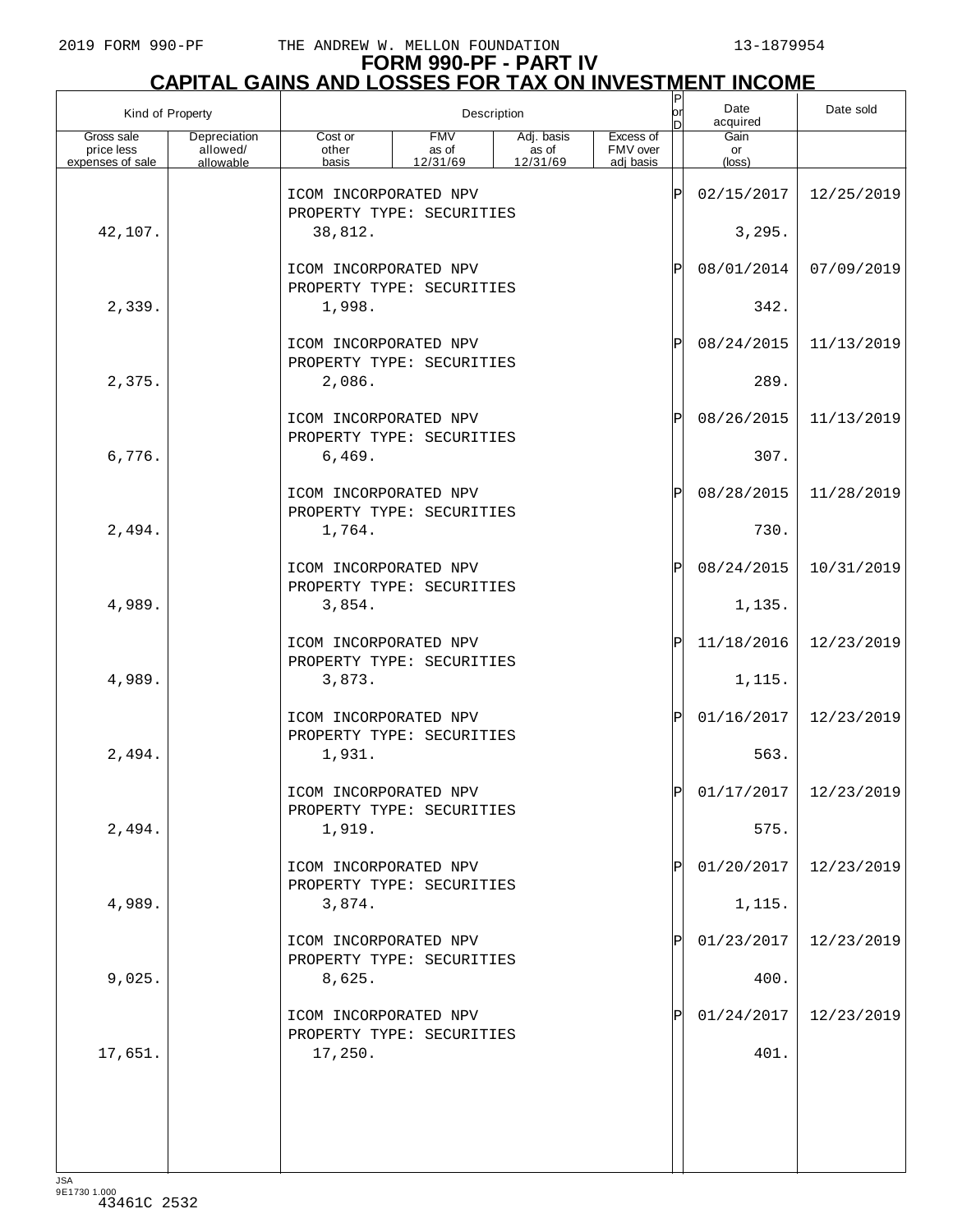2019 FORM 990-PF THE ANDREW W. MELLON FOUNDATION 13-1879954

# FORM 990-PF - PART IV
## CAPITAL GAINS AND LOSSES FOR TAX ON INVESTMENT INCOME

| Kind of Property | | Description | | | | P or D | Date acquired | Date sold |
|---|---|---|---|---|---|---|---|---|
| Gross sale price less expenses of sale | Depreciation allowed/ allowable | Cost or other basis | FMV as of 12/31/69 | Adj. basis as of 12/31/69 | Excess of FMV over adj basis | | Gain or (loss) | |
| | | ICOM INCORPORATED NPV<br>PROPERTY TYPE: SECURITIES | | | | P | 02/15/2017 | 12/25/2019 |
| 42,107. | | 38,812. | | | | | 3,295. | |
| | | ICOM INCORPORATED NPV<br>PROPERTY TYPE: SECURITIES | | | | P | 08/01/2014 | 07/09/2019 |
| 2,339. | | 1,998. | | | | | 342. | |
| | | ICOM INCORPORATED NPV<br>PROPERTY TYPE: SECURITIES | | | | P | 08/24/2015 | 11/13/2019 |
| 2,375. | | 2,086. | | | | | 289. | |
| | | ICOM INCORPORATED NPV<br>PROPERTY TYPE: SECURITIES | | | | P | 08/26/2015 | 11/13/2019 |
| 6,776. | | 6,469. | | | | | 307. | |
| | | ICOM INCORPORATED NPV<br>PROPERTY TYPE: SECURITIES | | | | P | 08/28/2015 | 11/28/2019 |
| 2,494. | | 1,764. | | | | | 730. | |
| | | ICOM INCORPORATED NPV<br>PROPERTY TYPE: SECURITIES | | | | P | 08/24/2015 | 10/31/2019 |
| 4,989. | | 3,854. | | | | | 1,135. | |
| | | ICOM INCORPORATED NPV<br>PROPERTY TYPE: SECURITIES | | | | P | 11/18/2016 | 12/23/2019 |
| 4,989. | | 3,873. | | | | | 1,115. | |
| | | ICOM INCORPORATED NPV<br>PROPERTY TYPE: SECURITIES | | | | P | 01/16/2017 | 12/23/2019 |
| 2,494. | | 1,931. | | | | | 563. | |
| | | ICOM INCORPORATED NPV<br>PROPERTY TYPE: SECURITIES | | | | P | 01/17/2017 | 12/23/2019 |
| 2,494. | | 1,919. | | | | | 575. | |
| | | ICOM INCORPORATED NPV<br>PROPERTY TYPE: SECURITIES | | | | P | 01/20/2017 | 12/23/2019 |
| 4,989. | | 3,874. | | | | | 1,115. | |
| | | ICOM INCORPORATED NPV<br>PROPERTY TYPE: SECURITIES | | | | P | 01/23/2017 | 12/23/2019 |
| 9,025. | | 8,625. | | | | | 400. | |
| | | ICOM INCORPORATED NPV<br>PROPERTY TYPE: SECURITIES | | | | P | 01/24/2017 | 12/23/2019 |
| 17,651. | | 17,250. | | | | | 401. | |

JSA
9E1730 1.000
43461C 2532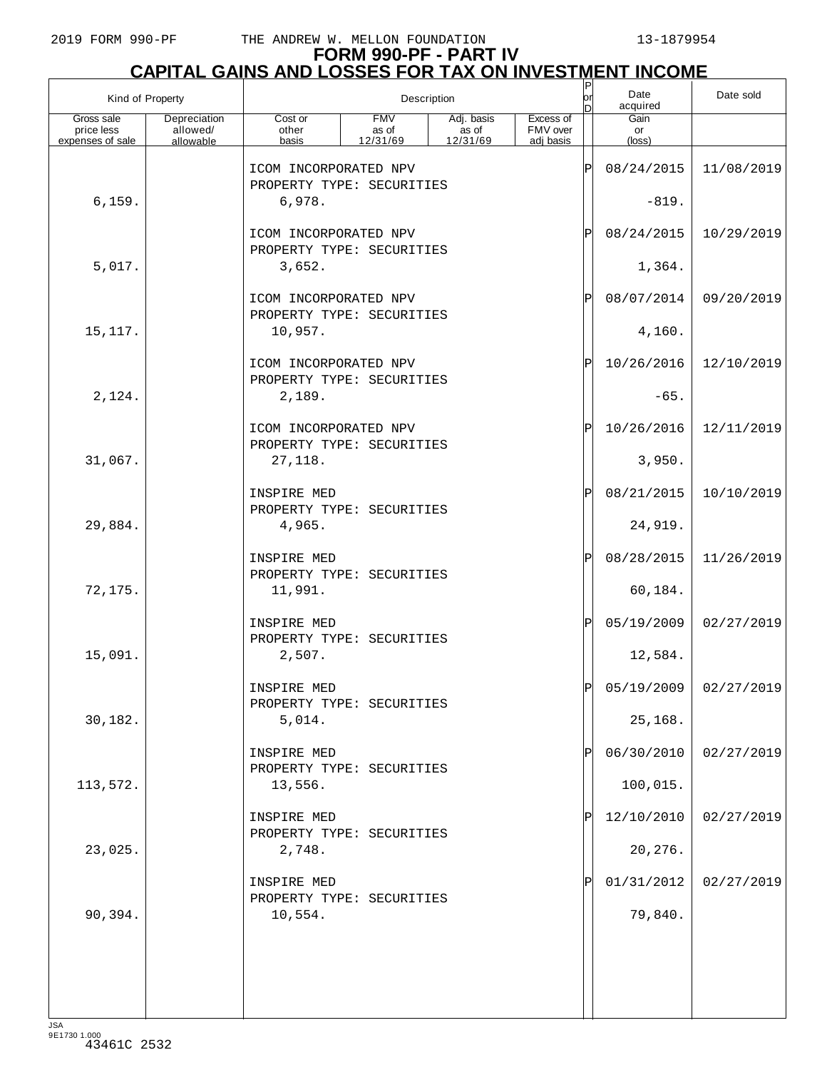# FORM 990-PF - PART IV
## CAPITAL GAINS AND LOSSES FOR TAX ON INVESTMENT INCOME

| Kind of Property | | Description | | | | P or D | Date acquired | Date sold |
|---|---|---|---|---|---|---|---|---|
| Gross sale price less expenses of sale | Depreciation allowed/ allowable | Cost or other basis | FMV as of 12/31/69 | Adj. basis as of 12/31/69 | Excess of FMV over adj basis | | Gain or (loss) | |
| | | ICOM INCORPORATED NPV PROPERTY TYPE: SECURITIES | | | | P | 08/24/2015 | 11/08/2019 |
| 6,159. | | 6,978. | | | | | -819. | |
| | | ICOM INCORPORATED NPV PROPERTY TYPE: SECURITIES | | | | P | 08/24/2015 | 10/29/2019 |
| 5,017. | | 3,652. | | | | | 1,364. | |
| | | ICOM INCORPORATED NPV PROPERTY TYPE: SECURITIES | | | | P | 08/07/2014 | 09/20/2019 |
| 15,117. | | 10,957. | | | | | 4,160. | |
| | | ICOM INCORPORATED NPV PROPERTY TYPE: SECURITIES | | | | P | 10/26/2016 | 12/10/2019 |
| 2,124. | | 2,189. | | | | | -65. | |
| | | ICOM INCORPORATED NPV PROPERTY TYPE: SECURITIES | | | | P | 10/26/2016 | 12/11/2019 |
| 31,067. | | 27,118. | | | | | 3,950. | |
| | | INSPIRE MED PROPERTY TYPE: SECURITIES | | | | P | 08/21/2015 | 10/10/2019 |
| 29,884. | | 4,965. | | | | | 24,919. | |
| | | INSPIRE MED PROPERTY TYPE: SECURITIES | | | | P | 08/28/2015 | 11/26/2019 |
| 72,175. | | 11,991. | | | | | 60,184. | |
| | | INSPIRE MED PROPERTY TYPE: SECURITIES | | | | P | 05/19/2009 | 02/27/2019 |
| 15,091. | | 2,507. | | | | | 12,584. | |
| | | INSPIRE MED PROPERTY TYPE: SECURITIES | | | | P | 05/19/2009 | 02/27/2019 |
| 30,182. | | 5,014. | | | | | 25,168. | |
| | | INSPIRE MED PROPERTY TYPE: SECURITIES | | | | P | 06/30/2010 | 02/27/2019 |
| 113,572. | | 13,556. | | | | | 100,015. | |
| | | INSPIRE MED PROPERTY TYPE: SECURITIES | | | | P | 12/10/2010 | 02/27/2019 |
| 23,025. | | 2,748. | | | | | 20,276. | |
| | | INSPIRE MED PROPERTY TYPE: SECURITIES | | | | P | 01/31/2012 | 02/27/2019 |
| 90,394. | | 10,554. | | | | | 79,840. | |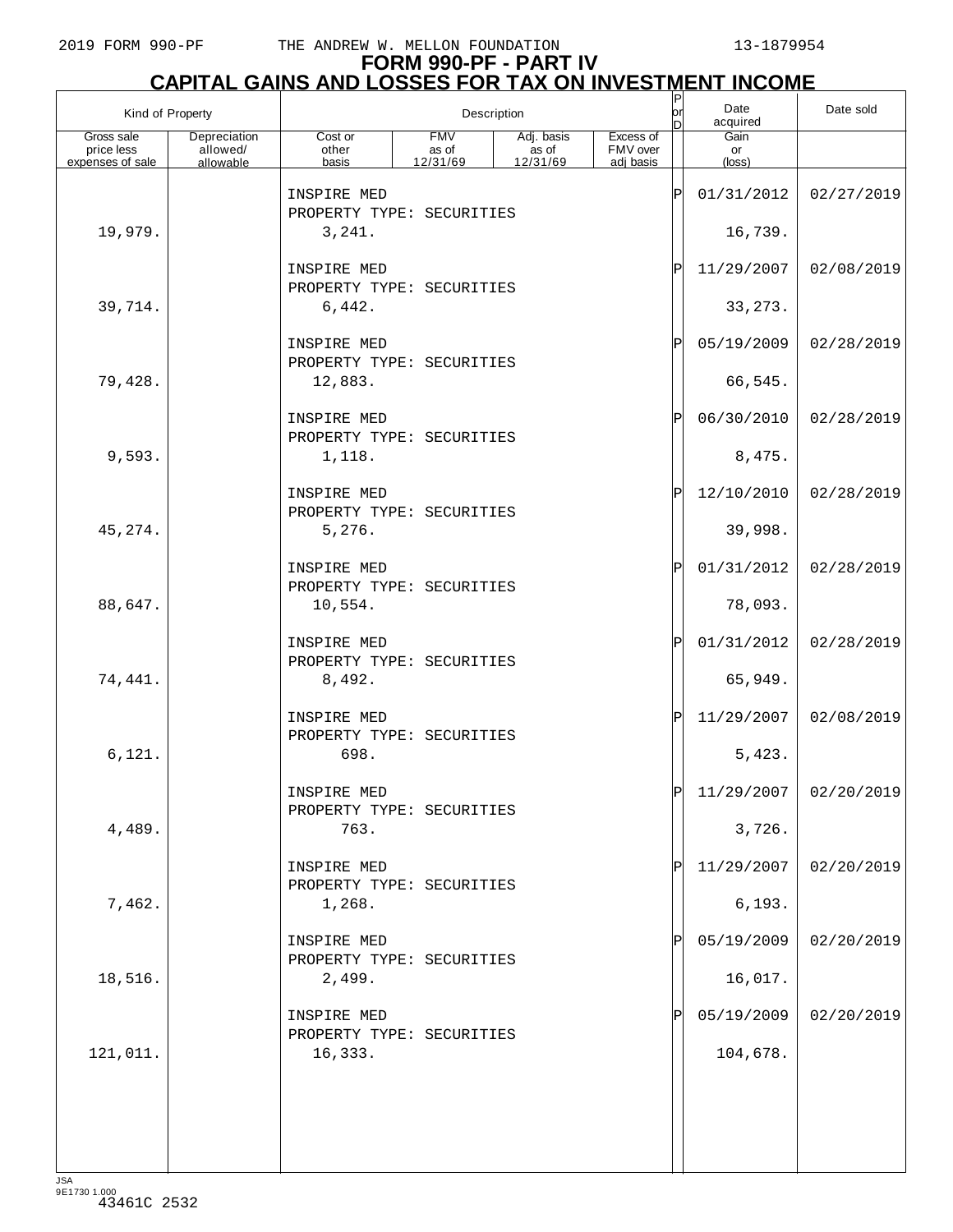# FORM 990-PF - PART IV
## CAPITAL GAINS AND LOSSES FOR TAX ON INVESTMENT INCOME

| Kind of Property | | Description | | | | P or D | Date acquired | Date sold |
|---|---|---|---|---|---|---|---|---|
| Gross sale price less expenses of sale | Depreciation allowed/ allowable | Cost or other basis | FMV as of 12/31/69 | Adj. basis as of 12/31/69 | Excess of FMV over adj basis | | Gain or (loss) | |
| | | INSPIRE MED<br>PROPERTY TYPE: SECURITIES | | | | P | 01/31/2012 | 02/27/2019 |
| 19,979. | | 3,241. | | | | | 16,739. | |
| | | INSPIRE MED<br>PROPERTY TYPE: SECURITIES | | | | P | 11/29/2007 | 02/08/2019 |
| 39,714. | | 6,442. | | | | | 33,273. | |
| | | INSPIRE MED<br>PROPERTY TYPE: SECURITIES | | | | P | 05/19/2009 | 02/28/2019 |
| 79,428. | | 12,883. | | | | | 66,545. | |
| | | INSPIRE MED<br>PROPERTY TYPE: SECURITIES | | | | P | 06/30/2010 | 02/28/2019 |
| 9,593. | | 1,118. | | | | | 8,475. | |
| | | INSPIRE MED<br>PROPERTY TYPE: SECURITIES | | | | P | 12/10/2010 | 02/28/2019 |
| 45,274. | | 5,276. | | | | | 39,998. | |
| | | INSPIRE MED<br>PROPERTY TYPE: SECURITIES | | | | P | 01/31/2012 | 02/28/2019 |
| 88,647. | | 10,554. | | | | | 78,093. | |
| | | INSPIRE MED<br>PROPERTY TYPE: SECURITIES | | | | P | 01/31/2012 | 02/28/2019 |
| 74,441. | | 8,492. | | | | | 65,949. | |
| | | INSPIRE MED<br>PROPERTY TYPE: SECURITIES | | | | P | 11/29/2007 | 02/08/2019 |
| 6,121. | | 698. | | | | | 5,423. | |
| | | INSPIRE MED<br>PROPERTY TYPE: SECURITIES | | | | P | 11/29/2007 | 02/20/2019 |
| 4,489. | | 763. | | | | | 3,726. | |
| | | INSPIRE MED<br>PROPERTY TYPE: SECURITIES | | | | P | 11/29/2007 | 02/20/2019 |
| 7,462. | | 1,268. | | | | | 6,193. | |
| | | INSPIRE MED<br>PROPERTY TYPE: SECURITIES | | | | P | 05/19/2009 | 02/20/2019 |
| 18,516. | | 2,499. | | | | | 16,017. | |
| | | INSPIRE MED<br>PROPERTY TYPE: SECURITIES | | | | P | 05/19/2009 | 02/20/2019 |
| 121,011. | | 16,333. | | | | | 104,678. | |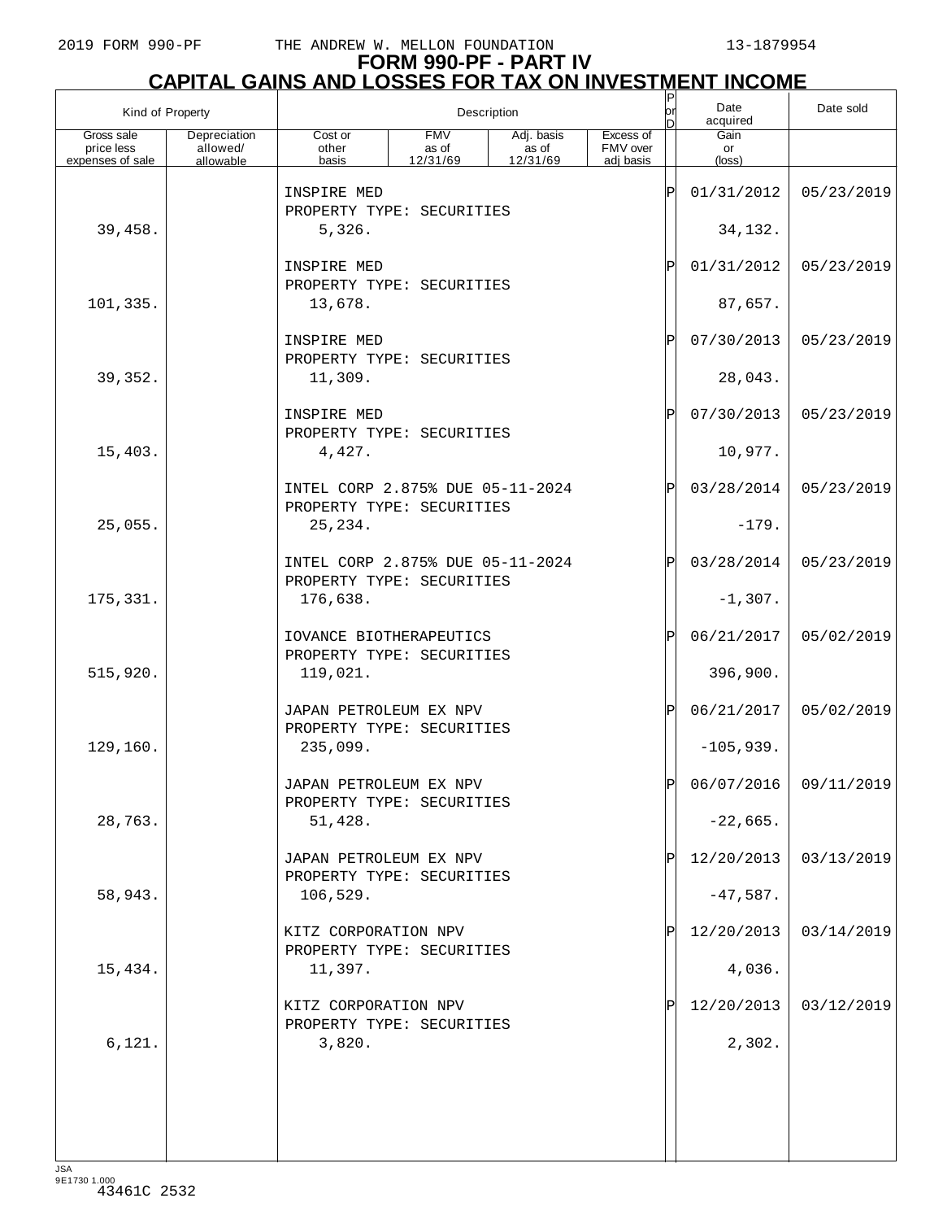# FORM 990-PF - PART IV
## CAPITAL GAINS AND LOSSES FOR TAX ON INVESTMENT INCOME

| Kind of Property | | Description | | | | P or D | Date acquired | Date sold |
|---|---|---|---|---|---|---|---|---|
| Gross sale price less expenses of sale | Depreciation allowed/ allowable | Cost or other basis | FMV as of 12/31/69 | Adj. basis as of 12/31/69 | Excess of FMV over adj basis | | Gain or (loss) | |
| | | INSPIRE MED<br>PROPERTY TYPE: SECURITIES | | | | P | 01/31/2012 | 05/23/2019 |
| 39,458. | | 5,326. | | | | | 34,132. | |
| | | INSPIRE MED<br>PROPERTY TYPE: SECURITIES | | | | P | 01/31/2012 | 05/23/2019 |
| 101,335. | | 13,678. | | | | | 87,657. | |
| | | INSPIRE MED<br>PROPERTY TYPE: SECURITIES | | | | P | 07/30/2013 | 05/23/2019 |
| 39,352. | | 11,309. | | | | | 28,043. | |
| | | INSPIRE MED<br>PROPERTY TYPE: SECURITIES | | | | P | 07/30/2013 | 05/23/2019 |
| 15,403. | | 4,427. | | | | | 10,977. | |
| | | INTEL CORP 2.875% DUE 05-11-2024<br>PROPERTY TYPE: SECURITIES | | | | P | 03/28/2014 | 05/23/2019 |
| 25,055. | | 25,234. | | | | | -179. | |
| | | INTEL CORP 2.875% DUE 05-11-2024<br>PROPERTY TYPE: SECURITIES | | | | P | 03/28/2014 | 05/23/2019 |
| 175,331. | | 176,638. | | | | | -1,307. | |
| | | IOVANCE BIOTHERAPEUTICS<br>PROPERTY TYPE: SECURITIES | | | | P | 06/21/2017 | 05/02/2019 |
| 515,920. | | 119,021. | | | | | 396,900. | |
| | | JAPAN PETROLEUM EX NPV<br>PROPERTY TYPE: SECURITIES | | | | P | 06/21/2017 | 05/02/2019 |
| 129,160. | | 235,099. | | | | | -105,939. | |
| | | JAPAN PETROLEUM EX NPV<br>PROPERTY TYPE: SECURITIES | | | | P | 06/07/2016 | 09/11/2019 |
| 28,763. | | 51,428. | | | | | -22,665. | |
| | | JAPAN PETROLEUM EX NPV<br>PROPERTY TYPE: SECURITIES | | | | P | 12/20/2013 | 03/13/2019 |
| 58,943. | | 106,529. | | | | | -47,587. | |
| | | KITZ CORPORATION NPV<br>PROPERTY TYPE: SECURITIES | | | | P | 12/20/2013 | 03/14/2019 |
| 15,434. | | 11,397. | | | | | 4,036. | |
| | | KITZ CORPORATION NPV<br>PROPERTY TYPE: SECURITIES | | | | P | 12/20/2013 | 03/12/2019 |
| 6,121. | | 3,820. | | | | | 2,302. | |

JSA
9E1730 1.000
43461C 2532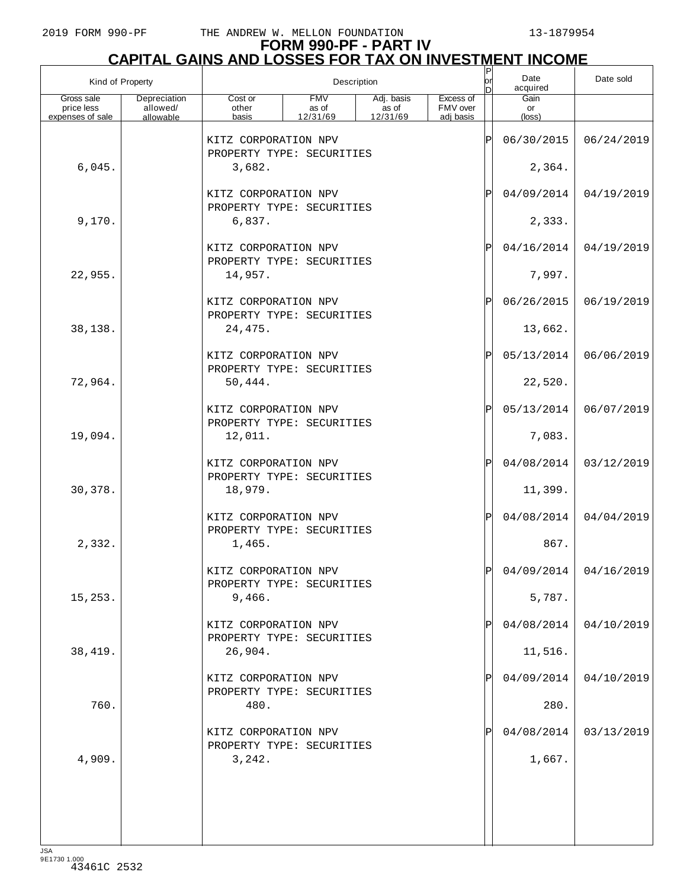# FORM 990-PF - PART IV
## CAPITAL GAINS AND LOSSES FOR TAX ON INVESTMENT INCOME

| Kind of Property | | Description | | | | P or D | Date acquired | Date sold |
|---|---|---|---|---|---|---|---|---|
| Gross sale price less expenses of sale | Depreciation allowed/ allowable | Cost or other basis | FMV as of 12/31/69 | Adj. basis as of 12/31/69 | Excess of FMV over adj basis | | Gain or (loss) | |
| | | KITZ CORPORATION NPV PROPERTY TYPE: SECURITIES | | | | P | 06/30/2015 | 06/24/2019 |
| 6,045. | | 3,682. | | | | | 2,364. | |
| | | KITZ CORPORATION NPV PROPERTY TYPE: SECURITIES | | | | P | 04/09/2014 | 04/19/2019 |
| 9,170. | | 6,837. | | | | | 2,333. | |
| | | KITZ CORPORATION NPV PROPERTY TYPE: SECURITIES | | | | P | 04/16/2014 | 04/19/2019 |
| 22,955. | | 14,957. | | | | | 7,997. | |
| | | KITZ CORPORATION NPV PROPERTY TYPE: SECURITIES | | | | P | 06/26/2015 | 06/19/2019 |
| 38,138. | | 24,475. | | | | | 13,662. | |
| | | KITZ CORPORATION NPV PROPERTY TYPE: SECURITIES | | | | P | 05/13/2014 | 06/06/2019 |
| 72,964. | | 50,444. | | | | | 22,520. | |
| | | KITZ CORPORATION NPV PROPERTY TYPE: SECURITIES | | | | P | 05/13/2014 | 06/07/2019 |
| 19,094. | | 12,011. | | | | | 7,083. | |
| | | KITZ CORPORATION NPV PROPERTY TYPE: SECURITIES | | | | P | 04/08/2014 | 03/12/2019 |
| 30,378. | | 18,979. | | | | | 11,399. | |
| | | KITZ CORPORATION NPV PROPERTY TYPE: SECURITIES | | | | P | 04/08/2014 | 04/04/2019 |
| 2,332. | | 1,465. | | | | | 867. | |
| | | KITZ CORPORATION NPV PROPERTY TYPE: SECURITIES | | | | P | 04/09/2014 | 04/16/2019 |
| 15,253. | | 9,466. | | | | | 5,787. | |
| | | KITZ CORPORATION NPV PROPERTY TYPE: SECURITIES | | | | P | 04/08/2014 | 04/10/2019 |
| 38,419. | | 26,904. | | | | | 11,516. | |
| | | KITZ CORPORATION NPV PROPERTY TYPE: SECURITIES | | | | P | 04/09/2014 | 04/10/2019 |
| 760. | | 480. | | | | | 280. | |
| | | KITZ CORPORATION NPV PROPERTY TYPE: SECURITIES | | | | P | 04/08/2014 | 03/13/2019 |
| 4,909. | | 3,242. | | | | | 1,667. | |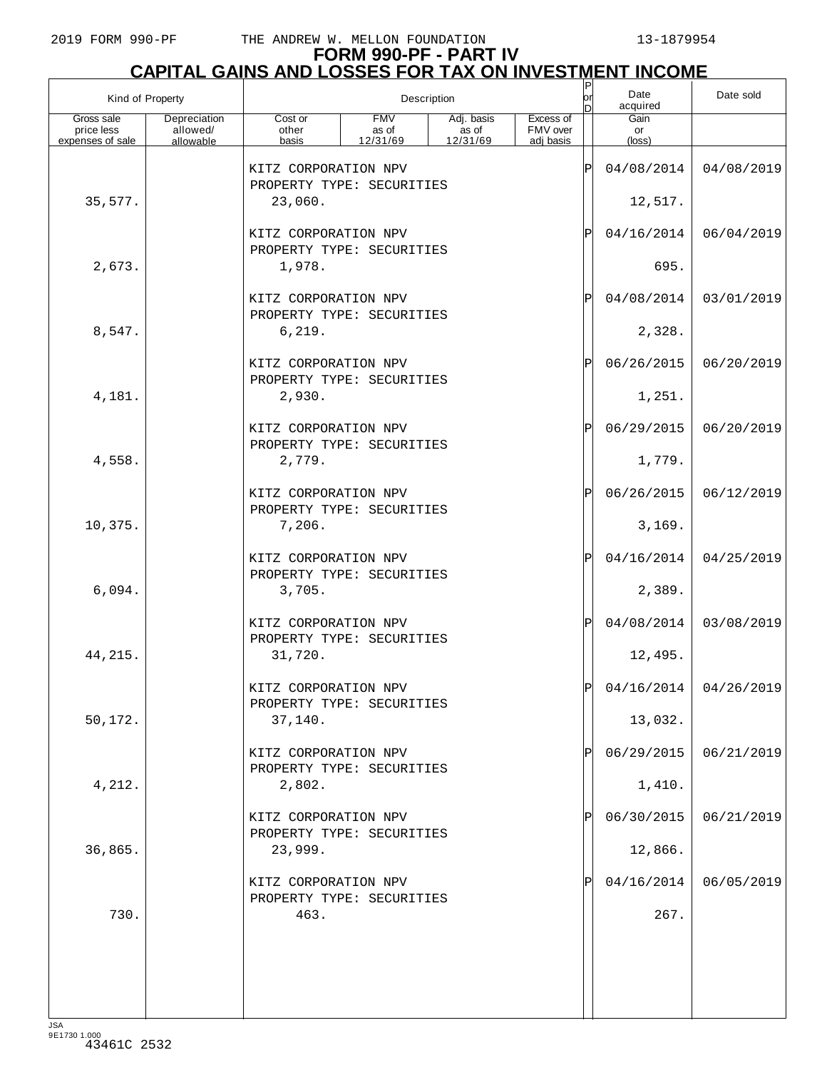# FORM 990-PF - PART IV
## CAPITAL GAINS AND LOSSES FOR TAX ON INVESTMENT INCOME

| Kind of Property | | Description | | | | P or D | Date acquired | Date sold |
|---|---|---|---|---|---|---|---|---|
| Gross sale price less expenses of sale | Depreciation allowed/ allowable | Cost or other basis | FMV as of 12/31/69 | Adj. basis as of 12/31/69 | Excess of FMV over adj basis | | Gain or (loss) | |
| | | KITZ CORPORATION NPV PROPERTY TYPE: SECURITIES | | | | P | 04/08/2014 | 04/08/2019 |
| 35,577. | | 23,060. | | | | | 12,517. | |
| | | KITZ CORPORATION NPV PROPERTY TYPE: SECURITIES | | | | P | 04/16/2014 | 06/04/2019 |
| 2,673. | | 1,978. | | | | | 695. | |
| | | KITZ CORPORATION NPV PROPERTY TYPE: SECURITIES | | | | P | 04/08/2014 | 03/01/2019 |
| 8,547. | | 6,219. | | | | | 2,328. | |
| | | KITZ CORPORATION NPV PROPERTY TYPE: SECURITIES | | | | P | 06/26/2015 | 06/20/2019 |
| 4,181. | | 2,930. | | | | | 1,251. | |
| | | KITZ CORPORATION NPV PROPERTY TYPE: SECURITIES | | | | P | 06/29/2015 | 06/20/2019 |
| 4,558. | | 2,779. | | | | | 1,779. | |
| | | KITZ CORPORATION NPV PROPERTY TYPE: SECURITIES | | | | P | 06/26/2015 | 06/12/2019 |
| 10,375. | | 7,206. | | | | | 3,169. | |
| | | KITZ CORPORATION NPV PROPERTY TYPE: SECURITIES | | | | P | 04/16/2014 | 04/25/2019 |
| 6,094. | | 3,705. | | | | | 2,389. | |
| | | KITZ CORPORATION NPV PROPERTY TYPE: SECURITIES | | | | P | 04/08/2014 | 03/08/2019 |
| 44,215. | | 31,720. | | | | | 12,495. | |
| | | KITZ CORPORATION NPV PROPERTY TYPE: SECURITIES | | | | P | 04/16/2014 | 04/26/2019 |
| 50,172. | | 37,140. | | | | | 13,032. | |
| | | KITZ CORPORATION NPV PROPERTY TYPE: SECURITIES | | | | P | 06/29/2015 | 06/21/2019 |
| 4,212. | | 2,802. | | | | | 1,410. | |
| | | KITZ CORPORATION NPV PROPERTY TYPE: SECURITIES | | | | P | 06/30/2015 | 06/21/2019 |
| 36,865. | | 23,999. | | | | | 12,866. | |
| | | KITZ CORPORATION NPV PROPERTY TYPE: SECURITIES | | | | P | 04/16/2014 | 06/05/2019 |
| 730. | | 463. | | | | | 267. | |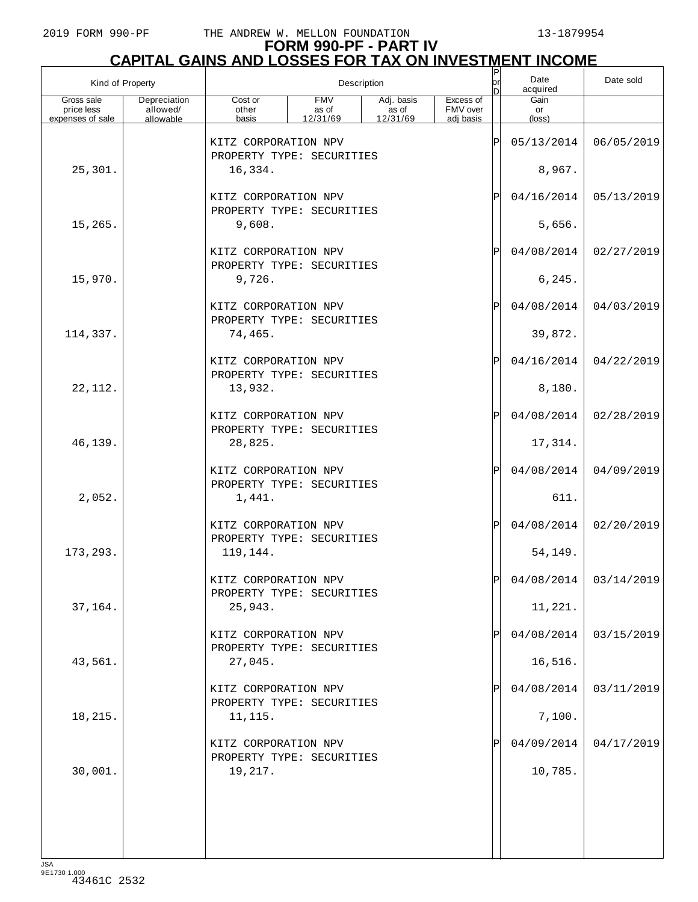# FORM 990-PF - PART IV
## CAPITAL GAINS AND LOSSES FOR TAX ON INVESTMENT INCOME

| Kind of Property | | Description | | | | P or D | Date acquired | Date sold |
|---|---|---|---|---|---|---|---|---|
| Gross sale price less expenses of sale | Depreciation allowed/ allowable | Cost or other basis | FMV as of 12/31/69 | Adj. basis as of 12/31/69 | Excess of FMV over adj basis | | Gain or (loss) | |
| | | KITZ CORPORATION NPV PROPERTY TYPE: SECURITIES | | | | P | 05/13/2014 | 06/05/2019 |
| 25,301. | | 16,334. | | | | | 8,967. | |
| | | KITZ CORPORATION NPV PROPERTY TYPE: SECURITIES | | | | P | 04/16/2014 | 05/13/2019 |
| 15,265. | | 9,608. | | | | | 5,656. | |
| | | KITZ CORPORATION NPV PROPERTY TYPE: SECURITIES | | | | P | 04/08/2014 | 02/27/2019 |
| 15,970. | | 9,726. | | | | | 6,245. | |
| | | KITZ CORPORATION NPV PROPERTY TYPE: SECURITIES | | | | P | 04/08/2014 | 04/03/2019 |
| 114,337. | | 74,465. | | | | | 39,872. | |
| | | KITZ CORPORATION NPV PROPERTY TYPE: SECURITIES | | | | P | 04/16/2014 | 04/22/2019 |
| 22,112. | | 13,932. | | | | | 8,180. | |
| | | KITZ CORPORATION NPV PROPERTY TYPE: SECURITIES | | | | P | 04/08/2014 | 02/28/2019 |
| 46,139. | | 28,825. | | | | | 17,314. | |
| | | KITZ CORPORATION NPV PROPERTY TYPE: SECURITIES | | | | P | 04/08/2014 | 04/09/2019 |
| 2,052. | | 1,441. | | | | | 611. | |
| | | KITZ CORPORATION NPV PROPERTY TYPE: SECURITIES | | | | P | 04/08/2014 | 02/20/2019 |
| 173,293. | | 119,144. | | | | | 54,149. | |
| | | KITZ CORPORATION NPV PROPERTY TYPE: SECURITIES | | | | P | 04/08/2014 | 03/14/2019 |
| 37,164. | | 25,943. | | | | | 11,221. | |
| | | KITZ CORPORATION NPV PROPERTY TYPE: SECURITIES | | | | P | 04/08/2014 | 03/15/2019 |
| 43,561. | | 27,045. | | | | | 16,516. | |
| | | KITZ CORPORATION NPV PROPERTY TYPE: SECURITIES | | | | P | 04/08/2014 | 03/11/2019 |
| 18,215. | | 11,115. | | | | | 7,100. | |
| | | KITZ CORPORATION NPV PROPERTY TYPE: SECURITIES | | | | P | 04/09/2014 | 04/17/2019 |
| 30,001. | | 19,217. | | | | | 10,785. | |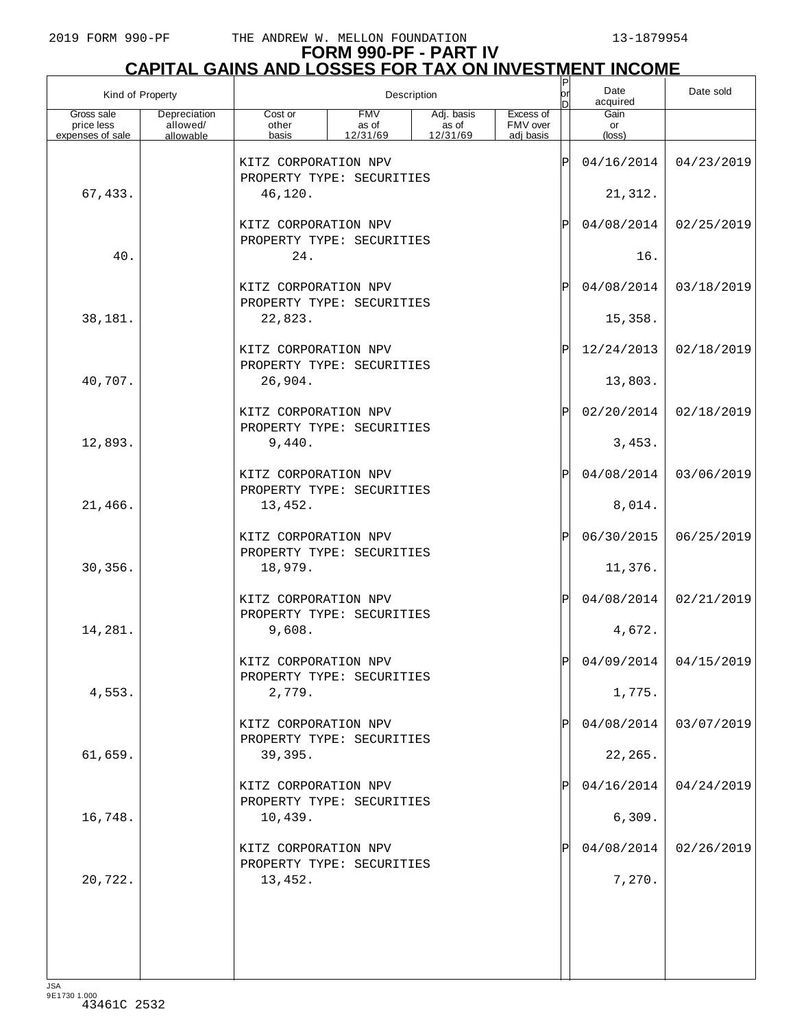# FORM 990-PF - PART IV
## CAPITAL GAINS AND LOSSES FOR TAX ON INVESTMENT INCOME

| Kind of Property | | Description | | | | P or D | Date acquired | Date sold |
|---|---|---|---|---|---|---|---|---|
| Gross sale price less expenses of sale | Depreciation allowed/ allowable | Cost or other basis | FMV as of 12/31/69 | Adj. basis as of 12/31/69 | Excess of FMV over adj basis | | Gain or (loss) | |
| | | KITZ CORPORATION NPV PROPERTY TYPE: SECURITIES | | | | P | 04/16/2014 | 04/23/2019 |
| 67,433. | | 46,120. | | | | | 21,312. | |
| | | KITZ CORPORATION NPV PROPERTY TYPE: SECURITIES | | | | P | 04/08/2014 | 02/25/2019 |
| 40. | | 24. | | | | | 16. | |
| | | KITZ CORPORATION NPV PROPERTY TYPE: SECURITIES | | | | P | 04/08/2014 | 03/18/2019 |
| 38,181. | | 22,823. | | | | | 15,358. | |
| | | KITZ CORPORATION NPV PROPERTY TYPE: SECURITIES | | | | P | 12/24/2013 | 02/18/2019 |
| 40,707. | | 26,904. | | | | | 13,803. | |
| | | KITZ CORPORATION NPV PROPERTY TYPE: SECURITIES | | | | P | 02/20/2014 | 02/18/2019 |
| 12,893. | | 9,440. | | | | | 3,453. | |
| | | KITZ CORPORATION NPV PROPERTY TYPE: SECURITIES | | | | P | 04/08/2014 | 03/06/2019 |
| 21,466. | | 13,452. | | | | | 8,014. | |
| | | KITZ CORPORATION NPV PROPERTY TYPE: SECURITIES | | | | P | 06/30/2015 | 06/25/2019 |
| 30,356. | | 18,979. | | | | | 11,376. | |
| | | KITZ CORPORATION NPV PROPERTY TYPE: SECURITIES | | | | P | 04/08/2014 | 02/21/2019 |
| 14,281. | | 9,608. | | | | | 4,672. | |
| | | KITZ CORPORATION NPV PROPERTY TYPE: SECURITIES | | | | P | 04/09/2014 | 04/15/2019 |
| 4,553. | | 2,779. | | | | | 1,775. | |
| | | KITZ CORPORATION NPV PROPERTY TYPE: SECURITIES | | | | P | 04/08/2014 | 03/07/2019 |
| 61,659. | | 39,395. | | | | | 22,265. | |
| | | KITZ CORPORATION NPV PROPERTY TYPE: SECURITIES | | | | P | 04/16/2014 | 04/24/2019 |
| 16,748. | | 10,439. | | | | | 6,309. | |
| | | KITZ CORPORATION NPV PROPERTY TYPE: SECURITIES | | | | P | 04/08/2014 | 02/26/2019 |
| 20,722. | | 13,452. | | | | | 7,270. | |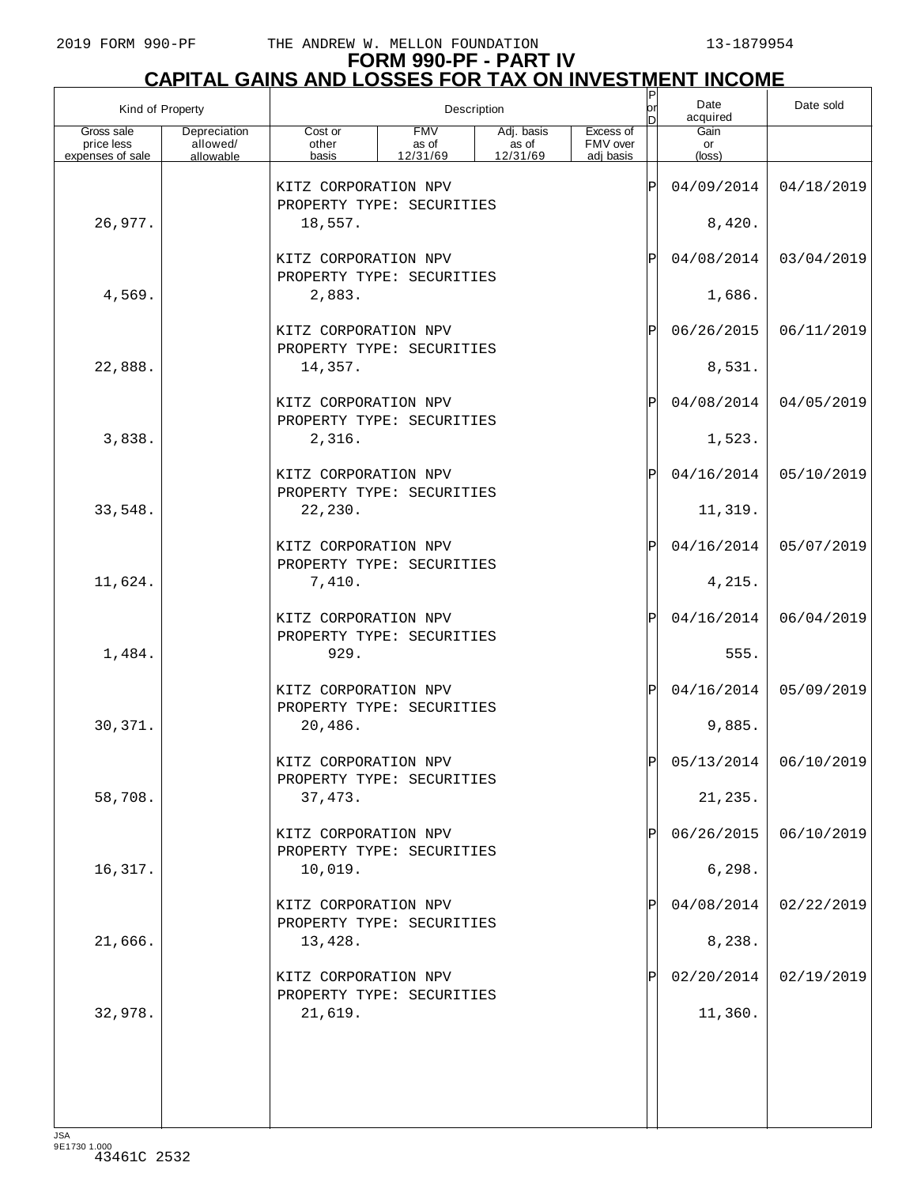# FORM 990-PF - PART IV
## CAPITAL GAINS AND LOSSES FOR TAX ON INVESTMENT INCOME

| Kind of Property | | Description | | | | P or D | Date acquired | Date sold |
|---|---|---|---|---|---|---|---|---|
| Gross sale price less expenses of sale | Depreciation allowed/ allowable | Cost or other basis | FMV as of 12/31/69 | Adj. basis as of 12/31/69 | Excess of FMV over adj basis | | Gain or (loss) | |
| | | KITZ CORPORATION NPV PROPERTY TYPE: SECURITIES | | | | P | 04/09/2014 | 04/18/2019 |
| 26,977. | | 18,557. | | | | | 8,420. | |
| | | KITZ CORPORATION NPV PROPERTY TYPE: SECURITIES | | | | P | 04/08/2014 | 03/04/2019 |
| 4,569. | | 2,883. | | | | | 1,686. | |
| | | KITZ CORPORATION NPV PROPERTY TYPE: SECURITIES | | | | P | 06/26/2015 | 06/11/2019 |
| 22,888. | | 14,357. | | | | | 8,531. | |
| | | KITZ CORPORATION NPV PROPERTY TYPE: SECURITIES | | | | P | 04/08/2014 | 04/05/2019 |
| 3,838. | | 2,316. | | | | | 1,523. | |
| | | KITZ CORPORATION NPV PROPERTY TYPE: SECURITIES | | | | P | 04/16/2014 | 05/10/2019 |
| 33,548. | | 22,230. | | | | | 11,319. | |
| | | KITZ CORPORATION NPV PROPERTY TYPE: SECURITIES | | | | P | 04/16/2014 | 05/07/2019 |
| 11,624. | | 7,410. | | | | | 4,215. | |
| | | KITZ CORPORATION NPV PROPERTY TYPE: SECURITIES | | | | P | 04/16/2014 | 06/04/2019 |
| 1,484. | | 929. | | | | | 555. | |
| | | KITZ CORPORATION NPV PROPERTY TYPE: SECURITIES | | | | P | 04/16/2014 | 05/09/2019 |
| 30,371. | | 20,486. | | | | | 9,885. | |
| | | KITZ CORPORATION NPV PROPERTY TYPE: SECURITIES | | | | P | 05/13/2014 | 06/10/2019 |
| 58,708. | | 37,473. | | | | | 21,235. | |
| | | KITZ CORPORATION NPV PROPERTY TYPE: SECURITIES | | | | P | 06/26/2015 | 06/10/2019 |
| 16,317. | | 10,019. | | | | | 6,298. | |
| | | KITZ CORPORATION NPV PROPERTY TYPE: SECURITIES | | | | P | 04/08/2014 | 02/22/2019 |
| 21,666. | | 13,428. | | | | | 8,238. | |
| | | KITZ CORPORATION NPV PROPERTY TYPE: SECURITIES | | | | P | 02/20/2014 | 02/19/2019 |
| 32,978. | | 21,619. | | | | | 11,360. | |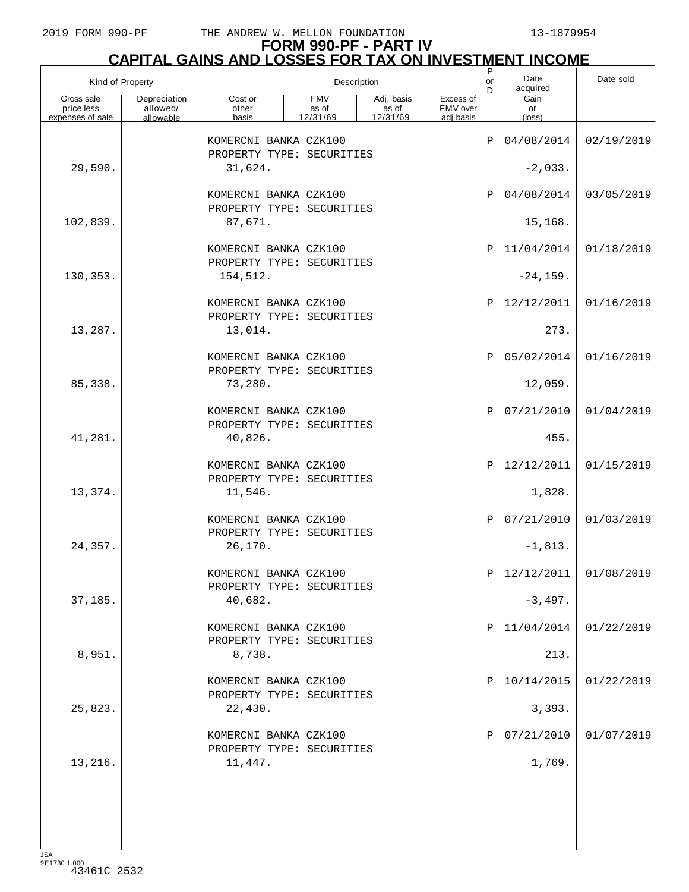# FORM 990-PF - PART IV
## CAPITAL GAINS AND LOSSES FOR TAX ON INVESTMENT INCOME

| Kind of Property | | Description | | | | P or D | Date acquired | Date sold |
|---|---|---|---|---|---|---|---|---|
| Gross sale price less expenses of sale | Depreciation allowed/ allowable | Cost or other basis | FMV as of 12/31/69 | Adj. basis as of 12/31/69 | Excess of FMV over adj basis | | Gain or (loss) | |
| | | KOMERCNI BANKA CZK100<br>PROPERTY TYPE: SECURITIES | | | | P | 04/08/2014 | 02/19/2019 |
| 29,590. | | 31,624. | | | | | -2,033. | |
| | | KOMERCNI BANKA CZK100<br>PROPERTY TYPE: SECURITIES | | | | P | 04/08/2014 | 03/05/2019 |
| 102,839. | | 87,671. | | | | | 15,168. | |
| | | KOMERCNI BANKA CZK100<br>PROPERTY TYPE: SECURITIES | | | | P | 11/04/2014 | 01/18/2019 |
| 130,353. | | 154,512. | | | | | -24,159. | |
| | | KOMERCNI BANKA CZK100<br>PROPERTY TYPE: SECURITIES | | | | P | 12/12/2011 | 01/16/2019 |
| 13,287. | | 13,014. | | | | | 273. | |
| | | KOMERCNI BANKA CZK100<br>PROPERTY TYPE: SECURITIES | | | | P | 05/02/2014 | 01/16/2019 |
| 85,338. | | 73,280. | | | | | 12,059. | |
| | | KOMERCNI BANKA CZK100<br>PROPERTY TYPE: SECURITIES | | | | P | 07/21/2010 | 01/04/2019 |
| 41,281. | | 40,826. | | | | | 455. | |
| | | KOMERCNI BANKA CZK100<br>PROPERTY TYPE: SECURITIES | | | | P | 12/12/2011 | 01/15/2019 |
| 13,374. | | 11,546. | | | | | 1,828. | |
| | | KOMERCNI BANKA CZK100<br>PROPERTY TYPE: SECURITIES | | | | P | 07/21/2010 | 01/03/2019 |
| 24,357. | | 26,170. | | | | | -1,813. | |
| | | KOMERCNI BANKA CZK100<br>PROPERTY TYPE: SECURITIES | | | | P | 12/12/2011 | 01/08/2019 |
| 37,185. | | 40,682. | | | | | -3,497. | |
| | | KOMERCNI BANKA CZK100<br>PROPERTY TYPE: SECURITIES | | | | P | 11/04/2014 | 01/22/2019 |
| 8,951. | | 8,738. | | | | | 213. | |
| | | KOMERCNI BANKA CZK100<br>PROPERTY TYPE: SECURITIES | | | | P | 10/14/2015 | 01/22/2019 |
| 25,823. | | 22,430. | | | | | 3,393. | |
| | | KOMERCNI BANKA CZK100<br>PROPERTY TYPE: SECURITIES | | | | P | 07/21/2010 | 01/07/2019 |
| 13,216. | | 11,447. | | | | | 1,769. | |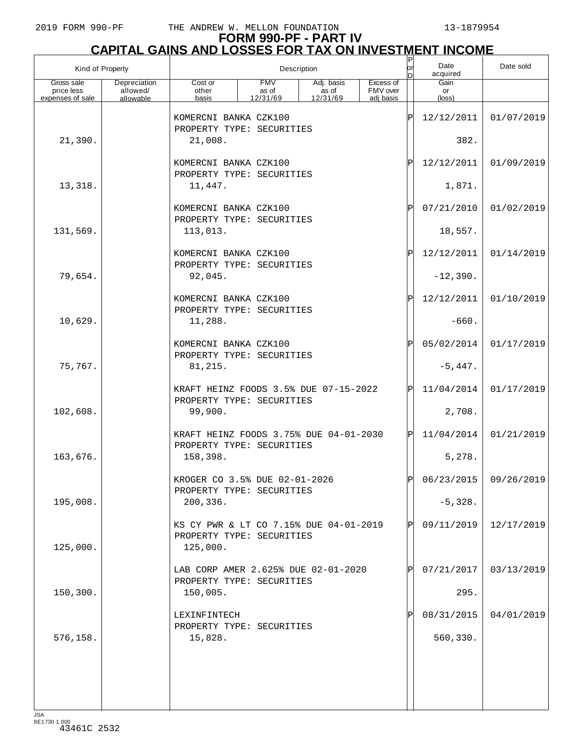**FORM 990-PF - PART IV**

**CAPITAL GAINS AND LOSSES FOR TAX ON INVESTMENT INCOME**

| Kind of Property | | Description | | | | P or D | Date acquired | Date sold |
|---|---|---|---|---|---|---|---|---|
| Gross sale price less expenses of sale | Depreciation allowed/ allowable | Cost or other basis | FMV as of 12/31/69 | Adj. basis as of 12/31/69 | Excess of FMV over adj basis | | Gain or (loss) | |
| | | KOMERCNI BANKA CZK100<br>PROPERTY TYPE: SECURITIES | | | | P | 12/12/2011 | 01/07/2019 |
| 21,390. | | 21,008. | | | | | 382. | |
| | | KOMERCNI BANKA CZK100<br>PROPERTY TYPE: SECURITIES | | | | P | 12/12/2011 | 01/09/2019 |
| 13,318. | | 11,447. | | | | | 1,871. | |
| | | KOMERCNI BANKA CZK100<br>PROPERTY TYPE: SECURITIES | | | | P | 07/21/2010 | 01/02/2019 |
| 131,569. | | 113,013. | | | | | 18,557. | |
| | | KOMERCNI BANKA CZK100<br>PROPERTY TYPE: SECURITIES | | | | P | 12/12/2011 | 01/14/2019 |
| 79,654. | | 92,045. | | | | | -12,390. | |
| | | KOMERCNI BANKA CZK100<br>PROPERTY TYPE: SECURITIES | | | | P | 12/12/2011 | 01/10/2019 |
| 10,629. | | 11,288. | | | | | -660. | |
| | | KOMERCNI BANKA CZK100<br>PROPERTY TYPE: SECURITIES | | | | P | 05/02/2014 | 01/17/2019 |
| 75,767. | | 81,215. | | | | | -5,447. | |
| | | KRAFT HEINZ FOODS 3.5% DUE 07-15-2022<br>PROPERTY TYPE: SECURITIES | | | | P | 11/04/2014 | 01/17/2019 |
| 102,608. | | 99,900. | | | | | 2,708. | |
| | | KRAFT HEINZ FOODS 3.75% DUE 04-01-2030<br>PROPERTY TYPE: SECURITIES | | | | P | 11/04/2014 | 01/21/2019 |
| 163,676. | | 158,398. | | | | | 5,278. | |
| | | KROGER CO 3.5% DUE 02-01-2026<br>PROPERTY TYPE: SECURITIES | | | | P | 06/23/2015 | 09/26/2019 |
| 195,008. | | 200,336. | | | | | -5,328. | |
| | | KS CY PWR & LT CO 7.15% DUE 04-01-2019<br>PROPERTY TYPE: SECURITIES | | | | P | 09/11/2019 | 12/17/2019 |
| 125,000. | | 125,000. | | | | | | |
| | | LAB CORP AMER 2.625% DUE 02-01-2020<br>PROPERTY TYPE: SECURITIES | | | | P | 07/21/2017 | 03/13/2019 |
| 150,300. | | 150,005. | | | | | 295. | |
| | | LEXINFINTECH<br>PROPERTY TYPE: SECURITIES | | | | P | 08/31/2015 | 04/01/2019 |
| 576,158. | | 15,828. | | | | | 560,330. | |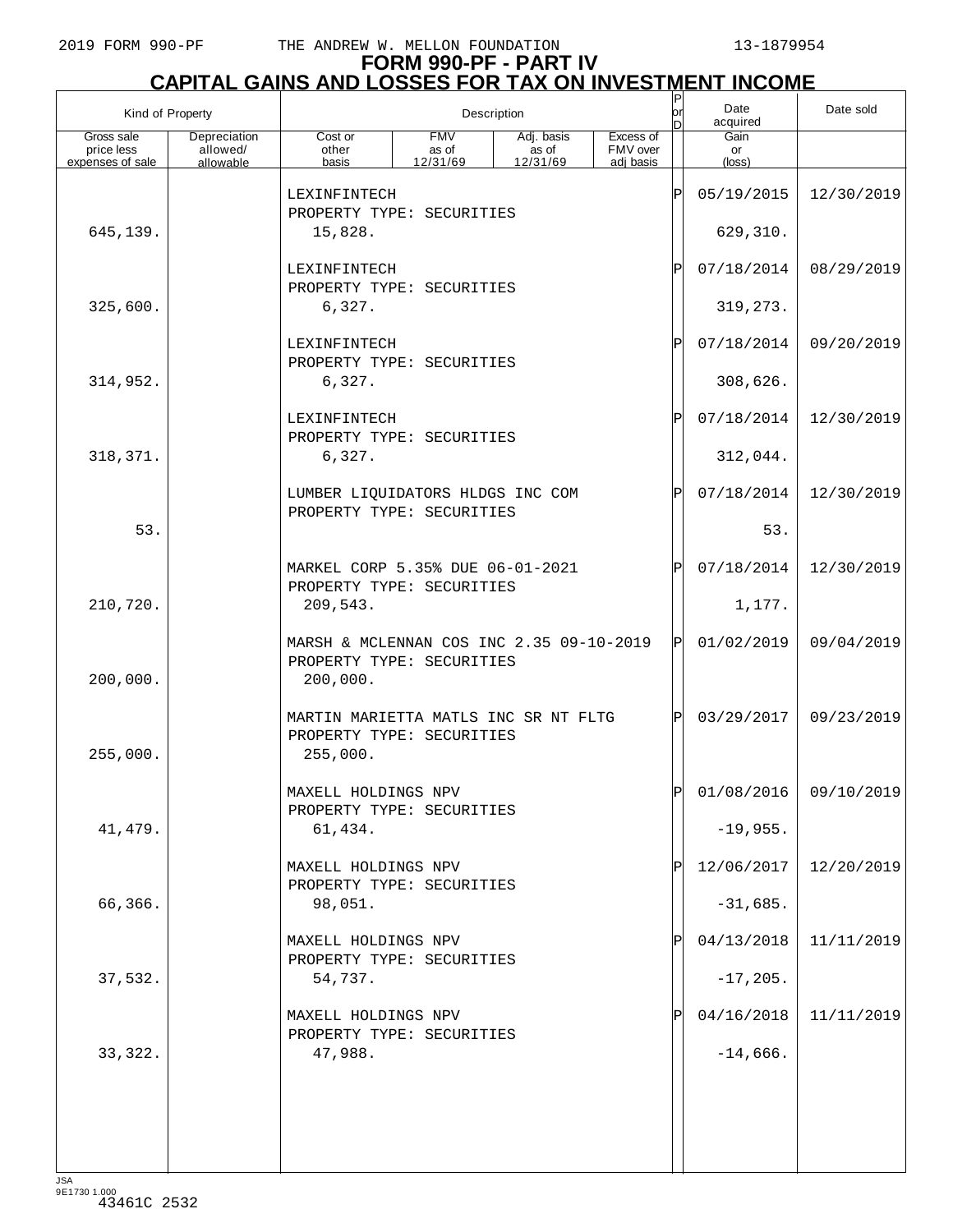# FORM 990-PF - PART IV
## CAPITAL GAINS AND LOSSES FOR TAX ON INVESTMENT INCOME

| Kind of Property | | Description | | | | P or D | Date acquired | Date sold |
|---|---|---|---|---|---|---|---|---|
| Gross sale price less expenses of sale | Depreciation allowed/ allowable | Cost or other basis | FMV as of 12/31/69 | Adj. basis as of 12/31/69 | Excess of FMV over adj basis | | Gain or (loss) | |
| | | LEXINFINTECH PROPERTY TYPE: SECURITIES | | | | P | 05/19/2015 | 12/30/2019 |
| 645,139. | | 15,828. | | | | | 629,310. | |
| | | LEXINFINTECH PROPERTY TYPE: SECURITIES | | | | P | 07/18/2014 | 08/29/2019 |
| 325,600. | | 6,327. | | | | | 319,273. | |
| | | LEXINFINTECH PROPERTY TYPE: SECURITIES | | | | P | 07/18/2014 | 09/20/2019 |
| 314,952. | | 6,327. | | | | | 308,626. | |
| | | LEXINFINTECH PROPERTY TYPE: SECURITIES | | | | P | 07/18/2014 | 12/30/2019 |
| 318,371. | | 6,327. | | | | | 312,044. | |
| | | LUMBER LIQUIDATORS HLDGS INC COM PROPERTY TYPE: SECURITIES | | | | P | 07/18/2014 | 12/30/2019 |
| 53. | | | | | | | 53. | |
| | | MARKEL CORP 5.35% DUE 06-01-2021 PROPERTY TYPE: SECURITIES | | | | P | 07/18/2014 | 12/30/2019 |
| 210,720. | | 209,543. | | | | | 1,177. | |
| | | MARSH & MCLENNAN COS INC 2.35 09-10-2019 PROPERTY TYPE: SECURITIES | | | | P | 01/02/2019 | 09/04/2019 |
| 200,000. | | 200,000. | | | | | | |
| | | MARTIN MARIETTA MATLS INC SR NT FLTG PROPERTY TYPE: SECURITIES | | | | P | 03/29/2017 | 09/23/2019 |
| 255,000. | | 255,000. | | | | | | |
| | | MAXELL HOLDINGS NPV PROPERTY TYPE: SECURITIES | | | | P | 01/08/2016 | 09/10/2019 |
| 41,479. | | 61,434. | | | | | -19,955. | |
| | | MAXELL HOLDINGS NPV PROPERTY TYPE: SECURITIES | | | | P | 12/06/2017 | 12/20/2019 |
| 66,366. | | 98,051. | | | | | -31,685. | |
| | | MAXELL HOLDINGS NPV PROPERTY TYPE: SECURITIES | | | | P | 04/13/2018 | 11/11/2019 |
| 37,532. | | 54,737. | | | | | -17,205. | |
| | | MAXELL HOLDINGS NPV PROPERTY TYPE: SECURITIES | | | | P | 04/16/2018 | 11/11/2019 |
| 33,322. | | 47,988. | | | | | -14,666. | |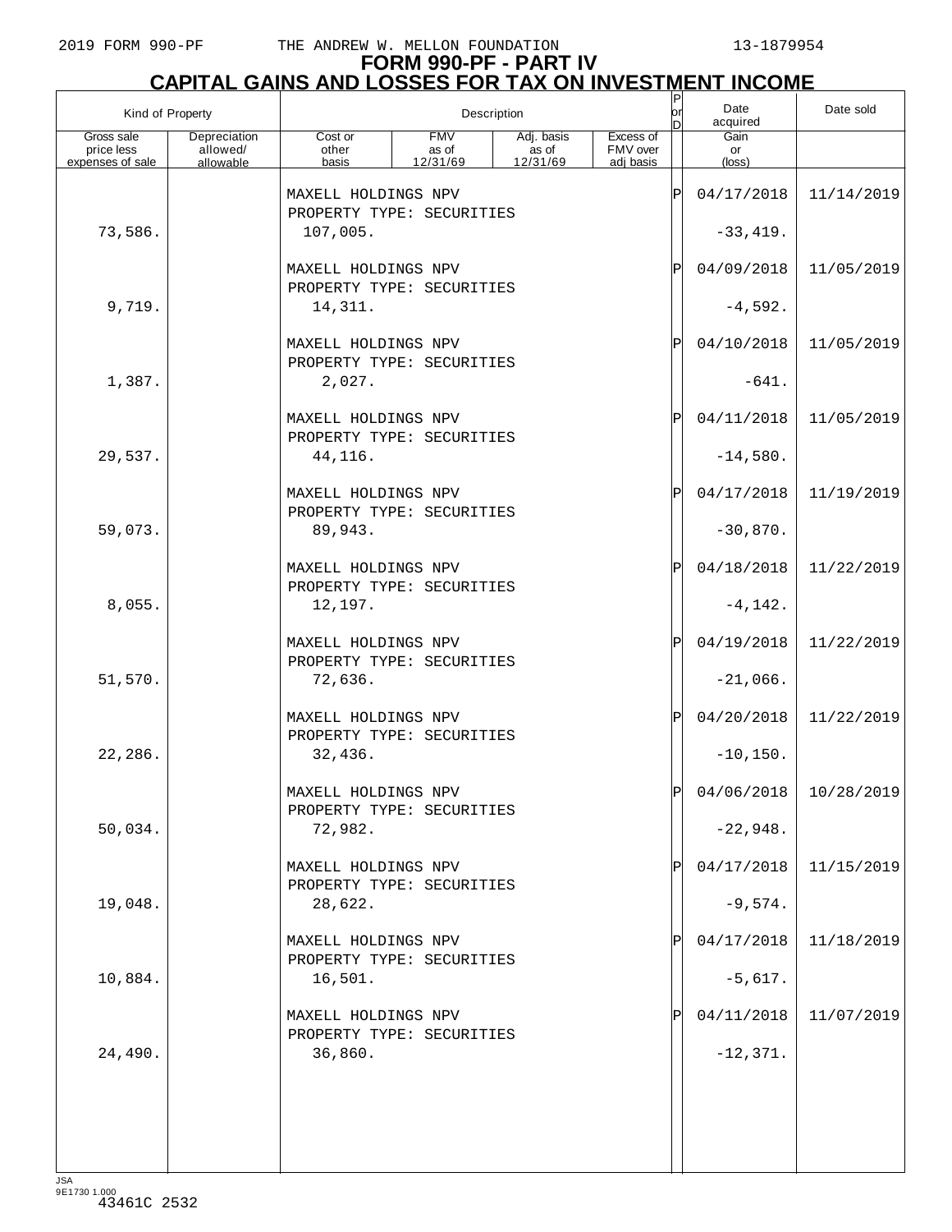# FORM 990-PF - PART IV
## CAPITAL GAINS AND LOSSES FOR TAX ON INVESTMENT INCOME

| Kind of Property | | Description | | | | P or D | Date acquired | Date sold |
|---|---|---|---|---|---|---|---|---|
| Gross sale price less expenses of sale | Depreciation allowed/ allowable | Cost or other basis | FMV as of 12/31/69 | Adj. basis as of 12/31/69 | Excess of FMV over adj basis | | Gain or (loss) | |
| | | MAXELL HOLDINGS NPV<br>PROPERTY TYPE: SECURITIES | | | | P | 04/17/2018 | 11/14/2019 |
| 73,586. | | 107,005. | | | | | -33,419. | |
| | | MAXELL HOLDINGS NPV<br>PROPERTY TYPE: SECURITIES | | | | P | 04/09/2018 | 11/05/2019 |
| 9,719. | | 14,311. | | | | | -4,592. | |
| | | MAXELL HOLDINGS NPV<br>PROPERTY TYPE: SECURITIES | | | | P | 04/10/2018 | 11/05/2019 |
| 1,387. | | 2,027. | | | | | -641. | |
| | | MAXELL HOLDINGS NPV<br>PROPERTY TYPE: SECURITIES | | | | P | 04/11/2018 | 11/05/2019 |
| 29,537. | | 44,116. | | | | | -14,580. | |
| | | MAXELL HOLDINGS NPV<br>PROPERTY TYPE: SECURITIES | | | | P | 04/17/2018 | 11/19/2019 |
| 59,073. | | 89,943. | | | | | -30,870. | |
| | | MAXELL HOLDINGS NPV<br>PROPERTY TYPE: SECURITIES | | | | P | 04/18/2018 | 11/22/2019 |
| 8,055. | | 12,197. | | | | | -4,142. | |
| | | MAXELL HOLDINGS NPV<br>PROPERTY TYPE: SECURITIES | | | | P | 04/19/2018 | 11/22/2019 |
| 51,570. | | 72,636. | | | | | -21,066. | |
| | | MAXELL HOLDINGS NPV<br>PROPERTY TYPE: SECURITIES | | | | P | 04/20/2018 | 11/22/2019 |
| 22,286. | | 32,436. | | | | | -10,150. | |
| | | MAXELL HOLDINGS NPV<br>PROPERTY TYPE: SECURITIES | | | | P | 04/06/2018 | 10/28/2019 |
| 50,034. | | 72,982. | | | | | -22,948. | |
| | | MAXELL HOLDINGS NPV<br>PROPERTY TYPE: SECURITIES | | | | P | 04/17/2018 | 11/15/2019 |
| 19,048. | | 28,622. | | | | | -9,574. | |
| | | MAXELL HOLDINGS NPV<br>PROPERTY TYPE: SECURITIES | | | | P | 04/17/2018 | 11/18/2019 |
| 10,884. | | 16,501. | | | | | -5,617. | |
| | | MAXELL HOLDINGS NPV<br>PROPERTY TYPE: SECURITIES | | | | P | 04/11/2018 | 11/07/2019 |
| 24,490. | | 36,860. | | | | | -12,371. | |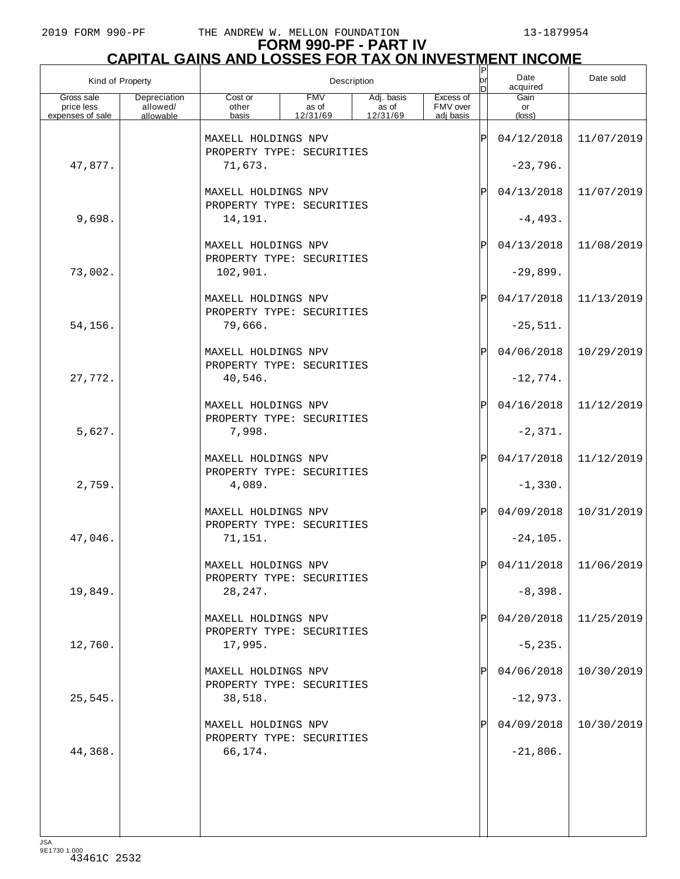# FORM 990-PF - PART IV
## CAPITAL GAINS AND LOSSES FOR TAX ON INVESTMENT INCOME

| Kind of Property | | Description | | | | P or D | Date acquired | Date sold |
|---|---|---|---|---|---|---|---|---|
| Gross sale price less expenses of sale | Depreciation allowed/ allowable | Cost or other basis | FMV as of 12/31/69 | Adj. basis as of 12/31/69 | Excess of FMV over adj basis | | Gain or (loss) | |
| | | MAXELL HOLDINGS NPV<br>PROPERTY TYPE: SECURITIES | | | | P | 04/12/2018 | 11/07/2019 |
| 47,877. | | 71,673. | | | | | -23,796. | |
| | | MAXELL HOLDINGS NPV<br>PROPERTY TYPE: SECURITIES | | | | P | 04/13/2018 | 11/07/2019 |
| 9,698. | | 14,191. | | | | | -4,493. | |
| | | MAXELL HOLDINGS NPV<br>PROPERTY TYPE: SECURITIES | | | | P | 04/13/2018 | 11/08/2019 |
| 73,002. | | 102,901. | | | | | -29,899. | |
| | | MAXELL HOLDINGS NPV<br>PROPERTY TYPE: SECURITIES | | | | P | 04/17/2018 | 11/13/2019 |
| 54,156. | | 79,666. | | | | | -25,511. | |
| | | MAXELL HOLDINGS NPV<br>PROPERTY TYPE: SECURITIES | | | | P | 04/06/2018 | 10/29/2019 |
| 27,772. | | 40,546. | | | | | -12,774. | |
| | | MAXELL HOLDINGS NPV<br>PROPERTY TYPE: SECURITIES | | | | P | 04/16/2018 | 11/12/2019 |
| 5,627. | | 7,998. | | | | | -2,371. | |
| | | MAXELL HOLDINGS NPV<br>PROPERTY TYPE: SECURITIES | | | | P | 04/17/2018 | 11/12/2019 |
| 2,759. | | 4,089. | | | | | -1,330. | |
| | | MAXELL HOLDINGS NPV<br>PROPERTY TYPE: SECURITIES | | | | P | 04/09/2018 | 10/31/2019 |
| 47,046. | | 71,151. | | | | | -24,105. | |
| | | MAXELL HOLDINGS NPV<br>PROPERTY TYPE: SECURITIES | | | | P | 04/11/2018 | 11/06/2019 |
| 19,849. | | 28,247. | | | | | -8,398. | |
| | | MAXELL HOLDINGS NPV<br>PROPERTY TYPE: SECURITIES | | | | P | 04/20/2018 | 11/25/2019 |
| 12,760. | | 17,995. | | | | | -5,235. | |
| | | MAXELL HOLDINGS NPV<br>PROPERTY TYPE: SECURITIES | | | | P | 04/06/2018 | 10/30/2019 |
| 25,545. | | 38,518. | | | | | -12,973. | |
| | | MAXELL HOLDINGS NPV<br>PROPERTY TYPE: SECURITIES | | | | P | 04/09/2018 | 10/30/2019 |
| 44,368. | | 66,174. | | | | | -21,806. | |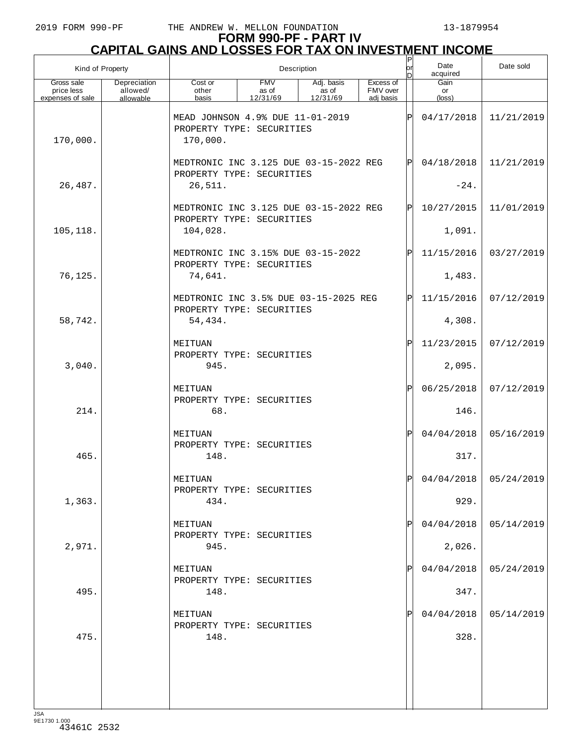2019 FORM 990-PF THE ANDREW W. MELLON FOUNDATION 13-1879954

# FORM 990-PF - PART IV
## CAPITAL GAINS AND LOSSES FOR TAX ON INVESTMENT INCOME

| Kind of Property | | Description | | | | P or D | Date acquired | Date sold |
|---|---|---|---|---|---|---|---|---|
| Gross sale price less expenses of sale | Depreciation allowed/ allowable | Cost or other basis | FMV as of 12/31/69 | Adj. basis as of 12/31/69 | Excess of FMV over adj basis | | Gain or (loss) | |
| | | MEAD JOHNSON 4.9% DUE 11-01-2019 PROPERTY TYPE: SECURITIES | | | | P | 04/17/2018 | 11/21/2019 |
| 170,000. | | 170,000. | | | | | | |
| | | MEDTRONIC INC 3.125 DUE 03-15-2022 REG PROPERTY TYPE: SECURITIES | | | | P | 04/18/2018 | 11/21/2019 |
| 26,487. | | 26,511. | | | | | -24. | |
| | | MEDTRONIC INC 3.125 DUE 03-15-2022 REG PROPERTY TYPE: SECURITIES | | | | P | 10/27/2015 | 11/01/2019 |
| 105,118. | | 104,028. | | | | | 1,091. | |
| | | MEDTRONIC INC 3.15% DUE 03-15-2022 PROPERTY TYPE: SECURITIES | | | | P | 11/15/2016 | 03/27/2019 |
| 76,125. | | 74,641. | | | | | 1,483. | |
| | | MEDTRONIC INC 3.5% DUE 03-15-2025 REG PROPERTY TYPE: SECURITIES | | | | P | 11/15/2016 | 07/12/2019 |
| 58,742. | | 54,434. | | | | | 4,308. | |
| | | MEITUAN PROPERTY TYPE: SECURITIES | | | | P | 11/23/2015 | 07/12/2019 |
| 3,040. | | 945. | | | | | 2,095. | |
| | | MEITUAN PROPERTY TYPE: SECURITIES | | | | P | 06/25/2018 | 07/12/2019 |
| 214. | | 68. | | | | | 146. | |
| | | MEITUAN PROPERTY TYPE: SECURITIES | | | | P | 04/04/2018 | 05/16/2019 |
| 465. | | 148. | | | | | 317. | |
| | | MEITUAN PROPERTY TYPE: SECURITIES | | | | P | 04/04/2018 | 05/24/2019 |
| 1,363. | | 434. | | | | | 929. | |
| | | MEITUAN PROPERTY TYPE: SECURITIES | | | | P | 04/04/2018 | 05/14/2019 |
| 2,971. | | 945. | | | | | 2,026. | |
| | | MEITUAN PROPERTY TYPE: SECURITIES | | | | P | 04/04/2018 | 05/24/2019 |
| 495. | | 148. | | | | | 347. | |
| | | MEITUAN PROPERTY TYPE: SECURITIES | | | | P | 04/04/2018 | 05/14/2019 |
| 475. | | 148. | | | | | 328. | |

JSA 9E1730 1.000
43461C 2532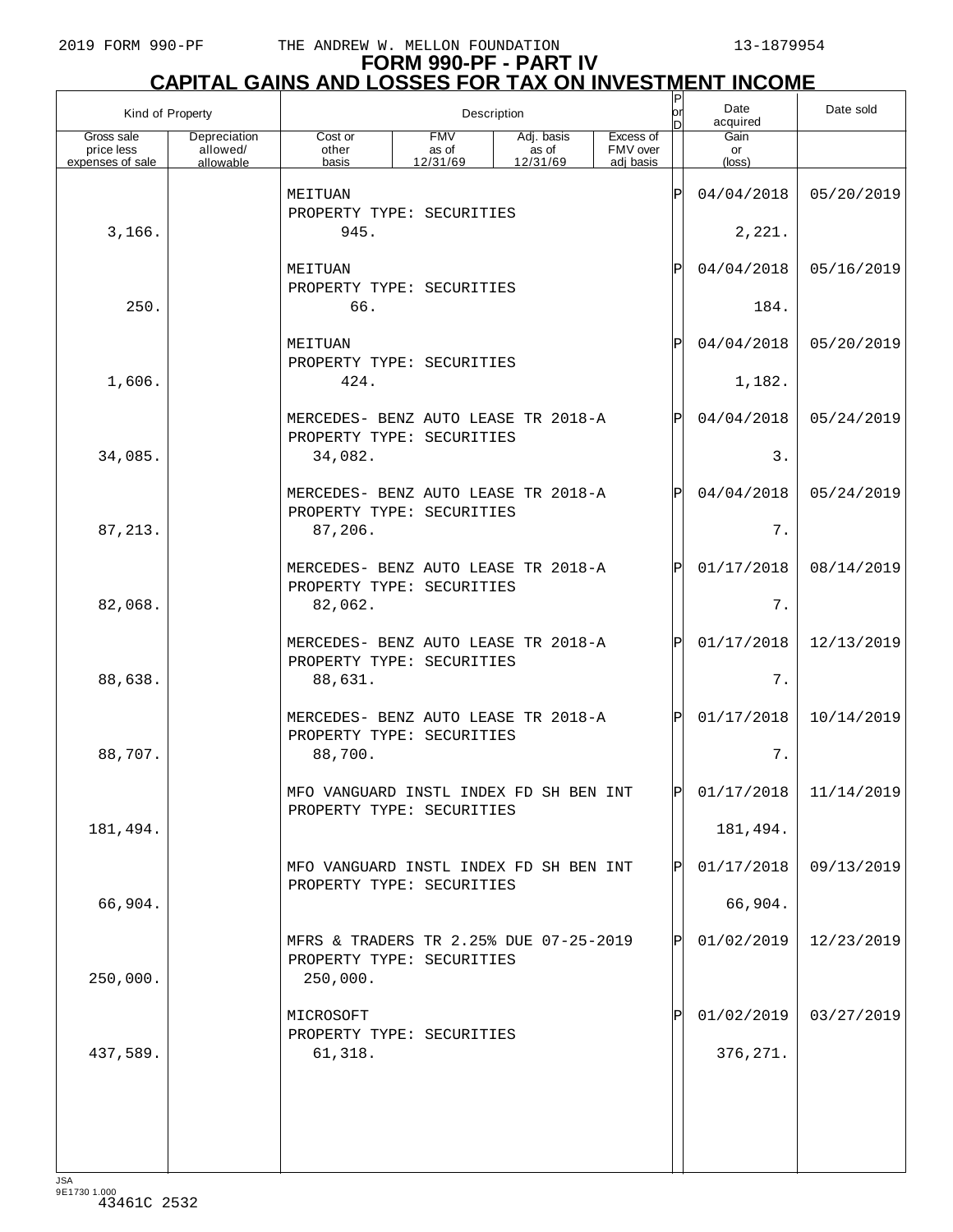2019 FORM 990-PF THE ANDREW W. MELLON FOUNDATION 13-1879954

# FORM 990-PF - PART IV
## CAPITAL GAINS AND LOSSES FOR TAX ON INVESTMENT INCOME

| Kind of Property | | Description | | | | P or D | Date acquired | Date sold |
|---|---|---|---|---|---|---|---|---|
| Gross sale price less expenses of sale | Depreciation allowed/ allowable | Cost or other basis | FMV as of 12/31/69 | Adj. basis as of 12/31/69 | Excess of FMV over adj basis | | Gain or (loss) | |
| | | MEITUAN<br>PROPERTY TYPE: SECURITIES | | | | P | 04/04/2018 | 05/20/2019 |
| 3,166. | | 945. | | | | | 2,221. | |
| | | MEITUAN<br>PROPERTY TYPE: SECURITIES | | | | P | 04/04/2018 | 05/16/2019 |
| 250. | | 66. | | | | | 184. | |
| | | MEITUAN<br>PROPERTY TYPE: SECURITIES | | | | P | 04/04/2018 | 05/20/2019 |
| 1,606. | | 424. | | | | | 1,182. | |
| | | MERCEDES- BENZ AUTO LEASE TR 2018-A<br>PROPERTY TYPE: SECURITIES | | | | P | 04/04/2018 | 05/24/2019 |
| 34,085. | | 34,082. | | | | | 3. | |
| | | MERCEDES- BENZ AUTO LEASE TR 2018-A<br>PROPERTY TYPE: SECURITIES | | | | P | 04/04/2018 | 05/24/2019 |
| 87,213. | | 87,206. | | | | | 7. | |
| | | MERCEDES- BENZ AUTO LEASE TR 2018-A<br>PROPERTY TYPE: SECURITIES | | | | P | 01/17/2018 | 08/14/2019 |
| 82,068. | | 82,062. | | | | | 7. | |
| | | MERCEDES- BENZ AUTO LEASE TR 2018-A<br>PROPERTY TYPE: SECURITIES | | | | P | 01/17/2018 | 12/13/2019 |
| 88,638. | | 88,631. | | | | | 7. | |
| | | MERCEDES- BENZ AUTO LEASE TR 2018-A<br>PROPERTY TYPE: SECURITIES | | | | P | 01/17/2018 | 10/14/2019 |
| 88,707. | | 88,700. | | | | | 7. | |
| | | MFO VANGUARD INSTL INDEX FD SH BEN INT<br>PROPERTY TYPE: SECURITIES | | | | P | 01/17/2018 | 11/14/2019 |
| 181,494. | | | | | | | 181,494. | |
| | | MFO VANGUARD INSTL INDEX FD SH BEN INT<br>PROPERTY TYPE: SECURITIES | | | | P | 01/17/2018 | 09/13/2019 |
| 66,904. | | | | | | | 66,904. | |
| | | MFRS & TRADERS TR 2.25% DUE 07-25-2019<br>PROPERTY TYPE: SECURITIES | | | | P | 01/02/2019 | 12/23/2019 |
| 250,000. | | 250,000. | | | | | | |
| | | MICROSOFT<br>PROPERTY TYPE: SECURITIES | | | | P | 01/02/2019 | 03/27/2019 |
| 437,589. | | 61,318. | | | | | 376,271. | |

JSA
9E1730 1.000
43461C 2532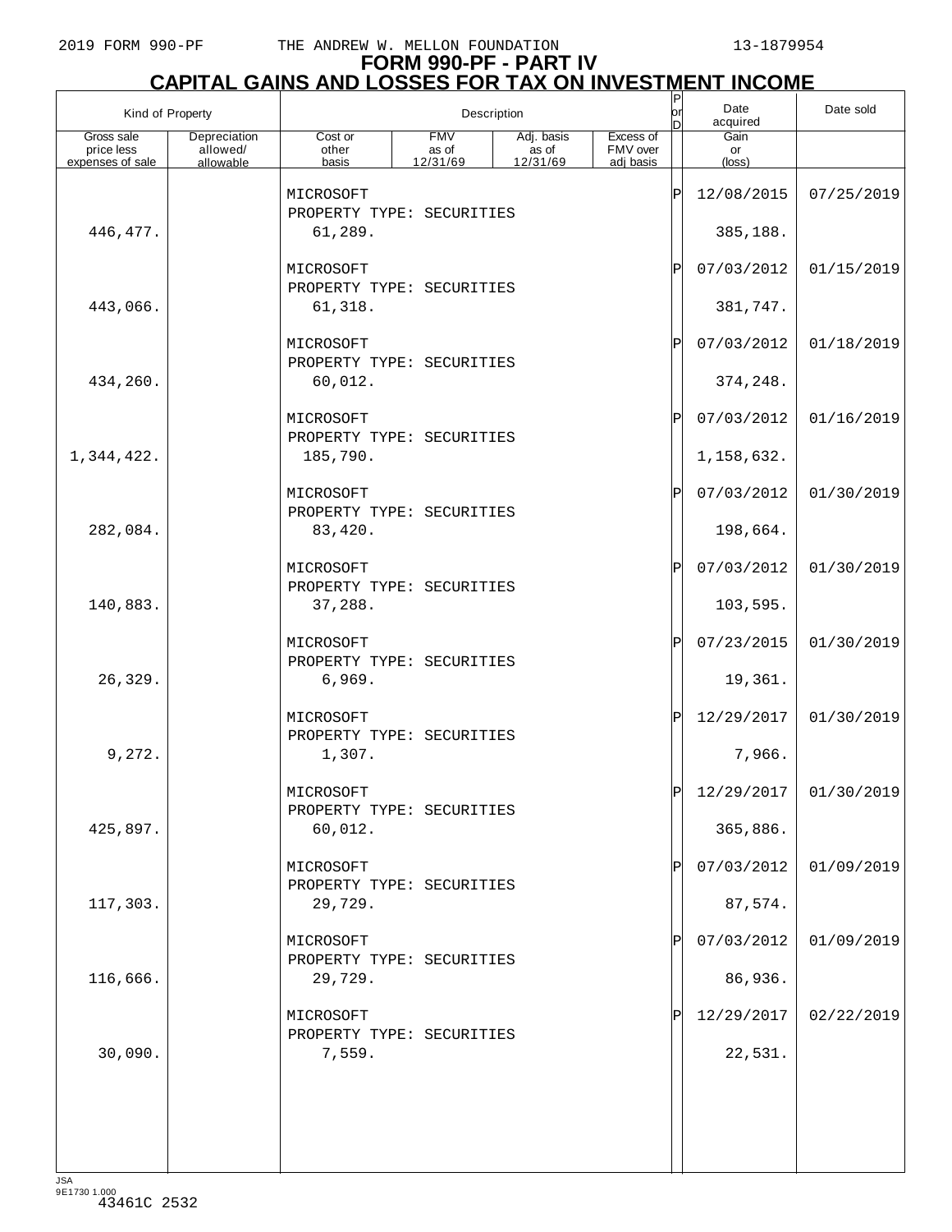# FORM 990-PF - PART IV
## CAPITAL GAINS AND LOSSES FOR TAX ON INVESTMENT INCOME

| Kind of Property | | Description | | | | P or D | Date acquired | Date sold |
|---|---|---|---|---|---|---|---|---|
| Gross sale price less expenses of sale | Depreciation allowed/ allowable | Cost or other basis | FMV as of 12/31/69 | Adj. basis as of 12/31/69 | Excess of FMV over adj basis | | Gain or (loss) | |
| | | MICROSOFT PROPERTY TYPE: SECURITIES | | | | P | 12/08/2015 | 07/25/2019 |
| 446,477. | | 61,289. | | | | | 385,188. | |
| | | MICROSOFT PROPERTY TYPE: SECURITIES | | | | P | 07/03/2012 | 01/15/2019 |
| 443,066. | | 61,318. | | | | | 381,747. | |
| | | MICROSOFT PROPERTY TYPE: SECURITIES | | | | P | 07/03/2012 | 01/18/2019 |
| 434,260. | | 60,012. | | | | | 374,248. | |
| | | MICROSOFT PROPERTY TYPE: SECURITIES | | | | P | 07/03/2012 | 01/16/2019 |
| 1,344,422. | | 185,790. | | | | | 1,158,632. | |
| | | MICROSOFT PROPERTY TYPE: SECURITIES | | | | P | 07/03/2012 | 01/30/2019 |
| 282,084. | | 83,420. | | | | | 198,664. | |
| | | MICROSOFT PROPERTY TYPE: SECURITIES | | | | P | 07/03/2012 | 01/30/2019 |
| 140,883. | | 37,288. | | | | | 103,595. | |
| | | MICROSOFT PROPERTY TYPE: SECURITIES | | | | P | 07/23/2015 | 01/30/2019 |
| 26,329. | | 6,969. | | | | | 19,361. | |
| | | MICROSOFT PROPERTY TYPE: SECURITIES | | | | P | 12/29/2017 | 01/30/2019 |
| 9,272. | | 1,307. | | | | | 7,966. | |
| | | MICROSOFT PROPERTY TYPE: SECURITIES | | | | P | 12/29/2017 | 01/30/2019 |
| 425,897. | | 60,012. | | | | | 365,886. | |
| | | MICROSOFT PROPERTY TYPE: SECURITIES | | | | P | 07/03/2012 | 01/09/2019 |
| 117,303. | | 29,729. | | | | | 87,574. | |
| | | MICROSOFT PROPERTY TYPE: SECURITIES | | | | P | 07/03/2012 | 01/09/2019 |
| 116,666. | | 29,729. | | | | | 86,936. | |
| | | MICROSOFT PROPERTY TYPE: SECURITIES | | | | P | 12/29/2017 | 02/22/2019 |
| 30,090. | | 7,559. | | | | | 22,531. | |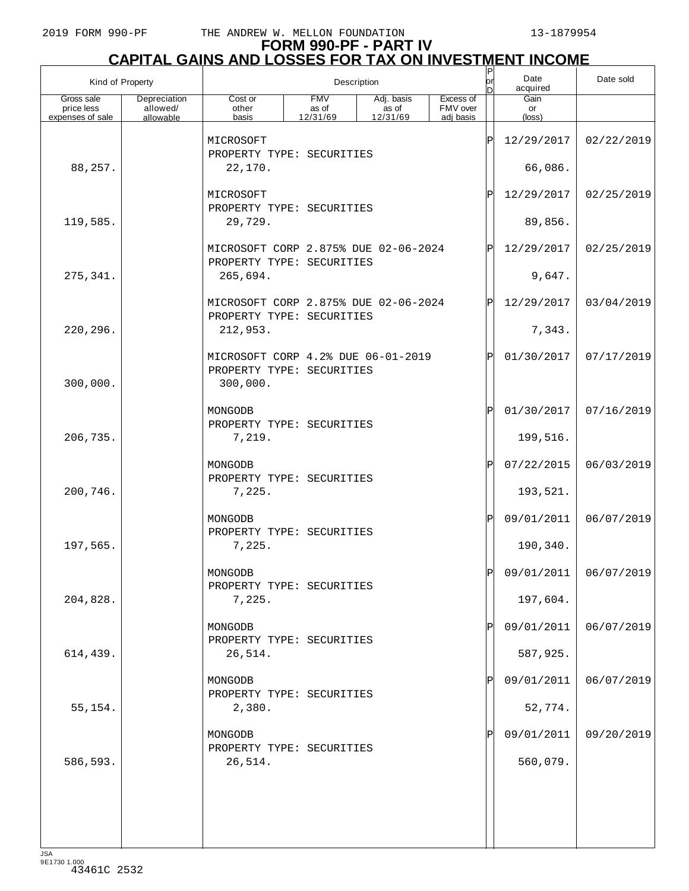# FORM 990-PF - PART IV
## CAPITAL GAINS AND LOSSES FOR TAX ON INVESTMENT INCOME

| Kind of Property | | Description | | | | P or D | Date acquired | Date sold |
|---|---|---|---|---|---|---|---|---|
| Gross sale price less expenses of sale | Depreciation allowed/ allowable | Cost or other basis | FMV as of 12/31/69 | Adj. basis as of 12/31/69 | Excess of FMV over adj basis | | Gain or (loss) | |
| | | MICROSOFT<br>PROPERTY TYPE: SECURITIES | | | | P | 12/29/2017 | 02/22/2019 |
| 88,257. | | 22,170. | | | | | 66,086. | |
| | | MICROSOFT<br>PROPERTY TYPE: SECURITIES | | | | P | 12/29/2017 | 02/25/2019 |
| 119,585. | | 29,729. | | | | | 89,856. | |
| | | MICROSOFT CORP 2.875% DUE 02-06-2024<br>PROPERTY TYPE: SECURITIES | | | | P | 12/29/2017 | 02/25/2019 |
| 275,341. | | 265,694. | | | | | 9,647. | |
| | | MICROSOFT CORP 2.875% DUE 02-06-2024<br>PROPERTY TYPE: SECURITIES | | | | P | 12/29/2017 | 03/04/2019 |
| 220,296. | | 212,953. | | | | | 7,343. | |
| | | MICROSOFT CORP 4.2% DUE 06-01-2019<br>PROPERTY TYPE: SECURITIES | | | | P | 01/30/2017 | 07/17/2019 |
| 300,000. | | 300,000. | | | | | | |
| | | MONGODB<br>PROPERTY TYPE: SECURITIES | | | | P | 01/30/2017 | 07/16/2019 |
| 206,735. | | 7,219. | | | | | 199,516. | |
| | | MONGODB<br>PROPERTY TYPE: SECURITIES | | | | P | 07/22/2015 | 06/03/2019 |
| 200,746. | | 7,225. | | | | | 193,521. | |
| | | MONGODB<br>PROPERTY TYPE: SECURITIES | | | | P | 09/01/2011 | 06/07/2019 |
| 197,565. | | 7,225. | | | | | 190,340. | |
| | | MONGODB<br>PROPERTY TYPE: SECURITIES | | | | P | 09/01/2011 | 06/07/2019 |
| 204,828. | | 7,225. | | | | | 197,604. | |
| | | MONGODB<br>PROPERTY TYPE: SECURITIES | | | | P | 09/01/2011 | 06/07/2019 |
| 614,439. | | 26,514. | | | | | 587,925. | |
| | | MONGODB<br>PROPERTY TYPE: SECURITIES | | | | P | 09/01/2011 | 06/07/2019 |
| 55,154. | | 2,380. | | | | | 52,774. | |
| | | MONGODB<br>PROPERTY TYPE: SECURITIES | | | | P | 09/01/2011 | 09/20/2019 |
| 586,593. | | 26,514. | | | | | 560,079. | |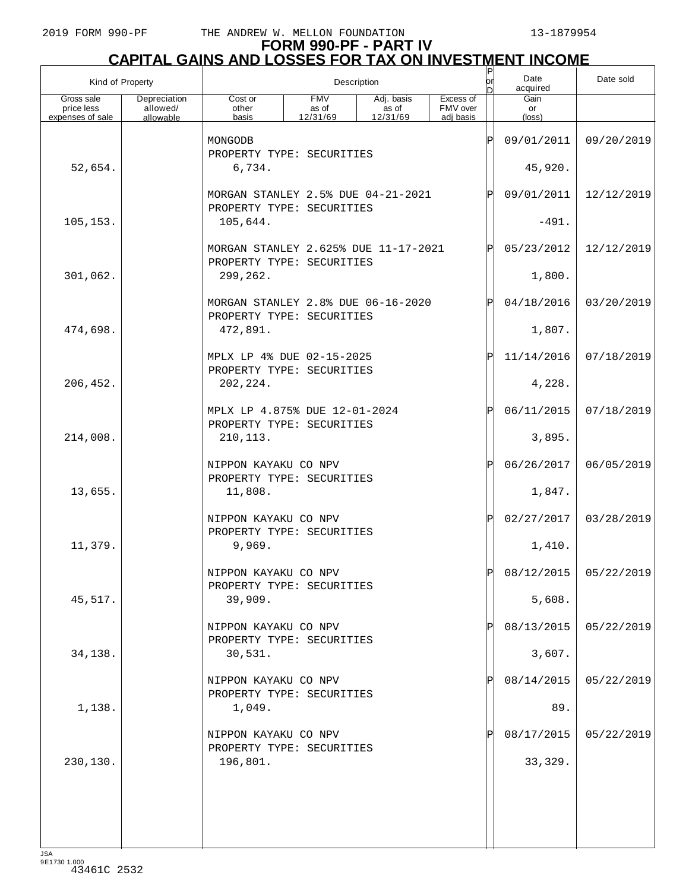# FORM 990-PF - PART IV
## CAPITAL GAINS AND LOSSES FOR TAX ON INVESTMENT INCOME

| Kind of Property | | Description | | | | P or D | Date acquired | Date sold |
|---|---|---|---|---|---|---|---|---|
| Gross sale price less expenses of sale | Depreciation allowed/ allowable | Cost or other basis | FMV as of 12/31/69 | Adj. basis as of 12/31/69 | Excess of FMV over adj basis | | Gain or (loss) | |
| | | MONGODB<br>PROPERTY TYPE: SECURITIES | | | | P | 09/01/2011 | 09/20/2019 |
| 52,654. | | 6,734. | | | | | 45,920. | |
| | | MORGAN STANLEY 2.5% DUE 04-21-2021<br>PROPERTY TYPE: SECURITIES | | | | P | 09/01/2011 | 12/12/2019 |
| 105,153. | | 105,644. | | | | | -491. | |
| | | MORGAN STANLEY 2.625% DUE 11-17-2021<br>PROPERTY TYPE: SECURITIES | | | | P | 05/23/2012 | 12/12/2019 |
| 301,062. | | 299,262. | | | | | 1,800. | |
| | | MORGAN STANLEY 2.8% DUE 06-16-2020<br>PROPERTY TYPE: SECURITIES | | | | P | 04/18/2016 | 03/20/2019 |
| 474,698. | | 472,891. | | | | | 1,807. | |
| | | MPLX LP 4% DUE 02-15-2025<br>PROPERTY TYPE: SECURITIES | | | | P | 11/14/2016 | 07/18/2019 |
| 206,452. | | 202,224. | | | | | 4,228. | |
| | | MPLX LP 4.875% DUE 12-01-2024<br>PROPERTY TYPE: SECURITIES | | | | P | 06/11/2015 | 07/18/2019 |
| 214,008. | | 210,113. | | | | | 3,895. | |
| | | NIPPON KAYAKU CO NPV<br>PROPERTY TYPE: SECURITIES | | | | P | 06/26/2017 | 06/05/2019 |
| 13,655. | | 11,808. | | | | | 1,847. | |
| | | NIPPON KAYAKU CO NPV<br>PROPERTY TYPE: SECURITIES | | | | P | 02/27/2017 | 03/28/2019 |
| 11,379. | | 9,969. | | | | | 1,410. | |
| | | NIPPON KAYAKU CO NPV<br>PROPERTY TYPE: SECURITIES | | | | P | 08/12/2015 | 05/22/2019 |
| 45,517. | | 39,909. | | | | | 5,608. | |
| | | NIPPON KAYAKU CO NPV<br>PROPERTY TYPE: SECURITIES | | | | P | 08/13/2015 | 05/22/2019 |
| 34,138. | | 30,531. | | | | | 3,607. | |
| | | NIPPON KAYAKU CO NPV<br>PROPERTY TYPE: SECURITIES | | | | P | 08/14/2015 | 05/22/2019 |
| 1,138. | | 1,049. | | | | | 89. | |
| | | NIPPON KAYAKU CO NPV<br>PROPERTY TYPE: SECURITIES | | | | P | 08/17/2015 | 05/22/2019 |
| 230,130. | | 196,801. | | | | | 33,329. | |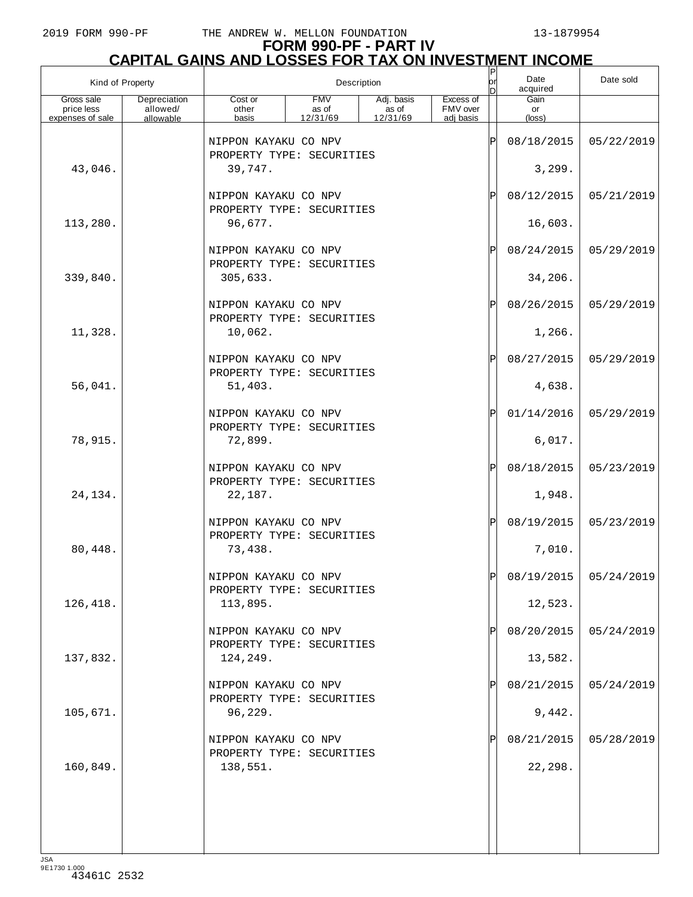# FORM 990-PF - PART IV
## CAPITAL GAINS AND LOSSES FOR TAX ON INVESTMENT INCOME

| Kind of Property | | Description | | | | P or D | Date acquired | Date sold |
|---|---|---|---|---|---|---|---|---|
| Gross sale price less expenses of sale | Depreciation allowed/ allowable | Cost or other basis | FMV as of 12/31/69 | Adj. basis as of 12/31/69 | Excess of FMV over adj basis | | Gain or (loss) | |
| | | NIPPON KAYAKU CO NPV<br>PROPERTY TYPE: SECURITIES | | | | P | 08/18/2015 | 05/22/2019 |
| 43,046. | | 39,747. | | | | | 3,299. | |
| | | NIPPON KAYAKU CO NPV<br>PROPERTY TYPE: SECURITIES | | | | P | 08/12/2015 | 05/21/2019 |
| 113,280. | | 96,677. | | | | | 16,603. | |
| | | NIPPON KAYAKU CO NPV<br>PROPERTY TYPE: SECURITIES | | | | P | 08/24/2015 | 05/29/2019 |
| 339,840. | | 305,633. | | | | | 34,206. | |
| | | NIPPON KAYAKU CO NPV<br>PROPERTY TYPE: SECURITIES | | | | P | 08/26/2015 | 05/29/2019 |
| 11,328. | | 10,062. | | | | | 1,266. | |
| | | NIPPON KAYAKU CO NPV<br>PROPERTY TYPE: SECURITIES | | | | P | 08/27/2015 | 05/29/2019 |
| 56,041. | | 51,403. | | | | | 4,638. | |
| | | NIPPON KAYAKU CO NPV<br>PROPERTY TYPE: SECURITIES | | | | P | 01/14/2016 | 05/29/2019 |
| 78,915. | | 72,899. | | | | | 6,017. | |
| | | NIPPON KAYAKU CO NPV<br>PROPERTY TYPE: SECURITIES | | | | P | 08/18/2015 | 05/23/2019 |
| 24,134. | | 22,187. | | | | | 1,948. | |
| | | NIPPON KAYAKU CO NPV<br>PROPERTY TYPE: SECURITIES | | | | P | 08/19/2015 | 05/23/2019 |
| 80,448. | | 73,438. | | | | | 7,010. | |
| | | NIPPON KAYAKU CO NPV<br>PROPERTY TYPE: SECURITIES | | | | P | 08/19/2015 | 05/24/2019 |
| 126,418. | | 113,895. | | | | | 12,523. | |
| | | NIPPON KAYAKU CO NPV<br>PROPERTY TYPE: SECURITIES | | | | P | 08/20/2015 | 05/24/2019 |
| 137,832. | | 124,249. | | | | | 13,582. | |
| | | NIPPON KAYAKU CO NPV<br>PROPERTY TYPE: SECURITIES | | | | P | 08/21/2015 | 05/24/2019 |
| 105,671. | | 96,229. | | | | | 9,442. | |
| | | NIPPON KAYAKU CO NPV<br>PROPERTY TYPE: SECURITIES | | | | P | 08/21/2015 | 05/28/2019 |
| 160,849. | | 138,551. | | | | | 22,298. | |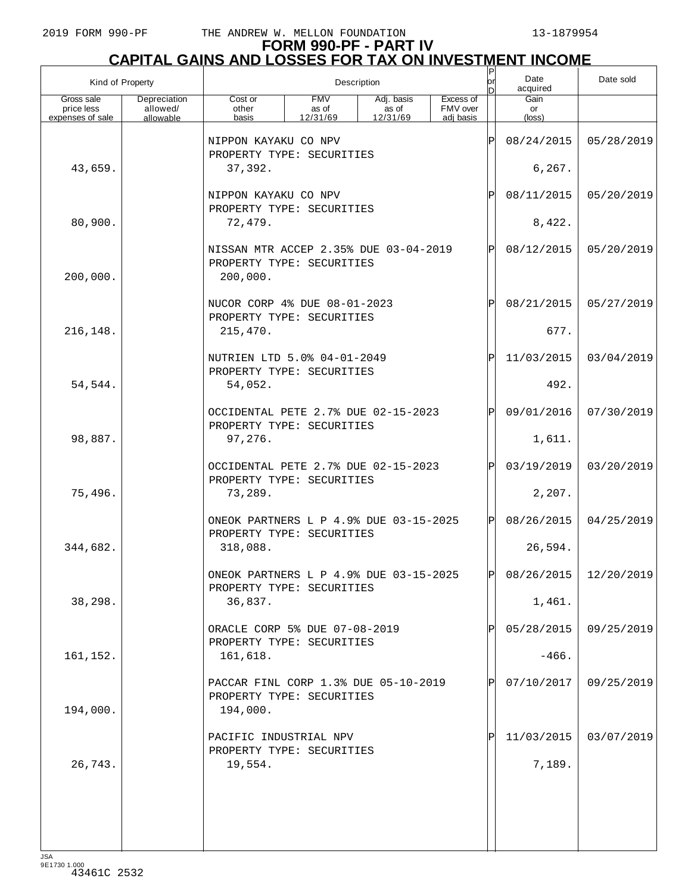# FORM 990-PF - PART IV
## CAPITAL GAINS AND LOSSES FOR TAX ON INVESTMENT INCOME

| Kind of Property | | Description | | | | P or D | Date acquired | Date sold |
|---|---|---|---|---|---|---|---|---|
| Gross sale price less expenses of sale | Depreciation allowed/ allowable | Cost or other basis | FMV as of 12/31/69 | Adj. basis as of 12/31/69 | Excess of FMV over adj basis | | Gain or (loss) | |
| | | NIPPON KAYAKU CO NPV<br>PROPERTY TYPE: SECURITIES | | | | P | 08/24/2015 | 05/28/2019 |
| 43,659. | | 37,392. | | | | | 6,267. | |
| | | NIPPON KAYAKU CO NPV<br>PROPERTY TYPE: SECURITIES | | | | P | 08/11/2015 | 05/20/2019 |
| 80,900. | | 72,479. | | | | | 8,422. | |
| | | NISSAN MTR ACCEP 2.35% DUE 03-04-2019<br>PROPERTY TYPE: SECURITIES | | | | P | 08/12/2015 | 05/20/2019 |
| 200,000. | | 200,000. | | | | | | |
| | | NUCOR CORP 4% DUE 08-01-2023<br>PROPERTY TYPE: SECURITIES | | | | P | 08/21/2015 | 05/27/2019 |
| 216,148. | | 215,470. | | | | | 677. | |
| | | NUTRIEN LTD 5.0% 04-01-2049<br>PROPERTY TYPE: SECURITIES | | | | P | 11/03/2015 | 03/04/2019 |
| 54,544. | | 54,052. | | | | | 492. | |
| | | OCCIDENTAL PETE 2.7% DUE 02-15-2023<br>PROPERTY TYPE: SECURITIES | | | | P | 09/01/2016 | 07/30/2019 |
| 98,887. | | 97,276. | | | | | 1,611. | |
| | | OCCIDENTAL PETE 2.7% DUE 02-15-2023<br>PROPERTY TYPE: SECURITIES | | | | P | 03/19/2019 | 03/20/2019 |
| 75,496. | | 73,289. | | | | | 2,207. | |
| | | ONEOK PARTNERS L P 4.9% DUE 03-15-2025<br>PROPERTY TYPE: SECURITIES | | | | P | 08/26/2015 | 04/25/2019 |
| 344,682. | | 318,088. | | | | | 26,594. | |
| | | ONEOK PARTNERS L P 4.9% DUE 03-15-2025<br>PROPERTY TYPE: SECURITIES | | | | P | 08/26/2015 | 12/20/2019 |
| 38,298. | | 36,837. | | | | | 1,461. | |
| | | ORACLE CORP 5% DUE 07-08-2019<br>PROPERTY TYPE: SECURITIES | | | | P | 05/28/2015 | 09/25/2019 |
| 161,152. | | 161,618. | | | | | -466. | |
| | | PACCAR FINL CORP 1.3% DUE 05-10-2019<br>PROPERTY TYPE: SECURITIES | | | | P | 07/10/2017 | 09/25/2019 |
| 194,000. | | 194,000. | | | | | | |
| | | PACIFIC INDUSTRIAL NPV<br>PROPERTY TYPE: SECURITIES | | | | P | 11/03/2015 | 03/07/2019 |
| 26,743. | | 19,554. | | | | | 7,189. | |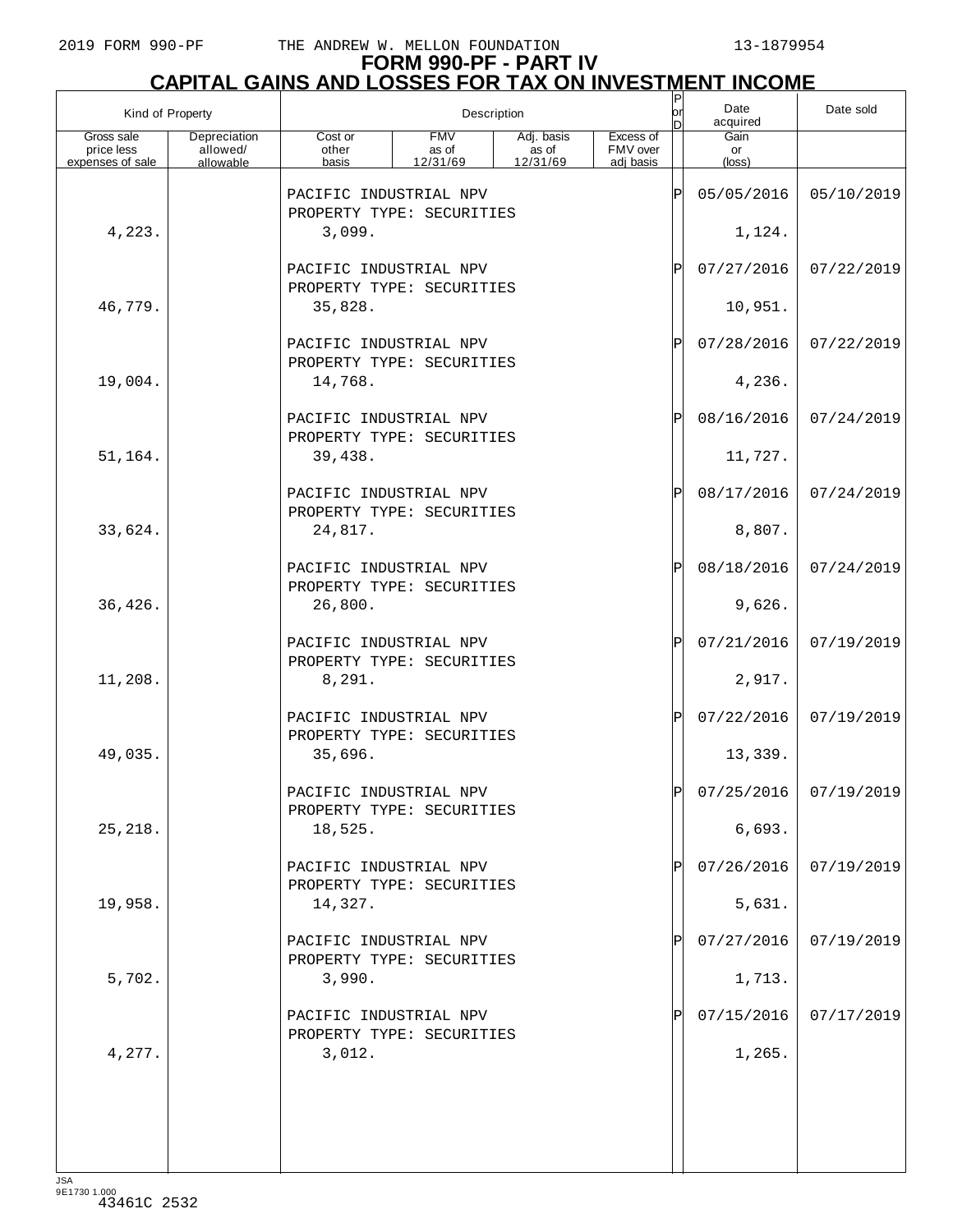2019 FORM 990-PF THE ANDREW W. MELLON FOUNDATION 13-1879954

# FORM 990-PF - PART IV
## CAPITAL GAINS AND LOSSES FOR TAX ON INVESTMENT INCOME

| Kind of Property | | Description | | | | P or D | Date acquired | Date sold |
|---|---|---|---|---|---|---|---|---|
| Gross sale price less expenses of sale | Depreciation allowed/ allowable | Cost or other basis | FMV as of 12/31/69 | Adj. basis as of 12/31/69 | Excess of FMV over adj basis | | Gain or (loss) | |
| | | PACIFIC INDUSTRIAL NPV PROPERTY TYPE: SECURITIES | | | | P | 05/05/2016 | 05/10/2019 |
| 4,223. | | 3,099. | | | | | 1,124. | |
| | | PACIFIC INDUSTRIAL NPV PROPERTY TYPE: SECURITIES | | | | P | 07/27/2016 | 07/22/2019 |
| 46,779. | | 35,828. | | | | | 10,951. | |
| | | PACIFIC INDUSTRIAL NPV PROPERTY TYPE: SECURITIES | | | | P | 07/28/2016 | 07/22/2019 |
| 19,004. | | 14,768. | | | | | 4,236. | |
| | | PACIFIC INDUSTRIAL NPV PROPERTY TYPE: SECURITIES | | | | P | 08/16/2016 | 07/24/2019 |
| 51,164. | | 39,438. | | | | | 11,727. | |
| | | PACIFIC INDUSTRIAL NPV PROPERTY TYPE: SECURITIES | | | | P | 08/17/2016 | 07/24/2019 |
| 33,624. | | 24,817. | | | | | 8,807. | |
| | | PACIFIC INDUSTRIAL NPV PROPERTY TYPE: SECURITIES | | | | P | 08/18/2016 | 07/24/2019 |
| 36,426. | | 26,800. | | | | | 9,626. | |
| | | PACIFIC INDUSTRIAL NPV PROPERTY TYPE: SECURITIES | | | | P | 07/21/2016 | 07/19/2019 |
| 11,208. | | 8,291. | | | | | 2,917. | |
| | | PACIFIC INDUSTRIAL NPV PROPERTY TYPE: SECURITIES | | | | P | 07/22/2016 | 07/19/2019 |
| 49,035. | | 35,696. | | | | | 13,339. | |
| | | PACIFIC INDUSTRIAL NPV PROPERTY TYPE: SECURITIES | | | | P | 07/25/2016 | 07/19/2019 |
| 25,218. | | 18,525. | | | | | 6,693. | |
| | | PACIFIC INDUSTRIAL NPV PROPERTY TYPE: SECURITIES | | | | P | 07/26/2016 | 07/19/2019 |
| 19,958. | | 14,327. | | | | | 5,631. | |
| | | PACIFIC INDUSTRIAL NPV PROPERTY TYPE: SECURITIES | | | | P | 07/27/2016 | 07/19/2019 |
| 5,702. | | 3,990. | | | | | 1,713. | |
| | | PACIFIC INDUSTRIAL NPV PROPERTY TYPE: SECURITIES | | | | P | 07/15/2016 | 07/17/2019 |
| 4,277. | | 3,012. | | | | | 1,265. | |

JSA
9E1730 1.000
43461C 2532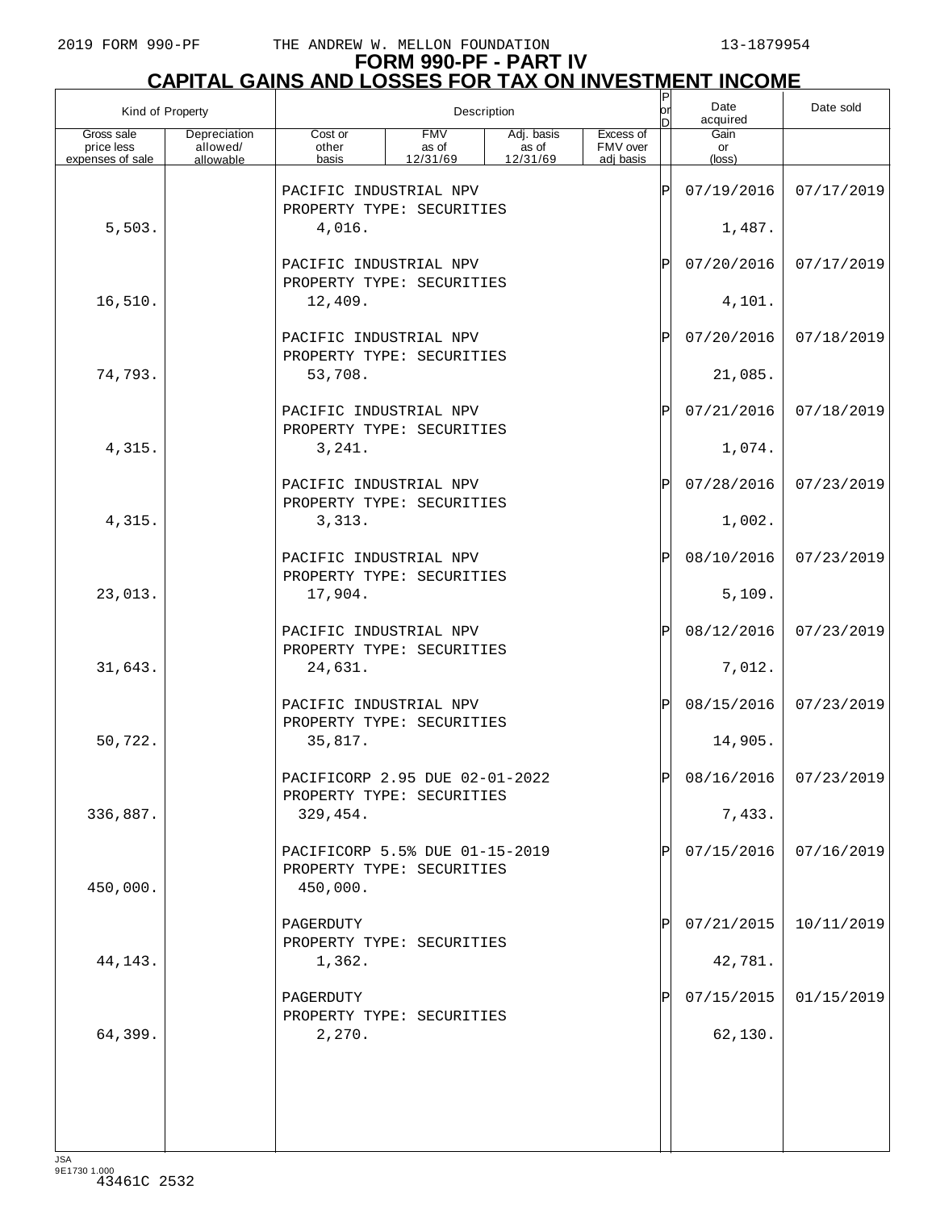2019 FORM 990-PF THE ANDREW W. MELLON FOUNDATION 13-1879954

# FORM 990-PF - PART IV
## CAPITAL GAINS AND LOSSES FOR TAX ON INVESTMENT INCOME

| Kind of Property | | Description | | | | P or D | Date acquired | Date sold |
|---|---|---|---|---|---|---|---|---|
| Gross sale price less expenses of sale | Depreciation allowed/ allowable | Cost or other basis | FMV as of 12/31/69 | Adj. basis as of 12/31/69 | Excess of FMV over adj basis | | Gain or (loss) | |
| | | PACIFIC INDUSTRIAL NPV PROPERTY TYPE: SECURITIES | | | | P | 07/19/2016 | 07/17/2019 |
| 5,503. | | 4,016. | | | | | 1,487. | |
| | | PACIFIC INDUSTRIAL NPV PROPERTY TYPE: SECURITIES | | | | P | 07/20/2016 | 07/17/2019 |
| 16,510. | | 12,409. | | | | | 4,101. | |
| | | PACIFIC INDUSTRIAL NPV PROPERTY TYPE: SECURITIES | | | | P | 07/20/2016 | 07/18/2019 |
| 74,793. | | 53,708. | | | | | 21,085. | |
| | | PACIFIC INDUSTRIAL NPV PROPERTY TYPE: SECURITIES | | | | P | 07/21/2016 | 07/18/2019 |
| 4,315. | | 3,241. | | | | | 1,074. | |
| | | PACIFIC INDUSTRIAL NPV PROPERTY TYPE: SECURITIES | | | | P | 07/28/2016 | 07/23/2019 |
| 4,315. | | 3,313. | | | | | 1,002. | |
| | | PACIFIC INDUSTRIAL NPV PROPERTY TYPE: SECURITIES | | | | P | 08/10/2016 | 07/23/2019 |
| 23,013. | | 17,904. | | | | | 5,109. | |
| | | PACIFIC INDUSTRIAL NPV PROPERTY TYPE: SECURITIES | | | | P | 08/12/2016 | 07/23/2019 |
| 31,643. | | 24,631. | | | | | 7,012. | |
| | | PACIFIC INDUSTRIAL NPV PROPERTY TYPE: SECURITIES | | | | P | 08/15/2016 | 07/23/2019 |
| 50,722. | | 35,817. | | | | | 14,905. | |
| | | PACIFICORP 2.95 DUE 02-01-2022 PROPERTY TYPE: SECURITIES | | | | P | 08/16/2016 | 07/23/2019 |
| 336,887. | | 329,454. | | | | | 7,433. | |
| | | PACIFICORP 5.5% DUE 01-15-2019 PROPERTY TYPE: SECURITIES | | | | P | 07/15/2016 | 07/16/2019 |
| 450,000. | | 450,000. | | | | | | |
| | | PAGERDUTY PROPERTY TYPE: SECURITIES | | | | P | 07/21/2015 | 10/11/2019 |
| 44,143. | | 1,362. | | | | | 42,781. | |
| | | PAGERDUTY PROPERTY TYPE: SECURITIES | | | | P | 07/15/2015 | 01/15/2019 |
| 64,399. | | 2,270. | | | | | 62,130. | |

JSA 9E1730 1.000
43461C 2532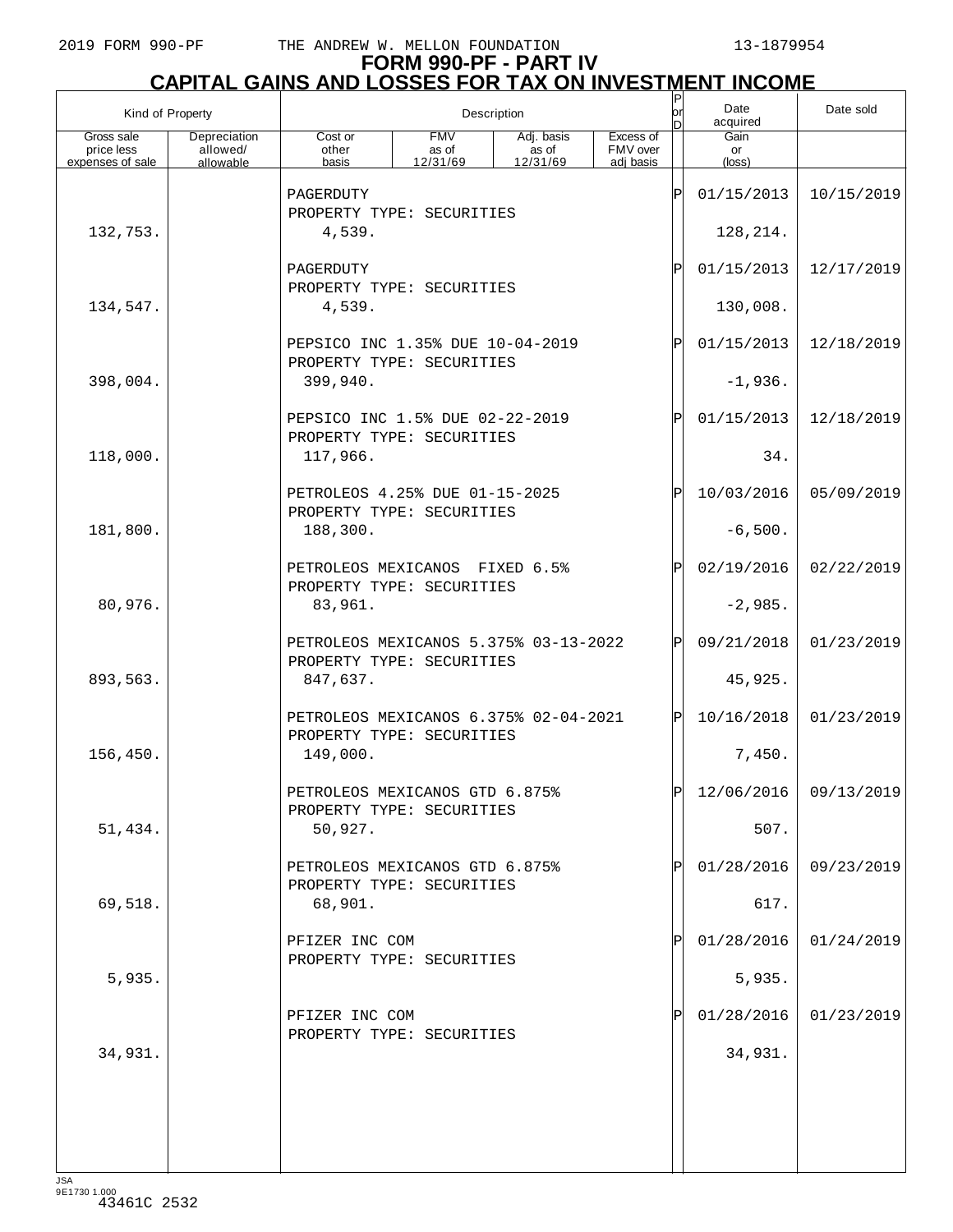# FORM 990-PF - PART IV
## CAPITAL GAINS AND LOSSES FOR TAX ON INVESTMENT INCOME

| Kind of Property | | Description | | | | P or D | Date acquired | Date sold |
|---|---|---|---|---|---|---|---|---|
| Gross sale price less expenses of sale | Depreciation allowed/ allowable | Cost or other basis | FMV as of 12/31/69 | Adj. basis as of 12/31/69 | Excess of FMV over adj basis | | Gain or (loss) | |
| | | PAGERDUTY<br>PROPERTY TYPE: SECURITIES | | | | P | 01/15/2013 | 10/15/2019 |
| 132,753. | | 4,539. | | | | | 128,214. | |
| | | PAGERDUTY<br>PROPERTY TYPE: SECURITIES | | | | P | 01/15/2013 | 12/17/2019 |
| 134,547. | | 4,539. | | | | | 130,008. | |
| | | PEPSICO INC 1.35% DUE 10-04-2019<br>PROPERTY TYPE: SECURITIES | | | | P | 01/15/2013 | 12/18/2019 |
| 398,004. | | 399,940. | | | | | -1,936. | |
| | | PEPSICO INC 1.5% DUE 02-22-2019<br>PROPERTY TYPE: SECURITIES | | | | P | 01/15/2013 | 12/18/2019 |
| 118,000. | | 117,966. | | | | | 34. | |
| | | PETROLEOS 4.25% DUE 01-15-2025<br>PROPERTY TYPE: SECURITIES | | | | P | 10/03/2016 | 05/09/2019 |
| 181,800. | | 188,300. | | | | | -6,500. | |
| | | PETROLEOS MEXICANOS FIXED 6.5%<br>PROPERTY TYPE: SECURITIES | | | | P | 02/19/2016 | 02/22/2019 |
| 80,976. | | 83,961. | | | | | -2,985. | |
| | | PETROLEOS MEXICANOS 5.375% 03-13-2022<br>PROPERTY TYPE: SECURITIES | | | | P | 09/21/2018 | 01/23/2019 |
| 893,563. | | 847,637. | | | | | 45,925. | |
| | | PETROLEOS MEXICANOS 6.375% 02-04-2021<br>PROPERTY TYPE: SECURITIES | | | | P | 10/16/2018 | 01/23/2019 |
| 156,450. | | 149,000. | | | | | 7,450. | |
| | | PETROLEOS MEXICANOS GTD 6.875%<br>PROPERTY TYPE: SECURITIES | | | | P | 12/06/2016 | 09/13/2019 |
| 51,434. | | 50,927. | | | | | 507. | |
| | | PETROLEOS MEXICANOS GTD 6.875%<br>PROPERTY TYPE: SECURITIES | | | | P | 01/28/2016 | 09/23/2019 |
| 69,518. | | 68,901. | | | | | 617. | |
| | | PFIZER INC COM<br>PROPERTY TYPE: SECURITIES | | | | P | 01/28/2016 | 01/24/2019 |
| 5,935. | | | | | | | 5,935. | |
| | | PFIZER INC COM<br>PROPERTY TYPE: SECURITIES | | | | P | 01/28/2016 | 01/23/2019 |
| 34,931. | | | | | | | 34,931. | |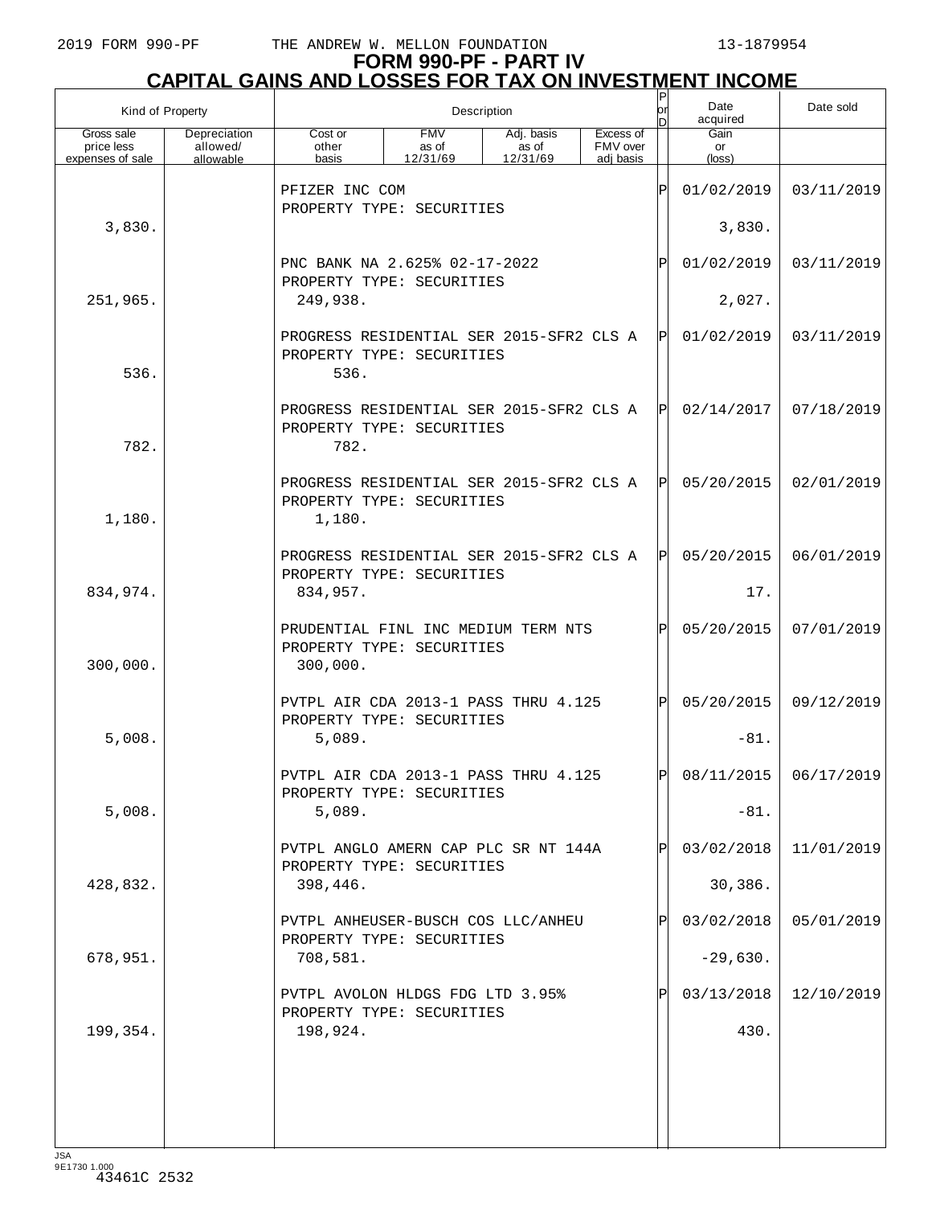# FORM 990-PF - PART IV
## CAPITAL GAINS AND LOSSES FOR TAX ON INVESTMENT INCOME

| Kind of Property | | Description | | | | P or D | Date acquired | Date sold |
|---|---|---|---|---|---|---|---|---|
| Gross sale price less expenses of sale | Depreciation allowed/ allowable | Cost or other basis | FMV as of 12/31/69 | Adj. basis as of 12/31/69 | Excess of FMV over adj basis | | Gain or (loss) | |
| | | PFIZER INC COM PROPERTY TYPE: SECURITIES | | | | P | 01/02/2019 | 03/11/2019 |
| 3,830. | | | | | | | 3,830. | |
| | | PNC BANK NA 2.625% 02-17-2022 PROPERTY TYPE: SECURITIES | | | | P | 01/02/2019 | 03/11/2019 |
| 251,965. | | 249,938. | | | | | 2,027. | |
| | | PROGRESS RESIDENTIAL SER 2015-SFR2 CLS A PROPERTY TYPE: SECURITIES | | | | P | 01/02/2019 | 03/11/2019 |
| 536. | | 536. | | | | | | |
| | | PROGRESS RESIDENTIAL SER 2015-SFR2 CLS A PROPERTY TYPE: SECURITIES | | | | P | 02/14/2017 | 07/18/2019 |
| 782. | | 782. | | | | | | |
| | | PROGRESS RESIDENTIAL SER 2015-SFR2 CLS A PROPERTY TYPE: SECURITIES | | | | P | 05/20/2015 | 02/01/2019 |
| 1,180. | | 1,180. | | | | | | |
| | | PROGRESS RESIDENTIAL SER 2015-SFR2 CLS A PROPERTY TYPE: SECURITIES | | | | P | 05/20/2015 | 06/01/2019 |
| 834,974. | | 834,957. | | | | | 17. | |
| | | PRUDENTIAL FINL INC MEDIUM TERM NTS PROPERTY TYPE: SECURITIES | | | | P | 05/20/2015 | 07/01/2019 |
| 300,000. | | 300,000. | | | | | | |
| | | PVTPL AIR CDA 2013-1 PASS THRU 4.125 PROPERTY TYPE: SECURITIES | | | | P | 05/20/2015 | 09/12/2019 |
| 5,008. | | 5,089. | | | | | -81. | |
| | | PVTPL AIR CDA 2013-1 PASS THRU 4.125 PROPERTY TYPE: SECURITIES | | | | P | 08/11/2015 | 06/17/2019 |
| 5,008. | | 5,089. | | | | | -81. | |
| | | PVTPL ANGLO AMERN CAP PLC SR NT 144A PROPERTY TYPE: SECURITIES | | | | P | 03/02/2018 | 11/01/2019 |
| 428,832. | | 398,446. | | | | | 30,386. | |
| | | PVTPL ANHEUSER-BUSCH COS LLC/ANHEU PROPERTY TYPE: SECURITIES | | | | P | 03/02/2018 | 05/01/2019 |
| 678,951. | | 708,581. | | | | | -29,630. | |
| | | PVTPL AVOLON HLDGS FDG LTD 3.95% PROPERTY TYPE: SECURITIES | | | | P | 03/13/2018 | 12/10/2019 |
| 199,354. | | 198,924. | | | | | 430. | |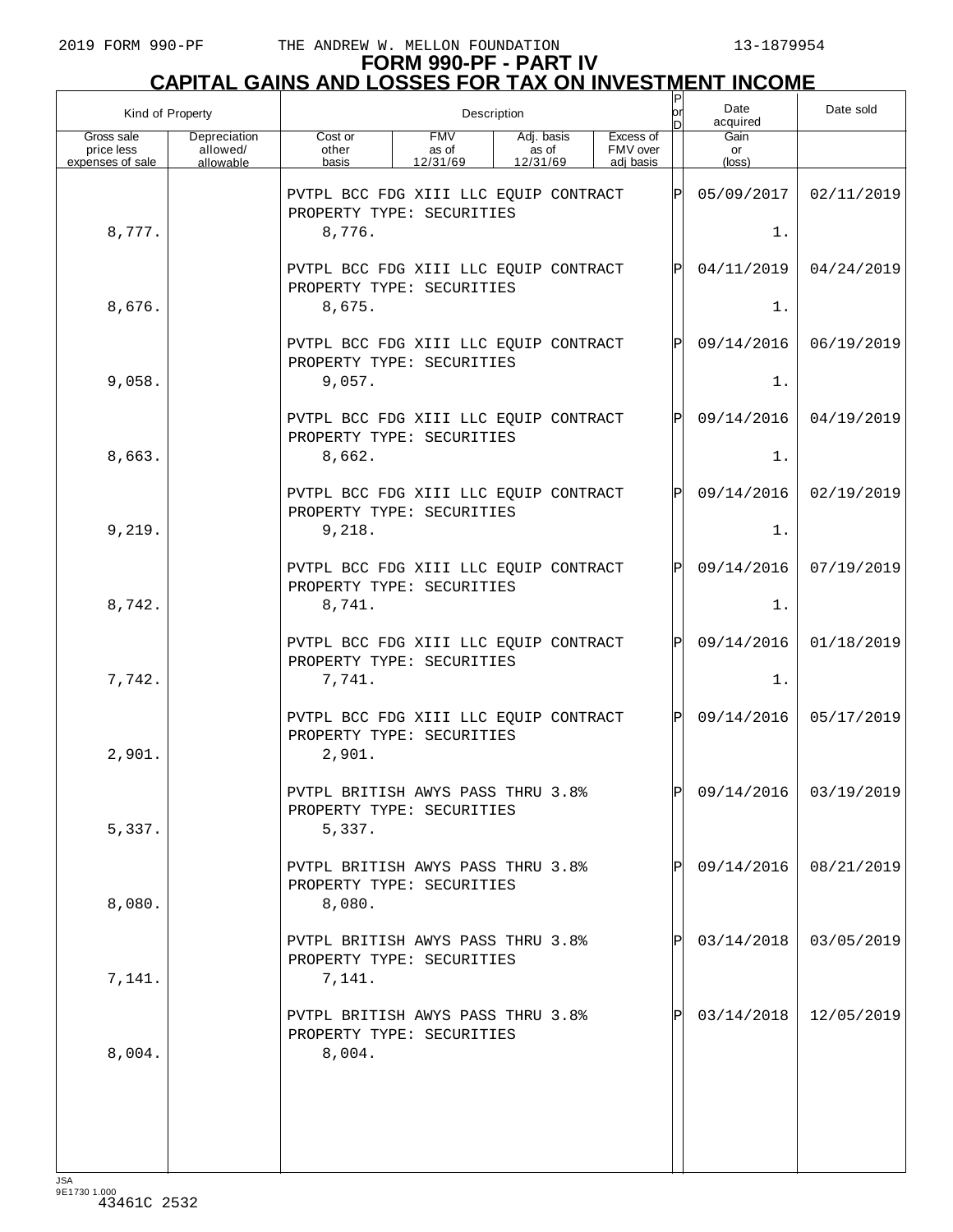# FORM 990-PF - PART IV
## CAPITAL GAINS AND LOSSES FOR TAX ON INVESTMENT INCOME

| Kind of Property | | Description | | | | P or D | Date acquired | Date sold |
|---|---|---|---|---|---|---|---|---|
| Gross sale price less expenses of sale | Depreciation allowed/ allowable | Cost or other basis | FMV as of 12/31/69 | Adj. basis as of 12/31/69 | Excess of FMV over adj basis | | Gain or (loss) | |
| | | PVTPL BCC FDG XIII LLC EQUIP CONTRACT PROPERTY TYPE: SECURITIES | | | | P | 05/09/2017 | 02/11/2019 |
| 8,777. | | 8,776. | | | | | 1. | |
| | | PVTPL BCC FDG XIII LLC EQUIP CONTRACT PROPERTY TYPE: SECURITIES | | | | P | 04/11/2019 | 04/24/2019 |
| 8,676. | | 8,675. | | | | | 1. | |
| | | PVTPL BCC FDG XIII LLC EQUIP CONTRACT PROPERTY TYPE: SECURITIES | | | | P | 09/14/2016 | 06/19/2019 |
| 9,058. | | 9,057. | | | | | 1. | |
| | | PVTPL BCC FDG XIII LLC EQUIP CONTRACT PROPERTY TYPE: SECURITIES | | | | P | 09/14/2016 | 04/19/2019 |
| 8,663. | | 8,662. | | | | | 1. | |
| | | PVTPL BCC FDG XIII LLC EQUIP CONTRACT PROPERTY TYPE: SECURITIES | | | | P | 09/14/2016 | 02/19/2019 |
| 9,219. | | 9,218. | | | | | 1. | |
| | | PVTPL BCC FDG XIII LLC EQUIP CONTRACT PROPERTY TYPE: SECURITIES | | | | P | 09/14/2016 | 07/19/2019 |
| 8,742. | | 8,741. | | | | | 1. | |
| | | PVTPL BCC FDG XIII LLC EQUIP CONTRACT PROPERTY TYPE: SECURITIES | | | | P | 09/14/2016 | 01/18/2019 |
| 7,742. | | 7,741. | | | | | 1. | |
| | | PVTPL BCC FDG XIII LLC EQUIP CONTRACT PROPERTY TYPE: SECURITIES | | | | P | 09/14/2016 | 05/17/2019 |
| 2,901. | | 2,901. | | | | | | |
| | | PVTPL BRITISH AWYS PASS THRU 3.8% PROPERTY TYPE: SECURITIES | | | | P | 09/14/2016 | 03/19/2019 |
| 5,337. | | 5,337. | | | | | | |
| | | PVTPL BRITISH AWYS PASS THRU 3.8% PROPERTY TYPE: SECURITIES | | | | P | 09/14/2016 | 08/21/2019 |
| 8,080. | | 8,080. | | | | | | |
| | | PVTPL BRITISH AWYS PASS THRU 3.8% PROPERTY TYPE: SECURITIES | | | | P | 03/14/2018 | 03/05/2019 |
| 7,141. | | 7,141. | | | | | | |
| | | PVTPL BRITISH AWYS PASS THRU 3.8% PROPERTY TYPE: SECURITIES | | | | P | 03/14/2018 | 12/05/2019 |
| 8,004. | | 8,004. | | | | | | |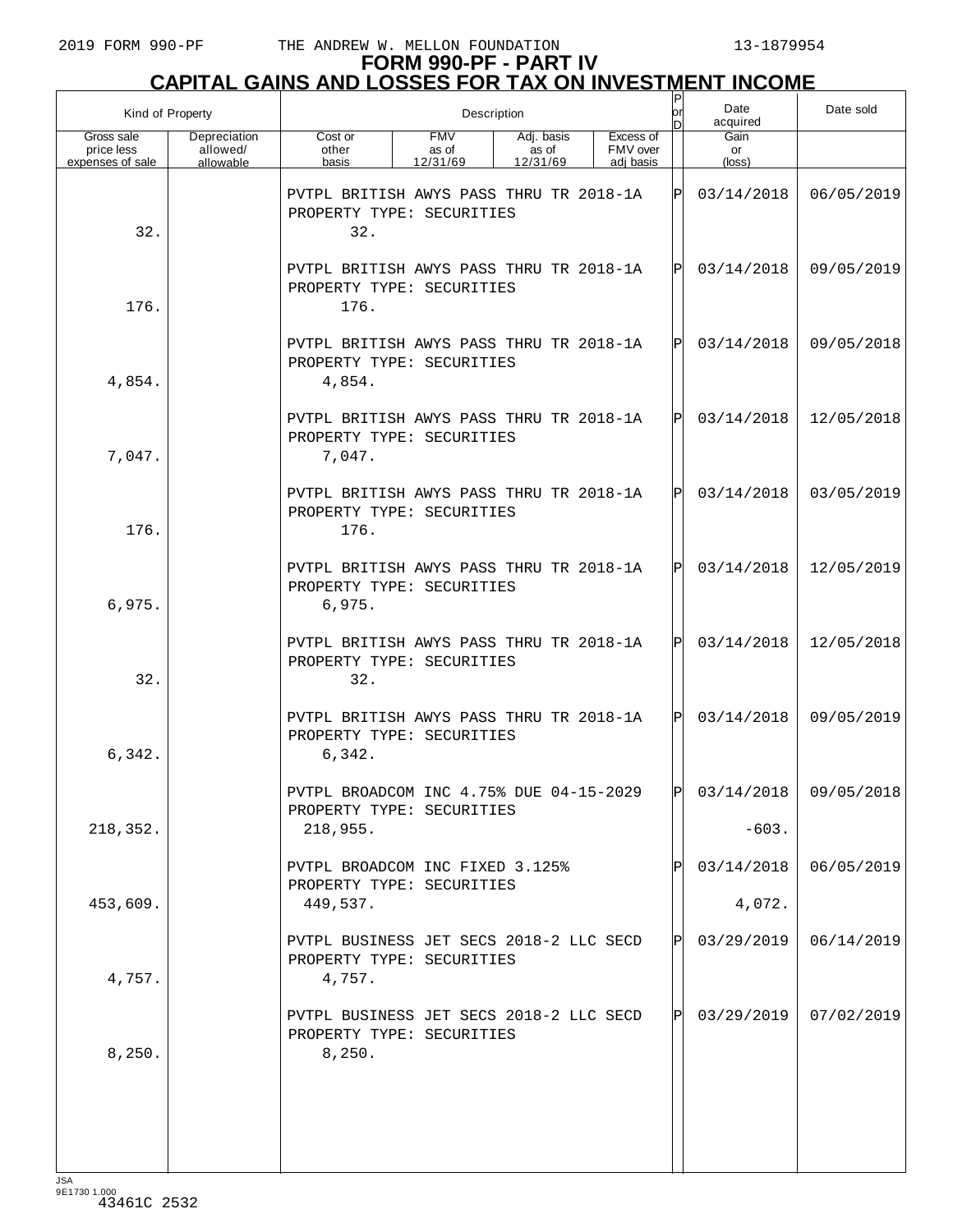# FORM 990-PF - PART IV
## CAPITAL GAINS AND LOSSES FOR TAX ON INVESTMENT INCOME

| Kind of Property | | Description | | | | P or D | Date acquired | Date sold |
|---|---|---|---|---|---|---|---|---|
| Gross sale price less expenses of sale | Depreciation allowed/ allowable | Cost or other basis | FMV as of 12/31/69 | Adj. basis as of 12/31/69 | Excess of FMV over adj basis | | Gain or (loss) | |
| | | PVTPL BRITISH AWYS PASS THRU TR 2018-1A PROPERTY TYPE: SECURITIES | | | | P | 03/14/2018 | 06/05/2019 |
| 32. | | 32. | | | | | | |
| | | PVTPL BRITISH AWYS PASS THRU TR 2018-1A PROPERTY TYPE: SECURITIES | | | | P | 03/14/2018 | 09/05/2019 |
| 176. | | 176. | | | | | | |
| | | PVTPL BRITISH AWYS PASS THRU TR 2018-1A PROPERTY TYPE: SECURITIES | | | | P | 03/14/2018 | 09/05/2018 |
| 4,854. | | 4,854. | | | | | | |
| | | PVTPL BRITISH AWYS PASS THRU TR 2018-1A PROPERTY TYPE: SECURITIES | | | | P | 03/14/2018 | 12/05/2018 |
| 7,047. | | 7,047. | | | | | | |
| | | PVTPL BRITISH AWYS PASS THRU TR 2018-1A PROPERTY TYPE: SECURITIES | | | | P | 03/14/2018 | 03/05/2019 |
| 176. | | 176. | | | | | | |
| | | PVTPL BRITISH AWYS PASS THRU TR 2018-1A PROPERTY TYPE: SECURITIES | | | | P | 03/14/2018 | 12/05/2019 |
| 6,975. | | 6,975. | | | | | | |
| | | PVTPL BRITISH AWYS PASS THRU TR 2018-1A PROPERTY TYPE: SECURITIES | | | | P | 03/14/2018 | 12/05/2018 |
| 32. | | 32. | | | | | | |
| | | PVTPL BRITISH AWYS PASS THRU TR 2018-1A PROPERTY TYPE: SECURITIES | | | | P | 03/14/2018 | 09/05/2019 |
| 6,342. | | 6,342. | | | | | | |
| | | PVTPL BROADCOM INC 4.75% DUE 04-15-2029 PROPERTY TYPE: SECURITIES | | | | P | 03/14/2018 | 09/05/2018 |
| 218,352. | | 218,955. | | | | | -603. | |
| | | PVTPL BROADCOM INC FIXED 3.125% PROPERTY TYPE: SECURITIES | | | | P | 03/14/2018 | 06/05/2019 |
| 453,609. | | 449,537. | | | | | 4,072. | |
| | | PVTPL BUSINESS JET SECS 2018-2 LLC SECD PROPERTY TYPE: SECURITIES | | | | P | 03/29/2019 | 06/14/2019 |
| 4,757. | | 4,757. | | | | | | |
| | | PVTPL BUSINESS JET SECS 2018-2 LLC SECD PROPERTY TYPE: SECURITIES | | | | P | 03/29/2019 | 07/02/2019 |
| 8,250. | | 8,250. | | | | | | |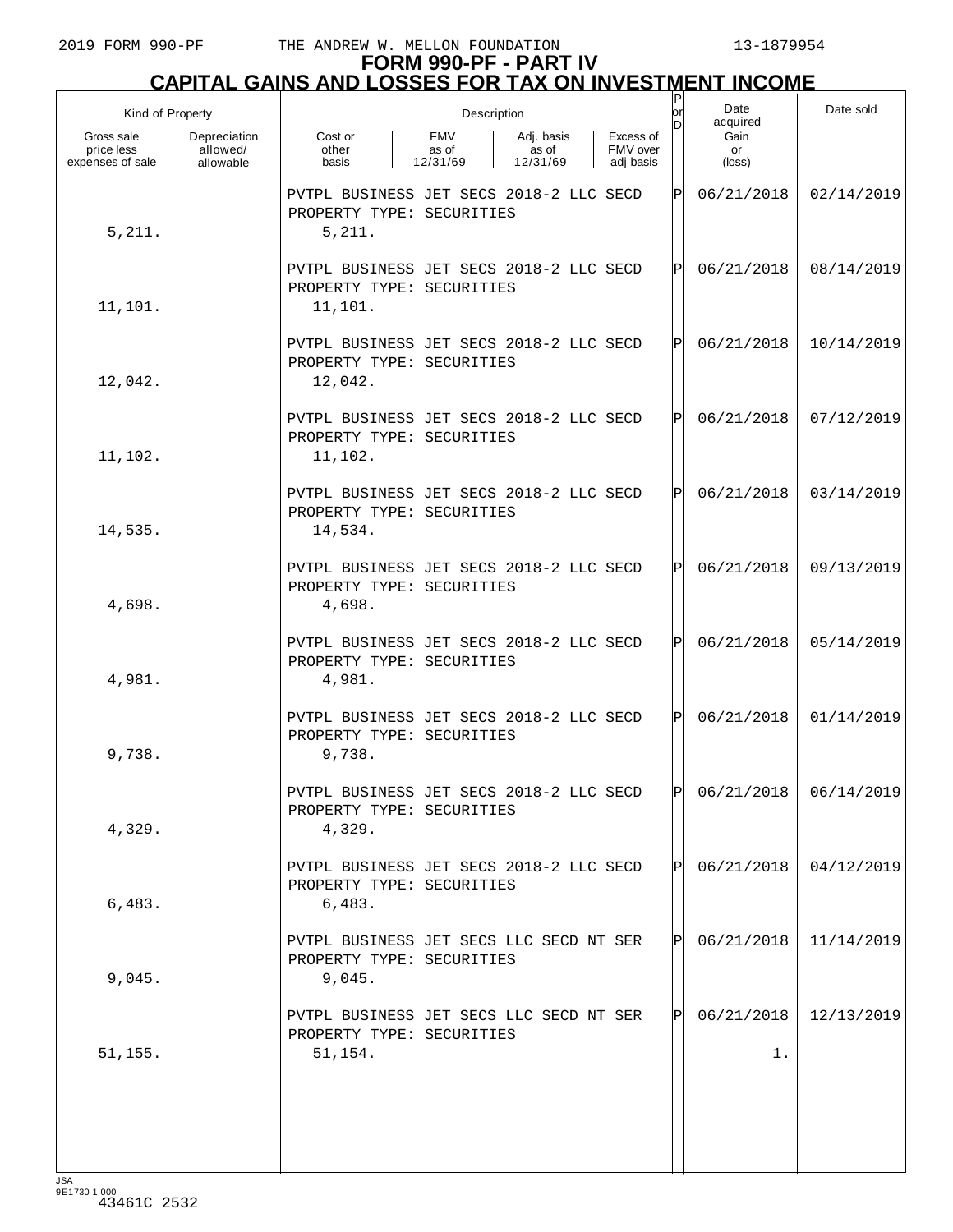2019 FORM 990-PF THE ANDREW W. MELLON FOUNDATION 13-1879954

# FORM 990-PF - PART IV
# CAPITAL GAINS AND LOSSES FOR TAX ON INVESTMENT INCOME

| Kind of Property | | Description | | | | P or D | Date acquired | Date sold |
|---|---|---|---|---|---|---|---|---|
| Gross sale price less expenses of sale | Depreciation allowed/ allowable | Cost or other basis | FMV as of 12/31/69 | Adj. basis as of 12/31/69 | Excess of FMV over adj basis | | Gain or (loss) | |
| | | PVTPL BUSINESS JET SECS 2018-2 LLC SECD PROPERTY TYPE: SECURITIES | | | | P | 06/21/2018 | 02/14/2019 |
| 5,211. | | 5,211. | | | | | | |
| | | PVTPL BUSINESS JET SECS 2018-2 LLC SECD PROPERTY TYPE: SECURITIES | | | | P | 06/21/2018 | 08/14/2019 |
| 11,101. | | 11,101. | | | | | | |
| | | PVTPL BUSINESS JET SECS 2018-2 LLC SECD PROPERTY TYPE: SECURITIES | | | | P | 06/21/2018 | 10/14/2019 |
| 12,042. | | 12,042. | | | | | | |
| | | PVTPL BUSINESS JET SECS 2018-2 LLC SECD PROPERTY TYPE: SECURITIES | | | | P | 06/21/2018 | 07/12/2019 |
| 11,102. | | 11,102. | | | | | | |
| | | PVTPL BUSINESS JET SECS 2018-2 LLC SECD PROPERTY TYPE: SECURITIES | | | | P | 06/21/2018 | 03/14/2019 |
| 14,535. | | 14,534. | | | | | | |
| | | PVTPL BUSINESS JET SECS 2018-2 LLC SECD PROPERTY TYPE: SECURITIES | | | | P | 06/21/2018 | 09/13/2019 |
| 4,698. | | 4,698. | | | | | | |
| | | PVTPL BUSINESS JET SECS 2018-2 LLC SECD PROPERTY TYPE: SECURITIES | | | | P | 06/21/2018 | 05/14/2019 |
| 4,981. | | 4,981. | | | | | | |
| | | PVTPL BUSINESS JET SECS 2018-2 LLC SECD PROPERTY TYPE: SECURITIES | | | | P | 06/21/2018 | 01/14/2019 |
| 9,738. | | 9,738. | | | | | | |
| | | PVTPL BUSINESS JET SECS 2018-2 LLC SECD PROPERTY TYPE: SECURITIES | | | | P | 06/21/2018 | 06/14/2019 |
| 4,329. | | 4,329. | | | | | | |
| | | PVTPL BUSINESS JET SECS 2018-2 LLC SECD PROPERTY TYPE: SECURITIES | | | | P | 06/21/2018 | 04/12/2019 |
| 6,483. | | 6,483. | | | | | | |
| | | PVTPL BUSINESS JET SECS LLC SECD NT SER PROPERTY TYPE: SECURITIES | | | | P | 06/21/2018 | 11/14/2019 |
| 9,045. | | 9,045. | | | | | | |
| | | PVTPL BUSINESS JET SECS LLC SECD NT SER PROPERTY TYPE: SECURITIES | | | | P | 06/21/2018 | 12/13/2019 |
| 51,155. | | 51,154. | | | | | 1. | |

JSA 9E1730 1.000
43461C 2532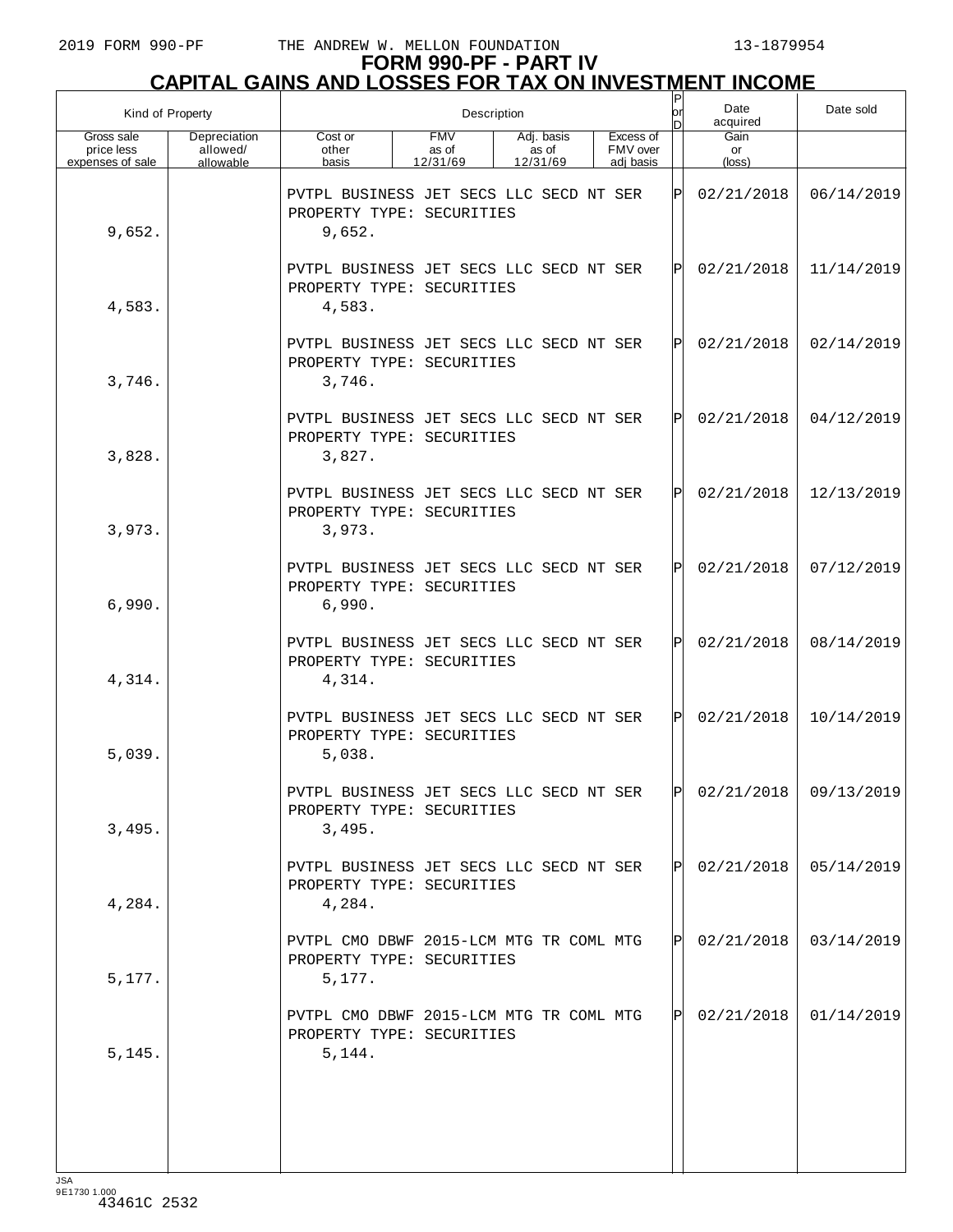# FORM 990-PF - PART IV
## CAPITAL GAINS AND LOSSES FOR TAX ON INVESTMENT INCOME

| Kind of Property | | Description | | | | P or D | Date acquired | Date sold |
|---|---|---|---|---|---|---|---|---|
| Gross sale price less expenses of sale | Depreciation allowed/ allowable | Cost or other basis | FMV as of 12/31/69 | Adj. basis as of 12/31/69 | Excess of FMV over adj basis | | Gain or (loss) | |
| | | PVTPL BUSINESS JET SECS LLC SECD NT SER PROPERTY TYPE: SECURITIES | | | | P | 02/21/2018 | 06/14/2019 |
| 9,652. | | 9,652. | | | | | | |
| | | PVTPL BUSINESS JET SECS LLC SECD NT SER PROPERTY TYPE: SECURITIES | | | | P | 02/21/2018 | 11/14/2019 |
| 4,583. | | 4,583. | | | | | | |
| | | PVTPL BUSINESS JET SECS LLC SECD NT SER PROPERTY TYPE: SECURITIES | | | | P | 02/21/2018 | 02/14/2019 |
| 3,746. | | 3,746. | | | | | | |
| | | PVTPL BUSINESS JET SECS LLC SECD NT SER PROPERTY TYPE: SECURITIES | | | | P | 02/21/2018 | 04/12/2019 |
| 3,828. | | 3,827. | | | | | | |
| | | PVTPL BUSINESS JET SECS LLC SECD NT SER PROPERTY TYPE: SECURITIES | | | | P | 02/21/2018 | 12/13/2019 |
| 3,973. | | 3,973. | | | | | | |
| | | PVTPL BUSINESS JET SECS LLC SECD NT SER PROPERTY TYPE: SECURITIES | | | | P | 02/21/2018 | 07/12/2019 |
| 6,990. | | 6,990. | | | | | | |
| | | PVTPL BUSINESS JET SECS LLC SECD NT SER PROPERTY TYPE: SECURITIES | | | | P | 02/21/2018 | 08/14/2019 |
| 4,314. | | 4,314. | | | | | | |
| | | PVTPL BUSINESS JET SECS LLC SECD NT SER PROPERTY TYPE: SECURITIES | | | | P | 02/21/2018 | 10/14/2019 |
| 5,039. | | 5,038. | | | | | | |
| | | PVTPL BUSINESS JET SECS LLC SECD NT SER PROPERTY TYPE: SECURITIES | | | | P | 02/21/2018 | 09/13/2019 |
| 3,495. | | 3,495. | | | | | | |
| | | PVTPL BUSINESS JET SECS LLC SECD NT SER PROPERTY TYPE: SECURITIES | | | | P | 02/21/2018 | 05/14/2019 |
| 4,284. | | 4,284. | | | | | | |
| | | PVTPL CMO DBWF 2015-LCM MTG TR COML MTG PROPERTY TYPE: SECURITIES | | | | P | 02/21/2018 | 03/14/2019 |
| 5,177. | | 5,177. | | | | | | |
| | | PVTPL CMO DBWF 2015-LCM MTG TR COML MTG PROPERTY TYPE: SECURITIES | | | | P | 02/21/2018 | 01/14/2019 |
| 5,145. | | 5,144. | | | | | | |

JSA 9E1730 1.000
43461C 2532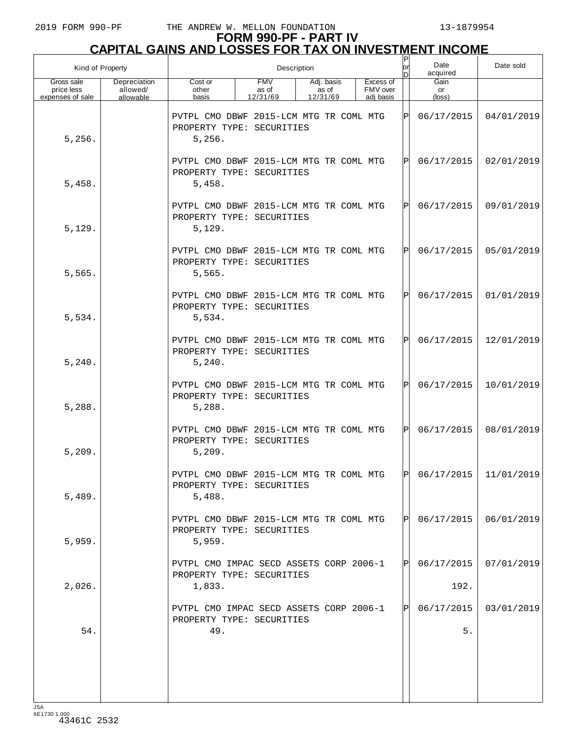# FORM 990-PF - PART IV

## CAPITAL GAINS AND LOSSES FOR TAX ON INVESTMENT INCOME

| Kind of Property | | Description | | | | P or D | Date acquired | Date sold |
|---|---|---|---|---|---|---|---|---|
| Gross sale price less expenses of sale | Depreciation allowed/ allowable | Cost or other basis | FMV as of 12/31/69 | Adj. basis as of 12/31/69 | Excess of FMV over adj basis | | Gain or (loss) | |
| | | PVTPL CMO DBWF 2015-LCM MTG TR COML MTG PROPERTY TYPE: SECURITIES | | | | P | 06/17/2015 | 04/01/2019 |
| 5,256. | | 5,256. | | | | | | |
| | | PVTPL CMO DBWF 2015-LCM MTG TR COML MTG PROPERTY TYPE: SECURITIES | | | | P | 06/17/2015 | 02/01/2019 |
| 5,458. | | 5,458. | | | | | | |
| | | PVTPL CMO DBWF 2015-LCM MTG TR COML MTG PROPERTY TYPE: SECURITIES | | | | P | 06/17/2015 | 09/01/2019 |
| 5,129. | | 5,129. | | | | | | |
| | | PVTPL CMO DBWF 2015-LCM MTG TR COML MTG PROPERTY TYPE: SECURITIES | | | | P | 06/17/2015 | 05/01/2019 |
| 5,565. | | 5,565. | | | | | | |
| | | PVTPL CMO DBWF 2015-LCM MTG TR COML MTG PROPERTY TYPE: SECURITIES | | | | P | 06/17/2015 | 01/01/2019 |
| 5,534. | | 5,534. | | | | | | |
| | | PVTPL CMO DBWF 2015-LCM MTG TR COML MTG PROPERTY TYPE: SECURITIES | | | | P | 06/17/2015 | 12/01/2019 |
| 5,240. | | 5,240. | | | | | | |
| | | PVTPL CMO DBWF 2015-LCM MTG TR COML MTG PROPERTY TYPE: SECURITIES | | | | P | 06/17/2015 | 10/01/2019 |
| 5,288. | | 5,288. | | | | | | |
| | | PVTPL CMO DBWF 2015-LCM MTG TR COML MTG PROPERTY TYPE: SECURITIES | | | | P | 06/17/2015 | 08/01/2019 |
| 5,209. | | 5,209. | | | | | | |
| | | PVTPL CMO DBWF 2015-LCM MTG TR COML MTG PROPERTY TYPE: SECURITIES | | | | P | 06/17/2015 | 11/01/2019 |
| 5,489. | | 5,488. | | | | | | |
| | | PVTPL CMO DBWF 2015-LCM MTG TR COML MTG PROPERTY TYPE: SECURITIES | | | | P | 06/17/2015 | 06/01/2019 |
| 5,959. | | 5,959. | | | | | | |
| | | PVTPL CMO IMPAC SECD ASSETS CORP 2006-1 PROPERTY TYPE: SECURITIES | | | | P | 06/17/2015 | 07/01/2019 |
| 2,026. | | 1,833. | | | | | 192. | |
| | | PVTPL CMO IMPAC SECD ASSETS CORP 2006-1 PROPERTY TYPE: SECURITIES | | | | P | 06/17/2015 | 03/01/2019 |
| 54. | | 49. | | | | | 5. | |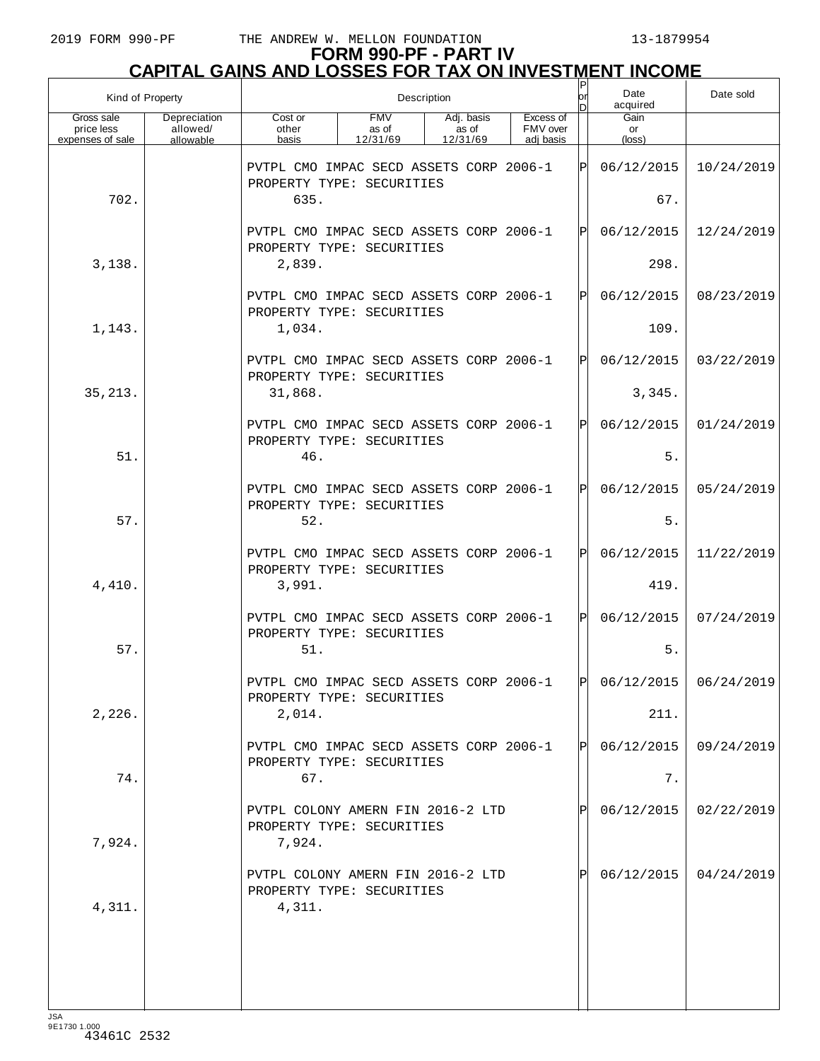# FORM 990-PF - PART IV
## CAPITAL GAINS AND LOSSES FOR TAX ON INVESTMENT INCOME

| Kind of Property | | Description | | | | P or D | Date acquired | Date sold |
|---|---|---|---|---|---|---|---|---|
| Gross sale price less expenses of sale | Depreciation allowed/ allowable | Cost or other basis | FMV as of 12/31/69 | Adj. basis as of 12/31/69 | Excess of FMV over adj basis | | Gain or (loss) | |
| | | PVTPL CMO IMPAC SECD ASSETS CORP 2006-1 PROPERTY TYPE: SECURITIES | | | | P | 06/12/2015 | 10/24/2019 |
| 702. | | 635. | | | | | 67. | |
| | | PVTPL CMO IMPAC SECD ASSETS CORP 2006-1 PROPERTY TYPE: SECURITIES | | | | P | 06/12/2015 | 12/24/2019 |
| 3,138. | | 2,839. | | | | | 298. | |
| | | PVTPL CMO IMPAC SECD ASSETS CORP 2006-1 PROPERTY TYPE: SECURITIES | | | | P | 06/12/2015 | 08/23/2019 |
| 1,143. | | 1,034. | | | | | 109. | |
| | | PVTPL CMO IMPAC SECD ASSETS CORP 2006-1 PROPERTY TYPE: SECURITIES | | | | P | 06/12/2015 | 03/22/2019 |
| 35,213. | | 31,868. | | | | | 3,345. | |
| | | PVTPL CMO IMPAC SECD ASSETS CORP 2006-1 PROPERTY TYPE: SECURITIES | | | | P | 06/12/2015 | 01/24/2019 |
| 51. | | 46. | | | | | 5. | |
| | | PVTPL CMO IMPAC SECD ASSETS CORP 2006-1 PROPERTY TYPE: SECURITIES | | | | P | 06/12/2015 | 05/24/2019 |
| 57. | | 52. | | | | | 5. | |
| | | PVTPL CMO IMPAC SECD ASSETS CORP 2006-1 PROPERTY TYPE: SECURITIES | | | | P | 06/12/2015 | 11/22/2019 |
| 4,410. | | 3,991. | | | | | 419. | |
| | | PVTPL CMO IMPAC SECD ASSETS CORP 2006-1 PROPERTY TYPE: SECURITIES | | | | P | 06/12/2015 | 07/24/2019 |
| 57. | | 51. | | | | | 5. | |
| | | PVTPL CMO IMPAC SECD ASSETS CORP 2006-1 PROPERTY TYPE: SECURITIES | | | | P | 06/12/2015 | 06/24/2019 |
| 2,226. | | 2,014. | | | | | 211. | |
| | | PVTPL CMO IMPAC SECD ASSETS CORP 2006-1 PROPERTY TYPE: SECURITIES | | | | P | 06/12/2015 | 09/24/2019 |
| 74. | | 67. | | | | | 7. | |
| | | PVTPL COLONY AMERN FIN 2016-2 LTD PROPERTY TYPE: SECURITIES | | | | P | 06/12/2015 | 02/22/2019 |
| 7,924. | | 7,924. | | | | | | |
| | | PVTPL COLONY AMERN FIN 2016-2 LTD PROPERTY TYPE: SECURITIES | | | | P | 06/12/2015 | 04/24/2019 |
| 4,311. | | 4,311. | | | | | | |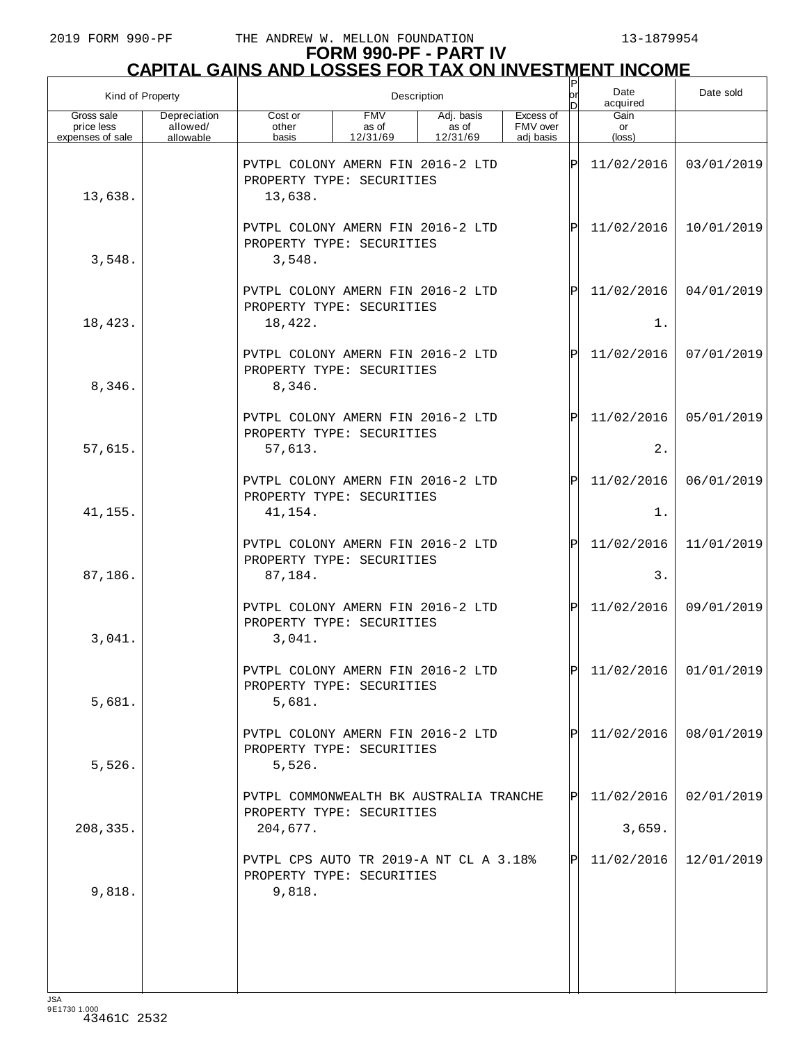# FORM 990-PF - PART IV
## CAPITAL GAINS AND LOSSES FOR TAX ON INVESTMENT INCOME

| Kind of Property | | Description | | | | P or D | Date acquired | Date sold |
|---|---|---|---|---|---|---|---|---|
| Gross sale price less expenses of sale | Depreciation allowed/ allowable | Cost or other basis | FMV as of 12/31/69 | Adj. basis as of 12/31/69 | Excess of FMV over adj basis | | Gain or (loss) | |
| | | PVTPL COLONY AMERN FIN 2016-2 LTD<br>PROPERTY TYPE: SECURITIES | | | | P | 11/02/2016 | 03/01/2019 |
| 13,638. | | 13,638. | | | | | | |
| | | PVTPL COLONY AMERN FIN 2016-2 LTD<br>PROPERTY TYPE: SECURITIES | | | | P | 11/02/2016 | 10/01/2019 |
| 3,548. | | 3,548. | | | | | | |
| | | PVTPL COLONY AMERN FIN 2016-2 LTD<br>PROPERTY TYPE: SECURITIES | | | | P | 11/02/2016 | 04/01/2019 |
| 18,423. | | 18,422. | | | | | 1. | |
| | | PVTPL COLONY AMERN FIN 2016-2 LTD<br>PROPERTY TYPE: SECURITIES | | | | P | 11/02/2016 | 07/01/2019 |
| 8,346. | | 8,346. | | | | | | |
| | | PVTPL COLONY AMERN FIN 2016-2 LTD<br>PROPERTY TYPE: SECURITIES | | | | P | 11/02/2016 | 05/01/2019 |
| 57,615. | | 57,613. | | | | | 2. | |
| | | PVTPL COLONY AMERN FIN 2016-2 LTD<br>PROPERTY TYPE: SECURITIES | | | | P | 11/02/2016 | 06/01/2019 |
| 41,155. | | 41,154. | | | | | 1. | |
| | | PVTPL COLONY AMERN FIN 2016-2 LTD<br>PROPERTY TYPE: SECURITIES | | | | P | 11/02/2016 | 11/01/2019 |
| 87,186. | | 87,184. | | | | | 3. | |
| | | PVTPL COLONY AMERN FIN 2016-2 LTD<br>PROPERTY TYPE: SECURITIES | | | | P | 11/02/2016 | 09/01/2019 |
| 3,041. | | 3,041. | | | | | | |
| | | PVTPL COLONY AMERN FIN 2016-2 LTD<br>PROPERTY TYPE: SECURITIES | | | | P | 11/02/2016 | 01/01/2019 |
| 5,681. | | 5,681. | | | | | | |
| | | PVTPL COLONY AMERN FIN 2016-2 LTD<br>PROPERTY TYPE: SECURITIES | | | | P | 11/02/2016 | 08/01/2019 |
| 5,526. | | 5,526. | | | | | | |
| | | PVTPL COMMONWEALTH BK AUSTRALIA TRANCHE<br>PROPERTY TYPE: SECURITIES | | | | P | 11/02/2016 | 02/01/2019 |
| 208,335. | | 204,677. | | | | | 3,659. | |
| | | PVTPL CPS AUTO TR 2019-A NT CL A 3.18%<br>PROPERTY TYPE: SECURITIES | | | | P | 11/02/2016 | 12/01/2019 |
| 9,818. | | 9,818. | | | | | | |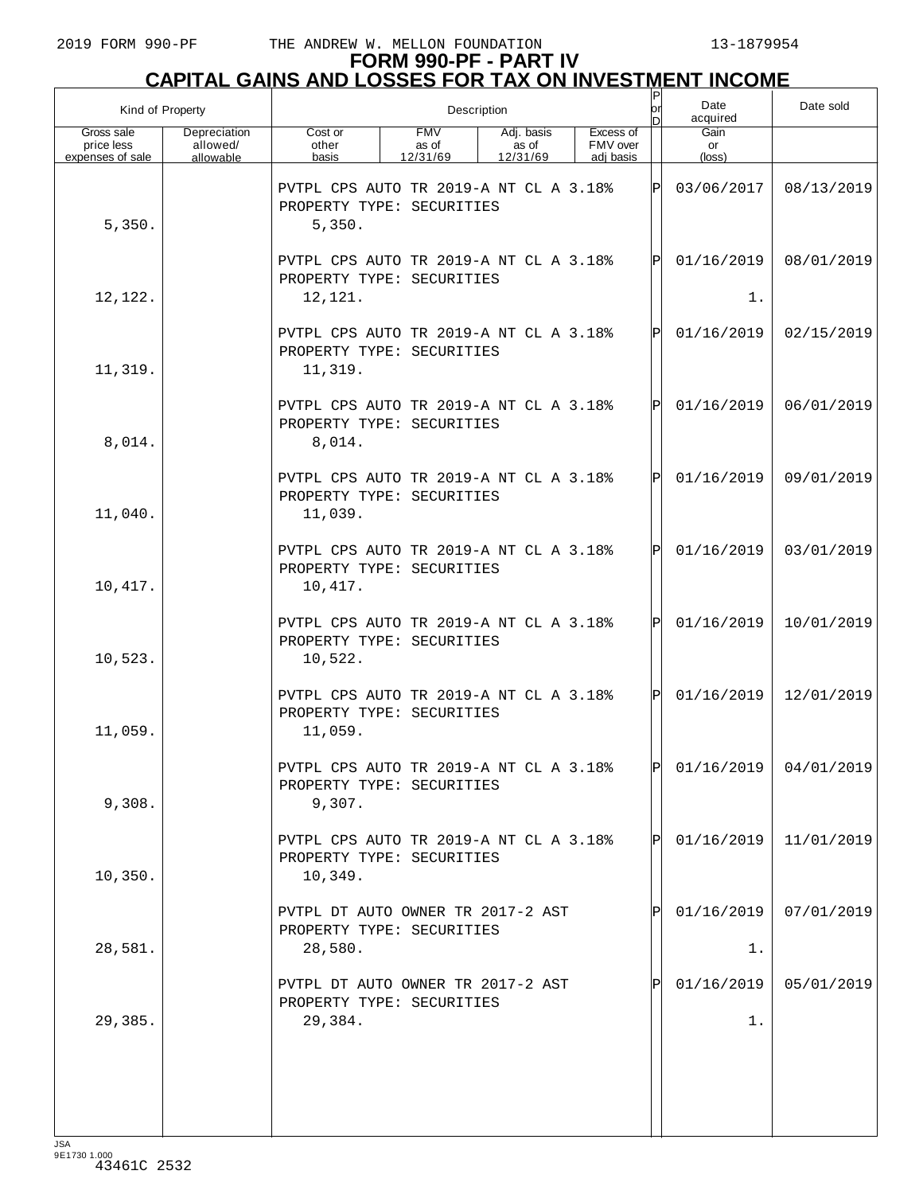2019 FORM 990-PF THE ANDREW W. MELLON FOUNDATION 13-1879954

# FORM 990-PF - PART IV
## CAPITAL GAINS AND LOSSES FOR TAX ON INVESTMENT INCOME

| Kind of Property | | Description | | | | P or D | Date acquired | Date sold |
|---|---|---|---|---|---|---|---|---|
| Gross sale price less expenses of sale | Depreciation allowed/ allowable | Cost or other basis | FMV as of 12/31/69 | Adj. basis as of 12/31/69 | Excess of FMV over adj basis | | Gain or (loss) | |
| | | PVTPL CPS AUTO TR 2019-A NT CL A 3.18% PROPERTY TYPE: SECURITIES | | | | P | 03/06/2017 | 08/13/2019 |
| 5,350. | | 5,350. | | | | | | |
| | | PVTPL CPS AUTO TR 2019-A NT CL A 3.18% PROPERTY TYPE: SECURITIES | | | | P | 01/16/2019 | 08/01/2019 |
| 12,122. | | 12,121. | | | | | 1. | |
| | | PVTPL CPS AUTO TR 2019-A NT CL A 3.18% PROPERTY TYPE: SECURITIES | | | | P | 01/16/2019 | 02/15/2019 |
| 11,319. | | 11,319. | | | | | | |
| | | PVTPL CPS AUTO TR 2019-A NT CL A 3.18% PROPERTY TYPE: SECURITIES | | | | P | 01/16/2019 | 06/01/2019 |
| 8,014. | | 8,014. | | | | | | |
| | | PVTPL CPS AUTO TR 2019-A NT CL A 3.18% PROPERTY TYPE: SECURITIES | | | | P | 01/16/2019 | 09/01/2019 |
| 11,040. | | 11,039. | | | | | | |
| | | PVTPL CPS AUTO TR 2019-A NT CL A 3.18% PROPERTY TYPE: SECURITIES | | | | P | 01/16/2019 | 03/01/2019 |
| 10,417. | | 10,417. | | | | | | |
| | | PVTPL CPS AUTO TR 2019-A NT CL A 3.18% PROPERTY TYPE: SECURITIES | | | | P | 01/16/2019 | 10/01/2019 |
| 10,523. | | 10,522. | | | | | | |
| | | PVTPL CPS AUTO TR 2019-A NT CL A 3.18% PROPERTY TYPE: SECURITIES | | | | P | 01/16/2019 | 12/01/2019 |
| 11,059. | | 11,059. | | | | | | |
| | | PVTPL CPS AUTO TR 2019-A NT CL A 3.18% PROPERTY TYPE: SECURITIES | | | | P | 01/16/2019 | 04/01/2019 |
| 9,308. | | 9,307. | | | | | | |
| | | PVTPL CPS AUTO TR 2019-A NT CL A 3.18% PROPERTY TYPE: SECURITIES | | | | P | 01/16/2019 | 11/01/2019 |
| 10,350. | | 10,349. | | | | | | |
| | | PVTPL DT AUTO OWNER TR 2017-2 AST PROPERTY TYPE: SECURITIES | | | | P | 01/16/2019 | 07/01/2019 |
| 28,581. | | 28,580. | | | | | 1. | |
| | | PVTPL DT AUTO OWNER TR 2017-2 AST PROPERTY TYPE: SECURITIES | | | | P | 01/16/2019 | 05/01/2019 |
| 29,385. | | 29,384. | | | | | 1. | |

JSA 9E1730 1.000
43461C 2532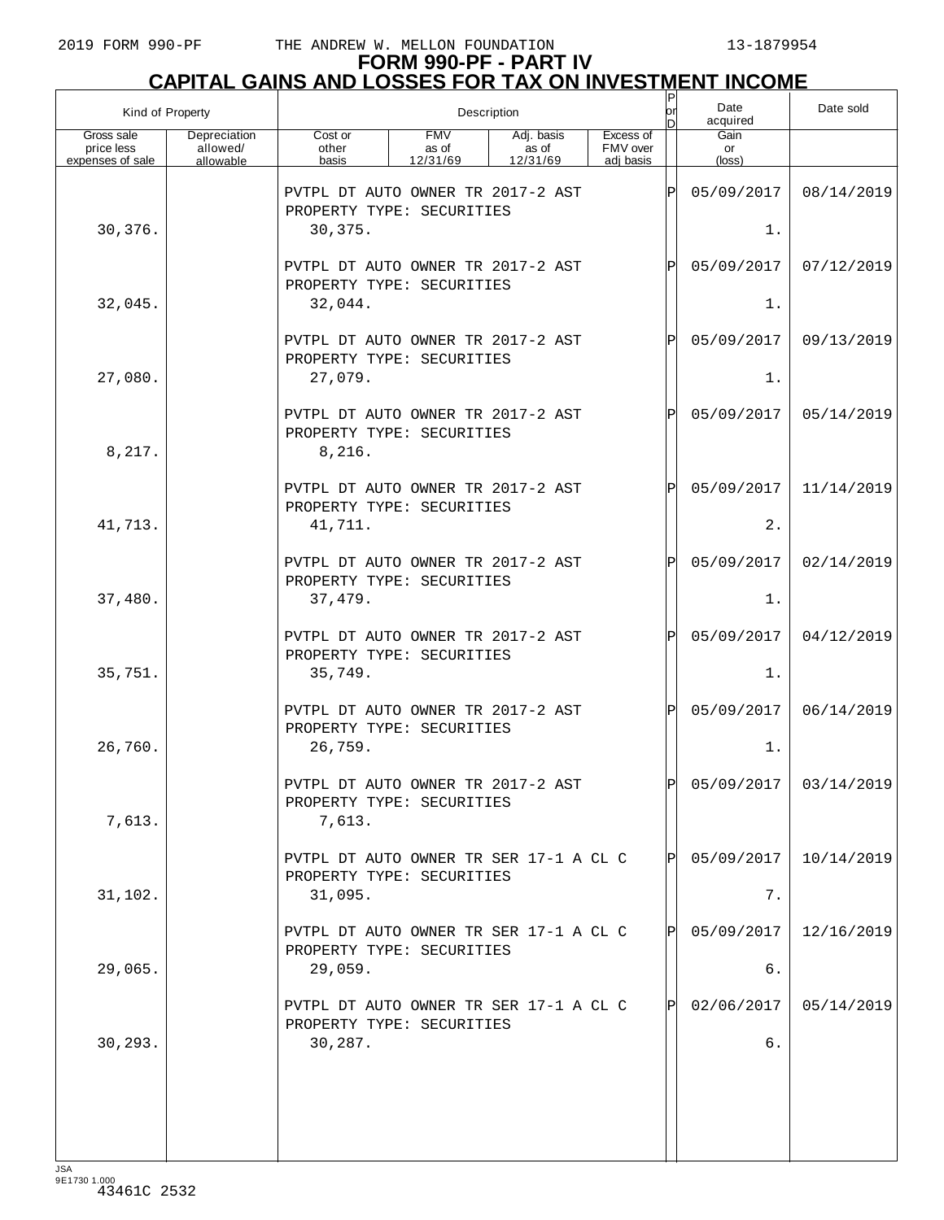2019 FORM 990-PF THE ANDREW W. MELLON FOUNDATION 13-1879954

# FORM 990-PF - PART IV
## CAPITAL GAINS AND LOSSES FOR TAX ON INVESTMENT INCOME

| Kind of Property | | Description | | | | P or D | Date acquired | Date sold |
|---|---|---|---|---|---|---|---|---|
| Gross sale price less expenses of sale | Depreciation allowed/ allowable | Cost or other basis | FMV as of 12/31/69 | Adj. basis as of 12/31/69 | Excess of FMV over adj basis | | Gain or (loss) | |
| | | PVTPL DT AUTO OWNER TR 2017-2 AST PROPERTY TYPE: SECURITIES | | | | P | 05/09/2017 | 08/14/2019 |
| 30,376. | | 30,375. | | | | | 1. | |
| | | PVTPL DT AUTO OWNER TR 2017-2 AST PROPERTY TYPE: SECURITIES | | | | P | 05/09/2017 | 07/12/2019 |
| 32,045. | | 32,044. | | | | | 1. | |
| | | PVTPL DT AUTO OWNER TR 2017-2 AST PROPERTY TYPE: SECURITIES | | | | P | 05/09/2017 | 09/13/2019 |
| 27,080. | | 27,079. | | | | | 1. | |
| | | PVTPL DT AUTO OWNER TR 2017-2 AST PROPERTY TYPE: SECURITIES | | | | P | 05/09/2017 | 05/14/2019 |
| 8,217. | | 8,216. | | | | | | |
| | | PVTPL DT AUTO OWNER TR 2017-2 AST PROPERTY TYPE: SECURITIES | | | | P | 05/09/2017 | 11/14/2019 |
| 41,713. | | 41,711. | | | | | 2. | |
| | | PVTPL DT AUTO OWNER TR 2017-2 AST PROPERTY TYPE: SECURITIES | | | | P | 05/09/2017 | 02/14/2019 |
| 37,480. | | 37,479. | | | | | 1. | |
| | | PVTPL DT AUTO OWNER TR 2017-2 AST PROPERTY TYPE: SECURITIES | | | | P | 05/09/2017 | 04/12/2019 |
| 35,751. | | 35,749. | | | | | 1. | |
| | | PVTPL DT AUTO OWNER TR 2017-2 AST PROPERTY TYPE: SECURITIES | | | | P | 05/09/2017 | 06/14/2019 |
| 26,760. | | 26,759. | | | | | 1. | |
| | | PVTPL DT AUTO OWNER TR 2017-2 AST PROPERTY TYPE: SECURITIES | | | | P | 05/09/2017 | 03/14/2019 |
| 7,613. | | 7,613. | | | | | | |
| | | PVTPL DT AUTO OWNER TR SER 17-1 A CL C PROPERTY TYPE: SECURITIES | | | | P | 05/09/2017 | 10/14/2019 |
| 31,102. | | 31,095. | | | | | 7. | |
| | | PVTPL DT AUTO OWNER TR SER 17-1 A CL C PROPERTY TYPE: SECURITIES | | | | P | 05/09/2017 | 12/16/2019 |
| 29,065. | | 29,059. | | | | | 6. | |
| | | PVTPL DT AUTO OWNER TR SER 17-1 A CL C PROPERTY TYPE: SECURITIES | | | | P | 02/06/2017 | 05/14/2019 |
| 30,293. | | 30,287. | | | | | 6. | |

JSA
9E1730 1.000
43461C 2532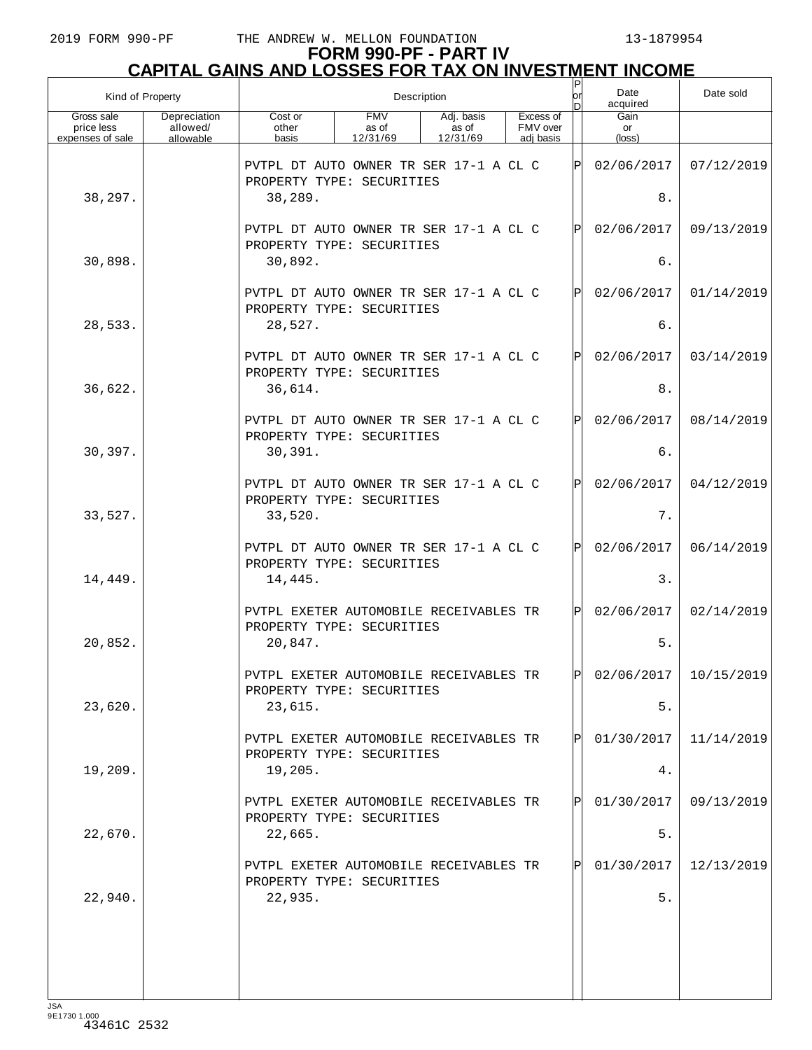# FORM 990-PF - PART IV
## CAPITAL GAINS AND LOSSES FOR TAX ON INVESTMENT INCOME

| Kind of Property | | Description | | | | P or D | Date acquired | Date sold |
|---|---|---|---|---|---|---|---|---|
| Gross sale price less expenses of sale | Depreciation allowed/ allowable | Cost or other basis | FMV as of 12/31/69 | Adj. basis as of 12/31/69 | Excess of FMV over adj basis | | Gain or (loss) | |
| | | PVTPL DT AUTO OWNER TR SER 17-1 A CL C PROPERTY TYPE: SECURITIES | | | | P | 02/06/2017 | 07/12/2019 |
| 38,297. | | 38,289. | | | | | 8. | |
| | | PVTPL DT AUTO OWNER TR SER 17-1 A CL C PROPERTY TYPE: SECURITIES | | | | P | 02/06/2017 | 09/13/2019 |
| 30,898. | | 30,892. | | | | | 6. | |
| | | PVTPL DT AUTO OWNER TR SER 17-1 A CL C PROPERTY TYPE: SECURITIES | | | | P | 02/06/2017 | 01/14/2019 |
| 28,533. | | 28,527. | | | | | 6. | |
| | | PVTPL DT AUTO OWNER TR SER 17-1 A CL C PROPERTY TYPE: SECURITIES | | | | P | 02/06/2017 | 03/14/2019 |
| 36,622. | | 36,614. | | | | | 8. | |
| | | PVTPL DT AUTO OWNER TR SER 17-1 A CL C PROPERTY TYPE: SECURITIES | | | | P | 02/06/2017 | 08/14/2019 |
| 30,397. | | 30,391. | | | | | 6. | |
| | | PVTPL DT AUTO OWNER TR SER 17-1 A CL C PROPERTY TYPE: SECURITIES | | | | P | 02/06/2017 | 04/12/2019 |
| 33,527. | | 33,520. | | | | | 7. | |
| | | PVTPL DT AUTO OWNER TR SER 17-1 A CL C PROPERTY TYPE: SECURITIES | | | | P | 02/06/2017 | 06/14/2019 |
| 14,449. | | 14,445. | | | | | 3. | |
| | | PVTPL EXETER AUTOMOBILE RECEIVABLES TR PROPERTY TYPE: SECURITIES | | | | P | 02/06/2017 | 02/14/2019 |
| 20,852. | | 20,847. | | | | | 5. | |
| | | PVTPL EXETER AUTOMOBILE RECEIVABLES TR PROPERTY TYPE: SECURITIES | | | | P | 02/06/2017 | 10/15/2019 |
| 23,620. | | 23,615. | | | | | 5. | |
| | | PVTPL EXETER AUTOMOBILE RECEIVABLES TR PROPERTY TYPE: SECURITIES | | | | P | 01/30/2017 | 11/14/2019 |
| 19,209. | | 19,205. | | | | | 4. | |
| | | PVTPL EXETER AUTOMOBILE RECEIVABLES TR PROPERTY TYPE: SECURITIES | | | | P | 01/30/2017 | 09/13/2019 |
| 22,670. | | 22,665. | | | | | 5. | |
| | | PVTPL EXETER AUTOMOBILE RECEIVABLES TR PROPERTY TYPE: SECURITIES | | | | P | 01/30/2017 | 12/13/2019 |
| 22,940. | | 22,935. | | | | | 5. | |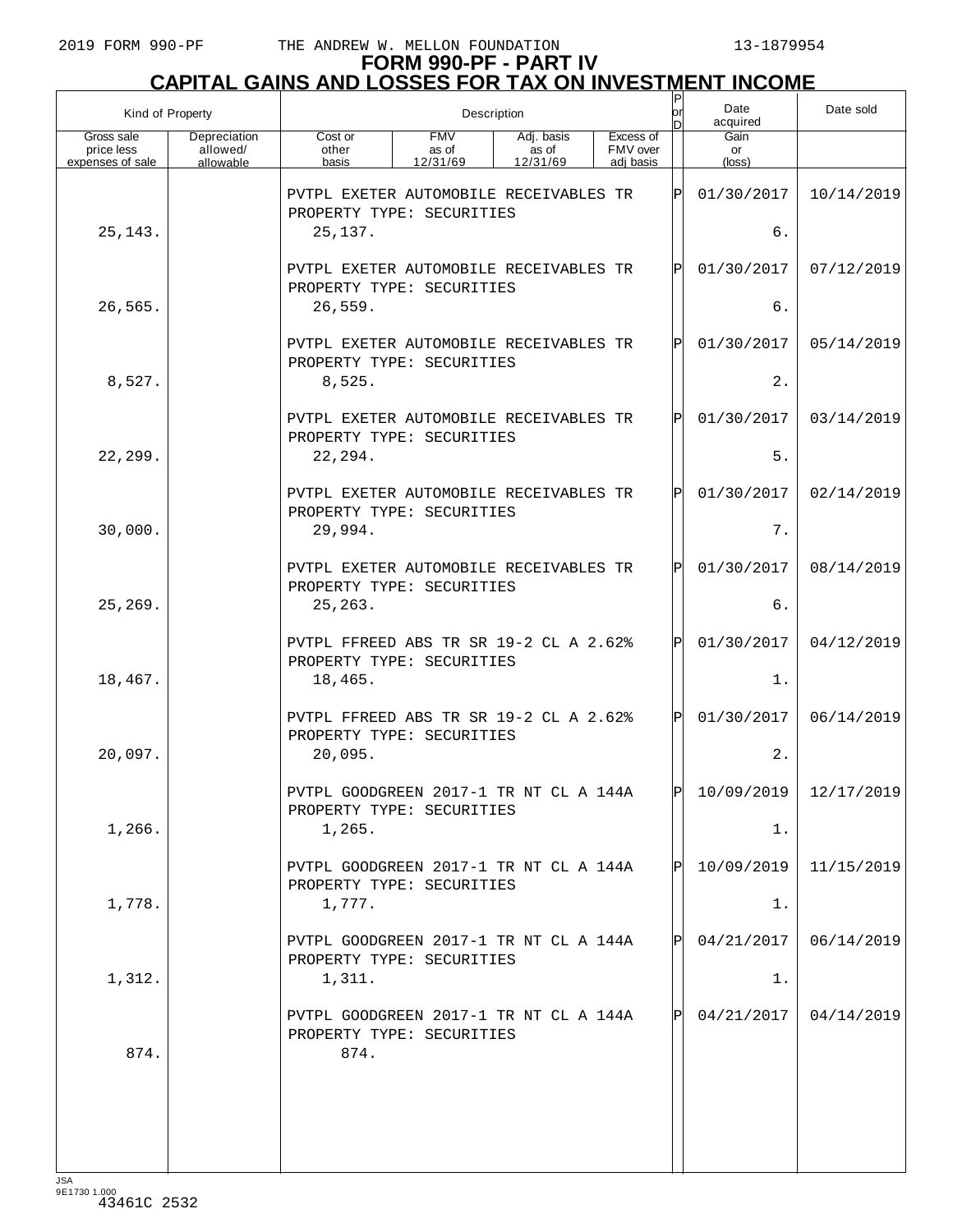# FORM 990-PF - PART IV
## CAPITAL GAINS AND LOSSES FOR TAX ON INVESTMENT INCOME

| Kind of Property | | Description | | | | P or D | Date acquired | Date sold |
|---|---|---|---|---|---|---|---|---|
| Gross sale price less expenses of sale | Depreciation allowed/ allowable | Cost or other basis | FMV as of 12/31/69 | Adj. basis as of 12/31/69 | Excess of FMV over adj basis | | Gain or (loss) | |
| | | PVTPL EXETER AUTOMOBILE RECEIVABLES TR PROPERTY TYPE: SECURITIES | | | | P | 01/30/2017 | 10/14/2019 |
| 25,143. | | 25,137. | | | | | 6. | |
| | | PVTPL EXETER AUTOMOBILE RECEIVABLES TR PROPERTY TYPE: SECURITIES | | | | P | 01/30/2017 | 07/12/2019 |
| 26,565. | | 26,559. | | | | | 6. | |
| | | PVTPL EXETER AUTOMOBILE RECEIVABLES TR PROPERTY TYPE: SECURITIES | | | | P | 01/30/2017 | 05/14/2019 |
| 8,527. | | 8,525. | | | | | 2. | |
| | | PVTPL EXETER AUTOMOBILE RECEIVABLES TR PROPERTY TYPE: SECURITIES | | | | P | 01/30/2017 | 03/14/2019 |
| 22,299. | | 22,294. | | | | | 5. | |
| | | PVTPL EXETER AUTOMOBILE RECEIVABLES TR PROPERTY TYPE: SECURITIES | | | | P | 01/30/2017 | 02/14/2019 |
| 30,000. | | 29,994. | | | | | 7. | |
| | | PVTPL EXETER AUTOMOBILE RECEIVABLES TR PROPERTY TYPE: SECURITIES | | | | P | 01/30/2017 | 08/14/2019 |
| 25,269. | | 25,263. | | | | | 6. | |
| | | PVTPL FFREED ABS TR SR 19-2 CL A 2.62% PROPERTY TYPE: SECURITIES | | | | P | 01/30/2017 | 04/12/2019 |
| 18,467. | | 18,465. | | | | | 1. | |
| | | PVTPL FFREED ABS TR SR 19-2 CL A 2.62% PROPERTY TYPE: SECURITIES | | | | P | 01/30/2017 | 06/14/2019 |
| 20,097. | | 20,095. | | | | | 2. | |
| | | PVTPL GOODGREEN 2017-1 TR NT CL A 144A PROPERTY TYPE: SECURITIES | | | | P | 10/09/2019 | 12/17/2019 |
| 1,266. | | 1,265. | | | | | 1. | |
| | | PVTPL GOODGREEN 2017-1 TR NT CL A 144A PROPERTY TYPE: SECURITIES | | | | P | 10/09/2019 | 11/15/2019 |
| 1,778. | | 1,777. | | | | | 1. | |
| | | PVTPL GOODGREEN 2017-1 TR NT CL A 144A PROPERTY TYPE: SECURITIES | | | | P | 04/21/2017 | 06/14/2019 |
| 1,312. | | 1,311. | | | | | 1. | |
| | | PVTPL GOODGREEN 2017-1 TR NT CL A 144A PROPERTY TYPE: SECURITIES | | | | P | 04/21/2017 | 04/14/2019 |
| 874. | | 874. | | | | | | |

JSA
9E1730 1.000
43461C 2532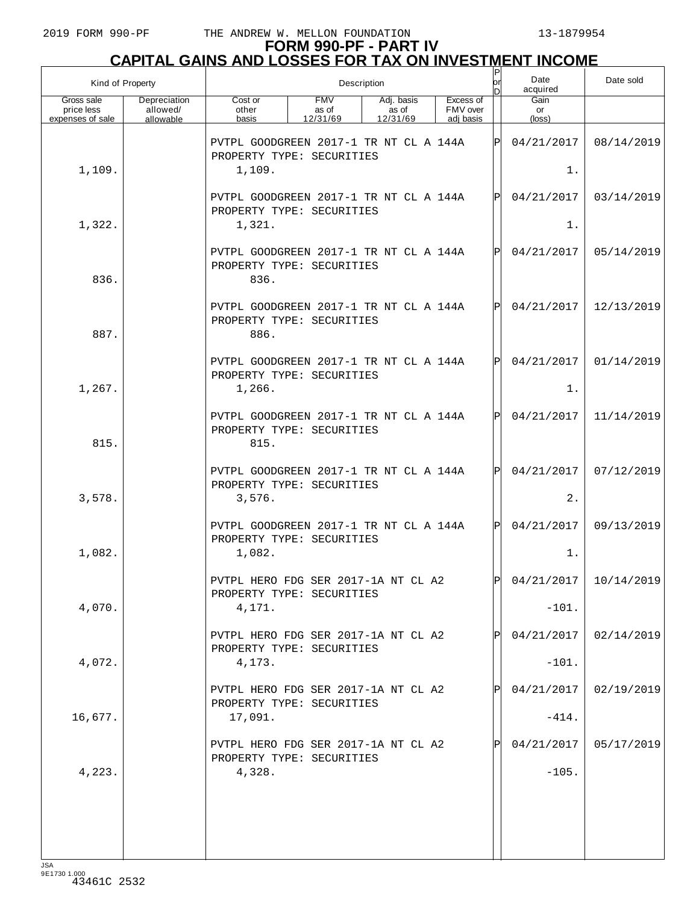# FORM 990-PF - PART IV
## CAPITAL GAINS AND LOSSES FOR TAX ON INVESTMENT INCOME

| Kind of Property | | Description | | | | P or D | Date acquired | Date sold |
|---|---|---|---|---|---|---|---|---|
| Gross sale price less expenses of sale | Depreciation allowed/ allowable | Cost or other basis | FMV as of 12/31/69 | Adj. basis as of 12/31/69 | Excess of FMV over adj basis | | Gain or (loss) | |
| | | PVTPL GOODGREEN 2017-1 TR NT CL A 144A PROPERTY TYPE: SECURITIES | | | | P | 04/21/2017 | 08/14/2019 |
| 1,109. | | 1,109. | | | | | 1. | |
| | | PVTPL GOODGREEN 2017-1 TR NT CL A 144A PROPERTY TYPE: SECURITIES | | | | P | 04/21/2017 | 03/14/2019 |
| 1,322. | | 1,321. | | | | | 1. | |
| | | PVTPL GOODGREEN 2017-1 TR NT CL A 144A PROPERTY TYPE: SECURITIES | | | | P | 04/21/2017 | 05/14/2019 |
| 836. | | 836. | | | | | | |
| | | PVTPL GOODGREEN 2017-1 TR NT CL A 144A PROPERTY TYPE: SECURITIES | | | | P | 04/21/2017 | 12/13/2019 |
| 887. | | 886. | | | | | | |
| | | PVTPL GOODGREEN 2017-1 TR NT CL A 144A PROPERTY TYPE: SECURITIES | | | | P | 04/21/2017 | 01/14/2019 |
| 1,267. | | 1,266. | | | | | 1. | |
| | | PVTPL GOODGREEN 2017-1 TR NT CL A 144A PROPERTY TYPE: SECURITIES | | | | P | 04/21/2017 | 11/14/2019 |
| 815. | | 815. | | | | | | |
| | | PVTPL GOODGREEN 2017-1 TR NT CL A 144A PROPERTY TYPE: SECURITIES | | | | P | 04/21/2017 | 07/12/2019 |
| 3,578. | | 3,576. | | | | | 2. | |
| | | PVTPL GOODGREEN 2017-1 TR NT CL A 144A PROPERTY TYPE: SECURITIES | | | | P | 04/21/2017 | 09/13/2019 |
| 1,082. | | 1,082. | | | | | 1. | |
| | | PVTPL HERO FDG SER 2017-1A NT CL A2 PROPERTY TYPE: SECURITIES | | | | P | 04/21/2017 | 10/14/2019 |
| 4,070. | | 4,171. | | | | | -101. | |
| | | PVTPL HERO FDG SER 2017-1A NT CL A2 PROPERTY TYPE: SECURITIES | | | | P | 04/21/2017 | 02/14/2019 |
| 4,072. | | 4,173. | | | | | -101. | |
| | | PVTPL HERO FDG SER 2017-1A NT CL A2 PROPERTY TYPE: SECURITIES | | | | P | 04/21/2017 | 02/19/2019 |
| 16,677. | | 17,091. | | | | | -414. | |
| | | PVTPL HERO FDG SER 2017-1A NT CL A2 PROPERTY TYPE: SECURITIES | | | | P | 04/21/2017 | 05/17/2019 |
| 4,223. | | 4,328. | | | | | -105. | |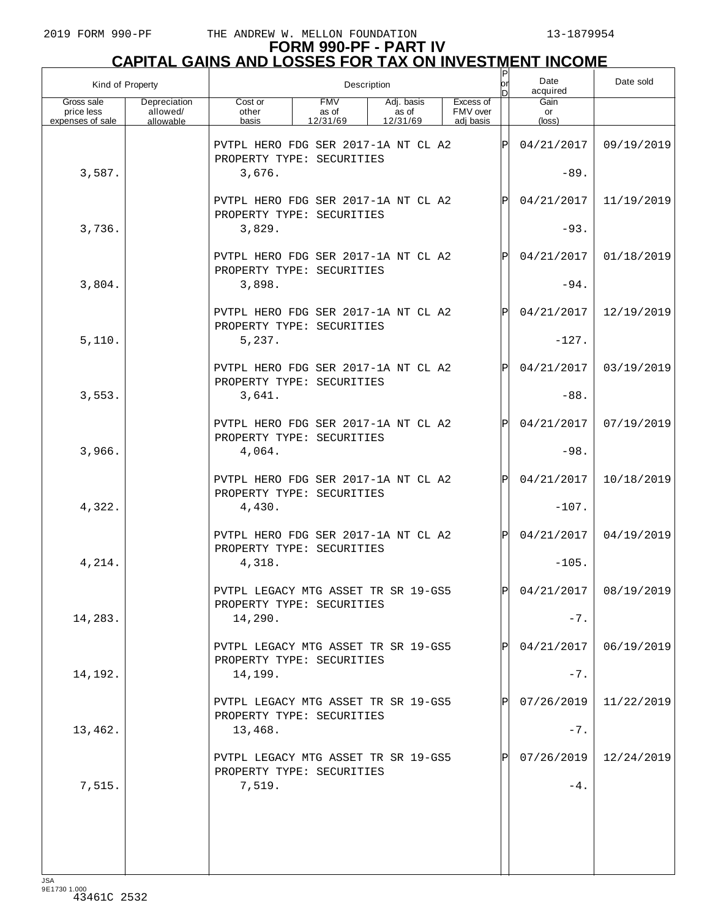# FORM 990-PF - PART IV
## CAPITAL GAINS AND LOSSES FOR TAX ON INVESTMENT INCOME

| Kind of Property | | Description | | | | P or D | Date acquired | Date sold |
|---|---|---|---|---|---|---|---|---|
| Gross sale price less expenses of sale | Depreciation allowed/ allowable | Cost or other basis | FMV as of 12/31/69 | Adj. basis as of 12/31/69 | Excess of FMV over adj basis | | Gain or (loss) | |
| | | PVTPL HERO FDG SER 2017-1A NT CL A2 PROPERTY TYPE: SECURITIES | | | | P | 04/21/2017 | 09/19/2019 |
| 3,587. | | 3,676. | | | | | -89. | |
| | | PVTPL HERO FDG SER 2017-1A NT CL A2 PROPERTY TYPE: SECURITIES | | | | P | 04/21/2017 | 11/19/2019 |
| 3,736. | | 3,829. | | | | | -93. | |
| | | PVTPL HERO FDG SER 2017-1A NT CL A2 PROPERTY TYPE: SECURITIES | | | | P | 04/21/2017 | 01/18/2019 |
| 3,804. | | 3,898. | | | | | -94. | |
| | | PVTPL HERO FDG SER 2017-1A NT CL A2 PROPERTY TYPE: SECURITIES | | | | P | 04/21/2017 | 12/19/2019 |
| 5,110. | | 5,237. | | | | | -127. | |
| | | PVTPL HERO FDG SER 2017-1A NT CL A2 PROPERTY TYPE: SECURITIES | | | | P | 04/21/2017 | 03/19/2019 |
| 3,553. | | 3,641. | | | | | -88. | |
| | | PVTPL HERO FDG SER 2017-1A NT CL A2 PROPERTY TYPE: SECURITIES | | | | P | 04/21/2017 | 07/19/2019 |
| 3,966. | | 4,064. | | | | | -98. | |
| | | PVTPL HERO FDG SER 2017-1A NT CL A2 PROPERTY TYPE: SECURITIES | | | | P | 04/21/2017 | 10/18/2019 |
| 4,322. | | 4,430. | | | | | -107. | |
| | | PVTPL HERO FDG SER 2017-1A NT CL A2 PROPERTY TYPE: SECURITIES | | | | P | 04/21/2017 | 04/19/2019 |
| 4,214. | | 4,318. | | | | | -105. | |
| | | PVTPL LEGACY MTG ASSET TR SR 19-GS5 PROPERTY TYPE: SECURITIES | | | | P | 04/21/2017 | 08/19/2019 |
| 14,283. | | 14,290. | | | | | -7. | |
| | | PVTPL LEGACY MTG ASSET TR SR 19-GS5 PROPERTY TYPE: SECURITIES | | | | P | 04/21/2017 | 06/19/2019 |
| 14,192. | | 14,199. | | | | | -7. | |
| | | PVTPL LEGACY MTG ASSET TR SR 19-GS5 PROPERTY TYPE: SECURITIES | | | | P | 07/26/2019 | 11/22/2019 |
| 13,462. | | 13,468. | | | | | -7. | |
| | | PVTPL LEGACY MTG ASSET TR SR 19-GS5 PROPERTY TYPE: SECURITIES | | | | P | 07/26/2019 | 12/24/2019 |
| 7,515. | | 7,519. | | | | | -4. | |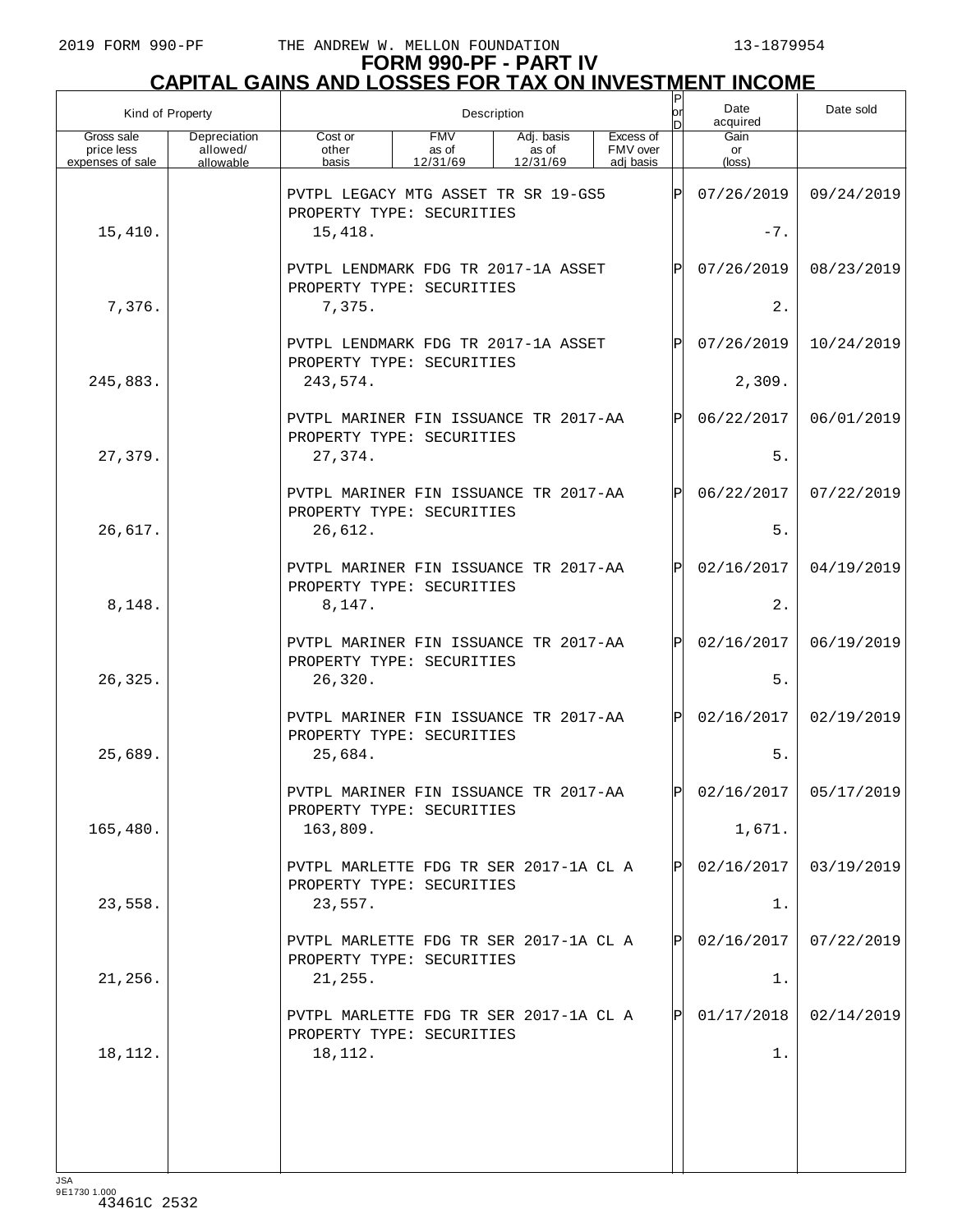# FORM 990-PF - PART IV
## CAPITAL GAINS AND LOSSES FOR TAX ON INVESTMENT INCOME

| Kind of Property | | Description | | | | P or D | Date acquired | Date sold |
|---|---|---|---|---|---|---|---|---|
| Gross sale price less expenses of sale | Depreciation allowed/ allowable | Cost or other basis | FMV as of 12/31/69 | Adj. basis as of 12/31/69 | Excess of FMV over adj basis | | Gain or (loss) | |
| | | PVTPL LEGACY MTG ASSET TR SR 19-GS5 PROPERTY TYPE: SECURITIES | | | | P | 07/26/2019 | 09/24/2019 |
| 15,410. | | 15,418. | | | | | -7. | |
| | | PVTPL LENDMARK FDG TR 2017-1A ASSET PROPERTY TYPE: SECURITIES | | | | P | 07/26/2019 | 08/23/2019 |
| 7,376. | | 7,375. | | | | | 2. | |
| | | PVTPL LENDMARK FDG TR 2017-1A ASSET PROPERTY TYPE: SECURITIES | | | | P | 07/26/2019 | 10/24/2019 |
| 245,883. | | 243,574. | | | | | 2,309. | |
| | | PVTPL MARINER FIN ISSUANCE TR 2017-AA PROPERTY TYPE: SECURITIES | | | | P | 06/22/2017 | 06/01/2019 |
| 27,379. | | 27,374. | | | | | 5. | |
| | | PVTPL MARINER FIN ISSUANCE TR 2017-AA PROPERTY TYPE: SECURITIES | | | | P | 06/22/2017 | 07/22/2019 |
| 26,617. | | 26,612. | | | | | 5. | |
| | | PVTPL MARINER FIN ISSUANCE TR 2017-AA PROPERTY TYPE: SECURITIES | | | | P | 02/16/2017 | 04/19/2019 |
| 8,148. | | 8,147. | | | | | 2. | |
| | | PVTPL MARINER FIN ISSUANCE TR 2017-AA PROPERTY TYPE: SECURITIES | | | | P | 02/16/2017 | 06/19/2019 |
| 26,325. | | 26,320. | | | | | 5. | |
| | | PVTPL MARINER FIN ISSUANCE TR 2017-AA PROPERTY TYPE: SECURITIES | | | | P | 02/16/2017 | 02/19/2019 |
| 25,689. | | 25,684. | | | | | 5. | |
| | | PVTPL MARINER FIN ISSUANCE TR 2017-AA PROPERTY TYPE: SECURITIES | | | | P | 02/16/2017 | 05/17/2019 |
| 165,480. | | 163,809. | | | | | 1,671. | |
| | | PVTPL MARLETTE FDG TR SER 2017-1A CL A PROPERTY TYPE: SECURITIES | | | | P | 02/16/2017 | 03/19/2019 |
| 23,558. | | 23,557. | | | | | 1. | |
| | | PVTPL MARLETTE FDG TR SER 2017-1A CL A PROPERTY TYPE: SECURITIES | | | | P | 02/16/2017 | 07/22/2019 |
| 21,256. | | 21,255. | | | | | 1. | |
| | | PVTPL MARLETTE FDG TR SER 2017-1A CL A PROPERTY TYPE: SECURITIES | | | | P | 01/17/2018 | 02/14/2019 |
| 18,112. | | 18,112. | | | | | 1. | |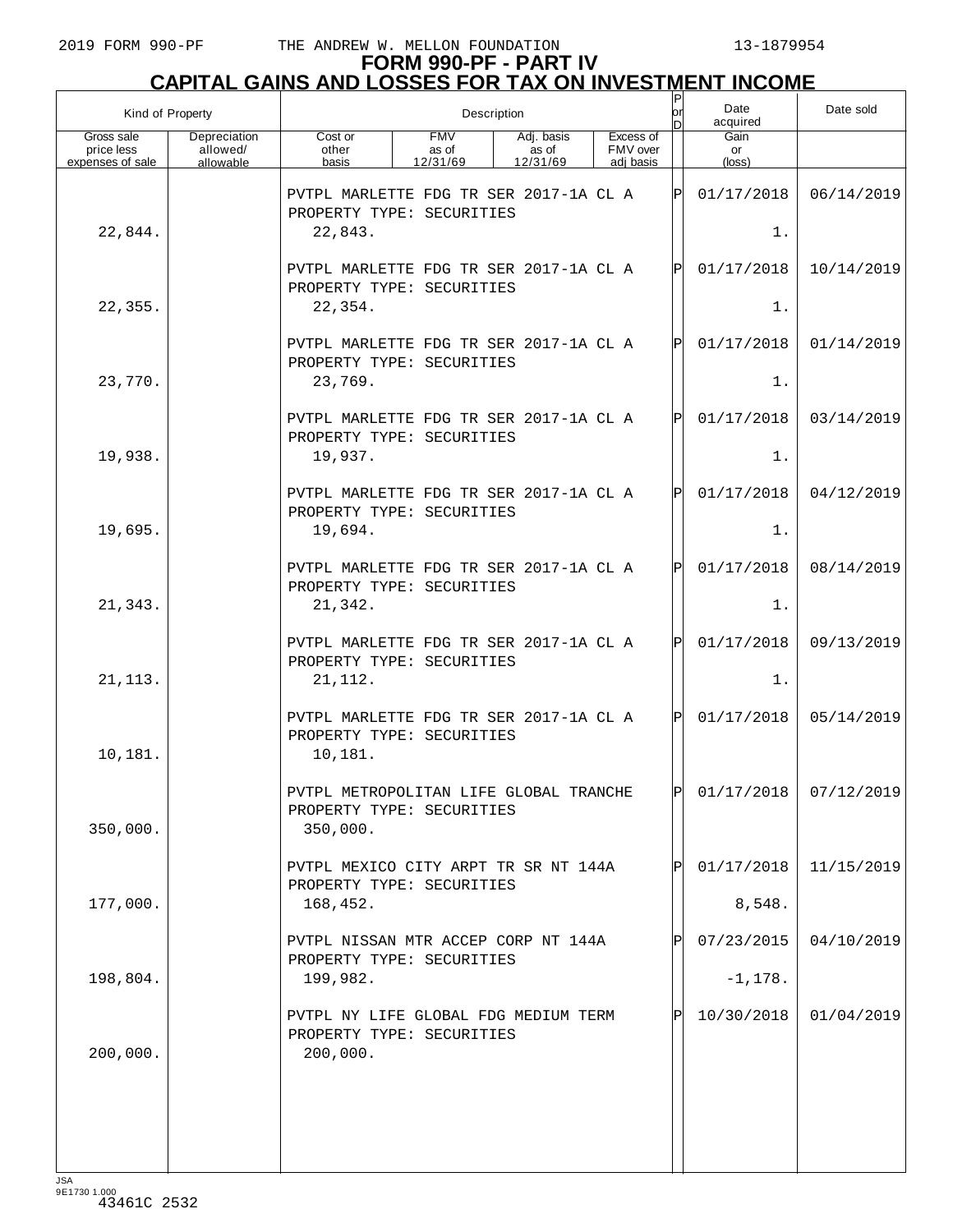# FORM 990-PF - PART IV
# CAPITAL GAINS AND LOSSES FOR TAX ON INVESTMENT INCOME

| Kind of Property | | Description | | | | P or D | Date acquired | Date sold |
|---|---|---|---|---|---|---|---|---|
| Gross sale price less expenses of sale | Depreciation allowed/ allowable | Cost or other basis | FMV as of 12/31/69 | Adj. basis as of 12/31/69 | Excess of FMV over adj basis | | Gain or (loss) | |
| | | PVTPL MARLETTE FDG TR SER 2017-1A CL A PROPERTY TYPE: SECURITIES | | | | P | 01/17/2018 | 06/14/2019 |
| 22,844. | | 22,843. | | | | | 1. | |
| | | PVTPL MARLETTE FDG TR SER 2017-1A CL A PROPERTY TYPE: SECURITIES | | | | P | 01/17/2018 | 10/14/2019 |
| 22,355. | | 22,354. | | | | | 1. | |
| | | PVTPL MARLETTE FDG TR SER 2017-1A CL A PROPERTY TYPE: SECURITIES | | | | P | 01/17/2018 | 01/14/2019 |
| 23,770. | | 23,769. | | | | | 1. | |
| | | PVTPL MARLETTE FDG TR SER 2017-1A CL A PROPERTY TYPE: SECURITIES | | | | P | 01/17/2018 | 03/14/2019 |
| 19,938. | | 19,937. | | | | | 1. | |
| | | PVTPL MARLETTE FDG TR SER 2017-1A CL A PROPERTY TYPE: SECURITIES | | | | P | 01/17/2018 | 04/12/2019 |
| 19,695. | | 19,694. | | | | | 1. | |
| | | PVTPL MARLETTE FDG TR SER 2017-1A CL A PROPERTY TYPE: SECURITIES | | | | P | 01/17/2018 | 08/14/2019 |
| 21,343. | | 21,342. | | | | | 1. | |
| | | PVTPL MARLETTE FDG TR SER 2017-1A CL A PROPERTY TYPE: SECURITIES | | | | P | 01/17/2018 | 09/13/2019 |
| 21,113. | | 21,112. | | | | | 1. | |
| | | PVTPL MARLETTE FDG TR SER 2017-1A CL A PROPERTY TYPE: SECURITIES | | | | P | 01/17/2018 | 05/14/2019 |
| 10,181. | | 10,181. | | | | | | |
| | | PVTPL METROPOLITAN LIFE GLOBAL TRANCHE PROPERTY TYPE: SECURITIES | | | | P | 01/17/2018 | 07/12/2019 |
| 350,000. | | 350,000. | | | | | | |
| | | PVTPL MEXICO CITY ARPT TR SR NT 144A PROPERTY TYPE: SECURITIES | | | | P | 01/17/2018 | 11/15/2019 |
| 177,000. | | 168,452. | | | | | 8,548. | |
| | | PVTPL NISSAN MTR ACCEP CORP NT 144A PROPERTY TYPE: SECURITIES | | | | P | 07/23/2015 | 04/10/2019 |
| 198,804. | | 199,982. | | | | | -1,178. | |
| | | PVTPL NY LIFE GLOBAL FDG MEDIUM TERM PROPERTY TYPE: SECURITIES | | | | P | 10/30/2018 | 01/04/2019 |
| 200,000. | | 200,000. | | | | | | |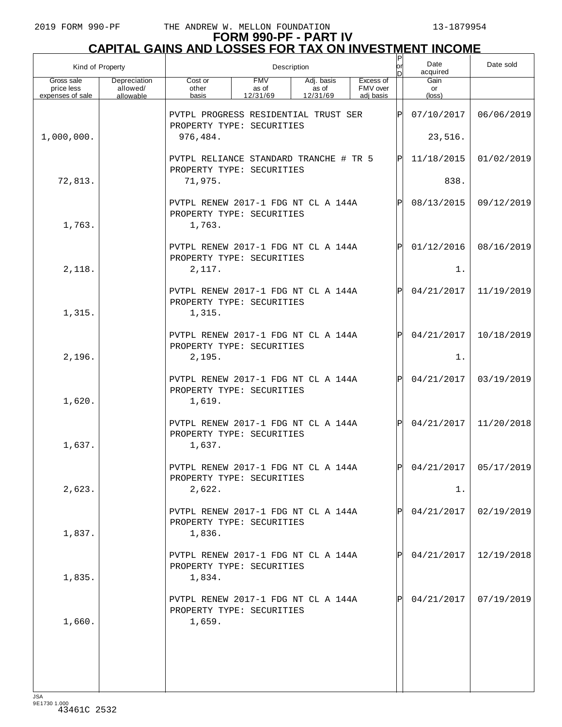# FORM 990-PF - PART IV
## CAPITAL GAINS AND LOSSES FOR TAX ON INVESTMENT INCOME

| Kind of Property | | Description | | | | P or D | Date acquired | Date sold |
|---|---|---|---|---|---|---|---|---|
| Gross sale price less expenses of sale | Depreciation allowed/ allowable | Cost or other basis | FMV as of 12/31/69 | Adj. basis as of 12/31/69 | Excess of FMV over adj basis | | Gain or (loss) | |
| | | PVTPL PROGRESS RESIDENTIAL TRUST SER PROPERTY TYPE: SECURITIES | | | | P | 07/10/2017 | 06/06/2019 |
| 1,000,000. | | 976,484. | | | | | 23,516. | |
| | | PVTPL RELIANCE STANDARD TRANCHE # TR 5 PROPERTY TYPE: SECURITIES | | | | P | 11/18/2015 | 01/02/2019 |
| 72,813. | | 71,975. | | | | | 838. | |
| | | PVTPL RENEW 2017-1 FDG NT CL A 144A PROPERTY TYPE: SECURITIES | | | | P | 08/13/2015 | 09/12/2019 |
| 1,763. | | 1,763. | | | | | | |
| | | PVTPL RENEW 2017-1 FDG NT CL A 144A PROPERTY TYPE: SECURITIES | | | | P | 01/12/2016 | 08/16/2019 |
| 2,118. | | 2,117. | | | | | 1. | |
| | | PVTPL RENEW 2017-1 FDG NT CL A 144A PROPERTY TYPE: SECURITIES | | | | P | 04/21/2017 | 11/19/2019 |
| 1,315. | | 1,315. | | | | | | |
| | | PVTPL RENEW 2017-1 FDG NT CL A 144A PROPERTY TYPE: SECURITIES | | | | P | 04/21/2017 | 10/18/2019 |
| 2,196. | | 2,195. | | | | | 1. | |
| | | PVTPL RENEW 2017-1 FDG NT CL A 144A PROPERTY TYPE: SECURITIES | | | | P | 04/21/2017 | 03/19/2019 |
| 1,620. | | 1,619. | | | | | | |
| | | PVTPL RENEW 2017-1 FDG NT CL A 144A PROPERTY TYPE: SECURITIES | | | | P | 04/21/2017 | 11/20/2018 |
| 1,637. | | 1,637. | | | | | | |
| | | PVTPL RENEW 2017-1 FDG NT CL A 144A PROPERTY TYPE: SECURITIES | | | | P | 04/21/2017 | 05/17/2019 |
| 2,623. | | 2,622. | | | | | 1. | |
| | | PVTPL RENEW 2017-1 FDG NT CL A 144A PROPERTY TYPE: SECURITIES | | | | P | 04/21/2017 | 02/19/2019 |
| 1,837. | | 1,836. | | | | | | |
| | | PVTPL RENEW 2017-1 FDG NT CL A 144A PROPERTY TYPE: SECURITIES | | | | P | 04/21/2017 | 12/19/2018 |
| 1,835. | | 1,834. | | | | | | |
| | | PVTPL RENEW 2017-1 FDG NT CL A 144A PROPERTY TYPE: SECURITIES | | | | P | 04/21/2017 | 07/19/2019 |
| 1,660. | | 1,659. | | | | | | |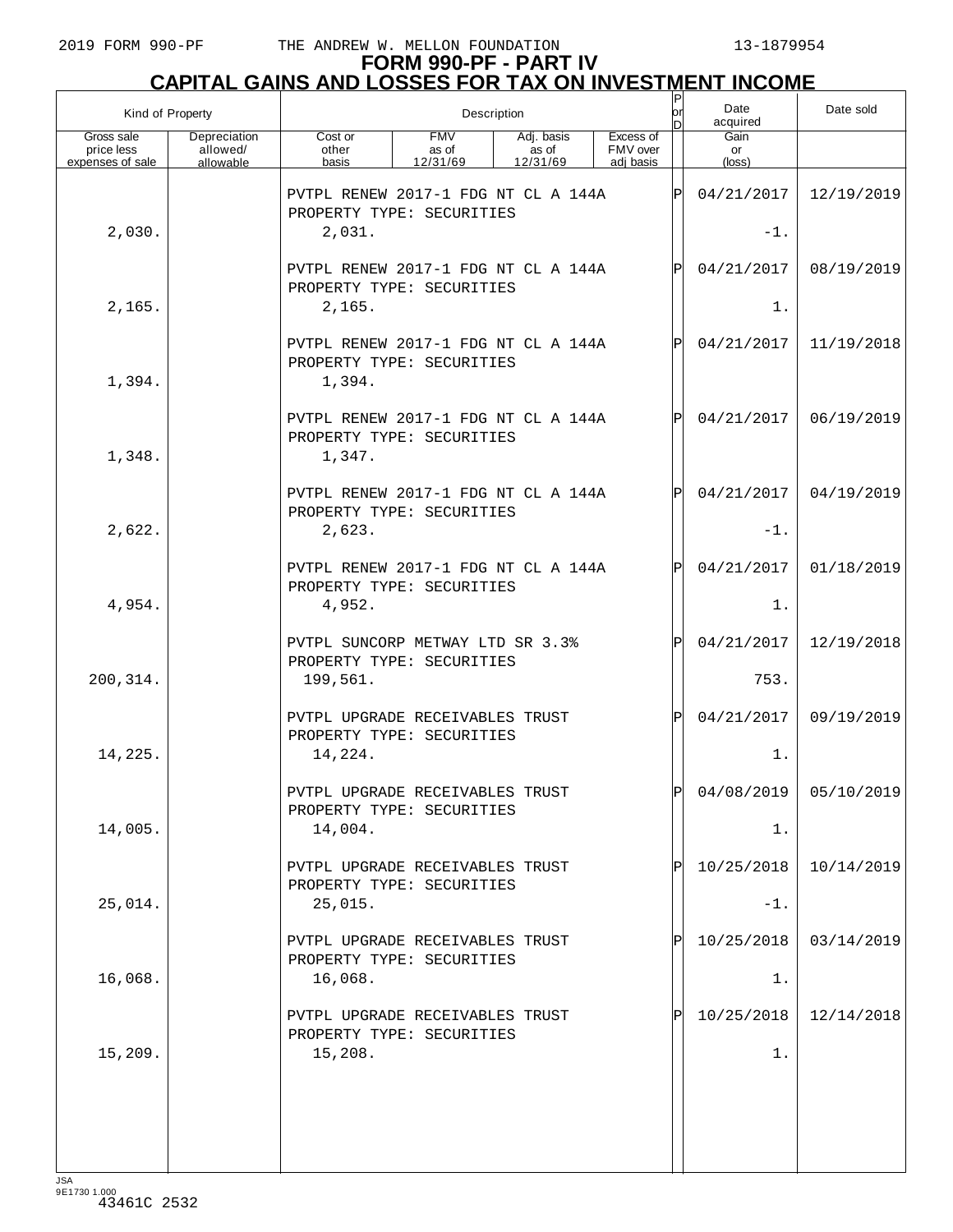2019 FORM 990-PF THE ANDREW W. MELLON FOUNDATION 13-1879954

# FORM 990-PF - PART IV
## CAPITAL GAINS AND LOSSES FOR TAX ON INVESTMENT INCOME

| Kind of Property | | Description | | | | P or D | Date acquired | Date sold |
|---|---|---|---|---|---|---|---|---|
| Gross sale price less expenses of sale | Depreciation allowed/ allowable | Cost or other basis | FMV as of 12/31/69 | Adj. basis as of 12/31/69 | Excess of FMV over adj basis | | Gain or (loss) | |
| | | PVTPL RENEW 2017-1 FDG NT CL A 144A PROPERTY TYPE: SECURITIES | | | | P | 04/21/2017 | 12/19/2019 |
| 2,030. | | 2,031. | | | | | -1. | |
| | | PVTPL RENEW 2017-1 FDG NT CL A 144A PROPERTY TYPE: SECURITIES | | | | P | 04/21/2017 | 08/19/2019 |
| 2,165. | | 2,165. | | | | | 1. | |
| | | PVTPL RENEW 2017-1 FDG NT CL A 144A PROPERTY TYPE: SECURITIES | | | | P | 04/21/2017 | 11/19/2018 |
| 1,394. | | 1,394. | | | | | | |
| | | PVTPL RENEW 2017-1 FDG NT CL A 144A PROPERTY TYPE: SECURITIES | | | | P | 04/21/2017 | 06/19/2019 |
| 1,348. | | 1,347. | | | | | | |
| | | PVTPL RENEW 2017-1 FDG NT CL A 144A PROPERTY TYPE: SECURITIES | | | | P | 04/21/2017 | 04/19/2019 |
| 2,622. | | 2,623. | | | | | -1. | |
| | | PVTPL RENEW 2017-1 FDG NT CL A 144A PROPERTY TYPE: SECURITIES | | | | P | 04/21/2017 | 01/18/2019 |
| 4,954. | | 4,952. | | | | | 1. | |
| | | PVTPL SUNCORP METWAY LTD SR 3.3% PROPERTY TYPE: SECURITIES | | | | P | 04/21/2017 | 12/19/2018 |
| 200,314. | | 199,561. | | | | | 753. | |
| | | PVTPL UPGRADE RECEIVABLES TRUST PROPERTY TYPE: SECURITIES | | | | P | 04/21/2017 | 09/19/2019 |
| 14,225. | | 14,224. | | | | | 1. | |
| | | PVTPL UPGRADE RECEIVABLES TRUST PROPERTY TYPE: SECURITIES | | | | P | 04/08/2019 | 05/10/2019 |
| 14,005. | | 14,004. | | | | | 1. | |
| | | PVTPL UPGRADE RECEIVABLES TRUST PROPERTY TYPE: SECURITIES | | | | P | 10/25/2018 | 10/14/2019 |
| 25,014. | | 25,015. | | | | | -1. | |
| | | PVTPL UPGRADE RECEIVABLES TRUST PROPERTY TYPE: SECURITIES | | | | P | 10/25/2018 | 03/14/2019 |
| 16,068. | | 16,068. | | | | | 1. | |
| | | PVTPL UPGRADE RECEIVABLES TRUST PROPERTY TYPE: SECURITIES | | | | P | 10/25/2018 | 12/14/2018 |
| 15,209. | | 15,208. | | | | | 1. | |

JSA 9E1730 1.000 43461C 2532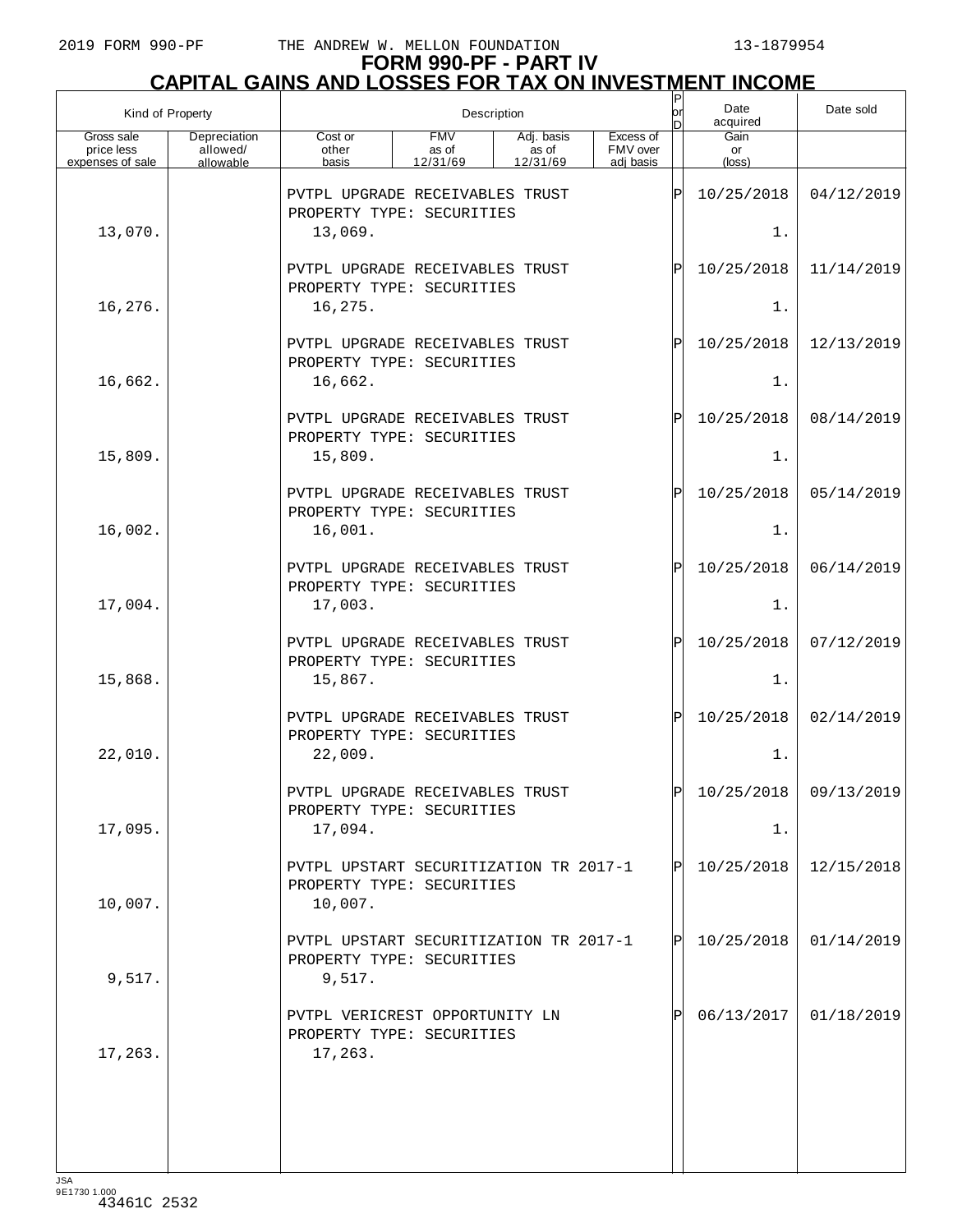2019 FORM 990-PF THE ANDREW W. MELLON FOUNDATION 13-1879954

# FORM 990-PF - PART IV
## CAPITAL GAINS AND LOSSES FOR TAX ON INVESTMENT INCOME

| Kind of Property | | Description | | | | P or D | Date acquired | Date sold |
|---|---|---|---|---|---|---|---|---|
| Gross sale price less expenses of sale | Depreciation allowed/ allowable | Cost or other basis | FMV as of 12/31/69 | Adj. basis as of 12/31/69 | Excess of FMV over adj basis | | Gain or (loss) | |
| | | PVTPL UPGRADE RECEIVABLES TRUST PROPERTY TYPE: SECURITIES | | | | P | 10/25/2018 | 04/12/2019 |
| 13,070. | | 13,069. | | | | | 1. | |
| | | PVTPL UPGRADE RECEIVABLES TRUST PROPERTY TYPE: SECURITIES | | | | P | 10/25/2018 | 11/14/2019 |
| 16,276. | | 16,275. | | | | | 1. | |
| | | PVTPL UPGRADE RECEIVABLES TRUST PROPERTY TYPE: SECURITIES | | | | P | 10/25/2018 | 12/13/2019 |
| 16,662. | | 16,662. | | | | | 1. | |
| | | PVTPL UPGRADE RECEIVABLES TRUST PROPERTY TYPE: SECURITIES | | | | P | 10/25/2018 | 08/14/2019 |
| 15,809. | | 15,809. | | | | | 1. | |
| | | PVTPL UPGRADE RECEIVABLES TRUST PROPERTY TYPE: SECURITIES | | | | P | 10/25/2018 | 05/14/2019 |
| 16,002. | | 16,001. | | | | | 1. | |
| | | PVTPL UPGRADE RECEIVABLES TRUST PROPERTY TYPE: SECURITIES | | | | P | 10/25/2018 | 06/14/2019 |
| 17,004. | | 17,003. | | | | | 1. | |
| | | PVTPL UPGRADE RECEIVABLES TRUST PROPERTY TYPE: SECURITIES | | | | P | 10/25/2018 | 07/12/2019 |
| 15,868. | | 15,867. | | | | | 1. | |
| | | PVTPL UPGRADE RECEIVABLES TRUST PROPERTY TYPE: SECURITIES | | | | P | 10/25/2018 | 02/14/2019 |
| 22,010. | | 22,009. | | | | | 1. | |
| | | PVTPL UPGRADE RECEIVABLES TRUST PROPERTY TYPE: SECURITIES | | | | P | 10/25/2018 | 09/13/2019 |
| 17,095. | | 17,094. | | | | | 1. | |
| | | PVTPL UPSTART SECURITIZATION TR 2017-1 PROPERTY TYPE: SECURITIES | | | | P | 10/25/2018 | 12/15/2018 |
| 10,007. | | 10,007. | | | | | | |
| | | PVTPL UPSTART SECURITIZATION TR 2017-1 PROPERTY TYPE: SECURITIES | | | | P | 10/25/2018 | 01/14/2019 |
| 9,517. | | 9,517. | | | | | | |
| | | PVTPL VERICREST OPPORTUNITY LN PROPERTY TYPE: SECURITIES | | | | P | 06/13/2017 | 01/18/2019 |
| 17,263. | | 17,263. | | | | | | |

JSA
9E1730 1.000
43461C 2532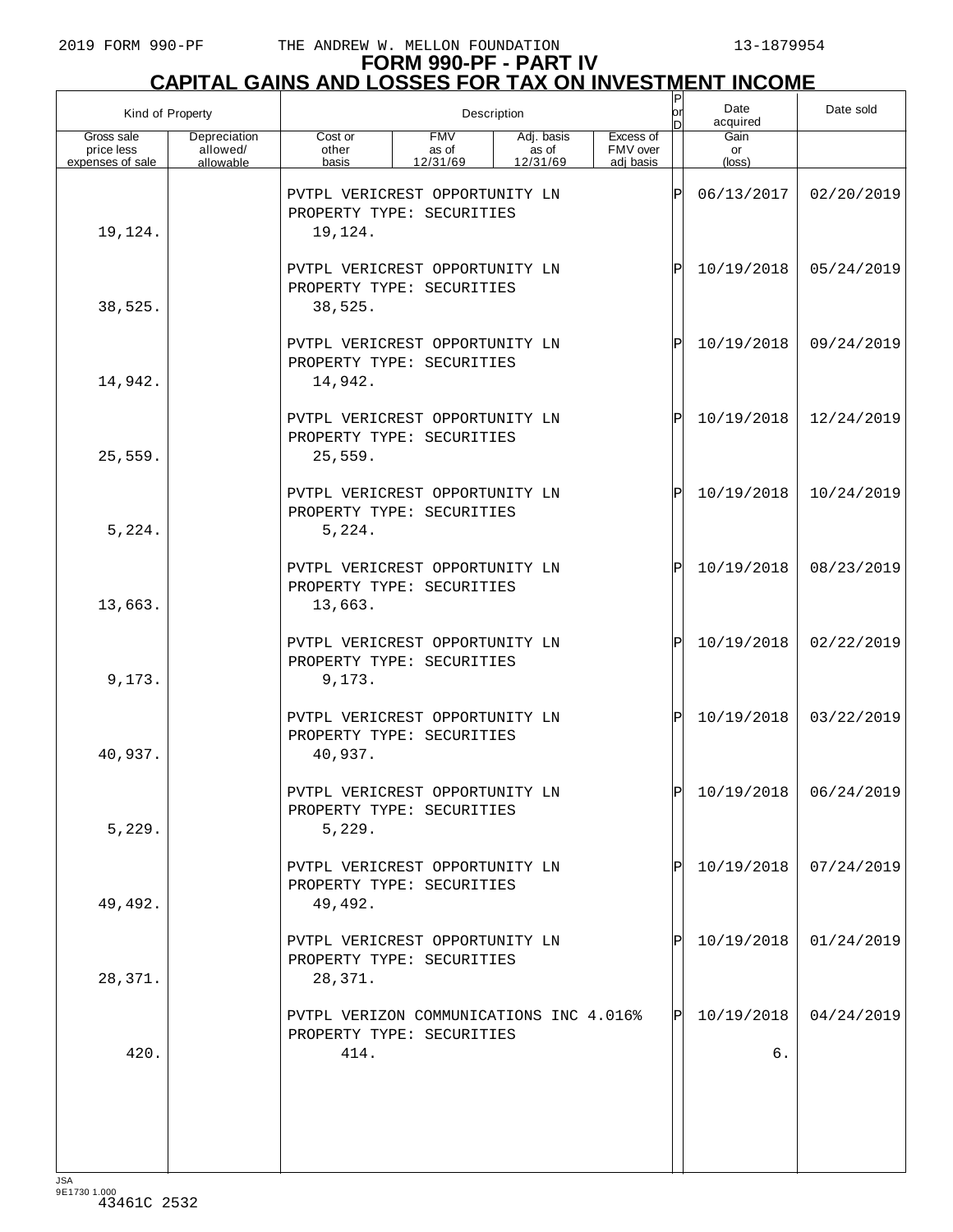# FORM 990-PF - PART IV
## CAPITAL GAINS AND LOSSES FOR TAX ON INVESTMENT INCOME

| Kind of Property | | Description | | | | P or D | Date acquired | Date sold |
|---|---|---|---|---|---|---|---|---|
| Gross sale price less expenses of sale | Depreciation allowed/ allowable | Cost or other basis | FMV as of 12/31/69 | Adj. basis as of 12/31/69 | Excess of FMV over adj basis | | Gain or (loss) | |
| | | PVTPL VERICREST OPPORTUNITY LN PROPERTY TYPE: SECURITIES | | | | P | 06/13/2017 | 02/20/2019 |
| 19,124. | | 19,124. | | | | | | |
| | | PVTPL VERICREST OPPORTUNITY LN PROPERTY TYPE: SECURITIES | | | | P | 10/19/2018 | 05/24/2019 |
| 38,525. | | 38,525. | | | | | | |
| | | PVTPL VERICREST OPPORTUNITY LN PROPERTY TYPE: SECURITIES | | | | P | 10/19/2018 | 09/24/2019 |
| 14,942. | | 14,942. | | | | | | |
| | | PVTPL VERICREST OPPORTUNITY LN PROPERTY TYPE: SECURITIES | | | | P | 10/19/2018 | 12/24/2019 |
| 25,559. | | 25,559. | | | | | | |
| | | PVTPL VERICREST OPPORTUNITY LN PROPERTY TYPE: SECURITIES | | | | P | 10/19/2018 | 10/24/2019 |
| 5,224. | | 5,224. | | | | | | |
| | | PVTPL VERICREST OPPORTUNITY LN PROPERTY TYPE: SECURITIES | | | | P | 10/19/2018 | 08/23/2019 |
| 13,663. | | 13,663. | | | | | | |
| | | PVTPL VERICREST OPPORTUNITY LN PROPERTY TYPE: SECURITIES | | | | P | 10/19/2018 | 02/22/2019 |
| 9,173. | | 9,173. | | | | | | |
| | | PVTPL VERICREST OPPORTUNITY LN PROPERTY TYPE: SECURITIES | | | | P | 10/19/2018 | 03/22/2019 |
| 40,937. | | 40,937. | | | | | | |
| | | PVTPL VERICREST OPPORTUNITY LN PROPERTY TYPE: SECURITIES | | | | P | 10/19/2018 | 06/24/2019 |
| 5,229. | | 5,229. | | | | | | |
| | | PVTPL VERICREST OPPORTUNITY LN PROPERTY TYPE: SECURITIES | | | | P | 10/19/2018 | 07/24/2019 |
| 49,492. | | 49,492. | | | | | | |
| | | PVTPL VERICREST OPPORTUNITY LN PROPERTY TYPE: SECURITIES | | | | P | 10/19/2018 | 01/24/2019 |
| 28,371. | | 28,371. | | | | | | |
| | | PVTPL VERIZON COMMUNICATIONS INC 4.016% PROPERTY TYPE: SECURITIES | | | | P | 10/19/2018 | 04/24/2019 |
| 420. | | 414. | | | | | 6. | |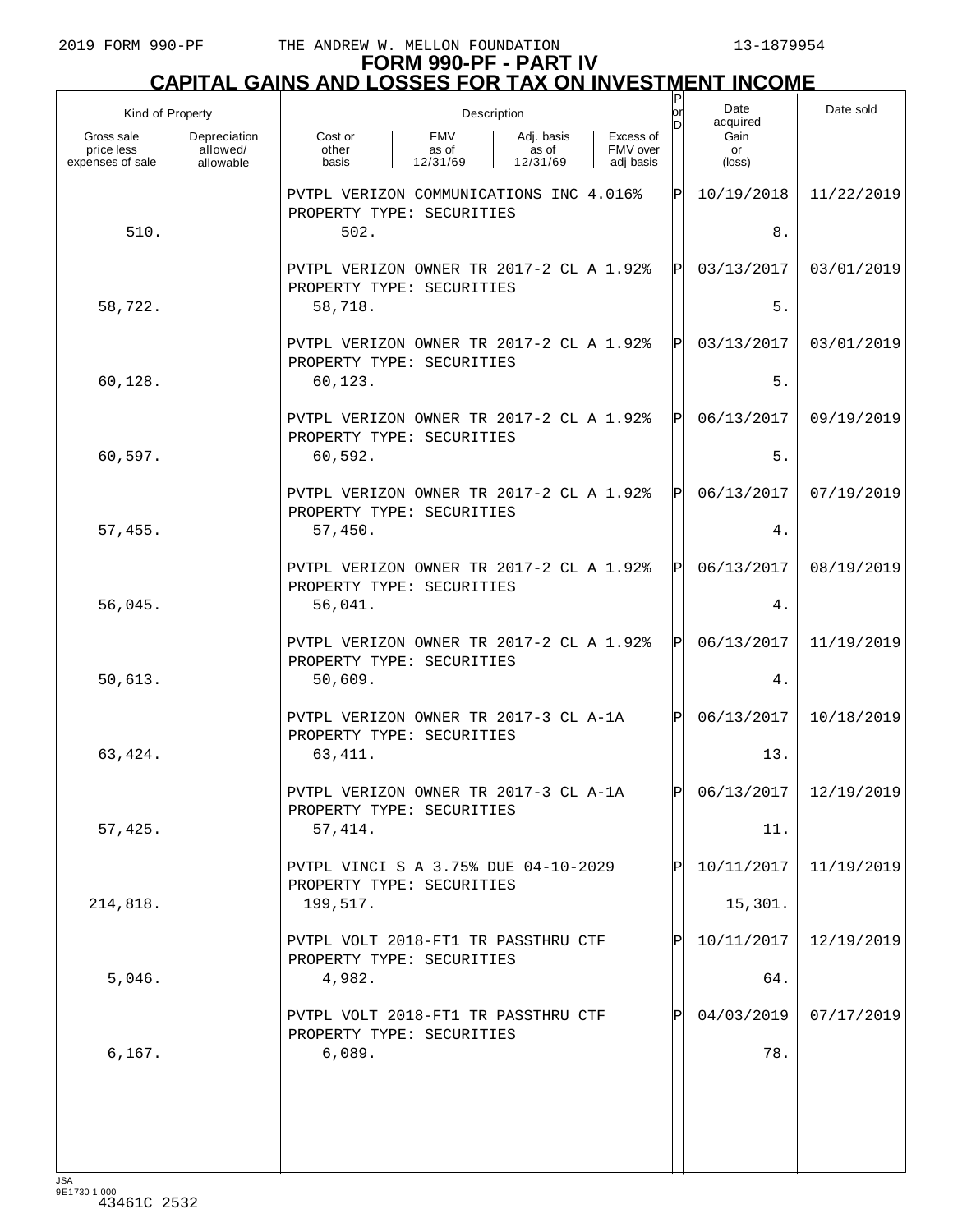# FORM 990-PF - PART IV
## CAPITAL GAINS AND LOSSES FOR TAX ON INVESTMENT INCOME

| Kind of Property | | Description | | | | P or D | Date acquired | Date sold |
|---|---|---|---|---|---|---|---|---|
| Gross sale price less expenses of sale | Depreciation allowed/ allowable | Cost or other basis | FMV as of 12/31/69 | Adj. basis as of 12/31/69 | Excess of FMV over adj basis | | Gain or (loss) | |
| | | PVTPL VERIZON COMMUNICATIONS INC 4.016% PROPERTY TYPE: SECURITIES | | | | P | 10/19/2018 | 11/22/2019 |
| 510. | | 502. | | | | | 8. | |
| | | PVTPL VERIZON OWNER TR 2017-2 CL A 1.92% PROPERTY TYPE: SECURITIES | | | | P | 03/13/2017 | 03/01/2019 |
| 58,722. | | 58,718. | | | | | 5. | |
| | | PVTPL VERIZON OWNER TR 2017-2 CL A 1.92% PROPERTY TYPE: SECURITIES | | | | P | 03/13/2017 | 03/01/2019 |
| 60,128. | | 60,123. | | | | | 5. | |
| | | PVTPL VERIZON OWNER TR 2017-2 CL A 1.92% PROPERTY TYPE: SECURITIES | | | | P | 06/13/2017 | 09/19/2019 |
| 60,597. | | 60,592. | | | | | 5. | |
| | | PVTPL VERIZON OWNER TR 2017-2 CL A 1.92% PROPERTY TYPE: SECURITIES | | | | P | 06/13/2017 | 07/19/2019 |
| 57,455. | | 57,450. | | | | | 4. | |
| | | PVTPL VERIZON OWNER TR 2017-2 CL A 1.92% PROPERTY TYPE: SECURITIES | | | | P | 06/13/2017 | 08/19/2019 |
| 56,045. | | 56,041. | | | | | 4. | |
| | | PVTPL VERIZON OWNER TR 2017-2 CL A 1.92% PROPERTY TYPE: SECURITIES | | | | P | 06/13/2017 | 11/19/2019 |
| 50,613. | | 50,609. | | | | | 4. | |
| | | PVTPL VERIZON OWNER TR 2017-3 CL A-1A PROPERTY TYPE: SECURITIES | | | | P | 06/13/2017 | 10/18/2019 |
| 63,424. | | 63,411. | | | | | 13. | |
| | | PVTPL VERIZON OWNER TR 2017-3 CL A-1A PROPERTY TYPE: SECURITIES | | | | P | 06/13/2017 | 12/19/2019 |
| 57,425. | | 57,414. | | | | | 11. | |
| | | PVTPL VINCI S A 3.75% DUE 04-10-2029 PROPERTY TYPE: SECURITIES | | | | P | 10/11/2017 | 11/19/2019 |
| 214,818. | | 199,517. | | | | | 15,301. | |
| | | PVTPL VOLT 2018-FT1 TR PASSTHRU CTF PROPERTY TYPE: SECURITIES | | | | P | 10/11/2017 | 12/19/2019 |
| 5,046. | | 4,982. | | | | | 64. | |
| | | PVTPL VOLT 2018-FT1 TR PASSTHRU CTF PROPERTY TYPE: SECURITIES | | | | P | 04/03/2019 | 07/17/2019 |
| 6,167. | | 6,089. | | | | | 78. | |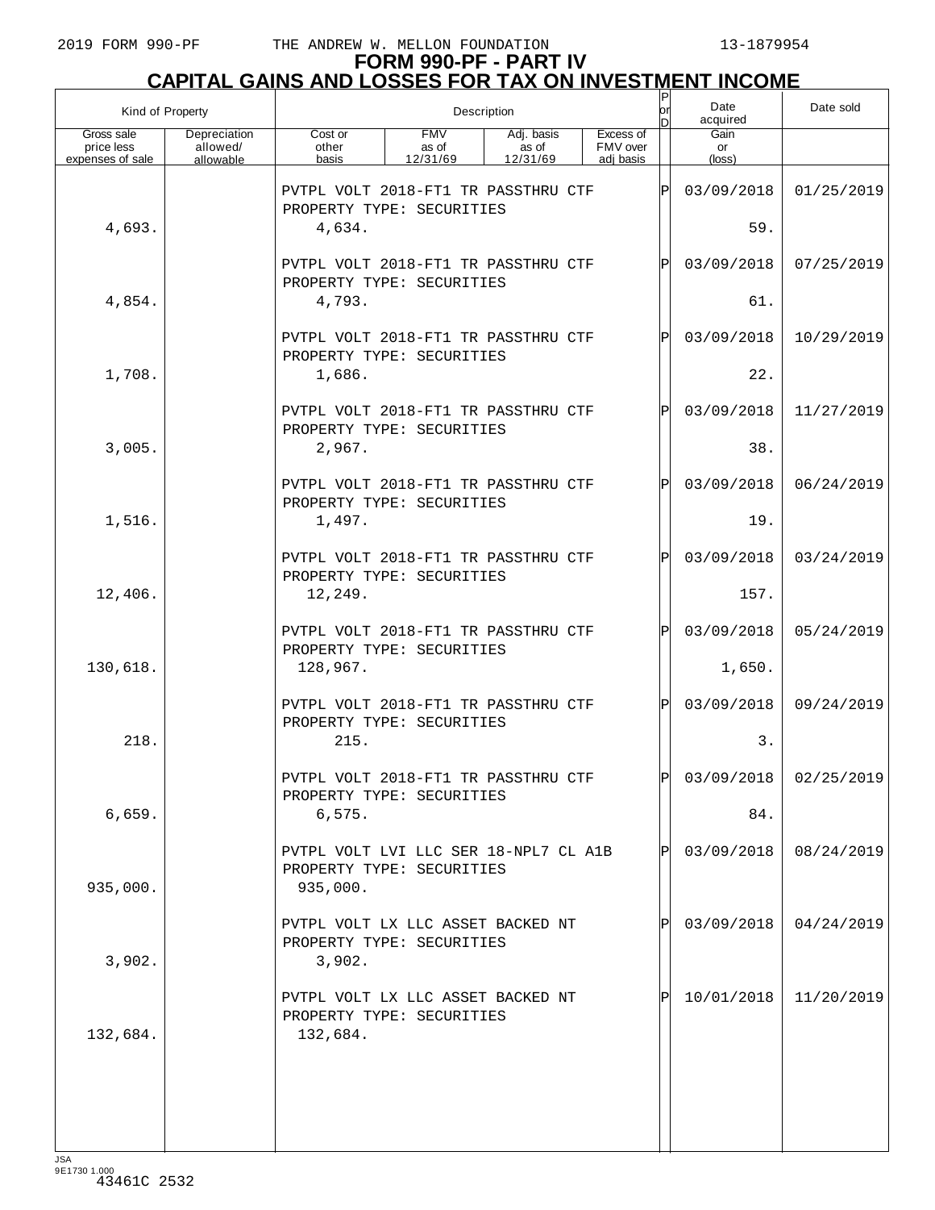# FORM 990-PF - PART IV
## CAPITAL GAINS AND LOSSES FOR TAX ON INVESTMENT INCOME

| Kind of Property | | Description | | | | P or D | Date acquired | Date sold |
|---|---|---|---|---|---|---|---|---|
| Gross sale price less expenses of sale | Depreciation allowed/ allowable | Cost or other basis | FMV as of 12/31/69 | Adj. basis as of 12/31/69 | Excess of FMV over adj basis | | Gain or (loss) | |
| | | PVTPL VOLT 2018-FT1 TR PASSTHRU CTF PROPERTY TYPE: SECURITIES | | | | P | 03/09/2018 | 01/25/2019 |
| 4,693. | | 4,634. | | | | | 59. | |
| | | PVTPL VOLT 2018-FT1 TR PASSTHRU CTF PROPERTY TYPE: SECURITIES | | | | P | 03/09/2018 | 07/25/2019 |
| 4,854. | | 4,793. | | | | | 61. | |
| | | PVTPL VOLT 2018-FT1 TR PASSTHRU CTF PROPERTY TYPE: SECURITIES | | | | P | 03/09/2018 | 10/29/2019 |
| 1,708. | | 1,686. | | | | | 22. | |
| | | PVTPL VOLT 2018-FT1 TR PASSTHRU CTF PROPERTY TYPE: SECURITIES | | | | P | 03/09/2018 | 11/27/2019 |
| 3,005. | | 2,967. | | | | | 38. | |
| | | PVTPL VOLT 2018-FT1 TR PASSTHRU CTF PROPERTY TYPE: SECURITIES | | | | P | 03/09/2018 | 06/24/2019 |
| 1,516. | | 1,497. | | | | | 19. | |
| | | PVTPL VOLT 2018-FT1 TR PASSTHRU CTF PROPERTY TYPE: SECURITIES | | | | P | 03/09/2018 | 03/24/2019 |
| 12,406. | | 12,249. | | | | | 157. | |
| | | PVTPL VOLT 2018-FT1 TR PASSTHRU CTF PROPERTY TYPE: SECURITIES | | | | P | 03/09/2018 | 05/24/2019 |
| 130,618. | | 128,967. | | | | | 1,650. | |
| | | PVTPL VOLT 2018-FT1 TR PASSTHRU CTF PROPERTY TYPE: SECURITIES | | | | P | 03/09/2018 | 09/24/2019 |
| 218. | | 215. | | | | | 3. | |
| | | PVTPL VOLT 2018-FT1 TR PASSTHRU CTF PROPERTY TYPE: SECURITIES | | | | P | 03/09/2018 | 02/25/2019 |
| 6,659. | | 6,575. | | | | | 84. | |
| | | PVTPL VOLT LVI LLC SER 18-NPL7 CL A1B PROPERTY TYPE: SECURITIES | | | | P | 03/09/2018 | 08/24/2019 |
| 935,000. | | 935,000. | | | | | | |
| | | PVTPL VOLT LX LLC ASSET BACKED NT PROPERTY TYPE: SECURITIES | | | | P | 03/09/2018 | 04/24/2019 |
| 3,902. | | 3,902. | | | | | | |
| | | PVTPL VOLT LX LLC ASSET BACKED NT PROPERTY TYPE: SECURITIES | | | | P | 10/01/2018 | 11/20/2019 |
| 132,684. | | 132,684. | | | | | | |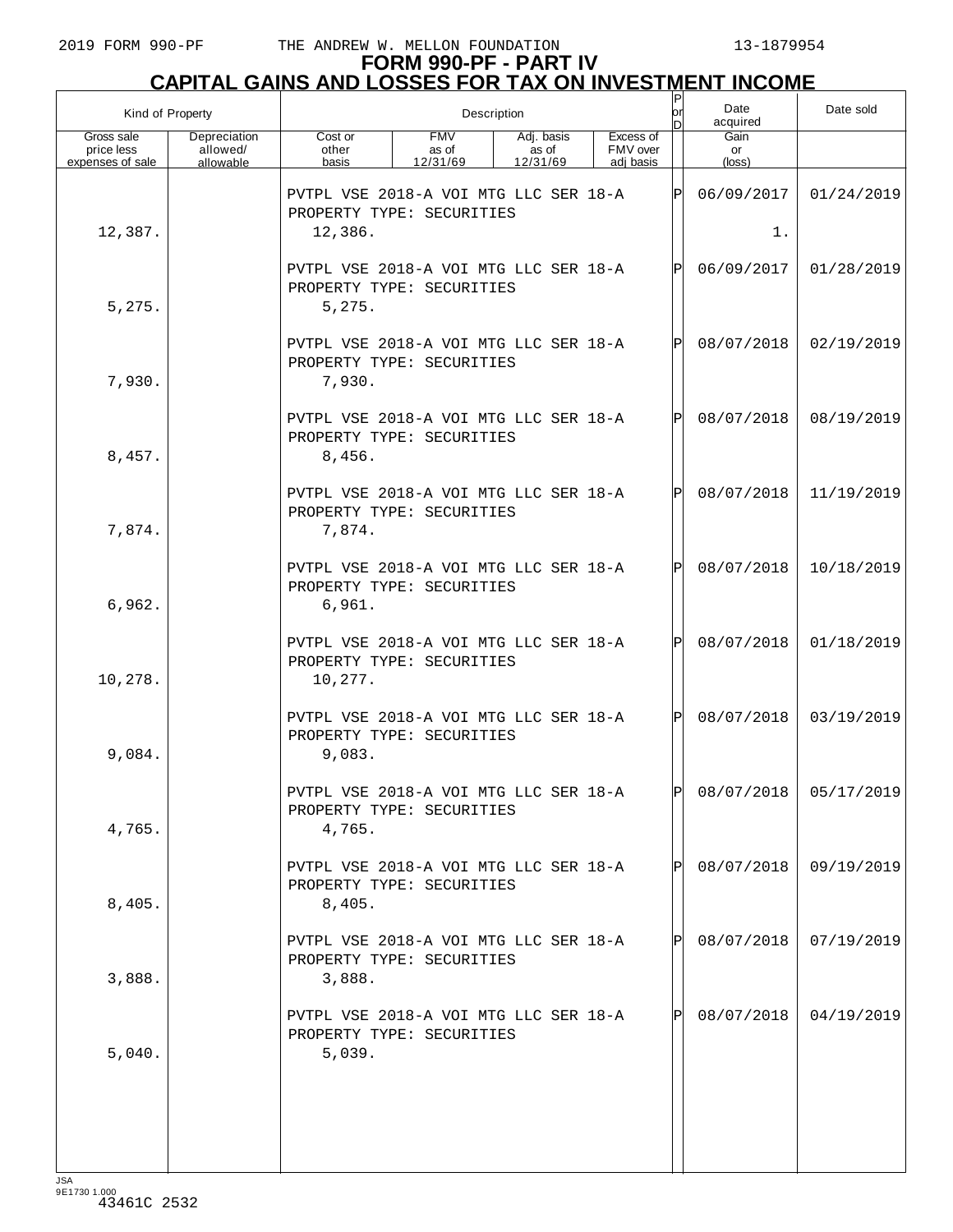# FORM 990-PF - PART IV
## CAPITAL GAINS AND LOSSES FOR TAX ON INVESTMENT INCOME

| Kind of Property | | Description | | | | P or D | Date acquired | Date sold |
|---|---|---|---|---|---|---|---|---|
| Gross sale price less expenses of sale | Depreciation allowed/ allowable | Cost or other basis | FMV as of 12/31/69 | Adj. basis as of 12/31/69 | Excess of FMV over adj basis | | Gain or (loss) | |
| | | PVTPL VSE 2018-A VOI MTG LLC SER 18-A PROPERTY TYPE: SECURITIES | | | | P | 06/09/2017 | 01/24/2019 |
| 12,387. | | 12,386. | | | | | 1. | |
| | | PVTPL VSE 2018-A VOI MTG LLC SER 18-A PROPERTY TYPE: SECURITIES | | | | P | 06/09/2017 | 01/28/2019 |
| 5,275. | | 5,275. | | | | | | |
| | | PVTPL VSE 2018-A VOI MTG LLC SER 18-A PROPERTY TYPE: SECURITIES | | | | P | 08/07/2018 | 02/19/2019 |
| 7,930. | | 7,930. | | | | | | |
| | | PVTPL VSE 2018-A VOI MTG LLC SER 18-A PROPERTY TYPE: SECURITIES | | | | P | 08/07/2018 | 08/19/2019 |
| 8,457. | | 8,456. | | | | | | |
| | | PVTPL VSE 2018-A VOI MTG LLC SER 18-A PROPERTY TYPE: SECURITIES | | | | P | 08/07/2018 | 11/19/2019 |
| 7,874. | | 7,874. | | | | | | |
| | | PVTPL VSE 2018-A VOI MTG LLC SER 18-A PROPERTY TYPE: SECURITIES | | | | P | 08/07/2018 | 10/18/2019 |
| 6,962. | | 6,961. | | | | | | |
| | | PVTPL VSE 2018-A VOI MTG LLC SER 18-A PROPERTY TYPE: SECURITIES | | | | P | 08/07/2018 | 01/18/2019 |
| 10,278. | | 10,277. | | | | | | |
| | | PVTPL VSE 2018-A VOI MTG LLC SER 18-A PROPERTY TYPE: SECURITIES | | | | P | 08/07/2018 | 03/19/2019 |
| 9,084. | | 9,083. | | | | | | |
| | | PVTPL VSE 2018-A VOI MTG LLC SER 18-A PROPERTY TYPE: SECURITIES | | | | P | 08/07/2018 | 05/17/2019 |
| 4,765. | | 4,765. | | | | | | |
| | | PVTPL VSE 2018-A VOI MTG LLC SER 18-A PROPERTY TYPE: SECURITIES | | | | P | 08/07/2018 | 09/19/2019 |
| 8,405. | | 8,405. | | | | | | |
| | | PVTPL VSE 2018-A VOI MTG LLC SER 18-A PROPERTY TYPE: SECURITIES | | | | P | 08/07/2018 | 07/19/2019 |
| 3,888. | | 3,888. | | | | | | |
| | | PVTPL VSE 2018-A VOI MTG LLC SER 18-A PROPERTY TYPE: SECURITIES | | | | P | 08/07/2018 | 04/19/2019 |
| 5,040. | | 5,039. | | | | | | |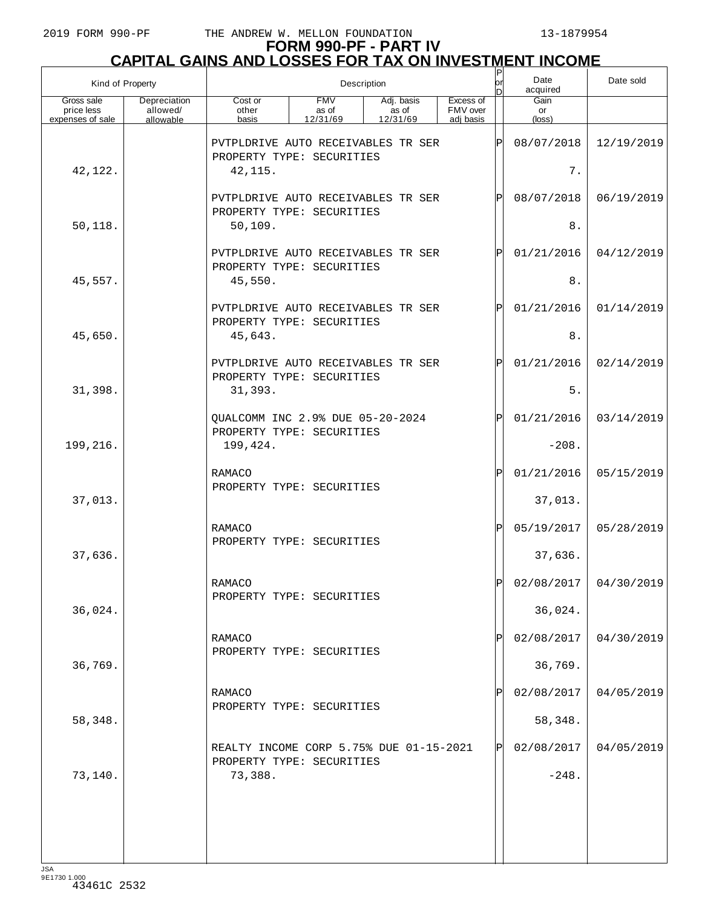# FORM 990-PF - PART IV
## CAPITAL GAINS AND LOSSES FOR TAX ON INVESTMENT INCOME

| Kind of Property | | Description | | | | P or D | Date acquired | Date sold |
|---|---|---|---|---|---|---|---|---|
| Gross sale price less expenses of sale | Depreciation allowed/ allowable | Cost or other basis | FMV as of 12/31/69 | Adj. basis as of 12/31/69 | Excess of FMV over adj basis | | Gain or (loss) | |
| | | PVTPLDRIVE AUTO RECEIVABLES TR SER PROPERTY TYPE: SECURITIES | | | | P | 08/07/2018 | 12/19/2019 |
| 42,122. | | 42,115. | | | | | 7. | |
| | | PVTPLDRIVE AUTO RECEIVABLES TR SER PROPERTY TYPE: SECURITIES | | | | P | 08/07/2018 | 06/19/2019 |
| 50,118. | | 50,109. | | | | | 8. | |
| | | PVTPLDRIVE AUTO RECEIVABLES TR SER PROPERTY TYPE: SECURITIES | | | | P | 01/21/2016 | 04/12/2019 |
| 45,557. | | 45,550. | | | | | 8. | |
| | | PVTPLDRIVE AUTO RECEIVABLES TR SER PROPERTY TYPE: SECURITIES | | | | P | 01/21/2016 | 01/14/2019 |
| 45,650. | | 45,643. | | | | | 8. | |
| | | PVTPLDRIVE AUTO RECEIVABLES TR SER PROPERTY TYPE: SECURITIES | | | | P | 01/21/2016 | 02/14/2019 |
| 31,398. | | 31,393. | | | | | 5. | |
| | | QUALCOMM INC 2.9% DUE 05-20-2024 PROPERTY TYPE: SECURITIES | | | | P | 01/21/2016 | 03/14/2019 |
| 199,216. | | 199,424. | | | | | -208. | |
| | | RAMACO PROPERTY TYPE: SECURITIES | | | | P | 01/21/2016 | 05/15/2019 |
| 37,013. | | | | | | | 37,013. | |
| | | RAMACO PROPERTY TYPE: SECURITIES | | | | P | 05/19/2017 | 05/28/2019 |
| 37,636. | | | | | | | 37,636. | |
| | | RAMACO PROPERTY TYPE: SECURITIES | | | | P | 02/08/2017 | 04/30/2019 |
| 36,024. | | | | | | | 36,024. | |
| | | RAMACO PROPERTY TYPE: SECURITIES | | | | P | 02/08/2017 | 04/30/2019 |
| 36,769. | | | | | | | 36,769. | |
| | | RAMACO PROPERTY TYPE: SECURITIES | | | | P | 02/08/2017 | 04/05/2019 |
| 58,348. | | | | | | | 58,348. | |
| | | REALTY INCOME CORP 5.75% DUE 01-15-2021 PROPERTY TYPE: SECURITIES | | | | P | 02/08/2017 | 04/05/2019 |
| 73,140. | | 73,388. | | | | | -248. | |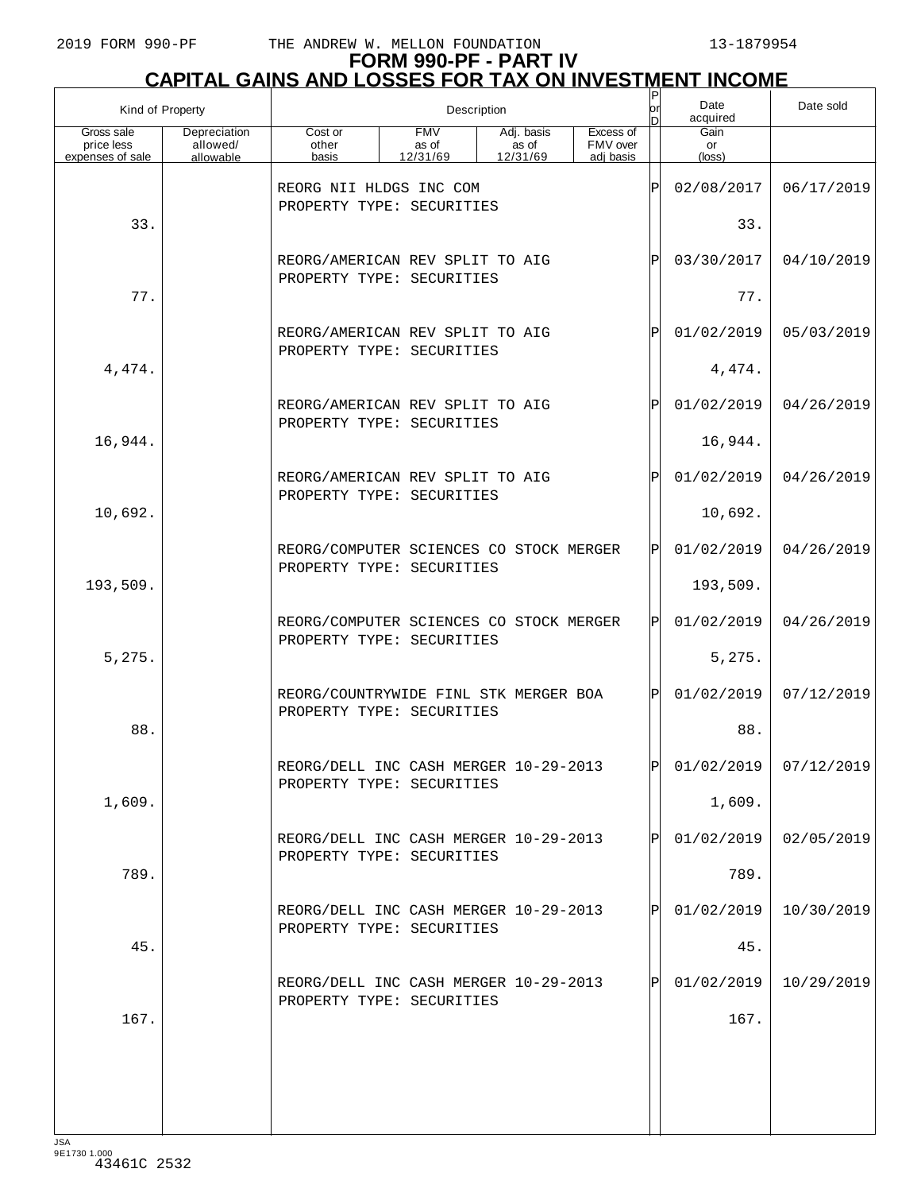# FORM 990-PF - PART IV
## CAPITAL GAINS AND LOSSES FOR TAX ON INVESTMENT INCOME

| Kind of Property | | Description | | | | P or D | Date acquired | Date sold |
|---|---|---|---|---|---|---|---|---|
| Gross sale price less expenses of sale | Depreciation allowed/ allowable | Cost or other basis | FMV as of 12/31/69 | Adj. basis as of 12/31/69 | Excess of FMV over adj basis | | Gain or (loss) | |
| | | REORG NII HLDGS INC COM<br>PROPERTY TYPE: SECURITIES | | | | P | 02/08/2017 | 06/17/2019 |
| 33. | | | | | | | 33. | |
| | | REORG/AMERICAN REV SPLIT TO AIG<br>PROPERTY TYPE: SECURITIES | | | | P | 03/30/2017 | 04/10/2019 |
| 77. | | | | | | | 77. | |
| | | REORG/AMERICAN REV SPLIT TO AIG<br>PROPERTY TYPE: SECURITIES | | | | P | 01/02/2019 | 05/03/2019 |
| 4,474. | | | | | | | 4,474. | |
| | | REORG/AMERICAN REV SPLIT TO AIG<br>PROPERTY TYPE: SECURITIES | | | | P | 01/02/2019 | 04/26/2019 |
| 16,944. | | | | | | | 16,944. | |
| | | REORG/AMERICAN REV SPLIT TO AIG<br>PROPERTY TYPE: SECURITIES | | | | P | 01/02/2019 | 04/26/2019 |
| 10,692. | | | | | | | 10,692. | |
| | | REORG/COMPUTER SCIENCES CO STOCK MERGER<br>PROPERTY TYPE: SECURITIES | | | | P | 01/02/2019 | 04/26/2019 |
| 193,509. | | | | | | | 193,509. | |
| | | REORG/COMPUTER SCIENCES CO STOCK MERGER<br>PROPERTY TYPE: SECURITIES | | | | P | 01/02/2019 | 04/26/2019 |
| 5,275. | | | | | | | 5,275. | |
| | | REORG/COUNTRYWIDE FINL STK MERGER BOA<br>PROPERTY TYPE: SECURITIES | | | | P | 01/02/2019 | 07/12/2019 |
| 88. | | | | | | | 88. | |
| | | REORG/DELL INC CASH MERGER 10-29-2013<br>PROPERTY TYPE: SECURITIES | | | | P | 01/02/2019 | 07/12/2019 |
| 1,609. | | | | | | | 1,609. | |
| | | REORG/DELL INC CASH MERGER 10-29-2013<br>PROPERTY TYPE: SECURITIES | | | | P | 01/02/2019 | 02/05/2019 |
| 789. | | | | | | | 789. | |
| | | REORG/DELL INC CASH MERGER 10-29-2013<br>PROPERTY TYPE: SECURITIES | | | | P | 01/02/2019 | 10/30/2019 |
| 45. | | | | | | | 45. | |
| | | REORG/DELL INC CASH MERGER 10-29-2013<br>PROPERTY TYPE: SECURITIES | | | | P | 01/02/2019 | 10/29/2019 |
| 167. | | | | | | | 167. | |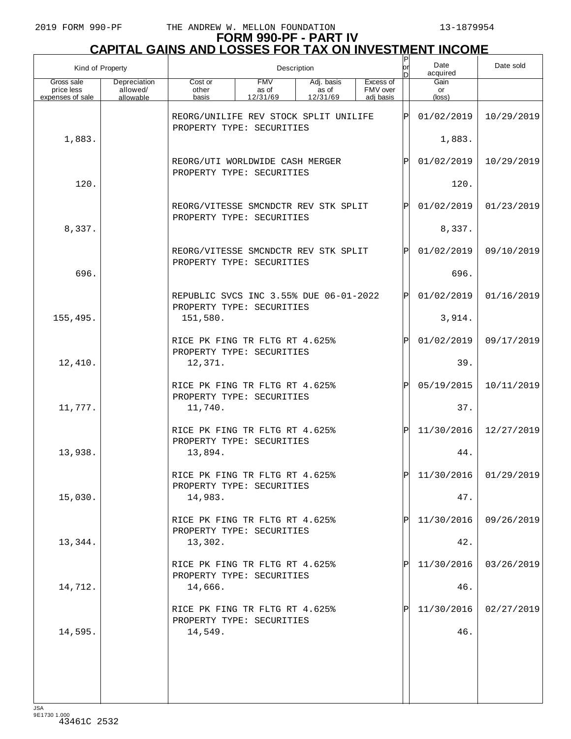**FORM 990-PF - PART IV**

**CAPITAL GAINS AND LOSSES FOR TAX ON INVESTMENT INCOME**

| Kind of Property | | Description | | | | P or D | Date acquired | Date sold |
|---|---|---|---|---|---|---|---|---|
| Gross sale price less expenses of sale | Depreciation allowed/ allowable | Cost or other basis | FMV as of 12/31/69 | Adj. basis as of 12/31/69 | Excess of FMV over adj basis | | Gain or (loss) | |
| | | REORG/UNILIFE REV STOCK SPLIT UNILIFE PROPERTY TYPE: SECURITIES | | | | P | 01/02/2019 | 10/29/2019 |
| 1,883. | | | | | | | 1,883. | |
| | | REORG/UTI WORLDWIDE CASH MERGER PROPERTY TYPE: SECURITIES | | | | P | 01/02/2019 | 10/29/2019 |
| 120. | | | | | | | 120. | |
| | | REORG/VITESSE SMCNDCTR REV STK SPLIT PROPERTY TYPE: SECURITIES | | | | P | 01/02/2019 | 01/23/2019 |
| 8,337. | | | | | | | 8,337. | |
| | | REORG/VITESSE SMCNDCTR REV STK SPLIT PROPERTY TYPE: SECURITIES | | | | P | 01/02/2019 | 09/10/2019 |
| 696. | | | | | | | 696. | |
| | | REPUBLIC SVCS INC 3.55% DUE 06-01-2022 PROPERTY TYPE: SECURITIES | | | | P | 01/02/2019 | 01/16/2019 |
| 155,495. | | 151,580. | | | | | 3,914. | |
| | | RICE PK FING TR FLTG RT 4.625% PROPERTY TYPE: SECURITIES | | | | P | 01/02/2019 | 09/17/2019 |
| 12,410. | | 12,371. | | | | | 39. | |
| | | RICE PK FING TR FLTG RT 4.625% PROPERTY TYPE: SECURITIES | | | | P | 05/19/2015 | 10/11/2019 |
| 11,777. | | 11,740. | | | | | 37. | |
| | | RICE PK FING TR FLTG RT 4.625% PROPERTY TYPE: SECURITIES | | | | P | 11/30/2016 | 12/27/2019 |
| 13,938. | | 13,894. | | | | | 44. | |
| | | RICE PK FING TR FLTG RT 4.625% PROPERTY TYPE: SECURITIES | | | | P | 11/30/2016 | 01/29/2019 |
| 15,030. | | 14,983. | | | | | 47. | |
| | | RICE PK FING TR FLTG RT 4.625% PROPERTY TYPE: SECURITIES | | | | P | 11/30/2016 | 09/26/2019 |
| 13,344. | | 13,302. | | | | | 42. | |
| | | RICE PK FING TR FLTG RT 4.625% PROPERTY TYPE: SECURITIES | | | | P | 11/30/2016 | 03/26/2019 |
| 14,712. | | 14,666. | | | | | 46. | |
| | | RICE PK FING TR FLTG RT 4.625% PROPERTY TYPE: SECURITIES | | | | P | 11/30/2016 | 02/27/2019 |
| 14,595. | | 14,549. | | | | | 46. | |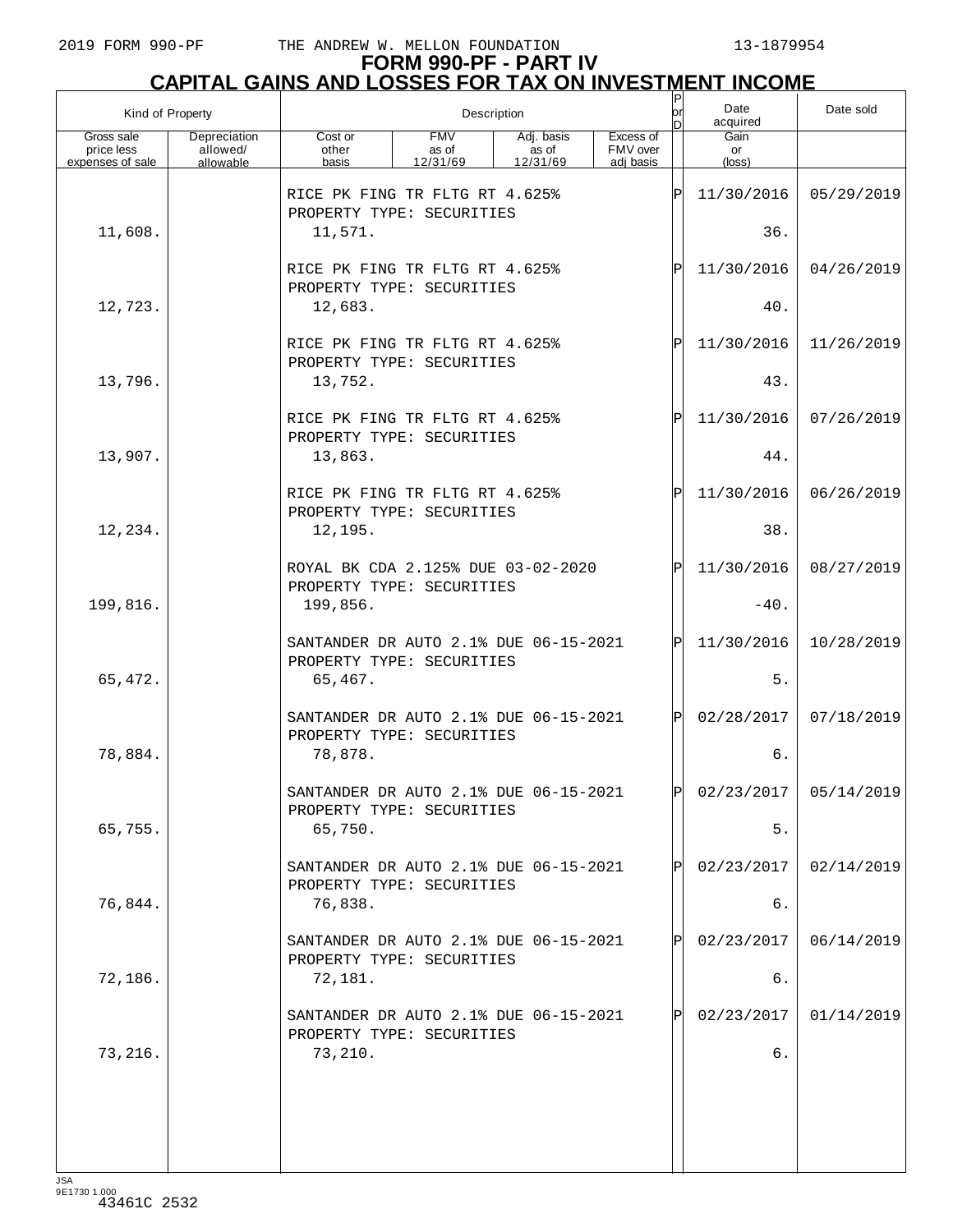# FORM 990-PF - PART IV
## CAPITAL GAINS AND LOSSES FOR TAX ON INVESTMENT INCOME

| Kind of Property | | Description | | | | P or D | Date acquired | Date sold |
|---|---|---|---|---|---|---|---|---|
| Gross sale price less expenses of sale | Depreciation allowed/ allowable | Cost or other basis | FMV as of 12/31/69 | Adj. basis as of 12/31/69 | Excess of FMV over adj basis | | Gain or (loss) | |
| | | RICE PK FING TR FLTG RT 4.625% PROPERTY TYPE: SECURITIES | | | | P | 11/30/2016 | 05/29/2019 |
| 11,608. | | 11,571. | | | | | 36. | |
| | | RICE PK FING TR FLTG RT 4.625% PROPERTY TYPE: SECURITIES | | | | P | 11/30/2016 | 04/26/2019 |
| 12,723. | | 12,683. | | | | | 40. | |
| | | RICE PK FING TR FLTG RT 4.625% PROPERTY TYPE: SECURITIES | | | | P | 11/30/2016 | 11/26/2019 |
| 13,796. | | 13,752. | | | | | 43. | |
| | | RICE PK FING TR FLTG RT 4.625% PROPERTY TYPE: SECURITIES | | | | P | 11/30/2016 | 07/26/2019 |
| 13,907. | | 13,863. | | | | | 44. | |
| | | RICE PK FING TR FLTG RT 4.625% PROPERTY TYPE: SECURITIES | | | | P | 11/30/2016 | 06/26/2019 |
| 12,234. | | 12,195. | | | | | 38. | |
| | | ROYAL BK CDA 2.125% DUE 03-02-2020 PROPERTY TYPE: SECURITIES | | | | P | 11/30/2016 | 08/27/2019 |
| 199,816. | | 199,856. | | | | | -40. | |
| | | SANTANDER DR AUTO 2.1% DUE 06-15-2021 PROPERTY TYPE: SECURITIES | | | | P | 11/30/2016 | 10/28/2019 |
| 65,472. | | 65,467. | | | | | 5. | |
| | | SANTANDER DR AUTO 2.1% DUE 06-15-2021 PROPERTY TYPE: SECURITIES | | | | P | 02/28/2017 | 07/18/2019 |
| 78,884. | | 78,878. | | | | | 6. | |
| | | SANTANDER DR AUTO 2.1% DUE 06-15-2021 PROPERTY TYPE: SECURITIES | | | | P | 02/23/2017 | 05/14/2019 |
| 65,755. | | 65,750. | | | | | 5. | |
| | | SANTANDER DR AUTO 2.1% DUE 06-15-2021 PROPERTY TYPE: SECURITIES | | | | P | 02/23/2017 | 02/14/2019 |
| 76,844. | | 76,838. | | | | | 6. | |
| | | SANTANDER DR AUTO 2.1% DUE 06-15-2021 PROPERTY TYPE: SECURITIES | | | | P | 02/23/2017 | 06/14/2019 |
| 72,186. | | 72,181. | | | | | 6. | |
| | | SANTANDER DR AUTO 2.1% DUE 06-15-2021 PROPERTY TYPE: SECURITIES | | | | P | 02/23/2017 | 01/14/2019 |
| 73,216. | | 73,210. | | | | | 6. | |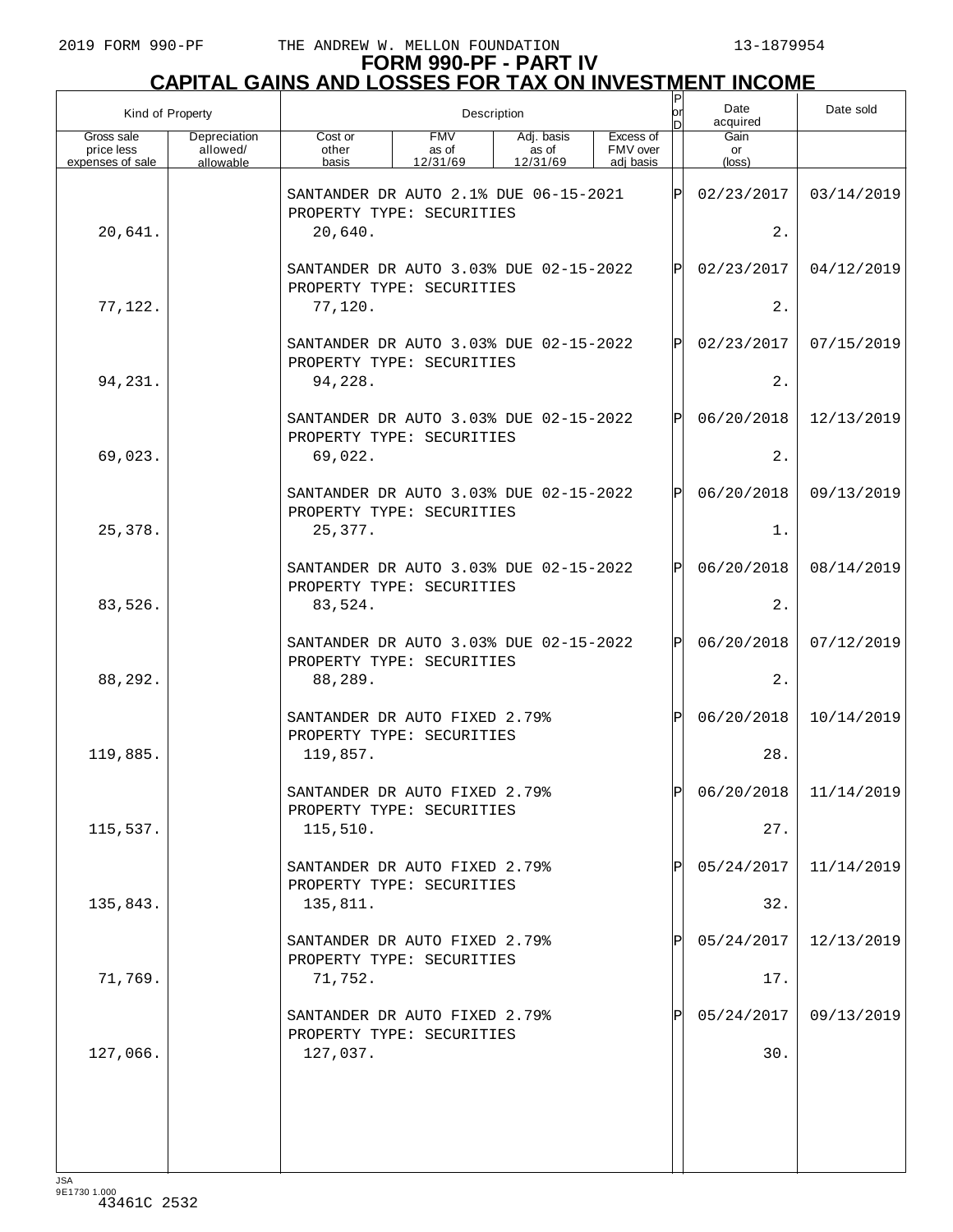# FORM 990-PF - PART IV
## CAPITAL GAINS AND LOSSES FOR TAX ON INVESTMENT INCOME

| Kind of Property | | Description | | | | P or D | Date acquired | Date sold |
|---|---|---|---|---|---|---|---|---|
| Gross sale price less expenses of sale | Depreciation allowed/ allowable | Cost or other basis | FMV as of 12/31/69 | Adj. basis as of 12/31/69 | Excess of FMV over adj basis | | Gain or (loss) | |
| | | SANTANDER DR AUTO 2.1% DUE 06-15-2021 PROPERTY TYPE: SECURITIES | | | | P | 02/23/2017 | 03/14/2019 |
| 20,641. | | 20,640. | | | | | 2. | |
| | | SANTANDER DR AUTO 3.03% DUE 02-15-2022 PROPERTY TYPE: SECURITIES | | | | P | 02/23/2017 | 04/12/2019 |
| 77,122. | | 77,120. | | | | | 2. | |
| | | SANTANDER DR AUTO 3.03% DUE 02-15-2022 PROPERTY TYPE: SECURITIES | | | | P | 02/23/2017 | 07/15/2019 |
| 94,231. | | 94,228. | | | | | 2. | |
| | | SANTANDER DR AUTO 3.03% DUE 02-15-2022 PROPERTY TYPE: SECURITIES | | | | P | 06/20/2018 | 12/13/2019 |
| 69,023. | | 69,022. | | | | | 2. | |
| | | SANTANDER DR AUTO 3.03% DUE 02-15-2022 PROPERTY TYPE: SECURITIES | | | | P | 06/20/2018 | 09/13/2019 |
| 25,378. | | 25,377. | | | | | 1. | |
| | | SANTANDER DR AUTO 3.03% DUE 02-15-2022 PROPERTY TYPE: SECURITIES | | | | P | 06/20/2018 | 08/14/2019 |
| 83,526. | | 83,524. | | | | | 2. | |
| | | SANTANDER DR AUTO 3.03% DUE 02-15-2022 PROPERTY TYPE: SECURITIES | | | | P | 06/20/2018 | 07/12/2019 |
| 88,292. | | 88,289. | | | | | 2. | |
| | | SANTANDER DR AUTO FIXED 2.79% PROPERTY TYPE: SECURITIES | | | | P | 06/20/2018 | 10/14/2019 |
| 119,885. | | 119,857. | | | | | 28. | |
| | | SANTANDER DR AUTO FIXED 2.79% PROPERTY TYPE: SECURITIES | | | | P | 06/20/2018 | 11/14/2019 |
| 115,537. | | 115,510. | | | | | 27. | |
| | | SANTANDER DR AUTO FIXED 2.79% PROPERTY TYPE: SECURITIES | | | | P | 05/24/2017 | 11/14/2019 |
| 135,843. | | 135,811. | | | | | 32. | |
| | | SANTANDER DR AUTO FIXED 2.79% PROPERTY TYPE: SECURITIES | | | | P | 05/24/2017 | 12/13/2019 |
| 71,769. | | 71,752. | | | | | 17. | |
| | | SANTANDER DR AUTO FIXED 2.79% PROPERTY TYPE: SECURITIES | | | | P | 05/24/2017 | 09/13/2019 |
| 127,066. | | 127,037. | | | | | 30. | |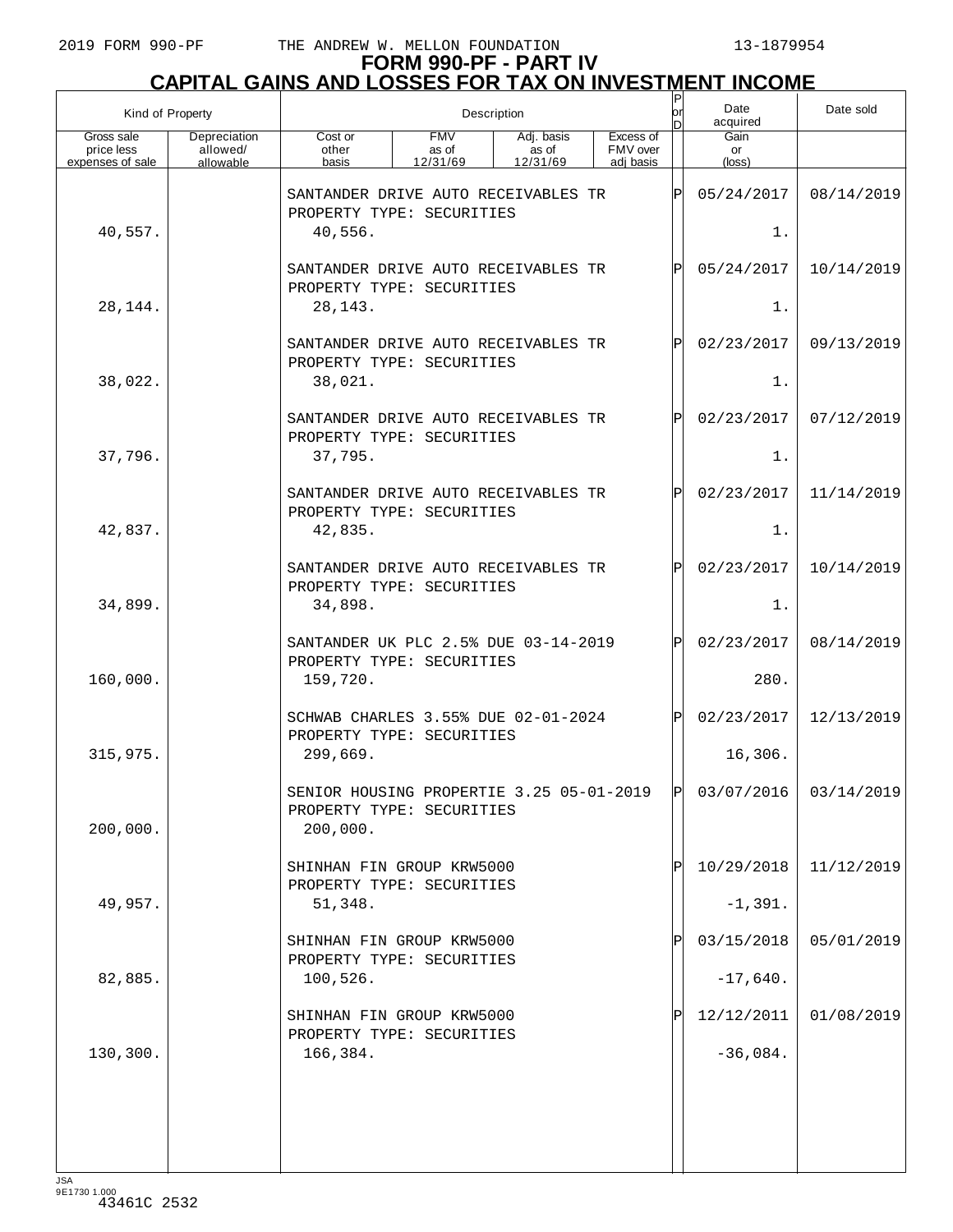# FORM 990-PF - PART IV

## CAPITAL GAINS AND LOSSES FOR TAX ON INVESTMENT INCOME

| Kind of Property | | Description | | | | P or D | Date acquired | Date sold |
|---|---|---|---|---|---|---|---|---|
| Gross sale price less expenses of sale | Depreciation allowed/ allowable | Cost or other basis | FMV as of 12/31/69 | Adj. basis as of 12/31/69 | Excess of FMV over adj basis | | Gain or (loss) | |
| | | SANTANDER DRIVE AUTO RECEIVABLES TR PROPERTY TYPE: SECURITIES | | | | P | 05/24/2017 | 08/14/2019 |
| 40,557. | | 40,556. | | | | | 1. | |
| | | SANTANDER DRIVE AUTO RECEIVABLES TR PROPERTY TYPE: SECURITIES | | | | P | 05/24/2017 | 10/14/2019 |
| 28,144. | | 28,143. | | | | | 1. | |
| | | SANTANDER DRIVE AUTO RECEIVABLES TR PROPERTY TYPE: SECURITIES | | | | P | 02/23/2017 | 09/13/2019 |
| 38,022. | | 38,021. | | | | | 1. | |
| | | SANTANDER DRIVE AUTO RECEIVABLES TR PROPERTY TYPE: SECURITIES | | | | P | 02/23/2017 | 07/12/2019 |
| 37,796. | | 37,795. | | | | | 1. | |
| | | SANTANDER DRIVE AUTO RECEIVABLES TR PROPERTY TYPE: SECURITIES | | | | P | 02/23/2017 | 11/14/2019 |
| 42,837. | | 42,835. | | | | | 1. | |
| | | SANTANDER DRIVE AUTO RECEIVABLES TR PROPERTY TYPE: SECURITIES | | | | P | 02/23/2017 | 10/14/2019 |
| 34,899. | | 34,898. | | | | | 1. | |
| | | SANTANDER UK PLC 2.5% DUE 03-14-2019 PROPERTY TYPE: SECURITIES | | | | P | 02/23/2017 | 08/14/2019 |
| 160,000. | | 159,720. | | | | | 280. | |
| | | SCHWAB CHARLES 3.55% DUE 02-01-2024 PROPERTY TYPE: SECURITIES | | | | P | 02/23/2017 | 12/13/2019 |
| 315,975. | | 299,669. | | | | | 16,306. | |
| | | SENIOR HOUSING PROPERTIE 3.25 05-01-2019 PROPERTY TYPE: SECURITIES | | | | P | 03/07/2016 | 03/14/2019 |
| 200,000. | | 200,000. | | | | | | |
| | | SHINHAN FIN GROUP KRW5000 PROPERTY TYPE: SECURITIES | | | | P | 10/29/2018 | 11/12/2019 |
| 49,957. | | 51,348. | | | | | -1,391. | |
| | | SHINHAN FIN GROUP KRW5000 PROPERTY TYPE: SECURITIES | | | | P | 03/15/2018 | 05/01/2019 |
| 82,885. | | 100,526. | | | | | -17,640. | |
| | | SHINHAN FIN GROUP KRW5000 PROPERTY TYPE: SECURITIES | | | | P | 12/12/2011 | 01/08/2019 |
| 130,300. | | 166,384. | | | | | -36,084. | |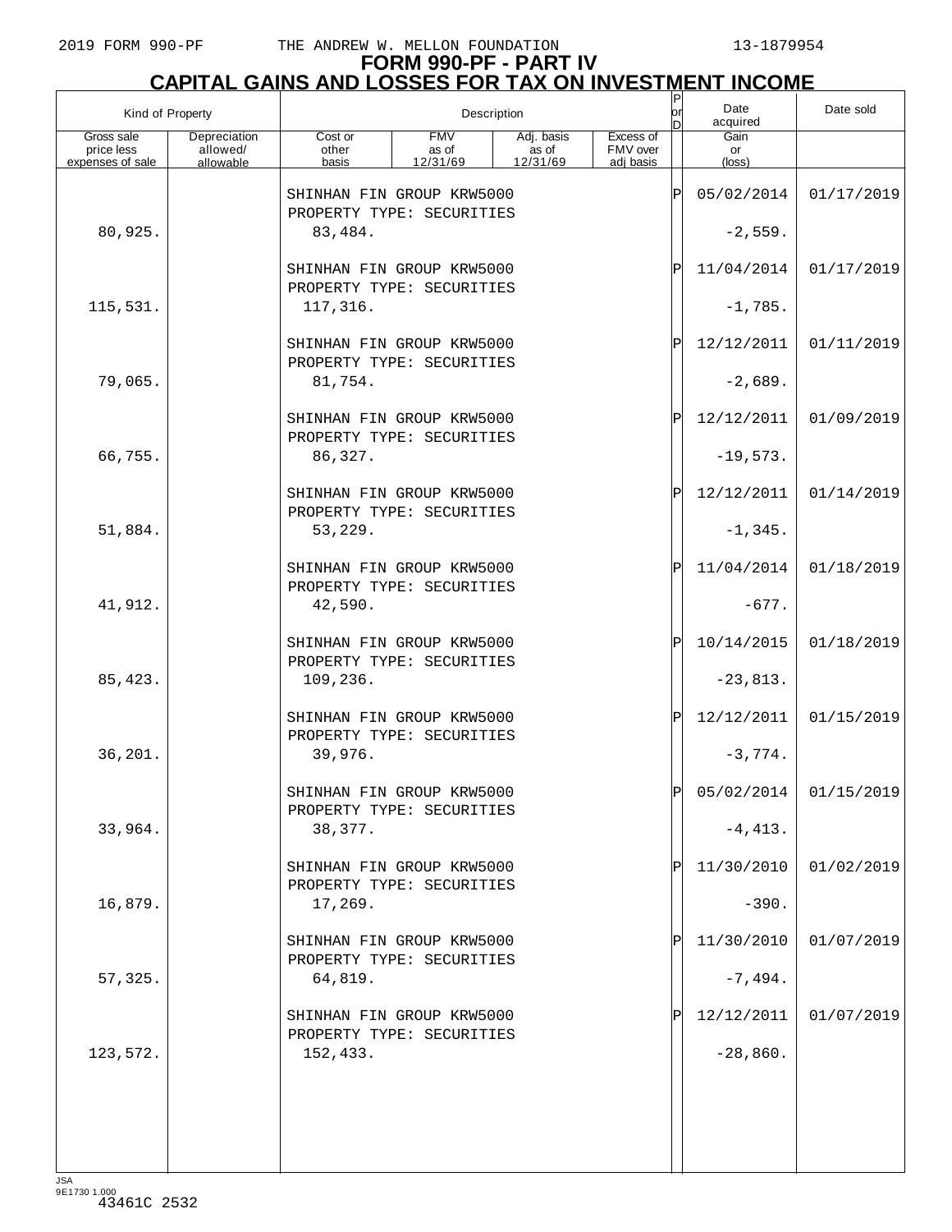2019 FORM 990-PF THE ANDREW W. MELLON FOUNDATION 13-1879954

# FORM 990-PF - PART IV
## CAPITAL GAINS AND LOSSES FOR TAX ON INVESTMENT INCOME

| Kind of Property | | Description | | | | P or D | Date acquired | Date sold |
|---|---|---|---|---|---|---|---|---|
| Gross sale price less expenses of sale | Depreciation allowed/ allowable | Cost or other basis | FMV as of 12/31/69 | Adj. basis as of 12/31/69 | Excess of FMV over adj basis | | Gain or (loss) | |
| | | SHINHAN FIN GROUP KRW5000 PROPERTY TYPE: SECURITIES | | | | P | 05/02/2014 | 01/17/2019 |
| 80,925. | | 83,484. | | | | | -2,559. | |
| | | SHINHAN FIN GROUP KRW5000 PROPERTY TYPE: SECURITIES | | | | P | 11/04/2014 | 01/17/2019 |
| 115,531. | | 117,316. | | | | | -1,785. | |
| | | SHINHAN FIN GROUP KRW5000 PROPERTY TYPE: SECURITIES | | | | P | 12/12/2011 | 01/11/2019 |
| 79,065. | | 81,754. | | | | | -2,689. | |
| | | SHINHAN FIN GROUP KRW5000 PROPERTY TYPE: SECURITIES | | | | P | 12/12/2011 | 01/09/2019 |
| 66,755. | | 86,327. | | | | | -19,573. | |
| | | SHINHAN FIN GROUP KRW5000 PROPERTY TYPE: SECURITIES | | | | P | 12/12/2011 | 01/14/2019 |
| 51,884. | | 53,229. | | | | | -1,345. | |
| | | SHINHAN FIN GROUP KRW5000 PROPERTY TYPE: SECURITIES | | | | P | 11/04/2014 | 01/18/2019 |
| 41,912. | | 42,590. | | | | | -677. | |
| | | SHINHAN FIN GROUP KRW5000 PROPERTY TYPE: SECURITIES | | | | P | 10/14/2015 | 01/18/2019 |
| 85,423. | | 109,236. | | | | | -23,813. | |
| | | SHINHAN FIN GROUP KRW5000 PROPERTY TYPE: SECURITIES | | | | P | 12/12/2011 | 01/15/2019 |
| 36,201. | | 39,976. | | | | | -3,774. | |
| | | SHINHAN FIN GROUP KRW5000 PROPERTY TYPE: SECURITIES | | | | P | 05/02/2014 | 01/15/2019 |
| 33,964. | | 38,377. | | | | | -4,413. | |
| | | SHINHAN FIN GROUP KRW5000 PROPERTY TYPE: SECURITIES | | | | P | 11/30/2010 | 01/02/2019 |
| 16,879. | | 17,269. | | | | | -390. | |
| | | SHINHAN FIN GROUP KRW5000 PROPERTY TYPE: SECURITIES | | | | P | 11/30/2010 | 01/07/2019 |
| 57,325. | | 64,819. | | | | | -7,494. | |
| | | SHINHAN FIN GROUP KRW5000 PROPERTY TYPE: SECURITIES | | | | P | 12/12/2011 | 01/07/2019 |
| 123,572. | | 152,433. | | | | | -28,860. | |

JSA 9E1730 1.000
43461C 2532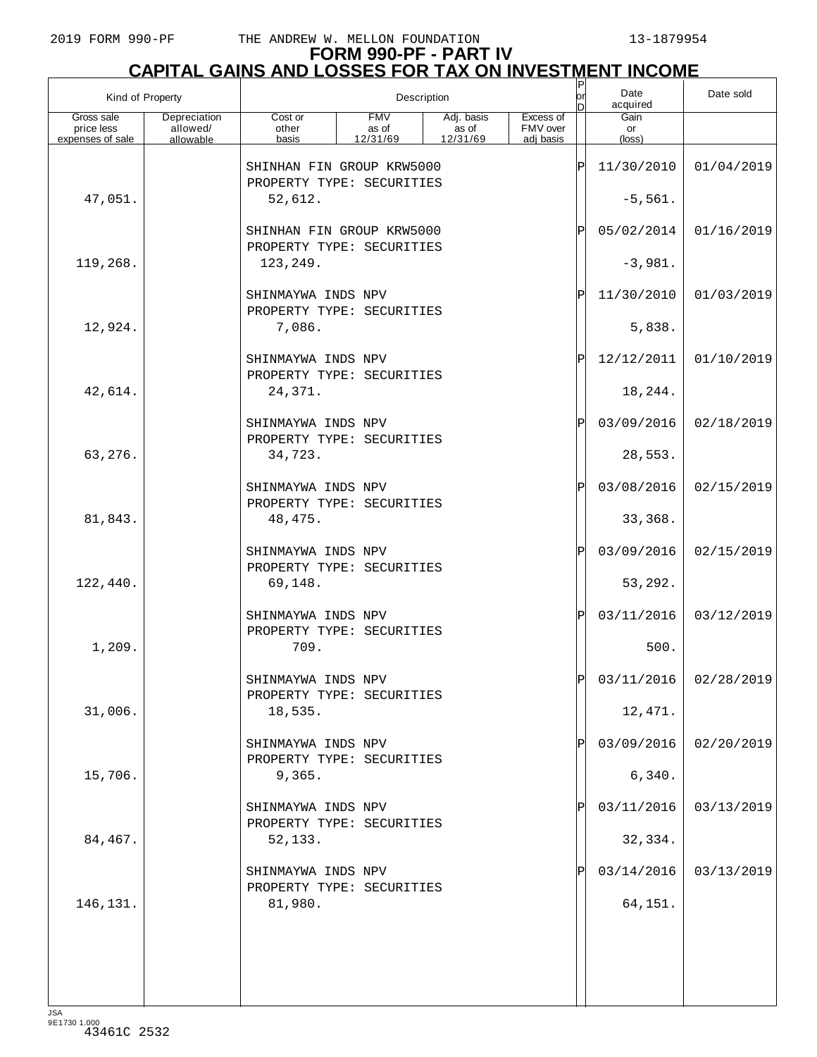# FORM 990-PF - PART IV
# CAPITAL GAINS AND LOSSES FOR TAX ON INVESTMENT INCOME

| Kind of Property | | Description | | | | P or D | Date acquired | Date sold |
|---|---|---|---|---|---|---|---|---|
| Gross sale price less expenses of sale | Depreciation allowed/ allowable | Cost or other basis | FMV as of 12/31/69 | Adj. basis as of 12/31/69 | Excess of FMV over adj basis | | Gain or (loss) | |
| | | SHINHAN FIN GROUP KRW5000<br>PROPERTY TYPE: SECURITIES | | | | P | 11/30/2010 | 01/04/2019 |
| 47,051. | | 52,612. | | | | | -5,561. | |
| | | SHINHAN FIN GROUP KRW5000<br>PROPERTY TYPE: SECURITIES | | | | P | 05/02/2014 | 01/16/2019 |
| 119,268. | | 123,249. | | | | | -3,981. | |
| | | SHINMAYWA INDS NPV<br>PROPERTY TYPE: SECURITIES | | | | P | 11/30/2010 | 01/03/2019 |
| 12,924. | | 7,086. | | | | | 5,838. | |
| | | SHINMAYWA INDS NPV<br>PROPERTY TYPE: SECURITIES | | | | P | 12/12/2011 | 01/10/2019 |
| 42,614. | | 24,371. | | | | | 18,244. | |
| | | SHINMAYWA INDS NPV<br>PROPERTY TYPE: SECURITIES | | | | P | 03/09/2016 | 02/18/2019 |
| 63,276. | | 34,723. | | | | | 28,553. | |
| | | SHINMAYWA INDS NPV<br>PROPERTY TYPE: SECURITIES | | | | P | 03/08/2016 | 02/15/2019 |
| 81,843. | | 48,475. | | | | | 33,368. | |
| | | SHINMAYWA INDS NPV<br>PROPERTY TYPE: SECURITIES | | | | P | 03/09/2016 | 02/15/2019 |
| 122,440. | | 69,148. | | | | | 53,292. | |
| | | SHINMAYWA INDS NPV<br>PROPERTY TYPE: SECURITIES | | | | P | 03/11/2016 | 03/12/2019 |
| 1,209. | | 709. | | | | | 500. | |
| | | SHINMAYWA INDS NPV<br>PROPERTY TYPE: SECURITIES | | | | P | 03/11/2016 | 02/28/2019 |
| 31,006. | | 18,535. | | | | | 12,471. | |
| | | SHINMAYWA INDS NPV<br>PROPERTY TYPE: SECURITIES | | | | P | 03/09/2016 | 02/20/2019 |
| 15,706. | | 9,365. | | | | | 6,340. | |
| | | SHINMAYWA INDS NPV<br>PROPERTY TYPE: SECURITIES | | | | P | 03/11/2016 | 03/13/2019 |
| 84,467. | | 52,133. | | | | | 32,334. | |
| | | SHINMAYWA INDS NPV<br>PROPERTY TYPE: SECURITIES | | | | P | 03/14/2016 | 03/13/2019 |
| 146,131. | | 81,980. | | | | | 64,151. | |

JSA
9E1730 1.000
43461C 2532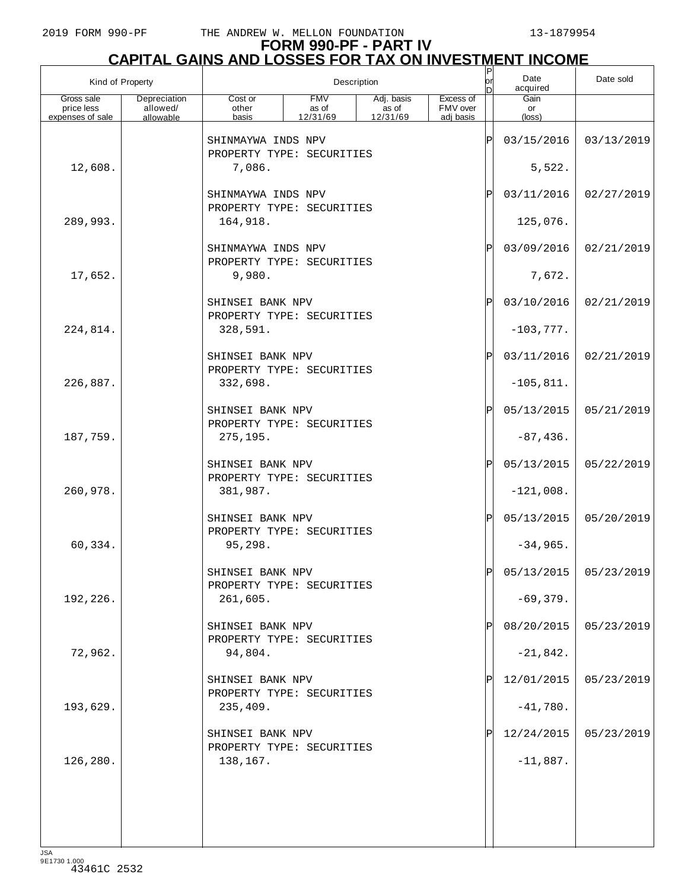# FORM 990-PF - PART IV
## CAPITAL GAINS AND LOSSES FOR TAX ON INVESTMENT INCOME

| Kind of Property | | Description | | | | P or D | Date acquired | Date sold |
|---|---|---|---|---|---|---|---|---|
| Gross sale price less expenses of sale | Depreciation allowed/ allowable | Cost or other basis | FMV as of 12/31/69 | Adj. basis as of 12/31/69 | Excess of FMV over adj basis | | Gain or (loss) | |
| | | SHINMAYWA INDS NPV PROPERTY TYPE: SECURITIES | | | | P | 03/15/2016 | 03/13/2019 |
| 12,608. | | 7,086. | | | | | 5,522. | |
| | | SHINMAYWA INDS NPV PROPERTY TYPE: SECURITIES | | | | P | 03/11/2016 | 02/27/2019 |
| 289,993. | | 164,918. | | | | | 125,076. | |
| | | SHINMAYWA INDS NPV PROPERTY TYPE: SECURITIES | | | | P | 03/09/2016 | 02/21/2019 |
| 17,652. | | 9,980. | | | | | 7,672. | |
| | | SHINSEI BANK NPV PROPERTY TYPE: SECURITIES | | | | P | 03/10/2016 | 02/21/2019 |
| 224,814. | | 328,591. | | | | | -103,777. | |
| | | SHINSEI BANK NPV PROPERTY TYPE: SECURITIES | | | | P | 03/11/2016 | 02/21/2019 |
| 226,887. | | 332,698. | | | | | -105,811. | |
| | | SHINSEI BANK NPV PROPERTY TYPE: SECURITIES | | | | P | 05/13/2015 | 05/21/2019 |
| 187,759. | | 275,195. | | | | | -87,436. | |
| | | SHINSEI BANK NPV PROPERTY TYPE: SECURITIES | | | | P | 05/13/2015 | 05/22/2019 |
| 260,978. | | 381,987. | | | | | -121,008. | |
| | | SHINSEI BANK NPV PROPERTY TYPE: SECURITIES | | | | P | 05/13/2015 | 05/20/2019 |
| 60,334. | | 95,298. | | | | | -34,965. | |
| | | SHINSEI BANK NPV PROPERTY TYPE: SECURITIES | | | | P | 05/13/2015 | 05/23/2019 |
| 192,226. | | 261,605. | | | | | -69,379. | |
| | | SHINSEI BANK NPV PROPERTY TYPE: SECURITIES | | | | P | 08/20/2015 | 05/23/2019 |
| 72,962. | | 94,804. | | | | | -21,842. | |
| | | SHINSEI BANK NPV PROPERTY TYPE: SECURITIES | | | | P | 12/01/2015 | 05/23/2019 |
| 193,629. | | 235,409. | | | | | -41,780. | |
| | | SHINSEI BANK NPV PROPERTY TYPE: SECURITIES | | | | P | 12/24/2015 | 05/23/2019 |
| 126,280. | | 138,167. | | | | | -11,887. | |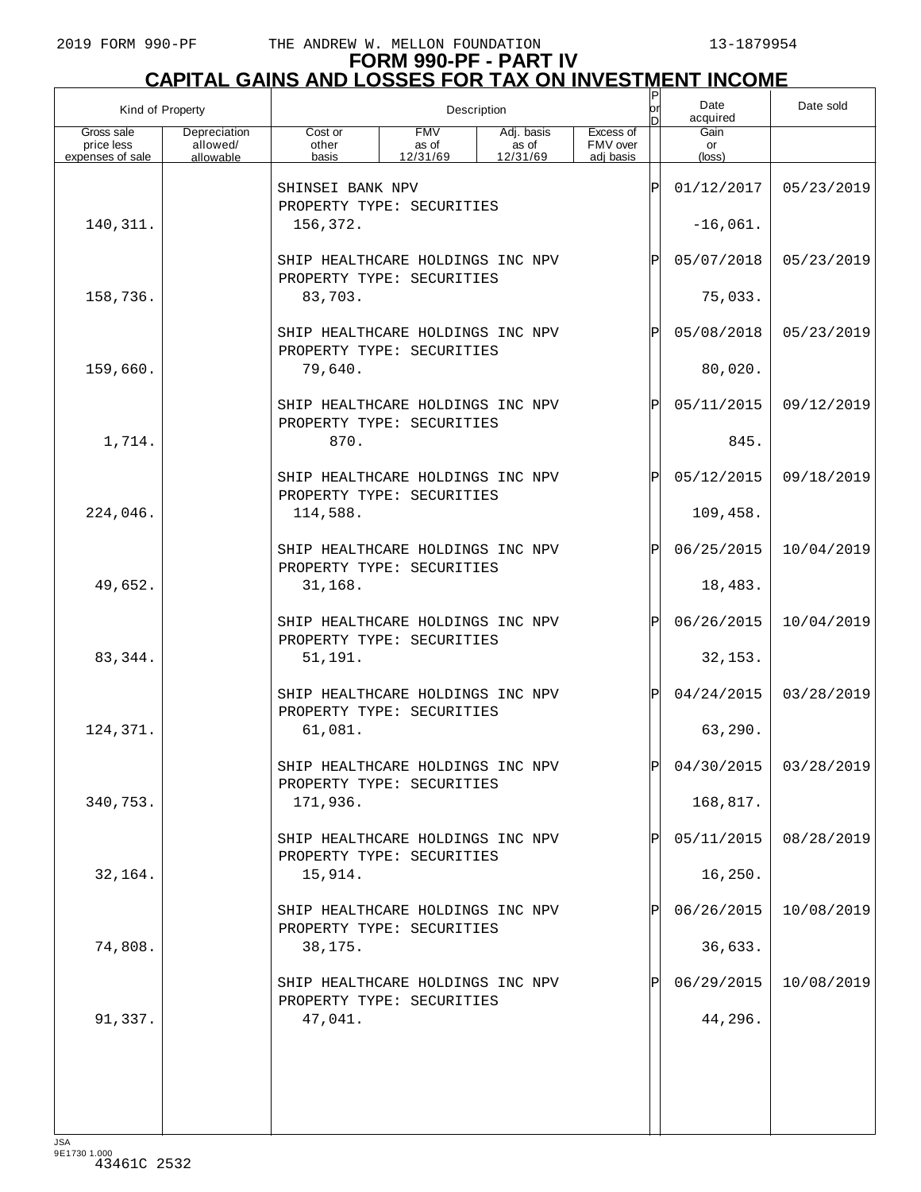# FORM 990-PF - PART IV

## CAPITAL GAINS AND LOSSES FOR TAX ON INVESTMENT INCOME

| Kind of Property | | Description | | | | P or D | Date acquired | Date sold |
|---|---|---|---|---|---|---|---|---|
| Gross sale price less expenses of sale | Depreciation allowed/ allowable | Cost or other basis | FMV as of 12/31/69 | Adj. basis as of 12/31/69 | Excess of FMV over adj basis | | Gain or (loss) | |
| | | SHINSEI BANK NPV<br>PROPERTY TYPE: SECURITIES | | | | P | 01/12/2017 | 05/23/2019 |
| 140,311. | | 156,372. | | | | | -16,061. | |
| | | SHIP HEALTHCARE HOLDINGS INC NPV<br>PROPERTY TYPE: SECURITIES | | | | P | 05/07/2018 | 05/23/2019 |
| 158,736. | | 83,703. | | | | | 75,033. | |
| | | SHIP HEALTHCARE HOLDINGS INC NPV<br>PROPERTY TYPE: SECURITIES | | | | P | 05/08/2018 | 05/23/2019 |
| 159,660. | | 79,640. | | | | | 80,020. | |
| | | SHIP HEALTHCARE HOLDINGS INC NPV<br>PROPERTY TYPE: SECURITIES | | | | P | 05/11/2015 | 09/12/2019 |
| 1,714. | | 870. | | | | | 845. | |
| | | SHIP HEALTHCARE HOLDINGS INC NPV<br>PROPERTY TYPE: SECURITIES | | | | P | 05/12/2015 | 09/18/2019 |
| 224,046. | | 114,588. | | | | | 109,458. | |
| | | SHIP HEALTHCARE HOLDINGS INC NPV<br>PROPERTY TYPE: SECURITIES | | | | P | 06/25/2015 | 10/04/2019 |
| 49,652. | | 31,168. | | | | | 18,483. | |
| | | SHIP HEALTHCARE HOLDINGS INC NPV<br>PROPERTY TYPE: SECURITIES | | | | P | 06/26/2015 | 10/04/2019 |
| 83,344. | | 51,191. | | | | | 32,153. | |
| | | SHIP HEALTHCARE HOLDINGS INC NPV<br>PROPERTY TYPE: SECURITIES | | | | P | 04/24/2015 | 03/28/2019 |
| 124,371. | | 61,081. | | | | | 63,290. | |
| | | SHIP HEALTHCARE HOLDINGS INC NPV<br>PROPERTY TYPE: SECURITIES | | | | P | 04/30/2015 | 03/28/2019 |
| 340,753. | | 171,936. | | | | | 168,817. | |
| | | SHIP HEALTHCARE HOLDINGS INC NPV<br>PROPERTY TYPE: SECURITIES | | | | P | 05/11/2015 | 08/28/2019 |
| 32,164. | | 15,914. | | | | | 16,250. | |
| | | SHIP HEALTHCARE HOLDINGS INC NPV<br>PROPERTY TYPE: SECURITIES | | | | P | 06/26/2015 | 10/08/2019 |
| 74,808. | | 38,175. | | | | | 36,633. | |
| | | SHIP HEALTHCARE HOLDINGS INC NPV<br>PROPERTY TYPE: SECURITIES | | | | P | 06/29/2015 | 10/08/2019 |
| 91,337. | | 47,041. | | | | | 44,296. | |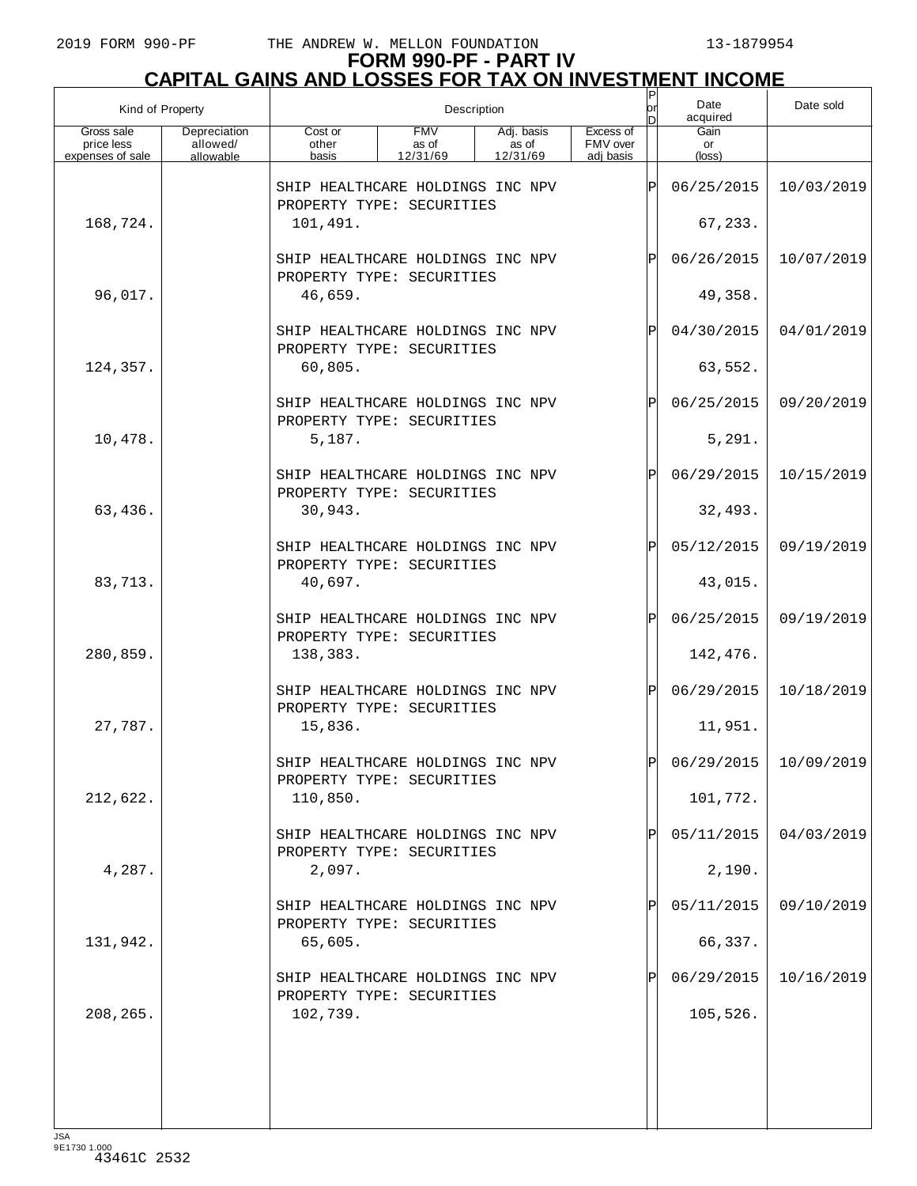# FORM 990-PF - PART IV
## CAPITAL GAINS AND LOSSES FOR TAX ON INVESTMENT INCOME

| Kind of Property | | Description | | | | P or D | Date acquired | Date sold |
|---|---|---|---|---|---|---|---|---|
| Gross sale price less expenses of sale | Depreciation allowed/ allowable | Cost or other basis | FMV as of 12/31/69 | Adj. basis as of 12/31/69 | Excess of FMV over adj basis | | Gain or (loss) | |
| | | SHIP HEALTHCARE HOLDINGS INC NPV PROPERTY TYPE: SECURITIES | | | | P | 06/25/2015 | 10/03/2019 |
| 168,724. | | 101,491. | | | | | 67,233. | |
| | | SHIP HEALTHCARE HOLDINGS INC NPV PROPERTY TYPE: SECURITIES | | | | P | 06/26/2015 | 10/07/2019 |
| 96,017. | | 46,659. | | | | | 49,358. | |
| | | SHIP HEALTHCARE HOLDINGS INC NPV PROPERTY TYPE: SECURITIES | | | | P | 04/30/2015 | 04/01/2019 |
| 124,357. | | 60,805. | | | | | 63,552. | |
| | | SHIP HEALTHCARE HOLDINGS INC NPV PROPERTY TYPE: SECURITIES | | | | P | 06/25/2015 | 09/20/2019 |
| 10,478. | | 5,187. | | | | | 5,291. | |
| | | SHIP HEALTHCARE HOLDINGS INC NPV PROPERTY TYPE: SECURITIES | | | | P | 06/29/2015 | 10/15/2019 |
| 63,436. | | 30,943. | | | | | 32,493. | |
| | | SHIP HEALTHCARE HOLDINGS INC NPV PROPERTY TYPE: SECURITIES | | | | P | 05/12/2015 | 09/19/2019 |
| 83,713. | | 40,697. | | | | | 43,015. | |
| | | SHIP HEALTHCARE HOLDINGS INC NPV PROPERTY TYPE: SECURITIES | | | | P | 06/25/2015 | 09/19/2019 |
| 280,859. | | 138,383. | | | | | 142,476. | |
| | | SHIP HEALTHCARE HOLDINGS INC NPV PROPERTY TYPE: SECURITIES | | | | P | 06/29/2015 | 10/18/2019 |
| 27,787. | | 15,836. | | | | | 11,951. | |
| | | SHIP HEALTHCARE HOLDINGS INC NPV PROPERTY TYPE: SECURITIES | | | | P | 06/29/2015 | 10/09/2019 |
| 212,622. | | 110,850. | | | | | 101,772. | |
| | | SHIP HEALTHCARE HOLDINGS INC NPV PROPERTY TYPE: SECURITIES | | | | P | 05/11/2015 | 04/03/2019 |
| 4,287. | | 2,097. | | | | | 2,190. | |
| | | SHIP HEALTHCARE HOLDINGS INC NPV PROPERTY TYPE: SECURITIES | | | | P | 05/11/2015 | 09/10/2019 |
| 131,942. | | 65,605. | | | | | 66,337. | |
| | | SHIP HEALTHCARE HOLDINGS INC NPV PROPERTY TYPE: SECURITIES | | | | P | 06/29/2015 | 10/16/2019 |
| 208,265. | | 102,739. | | | | | 105,526. | |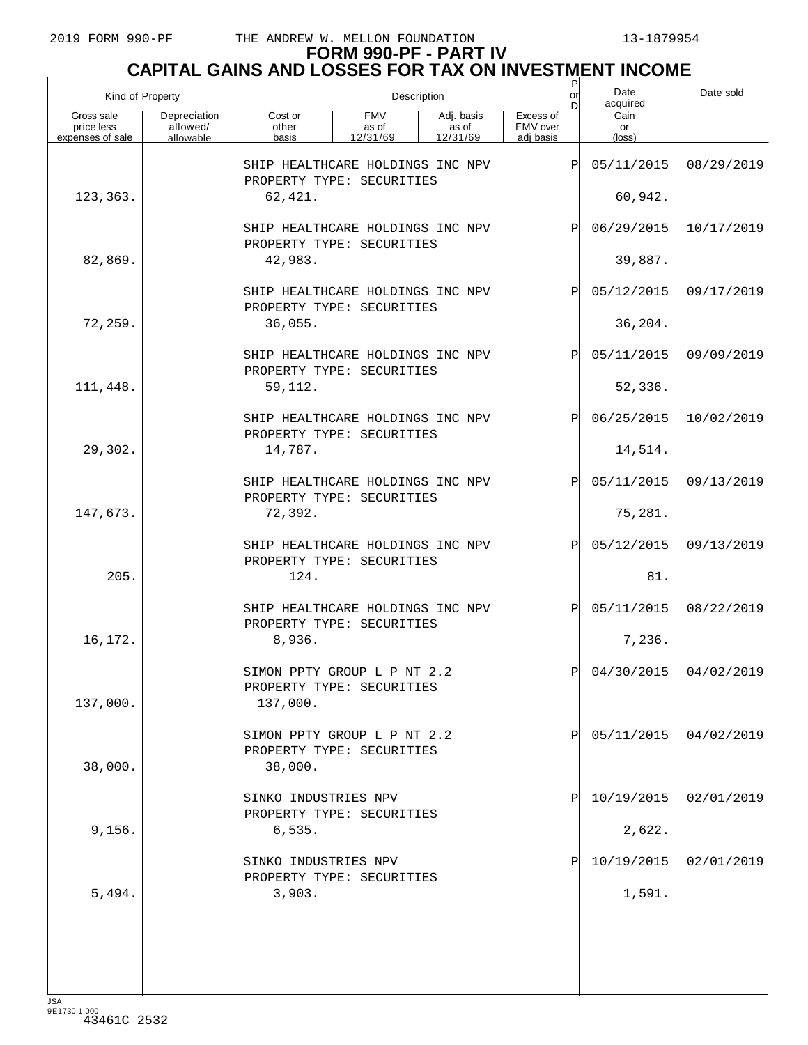# FORM 990-PF - PART IV
# CAPITAL GAINS AND LOSSES FOR TAX ON INVESTMENT INCOME

| Kind of Property | | Description | | | | P or D | Date acquired | Date sold |
|---|---|---|---|---|---|---|---|---|
| Gross sale price less expenses of sale | Depreciation allowed/ allowable | Cost or other basis | FMV as of 12/31/69 | Adj. basis as of 12/31/69 | Excess of FMV over adj basis | | Gain or (loss) | |
| | | SHIP HEALTHCARE HOLDINGS INC NPV PROPERTY TYPE: SECURITIES | | | | P | 05/11/2015 | 08/29/2019 |
| 123,363. | | 62,421. | | | | | 60,942. | |
| | | SHIP HEALTHCARE HOLDINGS INC NPV PROPERTY TYPE: SECURITIES | | | | P | 06/29/2015 | 10/17/2019 |
| 82,869. | | 42,983. | | | | | 39,887. | |
| | | SHIP HEALTHCARE HOLDINGS INC NPV PROPERTY TYPE: SECURITIES | | | | P | 05/12/2015 | 09/17/2019 |
| 72,259. | | 36,055. | | | | | 36,204. | |
| | | SHIP HEALTHCARE HOLDINGS INC NPV PROPERTY TYPE: SECURITIES | | | | P | 05/11/2015 | 09/09/2019 |
| 111,448. | | 59,112. | | | | | 52,336. | |
| | | SHIP HEALTHCARE HOLDINGS INC NPV PROPERTY TYPE: SECURITIES | | | | P | 06/25/2015 | 10/02/2019 |
| 29,302. | | 14,787. | | | | | 14,514. | |
| | | SHIP HEALTHCARE HOLDINGS INC NPV PROPERTY TYPE: SECURITIES | | | | P | 05/11/2015 | 09/13/2019 |
| 147,673. | | 72,392. | | | | | 75,281. | |
| | | SHIP HEALTHCARE HOLDINGS INC NPV PROPERTY TYPE: SECURITIES | | | | P | 05/12/2015 | 09/13/2019 |
| 205. | | 124. | | | | | 81. | |
| | | SHIP HEALTHCARE HOLDINGS INC NPV PROPERTY TYPE: SECURITIES | | | | P | 05/11/2015 | 08/22/2019 |
| 16,172. | | 8,936. | | | | | 7,236. | |
| | | SIMON PPTY GROUP L P NT 2.2 PROPERTY TYPE: SECURITIES | | | | P | 04/30/2015 | 04/02/2019 |
| 137,000. | | 137,000. | | | | | | |
| | | SIMON PPTY GROUP L P NT 2.2 PROPERTY TYPE: SECURITIES | | | | P | 05/11/2015 | 04/02/2019 |
| 38,000. | | 38,000. | | | | | | |
| | | SINKO INDUSTRIES NPV PROPERTY TYPE: SECURITIES | | | | P | 10/19/2015 | 02/01/2019 |
| 9,156. | | 6,535. | | | | | 2,622. | |
| | | SINKO INDUSTRIES NPV PROPERTY TYPE: SECURITIES | | | | P | 10/19/2015 | 02/01/2019 |
| 5,494. | | 3,903. | | | | | 1,591. | |

JSA
9E1730 1.000
43461C 2532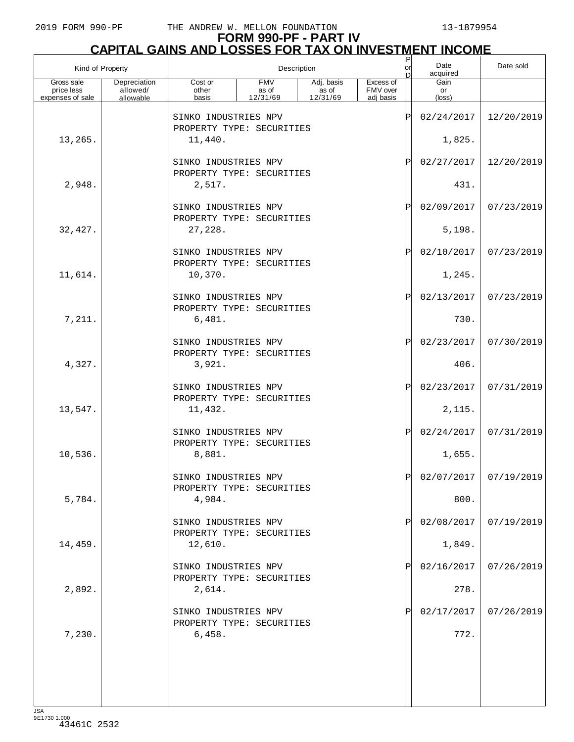# FORM 990-PF - PART IV
## CAPITAL GAINS AND LOSSES FOR TAX ON INVESTMENT INCOME

| Kind of Property | | Description | | | | P or D | Date acquired | Date sold |
|---|---|---|---|---|---|---|---|---|
| Gross sale price less expenses of sale | Depreciation allowed/ allowable | Cost or other basis | FMV as of 12/31/69 | Adj. basis as of 12/31/69 | Excess of FMV over adj basis | | Gain or (loss) | |
| | | SINKO INDUSTRIES NPV<br>PROPERTY TYPE: SECURITIES | | | | P | 02/24/2017 | 12/20/2019 |
| 13,265. | | 11,440. | | | | | 1,825. | |
| | | SINKO INDUSTRIES NPV<br>PROPERTY TYPE: SECURITIES | | | | P | 02/27/2017 | 12/20/2019 |
| 2,948. | | 2,517. | | | | | 431. | |
| | | SINKO INDUSTRIES NPV<br>PROPERTY TYPE: SECURITIES | | | | P | 02/09/2017 | 07/23/2019 |
| 32,427. | | 27,228. | | | | | 5,198. | |
| | | SINKO INDUSTRIES NPV<br>PROPERTY TYPE: SECURITIES | | | | P | 02/10/2017 | 07/23/2019 |
| 11,614. | | 10,370. | | | | | 1,245. | |
| | | SINKO INDUSTRIES NPV<br>PROPERTY TYPE: SECURITIES | | | | P | 02/13/2017 | 07/23/2019 |
| 7,211. | | 6,481. | | | | | 730. | |
| | | SINKO INDUSTRIES NPV<br>PROPERTY TYPE: SECURITIES | | | | P | 02/23/2017 | 07/30/2019 |
| 4,327. | | 3,921. | | | | | 406. | |
| | | SINKO INDUSTRIES NPV<br>PROPERTY TYPE: SECURITIES | | | | P | 02/23/2017 | 07/31/2019 |
| 13,547. | | 11,432. | | | | | 2,115. | |
| | | SINKO INDUSTRIES NPV<br>PROPERTY TYPE: SECURITIES | | | | P | 02/24/2017 | 07/31/2019 |
| 10,536. | | 8,881. | | | | | 1,655. | |
| | | SINKO INDUSTRIES NPV<br>PROPERTY TYPE: SECURITIES | | | | P | 02/07/2017 | 07/19/2019 |
| 5,784. | | 4,984. | | | | | 800. | |
| | | SINKO INDUSTRIES NPV<br>PROPERTY TYPE: SECURITIES | | | | P | 02/08/2017 | 07/19/2019 |
| 14,459. | | 12,610. | | | | | 1,849. | |
| | | SINKO INDUSTRIES NPV<br>PROPERTY TYPE: SECURITIES | | | | P | 02/16/2017 | 07/26/2019 |
| 2,892. | | 2,614. | | | | | 278. | |
| | | SINKO INDUSTRIES NPV<br>PROPERTY TYPE: SECURITIES | | | | P | 02/17/2017 | 07/26/2019 |
| 7,230. | | 6,458. | | | | | 772. | |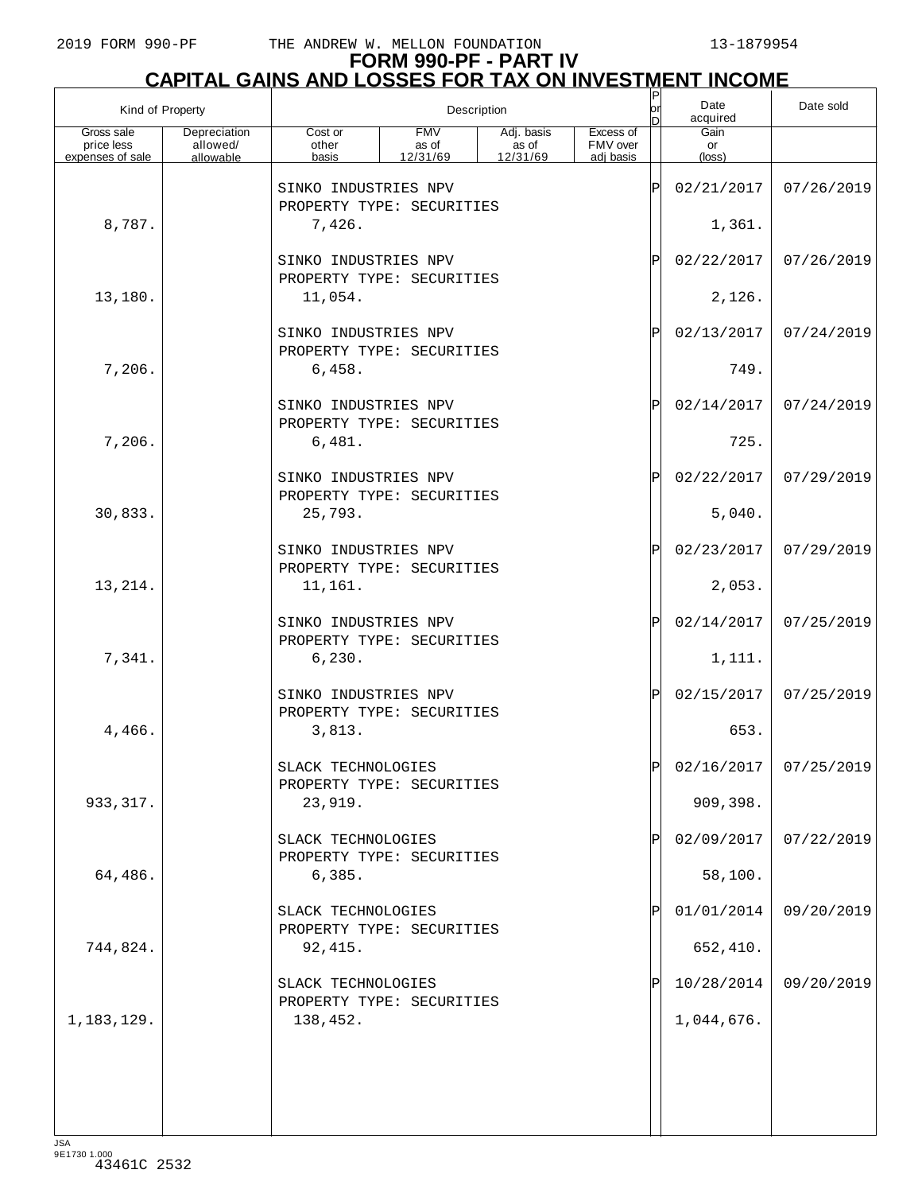# FORM 990-PF - PART IV
## CAPITAL GAINS AND LOSSES FOR TAX ON INVESTMENT INCOME

| Kind of Property | | Description | | | | P or D | Date acquired | Date sold |
|---|---|---|---|---|---|---|---|---|
| Gross sale price less expenses of sale | Depreciation allowed/ allowable | Cost or other basis | FMV as of 12/31/69 | Adj. basis as of 12/31/69 | Excess of FMV over adj basis | | Gain or (loss) | |
| | | SINKO INDUSTRIES NPV<br>PROPERTY TYPE: SECURITIES | | | | P | 02/21/2017 | 07/26/2019 |
| 8,787. | | 7,426. | | | | | 1,361. | |
| | | SINKO INDUSTRIES NPV<br>PROPERTY TYPE: SECURITIES | | | | P | 02/22/2017 | 07/26/2019 |
| 13,180. | | 11,054. | | | | | 2,126. | |
| | | SINKO INDUSTRIES NPV<br>PROPERTY TYPE: SECURITIES | | | | P | 02/13/2017 | 07/24/2019 |
| 7,206. | | 6,458. | | | | | 749. | |
| | | SINKO INDUSTRIES NPV<br>PROPERTY TYPE: SECURITIES | | | | P | 02/14/2017 | 07/24/2019 |
| 7,206. | | 6,481. | | | | | 725. | |
| | | SINKO INDUSTRIES NPV<br>PROPERTY TYPE: SECURITIES | | | | P | 02/22/2017 | 07/29/2019 |
| 30,833. | | 25,793. | | | | | 5,040. | |
| | | SINKO INDUSTRIES NPV<br>PROPERTY TYPE: SECURITIES | | | | P | 02/23/2017 | 07/29/2019 |
| 13,214. | | 11,161. | | | | | 2,053. | |
| | | SINKO INDUSTRIES NPV<br>PROPERTY TYPE: SECURITIES | | | | P | 02/14/2017 | 07/25/2019 |
| 7,341. | | 6,230. | | | | | 1,111. | |
| | | SINKO INDUSTRIES NPV<br>PROPERTY TYPE: SECURITIES | | | | P | 02/15/2017 | 07/25/2019 |
| 4,466. | | 3,813. | | | | | 653. | |
| | | SLACK TECHNOLOGIES<br>PROPERTY TYPE: SECURITIES | | | | P | 02/16/2017 | 07/25/2019 |
| 933,317. | | 23,919. | | | | | 909,398. | |
| | | SLACK TECHNOLOGIES<br>PROPERTY TYPE: SECURITIES | | | | P | 02/09/2017 | 07/22/2019 |
| 64,486. | | 6,385. | | | | | 58,100. | |
| | | SLACK TECHNOLOGIES<br>PROPERTY TYPE: SECURITIES | | | | P | 01/01/2014 | 09/20/2019 |
| 744,824. | | 92,415. | | | | | 652,410. | |
| | | SLACK TECHNOLOGIES<br>PROPERTY TYPE: SECURITIES | | | | P | 10/28/2014 | 09/20/2019 |
| 1,183,129. | | 138,452. | | | | | 1,044,676. | |

JSA
9E1730 1.000
43461C 2532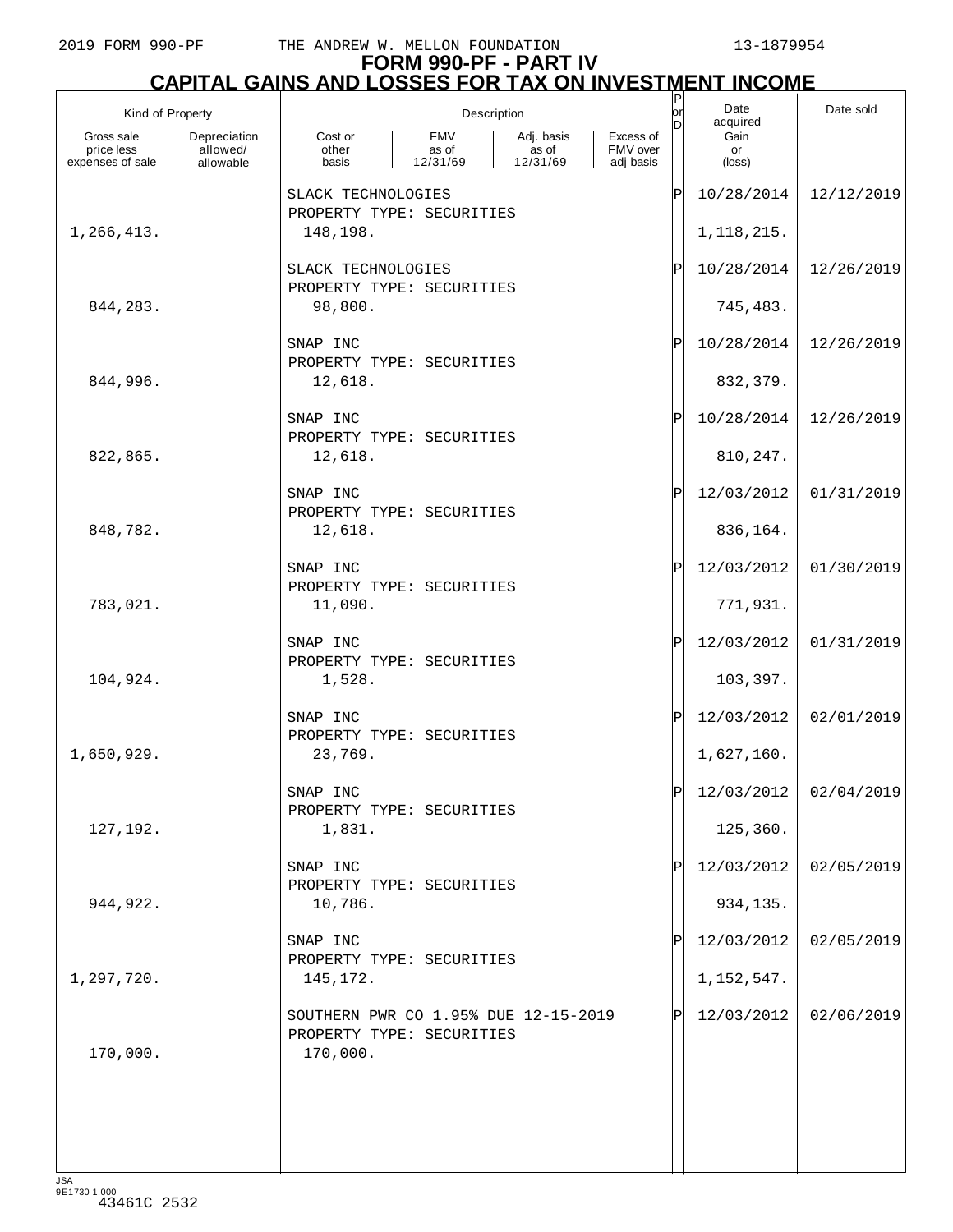2019 FORM 990-PF THE ANDREW W. MELLON FOUNDATION 13-1879954

# FORM 990-PF - PART IV
## CAPITAL GAINS AND LOSSES FOR TAX ON INVESTMENT INCOME

| Kind of Property | | Description | | | | P or D | Date acquired | Date sold |
|---|---|---|---|---|---|---|---|---|
| Gross sale price less expenses of sale | Depreciation allowed/ allowable | Cost or other basis | FMV as of 12/31/69 | Adj. basis as of 12/31/69 | Excess of FMV over adj basis | | Gain or (loss) | |
| | | SLACK TECHNOLOGIES<br>PROPERTY TYPE: SECURITIES | | | | P | 10/28/2014 | 12/12/2019 |
| 1,266,413. | | 148,198. | | | | | 1,118,215. | |
| | | SLACK TECHNOLOGIES<br>PROPERTY TYPE: SECURITIES | | | | P | 10/28/2014 | 12/26/2019 |
| 844,283. | | 98,800. | | | | | 745,483. | |
| | | SNAP INC<br>PROPERTY TYPE: SECURITIES | | | | P | 10/28/2014 | 12/26/2019 |
| 844,996. | | 12,618. | | | | | 832,379. | |
| | | SNAP INC<br>PROPERTY TYPE: SECURITIES | | | | P | 10/28/2014 | 12/26/2019 |
| 822,865. | | 12,618. | | | | | 810,247. | |
| | | SNAP INC<br>PROPERTY TYPE: SECURITIES | | | | P | 12/03/2012 | 01/31/2019 |
| 848,782. | | 12,618. | | | | | 836,164. | |
| | | SNAP INC<br>PROPERTY TYPE: SECURITIES | | | | P | 12/03/2012 | 01/30/2019 |
| 783,021. | | 11,090. | | | | | 771,931. | |
| | | SNAP INC<br>PROPERTY TYPE: SECURITIES | | | | P | 12/03/2012 | 01/31/2019 |
| 104,924. | | 1,528. | | | | | 103,397. | |
| | | SNAP INC<br>PROPERTY TYPE: SECURITIES | | | | P | 12/03/2012 | 02/01/2019 |
| 1,650,929. | | 23,769. | | | | | 1,627,160. | |
| | | SNAP INC<br>PROPERTY TYPE: SECURITIES | | | | P | 12/03/2012 | 02/04/2019 |
| 127,192. | | 1,831. | | | | | 125,360. | |
| | | SNAP INC<br>PROPERTY TYPE: SECURITIES | | | | P | 12/03/2012 | 02/05/2019 |
| 944,922. | | 10,786. | | | | | 934,135. | |
| | | SNAP INC<br>PROPERTY TYPE: SECURITIES | | | | P | 12/03/2012 | 02/05/2019 |
| 1,297,720. | | 145,172. | | | | | 1,152,547. | |
| | | SOUTHERN PWR CO 1.95% DUE 12-15-2019<br>PROPERTY TYPE: SECURITIES | | | | P | 12/03/2012 | 02/06/2019 |
| 170,000. | | 170,000. | | | | | | |

JSA
9E1730 1.000
43461C 2532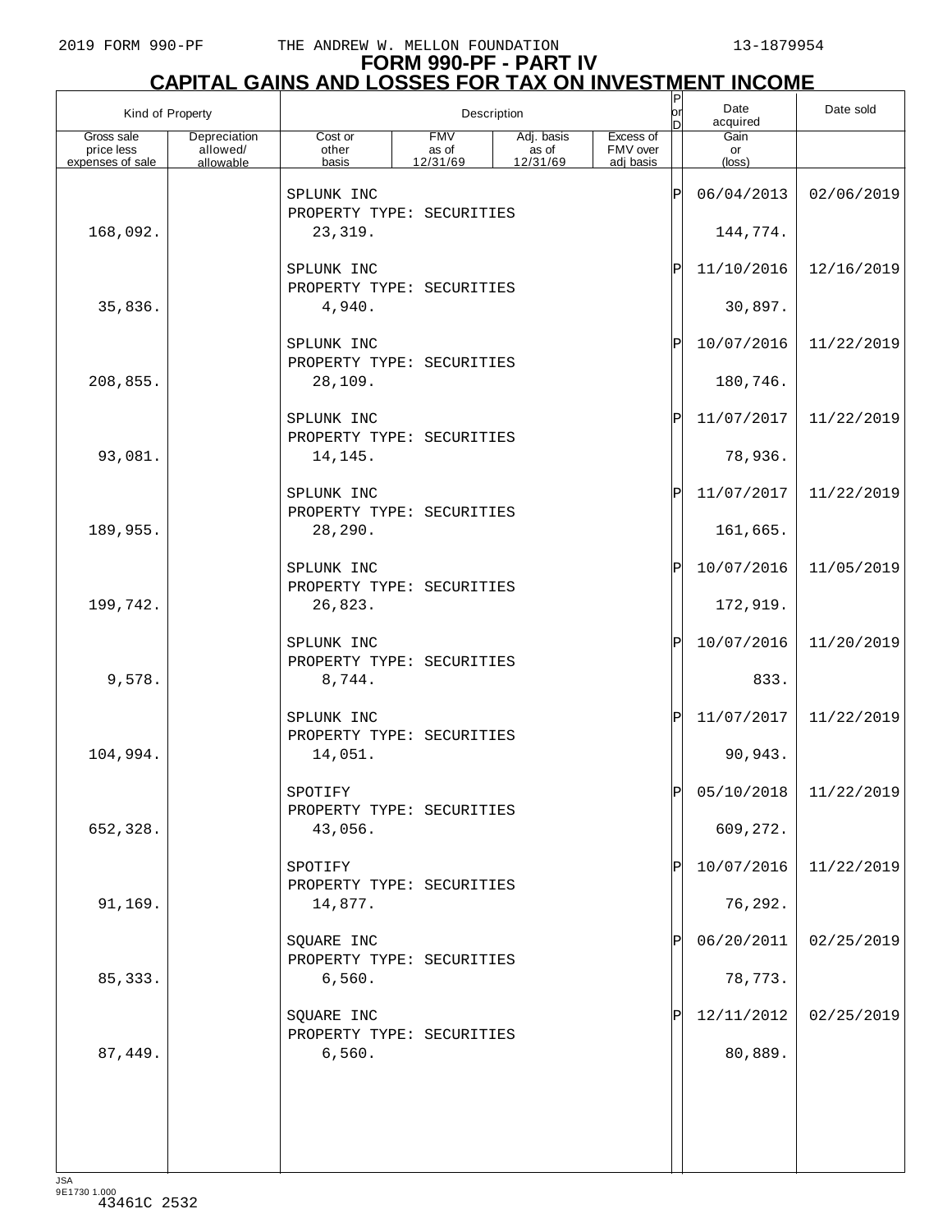2019 FORM 990-PF THE ANDREW W. MELLON FOUNDATION 13-1879954

# FORM 990-PF - PART IV
## CAPITAL GAINS AND LOSSES FOR TAX ON INVESTMENT INCOME

| Kind of Property | | Description | | | | P or D | Date acquired | Date sold |
|---|---|---|---|---|---|---|---|---|
| Gross sale price less expenses of sale | Depreciation allowed/ allowable | Cost or other basis | FMV as of 12/31/69 | Adj. basis as of 12/31/69 | Excess of FMV over adj basis | | Gain or (loss) | |
| | | SPLUNK INC<br>PROPERTY TYPE: SECURITIES | | | | P | 06/04/2013 | 02/06/2019 |
| 168,092. | | 23,319. | | | | | 144,774. | |
| | | SPLUNK INC<br>PROPERTY TYPE: SECURITIES | | | | P | 11/10/2016 | 12/16/2019 |
| 35,836. | | 4,940. | | | | | 30,897. | |
| | | SPLUNK INC<br>PROPERTY TYPE: SECURITIES | | | | P | 10/07/2016 | 11/22/2019 |
| 208,855. | | 28,109. | | | | | 180,746. | |
| | | SPLUNK INC<br>PROPERTY TYPE: SECURITIES | | | | P | 11/07/2017 | 11/22/2019 |
| 93,081. | | 14,145. | | | | | 78,936. | |
| | | SPLUNK INC<br>PROPERTY TYPE: SECURITIES | | | | P | 11/07/2017 | 11/22/2019 |
| 189,955. | | 28,290. | | | | | 161,665. | |
| | | SPLUNK INC<br>PROPERTY TYPE: SECURITIES | | | | P | 10/07/2016 | 11/05/2019 |
| 199,742. | | 26,823. | | | | | 172,919. | |
| | | SPLUNK INC<br>PROPERTY TYPE: SECURITIES | | | | P | 10/07/2016 | 11/20/2019 |
| 9,578. | | 8,744. | | | | | 833. | |
| | | SPLUNK INC<br>PROPERTY TYPE: SECURITIES | | | | P | 11/07/2017 | 11/22/2019 |
| 104,994. | | 14,051. | | | | | 90,943. | |
| | | SPOTIFY<br>PROPERTY TYPE: SECURITIES | | | | P | 05/10/2018 | 11/22/2019 |
| 652,328. | | 43,056. | | | | | 609,272. | |
| | | SPOTIFY<br>PROPERTY TYPE: SECURITIES | | | | P | 10/07/2016 | 11/22/2019 |
| 91,169. | | 14,877. | | | | | 76,292. | |
| | | SQUARE INC<br>PROPERTY TYPE: SECURITIES | | | | P | 06/20/2011 | 02/25/2019 |
| 85,333. | | 6,560. | | | | | 78,773. | |
| | | SQUARE INC<br>PROPERTY TYPE: SECURITIES | | | | P | 12/11/2012 | 02/25/2019 |
| 87,449. | | 6,560. | | | | | 80,889. | |

JSA
9E1730 1.000
43461C 2532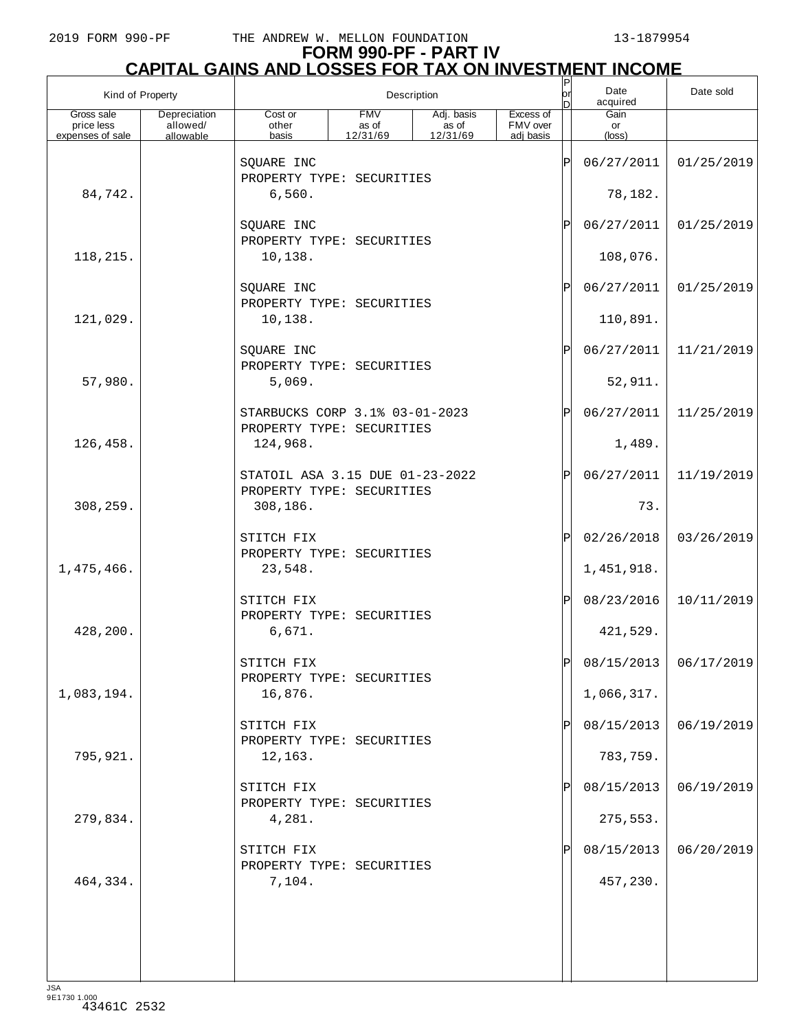# FORM 990-PF - PART IV

## CAPITAL GAINS AND LOSSES FOR TAX ON INVESTMENT INCOME

| Kind of Property | | Description | | | | P or D | Date acquired | Date sold |
|---|---|---|---|---|---|---|---|---|
| Gross sale price less expenses of sale | Depreciation allowed/ allowable | Cost or other basis | FMV as of 12/31/69 | Adj. basis as of 12/31/69 | Excess of FMV over adj basis | | Gain or (loss) | |
| | | SQUARE INC<br>PROPERTY TYPE: SECURITIES | | | | P | 06/27/2011 | 01/25/2019 |
| 84,742. | | 6,560. | | | | | 78,182. | |
| | | SQUARE INC<br>PROPERTY TYPE: SECURITIES | | | | P | 06/27/2011 | 01/25/2019 |
| 118,215. | | 10,138. | | | | | 108,076. | |
| | | SQUARE INC<br>PROPERTY TYPE: SECURITIES | | | | P | 06/27/2011 | 01/25/2019 |
| 121,029. | | 10,138. | | | | | 110,891. | |
| | | SQUARE INC<br>PROPERTY TYPE: SECURITIES | | | | P | 06/27/2011 | 11/21/2019 |
| 57,980. | | 5,069. | | | | | 52,911. | |
| | | STARBUCKS CORP 3.1% 03-01-2023<br>PROPERTY TYPE: SECURITIES | | | | P | 06/27/2011 | 11/25/2019 |
| 126,458. | | 124,968. | | | | | 1,489. | |
| | | STATOIL ASA 3.15 DUE 01-23-2022<br>PROPERTY TYPE: SECURITIES | | | | P | 06/27/2011 | 11/19/2019 |
| 308,259. | | 308,186. | | | | | 73. | |
| | | STITCH FIX<br>PROPERTY TYPE: SECURITIES | | | | P | 02/26/2018 | 03/26/2019 |
| 1,475,466. | | 23,548. | | | | | 1,451,918. | |
| | | STITCH FIX<br>PROPERTY TYPE: SECURITIES | | | | P | 08/23/2016 | 10/11/2019 |
| 428,200. | | 6,671. | | | | | 421,529. | |
| | | STITCH FIX<br>PROPERTY TYPE: SECURITIES | | | | P | 08/15/2013 | 06/17/2019 |
| 1,083,194. | | 16,876. | | | | | 1,066,317. | |
| | | STITCH FIX<br>PROPERTY TYPE: SECURITIES | | | | P | 08/15/2013 | 06/19/2019 |
| 795,921. | | 12,163. | | | | | 783,759. | |
| | | STITCH FIX<br>PROPERTY TYPE: SECURITIES | | | | P | 08/15/2013 | 06/19/2019 |
| 279,834. | | 4,281. | | | | | 275,553. | |
| | | STITCH FIX<br>PROPERTY TYPE: SECURITIES | | | | P | 08/15/2013 | 06/20/2019 |
| 464,334. | | 7,104. | | | | | 457,230. | |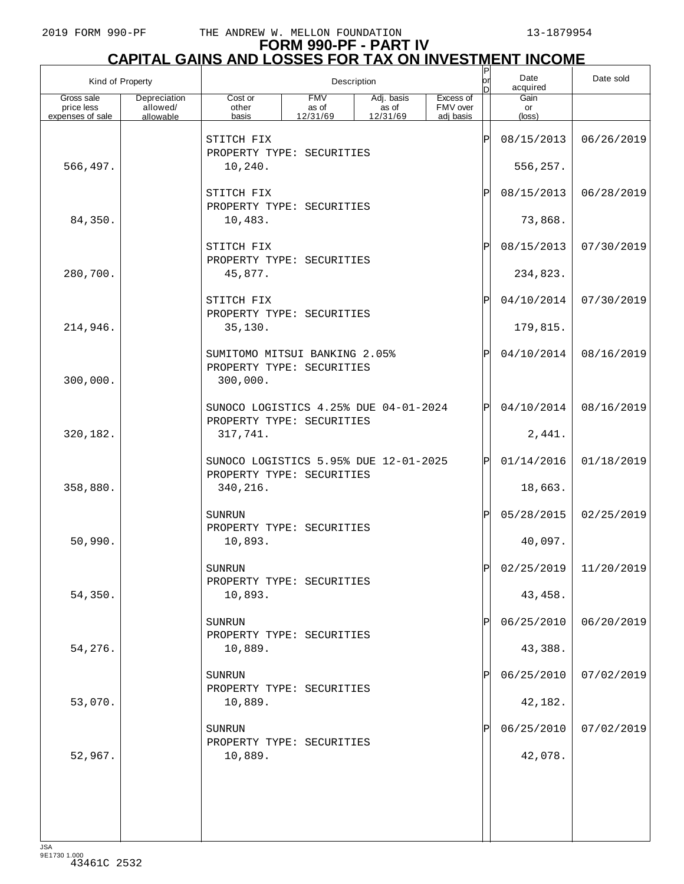# FORM 990-PF - PART IV
## CAPITAL GAINS AND LOSSES FOR TAX ON INVESTMENT INCOME

| Kind of Property | | Description | | | | P or D | Date acquired | Date sold |
|---|---|---|---|---|---|---|---|---|
| Gross sale price less expenses of sale | Depreciation allowed/ allowable | Cost or other basis | FMV as of 12/31/69 | Adj. basis as of 12/31/69 | Excess of FMV over adj basis | | Gain or (loss) | |
| | | STITCH FIX<br>PROPERTY TYPE: SECURITIES | | | | P | 08/15/2013 | 06/26/2019 |
| 566,497. | | 10,240. | | | | | 556,257. | |
| | | STITCH FIX<br>PROPERTY TYPE: SECURITIES | | | | P | 08/15/2013 | 06/28/2019 |
| 84,350. | | 10,483. | | | | | 73,868. | |
| | | STITCH FIX<br>PROPERTY TYPE: SECURITIES | | | | P | 08/15/2013 | 07/30/2019 |
| 280,700. | | 45,877. | | | | | 234,823. | |
| | | STITCH FIX<br>PROPERTY TYPE: SECURITIES | | | | P | 04/10/2014 | 07/30/2019 |
| 214,946. | | 35,130. | | | | | 179,815. | |
| | | SUMITOMO MITSUI BANKING 2.05%<br>PROPERTY TYPE: SECURITIES | | | | P | 04/10/2014 | 08/16/2019 |
| 300,000. | | 300,000. | | | | | | |
| | | SUNOCO LOGISTICS 4.25% DUE 04-01-2024<br>PROPERTY TYPE: SECURITIES | | | | P | 04/10/2014 | 08/16/2019 |
| 320,182. | | 317,741. | | | | | 2,441. | |
| | | SUNOCO LOGISTICS 5.95% DUE 12-01-2025<br>PROPERTY TYPE: SECURITIES | | | | P | 01/14/2016 | 01/18/2019 |
| 358,880. | | 340,216. | | | | | 18,663. | |
| | | SUNRUN<br>PROPERTY TYPE: SECURITIES | | | | P | 05/28/2015 | 02/25/2019 |
| 50,990. | | 10,893. | | | | | 40,097. | |
| | | SUNRUN<br>PROPERTY TYPE: SECURITIES | | | | P | 02/25/2019 | 11/20/2019 |
| 54,350. | | 10,893. | | | | | 43,458. | |
| | | SUNRUN<br>PROPERTY TYPE: SECURITIES | | | | P | 06/25/2010 | 06/20/2019 |
| 54,276. | | 10,889. | | | | | 43,388. | |
| | | SUNRUN<br>PROPERTY TYPE: SECURITIES | | | | P | 06/25/2010 | 07/02/2019 |
| 53,070. | | 10,889. | | | | | 42,182. | |
| | | SUNRUN<br>PROPERTY TYPE: SECURITIES | | | | P | 06/25/2010 | 07/02/2019 |
| 52,967. | | 10,889. | | | | | 42,078. | |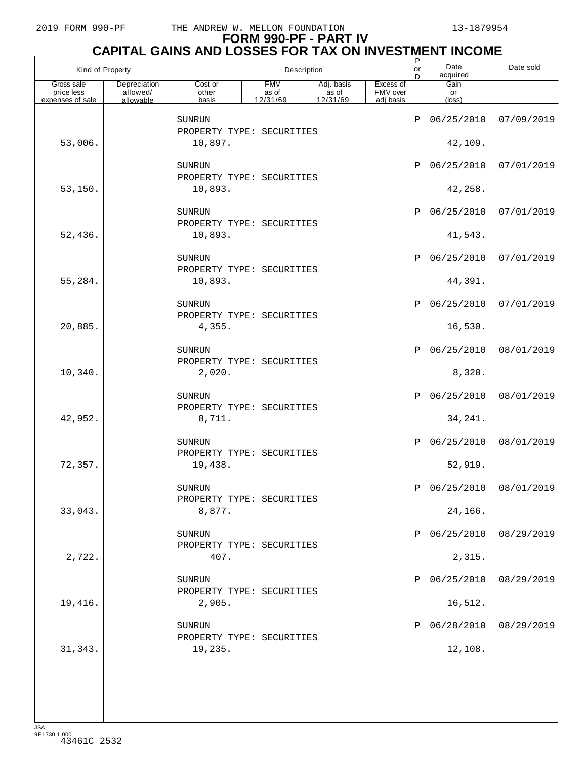# FORM 990-PF - PART IV
## CAPITAL GAINS AND LOSSES FOR TAX ON INVESTMENT INCOME

| Kind of Property | | Description | | | | P or D | Date acquired | Date sold |
|---|---|---|---|---|---|---|---|---|
| Gross sale price less expenses of sale | Depreciation allowed/ allowable | Cost or other basis | FMV as of 12/31/69 | Adj. basis as of 12/31/69 | Excess of FMV over adj basis | | Gain or (loss) | |
| | | SUNRUN<br>PROPERTY TYPE: SECURITIES | | | | P | 06/25/2010 | 07/09/2019 |
| 53,006. | | 10,897. | | | | | 42,109. | |
| | | SUNRUN<br>PROPERTY TYPE: SECURITIES | | | | P | 06/25/2010 | 07/01/2019 |
| 53,150. | | 10,893. | | | | | 42,258. | |
| | | SUNRUN<br>PROPERTY TYPE: SECURITIES | | | | P | 06/25/2010 | 07/01/2019 |
| 52,436. | | 10,893. | | | | | 41,543. | |
| | | SUNRUN<br>PROPERTY TYPE: SECURITIES | | | | P | 06/25/2010 | 07/01/2019 |
| 55,284. | | 10,893. | | | | | 44,391. | |
| | | SUNRUN<br>PROPERTY TYPE: SECURITIES | | | | P | 06/25/2010 | 07/01/2019 |
| 20,885. | | 4,355. | | | | | 16,530. | |
| | | SUNRUN<br>PROPERTY TYPE: SECURITIES | | | | P | 06/25/2010 | 08/01/2019 |
| 10,340. | | 2,020. | | | | | 8,320. | |
| | | SUNRUN<br>PROPERTY TYPE: SECURITIES | | | | P | 06/25/2010 | 08/01/2019 |
| 42,952. | | 8,711. | | | | | 34,241. | |
| | | SUNRUN<br>PROPERTY TYPE: SECURITIES | | | | P | 06/25/2010 | 08/01/2019 |
| 72,357. | | 19,438. | | | | | 52,919. | |
| | | SUNRUN<br>PROPERTY TYPE: SECURITIES | | | | P | 06/25/2010 | 08/01/2019 |
| 33,043. | | 8,877. | | | | | 24,166. | |
| | | SUNRUN<br>PROPERTY TYPE: SECURITIES | | | | P | 06/25/2010 | 08/29/2019 |
| 2,722. | | 407. | | | | | 2,315. | |
| | | SUNRUN<br>PROPERTY TYPE: SECURITIES | | | | P | 06/25/2010 | 08/29/2019 |
| 19,416. | | 2,905. | | | | | 16,512. | |
| | | SUNRUN<br>PROPERTY TYPE: SECURITIES | | | | P | 06/28/2010 | 08/29/2019 |
| 31,343. | | 19,235. | | | | | 12,108. | |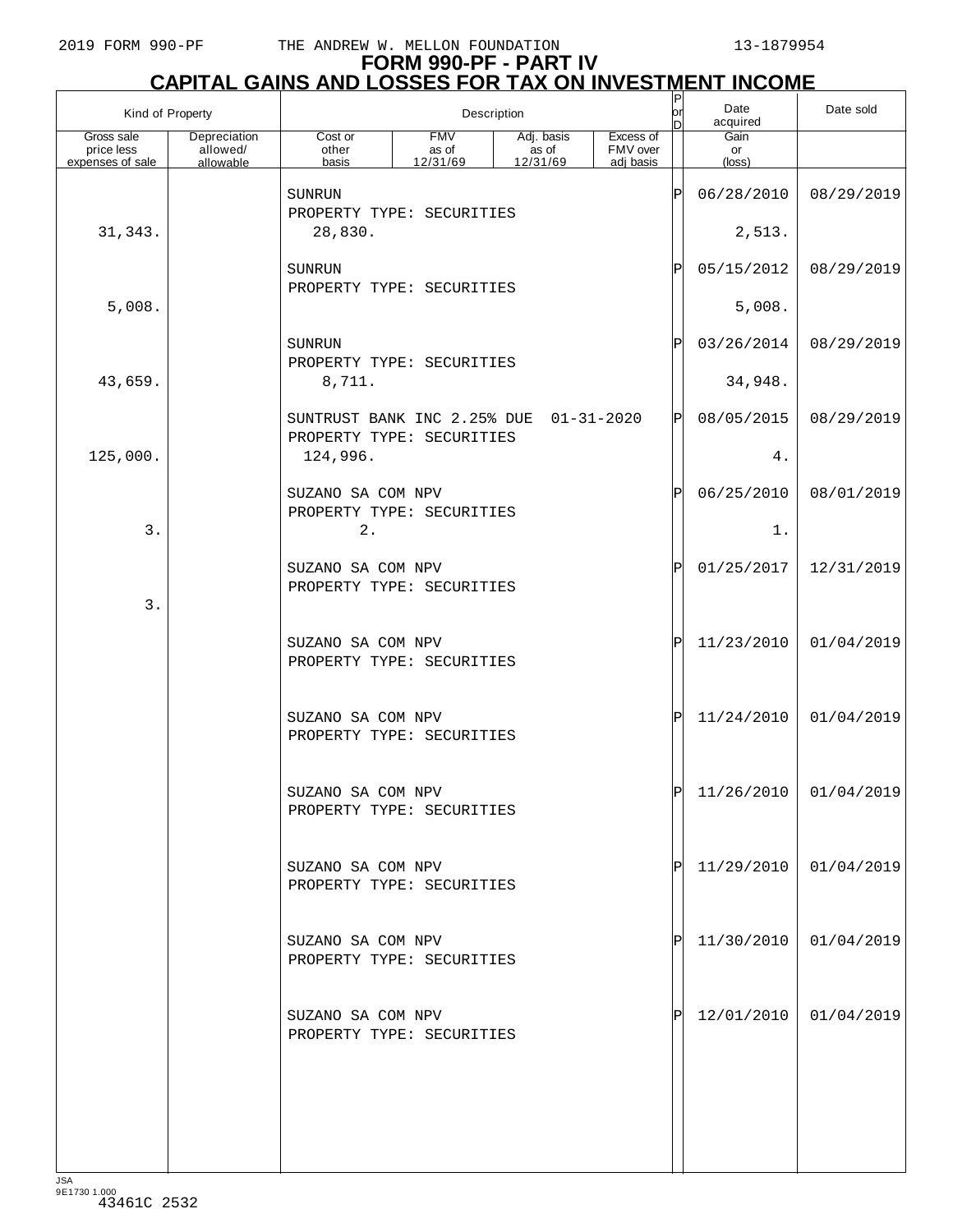# FORM 990-PF - PART IV

## CAPITAL GAINS AND LOSSES FOR TAX ON INVESTMENT INCOME

| Gross sale price less expenses of sale | Depreciation allowed/ allowable | Cost or other basis | FMV as of 12/31/69 | Adj. basis as of 12/31/69 | Excess of FMV over adj basis | P or D | Date acquired | Date sold | Gain or (loss) |
|---|---|---|---|---|---|---|---|---|---|
| | | SUNRUN PROPERTY TYPE: SECURITIES | | | | P | 06/28/2010 | 08/29/2019 | |
| 31,343. | | 28,830. | | | | | | | 2,513. |
| | | SUNRUN PROPERTY TYPE: SECURITIES | | | | P | 05/15/2012 | 08/29/2019 | |
| 5,008. | | | | | | | | | 5,008. |
| | | SUNRUN PROPERTY TYPE: SECURITIES | | | | P | 03/26/2014 | 08/29/2019 | |
| 43,659. | | 8,711. | | | | | | | 34,948. |
| | | SUNTRUST BANK INC 2.25% DUE 01-31-2020 PROPERTY TYPE: SECURITIES | | | | P | 08/05/2015 | 08/29/2019 | |
| 125,000. | | 124,996. | | | | | | | 4. |
| | | SUZANO SA COM NPV PROPERTY TYPE: SECURITIES | | | | P | 06/25/2010 | 08/01/2019 | |
| 3. | | 2. | | | | | | | 1. |
| | | SUZANO SA COM NPV PROPERTY TYPE: SECURITIES | | | | P | 01/25/2017 | 12/31/2019 | |
| 3. | | | | | | | | | |
| | | SUZANO SA COM NPV PROPERTY TYPE: SECURITIES | | | | P | 11/23/2010 | 01/04/2019 | |
| | | SUZANO SA COM NPV PROPERTY TYPE: SECURITIES | | | | P | 11/24/2010 | 01/04/2019 | |
| | | SUZANO SA COM NPV PROPERTY TYPE: SECURITIES | | | | P | 11/26/2010 | 01/04/2019 | |
| | | SUZANO SA COM NPV PROPERTY TYPE: SECURITIES | | | | P | 11/29/2010 | 01/04/2019 | |
| | | SUZANO SA COM NPV PROPERTY TYPE: SECURITIES | | | | P | 11/30/2010 | 01/04/2019 | |
| | | SUZANO SA COM NPV PROPERTY TYPE: SECURITIES | | | | P | 12/01/2010 | 01/04/2019 | |

JSA 9E1730 1.000
43461C 2532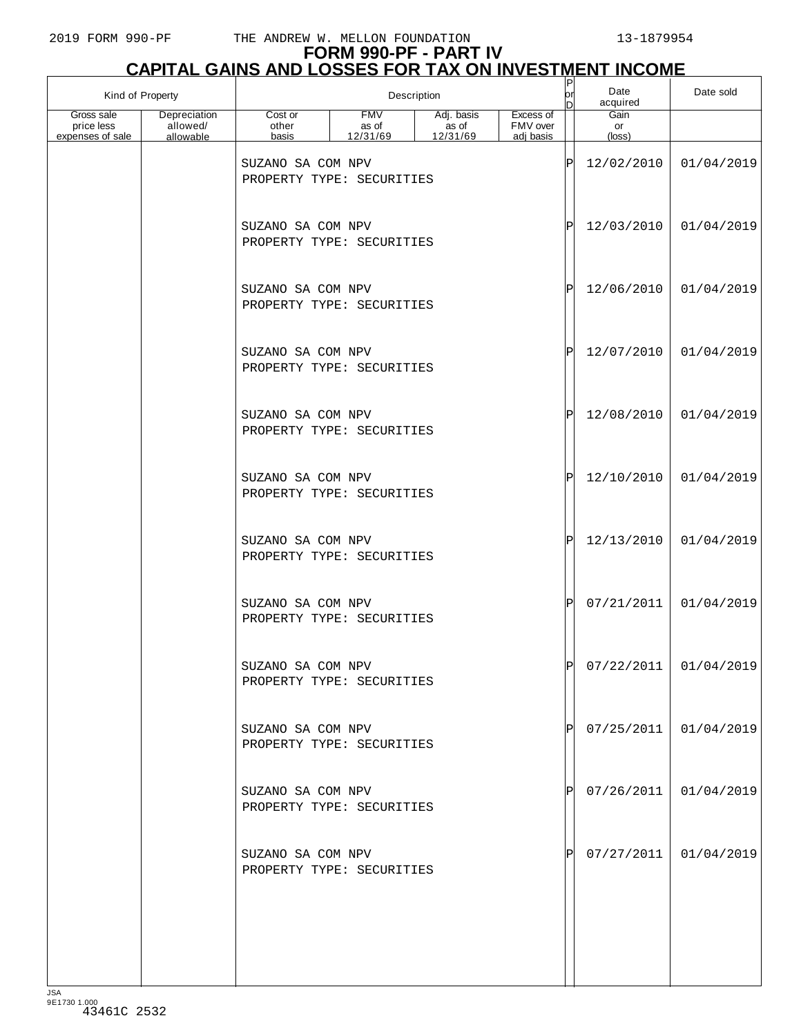# FORM 990-PF - PART IV
## CAPITAL GAINS AND LOSSES FOR TAX ON INVESTMENT INCOME

| Kind of Property | | Description | | | | P or D | Date acquired | Date sold |
|---|---|---|---|---|---|---|---|---|
| Gross sale price less expenses of sale | Depreciation allowed/ allowable | Cost or other basis | FMV as of 12/31/69 | Adj. basis as of 12/31/69 | Excess of FMV over adj basis | | Gain or (loss) | |
| | | SUZANO SA COM NPV<br>PROPERTY TYPE: SECURITIES | | | | P | 12/02/2010 | 01/04/2019 |
| | | SUZANO SA COM NPV<br>PROPERTY TYPE: SECURITIES | | | | P | 12/03/2010 | 01/04/2019 |
| | | SUZANO SA COM NPV<br>PROPERTY TYPE: SECURITIES | | | | P | 12/06/2010 | 01/04/2019 |
| | | SUZANO SA COM NPV<br>PROPERTY TYPE: SECURITIES | | | | P | 12/07/2010 | 01/04/2019 |
| | | SUZANO SA COM NPV<br>PROPERTY TYPE: SECURITIES | | | | P | 12/08/2010 | 01/04/2019 |
| | | SUZANO SA COM NPV<br>PROPERTY TYPE: SECURITIES | | | | P | 12/10/2010 | 01/04/2019 |
| | | SUZANO SA COM NPV<br>PROPERTY TYPE: SECURITIES | | | | P | 12/13/2010 | 01/04/2019 |
| | | SUZANO SA COM NPV<br>PROPERTY TYPE: SECURITIES | | | | P | 07/21/2011 | 01/04/2019 |
| | | SUZANO SA COM NPV<br>PROPERTY TYPE: SECURITIES | | | | P | 07/22/2011 | 01/04/2019 |
| | | SUZANO SA COM NPV<br>PROPERTY TYPE: SECURITIES | | | | P | 07/25/2011 | 01/04/2019 |
| | | SUZANO SA COM NPV<br>PROPERTY TYPE: SECURITIES | | | | P | 07/26/2011 | 01/04/2019 |
| | | SUZANO SA COM NPV<br>PROPERTY TYPE: SECURITIES | | | | P | 07/27/2011 | 01/04/2019 |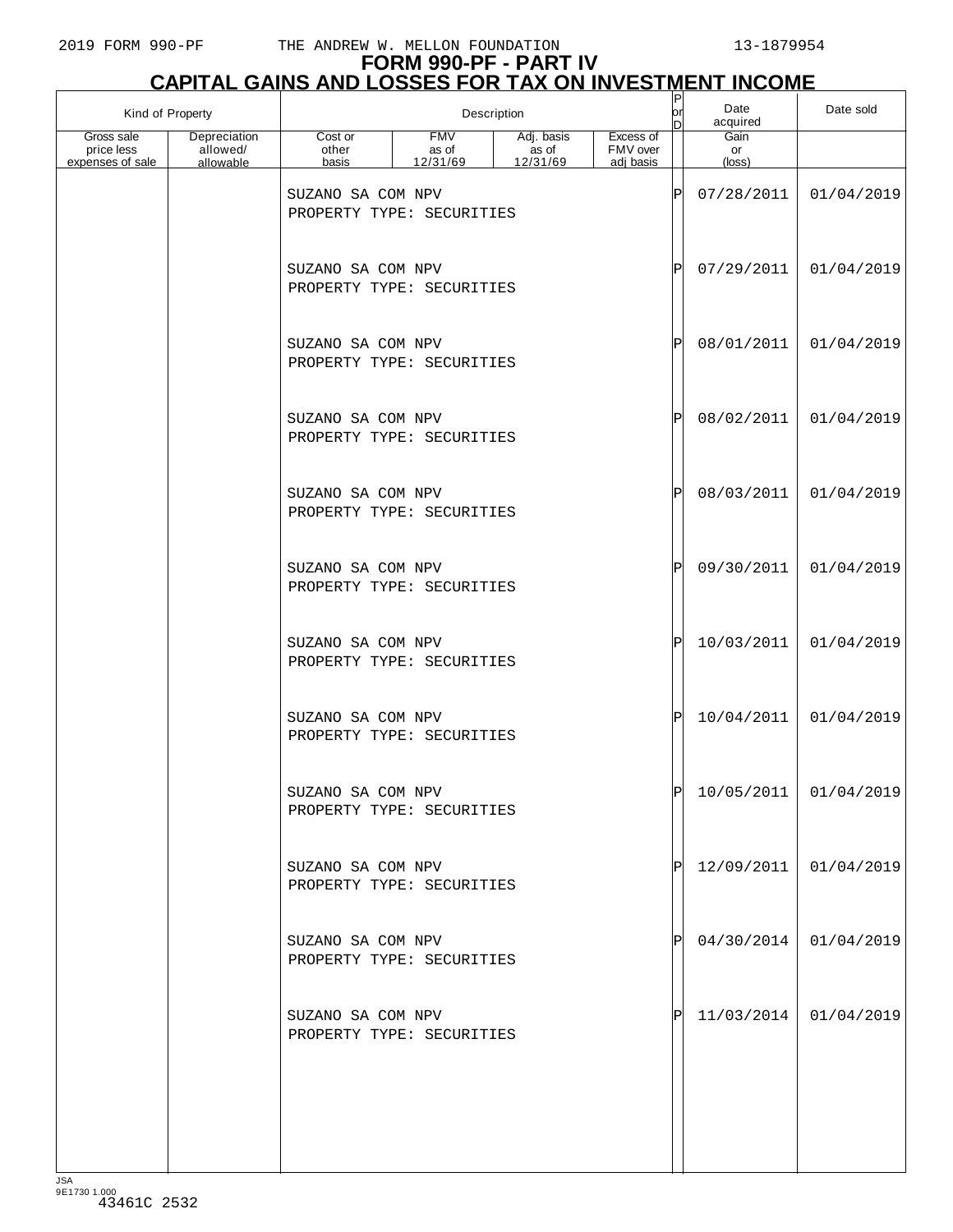# FORM 990-PF - PART IV
## CAPITAL GAINS AND LOSSES FOR TAX ON INVESTMENT INCOME

| Kind of Property | | Description | | | | P or D | Date acquired | Date sold |
|---|---|---|---|---|---|---|---|---|
| Gross sale price less expenses of sale | Depreciation allowed/ allowable | Cost or other basis | FMV as of 12/31/69 | Adj. basis as of 12/31/69 | Excess of FMV over adj basis | | Gain or (loss) | |
| | | SUZANO SA COM NPV PROPERTY TYPE: SECURITIES | | | | P | 07/28/2011 | 01/04/2019 |
| | | SUZANO SA COM NPV PROPERTY TYPE: SECURITIES | | | | P | 07/29/2011 | 01/04/2019 |
| | | SUZANO SA COM NPV PROPERTY TYPE: SECURITIES | | | | P | 08/01/2011 | 01/04/2019 |
| | | SUZANO SA COM NPV PROPERTY TYPE: SECURITIES | | | | P | 08/02/2011 | 01/04/2019 |
| | | SUZANO SA COM NPV PROPERTY TYPE: SECURITIES | | | | P | 08/03/2011 | 01/04/2019 |
| | | SUZANO SA COM NPV PROPERTY TYPE: SECURITIES | | | | P | 09/30/2011 | 01/04/2019 |
| | | SUZANO SA COM NPV PROPERTY TYPE: SECURITIES | | | | P | 10/03/2011 | 01/04/2019 |
| | | SUZANO SA COM NPV PROPERTY TYPE: SECURITIES | | | | P | 10/04/2011 | 01/04/2019 |
| | | SUZANO SA COM NPV PROPERTY TYPE: SECURITIES | | | | P | 10/05/2011 | 01/04/2019 |
| | | SUZANO SA COM NPV PROPERTY TYPE: SECURITIES | | | | P | 12/09/2011 | 01/04/2019 |
| | | SUZANO SA COM NPV PROPERTY TYPE: SECURITIES | | | | P | 04/30/2014 | 01/04/2019 |
| | | SUZANO SA COM NPV PROPERTY TYPE: SECURITIES | | | | P | 11/03/2014 | 01/04/2019 |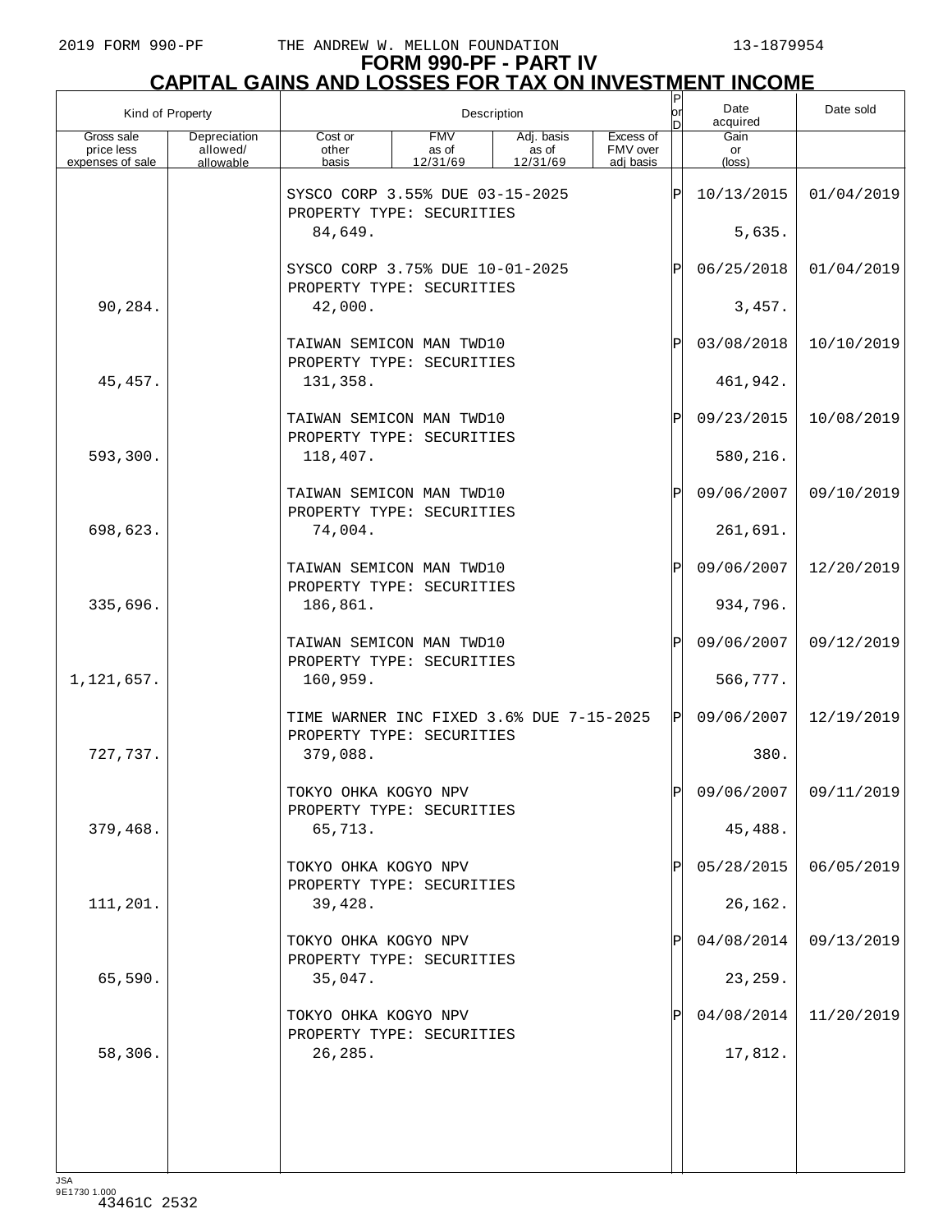# FORM 990-PF - PART IV
## CAPITAL GAINS AND LOSSES FOR TAX ON INVESTMENT INCOME

| Kind of Property | | Description | | | | P or D | Date acquired | Date sold |
|---|---|---|---|---|---|---|---|---|
| Gross sale price less expenses of sale | Depreciation allowed/ allowable | Cost or other basis | FMV as of 12/31/69 | Adj. basis as of 12/31/69 | Excess of FMV over adj basis | | Gain or (loss) | |
| | | SYSCO CORP 3.55% DUE 03-15-2025 PROPERTY TYPE: SECURITIES | | | | P | 10/13/2015 | 01/04/2019 |
| | | 84,649. | | | | | 5,635. | |
| | | SYSCO CORP 3.75% DUE 10-01-2025 PROPERTY TYPE: SECURITIES | | | | P | 06/25/2018 | 01/04/2019 |
| 90,284. | | 42,000. | | | | | 3,457. | |
| | | TAIWAN SEMICON MAN TWD10 PROPERTY TYPE: SECURITIES | | | | P | 03/08/2018 | 10/10/2019 |
| 45,457. | | 131,358. | | | | | 461,942. | |
| | | TAIWAN SEMICON MAN TWD10 PROPERTY TYPE: SECURITIES | | | | P | 09/23/2015 | 10/08/2019 |
| 593,300. | | 118,407. | | | | | 580,216. | |
| | | TAIWAN SEMICON MAN TWD10 PROPERTY TYPE: SECURITIES | | | | P | 09/06/2007 | 09/10/2019 |
| 698,623. | | 74,004. | | | | | 261,691. | |
| | | TAIWAN SEMICON MAN TWD10 PROPERTY TYPE: SECURITIES | | | | P | 09/06/2007 | 12/20/2019 |
| 335,696. | | 186,861. | | | | | 934,796. | |
| | | TAIWAN SEMICON MAN TWD10 PROPERTY TYPE: SECURITIES | | | | P | 09/06/2007 | 09/12/2019 |
| 1,121,657. | | 160,959. | | | | | 566,777. | |
| | | TIME WARNER INC FIXED 3.6% DUE 7-15-2025 PROPERTY TYPE: SECURITIES | | | | P | 09/06/2007 | 12/19/2019 |
| 727,737. | | 379,088. | | | | | 380. | |
| | | TOKYO OHKA KOGYO NPV PROPERTY TYPE: SECURITIES | | | | P | 09/06/2007 | 09/11/2019 |
| 379,468. | | 65,713. | | | | | 45,488. | |
| | | TOKYO OHKA KOGYO NPV PROPERTY TYPE: SECURITIES | | | | P | 05/28/2015 | 06/05/2019 |
| 111,201. | | 39,428. | | | | | 26,162. | |
| | | TOKYO OHKA KOGYO NPV PROPERTY TYPE: SECURITIES | | | | P | 04/08/2014 | 09/13/2019 |
| 65,590. | | 35,047. | | | | | 23,259. | |
| | | TOKYO OHKA KOGYO NPV PROPERTY TYPE: SECURITIES | | | | P | 04/08/2014 | 11/20/2019 |
| 58,306. | | 26,285. | | | | | 17,812. | |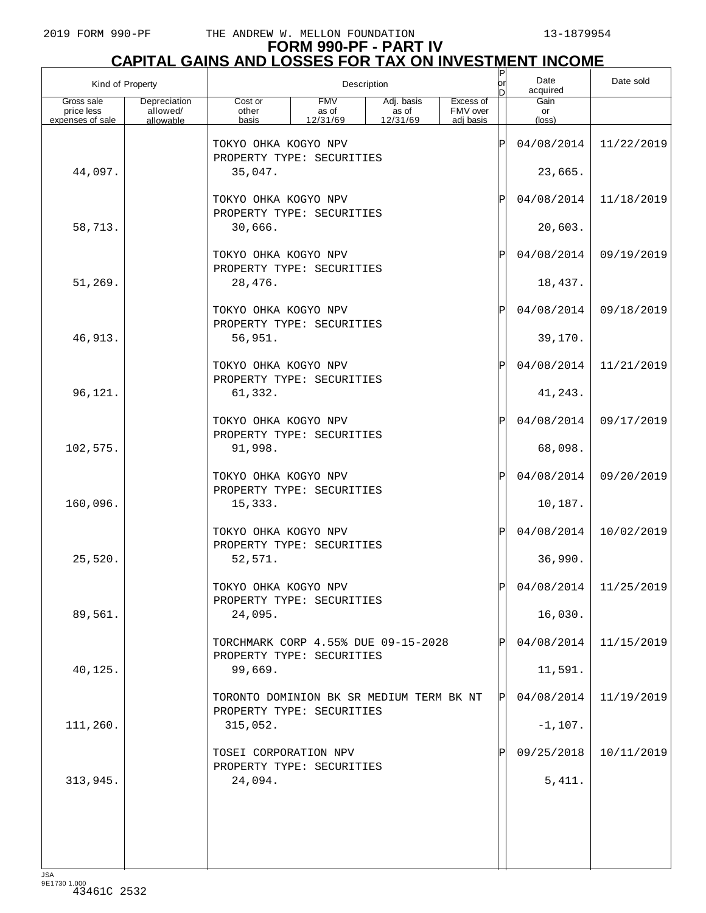**FORM 990-PF - PART IV**
**CAPITAL GAINS AND LOSSES FOR TAX ON INVESTMENT INCOME**

| Kind of Property | | Description | | | | P or D | Date acquired | Date sold |
|---|---|---|---|---|---|---|---|---|
| Gross sale price less expenses of sale | Depreciation allowed/ allowable | Cost or other basis | FMV as of 12/31/69 | Adj. basis as of 12/31/69 | Excess of FMV over adj basis | | Gain or (loss) | |
| | | TOKYO OHKA KOGYO NPV PROPERTY TYPE: SECURITIES | | | | P | 04/08/2014 | 11/22/2019 |
| 44,097. | | 35,047. | | | | | 23,665. | |
| | | TOKYO OHKA KOGYO NPV PROPERTY TYPE: SECURITIES | | | | P | 04/08/2014 | 11/18/2019 |
| 58,713. | | 30,666. | | | | | 20,603. | |
| | | TOKYO OHKA KOGYO NPV PROPERTY TYPE: SECURITIES | | | | P | 04/08/2014 | 09/19/2019 |
| 51,269. | | 28,476. | | | | | 18,437. | |
| | | TOKYO OHKA KOGYO NPV PROPERTY TYPE: SECURITIES | | | | P | 04/08/2014 | 09/18/2019 |
| 46,913. | | 56,951. | | | | | 39,170. | |
| | | TOKYO OHKA KOGYO NPV PROPERTY TYPE: SECURITIES | | | | P | 04/08/2014 | 11/21/2019 |
| 96,121. | | 61,332. | | | | | 41,243. | |
| | | TOKYO OHKA KOGYO NPV PROPERTY TYPE: SECURITIES | | | | P | 04/08/2014 | 09/17/2019 |
| 102,575. | | 91,998. | | | | | 68,098. | |
| | | TOKYO OHKA KOGYO NPV PROPERTY TYPE: SECURITIES | | | | P | 04/08/2014 | 09/20/2019 |
| 160,096. | | 15,333. | | | | | 10,187. | |
| | | TOKYO OHKA KOGYO NPV PROPERTY TYPE: SECURITIES | | | | P | 04/08/2014 | 10/02/2019 |
| 25,520. | | 52,571. | | | | | 36,990. | |
| | | TOKYO OHKA KOGYO NPV PROPERTY TYPE: SECURITIES | | | | P | 04/08/2014 | 11/25/2019 |
| 89,561. | | 24,095. | | | | | 16,030. | |
| | | TORCHMARK CORP 4.55% DUE 09-15-2028 PROPERTY TYPE: SECURITIES | | | | P | 04/08/2014 | 11/15/2019 |
| 40,125. | | 99,669. | | | | | 11,591. | |
| | | TORONTO DOMINION BK SR MEDIUM TERM BK NT PROPERTY TYPE: SECURITIES | | | | P | 04/08/2014 | 11/19/2019 |
| 111,260. | | 315,052. | | | | | -1,107. | |
| | | TOSEI CORPORATION NPV PROPERTY TYPE: SECURITIES | | | | P | 09/25/2018 | 10/11/2019 |
| 313,945. | | 24,094. | | | | | 5,411. | |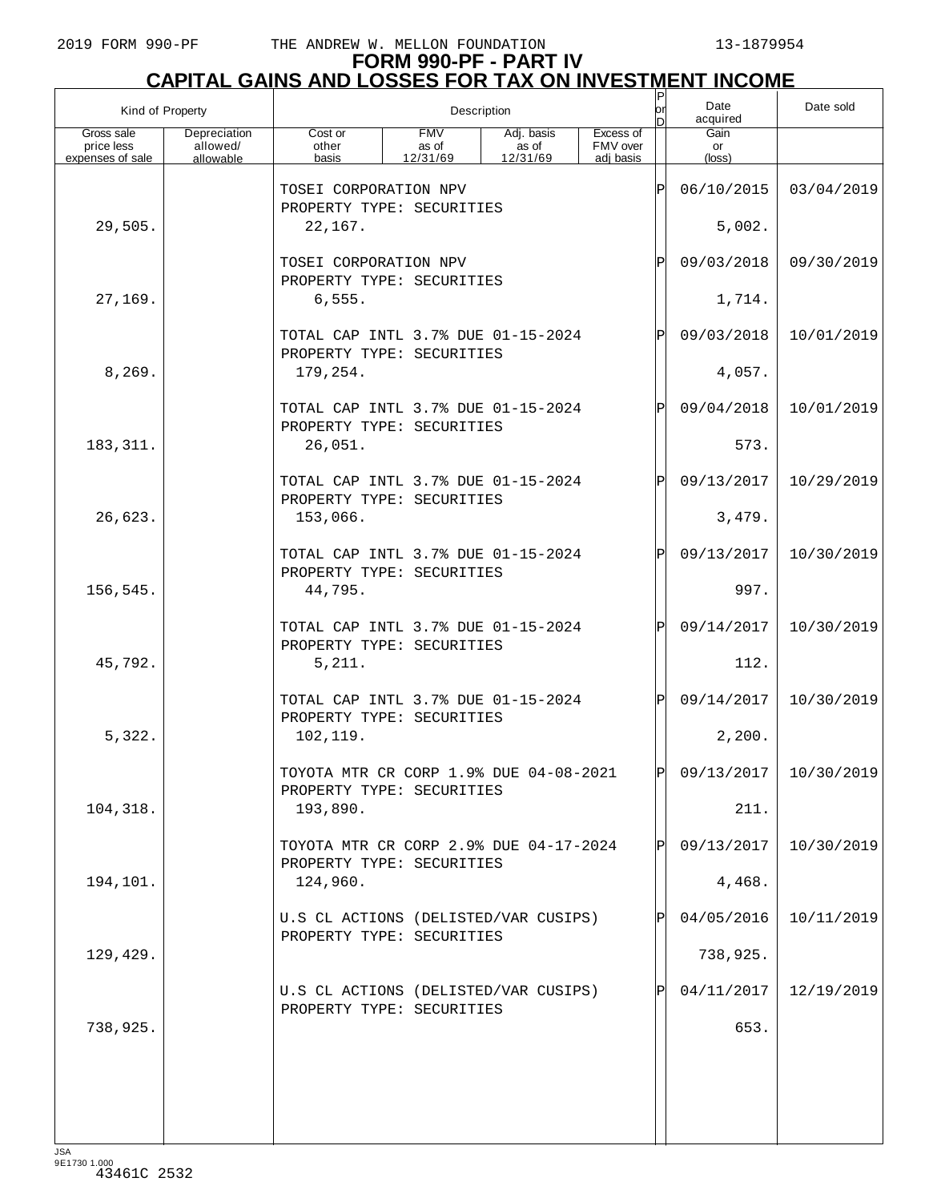# FORM 990-PF - PART IV
# CAPITAL GAINS AND LOSSES FOR TAX ON INVESTMENT INCOME

| Kind of Property | | Description | | | | P or D | Date acquired | Date sold |
|---|---|---|---|---|---|---|---|---|
| Gross sale price less expenses of sale | Depreciation allowed/ allowable | Cost or other basis | FMV as of 12/31/69 | Adj. basis as of 12/31/69 | Excess of FMV over adj basis | | Gain or (loss) | |
| | | TOSEI CORPORATION NPV<br>PROPERTY TYPE: SECURITIES | | | | P | 06/10/2015 | 03/04/2019 |
| 29,505. | | 22,167. | | | | | 5,002. | |
| | | TOSEI CORPORATION NPV<br>PROPERTY TYPE: SECURITIES | | | | P | 09/03/2018 | 09/30/2019 |
| 27,169. | | 6,555. | | | | | 1,714. | |
| | | TOTAL CAP INTL 3.7% DUE 01-15-2024<br>PROPERTY TYPE: SECURITIES | | | | P | 09/03/2018 | 10/01/2019 |
| 8,269. | | 179,254. | | | | | 4,057. | |
| | | TOTAL CAP INTL 3.7% DUE 01-15-2024<br>PROPERTY TYPE: SECURITIES | | | | P | 09/04/2018 | 10/01/2019 |
| 183,311. | | 26,051. | | | | | 573. | |
| | | TOTAL CAP INTL 3.7% DUE 01-15-2024<br>PROPERTY TYPE: SECURITIES | | | | P | 09/13/2017 | 10/29/2019 |
| 26,623. | | 153,066. | | | | | 3,479. | |
| | | TOTAL CAP INTL 3.7% DUE 01-15-2024<br>PROPERTY TYPE: SECURITIES | | | | P | 09/13/2017 | 10/30/2019 |
| 156,545. | | 44,795. | | | | | 997. | |
| | | TOTAL CAP INTL 3.7% DUE 01-15-2024<br>PROPERTY TYPE: SECURITIES | | | | P | 09/14/2017 | 10/30/2019 |
| 45,792. | | 5,211. | | | | | 112. | |
| | | TOTAL CAP INTL 3.7% DUE 01-15-2024<br>PROPERTY TYPE: SECURITIES | | | | P | 09/14/2017 | 10/30/2019 |
| 5,322. | | 102,119. | | | | | 2,200. | |
| | | TOYOTA MTR CR CORP 1.9% DUE 04-08-2021<br>PROPERTY TYPE: SECURITIES | | | | P | 09/13/2017 | 10/30/2019 |
| 104,318. | | 193,890. | | | | | 211. | |
| | | TOYOTA MTR CR CORP 2.9% DUE 04-17-2024<br>PROPERTY TYPE: SECURITIES | | | | P | 09/13/2017 | 10/30/2019 |
| 194,101. | | 124,960. | | | | | 4,468. | |
| | | U.S CL ACTIONS (DELISTED/VAR CUSIPS)<br>PROPERTY TYPE: SECURITIES | | | | P | 04/05/2016 | 10/11/2019 |
| 129,429. | | | | | | | 738,925. | |
| | | U.S CL ACTIONS (DELISTED/VAR CUSIPS)<br>PROPERTY TYPE: SECURITIES | | | | P | 04/11/2017 | 12/19/2019 |
| 738,925. | | | | | | | 653. | |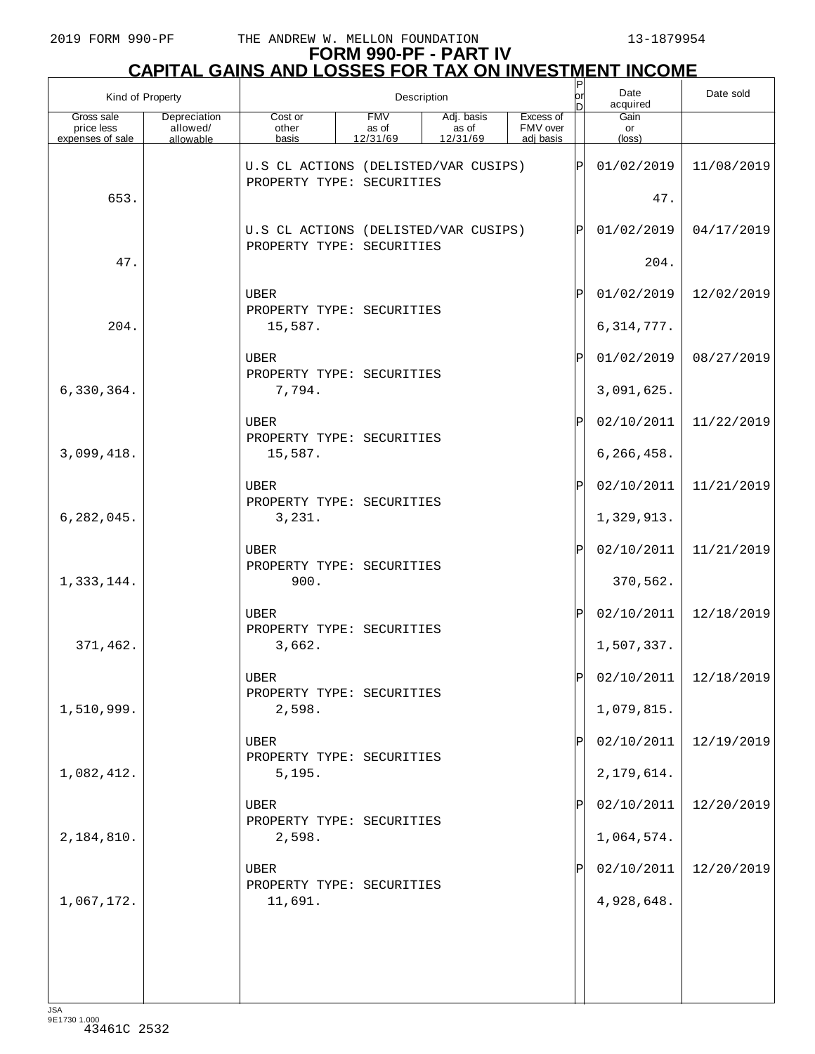2019 FORM 990-PF THE ANDREW W. MELLON FOUNDATION 13-1879954

# FORM 990-PF - PART IV
## CAPITAL GAINS AND LOSSES FOR TAX ON INVESTMENT INCOME

| Kind of Property | | Description | | | | P or D | Date acquired | Date sold |
|---|---|---|---|---|---|---|---|---|
| Gross sale price less expenses of sale | Depreciation allowed/ allowable | Cost or other basis | FMV as of 12/31/69 | Adj. basis as of 12/31/69 | Excess of FMV over adj basis | | Gain or (loss) | |
| | | U.S CL ACTIONS (DELISTED/VAR CUSIPS) PROPERTY TYPE: SECURITIES | | | | P | 01/02/2019 | 11/08/2019 |
| 653. | | | | | | | 47. | |
| | | U.S CL ACTIONS (DELISTED/VAR CUSIPS) PROPERTY TYPE: SECURITIES | | | | P | 01/02/2019 | 04/17/2019 |
| 47. | | | | | | | 204. | |
| | | UBER PROPERTY TYPE: SECURITIES | | | | P | 01/02/2019 | 12/02/2019 |
| 204. | | 15,587. | | | | | 6,314,777. | |
| | | UBER PROPERTY TYPE: SECURITIES | | | | P | 01/02/2019 | 08/27/2019 |
| 6,330,364. | | 7,794. | | | | | 3,091,625. | |
| | | UBER PROPERTY TYPE: SECURITIES | | | | P | 02/10/2011 | 11/22/2019 |
| 3,099,418. | | 15,587. | | | | | 6,266,458. | |
| | | UBER PROPERTY TYPE: SECURITIES | | | | P | 02/10/2011 | 11/21/2019 |
| 6,282,045. | | 3,231. | | | | | 1,329,913. | |
| | | UBER PROPERTY TYPE: SECURITIES | | | | P | 02/10/2011 | 11/21/2019 |
| 1,333,144. | | 900. | | | | | 370,562. | |
| | | UBER PROPERTY TYPE: SECURITIES | | | | P | 02/10/2011 | 12/18/2019 |
| 371,462. | | 3,662. | | | | | 1,507,337. | |
| | | UBER PROPERTY TYPE: SECURITIES | | | | P | 02/10/2011 | 12/18/2019 |
| 1,510,999. | | 2,598. | | | | | 1,079,815. | |
| | | UBER PROPERTY TYPE: SECURITIES | | | | P | 02/10/2011 | 12/19/2019 |
| 1,082,412. | | 5,195. | | | | | 2,179,614. | |
| | | UBER PROPERTY TYPE: SECURITIES | | | | P | 02/10/2011 | 12/20/2019 |
| 2,184,810. | | 2,598. | | | | | 1,064,574. | |
| | | UBER PROPERTY TYPE: SECURITIES | | | | P | 02/10/2011 | 12/20/2019 |
| 1,067,172. | | 11,691. | | | | | 4,928,648. | |

JSA
9E1730 1.000
43461C 2532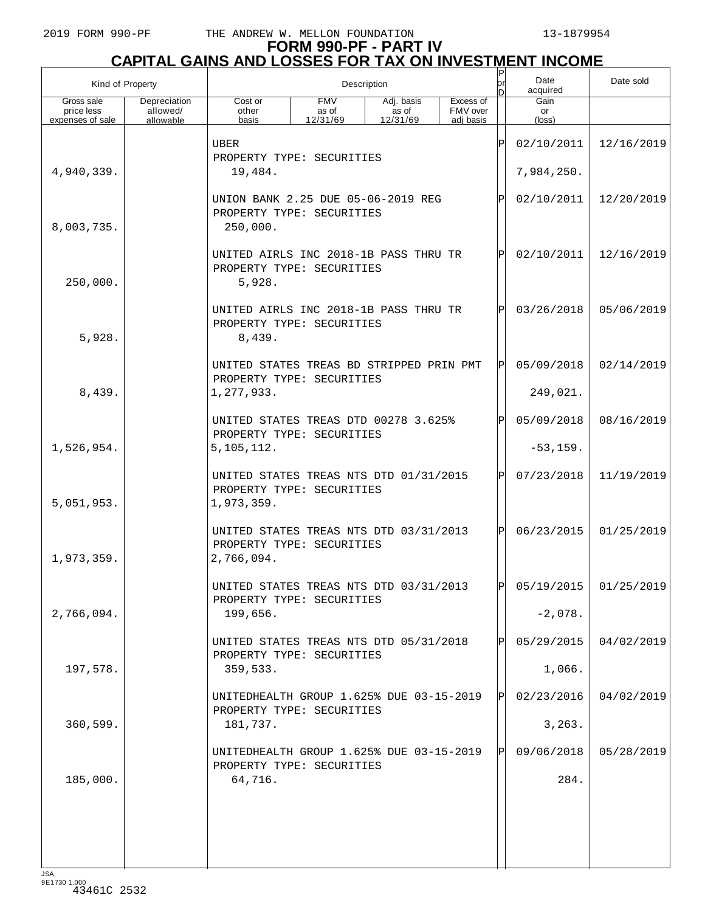# FORM 990-PF - PART IV
## CAPITAL GAINS AND LOSSES FOR TAX ON INVESTMENT INCOME

| Kind of Property | | Description | | | | P or D | Date acquired | Date sold |
|---|---|---|---|---|---|---|---|---|
| Gross sale price less expenses of sale | Depreciation allowed/ allowable | Cost or other basis | FMV as of 12/31/69 | Adj. basis as of 12/31/69 | Excess of FMV over adj basis | | Gain or (loss) | |
| | | UBER<br>PROPERTY TYPE: SECURITIES | | | | P | 02/10/2011 | 12/16/2019 |
| 4,940,339. | | 19,484. | | | | | 7,984,250. | |
| | | UNION BANK 2.25 DUE 05-06-2019 REG<br>PROPERTY TYPE: SECURITIES | | | | P | 02/10/2011 | 12/20/2019 |
| 8,003,735. | | 250,000. | | | | | | |
| | | UNITED AIRLS INC 2018-1B PASS THRU TR<br>PROPERTY TYPE: SECURITIES | | | | P | 02/10/2011 | 12/16/2019 |
| 250,000. | | 5,928. | | | | | | |
| | | UNITED AIRLS INC 2018-1B PASS THRU TR<br>PROPERTY TYPE: SECURITIES | | | | P | 03/26/2018 | 05/06/2019 |
| 5,928. | | 8,439. | | | | | | |
| | | UNITED STATES TREAS BD STRIPPED PRIN PMT<br>PROPERTY TYPE: SECURITIES | | | | P | 05/09/2018 | 02/14/2019 |
| 8,439. | | 1,277,933. | | | | | 249,021. | |
| | | UNITED STATES TREAS DTD 00278 3.625%<br>PROPERTY TYPE: SECURITIES | | | | P | 05/09/2018 | 08/16/2019 |
| 1,526,954. | | 5,105,112. | | | | | -53,159. | |
| | | UNITED STATES TREAS NTS DTD 01/31/2015<br>PROPERTY TYPE: SECURITIES | | | | P | 07/23/2018 | 11/19/2019 |
| 5,051,953. | | 1,973,359. | | | | | | |
| | | UNITED STATES TREAS NTS DTD 03/31/2013<br>PROPERTY TYPE: SECURITIES | | | | P | 06/23/2015 | 01/25/2019 |
| 1,973,359. | | 2,766,094. | | | | | | |
| | | UNITED STATES TREAS NTS DTD 03/31/2013<br>PROPERTY TYPE: SECURITIES | | | | P | 05/19/2015 | 01/25/2019 |
| 2,766,094. | | 199,656. | | | | | -2,078. | |
| | | UNITED STATES TREAS NTS DTD 05/31/2018<br>PROPERTY TYPE: SECURITIES | | | | P | 05/29/2015 | 04/02/2019 |
| 197,578. | | 359,533. | | | | | 1,066. | |
| | | UNITEDHEALTH GROUP 1.625% DUE 03-15-2019<br>PROPERTY TYPE: SECURITIES | | | | P | 02/23/2016 | 04/02/2019 |
| 360,599. | | 181,737. | | | | | 3,263. | |
| | | UNITEDHEALTH GROUP 1.625% DUE 03-15-2019<br>PROPERTY TYPE: SECURITIES | | | | P | 09/06/2018 | 05/28/2019 |
| 185,000. | | 64,716. | | | | | 284. | |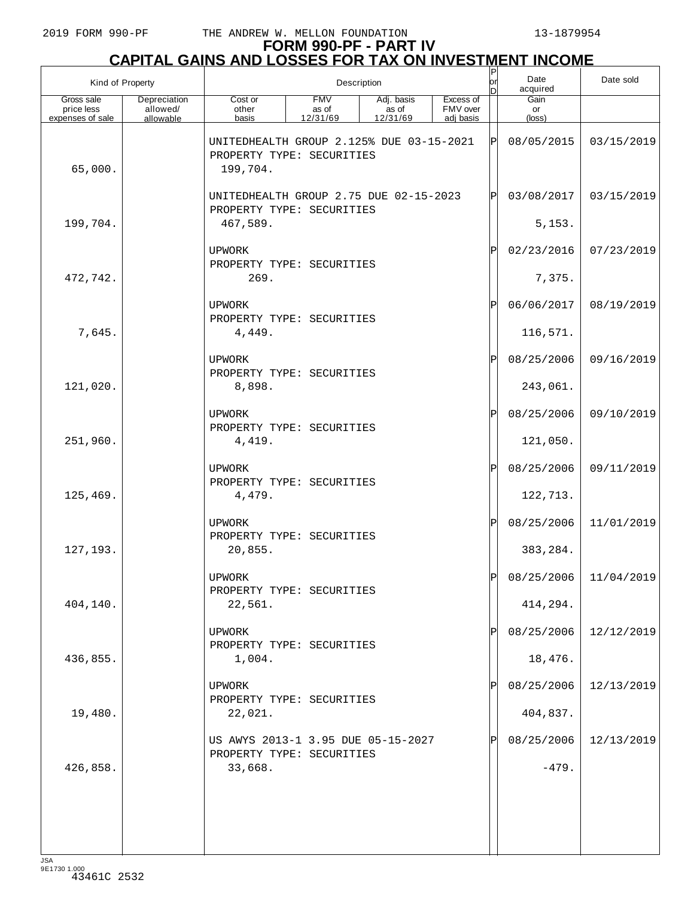# FORM 990-PF - PART IV

## CAPITAL GAINS AND LOSSES FOR TAX ON INVESTMENT INCOME

| Kind of Property | | Description | | | | P or D | Date acquired | Date sold |
|---|---|---|---|---|---|---|---|---|
| Gross sale price less expenses of sale | Depreciation allowed/ allowable | Cost or other basis | FMV as of 12/31/69 | Adj. basis as of 12/31/69 | Excess of FMV over adj basis | | Gain or (loss) | |
| | | UNITEDHEALTH GROUP 2.125% DUE 03-15-2021 PROPERTY TYPE: SECURITIES | | | | P | 08/05/2015 | 03/15/2019 |
| 65,000. | | 199,704. | | | | | | |
| | | UNITEDHEALTH GROUP 2.75 DUE 02-15-2023 PROPERTY TYPE: SECURITIES | | | | P | 03/08/2017 | 03/15/2019 |
| 199,704. | | 467,589. | | | | | 5,153. | |
| | | UPWORK PROPERTY TYPE: SECURITIES | | | | P | 02/23/2016 | 07/23/2019 |
| 472,742. | | 269. | | | | | 7,375. | |
| | | UPWORK PROPERTY TYPE: SECURITIES | | | | P | 06/06/2017 | 08/19/2019 |
| 7,645. | | 4,449. | | | | | 116,571. | |
| | | UPWORK PROPERTY TYPE: SECURITIES | | | | P | 08/25/2006 | 09/16/2019 |
| 121,020. | | 8,898. | | | | | 243,061. | |
| | | UPWORK PROPERTY TYPE: SECURITIES | | | | P | 08/25/2006 | 09/10/2019 |
| 251,960. | | 4,419. | | | | | 121,050. | |
| | | UPWORK PROPERTY TYPE: SECURITIES | | | | P | 08/25/2006 | 09/11/2019 |
| 125,469. | | 4,479. | | | | | 122,713. | |
| | | UPWORK PROPERTY TYPE: SECURITIES | | | | P | 08/25/2006 | 11/01/2019 |
| 127,193. | | 20,855. | | | | | 383,284. | |
| | | UPWORK PROPERTY TYPE: SECURITIES | | | | P | 08/25/2006 | 11/04/2019 |
| 404,140. | | 22,561. | | | | | 414,294. | |
| | | UPWORK PROPERTY TYPE: SECURITIES | | | | P | 08/25/2006 | 12/12/2019 |
| 436,855. | | 1,004. | | | | | 18,476. | |
| | | UPWORK PROPERTY TYPE: SECURITIES | | | | P | 08/25/2006 | 12/13/2019 |
| 19,480. | | 22,021. | | | | | 404,837. | |
| | | US AWYS 2013-1 3.95 DUE 05-15-2027 PROPERTY TYPE: SECURITIES | | | | P | 08/25/2006 | 12/13/2019 |
| 426,858. | | 33,668. | | | | | -479. | |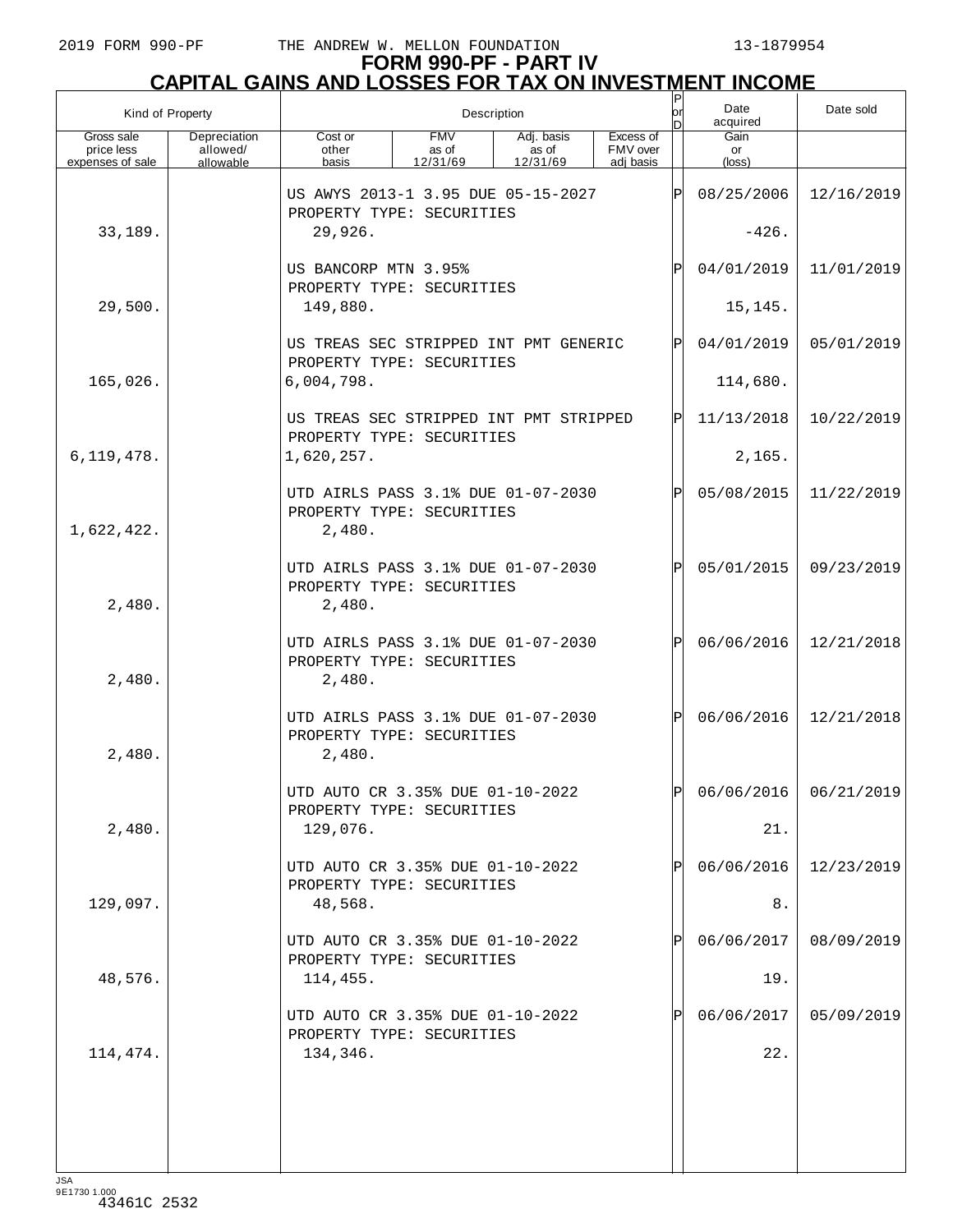# FORM 990-PF - PART IV
## CAPITAL GAINS AND LOSSES FOR TAX ON INVESTMENT INCOME

| Kind of Property | | Description | | | | P or D | Date acquired | Date sold |
|---|---|---|---|---|---|---|---|---|
| Gross sale price less expenses of sale | Depreciation allowed/ allowable | Cost or other basis | FMV as of 12/31/69 | Adj. basis as of 12/31/69 | Excess of FMV over adj basis | | Gain or (loss) | |
| | | US AWYS 2013-1 3.95 DUE 05-15-2027 PROPERTY TYPE: SECURITIES | | | | P | 08/25/2006 | 12/16/2019 |
| 33,189. | | 29,926. | | | | | -426. | |
| | | US BANCORP MTN 3.95% PROPERTY TYPE: SECURITIES | | | | P | 04/01/2019 | 11/01/2019 |
| 29,500. | | 149,880. | | | | | 15,145. | |
| | | US TREAS SEC STRIPPED INT PMT GENERIC PROPERTY TYPE: SECURITIES | | | | P | 04/01/2019 | 05/01/2019 |
| 165,026. | | 6,004,798. | | | | | 114,680. | |
| | | US TREAS SEC STRIPPED INT PMT STRIPPED PROPERTY TYPE: SECURITIES | | | | P | 11/13/2018 | 10/22/2019 |
| 6,119,478. | | 1,620,257. | | | | | 2,165. | |
| | | UTD AIRLS PASS 3.1% DUE 01-07-2030 PROPERTY TYPE: SECURITIES | | | | P | 05/08/2015 | 11/22/2019 |
| 1,622,422. | | 2,480. | | | | | | |
| | | UTD AIRLS PASS 3.1% DUE 01-07-2030 PROPERTY TYPE: SECURITIES | | | | P | 05/01/2015 | 09/23/2019 |
| 2,480. | | 2,480. | | | | | | |
| | | UTD AIRLS PASS 3.1% DUE 01-07-2030 PROPERTY TYPE: SECURITIES | | | | P | 06/06/2016 | 12/21/2018 |
| 2,480. | | 2,480. | | | | | | |
| | | UTD AIRLS PASS 3.1% DUE 01-07-2030 PROPERTY TYPE: SECURITIES | | | | P | 06/06/2016 | 12/21/2018 |
| 2,480. | | 2,480. | | | | | | |
| | | UTD AUTO CR 3.35% DUE 01-10-2022 PROPERTY TYPE: SECURITIES | | | | P | 06/06/2016 | 06/21/2019 |
| 2,480. | | 129,076. | | | | | 21. | |
| | | UTD AUTO CR 3.35% DUE 01-10-2022 PROPERTY TYPE: SECURITIES | | | | P | 06/06/2016 | 12/23/2019 |
| 129,097. | | 48,568. | | | | | 8. | |
| | | UTD AUTO CR 3.35% DUE 01-10-2022 PROPERTY TYPE: SECURITIES | | | | P | 06/06/2017 | 08/09/2019 |
| 48,576. | | 114,455. | | | | | 19. | |
| | | UTD AUTO CR 3.35% DUE 01-10-2022 PROPERTY TYPE: SECURITIES | | | | P | 06/06/2017 | 05/09/2019 |
| 114,474. | | 134,346. | | | | | 22. | |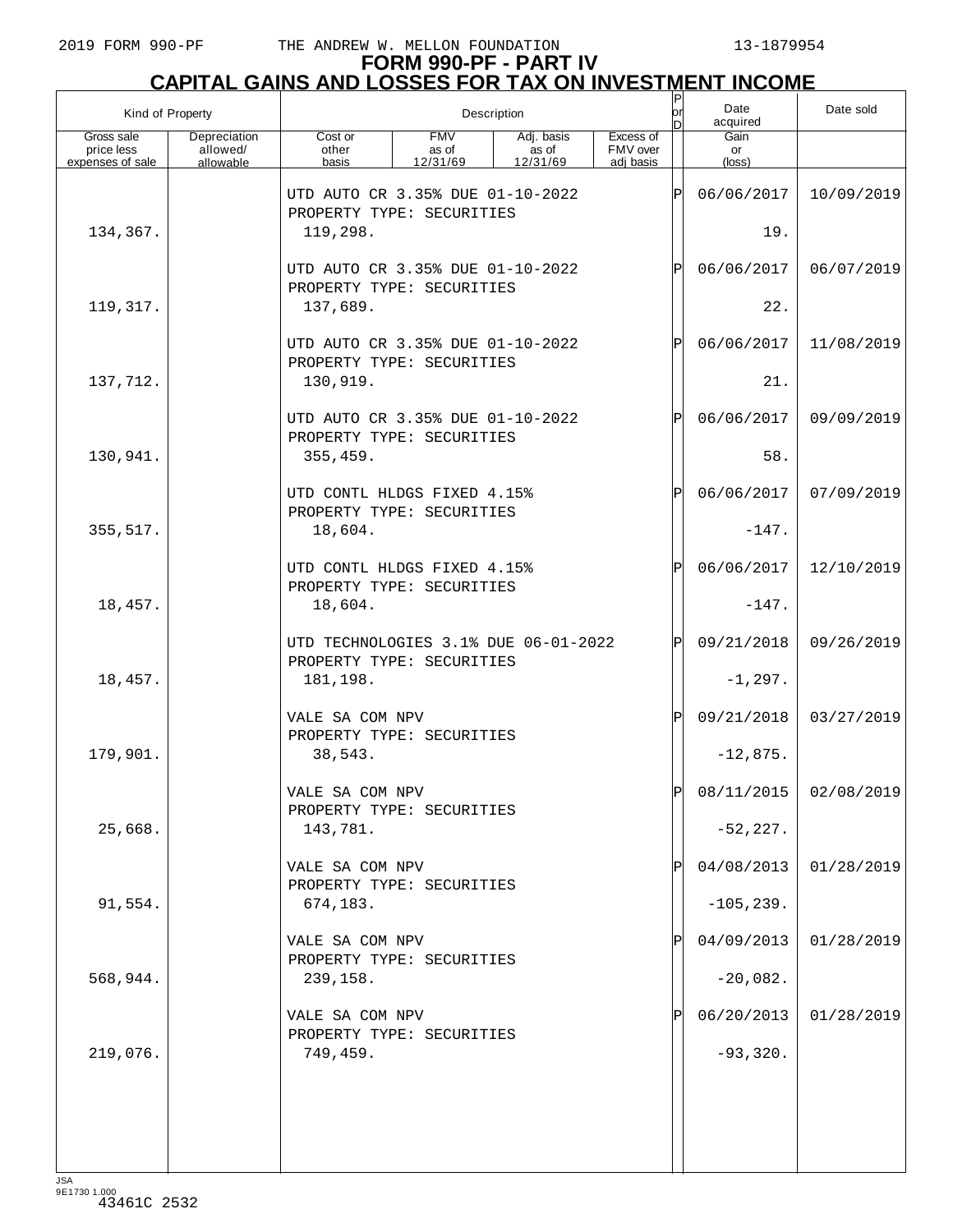## FORM 990-PF - PART IV
## CAPITAL GAINS AND LOSSES FOR TAX ON INVESTMENT INCOME

| Kind of Property | | Description | | | | P or D | Date acquired | Date sold |
|---|---|---|---|---|---|---|---|---|
| Gross sale price less expenses of sale | Depreciation allowed/ allowable | Cost or other basis | FMV as of 12/31/69 | Adj. basis as of 12/31/69 | Excess of FMV over adj basis | | Gain or (loss) | |
| | | UTD AUTO CR 3.35% DUE 01-10-2022 PROPERTY TYPE: SECURITIES | | | | P | 06/06/2017 | 10/09/2019 |
| 134,367. | | 119,298. | | | | | 19. | |
| | | UTD AUTO CR 3.35% DUE 01-10-2022 PROPERTY TYPE: SECURITIES | | | | P | 06/06/2017 | 06/07/2019 |
| 119,317. | | 137,689. | | | | | 22. | |
| | | UTD AUTO CR 3.35% DUE 01-10-2022 PROPERTY TYPE: SECURITIES | | | | P | 06/06/2017 | 11/08/2019 |
| 137,712. | | 130,919. | | | | | 21. | |
| | | UTD AUTO CR 3.35% DUE 01-10-2022 PROPERTY TYPE: SECURITIES | | | | P | 06/06/2017 | 09/09/2019 |
| 130,941. | | 355,459. | | | | | 58. | |
| | | UTD CONTL HLDGS FIXED 4.15% PROPERTY TYPE: SECURITIES | | | | P | 06/06/2017 | 07/09/2019 |
| 355,517. | | 18,604. | | | | | -147. | |
| | | UTD CONTL HLDGS FIXED 4.15% PROPERTY TYPE: SECURITIES | | | | P | 06/06/2017 | 12/10/2019 |
| 18,457. | | 18,604. | | | | | -147. | |
| | | UTD TECHNOLOGIES 3.1% DUE 06-01-2022 PROPERTY TYPE: SECURITIES | | | | P | 09/21/2018 | 09/26/2019 |
| 18,457. | | 181,198. | | | | | -1,297. | |
| | | VALE SA COM NPV PROPERTY TYPE: SECURITIES | | | | P | 09/21/2018 | 03/27/2019 |
| 179,901. | | 38,543. | | | | | -12,875. | |
| | | VALE SA COM NPV PROPERTY TYPE: SECURITIES | | | | P | 08/11/2015 | 02/08/2019 |
| 25,668. | | 143,781. | | | | | -52,227. | |
| | | VALE SA COM NPV PROPERTY TYPE: SECURITIES | | | | P | 04/08/2013 | 01/28/2019 |
| 91,554. | | 674,183. | | | | | -105,239. | |
| | | VALE SA COM NPV PROPERTY TYPE: SECURITIES | | | | P | 04/09/2013 | 01/28/2019 |
| 568,944. | | 239,158. | | | | | -20,082. | |
| | | VALE SA COM NPV PROPERTY TYPE: SECURITIES | | | | P | 06/20/2013 | 01/28/2019 |
| 219,076. | | 749,459. | | | | | -93,320. | |

JSA
9E1730 1.000
43461C 2532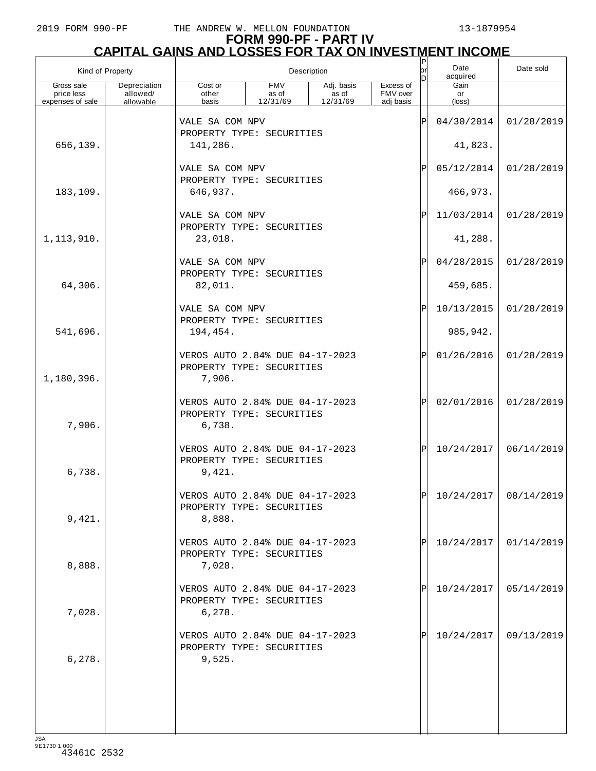# FORM 990-PF - PART IV
## CAPITAL GAINS AND LOSSES FOR TAX ON INVESTMENT INCOME

| Kind of Property | | Description | | | | P or D | Date acquired | Date sold |
|---|---|---|---|---|---|---|---|---|
| Gross sale price less expenses of sale | Depreciation allowed/ allowable | Cost or other basis | FMV as of 12/31/69 | Adj. basis as of 12/31/69 | Excess of FMV over adj basis | | Gain or (loss) | |
| | | VALE SA COM NPV PROPERTY TYPE: SECURITIES | | | | P | 04/30/2014 | 01/28/2019 |
| 656,139. | | 141,286. | | | | | 41,823. | |
| | | VALE SA COM NPV PROPERTY TYPE: SECURITIES | | | | P | 05/12/2014 | 01/28/2019 |
| 183,109. | | 646,937. | | | | | 466,973. | |
| | | VALE SA COM NPV PROPERTY TYPE: SECURITIES | | | | P | 11/03/2014 | 01/28/2019 |
| 1,113,910. | | 23,018. | | | | | 41,288. | |
| | | VALE SA COM NPV PROPERTY TYPE: SECURITIES | | | | P | 04/28/2015 | 01/28/2019 |
| 64,306. | | 82,011. | | | | | 459,685. | |
| | | VALE SA COM NPV PROPERTY TYPE: SECURITIES | | | | P | 10/13/2015 | 01/28/2019 |
| 541,696. | | 194,454. | | | | | 985,942. | |
| | | VEROS AUTO 2.84% DUE 04-17-2023 PROPERTY TYPE: SECURITIES | | | | P | 01/26/2016 | 01/28/2019 |
| 1,180,396. | | 7,906. | | | | | | |
| | | VEROS AUTO 2.84% DUE 04-17-2023 PROPERTY TYPE: SECURITIES | | | | P | 02/01/2016 | 01/28/2019 |
| 7,906. | | 6,738. | | | | | | |
| | | VEROS AUTO 2.84% DUE 04-17-2023 PROPERTY TYPE: SECURITIES | | | | P | 10/24/2017 | 06/14/2019 |
| 6,738. | | 9,421. | | | | | | |
| | | VEROS AUTO 2.84% DUE 04-17-2023 PROPERTY TYPE: SECURITIES | | | | P | 10/24/2017 | 08/14/2019 |
| 9,421. | | 8,888. | | | | | | |
| | | VEROS AUTO 2.84% DUE 04-17-2023 PROPERTY TYPE: SECURITIES | | | | P | 10/24/2017 | 01/14/2019 |
| 8,888. | | 7,028. | | | | | | |
| | | VEROS AUTO 2.84% DUE 04-17-2023 PROPERTY TYPE: SECURITIES | | | | P | 10/24/2017 | 05/14/2019 |
| 7,028. | | 6,278. | | | | | | |
| | | VEROS AUTO 2.84% DUE 04-17-2023 PROPERTY TYPE: SECURITIES | | | | P | 10/24/2017 | 09/13/2019 |
| 6,278. | | 9,525. | | | | | | |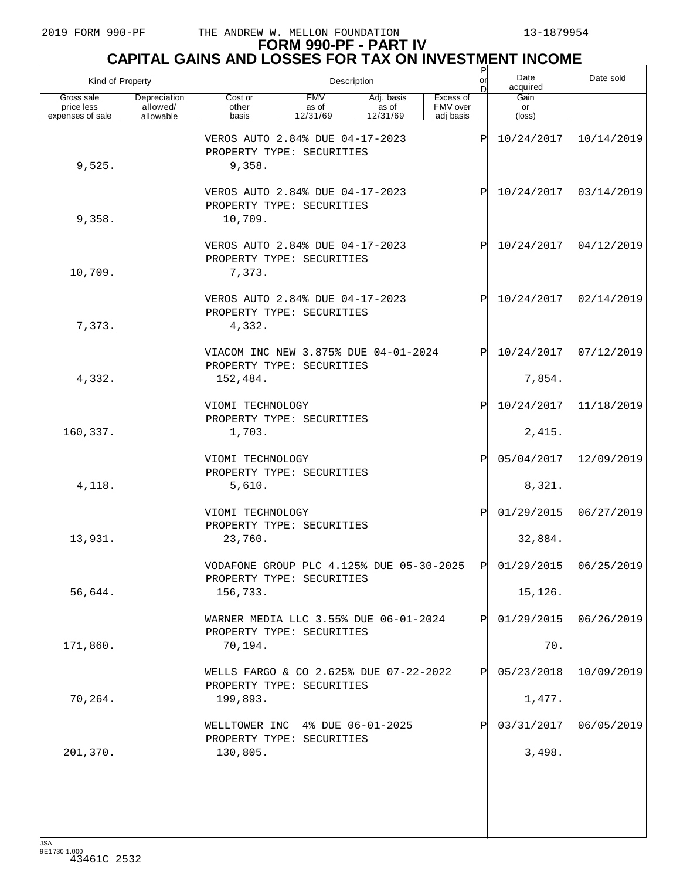## FORM 990-PF - PART IV
## CAPITAL GAINS AND LOSSES FOR TAX ON INVESTMENT INCOME

| Kind of Property | | Description | | | | P or D | Date acquired | Date sold |
|---|---|---|---|---|---|---|---|---|
| Gross sale price less expenses of sale | Depreciation allowed/ allowable | Cost or other basis | FMV as of 12/31/69 | Adj. basis as of 12/31/69 | Excess of FMV over adj basis | | Gain or (loss) | |
| | | VEROS AUTO 2.84% DUE 04-17-2023<br>PROPERTY TYPE: SECURITIES | | | | P | 10/24/2017 | 10/14/2019 |
| 9,525. | | 9,358. | | | | | | |
| | | VEROS AUTO 2.84% DUE 04-17-2023<br>PROPERTY TYPE: SECURITIES | | | | P | 10/24/2017 | 03/14/2019 |
| 9,358. | | 10,709. | | | | | | |
| | | VEROS AUTO 2.84% DUE 04-17-2023<br>PROPERTY TYPE: SECURITIES | | | | P | 10/24/2017 | 04/12/2019 |
| 10,709. | | 7,373. | | | | | | |
| | | VEROS AUTO 2.84% DUE 04-17-2023<br>PROPERTY TYPE: SECURITIES | | | | P | 10/24/2017 | 02/14/2019 |
| 7,373. | | 4,332. | | | | | | |
| | | VIACOM INC NEW 3.875% DUE 04-01-2024<br>PROPERTY TYPE: SECURITIES | | | | P | 10/24/2017 | 07/12/2019 |
| 4,332. | | 152,484. | | | | | 7,854. | |
| | | VIOMI TECHNOLOGY<br>PROPERTY TYPE: SECURITIES | | | | P | 10/24/2017 | 11/18/2019 |
| 160,337. | | 1,703. | | | | | 2,415. | |
| | | VIOMI TECHNOLOGY<br>PROPERTY TYPE: SECURITIES | | | | P | 05/04/2017 | 12/09/2019 |
| 4,118. | | 5,610. | | | | | 8,321. | |
| | | VIOMI TECHNOLOGY<br>PROPERTY TYPE: SECURITIES | | | | P | 01/29/2015 | 06/27/2019 |
| 13,931. | | 23,760. | | | | | 32,884. | |
| | | VODAFONE GROUP PLC 4.125% DUE 05-30-2025<br>PROPERTY TYPE: SECURITIES | | | | P | 01/29/2015 | 06/25/2019 |
| 56,644. | | 156,733. | | | | | 15,126. | |
| | | WARNER MEDIA LLC 3.55% DUE 06-01-2024<br>PROPERTY TYPE: SECURITIES | | | | P | 01/29/2015 | 06/26/2019 |
| 171,860. | | 70,194. | | | | | 70. | |
| | | WELLS FARGO & CO 2.625% DUE 07-22-2022<br>PROPERTY TYPE: SECURITIES | | | | P | 05/23/2018 | 10/09/2019 |
| 70,264. | | 199,893. | | | | | 1,477. | |
| | | WELLTOWER INC 4% DUE 06-01-2025<br>PROPERTY TYPE: SECURITIES | | | | P | 03/31/2017 | 06/05/2019 |
| 201,370. | | 130,805. | | | | | 3,498. | |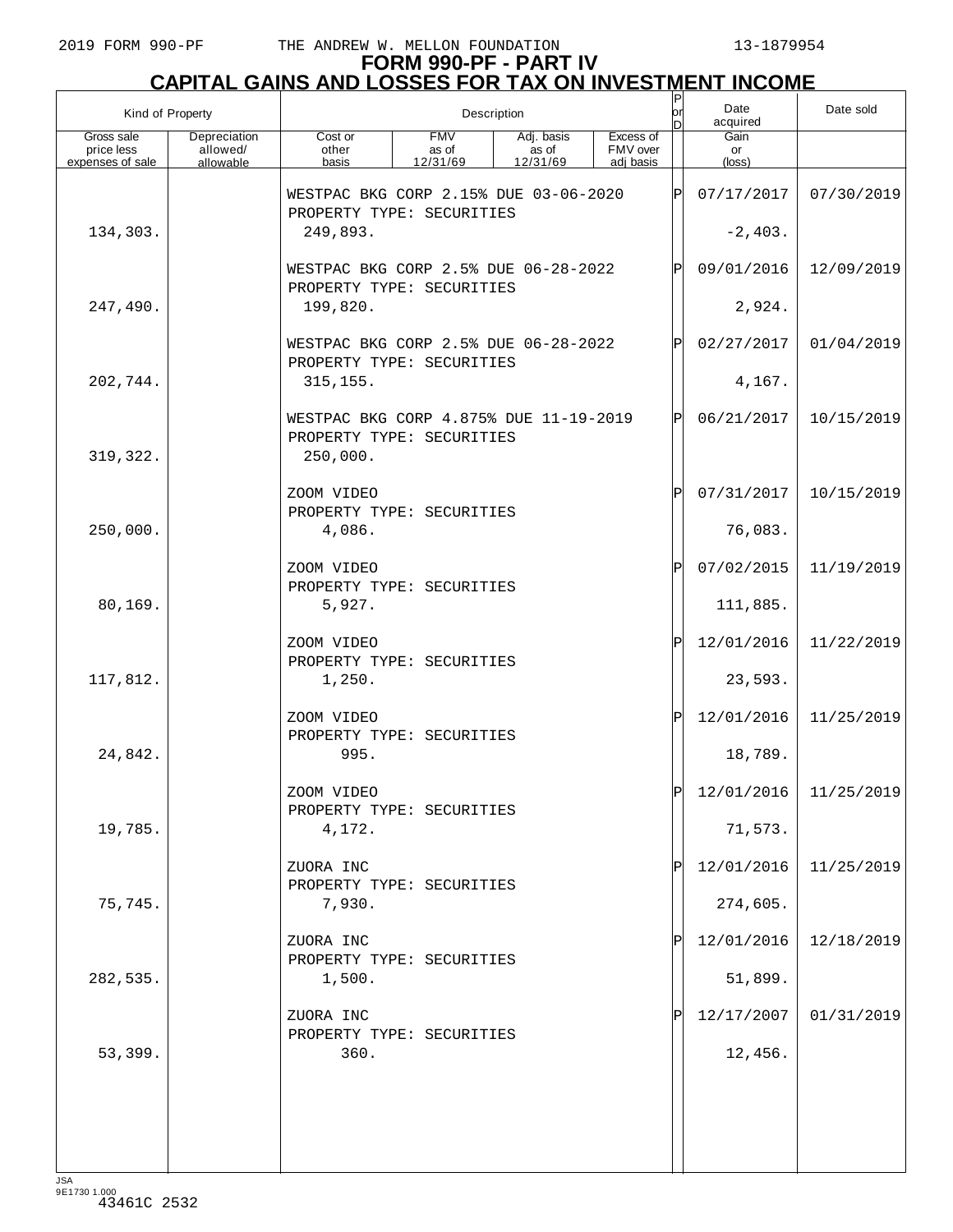2019 FORM 990-PF THE ANDREW W. MELLON FOUNDATION 13-1879954

# FORM 990-PF - PART IV
## CAPITAL GAINS AND LOSSES FOR TAX ON INVESTMENT INCOME

| Kind of Property | | Description | | | | P or D | Date acquired | Date sold |
|---|---|---|---|---|---|---|---|---|
| Gross sale price less expenses of sale | Depreciation allowed/ allowable | Cost or other basis | FMV as of 12/31/69 | Adj. basis as of 12/31/69 | Excess of FMV over adj basis | | Gain or (loss) | |
| | | WESTPAC BKG CORP 2.15% DUE 03-06-2020 PROPERTY TYPE: SECURITIES | | | | P | 07/17/2017 | 07/30/2019 |
| 134,303. | | 249,893. | | | | | -2,403. | |
| | | WESTPAC BKG CORP 2.5% DUE 06-28-2022 PROPERTY TYPE: SECURITIES | | | | P | 09/01/2016 | 12/09/2019 |
| 247,490. | | 199,820. | | | | | 2,924. | |
| | | WESTPAC BKG CORP 2.5% DUE 06-28-2022 PROPERTY TYPE: SECURITIES | | | | P | 02/27/2017 | 01/04/2019 |
| 202,744. | | 315,155. | | | | | 4,167. | |
| | | WESTPAC BKG CORP 4.875% DUE 11-19-2019 PROPERTY TYPE: SECURITIES | | | | P | 06/21/2017 | 10/15/2019 |
| 319,322. | | 250,000. | | | | | | |
| | | ZOOM VIDEO PROPERTY TYPE: SECURITIES | | | | P | 07/31/2017 | 10/15/2019 |
| 250,000. | | 4,086. | | | | | 76,083. | |
| | | ZOOM VIDEO PROPERTY TYPE: SECURITIES | | | | P | 07/02/2015 | 11/19/2019 |
| 80,169. | | 5,927. | | | | | 111,885. | |
| | | ZOOM VIDEO PROPERTY TYPE: SECURITIES | | | | P | 12/01/2016 | 11/22/2019 |
| 117,812. | | 1,250. | | | | | 23,593. | |
| | | ZOOM VIDEO PROPERTY TYPE: SECURITIES | | | | P | 12/01/2016 | 11/25/2019 |
| 24,842. | | 995. | | | | | 18,789. | |
| | | ZOOM VIDEO PROPERTY TYPE: SECURITIES | | | | P | 12/01/2016 | 11/25/2019 |
| 19,785. | | 4,172. | | | | | 71,573. | |
| | | ZUORA INC PROPERTY TYPE: SECURITIES | | | | P | 12/01/2016 | 11/25/2019 |
| 75,745. | | 7,930. | | | | | 274,605. | |
| | | ZUORA INC PROPERTY TYPE: SECURITIES | | | | P | 12/01/2016 | 12/18/2019 |
| 282,535. | | 1,500. | | | | | 51,899. | |
| | | ZUORA INC PROPERTY TYPE: SECURITIES | | | | P | 12/17/2007 | 01/31/2019 |
| 53,399. | | 360. | | | | | 12,456. | |

JSA 9E1730 1.000
43461C 2532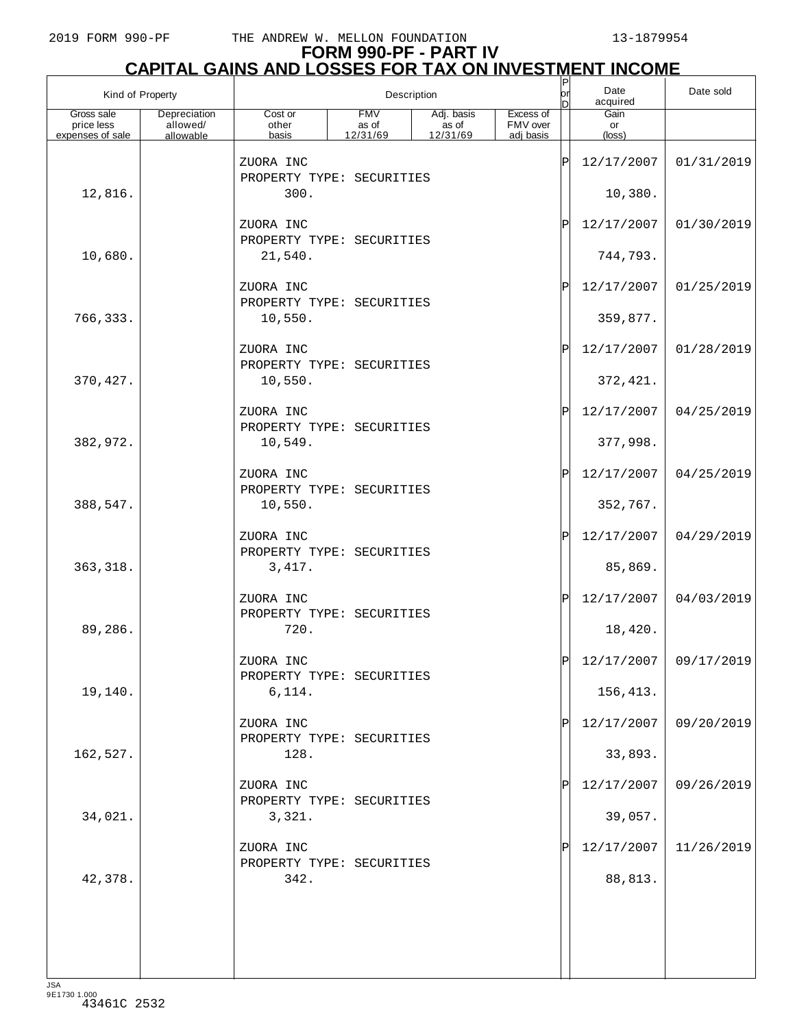# FORM 990-PF - PART IV
## CAPITAL GAINS AND LOSSES FOR TAX ON INVESTMENT INCOME

| Kind of Property | | Description | | | | P or D | Date acquired | Date sold |
|---|---|---|---|---|---|---|---|---|
| Gross sale price less expenses of sale | Depreciation allowed/ allowable | Cost or other basis | FMV as of 12/31/69 | Adj. basis as of 12/31/69 | Excess of FMV over adj basis | | Gain or (loss) | |
| | | ZUORA INC PROPERTY TYPE: SECURITIES | | | | P | 12/17/2007 | 01/31/2019 |
| 12,816. | | 300. | | | | | 10,380. | |
| | | ZUORA INC PROPERTY TYPE: SECURITIES | | | | P | 12/17/2007 | 01/30/2019 |
| 10,680. | | 21,540. | | | | | 744,793. | |
| | | ZUORA INC PROPERTY TYPE: SECURITIES | | | | P | 12/17/2007 | 01/25/2019 |
| 766,333. | | 10,550. | | | | | 359,877. | |
| | | ZUORA INC PROPERTY TYPE: SECURITIES | | | | P | 12/17/2007 | 01/28/2019 |
| 370,427. | | 10,550. | | | | | 372,421. | |
| | | ZUORA INC PROPERTY TYPE: SECURITIES | | | | P | 12/17/2007 | 04/25/2019 |
| 382,972. | | 10,549. | | | | | 377,998. | |
| | | ZUORA INC PROPERTY TYPE: SECURITIES | | | | P | 12/17/2007 | 04/25/2019 |
| 388,547. | | 10,550. | | | | | 352,767. | |
| | | ZUORA INC PROPERTY TYPE: SECURITIES | | | | P | 12/17/2007 | 04/29/2019 |
| 363,318. | | 3,417. | | | | | 85,869. | |
| | | ZUORA INC PROPERTY TYPE: SECURITIES | | | | P | 12/17/2007 | 04/03/2019 |
| 89,286. | | 720. | | | | | 18,420. | |
| | | ZUORA INC PROPERTY TYPE: SECURITIES | | | | P | 12/17/2007 | 09/17/2019 |
| 19,140. | | 6,114. | | | | | 156,413. | |
| | | ZUORA INC PROPERTY TYPE: SECURITIES | | | | P | 12/17/2007 | 09/20/2019 |
| 162,527. | | 128. | | | | | 33,893. | |
| | | ZUORA INC PROPERTY TYPE: SECURITIES | | | | P | 12/17/2007 | 09/26/2019 |
| 34,021. | | 3,321. | | | | | 39,057. | |
| | | ZUORA INC PROPERTY TYPE: SECURITIES | | | | P | 12/17/2007 | 11/26/2019 |
| 42,378. | | 342. | | | | | 88,813. | |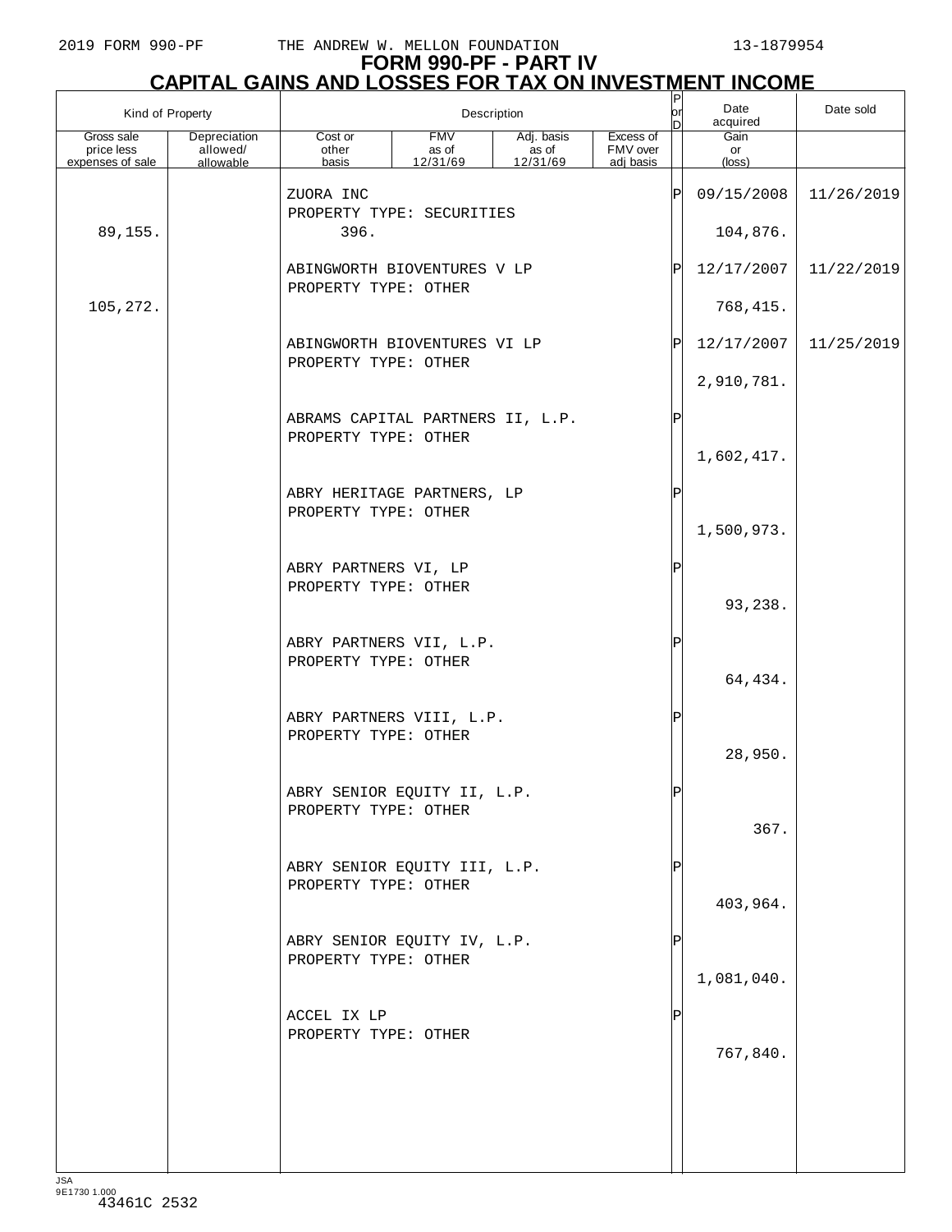# FORM 990-PF - PART IV
## CAPITAL GAINS AND LOSSES FOR TAX ON INVESTMENT INCOME

| Kind of Property | | Description | | | | P or D | Date acquired | Date sold |
|---|---|---|---|---|---|---|---|---|
| Gross sale price less expenses of sale | Depreciation allowed/ allowable | Cost or other basis | FMV as of 12/31/69 | Adj. basis as of 12/31/69 | Excess of FMV over adj basis | | Gain or (loss) | |
| | | ZUORA INC PROPERTY TYPE: SECURITIES | | | | P | 09/15/2008 | 11/26/2019 |
| 89,155. | | 396. | | | | | 104,876. | |
| | | ABINGWORTH BIOVENTURES V LP PROPERTY TYPE: OTHER | | | | P | 12/17/2007 | 11/22/2019 |
| 105,272. | | | | | | | 768,415. | |
| | | ABINGWORTH BIOVENTURES VI LP PROPERTY TYPE: OTHER | | | | P | 12/17/2007 | 11/25/2019 |
| | | | | | | | 2,910,781. | |
| | | ABRAMS CAPITAL PARTNERS II, L.P. PROPERTY TYPE: OTHER | | | | P | | |
| | | | | | | | 1,602,417. | |
| | | ABRY HERITAGE PARTNERS, LP PROPERTY TYPE: OTHER | | | | P | | |
| | | | | | | | 1,500,973. | |
| | | ABRY PARTNERS VI, LP PROPERTY TYPE: OTHER | | | | P | | |
| | | | | | | | 93,238. | |
| | | ABRY PARTNERS VII, L.P. PROPERTY TYPE: OTHER | | | | P | | |
| | | | | | | | 64,434. | |
| | | ABRY PARTNERS VIII, L.P. PROPERTY TYPE: OTHER | | | | P | | |
| | | | | | | | 28,950. | |
| | | ABRY SENIOR EQUITY II, L.P. PROPERTY TYPE: OTHER | | | | P | | |
| | | | | | | | 367. | |
| | | ABRY SENIOR EQUITY III, L.P. PROPERTY TYPE: OTHER | | | | P | | |
| | | | | | | | 403,964. | |
| | | ABRY SENIOR EQUITY IV, L.P. PROPERTY TYPE: OTHER | | | | P | | |
| | | | | | | | 1,081,040. | |
| | | ACCEL IX LP PROPERTY TYPE: OTHER | | | | P | | |
| | | | | | | | 767,840. | |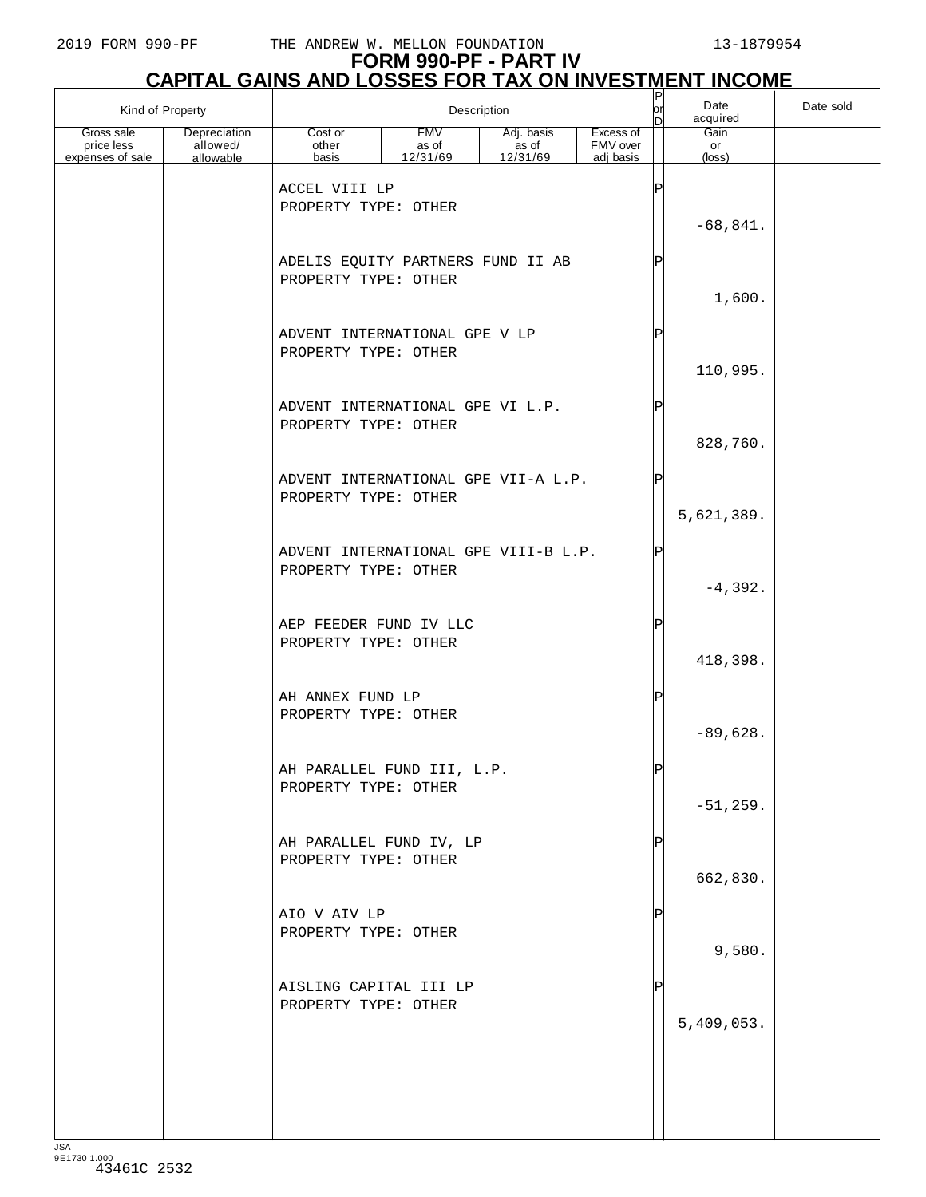# FORM 990-PF - PART IV

## CAPITAL GAINS AND LOSSES FOR TAX ON INVESTMENT INCOME

| Kind of Property | | Description | | | | P or D | Date acquired | Date sold |
|---|---|---|---|---|---|---|---|---|
| Gross sale price less expenses of sale | Depreciation allowed/ allowable | Cost or other basis | FMV as of 12/31/69 | Adj. basis as of 12/31/69 | Excess of FMV over adj basis | | Gain or (loss) | |
| | | ACCEL VIII LP<br>PROPERTY TYPE: OTHER | | | | P | -68,841. | |
| | | ADELIS EQUITY PARTNERS FUND II AB<br>PROPERTY TYPE: OTHER | | | | P | 1,600. | |
| | | ADVENT INTERNATIONAL GPE V LP<br>PROPERTY TYPE: OTHER | | | | P | 110,995. | |
| | | ADVENT INTERNATIONAL GPE VI L.P.<br>PROPERTY TYPE: OTHER | | | | P | 828,760. | |
| | | ADVENT INTERNATIONAL GPE VII-A L.P.<br>PROPERTY TYPE: OTHER | | | | P | 5,621,389. | |
| | | ADVENT INTERNATIONAL GPE VIII-B L.P.<br>PROPERTY TYPE: OTHER | | | | P | -4,392. | |
| | | AEP FEEDER FUND IV LLC<br>PROPERTY TYPE: OTHER | | | | P | 418,398. | |
| | | AH ANNEX FUND LP<br>PROPERTY TYPE: OTHER | | | | P | -89,628. | |
| | | AH PARALLEL FUND III, L.P.<br>PROPERTY TYPE: OTHER | | | | P | -51,259. | |
| | | AH PARALLEL FUND IV, LP<br>PROPERTY TYPE: OTHER | | | | P | 662,830. | |
| | | AIO V AIV LP<br>PROPERTY TYPE: OTHER | | | | P | 9,580. | |
| | | AISLING CAPITAL III LP<br>PROPERTY TYPE: OTHER | | | | P | 5,409,053. | |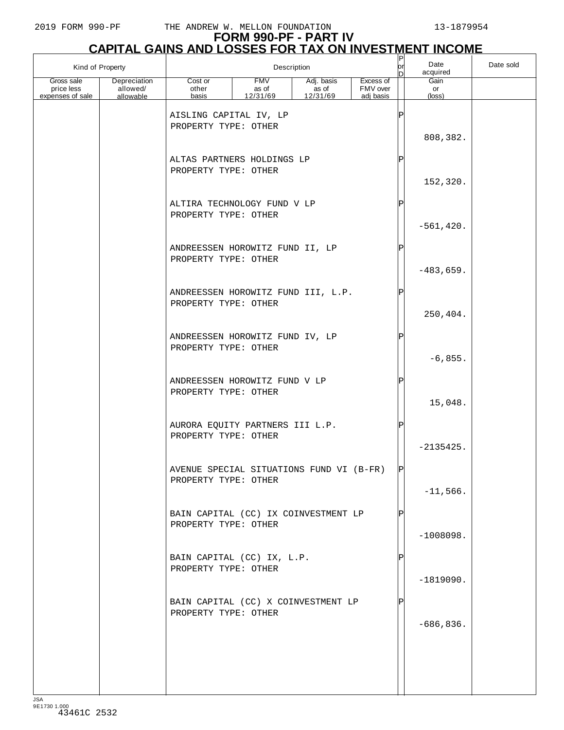# FORM 990-PF - PART IV
# CAPITAL GAINS AND LOSSES FOR TAX ON INVESTMENT INCOME

| Kind of Property | | Description | | | | P or D | Date acquired | Date sold |
|---|---|---|---|---|---|---|---|---|
| Gross sale price less expenses of sale | Depreciation allowed/ allowable | Cost or other basis | FMV as of 12/31/69 | Adj. basis as of 12/31/69 | Excess of FMV over adj basis | | Gain or (loss) | |
| | | AISLING CAPITAL IV, LP<br>PROPERTY TYPE: OTHER | | | | P | 808,382. | |
| | | ALTAS PARTNERS HOLDINGS LP<br>PROPERTY TYPE: OTHER | | | | P | 152,320. | |
| | | ALTIRA TECHNOLOGY FUND V LP<br>PROPERTY TYPE: OTHER | | | | P | -561,420. | |
| | | ANDREESSEN HOROWITZ FUND II, LP<br>PROPERTY TYPE: OTHER | | | | P | -483,659. | |
| | | ANDREESSEN HOROWITZ FUND III, L.P.<br>PROPERTY TYPE: OTHER | | | | P | 250,404. | |
| | | ANDREESSEN HOROWITZ FUND IV, LP<br>PROPERTY TYPE: OTHER | | | | P | -6,855. | |
| | | ANDREESSEN HOROWITZ FUND V LP<br>PROPERTY TYPE: OTHER | | | | P | 15,048. | |
| | | AURORA EQUITY PARTNERS III L.P.<br>PROPERTY TYPE: OTHER | | | | P | -2135425. | |
| | | AVENUE SPECIAL SITUATIONS FUND VI (B-FR)<br>PROPERTY TYPE: OTHER | | | | P | -11,566. | |
| | | BAIN CAPITAL (CC) IX COINVESTMENT LP<br>PROPERTY TYPE: OTHER | | | | P | -1008098. | |
| | | BAIN CAPITAL (CC) IX, L.P.<br>PROPERTY TYPE: OTHER | | | | P | -1819090. | |
| | | BAIN CAPITAL (CC) X COINVESTMENT LP<br>PROPERTY TYPE: OTHER | | | | P | -686,836. | |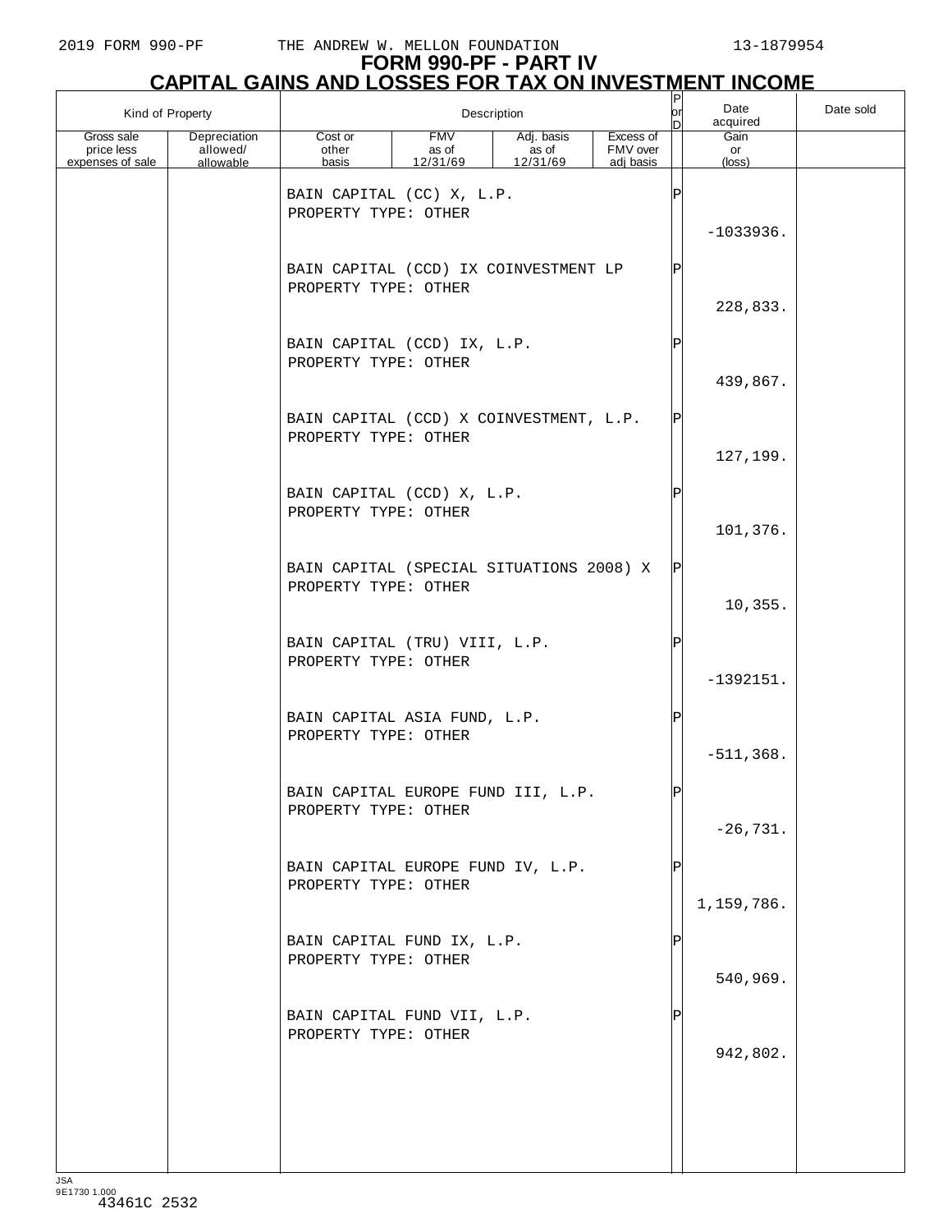# FORM 990-PF - PART IV
## CAPITAL GAINS AND LOSSES FOR TAX ON INVESTMENT INCOME

| Kind of Property | | Description | | | | P or D | Date acquired | Date sold |
|---|---|---|---|---|---|---|---|---|
| Gross sale price less expenses of sale | Depreciation allowed/ allowable | Cost or other basis | FMV as of 12/31/69 | Adj. basis as of 12/31/69 | Excess of FMV over adj basis | | Gain or (loss) | |
| | | BAIN CAPITAL (CC) X, L.P. PROPERTY TYPE: OTHER | | | | P | | |
| | | | | | | | -1033936. | |
| | | BAIN CAPITAL (CCD) IX COINVESTMENT LP PROPERTY TYPE: OTHER | | | | P | | |
| | | | | | | | 228,833. | |
| | | BAIN CAPITAL (CCD) IX, L.P. PROPERTY TYPE: OTHER | | | | P | | |
| | | | | | | | 439,867. | |
| | | BAIN CAPITAL (CCD) X COINVESTMENT, L.P. PROPERTY TYPE: OTHER | | | | P | | |
| | | | | | | | 127,199. | |
| | | BAIN CAPITAL (CCD) X, L.P. PROPERTY TYPE: OTHER | | | | P | | |
| | | | | | | | 101,376. | |
| | | BAIN CAPITAL (SPECIAL SITUATIONS 2008) X PROPERTY TYPE: OTHER | | | | P | | |
| | | | | | | | 10,355. | |
| | | BAIN CAPITAL (TRU) VIII, L.P. PROPERTY TYPE: OTHER | | | | P | | |
| | | | | | | | -1392151. | |
| | | BAIN CAPITAL ASIA FUND, L.P. PROPERTY TYPE: OTHER | | | | P | | |
| | | | | | | | -511,368. | |
| | | BAIN CAPITAL EUROPE FUND III, L.P. PROPERTY TYPE: OTHER | | | | P | | |
| | | | | | | | -26,731. | |
| | | BAIN CAPITAL EUROPE FUND IV, L.P. PROPERTY TYPE: OTHER | | | | P | | |
| | | | | | | | 1,159,786. | |
| | | BAIN CAPITAL FUND IX, L.P. PROPERTY TYPE: OTHER | | | | P | | |
| | | | | | | | 540,969. | |
| | | BAIN CAPITAL FUND VII, L.P. PROPERTY TYPE: OTHER | | | | P | | |
| | | | | | | | 942,802. | |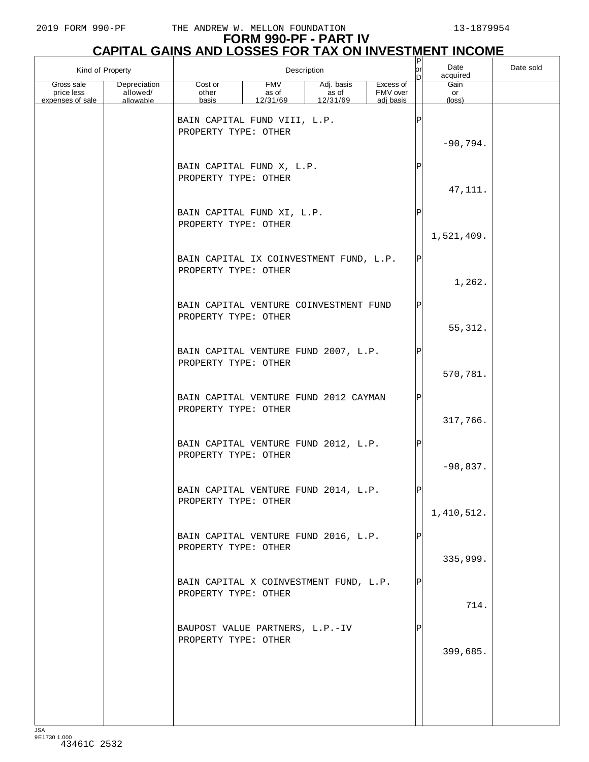# FORM 990-PF - PART IV

## CAPITAL GAINS AND LOSSES FOR TAX ON INVESTMENT INCOME

| Kind of Property | | Description | | | | P or D | Date acquired | Date sold |
|---|---|---|---|---|---|---|---|---|
| Gross sale price less expenses of sale | Depreciation allowed/ allowable | Cost or other basis | FMV as of 12/31/69 | Adj. basis as of 12/31/69 | Excess of FMV over adj basis | | Gain or (loss) | |
| | | BAIN CAPITAL FUND VIII, L.P. PROPERTY TYPE: OTHER | | | | P | -90,794. | |
| | | BAIN CAPITAL FUND X, L.P. PROPERTY TYPE: OTHER | | | | P | 47,111. | |
| | | BAIN CAPITAL FUND XI, L.P. PROPERTY TYPE: OTHER | | | | P | 1,521,409. | |
| | | BAIN CAPITAL IX COINVESTMENT FUND, L.P. PROPERTY TYPE: OTHER | | | | P | 1,262. | |
| | | BAIN CAPITAL VENTURE COINVESTMENT FUND PROPERTY TYPE: OTHER | | | | P | 55,312. | |
| | | BAIN CAPITAL VENTURE FUND 2007, L.P. PROPERTY TYPE: OTHER | | | | P | 570,781. | |
| | | BAIN CAPITAL VENTURE FUND 2012 CAYMAN PROPERTY TYPE: OTHER | | | | P | 317,766. | |
| | | BAIN CAPITAL VENTURE FUND 2012, L.P. PROPERTY TYPE: OTHER | | | | P | -98,837. | |
| | | BAIN CAPITAL VENTURE FUND 2014, L.P. PROPERTY TYPE: OTHER | | | | P | 1,410,512. | |
| | | BAIN CAPITAL VENTURE FUND 2016, L.P. PROPERTY TYPE: OTHER | | | | P | 335,999. | |
| | | BAIN CAPITAL X COINVESTMENT FUND, L.P. PROPERTY TYPE: OTHER | | | | P | 714. | |
| | | BAUPOST VALUE PARTNERS, L.P.-IV PROPERTY TYPE: OTHER | | | | P | 399,685. | |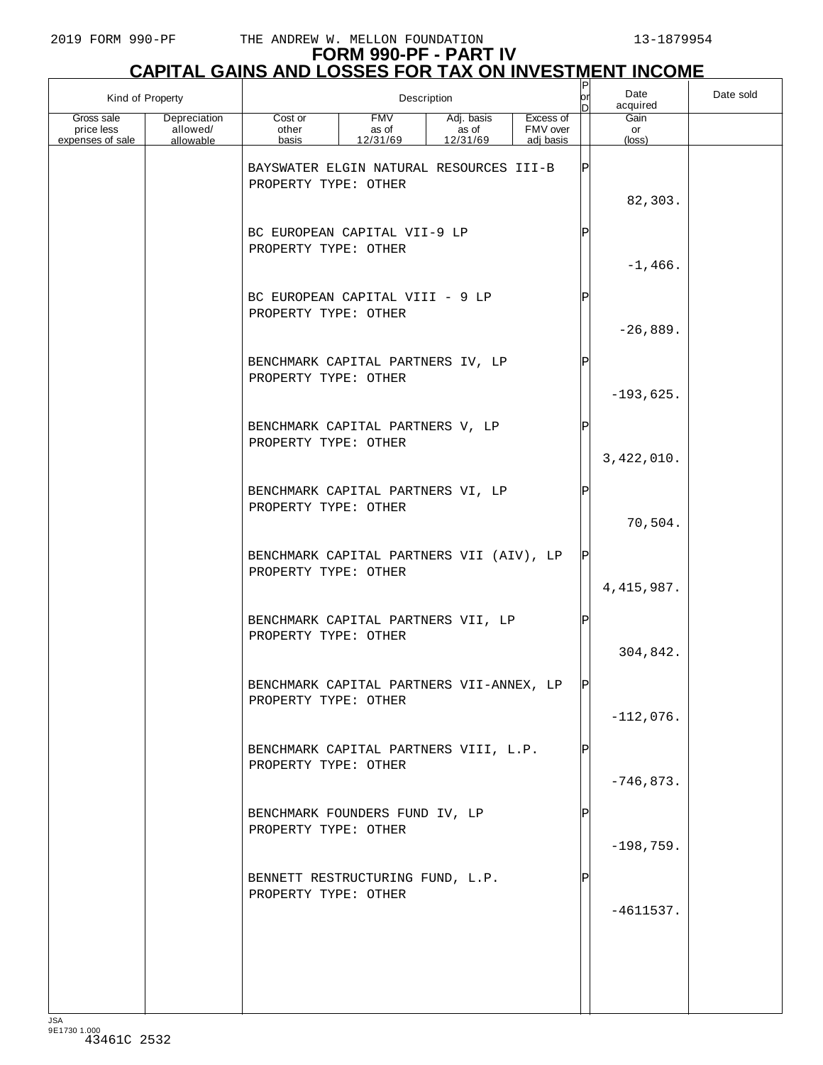# FORM 990-PF - PART IV
## CAPITAL GAINS AND LOSSES FOR TAX ON INVESTMENT INCOME

| Kind of Property | | Description | | | | P or D | Date acquired | Date sold |
|---|---|---|---|---|---|---|---|---|
| Gross sale price less expenses of sale | Depreciation allowed/ allowable | Cost or other basis | FMV as of 12/31/69 | Adj. basis as of 12/31/69 | Excess of FMV over adj basis | | Gain or (loss) | |
| | | BAYSWATER ELGIN NATURAL RESOURCES III-B PROPERTY TYPE: OTHER | | | | P | | |
| | | | | | | | 82,303. | |
| | | BC EUROPEAN CAPITAL VII-9 LP PROPERTY TYPE: OTHER | | | | P | | |
| | | | | | | | -1,466. | |
| | | BC EUROPEAN CAPITAL VIII - 9 LP PROPERTY TYPE: OTHER | | | | P | | |
| | | | | | | | -26,889. | |
| | | BENCHMARK CAPITAL PARTNERS IV, LP PROPERTY TYPE: OTHER | | | | P | | |
| | | | | | | | -193,625. | |
| | | BENCHMARK CAPITAL PARTNERS V, LP PROPERTY TYPE: OTHER | | | | P | | |
| | | | | | | | 3,422,010. | |
| | | BENCHMARK CAPITAL PARTNERS VI, LP PROPERTY TYPE: OTHER | | | | P | | |
| | | | | | | | 70,504. | |
| | | BENCHMARK CAPITAL PARTNERS VII (AIV), LP PROPERTY TYPE: OTHER | | | | P | | |
| | | | | | | | 4,415,987. | |
| | | BENCHMARK CAPITAL PARTNERS VII, LP PROPERTY TYPE: OTHER | | | | P | | |
| | | | | | | | 304,842. | |
| | | BENCHMARK CAPITAL PARTNERS VII-ANNEX, LP PROPERTY TYPE: OTHER | | | | P | | |
| | | | | | | | -112,076. | |
| | | BENCHMARK CAPITAL PARTNERS VIII, L.P. PROPERTY TYPE: OTHER | | | | P | | |
| | | | | | | | -746,873. | |
| | | BENCHMARK FOUNDERS FUND IV, LP PROPERTY TYPE: OTHER | | | | P | | |
| | | | | | | | -198,759. | |
| | | BENNETT RESTRUCTURING FUND, L.P. PROPERTY TYPE: OTHER | | | | P | | |
| | | | | | | | -4611537. | |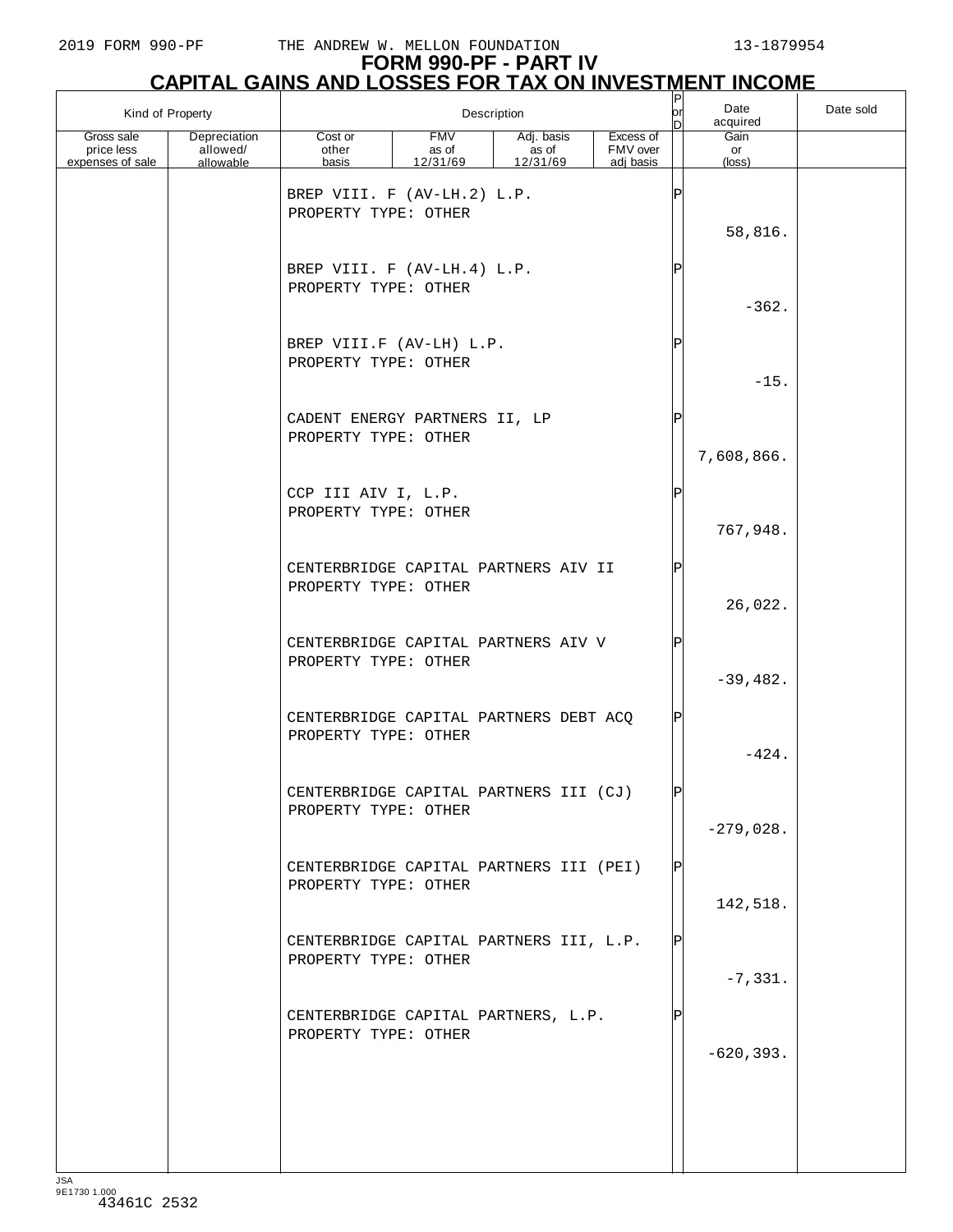2019 FORM 990-PF THE ANDREW W. MELLON FOUNDATION 13-1879954

# FORM 990-PF - PART IV
## CAPITAL GAINS AND LOSSES FOR TAX ON INVESTMENT INCOME

| Kind of Property | | Description | | | | P or D | Date acquired | Date sold |
|---|---|---|---|---|---|---|---|---|
| Gross sale price less expenses of sale | Depreciation allowed/ allowable | Cost or other basis | FMV as of 12/31/69 | Adj. basis as of 12/31/69 | Excess of FMV over adj basis | | Gain or (loss) | |
| | | BREP VIII. F (AV-LH.2) L.P. PROPERTY TYPE: OTHER | | | | P | | |
| | | | | | | | 58,816. | |
| | | BREP VIII. F (AV-LH.4) L.P. PROPERTY TYPE: OTHER | | | | P | | |
| | | | | | | | -362. | |
| | | BREP VIII.F (AV-LH) L.P. PROPERTY TYPE: OTHER | | | | P | | |
| | | | | | | | -15. | |
| | | CADENT ENERGY PARTNERS II, LP PROPERTY TYPE: OTHER | | | | P | | |
| | | | | | | | 7,608,866. | |
| | | CCP III AIV I, L.P. PROPERTY TYPE: OTHER | | | | P | | |
| | | | | | | | 767,948. | |
| | | CENTERBRIDGE CAPITAL PARTNERS AIV II PROPERTY TYPE: OTHER | | | | P | | |
| | | | | | | | 26,022. | |
| | | CENTERBRIDGE CAPITAL PARTNERS AIV V PROPERTY TYPE: OTHER | | | | P | | |
| | | | | | | | -39,482. | |
| | | CENTERBRIDGE CAPITAL PARTNERS DEBT ACQ PROPERTY TYPE: OTHER | | | | P | | |
| | | | | | | | -424. | |
| | | CENTERBRIDGE CAPITAL PARTNERS III (CJ) PROPERTY TYPE: OTHER | | | | P | | |
| | | | | | | | -279,028. | |
| | | CENTERBRIDGE CAPITAL PARTNERS III (PEI) PROPERTY TYPE: OTHER | | | | P | | |
| | | | | | | | 142,518. | |
| | | CENTERBRIDGE CAPITAL PARTNERS III, L.P. PROPERTY TYPE: OTHER | | | | P | | |
| | | | | | | | -7,331. | |
| | | CENTERBRIDGE CAPITAL PARTNERS, L.P. PROPERTY TYPE: OTHER | | | | P | | |
| | | | | | | | -620,393. | |

JSA
9E1730 1.000
43461C 2532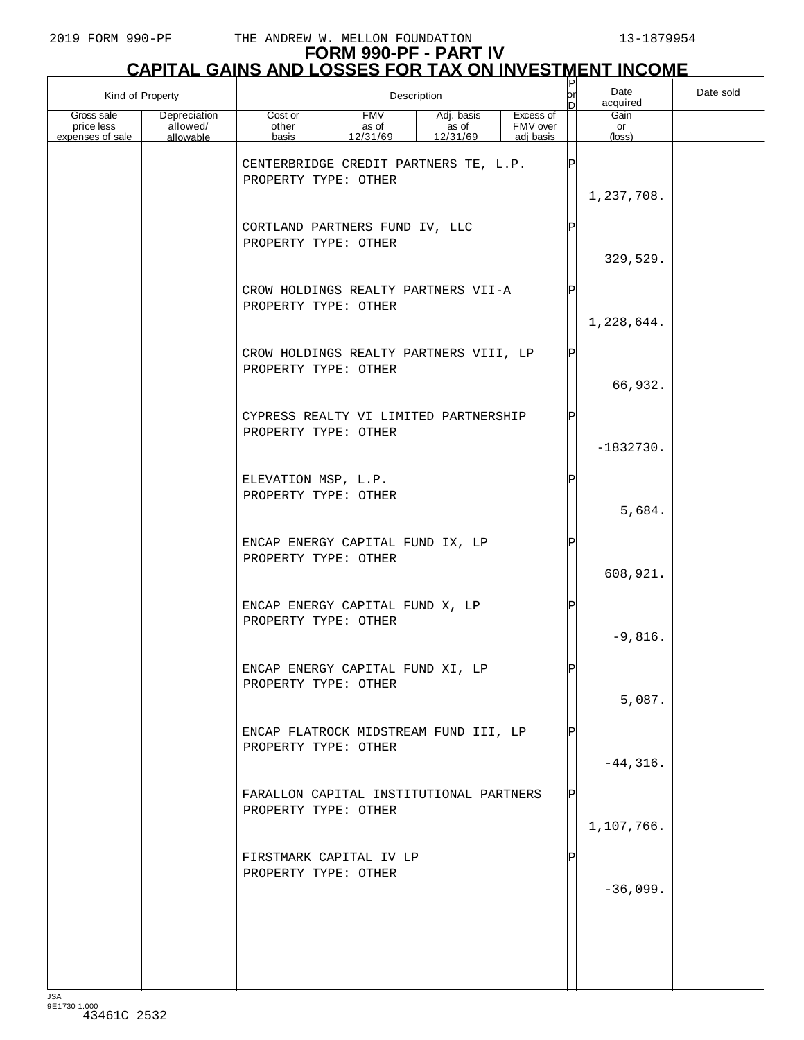# FORM 990-PF - PART IV

## CAPITAL GAINS AND LOSSES FOR TAX ON INVESTMENT INCOME

| Kind of Property | | Description | | | | P or D | Date acquired | Date sold |
|---|---|---|---|---|---|---|---|---|
| Gross sale price less expenses of sale | Depreciation allowed/ allowable | Cost or other basis | FMV as of 12/31/69 | Adj. basis as of 12/31/69 | Excess of FMV over adj basis | | Gain or (loss) | |
| | | CENTERBRIDGE CREDIT PARTNERS TE, L.P.<br>PROPERTY TYPE: OTHER | | | | P | | |
| | | | | | | | 1,237,708. | |
| | | CORTLAND PARTNERS FUND IV, LLC<br>PROPERTY TYPE: OTHER | | | | P | | |
| | | | | | | | 329,529. | |
| | | CROW HOLDINGS REALTY PARTNERS VII-A<br>PROPERTY TYPE: OTHER | | | | P | | |
| | | | | | | | 1,228,644. | |
| | | CROW HOLDINGS REALTY PARTNERS VIII, LP<br>PROPERTY TYPE: OTHER | | | | P | | |
| | | | | | | | 66,932. | |
| | | CYPRESS REALTY VI LIMITED PARTNERSHIP<br>PROPERTY TYPE: OTHER | | | | P | | |
| | | | | | | | -1832730. | |
| | | ELEVATION MSP, L.P.<br>PROPERTY TYPE: OTHER | | | | P | | |
| | | | | | | | 5,684. | |
| | | ENCAP ENERGY CAPITAL FUND IX, LP<br>PROPERTY TYPE: OTHER | | | | P | | |
| | | | | | | | 608,921. | |
| | | ENCAP ENERGY CAPITAL FUND X, LP<br>PROPERTY TYPE: OTHER | | | | P | | |
| | | | | | | | -9,816. | |
| | | ENCAP ENERGY CAPITAL FUND XI, LP<br>PROPERTY TYPE: OTHER | | | | P | | |
| | | | | | | | 5,087. | |
| | | ENCAP FLATROCK MIDSTREAM FUND III, LP<br>PROPERTY TYPE: OTHER | | | | P | | |
| | | | | | | | -44,316. | |
| | | FARALLON CAPITAL INSTITUTIONAL PARTNERS<br>PROPERTY TYPE: OTHER | | | | P | | |
| | | | | | | | 1,107,766. | |
| | | FIRSTMARK CAPITAL IV LP<br>PROPERTY TYPE: OTHER | | | | P | | |
| | | | | | | | -36,099. | |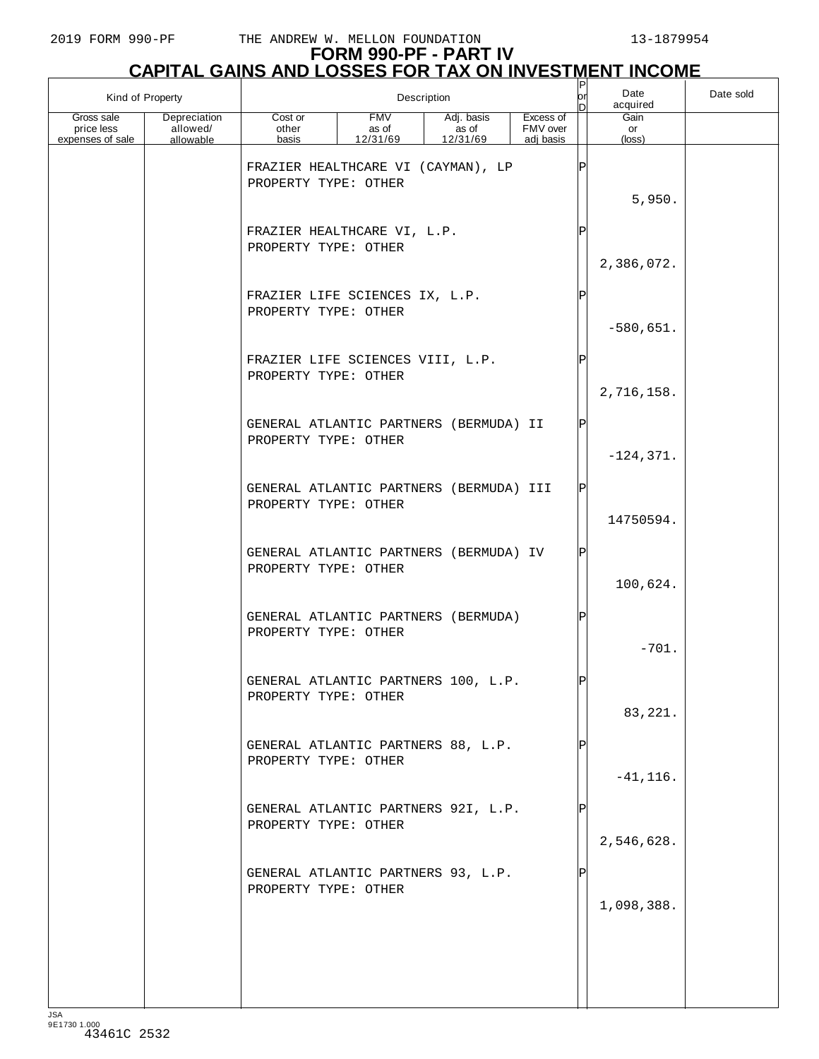# FORM 990-PF - PART IV
## CAPITAL GAINS AND LOSSES FOR TAX ON INVESTMENT INCOME

| Kind of Property | | Description | | | | P or D | Date acquired | Date sold |
|---|---|---|---|---|---|---|---|---|
| Gross sale price less expenses of sale | Depreciation allowed/ allowable | Cost or other basis | FMV as of 12/31/69 | Adj. basis as of 12/31/69 | Excess of FMV over adj basis | | Gain or (loss) | |
| | | FRAZIER HEALTHCARE VI (CAYMAN), LP<br>PROPERTY TYPE: OTHER | | | | P | | |
| | | | | | | | 5,950. | |
| | | FRAZIER HEALTHCARE VI, L.P.<br>PROPERTY TYPE: OTHER | | | | P | | |
| | | | | | | | 2,386,072. | |
| | | FRAZIER LIFE SCIENCES IX, L.P.<br>PROPERTY TYPE: OTHER | | | | P | | |
| | | | | | | | -580,651. | |
| | | FRAZIER LIFE SCIENCES VIII, L.P.<br>PROPERTY TYPE: OTHER | | | | P | | |
| | | | | | | | 2,716,158. | |
| | | GENERAL ATLANTIC PARTNERS (BERMUDA) II<br>PROPERTY TYPE: OTHER | | | | P | | |
| | | | | | | | -124,371. | |
| | | GENERAL ATLANTIC PARTNERS (BERMUDA) III<br>PROPERTY TYPE: OTHER | | | | P | | |
| | | | | | | | 14750594. | |
| | | GENERAL ATLANTIC PARTNERS (BERMUDA) IV<br>PROPERTY TYPE: OTHER | | | | P | | |
| | | | | | | | 100,624. | |
| | | GENERAL ATLANTIC PARTNERS (BERMUDA)<br>PROPERTY TYPE: OTHER | | | | P | | |
| | | | | | | | -701. | |
| | | GENERAL ATLANTIC PARTNERS 100, L.P.<br>PROPERTY TYPE: OTHER | | | | P | | |
| | | | | | | | 83,221. | |
| | | GENERAL ATLANTIC PARTNERS 88, L.P.<br>PROPERTY TYPE: OTHER | | | | P | | |
| | | | | | | | -41,116. | |
| | | GENERAL ATLANTIC PARTNERS 92I, L.P.<br>PROPERTY TYPE: OTHER | | | | P | | |
| | | | | | | | 2,546,628. | |
| | | GENERAL ATLANTIC PARTNERS 93, L.P.<br>PROPERTY TYPE: OTHER | | | | P | | |
| | | | | | | | 1,098,388. | |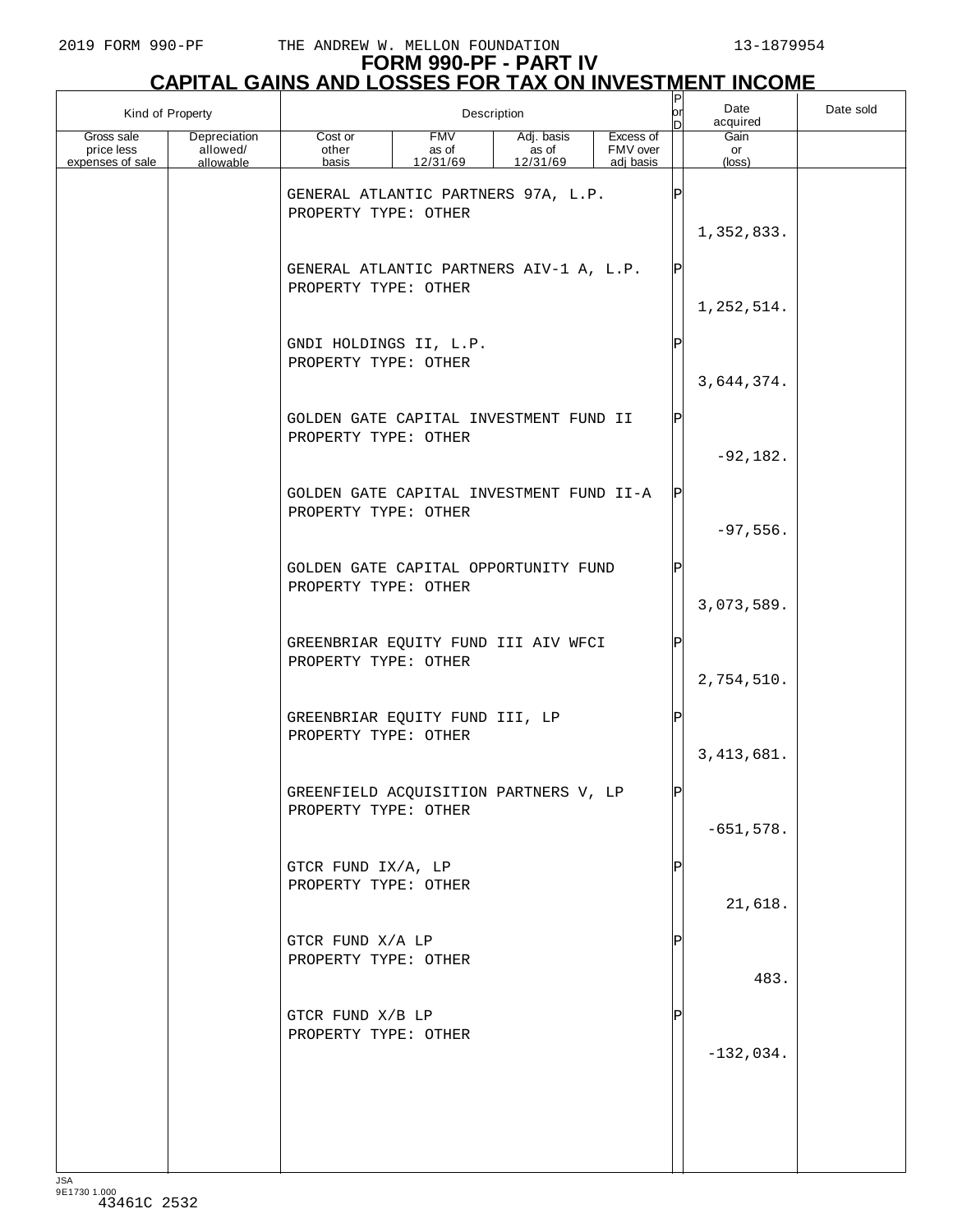# FORM 990-PF - PART IV
## CAPITAL GAINS AND LOSSES FOR TAX ON INVESTMENT INCOME

| Kind of Property | | Description | | | | P or D | Date acquired | Date sold |
|---|---|---|---|---|---|---|---|---|
| Gross sale price less expenses of sale | Depreciation allowed/ allowable | Cost or other basis | FMV as of 12/31/69 | Adj. basis as of 12/31/69 | Excess of FMV over adj basis | | Gain or (loss) | |
| | | GENERAL ATLANTIC PARTNERS 97A, L.P. PROPERTY TYPE: OTHER | | | | P | 1,352,833. | |
| | | GENERAL ATLANTIC PARTNERS AIV-1 A, L.P. PROPERTY TYPE: OTHER | | | | P | 1,252,514. | |
| | | GNDI HOLDINGS II, L.P. PROPERTY TYPE: OTHER | | | | P | 3,644,374. | |
| | | GOLDEN GATE CAPITAL INVESTMENT FUND II PROPERTY TYPE: OTHER | | | | P | -92,182. | |
| | | GOLDEN GATE CAPITAL INVESTMENT FUND II-A PROPERTY TYPE: OTHER | | | | P | -97,556. | |
| | | GOLDEN GATE CAPITAL OPPORTUNITY FUND PROPERTY TYPE: OTHER | | | | P | 3,073,589. | |
| | | GREENBRIAR EQUITY FUND III AIV WFCI PROPERTY TYPE: OTHER | | | | P | 2,754,510. | |
| | | GREENBRIAR EQUITY FUND III, LP PROPERTY TYPE: OTHER | | | | P | 3,413,681. | |
| | | GREENFIELD ACQUISITION PARTNERS V, LP PROPERTY TYPE: OTHER | | | | P | -651,578. | |
| | | GTCR FUND IX/A, LP PROPERTY TYPE: OTHER | | | | P | 21,618. | |
| | | GTCR FUND X/A LP PROPERTY TYPE: OTHER | | | | P | 483. | |
| | | GTCR FUND X/B LP PROPERTY TYPE: OTHER | | | | P | -132,034. | |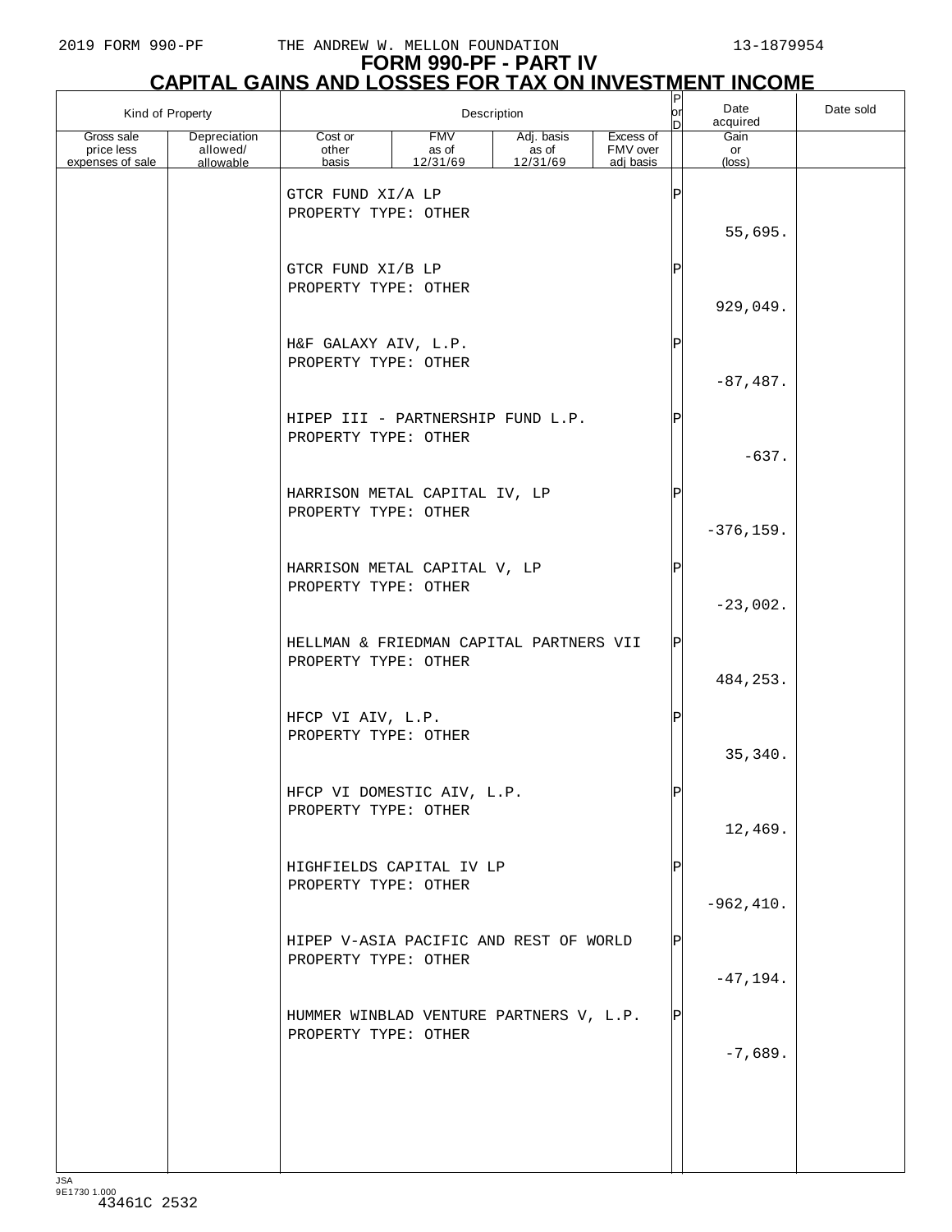# FORM 990-PF - PART IV
## CAPITAL GAINS AND LOSSES FOR TAX ON INVESTMENT INCOME

| Kind of Property | | Description | | | | P or D | Date acquired | Date sold |
|---|---|---|---|---|---|---|---|---|
| Gross sale price less expenses of sale | Depreciation allowed/ allowable | Cost or other basis | FMV as of 12/31/69 | Adj. basis as of 12/31/69 | Excess of FMV over adj basis | | Gain or (loss) | |
| | | GTCR FUND XI/A LP<br>PROPERTY TYPE: OTHER | | | | P | | |
| | | | | | | | 55,695. | |
| | | GTCR FUND XI/B LP<br>PROPERTY TYPE: OTHER | | | | P | | |
| | | | | | | | 929,049. | |
| | | H&F GALAXY AIV, L.P.<br>PROPERTY TYPE: OTHER | | | | P | | |
| | | | | | | | -87,487. | |
| | | HIPEP III - PARTNERSHIP FUND L.P.<br>PROPERTY TYPE: OTHER | | | | P | | |
| | | | | | | | -637. | |
| | | HARRISON METAL CAPITAL IV, LP<br>PROPERTY TYPE: OTHER | | | | P | | |
| | | | | | | | -376,159. | |
| | | HARRISON METAL CAPITAL V, LP<br>PROPERTY TYPE: OTHER | | | | P | | |
| | | | | | | | -23,002. | |
| | | HELLMAN & FRIEDMAN CAPITAL PARTNERS VII<br>PROPERTY TYPE: OTHER | | | | P | | |
| | | | | | | | 484,253. | |
| | | HFCP VI AIV, L.P.<br>PROPERTY TYPE: OTHER | | | | P | | |
| | | | | | | | 35,340. | |
| | | HFCP VI DOMESTIC AIV, L.P.<br>PROPERTY TYPE: OTHER | | | | P | | |
| | | | | | | | 12,469. | |
| | | HIGHFIELDS CAPITAL IV LP<br>PROPERTY TYPE: OTHER | | | | P | | |
| | | | | | | | -962,410. | |
| | | HIPEP V-ASIA PACIFIC AND REST OF WORLD<br>PROPERTY TYPE: OTHER | | | | P | | |
| | | | | | | | -47,194. | |
| | | HUMMER WINBLAD VENTURE PARTNERS V, L.P.<br>PROPERTY TYPE: OTHER | | | | P | | |
| | | | | | | | -7,689. | |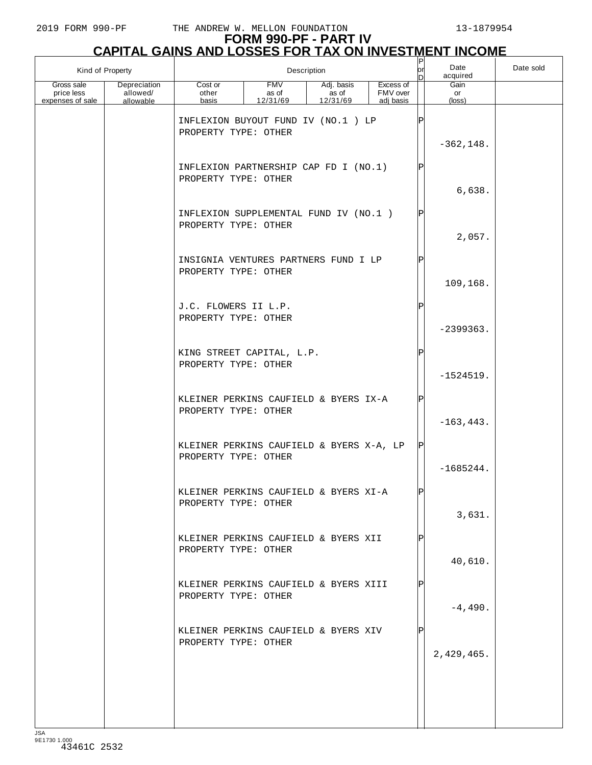## FORM 990-PF - PART IV
## CAPITAL GAINS AND LOSSES FOR TAX ON INVESTMENT INCOME

| Kind of Property | | Description | | | | P or D | Date acquired | Date sold |
|---|---|---|---|---|---|---|---|---|
| Gross sale price less expenses of sale | Depreciation allowed/ allowable | Cost or other basis | FMV as of 12/31/69 | Adj. basis as of 12/31/69 | Excess of FMV over adj basis | | Gain or (loss) | |
| | | INFLEXION BUYOUT FUND IV (NO.1 ) LP<br>PROPERTY TYPE: OTHER | | | | P | -362,148. | |
| | | INFLEXION PARTNERSHIP CAP FD I (NO.1)<br>PROPERTY TYPE: OTHER | | | | P | 6,638. | |
| | | INFLEXION SUPPLEMENTAL FUND IV (NO.1 )<br>PROPERTY TYPE: OTHER | | | | P | 2,057. | |
| | | INSIGNIA VENTURES PARTNERS FUND I LP<br>PROPERTY TYPE: OTHER | | | | P | 109,168. | |
| | | J.C. FLOWERS II L.P.<br>PROPERTY TYPE: OTHER | | | | P | -2399363. | |
| | | KING STREET CAPITAL, L.P.<br>PROPERTY TYPE: OTHER | | | | P | -1524519. | |
| | | KLEINER PERKINS CAUFIELD & BYERS IX-A<br>PROPERTY TYPE: OTHER | | | | P | -163,443. | |
| | | KLEINER PERKINS CAUFIELD & BYERS X-A, LP<br>PROPERTY TYPE: OTHER | | | | P | -1685244. | |
| | | KLEINER PERKINS CAUFIELD & BYERS XI-A<br>PROPERTY TYPE: OTHER | | | | P | 3,631. | |
| | | KLEINER PERKINS CAUFIELD & BYERS XII<br>PROPERTY TYPE: OTHER | | | | P | 40,610. | |
| | | KLEINER PERKINS CAUFIELD & BYERS XIII<br>PROPERTY TYPE: OTHER | | | | P | -4,490. | |
| | | KLEINER PERKINS CAUFIELD & BYERS XIV<br>PROPERTY TYPE: OTHER | | | | P | 2,429,465. | |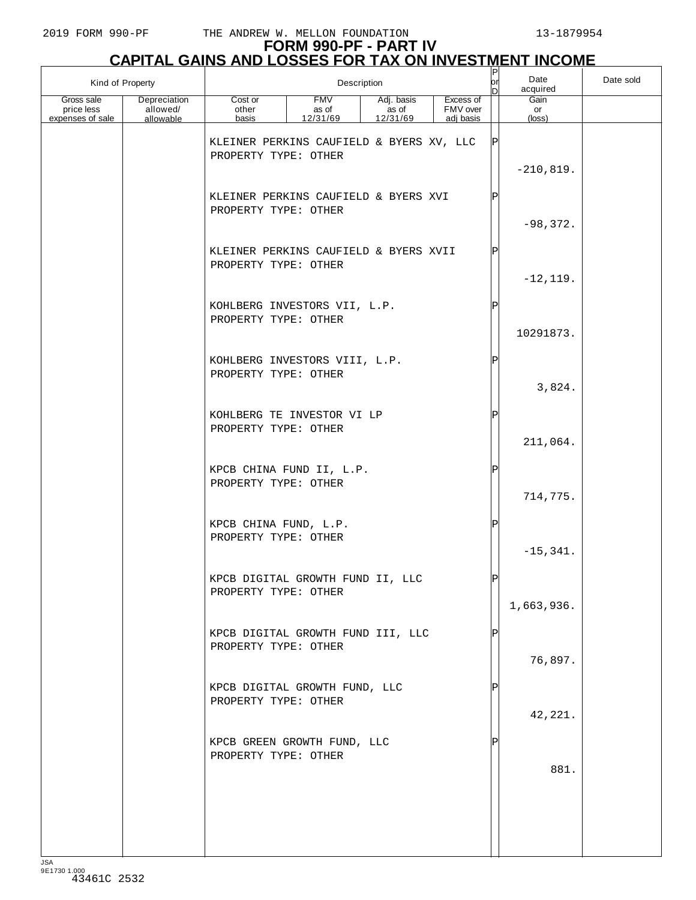# FORM 990-PF - PART IV

## CAPITAL GAINS AND LOSSES FOR TAX ON INVESTMENT INCOME

| Kind of Property | | Description | | | | P or D | Date acquired | Date sold |
|---|---|---|---|---|---|---|---|---|
| Gross sale price less expenses of sale | Depreciation allowed/ allowable | Cost or other basis | FMV as of 12/31/69 | Adj. basis as of 12/31/69 | Excess of FMV over adj basis | | Gain or (loss) | |
| | | KLEINER PERKINS CAUFIELD & BYERS XV, LLC<br>PROPERTY TYPE: OTHER | | | | P | -210,819. | |
| | | KLEINER PERKINS CAUFIELD & BYERS XVI<br>PROPERTY TYPE: OTHER | | | | P | -98,372. | |
| | | KLEINER PERKINS CAUFIELD & BYERS XVII<br>PROPERTY TYPE: OTHER | | | | P | -12,119. | |
| | | KOHLBERG INVESTORS VII, L.P.<br>PROPERTY TYPE: OTHER | | | | P | 10291873. | |
| | | KOHLBERG INVESTORS VIII, L.P.<br>PROPERTY TYPE: OTHER | | | | P | 3,824. | |
| | | KOHLBERG TE INVESTOR VI LP<br>PROPERTY TYPE: OTHER | | | | P | 211,064. | |
| | | KPCB CHINA FUND II, L.P.<br>PROPERTY TYPE: OTHER | | | | P | 714,775. | |
| | | KPCB CHINA FUND, L.P.<br>PROPERTY TYPE: OTHER | | | | P | -15,341. | |
| | | KPCB DIGITAL GROWTH FUND II, LLC<br>PROPERTY TYPE: OTHER | | | | P | 1,663,936. | |
| | | KPCB DIGITAL GROWTH FUND III, LLC<br>PROPERTY TYPE: OTHER | | | | P | 76,897. | |
| | | KPCB DIGITAL GROWTH FUND, LLC<br>PROPERTY TYPE: OTHER | | | | P | 42,221. | |
| | | KPCB GREEN GROWTH FUND, LLC<br>PROPERTY TYPE: OTHER | | | | P | 881. | |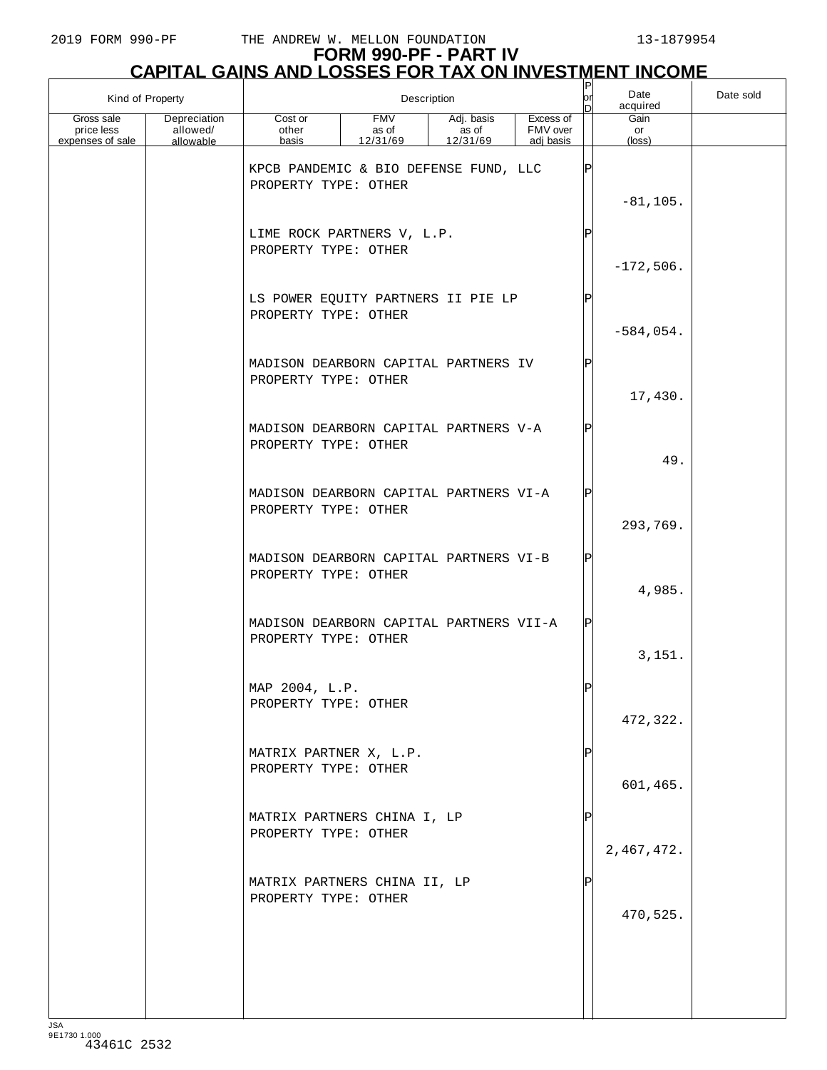# FORM 990-PF - PART IV
## CAPITAL GAINS AND LOSSES FOR TAX ON INVESTMENT INCOME

| Kind of Property | | Description | | | | P or D | Date acquired | Date sold |
|---|---|---|---|---|---|---|---|---|
| Gross sale price less expenses of sale | Depreciation allowed/ allowable | Cost or other basis | FMV as of 12/31/69 | Adj. basis as of 12/31/69 | Excess of FMV over adj basis | | Gain or (loss) | |
| | | KPCB PANDEMIC & BIO DEFENSE FUND, LLC<br>PROPERTY TYPE: OTHER | | | | P | -81,105. | |
| | | LIME ROCK PARTNERS V, L.P.<br>PROPERTY TYPE: OTHER | | | | P | -172,506. | |
| | | LS POWER EQUITY PARTNERS II PIE LP<br>PROPERTY TYPE: OTHER | | | | P | -584,054. | |
| | | MADISON DEARBORN CAPITAL PARTNERS IV<br>PROPERTY TYPE: OTHER | | | | P | 17,430. | |
| | | MADISON DEARBORN CAPITAL PARTNERS V-A<br>PROPERTY TYPE: OTHER | | | | P | 49. | |
| | | MADISON DEARBORN CAPITAL PARTNERS VI-A<br>PROPERTY TYPE: OTHER | | | | P | 293,769. | |
| | | MADISON DEARBORN CAPITAL PARTNERS VI-B<br>PROPERTY TYPE: OTHER | | | | P | 4,985. | |
| | | MADISON DEARBORN CAPITAL PARTNERS VII-A<br>PROPERTY TYPE: OTHER | | | | P | 3,151. | |
| | | MAP 2004, L.P.<br>PROPERTY TYPE: OTHER | | | | P | 472,322. | |
| | | MATRIX PARTNER X, L.P.<br>PROPERTY TYPE: OTHER | | | | P | 601,465. | |
| | | MATRIX PARTNERS CHINA I, LP<br>PROPERTY TYPE: OTHER | | | | P | 2,467,472. | |
| | | MATRIX PARTNERS CHINA II, LP<br>PROPERTY TYPE: OTHER | | | | P | 470,525. | |

JSA
9E1730 1.000
43461C 2532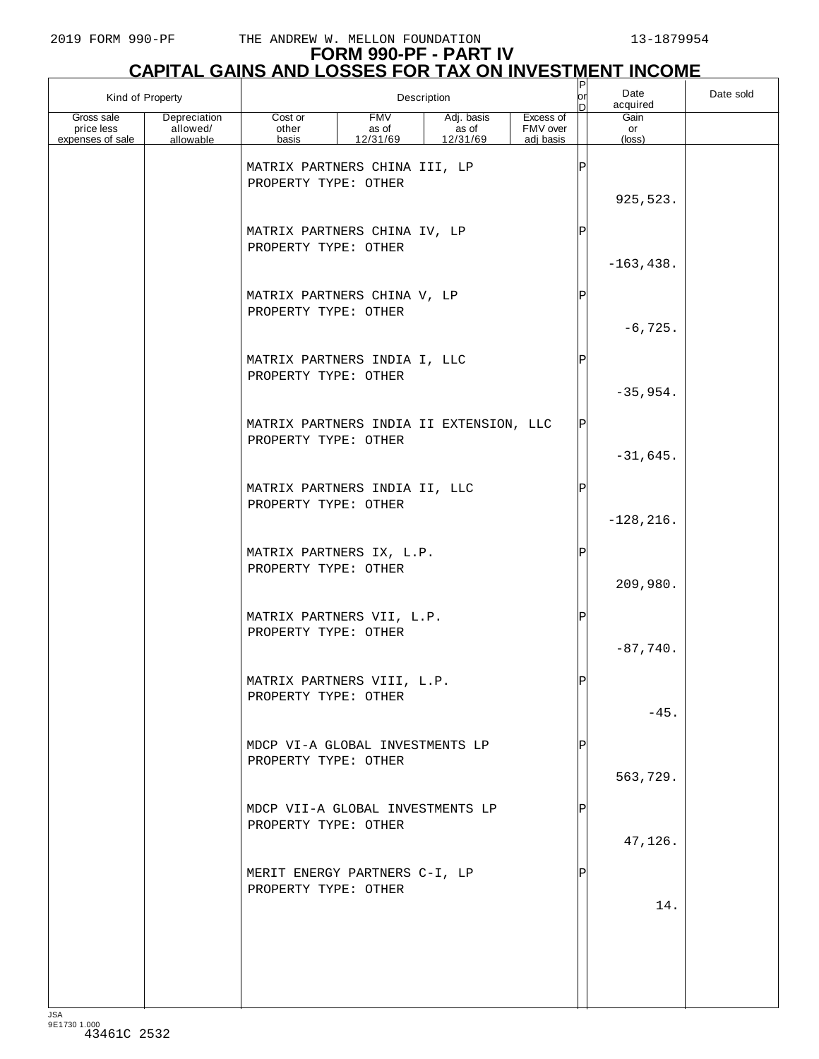2019 FORM 990-PF THE ANDREW W. MELLON FOUNDATION 13-1879954

# FORM 990-PF - PART IV
## CAPITAL GAINS AND LOSSES FOR TAX ON INVESTMENT INCOME

| Kind of Property | | Description | | | | P or D | Date acquired | Date sold |
|---|---|---|---|---|---|---|---|---|
| Gross sale price less expenses of sale | Depreciation allowed/ allowable | Cost or other basis | FMV as of 12/31/69 | Adj. basis as of 12/31/69 | Excess of FMV over adj basis | | Gain or (loss) | |
| | | MATRIX PARTNERS CHINA III, LP<br>PROPERTY TYPE: OTHER | | | | P | | |
| | | | | | | | 925,523. | |
| | | MATRIX PARTNERS CHINA IV, LP<br>PROPERTY TYPE: OTHER | | | | P | | |
| | | | | | | | -163,438. | |
| | | MATRIX PARTNERS CHINA V, LP<br>PROPERTY TYPE: OTHER | | | | P | | |
| | | | | | | | -6,725. | |
| | | MATRIX PARTNERS INDIA I, LLC<br>PROPERTY TYPE: OTHER | | | | P | | |
| | | | | | | | -35,954. | |
| | | MATRIX PARTNERS INDIA II EXTENSION, LLC<br>PROPERTY TYPE: OTHER | | | | P | | |
| | | | | | | | -31,645. | |
| | | MATRIX PARTNERS INDIA II, LLC<br>PROPERTY TYPE: OTHER | | | | P | | |
| | | | | | | | -128,216. | |
| | | MATRIX PARTNERS IX, L.P.<br>PROPERTY TYPE: OTHER | | | | P | | |
| | | | | | | | 209,980. | |
| | | MATRIX PARTNERS VII, L.P.<br>PROPERTY TYPE: OTHER | | | | P | | |
| | | | | | | | -87,740. | |
| | | MATRIX PARTNERS VIII, L.P.<br>PROPERTY TYPE: OTHER | | | | P | | |
| | | | | | | | -45. | |
| | | MDCP VI-A GLOBAL INVESTMENTS LP<br>PROPERTY TYPE: OTHER | | | | P | | |
| | | | | | | | 563,729. | |
| | | MDCP VII-A GLOBAL INVESTMENTS LP<br>PROPERTY TYPE: OTHER | | | | P | | |
| | | | | | | | 47,126. | |
| | | MERIT ENERGY PARTNERS C-I, LP<br>PROPERTY TYPE: OTHER | | | | P | | |
| | | | | | | | 14. | |

JSA
9E1730 1.000
43461C 2532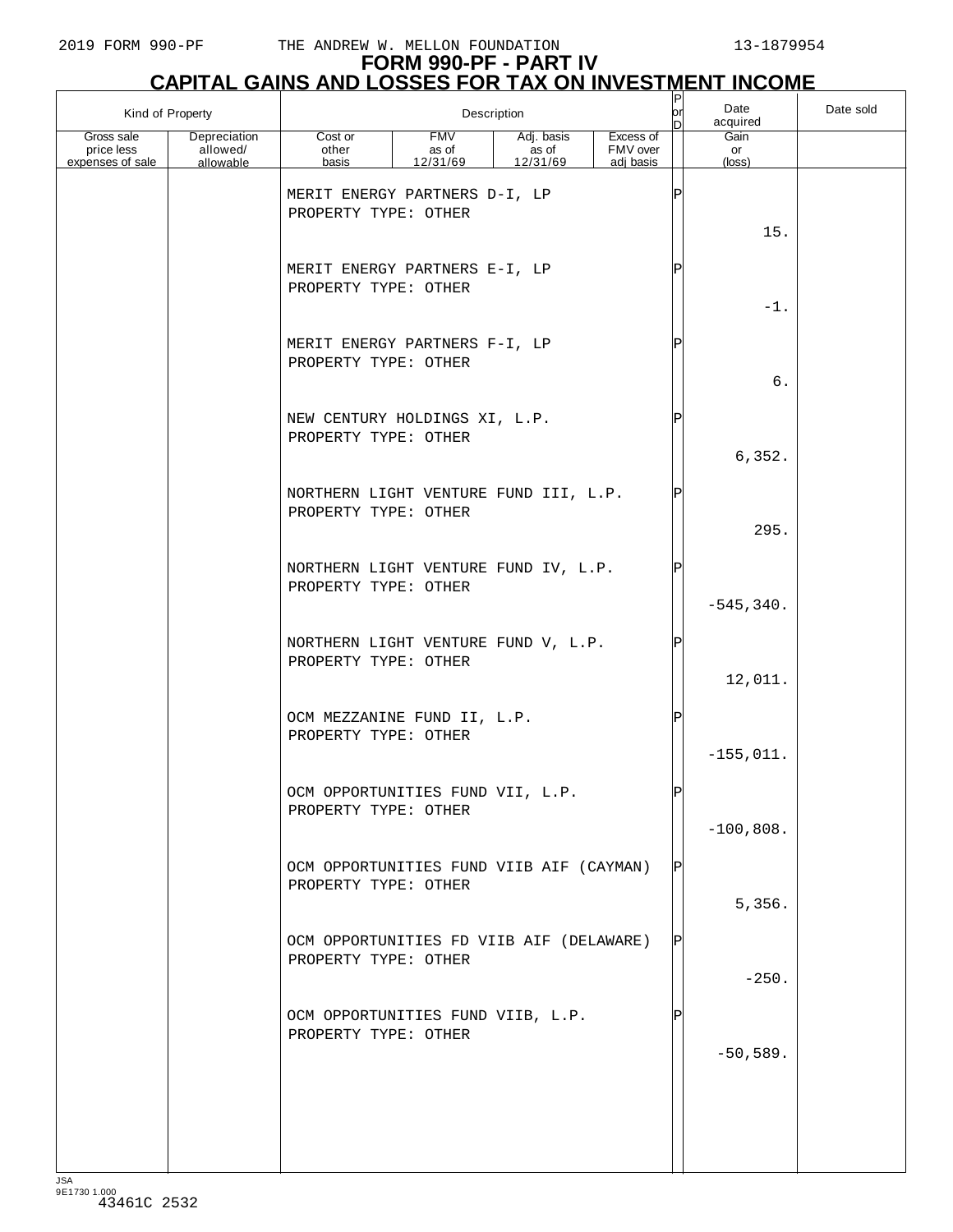# FORM 990-PF - PART IV
## CAPITAL GAINS AND LOSSES FOR TAX ON INVESTMENT INCOME

| Kind of Property | | Description | | | | P or D | Date acquired | Date sold |
|---|---|---|---|---|---|---|---|---|
| Gross sale price less expenses of sale | Depreciation allowed/ allowable | Cost or other basis | FMV as of 12/31/69 | Adj. basis as of 12/31/69 | Excess of FMV over adj basis | | Gain or (loss) | |
| | | MERIT ENERGY PARTNERS D-I, LP PROPERTY TYPE: OTHER | | | | P | 15. | |
| | | MERIT ENERGY PARTNERS E-I, LP PROPERTY TYPE: OTHER | | | | P | -1. | |
| | | MERIT ENERGY PARTNERS F-I, LP PROPERTY TYPE: OTHER | | | | P | 6. | |
| | | NEW CENTURY HOLDINGS XI, L.P. PROPERTY TYPE: OTHER | | | | P | 6,352. | |
| | | NORTHERN LIGHT VENTURE FUND III, L.P. PROPERTY TYPE: OTHER | | | | P | 295. | |
| | | NORTHERN LIGHT VENTURE FUND IV, L.P. PROPERTY TYPE: OTHER | | | | P | -545,340. | |
| | | NORTHERN LIGHT VENTURE FUND V, L.P. PROPERTY TYPE: OTHER | | | | P | 12,011. | |
| | | OCM MEZZANINE FUND II, L.P. PROPERTY TYPE: OTHER | | | | P | -155,011. | |
| | | OCM OPPORTUNITIES FUND VII, L.P. PROPERTY TYPE: OTHER | | | | P | -100,808. | |
| | | OCM OPPORTUNITIES FUND VIIB AIF (CAYMAN) PROPERTY TYPE: OTHER | | | | P | 5,356. | |
| | | OCM OPPORTUNITIES FD VIIB AIF (DELAWARE) PROPERTY TYPE: OTHER | | | | P | -250. | |
| | | OCM OPPORTUNITIES FUND VIIB, L.P. PROPERTY TYPE: OTHER | | | | P | -50,589. | |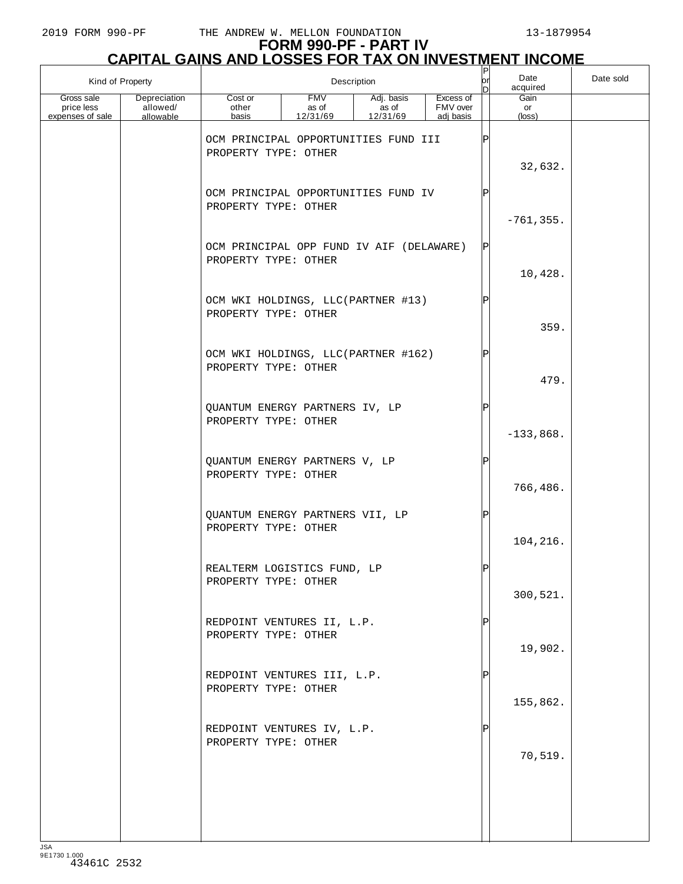# FORM 990-PF - PART IV

## CAPITAL GAINS AND LOSSES FOR TAX ON INVESTMENT INCOME

| Kind of Property | | Description | | | | P or D | Date acquired | Date sold |
|---|---|---|---|---|---|---|---|---|
| Gross sale price less expenses of sale | Depreciation allowed/ allowable | Cost or other basis | FMV as of 12/31/69 | Adj. basis as of 12/31/69 | Excess of FMV over adj basis | | Gain or (loss) | |
| | | OCM PRINCIPAL OPPORTUNITIES FUND III<br>PROPERTY TYPE: OTHER | | | | P | 32,632. | |
| | | OCM PRINCIPAL OPPORTUNITIES FUND IV<br>PROPERTY TYPE: OTHER | | | | P | -761,355. | |
| | | OCM PRINCIPAL OPP FUND IV AIF (DELAWARE)<br>PROPERTY TYPE: OTHER | | | | P | 10,428. | |
| | | OCM WKI HOLDINGS, LLC(PARTNER #13)<br>PROPERTY TYPE: OTHER | | | | P | 359. | |
| | | OCM WKI HOLDINGS, LLC(PARTNER #162)<br>PROPERTY TYPE: OTHER | | | | P | 479. | |
| | | QUANTUM ENERGY PARTNERS IV, LP<br>PROPERTY TYPE: OTHER | | | | P | -133,868. | |
| | | QUANTUM ENERGY PARTNERS V, LP<br>PROPERTY TYPE: OTHER | | | | P | 766,486. | |
| | | QUANTUM ENERGY PARTNERS VII, LP<br>PROPERTY TYPE: OTHER | | | | P | 104,216. | |
| | | REALTERM LOGISTICS FUND, LP<br>PROPERTY TYPE: OTHER | | | | P | 300,521. | |
| | | REDPOINT VENTURES II, L.P.<br>PROPERTY TYPE: OTHER | | | | P | 19,902. | |
| | | REDPOINT VENTURES III, L.P.<br>PROPERTY TYPE: OTHER | | | | P | 155,862. | |
| | | REDPOINT VENTURES IV, L.P.<br>PROPERTY TYPE: OTHER | | | | P | 70,519. | |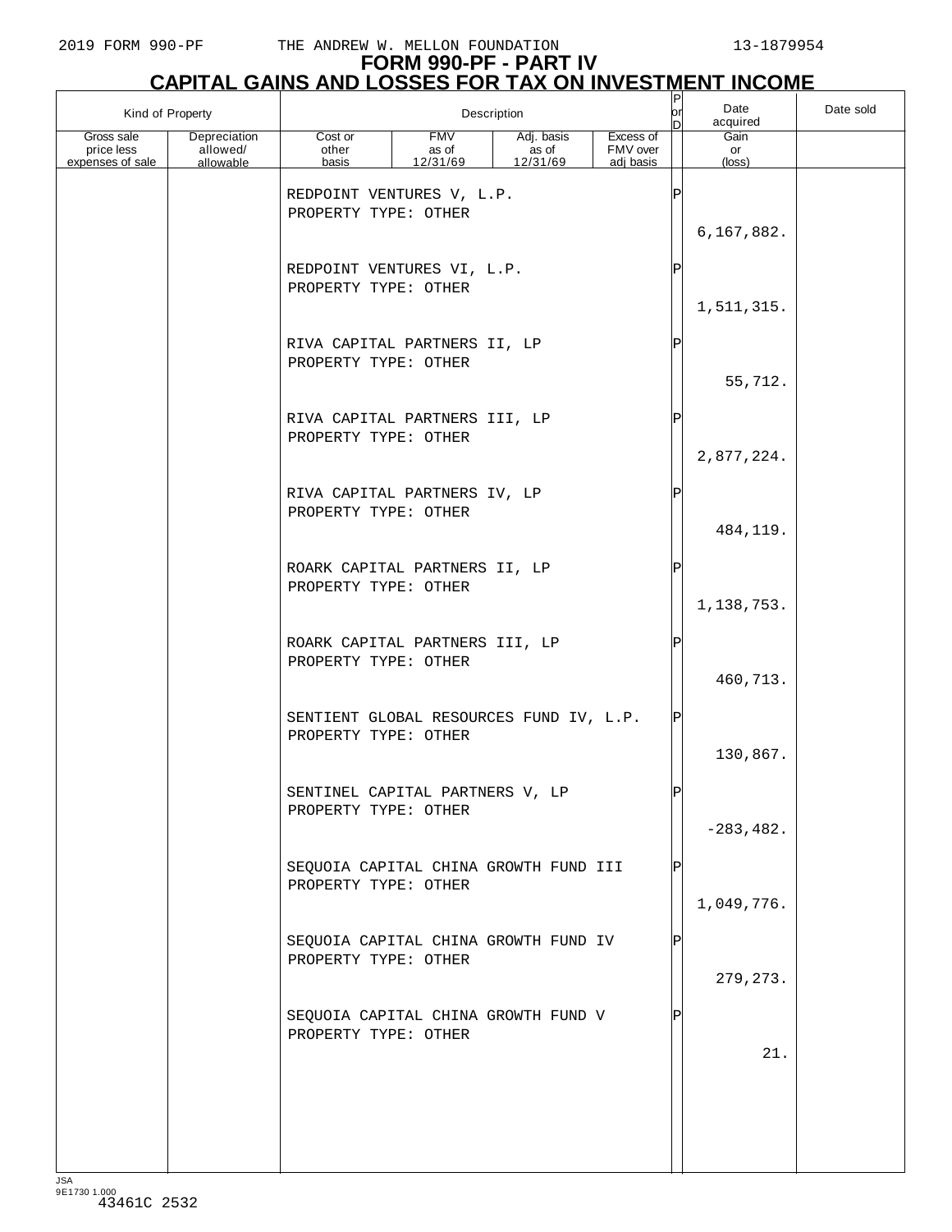# FORM 990-PF - PART IV
## CAPITAL GAINS AND LOSSES FOR TAX ON INVESTMENT INCOME

| Kind of Property | | Description | | | | P or D | Date acquired | Date sold |
|---|---|---|---|---|---|---|---|---|
| Gross sale price less expenses of sale | Depreciation allowed/ allowable | Cost or other basis | FMV as of 12/31/69 | Adj. basis as of 12/31/69 | Excess of FMV over adj basis | | Gain or (loss) | |
| | | REDPOINT VENTURES V, L.P. PROPERTY TYPE: OTHER | | | | P | | |
| | | | | | | | 6,167,882. | |
| | | REDPOINT VENTURES VI, L.P. PROPERTY TYPE: OTHER | | | | P | | |
| | | | | | | | 1,511,315. | |
| | | RIVA CAPITAL PARTNERS II, LP PROPERTY TYPE: OTHER | | | | P | | |
| | | | | | | | 55,712. | |
| | | RIVA CAPITAL PARTNERS III, LP PROPERTY TYPE: OTHER | | | | P | | |
| | | | | | | | 2,877,224. | |
| | | RIVA CAPITAL PARTNERS IV, LP PROPERTY TYPE: OTHER | | | | P | | |
| | | | | | | | 484,119. | |
| | | ROARK CAPITAL PARTNERS II, LP PROPERTY TYPE: OTHER | | | | P | | |
| | | | | | | | 1,138,753. | |
| | | ROARK CAPITAL PARTNERS III, LP PROPERTY TYPE: OTHER | | | | P | | |
| | | | | | | | 460,713. | |
| | | SENTIENT GLOBAL RESOURCES FUND IV, L.P. PROPERTY TYPE: OTHER | | | | P | | |
| | | | | | | | 130,867. | |
| | | SENTINEL CAPITAL PARTNERS V, LP PROPERTY TYPE: OTHER | | | | P | | |
| | | | | | | | -283,482. | |
| | | SEQUOIA CAPITAL CHINA GROWTH FUND III PROPERTY TYPE: OTHER | | | | P | | |
| | | | | | | | 1,049,776. | |
| | | SEQUOIA CAPITAL CHINA GROWTH FUND IV PROPERTY TYPE: OTHER | | | | P | | |
| | | | | | | | 279,273. | |
| | | SEQUOIA CAPITAL CHINA GROWTH FUND V PROPERTY TYPE: OTHER | | | | P | | |
| | | | | | | | 21. | |

JSA
9E1730 1.000
43461C 2532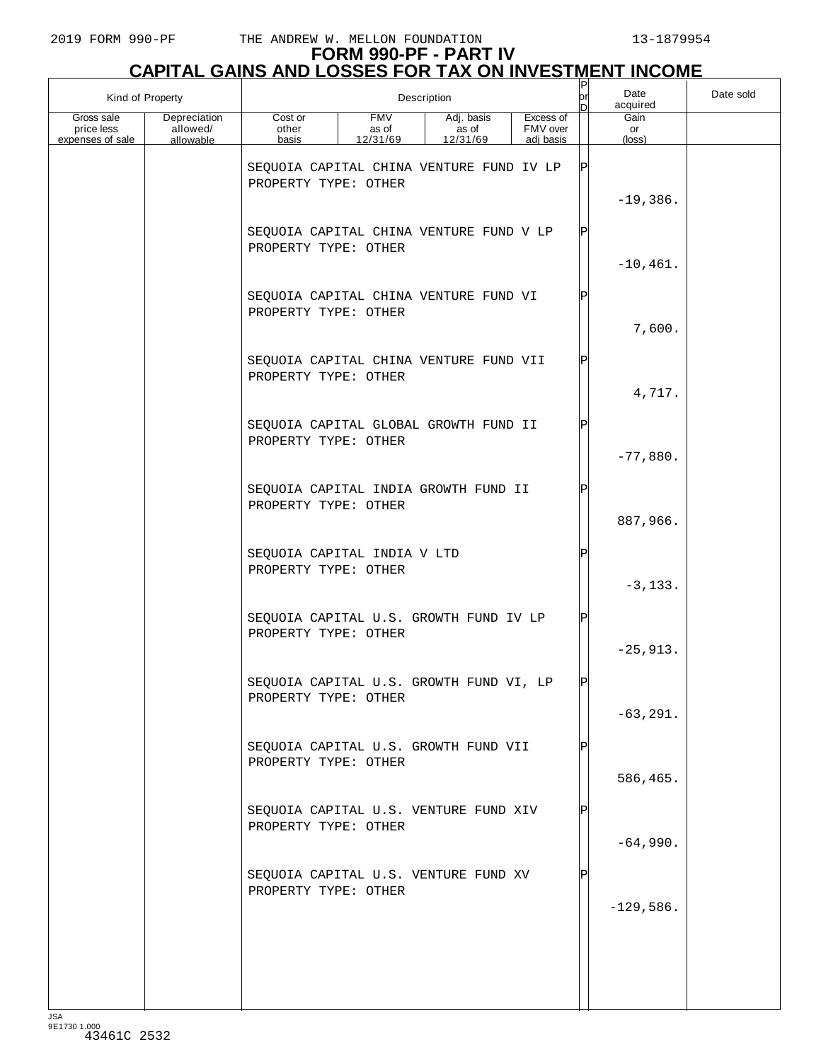# FORM 990-PF - PART IV
## CAPITAL GAINS AND LOSSES FOR TAX ON INVESTMENT INCOME

| Kind of Property | | Description | | | | P or D | Date acquired | Date sold |
|---|---|---|---|---|---|---|---|---|
| Gross sale price less expenses of sale | Depreciation allowed/ allowable | Cost or other basis | FMV as of 12/31/69 | Adj. basis as of 12/31/69 | Excess of FMV over adj basis | | Gain or (loss) | |
| | | SEQUOIA CAPITAL CHINA VENTURE FUND IV LP PROPERTY TYPE: OTHER | | | | P | -19,386. | |
| | | SEQUOIA CAPITAL CHINA VENTURE FUND V LP PROPERTY TYPE: OTHER | | | | P | -10,461. | |
| | | SEQUOIA CAPITAL CHINA VENTURE FUND VI PROPERTY TYPE: OTHER | | | | P | 7,600. | |
| | | SEQUOIA CAPITAL CHINA VENTURE FUND VII PROPERTY TYPE: OTHER | | | | P | 4,717. | |
| | | SEQUOIA CAPITAL GLOBAL GROWTH FUND II PROPERTY TYPE: OTHER | | | | P | -77,880. | |
| | | SEQUOIA CAPITAL INDIA GROWTH FUND II PROPERTY TYPE: OTHER | | | | P | 887,966. | |
| | | SEQUOIA CAPITAL INDIA V LTD PROPERTY TYPE: OTHER | | | | P | -3,133. | |
| | | SEQUOIA CAPITAL U.S. GROWTH FUND IV LP PROPERTY TYPE: OTHER | | | | P | -25,913. | |
| | | SEQUOIA CAPITAL U.S. GROWTH FUND VI, LP PROPERTY TYPE: OTHER | | | | P | -63,291. | |
| | | SEQUOIA CAPITAL U.S. GROWTH FUND VII PROPERTY TYPE: OTHER | | | | P | 586,465. | |
| | | SEQUOIA CAPITAL U.S. VENTURE FUND XIV PROPERTY TYPE: OTHER | | | | P | -64,990. | |
| | | SEQUOIA CAPITAL U.S. VENTURE FUND XV PROPERTY TYPE: OTHER | | | | P | -129,586. | |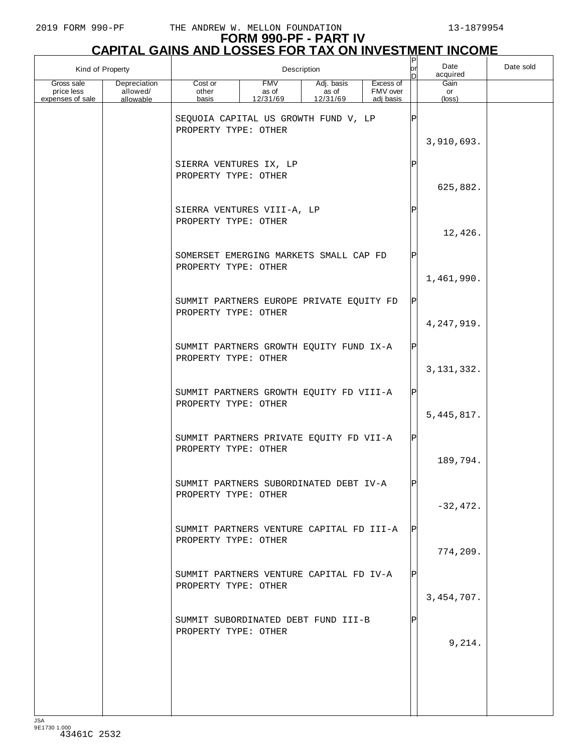# FORM 990-PF - PART IV

## CAPITAL GAINS AND LOSSES FOR TAX ON INVESTMENT INCOME

| Kind of Property | | Description | | | | P or D | Date acquired | Date sold |
|---|---|---|---|---|---|---|---|---|
| Gross sale price less expenses of sale | Depreciation allowed/ allowable | Cost or other basis | FMV as of 12/31/69 | Adj. basis as of 12/31/69 | Excess of FMV over adj basis | | Gain or (loss) | |
| | | SEQUOIA CAPITAL US GROWTH FUND V, LP<br>PROPERTY TYPE: OTHER | | | | P | 3,910,693. | |
| | | SIERRA VENTURES IX, LP<br>PROPERTY TYPE: OTHER | | | | P | 625,882. | |
| | | SIERRA VENTURES VIII-A, LP<br>PROPERTY TYPE: OTHER | | | | P | 12,426. | |
| | | SOMERSET EMERGING MARKETS SMALL CAP FD<br>PROPERTY TYPE: OTHER | | | | P | 1,461,990. | |
| | | SUMMIT PARTNERS EUROPE PRIVATE EQUITY FD<br>PROPERTY TYPE: OTHER | | | | P | 4,247,919. | |
| | | SUMMIT PARTNERS GROWTH EQUITY FUND IX-A<br>PROPERTY TYPE: OTHER | | | | P | 3,131,332. | |
| | | SUMMIT PARTNERS GROWTH EQUITY FD VIII-A<br>PROPERTY TYPE: OTHER | | | | P | 5,445,817. | |
| | | SUMMIT PARTNERS PRIVATE EQUITY FD VII-A<br>PROPERTY TYPE: OTHER | | | | P | 189,794. | |
| | | SUMMIT PARTNERS SUBORDINATED DEBT IV-A<br>PROPERTY TYPE: OTHER | | | | P | -32,472. | |
| | | SUMMIT PARTNERS VENTURE CAPITAL FD III-A<br>PROPERTY TYPE: OTHER | | | | P | 774,209. | |
| | | SUMMIT PARTNERS VENTURE CAPITAL FD IV-A<br>PROPERTY TYPE: OTHER | | | | P | 3,454,707. | |
| | | SUMMIT SUBORDINATED DEBT FUND III-B<br>PROPERTY TYPE: OTHER | | | | P | 9,214. | |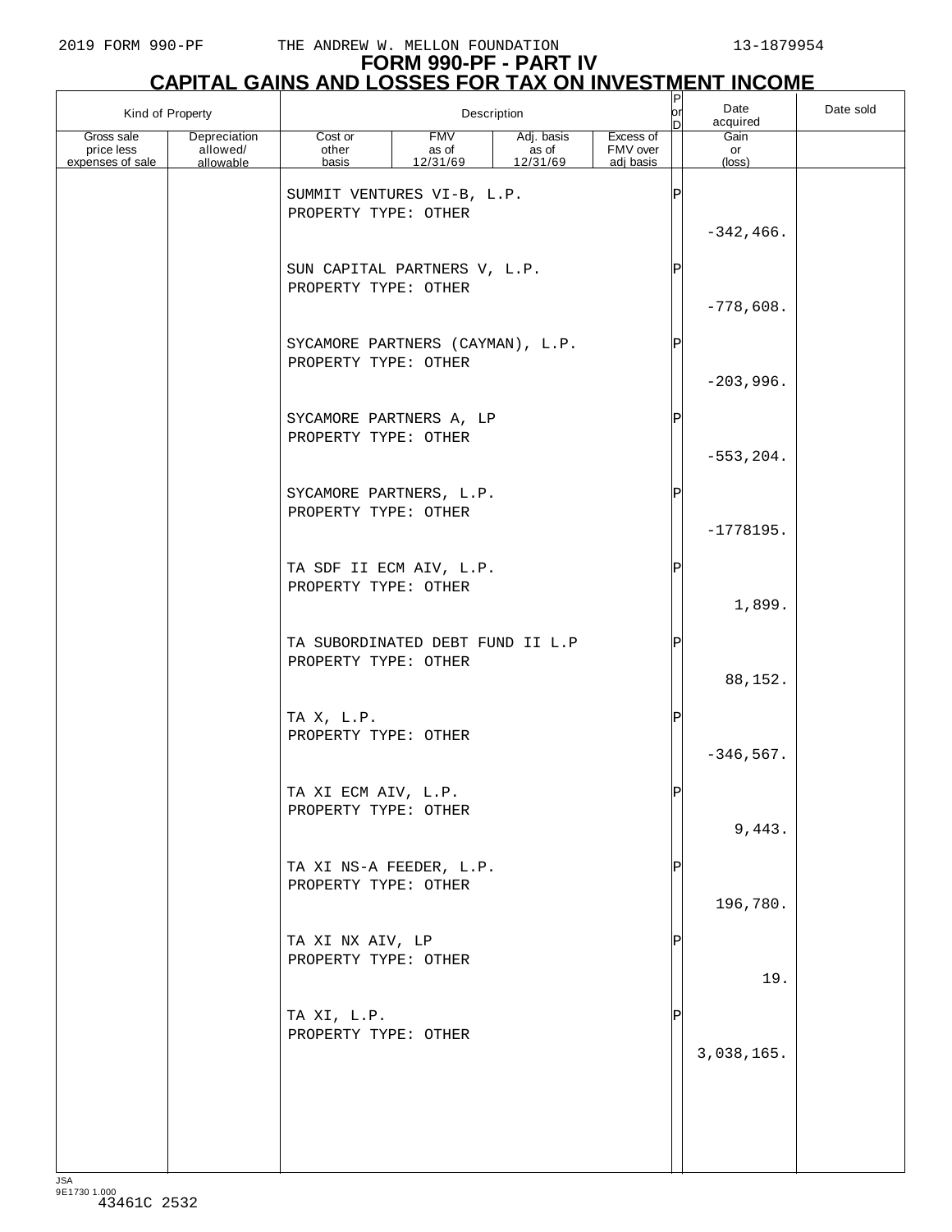# FORM 990-PF - PART IV
## CAPITAL GAINS AND LOSSES FOR TAX ON INVESTMENT INCOME

| Kind of Property | | Description | | | | P or D | Date acquired | Date sold |
|---|---|---|---|---|---|---|---|---|
| Gross sale price less expenses of sale | Depreciation allowed/ allowable | Cost or other basis | FMV as of 12/31/69 | Adj. basis as of 12/31/69 | Excess of FMV over adj basis | | Gain or (loss) | |
| | | SUMMIT VENTURES VI-B, L.P. PROPERTY TYPE: OTHER | | | | P | -342,466. | |
| | | SUN CAPITAL PARTNERS V, L.P. PROPERTY TYPE: OTHER | | | | P | -778,608. | |
| | | SYCAMORE PARTNERS (CAYMAN), L.P. PROPERTY TYPE: OTHER | | | | P | -203,996. | |
| | | SYCAMORE PARTNERS A, LP PROPERTY TYPE: OTHER | | | | P | -553,204. | |
| | | SYCAMORE PARTNERS, L.P. PROPERTY TYPE: OTHER | | | | P | -1778195. | |
| | | TA SDF II ECM AIV, L.P. PROPERTY TYPE: OTHER | | | | P | 1,899. | |
| | | TA SUBORDINATED DEBT FUND II L.P PROPERTY TYPE: OTHER | | | | P | 88,152. | |
| | | TA X, L.P. PROPERTY TYPE: OTHER | | | | P | -346,567. | |
| | | TA XI ECM AIV, L.P. PROPERTY TYPE: OTHER | | | | P | 9,443. | |
| | | TA XI NS-A FEEDER, L.P. PROPERTY TYPE: OTHER | | | | P | 196,780. | |
| | | TA XI NX AIV, LP PROPERTY TYPE: OTHER | | | | P | 19. | |
| | | TA XI, L.P. PROPERTY TYPE: OTHER | | | | P | 3,038,165. | |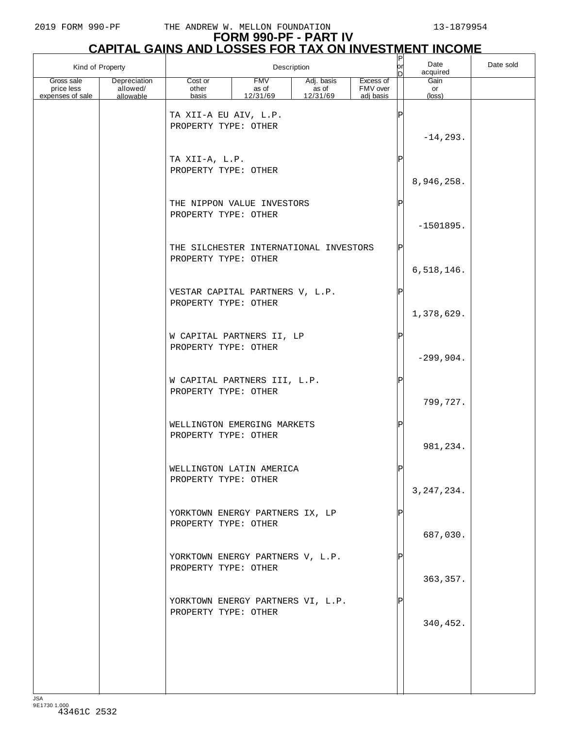# FORM 990-PF - PART IV

## CAPITAL GAINS AND LOSSES FOR TAX ON INVESTMENT INCOME

| Kind of Property | | Description | | | | P or D | Date acquired | Date sold |
|---|---|---|---|---|---|---|---|---|
| Gross sale price less expenses of sale | Depreciation allowed/ allowable | Cost or other basis | FMV as of 12/31/69 | Adj. basis as of 12/31/69 | Excess of FMV over adj basis | | Gain or (loss) | |
| | | TA XII-A EU AIV, L.P. PROPERTY TYPE: OTHER | | | | P | -14,293. | |
| | | TA XII-A, L.P. PROPERTY TYPE: OTHER | | | | P | 8,946,258. | |
| | | THE NIPPON VALUE INVESTORS PROPERTY TYPE: OTHER | | | | P | -1501895. | |
| | | THE SILCHESTER INTERNATIONAL INVESTORS PROPERTY TYPE: OTHER | | | | P | 6,518,146. | |
| | | VESTAR CAPITAL PARTNERS V, L.P. PROPERTY TYPE: OTHER | | | | P | 1,378,629. | |
| | | W CAPITAL PARTNERS II, LP PROPERTY TYPE: OTHER | | | | P | -299,904. | |
| | | W CAPITAL PARTNERS III, L.P. PROPERTY TYPE: OTHER | | | | P | 799,727. | |
| | | WELLINGTON EMERGING MARKETS PROPERTY TYPE: OTHER | | | | P | 981,234. | |
| | | WELLINGTON LATIN AMERICA PROPERTY TYPE: OTHER | | | | P | 3,247,234. | |
| | | YORKTOWN ENERGY PARTNERS IX, LP PROPERTY TYPE: OTHER | | | | P | 687,030. | |
| | | YORKTOWN ENERGY PARTNERS V, L.P. PROPERTY TYPE: OTHER | | | | P | 363,357. | |
| | | YORKTOWN ENERGY PARTNERS VI, L.P. PROPERTY TYPE: OTHER | | | | P | 340,452. | |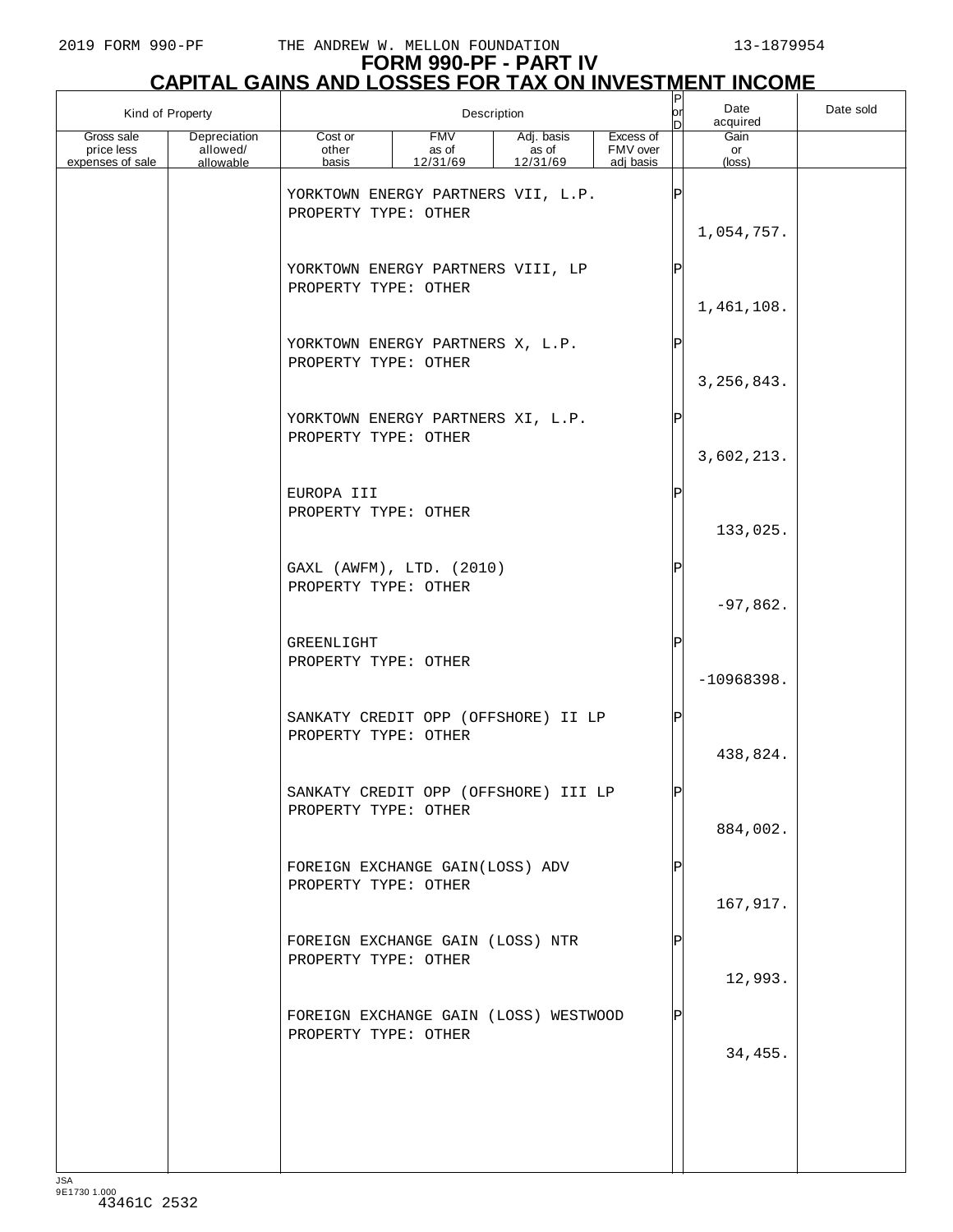2019 FORM 990-PF THE ANDREW W. MELLON FOUNDATION 13-1879954

# FORM 990-PF - PART IV
## CAPITAL GAINS AND LOSSES FOR TAX ON INVESTMENT INCOME

| Kind of Property | | Description | | | | P or D | Date acquired | Date sold |
|---|---|---|---|---|---|---|---|---|
| Gross sale price less expenses of sale | Depreciation allowed/ allowable | Cost or other basis | FMV as of 12/31/69 | Adj. basis as of 12/31/69 | Excess of FMV over adj basis | | Gain or (loss) | |
| | | YORKTOWN ENERGY PARTNERS VII, L.P. PROPERTY TYPE: OTHER | | | | P | | |
| | | | | | | | 1,054,757. | |
| | | YORKTOWN ENERGY PARTNERS VIII, LP PROPERTY TYPE: OTHER | | | | P | | |
| | | | | | | | 1,461,108. | |
| | | YORKTOWN ENERGY PARTNERS X, L.P. PROPERTY TYPE: OTHER | | | | P | | |
| | | | | | | | 3,256,843. | |
| | | YORKTOWN ENERGY PARTNERS XI, L.P. PROPERTY TYPE: OTHER | | | | P | | |
| | | | | | | | 3,602,213. | |
| | | EUROPA III PROPERTY TYPE: OTHER | | | | P | | |
| | | | | | | | 133,025. | |
| | | GAXL (AWFM), LTD. (2010) PROPERTY TYPE: OTHER | | | | P | | |
| | | | | | | | -97,862. | |
| | | GREENLIGHT PROPERTY TYPE: OTHER | | | | P | | |
| | | | | | | | -10968398. | |
| | | SANKATY CREDIT OPP (OFFSHORE) II LP PROPERTY TYPE: OTHER | | | | P | | |
| | | | | | | | 438,824. | |
| | | SANKATY CREDIT OPP (OFFSHORE) III LP PROPERTY TYPE: OTHER | | | | P | | |
| | | | | | | | 884,002. | |
| | | FOREIGN EXCHANGE GAIN(LOSS) ADV PROPERTY TYPE: OTHER | | | | P | | |
| | | | | | | | 167,917. | |
| | | FOREIGN EXCHANGE GAIN (LOSS) NTR PROPERTY TYPE: OTHER | | | | P | | |
| | | | | | | | 12,993. | |
| | | FOREIGN EXCHANGE GAIN (LOSS) WESTWOOD PROPERTY TYPE: OTHER | | | | P | | |
| | | | | | | | 34,455. | |

JSA
9E1730 1.000
43461C 2532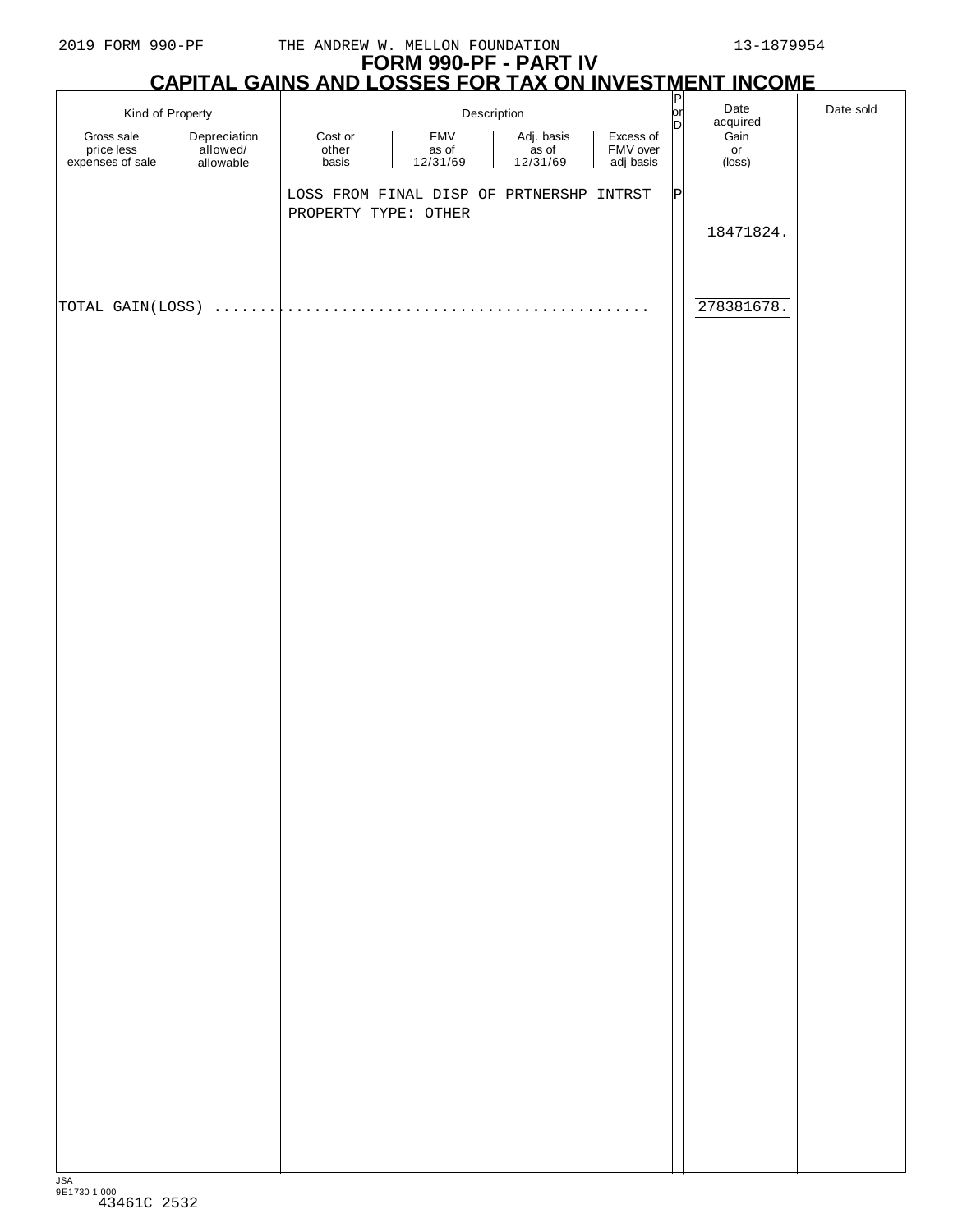# FORM 990-PF - PART IV

## CAPITAL GAINS AND LOSSES FOR TAX ON INVESTMENT INCOME

| Kind of Property | | Description | | | | P or D | Date acquired | Date sold |
|---|---|---|---|---|---|---|---|---|
| Gross sale price less expenses of sale | Depreciation allowed/ allowable | Cost or other basis | FMV as of 12/31/69 | Adj. basis as of 12/31/69 | Excess of FMV over adj basis | | Gain or (loss) | |
| | | LOSS FROM FINAL DISP OF PRTNERSHP INTRST<br>PROPERTY TYPE: OTHER | | | | P | | |
| | | | | | | | 18471824. | |
| TOTAL GAIN(LOSS) | | | | | | | 278381678. | |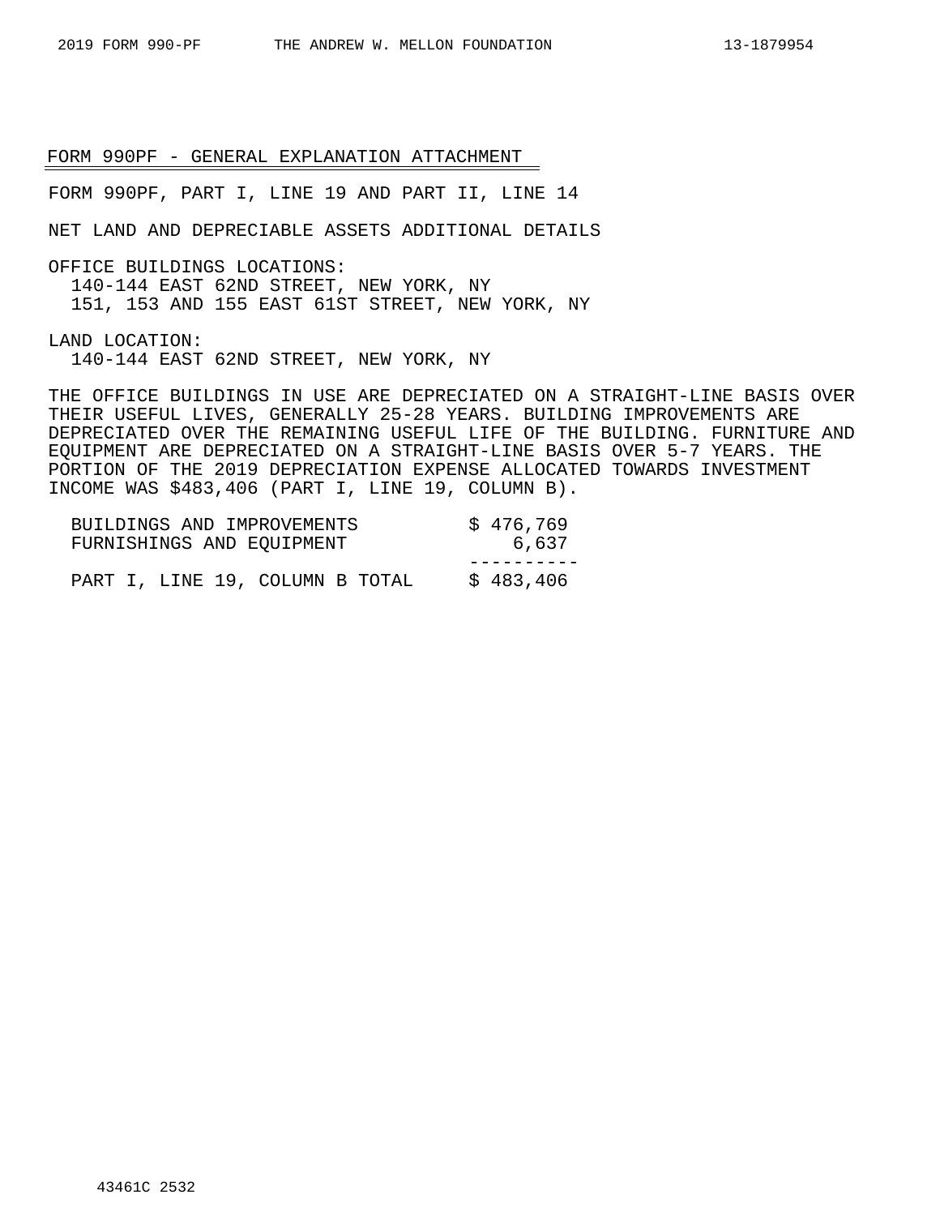## FORM 990PF - GENERAL EXPLANATION ATTACHMENT

FORM 990PF, PART I, LINE 19 AND PART II, LINE 14

NET LAND AND DEPRECIABLE ASSETS ADDITIONAL DETAILS

OFFICE BUILDINGS LOCATIONS:
140-144 EAST 62ND STREET, NEW YORK, NY
151, 153 AND 155 EAST 61ST STREET, NEW YORK, NY

LAND LOCATION:
140-144 EAST 62ND STREET, NEW YORK, NY

THE OFFICE BUILDINGS IN USE ARE DEPRECIATED ON A STRAIGHT-LINE BASIS OVER THEIR USEFUL LIVES, GENERALLY 25-28 YEARS. BUILDING IMPROVEMENTS ARE DEPRECIATED OVER THE REMAINING USEFUL LIFE OF THE BUILDING. FURNITURE AND EQUIPMENT ARE DEPRECIATED ON A STRAIGHT-LINE BASIS OVER 5-7 YEARS. THE PORTION OF THE 2019 DEPRECIATION EXPENSE ALLOCATED TOWARDS INVESTMENT INCOME WAS $483,406 (PART I, LINE 19, COLUMN B).

| | |
|---|---|
| BUILDINGS AND IMPROVEMENTS | $ 476,769 |
| FURNISHINGS AND EQUIPMENT | 6,637 |
| PART I, LINE 19, COLUMN B TOTAL | $ 483,406 |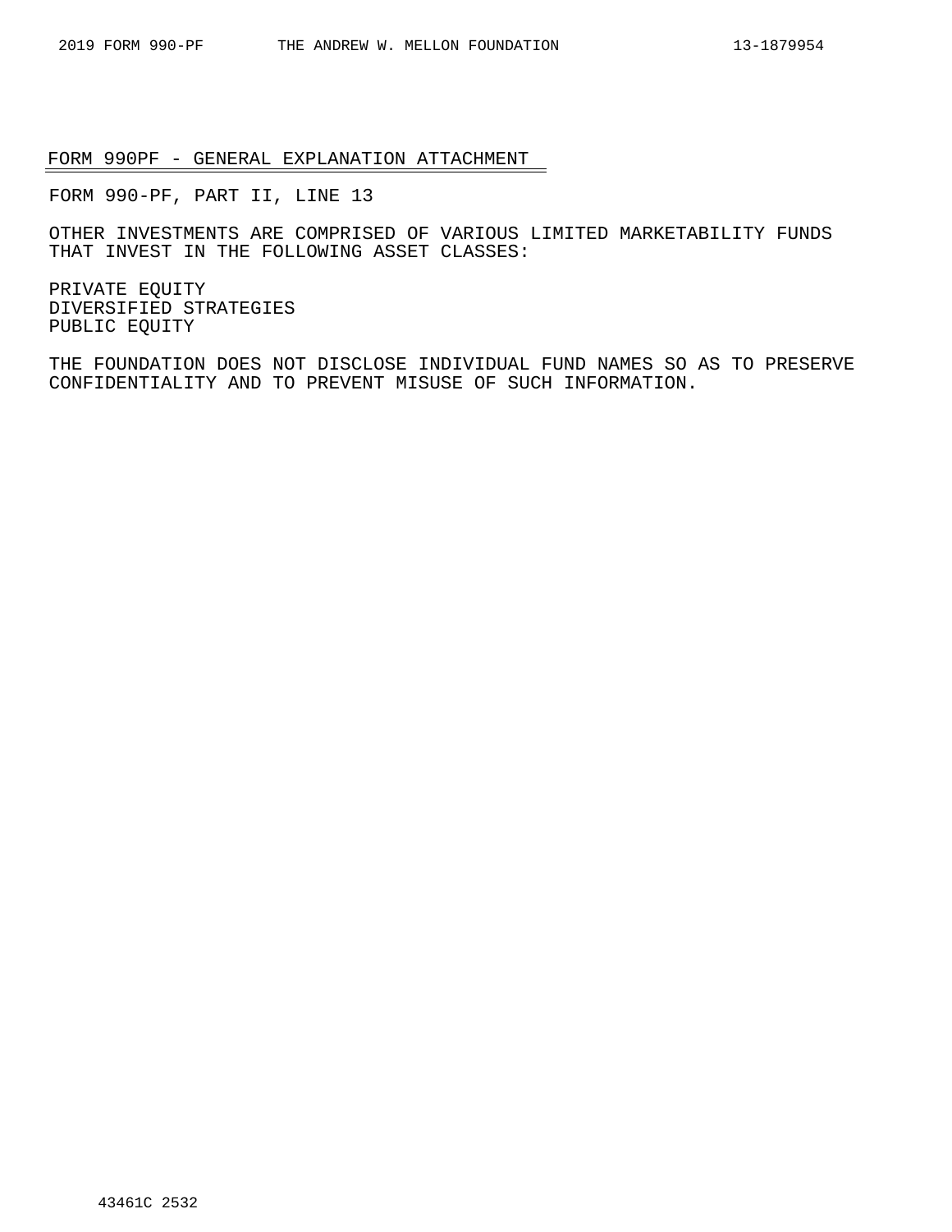## FORM 990PF - GENERAL EXPLANATION ATTACHMENT

FORM 990-PF, PART II, LINE 13

OTHER INVESTMENTS ARE COMPRISED OF VARIOUS LIMITED MARKETABILITY FUNDS THAT INVEST IN THE FOLLOWING ASSET CLASSES:

PRIVATE EQUITY
DIVERSIFIED STRATEGIES
PUBLIC EQUITY

THE FOUNDATION DOES NOT DISCLOSE INDIVIDUAL FUND NAMES SO AS TO PRESERVE CONFIDENTIALITY AND TO PREVENT MISUSE OF SUCH INFORMATION.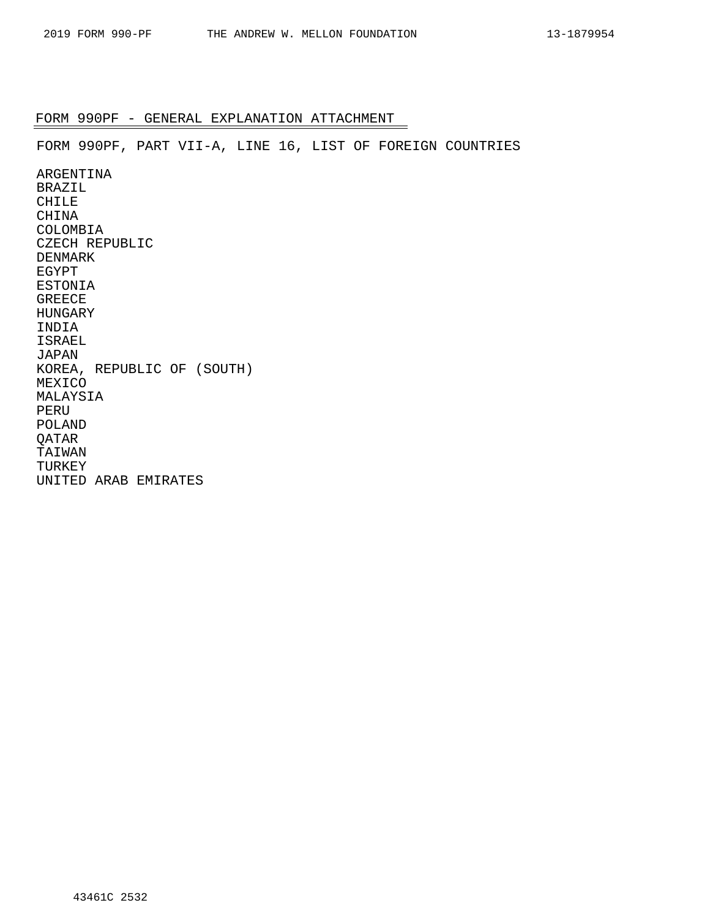## FORM 990PF - GENERAL EXPLANATION ATTACHMENT

FORM 990PF, PART VII-A, LINE 16, LIST OF FOREIGN COUNTRIES

ARGENTINA
BRAZIL
CHILE
CHINA
COLOMBIA
CZECH REPUBLIC
DENMARK
EGYPT
ESTONIA
GREECE
HUNGARY
INDIA
ISRAEL
JAPAN
KOREA, REPUBLIC OF (SOUTH)
MEXICO
MALAYSIA
PERU
POLAND
QATAR
TAIWAN
TURKEY
UNITED ARAB EMIRATES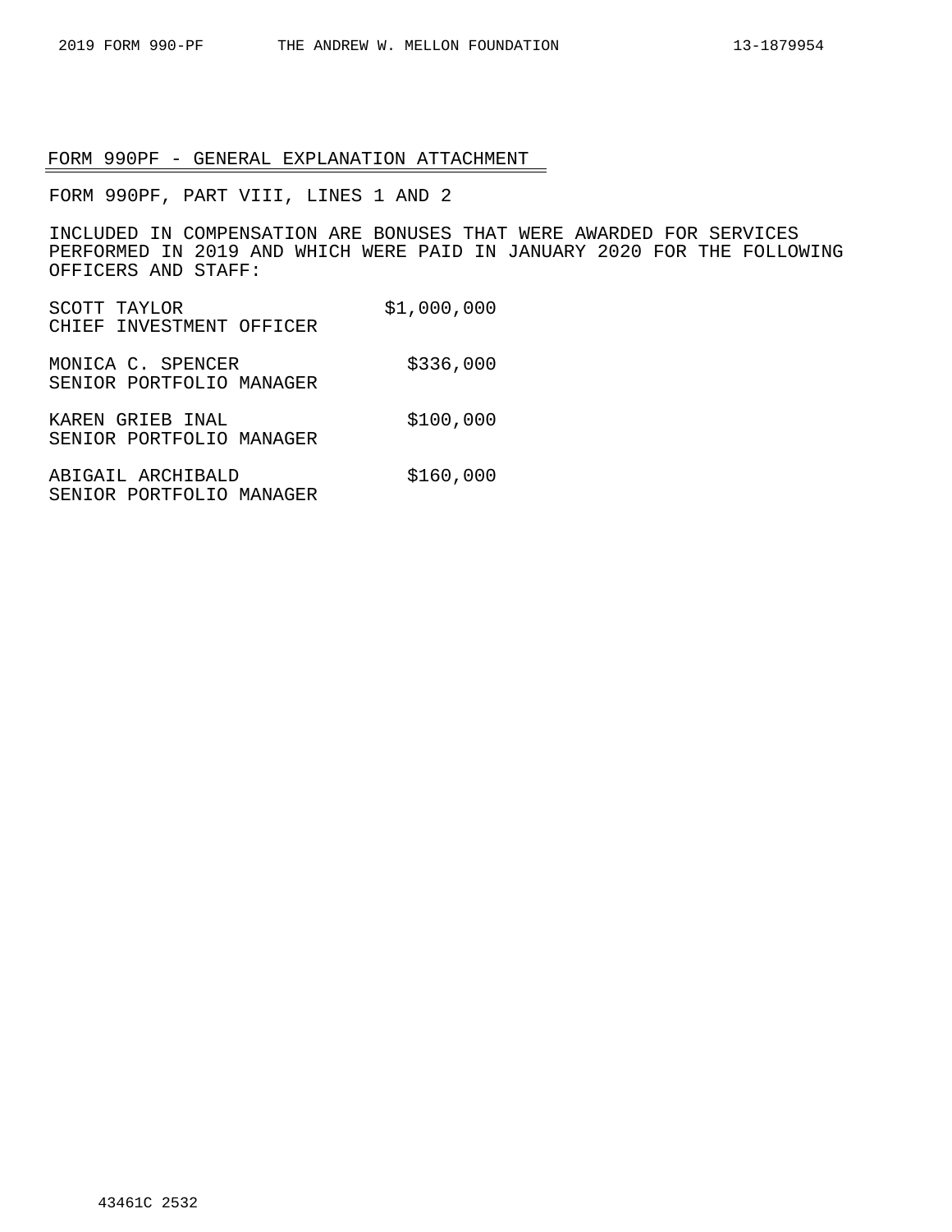## FORM 990PF - GENERAL EXPLANATION ATTACHMENT

FORM 990PF, PART VIII, LINES 1 AND 2

INCLUDED IN COMPENSATION ARE BONUSES THAT WERE AWARDED FOR SERVICES PERFORMED IN 2019 AND WHICH WERE PAID IN JANUARY 2020 FOR THE FOLLOWING OFFICERS AND STAFF:

| | |
|---|---|
| SCOTT TAYLOR<br>CHIEF INVESTMENT OFFICER | $1,000,000 |
| MONICA C. SPENCER<br>SENIOR PORTFOLIO MANAGER | $336,000 |
| KAREN GRIEB INAL<br>SENIOR PORTFOLIO MANAGER | $100,000 |
| ABIGAIL ARCHIBALD<br>SENIOR PORTFOLIO MANAGER | $160,000 |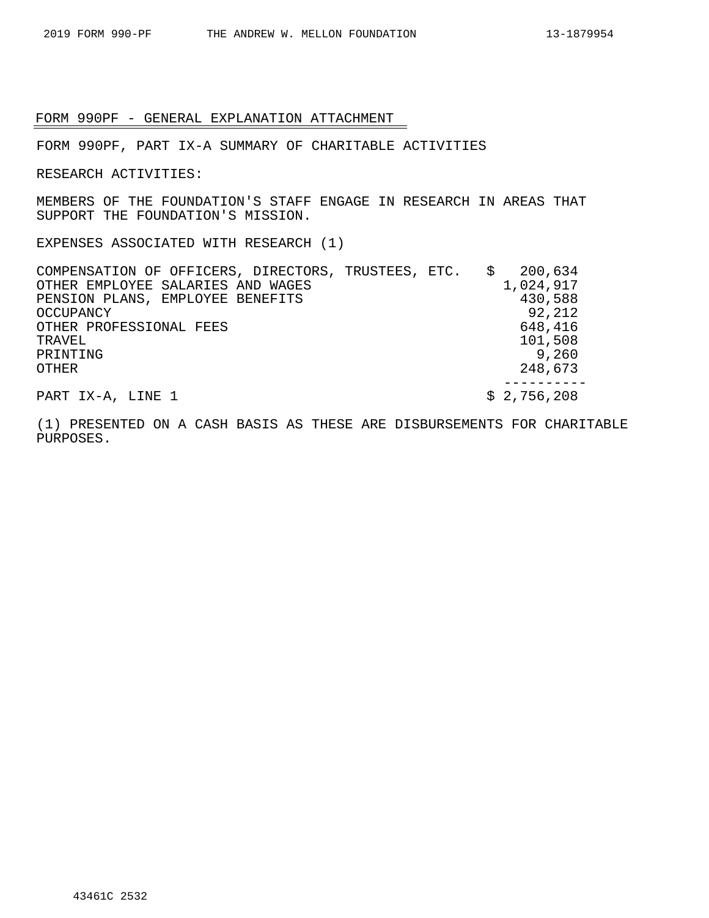## FORM 990PF - GENERAL EXPLANATION ATTACHMENT

FORM 990PF, PART IX-A SUMMARY OF CHARITABLE ACTIVITIES

RESEARCH ACTIVITIES:

MEMBERS OF THE FOUNDATION'S STAFF ENGAGE IN RESEARCH IN AREAS THAT SUPPORT THE FOUNDATION'S MISSION.

EXPENSES ASSOCIATED WITH RESEARCH (1)

| | |
|---|---|
| COMPENSATION OF OFFICERS, DIRECTORS, TRUSTEES, ETC. | $ 200,634 |
| OTHER EMPLOYEE SALARIES AND WAGES | 1,024,917 |
| PENSION PLANS, EMPLOYEE BENEFITS | 430,588 |
| OCCUPANCY | 92,212 |
| OTHER PROFESSIONAL FEES | 648,416 |
| TRAVEL | 101,508 |
| PRINTING | 9,260 |
| OTHER | 248,673 |
| PART IX-A, LINE 1 | $ 2,756,208 |

(1) PRESENTED ON A CASH BASIS AS THESE ARE DISBURSEMENTS FOR CHARITABLE PURPOSES.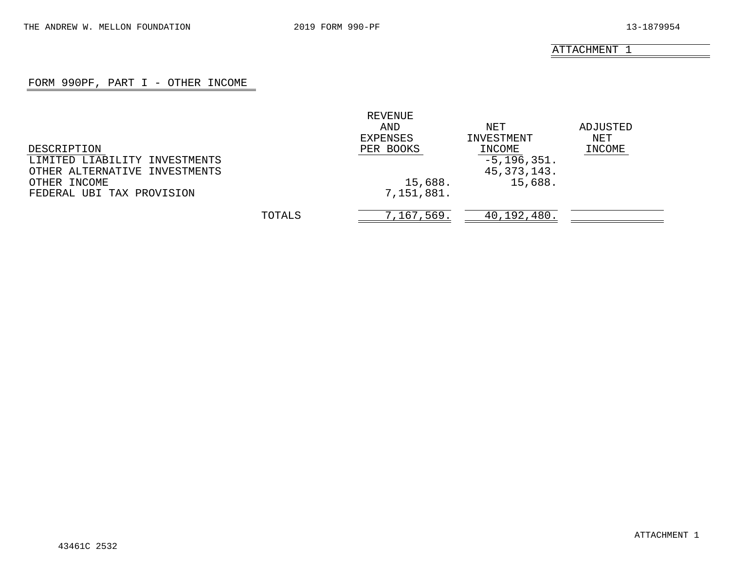THE ANDREW W. MELLON FOUNDATION 2019 FORM 990-PF 13-1879954

ATTACHMENT 1

## FORM 990PF, PART I - OTHER INCOME

| DESCRIPTION | REVENUE AND EXPENSES PER BOOKS | NET INVESTMENT INCOME | ADJUSTED NET INCOME |
|---|---|---|---|
| LIMITED LIABILITY INVESTMENTS | | -5,196,351. | |
| OTHER ALTERNATIVE INVESTMENTS | | 45,373,143. | |
| OTHER INCOME | 15,688. | 15,688. | |
| FEDERAL UBI TAX PROVISION | 7,151,881. | | |
| TOTALS | 7,167,569. | 40,192,480. | |

43461C 2532

ATTACHMENT 1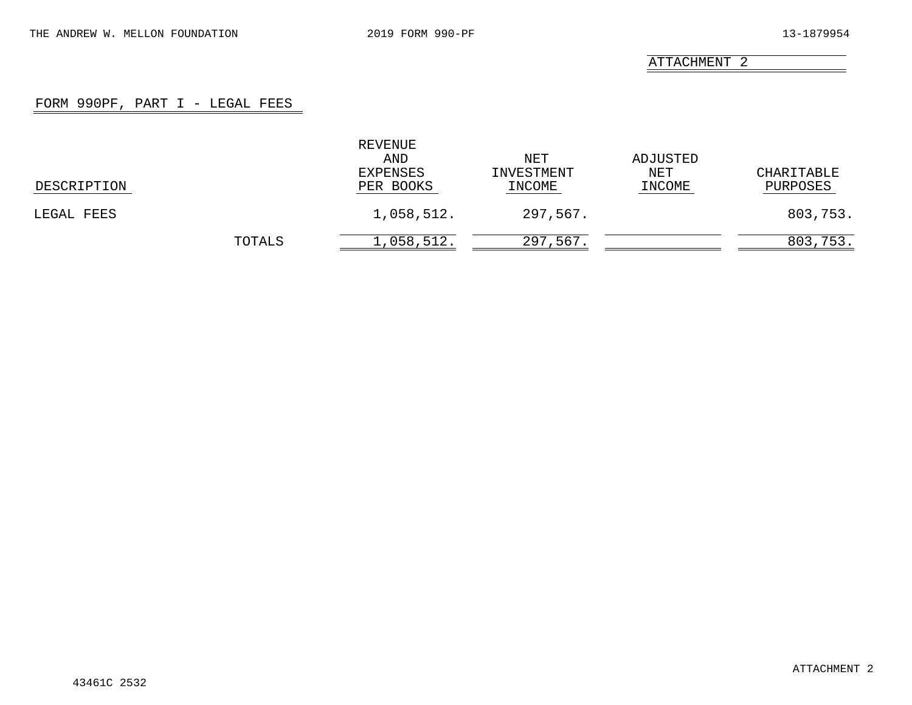ATTACHMENT 2

## FORM 990PF, PART I - LEGAL FEES

| DESCRIPTION | | REVENUE AND EXPENSES PER BOOKS | NET INVESTMENT INCOME | ADJUSTED NET INCOME | CHARITABLE PURPOSES |
|---|---|---|---|---|---|
| LEGAL FEES | | 1,058,512. | 297,567. | | 803,753. |
| | TOTALS | 1,058,512. | 297,567. | | 803,753. |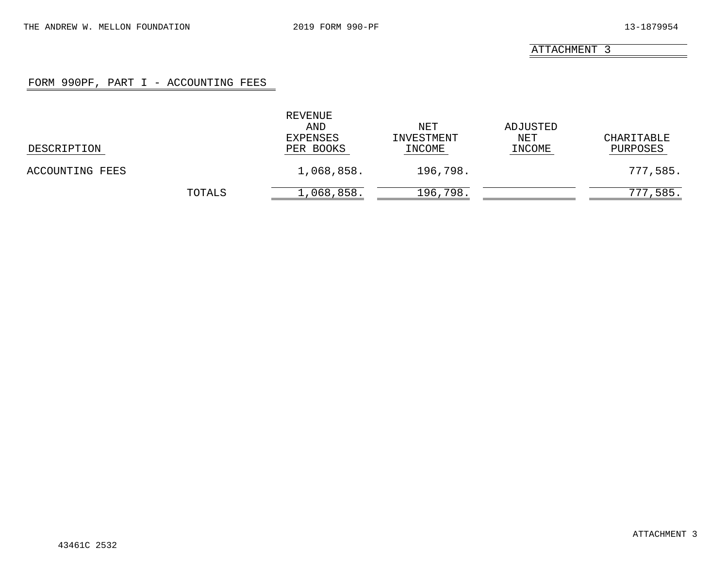ATTACHMENT 3

## FORM 990PF, PART I - ACCOUNTING FEES

| DESCRIPTION | | REVENUE AND EXPENSES PER BOOKS | NET INVESTMENT INCOME | ADJUSTED NET INCOME | CHARITABLE PURPOSES |
|---|---|---|---|---|---|
| ACCOUNTING FEES | | 1,068,858. | 196,798. | | 777,585. |
| | TOTALS | 1,068,858. | 196,798. | | 777,585. |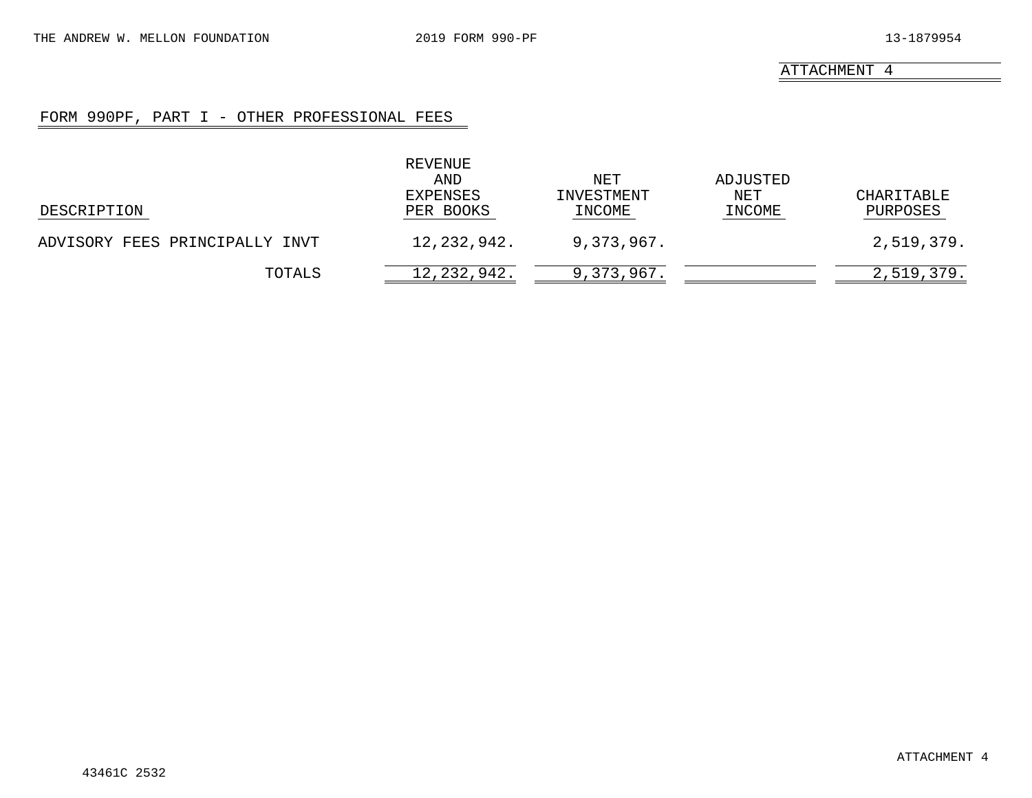THE ANDREW W. MELLON FOUNDATION 2019 FORM 990-PF 13-1879954

ATTACHMENT 4

## FORM 990PF, PART I - OTHER PROFESSIONAL FEES

| DESCRIPTION | REVENUE AND EXPENSES PER BOOKS | NET INVESTMENT INCOME | ADJUSTED NET INCOME | CHARITABLE PURPOSES |
|---|---|---|---|---|
| ADVISORY FEES PRINCIPALLY INVT | 12,232,942. | 9,373,967. | | 2,519,379. |
| TOTALS | 12,232,942. | 9,373,967. | | 2,519,379. |

43461C 2532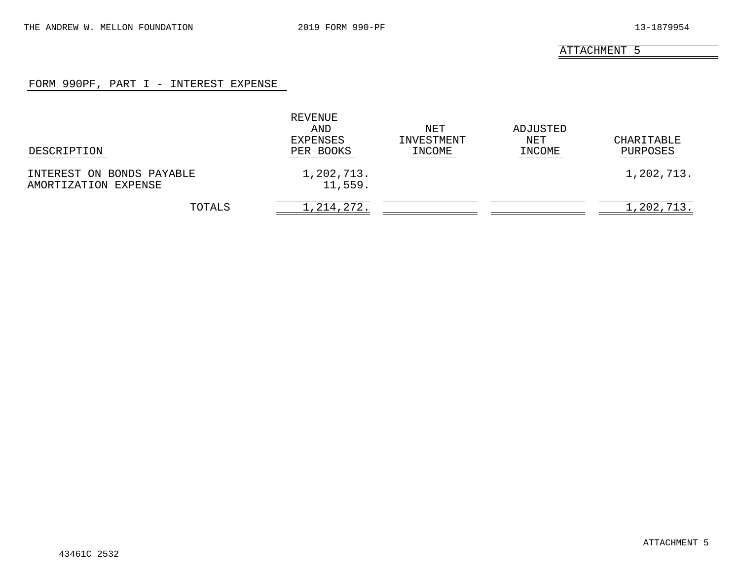ATTACHMENT 5

## FORM 990PF, PART I - INTEREST EXPENSE

| DESCRIPTION | REVENUE AND EXPENSES PER BOOKS | NET INVESTMENT INCOME | ADJUSTED NET INCOME | CHARITABLE PURPOSES |
|---|---|---|---|---|
| INTEREST ON BONDS PAYABLE | 1,202,713. | | | 1,202,713. |
| AMORTIZATION EXPENSE | 11,559. | | | |
| TOTALS | 1,214,272. | | | 1,202,713. |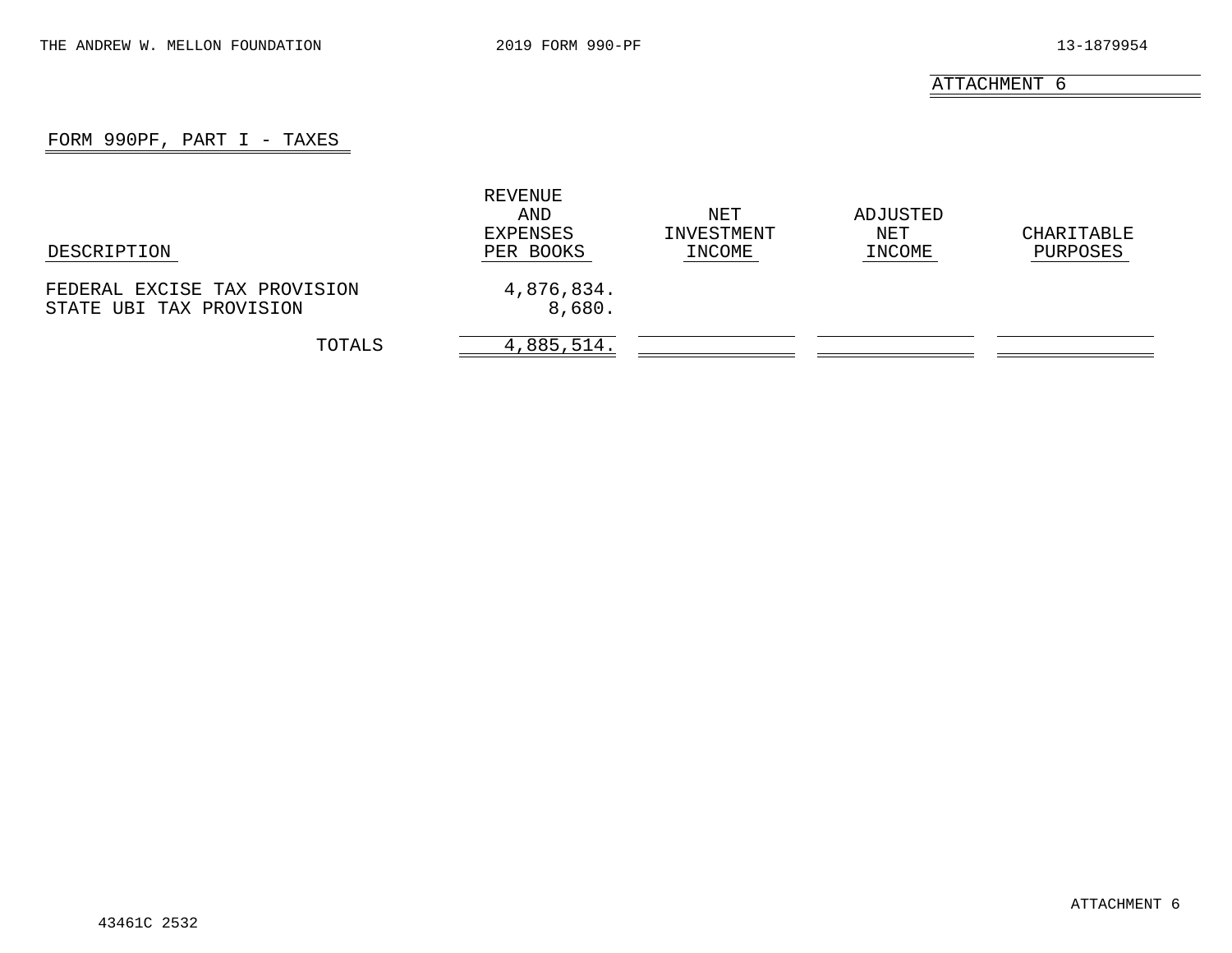ATTACHMENT 6

## FORM 990PF, PART I - TAXES

| DESCRIPTION | REVENUE AND EXPENSES PER BOOKS | NET INVESTMENT INCOME | ADJUSTED NET INCOME | CHARITABLE PURPOSES |
|---|---|---|---|---|
| FEDERAL EXCISE TAX PROVISION | 4,876,834. | | | |
| STATE UBI TAX PROVISION | 8,680. | | | |
| TOTALS | 4,885,514. | | | |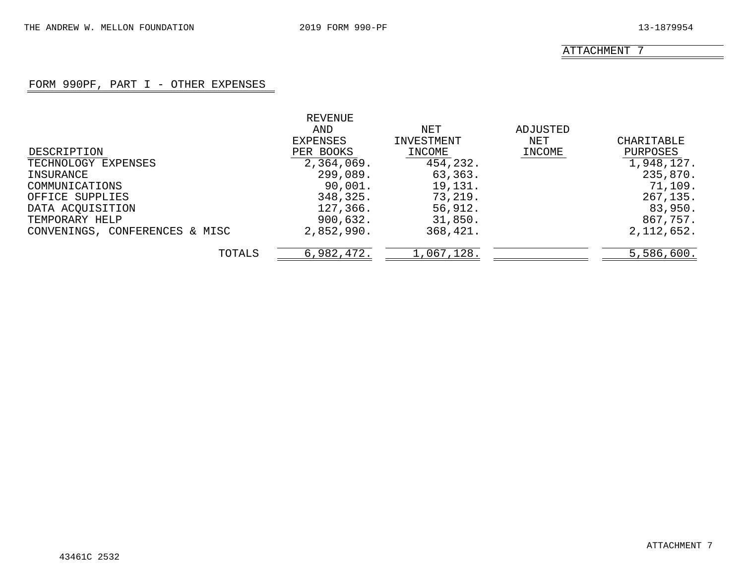ATTACHMENT 7

## FORM 990PF, PART I - OTHER EXPENSES

| DESCRIPTION | REVENUE AND EXPENSES PER BOOKS | NET INVESTMENT INCOME | ADJUSTED NET INCOME | CHARITABLE PURPOSES |
|---|---|---|---|---|
| TECHNOLOGY EXPENSES | 2,364,069. | 454,232. | | 1,948,127. |
| INSURANCE | 299,089. | 63,363. | | 235,870. |
| COMMUNICATIONS | 90,001. | 19,131. | | 71,109. |
| OFFICE SUPPLIES | 348,325. | 73,219. | | 267,135. |
| DATA ACQUISITION | 127,366. | 56,912. | | 83,950. |
| TEMPORARY HELP | 900,632. | 31,850. | | 867,757. |
| CONVENINGS, CONFERENCES & MISC | 2,852,990. | 368,421. | | 2,112,652. |
| TOTALS | 6,982,472. | 1,067,128. | | 5,586,600. |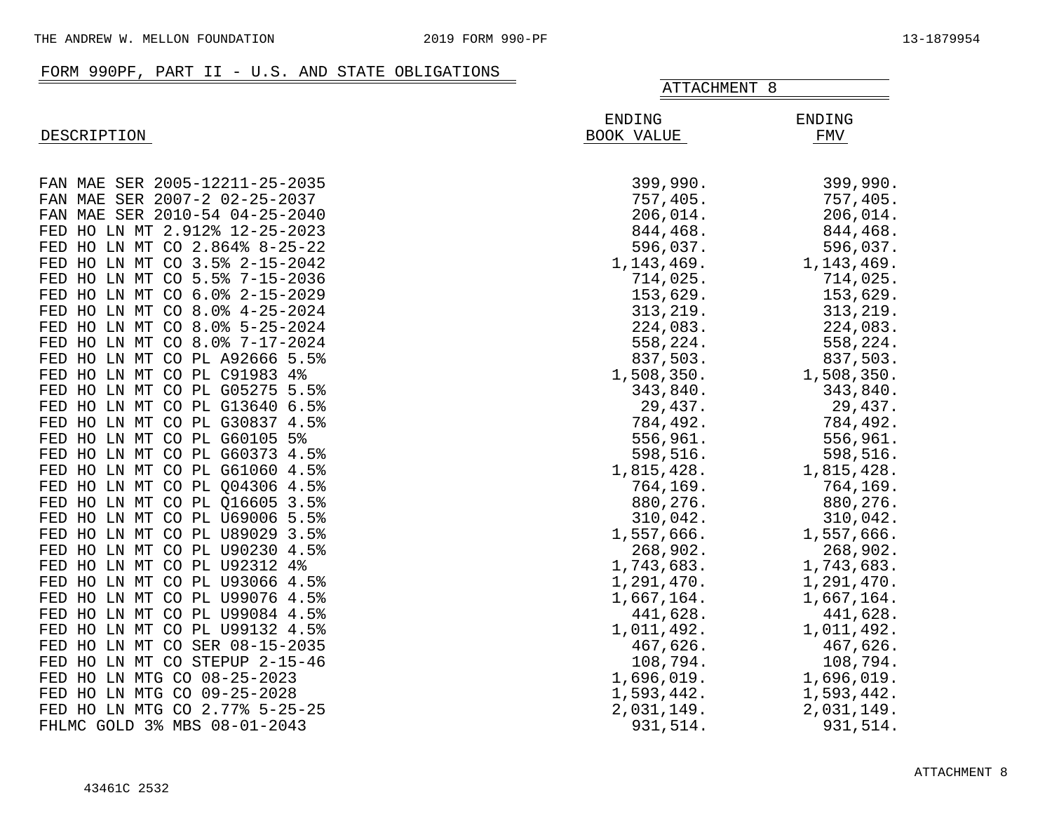## FORM 990PF, PART II - U.S. AND STATE OBLIGATIONS

ATTACHMENT 8

| DESCRIPTION | ENDING BOOK VALUE | ENDING FMV |
|---|---|---|
| FAN MAE SER 2005-12211-25-2035 | 399,990. | 399,990. |
| FAN MAE SER 2007-2 02-25-2037 | 757,405. | 757,405. |
| FAN MAE SER 2010-54 04-25-2040 | 206,014. | 206,014. |
| FED HO LN MT 2.912% 12-25-2023 | 844,468. | 844,468. |
| FED HO LN MT CO 2.864% 8-25-22 | 596,037. | 596,037. |
| FED HO LN MT CO 3.5% 2-15-2042 | 1,143,469. | 1,143,469. |
| FED HO LN MT CO 5.5% 7-15-2036 | 714,025. | 714,025. |
| FED HO LN MT CO 6.0% 2-15-2029 | 153,629. | 153,629. |
| FED HO LN MT CO 8.0% 4-25-2024 | 313,219. | 313,219. |
| FED HO LN MT CO 8.0% 5-25-2024 | 224,083. | 224,083. |
| FED HO LN MT CO 8.0% 7-17-2024 | 558,224. | 558,224. |
| FED HO LN MT CO PL A92666 5.5% | 837,503. | 837,503. |
| FED HO LN MT CO PL C91983 4% | 1,508,350. | 1,508,350. |
| FED HO LN MT CO PL G05275 5.5% | 343,840. | 343,840. |
| FED HO LN MT CO PL G13640 6.5% | 29,437. | 29,437. |
| FED HO LN MT CO PL G30837 4.5% | 784,492. | 784,492. |
| FED HO LN MT CO PL G60105 5% | 556,961. | 556,961. |
| FED HO LN MT CO PL G60373 4.5% | 598,516. | 598,516. |
| FED HO LN MT CO PL G61060 4.5% | 1,815,428. | 1,815,428. |
| FED HO LN MT CO PL Q04306 4.5% | 764,169. | 764,169. |
| FED HO LN MT CO PL Q16605 3.5% | 880,276. | 880,276. |
| FED HO LN MT CO PL U69006 5.5% | 310,042. | 310,042. |
| FED HO LN MT CO PL U89029 3.5% | 1,557,666. | 1,557,666. |
| FED HO LN MT CO PL U90230 4.5% | 268,902. | 268,902. |
| FED HO LN MT CO PL U92312 4% | 1,743,683. | 1,743,683. |
| FED HO LN MT CO PL U93066 4.5% | 1,291,470. | 1,291,470. |
| FED HO LN MT CO PL U99076 4.5% | 1,667,164. | 1,667,164. |
| FED HO LN MT CO PL U99084 4.5% | 441,628. | 441,628. |
| FED HO LN MT CO PL U99132 4.5% | 1,011,492. | 1,011,492. |
| FED HO LN MT CO SER 08-15-2035 | 467,626. | 467,626. |
| FED HO LN MT CO STEPUP 2-15-46 | 108,794. | 108,794. |
| FED HO LN MTG CO 08-25-2023 | 1,696,019. | 1,696,019. |
| FED HO LN MTG CO 09-25-2028 | 1,593,442. | 1,593,442. |
| FED HO LN MTG CO 2.77% 5-25-25 | 2,031,149. | 2,031,149. |
| FHLMC GOLD 3% MBS 08-01-2043 | 931,514. | 931,514. |

43461C 2532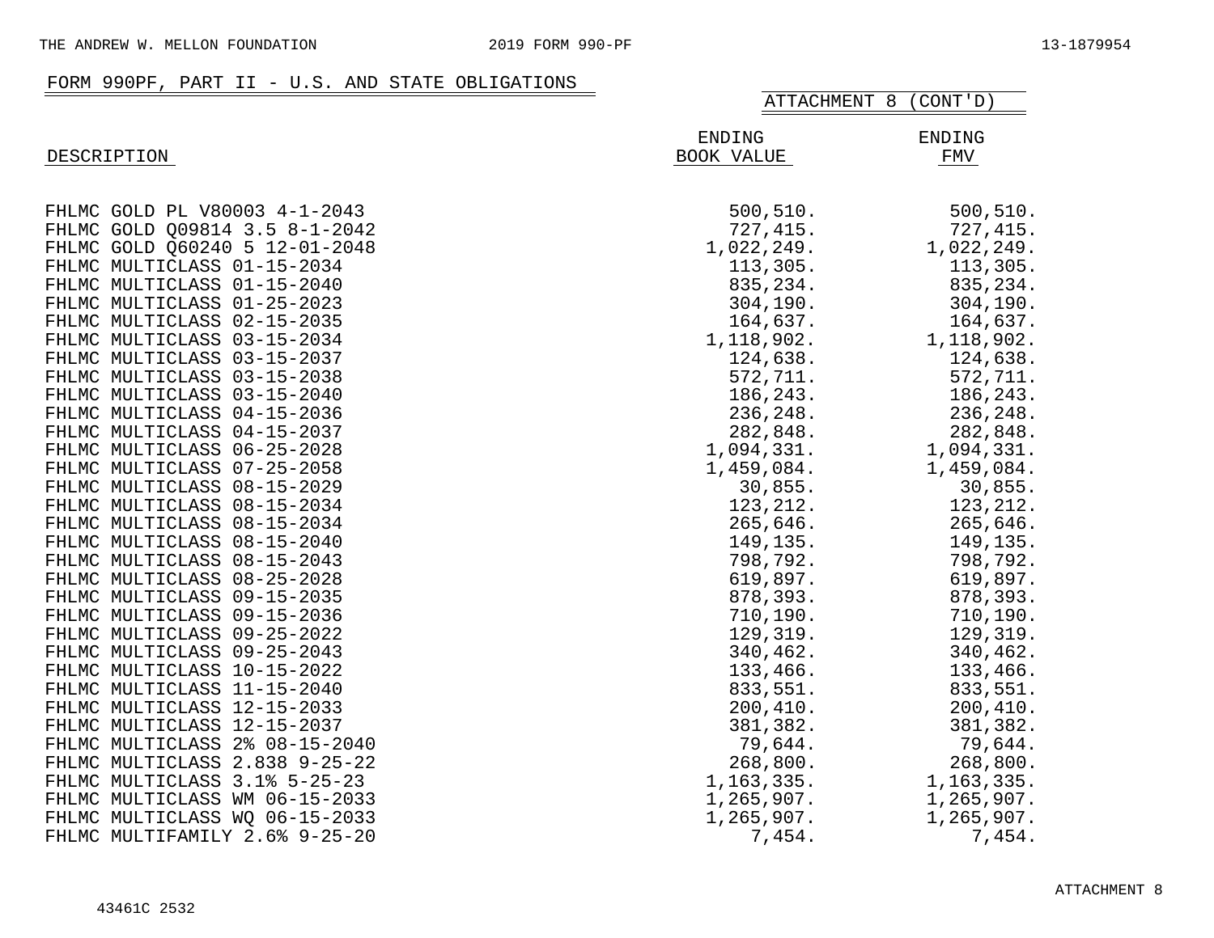## FORM 990PF, PART II - U.S. AND STATE OBLIGATIONS

ATTACHMENT 8 (CONT'D)

| DESCRIPTION | ENDING BOOK VALUE | ENDING FMV |
|---|---|---|
| FHLMC GOLD PL V80003 4-1-2043 | 500,510. | 500,510. |
| FHLMC GOLD Q09814 3.5 8-1-2042 | 727,415. | 727,415. |
| FHLMC GOLD Q60240 5 12-01-2048 | 1,022,249. | 1,022,249. |
| FHLMC MULTICLASS 01-15-2034 | 113,305. | 113,305. |
| FHLMC MULTICLASS 01-15-2040 | 835,234. | 835,234. |
| FHLMC MULTICLASS 01-25-2023 | 304,190. | 304,190. |
| FHLMC MULTICLASS 02-15-2035 | 164,637. | 164,637. |
| FHLMC MULTICLASS 03-15-2034 | 1,118,902. | 1,118,902. |
| FHLMC MULTICLASS 03-15-2037 | 124,638. | 124,638. |
| FHLMC MULTICLASS 03-15-2038 | 572,711. | 572,711. |
| FHLMC MULTICLASS 03-15-2040 | 186,243. | 186,243. |
| FHLMC MULTICLASS 04-15-2036 | 236,248. | 236,248. |
| FHLMC MULTICLASS 04-15-2037 | 282,848. | 282,848. |
| FHLMC MULTICLASS 06-25-2028 | 1,094,331. | 1,094,331. |
| FHLMC MULTICLASS 07-25-2058 | 1,459,084. | 1,459,084. |
| FHLMC MULTICLASS 08-15-2029 | 30,855. | 30,855. |
| FHLMC MULTICLASS 08-15-2034 | 123,212. | 123,212. |
| FHLMC MULTICLASS 08-15-2034 | 265,646. | 265,646. |
| FHLMC MULTICLASS 08-15-2040 | 149,135. | 149,135. |
| FHLMC MULTICLASS 08-15-2043 | 798,792. | 798,792. |
| FHLMC MULTICLASS 08-25-2028 | 619,897. | 619,897. |
| FHLMC MULTICLASS 09-15-2035 | 878,393. | 878,393. |
| FHLMC MULTICLASS 09-15-2036 | 710,190. | 710,190. |
| FHLMC MULTICLASS 09-25-2022 | 129,319. | 129,319. |
| FHLMC MULTICLASS 09-25-2043 | 340,462. | 340,462. |
| FHLMC MULTICLASS 10-15-2022 | 133,466. | 133,466. |
| FHLMC MULTICLASS 11-15-2040 | 833,551. | 833,551. |
| FHLMC MULTICLASS 12-15-2033 | 200,410. | 200,410. |
| FHLMC MULTICLASS 12-15-2037 | 381,382. | 381,382. |
| FHLMC MULTICLASS 2% 08-15-2040 | 79,644. | 79,644. |
| FHLMC MULTICLASS 2.838 9-25-22 | 268,800. | 268,800. |
| FHLMC MULTICLASS 3.1% 5-25-23 | 1,163,335. | 1,163,335. |
| FHLMC MULTICLASS WM 06-15-2033 | 1,265,907. | 1,265,907. |
| FHLMC MULTICLASS WQ 06-15-2033 | 1,265,907. | 1,265,907. |
| FHLMC MULTIFAMILY 2.6% 9-25-20 | 7,454. | 7,454. |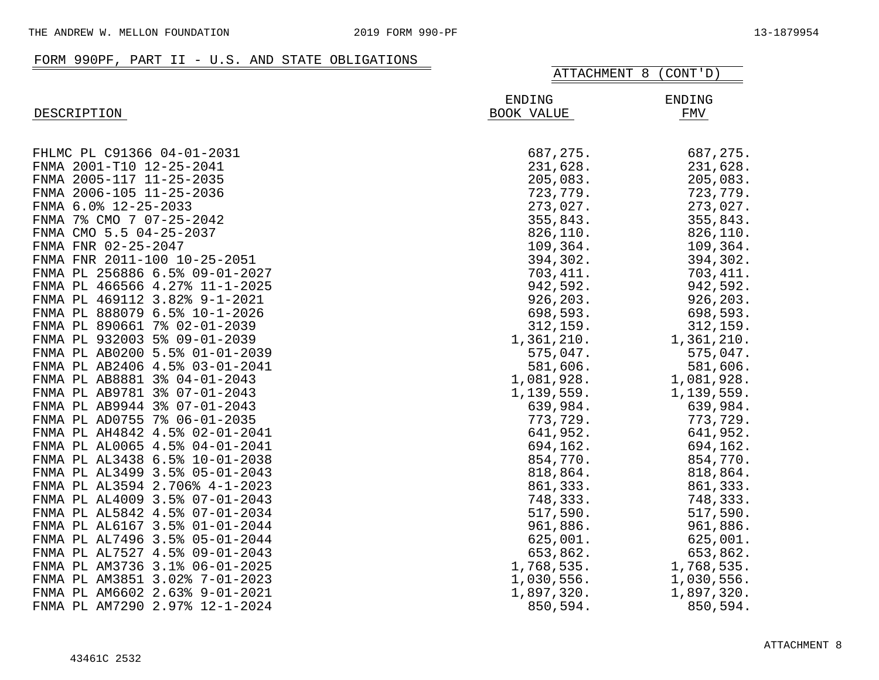## FORM 990PF, PART II - U.S. AND STATE OBLIGATIONS

ATTACHMENT 8 (CONT'D)

| DESCRIPTION | ENDING BOOK VALUE | ENDING FMV |
|---|---|---|
| FHLMC PL C91366 04-01-2031 | 687,275. | 687,275. |
| FNMA 2001-T10 12-25-2041 | 231,628. | 231,628. |
| FNMA 2005-117 11-25-2035 | 205,083. | 205,083. |
| FNMA 2006-105 11-25-2036 | 723,779. | 723,779. |
| FNMA 6.0% 12-25-2033 | 273,027. | 273,027. |
| FNMA 7% CMO 7 07-25-2042 | 355,843. | 355,843. |
| FNMA CMO 5.5 04-25-2037 | 826,110. | 826,110. |
| FNMA FNR 02-25-2047 | 109,364. | 109,364. |
| FNMA FNR 2011-100 10-25-2051 | 394,302. | 394,302. |
| FNMA PL 256886 6.5% 09-01-2027 | 703,411. | 703,411. |
| FNMA PL 466566 4.27% 11-1-2025 | 942,592. | 942,592. |
| FNMA PL 469112 3.82% 9-1-2021 | 926,203. | 926,203. |
| FNMA PL 888079 6.5% 10-1-2026 | 698,593. | 698,593. |
| FNMA PL 890661 7% 02-01-2039 | 312,159. | 312,159. |
| FNMA PL 932003 5% 09-01-2039 | 1,361,210. | 1,361,210. |
| FNMA PL AB0200 5.5% 01-01-2039 | 575,047. | 575,047. |
| FNMA PL AB2406 4.5% 03-01-2041 | 581,606. | 581,606. |
| FNMA PL AB8881 3% 04-01-2043 | 1,081,928. | 1,081,928. |
| FNMA PL AB9781 3% 07-01-2043 | 1,139,559. | 1,139,559. |
| FNMA PL AB9944 3% 07-01-2043 | 639,984. | 639,984. |
| FNMA PL AD0755 7% 06-01-2035 | 773,729. | 773,729. |
| FNMA PL AH4842 4.5% 02-01-2041 | 641,952. | 641,952. |
| FNMA PL AL0065 4.5% 04-01-2041 | 694,162. | 694,162. |
| FNMA PL AL3438 6.5% 10-01-2038 | 854,770. | 854,770. |
| FNMA PL AL3499 3.5% 05-01-2043 | 818,864. | 818,864. |
| FNMA PL AL3594 2.706% 4-1-2023 | 861,333. | 861,333. |
| FNMA PL AL4009 3.5% 07-01-2043 | 748,333. | 748,333. |
| FNMA PL AL5842 4.5% 07-01-2034 | 517,590. | 517,590. |
| FNMA PL AL6167 3.5% 01-01-2044 | 961,886. | 961,886. |
| FNMA PL AL7496 3.5% 05-01-2044 | 625,001. | 625,001. |
| FNMA PL AL7527 4.5% 09-01-2043 | 653,862. | 653,862. |
| FNMA PL AM3736 3.1% 06-01-2025 | 1,768,535. | 1,768,535. |
| FNMA PL AM3851 3.02% 7-01-2023 | 1,030,556. | 1,030,556. |
| FNMA PL AM6602 2.63% 9-01-2021 | 1,897,320. | 1,897,320. |
| FNMA PL AM7290 2.97% 12-1-2024 | 850,594. | 850,594. |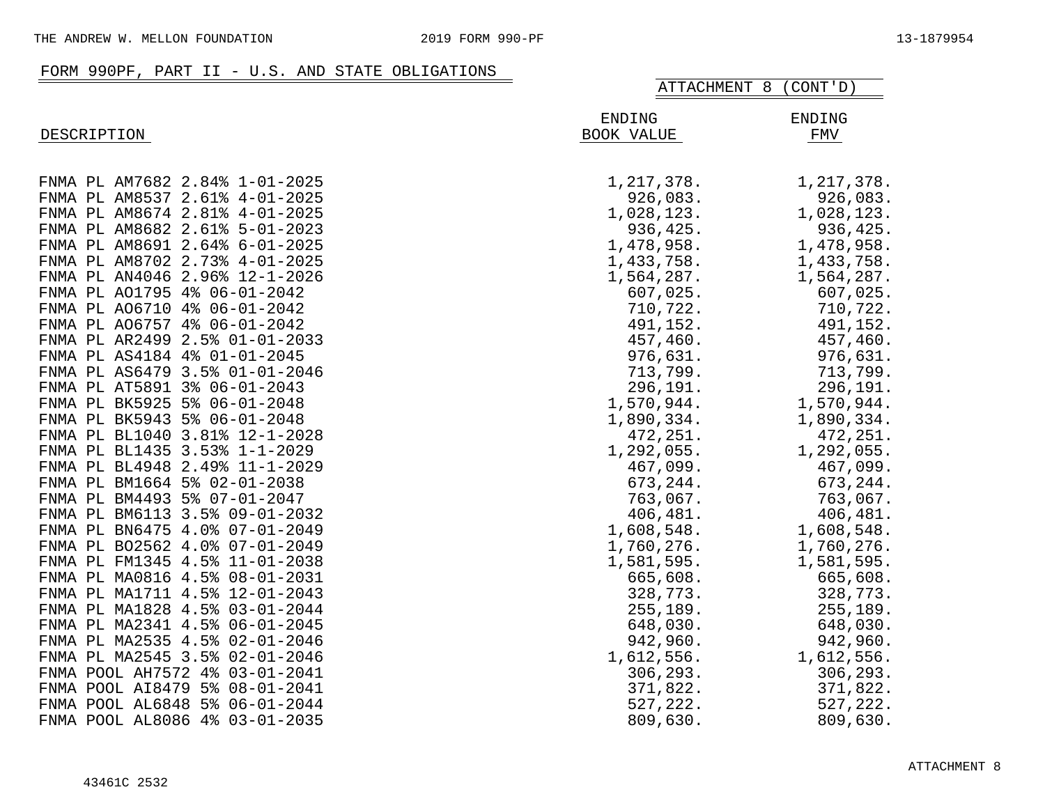## FORM 990PF, PART II - U.S. AND STATE OBLIGATIONS

ATTACHMENT 8 (CONT'D)

| DESCRIPTION | ENDING BOOK VALUE | ENDING FMV |
|---|---|---|
| FNMA PL AM7682 2.84% 1-01-2025 | 1,217,378. | 1,217,378. |
| FNMA PL AM8537 2.61% 4-01-2025 | 926,083. | 926,083. |
| FNMA PL AM8674 2.81% 4-01-2025 | 1,028,123. | 1,028,123. |
| FNMA PL AM8682 2.61% 5-01-2023 | 936,425. | 936,425. |
| FNMA PL AM8691 2.64% 6-01-2025 | 1,478,958. | 1,478,958. |
| FNMA PL AM8702 2.73% 4-01-2025 | 1,433,758. | 1,433,758. |
| FNMA PL AN4046 2.96% 12-1-2026 | 1,564,287. | 1,564,287. |
| FNMA PL AO1795 4% 06-01-2042 | 607,025. | 607,025. |
| FNMA PL AO6710 4% 06-01-2042 | 710,722. | 710,722. |
| FNMA PL AO6757 4% 06-01-2042 | 491,152. | 491,152. |
| FNMA PL AR2499 2.5% 01-01-2033 | 457,460. | 457,460. |
| FNMA PL AS4184 4% 01-01-2045 | 976,631. | 976,631. |
| FNMA PL AS6479 3.5% 01-01-2046 | 713,799. | 713,799. |
| FNMA PL AT5891 3% 06-01-2043 | 296,191. | 296,191. |
| FNMA PL BK5925 5% 06-01-2048 | 1,570,944. | 1,570,944. |
| FNMA PL BK5943 5% 06-01-2048 | 1,890,334. | 1,890,334. |
| FNMA PL BL1040 3.81% 12-1-2028 | 472,251. | 472,251. |
| FNMA PL BL1435 3.53% 1-1-2029 | 1,292,055. | 1,292,055. |
| FNMA PL BL4948 2.49% 11-1-2029 | 467,099. | 467,099. |
| FNMA PL BM1664 5% 02-01-2038 | 673,244. | 673,244. |
| FNMA PL BM4493 5% 07-01-2047 | 763,067. | 763,067. |
| FNMA PL BM6113 3.5% 09-01-2032 | 406,481. | 406,481. |
| FNMA PL BN6475 4.0% 07-01-2049 | 1,608,548. | 1,608,548. |
| FNMA PL BO2562 4.0% 07-01-2049 | 1,760,276. | 1,760,276. |
| FNMA PL FM1345 4.5% 11-01-2038 | 1,581,595. | 1,581,595. |
| FNMA PL MA0816 4.5% 08-01-2031 | 665,608. | 665,608. |
| FNMA PL MA1711 4.5% 12-01-2043 | 328,773. | 328,773. |
| FNMA PL MA1828 4.5% 03-01-2044 | 255,189. | 255,189. |
| FNMA PL MA2341 4.5% 06-01-2045 | 648,030. | 648,030. |
| FNMA PL MA2535 4.5% 02-01-2046 | 942,960. | 942,960. |
| FNMA PL MA2545 3.5% 02-01-2046 | 1,612,556. | 1,612,556. |
| FNMA POOL AH7572 4% 03-01-2041 | 306,293. | 306,293. |
| FNMA POOL AI8479 5% 08-01-2041 | 371,822. | 371,822. |
| FNMA POOL AL6848 5% 06-01-2044 | 527,222. | 527,222. |
| FNMA POOL AL8086 4% 03-01-2035 | 809,630. | 809,630. |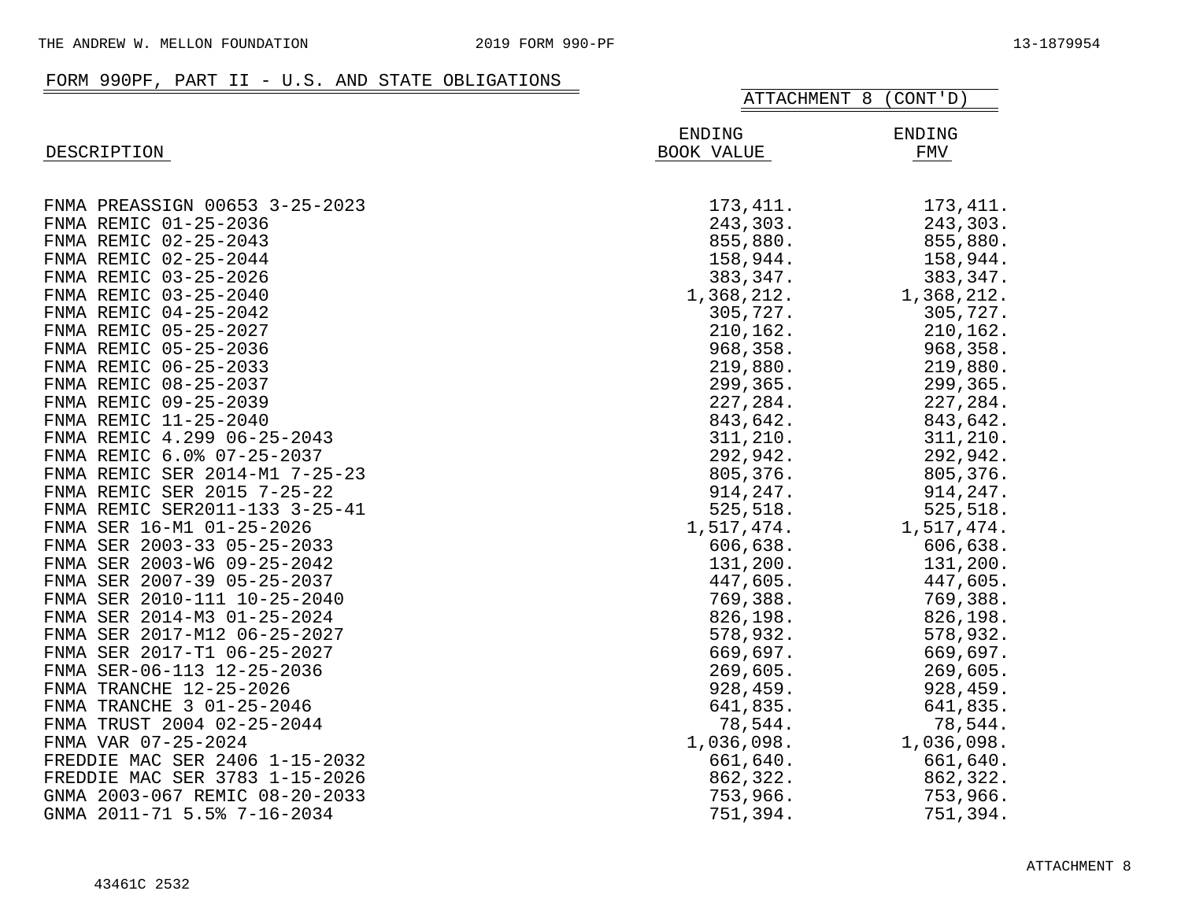## FORM 990PF, PART II - U.S. AND STATE OBLIGATIONS

ATTACHMENT 8 (CONT'D)

| DESCRIPTION | ENDING BOOK VALUE | ENDING FMV |
|---|---|---|
| FNMA PREASSIGN 00653 3-25-2023 | 173,411. | 173,411. |
| FNMA REMIC 01-25-2036 | 243,303. | 243,303. |
| FNMA REMIC 02-25-2043 | 855,880. | 855,880. |
| FNMA REMIC 02-25-2044 | 158,944. | 158,944. |
| FNMA REMIC 03-25-2026 | 383,347. | 383,347. |
| FNMA REMIC 03-25-2040 | 1,368,212. | 1,368,212. |
| FNMA REMIC 04-25-2042 | 305,727. | 305,727. |
| FNMA REMIC 05-25-2027 | 210,162. | 210,162. |
| FNMA REMIC 05-25-2036 | 968,358. | 968,358. |
| FNMA REMIC 06-25-2033 | 219,880. | 219,880. |
| FNMA REMIC 08-25-2037 | 299,365. | 299,365. |
| FNMA REMIC 09-25-2039 | 227,284. | 227,284. |
| FNMA REMIC 11-25-2040 | 843,642. | 843,642. |
| FNMA REMIC 4.299 06-25-2043 | 311,210. | 311,210. |
| FNMA REMIC 6.0% 07-25-2037 | 292,942. | 292,942. |
| FNMA REMIC SER 2014-M1 7-25-23 | 805,376. | 805,376. |
| FNMA REMIC SER 2015 7-25-22 | 914,247. | 914,247. |
| FNMA REMIC SER2011-133 3-25-41 | 525,518. | 525,518. |
| FNMA SER 16-M1 01-25-2026 | 1,517,474. | 1,517,474. |
| FNMA SER 2003-33 05-25-2033 | 606,638. | 606,638. |
| FNMA SER 2003-W6 09-25-2042 | 131,200. | 131,200. |
| FNMA SER 2007-39 05-25-2037 | 447,605. | 447,605. |
| FNMA SER 2010-111 10-25-2040 | 769,388. | 769,388. |
| FNMA SER 2014-M3 01-25-2024 | 826,198. | 826,198. |
| FNMA SER 2017-M12 06-25-2027 | 578,932. | 578,932. |
| FNMA SER 2017-T1 06-25-2027 | 669,697. | 669,697. |
| FNMA SER-06-113 12-25-2036 | 269,605. | 269,605. |
| FNMA TRANCHE 12-25-2026 | 928,459. | 928,459. |
| FNMA TRANCHE 3 01-25-2046 | 641,835. | 641,835. |
| FNMA TRUST 2004 02-25-2044 | 78,544. | 78,544. |
| FNMA VAR 07-25-2024 | 1,036,098. | 1,036,098. |
| FREDDIE MAC SER 2406 1-15-2032 | 661,640. | 661,640. |
| FREDDIE MAC SER 3783 1-15-2026 | 862,322. | 862,322. |
| GNMA 2003-067 REMIC 08-20-2033 | 753,966. | 753,966. |
| GNMA 2011-71 5.5% 7-16-2034 | 751,394. | 751,394. |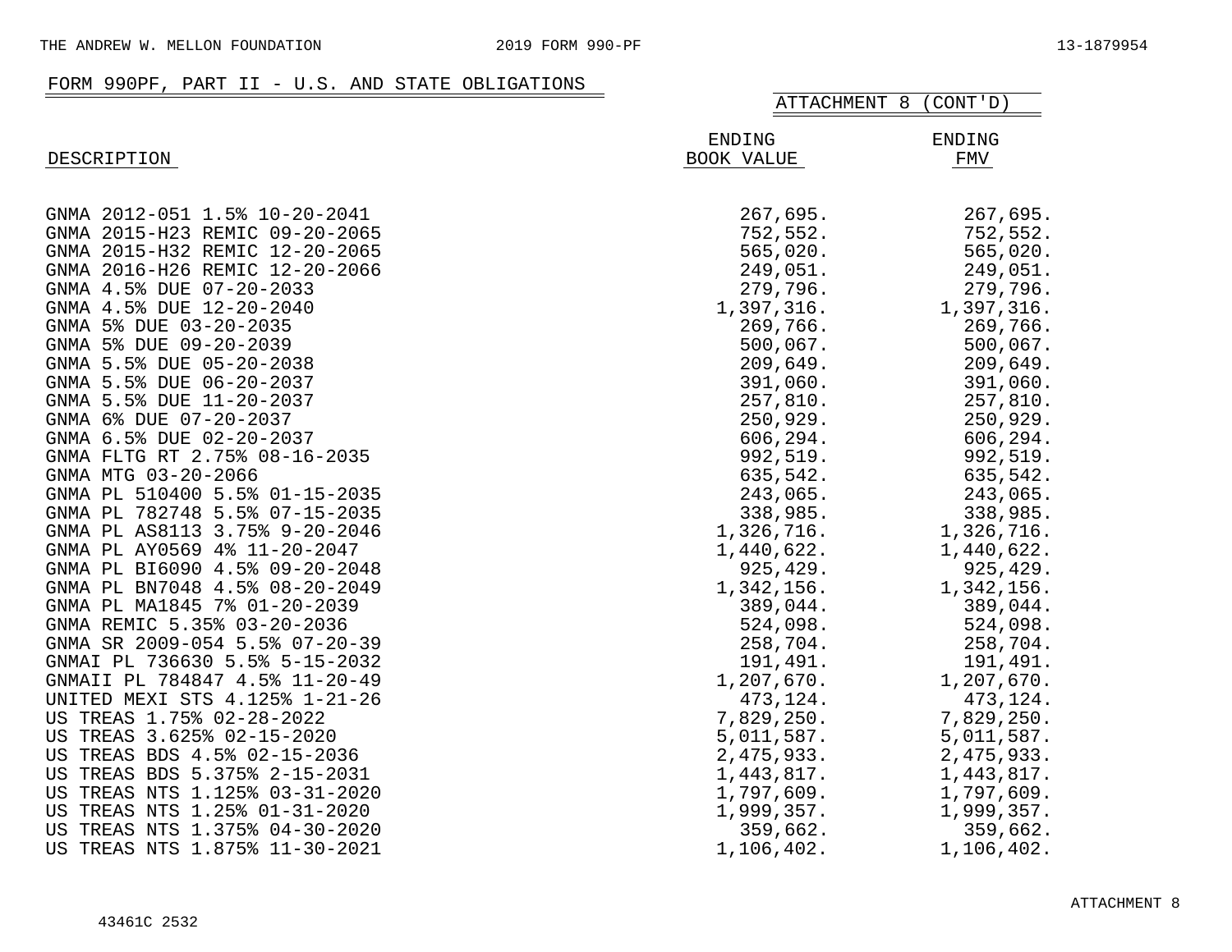## FORM 990PF, PART II - U.S. AND STATE OBLIGATIONS

ATTACHMENT 8 (CONT'D)

| DESCRIPTION | ENDING BOOK VALUE | ENDING FMV |
|---|---|---|
| GNMA 2012-051 1.5% 10-20-2041 | 267,695. | 267,695. |
| GNMA 2015-H23 REMIC 09-20-2065 | 752,552. | 752,552. |
| GNMA 2015-H32 REMIC 12-20-2065 | 565,020. | 565,020. |
| GNMA 2016-H26 REMIC 12-20-2066 | 249,051. | 249,051. |
| GNMA 4.5% DUE 07-20-2033 | 279,796. | 279,796. |
| GNMA 4.5% DUE 12-20-2040 | 1,397,316. | 1,397,316. |
| GNMA 5% DUE 03-20-2035 | 269,766. | 269,766. |
| GNMA 5% DUE 09-20-2039 | 500,067. | 500,067. |
| GNMA 5.5% DUE 05-20-2038 | 209,649. | 209,649. |
| GNMA 5.5% DUE 06-20-2037 | 391,060. | 391,060. |
| GNMA 5.5% DUE 11-20-2037 | 257,810. | 257,810. |
| GNMA 6% DUE 07-20-2037 | 250,929. | 250,929. |
| GNMA 6.5% DUE 02-20-2037 | 606,294. | 606,294. |
| GNMA FLTG RT 2.75% 08-16-2035 | 992,519. | 992,519. |
| GNMA MTG 03-20-2066 | 635,542. | 635,542. |
| GNMA PL 510400 5.5% 01-15-2035 | 243,065. | 243,065. |
| GNMA PL 782748 5.5% 07-15-2035 | 338,985. | 338,985. |
| GNMA PL AS8113 3.75% 9-20-2046 | 1,326,716. | 1,326,716. |
| GNMA PL AY0569 4% 11-20-2047 | 1,440,622. | 1,440,622. |
| GNMA PL BI6090 4.5% 09-20-2048 | 925,429. | 925,429. |
| GNMA PL BN7048 4.5% 08-20-2049 | 1,342,156. | 1,342,156. |
| GNMA PL MA1845 7% 01-20-2039 | 389,044. | 389,044. |
| GNMA REMIC 5.35% 03-20-2036 | 524,098. | 524,098. |
| GNMA SR 2009-054 5.5% 07-20-39 | 258,704. | 258,704. |
| GNMAI PL 736630 5.5% 5-15-2032 | 191,491. | 191,491. |
| GNMAII PL 784847 4.5% 11-20-49 | 1,207,670. | 1,207,670. |
| UNITED MEXI STS 4.125% 1-21-26 | 473,124. | 473,124. |
| US TREAS 1.75% 02-28-2022 | 7,829,250. | 7,829,250. |
| US TREAS 3.625% 02-15-2020 | 5,011,587. | 5,011,587. |
| US TREAS BDS 4.5% 02-15-2036 | 2,475,933. | 2,475,933. |
| US TREAS BDS 5.375% 2-15-2031 | 1,443,817. | 1,443,817. |
| US TREAS NTS 1.125% 03-31-2020 | 1,797,609. | 1,797,609. |
| US TREAS NTS 1.25% 01-31-2020 | 1,999,357. | 1,999,357. |
| US TREAS NTS 1.375% 04-30-2020 | 359,662. | 359,662. |
| US TREAS NTS 1.875% 11-30-2021 | 1,106,402. | 1,106,402. |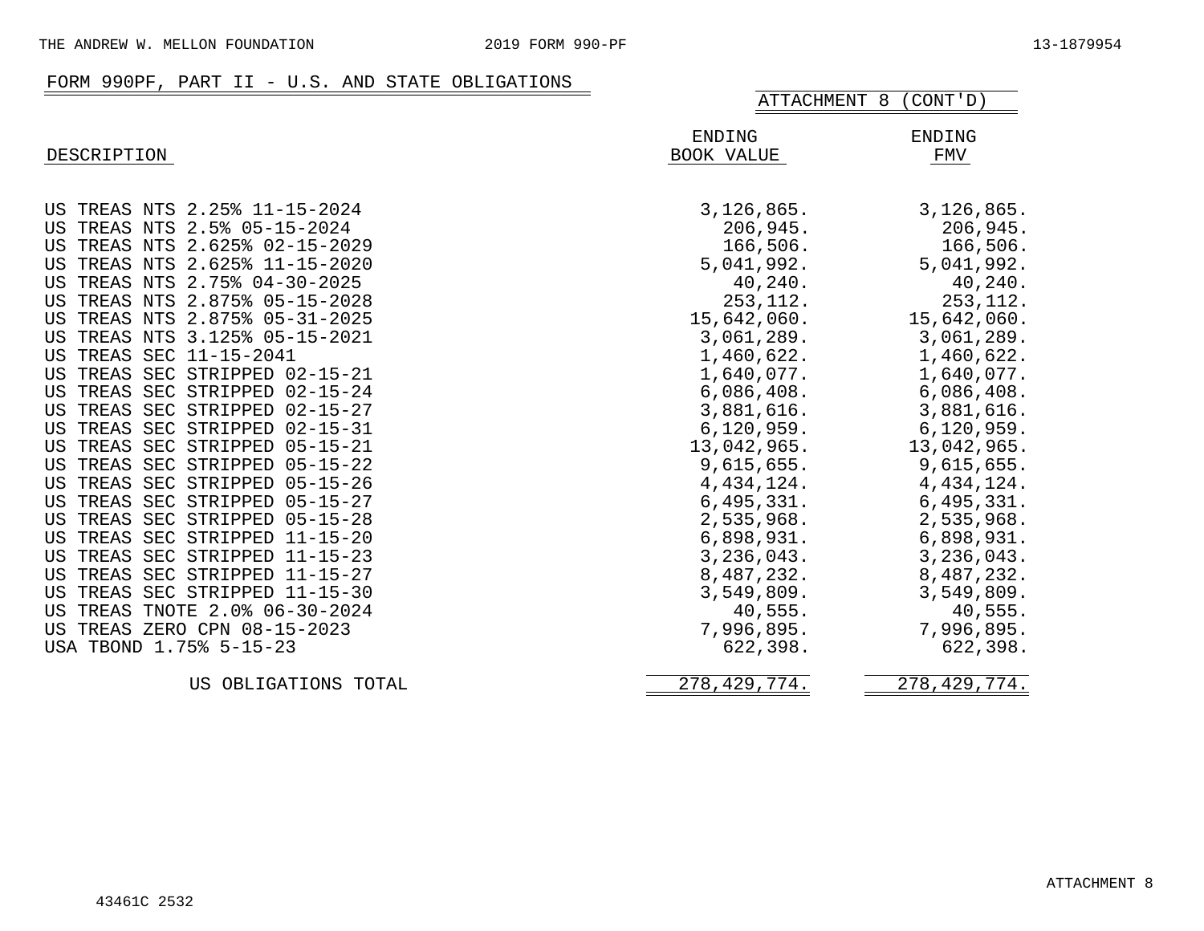## FORM 990PF, PART II - U.S. AND STATE OBLIGATIONS

ATTACHMENT 8 (CONT'D)

| DESCRIPTION | ENDING BOOK VALUE | ENDING FMV |
|---|---|---|
| US TREAS NTS 2.25% 11-15-2024 | 3,126,865. | 3,126,865. |
| US TREAS NTS 2.5% 05-15-2024 | 206,945. | 206,945. |
| US TREAS NTS 2.625% 02-15-2029 | 166,506. | 166,506. |
| US TREAS NTS 2.625% 11-15-2020 | 5,041,992. | 5,041,992. |
| US TREAS NTS 2.75% 04-30-2025 | 40,240. | 40,240. |
| US TREAS NTS 2.875% 05-15-2028 | 253,112. | 253,112. |
| US TREAS NTS 2.875% 05-31-2025 | 15,642,060. | 15,642,060. |
| US TREAS NTS 3.125% 05-15-2021 | 3,061,289. | 3,061,289. |
| US TREAS SEC 11-15-2041 | 1,460,622. | 1,460,622. |
| US TREAS SEC STRIPPED 02-15-21 | 1,640,077. | 1,640,077. |
| US TREAS SEC STRIPPED 02-15-24 | 6,086,408. | 6,086,408. |
| US TREAS SEC STRIPPED 02-15-27 | 3,881,616. | 3,881,616. |
| US TREAS SEC STRIPPED 02-15-31 | 6,120,959. | 6,120,959. |
| US TREAS SEC STRIPPED 05-15-21 | 13,042,965. | 13,042,965. |
| US TREAS SEC STRIPPED 05-15-22 | 9,615,655. | 9,615,655. |
| US TREAS SEC STRIPPED 05-15-26 | 4,434,124. | 4,434,124. |
| US TREAS SEC STRIPPED 05-15-27 | 6,495,331. | 6,495,331. |
| US TREAS SEC STRIPPED 05-15-28 | 2,535,968. | 2,535,968. |
| US TREAS SEC STRIPPED 11-15-20 | 6,898,931. | 6,898,931. |
| US TREAS SEC STRIPPED 11-15-23 | 3,236,043. | 3,236,043. |
| US TREAS SEC STRIPPED 11-15-27 | 8,487,232. | 8,487,232. |
| US TREAS SEC STRIPPED 11-15-30 | 3,549,809. | 3,549,809. |
| US TREAS TNOTE 2.0% 06-30-2024 | 40,555. | 40,555. |
| US TREAS ZERO CPN 08-15-2023 | 7,996,895. | 7,996,895. |
| USA TBOND 1.75% 5-15-23 | 622,398. | 622,398. |
| US OBLIGATIONS TOTAL | 278,429,774. | 278,429,774. |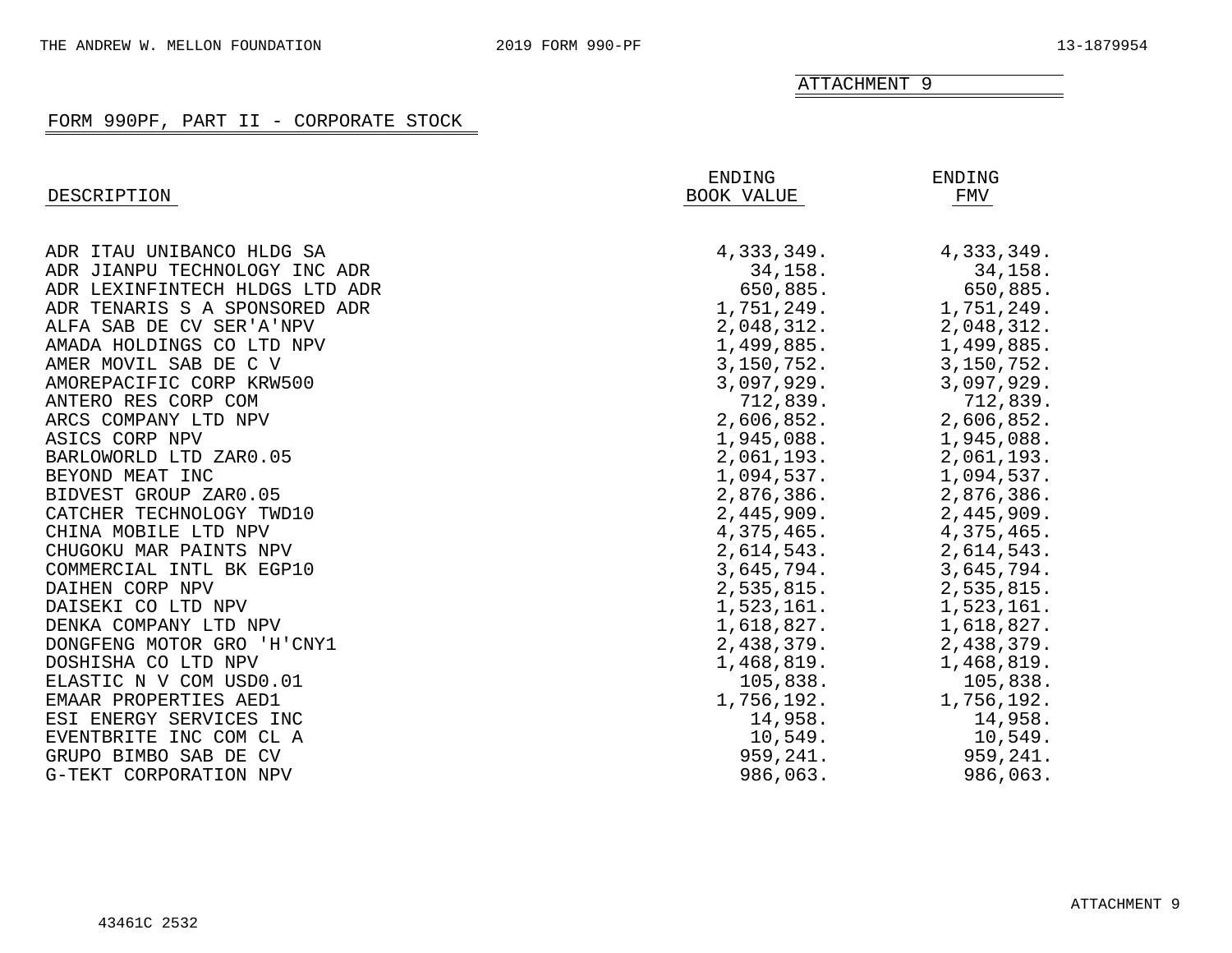ATTACHMENT 9

## FORM 990PF, PART II - CORPORATE STOCK

| DESCRIPTION | ENDING BOOK VALUE | ENDING FMV |
|---|---|---|
| ADR ITAU UNIBANCO HLDG SA | 4,333,349. | 4,333,349. |
| ADR JIANPU TECHNOLOGY INC ADR | 34,158. | 34,158. |
| ADR LEXINFINTECH HLDGS LTD ADR | 650,885. | 650,885. |
| ADR TENARIS S A SPONSORED ADR | 1,751,249. | 1,751,249. |
| ALFA SAB DE CV SER'A'NPV | 2,048,312. | 2,048,312. |
| AMADA HOLDINGS CO LTD NPV | 1,499,885. | 1,499,885. |
| AMER MOVIL SAB DE C V | 3,150,752. | 3,150,752. |
| AMOREPACIFIC CORP KRW500 | 3,097,929. | 3,097,929. |
| ANTERO RES CORP COM | 712,839. | 712,839. |
| ARCS COMPANY LTD NPV | 2,606,852. | 2,606,852. |
| ASICS CORP NPV | 1,945,088. | 1,945,088. |
| BARLOWORLD LTD ZAR0.05 | 2,061,193. | 2,061,193. |
| BEYOND MEAT INC | 1,094,537. | 1,094,537. |
| BIDVEST GROUP ZAR0.05 | 2,876,386. | 2,876,386. |
| CATCHER TECHNOLOGY TWD10 | 2,445,909. | 2,445,909. |
| CHINA MOBILE LTD NPV | 4,375,465. | 4,375,465. |
| CHUGOKU MAR PAINTS NPV | 2,614,543. | 2,614,543. |
| COMMERCIAL INTL BK EGP10 | 3,645,794. | 3,645,794. |
| DAIHEN CORP NPV | 2,535,815. | 2,535,815. |
| DAISEKI CO LTD NPV | 1,523,161. | 1,523,161. |
| DENKA COMPANY LTD NPV | 1,618,827. | 1,618,827. |
| DONGFENG MOTOR GRO 'H'CNY1 | 2,438,379. | 2,438,379. |
| DOSHISHA CO LTD NPV | 1,468,819. | 1,468,819. |
| ELASTIC N V COM USD0.01 | 105,838. | 105,838. |
| EMAAR PROPERTIES AED1 | 1,756,192. | 1,756,192. |
| ESI ENERGY SERVICES INC | 14,958. | 14,958. |
| EVENTBRITE INC COM CL A | 10,549. | 10,549. |
| GRUPO BIMBO SAB DE CV | 959,241. | 959,241. |
| G-TEKT CORPORATION NPV | 986,063. | 986,063. |

43461C 2532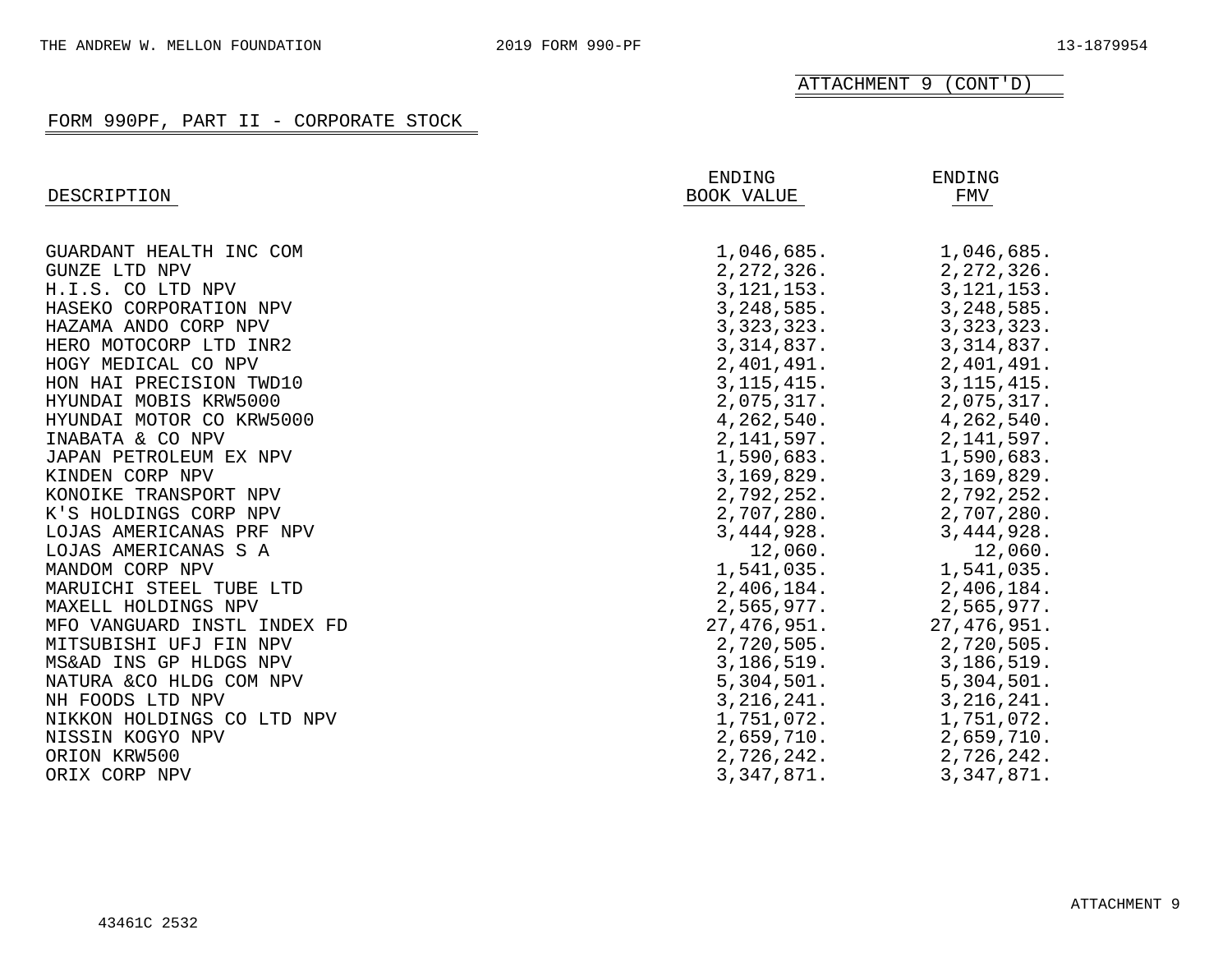ATTACHMENT 9 (CONT'D)

FORM 990PF, PART II - CORPORATE STOCK

| DESCRIPTION | ENDING BOOK VALUE | ENDING FMV |
|---|---|---|
| GUARDANT HEALTH INC COM | 1,046,685. | 1,046,685. |
| GUNZE LTD NPV | 2,272,326. | 2,272,326. |
| H.I.S. CO LTD NPV | 3,121,153. | 3,121,153. |
| HASEKO CORPORATION NPV | 3,248,585. | 3,248,585. |
| HAZAMA ANDO CORP NPV | 3,323,323. | 3,323,323. |
| HERO MOTOCORP LTD INR2 | 3,314,837. | 3,314,837. |
| HOGY MEDICAL CO NPV | 2,401,491. | 2,401,491. |
| HON HAI PRECISION TWD10 | 3,115,415. | 3,115,415. |
| HYUNDAI MOBIS KRW5000 | 2,075,317. | 2,075,317. |
| HYUNDAI MOTOR CO KRW5000 | 4,262,540. | 4,262,540. |
| INABATA & CO NPV | 2,141,597. | 2,141,597. |
| JAPAN PETROLEUM EX NPV | 1,590,683. | 1,590,683. |
| KINDEN CORP NPV | 3,169,829. | 3,169,829. |
| KONOIKE TRANSPORT NPV | 2,792,252. | 2,792,252. |
| K'S HOLDINGS CORP NPV | 2,707,280. | 2,707,280. |
| LOJAS AMERICANAS PRF NPV | 3,444,928. | 3,444,928. |
| LOJAS AMERICANAS S A | 12,060. | 12,060. |
| MANDOM CORP NPV | 1,541,035. | 1,541,035. |
| MARUICHI STEEL TUBE LTD | 2,406,184. | 2,406,184. |
| MAXELL HOLDINGS NPV | 2,565,977. | 2,565,977. |
| MFO VANGUARD INSTL INDEX FD | 27,476,951. | 27,476,951. |
| MITSUBISHI UFJ FIN NPV | 2,720,505. | 2,720,505. |
| MS&AD INS GP HLDGS NPV | 3,186,519. | 3,186,519. |
| NATURA &CO HLDG COM NPV | 5,304,501. | 5,304,501. |
| NH FOODS LTD NPV | 3,216,241. | 3,216,241. |
| NIKKON HOLDINGS CO LTD NPV | 1,751,072. | 1,751,072. |
| NISSIN KOGYO NPV | 2,659,710. | 2,659,710. |
| ORION KRW500 | 2,726,242. | 2,726,242. |
| ORIX CORP NPV | 3,347,871. | 3,347,871. |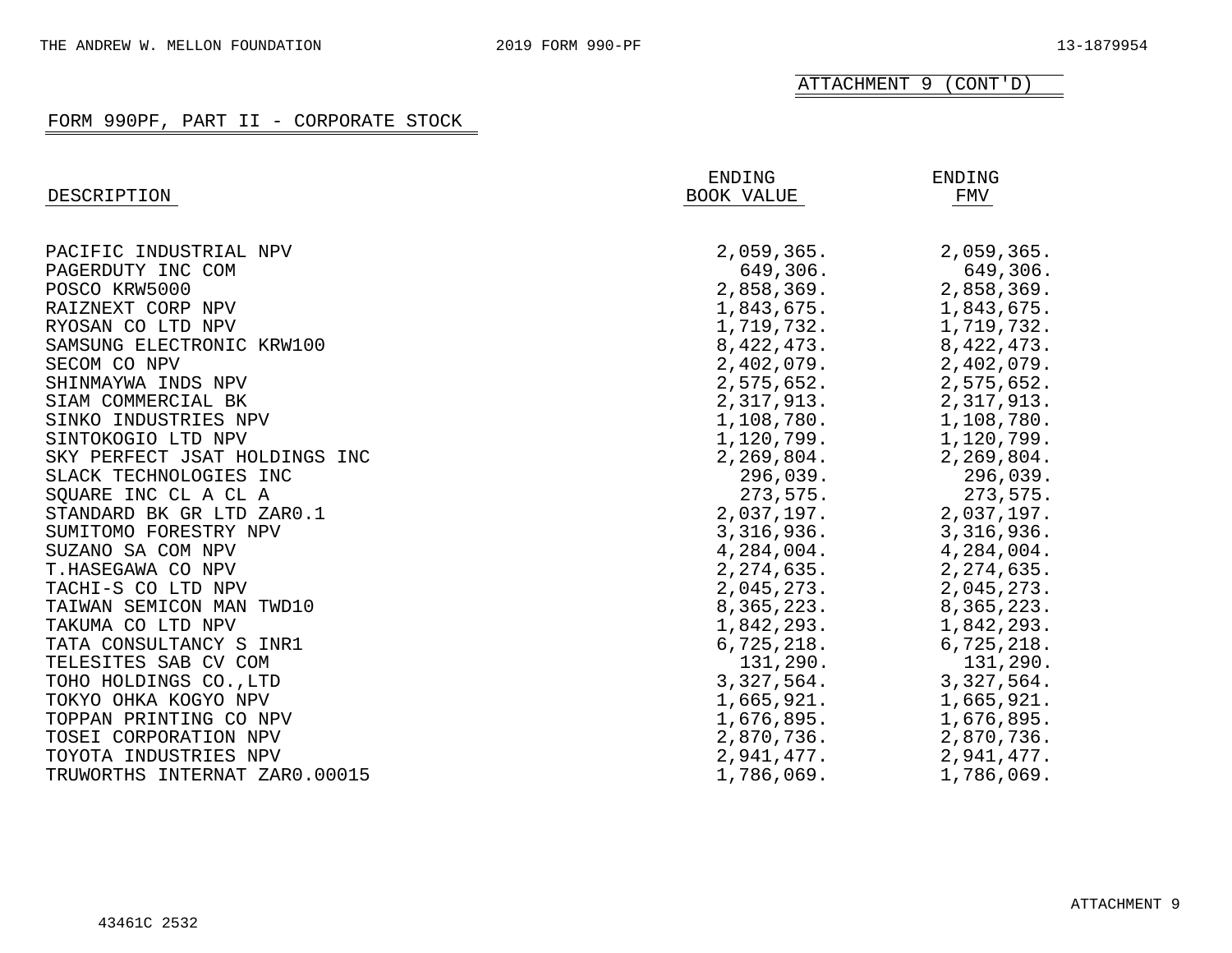ATTACHMENT 9 (CONT'D)

## FORM 990PF, PART II - CORPORATE STOCK

| DESCRIPTION | ENDING BOOK VALUE | ENDING FMV |
|---|---|---|
| PACIFIC INDUSTRIAL NPV | 2,059,365. | 2,059,365. |
| PAGERDUTY INC COM | 649,306. | 649,306. |
| POSCO KRW5000 | 2,858,369. | 2,858,369. |
| RAIZNEXT CORP NPV | 1,843,675. | 1,843,675. |
| RYOSAN CO LTD NPV | 1,719,732. | 1,719,732. |
| SAMSUNG ELECTRONIC KRW100 | 8,422,473. | 8,422,473. |
| SECOM CO NPV | 2,402,079. | 2,402,079. |
| SHINMAYWA INDS NPV | 2,575,652. | 2,575,652. |
| SIAM COMMERCIAL BK | 2,317,913. | 2,317,913. |
| SINKO INDUSTRIES NPV | 1,108,780. | 1,108,780. |
| SINTOKOGIO LTD NPV | 1,120,799. | 1,120,799. |
| SKY PERFECT JSAT HOLDINGS INC | 2,269,804. | 2,269,804. |
| SLACK TECHNOLOGIES INC | 296,039. | 296,039. |
| SQUARE INC CL A CL A | 273,575. | 273,575. |
| STANDARD BK GR LTD ZAR0.1 | 2,037,197. | 2,037,197. |
| SUMITOMO FORESTRY NPV | 3,316,936. | 3,316,936. |
| SUZANO SA COM NPV | 4,284,004. | 4,284,004. |
| T.HASEGAWA CO NPV | 2,274,635. | 2,274,635. |
| TACHI-S CO LTD NPV | 2,045,273. | 2,045,273. |
| TAIWAN SEMICON MAN TWD10 | 8,365,223. | 8,365,223. |
| TAKUMA CO LTD NPV | 1,842,293. | 1,842,293. |
| TATA CONSULTANCY S INR1 | 6,725,218. | 6,725,218. |
| TELESITES SAB CV COM | 131,290. | 131,290. |
| TOHO HOLDINGS CO.,LTD | 3,327,564. | 3,327,564. |
| TOKYO OHKA KOGYO NPV | 1,665,921. | 1,665,921. |
| TOPPAN PRINTING CO NPV | 1,676,895. | 1,676,895. |
| TOSEI CORPORATION NPV | 2,870,736. | 2,870,736. |
| TOYOTA INDUSTRIES NPV | 2,941,477. | 2,941,477. |
| TRUWORTHS INTERNAT ZAR0.00015 | 1,786,069. | 1,786,069. |

ATTACHMENT 9

43461C 2532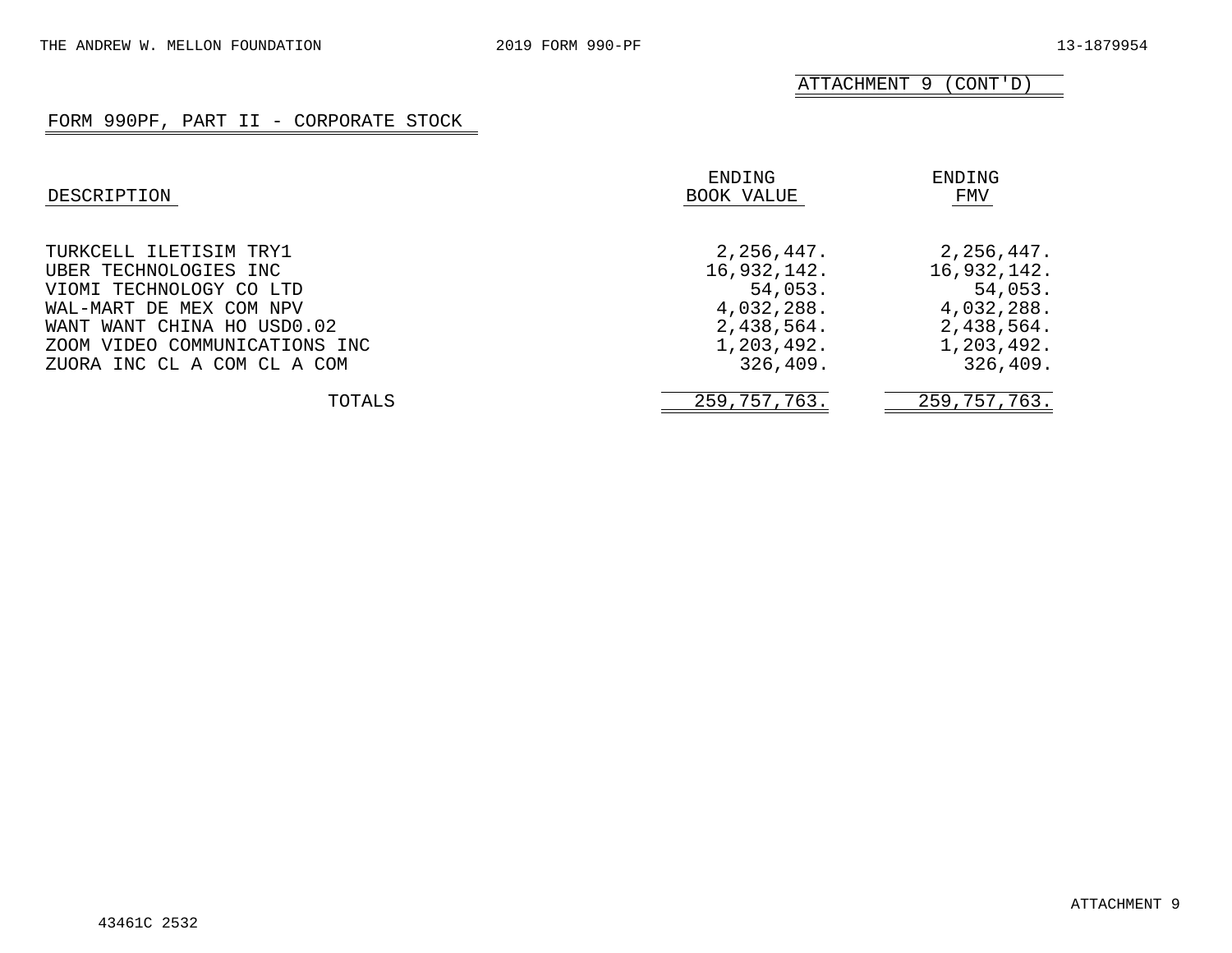ATTACHMENT 9 (CONT'D)

## FORM 990PF, PART II - CORPORATE STOCK

| DESCRIPTION | ENDING BOOK VALUE | ENDING FMV |
|---|---|---|
| TURKCELL ILETISIM TRY1 | 2,256,447. | 2,256,447. |
| UBER TECHNOLOGIES INC | 16,932,142. | 16,932,142. |
| VIOMI TECHNOLOGY CO LTD | 54,053. | 54,053. |
| WAL-MART DE MEX COM NPV | 4,032,288. | 4,032,288. |
| WANT WANT CHINA HO USD0.02 | 2,438,564. | 2,438,564. |
| ZOOM VIDEO COMMUNICATIONS INC | 1,203,492. | 1,203,492. |
| ZUORA INC CL A COM CL A COM | 326,409. | 326,409. |
| TOTALS | 259,757,763. | 259,757,763. |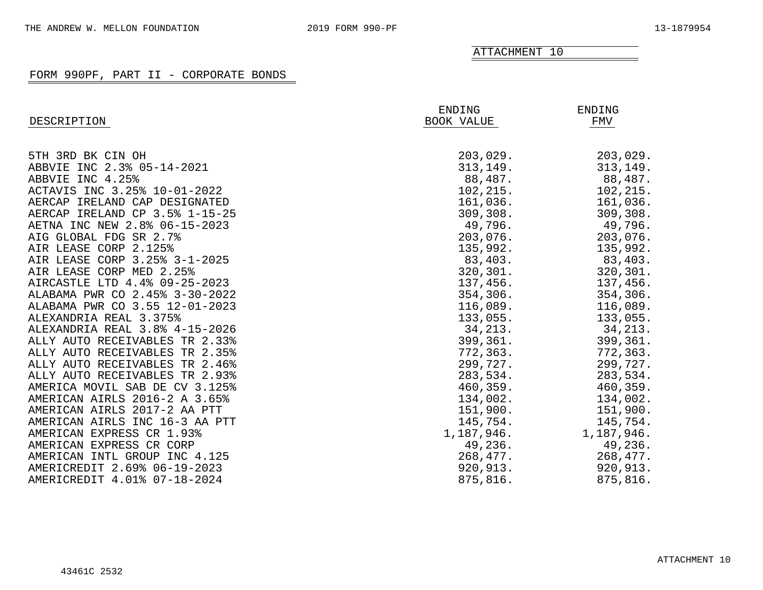ATTACHMENT 10

## FORM 990PF, PART II - CORPORATE BONDS

| DESCRIPTION | ENDING BOOK VALUE | ENDING FMV |
|---|---|---|
| 5TH 3RD BK CIN OH | 203,029. | 203,029. |
| ABBVIE INC 2.3% 05-14-2021 | 313,149. | 313,149. |
| ABBVIE INC 4.25% | 88,487. | 88,487. |
| ACTAVIS INC 3.25% 10-01-2022 | 102,215. | 102,215. |
| AERCAP IRELAND CAP DESIGNATED | 161,036. | 161,036. |
| AERCAP IRELAND CP 3.5% 1-15-25 | 309,308. | 309,308. |
| AETNA INC NEW 2.8% 06-15-2023 | 49,796. | 49,796. |
| AIG GLOBAL FDG SR 2.7% | 203,076. | 203,076. |
| AIR LEASE CORP 2.125% | 135,992. | 135,992. |
| AIR LEASE CORP 3.25% 3-1-2025 | 83,403. | 83,403. |
| AIR LEASE CORP MED 2.25% | 320,301. | 320,301. |
| AIRCASTLE LTD 4.4% 09-25-2023 | 137,456. | 137,456. |
| ALABAMA PWR CO 2.45% 3-30-2022 | 354,306. | 354,306. |
| ALABAMA PWR CO 3.55 12-01-2023 | 116,089. | 116,089. |
| ALEXANDRIA REAL 3.375% | 133,055. | 133,055. |
| ALEXANDRIA REAL 3.8% 4-15-2026 | 34,213. | 34,213. |
| ALLY AUTO RECEIVABLES TR 2.33% | 399,361. | 399,361. |
| ALLY AUTO RECEIVABLES TR 2.35% | 772,363. | 772,363. |
| ALLY AUTO RECEIVABLES TR 2.46% | 299,727. | 299,727. |
| ALLY AUTO RECEIVABLES TR 2.93% | 283,534. | 283,534. |
| AMERICA MOVIL SAB DE CV 3.125% | 460,359. | 460,359. |
| AMERICAN AIRLS 2016-2 A 3.65% | 134,002. | 134,002. |
| AMERICAN AIRLS 2017-2 AA PTT | 151,900. | 151,900. |
| AMERICAN AIRLS INC 16-3 AA PTT | 145,754. | 145,754. |
| AMERICAN EXPRESS CR 1.93% | 1,187,946. | 1,187,946. |
| AMERICAN EXPRESS CR CORP | 49,236. | 49,236. |
| AMERICAN INTL GROUP INC 4.125 | 268,477. | 268,477. |
| AMERICREDIT 2.69% 06-19-2023 | 920,913. | 920,913. |
| AMERICREDIT 4.01% 07-18-2024 | 875,816. | 875,816. |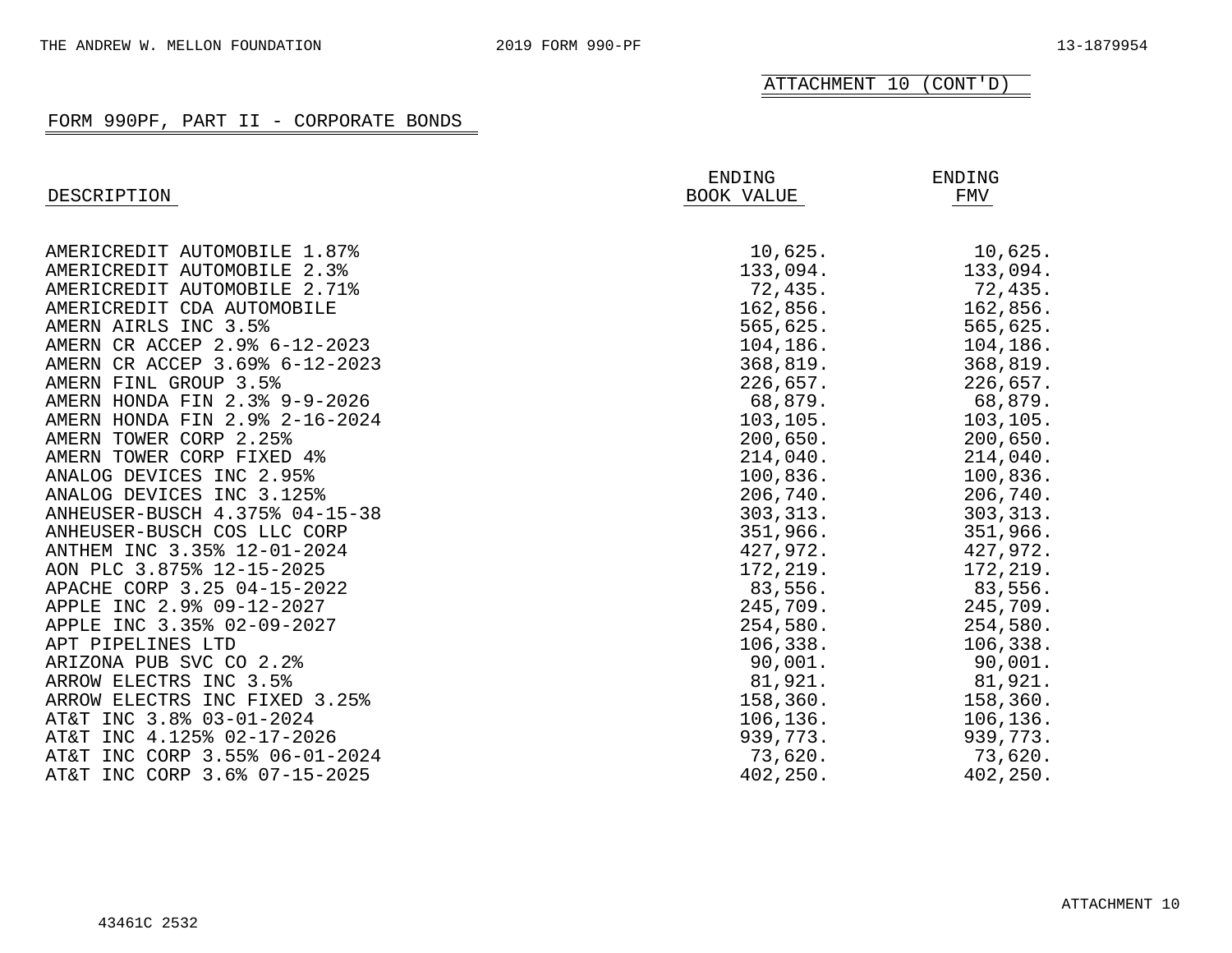ATTACHMENT 10 (CONT'D)

## FORM 990PF, PART II - CORPORATE BONDS

| DESCRIPTION | ENDING BOOK VALUE | ENDING FMV |
|---|---|---|
| AMERICREDIT AUTOMOBILE 1.87% | 10,625. | 10,625. |
| AMERICREDIT AUTOMOBILE 2.3% | 133,094. | 133,094. |
| AMERICREDIT AUTOMOBILE 2.71% | 72,435. | 72,435. |
| AMERICREDIT CDA AUTOMOBILE | 162,856. | 162,856. |
| AMERN AIRLS INC 3.5% | 565,625. | 565,625. |
| AMERN CR ACCEP 2.9% 6-12-2023 | 104,186. | 104,186. |
| AMERN CR ACCEP 3.69% 6-12-2023 | 368,819. | 368,819. |
| AMERN FINL GROUP 3.5% | 226,657. | 226,657. |
| AMERN HONDA FIN 2.3% 9-9-2026 | 68,879. | 68,879. |
| AMERN HONDA FIN 2.9% 2-16-2024 | 103,105. | 103,105. |
| AMERN TOWER CORP 2.25% | 200,650. | 200,650. |
| AMERN TOWER CORP FIXED 4% | 214,040. | 214,040. |
| ANALOG DEVICES INC 2.95% | 100,836. | 100,836. |
| ANALOG DEVICES INC 3.125% | 206,740. | 206,740. |
| ANHEUSER-BUSCH 4.375% 04-15-38 | 303,313. | 303,313. |
| ANHEUSER-BUSCH COS LLC CORP | 351,966. | 351,966. |
| ANTHEM INC 3.35% 12-01-2024 | 427,972. | 427,972. |
| AON PLC 3.875% 12-15-2025 | 172,219. | 172,219. |
| APACHE CORP 3.25 04-15-2022 | 83,556. | 83,556. |
| APPLE INC 2.9% 09-12-2027 | 245,709. | 245,709. |
| APPLE INC 3.35% 02-09-2027 | 254,580. | 254,580. |
| APT PIPELINES LTD | 106,338. | 106,338. |
| ARIZONA PUB SVC CO 2.2% | 90,001. | 90,001. |
| ARROW ELECTRS INC 3.5% | 81,921. | 81,921. |
| ARROW ELECTRS INC FIXED 3.25% | 158,360. | 158,360. |
| AT&T INC 3.8% 03-01-2024 | 106,136. | 106,136. |
| AT&T INC 4.125% 02-17-2026 | 939,773. | 939,773. |
| AT&T INC CORP 3.55% 06-01-2024 | 73,620. | 73,620. |
| AT&T INC CORP 3.6% 07-15-2025 | 402,250. | 402,250. |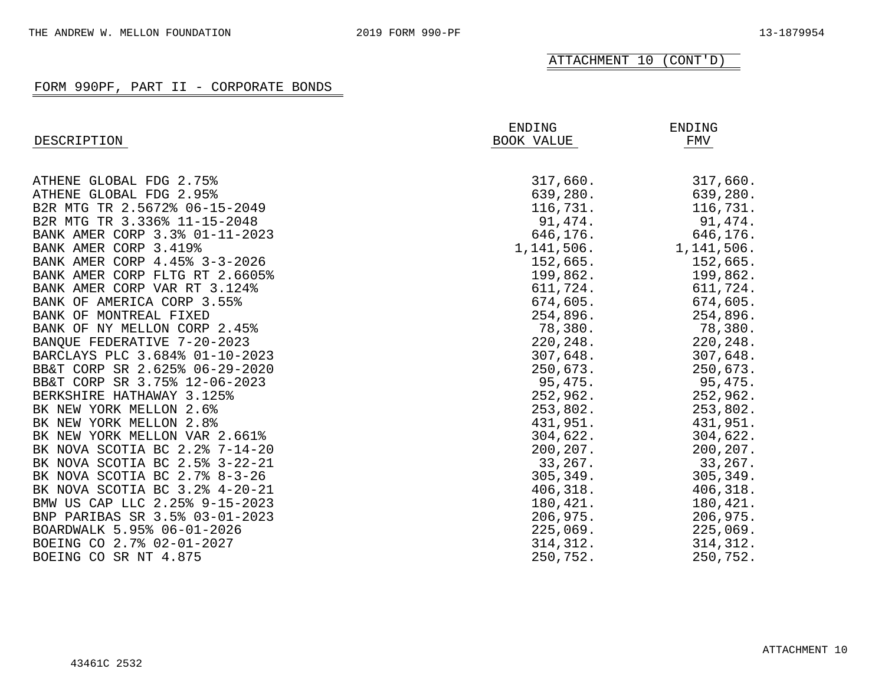ATTACHMENT 10 (CONT'D)

## FORM 990PF, PART II - CORPORATE BONDS

| DESCRIPTION | ENDING BOOK VALUE | ENDING FMV |
|---|---|---|
| ATHENE GLOBAL FDG 2.75% | 317,660. | 317,660. |
| ATHENE GLOBAL FDG 2.95% | 639,280. | 639,280. |
| B2R MTG TR 2.5672% 06-15-2049 | 116,731. | 116,731. |
| B2R MTG TR 3.336% 11-15-2048 | 91,474. | 91,474. |
| BANK AMER CORP 3.3% 01-11-2023 | 646,176. | 646,176. |
| BANK AMER CORP 3.419% | 1,141,506. | 1,141,506. |
| BANK AMER CORP 4.45% 3-3-2026 | 152,665. | 152,665. |
| BANK AMER CORP FLTG RT 2.6605% | 199,862. | 199,862. |
| BANK AMER CORP VAR RT 3.124% | 611,724. | 611,724. |
| BANK OF AMERICA CORP 3.55% | 674,605. | 674,605. |
| BANK OF MONTREAL FIXED | 254,896. | 254,896. |
| BANK OF NY MELLON CORP 2.45% | 78,380. | 78,380. |
| BANQUE FEDERATIVE 7-20-2023 | 220,248. | 220,248. |
| BARCLAYS PLC 3.684% 01-10-2023 | 307,648. | 307,648. |
| BB&T CORP SR 2.625% 06-29-2020 | 250,673. | 250,673. |
| BB&T CORP SR 3.75% 12-06-2023 | 95,475. | 95,475. |
| BERKSHIRE HATHAWAY 3.125% | 252,962. | 252,962. |
| BK NEW YORK MELLON 2.6% | 253,802. | 253,802. |
| BK NEW YORK MELLON 2.8% | 431,951. | 431,951. |
| BK NEW YORK MELLON VAR 2.661% | 304,622. | 304,622. |
| BK NOVA SCOTIA BC 2.2% 7-14-20 | 200,207. | 200,207. |
| BK NOVA SCOTIA BC 2.5% 3-22-21 | 33,267. | 33,267. |
| BK NOVA SCOTIA BC 2.7% 8-3-26 | 305,349. | 305,349. |
| BK NOVA SCOTIA BC 3.2% 4-20-21 | 406,318. | 406,318. |
| BMW US CAP LLC 2.25% 9-15-2023 | 180,421. | 180,421. |
| BNP PARIBAS SR 3.5% 03-01-2023 | 206,975. | 206,975. |
| BOARDWALK 5.95% 06-01-2026 | 225,069. | 225,069. |
| BOEING CO 2.7% 02-01-2027 | 314,312. | 314,312. |
| BOEING CO SR NT 4.875 | 250,752. | 250,752. |

ATTACHMENT 10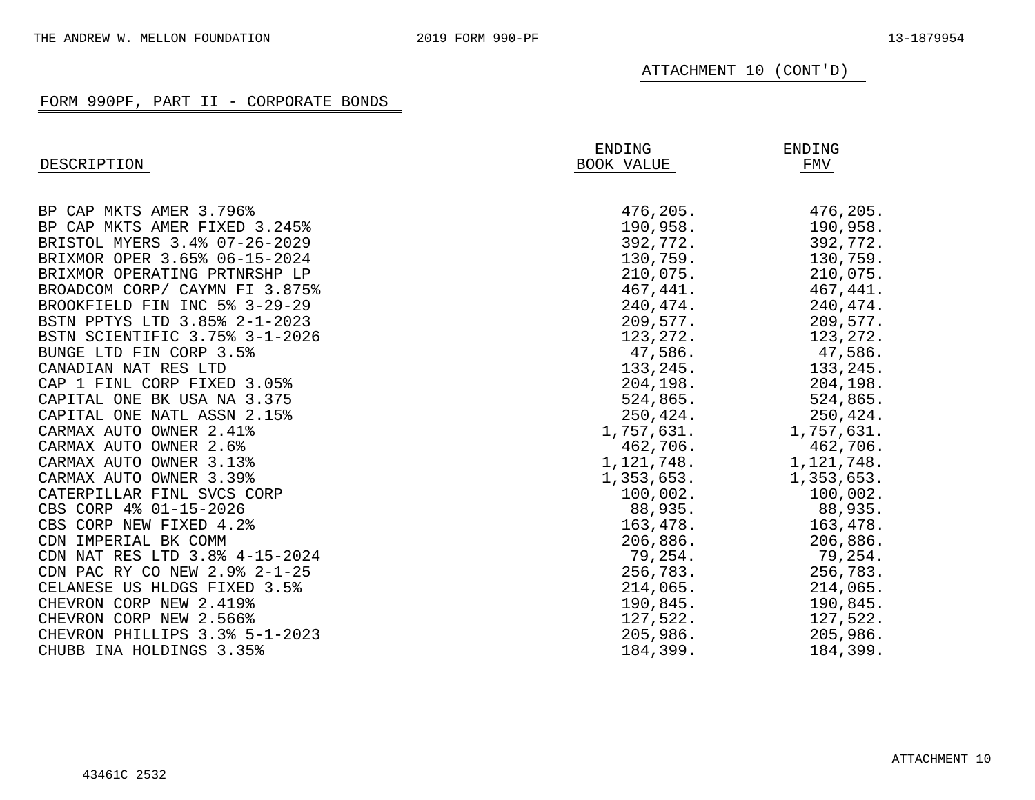ATTACHMENT 10 (CONT'D)

## FORM 990PF, PART II - CORPORATE BONDS

| DESCRIPTION | ENDING BOOK VALUE | ENDING FMV |
|---|---|---|
| BP CAP MKTS AMER 3.796% | 476,205. | 476,205. |
| BP CAP MKTS AMER FIXED 3.245% | 190,958. | 190,958. |
| BRISTOL MYERS 3.4% 07-26-2029 | 392,772. | 392,772. |
| BRIXMOR OPER 3.65% 06-15-2024 | 130,759. | 130,759. |
| BRIXMOR OPERATING PRTNRSHP LP | 210,075. | 210,075. |
| BROADCOM CORP/ CAYMN FI 3.875% | 467,441. | 467,441. |
| BROOKFIELD FIN INC 5% 3-29-29 | 240,474. | 240,474. |
| BSTN PPTYS LTD 3.85% 2-1-2023 | 209,577. | 209,577. |
| BSTN SCIENTIFIC 3.75% 3-1-2026 | 123,272. | 123,272. |
| BUNGE LTD FIN CORP 3.5% | 47,586. | 47,586. |
| CANADIAN NAT RES LTD | 133,245. | 133,245. |
| CAP 1 FINL CORP FIXED 3.05% | 204,198. | 204,198. |
| CAPITAL ONE BK USA NA 3.375 | 524,865. | 524,865. |
| CAPITAL ONE NATL ASSN 2.15% | 250,424. | 250,424. |
| CARMAX AUTO OWNER 2.41% | 1,757,631. | 1,757,631. |
| CARMAX AUTO OWNER 2.6% | 462,706. | 462,706. |
| CARMAX AUTO OWNER 3.13% | 1,121,748. | 1,121,748. |
| CARMAX AUTO OWNER 3.39% | 1,353,653. | 1,353,653. |
| CATERPILLAR FINL SVCS CORP | 100,002. | 100,002. |
| CBS CORP 4% 01-15-2026 | 88,935. | 88,935. |
| CBS CORP NEW FIXED 4.2% | 163,478. | 163,478. |
| CDN IMPERIAL BK COMM | 206,886. | 206,886. |
| CDN NAT RES LTD 3.8% 4-15-2024 | 79,254. | 79,254. |
| CDN PAC RY CO NEW 2.9% 2-1-25 | 256,783. | 256,783. |
| CELANESE US HLDGS FIXED 3.5% | 214,065. | 214,065. |
| CHEVRON CORP NEW 2.419% | 190,845. | 190,845. |
| CHEVRON CORP NEW 2.566% | 127,522. | 127,522. |
| CHEVRON PHILLIPS 3.3% 5-1-2023 | 205,986. | 205,986. |
| CHUBB INA HOLDINGS 3.35% | 184,399. | 184,399. |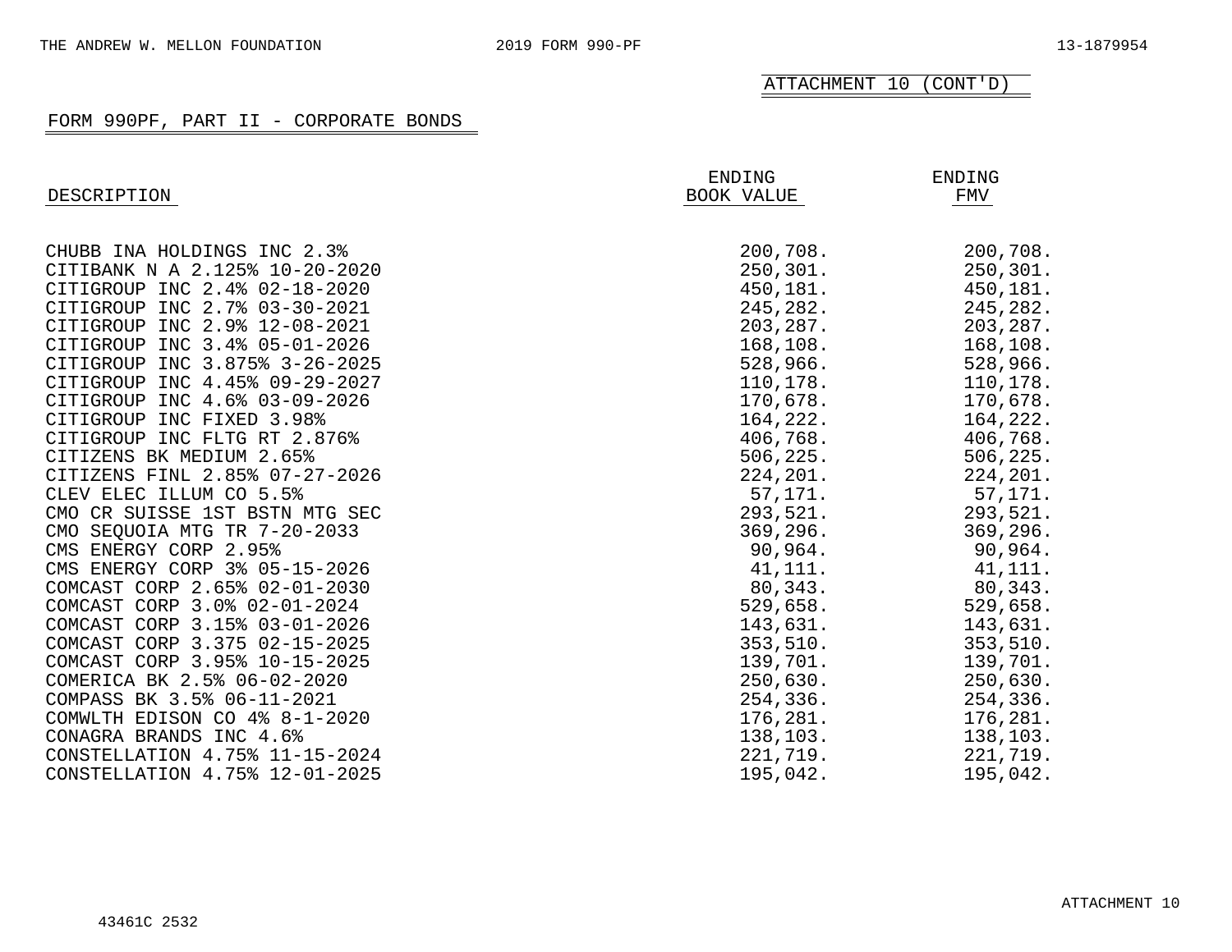ATTACHMENT 10 (CONT'D)

## FORM 990PF, PART II - CORPORATE BONDS

| DESCRIPTION | ENDING BOOK VALUE | ENDING FMV |
|---|---|---|
| CHUBB INA HOLDINGS INC 2.3% | 200,708. | 200,708. |
| CITIBANK N A 2.125% 10-20-2020 | 250,301. | 250,301. |
| CITIGROUP INC 2.4% 02-18-2020 | 450,181. | 450,181. |
| CITIGROUP INC 2.7% 03-30-2021 | 245,282. | 245,282. |
| CITIGROUP INC 2.9% 12-08-2021 | 203,287. | 203,287. |
| CITIGROUP INC 3.4% 05-01-2026 | 168,108. | 168,108. |
| CITIGROUP INC 3.875% 3-26-2025 | 528,966. | 528,966. |
| CITIGROUP INC 4.45% 09-29-2027 | 110,178. | 110,178. |
| CITIGROUP INC 4.6% 03-09-2026 | 170,678. | 170,678. |
| CITIGROUP INC FIXED 3.98% | 164,222. | 164,222. |
| CITIGROUP INC FLTG RT 2.876% | 406,768. | 406,768. |
| CITIZENS BK MEDIUM 2.65% | 506,225. | 506,225. |
| CITIZENS FINL 2.85% 07-27-2026 | 224,201. | 224,201. |
| CLEV ELEC ILLUM CO 5.5% | 57,171. | 57,171. |
| CMO CR SUISSE 1ST BSTN MTG SEC | 293,521. | 293,521. |
| CMO SEQUOIA MTG TR 7-20-2033 | 369,296. | 369,296. |
| CMS ENERGY CORP 2.95% | 90,964. | 90,964. |
| CMS ENERGY CORP 3% 05-15-2026 | 41,111. | 41,111. |
| COMCAST CORP 2.65% 02-01-2030 | 80,343. | 80,343. |
| COMCAST CORP 3.0% 02-01-2024 | 529,658. | 529,658. |
| COMCAST CORP 3.15% 03-01-2026 | 143,631. | 143,631. |
| COMCAST CORP 3.375 02-15-2025 | 353,510. | 353,510. |
| COMCAST CORP 3.95% 10-15-2025 | 139,701. | 139,701. |
| COMERICA BK 2.5% 06-02-2020 | 250,630. | 250,630. |
| COMPASS BK 3.5% 06-11-2021 | 254,336. | 254,336. |
| COMWLTH EDISON CO 4% 8-1-2020 | 176,281. | 176,281. |
| CONAGRA BRANDS INC 4.6% | 138,103. | 138,103. |
| CONSTELLATION 4.75% 11-15-2024 | 221,719. | 221,719. |
| CONSTELLATION 4.75% 12-01-2025 | 195,042. | 195,042. |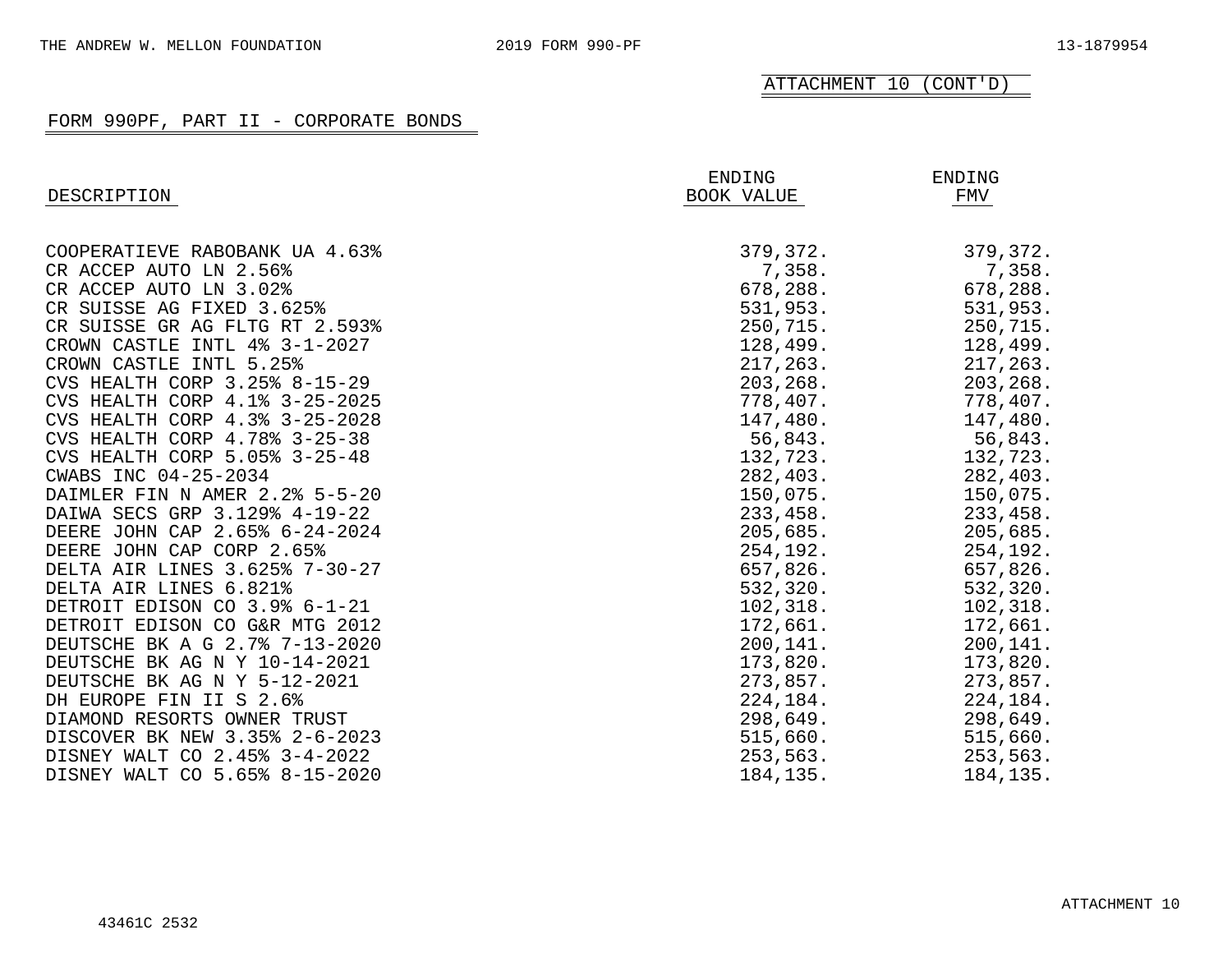ATTACHMENT 10 (CONT'D)

## FORM 990PF, PART II - CORPORATE BONDS

| DESCRIPTION | ENDING BOOK VALUE | ENDING FMV |
|---|---|---|
| COOPERATIEVE RABOBANK UA 4.63% | 379,372. | 379,372. |
| CR ACCEP AUTO LN 2.56% | 7,358. | 7,358. |
| CR ACCEP AUTO LN 3.02% | 678,288. | 678,288. |
| CR SUISSE AG FIXED 3.625% | 531,953. | 531,953. |
| CR SUISSE GR AG FLTG RT 2.593% | 250,715. | 250,715. |
| CROWN CASTLE INTL 4% 3-1-2027 | 128,499. | 128,499. |
| CROWN CASTLE INTL 5.25% | 217,263. | 217,263. |
| CVS HEALTH CORP 3.25% 8-15-29 | 203,268. | 203,268. |
| CVS HEALTH CORP 4.1% 3-25-2025 | 778,407. | 778,407. |
| CVS HEALTH CORP 4.3% 3-25-2028 | 147,480. | 147,480. |
| CVS HEALTH CORP 4.78% 3-25-38 | 56,843. | 56,843. |
| CVS HEALTH CORP 5.05% 3-25-48 | 132,723. | 132,723. |
| CWABS INC 04-25-2034 | 282,403. | 282,403. |
| DAIMLER FIN N AMER 2.2% 5-5-20 | 150,075. | 150,075. |
| DAIWA SECS GRP 3.129% 4-19-22 | 233,458. | 233,458. |
| DEERE JOHN CAP 2.65% 6-24-2024 | 205,685. | 205,685. |
| DEERE JOHN CAP CORP 2.65% | 254,192. | 254,192. |
| DELTA AIR LINES 3.625% 7-30-27 | 657,826. | 657,826. |
| DELTA AIR LINES 6.821% | 532,320. | 532,320. |
| DETROIT EDISON CO 3.9% 6-1-21 | 102,318. | 102,318. |
| DETROIT EDISON CO G&R MTG 2012 | 172,661. | 172,661. |
| DEUTSCHE BK A G 2.7% 7-13-2020 | 200,141. | 200,141. |
| DEUTSCHE BK AG N Y 10-14-2021 | 173,820. | 173,820. |
| DEUTSCHE BK AG N Y 5-12-2021 | 273,857. | 273,857. |
| DH EUROPE FIN II S 2.6% | 224,184. | 224,184. |
| DIAMOND RESORTS OWNER TRUST | 298,649. | 298,649. |
| DISCOVER BK NEW 3.35% 2-6-2023 | 515,660. | 515,660. |
| DISNEY WALT CO 2.45% 3-4-2022 | 253,563. | 253,563. |
| DISNEY WALT CO 5.65% 8-15-2020 | 184,135. | 184,135. |

ATTACHMENT 10

43461C 2532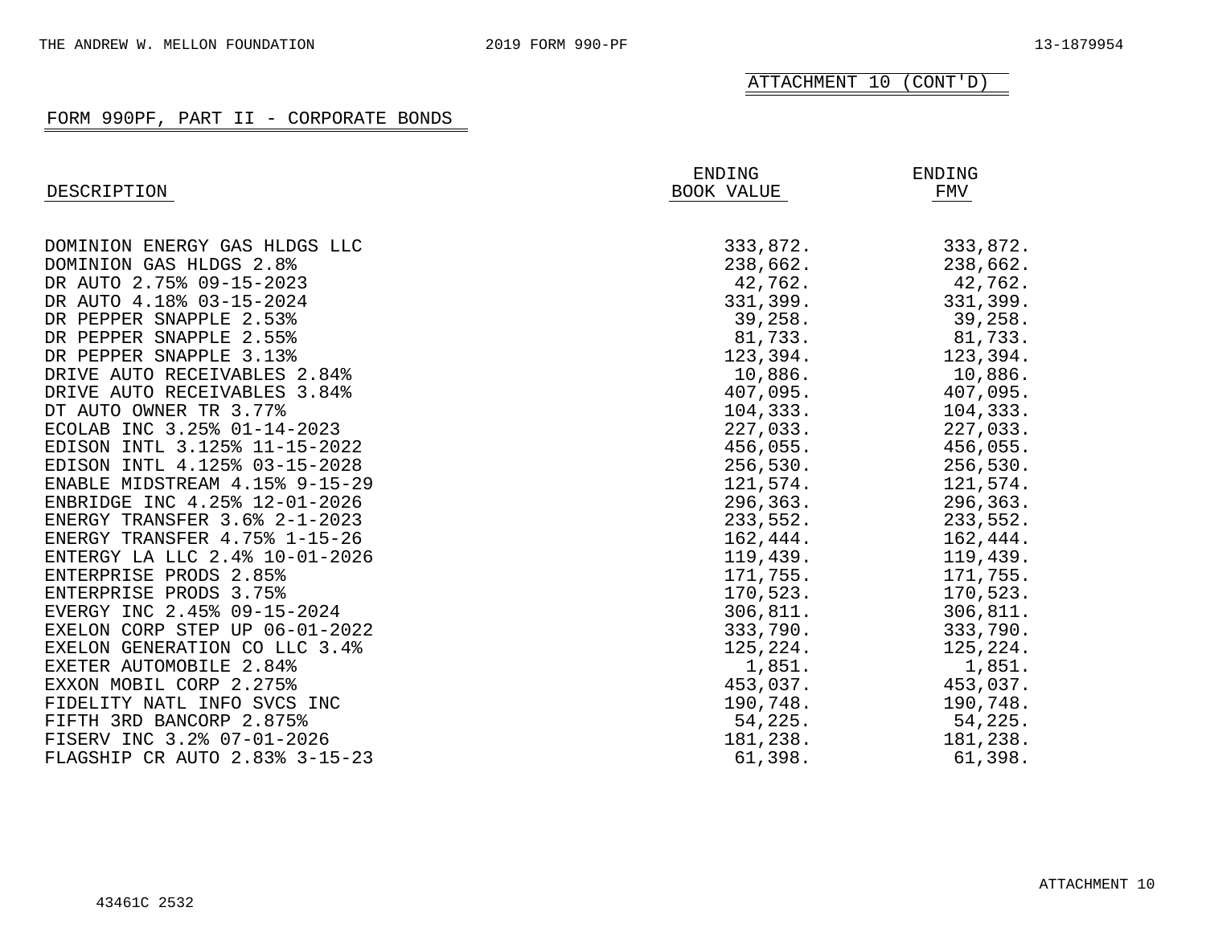ATTACHMENT 10 (CONT'D)

## FORM 990PF, PART II - CORPORATE BONDS

| DESCRIPTION | ENDING BOOK VALUE | ENDING FMV |
|---|---|---|
| DOMINION ENERGY GAS HLDGS LLC | 333,872. | 333,872. |
| DOMINION GAS HLDGS 2.8% | 238,662. | 238,662. |
| DR AUTO 2.75% 09-15-2023 | 42,762. | 42,762. |
| DR AUTO 4.18% 03-15-2024 | 331,399. | 331,399. |
| DR PEPPER SNAPPLE 2.53% | 39,258. | 39,258. |
| DR PEPPER SNAPPLE 2.55% | 81,733. | 81,733. |
| DR PEPPER SNAPPLE 3.13% | 123,394. | 123,394. |
| DRIVE AUTO RECEIVABLES 2.84% | 10,886. | 10,886. |
| DRIVE AUTO RECEIVABLES 3.84% | 407,095. | 407,095. |
| DT AUTO OWNER TR 3.77% | 104,333. | 104,333. |
| ECOLAB INC 3.25% 01-14-2023 | 227,033. | 227,033. |
| EDISON INTL 3.125% 11-15-2022 | 456,055. | 456,055. |
| EDISON INTL 4.125% 03-15-2028 | 256,530. | 256,530. |
| ENABLE MIDSTREAM 4.15% 9-15-29 | 121,574. | 121,574. |
| ENBRIDGE INC 4.25% 12-01-2026 | 296,363. | 296,363. |
| ENERGY TRANSFER 3.6% 2-1-2023 | 233,552. | 233,552. |
| ENERGY TRANSFER 4.75% 1-15-26 | 162,444. | 162,444. |
| ENTERGY LA LLC 2.4% 10-01-2026 | 119,439. | 119,439. |
| ENTERPRISE PRODS 2.85% | 171,755. | 171,755. |
| ENTERPRISE PRODS 3.75% | 170,523. | 170,523. |
| EVERGY INC 2.45% 09-15-2024 | 306,811. | 306,811. |
| EXELON CORP STEP UP 06-01-2022 | 333,790. | 333,790. |
| EXELON GENERATION CO LLC 3.4% | 125,224. | 125,224. |
| EXETER AUTOMOBILE 2.84% | 1,851. | 1,851. |
| EXXON MOBIL CORP 2.275% | 453,037. | 453,037. |
| FIDELITY NATL INFO SVCS INC | 190,748. | 190,748. |
| FIFTH 3RD BANCORP 2.875% | 54,225. | 54,225. |
| FISERV INC 3.2% 07-01-2026 | 181,238. | 181,238. |
| FLAGSHIP CR AUTO 2.83% 3-15-23 | 61,398. | 61,398. |

ATTACHMENT 10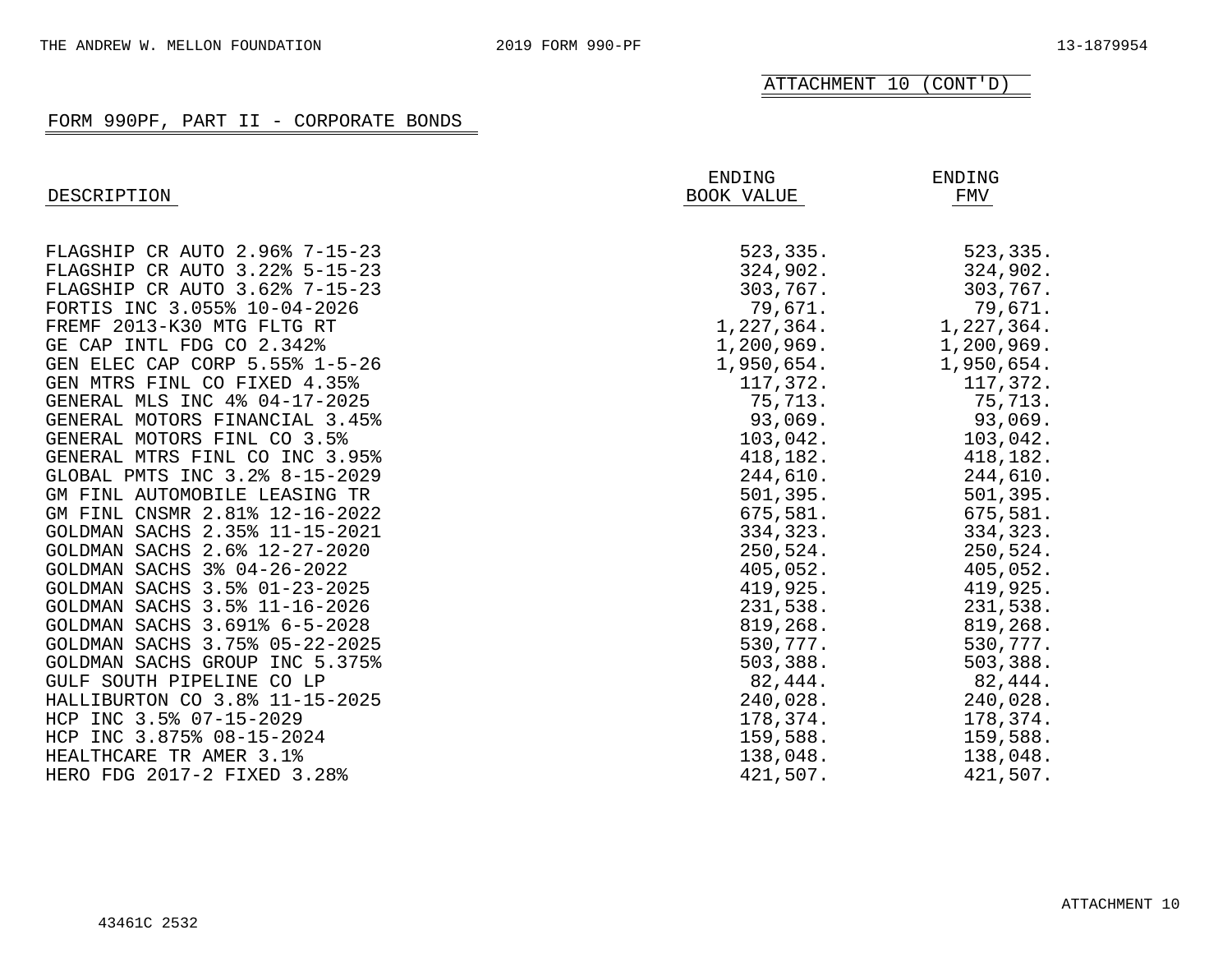ATTACHMENT 10 (CONT'D)

## FORM 990PF, PART II - CORPORATE BONDS

| DESCRIPTION | ENDING BOOK VALUE | ENDING FMV |
|---|---|---|
| FLAGSHIP CR AUTO 2.96% 7-15-23 | 523,335. | 523,335. |
| FLAGSHIP CR AUTO 3.22% 5-15-23 | 324,902. | 324,902. |
| FLAGSHIP CR AUTO 3.62% 7-15-23 | 303,767. | 303,767. |
| FORTIS INC 3.055% 10-04-2026 | 79,671. | 79,671. |
| FREMF 2013-K30 MTG FLTG RT | 1,227,364. | 1,227,364. |
| GE CAP INTL FDG CO 2.342% | 1,200,969. | 1,200,969. |
| GEN ELEC CAP CORP 5.55% 1-5-26 | 1,950,654. | 1,950,654. |
| GEN MTRS FINL CO FIXED 4.35% | 117,372. | 117,372. |
| GENERAL MLS INC 4% 04-17-2025 | 75,713. | 75,713. |
| GENERAL MOTORS FINANCIAL 3.45% | 93,069. | 93,069. |
| GENERAL MOTORS FINL CO 3.5% | 103,042. | 103,042. |
| GENERAL MTRS FINL CO INC 3.95% | 418,182. | 418,182. |
| GLOBAL PMTS INC 3.2% 8-15-2029 | 244,610. | 244,610. |
| GM FINL AUTOMOBILE LEASING TR | 501,395. | 501,395. |
| GM FINL CNSMR 2.81% 12-16-2022 | 675,581. | 675,581. |
| GOLDMAN SACHS 2.35% 11-15-2021 | 334,323. | 334,323. |
| GOLDMAN SACHS 2.6% 12-27-2020 | 250,524. | 250,524. |
| GOLDMAN SACHS 3% 04-26-2022 | 405,052. | 405,052. |
| GOLDMAN SACHS 3.5% 01-23-2025 | 419,925. | 419,925. |
| GOLDMAN SACHS 3.5% 11-16-2026 | 231,538. | 231,538. |
| GOLDMAN SACHS 3.691% 6-5-2028 | 819,268. | 819,268. |
| GOLDMAN SACHS 3.75% 05-22-2025 | 530,777. | 530,777. |
| GOLDMAN SACHS GROUP INC 5.375% | 503,388. | 503,388. |
| GULF SOUTH PIPELINE CO LP | 82,444. | 82,444. |
| HALLIBURTON CO 3.8% 11-15-2025 | 240,028. | 240,028. |
| HCP INC 3.5% 07-15-2029 | 178,374. | 178,374. |
| HCP INC 3.875% 08-15-2024 | 159,588. | 159,588. |
| HEALTHCARE TR AMER 3.1% | 138,048. | 138,048. |
| HERO FDG 2017-2 FIXED 3.28% | 421,507. | 421,507. |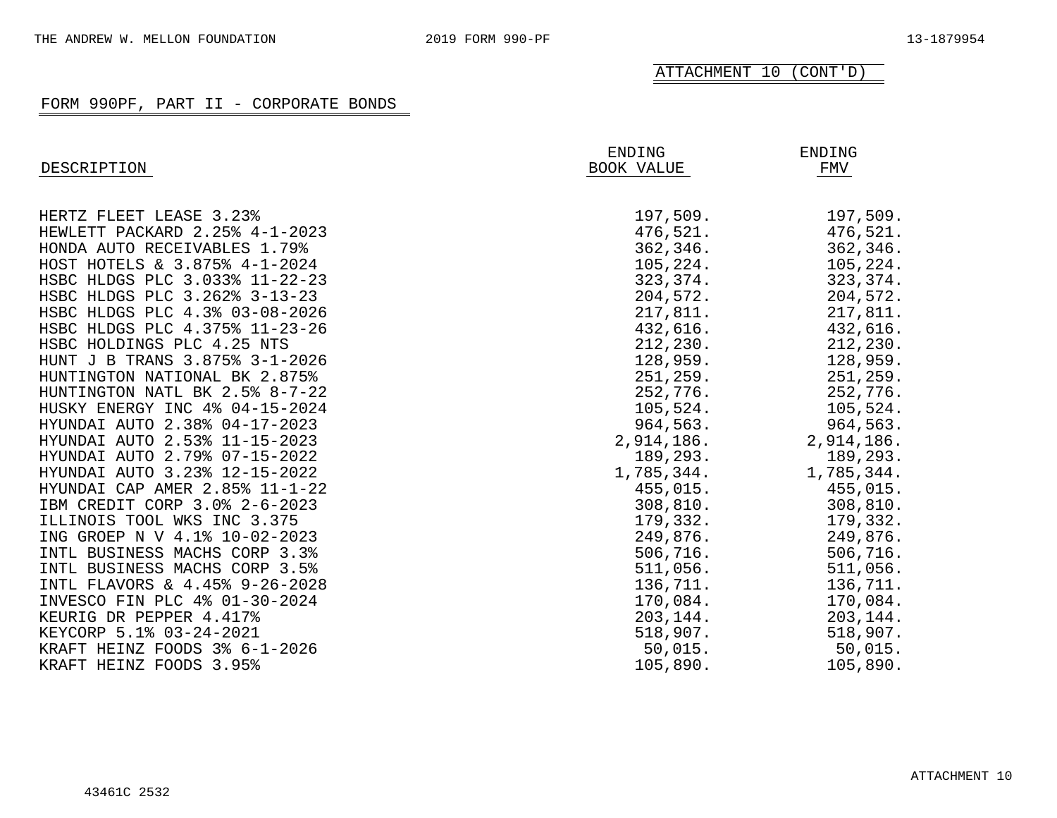ATTACHMENT 10 (CONT'D)

## FORM 990PF, PART II - CORPORATE BONDS

| DESCRIPTION | ENDING BOOK VALUE | ENDING FMV |
|---|---|---|
| HERTZ FLEET LEASE 3.23% | 197,509. | 197,509. |
| HEWLETT PACKARD 2.25% 4-1-2023 | 476,521. | 476,521. |
| HONDA AUTO RECEIVABLES 1.79% | 362,346. | 362,346. |
| HOST HOTELS & 3.875% 4-1-2024 | 105,224. | 105,224. |
| HSBC HLDGS PLC 3.033% 11-22-23 | 323,374. | 323,374. |
| HSBC HLDGS PLC 3.262% 3-13-23 | 204,572. | 204,572. |
| HSBC HLDGS PLC 4.3% 03-08-2026 | 217,811. | 217,811. |
| HSBC HLDGS PLC 4.375% 11-23-26 | 432,616. | 432,616. |
| HSBC HOLDINGS PLC 4.25 NTS | 212,230. | 212,230. |
| HUNT J B TRANS 3.875% 3-1-2026 | 128,959. | 128,959. |
| HUNTINGTON NATIONAL BK 2.875% | 251,259. | 251,259. |
| HUNTINGTON NATL BK 2.5% 8-7-22 | 252,776. | 252,776. |
| HUSKY ENERGY INC 4% 04-15-2024 | 105,524. | 105,524. |
| HYUNDAI AUTO 2.38% 04-17-2023 | 964,563. | 964,563. |
| HYUNDAI AUTO 2.53% 11-15-2023 | 2,914,186. | 2,914,186. |
| HYUNDAI AUTO 2.79% 07-15-2022 | 189,293. | 189,293. |
| HYUNDAI AUTO 3.23% 12-15-2022 | 1,785,344. | 1,785,344. |
| HYUNDAI CAP AMER 2.85% 11-1-22 | 455,015. | 455,015. |
| IBM CREDIT CORP 3.0% 2-6-2023 | 308,810. | 308,810. |
| ILLINOIS TOOL WKS INC 3.375 | 179,332. | 179,332. |
| ING GROEP N V 4.1% 10-02-2023 | 249,876. | 249,876. |
| INTL BUSINESS MACHS CORP 3.3% | 506,716. | 506,716. |
| INTL BUSINESS MACHS CORP 3.5% | 511,056. | 511,056. |
| INTL FLAVORS & 4.45% 9-26-2028 | 136,711. | 136,711. |
| INVESCO FIN PLC 4% 01-30-2024 | 170,084. | 170,084. |
| KEURIG DR PEPPER 4.417% | 203,144. | 203,144. |
| KEYCORP 5.1% 03-24-2021 | 518,907. | 518,907. |
| KRAFT HEINZ FOODS 3% 6-1-2026 | 50,015. | 50,015. |
| KRAFT HEINZ FOODS 3.95% | 105,890. | 105,890. |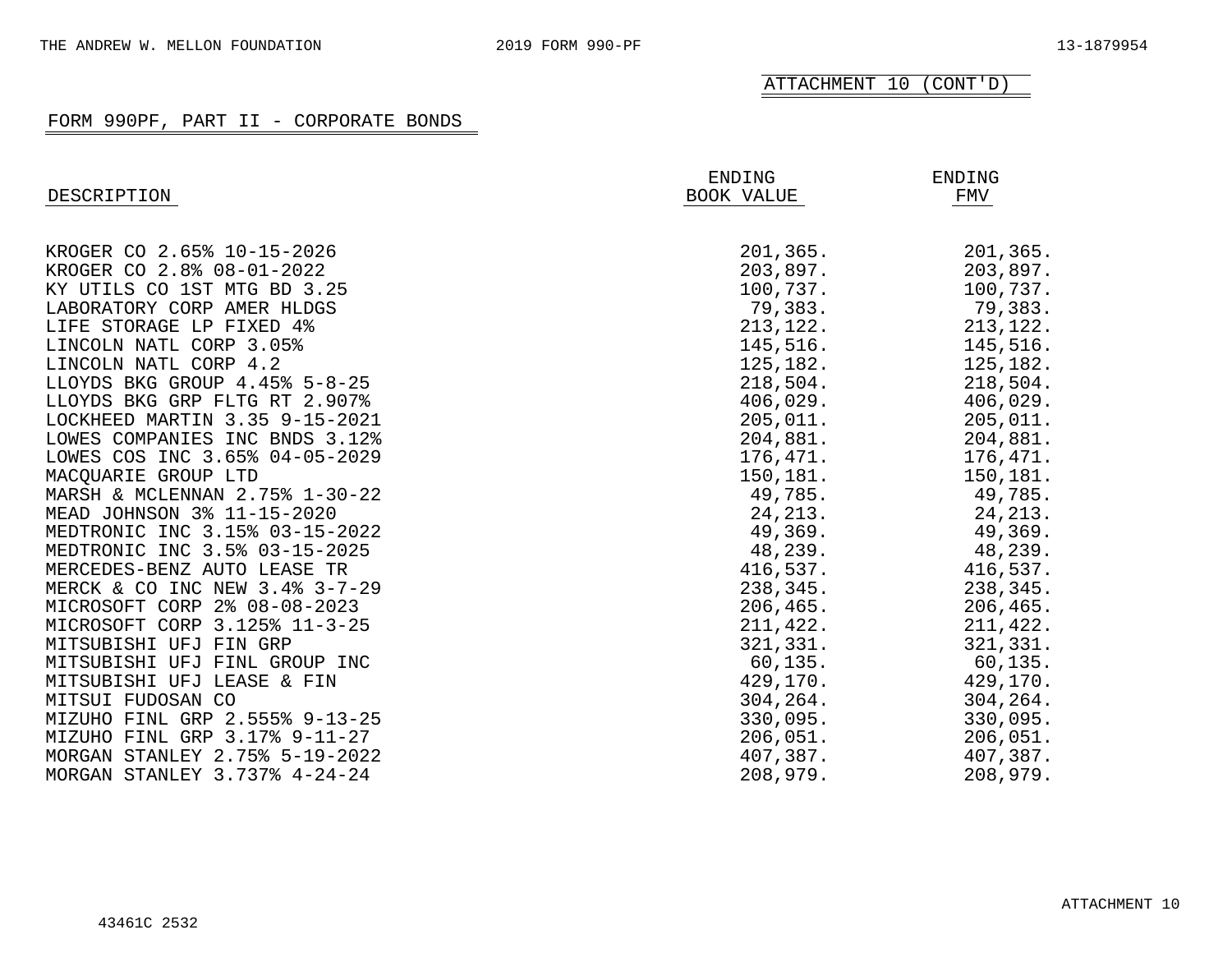ATTACHMENT 10 (CONT'D)

## FORM 990PF, PART II - CORPORATE BONDS

| DESCRIPTION | ENDING BOOK VALUE | ENDING FMV |
|---|---|---|
| KROGER CO 2.65% 10-15-2026 | 201,365. | 201,365. |
| KROGER CO 2.8% 08-01-2022 | 203,897. | 203,897. |
| KY UTILS CO 1ST MTG BD 3.25 | 100,737. | 100,737. |
| LABORATORY CORP AMER HLDGS | 79,383. | 79,383. |
| LIFE STORAGE LP FIXED 4% | 213,122. | 213,122. |
| LINCOLN NATL CORP 3.05% | 145,516. | 145,516. |
| LINCOLN NATL CORP 4.2 | 125,182. | 125,182. |
| LLOYDS BKG GROUP 4.45% 5-8-25 | 218,504. | 218,504. |
| LLOYDS BKG GRP FLTG RT 2.907% | 406,029. | 406,029. |
| LOCKHEED MARTIN 3.35 9-15-2021 | 205,011. | 205,011. |
| LOWES COMPANIES INC BNDS 3.12% | 204,881. | 204,881. |
| LOWES COS INC 3.65% 04-05-2029 | 176,471. | 176,471. |
| MACQUARIE GROUP LTD | 150,181. | 150,181. |
| MARSH & MCLENNAN 2.75% 1-30-22 | 49,785. | 49,785. |
| MEAD JOHNSON 3% 11-15-2020 | 24,213. | 24,213. |
| MEDTRONIC INC 3.15% 03-15-2022 | 49,369. | 49,369. |
| MEDTRONIC INC 3.5% 03-15-2025 | 48,239. | 48,239. |
| MERCEDES-BENZ AUTO LEASE TR | 416,537. | 416,537. |
| MERCK & CO INC NEW 3.4% 3-7-29 | 238,345. | 238,345. |
| MICROSOFT CORP 2% 08-08-2023 | 206,465. | 206,465. |
| MICROSOFT CORP 3.125% 11-3-25 | 211,422. | 211,422. |
| MITSUBISHI UFJ FIN GRP | 321,331. | 321,331. |
| MITSUBISHI UFJ FINL GROUP INC | 60,135. | 60,135. |
| MITSUBISHI UFJ LEASE & FIN | 429,170. | 429,170. |
| MITSUI FUDOSAN CO | 304,264. | 304,264. |
| MIZUHO FINL GRP 2.555% 9-13-25 | 330,095. | 330,095. |
| MIZUHO FINL GRP 3.17% 9-11-27 | 206,051. | 206,051. |
| MORGAN STANLEY 2.75% 5-19-2022 | 407,387. | 407,387. |
| MORGAN STANLEY 3.737% 4-24-24 | 208,979. | 208,979. |

ATTACHMENT 10

43461C 2532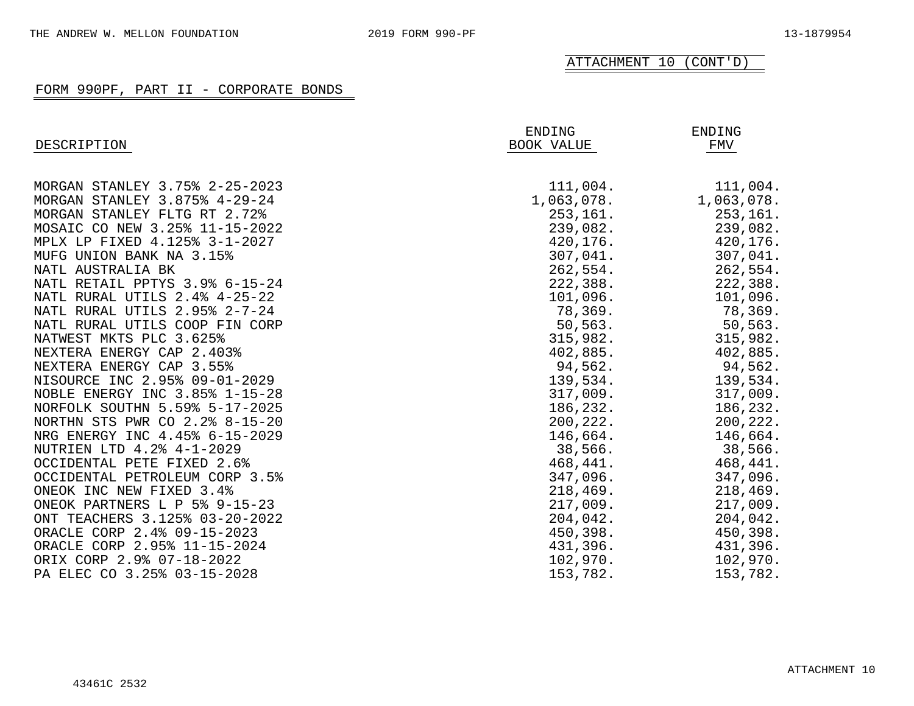ATTACHMENT 10 (CONT'D)

## FORM 990PF, PART II - CORPORATE BONDS

| DESCRIPTION | ENDING BOOK VALUE | ENDING FMV |
|---|---|---|
| MORGAN STANLEY 3.75% 2-25-2023 | 111,004. | 111,004. |
| MORGAN STANLEY 3.875% 4-29-24 | 1,063,078. | 1,063,078. |
| MORGAN STANLEY FLTG RT 2.72% | 253,161. | 253,161. |
| MOSAIC CO NEW 3.25% 11-15-2022 | 239,082. | 239,082. |
| MPLX LP FIXED 4.125% 3-1-2027 | 420,176. | 420,176. |
| MUFG UNION BANK NA 3.15% | 307,041. | 307,041. |
| NATL AUSTRALIA BK | 262,554. | 262,554. |
| NATL RETAIL PPTYS 3.9% 6-15-24 | 222,388. | 222,388. |
| NATL RURAL UTILS 2.4% 4-25-22 | 101,096. | 101,096. |
| NATL RURAL UTILS 2.95% 2-7-24 | 78,369. | 78,369. |
| NATL RURAL UTILS COOP FIN CORP | 50,563. | 50,563. |
| NATWEST MKTS PLC 3.625% | 315,982. | 315,982. |
| NEXTERA ENERGY CAP 2.403% | 402,885. | 402,885. |
| NEXTERA ENERGY CAP 3.55% | 94,562. | 94,562. |
| NISOURCE INC 2.95% 09-01-2029 | 139,534. | 139,534. |
| NOBLE ENERGY INC 3.85% 1-15-28 | 317,009. | 317,009. |
| NORFOLK SOUTHN 5.59% 5-17-2025 | 186,232. | 186,232. |
| NORTHN STS PWR CO 2.2% 8-15-20 | 200,222. | 200,222. |
| NRG ENERGY INC 4.45% 6-15-2029 | 146,664. | 146,664. |
| NUTRIEN LTD 4.2% 4-1-2029 | 38,566. | 38,566. |
| OCCIDENTAL PETE FIXED 2.6% | 468,441. | 468,441. |
| OCCIDENTAL PETROLEUM CORP 3.5% | 347,096. | 347,096. |
| ONEOK INC NEW FIXED 3.4% | 218,469. | 218,469. |
| ONEOK PARTNERS L P 5% 9-15-23 | 217,009. | 217,009. |
| ONT TEACHERS 3.125% 03-20-2022 | 204,042. | 204,042. |
| ORACLE CORP 2.4% 09-15-2023 | 450,398. | 450,398. |
| ORACLE CORP 2.95% 11-15-2024 | 431,396. | 431,396. |
| ORIX CORP 2.9% 07-18-2022 | 102,970. | 102,970. |
| PA ELEC CO 3.25% 03-15-2028 | 153,782. | 153,782. |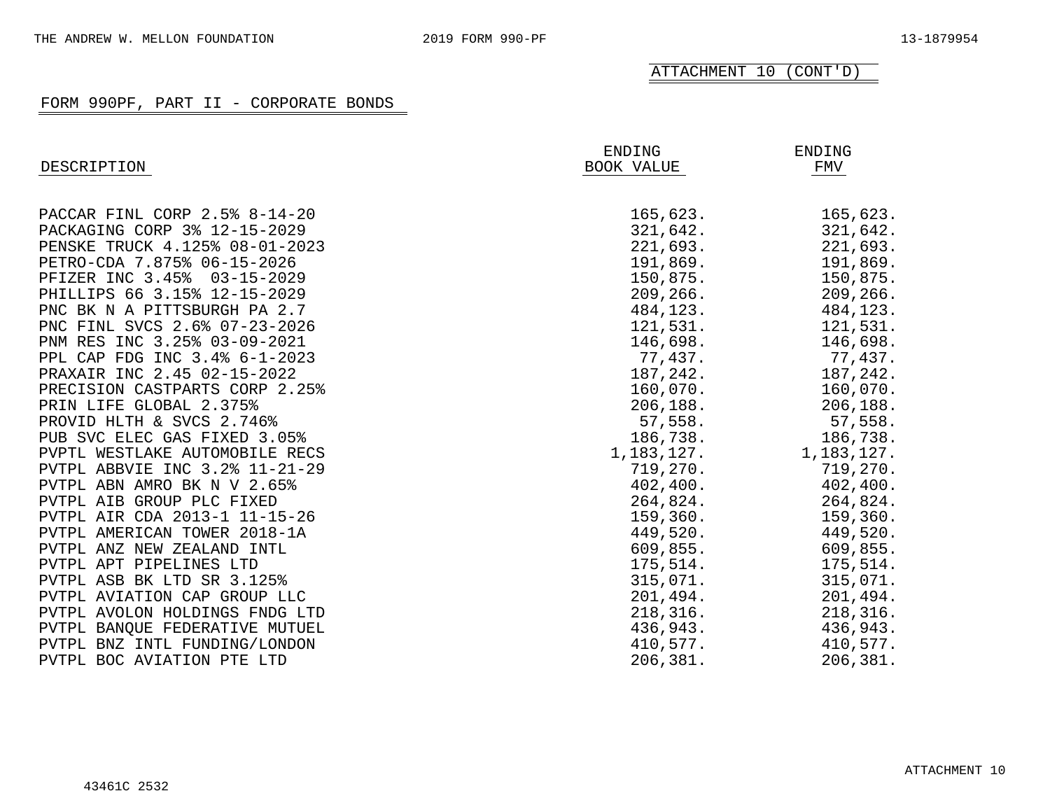ATTACHMENT 10 (CONT'D)

FORM 990PF, PART II - CORPORATE BONDS

| DESCRIPTION | ENDING BOOK VALUE | ENDING FMV |
|---|---|---|
| PACCAR FINL CORP 2.5% 8-14-20 | 165,623. | 165,623. |
| PACKAGING CORP 3% 12-15-2029 | 321,642. | 321,642. |
| PENSKE TRUCK 4.125% 08-01-2023 | 221,693. | 221,693. |
| PETRO-CDA 7.875% 06-15-2026 | 191,869. | 191,869. |
| PFIZER INC 3.45% 03-15-2029 | 150,875. | 150,875. |
| PHILLIPS 66 3.15% 12-15-2029 | 209,266. | 209,266. |
| PNC BK N A PITTSBURGH PA 2.7 | 484,123. | 484,123. |
| PNC FINL SVCS 2.6% 07-23-2026 | 121,531. | 121,531. |
| PNM RES INC 3.25% 03-09-2021 | 146,698. | 146,698. |
| PPL CAP FDG INC 3.4% 6-1-2023 | 77,437. | 77,437. |
| PRAXAIR INC 2.45 02-15-2022 | 187,242. | 187,242. |
| PRECISION CASTPARTS CORP 2.25% | 160,070. | 160,070. |
| PRIN LIFE GLOBAL 2.375% | 206,188. | 206,188. |
| PROVID HLTH & SVCS 2.746% | 57,558. | 57,558. |
| PUB SVC ELEC GAS FIXED 3.05% | 186,738. | 186,738. |
| PVPTL WESTLAKE AUTOMOBILE RECS | 1,183,127. | 1,183,127. |
| PVTPL ABBVIE INC 3.2% 11-21-29 | 719,270. | 719,270. |
| PVTPL ABN AMRO BK N V 2.65% | 402,400. | 402,400. |
| PVTPL AIB GROUP PLC FIXED | 264,824. | 264,824. |
| PVTPL AIR CDA 2013-1 11-15-26 | 159,360. | 159,360. |
| PVTPL AMERICAN TOWER 2018-1A | 449,520. | 449,520. |
| PVTPL ANZ NEW ZEALAND INTL | 609,855. | 609,855. |
| PVTPL APT PIPELINES LTD | 175,514. | 175,514. |
| PVTPL ASB BK LTD SR 3.125% | 315,071. | 315,071. |
| PVTPL AVIATION CAP GROUP LLC | 201,494. | 201,494. |
| PVTPL AVOLON HOLDINGS FNDG LTD | 218,316. | 218,316. |
| PVTPL BANQUE FEDERATIVE MUTUEL | 436,943. | 436,943. |
| PVTPL BNZ INTL FUNDING/LONDON | 410,577. | 410,577. |
| PVTPL BOC AVIATION PTE LTD | 206,381. | 206,381. |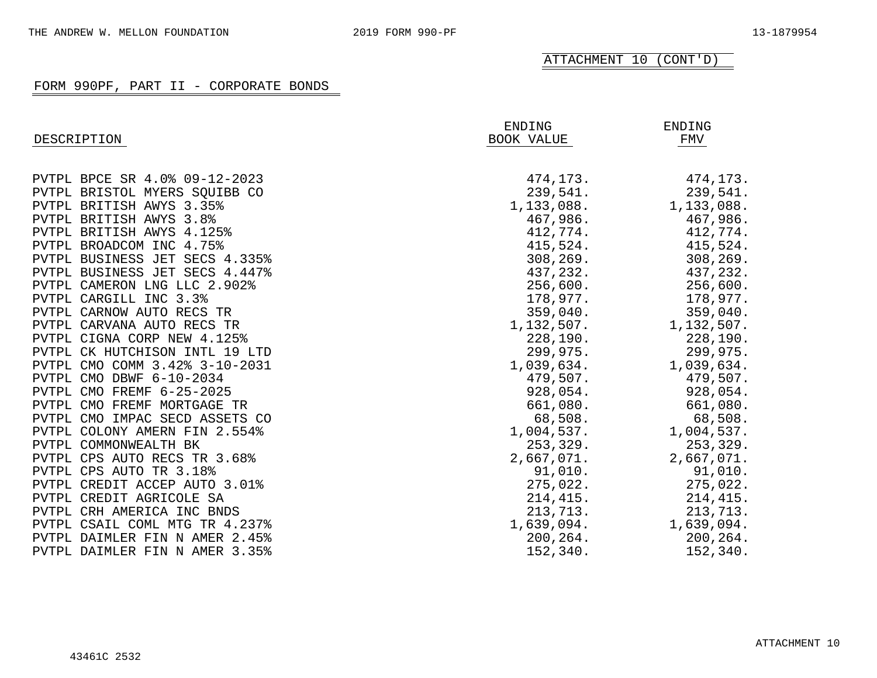ATTACHMENT 10 (CONT'D)

## FORM 990PF, PART II - CORPORATE BONDS

| DESCRIPTION | ENDING BOOK VALUE | ENDING FMV |
|---|---|---|
| PVTPL BPCE SR 4.0% 09-12-2023 | 474,173. | 474,173. |
| PVTPL BRISTOL MYERS SQUIBB CO | 239,541. | 239,541. |
| PVTPL BRITISH AWYS 3.35% | 1,133,088. | 1,133,088. |
| PVTPL BRITISH AWYS 3.8% | 467,986. | 467,986. |
| PVTPL BRITISH AWYS 4.125% | 412,774. | 412,774. |
| PVTPL BROADCOM INC 4.75% | 415,524. | 415,524. |
| PVTPL BUSINESS JET SECS 4.335% | 308,269. | 308,269. |
| PVTPL BUSINESS JET SECS 4.447% | 437,232. | 437,232. |
| PVTPL CAMERON LNG LLC 2.902% | 256,600. | 256,600. |
| PVTPL CARGILL INC 3.3% | 178,977. | 178,977. |
| PVTPL CARNOW AUTO RECS TR | 359,040. | 359,040. |
| PVTPL CARVANA AUTO RECS TR | 1,132,507. | 1,132,507. |
| PVTPL CIGNA CORP NEW 4.125% | 228,190. | 228,190. |
| PVTPL CK HUTCHISON INTL 19 LTD | 299,975. | 299,975. |
| PVTPL CMO COMM 3.42% 3-10-2031 | 1,039,634. | 1,039,634. |
| PVTPL CMO DBWF 6-10-2034 | 479,507. | 479,507. |
| PVTPL CMO FREMF 6-25-2025 | 928,054. | 928,054. |
| PVTPL CMO FREMF MORTGAGE TR | 661,080. | 661,080. |
| PVTPL CMO IMPAC SECD ASSETS CO | 68,508. | 68,508. |
| PVTPL COLONY AMERN FIN 2.554% | 1,004,537. | 1,004,537. |
| PVTPL COMMONWEALTH BK | 253,329. | 253,329. |
| PVTPL CPS AUTO RECS TR 3.68% | 2,667,071. | 2,667,071. |
| PVTPL CPS AUTO TR 3.18% | 91,010. | 91,010. |
| PVTPL CREDIT ACCEP AUTO 3.01% | 275,022. | 275,022. |
| PVTPL CREDIT AGRICOLE SA | 214,415. | 214,415. |
| PVTPL CRH AMERICA INC BNDS | 213,713. | 213,713. |
| PVTPL CSAIL COML MTG TR 4.237% | 1,639,094. | 1,639,094. |
| PVTPL DAIMLER FIN N AMER 2.45% | 200,264. | 200,264. |
| PVTPL DAIMLER FIN N AMER 3.35% | 152,340. | 152,340. |

ATTACHMENT 10

43461C 2532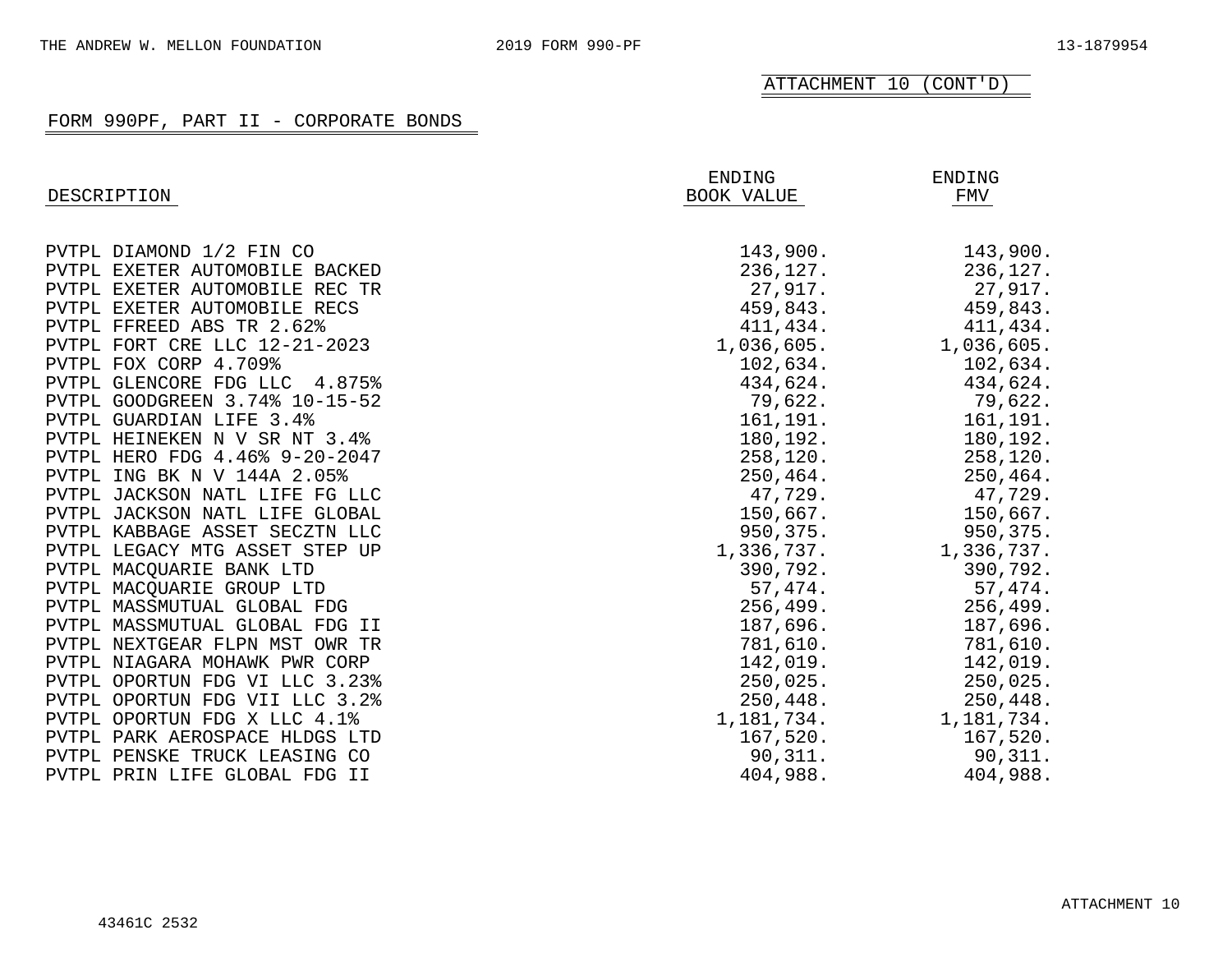ATTACHMENT 10 (CONT'D)

## FORM 990PF, PART II - CORPORATE BONDS

| DESCRIPTION | ENDING BOOK VALUE | ENDING FMV |
|---|---|---|
| PVTPL DIAMOND 1/2 FIN CO | 143,900. | 143,900. |
| PVTPL EXETER AUTOMOBILE BACKED | 236,127. | 236,127. |
| PVTPL EXETER AUTOMOBILE REC TR | 27,917. | 27,917. |
| PVTPL EXETER AUTOMOBILE RECS | 459,843. | 459,843. |
| PVTPL FFREED ABS TR 2.62% | 411,434. | 411,434. |
| PVTPL FORT CRE LLC 12-21-2023 | 1,036,605. | 1,036,605. |
| PVTPL FOX CORP 4.709% | 102,634. | 102,634. |
| PVTPL GLENCORE FDG LLC 4.875% | 434,624. | 434,624. |
| PVTPL GOODGREEN 3.74% 10-15-52 | 79,622. | 79,622. |
| PVTPL GUARDIAN LIFE 3.4% | 161,191. | 161,191. |
| PVTPL HEINEKEN N V SR NT 3.4% | 180,192. | 180,192. |
| PVTPL HERO FDG 4.46% 9-20-2047 | 258,120. | 258,120. |
| PVTPL ING BK N V 144A 2.05% | 250,464. | 250,464. |
| PVTPL JACKSON NATL LIFE FG LLC | 47,729. | 47,729. |
| PVTPL JACKSON NATL LIFE GLOBAL | 150,667. | 150,667. |
| PVTPL KABBAGE ASSET SECZTN LLC | 950,375. | 950,375. |
| PVTPL LEGACY MTG ASSET STEP UP | 1,336,737. | 1,336,737. |
| PVTPL MACQUARIE BANK LTD | 390,792. | 390,792. |
| PVTPL MACQUARIE GROUP LTD | 57,474. | 57,474. |
| PVTPL MASSMUTUAL GLOBAL FDG | 256,499. | 256,499. |
| PVTPL MASSMUTUAL GLOBAL FDG II | 187,696. | 187,696. |
| PVTPL NEXTGEAR FLPN MST OWR TR | 781,610. | 781,610. |
| PVTPL NIAGARA MOHAWK PWR CORP | 142,019. | 142,019. |
| PVTPL OPORTUN FDG VI LLC 3.23% | 250,025. | 250,025. |
| PVTPL OPORTUN FDG VII LLC 3.2% | 250,448. | 250,448. |
| PVTPL OPORTUN FDG X LLC 4.1% | 1,181,734. | 1,181,734. |
| PVTPL PARK AEROSPACE HLDGS LTD | 167,520. | 167,520. |
| PVTPL PENSKE TRUCK LEASING CO | 90,311. | 90,311. |
| PVTPL PRIN LIFE GLOBAL FDG II | 404,988. | 404,988. |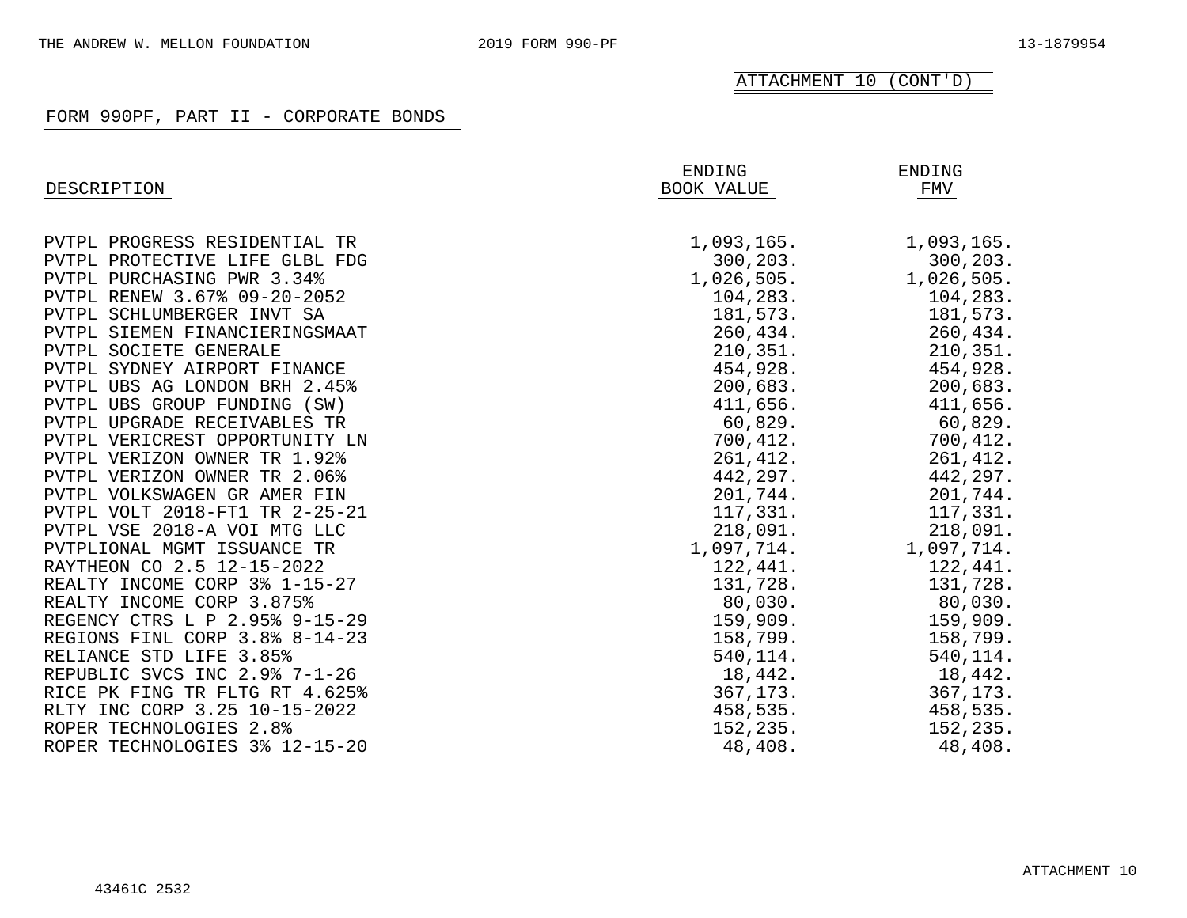ATTACHMENT 10 (CONT'D)

FORM 990PF, PART II - CORPORATE BONDS

| DESCRIPTION | ENDING BOOK VALUE | ENDING FMV |
|---|---|---|
| PVTPL PROGRESS RESIDENTIAL TR | 1,093,165. | 1,093,165. |
| PVTPL PROTECTIVE LIFE GLBL FDG | 300,203. | 300,203. |
| PVTPL PURCHASING PWR 3.34% | 1,026,505. | 1,026,505. |
| PVTPL RENEW 3.67% 09-20-2052 | 104,283. | 104,283. |
| PVTPL SCHLUMBERGER INVT SA | 181,573. | 181,573. |
| PVTPL SIEMEN FINANCIERINGSMAAT | 260,434. | 260,434. |
| PVTPL SOCIETE GENERALE | 210,351. | 210,351. |
| PVTPL SYDNEY AIRPORT FINANCE | 454,928. | 454,928. |
| PVTPL UBS AG LONDON BRH 2.45% | 200,683. | 200,683. |
| PVTPL UBS GROUP FUNDING (SW) | 411,656. | 411,656. |
| PVTPL UPGRADE RECEIVABLES TR | 60,829. | 60,829. |
| PVTPL VERICREST OPPORTUNITY LN | 700,412. | 700,412. |
| PVTPL VERIZON OWNER TR 1.92% | 261,412. | 261,412. |
| PVTPL VERIZON OWNER TR 2.06% | 442,297. | 442,297. |
| PVTPL VOLKSWAGEN GR AMER FIN | 201,744. | 201,744. |
| PVTPL VOLT 2018-FT1 TR 2-25-21 | 117,331. | 117,331. |
| PVTPL VSE 2018-A VOI MTG LLC | 218,091. | 218,091. |
| PVTPLIONAL MGMT ISSUANCE TR | 1,097,714. | 1,097,714. |
| RAYTHEON CO 2.5 12-15-2022 | 122,441. | 122,441. |
| REALTY INCOME CORP 3% 1-15-27 | 131,728. | 131,728. |
| REALTY INCOME CORP 3.875% | 80,030. | 80,030. |
| REGENCY CTRS L P 2.95% 9-15-29 | 159,909. | 159,909. |
| REGIONS FINL CORP 3.8% 8-14-23 | 158,799. | 158,799. |
| RELIANCE STD LIFE 3.85% | 540,114. | 540,114. |
| REPUBLIC SVCS INC 2.9% 7-1-26 | 18,442. | 18,442. |
| RICE PK FING TR FLTG RT 4.625% | 367,173. | 367,173. |
| RLTY INC CORP 3.25 10-15-2022 | 458,535. | 458,535. |
| ROPER TECHNOLOGIES 2.8% | 152,235. | 152,235. |
| ROPER TECHNOLOGIES 3% 12-15-20 | 48,408. | 48,408. |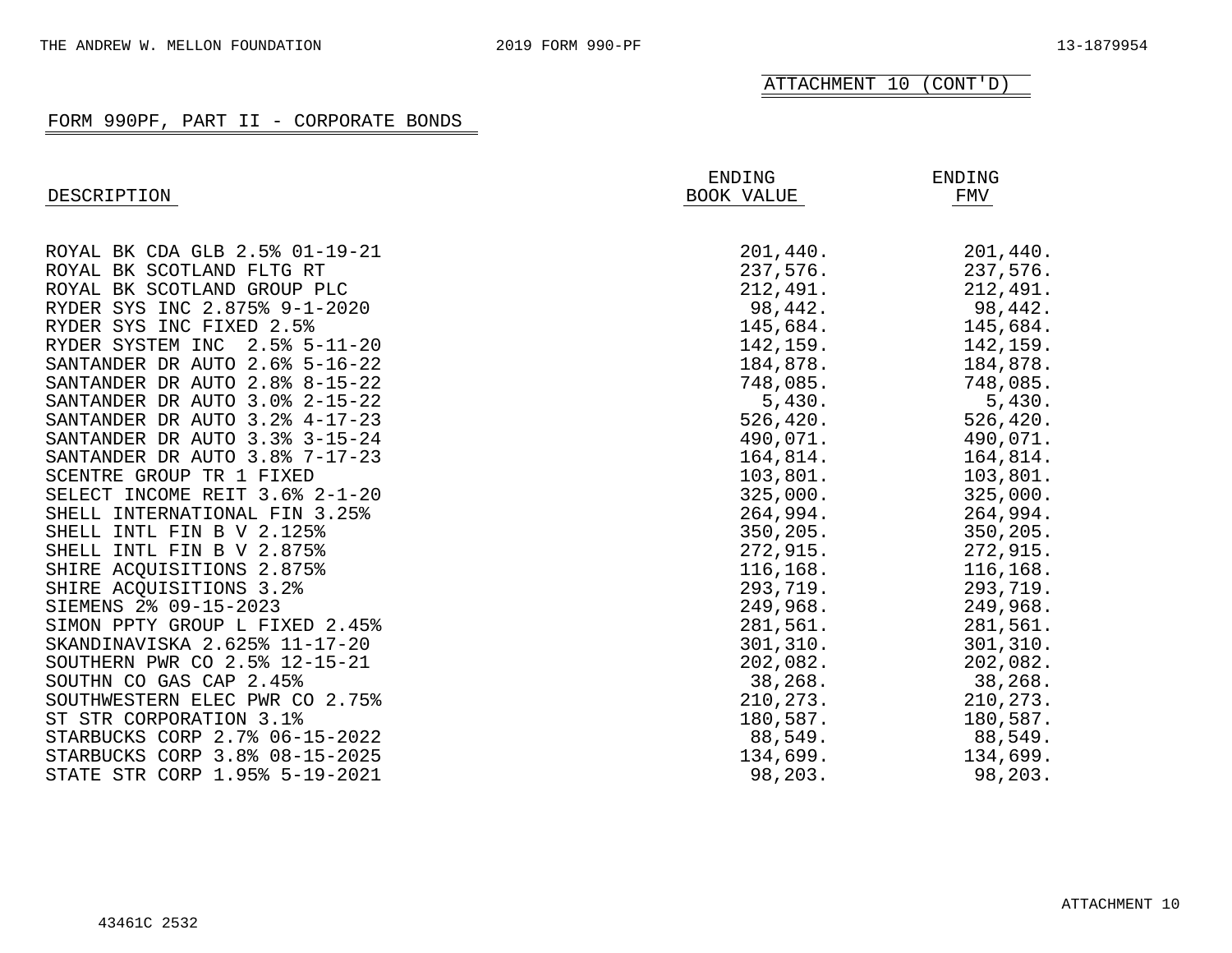ATTACHMENT 10 (CONT'D)

## FORM 990PF, PART II - CORPORATE BONDS

| DESCRIPTION | ENDING BOOK VALUE | ENDING FMV |
|---|---|---|
| ROYAL BK CDA GLB 2.5% 01-19-21 | 201,440. | 201,440. |
| ROYAL BK SCOTLAND FLTG RT | 237,576. | 237,576. |
| ROYAL BK SCOTLAND GROUP PLC | 212,491. | 212,491. |
| RYDER SYS INC 2.875% 9-1-2020 | 98,442. | 98,442. |
| RYDER SYS INC FIXED 2.5% | 145,684. | 145,684. |
| RYDER SYSTEM INC 2.5% 5-11-20 | 142,159. | 142,159. |
| SANTANDER DR AUTO 2.6% 5-16-22 | 184,878. | 184,878. |
| SANTANDER DR AUTO 2.8% 8-15-22 | 748,085. | 748,085. |
| SANTANDER DR AUTO 3.0% 2-15-22 | 5,430. | 5,430. |
| SANTANDER DR AUTO 3.2% 4-17-23 | 526,420. | 526,420. |
| SANTANDER DR AUTO 3.3% 3-15-24 | 490,071. | 490,071. |
| SANTANDER DR AUTO 3.8% 7-17-23 | 164,814. | 164,814. |
| SCENTRE GROUP TR 1 FIXED | 103,801. | 103,801. |
| SELECT INCOME REIT 3.6% 2-1-20 | 325,000. | 325,000. |
| SHELL INTERNATIONAL FIN 3.25% | 264,994. | 264,994. |
| SHELL INTL FIN B V 2.125% | 350,205. | 350,205. |
| SHELL INTL FIN B V 2.875% | 272,915. | 272,915. |
| SHIRE ACQUISITIONS 2.875% | 116,168. | 116,168. |
| SHIRE ACQUISITIONS 3.2% | 293,719. | 293,719. |
| SIEMENS 2% 09-15-2023 | 249,968. | 249,968. |
| SIMON PPTY GROUP L FIXED 2.45% | 281,561. | 281,561. |
| SKANDINAVISKA 2.625% 11-17-20 | 301,310. | 301,310. |
| SOUTHERN PWR CO 2.5% 12-15-21 | 202,082. | 202,082. |
| SOUTHN CO GAS CAP 2.45% | 38,268. | 38,268. |
| SOUTHWESTERN ELEC PWR CO 2.75% | 210,273. | 210,273. |
| ST STR CORPORATION 3.1% | 180,587. | 180,587. |
| STARBUCKS CORP 2.7% 06-15-2022 | 88,549. | 88,549. |
| STARBUCKS CORP 3.8% 08-15-2025 | 134,699. | 134,699. |
| STATE STR CORP 1.95% 5-19-2021 | 98,203. | 98,203. |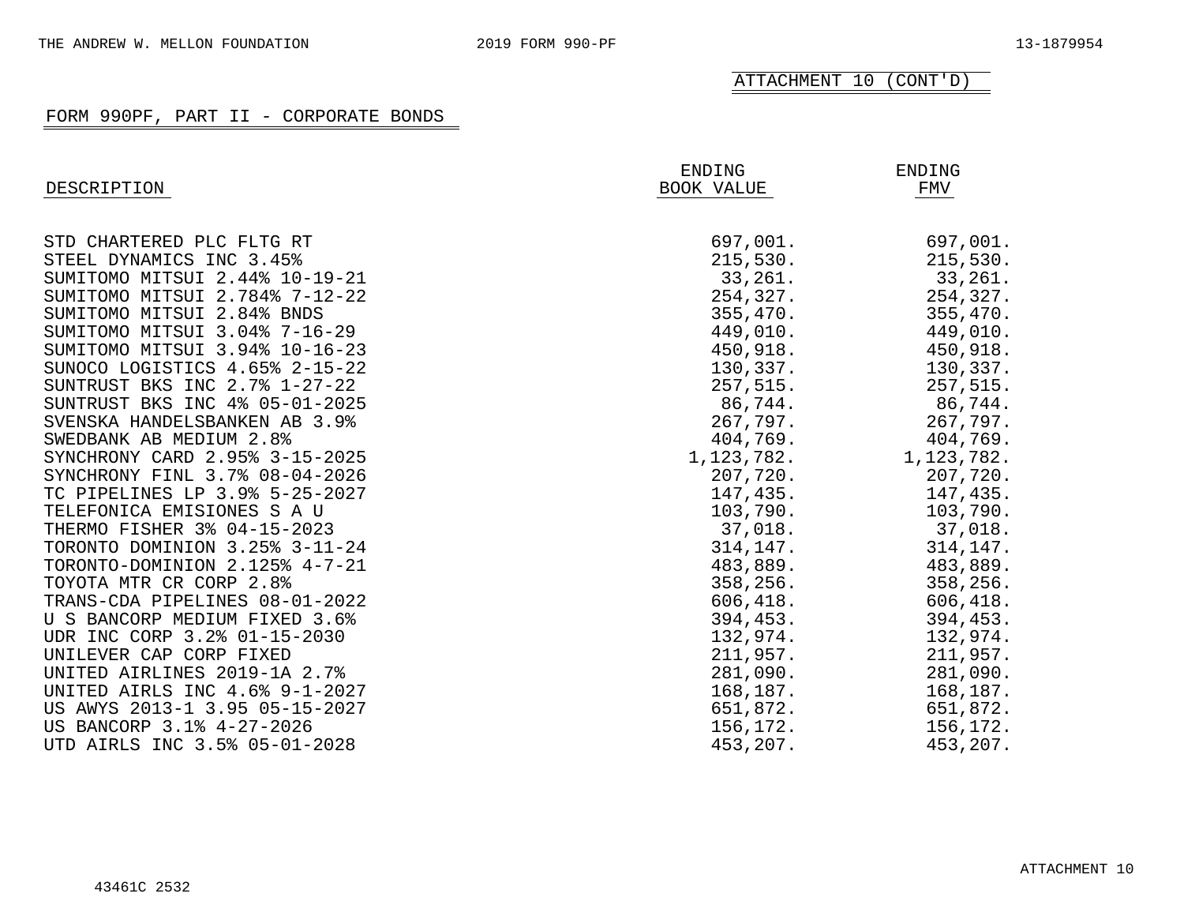ATTACHMENT 10 (CONT'D)

## FORM 990PF, PART II - CORPORATE BONDS

| DESCRIPTION | ENDING BOOK VALUE | ENDING FMV |
|---|---|---|
| STD CHARTERED PLC FLTG RT | 697,001. | 697,001. |
| STEEL DYNAMICS INC 3.45% | 215,530. | 215,530. |
| SUMITOMO MITSUI 2.44% 10-19-21 | 33,261. | 33,261. |
| SUMITOMO MITSUI 2.784% 7-12-22 | 254,327. | 254,327. |
| SUMITOMO MITSUI 2.84% BNDS | 355,470. | 355,470. |
| SUMITOMO MITSUI 3.04% 7-16-29 | 449,010. | 449,010. |
| SUMITOMO MITSUI 3.94% 10-16-23 | 450,918. | 450,918. |
| SUNOCO LOGISTICS 4.65% 2-15-22 | 130,337. | 130,337. |
| SUNTRUST BKS INC 2.7% 1-27-22 | 257,515. | 257,515. |
| SUNTRUST BKS INC 4% 05-01-2025 | 86,744. | 86,744. |
| SVENSKA HANDELSBANKEN AB 3.9% | 267,797. | 267,797. |
| SWEDBANK AB MEDIUM 2.8% | 404,769. | 404,769. |
| SYNCHRONY CARD 2.95% 3-15-2025 | 1,123,782. | 1,123,782. |
| SYNCHRONY FINL 3.7% 08-04-2026 | 207,720. | 207,720. |
| TC PIPELINES LP 3.9% 5-25-2027 | 147,435. | 147,435. |
| TELEFONICA EMISIONES S A U | 103,790. | 103,790. |
| THERMO FISHER 3% 04-15-2023 | 37,018. | 37,018. |
| TORONTO DOMINION 3.25% 3-11-24 | 314,147. | 314,147. |
| TORONTO-DOMINION 2.125% 4-7-21 | 483,889. | 483,889. |
| TOYOTA MTR CR CORP 2.8% | 358,256. | 358,256. |
| TRANS-CDA PIPELINES 08-01-2022 | 606,418. | 606,418. |
| U S BANCORP MEDIUM FIXED 3.6% | 394,453. | 394,453. |
| UDR INC CORP 3.2% 01-15-2030 | 132,974. | 132,974. |
| UNILEVER CAP CORP FIXED | 211,957. | 211,957. |
| UNITED AIRLINES 2019-1A 2.7% | 281,090. | 281,090. |
| UNITED AIRLS INC 4.6% 9-1-2027 | 168,187. | 168,187. |
| US AWYS 2013-1 3.95 05-15-2027 | 651,872. | 651,872. |
| US BANCORP 3.1% 4-27-2026 | 156,172. | 156,172. |
| UTD AIRLS INC 3.5% 05-01-2028 | 453,207. | 453,207. |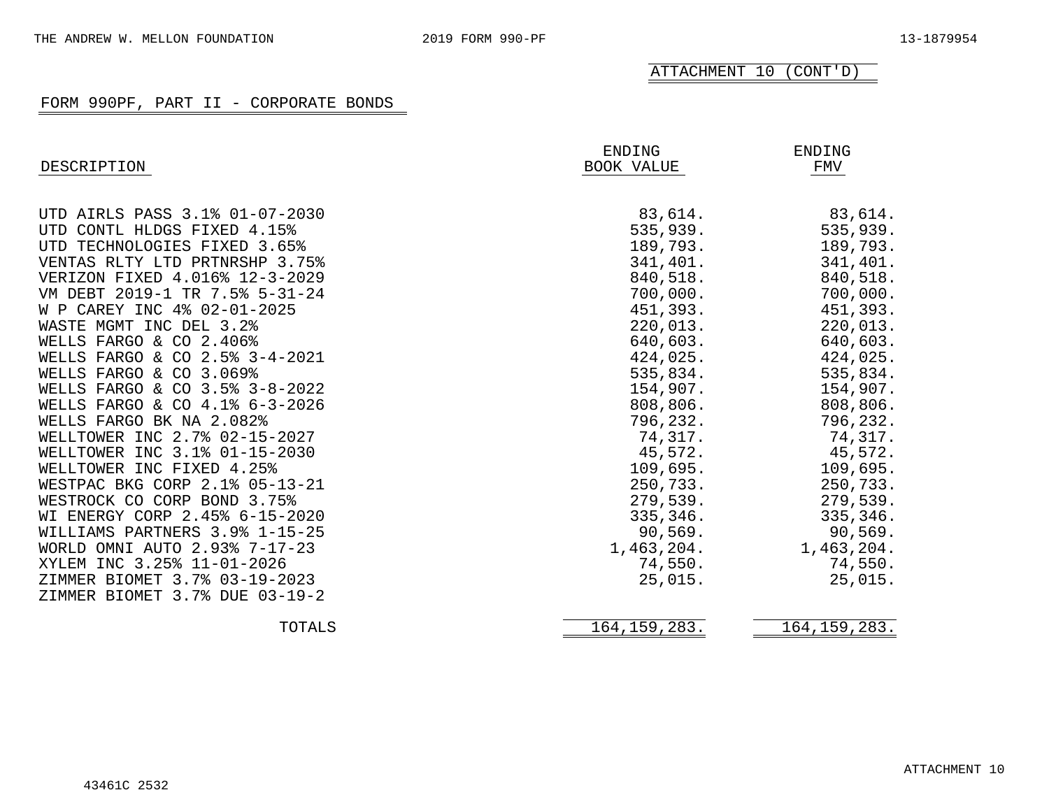THE ANDREW W. MELLON FOUNDATION 2019 FORM 990-PF 13-1879954

ATTACHMENT 10 (CONT'D)

## FORM 990PF, PART II - CORPORATE BONDS

| DESCRIPTION | ENDING BOOK VALUE | ENDING FMV |
|---|---|---|
| UTD AIRLS PASS 3.1% 01-07-2030 | 83,614. | 83,614. |
| UTD CONTL HLDGS FIXED 4.15% | 535,939. | 535,939. |
| UTD TECHNOLOGIES FIXED 3.65% | 189,793. | 189,793. |
| VENTAS RLTY LTD PRTNRSHP 3.75% | 341,401. | 341,401. |
| VERIZON FIXED 4.016% 12-3-2029 | 840,518. | 840,518. |
| VM DEBT 2019-1 TR 7.5% 5-31-24 | 700,000. | 700,000. |
| W P CAREY INC 4% 02-01-2025 | 451,393. | 451,393. |
| WASTE MGMT INC DEL 3.2% | 220,013. | 220,013. |
| WELLS FARGO & CO 2.406% | 640,603. | 640,603. |
| WELLS FARGO & CO 2.5% 3-4-2021 | 424,025. | 424,025. |
| WELLS FARGO & CO 3.069% | 535,834. | 535,834. |
| WELLS FARGO & CO 3.5% 3-8-2022 | 154,907. | 154,907. |
| WELLS FARGO & CO 4.1% 6-3-2026 | 808,806. | 808,806. |
| WELLS FARGO BK NA 2.082% | 796,232. | 796,232. |
| WELLTOWER INC 2.7% 02-15-2027 | 74,317. | 74,317. |
| WELLTOWER INC 3.1% 01-15-2030 | 45,572. | 45,572. |
| WELLTOWER INC FIXED 4.25% | 109,695. | 109,695. |
| WESTPAC BKG CORP 2.1% 05-13-21 | 250,733. | 250,733. |
| WESTROCK CO CORP BOND 3.75% | 279,539. | 279,539. |
| WI ENERGY CORP 2.45% 6-15-2020 | 335,346. | 335,346. |
| WILLIAMS PARTNERS 3.9% 1-15-25 | 90,569. | 90,569. |
| WORLD OMNI AUTO 2.93% 7-17-23 | 1,463,204. | 1,463,204. |
| XYLEM INC 3.25% 11-01-2026 | 74,550. | 74,550. |
| ZIMMER BIOMET 3.7% 03-19-2023 | 25,015. | 25,015. |
| ZIMMER BIOMET 3.7% DUE 03-19-2 | | |
| TOTALS | 164,159,283. | 164,159,283. |

ATTACHMENT 10

43461C 2532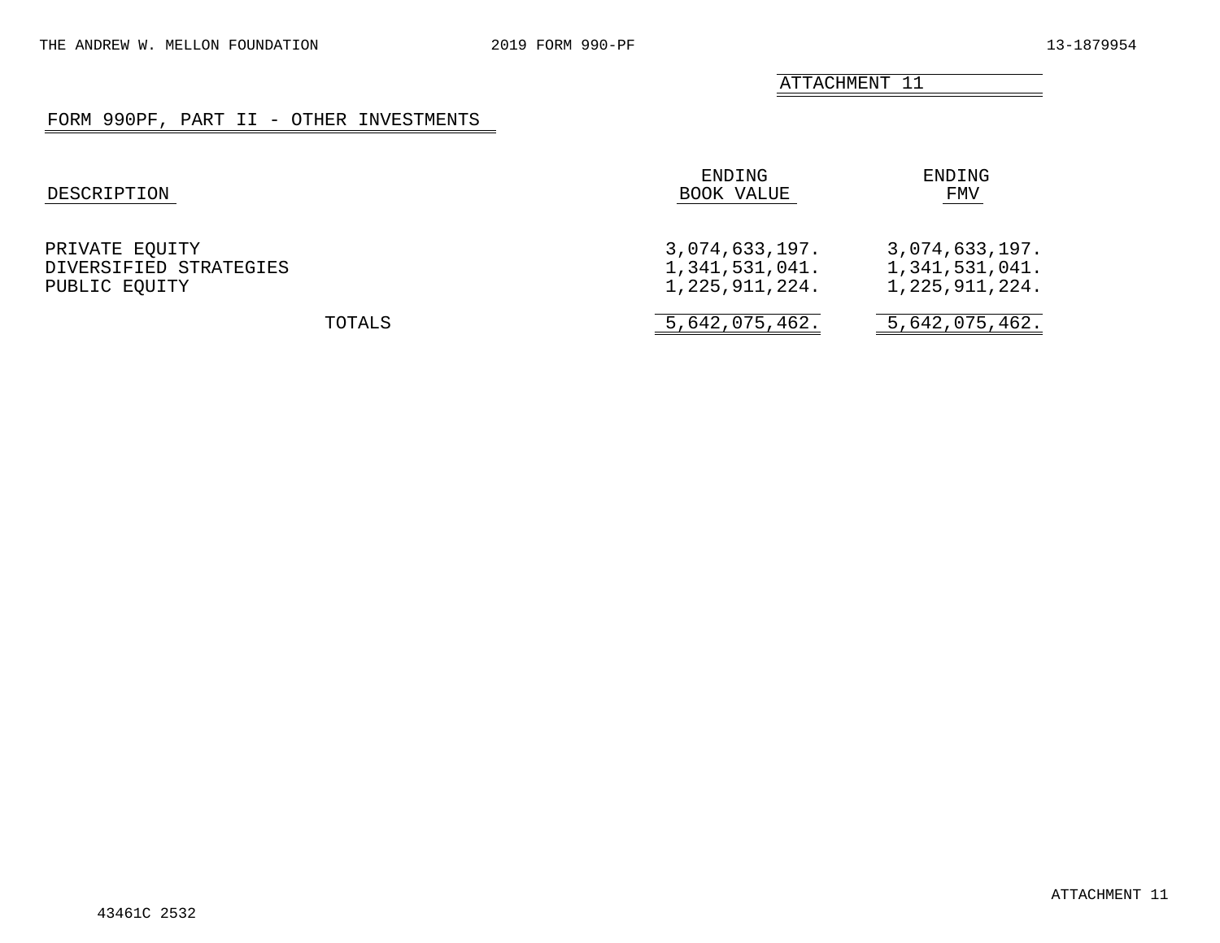ATTACHMENT 11

## FORM 990PF, PART II - OTHER INVESTMENTS

| DESCRIPTION | ENDING BOOK VALUE | ENDING FMV |
|---|---|---|
| PRIVATE EQUITY | 3,074,633,197. | 3,074,633,197. |
| DIVERSIFIED STRATEGIES | 1,341,531,041. | 1,341,531,041. |
| PUBLIC EQUITY | 1,225,911,224. | 1,225,911,224. |
| TOTALS | 5,642,075,462. | 5,642,075,462. |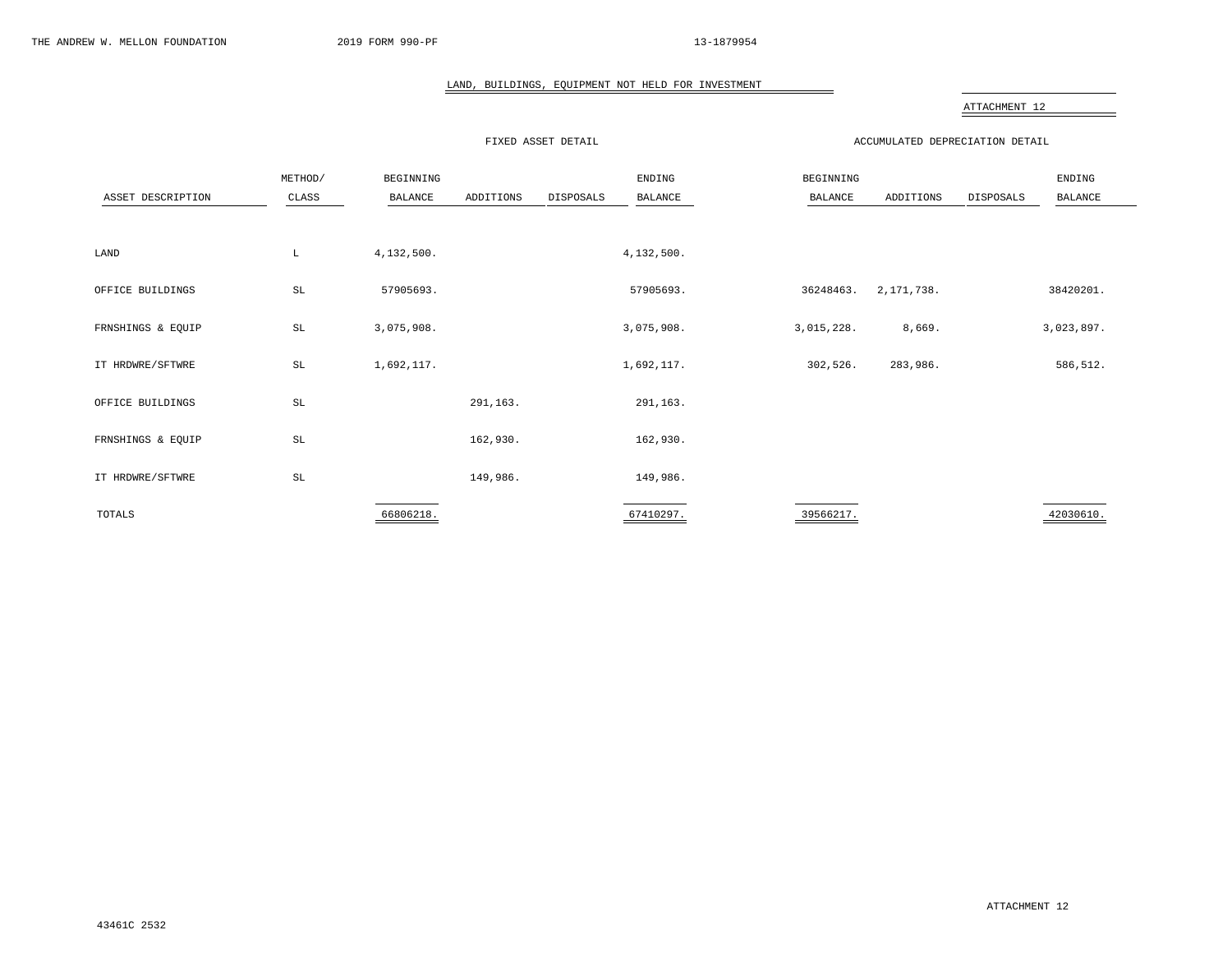## LAND, BUILDINGS, EQUIPMENT NOT HELD FOR INVESTMENT

ATTACHMENT 12

| | | FIXED ASSET DETAIL | | | | ACCUMULATED DEPRECIATION DETAIL | | | |
|---|---|---|---|---|---|---|---|---|---|
| ASSET DESCRIPTION | METHOD/ CLASS | BEGINNING BALANCE | ADDITIONS | DISPOSALS | ENDING BALANCE | BEGINNING BALANCE | ADDITIONS | DISPOSALS | ENDING BALANCE |
| LAND | L | 4,132,500. | | | 4,132,500. | | | | |
| OFFICE BUILDINGS | SL | 57905693. | | | 57905693. | 36248463. | 2,171,738. | | 38420201. |
| FRNSHINGS & EQUIP | SL | 3,075,908. | | | 3,075,908. | 3,015,228. | 8,669. | | 3,023,897. |
| IT HRDWRE/SFTWRE | SL | 1,692,117. | | | 1,692,117. | 302,526. | 283,986. | | 586,512. |
| OFFICE BUILDINGS | SL | | 291,163. | | 291,163. | | | | |
| FRNSHINGS & EQUIP | SL | | 162,930. | | 162,930. | | | | |
| IT HRDWRE/SFTWRE | SL | | 149,986. | | 149,986. | | | | |
| TOTALS | | 66806218. | | | 67410297. | 39566217. | | | 42030610. |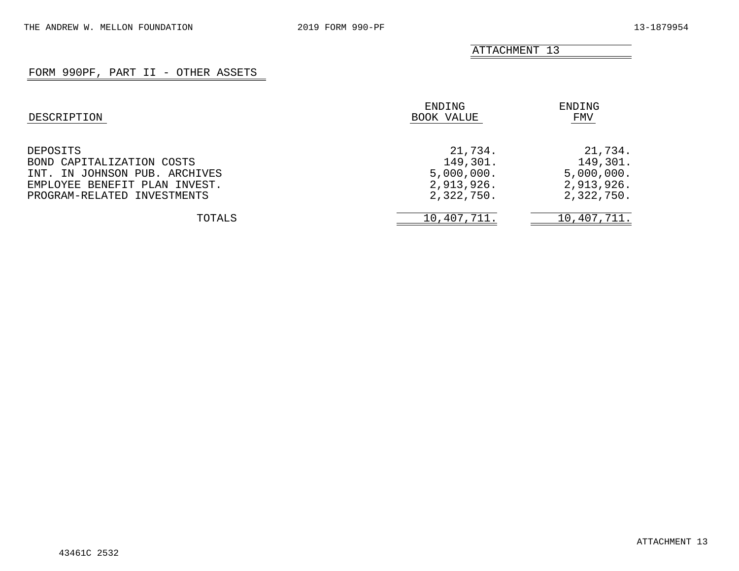ATTACHMENT 13

## FORM 990PF, PART II - OTHER ASSETS

| DESCRIPTION | ENDING BOOK VALUE | ENDING FMV |
|---|---|---|
| DEPOSITS | 21,734. | 21,734. |
| BOND CAPITALIZATION COSTS | 149,301. | 149,301. |
| INT. IN JOHNSON PUB. ARCHIVES | 5,000,000. | 5,000,000. |
| EMPLOYEE BENEFIT PLAN INVEST. | 2,913,926. | 2,913,926. |
| PROGRAM-RELATED INVESTMENTS | 2,322,750. | 2,322,750. |
| TOTALS | 10,407,711. | 10,407,711. |

43461C 2532

ATTACHMENT 13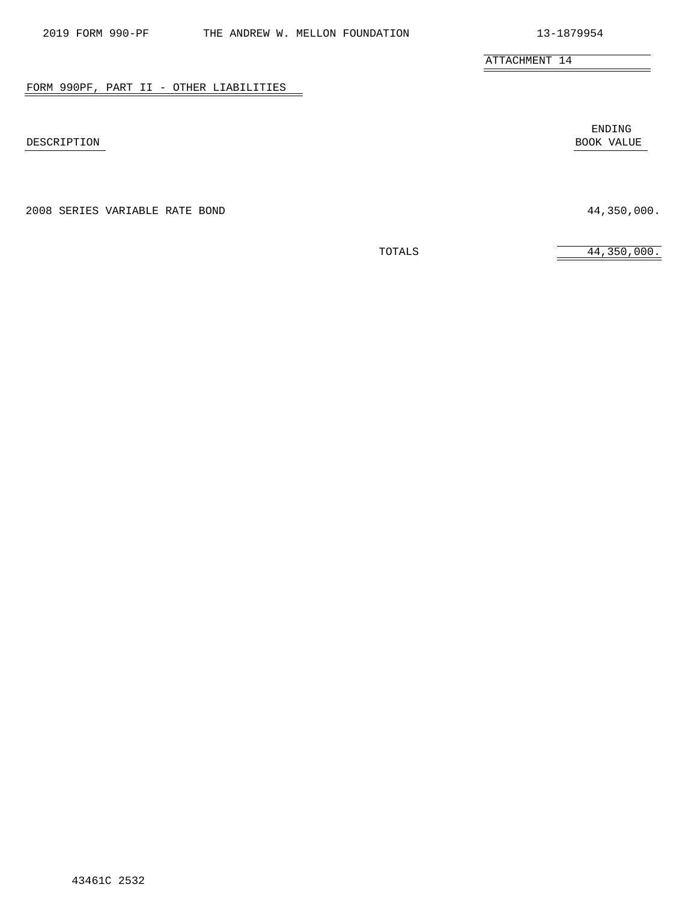ATTACHMENT 14

## FORM 990PF, PART II - OTHER LIABILITIES

| DESCRIPTION | ENDING BOOK VALUE |
|---|---|
| 2008 SERIES VARIABLE RATE BOND | 44,350,000. |
| TOTALS | 44,350,000. |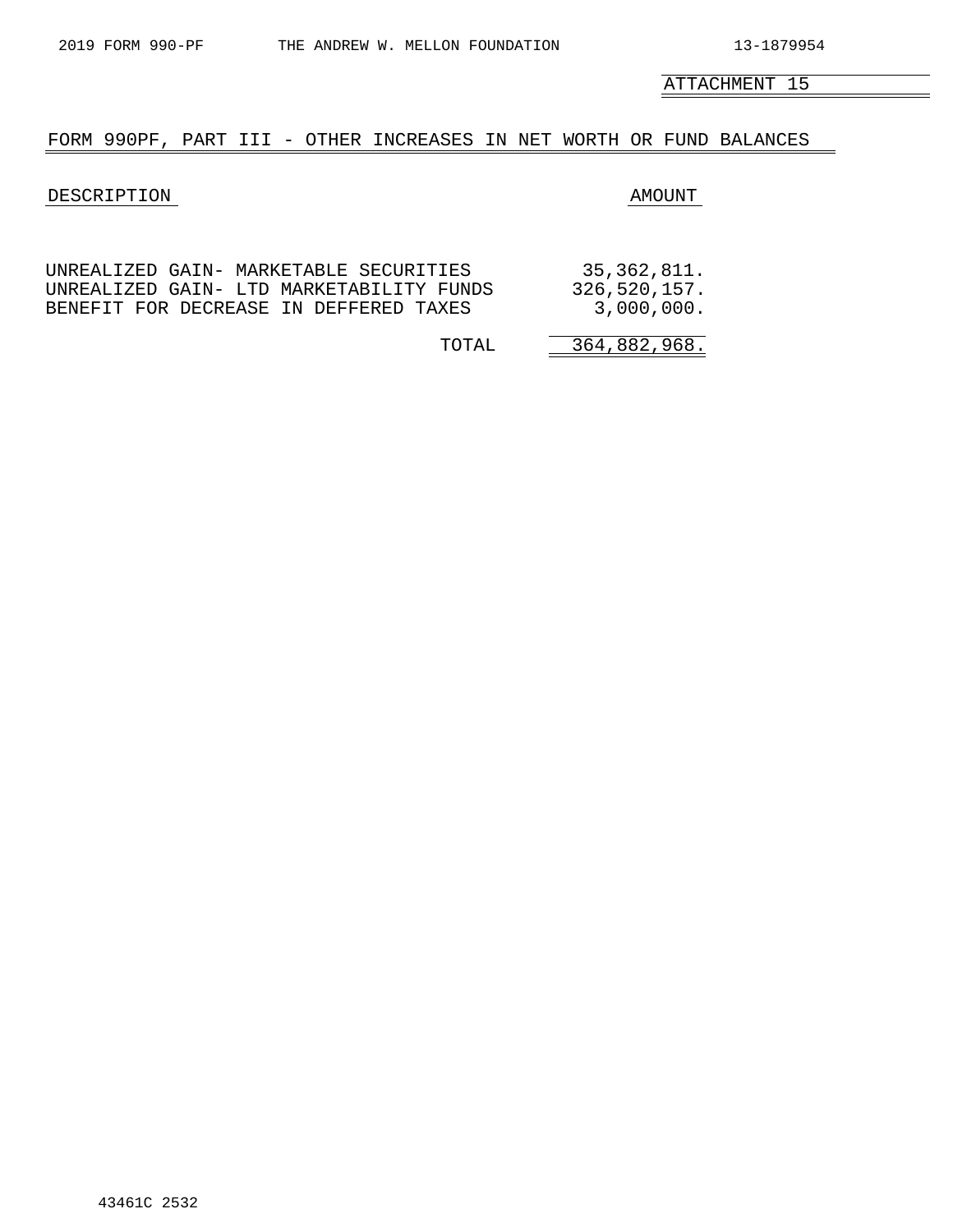ATTACHMENT 15

## FORM 990PF, PART III - OTHER INCREASES IN NET WORTH OR FUND BALANCES

| DESCRIPTION | AMOUNT |
| --- | --- |
| UNREALIZED GAIN- MARKETABLE SECURITIES | 35,362,811. |
| UNREALIZED GAIN- LTD MARKETABILITY FUNDS | 326,520,157. |
| BENEFIT FOR DECREASE IN DEFFERED TAXES | 3,000,000. |
| TOTAL | 364,882,968. |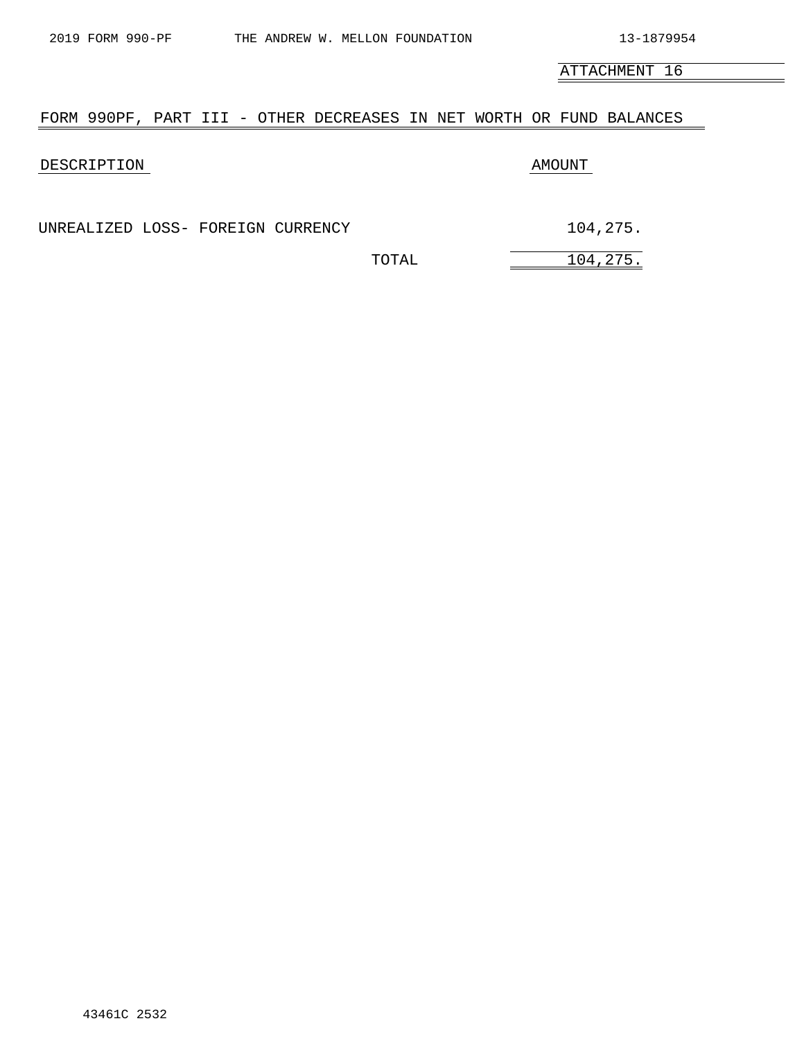ATTACHMENT 16

## FORM 990PF, PART III - OTHER DECREASES IN NET WORTH OR FUND BALANCES

| DESCRIPTION | AMOUNT |
|---|---|
| UNREALIZED LOSS- FOREIGN CURRENCY | 104,275. |
| TOTAL | 104,275. |

43461C 2532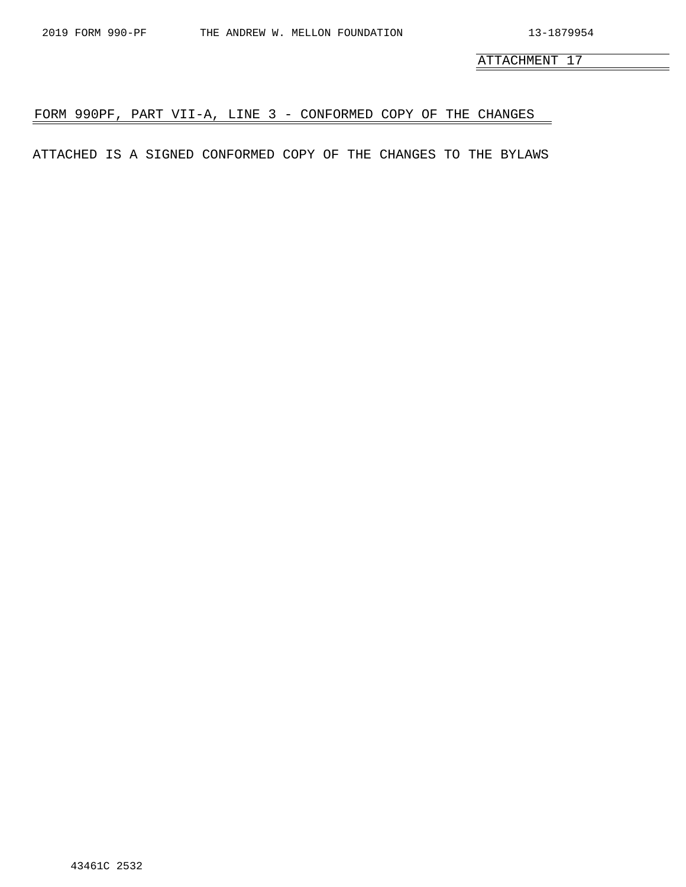ATTACHMENT 17

## FORM 990PF, PART VII-A, LINE 3 - CONFORMED COPY OF THE CHANGES

ATTACHED IS A SIGNED CONFORMED COPY OF THE CHANGES TO THE BYLAWS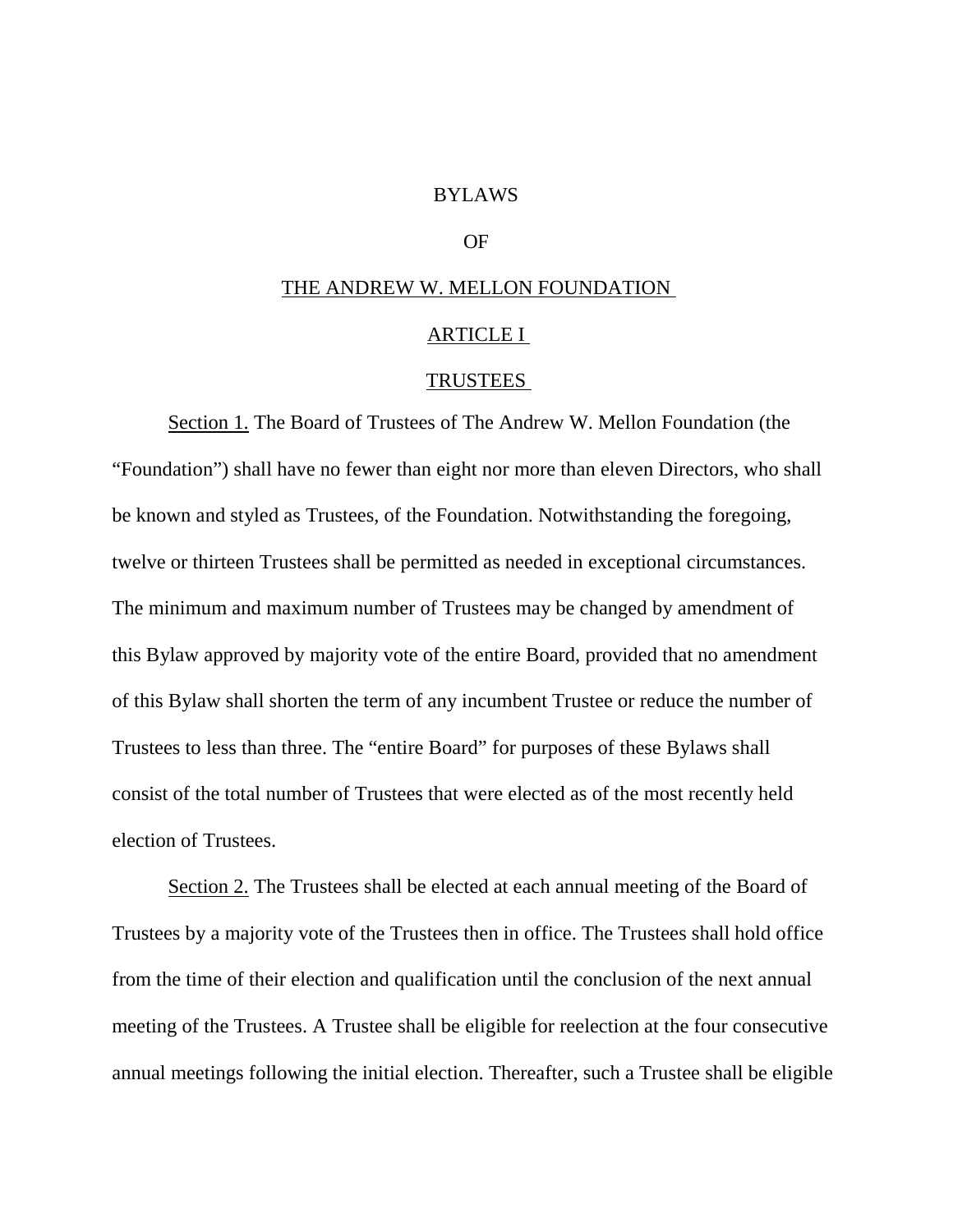# BYLAWS

# OF

# THE ANDREW W. MELLON FOUNDATION

## ARTICLE I

## TRUSTEES

Section 1. The Board of Trustees of The Andrew W. Mellon Foundation (the "Foundation") shall have no fewer than eight nor more than eleven Directors, who shall be known and styled as Trustees, of the Foundation. Notwithstanding the foregoing, twelve or thirteen Trustees shall be permitted as needed in exceptional circumstances. The minimum and maximum number of Trustees may be changed by amendment of this Bylaw approved by majority vote of the entire Board, provided that no amendment of this Bylaw shall shorten the term of any incumbent Trustee or reduce the number of Trustees to less than three. The "entire Board" for purposes of these Bylaws shall consist of the total number of Trustees that were elected as of the most recently held election of Trustees.

Section 2. The Trustees shall be elected at each annual meeting of the Board of Trustees by a majority vote of the Trustees then in office. The Trustees shall hold office from the time of their election and qualification until the conclusion of the next annual meeting of the Trustees. A Trustee shall be eligible for reelection at the four consecutive annual meetings following the initial election. Thereafter, such a Trustee shall be eligible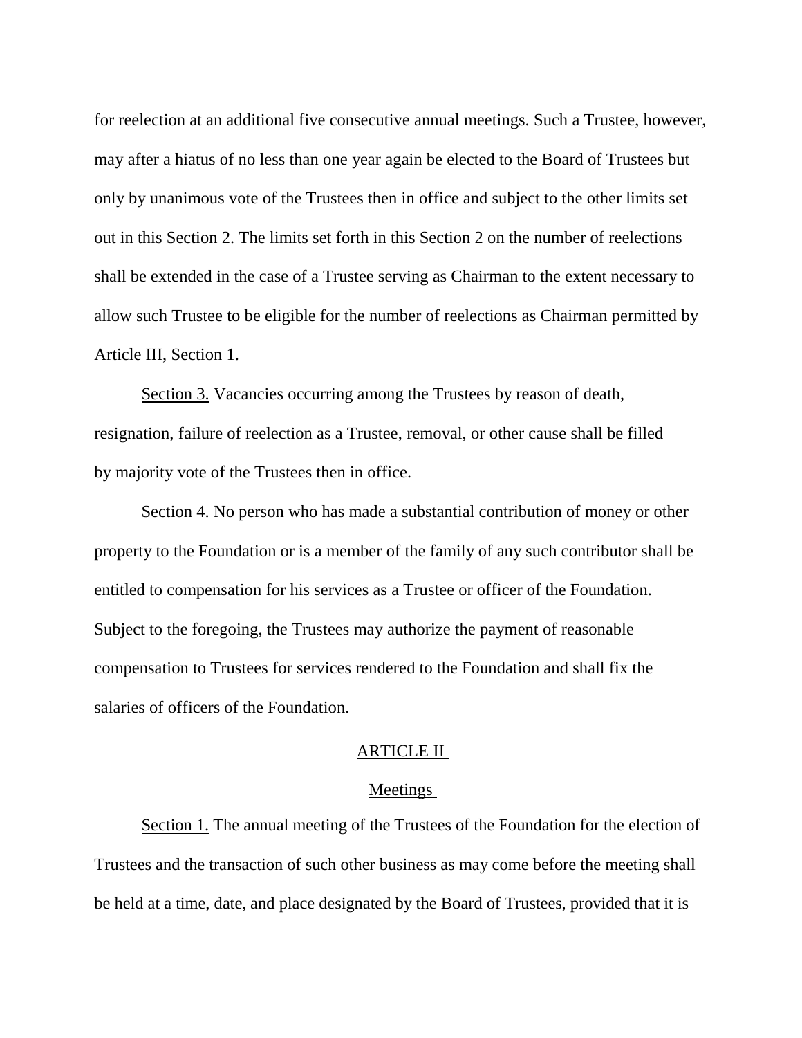for reelection at an additional five consecutive annual meetings. Such a Trustee, however, may after a hiatus of no less than one year again be elected to the Board of Trustees but only by unanimous vote of the Trustees then in office and subject to the other limits set out in this Section 2. The limits set forth in this Section 2 on the number of reelections shall be extended in the case of a Trustee serving as Chairman to the extent necessary to allow such Trustee to be eligible for the number of reelections as Chairman permitted by Article III, Section 1.

Section 3. Vacancies occurring among the Trustees by reason of death, resignation, failure of reelection as a Trustee, removal, or other cause shall be filled by majority vote of the Trustees then in office.

Section 4. No person who has made a substantial contribution of money or other property to the Foundation or is a member of the family of any such contributor shall be entitled to compensation for his services as a Trustee or officer of the Foundation. Subject to the foregoing, the Trustees may authorize the payment of reasonable compensation to Trustees for services rendered to the Foundation and shall fix the salaries of officers of the Foundation.

## ARTICLE II

## Meetings

Section 1. The annual meeting of the Trustees of the Foundation for the election of Trustees and the transaction of such other business as may come before the meeting shall be held at a time, date, and place designated by the Board of Trustees, provided that it is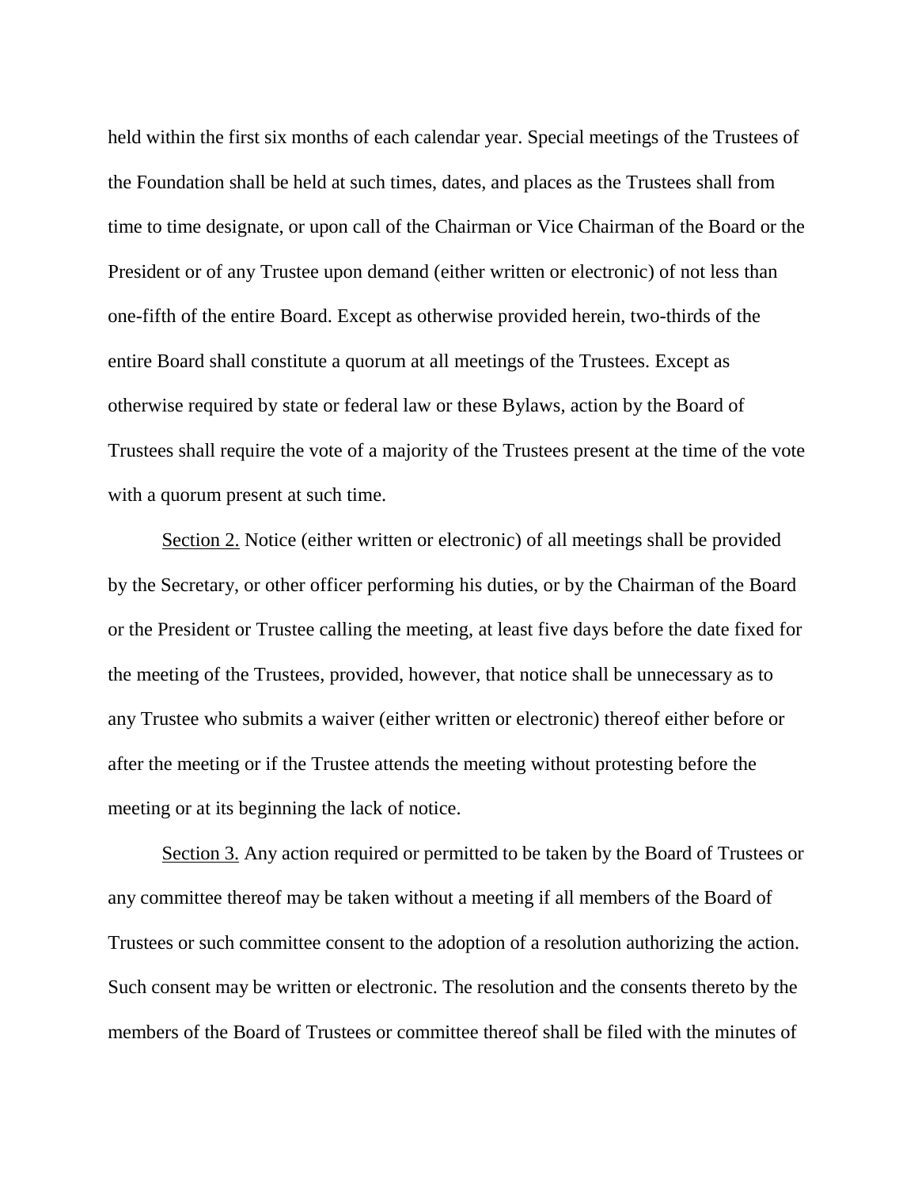held within the first six months of each calendar year. Special meetings of the Trustees of the Foundation shall be held at such times, dates, and places as the Trustees shall from time to time designate, or upon call of the Chairman or Vice Chairman of the Board or the President or of any Trustee upon demand (either written or electronic) of not less than one-fifth of the entire Board. Except as otherwise provided herein, two-thirds of the entire Board shall constitute a quorum at all meetings of the Trustees. Except as otherwise required by state or federal law or these Bylaws, action by the Board of Trustees shall require the vote of a majority of the Trustees present at the time of the vote with a quorum present at such time.

Section 2. Notice (either written or electronic) of all meetings shall be provided by the Secretary, or other officer performing his duties, or by the Chairman of the Board or the President or Trustee calling the meeting, at least five days before the date fixed for the meeting of the Trustees, provided, however, that notice shall be unnecessary as to any Trustee who submits a waiver (either written or electronic) thereof either before or after the meeting or if the Trustee attends the meeting without protesting before the meeting or at its beginning the lack of notice.

Section 3. Any action required or permitted to be taken by the Board of Trustees or any committee thereof may be taken without a meeting if all members of the Board of Trustees or such committee consent to the adoption of a resolution authorizing the action. Such consent may be written or electronic. The resolution and the consents thereto by the members of the Board of Trustees or committee thereof shall be filed with the minutes of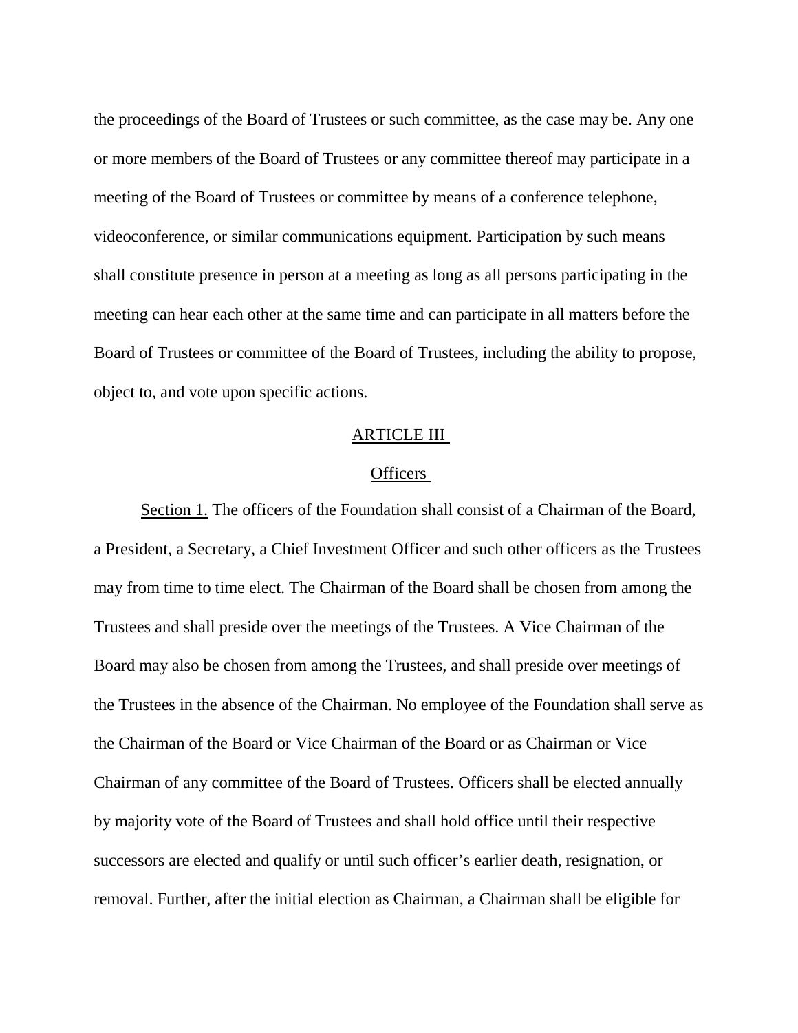the proceedings of the Board of Trustees or such committee, as the case may be. Any one or more members of the Board of Trustees or any committee thereof may participate in a meeting of the Board of Trustees or committee by means of a conference telephone, videoconference, or similar communications equipment. Participation by such means shall constitute presence in person at a meeting as long as all persons participating in the meeting can hear each other at the same time and can participate in all matters before the Board of Trustees or committee of the Board of Trustees, including the ability to propose, object to, and vote upon specific actions.

## ARTICLE III

## Officers

Section 1. The officers of the Foundation shall consist of a Chairman of the Board, a President, a Secretary, a Chief Investment Officer and such other officers as the Trustees may from time to time elect. The Chairman of the Board shall be chosen from among the Trustees and shall preside over the meetings of the Trustees. A Vice Chairman of the Board may also be chosen from among the Trustees, and shall preside over meetings of the Trustees in the absence of the Chairman. No employee of the Foundation shall serve as the Chairman of the Board or Vice Chairman of the Board or as Chairman or Vice Chairman of any committee of the Board of Trustees. Officers shall be elected annually by majority vote of the Board of Trustees and shall hold office until their respective successors are elected and qualify or until such officer's earlier death, resignation, or removal. Further, after the initial election as Chairman, a Chairman shall be eligible for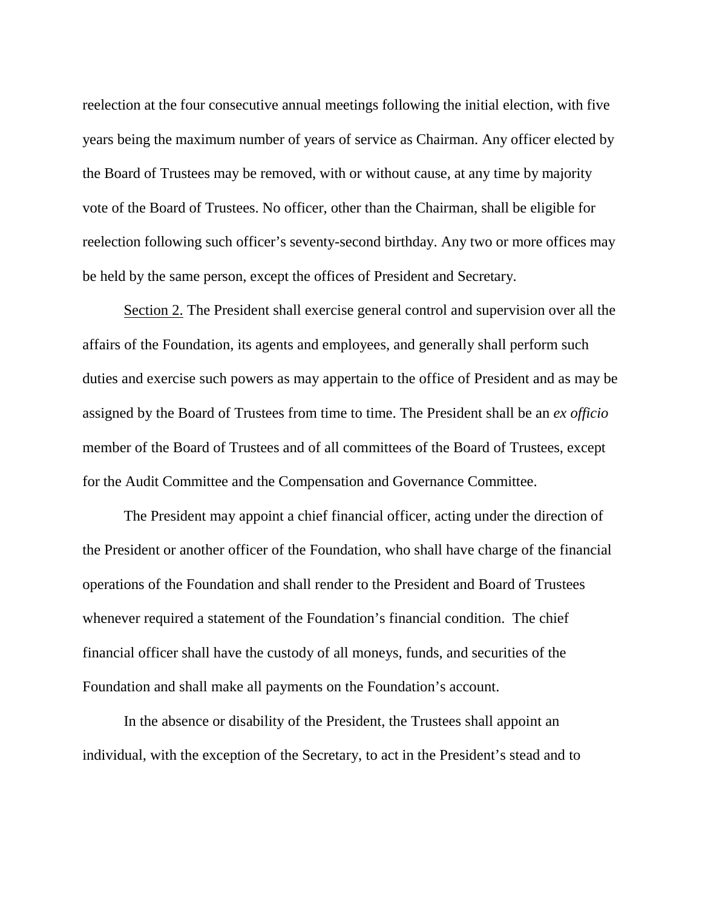reelection at the four consecutive annual meetings following the initial election, with five years being the maximum number of years of service as Chairman. Any officer elected by the Board of Trustees may be removed, with or without cause, at any time by majority vote of the Board of Trustees. No officer, other than the Chairman, shall be eligible for reelection following such officer's seventy-second birthday. Any two or more offices may be held by the same person, except the offices of President and Secretary.

Section 2. The President shall exercise general control and supervision over all the affairs of the Foundation, its agents and employees, and generally shall perform such duties and exercise such powers as may appertain to the office of President and as may be assigned by the Board of Trustees from time to time. The President shall be an *ex officio* member of the Board of Trustees and of all committees of the Board of Trustees, except for the Audit Committee and the Compensation and Governance Committee.

The President may appoint a chief financial officer, acting under the direction of the President or another officer of the Foundation, who shall have charge of the financial operations of the Foundation and shall render to the President and Board of Trustees whenever required a statement of the Foundation's financial condition. The chief financial officer shall have the custody of all moneys, funds, and securities of the Foundation and shall make all payments on the Foundation's account.

In the absence or disability of the President, the Trustees shall appoint an individual, with the exception of the Secretary, to act in the President's stead and to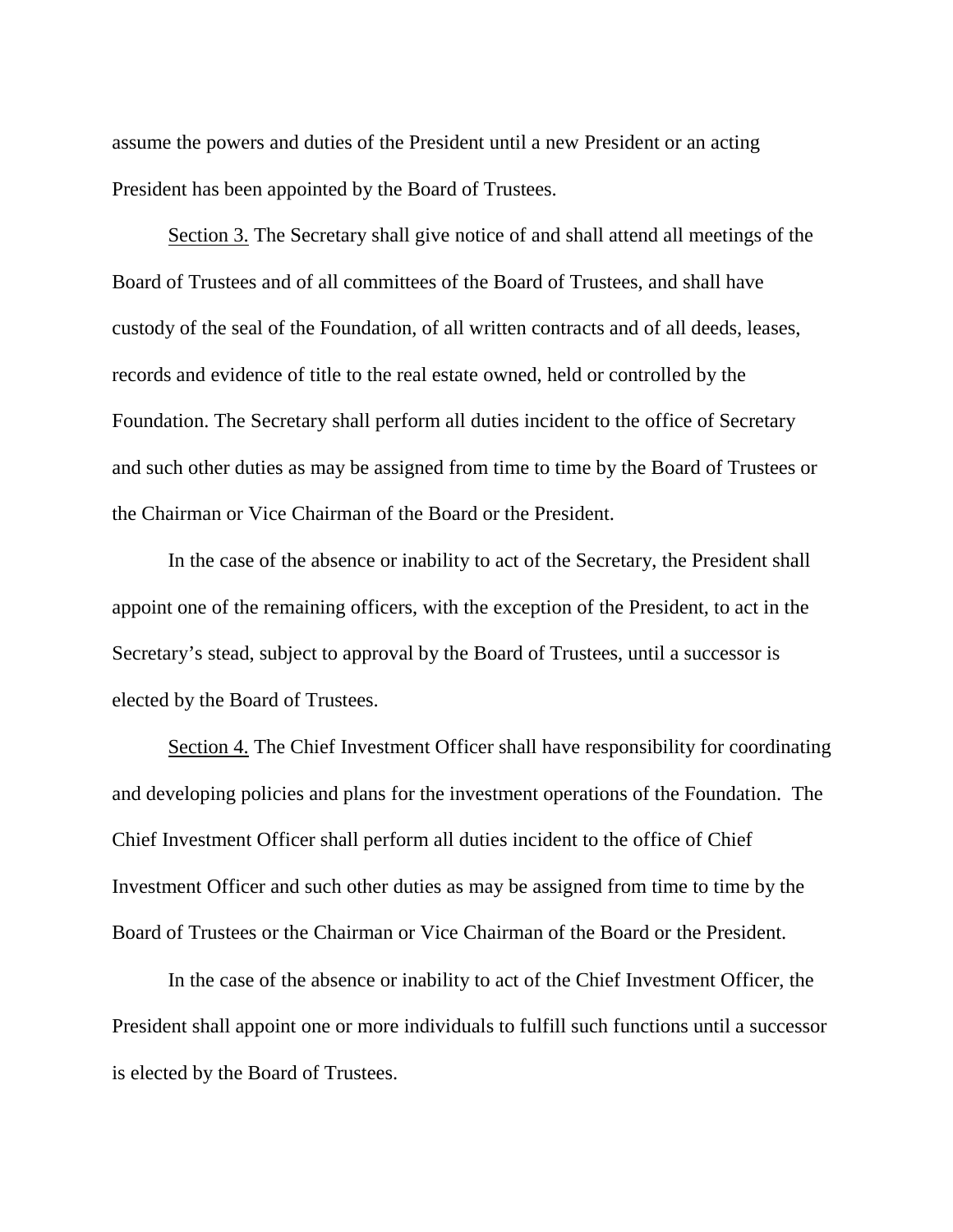assume the powers and duties of the President until a new President or an acting President has been appointed by the Board of Trustees.

<u>Section 3.</u> The Secretary shall give notice of and shall attend all meetings of the Board of Trustees and of all committees of the Board of Trustees, and shall have custody of the seal of the Foundation, of all written contracts and of all deeds, leases, records and evidence of title to the real estate owned, held or controlled by the Foundation. The Secretary shall perform all duties incident to the office of Secretary and such other duties as may be assigned from time to time by the Board of Trustees or the Chairman or Vice Chairman of the Board or the President.

In the case of the absence or inability to act of the Secretary, the President shall appoint one of the remaining officers, with the exception of the President, to act in the Secretary's stead, subject to approval by the Board of Trustees, until a successor is elected by the Board of Trustees.

<u>Section 4.</u> The Chief Investment Officer shall have responsibility for coordinating and developing policies and plans for the investment operations of the Foundation. The Chief Investment Officer shall perform all duties incident to the office of Chief Investment Officer and such other duties as may be assigned from time to time by the Board of Trustees or the Chairman or Vice Chairman of the Board or the President.

In the case of the absence or inability to act of the Chief Investment Officer, the President shall appoint one or more individuals to fulfill such functions until a successor is elected by the Board of Trustees.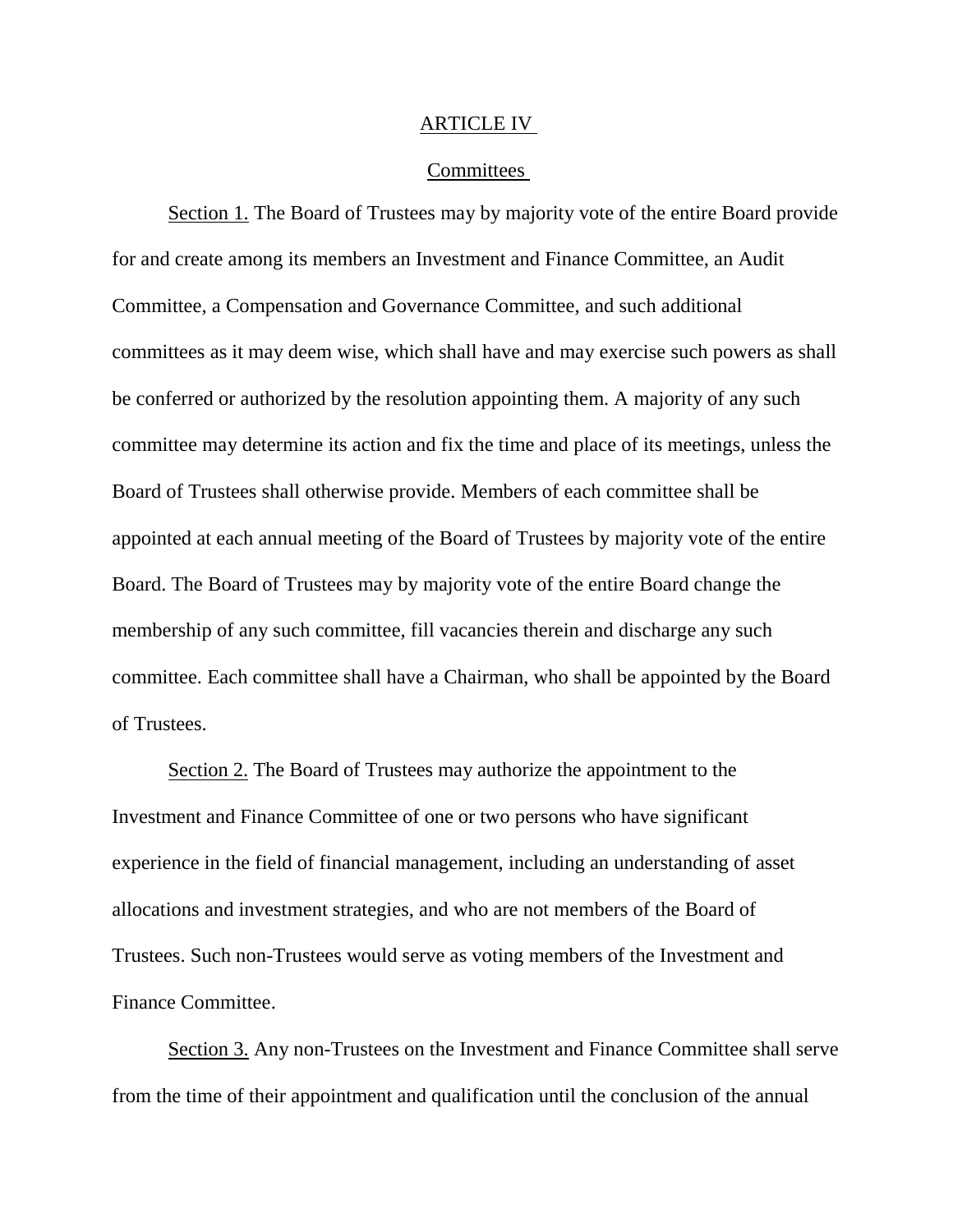## ARTICLE IV

## Committees

Section 1. The Board of Trustees may by majority vote of the entire Board provide for and create among its members an Investment and Finance Committee, an Audit Committee, a Compensation and Governance Committee, and such additional committees as it may deem wise, which shall have and may exercise such powers as shall be conferred or authorized by the resolution appointing them. A majority of any such committee may determine its action and fix the time and place of its meetings, unless the Board of Trustees shall otherwise provide. Members of each committee shall be appointed at each annual meeting of the Board of Trustees by majority vote of the entire Board. The Board of Trustees may by majority vote of the entire Board change the membership of any such committee, fill vacancies therein and discharge any such committee. Each committee shall have a Chairman, who shall be appointed by the Board of Trustees.

Section 2. The Board of Trustees may authorize the appointment to the Investment and Finance Committee of one or two persons who have significant experience in the field of financial management, including an understanding of asset allocations and investment strategies, and who are not members of the Board of Trustees. Such non-Trustees would serve as voting members of the Investment and Finance Committee.

Section 3. Any non-Trustees on the Investment and Finance Committee shall serve from the time of their appointment and qualification until the conclusion of the annual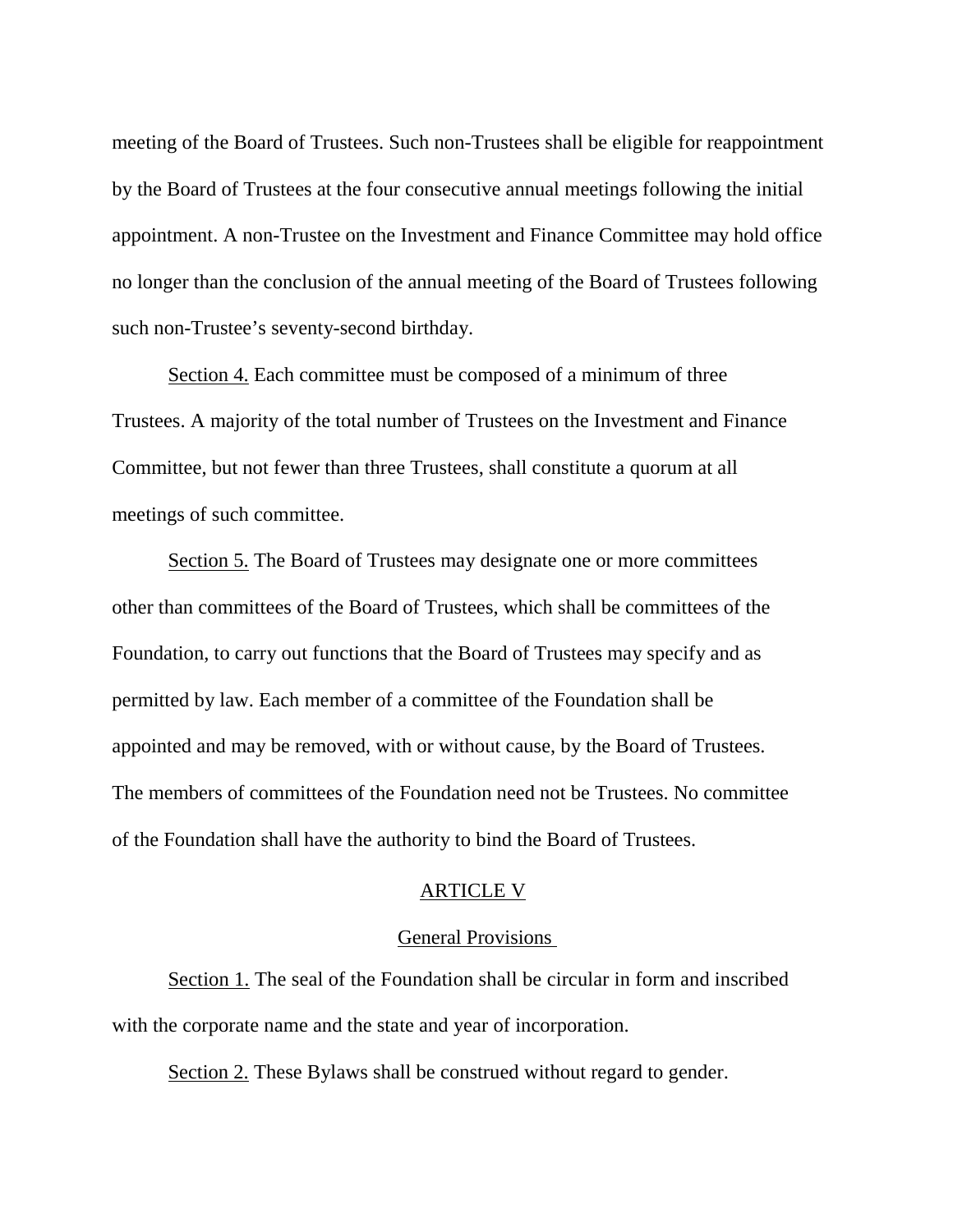meeting of the Board of Trustees. Such non-Trustees shall be eligible for reappointment by the Board of Trustees at the four consecutive annual meetings following the initial appointment. A non-Trustee on the Investment and Finance Committee may hold office no longer than the conclusion of the annual meeting of the Board of Trustees following such non-Trustee's seventy-second birthday.

Section 4. Each committee must be composed of a minimum of three Trustees. A majority of the total number of Trustees on the Investment and Finance Committee, but not fewer than three Trustees, shall constitute a quorum at all meetings of such committee.

Section 5. The Board of Trustees may designate one or more committees other than committees of the Board of Trustees, which shall be committees of the Foundation, to carry out functions that the Board of Trustees may specify and as permitted by law. Each member of a committee of the Foundation shall be appointed and may be removed, with or without cause, by the Board of Trustees. The members of committees of the Foundation need not be Trustees. No committee of the Foundation shall have the authority to bind the Board of Trustees.

## ARTICLE V

### General Provisions

Section 1. The seal of the Foundation shall be circular in form and inscribed with the corporate name and the state and year of incorporation.

Section 2. These Bylaws shall be construed without regard to gender.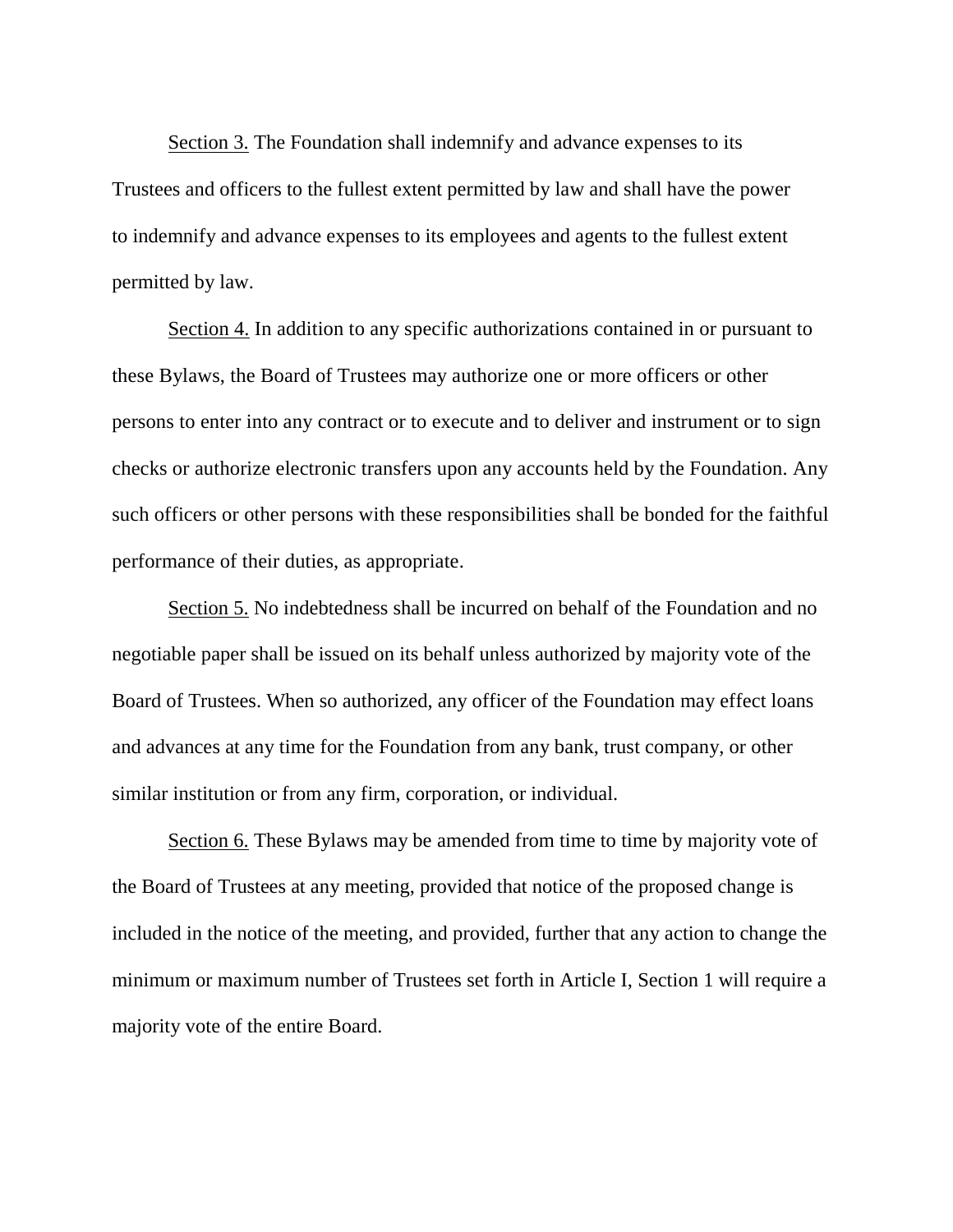Section 3. The Foundation shall indemnify and advance expenses to its Trustees and officers to the fullest extent permitted by law and shall have the power to indemnify and advance expenses to its employees and agents to the fullest extent permitted by law.

Section 4. In addition to any specific authorizations contained in or pursuant to these Bylaws, the Board of Trustees may authorize one or more officers or other persons to enter into any contract or to execute and to deliver and instrument or to sign checks or authorize electronic transfers upon any accounts held by the Foundation. Any such officers or other persons with these responsibilities shall be bonded for the faithful performance of their duties, as appropriate.

Section 5. No indebtedness shall be incurred on behalf of the Foundation and no negotiable paper shall be issued on its behalf unless authorized by majority vote of the Board of Trustees. When so authorized, any officer of the Foundation may effect loans and advances at any time for the Foundation from any bank, trust company, or other similar institution or from any firm, corporation, or individual.

Section 6. These Bylaws may be amended from time to time by majority vote of the Board of Trustees at any meeting, provided that notice of the proposed change is included in the notice of the meeting, and provided, further that any action to change the minimum or maximum number of Trustees set forth in Article I, Section 1 will require a majority vote of the entire Board.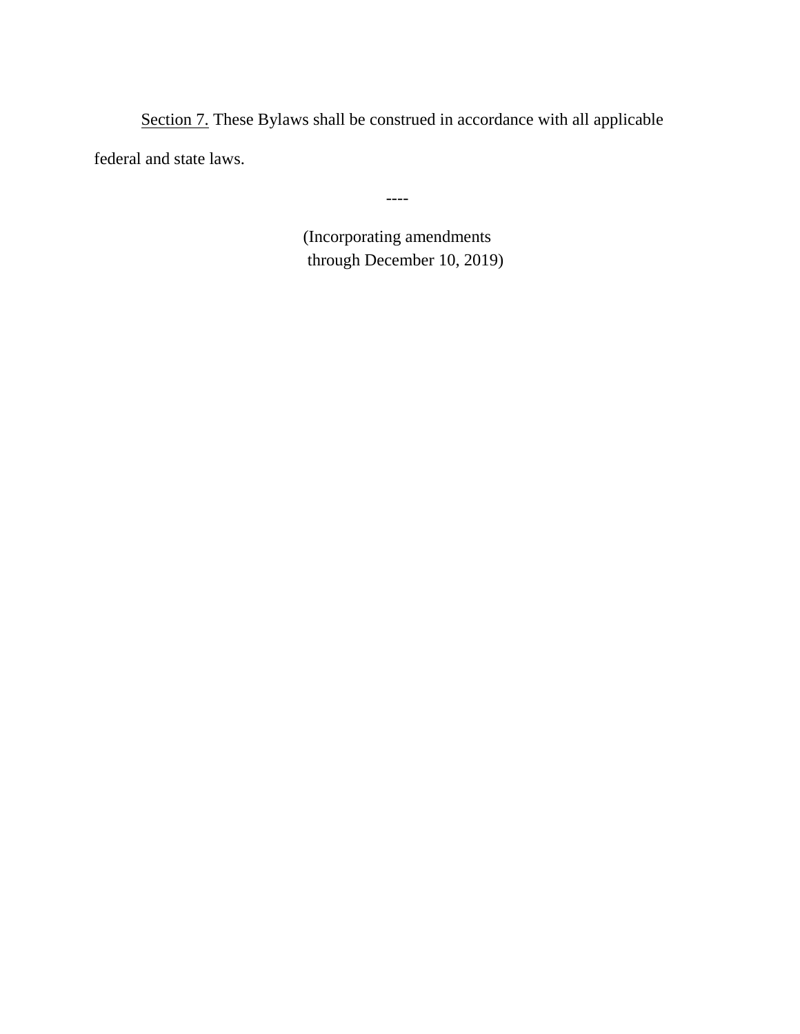Section 7. These Bylaws shall be construed in accordance with all applicable federal and state laws.

----

(Incorporating amendments
through December 10, 2019)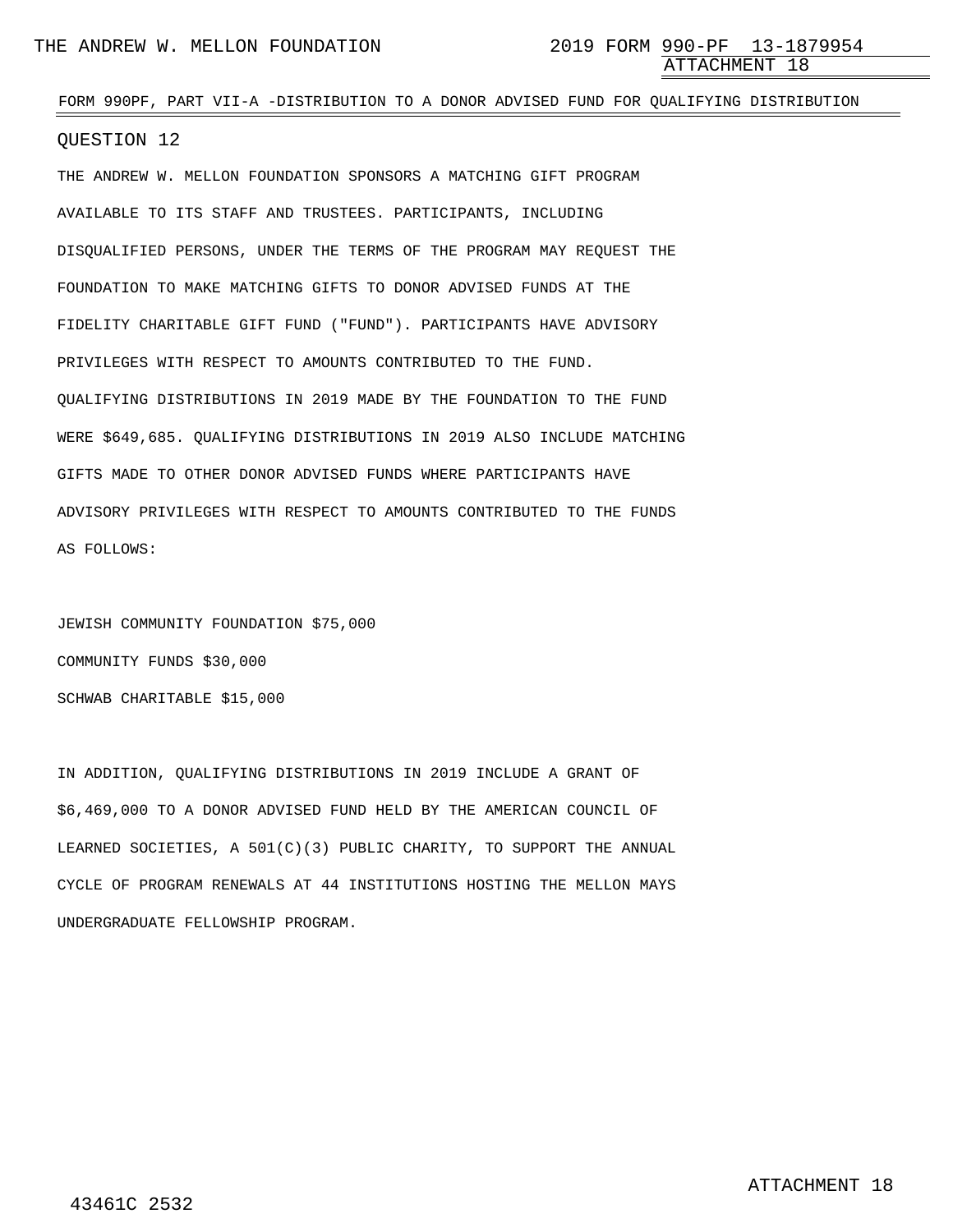FORM 990PF, PART VII-A -DISTRIBUTION TO A DONOR ADVISED FUND FOR QUALIFYING DISTRIBUTION

QUESTION 12

THE ANDREW W. MELLON FOUNDATION SPONSORS A MATCHING GIFT PROGRAM AVAILABLE TO ITS STAFF AND TRUSTEES. PARTICIPANTS, INCLUDING DISQUALIFIED PERSONS, UNDER THE TERMS OF THE PROGRAM MAY REQUEST THE FOUNDATION TO MAKE MATCHING GIFTS TO DONOR ADVISED FUNDS AT THE FIDELITY CHARITABLE GIFT FUND ("FUND"). PARTICIPANTS HAVE ADVISORY PRIVILEGES WITH RESPECT TO AMOUNTS CONTRIBUTED TO THE FUND. QUALIFYING DISTRIBUTIONS IN 2019 MADE BY THE FOUNDATION TO THE FUND WERE $649,685. QUALIFYING DISTRIBUTIONS IN 2019 ALSO INCLUDE MATCHING GIFTS MADE TO OTHER DONOR ADVISED FUNDS WHERE PARTICIPANTS HAVE ADVISORY PRIVILEGES WITH RESPECT TO AMOUNTS CONTRIBUTED TO THE FUNDS AS FOLLOWS:

JEWISH COMMUNITY FOUNDATION $75,000

COMMUNITY FUNDS $30,000

SCHWAB CHARITABLE $15,000

IN ADDITION, QUALIFYING DISTRIBUTIONS IN 2019 INCLUDE A GRANT OF $6,469,000 TO A DONOR ADVISED FUND HELD BY THE AMERICAN COUNCIL OF LEARNED SOCIETIES, A 501(C)(3) PUBLIC CHARITY, TO SUPPORT THE ANNUAL CYCLE OF PROGRAM RENEWALS AT 44 INSTITUTIONS HOSTING THE MELLON MAYS UNDERGRADUATE FELLOWSHIP PROGRAM.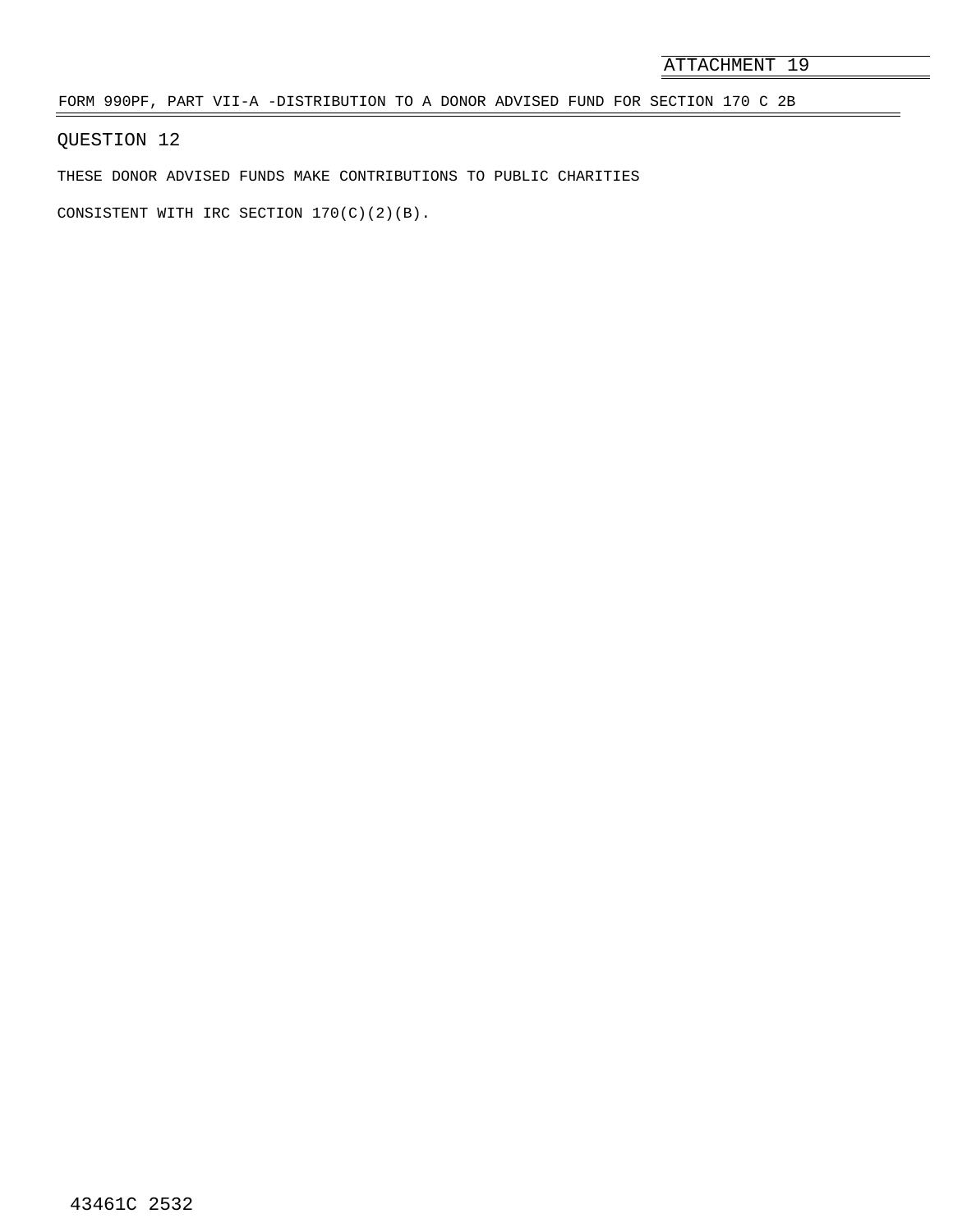ATTACHMENT 19

FORM 990PF, PART VII-A -DISTRIBUTION TO A DONOR ADVISED FUND FOR SECTION 170 C 2B

QUESTION 12

THESE DONOR ADVISED FUNDS MAKE CONTRIBUTIONS TO PUBLIC CHARITIES

CONSISTENT WITH IRC SECTION 170(C)(2)(B).

43461C 2532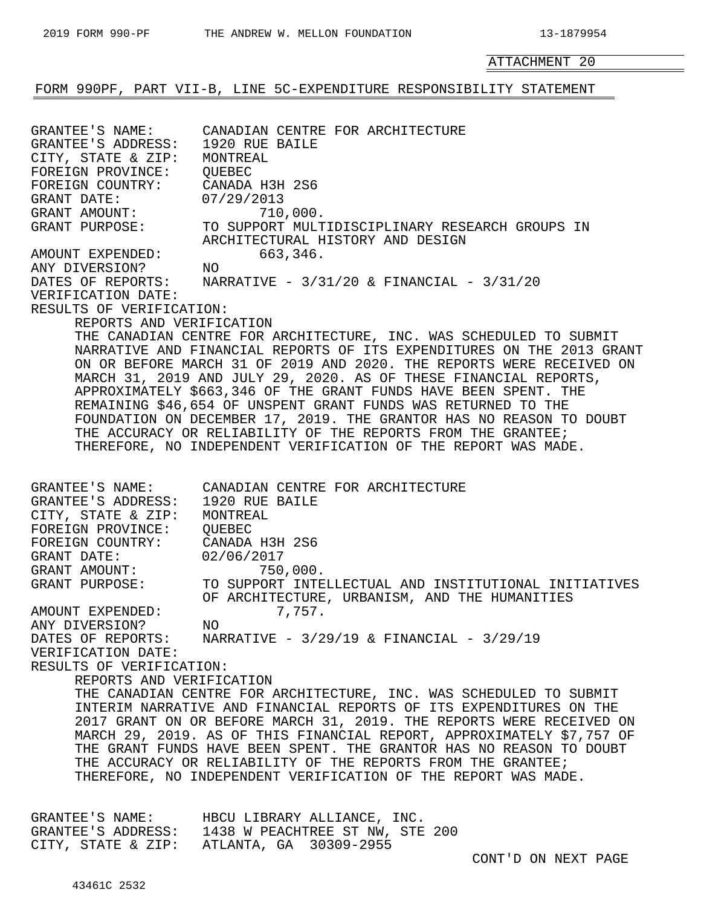ATTACHMENT 20

## FORM 990PF, PART VII-B, LINE 5C-EXPENDITURE RESPONSIBILITY STATEMENT

GRANTEE'S NAME: CANADIAN CENTRE FOR ARCHITECTURE
GRANTEE'S ADDRESS: 1920 RUE BAILE
CITY, STATE & ZIP: MONTREAL
FOREIGN PROVINCE: QUEBEC
FOREIGN COUNTRY: CANADA H3H 2S6
GRANT DATE: 07/29/2013
GRANT AMOUNT: 710,000.
GRANT PURPOSE: TO SUPPORT MULTIDISCIPLINARY RESEARCH GROUPS IN ARCHITECTURAL HISTORY AND DESIGN
AMOUNT EXPENDED: 663,346.
ANY DIVERSION? NO
DATES OF REPORTS: NARRATIVE - 3/31/20 & FINANCIAL - 3/31/20
VERIFICATION DATE:
RESULTS OF VERIFICATION:

REPORTS AND VERIFICATION

THE CANADIAN CENTRE FOR ARCHITECTURE, INC. WAS SCHEDULED TO SUBMIT NARRATIVE AND FINANCIAL REPORTS OF ITS EXPENDITURES ON THE 2013 GRANT ON OR BEFORE MARCH 31 OF 2019 AND 2020. THE REPORTS WERE RECEIVED ON MARCH 31, 2019 AND JULY 29, 2020. AS OF THESE FINANCIAL REPORTS, APPROXIMATELY $663,346 OF THE GRANT FUNDS HAVE BEEN SPENT. THE REMAINING $46,654 OF UNSPENT GRANT FUNDS WAS RETURNED TO THE FOUNDATION ON DECEMBER 17, 2019. THE GRANTOR HAS NO REASON TO DOUBT THE ACCURACY OR RELIABILITY OF THE REPORTS FROM THE GRANTEE; THEREFORE, NO INDEPENDENT VERIFICATION OF THE REPORT WAS MADE.

GRANTEE'S NAME: CANADIAN CENTRE FOR ARCHITECTURE
GRANTEE'S ADDRESS: 1920 RUE BAILE
CITY, STATE & ZIP: MONTREAL
FOREIGN PROVINCE: QUEBEC
FOREIGN COUNTRY: CANADA H3H 2S6
GRANT DATE: 02/06/2017
GRANT AMOUNT: 750,000.
GRANT PURPOSE: TO SUPPORT INTELLECTUAL AND INSTITUTIONAL INITIATIVES OF ARCHITECTURE, URBANISM, AND THE HUMANITIES
AMOUNT EXPENDED: 7,757.
ANY DIVERSION? NO
DATES OF REPORTS: NARRATIVE - 3/29/19 & FINANCIAL - 3/29/19
VERIFICATION DATE:
RESULTS OF VERIFICATION:

REPORTS AND VERIFICATION

THE CANADIAN CENTRE FOR ARCHITECTURE, INC. WAS SCHEDULED TO SUBMIT INTERIM NARRATIVE AND FINANCIAL REPORTS OF ITS EXPENDITURES ON THE 2017 GRANT ON OR BEFORE MARCH 31, 2019. THE REPORTS WERE RECEIVED ON MARCH 29, 2019. AS OF THIS FINANCIAL REPORT, APPROXIMATELY $7,757 OF THE GRANT FUNDS HAVE BEEN SPENT. THE GRANTOR HAS NO REASON TO DOUBT THE ACCURACY OR RELIABILITY OF THE REPORTS FROM THE GRANTEE; THEREFORE, NO INDEPENDENT VERIFICATION OF THE REPORT WAS MADE.

GRANTEE'S NAME: HBCU LIBRARY ALLIANCE, INC.
GRANTEE'S ADDRESS: 1438 W PEACHTREE ST NW, STE 200
CITY, STATE & ZIP: ATLANTA, GA 30309-2955

CONT'D ON NEXT PAGE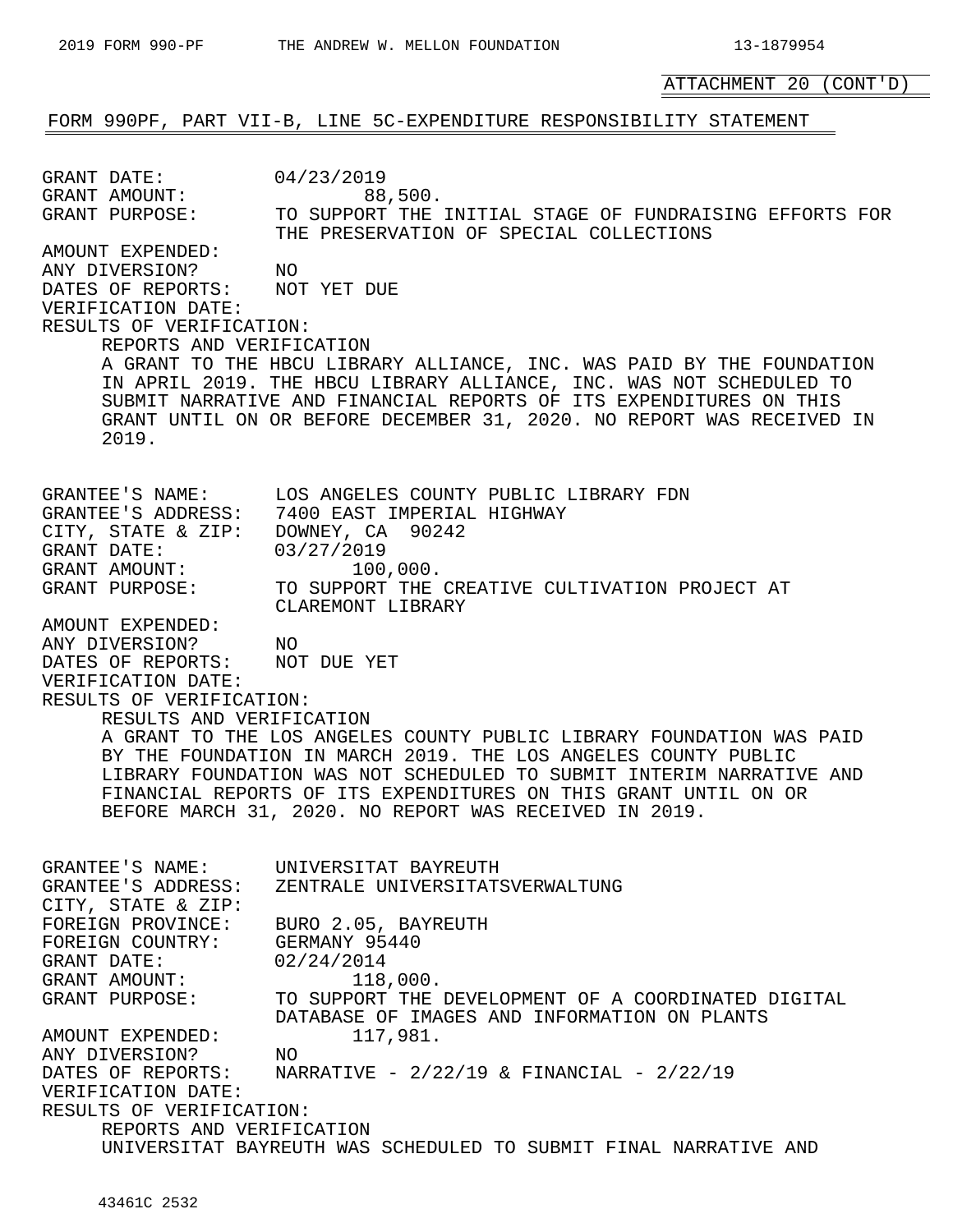ATTACHMENT 20 (CONT'D)

FORM 990PF, PART VII-B, LINE 5C-EXPENDITURE RESPONSIBILITY STATEMENT

GRANT DATE: 04/23/2019
GRANT AMOUNT: 88,500.
GRANT PURPOSE: TO SUPPORT THE INITIAL STAGE OF FUNDRAISING EFFORTS FOR THE PRESERVATION OF SPECIAL COLLECTIONS
AMOUNT EXPENDED:
ANY DIVERSION? NO
DATES OF REPORTS: NOT YET DUE
VERIFICATION DATE:
RESULTS OF VERIFICATION:

REPORTS AND VERIFICATION
A GRANT TO THE HBCU LIBRARY ALLIANCE, INC. WAS PAID BY THE FOUNDATION IN APRIL 2019. THE HBCU LIBRARY ALLIANCE, INC. WAS NOT SCHEDULED TO SUBMIT NARRATIVE AND FINANCIAL REPORTS OF ITS EXPENDITURES ON THIS GRANT UNTIL ON OR BEFORE DECEMBER 31, 2020. NO REPORT WAS RECEIVED IN 2019.

GRANTEE'S NAME: LOS ANGELES COUNTY PUBLIC LIBRARY FDN
GRANTEE'S ADDRESS: 7400 EAST IMPERIAL HIGHWAY
CITY, STATE & ZIP: DOWNEY, CA 90242
GRANT DATE: 03/27/2019
GRANT AMOUNT: 100,000.
GRANT PURPOSE: TO SUPPORT THE CREATIVE CULTIVATION PROJECT AT CLAREMONT LIBRARY
AMOUNT EXPENDED:
ANY DIVERSION? NO
DATES OF REPORTS: NOT DUE YET
VERIFICATION DATE:
RESULTS OF VERIFICATION:

RESULTS AND VERIFICATION
A GRANT TO THE LOS ANGELES COUNTY PUBLIC LIBRARY FOUNDATION WAS PAID BY THE FOUNDATION IN MARCH 2019. THE LOS ANGELES COUNTY PUBLIC LIBRARY FOUNDATION WAS NOT SCHEDULED TO SUBMIT INTERIM NARRATIVE AND FINANCIAL REPORTS OF ITS EXPENDITURES ON THIS GRANT UNTIL ON OR BEFORE MARCH 31, 2020. NO REPORT WAS RECEIVED IN 2019.

GRANTEE'S NAME: UNIVERSITAT BAYREUTH
GRANTEE'S ADDRESS: ZENTRALE UNIVERSITATSVERWALTUNG
CITY, STATE & ZIP:
FOREIGN PROVINCE: BURO 2.05, BAYREUTH
FOREIGN COUNTRY: GERMANY 95440
GRANT DATE: 02/24/2014
GRANT AMOUNT: 118,000.
GRANT PURPOSE: TO SUPPORT THE DEVELOPMENT OF A COORDINATED DIGITAL DATABASE OF IMAGES AND INFORMATION ON PLANTS
AMOUNT EXPENDED: 117,981.
ANY DIVERSION? NO
DATES OF REPORTS: NARRATIVE - 2/22/19 & FINANCIAL - 2/22/19
VERIFICATION DATE:
RESULTS OF VERIFICATION:

REPORTS AND VERIFICATION
UNIVERSITAT BAYREUTH WAS SCHEDULED TO SUBMIT FINAL NARRATIVE AND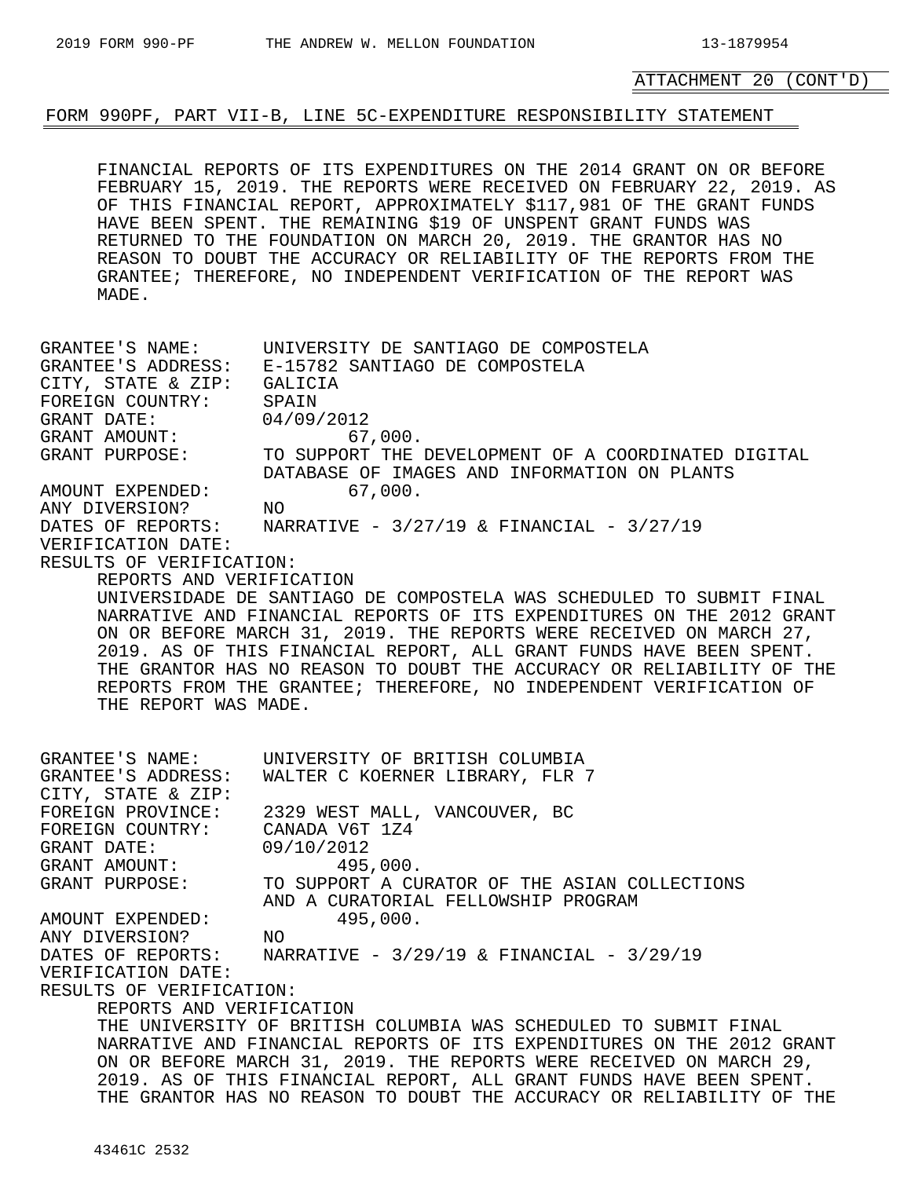ATTACHMENT 20 (CONT'D)

## FORM 990PF, PART VII-B, LINE 5C-EXPENDITURE RESPONSIBILITY STATEMENT

FINANCIAL REPORTS OF ITS EXPENDITURES ON THE 2014 GRANT ON OR BEFORE FEBRUARY 15, 2019. THE REPORTS WERE RECEIVED ON FEBRUARY 22, 2019. AS OF THIS FINANCIAL REPORT, APPROXIMATELY $117,981 OF THE GRANT FUNDS HAVE BEEN SPENT. THE REMAINING $19 OF UNSPENT GRANT FUNDS WAS RETURNED TO THE FOUNDATION ON MARCH 20, 2019. THE GRANTOR HAS NO REASON TO DOUBT THE ACCURACY OR RELIABILITY OF THE REPORTS FROM THE GRANTEE; THEREFORE, NO INDEPENDENT VERIFICATION OF THE REPORT WAS MADE.

GRANTEE'S NAME: UNIVERSITY DE SANTIAGO DE COMPOSTELA
GRANTEE'S ADDRESS: E-15782 SANTIAGO DE COMPOSTELA
CITY, STATE & ZIP: GALICIA
FOREIGN COUNTRY: SPAIN
GRANT DATE: 04/09/2012
GRANT AMOUNT: 67,000.
GRANT PURPOSE: TO SUPPORT THE DEVELOPMENT OF A COORDINATED DIGITAL DATABASE OF IMAGES AND INFORMATION ON PLANTS
AMOUNT EXPENDED: 67,000.
ANY DIVERSION? NO
DATES OF REPORTS: NARRATIVE - 3/27/19 & FINANCIAL - 3/27/19
VERIFICATION DATE:
RESULTS OF VERIFICATION:

REPORTS AND VERIFICATION
UNIVERSIDADE DE SANTIAGO DE COMPOSTELA WAS SCHEDULED TO SUBMIT FINAL NARRATIVE AND FINANCIAL REPORTS OF ITS EXPENDITURES ON THE 2012 GRANT ON OR BEFORE MARCH 31, 2019. THE REPORTS WERE RECEIVED ON MARCH 27, 2019. AS OF THIS FINANCIAL REPORT, ALL GRANT FUNDS HAVE BEEN SPENT. THE GRANTOR HAS NO REASON TO DOUBT THE ACCURACY OR RELIABILITY OF THE REPORTS FROM THE GRANTEE; THEREFORE, NO INDEPENDENT VERIFICATION OF THE REPORT WAS MADE.

GRANTEE'S NAME: UNIVERSITY OF BRITISH COLUMBIA
GRANTEE'S ADDRESS: WALTER C KOERNER LIBRARY, FLR 7
CITY, STATE & ZIP:
FOREIGN PROVINCE: 2329 WEST MALL, VANCOUVER, BC
FOREIGN COUNTRY: CANADA V6T 1Z4
GRANT DATE: 09/10/2012
GRANT AMOUNT: 495,000.
GRANT PURPOSE: TO SUPPORT A CURATOR OF THE ASIAN COLLECTIONS AND A CURATORIAL FELLOWSHIP PROGRAM
AMOUNT EXPENDED: 495,000.
ANY DIVERSION? NO
DATES OF REPORTS: NARRATIVE - 3/29/19 & FINANCIAL - 3/29/19
VERIFICATION DATE:
RESULTS OF VERIFICATION:

REPORTS AND VERIFICATION
THE UNIVERSITY OF BRITISH COLUMBIA WAS SCHEDULED TO SUBMIT FINAL NARRATIVE AND FINANCIAL REPORTS OF ITS EXPENDITURES ON THE 2012 GRANT ON OR BEFORE MARCH 31, 2019. THE REPORTS WERE RECEIVED ON MARCH 29, 2019. AS OF THIS FINANCIAL REPORT, ALL GRANT FUNDS HAVE BEEN SPENT. THE GRANTOR HAS NO REASON TO DOUBT THE ACCURACY OR RELIABILITY OF THE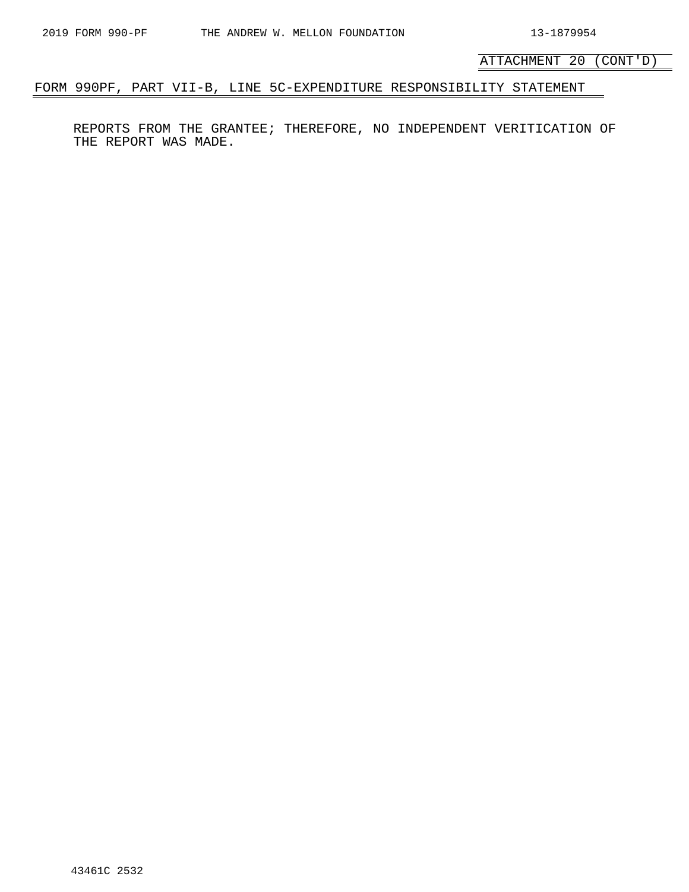ATTACHMENT 20 (CONT'D)

## FORM 990PF, PART VII-B, LINE 5C-EXPENDITURE RESPONSIBILITY STATEMENT

REPORTS FROM THE GRANTEE; THEREFORE, NO INDEPENDENT VERITICATION OF THE REPORT WAS MADE.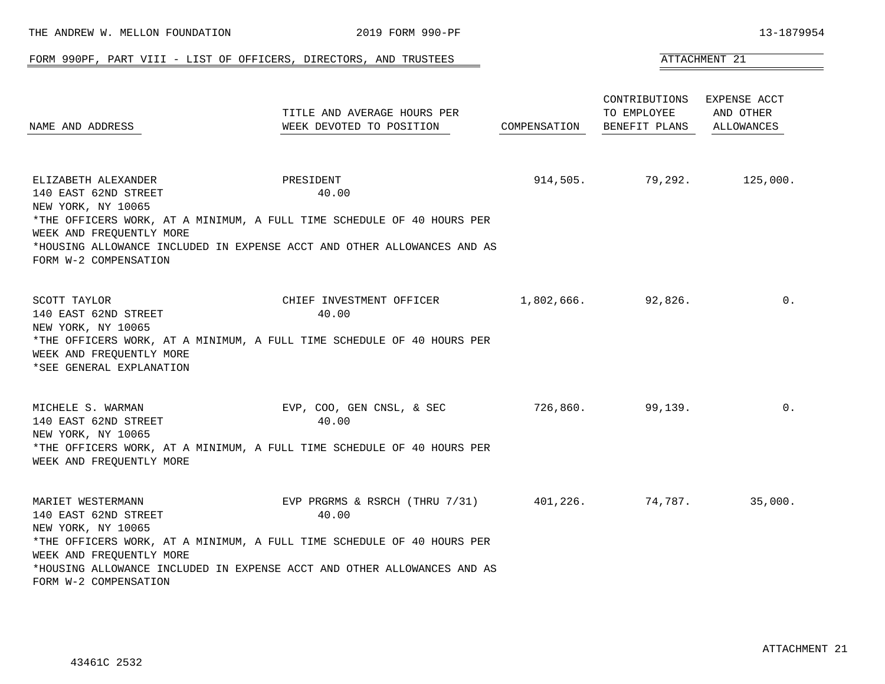FORM 990PF, PART VIII - LIST OF OFFICERS, DIRECTORS, AND TRUSTEES

ATTACHMENT 21

| NAME AND ADDRESS | TITLE AND AVERAGE HOURS PER WEEK DEVOTED TO POSITION | COMPENSATION | CONTRIBUTIONS TO EMPLOYEE BENEFIT PLANS | EXPENSE ACCT AND OTHER ALLOWANCES |
|---|---|---|---|---|
| ELIZABETH ALEXANDER<br>140 EAST 62ND STREET<br>NEW YORK, NY 10065<br>*THE OFFICERS WORK, AT A MINIMUM, A FULL TIME SCHEDULE OF 40 HOURS PER WEEK AND FREQUENTLY MORE<br>*HOUSING ALLOWANCE INCLUDED IN EXPENSE ACCT AND OTHER ALLOWANCES AND AS FORM W-2 COMPENSATION | PRESIDENT<br>40.00 | 914,505. | 79,292. | 125,000. |
| SCOTT TAYLOR<br>140 EAST 62ND STREET<br>NEW YORK, NY 10065<br>*THE OFFICERS WORK, AT A MINIMUM, A FULL TIME SCHEDULE OF 40 HOURS PER WEEK AND FREQUENTLY MORE<br>*SEE GENERAL EXPLANATION | CHIEF INVESTMENT OFFICER<br>40.00 | 1,802,666. | 92,826. | 0. |
| MICHELE S. WARMAN<br>140 EAST 62ND STREET<br>NEW YORK, NY 10065<br>*THE OFFICERS WORK, AT A MINIMUM, A FULL TIME SCHEDULE OF 40 HOURS PER WEEK AND FREQUENTLY MORE | EVP, COO, GEN CNSL, & SEC<br>40.00 | 726,860. | 99,139. | 0. |
| MARIET WESTERMANN<br>140 EAST 62ND STREET<br>NEW YORK, NY 10065<br>*THE OFFICERS WORK, AT A MINIMUM, A FULL TIME SCHEDULE OF 40 HOURS PER WEEK AND FREQUENTLY MORE<br>*HOUSING ALLOWANCE INCLUDED IN EXPENSE ACCT AND OTHER ALLOWANCES AND AS FORM W-2 COMPENSATION | EVP PRGRMS & RSRCH (THRU 7/31)<br>40.00 | 401,226. | 74,787. | 35,000. |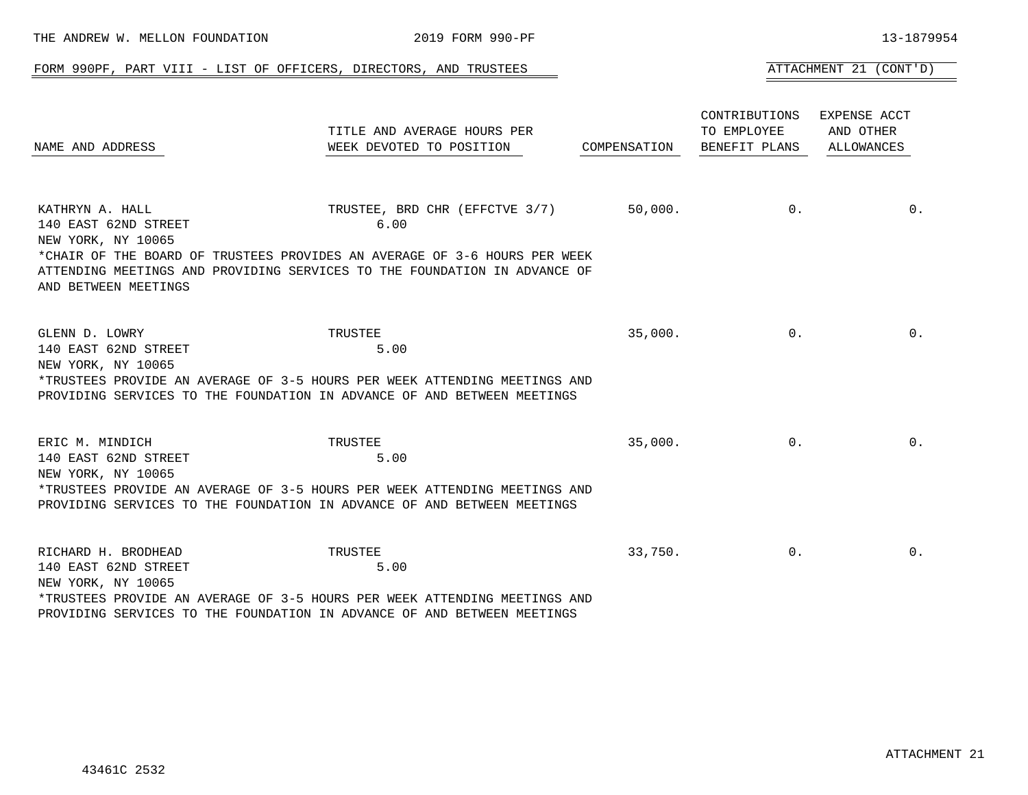THE ANDREW W. MELLON FOUNDATION 2019 FORM 990-PF 13-1879954

FORM 990PF, PART VIII - LIST OF OFFICERS, DIRECTORS, AND TRUSTEES

ATTACHMENT 21 (CONT'D)

| NAME AND ADDRESS | TITLE AND AVERAGE HOURS PER WEEK DEVOTED TO POSITION | COMPENSATION | CONTRIBUTIONS TO EMPLOYEE BENEFIT PLANS | EXPENSE ACCT AND OTHER ALLOWANCES |
|---|---|---|---|---|
| KATHRYN A. HALL<br>140 EAST 62ND STREET<br>NEW YORK, NY 10065<br>*CHAIR OF THE BOARD OF TRUSTEES PROVIDES AN AVERAGE OF 3-6 HOURS PER WEEK ATTENDING MEETINGS AND PROVIDING SERVICES TO THE FOUNDATION IN ADVANCE OF AND BETWEEN MEETINGS | TRUSTEE, BRD CHR (EFFCTVE 3/7)<br>6.00 | 50,000. | 0. | 0. |
| GLENN D. LOWRY<br>140 EAST 62ND STREET<br>NEW YORK, NY 10065<br>*TRUSTEES PROVIDE AN AVERAGE OF 3-5 HOURS PER WEEK ATTENDING MEETINGS AND PROVIDING SERVICES TO THE FOUNDATION IN ADVANCE OF AND BETWEEN MEETINGS | TRUSTEE<br>5.00 | 35,000. | 0. | 0. |
| ERIC M. MINDICH<br>140 EAST 62ND STREET<br>NEW YORK, NY 10065<br>*TRUSTEES PROVIDE AN AVERAGE OF 3-5 HOURS PER WEEK ATTENDING MEETINGS AND PROVIDING SERVICES TO THE FOUNDATION IN ADVANCE OF AND BETWEEN MEETINGS | TRUSTEE<br>5.00 | 35,000. | 0. | 0. |
| RICHARD H. BRODHEAD<br>140 EAST 62ND STREET<br>NEW YORK, NY 10065<br>*TRUSTEES PROVIDE AN AVERAGE OF 3-5 HOURS PER WEEK ATTENDING MEETINGS AND PROVIDING SERVICES TO THE FOUNDATION IN ADVANCE OF AND BETWEEN MEETINGS | TRUSTEE<br>5.00 | 33,750. | 0. | 0. |

ATTACHMENT 21

43461C 2532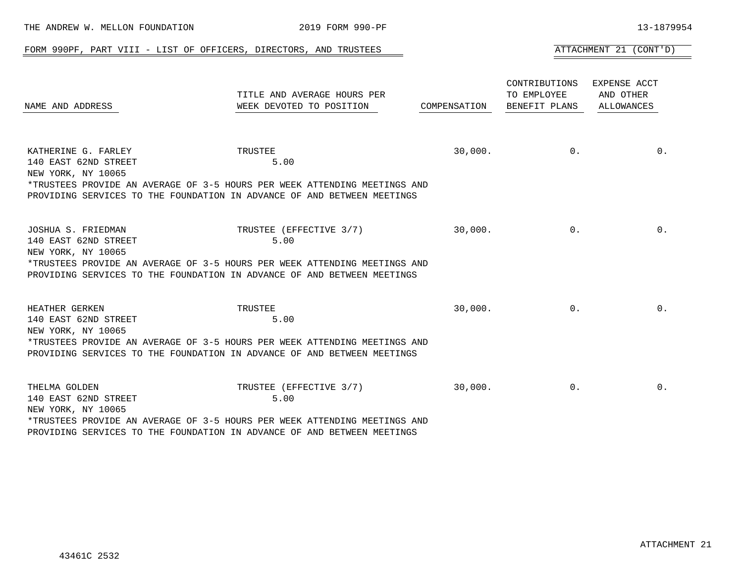FORM 990PF, PART VIII - LIST OF OFFICERS, DIRECTORS, AND TRUSTEES

ATTACHMENT 21 (CONT'D)

| NAME AND ADDRESS | TITLE AND AVERAGE HOURS PER WEEK DEVOTED TO POSITION | COMPENSATION | CONTRIBUTIONS TO EMPLOYEE BENEFIT PLANS | EXPENSE ACCT AND OTHER ALLOWANCES |
|---|---|---|---|---|
| KATHERINE G. FARLEY<br>140 EAST 62ND STREET<br>NEW YORK, NY 10065 | TRUSTEE<br>5.00 | 30,000. | 0. | 0. |
| *TRUSTEES PROVIDE AN AVERAGE OF 3-5 HOURS PER WEEK ATTENDING MEETINGS AND PROVIDING SERVICES TO THE FOUNDATION IN ADVANCE OF AND BETWEEN MEETINGS | | | | |
| JOSHUA S. FRIEDMAN<br>140 EAST 62ND STREET<br>NEW YORK, NY 10065 | TRUSTEE (EFFECTIVE 3/7)<br>5.00 | 30,000. | 0. | 0. |
| *TRUSTEES PROVIDE AN AVERAGE OF 3-5 HOURS PER WEEK ATTENDING MEETINGS AND PROVIDING SERVICES TO THE FOUNDATION IN ADVANCE OF AND BETWEEN MEETINGS | | | | |
| HEATHER GERKEN<br>140 EAST 62ND STREET<br>NEW YORK, NY 10065 | TRUSTEE<br>5.00 | 30,000. | 0. | 0. |
| *TRUSTEES PROVIDE AN AVERAGE OF 3-5 HOURS PER WEEK ATTENDING MEETINGS AND PROVIDING SERVICES TO THE FOUNDATION IN ADVANCE OF AND BETWEEN MEETINGS | | | | |
| THELMA GOLDEN<br>140 EAST 62ND STREET<br>NEW YORK, NY 10065 | TRUSTEE (EFFECTIVE 3/7)<br>5.00 | 30,000. | 0. | 0. |
| *TRUSTEES PROVIDE AN AVERAGE OF 3-5 HOURS PER WEEK ATTENDING MEETINGS AND PROVIDING SERVICES TO THE FOUNDATION IN ADVANCE OF AND BETWEEN MEETINGS | | | | |

ATTACHMENT 21

43461C 2532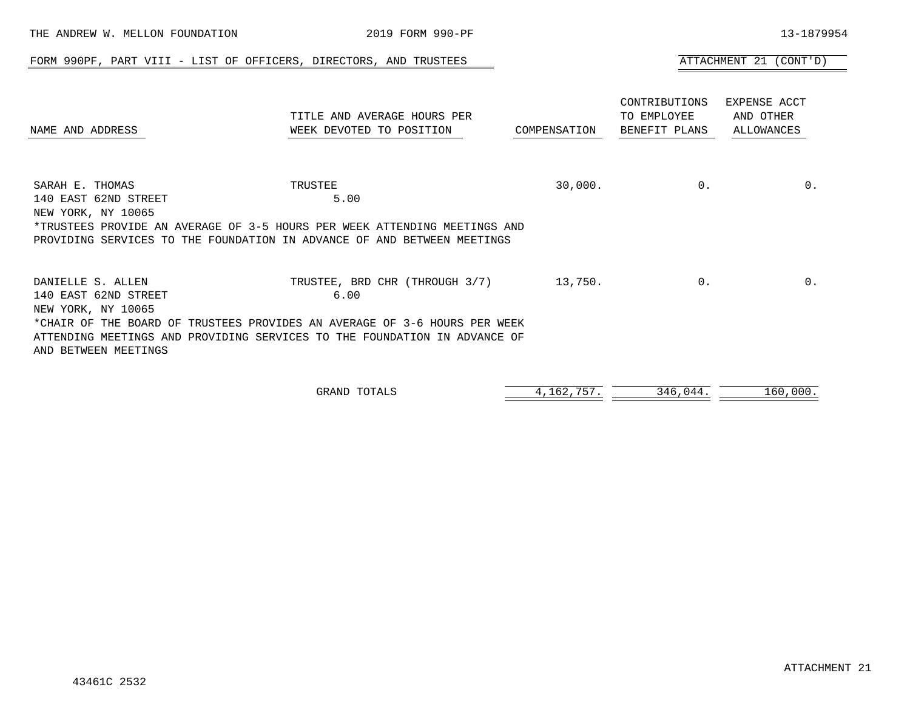THE ANDREW W. MELLON FOUNDATION 2019 FORM 990-PF 13-1879954

## FORM 990PF, PART VIII - LIST OF OFFICERS, DIRECTORS, AND TRUSTEES

ATTACHMENT 21 (CONT'D)

| NAME AND ADDRESS | TITLE AND AVERAGE HOURS PER WEEK DEVOTED TO POSITION | COMPENSATION | CONTRIBUTIONS TO EMPLOYEE BENEFIT PLANS | EXPENSE ACCT AND OTHER ALLOWANCES |
|---|---|---|---|---|
| SARAH E. THOMAS<br>140 EAST 62ND STREET<br>NEW YORK, NY 10065 | TRUSTEE<br>5.00 | 30,000. | 0. | 0. |
| *TRUSTEES PROVIDE AN AVERAGE OF 3-5 HOURS PER WEEK ATTENDING MEETINGS AND PROVIDING SERVICES TO THE FOUNDATION IN ADVANCE OF AND BETWEEN MEETINGS | | | | |
| DANIELLE S. ALLEN<br>140 EAST 62ND STREET<br>NEW YORK, NY 10065 | TRUSTEE, BRD CHR (THROUGH 3/7)<br>6.00 | 13,750. | 0. | 0. |
| *CHAIR OF THE BOARD OF TRUSTEES PROVIDES AN AVERAGE OF 3-6 HOURS PER WEEK ATTENDING MEETINGS AND PROVIDING SERVICES TO THE FOUNDATION IN ADVANCE OF AND BETWEEN MEETINGS | | | | |
| | GRAND TOTALS | 4,162,757. | 346,044. | 160,000. |

ATTACHMENT 21

43461C 2532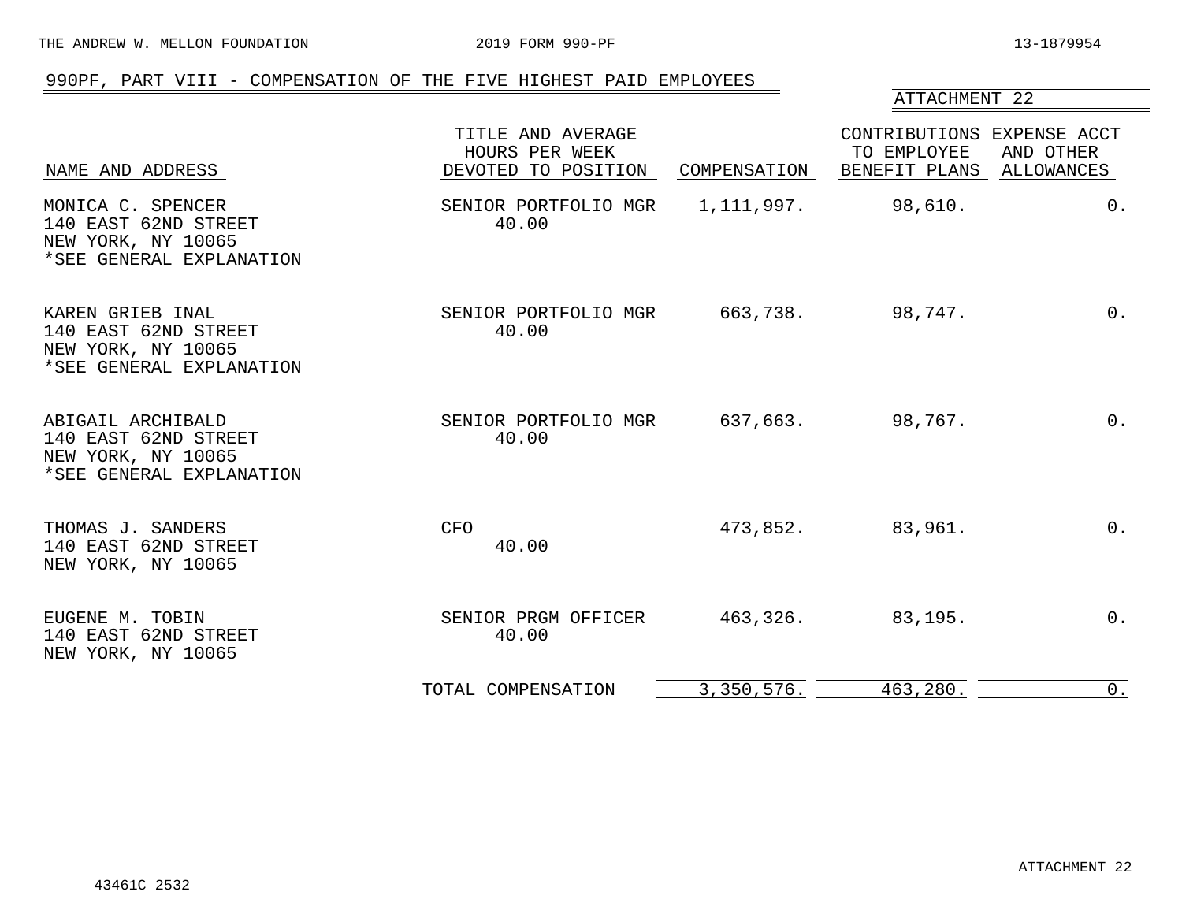## 990PF, PART VIII - COMPENSATION OF THE FIVE HIGHEST PAID EMPLOYEES

ATTACHMENT 22

| NAME AND ADDRESS | TITLE AND AVERAGE HOURS PER WEEK DEVOTED TO POSITION | COMPENSATION | CONTRIBUTIONS TO EMPLOYEE BENEFIT PLANS | EXPENSE ACCT AND OTHER ALLOWANCES |
|---|---|---|---|---|
| MONICA C. SPENCER<br>140 EAST 62ND STREET<br>NEW YORK, NY 10065<br>*SEE GENERAL EXPLANATION | SENIOR PORTFOLIO MGR<br>40.00 | 1,111,997. | 98,610. | 0. |
| KAREN GRIEB INAL<br>140 EAST 62ND STREET<br>NEW YORK, NY 10065<br>*SEE GENERAL EXPLANATION | SENIOR PORTFOLIO MGR<br>40.00 | 663,738. | 98,747. | 0. |
| ABIGAIL ARCHIBALD<br>140 EAST 62ND STREET<br>NEW YORK, NY 10065<br>*SEE GENERAL EXPLANATION | SENIOR PORTFOLIO MGR<br>40.00 | 637,663. | 98,767. | 0. |
| THOMAS J. SANDERS<br>140 EAST 62ND STREET<br>NEW YORK, NY 10065 | CFO<br>40.00 | 473,852. | 83,961. | 0. |
| EUGENE M. TOBIN<br>140 EAST 62ND STREET<br>NEW YORK, NY 10065 | SENIOR PRGM OFFICER<br>40.00 | 463,326. | 83,195. | 0. |
| | TOTAL COMPENSATION | 3,350,576. | 463,280. | 0. |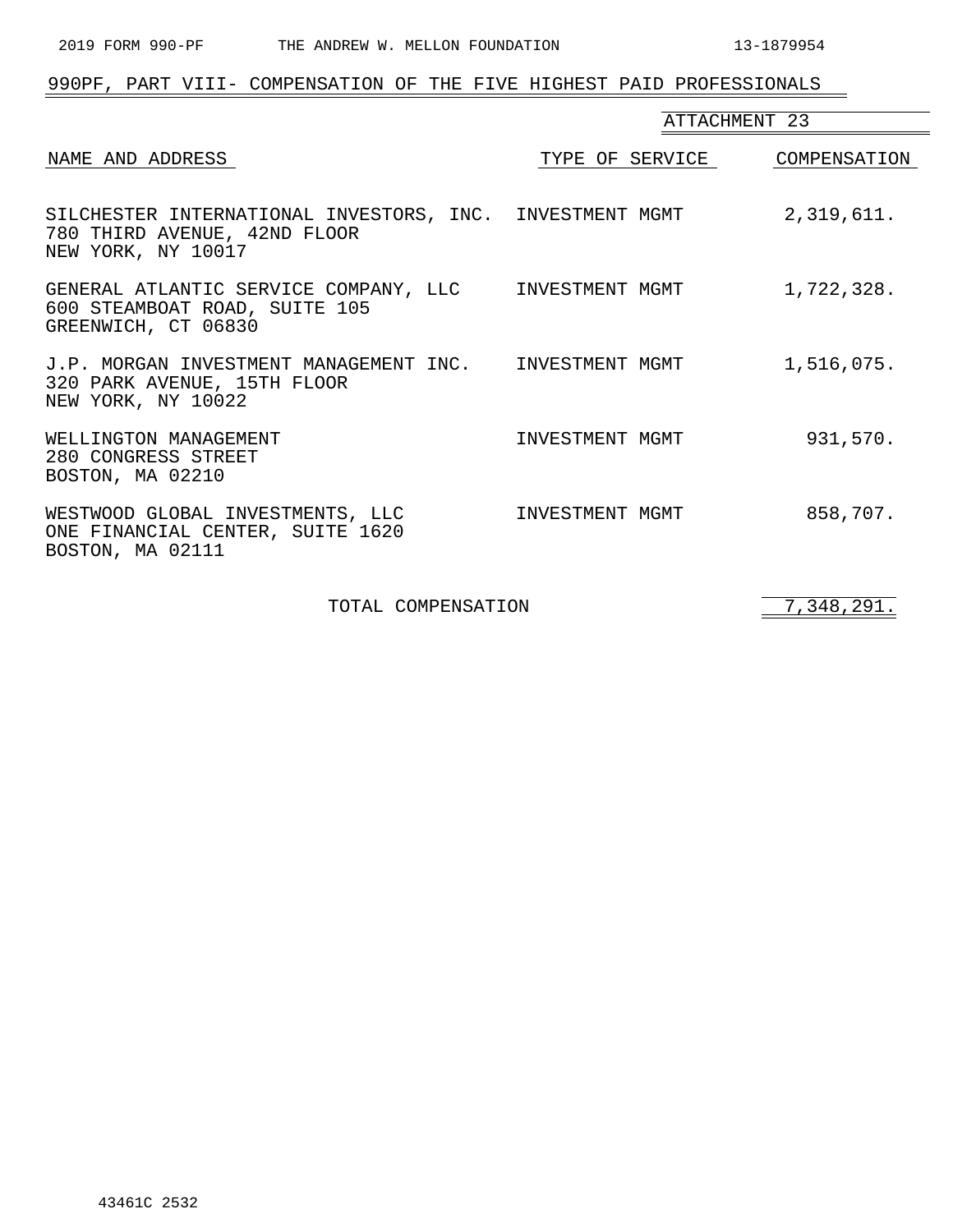## 990PF, PART VIII- COMPENSATION OF THE FIVE HIGHEST PAID PROFESSIONALS

ATTACHMENT 23

| NAME AND ADDRESS | TYPE OF SERVICE | COMPENSATION |
|---|---|---|
| SILCHESTER INTERNATIONAL INVESTORS, INC.<br>780 THIRD AVENUE, 42ND FLOOR<br>NEW YORK, NY 10017 | INVESTMENT MGMT | 2,319,611. |
| GENERAL ATLANTIC SERVICE COMPANY, LLC<br>600 STEAMBOAT ROAD, SUITE 105<br>GREENWICH, CT 06830 | INVESTMENT MGMT | 1,722,328. |
| J.P. MORGAN INVESTMENT MANAGEMENT INC.<br>320 PARK AVENUE, 15TH FLOOR<br>NEW YORK, NY 10022 | INVESTMENT MGMT | 1,516,075. |
| WELLINGTON MANAGEMENT<br>280 CONGRESS STREET<br>BOSTON, MA 02210 | INVESTMENT MGMT | 931,570. |
| WESTWOOD GLOBAL INVESTMENTS, LLC<br>ONE FINANCIAL CENTER, SUITE 1620<br>BOSTON, MA 02111 | INVESTMENT MGMT | 858,707. |
| TOTAL COMPENSATION | | 7,348,291. |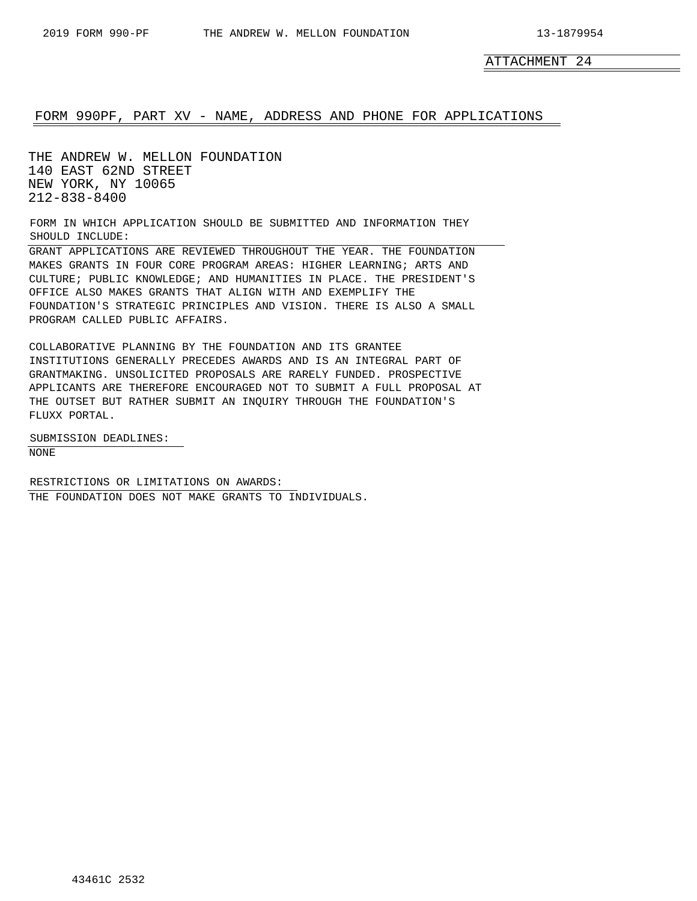ATTACHMENT 24

## FORM 990PF, PART XV - NAME, ADDRESS AND PHONE FOR APPLICATIONS

THE ANDREW W. MELLON FOUNDATION
140 EAST 62ND STREET
NEW YORK, NY 10065
212-838-8400

FORM IN WHICH APPLICATION SHOULD BE SUBMITTED AND INFORMATION THEY SHOULD INCLUDE:

GRANT APPLICATIONS ARE REVIEWED THROUGHOUT THE YEAR. THE FOUNDATION MAKES GRANTS IN FOUR CORE PROGRAM AREAS: HIGHER LEARNING; ARTS AND CULTURE; PUBLIC KNOWLEDGE; AND HUMANITIES IN PLACE. THE PRESIDENT'S OFFICE ALSO MAKES GRANTS THAT ALIGN WITH AND EXEMPLIFY THE FOUNDATION'S STRATEGIC PRINCIPLES AND VISION. THERE IS ALSO A SMALL PROGRAM CALLED PUBLIC AFFAIRS.

COLLABORATIVE PLANNING BY THE FOUNDATION AND ITS GRANTEE INSTITUTIONS GENERALLY PRECEDES AWARDS AND IS AN INTEGRAL PART OF GRANTMAKING. UNSOLICITED PROPOSALS ARE RARELY FUNDED. PROSPECTIVE APPLICANTS ARE THEREFORE ENCOURAGED NOT TO SUBMIT A FULL PROPOSAL AT THE OUTSET BUT RATHER SUBMIT AN INQUIRY THROUGH THE FOUNDATION'S FLUXX PORTAL.

SUBMISSION DEADLINES:

NONE

RESTRICTIONS OR LIMITATIONS ON AWARDS:

THE FOUNDATION DOES NOT MAKE GRANTS TO INDIVIDUALS.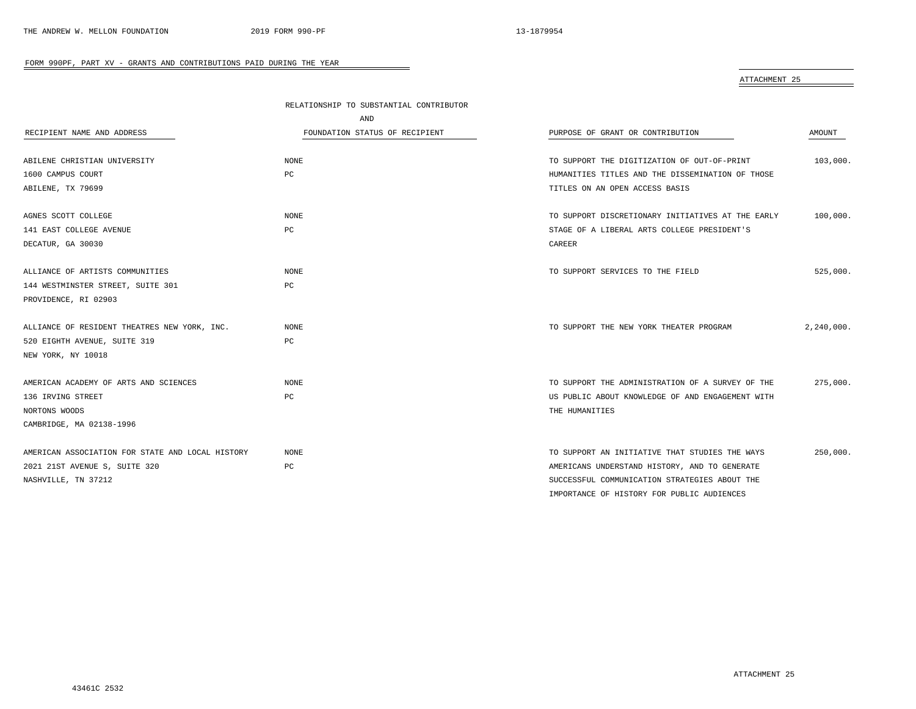FORM 990PF, PART XV - GRANTS AND CONTRIBUTIONS PAID DURING THE YEAR

ATTACHMENT 25

| RECIPIENT NAME AND ADDRESS | RELATIONSHIP TO SUBSTANTIAL CONTRIBUTOR AND FOUNDATION STATUS OF RECIPIENT | PURPOSE OF GRANT OR CONTRIBUTION | AMOUNT |
|---|---|---|---|
| ABILENE CHRISTIAN UNIVERSITY<br>1600 CAMPUS COURT<br>ABILENE, TX 79699 | NONE<br>PC | TO SUPPORT THE DIGITIZATION OF OUT-OF-PRINT HUMANITIES TITLES AND THE DISSEMINATION OF THOSE TITLES ON AN OPEN ACCESS BASIS | 103,000. |
| AGNES SCOTT COLLEGE<br>141 EAST COLLEGE AVENUE<br>DECATUR, GA 30030 | NONE<br>PC | TO SUPPORT DISCRETIONARY INITIATIVES AT THE EARLY STAGE OF A LIBERAL ARTS COLLEGE PRESIDENT'S CAREER | 100,000. |
| ALLIANCE OF ARTISTS COMMUNITIES<br>144 WESTMINSTER STREET, SUITE 301<br>PROVIDENCE, RI 02903 | NONE<br>PC | TO SUPPORT SERVICES TO THE FIELD | 525,000. |
| ALLIANCE OF RESIDENT THEATRES NEW YORK, INC.<br>520 EIGHTH AVENUE, SUITE 319<br>NEW YORK, NY 10018 | NONE<br>PC | TO SUPPORT THE NEW YORK THEATER PROGRAM | 2,240,000. |
| AMERICAN ACADEMY OF ARTS AND SCIENCES<br>136 IRVING STREET<br>NORTONS WOODS<br>CAMBRIDGE, MA 02138-1996 | NONE<br>PC | TO SUPPORT THE ADMINISTRATION OF A SURVEY OF THE US PUBLIC ABOUT KNOWLEDGE OF AND ENGAGEMENT WITH THE HUMANITIES | 275,000. |
| AMERICAN ASSOCIATION FOR STATE AND LOCAL HISTORY<br>2021 21ST AVENUE S, SUITE 320<br>NASHVILLE, TN 37212 | NONE<br>PC | TO SUPPORT AN INITIATIVE THAT STUDIES THE WAYS AMERICANS UNDERSTAND HISTORY, AND TO GENERATE SUCCESSFUL COMMUNICATION STRATEGIES ABOUT THE IMPORTANCE OF HISTORY FOR PUBLIC AUDIENCES | 250,000. |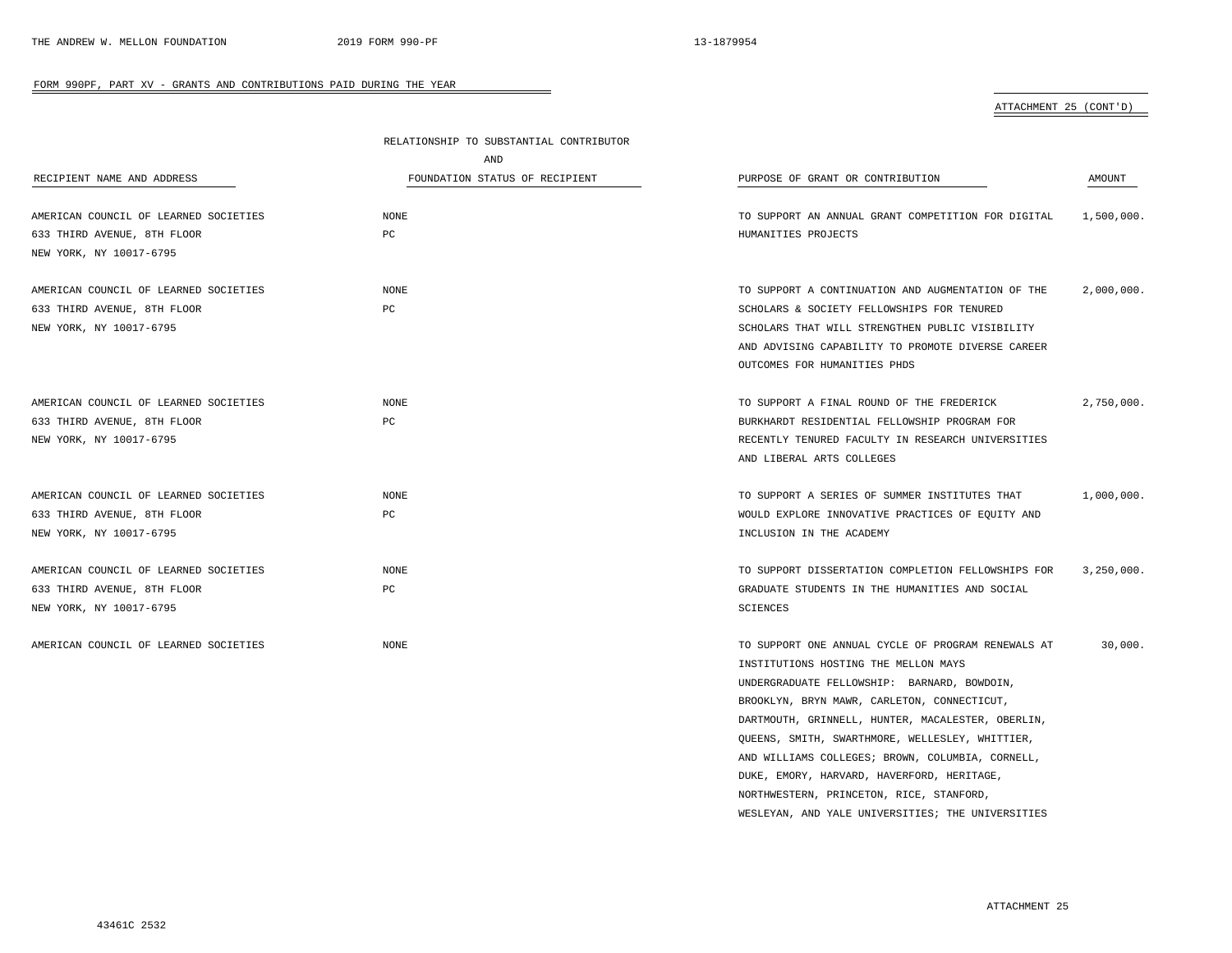## FORM 990PF, PART XV - GRANTS AND CONTRIBUTIONS PAID DURING THE YEAR

ATTACHMENT 25 (CONT'D)

| RECIPIENT NAME AND ADDRESS | RELATIONSHIP TO SUBSTANTIAL CONTRIBUTOR AND FOUNDATION STATUS OF RECIPIENT | PURPOSE OF GRANT OR CONTRIBUTION | AMOUNT |
|---|---|---|---|
| AMERICAN COUNCIL OF LEARNED SOCIETIES<br>633 THIRD AVENUE, 8TH FLOOR<br>NEW YORK, NY 10017-6795 | NONE<br>PC | TO SUPPORT AN ANNUAL GRANT COMPETITION FOR DIGITAL HUMANITIES PROJECTS | 1,500,000. |
| AMERICAN COUNCIL OF LEARNED SOCIETIES<br>633 THIRD AVENUE, 8TH FLOOR<br>NEW YORK, NY 10017-6795 | NONE<br>PC | TO SUPPORT A CONTINUATION AND AUGMENTATION OF THE SCHOLARS & SOCIETY FELLOWSHIPS FOR TENURED SCHOLARS THAT WILL STRENGTHEN PUBLIC VISIBILITY AND ADVISING CAPABILITY TO PROMOTE DIVERSE CAREER OUTCOMES FOR HUMANITIES PHDS | 2,000,000. |
| AMERICAN COUNCIL OF LEARNED SOCIETIES<br>633 THIRD AVENUE, 8TH FLOOR<br>NEW YORK, NY 10017-6795 | NONE<br>PC | TO SUPPORT A FINAL ROUND OF THE FREDERICK BURKHARDT RESIDENTIAL FELLOWSHIP PROGRAM FOR RECENTLY TENURED FACULTY IN RESEARCH UNIVERSITIES AND LIBERAL ARTS COLLEGES | 2,750,000. |
| AMERICAN COUNCIL OF LEARNED SOCIETIES<br>633 THIRD AVENUE, 8TH FLOOR<br>NEW YORK, NY 10017-6795 | NONE<br>PC | TO SUPPORT A SERIES OF SUMMER INSTITUTES THAT WOULD EXPLORE INNOVATIVE PRACTICES OF EQUITY AND INCLUSION IN THE ACADEMY | 1,000,000. |
| AMERICAN COUNCIL OF LEARNED SOCIETIES<br>633 THIRD AVENUE, 8TH FLOOR<br>NEW YORK, NY 10017-6795 | NONE<br>PC | TO SUPPORT DISSERTATION COMPLETION FELLOWSHIPS FOR GRADUATE STUDENTS IN THE HUMANITIES AND SOCIAL SCIENCES | 3,250,000. |
| AMERICAN COUNCIL OF LEARNED SOCIETIES | NONE | TO SUPPORT ONE ANNUAL CYCLE OF PROGRAM RENEWALS AT INSTITUTIONS HOSTING THE MELLON MAYS UNDERGRADUATE FELLOWSHIP: BARNARD, BOWDOIN, BROOKLYN, BRYN MAWR, CARLETON, CONNECTICUT, DARTMOUTH, GRINNELL, HUNTER, MACALESTER, OBERLIN, QUEENS, SMITH, SWARTHMORE, WELLESLEY, WHITTIER, AND WILLIAMS COLLEGES; BROWN, COLUMBIA, CORNELL, DUKE, EMORY, HARVARD, HAVERFORD, HERITAGE, NORTHWESTERN, PRINCETON, RICE, STANFORD, WESLEYAN, AND YALE UNIVERSITIES; THE UNIVERSITIES | 30,000. |

ATTACHMENT 25

43461C 2532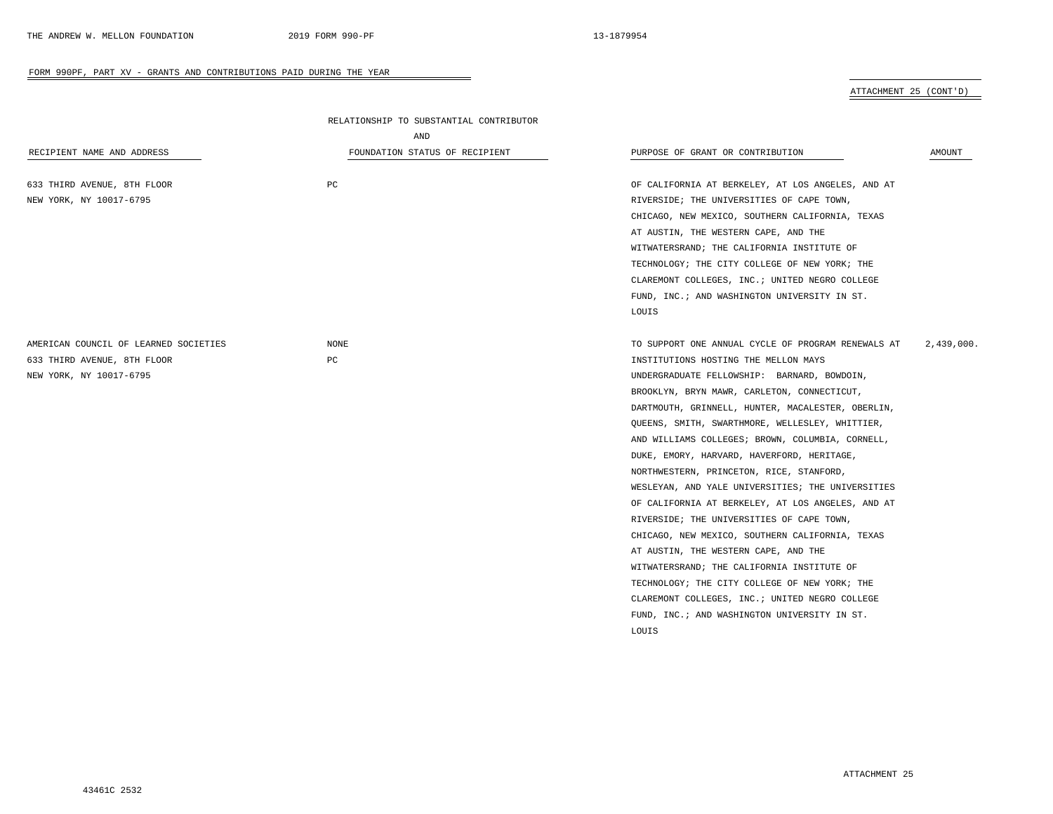FORM 990PF, PART XV - GRANTS AND CONTRIBUTIONS PAID DURING THE YEAR

ATTACHMENT 25 (CONT'D)

| RECIPIENT NAME AND ADDRESS | RELATIONSHIP TO SUBSTANTIAL CONTRIBUTOR AND FOUNDATION STATUS OF RECIPIENT | PURPOSE OF GRANT OR CONTRIBUTION | AMOUNT |
|---|---|---|---|
| 633 THIRD AVENUE, 8TH FLOOR<br>NEW YORK, NY 10017-6795 | PC | OF CALIFORNIA AT BERKELEY, AT LOS ANGELES, AND AT RIVERSIDE; THE UNIVERSITIES OF CAPE TOWN, CHICAGO, NEW MEXICO, SOUTHERN CALIFORNIA, TEXAS AT AUSTIN, THE WESTERN CAPE, AND THE WITWATERSRAND; THE CALIFORNIA INSTITUTE OF TECHNOLOGY; THE CITY COLLEGE OF NEW YORK; THE CLAREMONT COLLEGES, INC.; UNITED NEGRO COLLEGE FUND, INC.; AND WASHINGTON UNIVERSITY IN ST. LOUIS | |
| AMERICAN COUNCIL OF LEARNED SOCIETIES<br>633 THIRD AVENUE, 8TH FLOOR<br>NEW YORK, NY 10017-6795 | NONE<br>PC | TO SUPPORT ONE ANNUAL CYCLE OF PROGRAM RENEWALS AT INSTITUTIONS HOSTING THE MELLON MAYS UNDERGRADUATE FELLOWSHIP: BARNARD, BOWDOIN, BROOKLYN, BRYN MAWR, CARLETON, CONNECTICUT, DARTMOUTH, GRINNELL, HUNTER, MACALESTER, OBERLIN, QUEENS, SMITH, SWARTHMORE, WELLESLEY, WHITTIER, AND WILLIAMS COLLEGES; BROWN, COLUMBIA, CORNELL, DUKE, EMORY, HARVARD, HAVERFORD, HERITAGE, NORTHWESTERN, PRINCETON, RICE, STANFORD, WESLEYAN, AND YALE UNIVERSITIES; THE UNIVERSITIES OF CALIFORNIA AT BERKELEY, AT LOS ANGELES, AND AT RIVERSIDE; THE UNIVERSITIES OF CAPE TOWN, CHICAGO, NEW MEXICO, SOUTHERN CALIFORNIA, TEXAS AT AUSTIN, THE WESTERN CAPE, AND THE WITWATERSRAND; THE CALIFORNIA INSTITUTE OF TECHNOLOGY; THE CITY COLLEGE OF NEW YORK; THE CLAREMONT COLLEGES, INC.; UNITED NEGRO COLLEGE FUND, INC.; AND WASHINGTON UNIVERSITY IN ST. LOUIS | 2,439,000. |

ATTACHMENT 25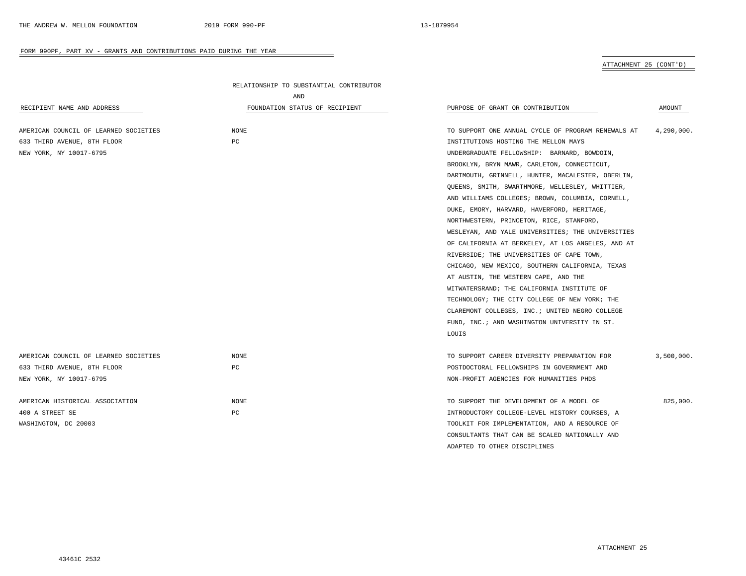FORM 990PF, PART XV - GRANTS AND CONTRIBUTIONS PAID DURING THE YEAR

ATTACHMENT 25 (CONT'D)

| RECIPIENT NAME AND ADDRESS | RELATIONSHIP TO SUBSTANTIAL CONTRIBUTOR AND FOUNDATION STATUS OF RECIPIENT | PURPOSE OF GRANT OR CONTRIBUTION | AMOUNT |
|---|---|---|---|
| AMERICAN COUNCIL OF LEARNED SOCIETIES<br>633 THIRD AVENUE, 8TH FLOOR<br>NEW YORK, NY 10017-6795 | NONE<br>PC | TO SUPPORT ONE ANNUAL CYCLE OF PROGRAM RENEWALS AT INSTITUTIONS HOSTING THE MELLON MAYS UNDERGRADUATE FELLOWSHIP: BARNARD, BOWDOIN, BROOKLYN, BRYN MAWR, CARLETON, CONNECTICUT, DARTMOUTH, GRINNELL, HUNTER, MACALESTER, OBERLIN, QUEENS, SMITH, SWARTHMORE, WELLESLEY, WHITTIER, AND WILLIAMS COLLEGES; BROWN, COLUMBIA, CORNELL, DUKE, EMORY, HARVARD, HAVERFORD, HERITAGE, NORTHWESTERN, PRINCETON, RICE, STANFORD, WESLEYAN, AND YALE UNIVERSITIES; THE UNIVERSITIES OF CALIFORNIA AT BERKELEY, AT LOS ANGELES, AND AT RIVERSIDE; THE UNIVERSITIES OF CAPE TOWN, CHICAGO, NEW MEXICO, SOUTHERN CALIFORNIA, TEXAS AT AUSTIN, THE WESTERN CAPE, AND THE WITWATERSRAND; THE CALIFORNIA INSTITUTE OF TECHNOLOGY; THE CITY COLLEGE OF NEW YORK; THE CLAREMONT COLLEGES, INC.; UNITED NEGRO COLLEGE FUND, INC.; AND WASHINGTON UNIVERSITY IN ST. LOUIS | 4,290,000. |
| AMERICAN COUNCIL OF LEARNED SOCIETIES<br>633 THIRD AVENUE, 8TH FLOOR<br>NEW YORK, NY 10017-6795 | NONE<br>PC | TO SUPPORT CAREER DIVERSITY PREPARATION FOR POSTDOCTORAL FELLOWSHIPS IN GOVERNMENT AND NON-PROFIT AGENCIES FOR HUMANITIES PHDS | 3,500,000. |
| AMERICAN HISTORICAL ASSOCIATION<br>400 A STREET SE<br>WASHINGTON, DC 20003 | NONE<br>PC | TO SUPPORT THE DEVELOPMENT OF A MODEL OF INTRODUCTORY COLLEGE-LEVEL HISTORY COURSES, A TOOLKIT FOR IMPLEMENTATION, AND A RESOURCE OF CONSULTANTS THAT CAN BE SCALED NATIONALLY AND ADAPTED TO OTHER DISCIPLINES | 825,000. |

ATTACHMENT 25

43461C 2532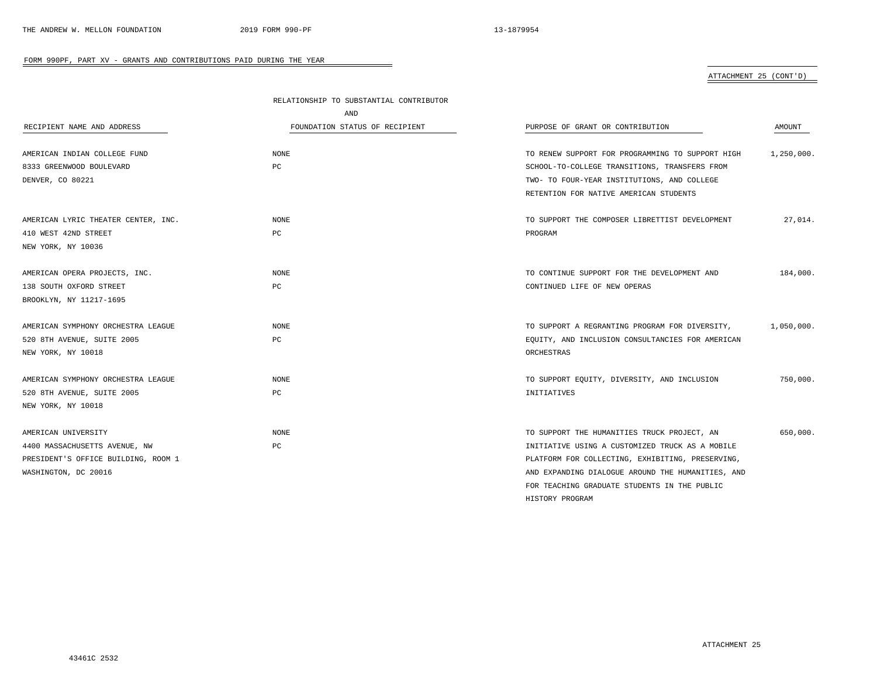FORM 990PF, PART XV - GRANTS AND CONTRIBUTIONS PAID DURING THE YEAR

ATTACHMENT 25 (CONT'D)

| RECIPIENT NAME AND ADDRESS | RELATIONSHIP TO SUBSTANTIAL CONTRIBUTOR AND FOUNDATION STATUS OF RECIPIENT | PURPOSE OF GRANT OR CONTRIBUTION | AMOUNT |
|---|---|---|---|
| AMERICAN INDIAN COLLEGE FUND<br>8333 GREENWOOD BOULEVARD<br>DENVER, CO 80221 | NONE<br>PC | TO RENEW SUPPORT FOR PROGRAMMING TO SUPPORT HIGH SCHOOL-TO-COLLEGE TRANSITIONS, TRANSFERS FROM TWO- TO FOUR-YEAR INSTITUTIONS, AND COLLEGE RETENTION FOR NATIVE AMERICAN STUDENTS | 1,250,000. |
| AMERICAN LYRIC THEATER CENTER, INC.<br>410 WEST 42ND STREET<br>NEW YORK, NY 10036 | NONE<br>PC | TO SUPPORT THE COMPOSER LIBRETTIST DEVELOPMENT PROGRAM | 27,014. |
| AMERICAN OPERA PROJECTS, INC.<br>138 SOUTH OXFORD STREET<br>BROOKLYN, NY 11217-1695 | NONE<br>PC | TO CONTINUE SUPPORT FOR THE DEVELOPMENT AND CONTINUED LIFE OF NEW OPERAS | 184,000. |
| AMERICAN SYMPHONY ORCHESTRA LEAGUE<br>520 8TH AVENUE, SUITE 2005<br>NEW YORK, NY 10018 | NONE<br>PC | TO SUPPORT A REGRANTING PROGRAM FOR DIVERSITY, EQUITY, AND INCLUSION CONSULTANCIES FOR AMERICAN ORCHESTRAS | 1,050,000. |
| AMERICAN SYMPHONY ORCHESTRA LEAGUE<br>520 8TH AVENUE, SUITE 2005<br>NEW YORK, NY 10018 | NONE<br>PC | TO SUPPORT EQUITY, DIVERSITY, AND INCLUSION INITIATIVES | 750,000. |
| AMERICAN UNIVERSITY<br>4400 MASSACHUSETTS AVENUE, NW<br>PRESIDENT'S OFFICE BUILDING, ROOM 1<br>WASHINGTON, DC 20016 | NONE<br>PC | TO SUPPORT THE HUMANITIES TRUCK PROJECT, AN INITIATIVE USING A CUSTOMIZED TRUCK AS A MOBILE PLATFORM FOR COLLECTING, EXHIBITING, PRESERVING, AND EXPANDING DIALOGUE AROUND THE HUMANITIES, AND FOR TEACHING GRADUATE STUDENTS IN THE PUBLIC HISTORY PROGRAM | 650,000. |

ATTACHMENT 25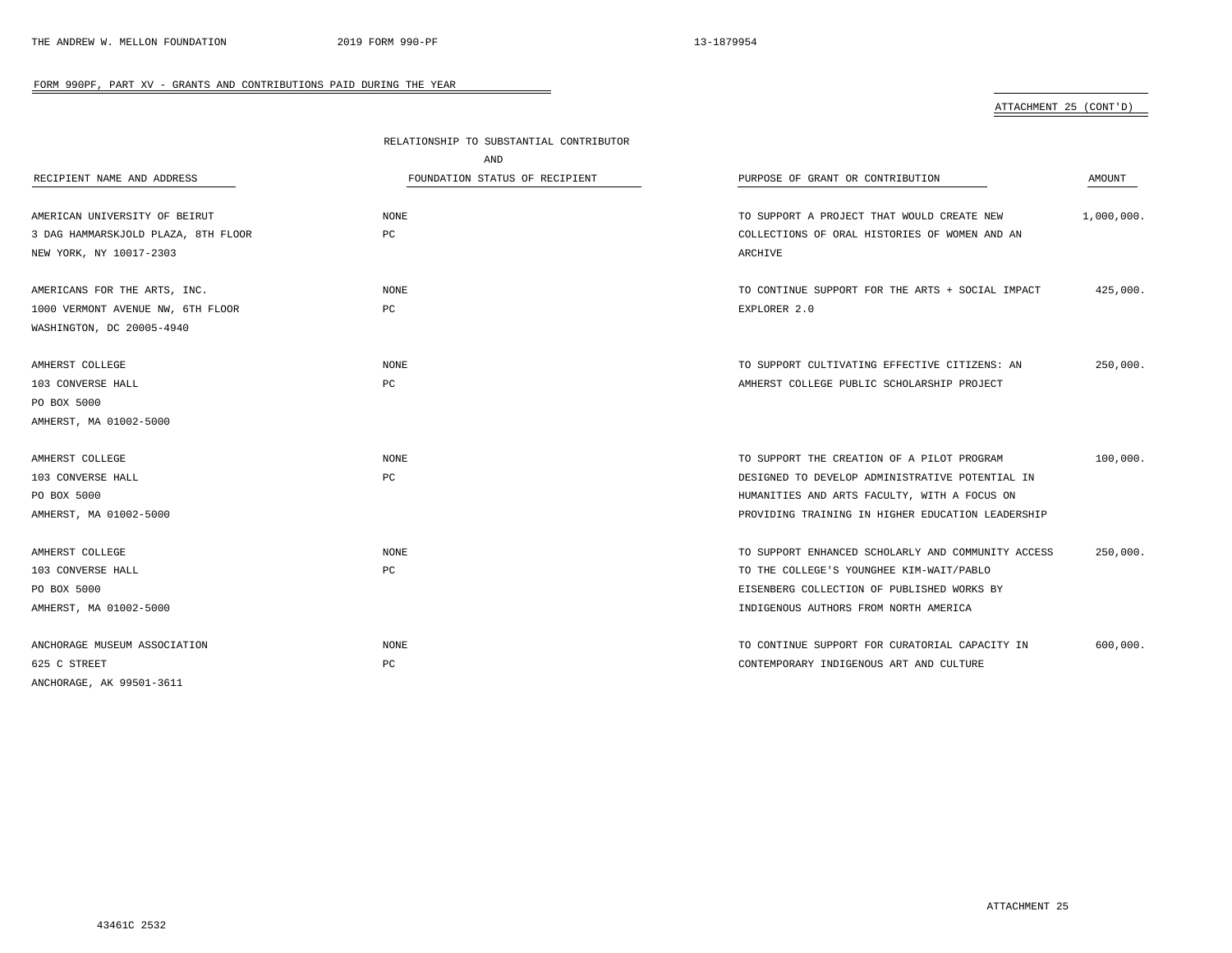FORM 990PF, PART XV - GRANTS AND CONTRIBUTIONS PAID DURING THE YEAR

ATTACHMENT 25 (CONT'D)

| RECIPIENT NAME AND ADDRESS | RELATIONSHIP TO SUBSTANTIAL CONTRIBUTOR AND FOUNDATION STATUS OF RECIPIENT | PURPOSE OF GRANT OR CONTRIBUTION | AMOUNT |
|---|---|---|---|
| AMERICAN UNIVERSITY OF BEIRUT<br>3 DAG HAMMARSKJOLD PLAZA, 8TH FLOOR<br>NEW YORK, NY 10017-2303 | NONE<br>PC | TO SUPPORT A PROJECT THAT WOULD CREATE NEW COLLECTIONS OF ORAL HISTORIES OF WOMEN AND AN ARCHIVE | 1,000,000. |
| AMERICANS FOR THE ARTS, INC.<br>1000 VERMONT AVENUE NW, 6TH FLOOR<br>WASHINGTON, DC 20005-4940 | NONE<br>PC | TO CONTINUE SUPPORT FOR THE ARTS + SOCIAL IMPACT EXPLORER 2.0 | 425,000. |
| AMHERST COLLEGE<br>103 CONVERSE HALL<br>PO BOX 5000<br>AMHERST, MA 01002-5000 | NONE<br>PC | TO SUPPORT CULTIVATING EFFECTIVE CITIZENS: AN AMHERST COLLEGE PUBLIC SCHOLARSHIP PROJECT | 250,000. |
| AMHERST COLLEGE<br>103 CONVERSE HALL<br>PO BOX 5000<br>AMHERST, MA 01002-5000 | NONE<br>PC | TO SUPPORT THE CREATION OF A PILOT PROGRAM DESIGNED TO DEVELOP ADMINISTRATIVE POTENTIAL IN HUMANITIES AND ARTS FACULTY, WITH A FOCUS ON PROVIDING TRAINING IN HIGHER EDUCATION LEADERSHIP | 100,000. |
| AMHERST COLLEGE<br>103 CONVERSE HALL<br>PO BOX 5000<br>AMHERST, MA 01002-5000 | NONE<br>PC | TO SUPPORT ENHANCED SCHOLARLY AND COMMUNITY ACCESS TO THE COLLEGE'S YOUNGHEE KIM-WAIT/PABLO EISENBERG COLLECTION OF PUBLISHED WORKS BY INDIGENOUS AUTHORS FROM NORTH AMERICA | 250,000. |
| ANCHORAGE MUSEUM ASSOCIATION<br>625 C STREET<br>ANCHORAGE, AK 99501-3611 | NONE<br>PC | TO CONTINUE SUPPORT FOR CURATORIAL CAPACITY IN CONTEMPORARY INDIGENOUS ART AND CULTURE | 600,000. |

ATTACHMENT 25

43461C 2532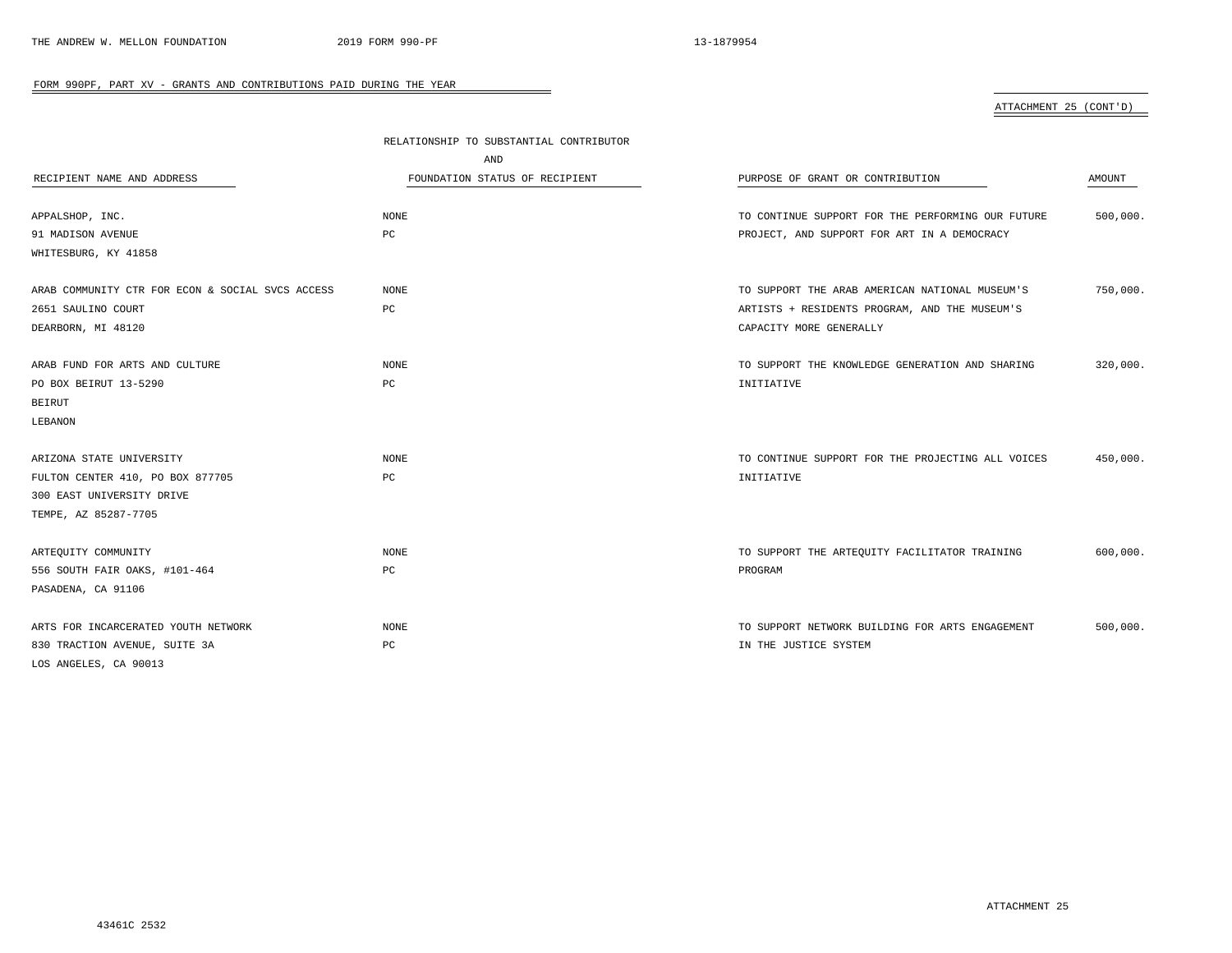FORM 990PF, PART XV - GRANTS AND CONTRIBUTIONS PAID DURING THE YEAR

ATTACHMENT 25 (CONT'D)

| RECIPIENT NAME AND ADDRESS | RELATIONSHIP TO SUBSTANTIAL CONTRIBUTOR AND FOUNDATION STATUS OF RECIPIENT | PURPOSE OF GRANT OR CONTRIBUTION | AMOUNT |
|---|---|---|---|
| APPALSHOP, INC.<br>91 MADISON AVENUE<br>WHITESBURG, KY 41858 | NONE<br>PC | TO CONTINUE SUPPORT FOR THE PERFORMING OUR FUTURE PROJECT, AND SUPPORT FOR ART IN A DEMOCRACY | 500,000. |
| ARAB COMMUNITY CTR FOR ECON & SOCIAL SVCS ACCESS<br>2651 SAULINO COURT<br>DEARBORN, MI 48120 | NONE<br>PC | TO SUPPORT THE ARAB AMERICAN NATIONAL MUSEUM'S ARTISTS + RESIDENTS PROGRAM, AND THE MUSEUM'S CAPACITY MORE GENERALLY | 750,000. |
| ARAB FUND FOR ARTS AND CULTURE<br>PO BOX BEIRUT 13-5290<br>BEIRUT<br>LEBANON | NONE<br>PC | TO SUPPORT THE KNOWLEDGE GENERATION AND SHARING INITIATIVE | 320,000. |
| ARIZONA STATE UNIVERSITY<br>FULTON CENTER 410, PO BOX 877705<br>300 EAST UNIVERSITY DRIVE<br>TEMPE, AZ 85287-7705 | NONE<br>PC | TO CONTINUE SUPPORT FOR THE PROJECTING ALL VOICES INITIATIVE | 450,000. |
| ARTEQUITY COMMUNITY<br>556 SOUTH FAIR OAKS, #101-464<br>PASADENA, CA 91106 | NONE<br>PC | TO SUPPORT THE ARTEQUITY FACILITATOR TRAINING PROGRAM | 600,000. |
| ARTS FOR INCARCERATED YOUTH NETWORK<br>830 TRACTION AVENUE, SUITE 3A<br>LOS ANGELES, CA 90013 | NONE<br>PC | TO SUPPORT NETWORK BUILDING FOR ARTS ENGAGEMENT IN THE JUSTICE SYSTEM | 500,000. |

ATTACHMENT 25

43461C 2532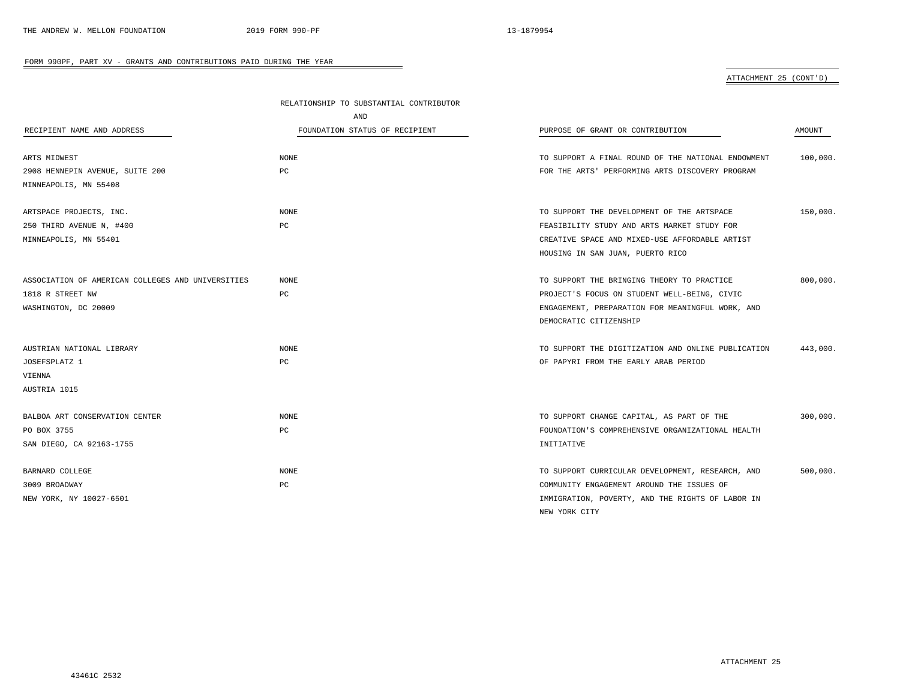FORM 990PF, PART XV - GRANTS AND CONTRIBUTIONS PAID DURING THE YEAR

ATTACHMENT 25 (CONT'D)

| RECIPIENT NAME AND ADDRESS | RELATIONSHIP TO SUBSTANTIAL CONTRIBUTOR AND FOUNDATION STATUS OF RECIPIENT | PURPOSE OF GRANT OR CONTRIBUTION | AMOUNT |
|---|---|---|---|
| ARTS MIDWEST<br>2908 HENNEPIN AVENUE, SUITE 200<br>MINNEAPOLIS, MN 55408 | NONE<br>PC | TO SUPPORT A FINAL ROUND OF THE NATIONAL ENDOWMENT FOR THE ARTS' PERFORMING ARTS DISCOVERY PROGRAM | 100,000. |
| ARTSPACE PROJECTS, INC.<br>250 THIRD AVENUE N, #400<br>MINNEAPOLIS, MN 55401 | NONE<br>PC | TO SUPPORT THE DEVELOPMENT OF THE ARTSPACE FEASIBILITY STUDY AND ARTS MARKET STUDY FOR CREATIVE SPACE AND MIXED-USE AFFORDABLE ARTIST HOUSING IN SAN JUAN, PUERTO RICO | 150,000. |
| ASSOCIATION OF AMERICAN COLLEGES AND UNIVERSITIES<br>1818 R STREET NW<br>WASHINGTON, DC 20009 | NONE<br>PC | TO SUPPORT THE BRINGING THEORY TO PRACTICE PROJECT'S FOCUS ON STUDENT WELL-BEING, CIVIC ENGAGEMENT, PREPARATION FOR MEANINGFUL WORK, AND DEMOCRATIC CITIZENSHIP | 800,000. |
| AUSTRIAN NATIONAL LIBRARY<br>JOSEFSPLATZ 1<br>VIENNA<br>AUSTRIA 1015 | NONE<br>PC | TO SUPPORT THE DIGITIZATION AND ONLINE PUBLICATION OF PAPYRI FROM THE EARLY ARAB PERIOD | 443,000. |
| BALBOA ART CONSERVATION CENTER<br>PO BOX 3755<br>SAN DIEGO, CA 92163-1755 | NONE<br>PC | TO SUPPORT CHANGE CAPITAL, AS PART OF THE FOUNDATION'S COMPREHENSIVE ORGANIZATIONAL HEALTH INITIATIVE | 300,000. |
| BARNARD COLLEGE<br>3009 BROADWAY<br>NEW YORK, NY 10027-6501 | NONE<br>PC | TO SUPPORT CURRICULAR DEVELOPMENT, RESEARCH, AND COMMUNITY ENGAGEMENT AROUND THE ISSUES OF IMMIGRATION, POVERTY, AND THE RIGHTS OF LABOR IN NEW YORK CITY | 500,000. |

ATTACHMENT 25

43461C 2532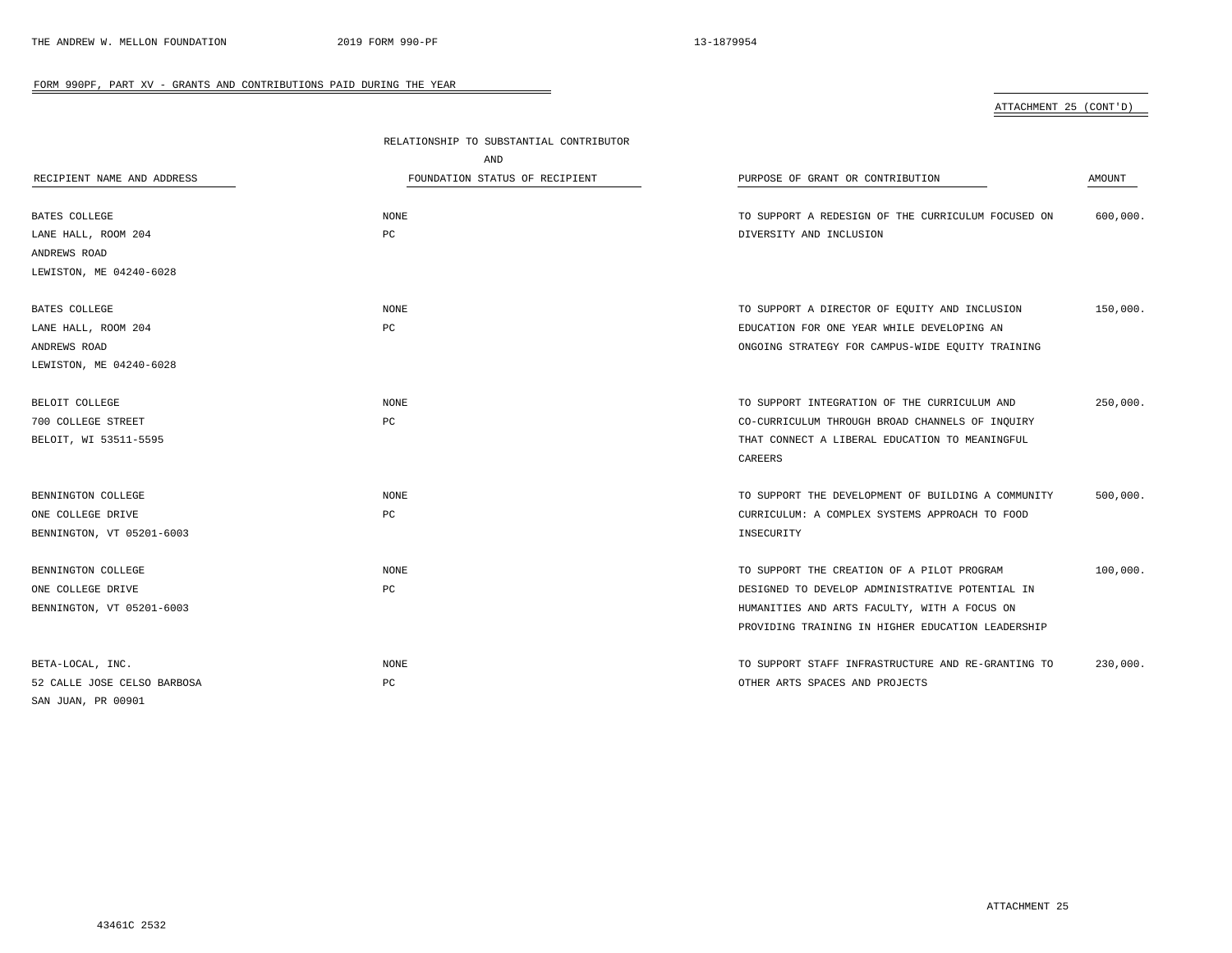FORM 990PF, PART XV - GRANTS AND CONTRIBUTIONS PAID DURING THE YEAR

ATTACHMENT 25 (CONT'D)

| RECIPIENT NAME AND ADDRESS | RELATIONSHIP TO SUBSTANTIAL CONTRIBUTOR AND FOUNDATION STATUS OF RECIPIENT | PURPOSE OF GRANT OR CONTRIBUTION | AMOUNT |
|---|---|---|---|
| BATES COLLEGE<br>LANE HALL, ROOM 204<br>ANDREWS ROAD<br>LEWISTON, ME 04240-6028 | NONE<br>PC | TO SUPPORT A REDESIGN OF THE CURRICULUM FOCUSED ON DIVERSITY AND INCLUSION | 600,000. |
| BATES COLLEGE<br>LANE HALL, ROOM 204<br>ANDREWS ROAD<br>LEWISTON, ME 04240-6028 | NONE<br>PC | TO SUPPORT A DIRECTOR OF EQUITY AND INCLUSION EDUCATION FOR ONE YEAR WHILE DEVELOPING AN ONGOING STRATEGY FOR CAMPUS-WIDE EQUITY TRAINING | 150,000. |
| BELOIT COLLEGE<br>700 COLLEGE STREET<br>BELOIT, WI 53511-5595 | NONE<br>PC | TO SUPPORT INTEGRATION OF THE CURRICULUM AND CO-CURRICULUM THROUGH BROAD CHANNELS OF INQUIRY THAT CONNECT A LIBERAL EDUCATION TO MEANINGFUL CAREERS | 250,000. |
| BENNINGTON COLLEGE<br>ONE COLLEGE DRIVE<br>BENNINGTON, VT 05201-6003 | NONE<br>PC | TO SUPPORT THE DEVELOPMENT OF BUILDING A COMMUNITY CURRICULUM: A COMPLEX SYSTEMS APPROACH TO FOOD INSECURITY | 500,000. |
| BENNINGTON COLLEGE<br>ONE COLLEGE DRIVE<br>BENNINGTON, VT 05201-6003 | NONE<br>PC | TO SUPPORT THE CREATION OF A PILOT PROGRAM DESIGNED TO DEVELOP ADMINISTRATIVE POTENTIAL IN HUMANITIES AND ARTS FACULTY, WITH A FOCUS ON PROVIDING TRAINING IN HIGHER EDUCATION LEADERSHIP | 100,000. |
| BETA-LOCAL, INC.<br>52 CALLE JOSE CELSO BARBOSA<br>SAN JUAN, PR 00901 | NONE<br>PC | TO SUPPORT STAFF INFRASTRUCTURE AND RE-GRANTING TO OTHER ARTS SPACES AND PROJECTS | 230,000. |

ATTACHMENT 25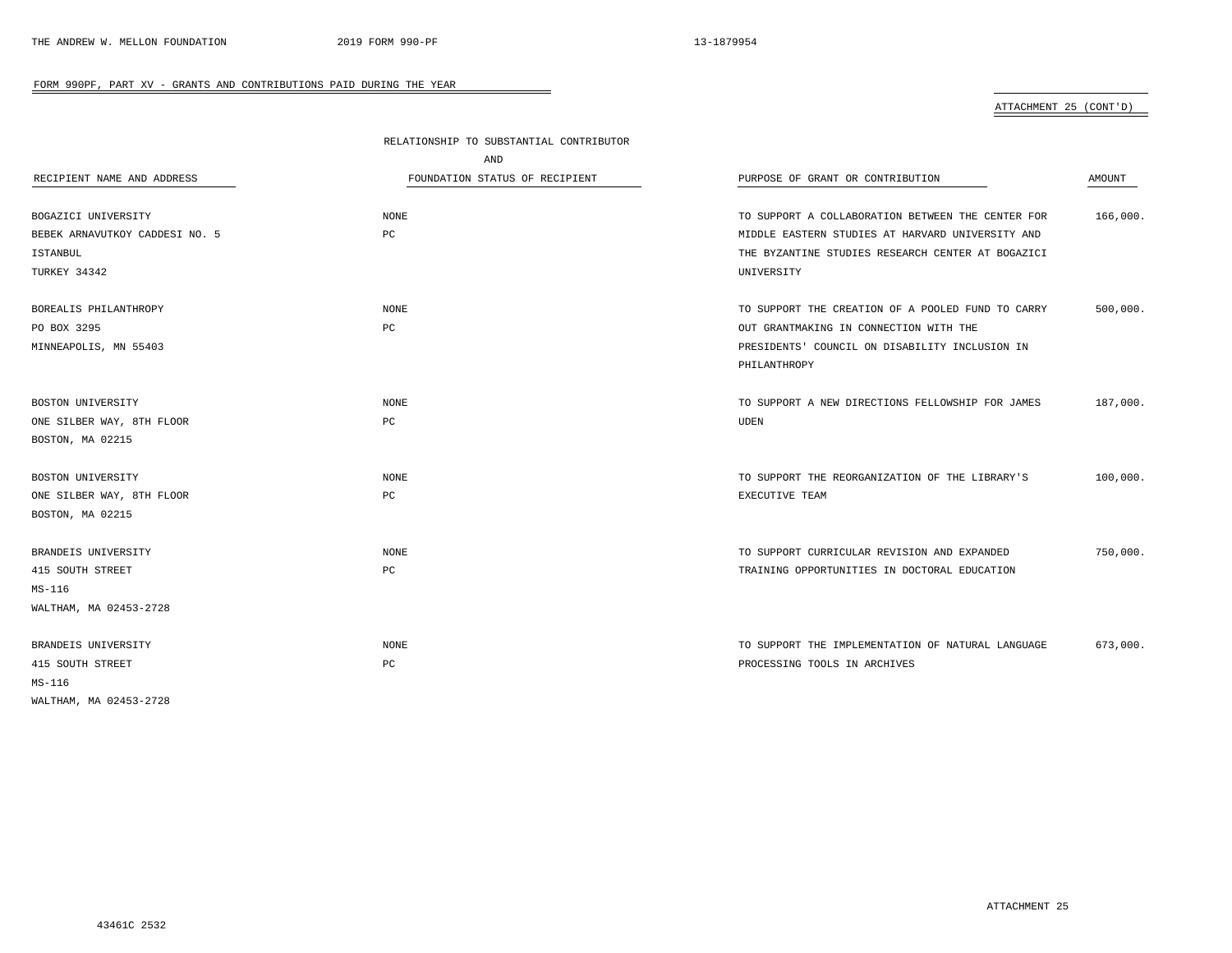FORM 990PF, PART XV - GRANTS AND CONTRIBUTIONS PAID DURING THE YEAR

ATTACHMENT 25 (CONT'D)

| RECIPIENT NAME AND ADDRESS | RELATIONSHIP TO SUBSTANTIAL CONTRIBUTOR AND FOUNDATION STATUS OF RECIPIENT | PURPOSE OF GRANT OR CONTRIBUTION | AMOUNT |
|---|---|---|---|
| BOGAZICI UNIVERSITY<br>BEBEK ARNAVUTKOY CADDESI NO. 5<br>ISTANBUL<br>TURKEY 34342 | NONE<br>PC | TO SUPPORT A COLLABORATION BETWEEN THE CENTER FOR MIDDLE EASTERN STUDIES AT HARVARD UNIVERSITY AND THE BYZANTINE STUDIES RESEARCH CENTER AT BOGAZICI UNIVERSITY | 166,000. |
| BOREALIS PHILANTHROPY<br>PO BOX 3295<br>MINNEAPOLIS, MN 55403 | NONE<br>PC | TO SUPPORT THE CREATION OF A POOLED FUND TO CARRY OUT GRANTMAKING IN CONNECTION WITH THE PRESIDENTS' COUNCIL ON DISABILITY INCLUSION IN PHILANTHROPY | 500,000. |
| BOSTON UNIVERSITY<br>ONE SILBER WAY, 8TH FLOOR<br>BOSTON, MA 02215 | NONE<br>PC | TO SUPPORT A NEW DIRECTIONS FELLOWSHIP FOR JAMES UDEN | 187,000. |
| BOSTON UNIVERSITY<br>ONE SILBER WAY, 8TH FLOOR<br>BOSTON, MA 02215 | NONE<br>PC | TO SUPPORT THE REORGANIZATION OF THE LIBRARY'S EXECUTIVE TEAM | 100,000. |
| BRANDEIS UNIVERSITY<br>415 SOUTH STREET<br>MS-116<br>WALTHAM, MA 02453-2728 | NONE<br>PC | TO SUPPORT CURRICULAR REVISION AND EXPANDED TRAINING OPPORTUNITIES IN DOCTORAL EDUCATION | 750,000. |
| BRANDEIS UNIVERSITY<br>415 SOUTH STREET<br>MS-116<br>WALTHAM, MA 02453-2728 | NONE<br>PC | TO SUPPORT THE IMPLEMENTATION OF NATURAL LANGUAGE PROCESSING TOOLS IN ARCHIVES | 673,000. |

ATTACHMENT 25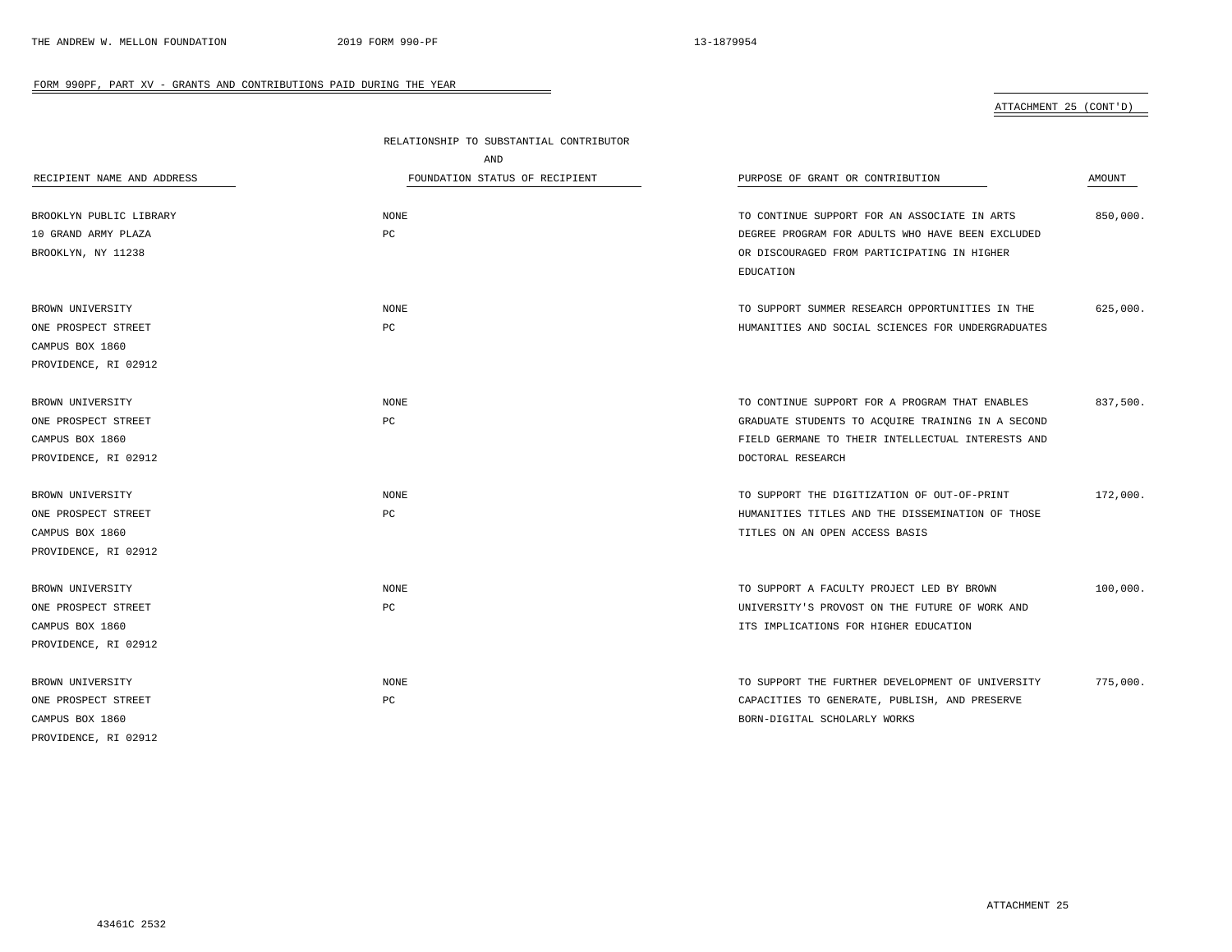FORM 990PF, PART XV - GRANTS AND CONTRIBUTIONS PAID DURING THE YEAR

ATTACHMENT 25 (CONT'D)

| RECIPIENT NAME AND ADDRESS | RELATIONSHIP TO SUBSTANTIAL CONTRIBUTOR AND FOUNDATION STATUS OF RECIPIENT | PURPOSE OF GRANT OR CONTRIBUTION | AMOUNT |
|---|---|---|---|
| BROOKLYN PUBLIC LIBRARY<br>10 GRAND ARMY PLAZA<br>BROOKLYN, NY 11238 | NONE<br>PC | TO CONTINUE SUPPORT FOR AN ASSOCIATE IN ARTS DEGREE PROGRAM FOR ADULTS WHO HAVE BEEN EXCLUDED OR DISCOURAGED FROM PARTICIPATING IN HIGHER EDUCATION | 850,000. |
| BROWN UNIVERSITY<br>ONE PROSPECT STREET<br>CAMPUS BOX 1860<br>PROVIDENCE, RI 02912 | NONE<br>PC | TO SUPPORT SUMMER RESEARCH OPPORTUNITIES IN THE HUMANITIES AND SOCIAL SCIENCES FOR UNDERGRADUATES | 625,000. |
| BROWN UNIVERSITY<br>ONE PROSPECT STREET<br>CAMPUS BOX 1860<br>PROVIDENCE, RI 02912 | NONE<br>PC | TO CONTINUE SUPPORT FOR A PROGRAM THAT ENABLES GRADUATE STUDENTS TO ACQUIRE TRAINING IN A SECOND FIELD GERMANE TO THEIR INTELLECTUAL INTERESTS AND DOCTORAL RESEARCH | 837,500. |
| BROWN UNIVERSITY<br>ONE PROSPECT STREET<br>CAMPUS BOX 1860<br>PROVIDENCE, RI 02912 | NONE<br>PC | TO SUPPORT THE DIGITIZATION OF OUT-OF-PRINT HUMANITIES TITLES AND THE DISSEMINATION OF THOSE TITLES ON AN OPEN ACCESS BASIS | 172,000. |
| BROWN UNIVERSITY<br>ONE PROSPECT STREET<br>CAMPUS BOX 1860<br>PROVIDENCE, RI 02912 | NONE<br>PC | TO SUPPORT A FACULTY PROJECT LED BY BROWN UNIVERSITY'S PROVOST ON THE FUTURE OF WORK AND ITS IMPLICATIONS FOR HIGHER EDUCATION | 100,000. |
| BROWN UNIVERSITY<br>ONE PROSPECT STREET<br>CAMPUS BOX 1860<br>PROVIDENCE, RI 02912 | NONE<br>PC | TO SUPPORT THE FURTHER DEVELOPMENT OF UNIVERSITY CAPACITIES TO GENERATE, PUBLISH, AND PRESERVE BORN-DIGITAL SCHOLARLY WORKS | 775,000. |

ATTACHMENT 25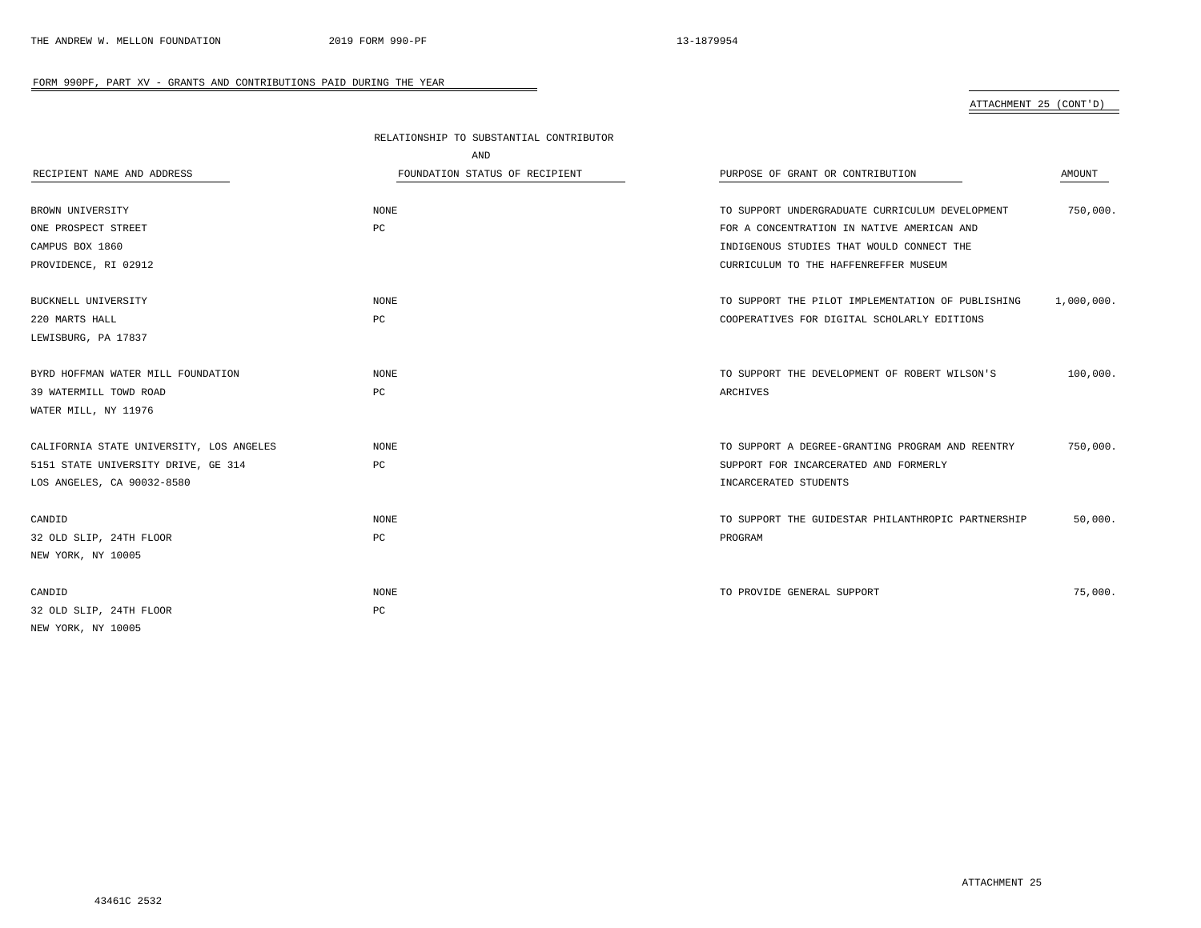FORM 990PF, PART XV - GRANTS AND CONTRIBUTIONS PAID DURING THE YEAR

ATTACHMENT 25 (CONT'D)

| RECIPIENT NAME AND ADDRESS | RELATIONSHIP TO SUBSTANTIAL CONTRIBUTOR AND FOUNDATION STATUS OF RECIPIENT | PURPOSE OF GRANT OR CONTRIBUTION | AMOUNT |
|---|---|---|---|
| BROWN UNIVERSITY<br>ONE PROSPECT STREET<br>CAMPUS BOX 1860<br>PROVIDENCE, RI 02912 | NONE<br>PC | TO SUPPORT UNDERGRADUATE CURRICULUM DEVELOPMENT FOR A CONCENTRATION IN NATIVE AMERICAN AND INDIGENOUS STUDIES THAT WOULD CONNECT THE CURRICULUM TO THE HAFFENREFFER MUSEUM | 750,000. |
| BUCKNELL UNIVERSITY<br>220 MARTS HALL<br>LEWISBURG, PA 17837 | NONE<br>PC | TO SUPPORT THE PILOT IMPLEMENTATION OF PUBLISHING COOPERATIVES FOR DIGITAL SCHOLARLY EDITIONS | 1,000,000. |
| BYRD HOFFMAN WATER MILL FOUNDATION<br>39 WATERMILL TOWD ROAD<br>WATER MILL, NY 11976 | NONE<br>PC | TO SUPPORT THE DEVELOPMENT OF ROBERT WILSON'S ARCHIVES | 100,000. |
| CALIFORNIA STATE UNIVERSITY, LOS ANGELES<br>5151 STATE UNIVERSITY DRIVE, GE 314<br>LOS ANGELES, CA 90032-8580 | NONE<br>PC | TO SUPPORT A DEGREE-GRANTING PROGRAM AND REENTRY SUPPORT FOR INCARCERATED AND FORMERLY INCARCERATED STUDENTS | 750,000. |
| CANDID<br>32 OLD SLIP, 24TH FLOOR<br>NEW YORK, NY 10005 | NONE<br>PC | TO SUPPORT THE GUIDESTAR PHILANTHROPIC PARTNERSHIP PROGRAM | 50,000. |
| CANDID<br>32 OLD SLIP, 24TH FLOOR<br>NEW YORK, NY 10005 | NONE<br>PC | TO PROVIDE GENERAL SUPPORT | 75,000. |

ATTACHMENT 25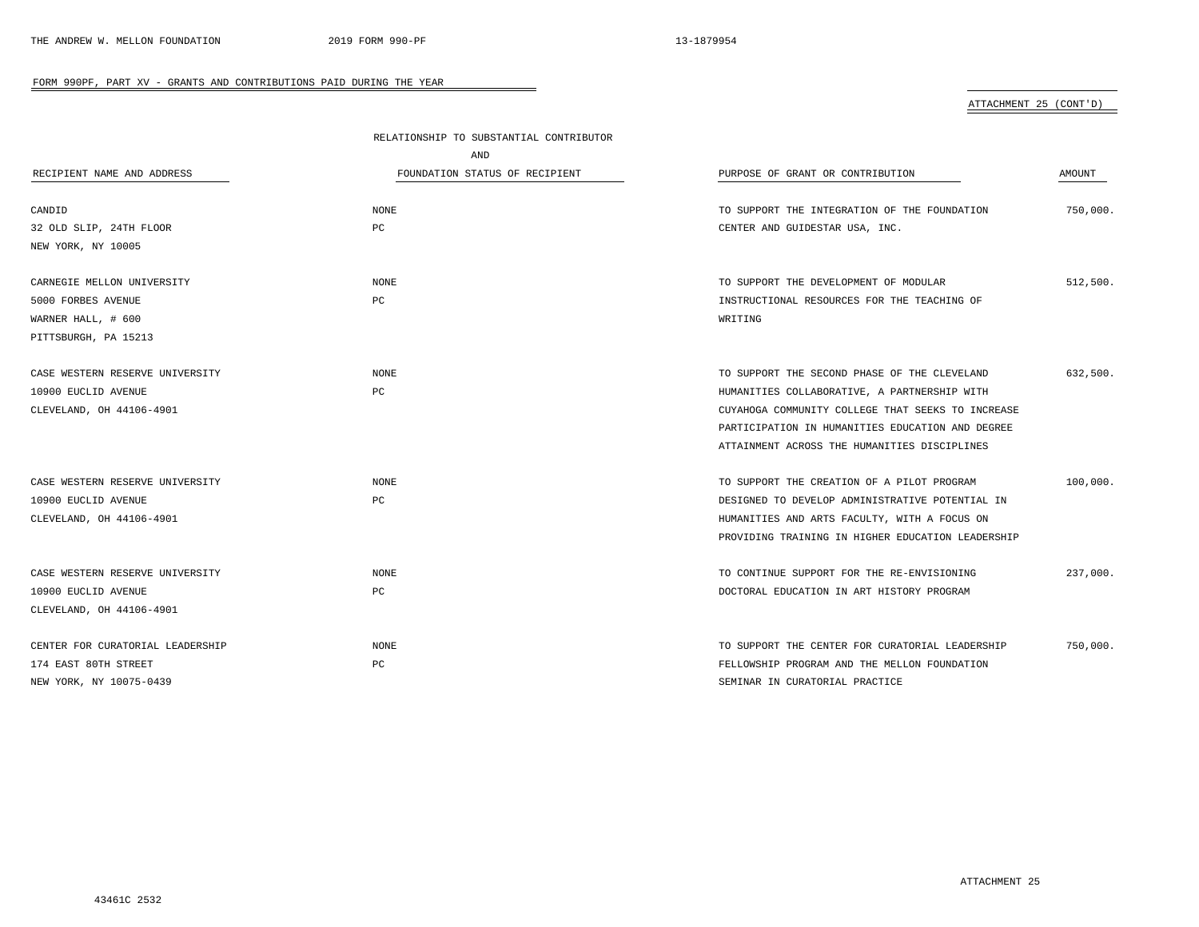FORM 990PF, PART XV - GRANTS AND CONTRIBUTIONS PAID DURING THE YEAR

ATTACHMENT 25 (CONT'D)

| RECIPIENT NAME AND ADDRESS | RELATIONSHIP TO SUBSTANTIAL CONTRIBUTOR AND FOUNDATION STATUS OF RECIPIENT | PURPOSE OF GRANT OR CONTRIBUTION | AMOUNT |
|---|---|---|---|
| CANDID<br>32 OLD SLIP, 24TH FLOOR<br>NEW YORK, NY 10005 | NONE<br>PC | TO SUPPORT THE INTEGRATION OF THE FOUNDATION CENTER AND GUIDESTAR USA, INC. | 750,000. |
| CARNEGIE MELLON UNIVERSITY<br>5000 FORBES AVENUE<br>WARNER HALL, # 600<br>PITTSBURGH, PA 15213 | NONE<br>PC | TO SUPPORT THE DEVELOPMENT OF MODULAR INSTRUCTIONAL RESOURCES FOR THE TEACHING OF WRITING | 512,500. |
| CASE WESTERN RESERVE UNIVERSITY<br>10900 EUCLID AVENUE<br>CLEVELAND, OH 44106-4901 | NONE<br>PC | TO SUPPORT THE SECOND PHASE OF THE CLEVELAND HUMANITIES COLLABORATIVE, A PARTNERSHIP WITH CUYAHOGA COMMUNITY COLLEGE THAT SEEKS TO INCREASE PARTICIPATION IN HUMANITIES EDUCATION AND DEGREE ATTAINMENT ACROSS THE HUMANITIES DISCIPLINES | 632,500. |
| CASE WESTERN RESERVE UNIVERSITY<br>10900 EUCLID AVENUE<br>CLEVELAND, OH 44106-4901 | NONE<br>PC | TO SUPPORT THE CREATION OF A PILOT PROGRAM DESIGNED TO DEVELOP ADMINISTRATIVE POTENTIAL IN HUMANITIES AND ARTS FACULTY, WITH A FOCUS ON PROVIDING TRAINING IN HIGHER EDUCATION LEADERSHIP | 100,000. |
| CASE WESTERN RESERVE UNIVERSITY<br>10900 EUCLID AVENUE<br>CLEVELAND, OH 44106-4901 | NONE<br>PC | TO CONTINUE SUPPORT FOR THE RE-ENVISIONING DOCTORAL EDUCATION IN ART HISTORY PROGRAM | 237,000. |
| CENTER FOR CURATORIAL LEADERSHIP<br>174 EAST 80TH STREET<br>NEW YORK, NY 10075-0439 | NONE<br>PC | TO SUPPORT THE CENTER FOR CURATORIAL LEADERSHIP FELLOWSHIP PROGRAM AND THE MELLON FOUNDATION SEMINAR IN CURATORIAL PRACTICE | 750,000. |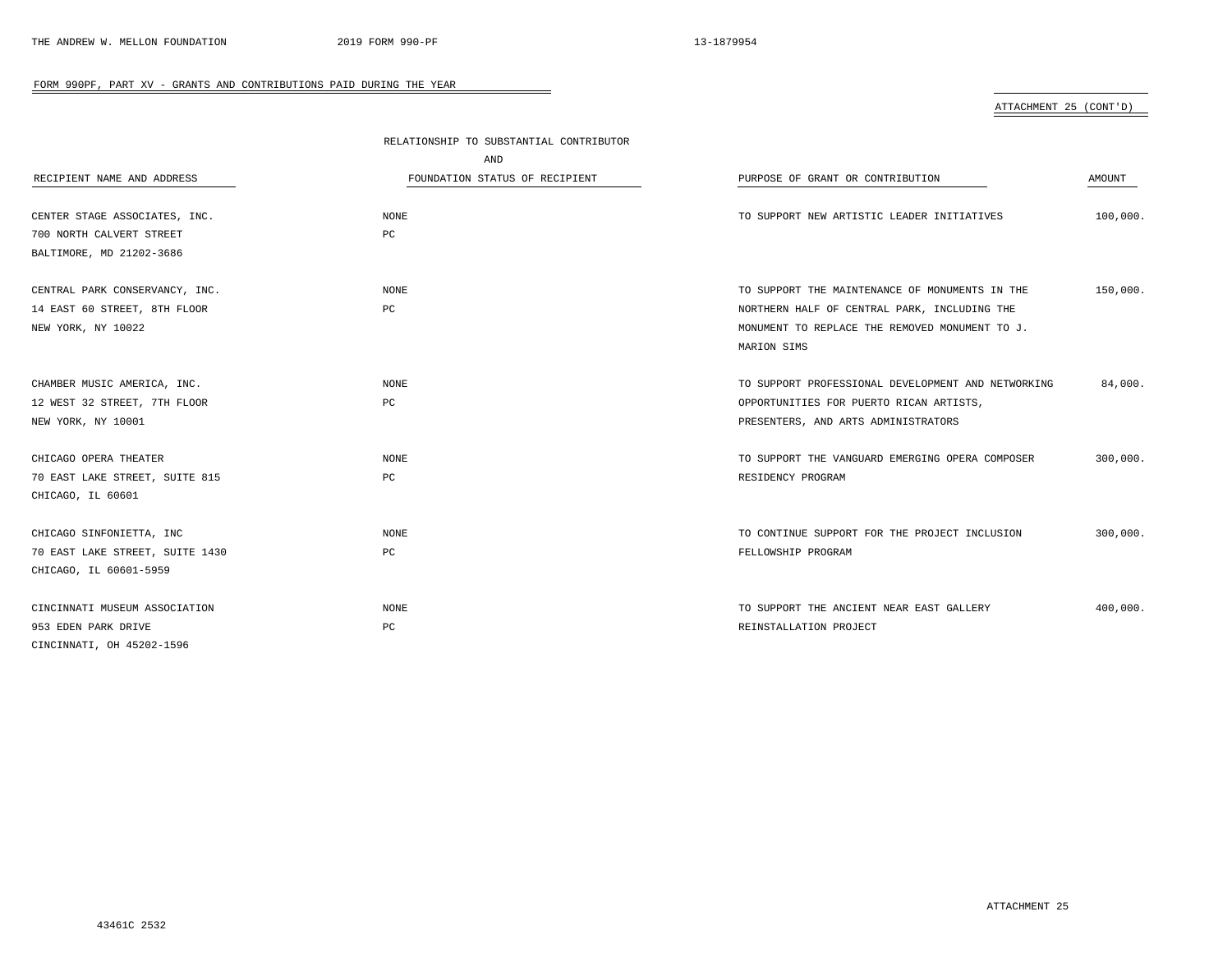FORM 990PF, PART XV - GRANTS AND CONTRIBUTIONS PAID DURING THE YEAR

ATTACHMENT 25 (CONT'D)

| RECIPIENT NAME AND ADDRESS | RELATIONSHIP TO SUBSTANTIAL CONTRIBUTOR AND FOUNDATION STATUS OF RECIPIENT | PURPOSE OF GRANT OR CONTRIBUTION | AMOUNT |
|---|---|---|---|
| CENTER STAGE ASSOCIATES, INC.<br>700 NORTH CALVERT STREET<br>BALTIMORE, MD 21202-3686 | NONE<br>PC | TO SUPPORT NEW ARTISTIC LEADER INITIATIVES | 100,000. |
| CENTRAL PARK CONSERVANCY, INC.<br>14 EAST 60 STREET, 8TH FLOOR<br>NEW YORK, NY 10022 | NONE<br>PC | TO SUPPORT THE MAINTENANCE OF MONUMENTS IN THE NORTHERN HALF OF CENTRAL PARK, INCLUDING THE MONUMENT TO REPLACE THE REMOVED MONUMENT TO J. MARION SIMS | 150,000. |
| CHAMBER MUSIC AMERICA, INC.<br>12 WEST 32 STREET, 7TH FLOOR<br>NEW YORK, NY 10001 | NONE<br>PC | TO SUPPORT PROFESSIONAL DEVELOPMENT AND NETWORKING OPPORTUNITIES FOR PUERTO RICAN ARTISTS, PRESENTERS, AND ARTS ADMINISTRATORS | 84,000. |
| CHICAGO OPERA THEATER<br>70 EAST LAKE STREET, SUITE 815<br>CHICAGO, IL 60601 | NONE<br>PC | TO SUPPORT THE VANGUARD EMERGING OPERA COMPOSER RESIDENCY PROGRAM | 300,000. |
| CHICAGO SINFONIETTA, INC<br>70 EAST LAKE STREET, SUITE 1430<br>CHICAGO, IL 60601-5959 | NONE<br>PC | TO CONTINUE SUPPORT FOR THE PROJECT INCLUSION FELLOWSHIP PROGRAM | 300,000. |
| CINCINNATI MUSEUM ASSOCIATION<br>953 EDEN PARK DRIVE<br>CINCINNATI, OH 45202-1596 | NONE<br>PC | TO SUPPORT THE ANCIENT NEAR EAST GALLERY REINSTALLATION PROJECT | 400,000. |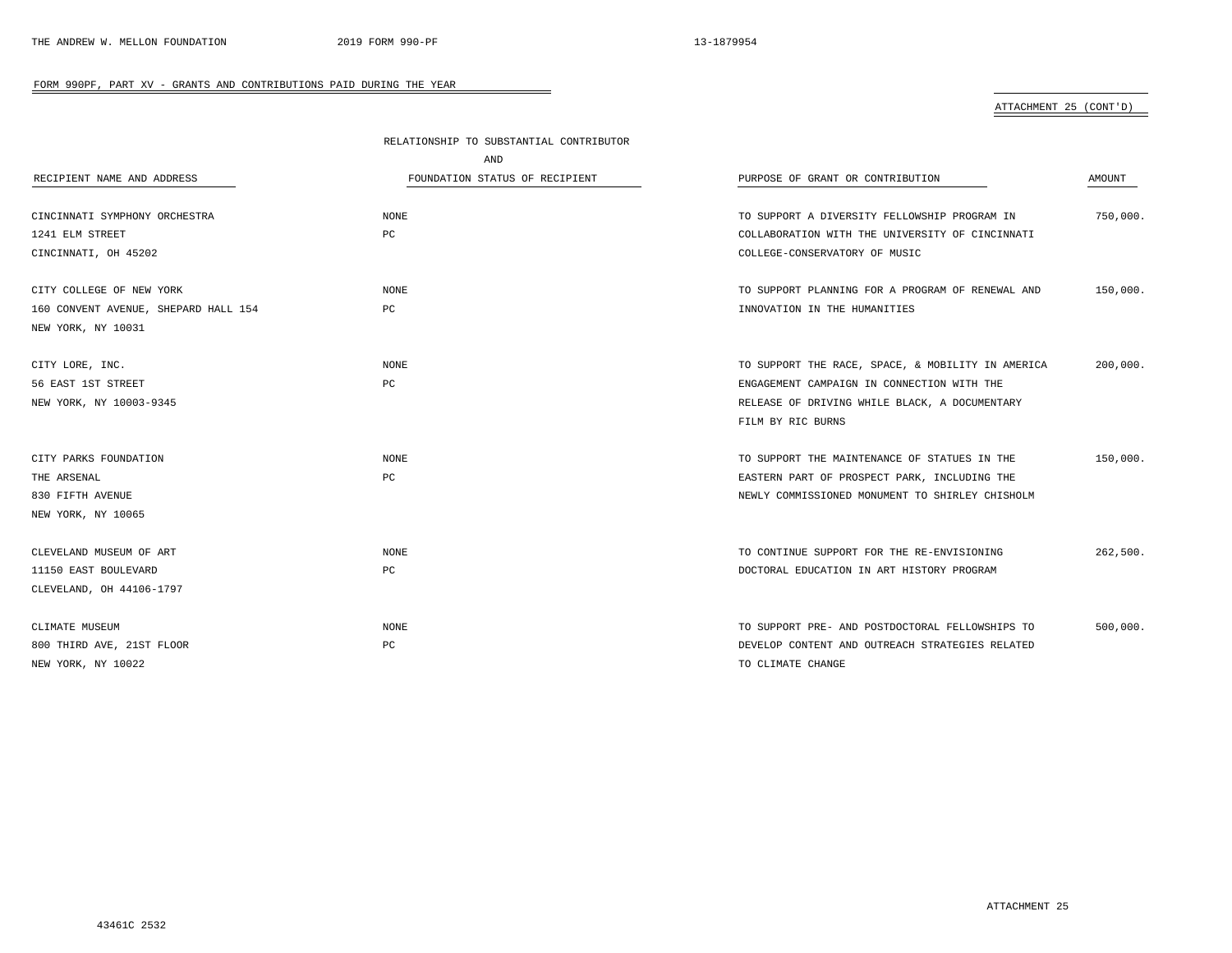FORM 990PF, PART XV - GRANTS AND CONTRIBUTIONS PAID DURING THE YEAR

ATTACHMENT 25 (CONT'D)

| RECIPIENT NAME AND ADDRESS | RELATIONSHIP TO SUBSTANTIAL CONTRIBUTOR AND FOUNDATION STATUS OF RECIPIENT | PURPOSE OF GRANT OR CONTRIBUTION | AMOUNT |
|---|---|---|---|
| CINCINNATI SYMPHONY ORCHESTRA<br>1241 ELM STREET<br>CINCINNATI, OH 45202 | NONE<br>PC | TO SUPPORT A DIVERSITY FELLOWSHIP PROGRAM IN COLLABORATION WITH THE UNIVERSITY OF CINCINNATI COLLEGE-CONSERVATORY OF MUSIC | 750,000. |
| CITY COLLEGE OF NEW YORK<br>160 CONVENT AVENUE, SHEPARD HALL 154<br>NEW YORK, NY 10031 | NONE<br>PC | TO SUPPORT PLANNING FOR A PROGRAM OF RENEWAL AND INNOVATION IN THE HUMANITIES | 150,000. |
| CITY LORE, INC.<br>56 EAST 1ST STREET<br>NEW YORK, NY 10003-9345 | NONE<br>PC | TO SUPPORT THE RACE, SPACE, & MOBILITY IN AMERICA ENGAGEMENT CAMPAIGN IN CONNECTION WITH THE RELEASE OF DRIVING WHILE BLACK, A DOCUMENTARY FILM BY RIC BURNS | 200,000. |
| CITY PARKS FOUNDATION<br>THE ARSENAL<br>830 FIFTH AVENUE<br>NEW YORK, NY 10065 | NONE<br>PC | TO SUPPORT THE MAINTENANCE OF STATUES IN THE EASTERN PART OF PROSPECT PARK, INCLUDING THE NEWLY COMMISSIONED MONUMENT TO SHIRLEY CHISHOLM | 150,000. |
| CLEVELAND MUSEUM OF ART<br>11150 EAST BOULEVARD<br>CLEVELAND, OH 44106-1797 | NONE<br>PC | TO CONTINUE SUPPORT FOR THE RE-ENVISIONING DOCTORAL EDUCATION IN ART HISTORY PROGRAM | 262,500. |
| CLIMATE MUSEUM<br>800 THIRD AVE, 21ST FLOOR<br>NEW YORK, NY 10022 | NONE<br>PC | TO SUPPORT PRE- AND POSTDOCTORAL FELLOWSHIPS TO DEVELOP CONTENT AND OUTREACH STRATEGIES RELATED TO CLIMATE CHANGE | 500,000. |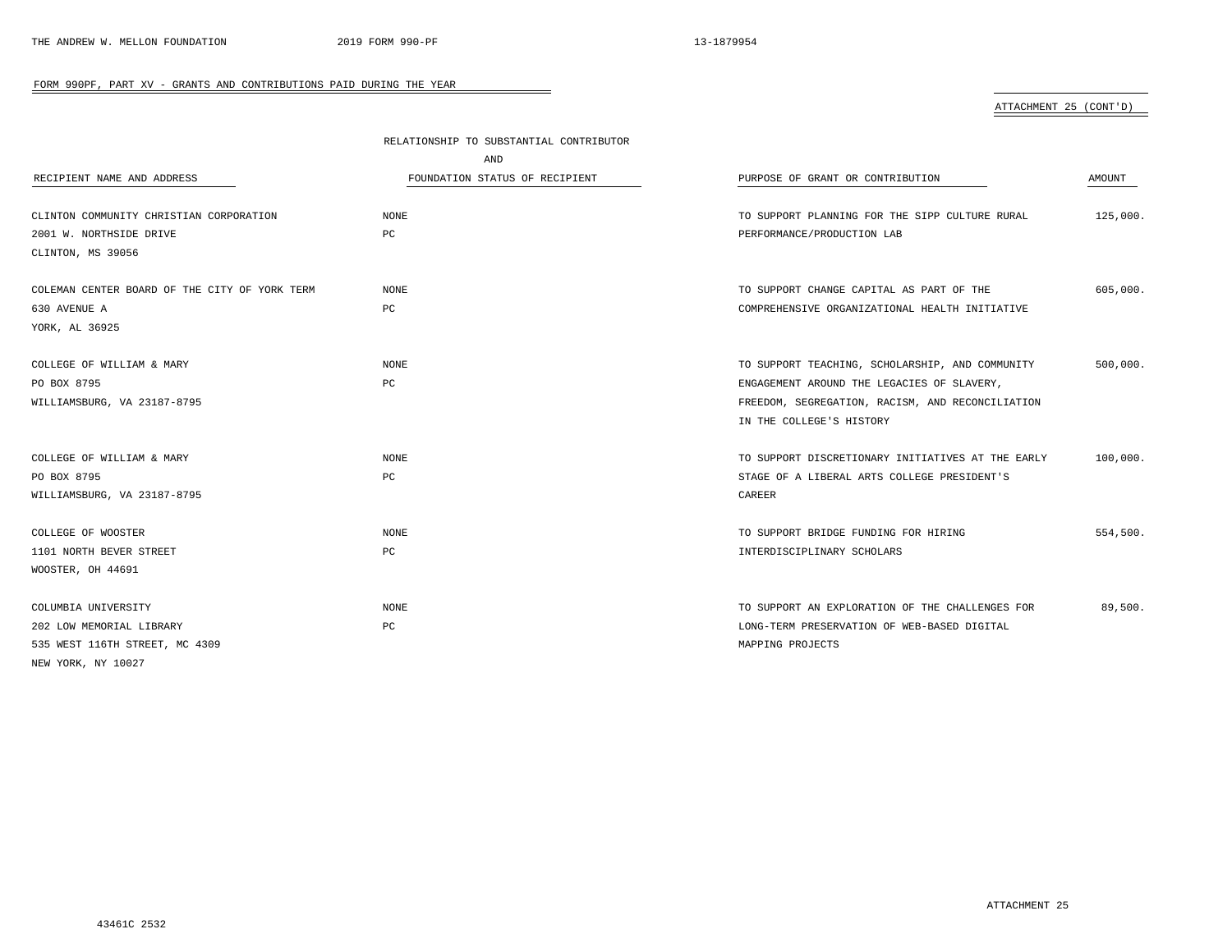FORM 990PF, PART XV - GRANTS AND CONTRIBUTIONS PAID DURING THE YEAR

ATTACHMENT 25 (CONT'D)

| RECIPIENT NAME AND ADDRESS | RELATIONSHIP TO SUBSTANTIAL CONTRIBUTOR AND FOUNDATION STATUS OF RECIPIENT | PURPOSE OF GRANT OR CONTRIBUTION | AMOUNT |
|---|---|---|---|
| CLINTON COMMUNITY CHRISTIAN CORPORATION<br>2001 W. NORTHSIDE DRIVE<br>CLINTON, MS 39056 | NONE<br>PC | TO SUPPORT PLANNING FOR THE SIPP CULTURE RURAL PERFORMANCE/PRODUCTION LAB | 125,000. |
| COLEMAN CENTER BOARD OF THE CITY OF YORK TERM<br>630 AVENUE A<br>YORK, AL 36925 | NONE<br>PC | TO SUPPORT CHANGE CAPITAL AS PART OF THE COMPREHENSIVE ORGANIZATIONAL HEALTH INITIATIVE | 605,000. |
| COLLEGE OF WILLIAM & MARY<br>PO BOX 8795<br>WILLIAMSBURG, VA 23187-8795 | NONE<br>PC | TO SUPPORT TEACHING, SCHOLARSHIP, AND COMMUNITY ENGAGEMENT AROUND THE LEGACIES OF SLAVERY, FREEDOM, SEGREGATION, RACISM, AND RECONCILIATION IN THE COLLEGE'S HISTORY | 500,000. |
| COLLEGE OF WILLIAM & MARY<br>PO BOX 8795<br>WILLIAMSBURG, VA 23187-8795 | NONE<br>PC | TO SUPPORT DISCRETIONARY INITIATIVES AT THE EARLY STAGE OF A LIBERAL ARTS COLLEGE PRESIDENT'S CAREER | 100,000. |
| COLLEGE OF WOOSTER<br>1101 NORTH BEVER STREET<br>WOOSTER, OH 44691 | NONE<br>PC | TO SUPPORT BRIDGE FUNDING FOR HIRING INTERDISCIPLINARY SCHOLARS | 554,500. |
| COLUMBIA UNIVERSITY<br>202 LOW MEMORIAL LIBRARY<br>535 WEST 116TH STREET, MC 4309<br>NEW YORK, NY 10027 | NONE<br>PC | TO SUPPORT AN EXPLORATION OF THE CHALLENGES FOR LONG-TERM PRESERVATION OF WEB-BASED DIGITAL MAPPING PROJECTS | 89,500. |

ATTACHMENT 25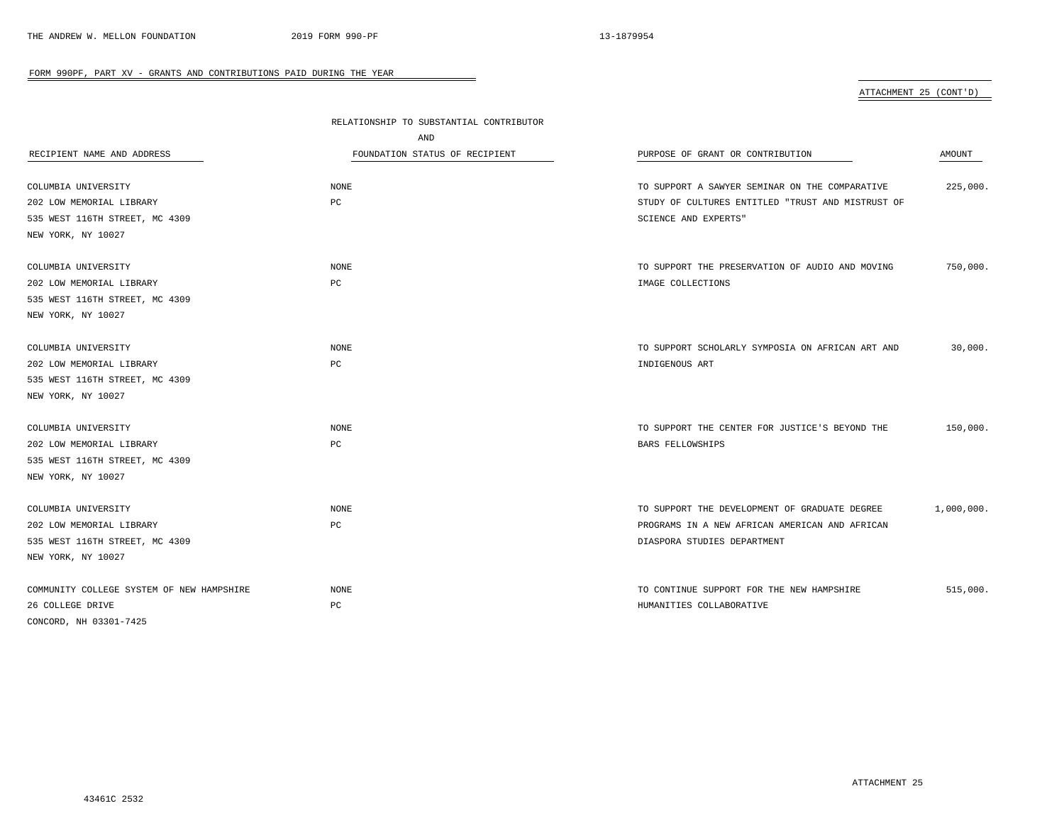FORM 990PF, PART XV - GRANTS AND CONTRIBUTIONS PAID DURING THE YEAR

ATTACHMENT 25 (CONT'D)

| RECIPIENT NAME AND ADDRESS | RELATIONSHIP TO SUBSTANTIAL CONTRIBUTOR AND FOUNDATION STATUS OF RECIPIENT | PURPOSE OF GRANT OR CONTRIBUTION | AMOUNT |
|---|---|---|---|
| COLUMBIA UNIVERSITY<br>202 LOW MEMORIAL LIBRARY<br>535 WEST 116TH STREET, MC 4309<br>NEW YORK, NY 10027 | NONE<br>PC | TO SUPPORT A SAWYER SEMINAR ON THE COMPARATIVE STUDY OF CULTURES ENTITLED "TRUST AND MISTRUST OF SCIENCE AND EXPERTS" | 225,000. |
| COLUMBIA UNIVERSITY<br>202 LOW MEMORIAL LIBRARY<br>535 WEST 116TH STREET, MC 4309<br>NEW YORK, NY 10027 | NONE<br>PC | TO SUPPORT THE PRESERVATION OF AUDIO AND MOVING IMAGE COLLECTIONS | 750,000. |
| COLUMBIA UNIVERSITY<br>202 LOW MEMORIAL LIBRARY<br>535 WEST 116TH STREET, MC 4309<br>NEW YORK, NY 10027 | NONE<br>PC | TO SUPPORT SCHOLARLY SYMPOSIA ON AFRICAN ART AND INDIGENOUS ART | 30,000. |
| COLUMBIA UNIVERSITY<br>202 LOW MEMORIAL LIBRARY<br>535 WEST 116TH STREET, MC 4309<br>NEW YORK, NY 10027 | NONE<br>PC | TO SUPPORT THE CENTER FOR JUSTICE'S BEYOND THE BARS FELLOWSHIPS | 150,000. |
| COLUMBIA UNIVERSITY<br>202 LOW MEMORIAL LIBRARY<br>535 WEST 116TH STREET, MC 4309<br>NEW YORK, NY 10027 | NONE<br>PC | TO SUPPORT THE DEVELOPMENT OF GRADUATE DEGREE PROGRAMS IN A NEW AFRICAN AMERICAN AND AFRICAN DIASPORA STUDIES DEPARTMENT | 1,000,000. |
| COMMUNITY COLLEGE SYSTEM OF NEW HAMPSHIRE<br>26 COLLEGE DRIVE<br>CONCORD, NH 03301-7425 | NONE<br>PC | TO CONTINUE SUPPORT FOR THE NEW HAMPSHIRE HUMANITIES COLLABORATIVE | 515,000. |

ATTACHMENT 25

43461C 2532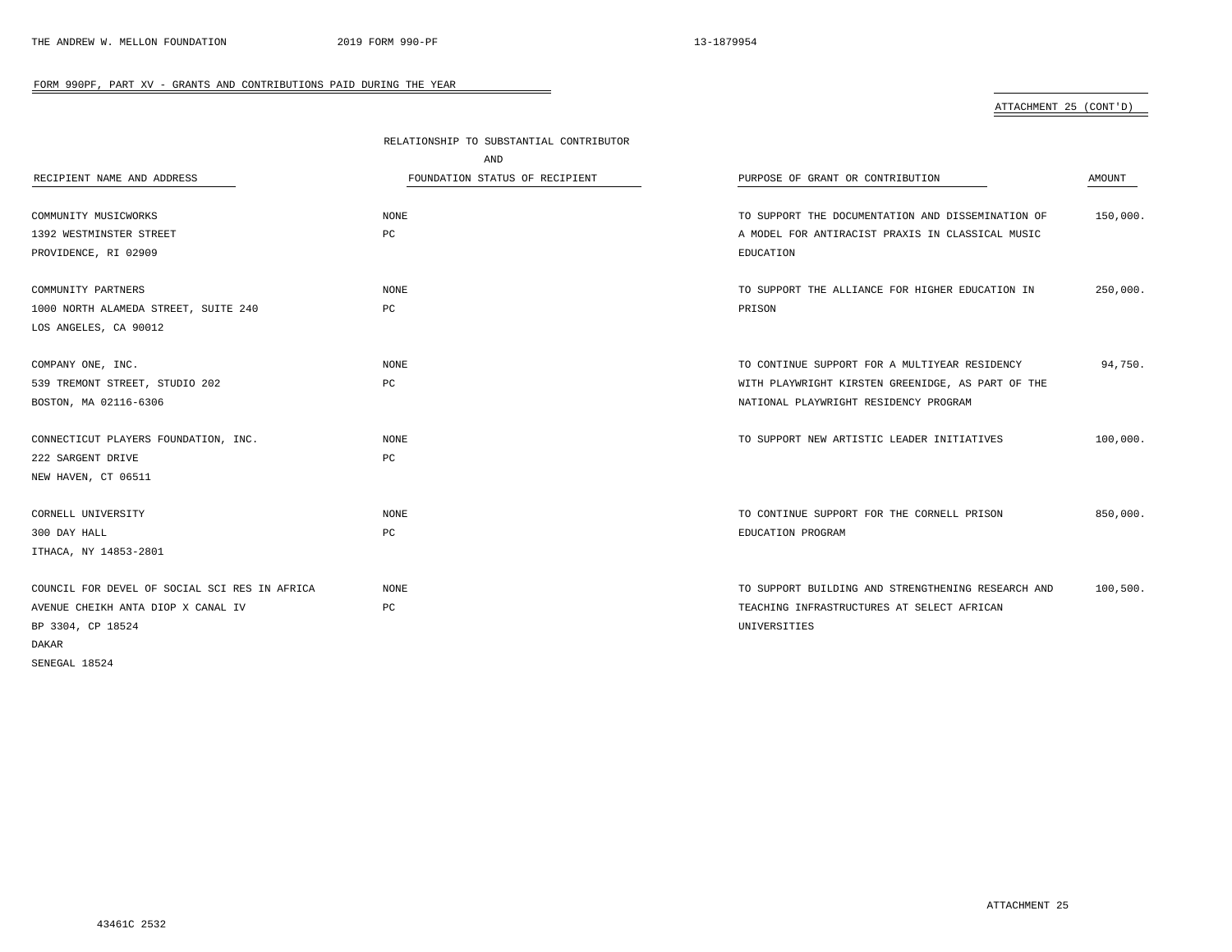FORM 990PF, PART XV - GRANTS AND CONTRIBUTIONS PAID DURING THE YEAR

ATTACHMENT 25 (CONT'D)

| RECIPIENT NAME AND ADDRESS | RELATIONSHIP TO SUBSTANTIAL CONTRIBUTOR AND FOUNDATION STATUS OF RECIPIENT | PURPOSE OF GRANT OR CONTRIBUTION | AMOUNT |
|---|---|---|---|
| COMMUNITY MUSICWORKS<br>1392 WESTMINSTER STREET<br>PROVIDENCE, RI 02909 | NONE<br>PC | TO SUPPORT THE DOCUMENTATION AND DISSEMINATION OF A MODEL FOR ANTIRACIST PRAXIS IN CLASSICAL MUSIC EDUCATION | 150,000. |
| COMMUNITY PARTNERS<br>1000 NORTH ALAMEDA STREET, SUITE 240<br>LOS ANGELES, CA 90012 | NONE<br>PC | TO SUPPORT THE ALLIANCE FOR HIGHER EDUCATION IN PRISON | 250,000. |
| COMPANY ONE, INC.<br>539 TREMONT STREET, STUDIO 202<br>BOSTON, MA 02116-6306 | NONE<br>PC | TO CONTINUE SUPPORT FOR A MULTIYEAR RESIDENCY WITH PLAYWRIGHT KIRSTEN GREENIDGE, AS PART OF THE NATIONAL PLAYWRIGHT RESIDENCY PROGRAM | 94,750. |
| CONNECTICUT PLAYERS FOUNDATION, INC.<br>222 SARGENT DRIVE<br>NEW HAVEN, CT 06511 | NONE<br>PC | TO SUPPORT NEW ARTISTIC LEADER INITIATIVES | 100,000. |
| CORNELL UNIVERSITY<br>300 DAY HALL<br>ITHACA, NY 14853-2801 | NONE<br>PC | TO CONTINUE SUPPORT FOR THE CORNELL PRISON EDUCATION PROGRAM | 850,000. |
| COUNCIL FOR DEVEL OF SOCIAL SCI RES IN AFRICA<br>AVENUE CHEIKH ANTA DIOP X CANAL IV<br>BP 3304, CP 18524<br>DAKAR<br>SENEGAL 18524 | NONE<br>PC | TO SUPPORT BUILDING AND STRENGTHENING RESEARCH AND TEACHING INFRASTRUCTURES AT SELECT AFRICAN UNIVERSITIES | 100,500. |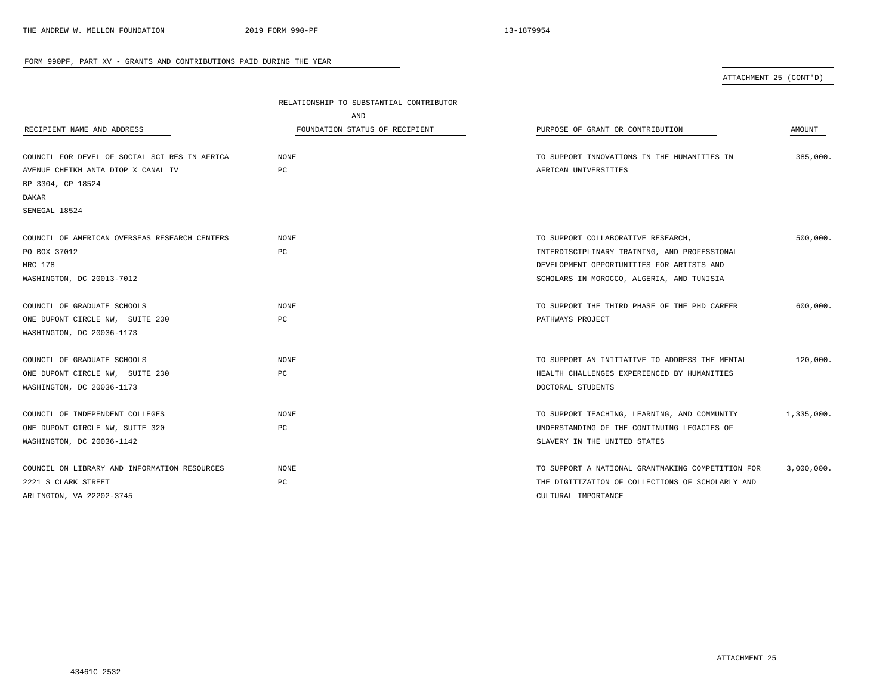FORM 990PF, PART XV - GRANTS AND CONTRIBUTIONS PAID DURING THE YEAR

ATTACHMENT 25 (CONT'D)

| RECIPIENT NAME AND ADDRESS | RELATIONSHIP TO SUBSTANTIAL CONTRIBUTOR AND FOUNDATION STATUS OF RECIPIENT | PURPOSE OF GRANT OR CONTRIBUTION | AMOUNT |
|---|---|---|---|
| COUNCIL FOR DEVEL OF SOCIAL SCI RES IN AFRICA<br>AVENUE CHEIKH ANTA DIOP X CANAL IV<br>BP 3304, CP 18524<br>DAKAR<br>SENEGAL 18524 | NONE<br>PC | TO SUPPORT INNOVATIONS IN THE HUMANITIES IN AFRICAN UNIVERSITIES | 385,000. |
| COUNCIL OF AMERICAN OVERSEAS RESEARCH CENTERS<br>PO BOX 37012<br>MRC 178<br>WASHINGTON, DC 20013-7012 | NONE<br>PC | TO SUPPORT COLLABORATIVE RESEARCH, INTERDISCIPLINARY TRAINING, AND PROFESSIONAL DEVELOPMENT OPPORTUNITIES FOR ARTISTS AND SCHOLARS IN MOROCCO, ALGERIA, AND TUNISIA | 500,000. |
| COUNCIL OF GRADUATE SCHOOLS<br>ONE DUPONT CIRCLE NW, SUITE 230<br>WASHINGTON, DC 20036-1173 | NONE<br>PC | TO SUPPORT THE THIRD PHASE OF THE PHD CAREER PATHWAYS PROJECT | 600,000. |
| COUNCIL OF GRADUATE SCHOOLS<br>ONE DUPONT CIRCLE NW, SUITE 230<br>WASHINGTON, DC 20036-1173 | NONE<br>PC | TO SUPPORT AN INITIATIVE TO ADDRESS THE MENTAL HEALTH CHALLENGES EXPERIENCED BY HUMANITIES DOCTORAL STUDENTS | 120,000. |
| COUNCIL OF INDEPENDENT COLLEGES<br>ONE DUPONT CIRCLE NW, SUITE 320<br>WASHINGTON, DC 20036-1142 | NONE<br>PC | TO SUPPORT TEACHING, LEARNING, AND COMMUNITY UNDERSTANDING OF THE CONTINUING LEGACIES OF SLAVERY IN THE UNITED STATES | 1,335,000. |
| COUNCIL ON LIBRARY AND INFORMATION RESOURCES<br>2221 S CLARK STREET<br>ARLINGTON, VA 22202-3745 | NONE<br>PC | TO SUPPORT A NATIONAL GRANTMAKING COMPETITION FOR THE DIGITIZATION OF COLLECTIONS OF SCHOLARLY AND CULTURAL IMPORTANCE | 3,000,000. |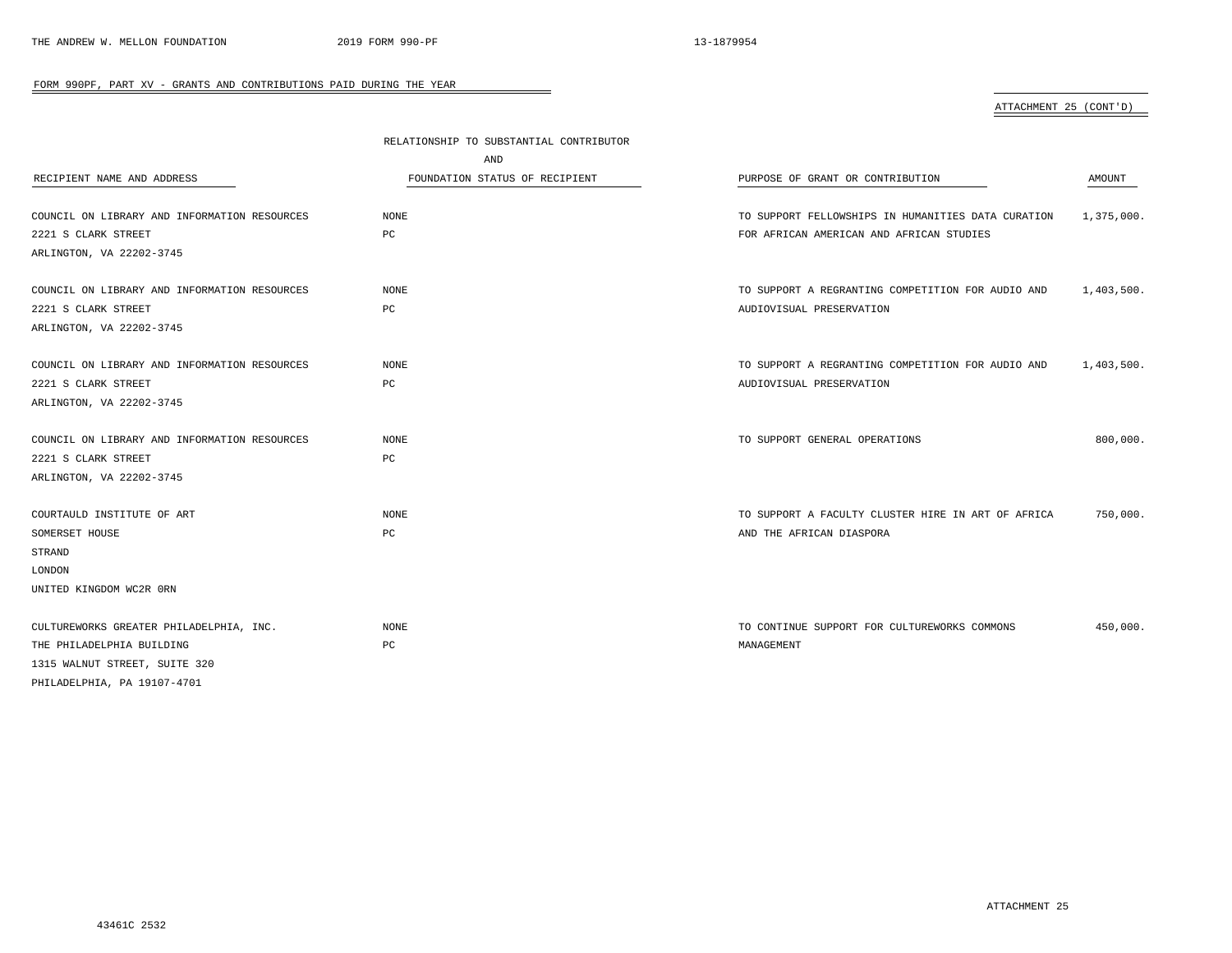FORM 990PF, PART XV - GRANTS AND CONTRIBUTIONS PAID DURING THE YEAR

ATTACHMENT 25 (CONT'D)

| RECIPIENT NAME AND ADDRESS | RELATIONSHIP TO SUBSTANTIAL CONTRIBUTOR AND FOUNDATION STATUS OF RECIPIENT | PURPOSE OF GRANT OR CONTRIBUTION | AMOUNT |
|---|---|---|---|
| COUNCIL ON LIBRARY AND INFORMATION RESOURCES<br>2221 S CLARK STREET<br>ARLINGTON, VA 22202-3745 | NONE<br>PC | TO SUPPORT FELLOWSHIPS IN HUMANITIES DATA CURATION FOR AFRICAN AMERICAN AND AFRICAN STUDIES | 1,375,000. |
| COUNCIL ON LIBRARY AND INFORMATION RESOURCES<br>2221 S CLARK STREET<br>ARLINGTON, VA 22202-3745 | NONE<br>PC | TO SUPPORT A REGRANTING COMPETITION FOR AUDIO AND AUDIOVISUAL PRESERVATION | 1,403,500. |
| COUNCIL ON LIBRARY AND INFORMATION RESOURCES<br>2221 S CLARK STREET<br>ARLINGTON, VA 22202-3745 | NONE<br>PC | TO SUPPORT A REGRANTING COMPETITION FOR AUDIO AND AUDIOVISUAL PRESERVATION | 1,403,500. |
| COUNCIL ON LIBRARY AND INFORMATION RESOURCES<br>2221 S CLARK STREET<br>ARLINGTON, VA 22202-3745 | NONE<br>PC | TO SUPPORT GENERAL OPERATIONS | 800,000. |
| COURTAULD INSTITUTE OF ART<br>SOMERSET HOUSE<br>STRAND<br>LONDON<br>UNITED KINGDOM WC2R 0RN | NONE<br>PC | TO SUPPORT A FACULTY CLUSTER HIRE IN ART OF AFRICA AND THE AFRICAN DIASPORA | 750,000. |
| CULTUREWORKS GREATER PHILADELPHIA, INC.<br>THE PHILADELPHIA BUILDING<br>1315 WALNUT STREET, SUITE 320<br>PHILADELPHIA, PA 19107-4701 | NONE<br>PC | TO CONTINUE SUPPORT FOR CULTUREWORKS COMMONS MANAGEMENT | 450,000. |

ATTACHMENT 25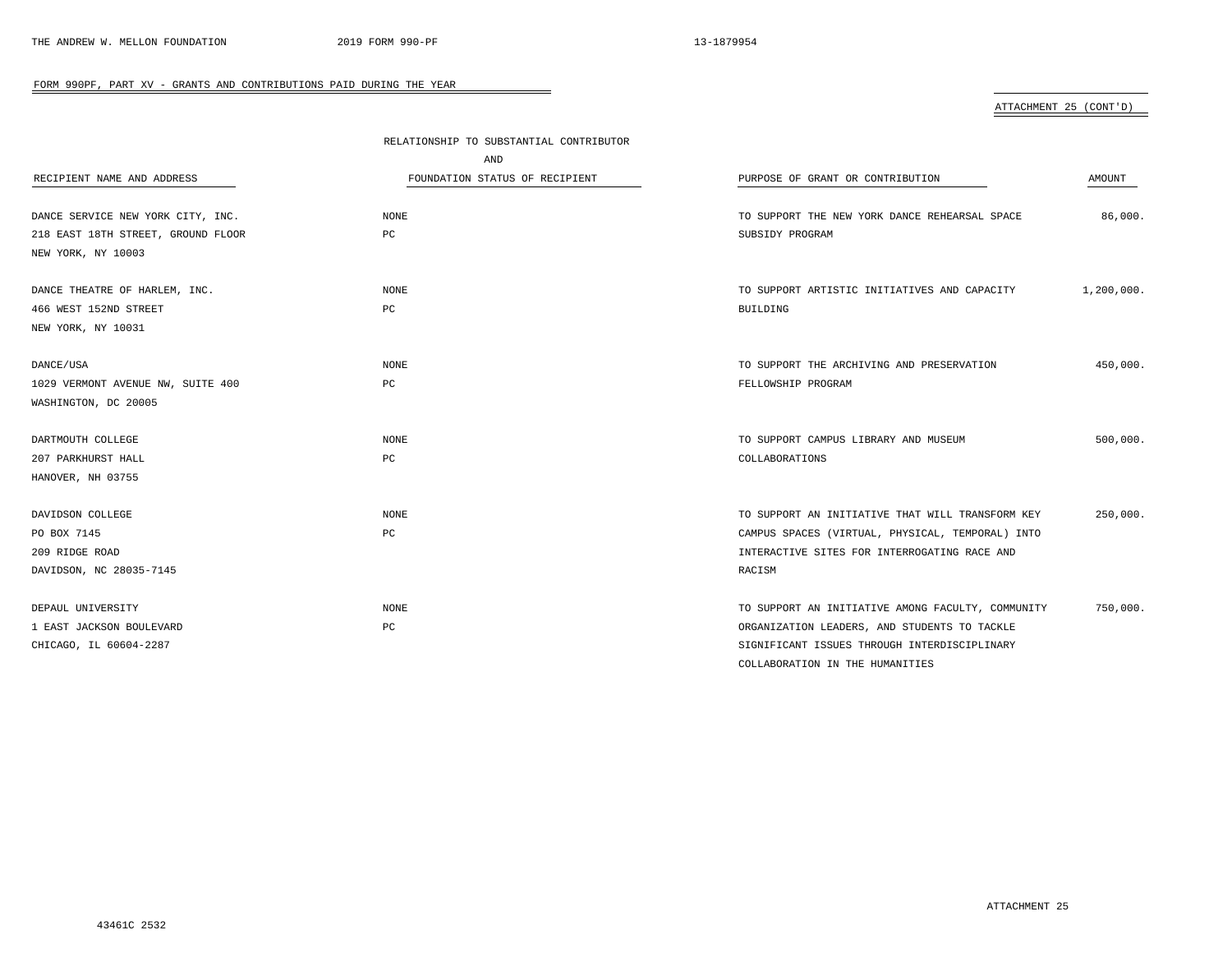FORM 990PF, PART XV - GRANTS AND CONTRIBUTIONS PAID DURING THE YEAR

ATTACHMENT 25 (CONT'D)

| RECIPIENT NAME AND ADDRESS | RELATIONSHIP TO SUBSTANTIAL CONTRIBUTOR AND FOUNDATION STATUS OF RECIPIENT | PURPOSE OF GRANT OR CONTRIBUTION | AMOUNT |
|---|---|---|---|
| DANCE SERVICE NEW YORK CITY, INC.<br>218 EAST 18TH STREET, GROUND FLOOR<br>NEW YORK, NY 10003 | NONE<br>PC | TO SUPPORT THE NEW YORK DANCE REHEARSAL SPACE SUBSIDY PROGRAM | 86,000. |
| DANCE THEATRE OF HARLEM, INC.<br>466 WEST 152ND STREET<br>NEW YORK, NY 10031 | NONE<br>PC | TO SUPPORT ARTISTIC INITIATIVES AND CAPACITY BUILDING | 1,200,000. |
| DANCE/USA<br>1029 VERMONT AVENUE NW, SUITE 400<br>WASHINGTON, DC 20005 | NONE<br>PC | TO SUPPORT THE ARCHIVING AND PRESERVATION FELLOWSHIP PROGRAM | 450,000. |
| DARTMOUTH COLLEGE<br>207 PARKHURST HALL<br>HANOVER, NH 03755 | NONE<br>PC | TO SUPPORT CAMPUS LIBRARY AND MUSEUM COLLABORATIONS | 500,000. |
| DAVIDSON COLLEGE<br>PO BOX 7145<br>209 RIDGE ROAD<br>DAVIDSON, NC 28035-7145 | NONE<br>PC | TO SUPPORT AN INITIATIVE THAT WILL TRANSFORM KEY CAMPUS SPACES (VIRTUAL, PHYSICAL, TEMPORAL) INTO INTERACTIVE SITES FOR INTERROGATING RACE AND RACISM | 250,000. |
| DEPAUL UNIVERSITY<br>1 EAST JACKSON BOULEVARD<br>CHICAGO, IL 60604-2287 | NONE<br>PC | TO SUPPORT AN INITIATIVE AMONG FACULTY, COMMUNITY ORGANIZATION LEADERS, AND STUDENTS TO TACKLE SIGNIFICANT ISSUES THROUGH INTERDISCIPLINARY COLLABORATION IN THE HUMANITIES | 750,000. |

ATTACHMENT 25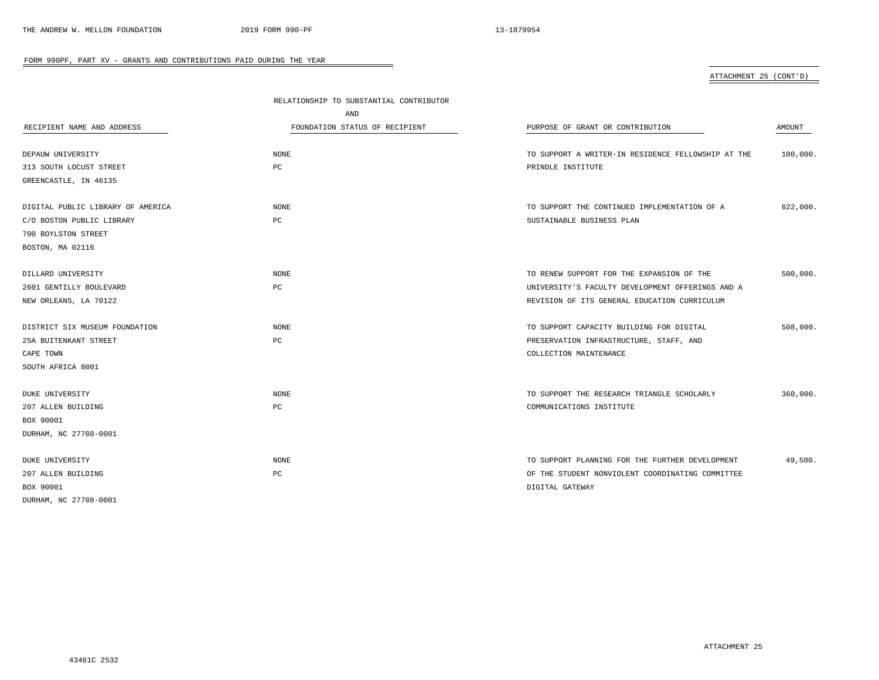FORM 990PF, PART XV - GRANTS AND CONTRIBUTIONS PAID DURING THE YEAR

ATTACHMENT 25 (CONT'D)

| RECIPIENT NAME AND ADDRESS | RELATIONSHIP TO SUBSTANTIAL CONTRIBUTOR AND FOUNDATION STATUS OF RECIPIENT | PURPOSE OF GRANT OR CONTRIBUTION | AMOUNT |
|---|---|---|---|
| DEPAUW UNIVERSITY<br>313 SOUTH LOCUST STREET<br>GREENCASTLE, IN 46135 | NONE<br>PC | TO SUPPORT A WRITER-IN RESIDENCE FELLOWSHIP AT THE PRINDLE INSTITUTE | 100,000. |
| DIGITAL PUBLIC LIBRARY OF AMERICA<br>C/O BOSTON PUBLIC LIBRARY<br>700 BOYLSTON STREET<br>BOSTON, MA 02116 | NONE<br>PC | TO SUPPORT THE CONTINUED IMPLEMENTATION OF A SUSTAINABLE BUSINESS PLAN | 622,000. |
| DILLARD UNIVERSITY<br>2601 GENTILLY BOULEVARD<br>NEW ORLEANS, LA 70122 | NONE<br>PC | TO RENEW SUPPORT FOR THE EXPANSION OF THE UNIVERSITY'S FACULTY DEVELOPMENT OFFERINGS AND A REVISION OF ITS GENERAL EDUCATION CURRICULUM | 500,000. |
| DISTRICT SIX MUSEUM FOUNDATION<br>25A BUITENKANT STREET<br>CAPE TOWN<br>SOUTH AFRICA 8001 | NONE<br>PC | TO SUPPORT CAPACITY BUILDING FOR DIGITAL PRESERVATION INFRASTRUCTURE, STAFF, AND COLLECTION MAINTENANCE | 508,000. |
| DUKE UNIVERSITY<br>207 ALLEN BUILDING<br>BOX 90001<br>DURHAM, NC 27708-0001 | NONE<br>PC | TO SUPPORT THE RESEARCH TRIANGLE SCHOLARLY COMMUNICATIONS INSTITUTE | 360,000. |
| DUKE UNIVERSITY<br>207 ALLEN BUILDING<br>BOX 90001<br>DURHAM, NC 27708-0001 | NONE<br>PC | TO SUPPORT PLANNING FOR THE FURTHER DEVELOPMENT OF THE STUDENT NONVIOLENT COORDINATING COMMITTEE DIGITAL GATEWAY | 49,500. |

ATTACHMENT 25

43461C 2532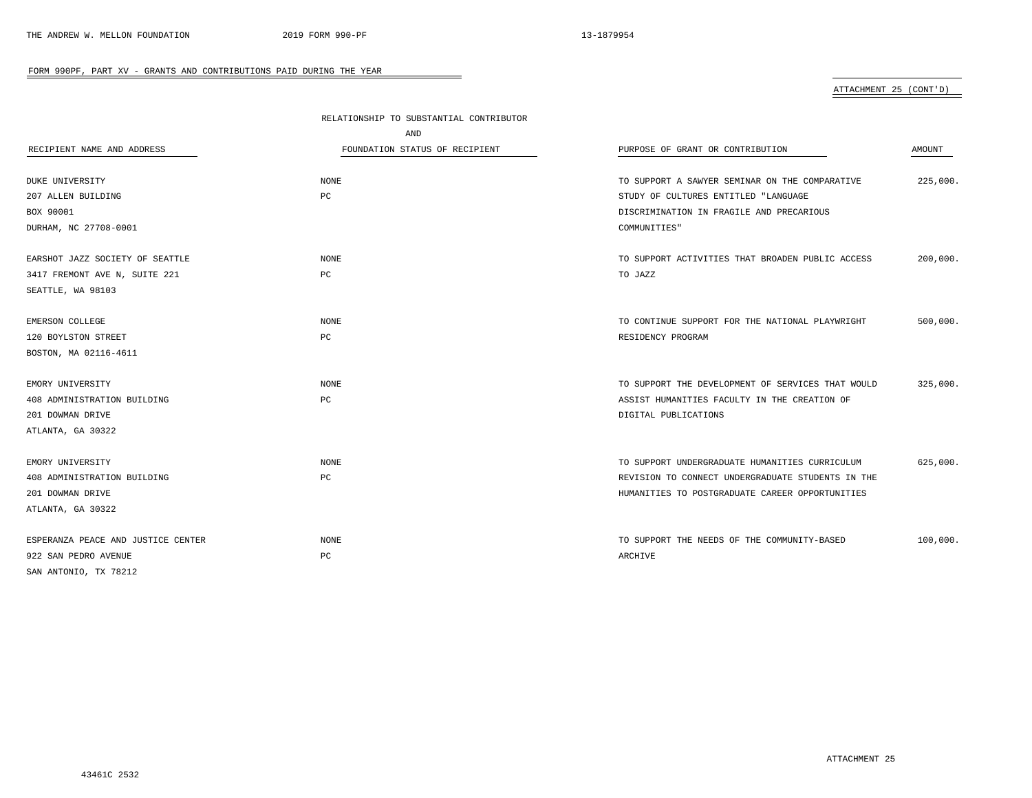FORM 990PF, PART XV - GRANTS AND CONTRIBUTIONS PAID DURING THE YEAR

ATTACHMENT 25 (CONT'D)

| RECIPIENT NAME AND ADDRESS | RELATIONSHIP TO SUBSTANTIAL CONTRIBUTOR AND FOUNDATION STATUS OF RECIPIENT | PURPOSE OF GRANT OR CONTRIBUTION | AMOUNT |
|---|---|---|---|
| DUKE UNIVERSITY<br>207 ALLEN BUILDING<br>BOX 90001<br>DURHAM, NC 27708-0001 | NONE<br>PC | TO SUPPORT A SAWYER SEMINAR ON THE COMPARATIVE STUDY OF CULTURES ENTITLED "LANGUAGE DISCRIMINATION IN FRAGILE AND PRECARIOUS COMMUNITIES" | 225,000. |
| EARSHOT JAZZ SOCIETY OF SEATTLE<br>3417 FREMONT AVE N, SUITE 221<br>SEATTLE, WA 98103 | NONE<br>PC | TO SUPPORT ACTIVITIES THAT BROADEN PUBLIC ACCESS TO JAZZ | 200,000. |
| EMERSON COLLEGE<br>120 BOYLSTON STREET<br>BOSTON, MA 02116-4611 | NONE<br>PC | TO CONTINUE SUPPORT FOR THE NATIONAL PLAYWRIGHT RESIDENCY PROGRAM | 500,000. |
| EMORY UNIVERSITY<br>408 ADMINISTRATION BUILDING<br>201 DOWMAN DRIVE<br>ATLANTA, GA 30322 | NONE<br>PC | TO SUPPORT THE DEVELOPMENT OF SERVICES THAT WOULD ASSIST HUMANITIES FACULTY IN THE CREATION OF DIGITAL PUBLICATIONS | 325,000. |
| EMORY UNIVERSITY<br>408 ADMINISTRATION BUILDING<br>201 DOWMAN DRIVE<br>ATLANTA, GA 30322 | NONE<br>PC | TO SUPPORT UNDERGRADUATE HUMANITIES CURRICULUM REVISION TO CONNECT UNDERGRADUATE STUDENTS IN THE HUMANITIES TO POSTGRADUATE CAREER OPPORTUNITIES | 625,000. |
| ESPERANZA PEACE AND JUSTICE CENTER<br>922 SAN PEDRO AVENUE<br>SAN ANTONIO, TX 78212 | NONE<br>PC | TO SUPPORT THE NEEDS OF THE COMMUNITY-BASED ARCHIVE | 100,000. |

ATTACHMENT 25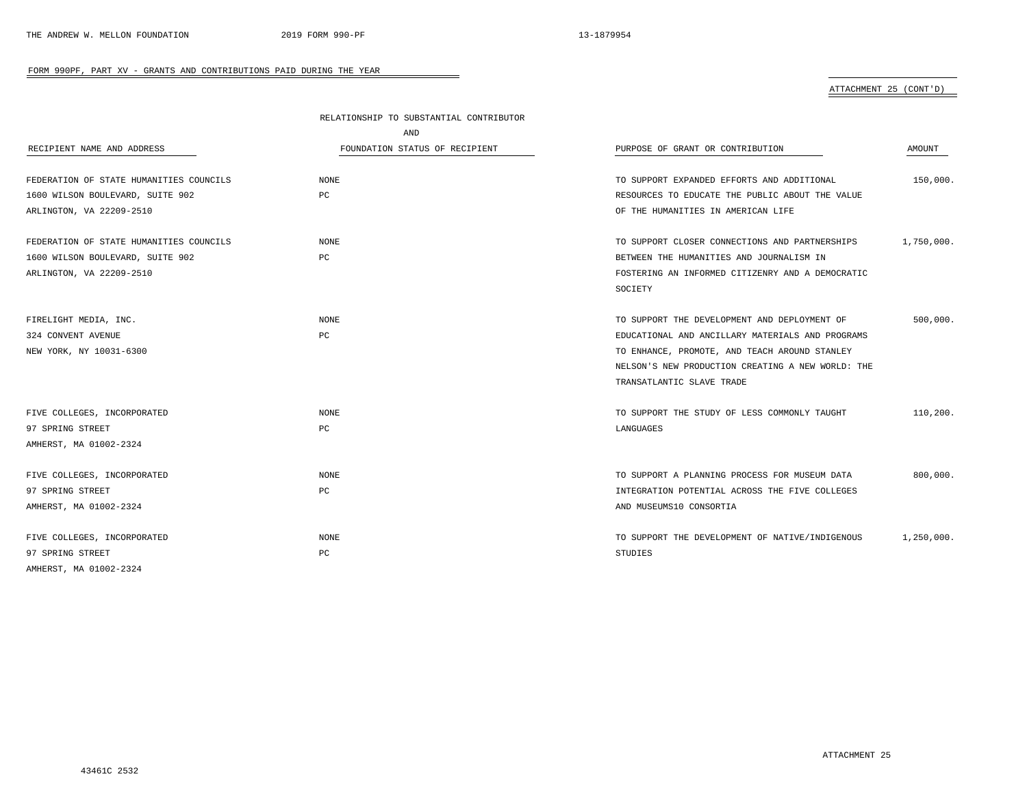FORM 990PF, PART XV - GRANTS AND CONTRIBUTIONS PAID DURING THE YEAR

ATTACHMENT 25 (CONT'D)

| RECIPIENT NAME AND ADDRESS | RELATIONSHIP TO SUBSTANTIAL CONTRIBUTOR AND FOUNDATION STATUS OF RECIPIENT | PURPOSE OF GRANT OR CONTRIBUTION | AMOUNT |
|---|---|---|---|
| FEDERATION OF STATE HUMANITIES COUNCILS<br>1600 WILSON BOULEVARD, SUITE 902<br>ARLINGTON, VA 22209-2510 | NONE<br>PC | TO SUPPORT EXPANDED EFFORTS AND ADDITIONAL RESOURCES TO EDUCATE THE PUBLIC ABOUT THE VALUE OF THE HUMANITIES IN AMERICAN LIFE | 150,000. |
| FEDERATION OF STATE HUMANITIES COUNCILS<br>1600 WILSON BOULEVARD, SUITE 902<br>ARLINGTON, VA 22209-2510 | NONE<br>PC | TO SUPPORT CLOSER CONNECTIONS AND PARTNERSHIPS BETWEEN THE HUMANITIES AND JOURNALISM IN FOSTERING AN INFORMED CITIZENRY AND A DEMOCRATIC SOCIETY | 1,750,000. |
| FIRELIGHT MEDIA, INC.<br>324 CONVENT AVENUE<br>NEW YORK, NY 10031-6300 | NONE<br>PC | TO SUPPORT THE DEVELOPMENT AND DEPLOYMENT OF EDUCATIONAL AND ANCILLARY MATERIALS AND PROGRAMS TO ENHANCE, PROMOTE, AND TEACH AROUND STANLEY NELSON'S NEW PRODUCTION CREATING A NEW WORLD: THE TRANSATLANTIC SLAVE TRADE | 500,000. |
| FIVE COLLEGES, INCORPORATED<br>97 SPRING STREET<br>AMHERST, MA 01002-2324 | NONE<br>PC | TO SUPPORT THE STUDY OF LESS COMMONLY TAUGHT LANGUAGES | 110,200. |
| FIVE COLLEGES, INCORPORATED<br>97 SPRING STREET<br>AMHERST, MA 01002-2324 | NONE<br>PC | TO SUPPORT A PLANNING PROCESS FOR MUSEUM DATA INTEGRATION POTENTIAL ACROSS THE FIVE COLLEGES AND MUSEUMS10 CONSORTIA | 800,000. |
| FIVE COLLEGES, INCORPORATED<br>97 SPRING STREET<br>AMHERST, MA 01002-2324 | NONE<br>PC | TO SUPPORT THE DEVELOPMENT OF NATIVE/INDIGENOUS STUDIES | 1,250,000. |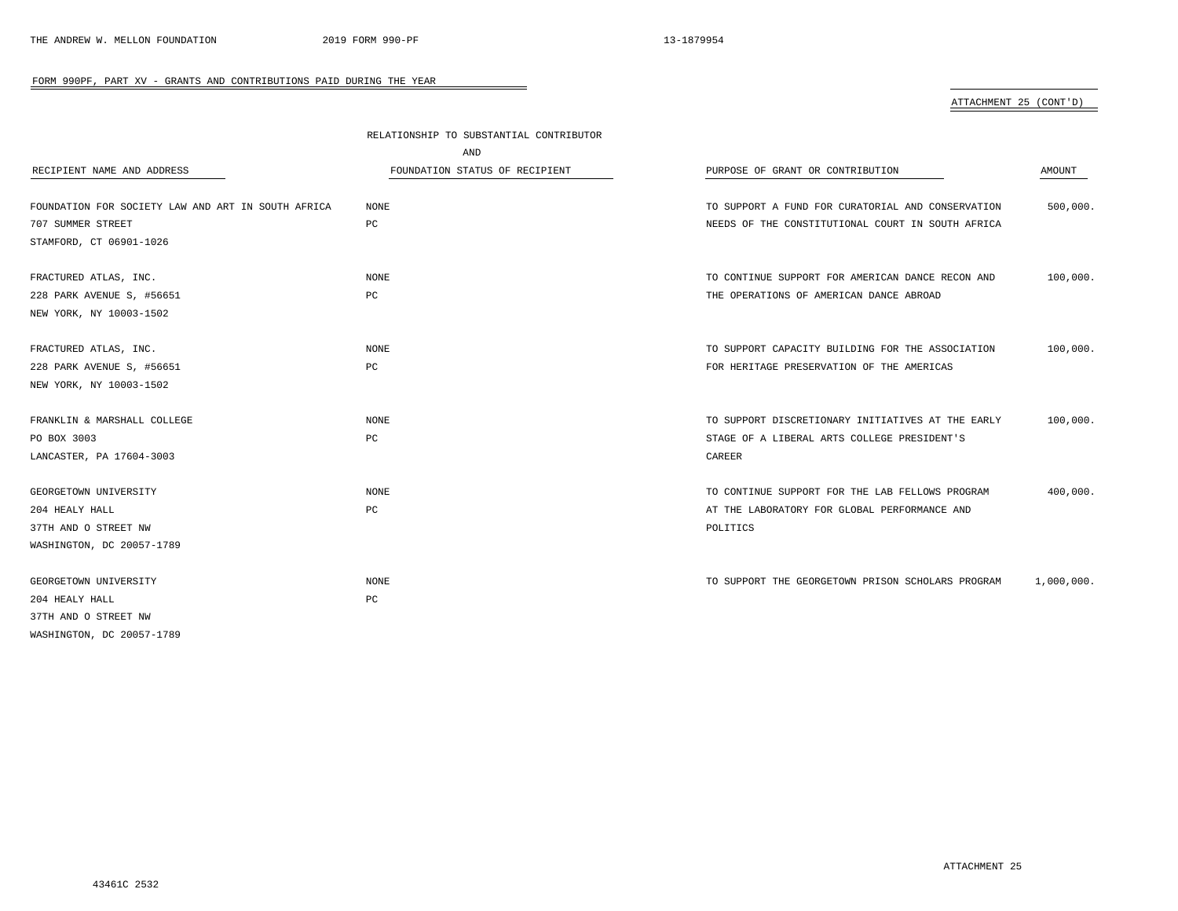FORM 990PF, PART XV - GRANTS AND CONTRIBUTIONS PAID DURING THE YEAR

ATTACHMENT 25 (CONT'D)

| RECIPIENT NAME AND ADDRESS | RELATIONSHIP TO SUBSTANTIAL CONTRIBUTOR AND FOUNDATION STATUS OF RECIPIENT | PURPOSE OF GRANT OR CONTRIBUTION | AMOUNT |
|---|---|---|---|
| FOUNDATION FOR SOCIETY LAW AND ART IN SOUTH AFRICA<br>707 SUMMER STREET<br>STAMFORD, CT 06901-1026 | NONE<br>PC | TO SUPPORT A FUND FOR CURATORIAL AND CONSERVATION NEEDS OF THE CONSTITUTIONAL COURT IN SOUTH AFRICA | 500,000. |
| FRACTURED ATLAS, INC.<br>228 PARK AVENUE S, #56651<br>NEW YORK, NY 10003-1502 | NONE<br>PC | TO CONTINUE SUPPORT FOR AMERICAN DANCE RECON AND THE OPERATIONS OF AMERICAN DANCE ABROAD | 100,000. |
| FRACTURED ATLAS, INC.<br>228 PARK AVENUE S, #56651<br>NEW YORK, NY 10003-1502 | NONE<br>PC | TO SUPPORT CAPACITY BUILDING FOR THE ASSOCIATION FOR HERITAGE PRESERVATION OF THE AMERICAS | 100,000. |
| FRANKLIN & MARSHALL COLLEGE<br>PO BOX 3003<br>LANCASTER, PA 17604-3003 | NONE<br>PC | TO SUPPORT DISCRETIONARY INITIATIVES AT THE EARLY STAGE OF A LIBERAL ARTS COLLEGE PRESIDENT'S CAREER | 100,000. |
| GEORGETOWN UNIVERSITY<br>204 HEALY HALL<br>37TH AND O STREET NW<br>WASHINGTON, DC 20057-1789 | NONE<br>PC | TO CONTINUE SUPPORT FOR THE LAB FELLOWS PROGRAM AT THE LABORATORY FOR GLOBAL PERFORMANCE AND POLITICS | 400,000. |
| GEORGETOWN UNIVERSITY<br>204 HEALY HALL<br>37TH AND O STREET NW<br>WASHINGTON, DC 20057-1789 | NONE<br>PC | TO SUPPORT THE GEORGETOWN PRISON SCHOLARS PROGRAM | 1,000,000. |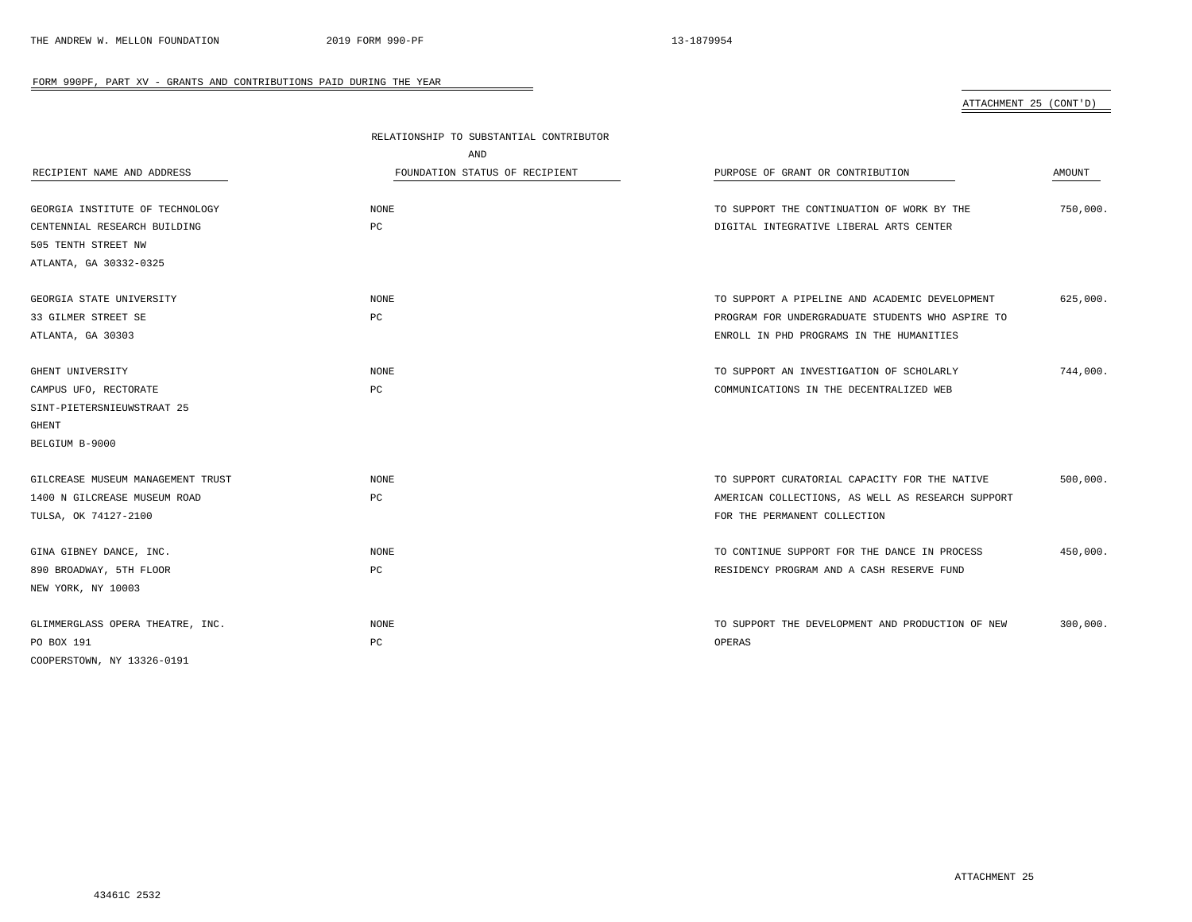FORM 990PF, PART XV - GRANTS AND CONTRIBUTIONS PAID DURING THE YEAR

ATTACHMENT 25 (CONT'D)

| RECIPIENT NAME AND ADDRESS | RELATIONSHIP TO SUBSTANTIAL CONTRIBUTOR AND FOUNDATION STATUS OF RECIPIENT | PURPOSE OF GRANT OR CONTRIBUTION | AMOUNT |
|---|---|---|---|
| GEORGIA INSTITUTE OF TECHNOLOGY<br>CENTENNIAL RESEARCH BUILDING<br>505 TENTH STREET NW<br>ATLANTA, GA 30332-0325 | NONE<br>PC | TO SUPPORT THE CONTINUATION OF WORK BY THE DIGITAL INTEGRATIVE LIBERAL ARTS CENTER | 750,000. |
| GEORGIA STATE UNIVERSITY<br>33 GILMER STREET SE<br>ATLANTA, GA 30303 | NONE<br>PC | TO SUPPORT A PIPELINE AND ACADEMIC DEVELOPMENT PROGRAM FOR UNDERGRADUATE STUDENTS WHO ASPIRE TO ENROLL IN PHD PROGRAMS IN THE HUMANITIES | 625,000. |
| GHENT UNIVERSITY<br>CAMPUS UFO, RECTORATE<br>SINT-PIETERSNIEUWSTRAAT 25<br>GHENT<br>BELGIUM B-9000 | NONE<br>PC | TO SUPPORT AN INVESTIGATION OF SCHOLARLY COMMUNICATIONS IN THE DECENTRALIZED WEB | 744,000. |
| GILCREASE MUSEUM MANAGEMENT TRUST<br>1400 N GILCREASE MUSEUM ROAD<br>TULSA, OK 74127-2100 | NONE<br>PC | TO SUPPORT CURATORIAL CAPACITY FOR THE NATIVE AMERICAN COLLECTIONS, AS WELL AS RESEARCH SUPPORT FOR THE PERMANENT COLLECTION | 500,000. |
| GINA GIBNEY DANCE, INC.<br>890 BROADWAY, 5TH FLOOR<br>NEW YORK, NY 10003 | NONE<br>PC | TO CONTINUE SUPPORT FOR THE DANCE IN PROCESS RESIDENCY PROGRAM AND A CASH RESERVE FUND | 450,000. |
| GLIMMERGLASS OPERA THEATRE, INC.<br>PO BOX 191<br>COOPERSTOWN, NY 13326-0191 | NONE<br>PC | TO SUPPORT THE DEVELOPMENT AND PRODUCTION OF NEW OPERAS | 300,000. |

ATTACHMENT 25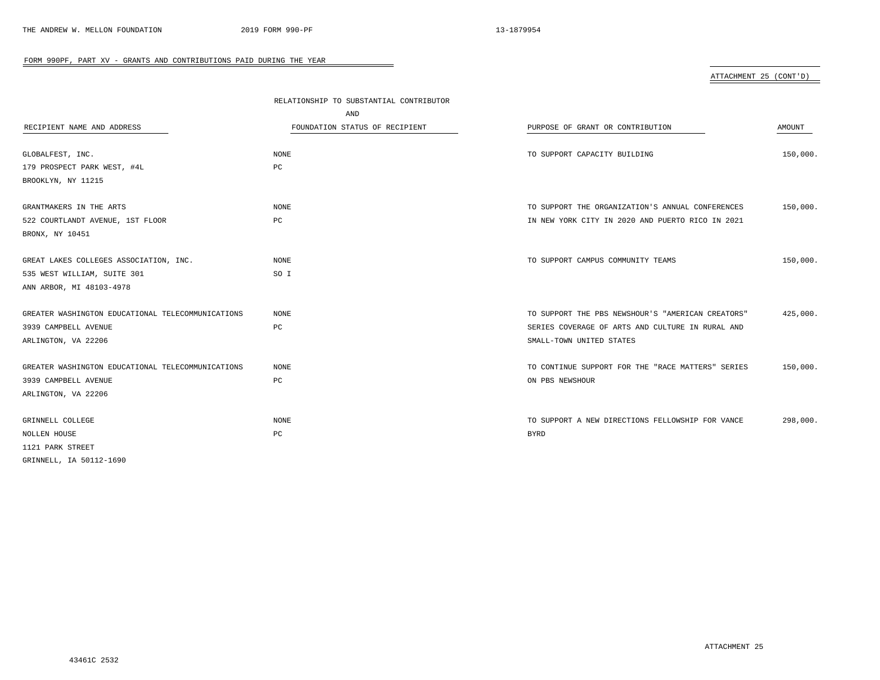FORM 990PF, PART XV - GRANTS AND CONTRIBUTIONS PAID DURING THE YEAR

ATTACHMENT 25 (CONT'D)

| RECIPIENT NAME AND ADDRESS | RELATIONSHIP TO SUBSTANTIAL CONTRIBUTOR AND FOUNDATION STATUS OF RECIPIENT | PURPOSE OF GRANT OR CONTRIBUTION | AMOUNT |
|---|---|---|---|
| GLOBALFEST, INC.<br>179 PROSPECT PARK WEST, #4L<br>BROOKLYN, NY 11215 | NONE<br>PC | TO SUPPORT CAPACITY BUILDING | 150,000. |
| GRANTMAKERS IN THE ARTS<br>522 COURTLANDT AVENUE, 1ST FLOOR<br>BRONX, NY 10451 | NONE<br>PC | TO SUPPORT THE ORGANIZATION'S ANNUAL CONFERENCES IN NEW YORK CITY IN 2020 AND PUERTO RICO IN 2021 | 150,000. |
| GREAT LAKES COLLEGES ASSOCIATION, INC.<br>535 WEST WILLIAM, SUITE 301<br>ANN ARBOR, MI 48103-4978 | NONE<br>SO I | TO SUPPORT CAMPUS COMMUNITY TEAMS | 150,000. |
| GREATER WASHINGTON EDUCATIONAL TELECOMMUNICATIONS<br>3939 CAMPBELL AVENUE<br>ARLINGTON, VA 22206 | NONE<br>PC | TO SUPPORT THE PBS NEWSHOUR'S "AMERICAN CREATORS" SERIES COVERAGE OF ARTS AND CULTURE IN RURAL AND SMALL-TOWN UNITED STATES | 425,000. |
| GREATER WASHINGTON EDUCATIONAL TELECOMMUNICATIONS<br>3939 CAMPBELL AVENUE<br>ARLINGTON, VA 22206 | NONE<br>PC | TO CONTINUE SUPPORT FOR THE "RACE MATTERS" SERIES ON PBS NEWSHOUR | 150,000. |
| GRINNELL COLLEGE<br>NOLLEN HOUSE<br>1121 PARK STREET<br>GRINNELL, IA 50112-1690 | NONE<br>PC | TO SUPPORT A NEW DIRECTIONS FELLOWSHIP FOR VANCE BYRD | 298,000. |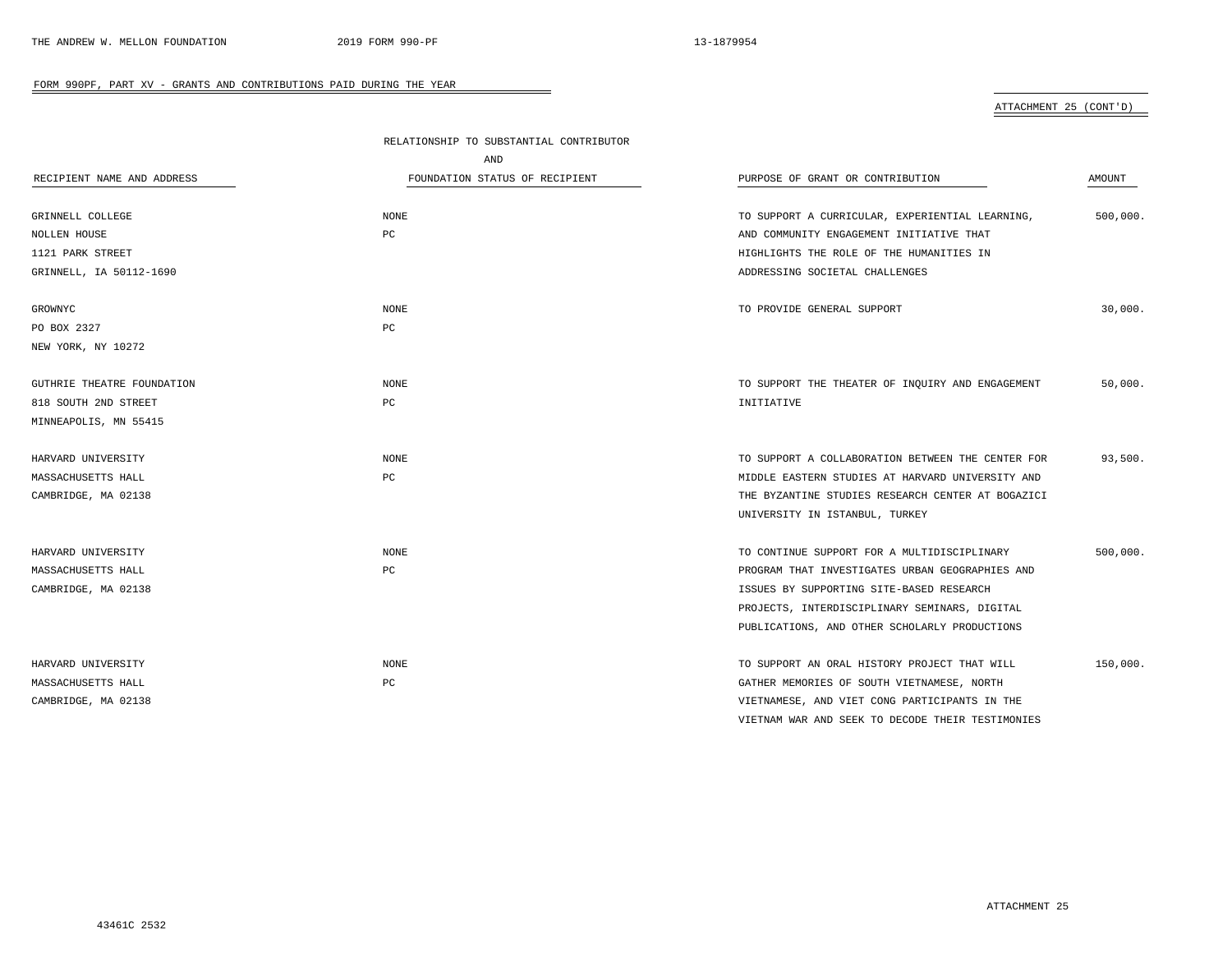## FORM 990PF, PART XV - GRANTS AND CONTRIBUTIONS PAID DURING THE YEAR

ATTACHMENT 25 (CONT'D)

| RECIPIENT NAME AND ADDRESS | RELATIONSHIP TO SUBSTANTIAL CONTRIBUTOR AND FOUNDATION STATUS OF RECIPIENT | PURPOSE OF GRANT OR CONTRIBUTION | AMOUNT |
|---|---|---|---|
| GRINNELL COLLEGE<br>NOLLEN HOUSE<br>1121 PARK STREET<br>GRINNELL, IA 50112-1690 | NONE<br>PC | TO SUPPORT A CURRICULAR, EXPERIENTIAL LEARNING, AND COMMUNITY ENGAGEMENT INITIATIVE THAT HIGHLIGHTS THE ROLE OF THE HUMANITIES IN ADDRESSING SOCIETAL CHALLENGES | 500,000. |
| GROWNYC<br>PO BOX 2327<br>NEW YORK, NY 10272 | NONE<br>PC | TO PROVIDE GENERAL SUPPORT | 30,000. |
| GUTHRIE THEATRE FOUNDATION<br>818 SOUTH 2ND STREET<br>MINNEAPOLIS, MN 55415 | NONE<br>PC | TO SUPPORT THE THEATER OF INQUIRY AND ENGAGEMENT INITIATIVE | 50,000. |
| HARVARD UNIVERSITY<br>MASSACHUSETTS HALL<br>CAMBRIDGE, MA 02138 | NONE<br>PC | TO SUPPORT A COLLABORATION BETWEEN THE CENTER FOR MIDDLE EASTERN STUDIES AT HARVARD UNIVERSITY AND THE BYZANTINE STUDIES RESEARCH CENTER AT BOGAZICI UNIVERSITY IN ISTANBUL, TURKEY | 93,500. |
| HARVARD UNIVERSITY<br>MASSACHUSETTS HALL<br>CAMBRIDGE, MA 02138 | NONE<br>PC | TO CONTINUE SUPPORT FOR A MULTIDISCIPLINARY PROGRAM THAT INVESTIGATES URBAN GEOGRAPHIES AND ISSUES BY SUPPORTING SITE-BASED RESEARCH PROJECTS, INTERDISCIPLINARY SEMINARS, DIGITAL PUBLICATIONS, AND OTHER SCHOLARLY PRODUCTIONS | 500,000. |
| HARVARD UNIVERSITY<br>MASSACHUSETTS HALL<br>CAMBRIDGE, MA 02138 | NONE<br>PC | TO SUPPORT AN ORAL HISTORY PROJECT THAT WILL GATHER MEMORIES OF SOUTH VIETNAMESE, NORTH VIETNAMESE, AND VIET CONG PARTICIPANTS IN THE VIETNAM WAR AND SEEK TO DECODE THEIR TESTIMONIES | 150,000. |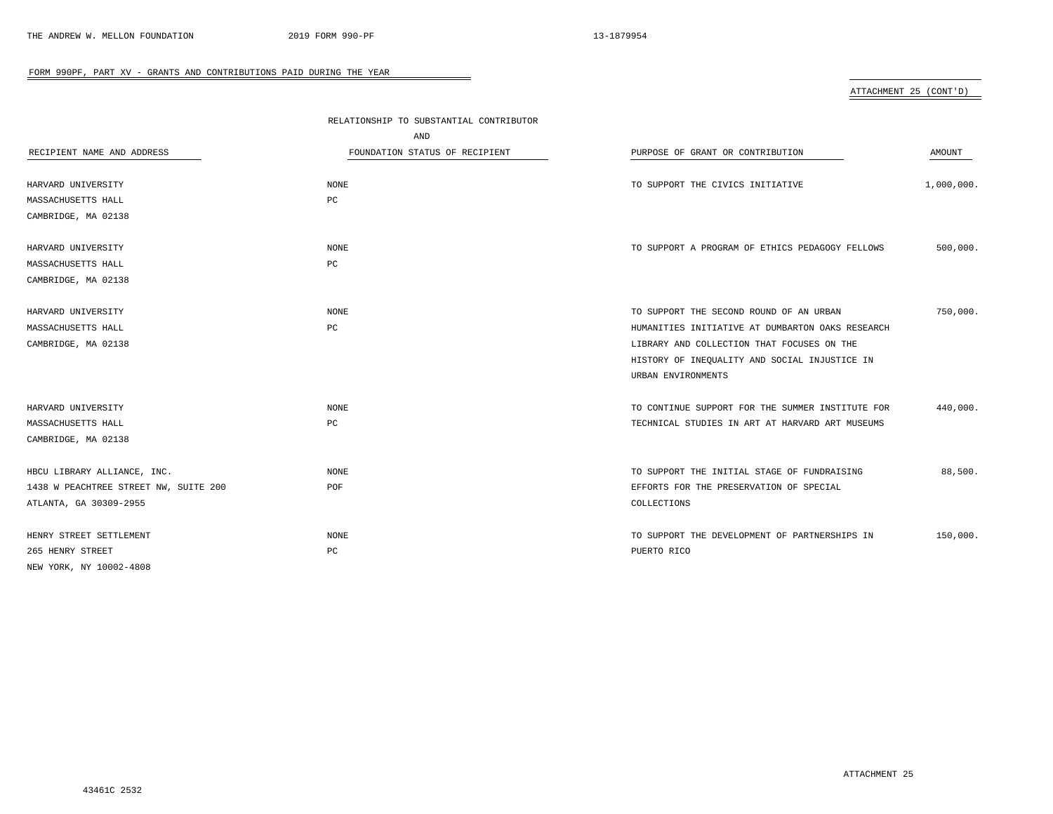FORM 990PF, PART XV - GRANTS AND CONTRIBUTIONS PAID DURING THE YEAR

ATTACHMENT 25 (CONT'D)

| RECIPIENT NAME AND ADDRESS | RELATIONSHIP TO SUBSTANTIAL CONTRIBUTOR AND FOUNDATION STATUS OF RECIPIENT | PURPOSE OF GRANT OR CONTRIBUTION | AMOUNT |
|---|---|---|---|
| HARVARD UNIVERSITY<br>MASSACHUSETTS HALL<br>CAMBRIDGE, MA 02138 | NONE<br>PC | TO SUPPORT THE CIVICS INITIATIVE | 1,000,000. |
| HARVARD UNIVERSITY<br>MASSACHUSETTS HALL<br>CAMBRIDGE, MA 02138 | NONE<br>PC | TO SUPPORT A PROGRAM OF ETHICS PEDAGOGY FELLOWS | 500,000. |
| HARVARD UNIVERSITY<br>MASSACHUSETTS HALL<br>CAMBRIDGE, MA 02138 | NONE<br>PC | TO SUPPORT THE SECOND ROUND OF AN URBAN HUMANITIES INITIATIVE AT DUMBARTON OAKS RESEARCH LIBRARY AND COLLECTION THAT FOCUSES ON THE HISTORY OF INEQUALITY AND SOCIAL INJUSTICE IN URBAN ENVIRONMENTS | 750,000. |
| HARVARD UNIVERSITY<br>MASSACHUSETTS HALL<br>CAMBRIDGE, MA 02138 | NONE<br>PC | TO CONTINUE SUPPORT FOR THE SUMMER INSTITUTE FOR TECHNICAL STUDIES IN ART AT HARVARD ART MUSEUMS | 440,000. |
| HBCU LIBRARY ALLIANCE, INC.<br>1438 W PEACHTREE STREET NW, SUITE 200<br>ATLANTA, GA 30309-2955 | NONE<br>POF | TO SUPPORT THE INITIAL STAGE OF FUNDRAISING EFFORTS FOR THE PRESERVATION OF SPECIAL COLLECTIONS | 88,500. |
| HENRY STREET SETTLEMENT<br>265 HENRY STREET<br>NEW YORK, NY 10002-4808 | NONE<br>PC | TO SUPPORT THE DEVELOPMENT OF PARTNERSHIPS IN PUERTO RICO | 150,000. |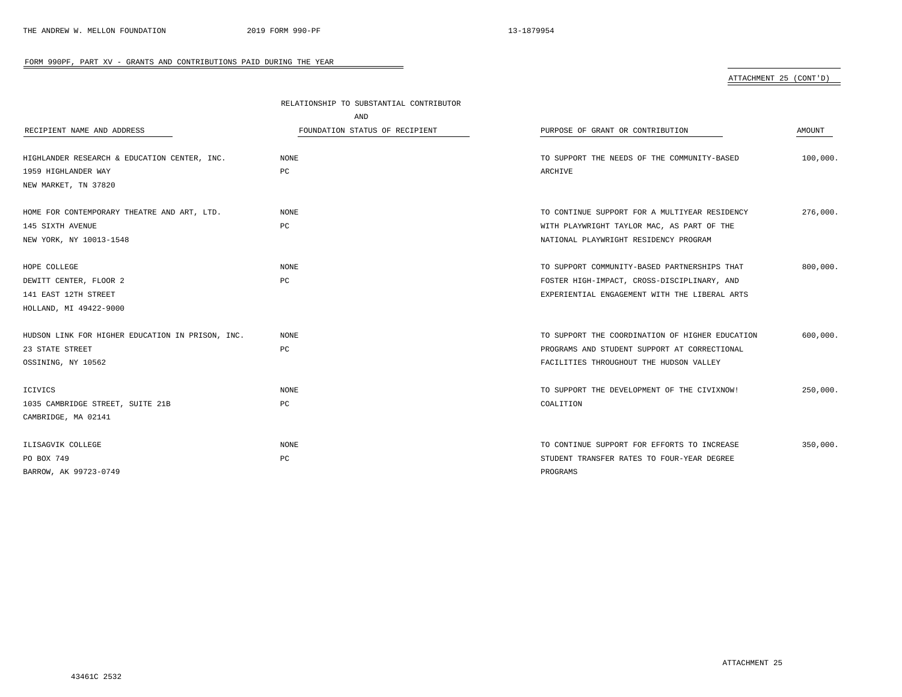FORM 990PF, PART XV - GRANTS AND CONTRIBUTIONS PAID DURING THE YEAR

ATTACHMENT 25 (CONT'D)

| RECIPIENT NAME AND ADDRESS | RELATIONSHIP TO SUBSTANTIAL CONTRIBUTOR AND FOUNDATION STATUS OF RECIPIENT | PURPOSE OF GRANT OR CONTRIBUTION | AMOUNT |
|---|---|---|---|
| HIGHLANDER RESEARCH & EDUCATION CENTER, INC.<br>1959 HIGHLANDER WAY<br>NEW MARKET, TN 37820 | NONE<br>PC | TO SUPPORT THE NEEDS OF THE COMMUNITY-BASED ARCHIVE | 100,000. |
| HOME FOR CONTEMPORARY THEATRE AND ART, LTD.<br>145 SIXTH AVENUE<br>NEW YORK, NY 10013-1548 | NONE<br>PC | TO CONTINUE SUPPORT FOR A MULTIYEAR RESIDENCY WITH PLAYWRIGHT TAYLOR MAC, AS PART OF THE NATIONAL PLAYWRIGHT RESIDENCY PROGRAM | 276,000. |
| HOPE COLLEGE<br>DEWITT CENTER, FLOOR 2<br>141 EAST 12TH STREET<br>HOLLAND, MI 49422-9000 | NONE<br>PC | TO SUPPORT COMMUNITY-BASED PARTNERSHIPS THAT FOSTER HIGH-IMPACT, CROSS-DISCIPLINARY, AND EXPERIENTIAL ENGAGEMENT WITH THE LIBERAL ARTS | 800,000. |
| HUDSON LINK FOR HIGHER EDUCATION IN PRISON, INC.<br>23 STATE STREET<br>OSSINING, NY 10562 | NONE<br>PC | TO SUPPORT THE COORDINATION OF HIGHER EDUCATION PROGRAMS AND STUDENT SUPPORT AT CORRECTIONAL FACILITIES THROUGHOUT THE HUDSON VALLEY | 600,000. |
| ICIVICS<br>1035 CAMBRIDGE STREET, SUITE 21B<br>CAMBRIDGE, MA 02141 | NONE<br>PC | TO SUPPORT THE DEVELOPMENT OF THE CIVIXNOW! COALITION | 250,000. |
| ILISAGVIK COLLEGE<br>PO BOX 749<br>BARROW, AK 99723-0749 | NONE<br>PC | TO CONTINUE SUPPORT FOR EFFORTS TO INCREASE STUDENT TRANSFER RATES TO FOUR-YEAR DEGREE PROGRAMS | 350,000. |

ATTACHMENT 25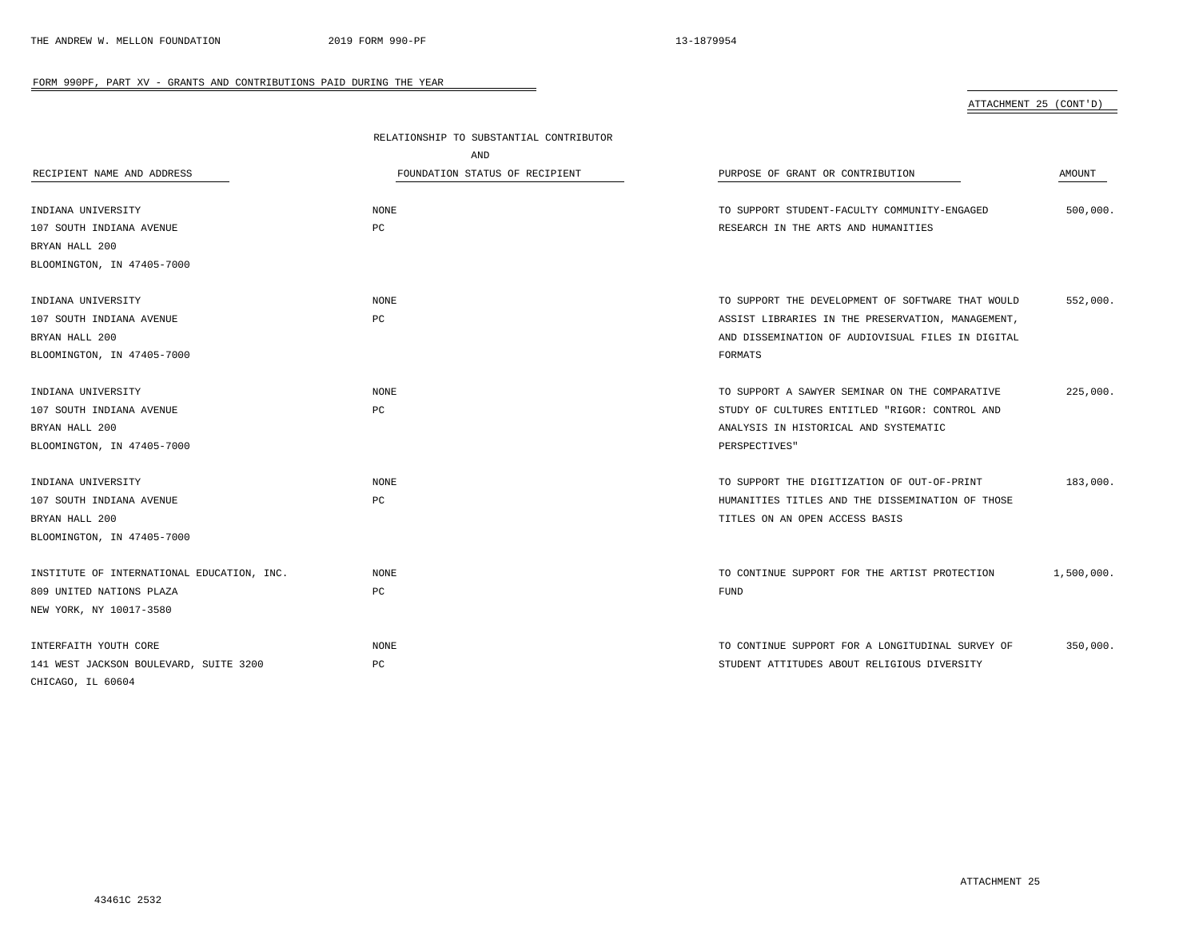FORM 990PF, PART XV - GRANTS AND CONTRIBUTIONS PAID DURING THE YEAR

ATTACHMENT 25 (CONT'D)

| RECIPIENT NAME AND ADDRESS | RELATIONSHIP TO SUBSTANTIAL CONTRIBUTOR AND FOUNDATION STATUS OF RECIPIENT | PURPOSE OF GRANT OR CONTRIBUTION | AMOUNT |
|---|---|---|---|
| INDIANA UNIVERSITY<br>107 SOUTH INDIANA AVENUE<br>BRYAN HALL 200<br>BLOOMINGTON, IN 47405-7000 | NONE<br>PC | TO SUPPORT STUDENT-FACULTY COMMUNITY-ENGAGED RESEARCH IN THE ARTS AND HUMANITIES | 500,000. |
| INDIANA UNIVERSITY<br>107 SOUTH INDIANA AVENUE<br>BRYAN HALL 200<br>BLOOMINGTON, IN 47405-7000 | NONE<br>PC | TO SUPPORT THE DEVELOPMENT OF SOFTWARE THAT WOULD ASSIST LIBRARIES IN THE PRESERVATION, MANAGEMENT, AND DISSEMINATION OF AUDIOVISUAL FILES IN DIGITAL FORMATS | 552,000. |
| INDIANA UNIVERSITY<br>107 SOUTH INDIANA AVENUE<br>BRYAN HALL 200<br>BLOOMINGTON, IN 47405-7000 | NONE<br>PC | TO SUPPORT A SAWYER SEMINAR ON THE COMPARATIVE STUDY OF CULTURES ENTITLED "RIGOR: CONTROL AND ANALYSIS IN HISTORICAL AND SYSTEMATIC PERSPECTIVES" | 225,000. |
| INDIANA UNIVERSITY<br>107 SOUTH INDIANA AVENUE<br>BRYAN HALL 200<br>BLOOMINGTON, IN 47405-7000 | NONE<br>PC | TO SUPPORT THE DIGITIZATION OF OUT-OF-PRINT HUMANITIES TITLES AND THE DISSEMINATION OF THOSE TITLES ON AN OPEN ACCESS BASIS | 183,000. |
| INSTITUTE OF INTERNATIONAL EDUCATION, INC.<br>809 UNITED NATIONS PLAZA<br>NEW YORK, NY 10017-3580 | NONE<br>PC | TO CONTINUE SUPPORT FOR THE ARTIST PROTECTION FUND | 1,500,000. |
| INTERFAITH YOUTH CORE<br>141 WEST JACKSON BOULEVARD, SUITE 3200<br>CHICAGO, IL 60604 | NONE<br>PC | TO CONTINUE SUPPORT FOR A LONGITUDINAL SURVEY OF STUDENT ATTITUDES ABOUT RELIGIOUS DIVERSITY | 350,000. |

ATTACHMENT 25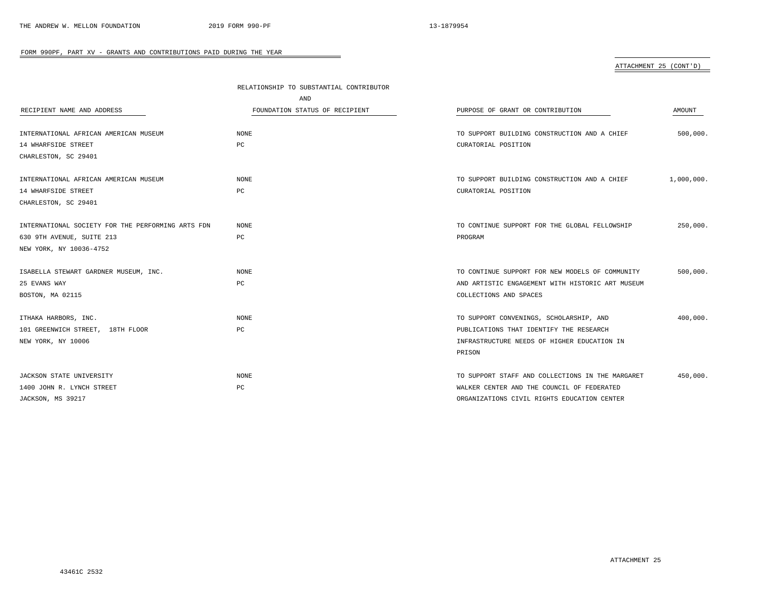FORM 990PF, PART XV - GRANTS AND CONTRIBUTIONS PAID DURING THE YEAR

ATTACHMENT 25 (CONT'D)

| RECIPIENT NAME AND ADDRESS | RELATIONSHIP TO SUBSTANTIAL CONTRIBUTOR AND FOUNDATION STATUS OF RECIPIENT | PURPOSE OF GRANT OR CONTRIBUTION | AMOUNT |
|---|---|---|---|
| INTERNATIONAL AFRICAN AMERICAN MUSEUM<br>14 WHARFSIDE STREET<br>CHARLESTON, SC 29401 | NONE<br>PC | TO SUPPORT BUILDING CONSTRUCTION AND A CHIEF CURATORIAL POSITION | 500,000. |
| INTERNATIONAL AFRICAN AMERICAN MUSEUM<br>14 WHARFSIDE STREET<br>CHARLESTON, SC 29401 | NONE<br>PC | TO SUPPORT BUILDING CONSTRUCTION AND A CHIEF CURATORIAL POSITION | 1,000,000. |
| INTERNATIONAL SOCIETY FOR THE PERFORMING ARTS FDN<br>630 9TH AVENUE, SUITE 213<br>NEW YORK, NY 10036-4752 | NONE<br>PC | TO CONTINUE SUPPORT FOR THE GLOBAL FELLOWSHIP PROGRAM | 250,000. |
| ISABELLA STEWART GARDNER MUSEUM, INC.<br>25 EVANS WAY<br>BOSTON, MA 02115 | NONE<br>PC | TO CONTINUE SUPPORT FOR NEW MODELS OF COMMUNITY AND ARTISTIC ENGAGEMENT WITH HISTORIC ART MUSEUM COLLECTIONS AND SPACES | 500,000. |
| ITHAKA HARBORS, INC.<br>101 GREENWICH STREET, 18TH FLOOR<br>NEW YORK, NY 10006 | NONE<br>PC | TO SUPPORT CONVENINGS, SCHOLARSHIP, AND PUBLICATIONS THAT IDENTIFY THE RESEARCH INFRASTRUCTURE NEEDS OF HIGHER EDUCATION IN PRISON | 400,000. |
| JACKSON STATE UNIVERSITY<br>1400 JOHN R. LYNCH STREET<br>JACKSON, MS 39217 | NONE<br>PC | TO SUPPORT STAFF AND COLLECTIONS IN THE MARGARET WALKER CENTER AND THE COUNCIL OF FEDERATED ORGANIZATIONS CIVIL RIGHTS EDUCATION CENTER | 450,000. |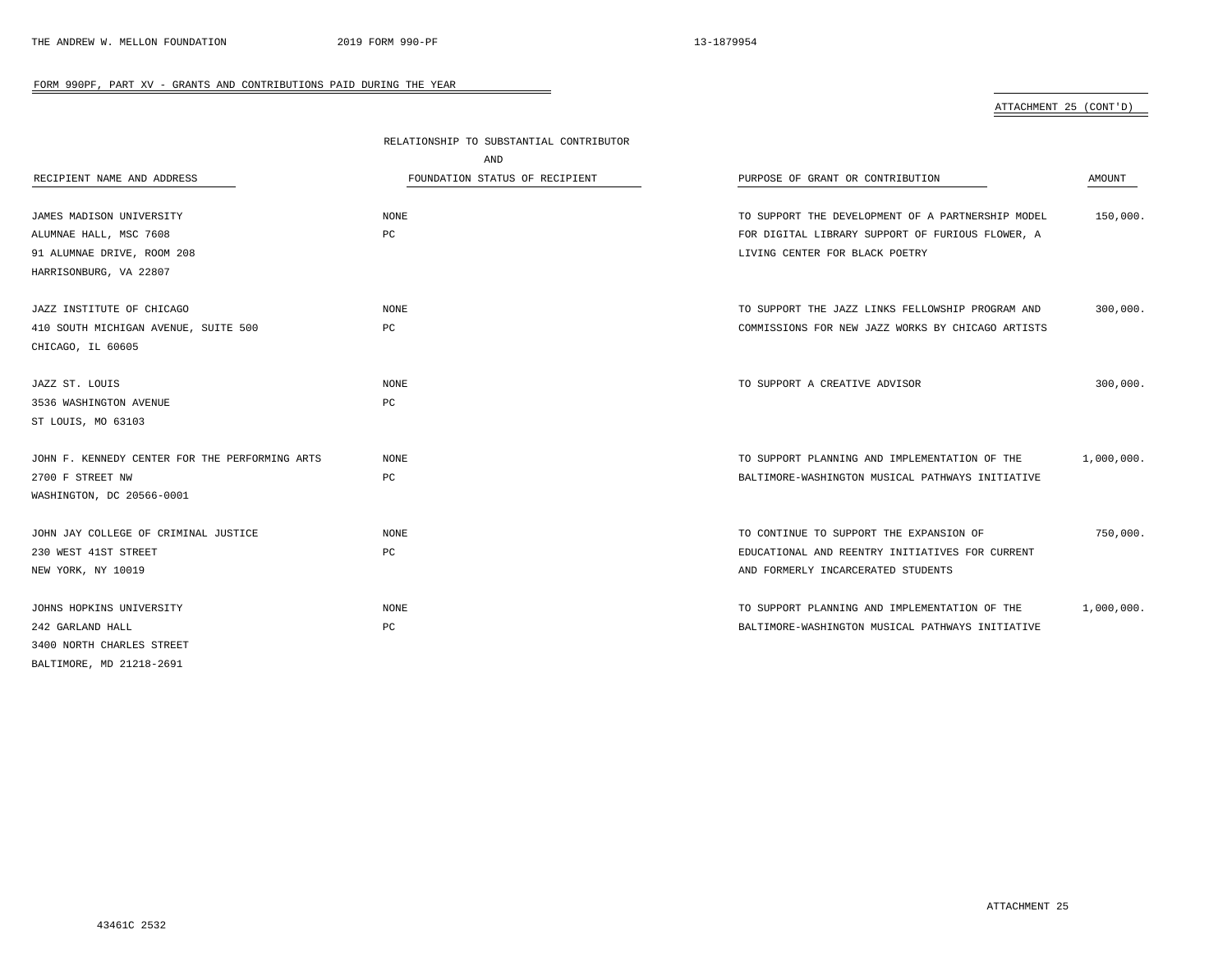FORM 990PF, PART XV - GRANTS AND CONTRIBUTIONS PAID DURING THE YEAR

ATTACHMENT 25 (CONT'D)

| RECIPIENT NAME AND ADDRESS | RELATIONSHIP TO SUBSTANTIAL CONTRIBUTOR AND FOUNDATION STATUS OF RECIPIENT | PURPOSE OF GRANT OR CONTRIBUTION | AMOUNT |
|---|---|---|---|
| JAMES MADISON UNIVERSITY<br>ALUMNAE HALL, MSC 7608<br>91 ALUMNAE DRIVE, ROOM 208<br>HARRISONBURG, VA 22807 | NONE<br>PC | TO SUPPORT THE DEVELOPMENT OF A PARTNERSHIP MODEL FOR DIGITAL LIBRARY SUPPORT OF FURIOUS FLOWER, A LIVING CENTER FOR BLACK POETRY | 150,000. |
| JAZZ INSTITUTE OF CHICAGO<br>410 SOUTH MICHIGAN AVENUE, SUITE 500<br>CHICAGO, IL 60605 | NONE<br>PC | TO SUPPORT THE JAZZ LINKS FELLOWSHIP PROGRAM AND COMMISSIONS FOR NEW JAZZ WORKS BY CHICAGO ARTISTS | 300,000. |
| JAZZ ST. LOUIS<br>3536 WASHINGTON AVENUE<br>ST LOUIS, MO 63103 | NONE<br>PC | TO SUPPORT A CREATIVE ADVISOR | 300,000. |
| JOHN F. KENNEDY CENTER FOR THE PERFORMING ARTS<br>2700 F STREET NW<br>WASHINGTON, DC 20566-0001 | NONE<br>PC | TO SUPPORT PLANNING AND IMPLEMENTATION OF THE BALTIMORE-WASHINGTON MUSICAL PATHWAYS INITIATIVE | 1,000,000. |
| JOHN JAY COLLEGE OF CRIMINAL JUSTICE<br>230 WEST 41ST STREET<br>NEW YORK, NY 10019 | NONE<br>PC | TO CONTINUE TO SUPPORT THE EXPANSION OF EDUCATIONAL AND REENTRY INITIATIVES FOR CURRENT AND FORMERLY INCARCERATED STUDENTS | 750,000. |
| JOHNS HOPKINS UNIVERSITY<br>242 GARLAND HALL<br>3400 NORTH CHARLES STREET<br>BALTIMORE, MD 21218-2691 | NONE<br>PC | TO SUPPORT PLANNING AND IMPLEMENTATION OF THE BALTIMORE-WASHINGTON MUSICAL PATHWAYS INITIATIVE | 1,000,000. |

ATTACHMENT 25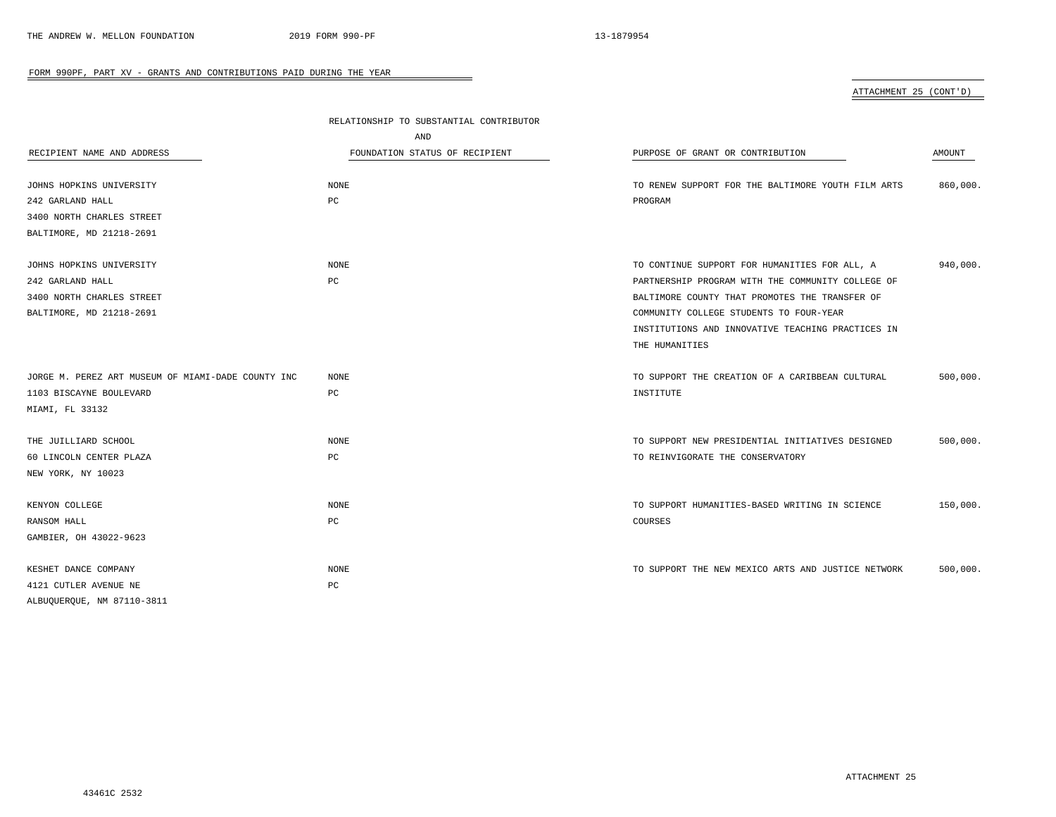FORM 990PF, PART XV - GRANTS AND CONTRIBUTIONS PAID DURING THE YEAR

ATTACHMENT 25 (CONT'D)

| RECIPIENT NAME AND ADDRESS | RELATIONSHIP TO SUBSTANTIAL CONTRIBUTOR AND FOUNDATION STATUS OF RECIPIENT | PURPOSE OF GRANT OR CONTRIBUTION | AMOUNT |
|---|---|---|---|
| JOHNS HOPKINS UNIVERSITY<br>242 GARLAND HALL<br>3400 NORTH CHARLES STREET<br>BALTIMORE, MD 21218-2691 | NONE<br>PC | TO RENEW SUPPORT FOR THE BALTIMORE YOUTH FILM ARTS PROGRAM | 860,000. |
| JOHNS HOPKINS UNIVERSITY<br>242 GARLAND HALL<br>3400 NORTH CHARLES STREET<br>BALTIMORE, MD 21218-2691 | NONE<br>PC | TO CONTINUE SUPPORT FOR HUMANITIES FOR ALL, A PARTNERSHIP PROGRAM WITH THE COMMUNITY COLLEGE OF BALTIMORE COUNTY THAT PROMOTES THE TRANSFER OF COMMUNITY COLLEGE STUDENTS TO FOUR-YEAR INSTITUTIONS AND INNOVATIVE TEACHING PRACTICES IN THE HUMANITIES | 940,000. |
| JORGE M. PEREZ ART MUSEUM OF MIAMI-DADE COUNTY INC<br>1103 BISCAYNE BOULEVARD<br>MIAMI, FL 33132 | NONE<br>PC | TO SUPPORT THE CREATION OF A CARIBBEAN CULTURAL INSTITUTE | 500,000. |
| THE JUILLIARD SCHOOL<br>60 LINCOLN CENTER PLAZA<br>NEW YORK, NY 10023 | NONE<br>PC | TO SUPPORT NEW PRESIDENTIAL INITIATIVES DESIGNED TO REINVIGORATE THE CONSERVATORY | 500,000. |
| KENYON COLLEGE<br>RANSOM HALL<br>GAMBIER, OH 43022-9623 | NONE<br>PC | TO SUPPORT HUMANITIES-BASED WRITING IN SCIENCE COURSES | 150,000. |
| KESHET DANCE COMPANY<br>4121 CUTLER AVENUE NE<br>ALBUQUERQUE, NM 87110-3811 | NONE<br>PC | TO SUPPORT THE NEW MEXICO ARTS AND JUSTICE NETWORK | 500,000. |

ATTACHMENT 25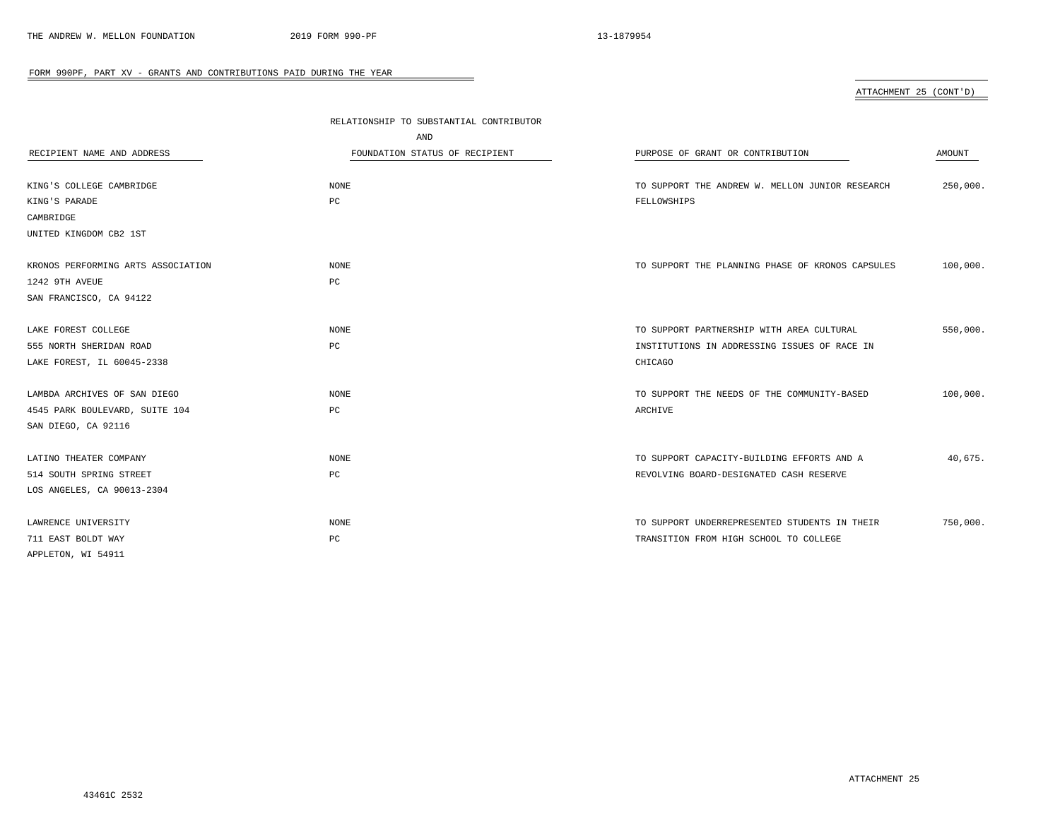FORM 990PF, PART XV - GRANTS AND CONTRIBUTIONS PAID DURING THE YEAR

ATTACHMENT 25 (CONT'D)

| RECIPIENT NAME AND ADDRESS | RELATIONSHIP TO SUBSTANTIAL CONTRIBUTOR AND FOUNDATION STATUS OF RECIPIENT | PURPOSE OF GRANT OR CONTRIBUTION | AMOUNT |
|---|---|---|---|
| KING'S COLLEGE CAMBRIDGE<br>KING'S PARADE<br>CAMBRIDGE<br>UNITED KINGDOM CB2 1ST | NONE<br>PC | TO SUPPORT THE ANDREW W. MELLON JUNIOR RESEARCH FELLOWSHIPS | 250,000. |
| KRONOS PERFORMING ARTS ASSOCIATION<br>1242 9TH AVEUE<br>SAN FRANCISCO, CA 94122 | NONE<br>PC | TO SUPPORT THE PLANNING PHASE OF KRONOS CAPSULES | 100,000. |
| LAKE FOREST COLLEGE<br>555 NORTH SHERIDAN ROAD<br>LAKE FOREST, IL 60045-2338 | NONE<br>PC | TO SUPPORT PARTNERSHIP WITH AREA CULTURAL INSTITUTIONS IN ADDRESSING ISSUES OF RACE IN CHICAGO | 550,000. |
| LAMBDA ARCHIVES OF SAN DIEGO<br>4545 PARK BOULEVARD, SUITE 104<br>SAN DIEGO, CA 92116 | NONE<br>PC | TO SUPPORT THE NEEDS OF THE COMMUNITY-BASED ARCHIVE | 100,000. |
| LATINO THEATER COMPANY<br>514 SOUTH SPRING STREET<br>LOS ANGELES, CA 90013-2304 | NONE<br>PC | TO SUPPORT CAPACITY-BUILDING EFFORTS AND A REVOLVING BOARD-DESIGNATED CASH RESERVE | 40,675. |
| LAWRENCE UNIVERSITY<br>711 EAST BOLDT WAY<br>APPLETON, WI 54911 | NONE<br>PC | TO SUPPORT UNDERREPRESENTED STUDENTS IN THEIR TRANSITION FROM HIGH SCHOOL TO COLLEGE | 750,000. |

ATTACHMENT 25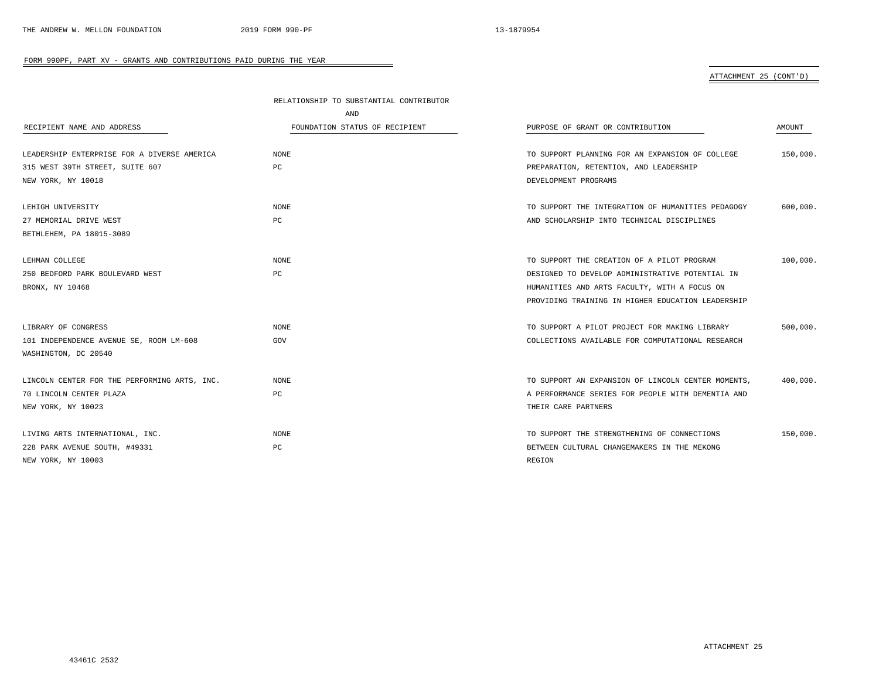FORM 990PF, PART XV - GRANTS AND CONTRIBUTIONS PAID DURING THE YEAR

ATTACHMENT 25 (CONT'D)

| RECIPIENT NAME AND ADDRESS | RELATIONSHIP TO SUBSTANTIAL CONTRIBUTOR AND FOUNDATION STATUS OF RECIPIENT | PURPOSE OF GRANT OR CONTRIBUTION | AMOUNT |
|---|---|---|---|
| LEADERSHIP ENTERPRISE FOR A DIVERSE AMERICA<br>315 WEST 39TH STREET, SUITE 607<br>NEW YORK, NY 10018 | NONE<br>PC | TO SUPPORT PLANNING FOR AN EXPANSION OF COLLEGE PREPARATION, RETENTION, AND LEADERSHIP DEVELOPMENT PROGRAMS | 150,000. |
| LEHIGH UNIVERSITY<br>27 MEMORIAL DRIVE WEST<br>BETHLEHEM, PA 18015-3089 | NONE<br>PC | TO SUPPORT THE INTEGRATION OF HUMANITIES PEDAGOGY AND SCHOLARSHIP INTO TECHNICAL DISCIPLINES | 600,000. |
| LEHMAN COLLEGE<br>250 BEDFORD PARK BOULEVARD WEST<br>BRONX, NY 10468 | NONE<br>PC | TO SUPPORT THE CREATION OF A PILOT PROGRAM DESIGNED TO DEVELOP ADMINISTRATIVE POTENTIAL IN HUMANITIES AND ARTS FACULTY, WITH A FOCUS ON PROVIDING TRAINING IN HIGHER EDUCATION LEADERSHIP | 100,000. |
| LIBRARY OF CONGRESS<br>101 INDEPENDENCE AVENUE SE, ROOM LM-608<br>WASHINGTON, DC 20540 | NONE<br>GOV | TO SUPPORT A PILOT PROJECT FOR MAKING LIBRARY COLLECTIONS AVAILABLE FOR COMPUTATIONAL RESEARCH | 500,000. |
| LINCOLN CENTER FOR THE PERFORMING ARTS, INC.<br>70 LINCOLN CENTER PLAZA<br>NEW YORK, NY 10023 | NONE<br>PC | TO SUPPORT AN EXPANSION OF LINCOLN CENTER MOMENTS, A PERFORMANCE SERIES FOR PEOPLE WITH DEMENTIA AND THEIR CARE PARTNERS | 400,000. |
| LIVING ARTS INTERNATIONAL, INC.<br>228 PARK AVENUE SOUTH, #49331<br>NEW YORK, NY 10003 | NONE<br>PC | TO SUPPORT THE STRENGTHENING OF CONNECTIONS BETWEEN CULTURAL CHANGEMAKERS IN THE MEKONG REGION | 150,000. |

ATTACHMENT 25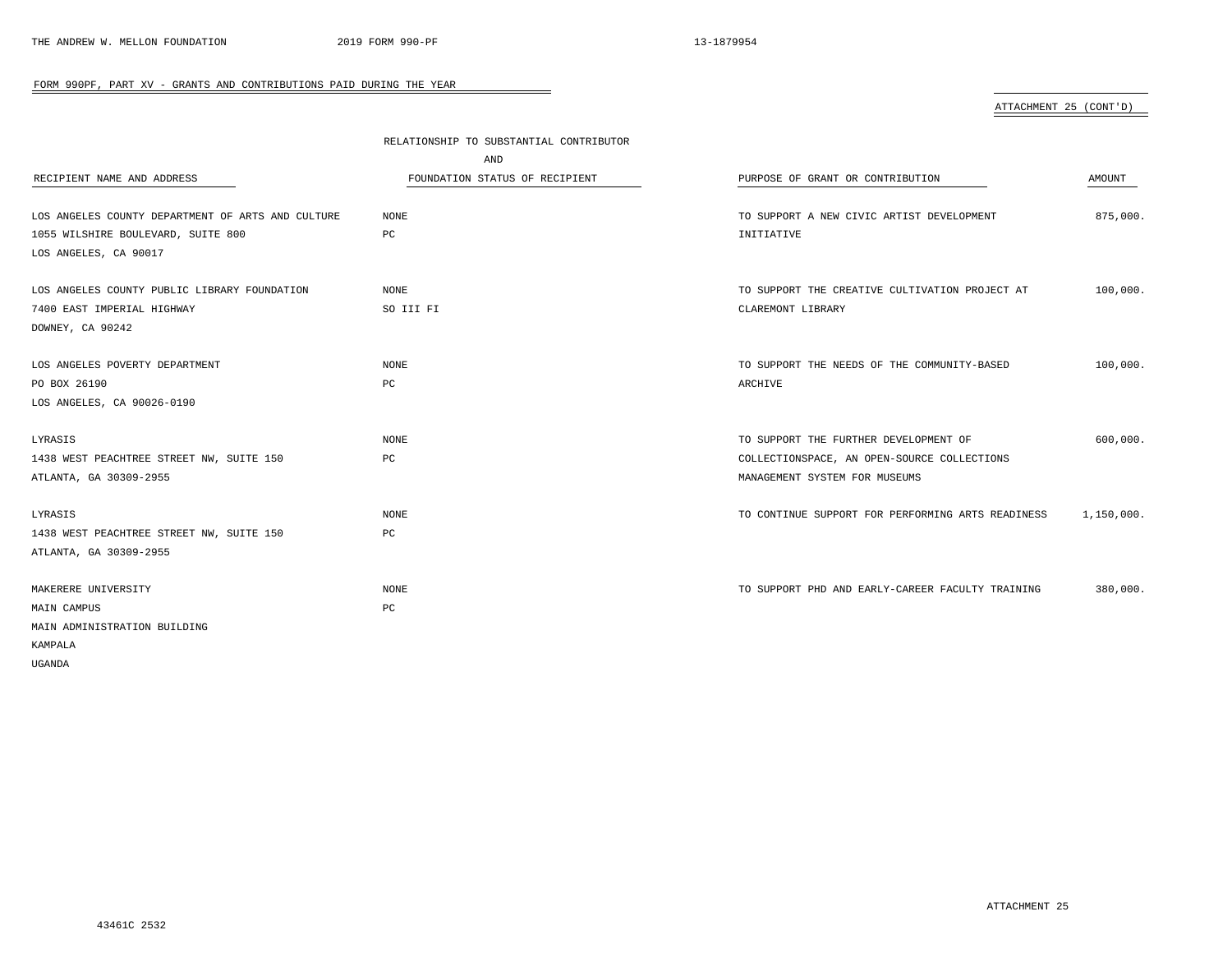FORM 990PF, PART XV - GRANTS AND CONTRIBUTIONS PAID DURING THE YEAR

ATTACHMENT 25 (CONT'D)

| RECIPIENT NAME AND ADDRESS | RELATIONSHIP TO SUBSTANTIAL CONTRIBUTOR AND FOUNDATION STATUS OF RECIPIENT | PURPOSE OF GRANT OR CONTRIBUTION | AMOUNT |
|---|---|---|---|
| LOS ANGELES COUNTY DEPARTMENT OF ARTS AND CULTURE<br>1055 WILSHIRE BOULEVARD, SUITE 800<br>LOS ANGELES, CA 90017 | NONE<br>PC | TO SUPPORT A NEW CIVIC ARTIST DEVELOPMENT INITIATIVE | 875,000. |
| LOS ANGELES COUNTY PUBLIC LIBRARY FOUNDATION<br>7400 EAST IMPERIAL HIGHWAY<br>DOWNEY, CA 90242 | NONE<br>SO III FI | TO SUPPORT THE CREATIVE CULTIVATION PROJECT AT CLAREMONT LIBRARY | 100,000. |
| LOS ANGELES POVERTY DEPARTMENT<br>PO BOX 26190<br>LOS ANGELES, CA 90026-0190 | NONE<br>PC | TO SUPPORT THE NEEDS OF THE COMMUNITY-BASED ARCHIVE | 100,000. |
| LYRASIS<br>1438 WEST PEACHTREE STREET NW, SUITE 150<br>ATLANTA, GA 30309-2955 | NONE<br>PC | TO SUPPORT THE FURTHER DEVELOPMENT OF COLLECTIONSPACE, AN OPEN-SOURCE COLLECTIONS MANAGEMENT SYSTEM FOR MUSEUMS | 600,000. |
| LYRASIS<br>1438 WEST PEACHTREE STREET NW, SUITE 150<br>ATLANTA, GA 30309-2955 | NONE<br>PC | TO CONTINUE SUPPORT FOR PERFORMING ARTS READINESS | 1,150,000. |
| MAKERERE UNIVERSITY<br>MAIN CAMPUS<br>MAIN ADMINISTRATION BUILDING<br>KAMPALA<br>UGANDA | NONE<br>PC | TO SUPPORT PHD AND EARLY-CAREER FACULTY TRAINING | 380,000. |

ATTACHMENT 25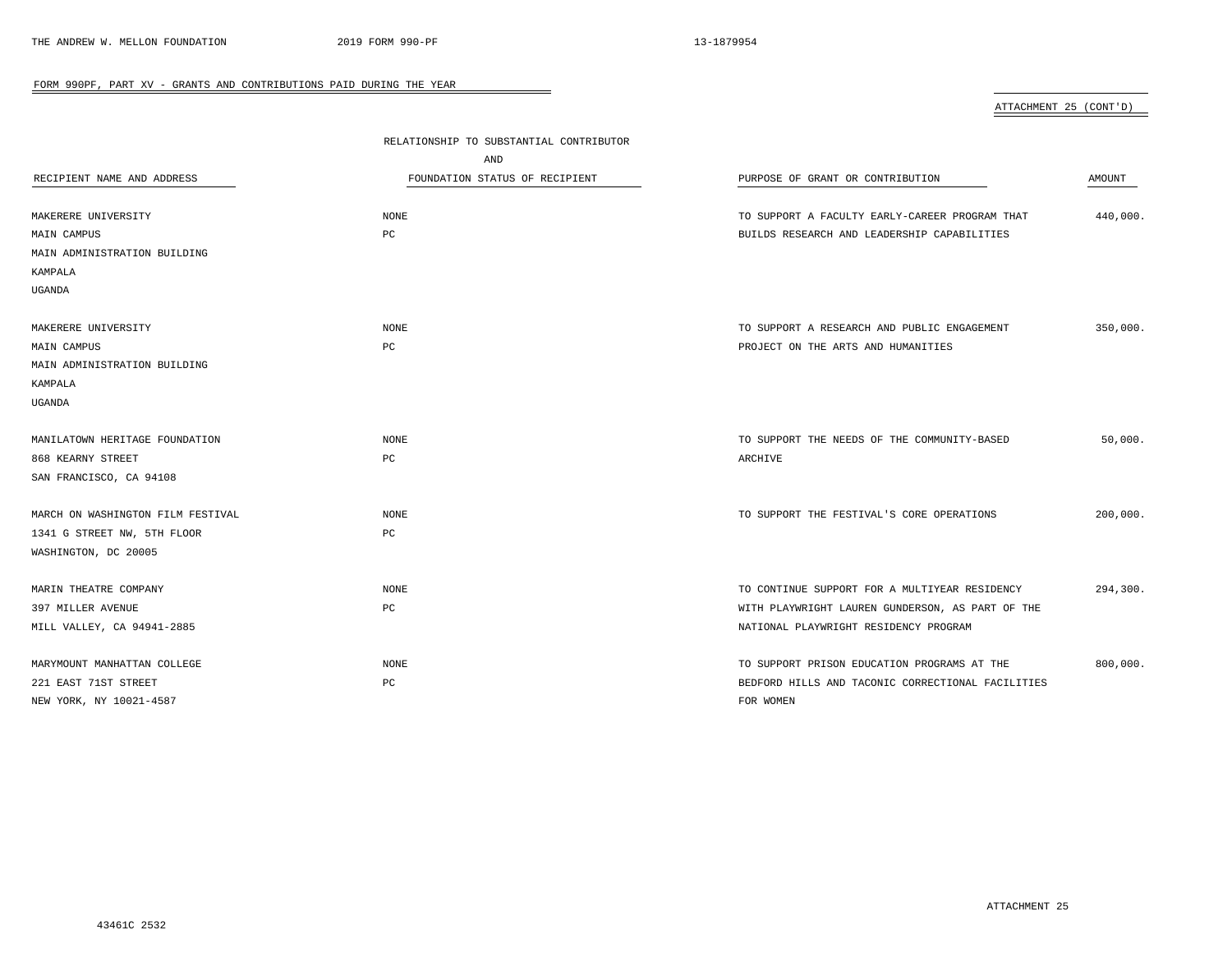FORM 990PF, PART XV - GRANTS AND CONTRIBUTIONS PAID DURING THE YEAR

ATTACHMENT 25 (CONT'D)

| RECIPIENT NAME AND ADDRESS | RELATIONSHIP TO SUBSTANTIAL CONTRIBUTOR AND FOUNDATION STATUS OF RECIPIENT | PURPOSE OF GRANT OR CONTRIBUTION | AMOUNT |
|---|---|---|---|
| MAKERERE UNIVERSITY<br>MAIN CAMPUS<br>MAIN ADMINISTRATION BUILDING<br>KAMPALA<br>UGANDA | NONE<br>PC | TO SUPPORT A FACULTY EARLY-CAREER PROGRAM THAT BUILDS RESEARCH AND LEADERSHIP CAPABILITIES | 440,000. |
| MAKERERE UNIVERSITY<br>MAIN CAMPUS<br>MAIN ADMINISTRATION BUILDING<br>KAMPALA<br>UGANDA | NONE<br>PC | TO SUPPORT A RESEARCH AND PUBLIC ENGAGEMENT PROJECT ON THE ARTS AND HUMANITIES | 350,000. |
| MANILATOWN HERITAGE FOUNDATION<br>868 KEARNY STREET<br>SAN FRANCISCO, CA 94108 | NONE<br>PC | TO SUPPORT THE NEEDS OF THE COMMUNITY-BASED ARCHIVE | 50,000. |
| MARCH ON WASHINGTON FILM FESTIVAL<br>1341 G STREET NW, 5TH FLOOR<br>WASHINGTON, DC 20005 | NONE<br>PC | TO SUPPORT THE FESTIVAL'S CORE OPERATIONS | 200,000. |
| MARIN THEATRE COMPANY<br>397 MILLER AVENUE<br>MILL VALLEY, CA 94941-2885 | NONE<br>PC | TO CONTINUE SUPPORT FOR A MULTIYEAR RESIDENCY WITH PLAYWRIGHT LAUREN GUNDERSON, AS PART OF THE NATIONAL PLAYWRIGHT RESIDENCY PROGRAM | 294,300. |
| MARYMOUNT MANHATTAN COLLEGE<br>221 EAST 71ST STREET<br>NEW YORK, NY 10021-4587 | NONE<br>PC | TO SUPPORT PRISON EDUCATION PROGRAMS AT THE BEDFORD HILLS AND TACONIC CORRECTIONAL FACILITIES FOR WOMEN | 800,000. |

ATTACHMENT 25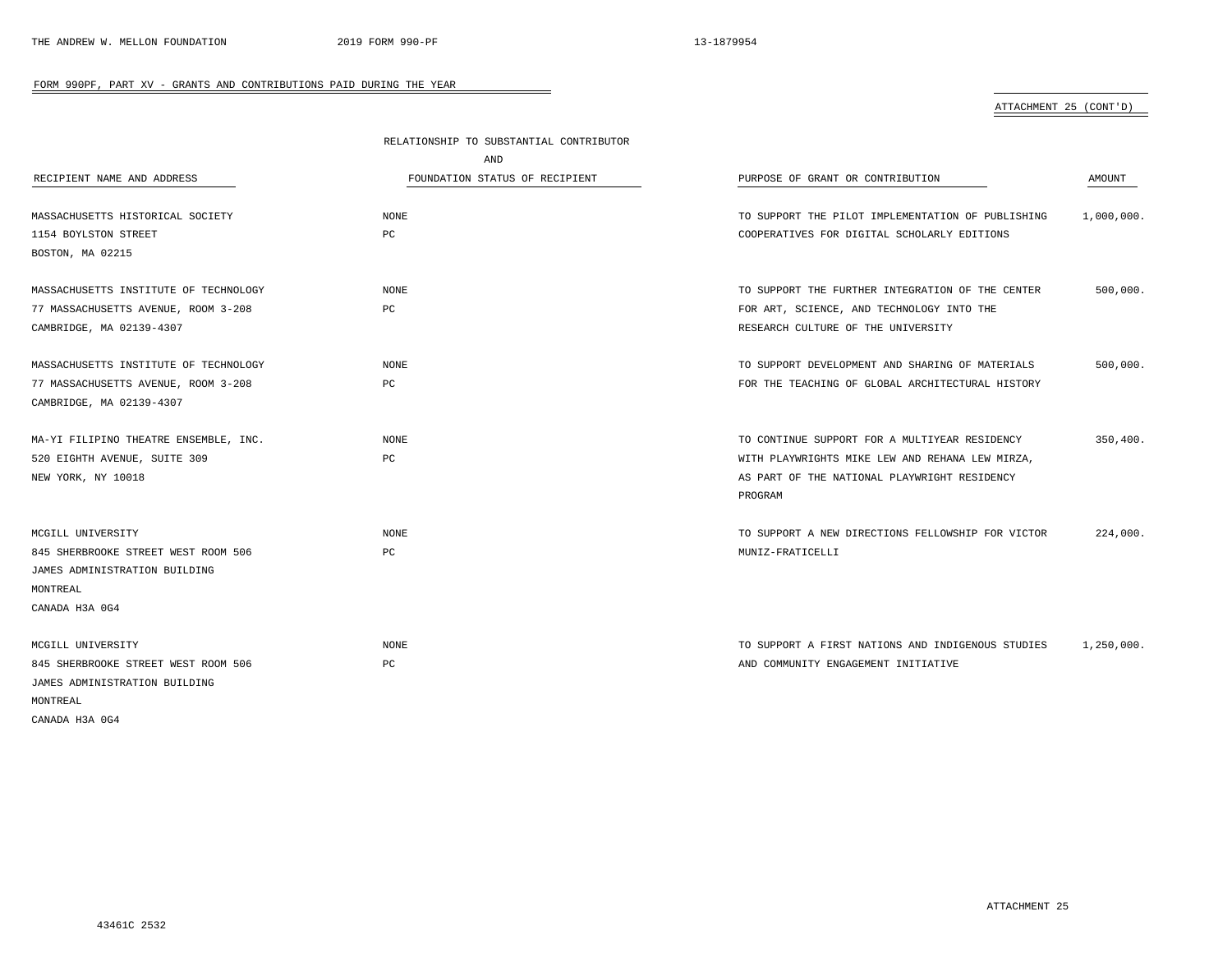FORM 990PF, PART XV - GRANTS AND CONTRIBUTIONS PAID DURING THE YEAR

ATTACHMENT 25 (CONT'D)

| RECIPIENT NAME AND ADDRESS | RELATIONSHIP TO SUBSTANTIAL CONTRIBUTOR AND FOUNDATION STATUS OF RECIPIENT | PURPOSE OF GRANT OR CONTRIBUTION | AMOUNT |
|---|---|---|---|
| MASSACHUSETTS HISTORICAL SOCIETY<br>1154 BOYLSTON STREET<br>BOSTON, MA 02215 | NONE<br>PC | TO SUPPORT THE PILOT IMPLEMENTATION OF PUBLISHING COOPERATIVES FOR DIGITAL SCHOLARLY EDITIONS | 1,000,000. |
| MASSACHUSETTS INSTITUTE OF TECHNOLOGY<br>77 MASSACHUSETTS AVENUE, ROOM 3-208<br>CAMBRIDGE, MA 02139-4307 | NONE<br>PC | TO SUPPORT THE FURTHER INTEGRATION OF THE CENTER FOR ART, SCIENCE, AND TECHNOLOGY INTO THE RESEARCH CULTURE OF THE UNIVERSITY | 500,000. |
| MASSACHUSETTS INSTITUTE OF TECHNOLOGY<br>77 MASSACHUSETTS AVENUE, ROOM 3-208<br>CAMBRIDGE, MA 02139-4307 | NONE<br>PC | TO SUPPORT DEVELOPMENT AND SHARING OF MATERIALS FOR THE TEACHING OF GLOBAL ARCHITECTURAL HISTORY | 500,000. |
| MA-YI FILIPINO THEATRE ENSEMBLE, INC.<br>520 EIGHTH AVENUE, SUITE 309<br>NEW YORK, NY 10018 | NONE<br>PC | TO CONTINUE SUPPORT FOR A MULTIYEAR RESIDENCY WITH PLAYWRIGHTS MIKE LEW AND REHANA LEW MIRZA, AS PART OF THE NATIONAL PLAYWRIGHT RESIDENCY PROGRAM | 350,400. |
| MCGILL UNIVERSITY<br>845 SHERBROOKE STREET WEST ROOM 506<br>JAMES ADMINISTRATION BUILDING<br>MONTREAL<br>CANADA H3A 0G4 | NONE<br>PC | TO SUPPORT A NEW DIRECTIONS FELLOWSHIP FOR VICTOR MUNIZ-FRATICELLI | 224,000. |
| MCGILL UNIVERSITY<br>845 SHERBROOKE STREET WEST ROOM 506<br>JAMES ADMINISTRATION BUILDING<br>MONTREAL<br>CANADA H3A 0G4 | NONE<br>PC | TO SUPPORT A FIRST NATIONS AND INDIGENOUS STUDIES AND COMMUNITY ENGAGEMENT INITIATIVE | 1,250,000. |

ATTACHMENT 25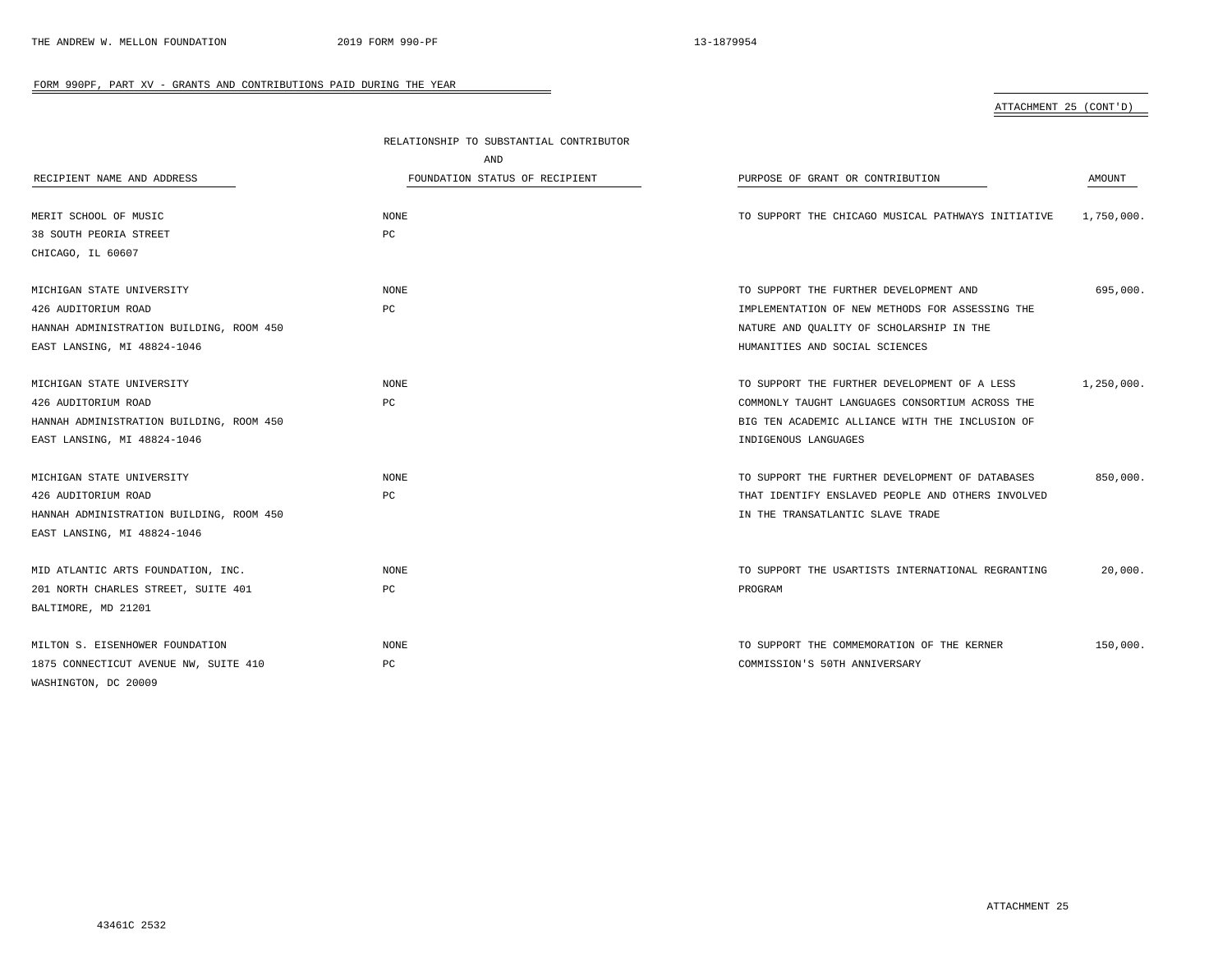FORM 990PF, PART XV - GRANTS AND CONTRIBUTIONS PAID DURING THE YEAR

ATTACHMENT 25 (CONT'D)

| RECIPIENT NAME AND ADDRESS | RELATIONSHIP TO SUBSTANTIAL CONTRIBUTOR AND FOUNDATION STATUS OF RECIPIENT | PURPOSE OF GRANT OR CONTRIBUTION | AMOUNT |
|---|---|---|---|
| MERIT SCHOOL OF MUSIC<br>38 SOUTH PEORIA STREET<br>CHICAGO, IL 60607 | NONE<br>PC | TO SUPPORT THE CHICAGO MUSICAL PATHWAYS INITIATIVE | 1,750,000. |
| MICHIGAN STATE UNIVERSITY<br>426 AUDITORIUM ROAD<br>HANNAH ADMINISTRATION BUILDING, ROOM 450<br>EAST LANSING, MI 48824-1046 | NONE<br>PC | TO SUPPORT THE FURTHER DEVELOPMENT AND IMPLEMENTATION OF NEW METHODS FOR ASSESSING THE NATURE AND QUALITY OF SCHOLARSHIP IN THE HUMANITIES AND SOCIAL SCIENCES | 695,000. |
| MICHIGAN STATE UNIVERSITY<br>426 AUDITORIUM ROAD<br>HANNAH ADMINISTRATION BUILDING, ROOM 450<br>EAST LANSING, MI 48824-1046 | NONE<br>PC | TO SUPPORT THE FURTHER DEVELOPMENT OF A LESS COMMONLY TAUGHT LANGUAGES CONSORTIUM ACROSS THE BIG TEN ACADEMIC ALLIANCE WITH THE INCLUSION OF INDIGENOUS LANGUAGES | 1,250,000. |
| MICHIGAN STATE UNIVERSITY<br>426 AUDITORIUM ROAD<br>HANNAH ADMINISTRATION BUILDING, ROOM 450<br>EAST LANSING, MI 48824-1046 | NONE<br>PC | TO SUPPORT THE FURTHER DEVELOPMENT OF DATABASES THAT IDENTIFY ENSLAVED PEOPLE AND OTHERS INVOLVED IN THE TRANSATLANTIC SLAVE TRADE | 850,000. |
| MID ATLANTIC ARTS FOUNDATION, INC.<br>201 NORTH CHARLES STREET, SUITE 401<br>BALTIMORE, MD 21201 | NONE<br>PC | TO SUPPORT THE USARTISTS INTERNATIONAL REGRANTING PROGRAM | 20,000. |
| MILTON S. EISENHOWER FOUNDATION<br>1875 CONNECTICUT AVENUE NW, SUITE 410<br>WASHINGTON, DC 20009 | NONE<br>PC | TO SUPPORT THE COMMEMORATION OF THE KERNER COMMISSION'S 50TH ANNIVERSARY | 150,000. |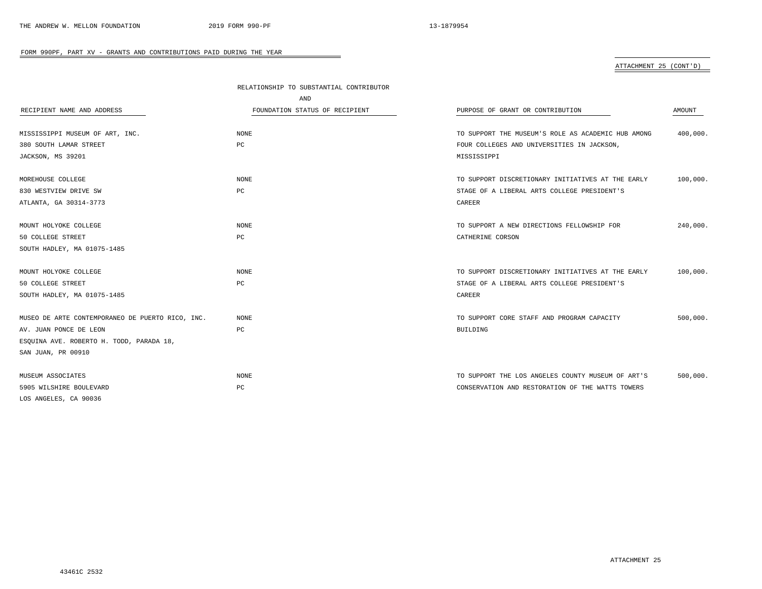FORM 990PF, PART XV - GRANTS AND CONTRIBUTIONS PAID DURING THE YEAR

ATTACHMENT 25 (CONT'D)

| RECIPIENT NAME AND ADDRESS | RELATIONSHIP TO SUBSTANTIAL CONTRIBUTOR AND FOUNDATION STATUS OF RECIPIENT | PURPOSE OF GRANT OR CONTRIBUTION | AMOUNT |
|---|---|---|---|
| MISSISSIPPI MUSEUM OF ART, INC. 380 SOUTH LAMAR STREET JACKSON, MS 39201 | NONE PC | TO SUPPORT THE MUSEUM'S ROLE AS ACADEMIC HUB AMONG FOUR COLLEGES AND UNIVERSITIES IN JACKSON, MISSISSIPPI | 400,000. |
| MOREHOUSE COLLEGE 830 WESTVIEW DRIVE SW ATLANTA, GA 30314-3773 | NONE PC | TO SUPPORT DISCRETIONARY INITIATIVES AT THE EARLY STAGE OF A LIBERAL ARTS COLLEGE PRESIDENT'S CAREER | 100,000. |
| MOUNT HOLYOKE COLLEGE 50 COLLEGE STREET SOUTH HADLEY, MA 01075-1485 | NONE PC | TO SUPPORT A NEW DIRECTIONS FELLOWSHIP FOR CATHERINE CORSON | 240,000. |
| MOUNT HOLYOKE COLLEGE 50 COLLEGE STREET SOUTH HADLEY, MA 01075-1485 | NONE PC | TO SUPPORT DISCRETIONARY INITIATIVES AT THE EARLY STAGE OF A LIBERAL ARTS COLLEGE PRESIDENT'S CAREER | 100,000. |
| MUSEO DE ARTE CONTEMPORANEO DE PUERTO RICO, INC. AV. JUAN PONCE DE LEON ESQUINA AVE. ROBERTO H. TODD, PARADA 18, SAN JUAN, PR 00910 | NONE PC | TO SUPPORT CORE STAFF AND PROGRAM CAPACITY BUILDING | 500,000. |
| MUSEUM ASSOCIATES 5905 WILSHIRE BOULEVARD LOS ANGELES, CA 90036 | NONE PC | TO SUPPORT THE LOS ANGELES COUNTY MUSEUM OF ART'S CONSERVATION AND RESTORATION OF THE WATTS TOWERS | 500,000. |

ATTACHMENT 25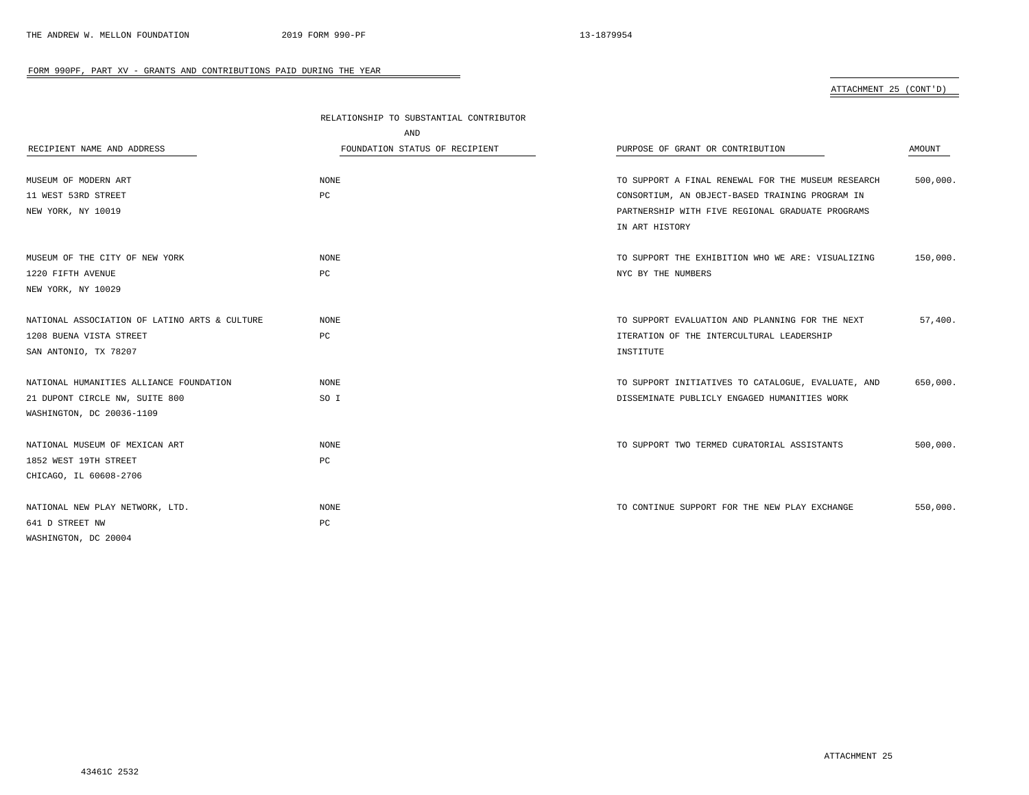FORM 990PF, PART XV - GRANTS AND CONTRIBUTIONS PAID DURING THE YEAR

ATTACHMENT 25 (CONT'D)

| RECIPIENT NAME AND ADDRESS | RELATIONSHIP TO SUBSTANTIAL CONTRIBUTOR AND FOUNDATION STATUS OF RECIPIENT | PURPOSE OF GRANT OR CONTRIBUTION | AMOUNT |
|---|---|---|---|
| MUSEUM OF MODERN ART<br>11 WEST 53RD STREET<br>NEW YORK, NY 10019 | NONE<br>PC | TO SUPPORT A FINAL RENEWAL FOR THE MUSEUM RESEARCH CONSORTIUM, AN OBJECT-BASED TRAINING PROGRAM IN PARTNERSHIP WITH FIVE REGIONAL GRADUATE PROGRAMS IN ART HISTORY | 500,000. |
| MUSEUM OF THE CITY OF NEW YORK<br>1220 FIFTH AVENUE<br>NEW YORK, NY 10029 | NONE<br>PC | TO SUPPORT THE EXHIBITION WHO WE ARE: VISUALIZING NYC BY THE NUMBERS | 150,000. |
| NATIONAL ASSOCIATION OF LATINO ARTS & CULTURE<br>1208 BUENA VISTA STREET<br>SAN ANTONIO, TX 78207 | NONE<br>PC | TO SUPPORT EVALUATION AND PLANNING FOR THE NEXT ITERATION OF THE INTERCULTURAL LEADERSHIP INSTITUTE | 57,400. |
| NATIONAL HUMANITIES ALLIANCE FOUNDATION<br>21 DUPONT CIRCLE NW, SUITE 800<br>WASHINGTON, DC 20036-1109 | NONE<br>SO I | TO SUPPORT INITIATIVES TO CATALOGUE, EVALUATE, AND DISSEMINATE PUBLICLY ENGAGED HUMANITIES WORK | 650,000. |
| NATIONAL MUSEUM OF MEXICAN ART<br>1852 WEST 19TH STREET<br>CHICAGO, IL 60608-2706 | NONE<br>PC | TO SUPPORT TWO TERMED CURATORIAL ASSISTANTS | 500,000. |
| NATIONAL NEW PLAY NETWORK, LTD.<br>641 D STREET NW<br>WASHINGTON, DC 20004 | NONE<br>PC | TO CONTINUE SUPPORT FOR THE NEW PLAY EXCHANGE | 550,000. |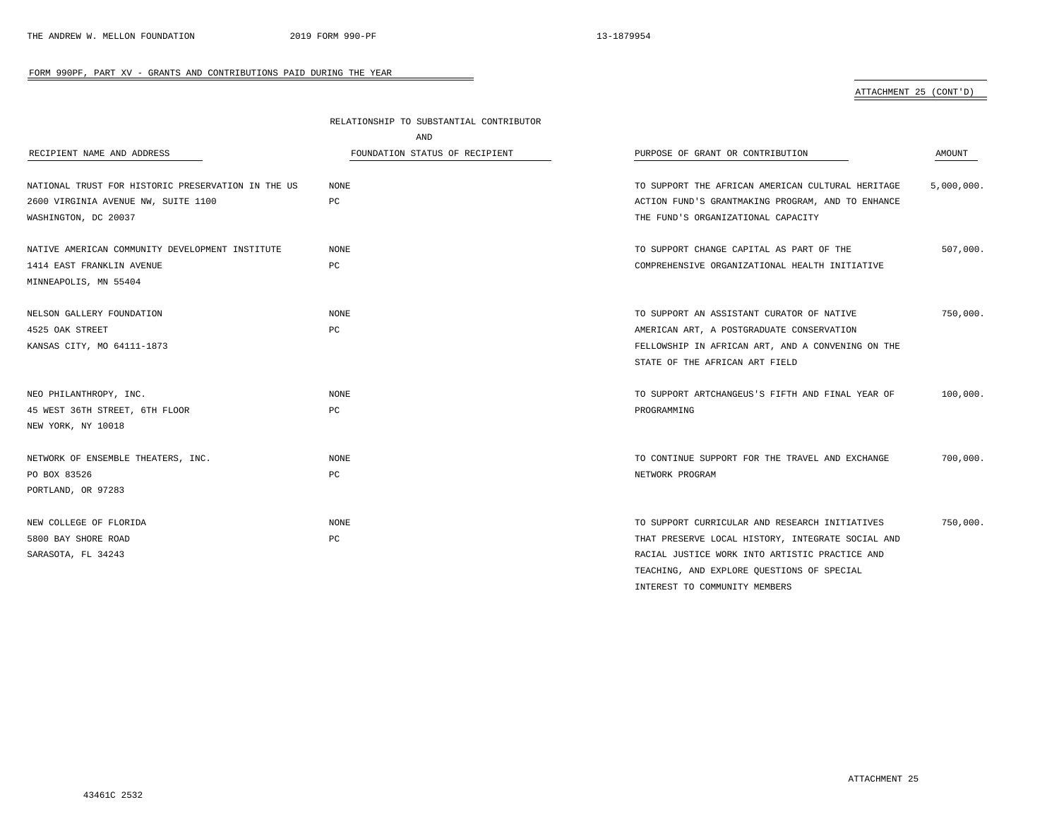FORM 990PF, PART XV - GRANTS AND CONTRIBUTIONS PAID DURING THE YEAR

ATTACHMENT 25 (CONT'D)

| RECIPIENT NAME AND ADDRESS | RELATIONSHIP TO SUBSTANTIAL CONTRIBUTOR AND FOUNDATION STATUS OF RECIPIENT | PURPOSE OF GRANT OR CONTRIBUTION | AMOUNT |
|---|---|---|---|
| NATIONAL TRUST FOR HISTORIC PRESERVATION IN THE US<br>2600 VIRGINIA AVENUE NW, SUITE 1100<br>WASHINGTON, DC 20037 | NONE<br>PC | TO SUPPORT THE AFRICAN AMERICAN CULTURAL HERITAGE ACTION FUND'S GRANTMAKING PROGRAM, AND TO ENHANCE THE FUND'S ORGANIZATIONAL CAPACITY | 5,000,000. |
| NATIVE AMERICAN COMMUNITY DEVELOPMENT INSTITUTE<br>1414 EAST FRANKLIN AVENUE<br>MINNEAPOLIS, MN 55404 | NONE<br>PC | TO SUPPORT CHANGE CAPITAL AS PART OF THE COMPREHENSIVE ORGANIZATIONAL HEALTH INITIATIVE | 507,000. |
| NELSON GALLERY FOUNDATION<br>4525 OAK STREET<br>KANSAS CITY, MO 64111-1873 | NONE<br>PC | TO SUPPORT AN ASSISTANT CURATOR OF NATIVE AMERICAN ART, A POSTGRADUATE CONSERVATION FELLOWSHIP IN AFRICAN ART, AND A CONVENING ON THE STATE OF THE AFRICAN ART FIELD | 750,000. |
| NEO PHILANTHROPY, INC.<br>45 WEST 36TH STREET, 6TH FLOOR<br>NEW YORK, NY 10018 | NONE<br>PC | TO SUPPORT ARTCHANGEUS'S FIFTH AND FINAL YEAR OF PROGRAMMING | 100,000. |
| NETWORK OF ENSEMBLE THEATERS, INC.<br>PO BOX 83526<br>PORTLAND, OR 97283 | NONE<br>PC | TO CONTINUE SUPPORT FOR THE TRAVEL AND EXCHANGE NETWORK PROGRAM | 700,000. |
| NEW COLLEGE OF FLORIDA<br>5800 BAY SHORE ROAD<br>SARASOTA, FL 34243 | NONE<br>PC | TO SUPPORT CURRICULAR AND RESEARCH INITIATIVES THAT PRESERVE LOCAL HISTORY, INTEGRATE SOCIAL AND RACIAL JUSTICE WORK INTO ARTISTIC PRACTICE AND TEACHING, AND EXPLORE QUESTIONS OF SPECIAL INTEREST TO COMMUNITY MEMBERS | 750,000. |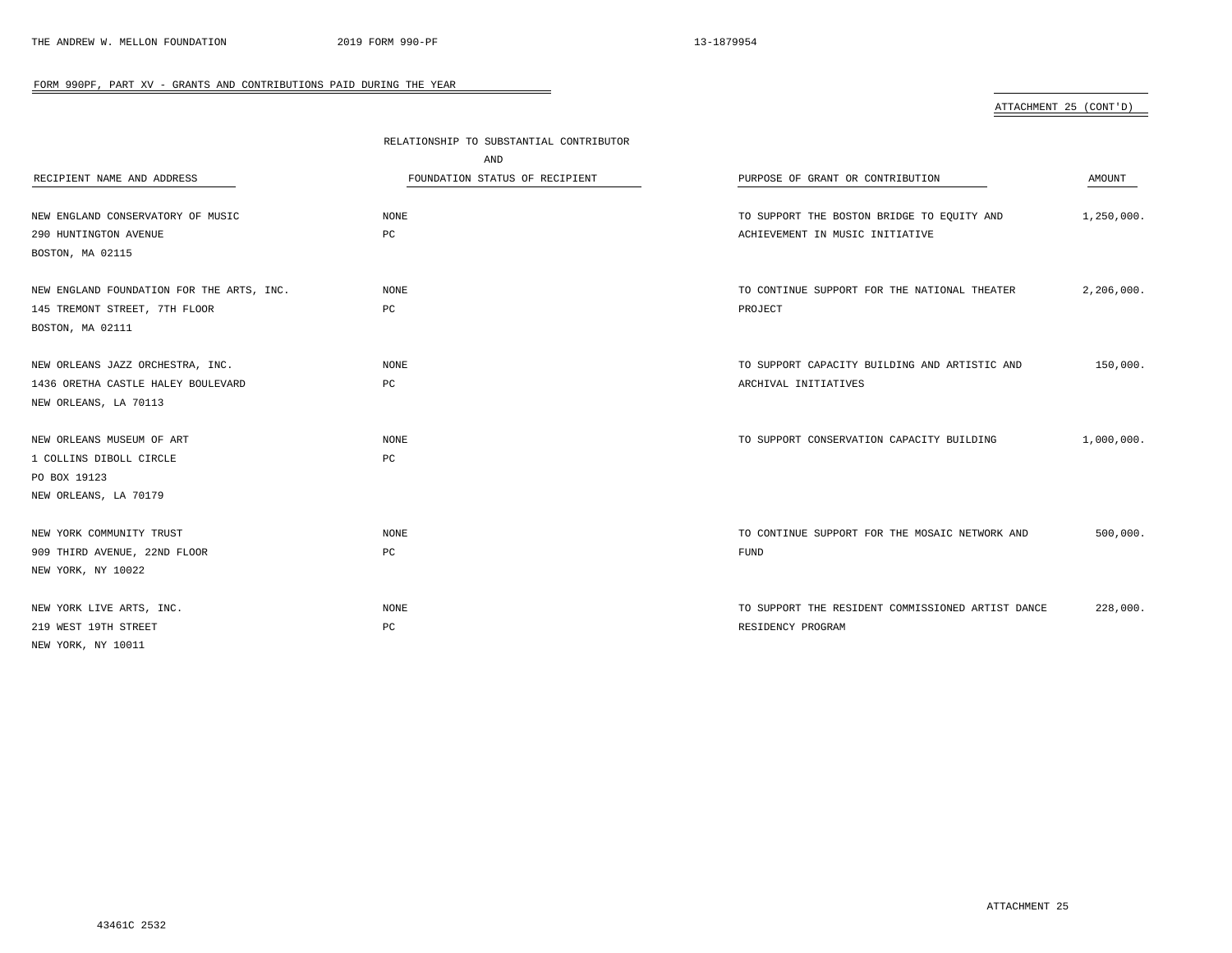FORM 990PF, PART XV - GRANTS AND CONTRIBUTIONS PAID DURING THE YEAR

ATTACHMENT 25 (CONT'D)

| RECIPIENT NAME AND ADDRESS | RELATIONSHIP TO SUBSTANTIAL CONTRIBUTOR AND FOUNDATION STATUS OF RECIPIENT | PURPOSE OF GRANT OR CONTRIBUTION | AMOUNT |
|---|---|---|---|
| NEW ENGLAND CONSERVATORY OF MUSIC<br>290 HUNTINGTON AVENUE<br>BOSTON, MA 02115 | NONE<br>PC | TO SUPPORT THE BOSTON BRIDGE TO EQUITY AND ACHIEVEMENT IN MUSIC INITIATIVE | 1,250,000. |
| NEW ENGLAND FOUNDATION FOR THE ARTS, INC.<br>145 TREMONT STREET, 7TH FLOOR<br>BOSTON, MA 02111 | NONE<br>PC | TO CONTINUE SUPPORT FOR THE NATIONAL THEATER PROJECT | 2,206,000. |
| NEW ORLEANS JAZZ ORCHESTRA, INC.<br>1436 ORETHA CASTLE HALEY BOULEVARD<br>NEW ORLEANS, LA 70113 | NONE<br>PC | TO SUPPORT CAPACITY BUILDING AND ARTISTIC AND ARCHIVAL INITIATIVES | 150,000. |
| NEW ORLEANS MUSEUM OF ART<br>1 COLLINS DIBOLL CIRCLE<br>PO BOX 19123<br>NEW ORLEANS, LA 70179 | NONE<br>PC | TO SUPPORT CONSERVATION CAPACITY BUILDING | 1,000,000. |
| NEW YORK COMMUNITY TRUST<br>909 THIRD AVENUE, 22ND FLOOR<br>NEW YORK, NY 10022 | NONE<br>PC | TO CONTINUE SUPPORT FOR THE MOSAIC NETWORK AND FUND | 500,000. |
| NEW YORK LIVE ARTS, INC.<br>219 WEST 19TH STREET<br>NEW YORK, NY 10011 | NONE<br>PC | TO SUPPORT THE RESIDENT COMMISSIONED ARTIST DANCE RESIDENCY PROGRAM | 228,000. |

ATTACHMENT 25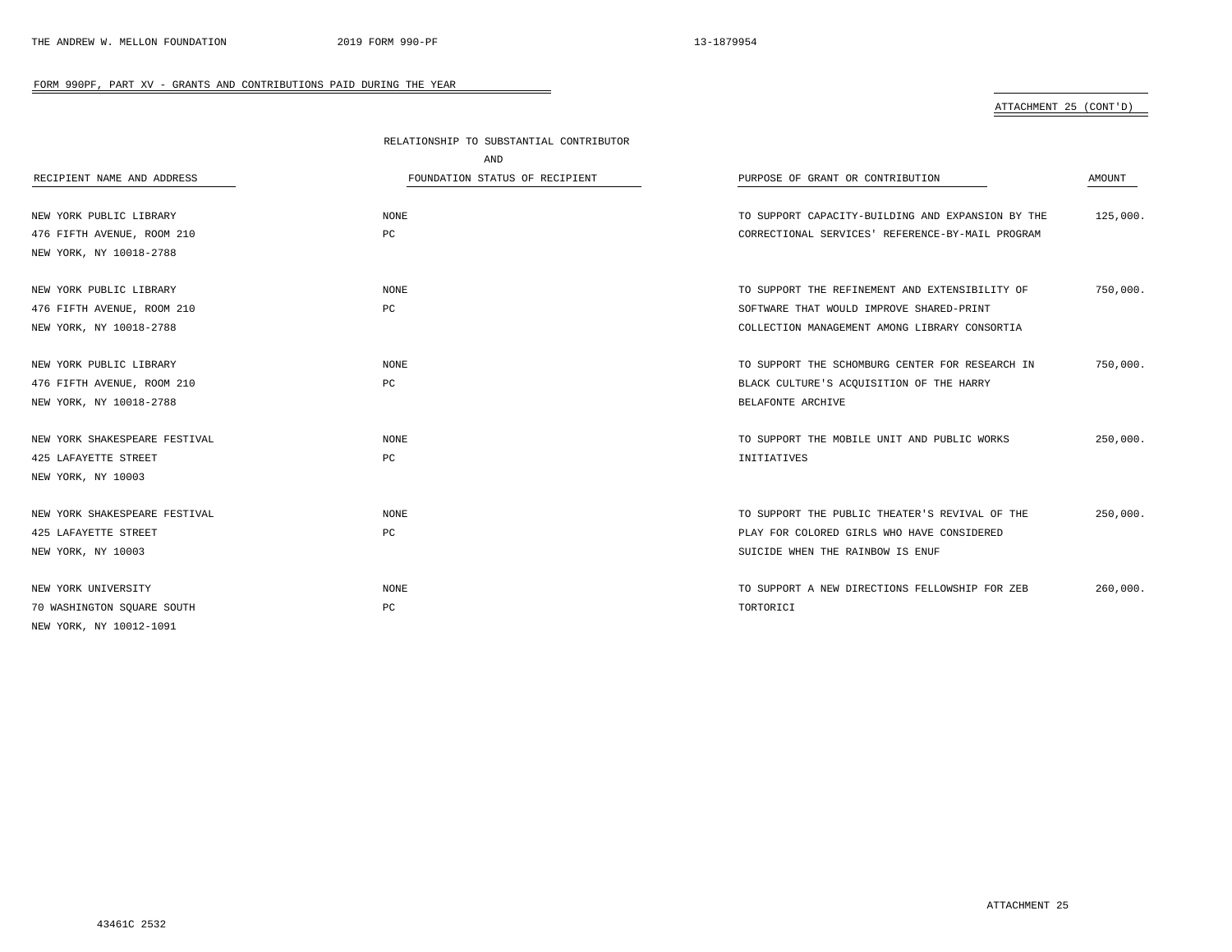FORM 990PF, PART XV - GRANTS AND CONTRIBUTIONS PAID DURING THE YEAR

ATTACHMENT 25 (CONT'D)

| RECIPIENT NAME AND ADDRESS | RELATIONSHIP TO SUBSTANTIAL CONTRIBUTOR AND FOUNDATION STATUS OF RECIPIENT | PURPOSE OF GRANT OR CONTRIBUTION | AMOUNT |
|---|---|---|---|
| NEW YORK PUBLIC LIBRARY<br>476 FIFTH AVENUE, ROOM 210<br>NEW YORK, NY 10018-2788 | NONE<br>PC | TO SUPPORT CAPACITY-BUILDING AND EXPANSION BY THE CORRECTIONAL SERVICES' REFERENCE-BY-MAIL PROGRAM | 125,000. |
| NEW YORK PUBLIC LIBRARY<br>476 FIFTH AVENUE, ROOM 210<br>NEW YORK, NY 10018-2788 | NONE<br>PC | TO SUPPORT THE REFINEMENT AND EXTENSIBILITY OF SOFTWARE THAT WOULD IMPROVE SHARED-PRINT COLLECTION MANAGEMENT AMONG LIBRARY CONSORTIA | 750,000. |
| NEW YORK PUBLIC LIBRARY<br>476 FIFTH AVENUE, ROOM 210<br>NEW YORK, NY 10018-2788 | NONE<br>PC | TO SUPPORT THE SCHOMBURG CENTER FOR RESEARCH IN BLACK CULTURE'S ACQUISITION OF THE HARRY BELAFONTE ARCHIVE | 750,000. |
| NEW YORK SHAKESPEARE FESTIVAL<br>425 LAFAYETTE STREET<br>NEW YORK, NY 10003 | NONE<br>PC | TO SUPPORT THE MOBILE UNIT AND PUBLIC WORKS INITIATIVES | 250,000. |
| NEW YORK SHAKESPEARE FESTIVAL<br>425 LAFAYETTE STREET<br>NEW YORK, NY 10003 | NONE<br>PC | TO SUPPORT THE PUBLIC THEATER'S REVIVAL OF THE PLAY FOR COLORED GIRLS WHO HAVE CONSIDERED SUICIDE WHEN THE RAINBOW IS ENUF | 250,000. |
| NEW YORK UNIVERSITY<br>70 WASHINGTON SQUARE SOUTH<br>NEW YORK, NY 10012-1091 | NONE<br>PC | TO SUPPORT A NEW DIRECTIONS FELLOWSHIP FOR ZEB TORTORICI | 260,000. |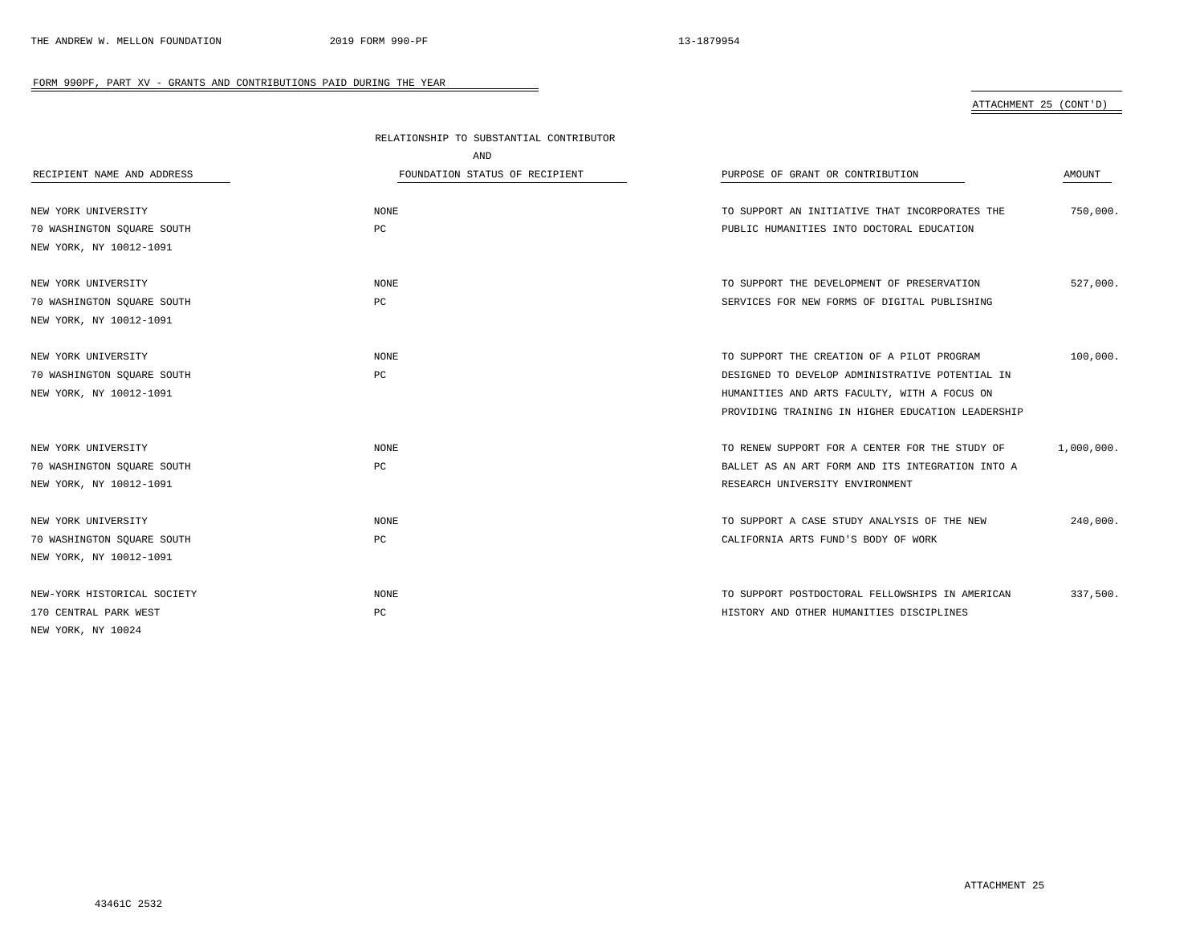FORM 990PF, PART XV - GRANTS AND CONTRIBUTIONS PAID DURING THE YEAR

ATTACHMENT 25 (CONT'D)

| RECIPIENT NAME AND ADDRESS | RELATIONSHIP TO SUBSTANTIAL CONTRIBUTOR AND FOUNDATION STATUS OF RECIPIENT | PURPOSE OF GRANT OR CONTRIBUTION | AMOUNT |
|---|---|---|---|
| NEW YORK UNIVERSITY<br>70 WASHINGTON SQUARE SOUTH<br>NEW YORK, NY 10012-1091 | NONE<br>PC | TO SUPPORT AN INITIATIVE THAT INCORPORATES THE PUBLIC HUMANITIES INTO DOCTORAL EDUCATION | 750,000. |
| NEW YORK UNIVERSITY<br>70 WASHINGTON SQUARE SOUTH<br>NEW YORK, NY 10012-1091 | NONE<br>PC | TO SUPPORT THE DEVELOPMENT OF PRESERVATION SERVICES FOR NEW FORMS OF DIGITAL PUBLISHING | 527,000. |
| NEW YORK UNIVERSITY<br>70 WASHINGTON SQUARE SOUTH<br>NEW YORK, NY 10012-1091 | NONE<br>PC | TO SUPPORT THE CREATION OF A PILOT PROGRAM DESIGNED TO DEVELOP ADMINISTRATIVE POTENTIAL IN HUMANITIES AND ARTS FACULTY, WITH A FOCUS ON PROVIDING TRAINING IN HIGHER EDUCATION LEADERSHIP | 100,000. |
| NEW YORK UNIVERSITY<br>70 WASHINGTON SQUARE SOUTH<br>NEW YORK, NY 10012-1091 | NONE<br>PC | TO RENEW SUPPORT FOR A CENTER FOR THE STUDY OF BALLET AS AN ART FORM AND ITS INTEGRATION INTO A RESEARCH UNIVERSITY ENVIRONMENT | 1,000,000. |
| NEW YORK UNIVERSITY<br>70 WASHINGTON SQUARE SOUTH<br>NEW YORK, NY 10012-1091 | NONE<br>PC | TO SUPPORT A CASE STUDY ANALYSIS OF THE NEW CALIFORNIA ARTS FUND'S BODY OF WORK | 240,000. |
| NEW-YORK HISTORICAL SOCIETY<br>170 CENTRAL PARK WEST<br>NEW YORK, NY 10024 | NONE<br>PC | TO SUPPORT POSTDOCTORAL FELLOWSHIPS IN AMERICAN HISTORY AND OTHER HUMANITIES DISCIPLINES | 337,500. |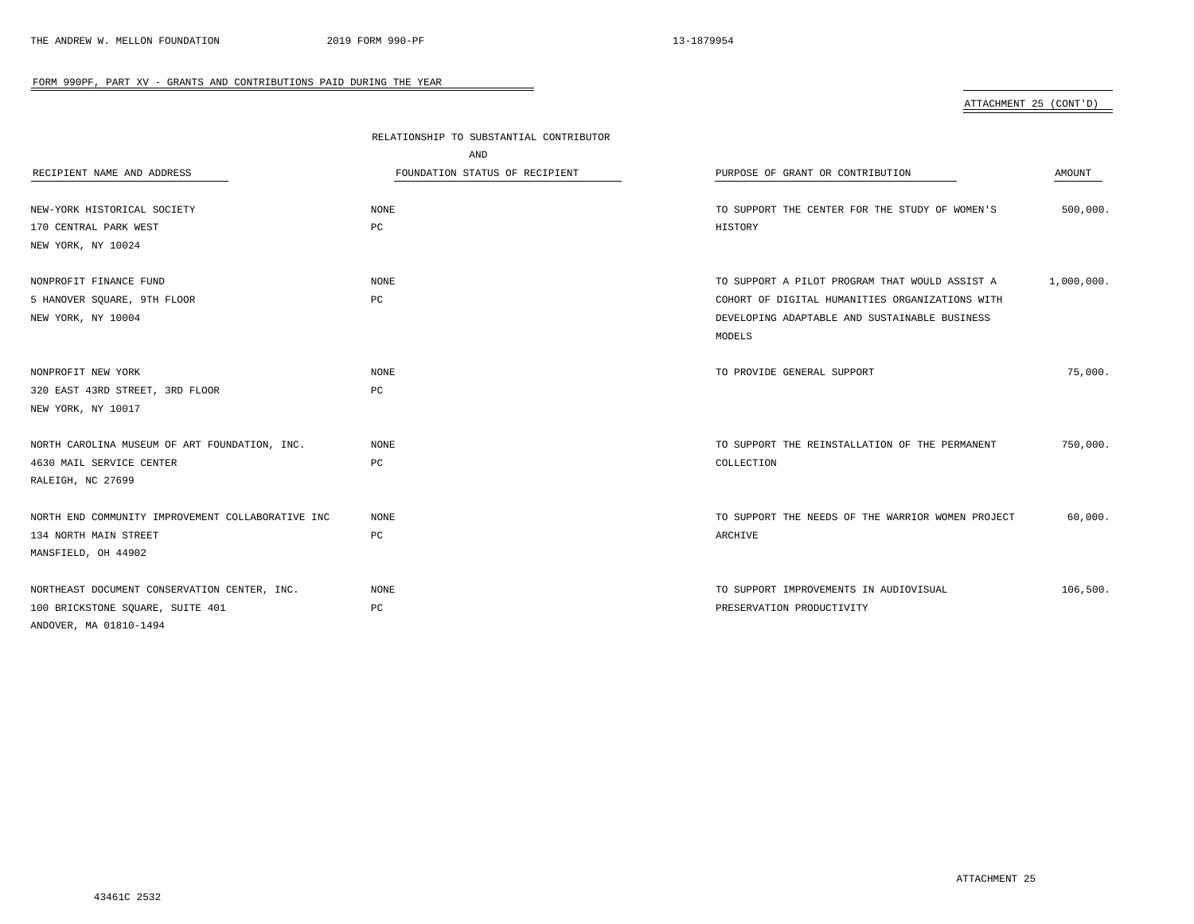FORM 990PF, PART XV - GRANTS AND CONTRIBUTIONS PAID DURING THE YEAR

ATTACHMENT 25 (CONT'D)

| RECIPIENT NAME AND ADDRESS | RELATIONSHIP TO SUBSTANTIAL CONTRIBUTOR AND FOUNDATION STATUS OF RECIPIENT | PURPOSE OF GRANT OR CONTRIBUTION | AMOUNT |
|---|---|---|---|
| NEW-YORK HISTORICAL SOCIETY<br>170 CENTRAL PARK WEST<br>NEW YORK, NY 10024 | NONE<br>PC | TO SUPPORT THE CENTER FOR THE STUDY OF WOMEN'S HISTORY | 500,000. |
| NONPROFIT FINANCE FUND<br>5 HANOVER SQUARE, 9TH FLOOR<br>NEW YORK, NY 10004 | NONE<br>PC | TO SUPPORT A PILOT PROGRAM THAT WOULD ASSIST A COHORT OF DIGITAL HUMANITIES ORGANIZATIONS WITH DEVELOPING ADAPTABLE AND SUSTAINABLE BUSINESS MODELS | 1,000,000. |
| NONPROFIT NEW YORK<br>320 EAST 43RD STREET, 3RD FLOOR<br>NEW YORK, NY 10017 | NONE<br>PC | TO PROVIDE GENERAL SUPPORT | 75,000. |
| NORTH CAROLINA MUSEUM OF ART FOUNDATION, INC.<br>4630 MAIL SERVICE CENTER<br>RALEIGH, NC 27699 | NONE<br>PC | TO SUPPORT THE REINSTALLATION OF THE PERMANENT COLLECTION | 750,000. |
| NORTH END COMMUNITY IMPROVEMENT COLLABORATIVE INC<br>134 NORTH MAIN STREET<br>MANSFIELD, OH 44902 | NONE<br>PC | TO SUPPORT THE NEEDS OF THE WARRIOR WOMEN PROJECT ARCHIVE | 60,000. |
| NORTHEAST DOCUMENT CONSERVATION CENTER, INC.<br>100 BRICKSTONE SQUARE, SUITE 401<br>ANDOVER, MA 01810-1494 | NONE<br>PC | TO SUPPORT IMPROVEMENTS IN AUDIOVISUAL PRESERVATION PRODUCTIVITY | 106,500. |

ATTACHMENT 25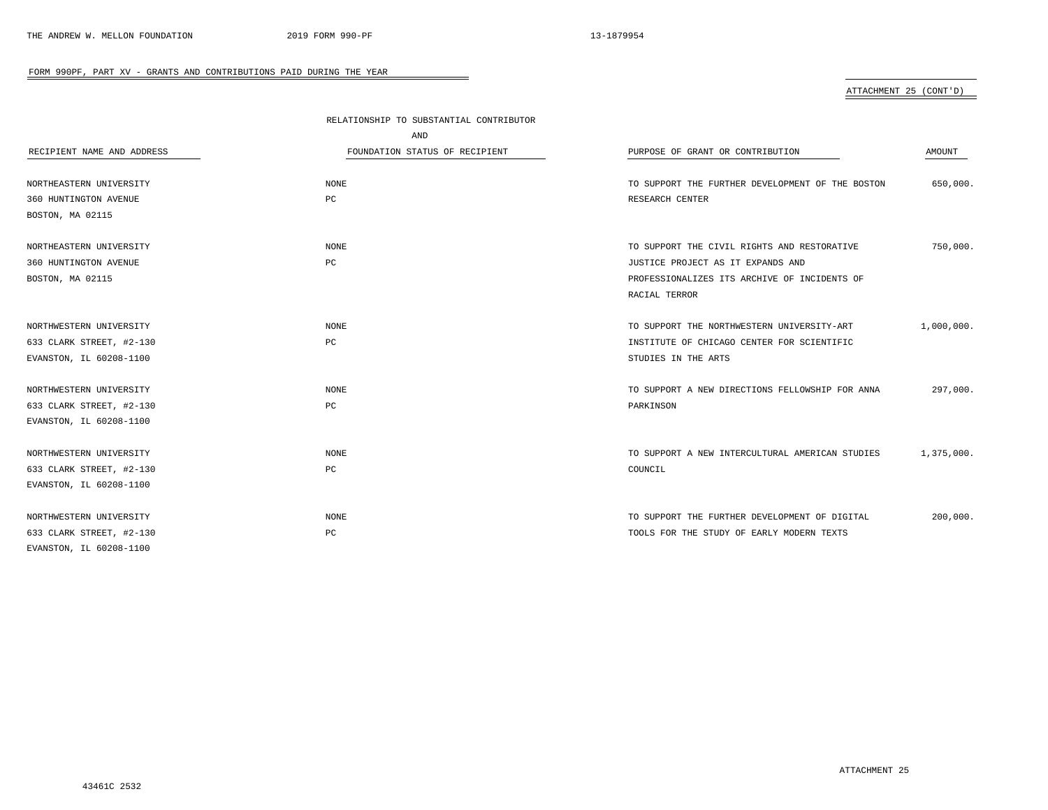FORM 990PF, PART XV - GRANTS AND CONTRIBUTIONS PAID DURING THE YEAR

ATTACHMENT 25 (CONT'D)

| RECIPIENT NAME AND ADDRESS | RELATIONSHIP TO SUBSTANTIAL CONTRIBUTOR AND FOUNDATION STATUS OF RECIPIENT | PURPOSE OF GRANT OR CONTRIBUTION | AMOUNT |
|---|---|---|---|
| NORTHEASTERN UNIVERSITY<br>360 HUNTINGTON AVENUE<br>BOSTON, MA 02115 | NONE<br>PC | TO SUPPORT THE FURTHER DEVELOPMENT OF THE BOSTON RESEARCH CENTER | 650,000. |
| NORTHEASTERN UNIVERSITY<br>360 HUNTINGTON AVENUE<br>BOSTON, MA 02115 | NONE<br>PC | TO SUPPORT THE CIVIL RIGHTS AND RESTORATIVE JUSTICE PROJECT AS IT EXPANDS AND PROFESSIONALIZES ITS ARCHIVE OF INCIDENTS OF RACIAL TERROR | 750,000. |
| NORTHWESTERN UNIVERSITY<br>633 CLARK STREET, #2-130<br>EVANSTON, IL 60208-1100 | NONE<br>PC | TO SUPPORT THE NORTHWESTERN UNIVERSITY-ART INSTITUTE OF CHICAGO CENTER FOR SCIENTIFIC STUDIES IN THE ARTS | 1,000,000. |
| NORTHWESTERN UNIVERSITY<br>633 CLARK STREET, #2-130<br>EVANSTON, IL 60208-1100 | NONE<br>PC | TO SUPPORT A NEW DIRECTIONS FELLOWSHIP FOR ANNA PARKINSON | 297,000. |
| NORTHWESTERN UNIVERSITY<br>633 CLARK STREET, #2-130<br>EVANSTON, IL 60208-1100 | NONE<br>PC | TO SUPPORT A NEW INTERCULTURAL AMERICAN STUDIES COUNCIL | 1,375,000. |
| NORTHWESTERN UNIVERSITY<br>633 CLARK STREET, #2-130<br>EVANSTON, IL 60208-1100 | NONE<br>PC | TO SUPPORT THE FURTHER DEVELOPMENT OF DIGITAL TOOLS FOR THE STUDY OF EARLY MODERN TEXTS | 200,000. |

ATTACHMENT 25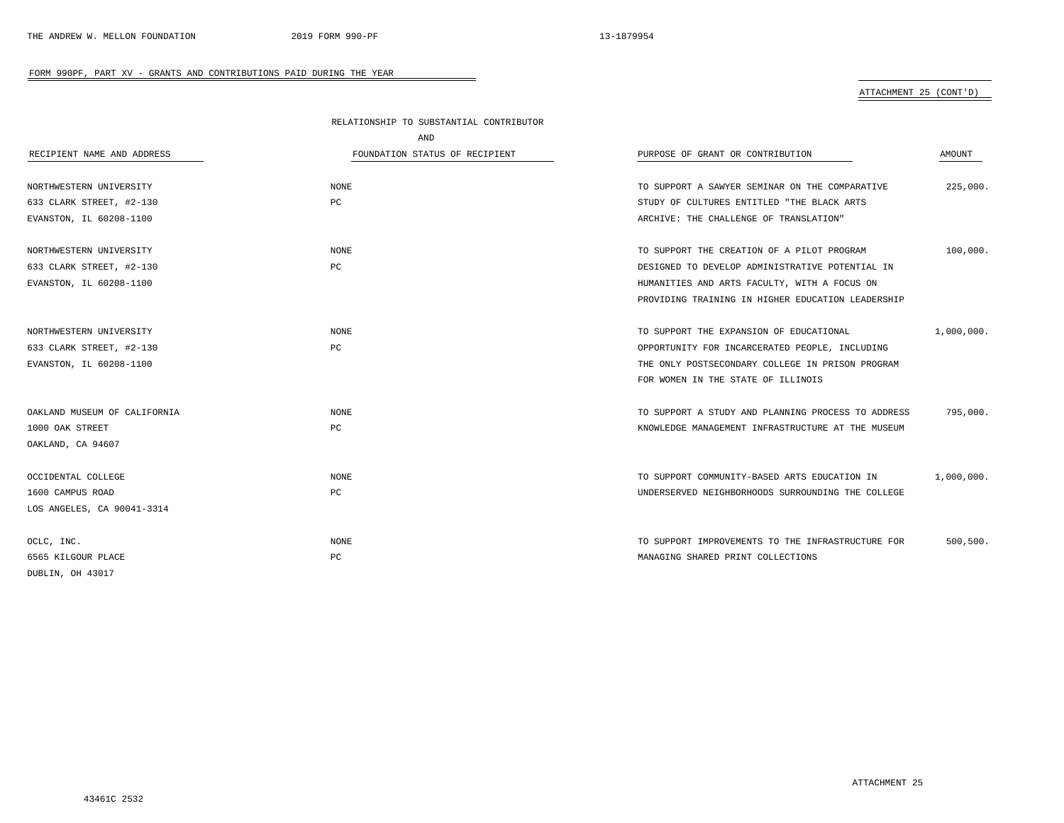FORM 990PF, PART XV - GRANTS AND CONTRIBUTIONS PAID DURING THE YEAR

ATTACHMENT 25 (CONT'D)

| RECIPIENT NAME AND ADDRESS | RELATIONSHIP TO SUBSTANTIAL CONTRIBUTOR AND FOUNDATION STATUS OF RECIPIENT | PURPOSE OF GRANT OR CONTRIBUTION | AMOUNT |
|---|---|---|---|
| NORTHWESTERN UNIVERSITY<br>633 CLARK STREET, #2-130<br>EVANSTON, IL 60208-1100 | NONE<br>PC | TO SUPPORT A SAWYER SEMINAR ON THE COMPARATIVE STUDY OF CULTURES ENTITLED "THE BLACK ARTS ARCHIVE: THE CHALLENGE OF TRANSLATION" | 225,000. |
| NORTHWESTERN UNIVERSITY<br>633 CLARK STREET, #2-130<br>EVANSTON, IL 60208-1100 | NONE<br>PC | TO SUPPORT THE CREATION OF A PILOT PROGRAM DESIGNED TO DEVELOP ADMINISTRATIVE POTENTIAL IN HUMANITIES AND ARTS FACULTY, WITH A FOCUS ON PROVIDING TRAINING IN HIGHER EDUCATION LEADERSHIP | 100,000. |
| NORTHWESTERN UNIVERSITY<br>633 CLARK STREET, #2-130<br>EVANSTON, IL 60208-1100 | NONE<br>PC | TO SUPPORT THE EXPANSION OF EDUCATIONAL OPPORTUNITY FOR INCARCERATED PEOPLE, INCLUDING THE ONLY POSTSECONDARY COLLEGE IN PRISON PROGRAM FOR WOMEN IN THE STATE OF ILLINOIS | 1,000,000. |
| OAKLAND MUSEUM OF CALIFORNIA<br>1000 OAK STREET<br>OAKLAND, CA 94607 | NONE<br>PC | TO SUPPORT A STUDY AND PLANNING PROCESS TO ADDRESS KNOWLEDGE MANAGEMENT INFRASTRUCTURE AT THE MUSEUM | 795,000. |
| OCCIDENTAL COLLEGE<br>1600 CAMPUS ROAD<br>LOS ANGELES, CA 90041-3314 | NONE<br>PC | TO SUPPORT COMMUNITY-BASED ARTS EDUCATION IN UNDERSERVED NEIGHBORHOODS SURROUNDING THE COLLEGE | 1,000,000. |
| OCLC, INC.<br>6565 KILGOUR PLACE<br>DUBLIN, OH 43017 | NONE<br>PC | TO SUPPORT IMPROVEMENTS TO THE INFRASTRUCTURE FOR MANAGING SHARED PRINT COLLECTIONS | 500,500. |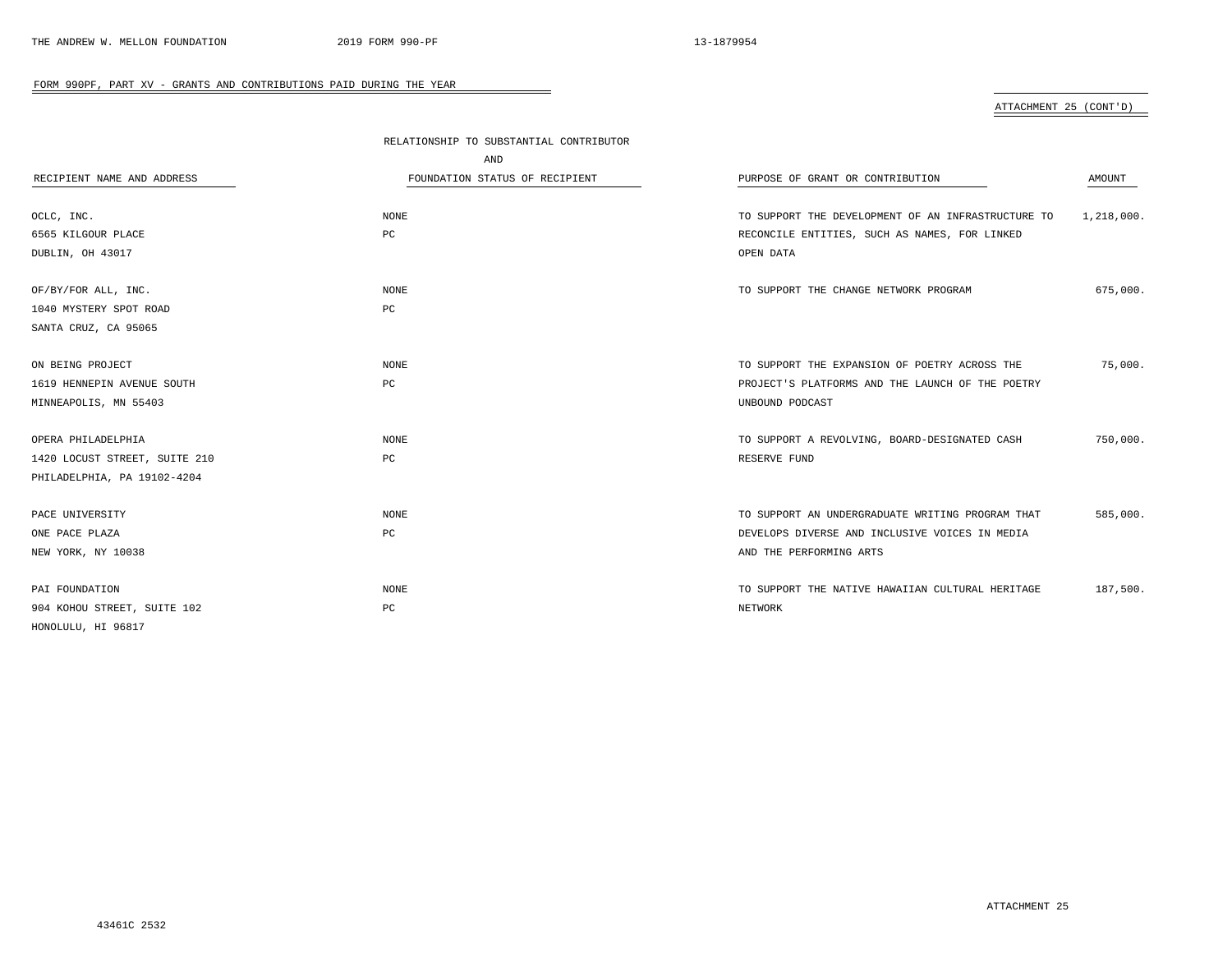FORM 990PF, PART XV - GRANTS AND CONTRIBUTIONS PAID DURING THE YEAR

ATTACHMENT 25 (CONT'D)

| RECIPIENT NAME AND ADDRESS | RELATIONSHIP TO SUBSTANTIAL CONTRIBUTOR AND FOUNDATION STATUS OF RECIPIENT | PURPOSE OF GRANT OR CONTRIBUTION | AMOUNT |
|---|---|---|---|
| OCLC, INC.<br>6565 KILGOUR PLACE<br>DUBLIN, OH 43017 | NONE<br>PC | TO SUPPORT THE DEVELOPMENT OF AN INFRASTRUCTURE TO RECONCILE ENTITIES, SUCH AS NAMES, FOR LINKED OPEN DATA | 1,218,000. |
| OF/BY/FOR ALL, INC.<br>1040 MYSTERY SPOT ROAD<br>SANTA CRUZ, CA 95065 | NONE<br>PC | TO SUPPORT THE CHANGE NETWORK PROGRAM | 675,000. |
| ON BEING PROJECT<br>1619 HENNEPIN AVENUE SOUTH<br>MINNEAPOLIS, MN 55403 | NONE<br>PC | TO SUPPORT THE EXPANSION OF POETRY ACROSS THE PROJECT'S PLATFORMS AND THE LAUNCH OF THE POETRY UNBOUND PODCAST | 75,000. |
| OPERA PHILADELPHIA<br>1420 LOCUST STREET, SUITE 210<br>PHILADELPHIA, PA 19102-4204 | NONE<br>PC | TO SUPPORT A REVOLVING, BOARD-DESIGNATED CASH RESERVE FUND | 750,000. |
| PACE UNIVERSITY<br>ONE PACE PLAZA<br>NEW YORK, NY 10038 | NONE<br>PC | TO SUPPORT AN UNDERGRADUATE WRITING PROGRAM THAT DEVELOPS DIVERSE AND INCLUSIVE VOICES IN MEDIA AND THE PERFORMING ARTS | 585,000. |
| PAI FOUNDATION<br>904 KOHOU STREET, SUITE 102<br>HONOLULU, HI 96817 | NONE<br>PC | TO SUPPORT THE NATIVE HAWAIIAN CULTURAL HERITAGE NETWORK | 187,500. |

ATTACHMENT 25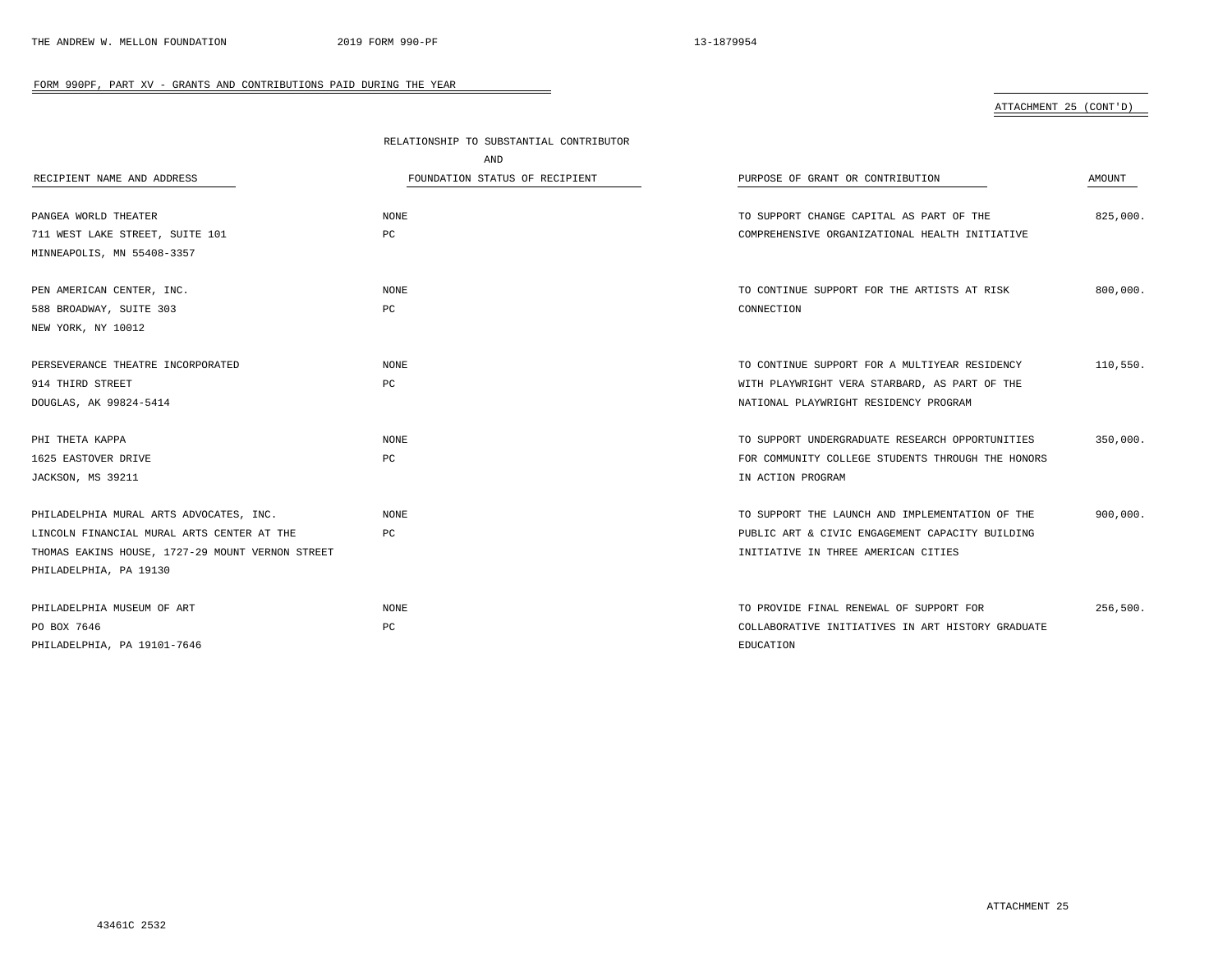FORM 990PF, PART XV - GRANTS AND CONTRIBUTIONS PAID DURING THE YEAR

ATTACHMENT 25 (CONT'D)

| RECIPIENT NAME AND ADDRESS | RELATIONSHIP TO SUBSTANTIAL CONTRIBUTOR AND FOUNDATION STATUS OF RECIPIENT | PURPOSE OF GRANT OR CONTRIBUTION | AMOUNT |
|---|---|---|---|
| PANGEA WORLD THEATER<br>711 WEST LAKE STREET, SUITE 101<br>MINNEAPOLIS, MN 55408-3357 | NONE<br>PC | TO SUPPORT CHANGE CAPITAL AS PART OF THE COMPREHENSIVE ORGANIZATIONAL HEALTH INITIATIVE | 825,000. |
| PEN AMERICAN CENTER, INC.<br>588 BROADWAY, SUITE 303<br>NEW YORK, NY 10012 | NONE<br>PC | TO CONTINUE SUPPORT FOR THE ARTISTS AT RISK CONNECTION | 800,000. |
| PERSEVERANCE THEATRE INCORPORATED<br>914 THIRD STREET<br>DOUGLAS, AK 99824-5414 | NONE<br>PC | TO CONTINUE SUPPORT FOR A MULTIYEAR RESIDENCY WITH PLAYWRIGHT VERA STARBARD, AS PART OF THE NATIONAL PLAYWRIGHT RESIDENCY PROGRAM | 110,550. |
| PHI THETA KAPPA<br>1625 EASTOVER DRIVE<br>JACKSON, MS 39211 | NONE<br>PC | TO SUPPORT UNDERGRADUATE RESEARCH OPPORTUNITIES FOR COMMUNITY COLLEGE STUDENTS THROUGH THE HONORS IN ACTION PROGRAM | 350,000. |
| PHILADELPHIA MURAL ARTS ADVOCATES, INC.<br>LINCOLN FINANCIAL MURAL ARTS CENTER AT THE<br>THOMAS EAKINS HOUSE, 1727-29 MOUNT VERNON STREET<br>PHILADELPHIA, PA 19130 | NONE<br>PC | TO SUPPORT THE LAUNCH AND IMPLEMENTATION OF THE PUBLIC ART & CIVIC ENGAGEMENT CAPACITY BUILDING INITIATIVE IN THREE AMERICAN CITIES | 900,000. |
| PHILADELPHIA MUSEUM OF ART<br>PO BOX 7646<br>PHILADELPHIA, PA 19101-7646 | NONE<br>PC | TO PROVIDE FINAL RENEWAL OF SUPPORT FOR COLLABORATIVE INITIATIVES IN ART HISTORY GRADUATE EDUCATION | 256,500. |

ATTACHMENT 25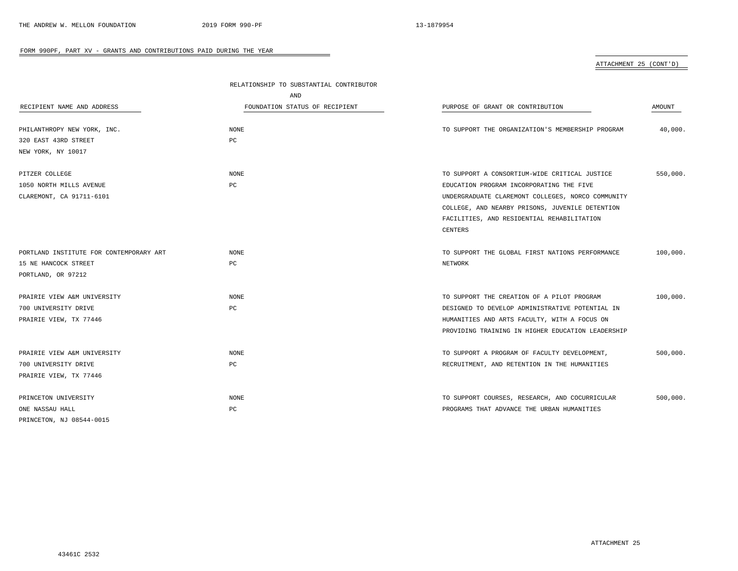FORM 990PF, PART XV - GRANTS AND CONTRIBUTIONS PAID DURING THE YEAR

ATTACHMENT 25 (CONT'D)

| RECIPIENT NAME AND ADDRESS | RELATIONSHIP TO SUBSTANTIAL CONTRIBUTOR AND FOUNDATION STATUS OF RECIPIENT | PURPOSE OF GRANT OR CONTRIBUTION | AMOUNT |
|---|---|---|---|
| PHILANTHROPY NEW YORK, INC.<br>320 EAST 43RD STREET<br>NEW YORK, NY 10017 | NONE<br>PC | TO SUPPORT THE ORGANIZATION'S MEMBERSHIP PROGRAM | 40,000. |
| PITZER COLLEGE<br>1050 NORTH MILLS AVENUE<br>CLAREMONT, CA 91711-6101 | NONE<br>PC | TO SUPPORT A CONSORTIUM-WIDE CRITICAL JUSTICE EDUCATION PROGRAM INCORPORATING THE FIVE UNDERGRADUATE CLAREMONT COLLEGES, NORCO COMMUNITY COLLEGE, AND NEARBY PRISONS, JUVENILE DETENTION FACILITIES, AND RESIDENTIAL REHABILITATION CENTERS | 550,000. |
| PORTLAND INSTITUTE FOR CONTEMPORARY ART<br>15 NE HANCOCK STREET<br>PORTLAND, OR 97212 | NONE<br>PC | TO SUPPORT THE GLOBAL FIRST NATIONS PERFORMANCE NETWORK | 100,000. |
| PRAIRIE VIEW A&M UNIVERSITY<br>700 UNIVERSITY DRIVE<br>PRAIRIE VIEW, TX 77446 | NONE<br>PC | TO SUPPORT THE CREATION OF A PILOT PROGRAM DESIGNED TO DEVELOP ADMINISTRATIVE POTENTIAL IN HUMANITIES AND ARTS FACULTY, WITH A FOCUS ON PROVIDING TRAINING IN HIGHER EDUCATION LEADERSHIP | 100,000. |
| PRAIRIE VIEW A&M UNIVERSITY<br>700 UNIVERSITY DRIVE<br>PRAIRIE VIEW, TX 77446 | NONE<br>PC | TO SUPPORT A PROGRAM OF FACULTY DEVELOPMENT, RECRUITMENT, AND RETENTION IN THE HUMANITIES | 500,000. |
| PRINCETON UNIVERSITY<br>ONE NASSAU HALL<br>PRINCETON, NJ 08544-0015 | NONE<br>PC | TO SUPPORT COURSES, RESEARCH, AND COCURRICULAR PROGRAMS THAT ADVANCE THE URBAN HUMANITIES | 500,000. |

ATTACHMENT 25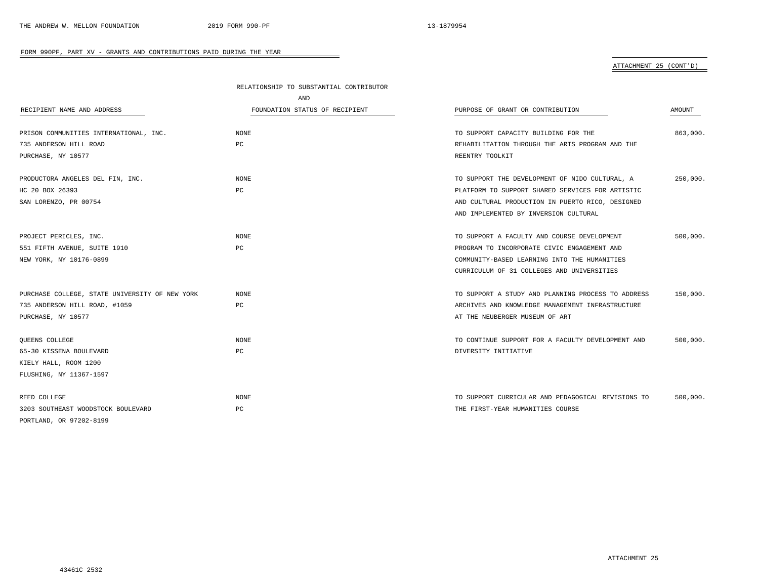FORM 990PF, PART XV - GRANTS AND CONTRIBUTIONS PAID DURING THE YEAR

ATTACHMENT 25 (CONT'D)

| RECIPIENT NAME AND ADDRESS | RELATIONSHIP TO SUBSTANTIAL CONTRIBUTOR AND FOUNDATION STATUS OF RECIPIENT | PURPOSE OF GRANT OR CONTRIBUTION | AMOUNT |
|---|---|---|---|
| PRISON COMMUNITIES INTERNATIONAL, INC.<br>735 ANDERSON HILL ROAD<br>PURCHASE, NY 10577 | NONE<br>PC | TO SUPPORT CAPACITY BUILDING FOR THE REHABILITATION THROUGH THE ARTS PROGRAM AND THE REENTRY TOOLKIT | 863,000. |
| PRODUCTORA ANGELES DEL FIN, INC.<br>HC 20 BOX 26393<br>SAN LORENZO, PR 00754 | NONE<br>PC | TO SUPPORT THE DEVELOPMENT OF NIDO CULTURAL, A PLATFORM TO SUPPORT SHARED SERVICES FOR ARTISTIC AND CULTURAL PRODUCTION IN PUERTO RICO, DESIGNED AND IMPLEMENTED BY INVERSION CULTURAL | 250,000. |
| PROJECT PERICLES, INC.<br>551 FIFTH AVENUE, SUITE 1910<br>NEW YORK, NY 10176-0899 | NONE<br>PC | TO SUPPORT A FACULTY AND COURSE DEVELOPMENT PROGRAM TO INCORPORATE CIVIC ENGAGEMENT AND COMMUNITY-BASED LEARNING INTO THE HUMANITIES CURRICULUM OF 31 COLLEGES AND UNIVERSITIES | 500,000. |
| PURCHASE COLLEGE, STATE UNIVERSITY OF NEW YORK<br>735 ANDERSON HILL ROAD, #1059<br>PURCHASE, NY 10577 | NONE<br>PC | TO SUPPORT A STUDY AND PLANNING PROCESS TO ADDRESS ARCHIVES AND KNOWLEDGE MANAGEMENT INFRASTRUCTURE AT THE NEUBERGER MUSEUM OF ART | 150,000. |
| QUEENS COLLEGE<br>65-30 KISSENA BOULEVARD<br>KIELY HALL, ROOM 1200<br>FLUSHING, NY 11367-1597 | NONE<br>PC | TO CONTINUE SUPPORT FOR A FACULTY DEVELOPMENT AND DIVERSITY INITIATIVE | 500,000. |
| REED COLLEGE<br>3203 SOUTHEAST WOODSTOCK BOULEVARD<br>PORTLAND, OR 97202-8199 | NONE<br>PC | TO SUPPORT CURRICULAR AND PEDAGOGICAL REVISIONS TO THE FIRST-YEAR HUMANITIES COURSE | 500,000. |

ATTACHMENT 25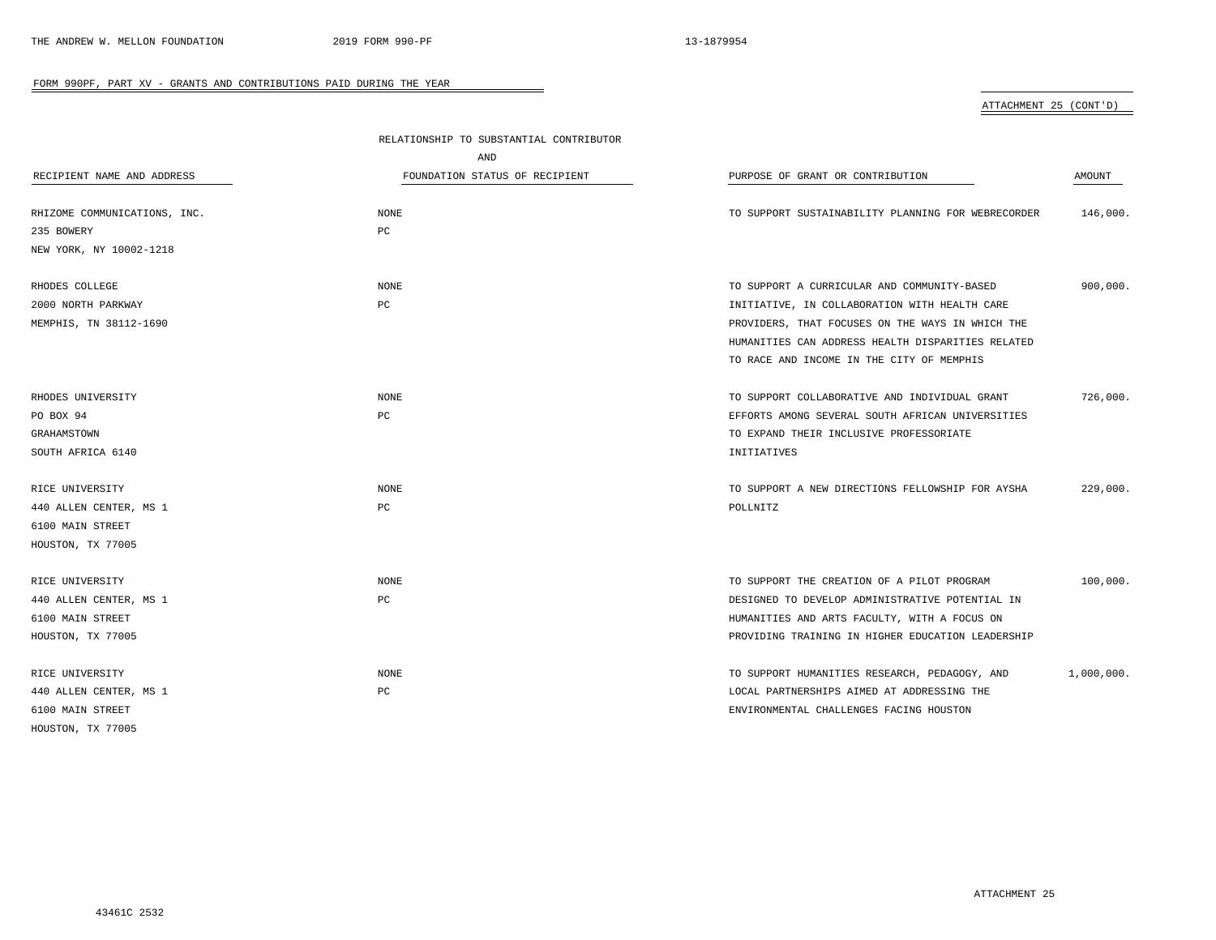FORM 990PF, PART XV - GRANTS AND CONTRIBUTIONS PAID DURING THE YEAR

ATTACHMENT 25 (CONT'D)

| RECIPIENT NAME AND ADDRESS | RELATIONSHIP TO SUBSTANTIAL CONTRIBUTOR AND FOUNDATION STATUS OF RECIPIENT | PURPOSE OF GRANT OR CONTRIBUTION | AMOUNT |
|---|---|---|---|
| RHIZOME COMMUNICATIONS, INC.<br>235 BOWERY<br>NEW YORK, NY 10002-1218 | NONE<br>PC | TO SUPPORT SUSTAINABILITY PLANNING FOR WEBRECORDER | 146,000. |
| RHODES COLLEGE<br>2000 NORTH PARKWAY<br>MEMPHIS, TN 38112-1690 | NONE<br>PC | TO SUPPORT A CURRICULAR AND COMMUNITY-BASED INITIATIVE, IN COLLABORATION WITH HEALTH CARE PROVIDERS, THAT FOCUSES ON THE WAYS IN WHICH THE HUMANITIES CAN ADDRESS HEALTH DISPARITIES RELATED TO RACE AND INCOME IN THE CITY OF MEMPHIS | 900,000. |
| RHODES UNIVERSITY<br>PO BOX 94<br>GRAHAMSTOWN<br>SOUTH AFRICA 6140 | NONE<br>PC | TO SUPPORT COLLABORATIVE AND INDIVIDUAL GRANT EFFORTS AMONG SEVERAL SOUTH AFRICAN UNIVERSITIES TO EXPAND THEIR INCLUSIVE PROFESSORIATE INITIATIVES | 726,000. |
| RICE UNIVERSITY<br>440 ALLEN CENTER, MS 1<br>6100 MAIN STREET<br>HOUSTON, TX 77005 | NONE<br>PC | TO SUPPORT A NEW DIRECTIONS FELLOWSHIP FOR AYSHA POLLNITZ | 229,000. |
| RICE UNIVERSITY<br>440 ALLEN CENTER, MS 1<br>6100 MAIN STREET<br>HOUSTON, TX 77005 | NONE<br>PC | TO SUPPORT THE CREATION OF A PILOT PROGRAM DESIGNED TO DEVELOP ADMINISTRATIVE POTENTIAL IN HUMANITIES AND ARTS FACULTY, WITH A FOCUS ON PROVIDING TRAINING IN HIGHER EDUCATION LEADERSHIP | 100,000. |
| RICE UNIVERSITY<br>440 ALLEN CENTER, MS 1<br>6100 MAIN STREET<br>HOUSTON, TX 77005 | NONE<br>PC | TO SUPPORT HUMANITIES RESEARCH, PEDAGOGY, AND LOCAL PARTNERSHIPS AIMED AT ADDRESSING THE ENVIRONMENTAL CHALLENGES FACING HOUSTON | 1,000,000. |

ATTACHMENT 25

43461C 2532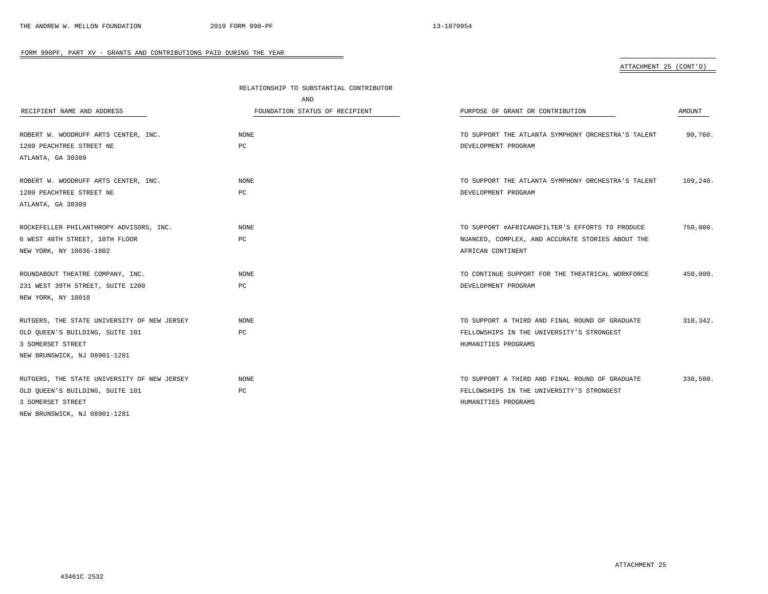FORM 990PF, PART XV - GRANTS AND CONTRIBUTIONS PAID DURING THE YEAR

ATTACHMENT 25 (CONT'D)

| RECIPIENT NAME AND ADDRESS | RELATIONSHIP TO SUBSTANTIAL CONTRIBUTOR AND FOUNDATION STATUS OF RECIPIENT | PURPOSE OF GRANT OR CONTRIBUTION | AMOUNT |
|---|---|---|---|
| ROBERT W. WOODRUFF ARTS CENTER, INC.<br>1280 PEACHTREE STREET NE<br>ATLANTA, GA 30309 | NONE<br>PC | TO SUPPORT THE ATLANTA SYMPHONY ORCHESTRA'S TALENT DEVELOPMENT PROGRAM | 90,760. |
| ROBERT W. WOODRUFF ARTS CENTER, INC.<br>1280 PEACHTREE STREET NE<br>ATLANTA, GA 30309 | NONE<br>PC | TO SUPPORT THE ATLANTA SYMPHONY ORCHESTRA'S TALENT DEVELOPMENT PROGRAM | 109,240. |
| ROCKEFELLER PHILANTHROPY ADVISORS, INC.<br>6 WEST 48TH STREET, 10TH FLOOR<br>NEW YORK, NY 10036-1802 | NONE<br>PC | TO SUPPORT #AFRICANOFILTER'S EFFORTS TO PRODUCE NUANCED, COMPLEX, AND ACCURATE STORIES ABOUT THE AFRICAN CONTINENT | 750,000. |
| ROUNDABOUT THEATRE COMPANY, INC.<br>231 WEST 39TH STREET, SUITE 1200<br>NEW YORK, NY 10018 | NONE<br>PC | TO CONTINUE SUPPORT FOR THE THEATRICAL WORKFORCE DEVELOPMENT PROGRAM | 450,000. |
| RUTGERS, THE STATE UNIVERSITY OF NEW JERSEY<br>OLD QUEEN'S BUILDING, SUITE 101<br>3 SOMERSET STREET<br>NEW BRUNSWICK, NJ 08901-1281 | NONE<br>PC | TO SUPPORT A THIRD AND FINAL ROUND OF GRADUATE FELLOWSHIPS IN THE UNIVERSITY'S STRONGEST HUMANITIES PROGRAMS | 310,342. |
| RUTGERS, THE STATE UNIVERSITY OF NEW JERSEY<br>OLD QUEEN'S BUILDING, SUITE 101<br>3 SOMERSET STREET<br>NEW BRUNSWICK, NJ 08901-1281 | NONE<br>PC | TO SUPPORT A THIRD AND FINAL ROUND OF GRADUATE FELLOWSHIPS IN THE UNIVERSITY'S STRONGEST HUMANITIES PROGRAMS | 330,500. |

ATTACHMENT 25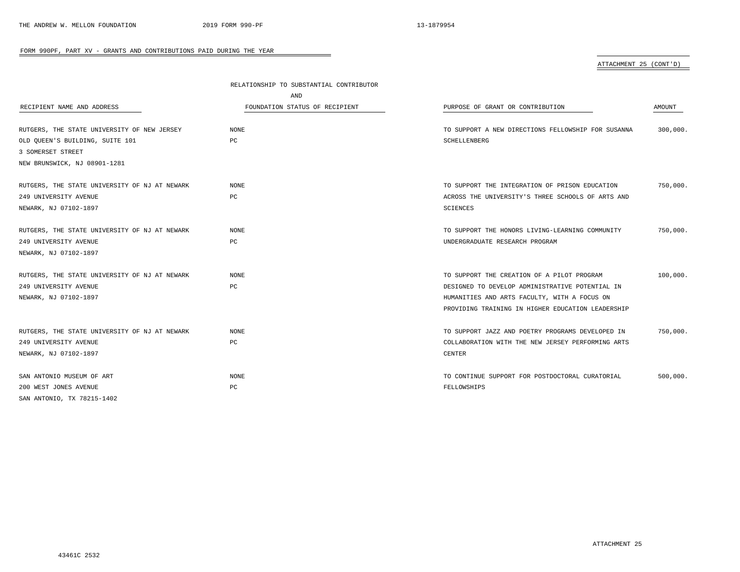FORM 990PF, PART XV - GRANTS AND CONTRIBUTIONS PAID DURING THE YEAR

ATTACHMENT 25 (CONT'D)

| RECIPIENT NAME AND ADDRESS | RELATIONSHIP TO SUBSTANTIAL CONTRIBUTOR AND FOUNDATION STATUS OF RECIPIENT | PURPOSE OF GRANT OR CONTRIBUTION | AMOUNT |
|---|---|---|---|
| RUTGERS, THE STATE UNIVERSITY OF NEW JERSEY<br>OLD QUEEN'S BUILDING, SUITE 101<br>3 SOMERSET STREET<br>NEW BRUNSWICK, NJ 08901-1281 | NONE<br>PC | TO SUPPORT A NEW DIRECTIONS FELLOWSHIP FOR SUSANNA SCHELLENBERG | 300,000. |
| RUTGERS, THE STATE UNIVERSITY OF NJ AT NEWARK<br>249 UNIVERSITY AVENUE<br>NEWARK, NJ 07102-1897 | NONE<br>PC | TO SUPPORT THE INTEGRATION OF PRISON EDUCATION ACROSS THE UNIVERSITY'S THREE SCHOOLS OF ARTS AND SCIENCES | 750,000. |
| RUTGERS, THE STATE UNIVERSITY OF NJ AT NEWARK<br>249 UNIVERSITY AVENUE<br>NEWARK, NJ 07102-1897 | NONE<br>PC | TO SUPPORT THE HONORS LIVING-LEARNING COMMUNITY UNDERGRADUATE RESEARCH PROGRAM | 750,000. |
| RUTGERS, THE STATE UNIVERSITY OF NJ AT NEWARK<br>249 UNIVERSITY AVENUE<br>NEWARK, NJ 07102-1897 | NONE<br>PC | TO SUPPORT THE CREATION OF A PILOT PROGRAM DESIGNED TO DEVELOP ADMINISTRATIVE POTENTIAL IN HUMANITIES AND ARTS FACULTY, WITH A FOCUS ON PROVIDING TRAINING IN HIGHER EDUCATION LEADERSHIP | 100,000. |
| RUTGERS, THE STATE UNIVERSITY OF NJ AT NEWARK<br>249 UNIVERSITY AVENUE<br>NEWARK, NJ 07102-1897 | NONE<br>PC | TO SUPPORT JAZZ AND POETRY PROGRAMS DEVELOPED IN COLLABORATION WITH THE NEW JERSEY PERFORMING ARTS CENTER | 750,000. |
| SAN ANTONIO MUSEUM OF ART<br>200 WEST JONES AVENUE<br>SAN ANTONIO, TX 78215-1402 | NONE<br>PC | TO CONTINUE SUPPORT FOR POSTDOCTORAL CURATORIAL FELLOWSHIPS | 500,000. |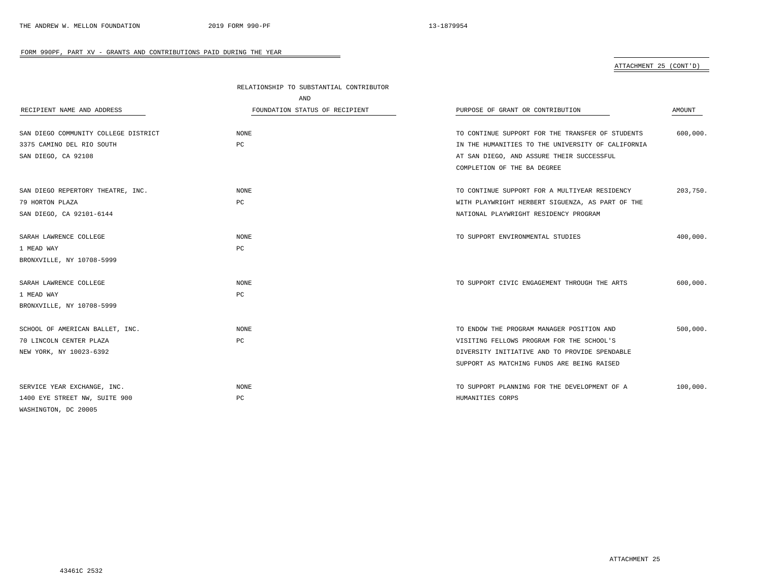FORM 990PF, PART XV - GRANTS AND CONTRIBUTIONS PAID DURING THE YEAR

ATTACHMENT 25 (CONT'D)

| RECIPIENT NAME AND ADDRESS | RELATIONSHIP TO SUBSTANTIAL CONTRIBUTOR AND FOUNDATION STATUS OF RECIPIENT | PURPOSE OF GRANT OR CONTRIBUTION | AMOUNT |
|---|---|---|---|
| SAN DIEGO COMMUNITY COLLEGE DISTRICT<br>3375 CAMINO DEL RIO SOUTH<br>SAN DIEGO, CA 92108 | NONE<br>PC | TO CONTINUE SUPPORT FOR THE TRANSFER OF STUDENTS IN THE HUMANITIES TO THE UNIVERSITY OF CALIFORNIA AT SAN DIEGO, AND ASSURE THEIR SUCCESSFUL COMPLETION OF THE BA DEGREE | 600,000. |
| SAN DIEGO REPERTORY THEATRE, INC.<br>79 HORTON PLAZA<br>SAN DIEGO, CA 92101-6144 | NONE<br>PC | TO CONTINUE SUPPORT FOR A MULTIYEAR RESIDENCY WITH PLAYWRIGHT HERBERT SIGUENZA, AS PART OF THE NATIONAL PLAYWRIGHT RESIDENCY PROGRAM | 203,750. |
| SARAH LAWRENCE COLLEGE<br>1 MEAD WAY<br>BRONXVILLE, NY 10708-5999 | NONE<br>PC | TO SUPPORT ENVIRONMENTAL STUDIES | 400,000. |
| SARAH LAWRENCE COLLEGE<br>1 MEAD WAY<br>BRONXVILLE, NY 10708-5999 | NONE<br>PC | TO SUPPORT CIVIC ENGAGEMENT THROUGH THE ARTS | 600,000. |
| SCHOOL OF AMERICAN BALLET, INC.<br>70 LINCOLN CENTER PLAZA<br>NEW YORK, NY 10023-6392 | NONE<br>PC | TO ENDOW THE PROGRAM MANAGER POSITION AND VISITING FELLOWS PROGRAM FOR THE SCHOOL'S DIVERSITY INITIATIVE AND TO PROVIDE SPENDABLE SUPPORT AS MATCHING FUNDS ARE BEING RAISED | 500,000. |
| SERVICE YEAR EXCHANGE, INC.<br>1400 EYE STREET NW, SUITE 900<br>WASHINGTON, DC 20005 | NONE<br>PC | TO SUPPORT PLANNING FOR THE DEVELOPMENT OF A HUMANITIES CORPS | 100,000. |

ATTACHMENT 25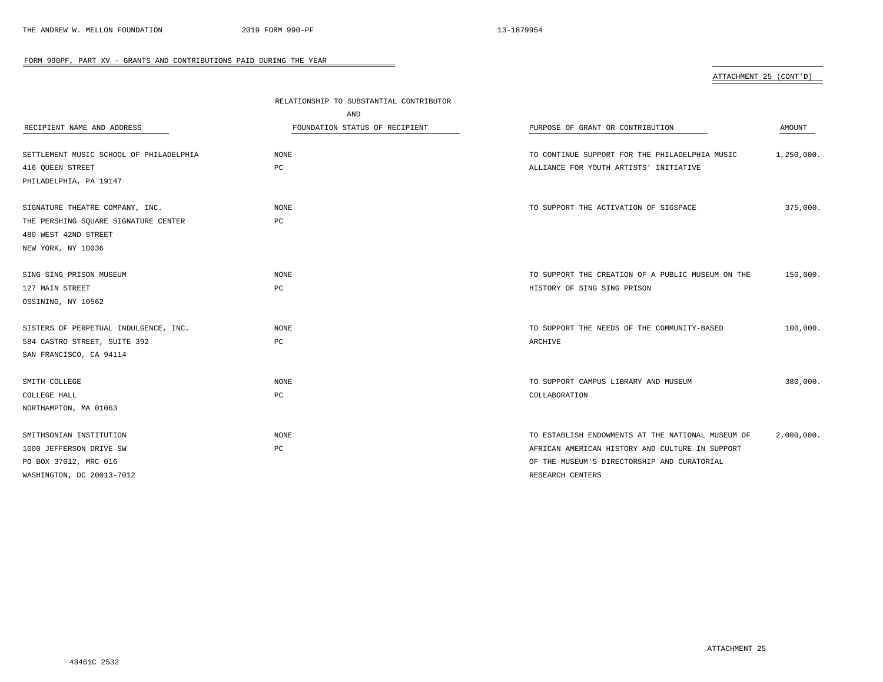FORM 990PF, PART XV - GRANTS AND CONTRIBUTIONS PAID DURING THE YEAR

ATTACHMENT 25 (CONT'D)

| RECIPIENT NAME AND ADDRESS | RELATIONSHIP TO SUBSTANTIAL CONTRIBUTOR AND FOUNDATION STATUS OF RECIPIENT | PURPOSE OF GRANT OR CONTRIBUTION | AMOUNT |
|---|---|---|---|
| SETTLEMENT MUSIC SCHOOL OF PHILADELPHIA<br>416 QUEEN STREET<br>PHILADELPHIA, PA 19147 | NONE<br>PC | TO CONTINUE SUPPORT FOR THE PHILADELPHIA MUSIC ALLIANCE FOR YOUTH ARTISTS' INITIATIVE | 1,250,000. |
| SIGNATURE THEATRE COMPANY, INC.<br>THE PERSHING SQUARE SIGNATURE CENTER<br>480 WEST 42ND STREET<br>NEW YORK, NY 10036 | NONE<br>PC | TO SUPPORT THE ACTIVATION OF SIGSPACE | 375,000. |
| SING SING PRISON MUSEUM<br>127 MAIN STREET<br>OSSINING, NY 10562 | NONE<br>PC | TO SUPPORT THE CREATION OF A PUBLIC MUSEUM ON THE HISTORY OF SING SING PRISON | 150,000. |
| SISTERS OF PERPETUAL INDULGENCE, INC.<br>584 CASTRO STREET, SUITE 392<br>SAN FRANCISCO, CA 94114 | NONE<br>PC | TO SUPPORT THE NEEDS OF THE COMMUNITY-BASED ARCHIVE | 100,000. |
| SMITH COLLEGE<br>COLLEGE HALL<br>NORTHAMPTON, MA 01063 | NONE<br>PC | TO SUPPORT CAMPUS LIBRARY AND MUSEUM COLLABORATION | 380,000. |
| SMITHSONIAN INSTITUTION<br>1000 JEFFERSON DRIVE SW<br>PO BOX 37012, MRC 016<br>WASHINGTON, DC 20013-7012 | NONE<br>PC | TO ESTABLISH ENDOWMENTS AT THE NATIONAL MUSEUM OF AFRICAN AMERICAN HISTORY AND CULTURE IN SUPPORT OF THE MUSEUM'S DIRECTORSHIP AND CURATORIAL RESEARCH CENTERS | 2,000,000. |

ATTACHMENT 25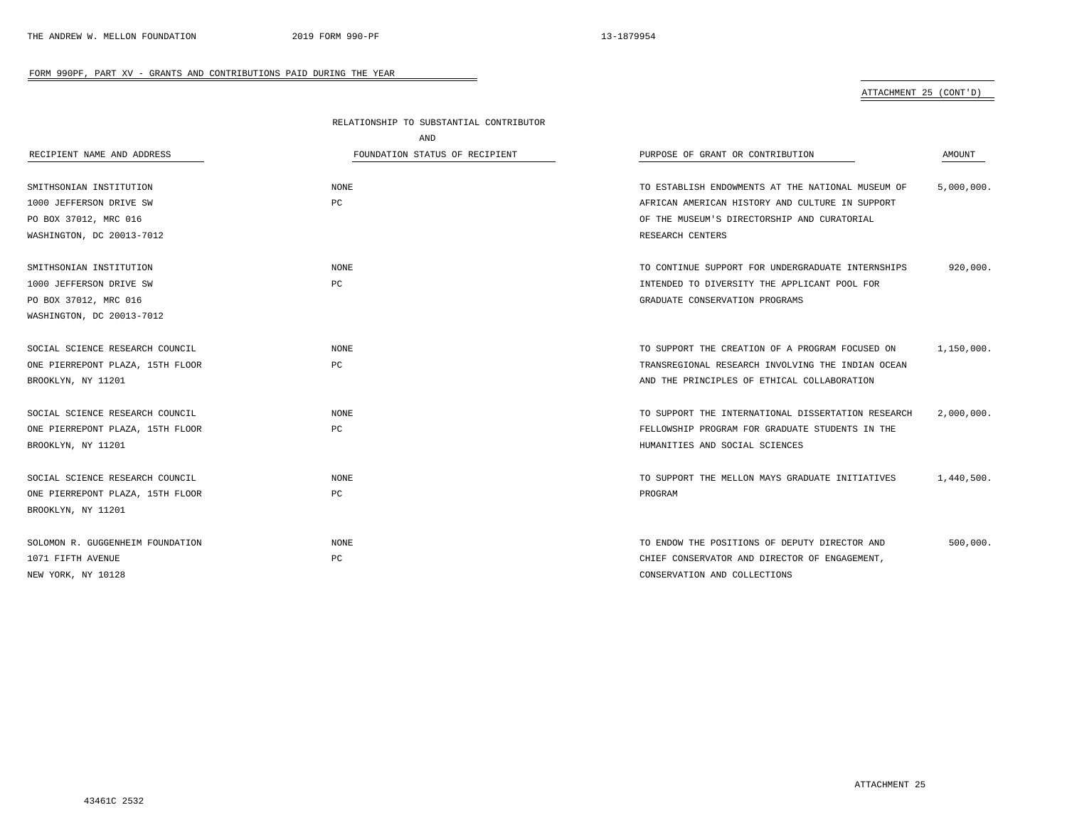FORM 990PF, PART XV - GRANTS AND CONTRIBUTIONS PAID DURING THE YEAR

ATTACHMENT 25 (CONT'D)

| RECIPIENT NAME AND ADDRESS | RELATIONSHIP TO SUBSTANTIAL CONTRIBUTOR AND FOUNDATION STATUS OF RECIPIENT | PURPOSE OF GRANT OR CONTRIBUTION | AMOUNT |
|---|---|---|---|
| SMITHSONIAN INSTITUTION<br>1000 JEFFERSON DRIVE SW<br>PO BOX 37012, MRC 016<br>WASHINGTON, DC 20013-7012 | NONE<br>PC | TO ESTABLISH ENDOWMENTS AT THE NATIONAL MUSEUM OF AFRICAN AMERICAN HISTORY AND CULTURE IN SUPPORT OF THE MUSEUM'S DIRECTORSHIP AND CURATORIAL RESEARCH CENTERS | 5,000,000. |
| SMITHSONIAN INSTITUTION<br>1000 JEFFERSON DRIVE SW<br>PO BOX 37012, MRC 016<br>WASHINGTON, DC 20013-7012 | NONE<br>PC | TO CONTINUE SUPPORT FOR UNDERGRADUATE INTERNSHIPS INTENDED TO DIVERSITY THE APPLICANT POOL FOR GRADUATE CONSERVATION PROGRAMS | 920,000. |
| SOCIAL SCIENCE RESEARCH COUNCIL<br>ONE PIERREPONT PLAZA, 15TH FLOOR<br>BROOKLYN, NY 11201 | NONE<br>PC | TO SUPPORT THE CREATION OF A PROGRAM FOCUSED ON TRANSREGIONAL RESEARCH INVOLVING THE INDIAN OCEAN AND THE PRINCIPLES OF ETHICAL COLLABORATION | 1,150,000. |
| SOCIAL SCIENCE RESEARCH COUNCIL<br>ONE PIERREPONT PLAZA, 15TH FLOOR<br>BROOKLYN, NY 11201 | NONE<br>PC | TO SUPPORT THE INTERNATIONAL DISSERTATION RESEARCH FELLOWSHIP PROGRAM FOR GRADUATE STUDENTS IN THE HUMANITIES AND SOCIAL SCIENCES | 2,000,000. |
| SOCIAL SCIENCE RESEARCH COUNCIL<br>ONE PIERREPONT PLAZA, 15TH FLOOR<br>BROOKLYN, NY 11201 | NONE<br>PC | TO SUPPORT THE MELLON MAYS GRADUATE INITIATIVES PROGRAM | 1,440,500. |
| SOLOMON R. GUGGENHEIM FOUNDATION<br>1071 FIFTH AVENUE<br>NEW YORK, NY 10128 | NONE<br>PC | TO ENDOW THE POSITIONS OF DEPUTY DIRECTOR AND CHIEF CONSERVATOR AND DIRECTOR OF ENGAGEMENT, CONSERVATION AND COLLECTIONS | 500,000. |

ATTACHMENT 25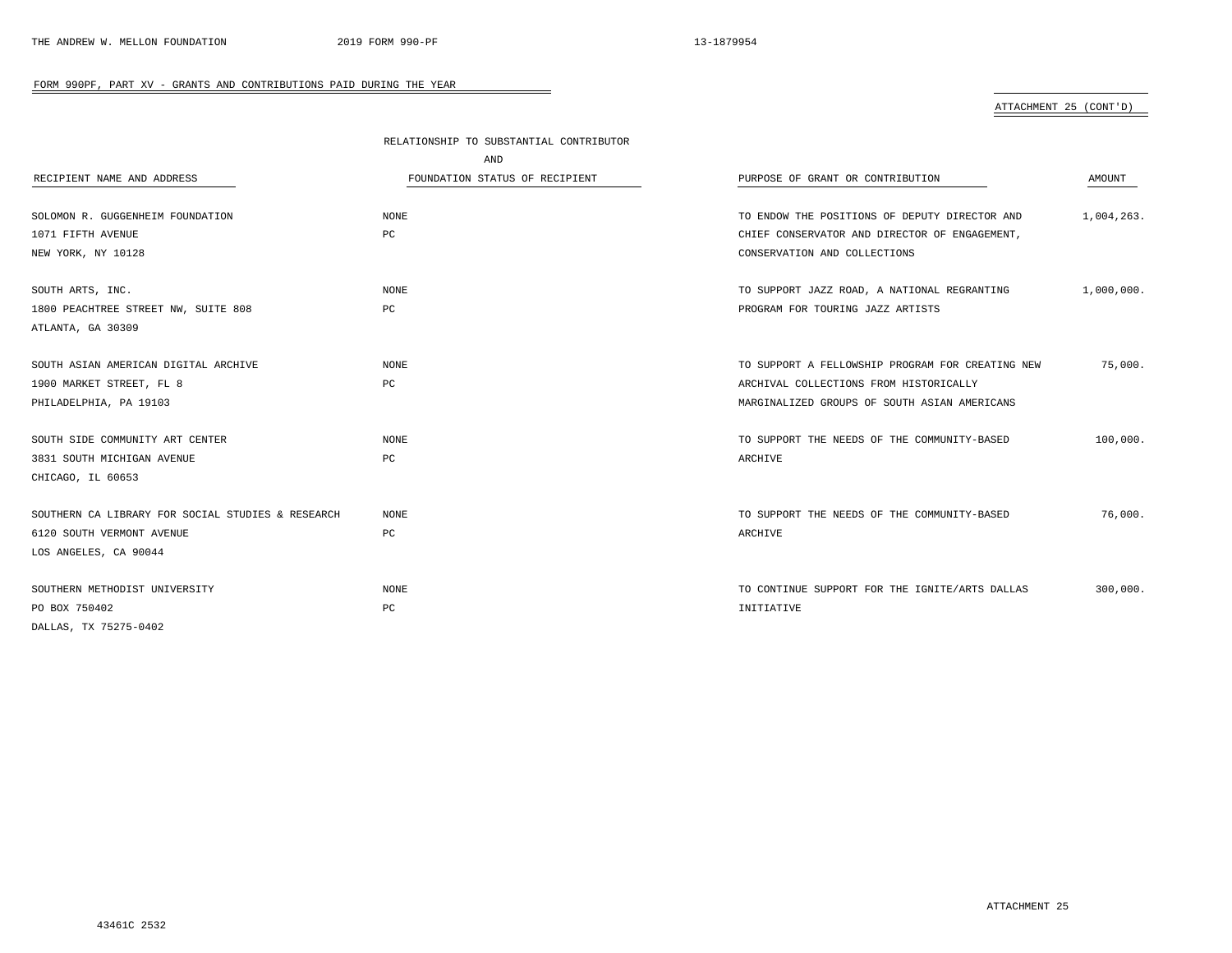## FORM 990PF, PART XV - GRANTS AND CONTRIBUTIONS PAID DURING THE YEAR

ATTACHMENT 25 (CONT'D)

| RECIPIENT NAME AND ADDRESS | RELATIONSHIP TO SUBSTANTIAL CONTRIBUTOR AND FOUNDATION STATUS OF RECIPIENT | PURPOSE OF GRANT OR CONTRIBUTION | AMOUNT |
|---|---|---|---|
| SOLOMON R. GUGGENHEIM FOUNDATION<br>1071 FIFTH AVENUE<br>NEW YORK, NY 10128 | NONE<br>PC | TO ENDOW THE POSITIONS OF DEPUTY DIRECTOR AND CHIEF CONSERVATOR AND DIRECTOR OF ENGAGEMENT, CONSERVATION AND COLLECTIONS | 1,004,263. |
| SOUTH ARTS, INC.<br>1800 PEACHTREE STREET NW, SUITE 808<br>ATLANTA, GA 30309 | NONE<br>PC | TO SUPPORT JAZZ ROAD, A NATIONAL REGRANTING PROGRAM FOR TOURING JAZZ ARTISTS | 1,000,000. |
| SOUTH ASIAN AMERICAN DIGITAL ARCHIVE<br>1900 MARKET STREET, FL 8<br>PHILADELPHIA, PA 19103 | NONE<br>PC | TO SUPPORT A FELLOWSHIP PROGRAM FOR CREATING NEW ARCHIVAL COLLECTIONS FROM HISTORICALLY MARGINALIZED GROUPS OF SOUTH ASIAN AMERICANS | 75,000. |
| SOUTH SIDE COMMUNITY ART CENTER<br>3831 SOUTH MICHIGAN AVENUE<br>CHICAGO, IL 60653 | NONE<br>PC | TO SUPPORT THE NEEDS OF THE COMMUNITY-BASED ARCHIVE | 100,000. |
| SOUTHERN CA LIBRARY FOR SOCIAL STUDIES & RESEARCH<br>6120 SOUTH VERMONT AVENUE<br>LOS ANGELES, CA 90044 | NONE<br>PC | TO SUPPORT THE NEEDS OF THE COMMUNITY-BASED ARCHIVE | 76,000. |
| SOUTHERN METHODIST UNIVERSITY<br>PO BOX 750402<br>DALLAS, TX 75275-0402 | NONE<br>PC | TO CONTINUE SUPPORT FOR THE IGNITE/ARTS DALLAS INITIATIVE | 300,000. |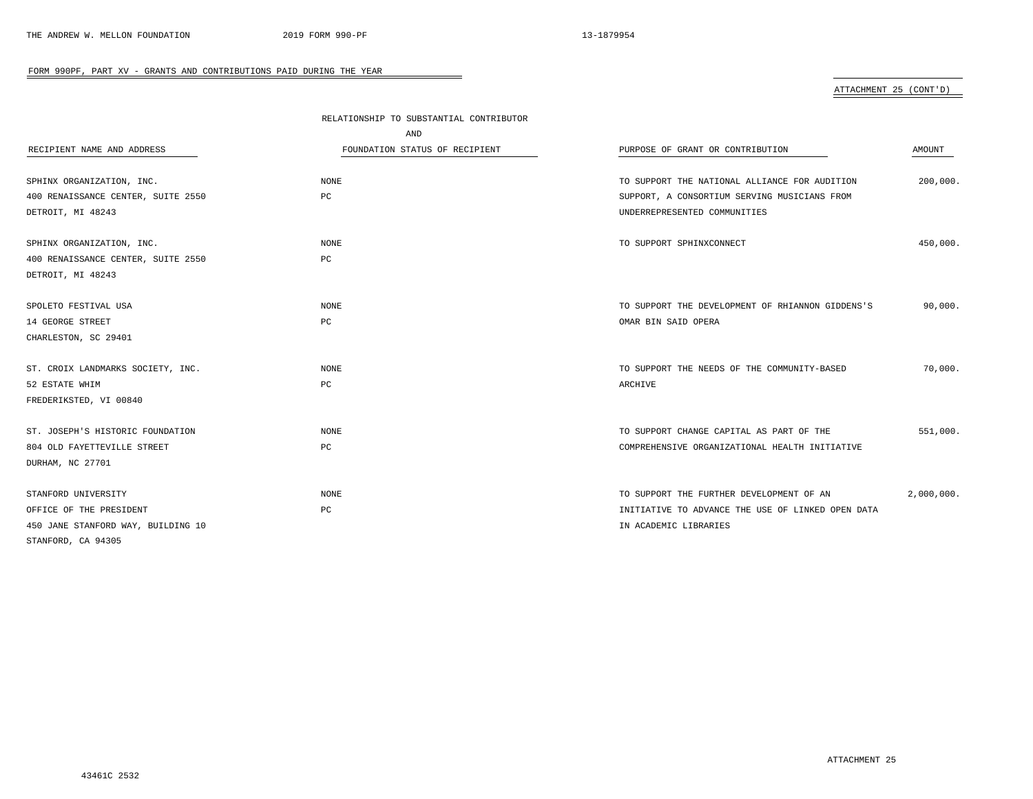FORM 990PF, PART XV - GRANTS AND CONTRIBUTIONS PAID DURING THE YEAR

ATTACHMENT 25 (CONT'D)

| RECIPIENT NAME AND ADDRESS | RELATIONSHIP TO SUBSTANTIAL CONTRIBUTOR AND FOUNDATION STATUS OF RECIPIENT | PURPOSE OF GRANT OR CONTRIBUTION | AMOUNT |
|---|---|---|---|
| SPHINX ORGANIZATION, INC.<br>400 RENAISSANCE CENTER, SUITE 2550<br>DETROIT, MI 48243 | NONE<br>PC | TO SUPPORT THE NATIONAL ALLIANCE FOR AUDITION SUPPORT, A CONSORTIUM SERVING MUSICIANS FROM UNDERREPRESENTED COMMUNITIES | 200,000. |
| SPHINX ORGANIZATION, INC.<br>400 RENAISSANCE CENTER, SUITE 2550<br>DETROIT, MI 48243 | NONE<br>PC | TO SUPPORT SPHINXCONNECT | 450,000. |
| SPOLETO FESTIVAL USA<br>14 GEORGE STREET<br>CHARLESTON, SC 29401 | NONE<br>PC | TO SUPPORT THE DEVELOPMENT OF RHIANNON GIDDENS'S OMAR BIN SAID OPERA | 90,000. |
| ST. CROIX LANDMARKS SOCIETY, INC.<br>52 ESTATE WHIM<br>FREDERIKSTED, VI 00840 | NONE<br>PC | TO SUPPORT THE NEEDS OF THE COMMUNITY-BASED ARCHIVE | 70,000. |
| ST. JOSEPH'S HISTORIC FOUNDATION<br>804 OLD FAYETTEVILLE STREET<br>DURHAM, NC 27701 | NONE<br>PC | TO SUPPORT CHANGE CAPITAL AS PART OF THE COMPREHENSIVE ORGANIZATIONAL HEALTH INITIATIVE | 551,000. |
| STANFORD UNIVERSITY<br>OFFICE OF THE PRESIDENT<br>450 JANE STANFORD WAY, BUILDING 10<br>STANFORD, CA 94305 | NONE<br>PC | TO SUPPORT THE FURTHER DEVELOPMENT OF AN INITIATIVE TO ADVANCE THE USE OF LINKED OPEN DATA IN ACADEMIC LIBRARIES | 2,000,000. |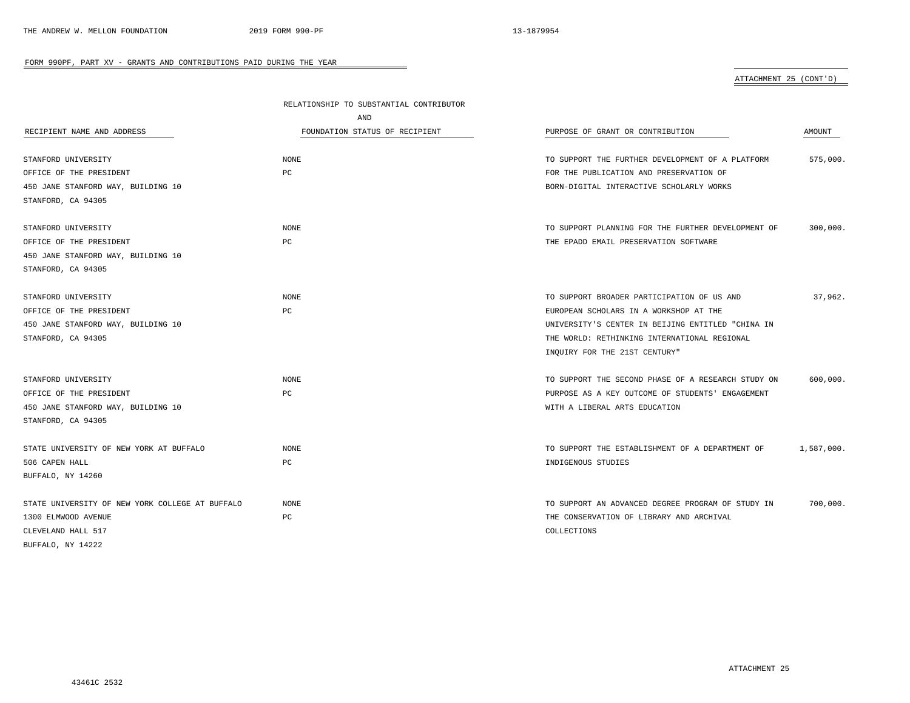FORM 990PF, PART XV - GRANTS AND CONTRIBUTIONS PAID DURING THE YEAR

ATTACHMENT 25 (CONT'D)

| RECIPIENT NAME AND ADDRESS | RELATIONSHIP TO SUBSTANTIAL CONTRIBUTOR AND FOUNDATION STATUS OF RECIPIENT | PURPOSE OF GRANT OR CONTRIBUTION | AMOUNT |
|---|---|---|---|
| STANFORD UNIVERSITY<br>OFFICE OF THE PRESIDENT<br>450 JANE STANFORD WAY, BUILDING 10<br>STANFORD, CA 94305 | NONE<br>PC | TO SUPPORT THE FURTHER DEVELOPMENT OF A PLATFORM FOR THE PUBLICATION AND PRESERVATION OF BORN-DIGITAL INTERACTIVE SCHOLARLY WORKS | 575,000. |
| STANFORD UNIVERSITY<br>OFFICE OF THE PRESIDENT<br>450 JANE STANFORD WAY, BUILDING 10<br>STANFORD, CA 94305 | NONE<br>PC | TO SUPPORT PLANNING FOR THE FURTHER DEVELOPMENT OF THE EPADD EMAIL PRESERVATION SOFTWARE | 300,000. |
| STANFORD UNIVERSITY<br>OFFICE OF THE PRESIDENT<br>450 JANE STANFORD WAY, BUILDING 10<br>STANFORD, CA 94305 | NONE<br>PC | TO SUPPORT BROADER PARTICIPATION OF US AND EUROPEAN SCHOLARS IN A WORKSHOP AT THE UNIVERSITY'S CENTER IN BEIJING ENTITLED "CHINA IN THE WORLD: RETHINKING INTERNATIONAL REGIONAL INQUIRY FOR THE 21ST CENTURY" | 37,962. |
| STANFORD UNIVERSITY<br>OFFICE OF THE PRESIDENT<br>450 JANE STANFORD WAY, BUILDING 10<br>STANFORD, CA 94305 | NONE<br>PC | TO SUPPORT THE SECOND PHASE OF A RESEARCH STUDY ON PURPOSE AS A KEY OUTCOME OF STUDENTS' ENGAGEMENT WITH A LIBERAL ARTS EDUCATION | 600,000. |
| STATE UNIVERSITY OF NEW YORK AT BUFFALO<br>506 CAPEN HALL<br>BUFFALO, NY 14260 | NONE<br>PC | TO SUPPORT THE ESTABLISHMENT OF A DEPARTMENT OF INDIGENOUS STUDIES | 1,587,000. |
| STATE UNIVERSITY OF NEW YORK COLLEGE AT BUFFALO<br>1300 ELMWOOD AVENUE<br>CLEVELAND HALL 517<br>BUFFALO, NY 14222 | NONE<br>PC | TO SUPPORT AN ADVANCED DEGREE PROGRAM OF STUDY IN THE CONSERVATION OF LIBRARY AND ARCHIVAL COLLECTIONS | 700,000. |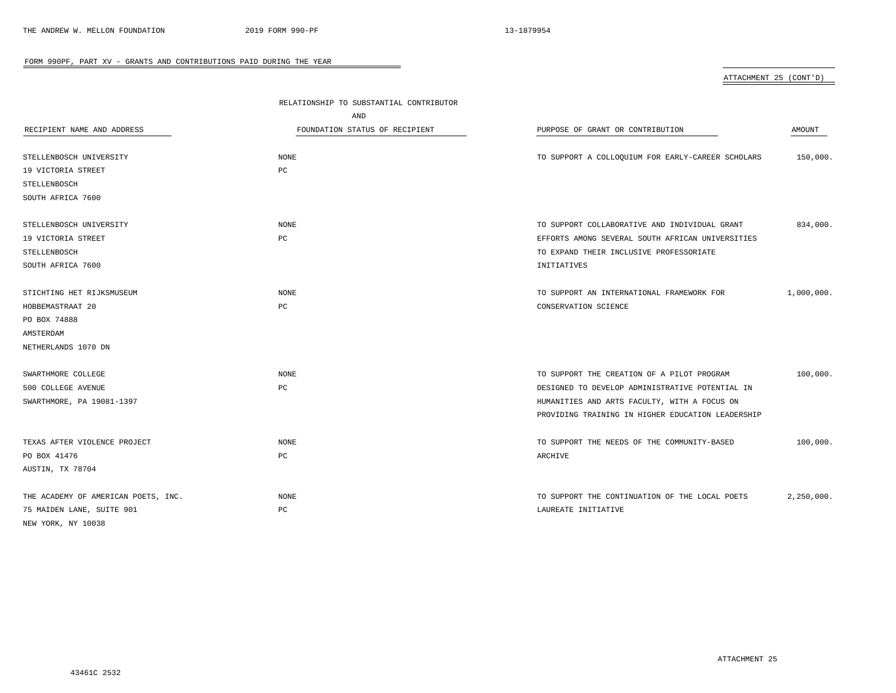## FORM 990PF, PART XV - GRANTS AND CONTRIBUTIONS PAID DURING THE YEAR

ATTACHMENT 25 (CONT'D)

| RECIPIENT NAME AND ADDRESS | RELATIONSHIP TO SUBSTANTIAL CONTRIBUTOR AND FOUNDATION STATUS OF RECIPIENT | PURPOSE OF GRANT OR CONTRIBUTION | AMOUNT |
|---|---|---|---|
| STELLENBOSCH UNIVERSITY<br>19 VICTORIA STREET<br>STELLENBOSCH<br>SOUTH AFRICA 7600 | NONE<br>PC | TO SUPPORT A COLLOQUIUM FOR EARLY-CAREER SCHOLARS | 150,000. |
| STELLENBOSCH UNIVERSITY<br>19 VICTORIA STREET<br>STELLENBOSCH<br>SOUTH AFRICA 7600 | NONE<br>PC | TO SUPPORT COLLABORATIVE AND INDIVIDUAL GRANT EFFORTS AMONG SEVERAL SOUTH AFRICAN UNIVERSITIES TO EXPAND THEIR INCLUSIVE PROFESSORIATE INITIATIVES | 834,000. |
| STICHTING HET RIJKSMUSEUM<br>HOBBEMASTRAAT 20<br>PO BOX 74888<br>AMSTERDAM<br>NETHERLANDS 1070 DN | NONE<br>PC | TO SUPPORT AN INTERNATIONAL FRAMEWORK FOR CONSERVATION SCIENCE | 1,000,000. |
| SWARTHMORE COLLEGE<br>500 COLLEGE AVENUE<br>SWARTHMORE, PA 19081-1397 | NONE<br>PC | TO SUPPORT THE CREATION OF A PILOT PROGRAM DESIGNED TO DEVELOP ADMINISTRATIVE POTENTIAL IN HUMANITIES AND ARTS FACULTY, WITH A FOCUS ON PROVIDING TRAINING IN HIGHER EDUCATION LEADERSHIP | 100,000. |
| TEXAS AFTER VIOLENCE PROJECT<br>PO BOX 41476<br>AUSTIN, TX 78704 | NONE<br>PC | TO SUPPORT THE NEEDS OF THE COMMUNITY-BASED ARCHIVE | 100,000. |
| THE ACADEMY OF AMERICAN POETS, INC.<br>75 MAIDEN LANE, SUITE 901<br>NEW YORK, NY 10038 | NONE<br>PC | TO SUPPORT THE CONTINUATION OF THE LOCAL POETS LAUREATE INITIATIVE | 2,250,000. |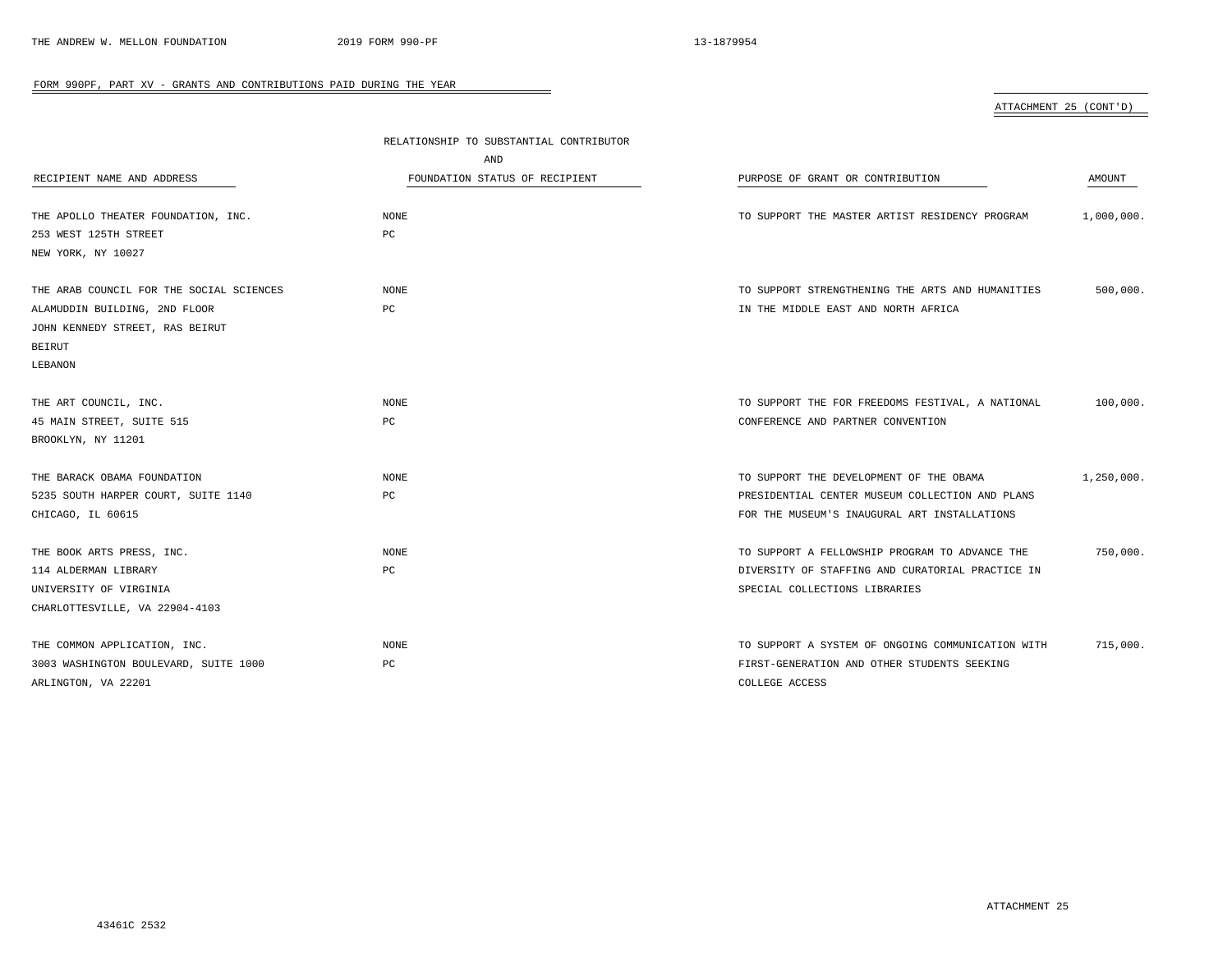FORM 990PF, PART XV - GRANTS AND CONTRIBUTIONS PAID DURING THE YEAR

ATTACHMENT 25 (CONT'D)

| RECIPIENT NAME AND ADDRESS | RELATIONSHIP TO SUBSTANTIAL CONTRIBUTOR AND FOUNDATION STATUS OF RECIPIENT | PURPOSE OF GRANT OR CONTRIBUTION | AMOUNT |
|---|---|---|---|
| THE APOLLO THEATER FOUNDATION, INC.<br>253 WEST 125TH STREET<br>NEW YORK, NY 10027 | NONE<br>PC | TO SUPPORT THE MASTER ARTIST RESIDENCY PROGRAM | 1,000,000. |
| THE ARAB COUNCIL FOR THE SOCIAL SCIENCES<br>ALAMUDDIN BUILDING, 2ND FLOOR<br>JOHN KENNEDY STREET, RAS BEIRUT<br>BEIRUT<br>LEBANON | NONE<br>PC | TO SUPPORT STRENGTHENING THE ARTS AND HUMANITIES IN THE MIDDLE EAST AND NORTH AFRICA | 500,000. |
| THE ART COUNCIL, INC.<br>45 MAIN STREET, SUITE 515<br>BROOKLYN, NY 11201 | NONE<br>PC | TO SUPPORT THE FOR FREEDOMS FESTIVAL, A NATIONAL CONFERENCE AND PARTNER CONVENTION | 100,000. |
| THE BARACK OBAMA FOUNDATION<br>5235 SOUTH HARPER COURT, SUITE 1140<br>CHICAGO, IL 60615 | NONE<br>PC | TO SUPPORT THE DEVELOPMENT OF THE OBAMA PRESIDENTIAL CENTER MUSEUM COLLECTION AND PLANS FOR THE MUSEUM'S INAUGURAL ART INSTALLATIONS | 1,250,000. |
| THE BOOK ARTS PRESS, INC.<br>114 ALDERMAN LIBRARY<br>UNIVERSITY OF VIRGINIA<br>CHARLOTTESVILLE, VA 22904-4103 | NONE<br>PC | TO SUPPORT A FELLOWSHIP PROGRAM TO ADVANCE THE DIVERSITY OF STAFFING AND CURATORIAL PRACTICE IN SPECIAL COLLECTIONS LIBRARIES | 750,000. |
| THE COMMON APPLICATION, INC.<br>3003 WASHINGTON BOULEVARD, SUITE 1000<br>ARLINGTON, VA 22201 | NONE<br>PC | TO SUPPORT A SYSTEM OF ONGOING COMMUNICATION WITH FIRST-GENERATION AND OTHER STUDENTS SEEKING COLLEGE ACCESS | 715,000. |

ATTACHMENT 25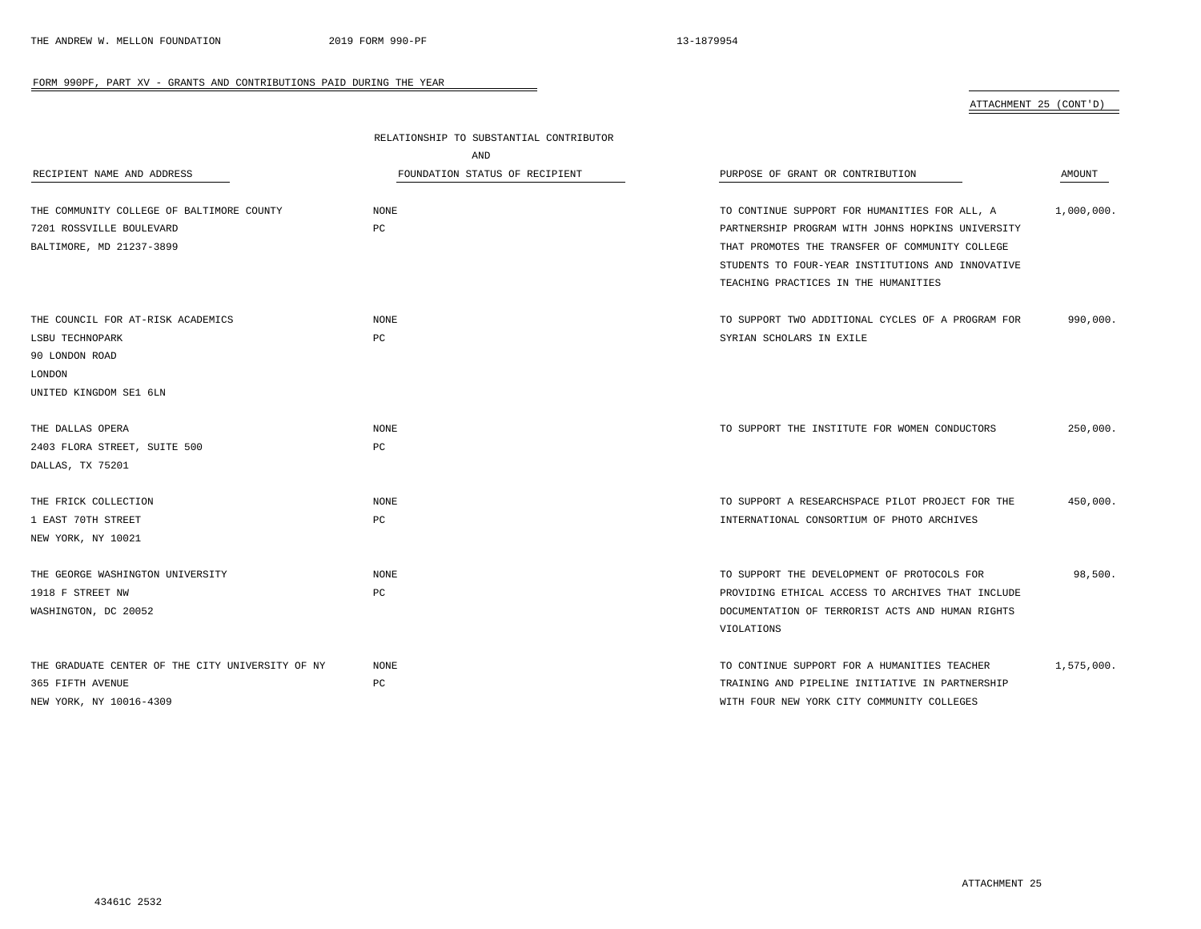FORM 990PF, PART XV - GRANTS AND CONTRIBUTIONS PAID DURING THE YEAR

ATTACHMENT 25 (CONT'D)

| RECIPIENT NAME AND ADDRESS | RELATIONSHIP TO SUBSTANTIAL CONTRIBUTOR AND FOUNDATION STATUS OF RECIPIENT | PURPOSE OF GRANT OR CONTRIBUTION | AMOUNT |
|---|---|---|---|
| THE COMMUNITY COLLEGE OF BALTIMORE COUNTY<br>7201 ROSSVILLE BOULEVARD<br>BALTIMORE, MD 21237-3899 | NONE<br>PC | TO CONTINUE SUPPORT FOR HUMANITIES FOR ALL, A PARTNERSHIP PROGRAM WITH JOHNS HOPKINS UNIVERSITY THAT PROMOTES THE TRANSFER OF COMMUNITY COLLEGE STUDENTS TO FOUR-YEAR INSTITUTIONS AND INNOVATIVE TEACHING PRACTICES IN THE HUMANITIES | 1,000,000. |
| THE COUNCIL FOR AT-RISK ACADEMICS<br>LSBU TECHNOPARK<br>90 LONDON ROAD<br>LONDON<br>UNITED KINGDOM SE1 6LN | NONE<br>PC | TO SUPPORT TWO ADDITIONAL CYCLES OF A PROGRAM FOR SYRIAN SCHOLARS IN EXILE | 990,000. |
| THE DALLAS OPERA<br>2403 FLORA STREET, SUITE 500<br>DALLAS, TX 75201 | NONE<br>PC | TO SUPPORT THE INSTITUTE FOR WOMEN CONDUCTORS | 250,000. |
| THE FRICK COLLECTION<br>1 EAST 70TH STREET<br>NEW YORK, NY 10021 | NONE<br>PC | TO SUPPORT A RESEARCHSPACE PILOT PROJECT FOR THE INTERNATIONAL CONSORTIUM OF PHOTO ARCHIVES | 450,000. |
| THE GEORGE WASHINGTON UNIVERSITY<br>1918 F STREET NW<br>WASHINGTON, DC 20052 | NONE<br>PC | TO SUPPORT THE DEVELOPMENT OF PROTOCOLS FOR PROVIDING ETHICAL ACCESS TO ARCHIVES THAT INCLUDE DOCUMENTATION OF TERRORIST ACTS AND HUMAN RIGHTS VIOLATIONS | 98,500. |
| THE GRADUATE CENTER OF THE CITY UNIVERSITY OF NY<br>365 FIFTH AVENUE<br>NEW YORK, NY 10016-4309 | NONE<br>PC | TO CONTINUE SUPPORT FOR A HUMANITIES TEACHER TRAINING AND PIPELINE INITIATIVE IN PARTNERSHIP WITH FOUR NEW YORK CITY COMMUNITY COLLEGES | 1,575,000. |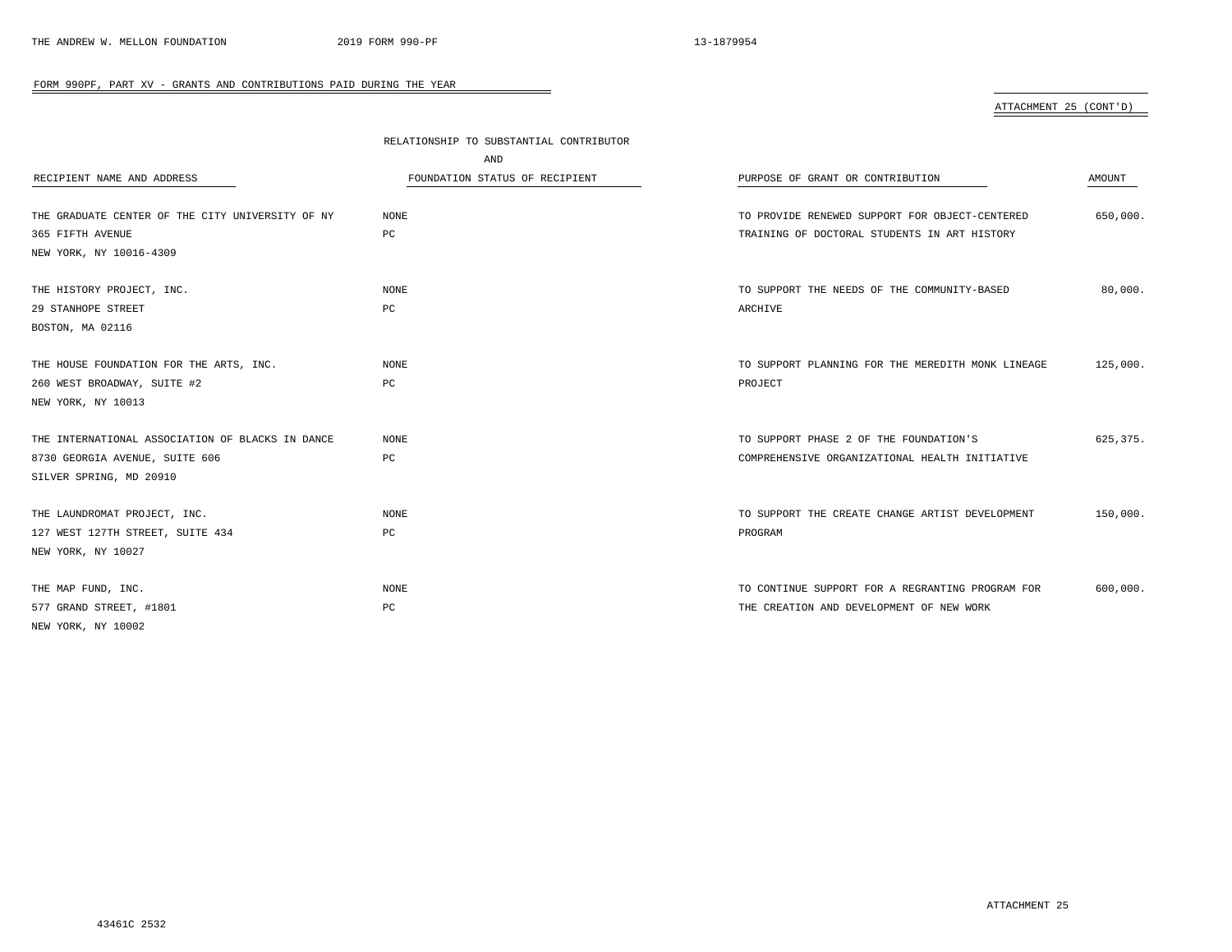FORM 990PF, PART XV - GRANTS AND CONTRIBUTIONS PAID DURING THE YEAR

ATTACHMENT 25 (CONT'D)

| RECIPIENT NAME AND ADDRESS | RELATIONSHIP TO SUBSTANTIAL CONTRIBUTOR AND FOUNDATION STATUS OF RECIPIENT | PURPOSE OF GRANT OR CONTRIBUTION | AMOUNT |
|---|---|---|---|
| THE GRADUATE CENTER OF THE CITY UNIVERSITY OF NY<br>365 FIFTH AVENUE<br>NEW YORK, NY 10016-4309 | NONE<br>PC | TO PROVIDE RENEWED SUPPORT FOR OBJECT-CENTERED TRAINING OF DOCTORAL STUDENTS IN ART HISTORY | 650,000. |
| THE HISTORY PROJECT, INC.<br>29 STANHOPE STREET<br>BOSTON, MA 02116 | NONE<br>PC | TO SUPPORT THE NEEDS OF THE COMMUNITY-BASED ARCHIVE | 80,000. |
| THE HOUSE FOUNDATION FOR THE ARTS, INC.<br>260 WEST BROADWAY, SUITE #2<br>NEW YORK, NY 10013 | NONE<br>PC | TO SUPPORT PLANNING FOR THE MEREDITH MONK LINEAGE PROJECT | 125,000. |
| THE INTERNATIONAL ASSOCIATION OF BLACKS IN DANCE<br>8730 GEORGIA AVENUE, SUITE 606<br>SILVER SPRING, MD 20910 | NONE<br>PC | TO SUPPORT PHASE 2 OF THE FOUNDATION'S COMPREHENSIVE ORGANIZATIONAL HEALTH INITIATIVE | 625,375. |
| THE LAUNDROMAT PROJECT, INC.<br>127 WEST 127TH STREET, SUITE 434<br>NEW YORK, NY 10027 | NONE<br>PC | TO SUPPORT THE CREATE CHANGE ARTIST DEVELOPMENT PROGRAM | 150,000. |
| THE MAP FUND, INC.<br>577 GRAND STREET, #1801<br>NEW YORK, NY 10002 | NONE<br>PC | TO CONTINUE SUPPORT FOR A REGRANTING PROGRAM FOR THE CREATION AND DEVELOPMENT OF NEW WORK | 600,000. |

ATTACHMENT 25

43461C 2532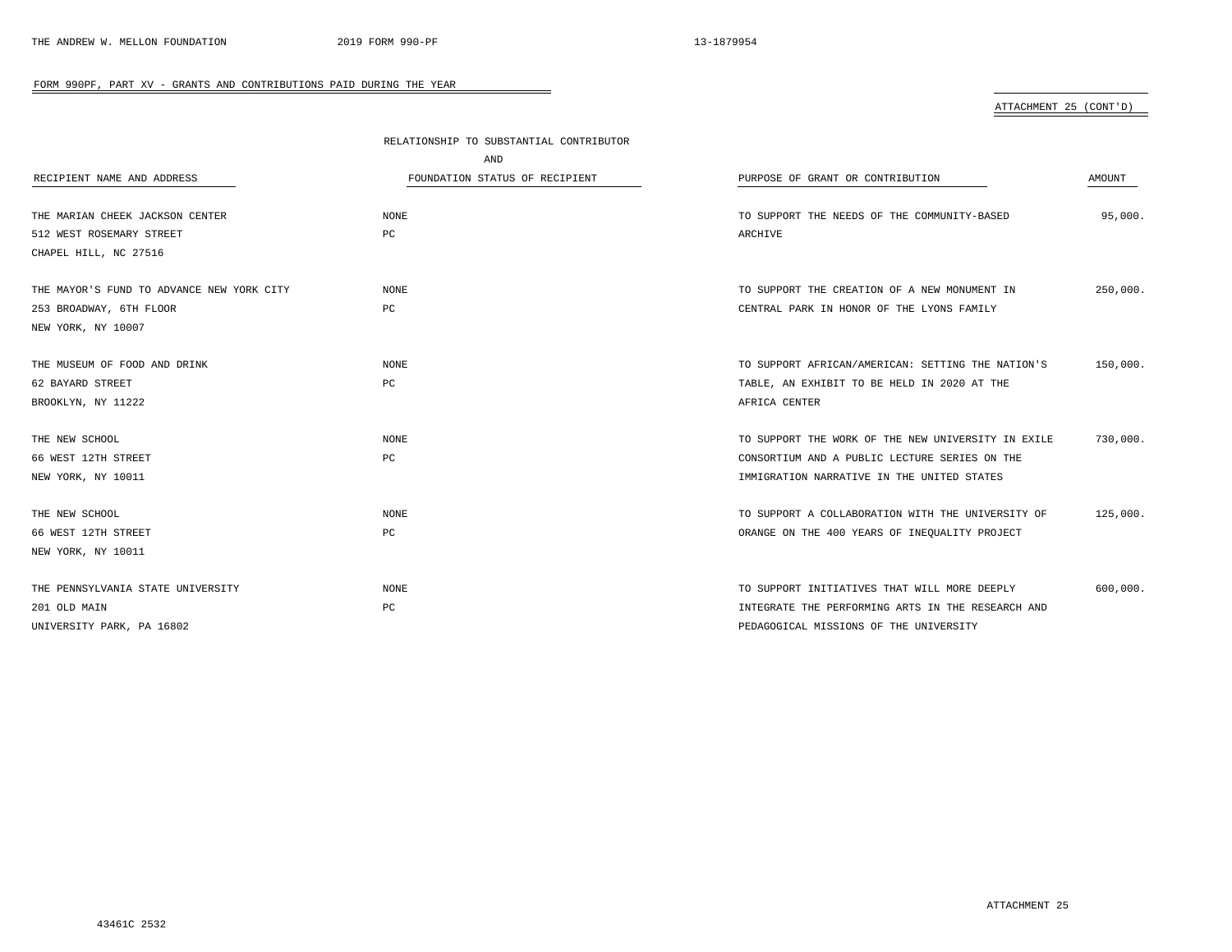FORM 990PF, PART XV - GRANTS AND CONTRIBUTIONS PAID DURING THE YEAR

ATTACHMENT 25 (CONT'D)

| RECIPIENT NAME AND ADDRESS | RELATIONSHIP TO SUBSTANTIAL CONTRIBUTOR AND FOUNDATION STATUS OF RECIPIENT | PURPOSE OF GRANT OR CONTRIBUTION | AMOUNT |
|---|---|---|---|
| THE MARIAN CHEEK JACKSON CENTER<br>512 WEST ROSEMARY STREET<br>CHAPEL HILL, NC 27516 | NONE<br>PC | TO SUPPORT THE NEEDS OF THE COMMUNITY-BASED ARCHIVE | 95,000. |
| THE MAYOR'S FUND TO ADVANCE NEW YORK CITY<br>253 BROADWAY, 6TH FLOOR<br>NEW YORK, NY 10007 | NONE<br>PC | TO SUPPORT THE CREATION OF A NEW MONUMENT IN CENTRAL PARK IN HONOR OF THE LYONS FAMILY | 250,000. |
| THE MUSEUM OF FOOD AND DRINK<br>62 BAYARD STREET<br>BROOKLYN, NY 11222 | NONE<br>PC | TO SUPPORT AFRICAN/AMERICAN: SETTING THE NATION'S TABLE, AN EXHIBIT TO BE HELD IN 2020 AT THE AFRICA CENTER | 150,000. |
| THE NEW SCHOOL<br>66 WEST 12TH STREET<br>NEW YORK, NY 10011 | NONE<br>PC | TO SUPPORT THE WORK OF THE NEW UNIVERSITY IN EXILE CONSORTIUM AND A PUBLIC LECTURE SERIES ON THE IMMIGRATION NARRATIVE IN THE UNITED STATES | 730,000. |
| THE NEW SCHOOL<br>66 WEST 12TH STREET<br>NEW YORK, NY 10011 | NONE<br>PC | TO SUPPORT A COLLABORATION WITH THE UNIVERSITY OF ORANGE ON THE 400 YEARS OF INEQUALITY PROJECT | 125,000. |
| THE PENNSYLVANIA STATE UNIVERSITY<br>201 OLD MAIN<br>UNIVERSITY PARK, PA 16802 | NONE<br>PC | TO SUPPORT INITIATIVES THAT WILL MORE DEEPLY INTEGRATE THE PERFORMING ARTS IN THE RESEARCH AND PEDAGOGICAL MISSIONS OF THE UNIVERSITY | 600,000. |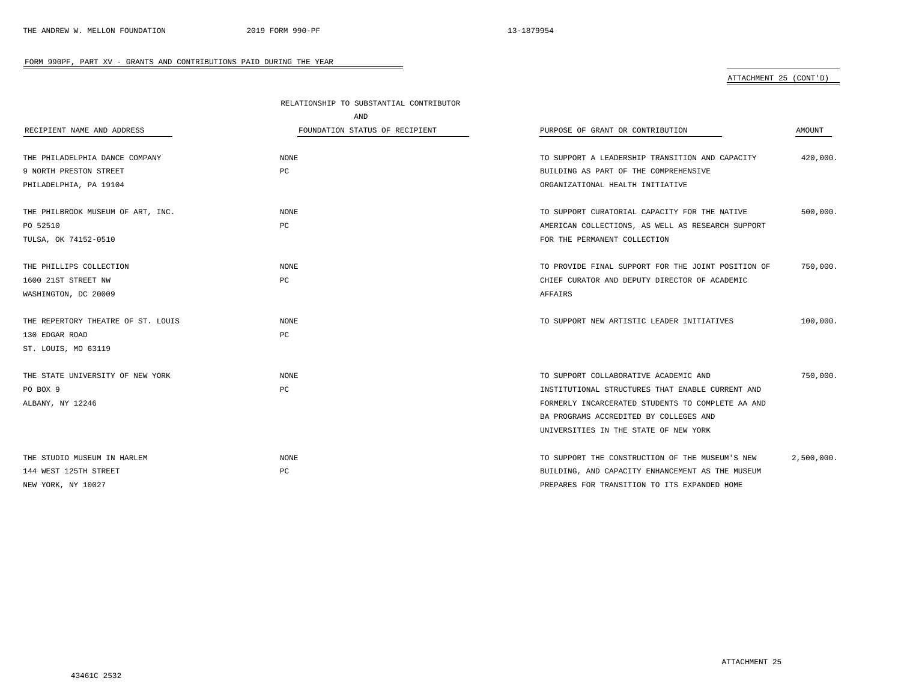FORM 990PF, PART XV - GRANTS AND CONTRIBUTIONS PAID DURING THE YEAR

ATTACHMENT 25 (CONT'D)

| RECIPIENT NAME AND ADDRESS | RELATIONSHIP TO SUBSTANTIAL CONTRIBUTOR AND FOUNDATION STATUS OF RECIPIENT | PURPOSE OF GRANT OR CONTRIBUTION | AMOUNT |
|---|---|---|---|
| THE PHILADELPHIA DANCE COMPANY<br>9 NORTH PRESTON STREET<br>PHILADELPHIA, PA 19104 | NONE<br>PC | TO SUPPORT A LEADERSHIP TRANSITION AND CAPACITY BUILDING AS PART OF THE COMPREHENSIVE ORGANIZATIONAL HEALTH INITIATIVE | 420,000. |
| THE PHILBROOK MUSEUM OF ART, INC.<br>PO 52510<br>TULSA, OK 74152-0510 | NONE<br>PC | TO SUPPORT CURATORIAL CAPACITY FOR THE NATIVE AMERICAN COLLECTIONS, AS WELL AS RESEARCH SUPPORT FOR THE PERMANENT COLLECTION | 500,000. |
| THE PHILLIPS COLLECTION<br>1600 21ST STREET NW<br>WASHINGTON, DC 20009 | NONE<br>PC | TO PROVIDE FINAL SUPPORT FOR THE JOINT POSITION OF CHIEF CURATOR AND DEPUTY DIRECTOR OF ACADEMIC AFFAIRS | 750,000. |
| THE REPERTORY THEATRE OF ST. LOUIS<br>130 EDGAR ROAD<br>ST. LOUIS, MO 63119 | NONE<br>PC | TO SUPPORT NEW ARTISTIC LEADER INITIATIVES | 100,000. |
| THE STATE UNIVERSITY OF NEW YORK<br>PO BOX 9<br>ALBANY, NY 12246 | NONE<br>PC | TO SUPPORT COLLABORATIVE ACADEMIC AND INSTITUTIONAL STRUCTURES THAT ENABLE CURRENT AND FORMERLY INCARCERATED STUDENTS TO COMPLETE AA AND BA PROGRAMS ACCREDITED BY COLLEGES AND UNIVERSITIES IN THE STATE OF NEW YORK | 750,000. |
| THE STUDIO MUSEUM IN HARLEM<br>144 WEST 125TH STREET<br>NEW YORK, NY 10027 | NONE<br>PC | TO SUPPORT THE CONSTRUCTION OF THE MUSEUM'S NEW BUILDING, AND CAPACITY ENHANCEMENT AS THE MUSEUM PREPARES FOR TRANSITION TO ITS EXPANDED HOME | 2,500,000. |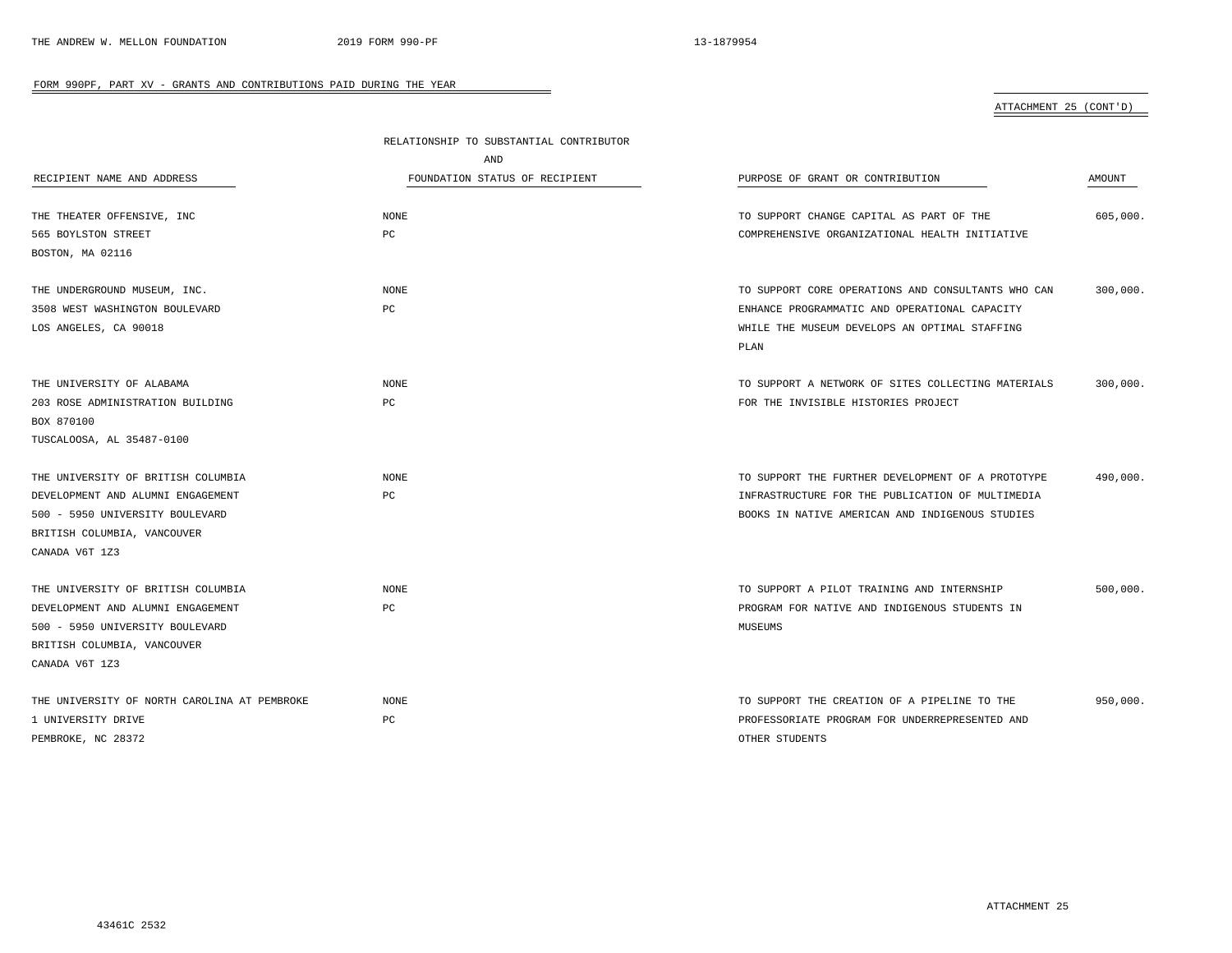FORM 990PF, PART XV - GRANTS AND CONTRIBUTIONS PAID DURING THE YEAR

ATTACHMENT 25 (CONT'D)

| RECIPIENT NAME AND ADDRESS | RELATIONSHIP TO SUBSTANTIAL CONTRIBUTOR AND FOUNDATION STATUS OF RECIPIENT | PURPOSE OF GRANT OR CONTRIBUTION | AMOUNT |
|---|---|---|---|
| THE THEATER OFFENSIVE, INC<br>565 BOYLSTON STREET<br>BOSTON, MA 02116 | NONE<br>PC | TO SUPPORT CHANGE CAPITAL AS PART OF THE COMPREHENSIVE ORGANIZATIONAL HEALTH INITIATIVE | 605,000. |
| THE UNDERGROUND MUSEUM, INC.<br>3508 WEST WASHINGTON BOULEVARD<br>LOS ANGELES, CA 90018 | NONE<br>PC | TO SUPPORT CORE OPERATIONS AND CONSULTANTS WHO CAN ENHANCE PROGRAMMATIC AND OPERATIONAL CAPACITY WHILE THE MUSEUM DEVELOPS AN OPTIMAL STAFFING PLAN | 300,000. |
| THE UNIVERSITY OF ALABAMA<br>203 ROSE ADMINISTRATION BUILDING<br>BOX 870100<br>TUSCALOOSA, AL 35487-0100 | NONE<br>PC | TO SUPPORT A NETWORK OF SITES COLLECTING MATERIALS FOR THE INVISIBLE HISTORIES PROJECT | 300,000. |
| THE UNIVERSITY OF BRITISH COLUMBIA<br>DEVELOPMENT AND ALUMNI ENGAGEMENT<br>500 - 5950 UNIVERSITY BOULEVARD<br>BRITISH COLUMBIA, VANCOUVER<br>CANADA V6T 1Z3 | NONE<br>PC | TO SUPPORT THE FURTHER DEVELOPMENT OF A PROTOTYPE INFRASTRUCTURE FOR THE PUBLICATION OF MULTIMEDIA BOOKS IN NATIVE AMERICAN AND INDIGENOUS STUDIES | 490,000. |
| THE UNIVERSITY OF BRITISH COLUMBIA<br>DEVELOPMENT AND ALUMNI ENGAGEMENT<br>500 - 5950 UNIVERSITY BOULEVARD<br>BRITISH COLUMBIA, VANCOUVER<br>CANADA V6T 1Z3 | NONE<br>PC | TO SUPPORT A PILOT TRAINING AND INTERNSHIP PROGRAM FOR NATIVE AND INDIGENOUS STUDENTS IN MUSEUMS | 500,000. |
| THE UNIVERSITY OF NORTH CAROLINA AT PEMBROKE<br>1 UNIVERSITY DRIVE<br>PEMBROKE, NC 28372 | NONE<br>PC | TO SUPPORT THE CREATION OF A PIPELINE TO THE PROFESSORIATE PROGRAM FOR UNDERREPRESENTED AND OTHER STUDENTS | 950,000. |

ATTACHMENT 25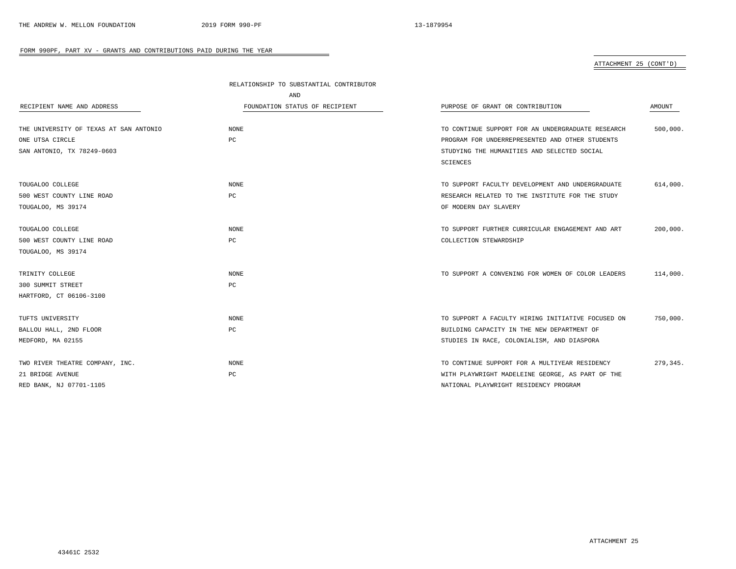FORM 990PF, PART XV - GRANTS AND CONTRIBUTIONS PAID DURING THE YEAR

ATTACHMENT 25 (CONT'D)

| RECIPIENT NAME AND ADDRESS | RELATIONSHIP TO SUBSTANTIAL CONTRIBUTOR AND FOUNDATION STATUS OF RECIPIENT | PURPOSE OF GRANT OR CONTRIBUTION | AMOUNT |
|---|---|---|---|
| THE UNIVERSITY OF TEXAS AT SAN ANTONIO<br>ONE UTSA CIRCLE<br>SAN ANTONIO, TX 78249-0603 | NONE<br>PC | TO CONTINUE SUPPORT FOR AN UNDERGRADUATE RESEARCH PROGRAM FOR UNDERREPRESENTED AND OTHER STUDENTS STUDYING THE HUMANITIES AND SELECTED SOCIAL SCIENCES | 500,000. |
| TOUGALOO COLLEGE<br>500 WEST COUNTY LINE ROAD<br>TOUGALOO, MS 39174 | NONE<br>PC | TO SUPPORT FACULTY DEVELOPMENT AND UNDERGRADUATE RESEARCH RELATED TO THE INSTITUTE FOR THE STUDY OF MODERN DAY SLAVERY | 614,000. |
| TOUGALOO COLLEGE<br>500 WEST COUNTY LINE ROAD<br>TOUGALOO, MS 39174 | NONE<br>PC | TO SUPPORT FURTHER CURRICULAR ENGAGEMENT AND ART COLLECTION STEWARDSHIP | 200,000. |
| TRINITY COLLEGE<br>300 SUMMIT STREET<br>HARTFORD, CT 06106-3100 | NONE<br>PC | TO SUPPORT A CONVENING FOR WOMEN OF COLOR LEADERS | 114,000. |
| TUFTS UNIVERSITY<br>BALLOU HALL, 2ND FLOOR<br>MEDFORD, MA 02155 | NONE<br>PC | TO SUPPORT A FACULTY HIRING INITIATIVE FOCUSED ON BUILDING CAPACITY IN THE NEW DEPARTMENT OF STUDIES IN RACE, COLONIALISM, AND DIASPORA | 750,000. |
| TWO RIVER THEATRE COMPANY, INC.<br>21 BRIDGE AVENUE<br>RED BANK, NJ 07701-1105 | NONE<br>PC | TO CONTINUE SUPPORT FOR A MULTIYEAR RESIDENCY WITH PLAYWRIGHT MADELEINE GEORGE, AS PART OF THE NATIONAL PLAYWRIGHT RESIDENCY PROGRAM | 279,345. |

ATTACHMENT 25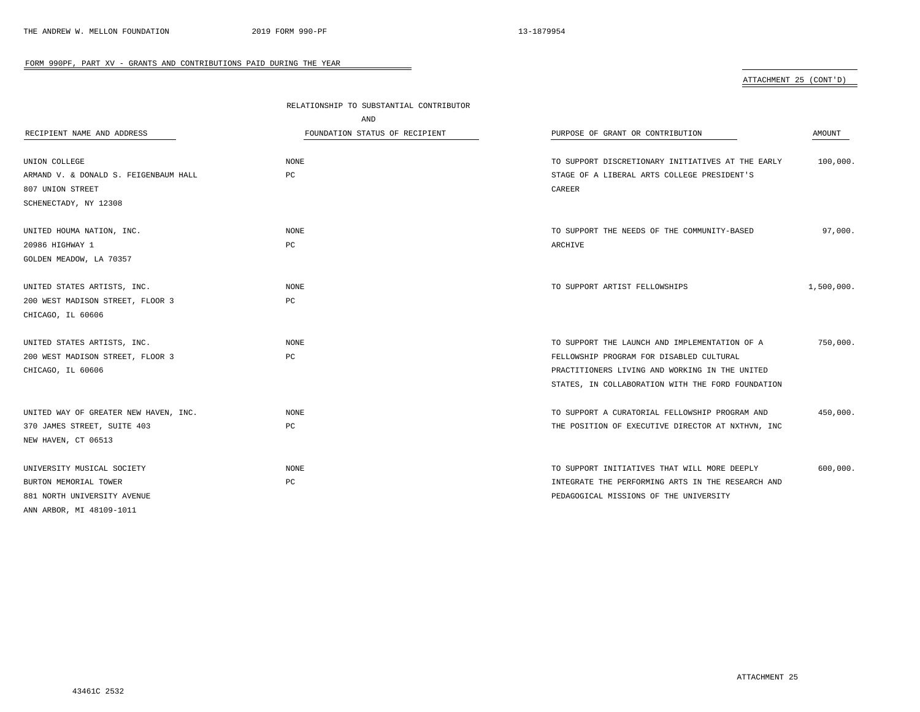FORM 990PF, PART XV - GRANTS AND CONTRIBUTIONS PAID DURING THE YEAR

ATTACHMENT 25 (CONT'D)

| RECIPIENT NAME AND ADDRESS | RELATIONSHIP TO SUBSTANTIAL CONTRIBUTOR AND FOUNDATION STATUS OF RECIPIENT | PURPOSE OF GRANT OR CONTRIBUTION | AMOUNT |
|---|---|---|---|
| UNION COLLEGE<br>ARMAND V. & DONALD S. FEIGENBAUM HALL<br>807 UNION STREET<br>SCHENECTADY, NY 12308 | NONE<br>PC | TO SUPPORT DISCRETIONARY INITIATIVES AT THE EARLY STAGE OF A LIBERAL ARTS COLLEGE PRESIDENT'S CAREER | 100,000. |
| UNITED HOUMA NATION, INC.<br>20986 HIGHWAY 1<br>GOLDEN MEADOW, LA 70357 | NONE<br>PC | TO SUPPORT THE NEEDS OF THE COMMUNITY-BASED ARCHIVE | 97,000. |
| UNITED STATES ARTISTS, INC.<br>200 WEST MADISON STREET, FLOOR 3<br>CHICAGO, IL 60606 | NONE<br>PC | TO SUPPORT ARTIST FELLOWSHIPS | 1,500,000. |
| UNITED STATES ARTISTS, INC.<br>200 WEST MADISON STREET, FLOOR 3<br>CHICAGO, IL 60606 | NONE<br>PC | TO SUPPORT THE LAUNCH AND IMPLEMENTATION OF A FELLOWSHIP PROGRAM FOR DISABLED CULTURAL PRACTITIONERS LIVING AND WORKING IN THE UNITED STATES, IN COLLABORATION WITH THE FORD FOUNDATION | 750,000. |
| UNITED WAY OF GREATER NEW HAVEN, INC.<br>370 JAMES STREET, SUITE 403<br>NEW HAVEN, CT 06513 | NONE<br>PC | TO SUPPORT A CURATORIAL FELLOWSHIP PROGRAM AND THE POSITION OF EXECUTIVE DIRECTOR AT NXTHVN, INC | 450,000. |
| UNIVERSITY MUSICAL SOCIETY<br>BURTON MEMORIAL TOWER<br>881 NORTH UNIVERSITY AVENUE<br>ANN ARBOR, MI 48109-1011 | NONE<br>PC | TO SUPPORT INITIATIVES THAT WILL MORE DEEPLY INTEGRATE THE PERFORMING ARTS IN THE RESEARCH AND PEDAGOGICAL MISSIONS OF THE UNIVERSITY | 600,000. |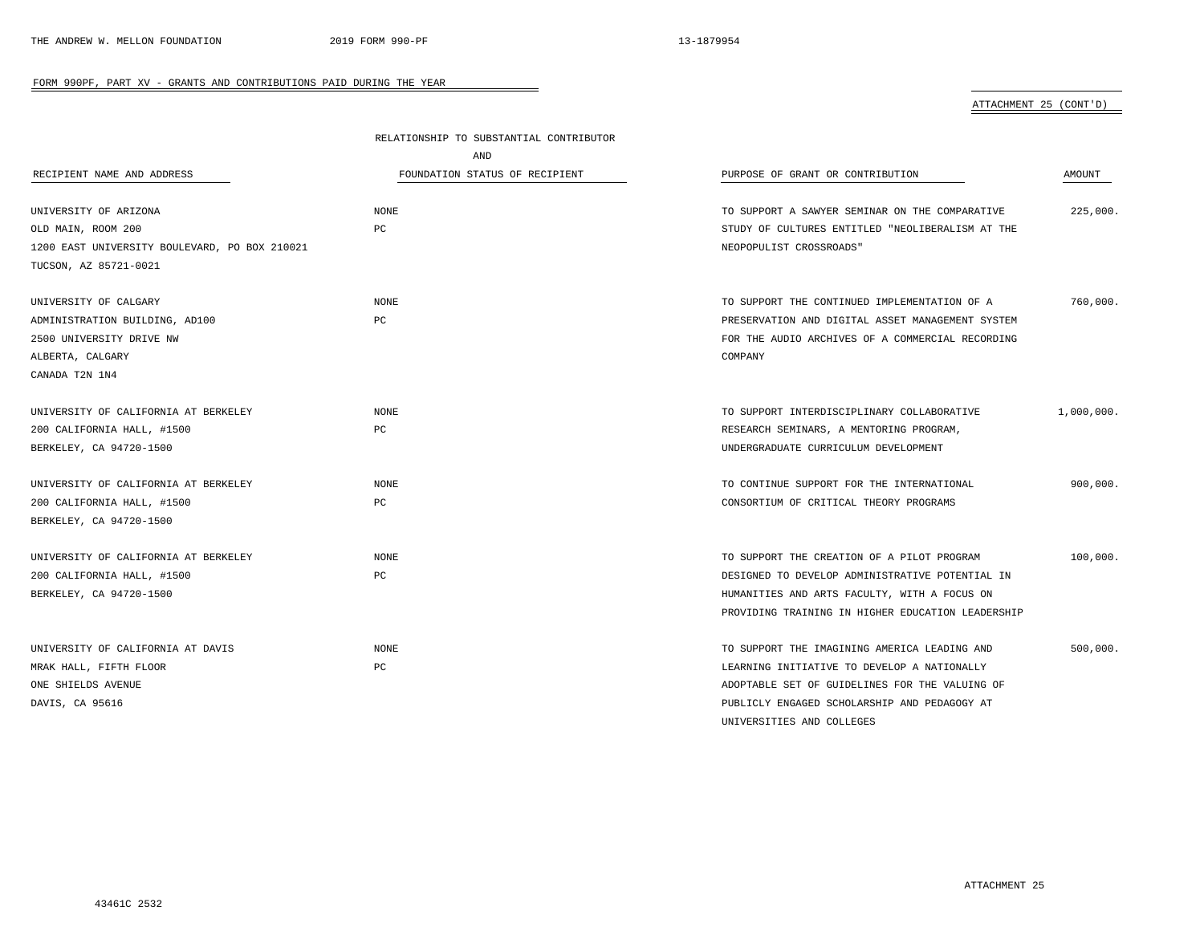FORM 990PF, PART XV - GRANTS AND CONTRIBUTIONS PAID DURING THE YEAR

ATTACHMENT 25 (CONT'D)

| RECIPIENT NAME AND ADDRESS | RELATIONSHIP TO SUBSTANTIAL CONTRIBUTOR AND FOUNDATION STATUS OF RECIPIENT | PURPOSE OF GRANT OR CONTRIBUTION | AMOUNT |
|---|---|---|---|
| UNIVERSITY OF ARIZONA<br>OLD MAIN, ROOM 200<br>1200 EAST UNIVERSITY BOULEVARD, PO BOX 210021<br>TUCSON, AZ 85721-0021 | NONE<br>PC | TO SUPPORT A SAWYER SEMINAR ON THE COMPARATIVE STUDY OF CULTURES ENTITLED "NEOLIBERALISM AT THE NEOPOPULIST CROSSROADS" | 225,000. |
| UNIVERSITY OF CALGARY<br>ADMINISTRATION BUILDING, AD100<br>2500 UNIVERSITY DRIVE NW<br>ALBERTA, CALGARY<br>CANADA T2N 1N4 | NONE<br>PC | TO SUPPORT THE CONTINUED IMPLEMENTATION OF A PRESERVATION AND DIGITAL ASSET MANAGEMENT SYSTEM FOR THE AUDIO ARCHIVES OF A COMMERCIAL RECORDING COMPANY | 760,000. |
| UNIVERSITY OF CALIFORNIA AT BERKELEY<br>200 CALIFORNIA HALL, #1500<br>BERKELEY, CA 94720-1500 | NONE<br>PC | TO SUPPORT INTERDISCIPLINARY COLLABORATIVE RESEARCH SEMINARS, A MENTORING PROGRAM, UNDERGRADUATE CURRICULUM DEVELOPMENT | 1,000,000. |
| UNIVERSITY OF CALIFORNIA AT BERKELEY<br>200 CALIFORNIA HALL, #1500<br>BERKELEY, CA 94720-1500 | NONE<br>PC | TO CONTINUE SUPPORT FOR THE INTERNATIONAL CONSORTIUM OF CRITICAL THEORY PROGRAMS | 900,000. |
| UNIVERSITY OF CALIFORNIA AT BERKELEY<br>200 CALIFORNIA HALL, #1500<br>BERKELEY, CA 94720-1500 | NONE<br>PC | TO SUPPORT THE CREATION OF A PILOT PROGRAM DESIGNED TO DEVELOP ADMINISTRATIVE POTENTIAL IN HUMANITIES AND ARTS FACULTY, WITH A FOCUS ON PROVIDING TRAINING IN HIGHER EDUCATION LEADERSHIP | 100,000. |
| UNIVERSITY OF CALIFORNIA AT DAVIS<br>MRAK HALL, FIFTH FLOOR<br>ONE SHIELDS AVENUE<br>DAVIS, CA 95616 | NONE<br>PC | TO SUPPORT THE IMAGINING AMERICA LEADING AND LEARNING INITIATIVE TO DEVELOP A NATIONALLY ADOPTABLE SET OF GUIDELINES FOR THE VALUING OF PUBLICLY ENGAGED SCHOLARSHIP AND PEDAGOGY AT UNIVERSITIES AND COLLEGES | 500,000. |

ATTACHMENT 25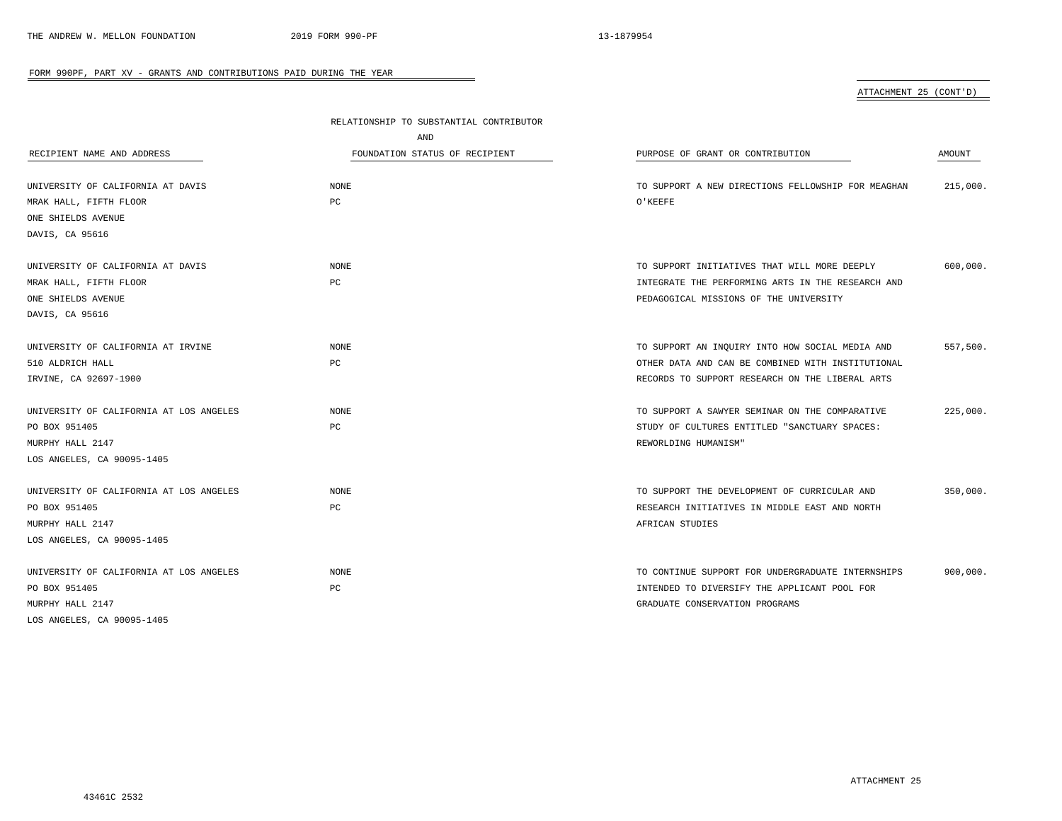FORM 990PF, PART XV - GRANTS AND CONTRIBUTIONS PAID DURING THE YEAR

ATTACHMENT 25 (CONT'D)

| RECIPIENT NAME AND ADDRESS | RELATIONSHIP TO SUBSTANTIAL CONTRIBUTOR AND FOUNDATION STATUS OF RECIPIENT | PURPOSE OF GRANT OR CONTRIBUTION | AMOUNT |
|---|---|---|---|
| UNIVERSITY OF CALIFORNIA AT DAVIS<br>MRAK HALL, FIFTH FLOOR<br>ONE SHIELDS AVENUE<br>DAVIS, CA 95616 | NONE<br>PC | TO SUPPORT A NEW DIRECTIONS FELLOWSHIP FOR MEAGHAN O'KEEFE | 215,000. |
| UNIVERSITY OF CALIFORNIA AT DAVIS<br>MRAK HALL, FIFTH FLOOR<br>ONE SHIELDS AVENUE<br>DAVIS, CA 95616 | NONE<br>PC | TO SUPPORT INITIATIVES THAT WILL MORE DEEPLY INTEGRATE THE PERFORMING ARTS IN THE RESEARCH AND PEDAGOGICAL MISSIONS OF THE UNIVERSITY | 600,000. |
| UNIVERSITY OF CALIFORNIA AT IRVINE<br>510 ALDRICH HALL<br>IRVINE, CA 92697-1900 | NONE<br>PC | TO SUPPORT AN INQUIRY INTO HOW SOCIAL MEDIA AND OTHER DATA AND CAN BE COMBINED WITH INSTITUTIONAL RECORDS TO SUPPORT RESEARCH ON THE LIBERAL ARTS | 557,500. |
| UNIVERSITY OF CALIFORNIA AT LOS ANGELES<br>PO BOX 951405<br>MURPHY HALL 2147<br>LOS ANGELES, CA 90095-1405 | NONE<br>PC | TO SUPPORT A SAWYER SEMINAR ON THE COMPARATIVE STUDY OF CULTURES ENTITLED "SANCTUARY SPACES: REWORLDING HUMANISM" | 225,000. |
| UNIVERSITY OF CALIFORNIA AT LOS ANGELES<br>PO BOX 951405<br>MURPHY HALL 2147<br>LOS ANGELES, CA 90095-1405 | NONE<br>PC | TO SUPPORT THE DEVELOPMENT OF CURRICULAR AND RESEARCH INITIATIVES IN MIDDLE EAST AND NORTH AFRICAN STUDIES | 350,000. |
| UNIVERSITY OF CALIFORNIA AT LOS ANGELES<br>PO BOX 951405<br>MURPHY HALL 2147<br>LOS ANGELES, CA 90095-1405 | NONE<br>PC | TO CONTINUE SUPPORT FOR UNDERGRADUATE INTERNSHIPS INTENDED TO DIVERSIFY THE APPLICANT POOL FOR GRADUATE CONSERVATION PROGRAMS | 900,000. |

ATTACHMENT 25

43461C 2532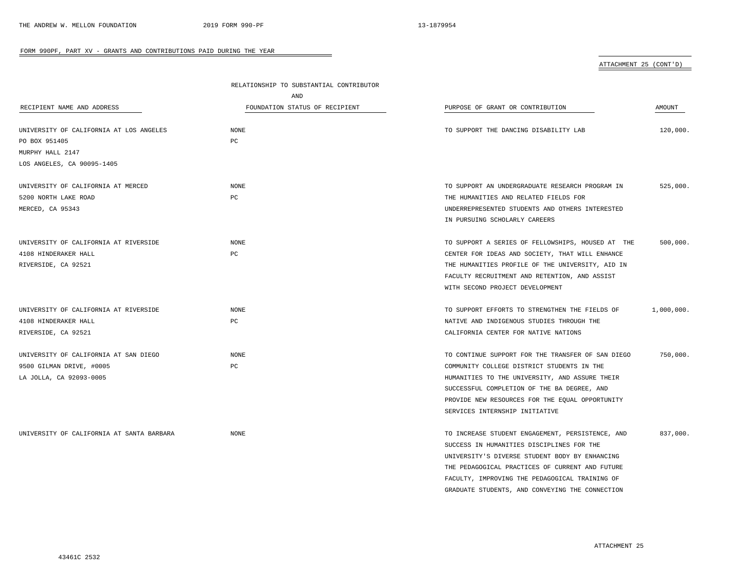FORM 990PF, PART XV - GRANTS AND CONTRIBUTIONS PAID DURING THE YEAR

ATTACHMENT 25 (CONT'D)

| RECIPIENT NAME AND ADDRESS | RELATIONSHIP TO SUBSTANTIAL CONTRIBUTOR AND FOUNDATION STATUS OF RECIPIENT | PURPOSE OF GRANT OR CONTRIBUTION | AMOUNT |
|---|---|---|---|
| UNIVERSITY OF CALIFORNIA AT LOS ANGELES PO BOX 951405 MURPHY HALL 2147 LOS ANGELES, CA 90095-1405 | NONE PC | TO SUPPORT THE DANCING DISABILITY LAB | 120,000. |
| UNIVERSITY OF CALIFORNIA AT MERCED 5200 NORTH LAKE ROAD MERCED, CA 95343 | NONE PC | TO SUPPORT AN UNDERGRADUATE RESEARCH PROGRAM IN THE HUMANITIES AND RELATED FIELDS FOR UNDERREPRESENTED STUDENTS AND OTHERS INTERESTED IN PURSUING SCHOLARLY CAREERS | 525,000. |
| UNIVERSITY OF CALIFORNIA AT RIVERSIDE 4108 HINDERAKER HALL RIVERSIDE, CA 92521 | NONE PC | TO SUPPORT A SERIES OF FELLOWSHIPS, HOUSED AT THE CENTER FOR IDEAS AND SOCIETY, THAT WILL ENHANCE THE HUMANITIES PROFILE OF THE UNIVERSITY, AID IN FACULTY RECRUITMENT AND RETENTION, AND ASSIST WITH SECOND PROJECT DEVELOPMENT | 500,000. |
| UNIVERSITY OF CALIFORNIA AT RIVERSIDE 4108 HINDERAKER HALL RIVERSIDE, CA 92521 | NONE PC | TO SUPPORT EFFORTS TO STRENGTHEN THE FIELDS OF NATIVE AND INDIGENOUS STUDIES THROUGH THE CALIFORNIA CENTER FOR NATIVE NATIONS | 1,000,000. |
| UNIVERSITY OF CALIFORNIA AT SAN DIEGO 9500 GILMAN DRIVE, #0005 LA JOLLA, CA 92093-0005 | NONE PC | TO CONTINUE SUPPORT FOR THE TRANSFER OF SAN DIEGO COMMUNITY COLLEGE DISTRICT STUDENTS IN THE HUMANITIES TO THE UNIVERSITY, AND ASSURE THEIR SUCCESSFUL COMPLETION OF THE BA DEGREE, AND PROVIDE NEW RESOURCES FOR THE EQUAL OPPORTUNITY SERVICES INTERNSHIP INITIATIVE | 750,000. |
| UNIVERSITY OF CALIFORNIA AT SANTA BARBARA | NONE | TO INCREASE STUDENT ENGAGEMENT, PERSISTENCE, AND SUCCESS IN HUMANITIES DISCIPLINES FOR THE UNIVERSITY'S DIVERSE STUDENT BODY BY ENHANCING THE PEDAGOGICAL PRACTICES OF CURRENT AND FUTURE FACULTY, IMPROVING THE PEDAGOGICAL TRAINING OF GRADUATE STUDENTS, AND CONVEYING THE CONNECTION | 837,000. |

ATTACHMENT 25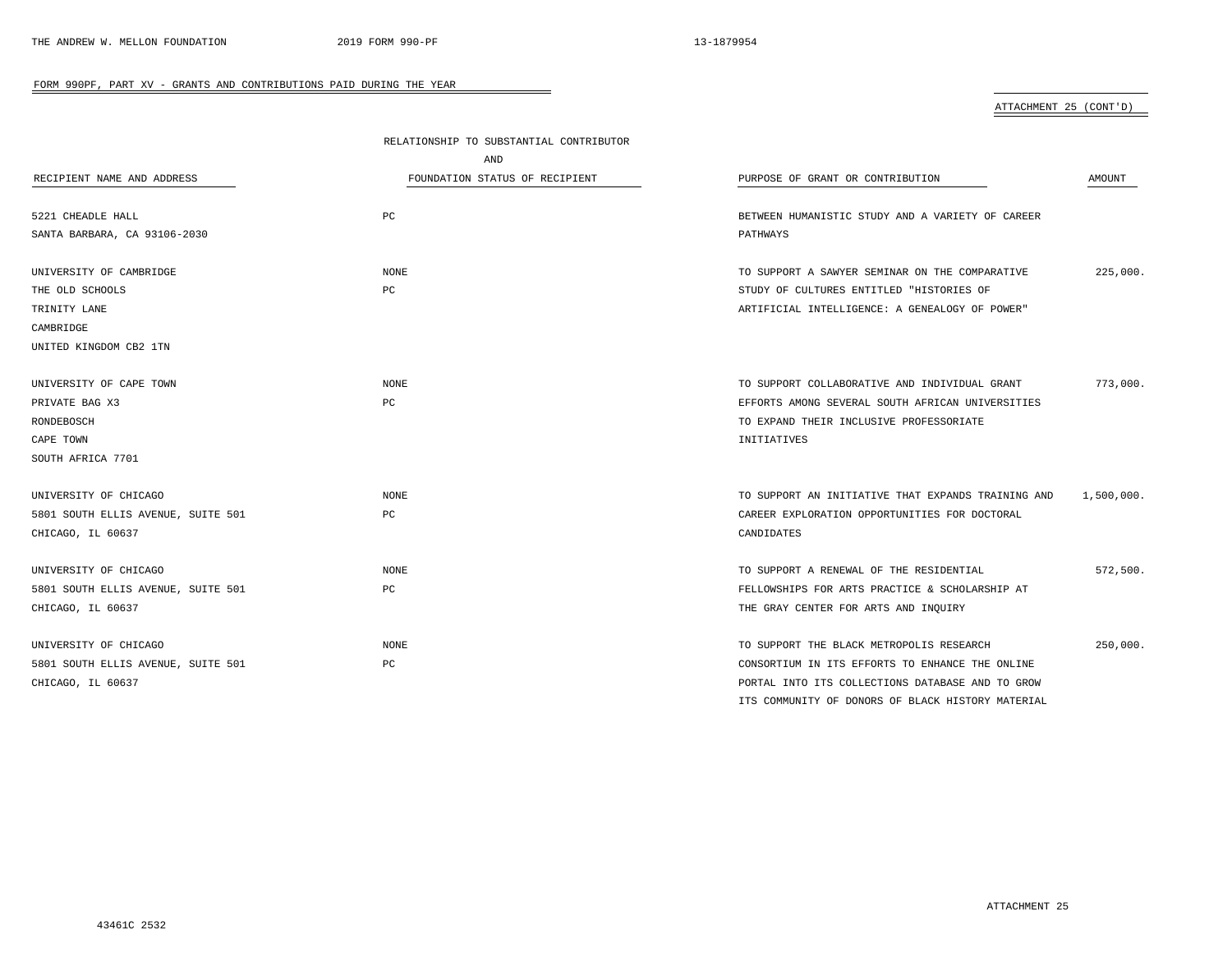FORM 990PF, PART XV - GRANTS AND CONTRIBUTIONS PAID DURING THE YEAR

ATTACHMENT 25 (CONT'D)

| RECIPIENT NAME AND ADDRESS | RELATIONSHIP TO SUBSTANTIAL CONTRIBUTOR AND FOUNDATION STATUS OF RECIPIENT | PURPOSE OF GRANT OR CONTRIBUTION | AMOUNT |
|---|---|---|---|
| 5221 CHEADLE HALL<br>SANTA BARBARA, CA 93106-2030 | PC | BETWEEN HUMANISTIC STUDY AND A VARIETY OF CAREER PATHWAYS | |
| UNIVERSITY OF CAMBRIDGE<br>THE OLD SCHOOLS<br>TRINITY LANE<br>CAMBRIDGE<br>UNITED KINGDOM CB2 1TN | NONE<br>PC | TO SUPPORT A SAWYER SEMINAR ON THE COMPARATIVE STUDY OF CULTURES ENTITLED "HISTORIES OF ARTIFICIAL INTELLIGENCE: A GENEALOGY OF POWER" | 225,000. |
| UNIVERSITY OF CAPE TOWN<br>PRIVATE BAG X3<br>RONDEBOSCH<br>CAPE TOWN<br>SOUTH AFRICA 7701 | NONE<br>PC | TO SUPPORT COLLABORATIVE AND INDIVIDUAL GRANT EFFORTS AMONG SEVERAL SOUTH AFRICAN UNIVERSITIES TO EXPAND THEIR INCLUSIVE PROFESSORIATE INITIATIVES | 773,000. |
| UNIVERSITY OF CHICAGO<br>5801 SOUTH ELLIS AVENUE, SUITE 501<br>CHICAGO, IL 60637 | NONE<br>PC | TO SUPPORT AN INITIATIVE THAT EXPANDS TRAINING AND CAREER EXPLORATION OPPORTUNITIES FOR DOCTORAL CANDIDATES | 1,500,000. |
| UNIVERSITY OF CHICAGO<br>5801 SOUTH ELLIS AVENUE, SUITE 501<br>CHICAGO, IL 60637 | NONE<br>PC | TO SUPPORT A RENEWAL OF THE RESIDENTIAL FELLOWSHIPS FOR ARTS PRACTICE & SCHOLARSHIP AT THE GRAY CENTER FOR ARTS AND INQUIRY | 572,500. |
| UNIVERSITY OF CHICAGO<br>5801 SOUTH ELLIS AVENUE, SUITE 501<br>CHICAGO, IL 60637 | NONE<br>PC | TO SUPPORT THE BLACK METROPOLIS RESEARCH CONSORTIUM IN ITS EFFORTS TO ENHANCE THE ONLINE PORTAL INTO ITS COLLECTIONS DATABASE AND TO GROW ITS COMMUNITY OF DONORS OF BLACK HISTORY MATERIAL | 250,000. |

ATTACHMENT 25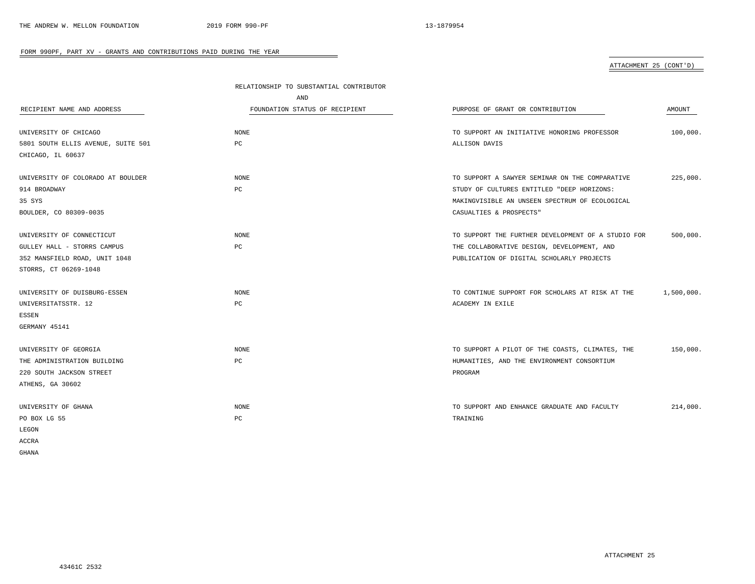FORM 990PF, PART XV - GRANTS AND CONTRIBUTIONS PAID DURING THE YEAR

ATTACHMENT 25 (CONT'D)

| RECIPIENT NAME AND ADDRESS | RELATIONSHIP TO SUBSTANTIAL CONTRIBUTOR AND FOUNDATION STATUS OF RECIPIENT | PURPOSE OF GRANT OR CONTRIBUTION | AMOUNT |
|---|---|---|---|
| UNIVERSITY OF CHICAGO<br>5801 SOUTH ELLIS AVENUE, SUITE 501<br>CHICAGO, IL 60637 | NONE<br>PC | TO SUPPORT AN INITIATIVE HONORING PROFESSOR ALLISON DAVIS | 100,000. |
| UNIVERSITY OF COLORADO AT BOULDER<br>914 BROADWAY<br>35 SYS<br>BOULDER, CO 80309-0035 | NONE<br>PC | TO SUPPORT A SAWYER SEMINAR ON THE COMPARATIVE STUDY OF CULTURES ENTITLED "DEEP HORIZONS: MAKINGVISIBLE AN UNSEEN SPECTRUM OF ECOLOGICAL CASUALTIES & PROSPECTS" | 225,000. |
| UNIVERSITY OF CONNECTICUT<br>GULLEY HALL - STORRS CAMPUS<br>352 MANSFIELD ROAD, UNIT 1048<br>STORRS, CT 06269-1048 | NONE<br>PC | TO SUPPORT THE FURTHER DEVELOPMENT OF A STUDIO FOR THE COLLABORATIVE DESIGN, DEVELOPMENT, AND PUBLICATION OF DIGITAL SCHOLARLY PROJECTS | 500,000. |
| UNIVERSITY OF DUISBURG-ESSEN<br>UNIVERSITATSSTR. 12<br>ESSEN<br>GERMANY 45141 | NONE<br>PC | TO CONTINUE SUPPORT FOR SCHOLARS AT RISK AT THE ACADEMY IN EXILE | 1,500,000. |
| UNIVERSITY OF GEORGIA<br>THE ADMINISTRATION BUILDING<br>220 SOUTH JACKSON STREET<br>ATHENS, GA 30602 | NONE<br>PC | TO SUPPORT A PILOT OF THE COASTS, CLIMATES, THE HUMANITIES, AND THE ENVIRONMENT CONSORTIUM PROGRAM | 150,000. |
| UNIVERSITY OF GHANA<br>PO BOX LG 55<br>LEGON<br>ACCRA<br>GHANA | NONE<br>PC | TO SUPPORT AND ENHANCE GRADUATE AND FACULTY TRAINING | 214,000. |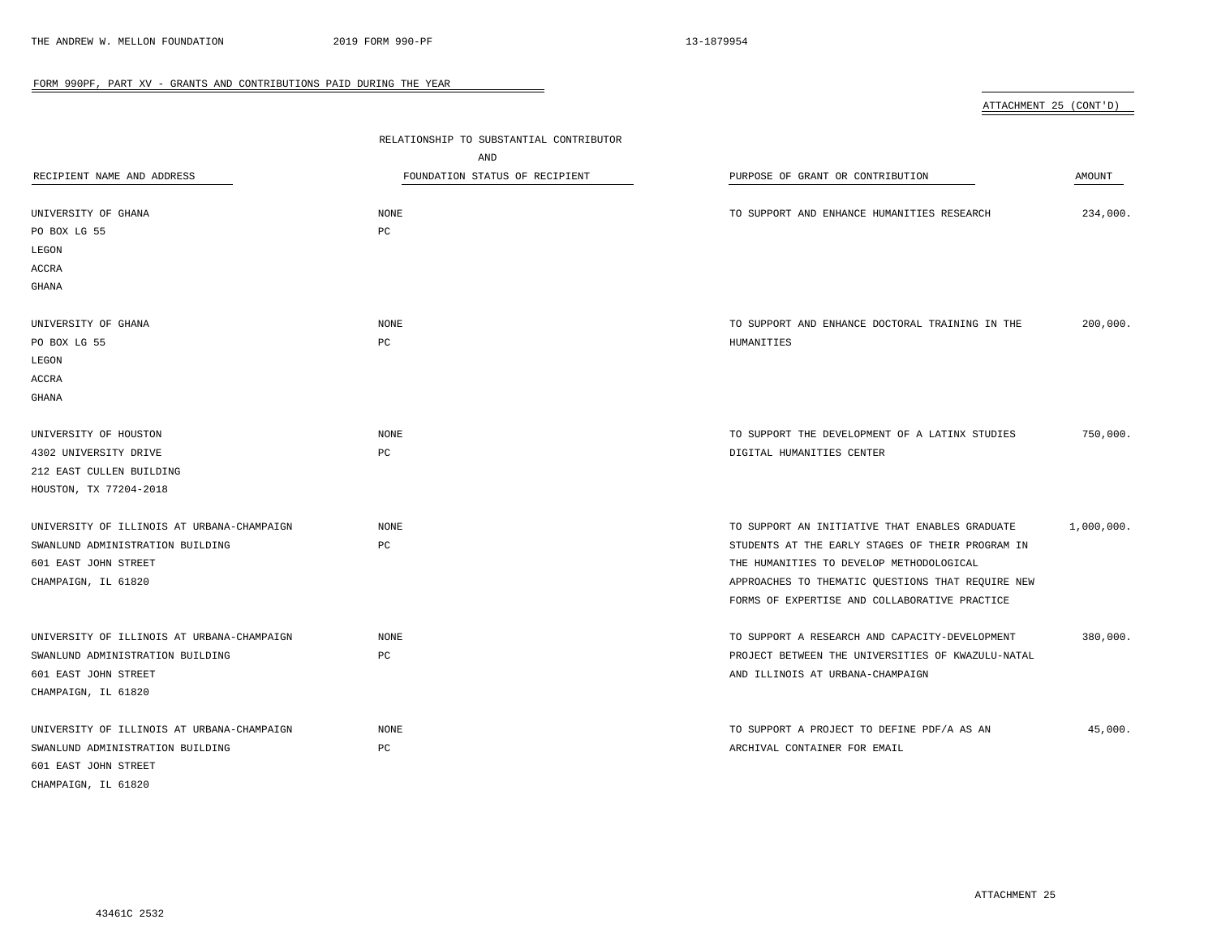## FORM 990PF, PART XV - GRANTS AND CONTRIBUTIONS PAID DURING THE YEAR

ATTACHMENT 25 (CONT'D)

| RECIPIENT NAME AND ADDRESS | RELATIONSHIP TO SUBSTANTIAL CONTRIBUTOR AND FOUNDATION STATUS OF RECIPIENT | PURPOSE OF GRANT OR CONTRIBUTION | AMOUNT |
|---|---|---|---|
| UNIVERSITY OF GHANA<br>PO BOX LG 55<br>LEGON<br>ACCRA<br>GHANA | NONE<br>PC | TO SUPPORT AND ENHANCE HUMANITIES RESEARCH | 234,000. |
| UNIVERSITY OF GHANA<br>PO BOX LG 55<br>LEGON<br>ACCRA<br>GHANA | NONE<br>PC | TO SUPPORT AND ENHANCE DOCTORAL TRAINING IN THE HUMANITIES | 200,000. |
| UNIVERSITY OF HOUSTON<br>4302 UNIVERSITY DRIVE<br>212 EAST CULLEN BUILDING<br>HOUSTON, TX 77204-2018 | NONE<br>PC | TO SUPPORT THE DEVELOPMENT OF A LATINX STUDIES DIGITAL HUMANITIES CENTER | 750,000. |
| UNIVERSITY OF ILLINOIS AT URBANA-CHAMPAIGN<br>SWANLUND ADMINISTRATION BUILDING<br>601 EAST JOHN STREET<br>CHAMPAIGN, IL 61820 | NONE<br>PC | TO SUPPORT AN INITIATIVE THAT ENABLES GRADUATE STUDENTS AT THE EARLY STAGES OF THEIR PROGRAM IN THE HUMANITIES TO DEVELOP METHODOLOGICAL APPROACHES TO THEMATIC QUESTIONS THAT REQUIRE NEW FORMS OF EXPERTISE AND COLLABORATIVE PRACTICE | 1,000,000. |
| UNIVERSITY OF ILLINOIS AT URBANA-CHAMPAIGN<br>SWANLUND ADMINISTRATION BUILDING<br>601 EAST JOHN STREET<br>CHAMPAIGN, IL 61820 | NONE<br>PC | TO SUPPORT A RESEARCH AND CAPACITY-DEVELOPMENT PROJECT BETWEEN THE UNIVERSITIES OF KWAZULU-NATAL AND ILLINOIS AT URBANA-CHAMPAIGN | 380,000. |
| UNIVERSITY OF ILLINOIS AT URBANA-CHAMPAIGN<br>SWANLUND ADMINISTRATION BUILDING<br>601 EAST JOHN STREET<br>CHAMPAIGN, IL 61820 | NONE<br>PC | TO SUPPORT A PROJECT TO DEFINE PDF/A AS AN ARCHIVAL CONTAINER FOR EMAIL | 45,000. |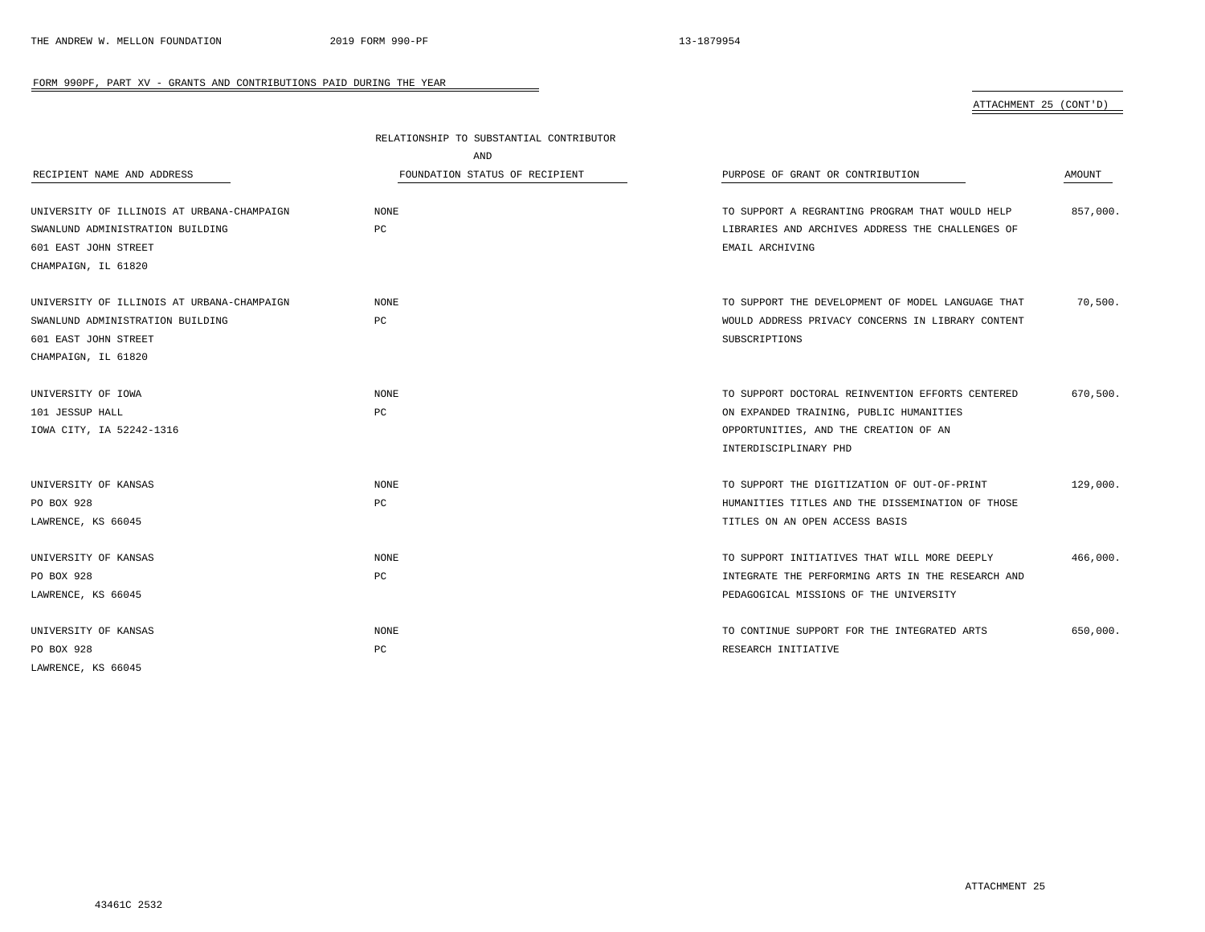FORM 990PF, PART XV - GRANTS AND CONTRIBUTIONS PAID DURING THE YEAR

ATTACHMENT 25 (CONT'D)

| RECIPIENT NAME AND ADDRESS | RELATIONSHIP TO SUBSTANTIAL CONTRIBUTOR AND FOUNDATION STATUS OF RECIPIENT | PURPOSE OF GRANT OR CONTRIBUTION | AMOUNT |
|---|---|---|---|
| UNIVERSITY OF ILLINOIS AT URBANA-CHAMPAIGN SWANLUND ADMINISTRATION BUILDING 601 EAST JOHN STREET CHAMPAIGN, IL 61820 | NONE PC | TO SUPPORT A REGRANTING PROGRAM THAT WOULD HELP LIBRARIES AND ARCHIVES ADDRESS THE CHALLENGES OF EMAIL ARCHIVING | 857,000. |
| UNIVERSITY OF ILLINOIS AT URBANA-CHAMPAIGN SWANLUND ADMINISTRATION BUILDING 601 EAST JOHN STREET CHAMPAIGN, IL 61820 | NONE PC | TO SUPPORT THE DEVELOPMENT OF MODEL LANGUAGE THAT WOULD ADDRESS PRIVACY CONCERNS IN LIBRARY CONTENT SUBSCRIPTIONS | 70,500. |
| UNIVERSITY OF IOWA 101 JESSUP HALL IOWA CITY, IA 52242-1316 | NONE PC | TO SUPPORT DOCTORAL REINVENTION EFFORTS CENTERED ON EXPANDED TRAINING, PUBLIC HUMANITIES OPPORTUNITIES, AND THE CREATION OF AN INTERDISCIPLINARY PHD | 670,500. |
| UNIVERSITY OF KANSAS PO BOX 928 LAWRENCE, KS 66045 | NONE PC | TO SUPPORT THE DIGITIZATION OF OUT-OF-PRINT HUMANITIES TITLES AND THE DISSEMINATION OF THOSE TITLES ON AN OPEN ACCESS BASIS | 129,000. |
| UNIVERSITY OF KANSAS PO BOX 928 LAWRENCE, KS 66045 | NONE PC | TO SUPPORT INITIATIVES THAT WILL MORE DEEPLY INTEGRATE THE PERFORMING ARTS IN THE RESEARCH AND PEDAGOGICAL MISSIONS OF THE UNIVERSITY | 466,000. |
| UNIVERSITY OF KANSAS PO BOX 928 LAWRENCE, KS 66045 | NONE PC | TO CONTINUE SUPPORT FOR THE INTEGRATED ARTS RESEARCH INITIATIVE | 650,000. |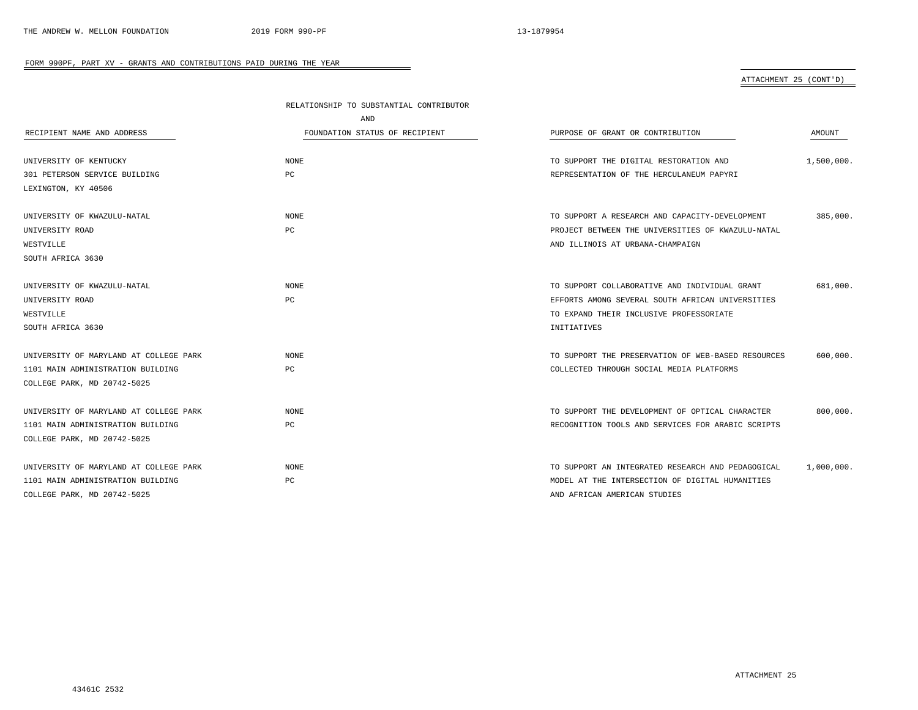FORM 990PF, PART XV - GRANTS AND CONTRIBUTIONS PAID DURING THE YEAR

ATTACHMENT 25 (CONT'D)

| RECIPIENT NAME AND ADDRESS | RELATIONSHIP TO SUBSTANTIAL CONTRIBUTOR AND FOUNDATION STATUS OF RECIPIENT | PURPOSE OF GRANT OR CONTRIBUTION | AMOUNT |
|---|---|---|---|
| UNIVERSITY OF KENTUCKY<br>301 PETERSON SERVICE BUILDING<br>LEXINGTON, KY 40506 | NONE<br>PC | TO SUPPORT THE DIGITAL RESTORATION AND REPRESENTATION OF THE HERCULANEUM PAPYRI | 1,500,000. |
| UNIVERSITY OF KWAZULU-NATAL<br>UNIVERSITY ROAD<br>WESTVILLE<br>SOUTH AFRICA 3630 | NONE<br>PC | TO SUPPORT A RESEARCH AND CAPACITY-DEVELOPMENT PROJECT BETWEEN THE UNIVERSITIES OF KWAZULU-NATAL AND ILLINOIS AT URBANA-CHAMPAIGN | 385,000. |
| UNIVERSITY OF KWAZULU-NATAL<br>UNIVERSITY ROAD<br>WESTVILLE<br>SOUTH AFRICA 3630 | NONE<br>PC | TO SUPPORT COLLABORATIVE AND INDIVIDUAL GRANT EFFORTS AMONG SEVERAL SOUTH AFRICAN UNIVERSITIES TO EXPAND THEIR INCLUSIVE PROFESSORIATE INITIATIVES | 681,000. |
| UNIVERSITY OF MARYLAND AT COLLEGE PARK<br>1101 MAIN ADMINISTRATION BUILDING<br>COLLEGE PARK, MD 20742-5025 | NONE<br>PC | TO SUPPORT THE PRESERVATION OF WEB-BASED RESOURCES COLLECTED THROUGH SOCIAL MEDIA PLATFORMS | 600,000. |
| UNIVERSITY OF MARYLAND AT COLLEGE PARK<br>1101 MAIN ADMINISTRATION BUILDING<br>COLLEGE PARK, MD 20742-5025 | NONE<br>PC | TO SUPPORT THE DEVELOPMENT OF OPTICAL CHARACTER RECOGNITION TOOLS AND SERVICES FOR ARABIC SCRIPTS | 800,000. |
| UNIVERSITY OF MARYLAND AT COLLEGE PARK<br>1101 MAIN ADMINISTRATION BUILDING<br>COLLEGE PARK, MD 20742-5025 | NONE<br>PC | TO SUPPORT AN INTEGRATED RESEARCH AND PEDAGOGICAL MODEL AT THE INTERSECTION OF DIGITAL HUMANITIES AND AFRICAN AMERICAN STUDIES | 1,000,000. |

ATTACHMENT 25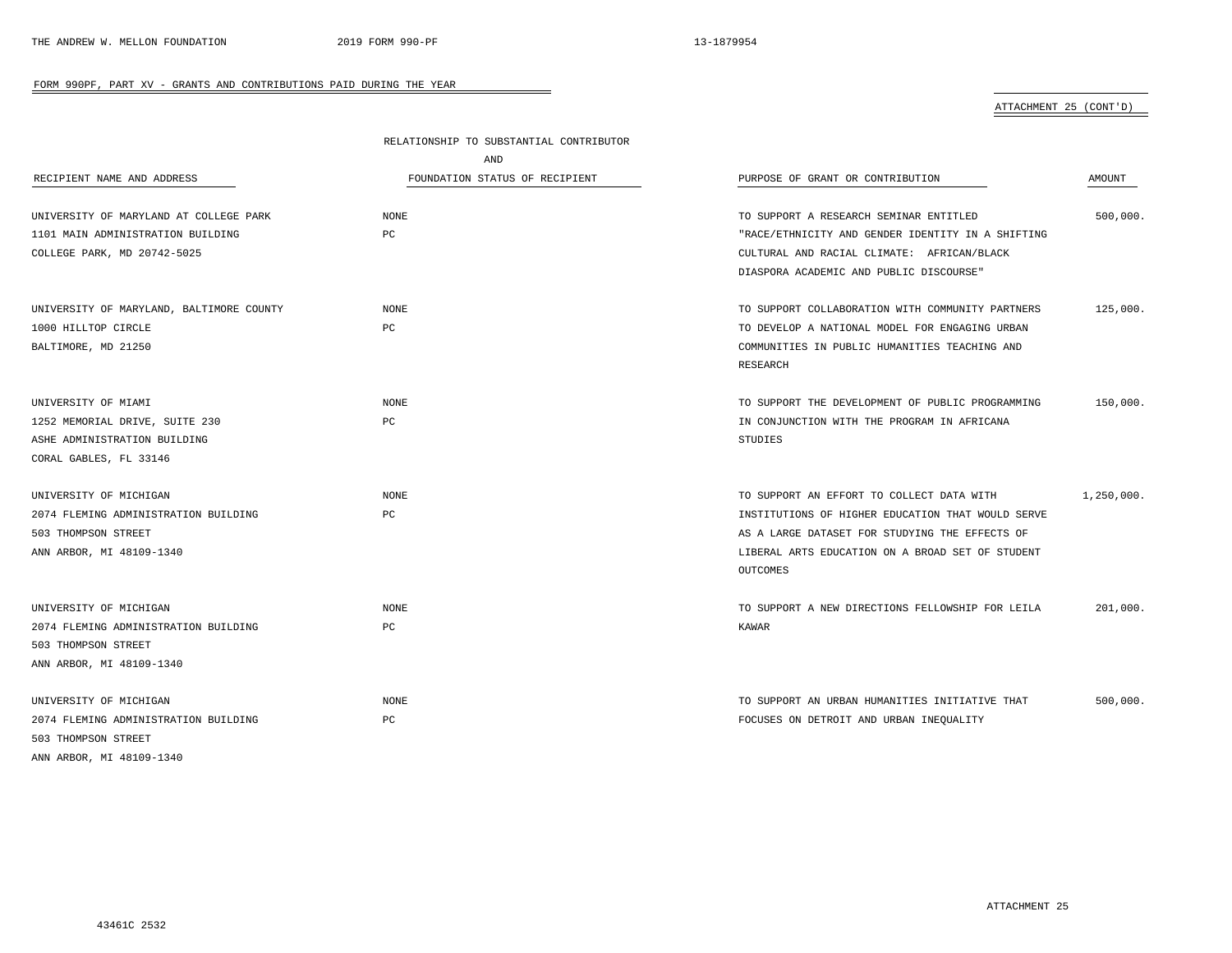FORM 990PF, PART XV - GRANTS AND CONTRIBUTIONS PAID DURING THE YEAR

ATTACHMENT 25 (CONT'D)

| RECIPIENT NAME AND ADDRESS | RELATIONSHIP TO SUBSTANTIAL CONTRIBUTOR AND FOUNDATION STATUS OF RECIPIENT | PURPOSE OF GRANT OR CONTRIBUTION | AMOUNT |
|---|---|---|---|
| UNIVERSITY OF MARYLAND AT COLLEGE PARK 1101 MAIN ADMINISTRATION BUILDING COLLEGE PARK, MD 20742-5025 | NONE PC | TO SUPPORT A RESEARCH SEMINAR ENTITLED "RACE/ETHNICITY AND GENDER IDENTITY IN A SHIFTING CULTURAL AND RACIAL CLIMATE: AFRICAN/BLACK DIASPORA ACADEMIC AND PUBLIC DISCOURSE" | 500,000. |
| UNIVERSITY OF MARYLAND, BALTIMORE COUNTY 1000 HILLTOP CIRCLE BALTIMORE, MD 21250 | NONE PC | TO SUPPORT COLLABORATION WITH COMMUNITY PARTNERS TO DEVELOP A NATIONAL MODEL FOR ENGAGING URBAN COMMUNITIES IN PUBLIC HUMANITIES TEACHING AND RESEARCH | 125,000. |
| UNIVERSITY OF MIAMI 1252 MEMORIAL DRIVE, SUITE 230 ASHE ADMINISTRATION BUILDING CORAL GABLES, FL 33146 | NONE PC | TO SUPPORT THE DEVELOPMENT OF PUBLIC PROGRAMMING IN CONJUNCTION WITH THE PROGRAM IN AFRICANA STUDIES | 150,000. |
| UNIVERSITY OF MICHIGAN 2074 FLEMING ADMINISTRATION BUILDING 503 THOMPSON STREET ANN ARBOR, MI 48109-1340 | NONE PC | TO SUPPORT AN EFFORT TO COLLECT DATA WITH INSTITUTIONS OF HIGHER EDUCATION THAT WOULD SERVE AS A LARGE DATASET FOR STUDYING THE EFFECTS OF LIBERAL ARTS EDUCATION ON A BROAD SET OF STUDENT OUTCOMES | 1,250,000. |
| UNIVERSITY OF MICHIGAN 2074 FLEMING ADMINISTRATION BUILDING 503 THOMPSON STREET ANN ARBOR, MI 48109-1340 | NONE PC | TO SUPPORT A NEW DIRECTIONS FELLOWSHIP FOR LEILA KAWAR | 201,000. |
| UNIVERSITY OF MICHIGAN 2074 FLEMING ADMINISTRATION BUILDING 503 THOMPSON STREET ANN ARBOR, MI 48109-1340 | NONE PC | TO SUPPORT AN URBAN HUMANITIES INITIATIVE THAT FOCUSES ON DETROIT AND URBAN INEQUALITY | 500,000. |

ATTACHMENT 25

43461C 2532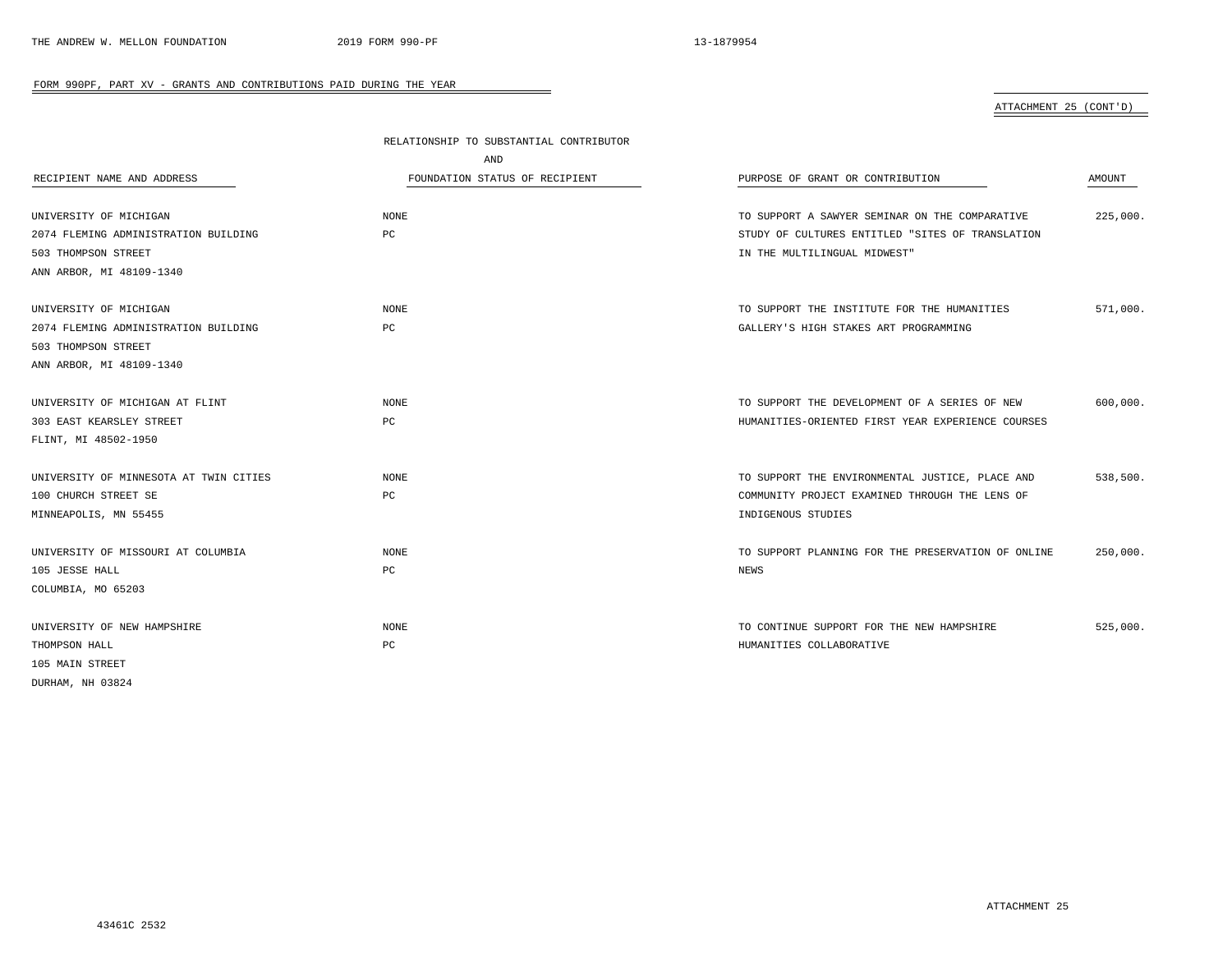FORM 990PF, PART XV - GRANTS AND CONTRIBUTIONS PAID DURING THE YEAR

ATTACHMENT 25 (CONT'D)

| RECIPIENT NAME AND ADDRESS | RELATIONSHIP TO SUBSTANTIAL CONTRIBUTOR AND FOUNDATION STATUS OF RECIPIENT | PURPOSE OF GRANT OR CONTRIBUTION | AMOUNT |
|---|---|---|---|
| UNIVERSITY OF MICHIGAN<br>2074 FLEMING ADMINISTRATION BUILDING<br>503 THOMPSON STREET<br>ANN ARBOR, MI 48109-1340 | NONE<br>PC | TO SUPPORT A SAWYER SEMINAR ON THE COMPARATIVE STUDY OF CULTURES ENTITLED "SITES OF TRANSLATION IN THE MULTILINGUAL MIDWEST" | 225,000. |
| UNIVERSITY OF MICHIGAN<br>2074 FLEMING ADMINISTRATION BUILDING<br>503 THOMPSON STREET<br>ANN ARBOR, MI 48109-1340 | NONE<br>PC | TO SUPPORT THE INSTITUTE FOR THE HUMANITIES GALLERY'S HIGH STAKES ART PROGRAMMING | 571,000. |
| UNIVERSITY OF MICHIGAN AT FLINT<br>303 EAST KEARSLEY STREET<br>FLINT, MI 48502-1950 | NONE<br>PC | TO SUPPORT THE DEVELOPMENT OF A SERIES OF NEW HUMANITIES-ORIENTED FIRST YEAR EXPERIENCE COURSES | 600,000. |
| UNIVERSITY OF MINNESOTA AT TWIN CITIES<br>100 CHURCH STREET SE<br>MINNEAPOLIS, MN 55455 | NONE<br>PC | TO SUPPORT THE ENVIRONMENTAL JUSTICE, PLACE AND COMMUNITY PROJECT EXAMINED THROUGH THE LENS OF INDIGENOUS STUDIES | 538,500. |
| UNIVERSITY OF MISSOURI AT COLUMBIA<br>105 JESSE HALL<br>COLUMBIA, MO 65203 | NONE<br>PC | TO SUPPORT PLANNING FOR THE PRESERVATION OF ONLINE NEWS | 250,000. |
| UNIVERSITY OF NEW HAMPSHIRE<br>THOMPSON HALL<br>105 MAIN STREET<br>DURHAM, NH 03824 | NONE<br>PC | TO CONTINUE SUPPORT FOR THE NEW HAMPSHIRE HUMANITIES COLLABORATIVE | 525,000. |

ATTACHMENT 25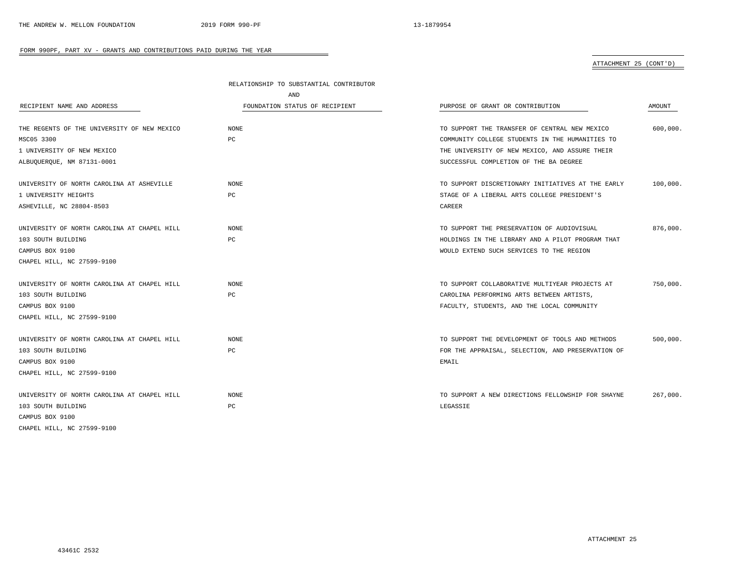## FORM 990PF, PART XV - GRANTS AND CONTRIBUTIONS PAID DURING THE YEAR

ATTACHMENT 25 (CONT'D)

| RECIPIENT NAME AND ADDRESS | RELATIONSHIP TO SUBSTANTIAL CONTRIBUTOR AND FOUNDATION STATUS OF RECIPIENT | PURPOSE OF GRANT OR CONTRIBUTION | AMOUNT |
|---|---|---|---|
| THE REGENTS OF THE UNIVERSITY OF NEW MEXICO<br>MSC05 3300<br>1 UNIVERSITY OF NEW MEXICO<br>ALBUQUERQUE, NM 87131-0001 | NONE<br>PC | TO SUPPORT THE TRANSFER OF CENTRAL NEW MEXICO COMMUNITY COLLEGE STUDENTS IN THE HUMANITIES TO THE UNIVERSITY OF NEW MEXICO, AND ASSURE THEIR SUCCESSFUL COMPLETION OF THE BA DEGREE | 600,000. |
| UNIVERSITY OF NORTH CAROLINA AT ASHEVILLE<br>1 UNIVERSITY HEIGHTS<br>ASHEVILLE, NC 28804-8503 | NONE<br>PC | TO SUPPORT DISCRETIONARY INITIATIVES AT THE EARLY STAGE OF A LIBERAL ARTS COLLEGE PRESIDENT'S CAREER | 100,000. |
| UNIVERSITY OF NORTH CAROLINA AT CHAPEL HILL<br>103 SOUTH BUILDING<br>CAMPUS BOX 9100<br>CHAPEL HILL, NC 27599-9100 | NONE<br>PC | TO SUPPORT THE PRESERVATION OF AUDIOVISUAL HOLDINGS IN THE LIBRARY AND A PILOT PROGRAM THAT WOULD EXTEND SUCH SERVICES TO THE REGION | 876,000. |
| UNIVERSITY OF NORTH CAROLINA AT CHAPEL HILL<br>103 SOUTH BUILDING<br>CAMPUS BOX 9100<br>CHAPEL HILL, NC 27599-9100 | NONE<br>PC | TO SUPPORT COLLABORATIVE MULTIYEAR PROJECTS AT CAROLINA PERFORMING ARTS BETWEEN ARTISTS, FACULTY, STUDENTS, AND THE LOCAL COMMUNITY | 750,000. |
| UNIVERSITY OF NORTH CAROLINA AT CHAPEL HILL<br>103 SOUTH BUILDING<br>CAMPUS BOX 9100<br>CHAPEL HILL, NC 27599-9100 | NONE<br>PC | TO SUPPORT THE DEVELOPMENT OF TOOLS AND METHODS FOR THE APPRAISAL, SELECTION, AND PRESERVATION OF EMAIL | 500,000. |
| UNIVERSITY OF NORTH CAROLINA AT CHAPEL HILL<br>103 SOUTH BUILDING<br>CAMPUS BOX 9100<br>CHAPEL HILL, NC 27599-9100 | NONE<br>PC | TO SUPPORT A NEW DIRECTIONS FELLOWSHIP FOR SHAYNE LEGASSIE | 267,000. |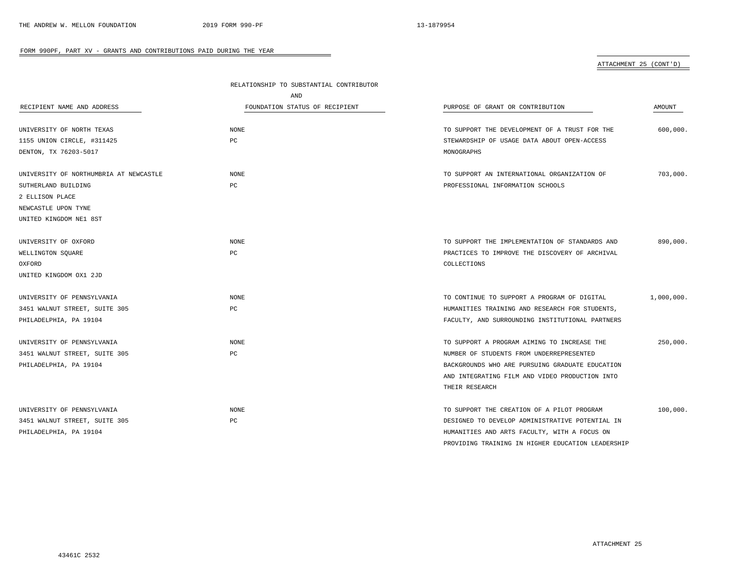FORM 990PF, PART XV - GRANTS AND CONTRIBUTIONS PAID DURING THE YEAR

ATTACHMENT 25 (CONT'D)

| RECIPIENT NAME AND ADDRESS | RELATIONSHIP TO SUBSTANTIAL CONTRIBUTOR AND FOUNDATION STATUS OF RECIPIENT | PURPOSE OF GRANT OR CONTRIBUTION | AMOUNT |
|---|---|---|---|
| UNIVERSITY OF NORTH TEXAS<br>1155 UNION CIRCLE, #311425<br>DENTON, TX 76203-5017 | NONE<br>PC | TO SUPPORT THE DEVELOPMENT OF A TRUST FOR THE STEWARDSHIP OF USAGE DATA ABOUT OPEN-ACCESS MONOGRAPHS | 600,000. |
| UNIVERSITY OF NORTHUMBRIA AT NEWCASTLE<br>SUTHERLAND BUILDING<br>2 ELLISON PLACE<br>NEWCASTLE UPON TYNE<br>UNITED KINGDOM NE1 8ST | NONE<br>PC | TO SUPPORT AN INTERNATIONAL ORGANIZATION OF PROFESSIONAL INFORMATION SCHOOLS | 703,000. |
| UNIVERSITY OF OXFORD<br>WELLINGTON SQUARE<br>OXFORD<br>UNITED KINGDOM OX1 2JD | NONE<br>PC | TO SUPPORT THE IMPLEMENTATION OF STANDARDS AND PRACTICES TO IMPROVE THE DISCOVERY OF ARCHIVAL COLLECTIONS | 890,000. |
| UNIVERSITY OF PENNSYLVANIA<br>3451 WALNUT STREET, SUITE 305<br>PHILADELPHIA, PA 19104 | NONE<br>PC | TO CONTINUE TO SUPPORT A PROGRAM OF DIGITAL HUMANITIES TRAINING AND RESEARCH FOR STUDENTS, FACULTY, AND SURROUNDING INSTITUTIONAL PARTNERS | 1,000,000. |
| UNIVERSITY OF PENNSYLVANIA<br>3451 WALNUT STREET, SUITE 305<br>PHILADELPHIA, PA 19104 | NONE<br>PC | TO SUPPORT A PROGRAM AIMING TO INCREASE THE NUMBER OF STUDENTS FROM UNDERREPRESENTED BACKGROUNDS WHO ARE PURSUING GRADUATE EDUCATION AND INTEGRATING FILM AND VIDEO PRODUCTION INTO THEIR RESEARCH | 250,000. |
| UNIVERSITY OF PENNSYLVANIA<br>3451 WALNUT STREET, SUITE 305<br>PHILADELPHIA, PA 19104 | NONE<br>PC | TO SUPPORT THE CREATION OF A PILOT PROGRAM DESIGNED TO DEVELOP ADMINISTRATIVE POTENTIAL IN HUMANITIES AND ARTS FACULTY, WITH A FOCUS ON PROVIDING TRAINING IN HIGHER EDUCATION LEADERSHIP | 100,000. |

ATTACHMENT 25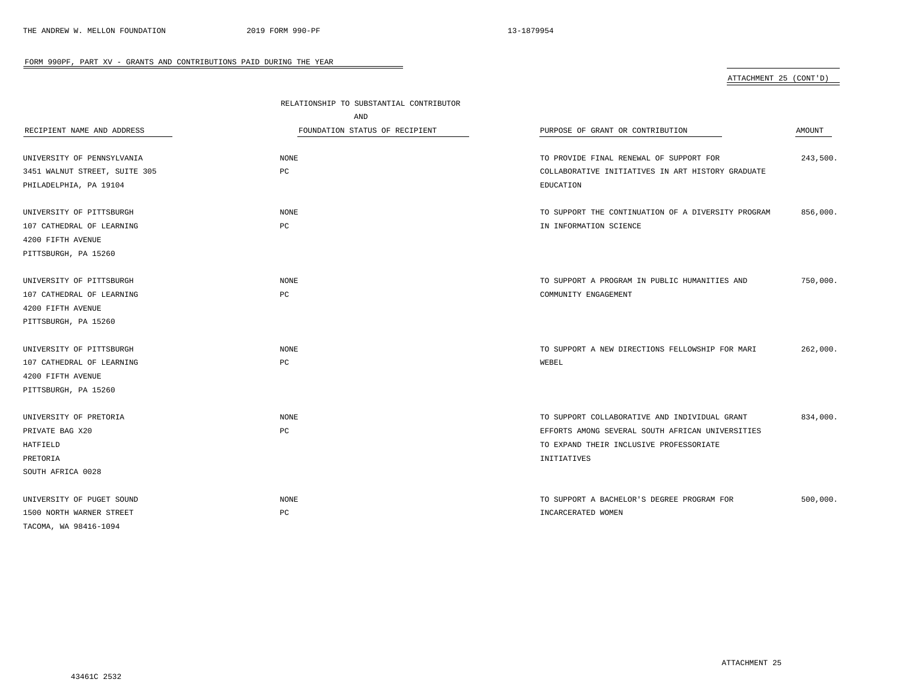FORM 990PF, PART XV - GRANTS AND CONTRIBUTIONS PAID DURING THE YEAR

ATTACHMENT 25 (CONT'D)

| RECIPIENT NAME AND ADDRESS | RELATIONSHIP TO SUBSTANTIAL CONTRIBUTOR AND FOUNDATION STATUS OF RECIPIENT | PURPOSE OF GRANT OR CONTRIBUTION | AMOUNT |
|---|---|---|---|
| UNIVERSITY OF PENNSYLVANIA<br>3451 WALNUT STREET, SUITE 305<br>PHILADELPHIA, PA 19104 | NONE<br>PC | TO PROVIDE FINAL RENEWAL OF SUPPORT FOR COLLABORATIVE INITIATIVES IN ART HISTORY GRADUATE EDUCATION | 243,500. |
| UNIVERSITY OF PITTSBURGH<br>107 CATHEDRAL OF LEARNING<br>4200 FIFTH AVENUE<br>PITTSBURGH, PA 15260 | NONE<br>PC | TO SUPPORT THE CONTINUATION OF A DIVERSITY PROGRAM IN INFORMATION SCIENCE | 856,000. |
| UNIVERSITY OF PITTSBURGH<br>107 CATHEDRAL OF LEARNING<br>4200 FIFTH AVENUE<br>PITTSBURGH, PA 15260 | NONE<br>PC | TO SUPPORT A PROGRAM IN PUBLIC HUMANITIES AND COMMUNITY ENGAGEMENT | 750,000. |
| UNIVERSITY OF PITTSBURGH<br>107 CATHEDRAL OF LEARNING<br>4200 FIFTH AVENUE<br>PITTSBURGH, PA 15260 | NONE<br>PC | TO SUPPORT A NEW DIRECTIONS FELLOWSHIP FOR MARI WEBEL | 262,000. |
| UNIVERSITY OF PRETORIA<br>PRIVATE BAG X20<br>HATFIELD<br>PRETORIA<br>SOUTH AFRICA 0028 | NONE<br>PC | TO SUPPORT COLLABORATIVE AND INDIVIDUAL GRANT EFFORTS AMONG SEVERAL SOUTH AFRICAN UNIVERSITIES TO EXPAND THEIR INCLUSIVE PROFESSORIATE INITIATIVES | 834,000. |
| UNIVERSITY OF PUGET SOUND<br>1500 NORTH WARNER STREET<br>TACOMA, WA 98416-1094 | NONE<br>PC | TO SUPPORT A BACHELOR'S DEGREE PROGRAM FOR INCARCERATED WOMEN | 500,000. |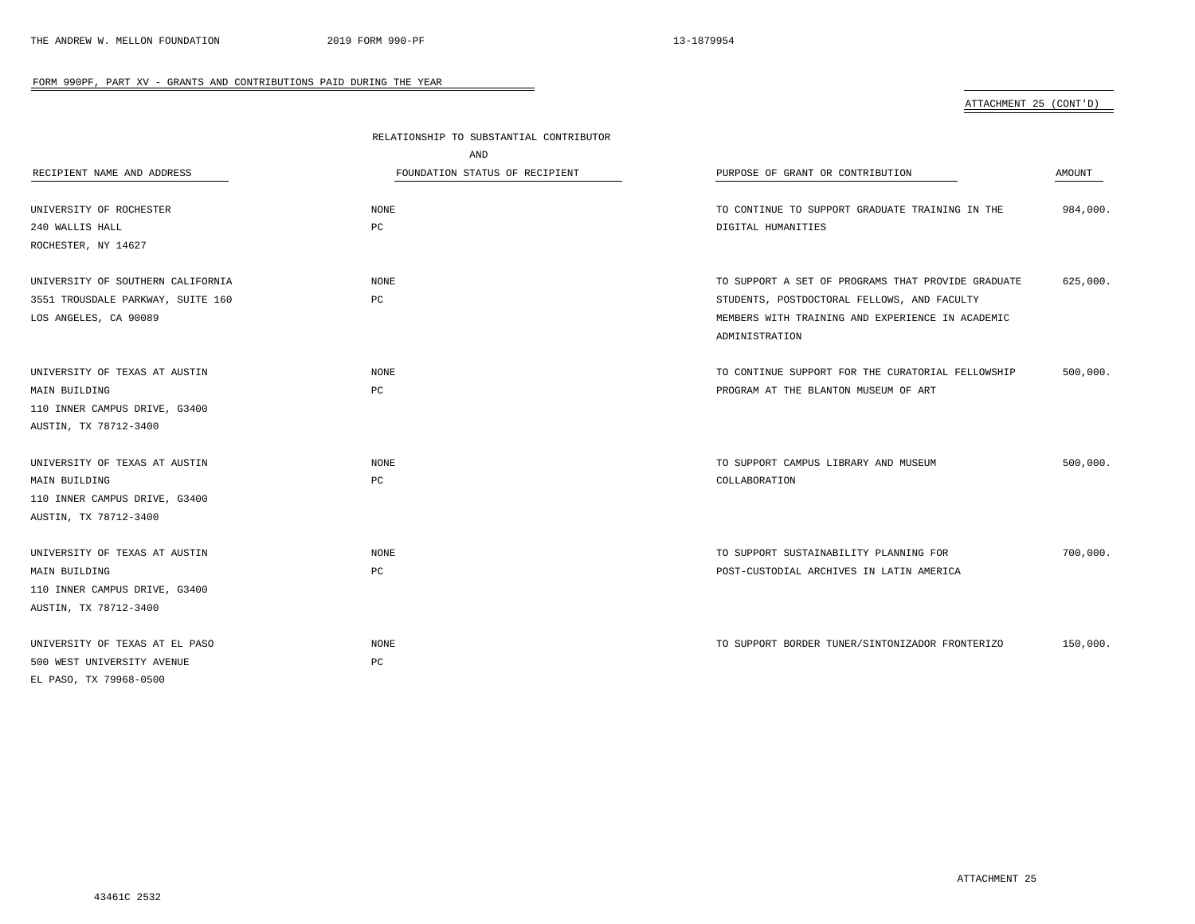FORM 990PF, PART XV - GRANTS AND CONTRIBUTIONS PAID DURING THE YEAR

ATTACHMENT 25 (CONT'D)

| RECIPIENT NAME AND ADDRESS | RELATIONSHIP TO SUBSTANTIAL CONTRIBUTOR AND FOUNDATION STATUS OF RECIPIENT | PURPOSE OF GRANT OR CONTRIBUTION | AMOUNT |
|---|---|---|---|
| UNIVERSITY OF ROCHESTER<br>240 WALLIS HALL<br>ROCHESTER, NY 14627 | NONE<br>PC | TO CONTINUE TO SUPPORT GRADUATE TRAINING IN THE DIGITAL HUMANITIES | 984,000. |
| UNIVERSITY OF SOUTHERN CALIFORNIA<br>3551 TROUSDALE PARKWAY, SUITE 160<br>LOS ANGELES, CA 90089 | NONE<br>PC | TO SUPPORT A SET OF PROGRAMS THAT PROVIDE GRADUATE STUDENTS, POSTDOCTORAL FELLOWS, AND FACULTY MEMBERS WITH TRAINING AND EXPERIENCE IN ACADEMIC ADMINISTRATION | 625,000. |
| UNIVERSITY OF TEXAS AT AUSTIN<br>MAIN BUILDING<br>110 INNER CAMPUS DRIVE, G3400<br>AUSTIN, TX 78712-3400 | NONE<br>PC | TO CONTINUE SUPPORT FOR THE CURATORIAL FELLOWSHIP PROGRAM AT THE BLANTON MUSEUM OF ART | 500,000. |
| UNIVERSITY OF TEXAS AT AUSTIN<br>MAIN BUILDING<br>110 INNER CAMPUS DRIVE, G3400<br>AUSTIN, TX 78712-3400 | NONE<br>PC | TO SUPPORT CAMPUS LIBRARY AND MUSEUM COLLABORATION | 500,000. |
| UNIVERSITY OF TEXAS AT AUSTIN<br>MAIN BUILDING<br>110 INNER CAMPUS DRIVE, G3400<br>AUSTIN, TX 78712-3400 | NONE<br>PC | TO SUPPORT SUSTAINABILITY PLANNING FOR POST-CUSTODIAL ARCHIVES IN LATIN AMERICA | 700,000. |
| UNIVERSITY OF TEXAS AT EL PASO<br>500 WEST UNIVERSITY AVENUE<br>EL PASO, TX 79968-0500 | NONE<br>PC | TO SUPPORT BORDER TUNER/SINTONIZADOR FRONTERIZO | 150,000. |

ATTACHMENT 25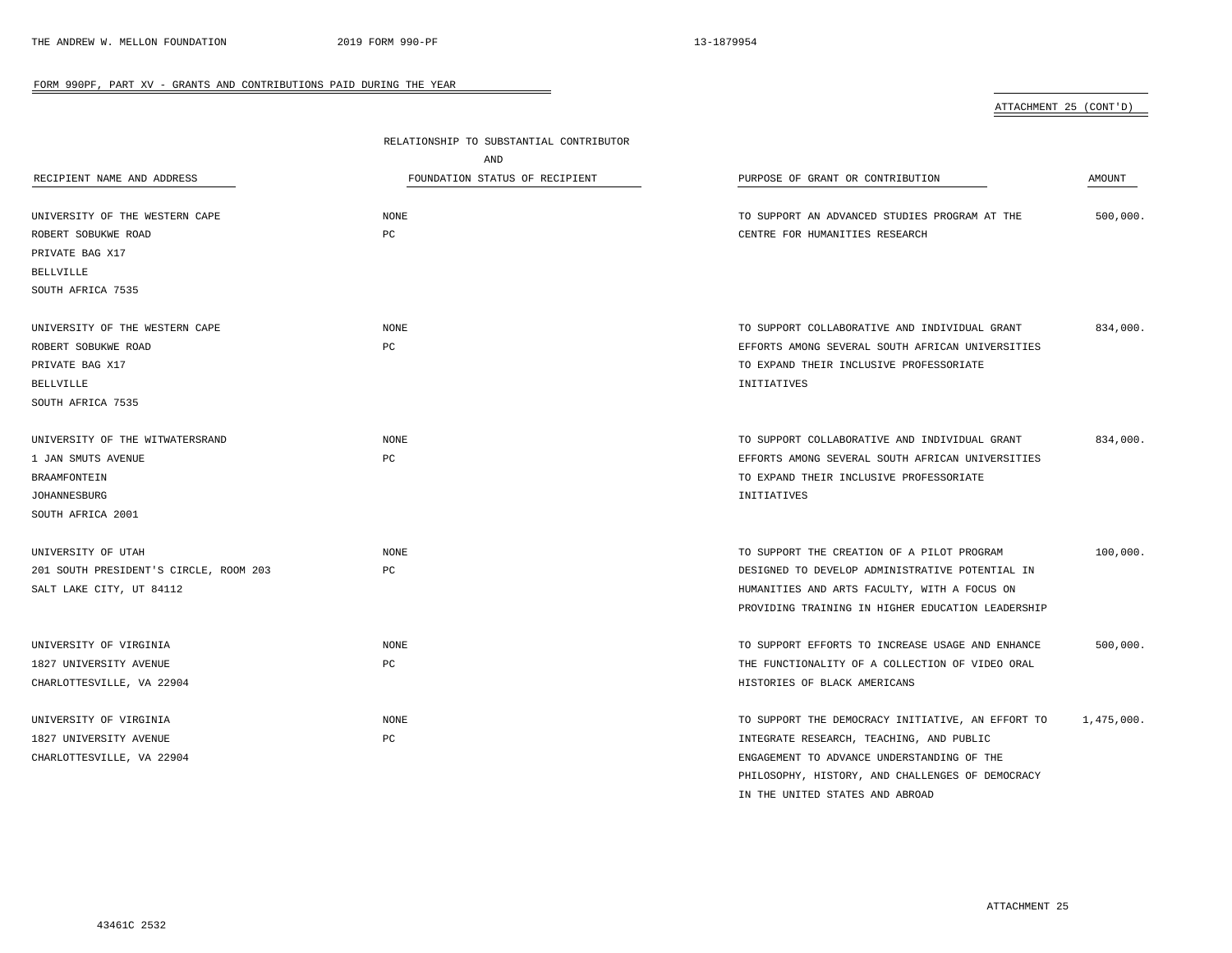FORM 990PF, PART XV - GRANTS AND CONTRIBUTIONS PAID DURING THE YEAR

ATTACHMENT 25 (CONT'D)

| RECIPIENT NAME AND ADDRESS | RELATIONSHIP TO SUBSTANTIAL CONTRIBUTOR AND FOUNDATION STATUS OF RECIPIENT | PURPOSE OF GRANT OR CONTRIBUTION | AMOUNT |
|---|---|---|---|
| UNIVERSITY OF THE WESTERN CAPE<br>ROBERT SOBUKWE ROAD<br>PRIVATE BAG X17<br>BELLVILLE<br>SOUTH AFRICA 7535 | NONE<br>PC | TO SUPPORT AN ADVANCED STUDIES PROGRAM AT THE CENTRE FOR HUMANITIES RESEARCH | 500,000. |
| UNIVERSITY OF THE WESTERN CAPE<br>ROBERT SOBUKWE ROAD<br>PRIVATE BAG X17<br>BELLVILLE<br>SOUTH AFRICA 7535 | NONE<br>PC | TO SUPPORT COLLABORATIVE AND INDIVIDUAL GRANT EFFORTS AMONG SEVERAL SOUTH AFRICAN UNIVERSITIES TO EXPAND THEIR INCLUSIVE PROFESSORIATE INITIATIVES | 834,000. |
| UNIVERSITY OF THE WITWATERSRAND<br>1 JAN SMUTS AVENUE<br>BRAAMFONTEIN<br>JOHANNESBURG<br>SOUTH AFRICA 2001 | NONE<br>PC | TO SUPPORT COLLABORATIVE AND INDIVIDUAL GRANT EFFORTS AMONG SEVERAL SOUTH AFRICAN UNIVERSITIES TO EXPAND THEIR INCLUSIVE PROFESSORIATE INITIATIVES | 834,000. |
| UNIVERSITY OF UTAH<br>201 SOUTH PRESIDENT'S CIRCLE, ROOM 203<br>SALT LAKE CITY, UT 84112 | NONE<br>PC | TO SUPPORT THE CREATION OF A PILOT PROGRAM DESIGNED TO DEVELOP ADMINISTRATIVE POTENTIAL IN HUMANITIES AND ARTS FACULTY, WITH A FOCUS ON PROVIDING TRAINING IN HIGHER EDUCATION LEADERSHIP | 100,000. |
| UNIVERSITY OF VIRGINIA<br>1827 UNIVERSITY AVENUE<br>CHARLOTTESVILLE, VA 22904 | NONE<br>PC | TO SUPPORT EFFORTS TO INCREASE USAGE AND ENHANCE THE FUNCTIONALITY OF A COLLECTION OF VIDEO ORAL HISTORIES OF BLACK AMERICANS | 500,000. |
| UNIVERSITY OF VIRGINIA<br>1827 UNIVERSITY AVENUE<br>CHARLOTTESVILLE, VA 22904 | NONE<br>PC | TO SUPPORT THE DEMOCRACY INITIATIVE, AN EFFORT TO INTEGRATE RESEARCH, TEACHING, AND PUBLIC ENGAGEMENT TO ADVANCE UNDERSTANDING OF THE PHILOSOPHY, HISTORY, AND CHALLENGES OF DEMOCRACY IN THE UNITED STATES AND ABROAD | 1,475,000. |

ATTACHMENT 25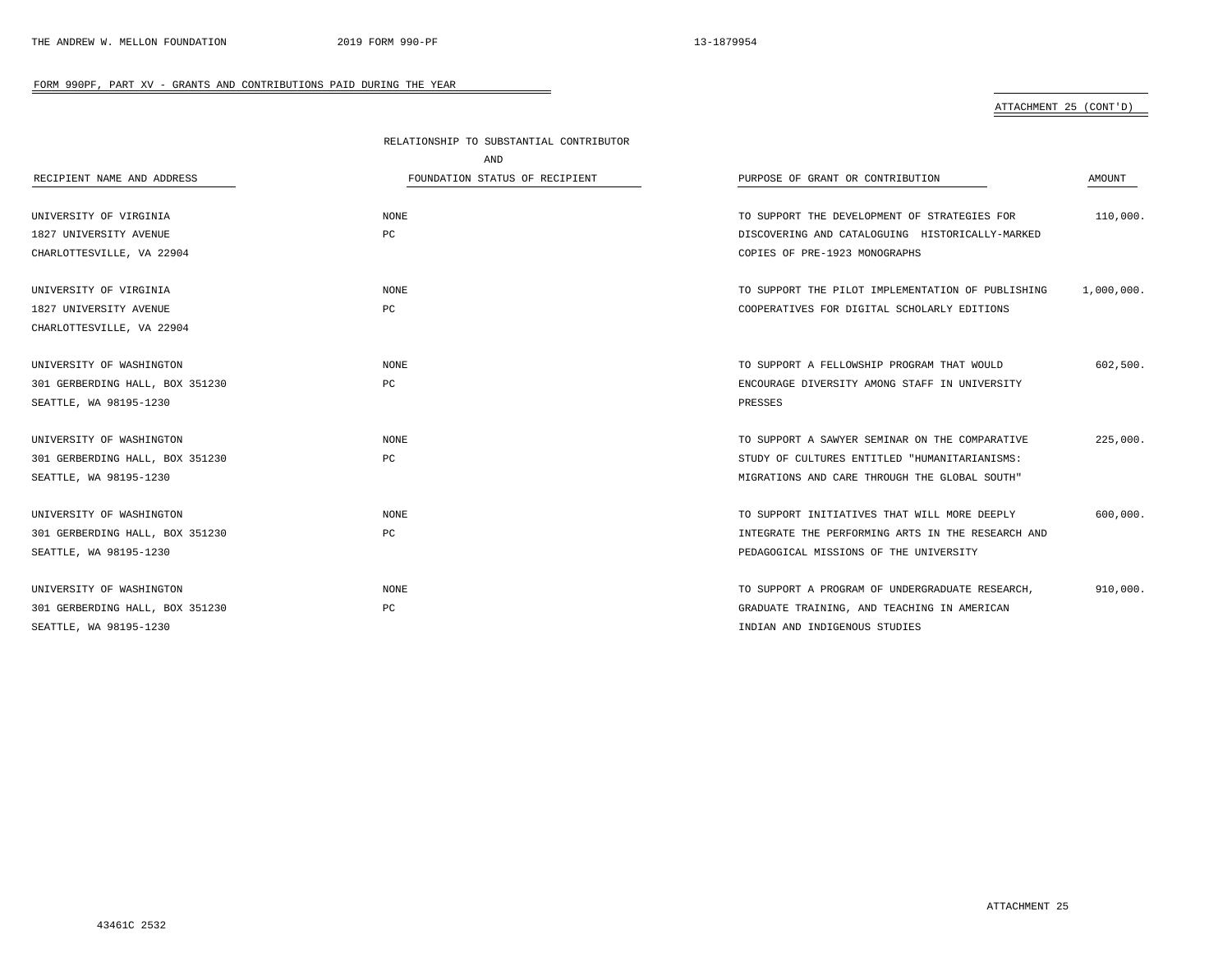FORM 990PF, PART XV - GRANTS AND CONTRIBUTIONS PAID DURING THE YEAR

ATTACHMENT 25 (CONT'D)

| RECIPIENT NAME AND ADDRESS | RELATIONSHIP TO SUBSTANTIAL CONTRIBUTOR AND FOUNDATION STATUS OF RECIPIENT | PURPOSE OF GRANT OR CONTRIBUTION | AMOUNT |
|---|---|---|---|
| UNIVERSITY OF VIRGINIA<br>1827 UNIVERSITY AVENUE<br>CHARLOTTESVILLE, VA 22904 | NONE<br>PC | TO SUPPORT THE DEVELOPMENT OF STRATEGIES FOR DISCOVERING AND CATALOGUING HISTORICALLY-MARKED COPIES OF PRE-1923 MONOGRAPHS | 110,000. |
| UNIVERSITY OF VIRGINIA<br>1827 UNIVERSITY AVENUE<br>CHARLOTTESVILLE, VA 22904 | NONE<br>PC | TO SUPPORT THE PILOT IMPLEMENTATION OF PUBLISHING COOPERATIVES FOR DIGITAL SCHOLARLY EDITIONS | 1,000,000. |
| UNIVERSITY OF WASHINGTON<br>301 GERBERDING HALL, BOX 351230<br>SEATTLE, WA 98195-1230 | NONE<br>PC | TO SUPPORT A FELLOWSHIP PROGRAM THAT WOULD ENCOURAGE DIVERSITY AMONG STAFF IN UNIVERSITY PRESSES | 602,500. |
| UNIVERSITY OF WASHINGTON<br>301 GERBERDING HALL, BOX 351230<br>SEATTLE, WA 98195-1230 | NONE<br>PC | TO SUPPORT A SAWYER SEMINAR ON THE COMPARATIVE STUDY OF CULTURES ENTITLED "HUMANITARIANISMS: MIGRATIONS AND CARE THROUGH THE GLOBAL SOUTH" | 225,000. |
| UNIVERSITY OF WASHINGTON<br>301 GERBERDING HALL, BOX 351230<br>SEATTLE, WA 98195-1230 | NONE<br>PC | TO SUPPORT INITIATIVES THAT WILL MORE DEEPLY INTEGRATE THE PERFORMING ARTS IN THE RESEARCH AND PEDAGOGICAL MISSIONS OF THE UNIVERSITY | 600,000. |
| UNIVERSITY OF WASHINGTON<br>301 GERBERDING HALL, BOX 351230<br>SEATTLE, WA 98195-1230 | NONE<br>PC | TO SUPPORT A PROGRAM OF UNDERGRADUATE RESEARCH, GRADUATE TRAINING, AND TEACHING IN AMERICAN INDIAN AND INDIGENOUS STUDIES | 910,000. |

ATTACHMENT 25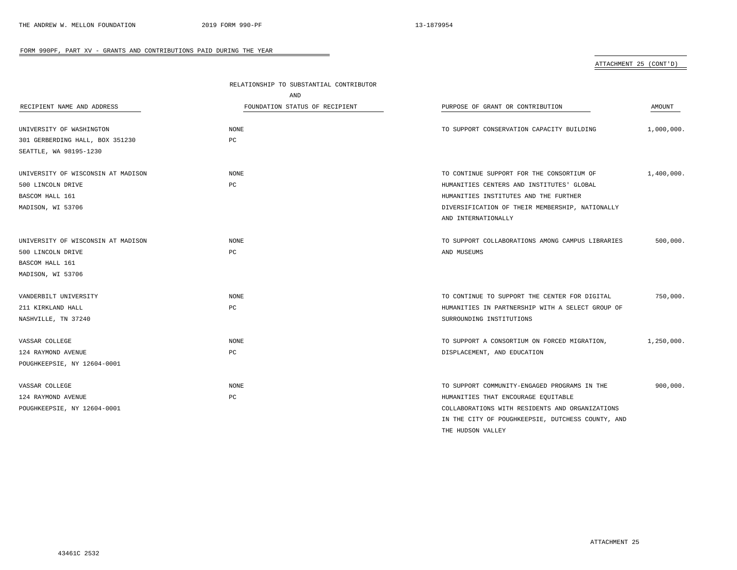FORM 990PF, PART XV - GRANTS AND CONTRIBUTIONS PAID DURING THE YEAR

ATTACHMENT 25 (CONT'D)

| RECIPIENT NAME AND ADDRESS | RELATIONSHIP TO SUBSTANTIAL CONTRIBUTOR AND FOUNDATION STATUS OF RECIPIENT | PURPOSE OF GRANT OR CONTRIBUTION | AMOUNT |
|---|---|---|---|
| UNIVERSITY OF WASHINGTON<br>301 GERBERDING HALL, BOX 351230<br>SEATTLE, WA 98195-1230 | NONE<br>PC | TO SUPPORT CONSERVATION CAPACITY BUILDING | 1,000,000. |
| UNIVERSITY OF WISCONSIN AT MADISON<br>500 LINCOLN DRIVE<br>BASCOM HALL 161<br>MADISON, WI 53706 | NONE<br>PC | TO CONTINUE SUPPORT FOR THE CONSORTIUM OF HUMANITIES CENTERS AND INSTITUTES' GLOBAL HUMANITIES INSTITUTES AND THE FURTHER DIVERSIFICATION OF THEIR MEMBERSHIP, NATIONALLY AND INTERNATIONALLY | 1,400,000. |
| UNIVERSITY OF WISCONSIN AT MADISON<br>500 LINCOLN DRIVE<br>BASCOM HALL 161<br>MADISON, WI 53706 | NONE<br>PC | TO SUPPORT COLLABORATIONS AMONG CAMPUS LIBRARIES AND MUSEUMS | 500,000. |
| VANDERBILT UNIVERSITY<br>211 KIRKLAND HALL<br>NASHVILLE, TN 37240 | NONE<br>PC | TO CONTINUE TO SUPPORT THE CENTER FOR DIGITAL HUMANITIES IN PARTNERSHIP WITH A SELECT GROUP OF SURROUNDING INSTITUTIONS | 750,000. |
| VASSAR COLLEGE<br>124 RAYMOND AVENUE<br>POUGHKEEPSIE, NY 12604-0001 | NONE<br>PC | TO SUPPORT A CONSORTIUM ON FORCED MIGRATION, DISPLACEMENT, AND EDUCATION | 1,250,000. |
| VASSAR COLLEGE<br>124 RAYMOND AVENUE<br>POUGHKEEPSIE, NY 12604-0001 | NONE<br>PC | TO SUPPORT COMMUNITY-ENGAGED PROGRAMS IN THE HUMANITIES THAT ENCOURAGE EQUITABLE COLLABORATIONS WITH RESIDENTS AND ORGANIZATIONS IN THE CITY OF POUGHKEEPSIE, DUTCHESS COUNTY, AND THE HUDSON VALLEY | 900,000. |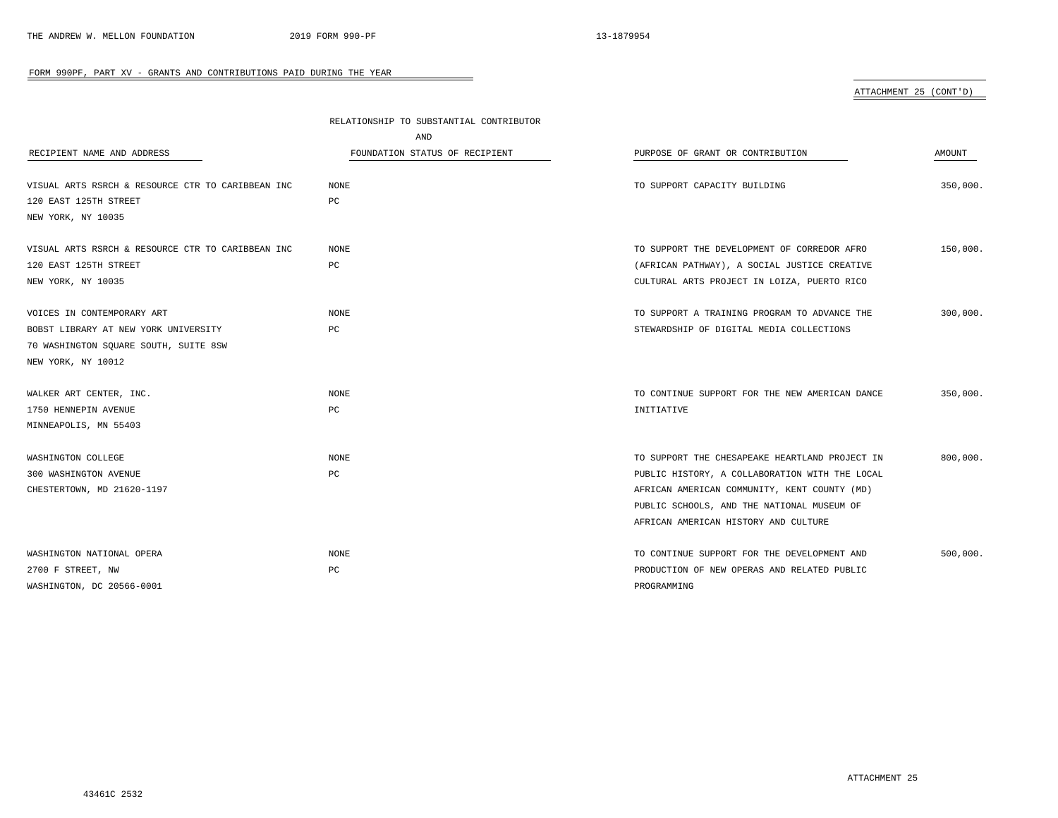FORM 990PF, PART XV - GRANTS AND CONTRIBUTIONS PAID DURING THE YEAR

ATTACHMENT 25 (CONT'D)

| RECIPIENT NAME AND ADDRESS | RELATIONSHIP TO SUBSTANTIAL CONTRIBUTOR AND FOUNDATION STATUS OF RECIPIENT | PURPOSE OF GRANT OR CONTRIBUTION | AMOUNT |
|---|---|---|---|
| VISUAL ARTS RSRCH & RESOURCE CTR TO CARIBBEAN INC<br>120 EAST 125TH STREET<br>NEW YORK, NY 10035 | NONE<br>PC | TO SUPPORT CAPACITY BUILDING | 350,000. |
| VISUAL ARTS RSRCH & RESOURCE CTR TO CARIBBEAN INC<br>120 EAST 125TH STREET<br>NEW YORK, NY 10035 | NONE<br>PC | TO SUPPORT THE DEVELOPMENT OF CORREDOR AFRO (AFRICAN PATHWAY), A SOCIAL JUSTICE CREATIVE CULTURAL ARTS PROJECT IN LOIZA, PUERTO RICO | 150,000. |
| VOICES IN CONTEMPORARY ART<br>BOBST LIBRARY AT NEW YORK UNIVERSITY<br>70 WASHINGTON SQUARE SOUTH, SUITE 8SW<br>NEW YORK, NY 10012 | NONE<br>PC | TO SUPPORT A TRAINING PROGRAM TO ADVANCE THE STEWARDSHIP OF DIGITAL MEDIA COLLECTIONS | 300,000. |
| WALKER ART CENTER, INC.<br>1750 HENNEPIN AVENUE<br>MINNEAPOLIS, MN 55403 | NONE<br>PC | TO CONTINUE SUPPORT FOR THE NEW AMERICAN DANCE INITIATIVE | 350,000. |
| WASHINGTON COLLEGE<br>300 WASHINGTON AVENUE<br>CHESTERTOWN, MD 21620-1197 | NONE<br>PC | TO SUPPORT THE CHESAPEAKE HEARTLAND PROJECT IN PUBLIC HISTORY, A COLLABORATION WITH THE LOCAL AFRICAN AMERICAN COMMUNITY, KENT COUNTY (MD) PUBLIC SCHOOLS, AND THE NATIONAL MUSEUM OF AFRICAN AMERICAN HISTORY AND CULTURE | 800,000. |
| WASHINGTON NATIONAL OPERA<br>2700 F STREET, NW<br>WASHINGTON, DC 20566-0001 | NONE<br>PC | TO CONTINUE SUPPORT FOR THE DEVELOPMENT AND PRODUCTION OF NEW OPERAS AND RELATED PUBLIC PROGRAMMING | 500,000. |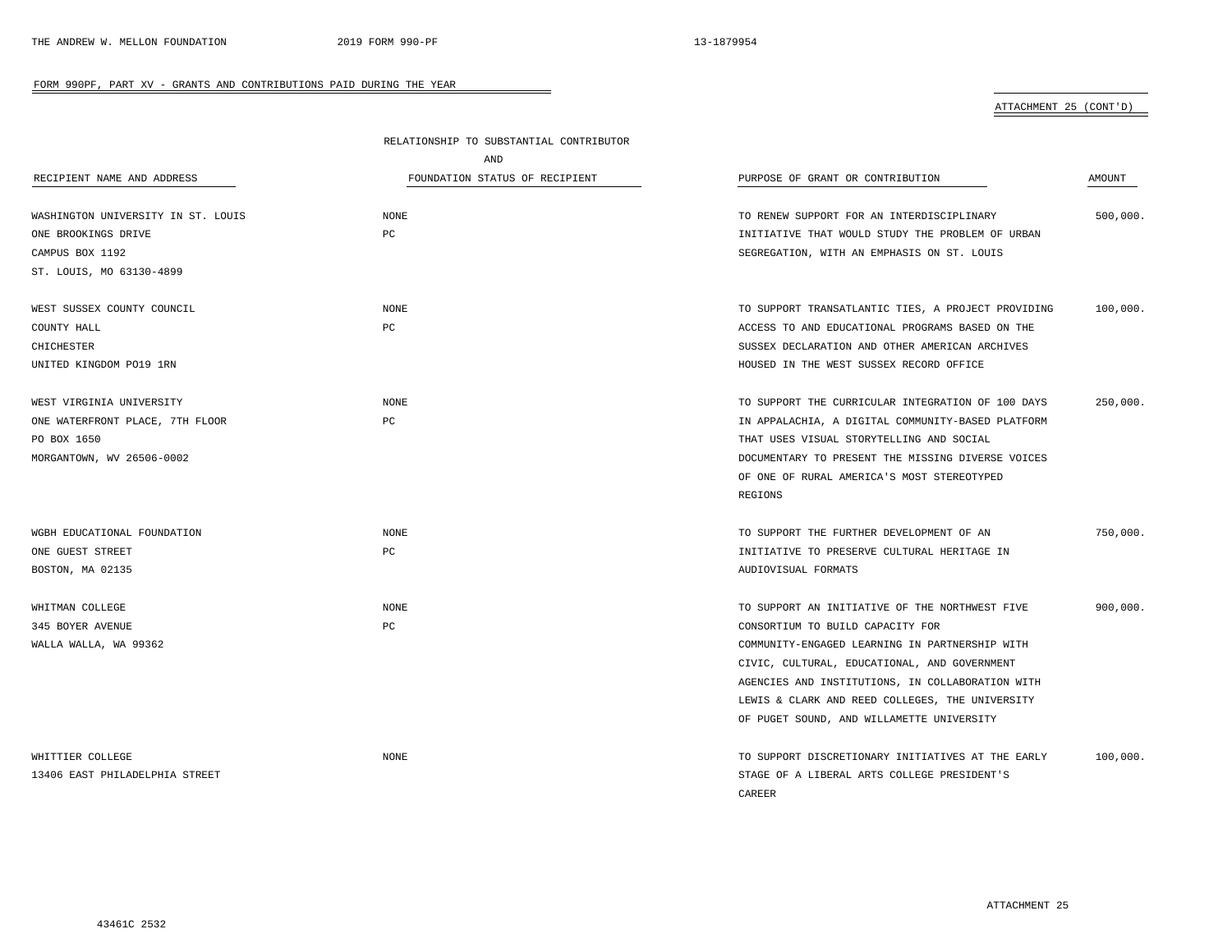FORM 990PF, PART XV - GRANTS AND CONTRIBUTIONS PAID DURING THE YEAR

ATTACHMENT 25 (CONT'D)

| RECIPIENT NAME AND ADDRESS | RELATIONSHIP TO SUBSTANTIAL CONTRIBUTOR AND FOUNDATION STATUS OF RECIPIENT | PURPOSE OF GRANT OR CONTRIBUTION | AMOUNT |
|---|---|---|---|
| WASHINGTON UNIVERSITY IN ST. LOUIS<br>ONE BROOKINGS DRIVE<br>CAMPUS BOX 1192<br>ST. LOUIS, MO 63130-4899 | NONE<br>PC | TO RENEW SUPPORT FOR AN INTERDISCIPLINARY INITIATIVE THAT WOULD STUDY THE PROBLEM OF URBAN SEGREGATION, WITH AN EMPHASIS ON ST. LOUIS | 500,000. |
| WEST SUSSEX COUNTY COUNCIL<br>COUNTY HALL<br>CHICHESTER<br>UNITED KINGDOM PO19 1RN | NONE<br>PC | TO SUPPORT TRANSATLANTIC TIES, A PROJECT PROVIDING ACCESS TO AND EDUCATIONAL PROGRAMS BASED ON THE SUSSEX DECLARATION AND OTHER AMERICAN ARCHIVES HOUSED IN THE WEST SUSSEX RECORD OFFICE | 100,000. |
| WEST VIRGINIA UNIVERSITY<br>ONE WATERFRONT PLACE, 7TH FLOOR<br>PO BOX 1650<br>MORGANTOWN, WV 26506-0002 | NONE<br>PC | TO SUPPORT THE CURRICULAR INTEGRATION OF 100 DAYS IN APPALACHIA, A DIGITAL COMMUNITY-BASED PLATFORM THAT USES VISUAL STORYTELLING AND SOCIAL DOCUMENTARY TO PRESENT THE MISSING DIVERSE VOICES OF ONE OF RURAL AMERICA'S MOST STEREOTYPED REGIONS | 250,000. |
| WGBH EDUCATIONAL FOUNDATION<br>ONE GUEST STREET<br>BOSTON, MA 02135 | NONE<br>PC | TO SUPPORT THE FURTHER DEVELOPMENT OF AN INITIATIVE TO PRESERVE CULTURAL HERITAGE IN AUDIOVISUAL FORMATS | 750,000. |
| WHITMAN COLLEGE<br>345 BOYER AVENUE<br>WALLA WALLA, WA 99362 | NONE<br>PC | TO SUPPORT AN INITIATIVE OF THE NORTHWEST FIVE CONSORTIUM TO BUILD CAPACITY FOR COMMUNITY-ENGAGED LEARNING IN PARTNERSHIP WITH CIVIC, CULTURAL, EDUCATIONAL, AND GOVERNMENT AGENCIES AND INSTITUTIONS, IN COLLABORATION WITH LEWIS & CLARK AND REED COLLEGES, THE UNIVERSITY OF PUGET SOUND, AND WILLAMETTE UNIVERSITY | 900,000. |
| WHITTIER COLLEGE<br>13406 EAST PHILADELPHIA STREET | NONE | TO SUPPORT DISCRETIONARY INITIATIVES AT THE EARLY STAGE OF A LIBERAL ARTS COLLEGE PRESIDENT'S CAREER | 100,000. |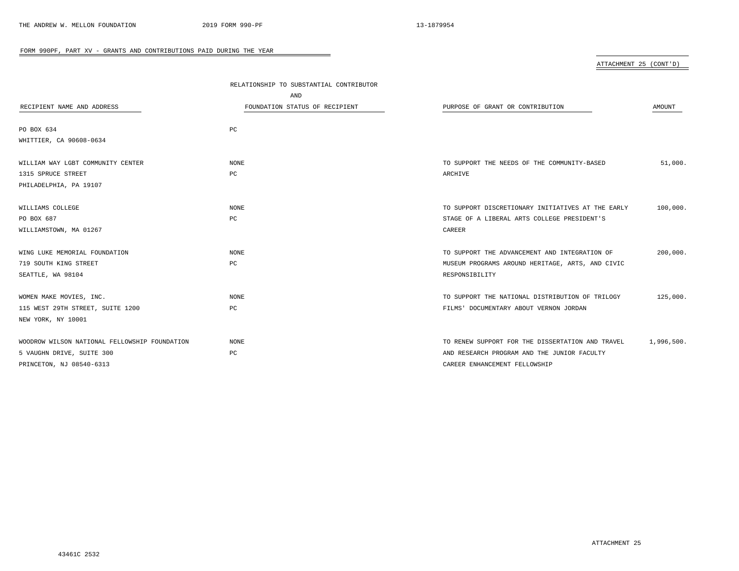FORM 990PF, PART XV - GRANTS AND CONTRIBUTIONS PAID DURING THE YEAR

ATTACHMENT 25 (CONT'D)

| RECIPIENT NAME AND ADDRESS | RELATIONSHIP TO SUBSTANTIAL CONTRIBUTOR AND FOUNDATION STATUS OF RECIPIENT | PURPOSE OF GRANT OR CONTRIBUTION | AMOUNT |
|---|---|---|---|
| PO BOX 634<br>WHITTIER, CA 90608-0634 | PC | | |
| WILLIAM WAY LGBT COMMUNITY CENTER<br>1315 SPRUCE STREET<br>PHILADELPHIA, PA 19107 | NONE<br>PC | TO SUPPORT THE NEEDS OF THE COMMUNITY-BASED ARCHIVE | 51,000. |
| WILLIAMS COLLEGE<br>PO BOX 687<br>WILLIAMSTOWN, MA 01267 | NONE<br>PC | TO SUPPORT DISCRETIONARY INITIATIVES AT THE EARLY STAGE OF A LIBERAL ARTS COLLEGE PRESIDENT'S CAREER | 100,000. |
| WING LUKE MEMORIAL FOUNDATION<br>719 SOUTH KING STREET<br>SEATTLE, WA 98104 | NONE<br>PC | TO SUPPORT THE ADVANCEMENT AND INTEGRATION OF MUSEUM PROGRAMS AROUND HERITAGE, ARTS, AND CIVIC RESPONSIBILITY | 200,000. |
| WOMEN MAKE MOVIES, INC.<br>115 WEST 29TH STREET, SUITE 1200<br>NEW YORK, NY 10001 | NONE<br>PC | TO SUPPORT THE NATIONAL DISTRIBUTION OF TRILOGY FILMS' DOCUMENTARY ABOUT VERNON JORDAN | 125,000. |
| WOODROW WILSON NATIONAL FELLOWSHIP FOUNDATION<br>5 VAUGHN DRIVE, SUITE 300<br>PRINCETON, NJ 08540-6313 | NONE<br>PC | TO RENEW SUPPORT FOR THE DISSERTATION AND TRAVEL AND RESEARCH PROGRAM AND THE JUNIOR FACULTY CAREER ENHANCEMENT FELLOWSHIP | 1,996,500. |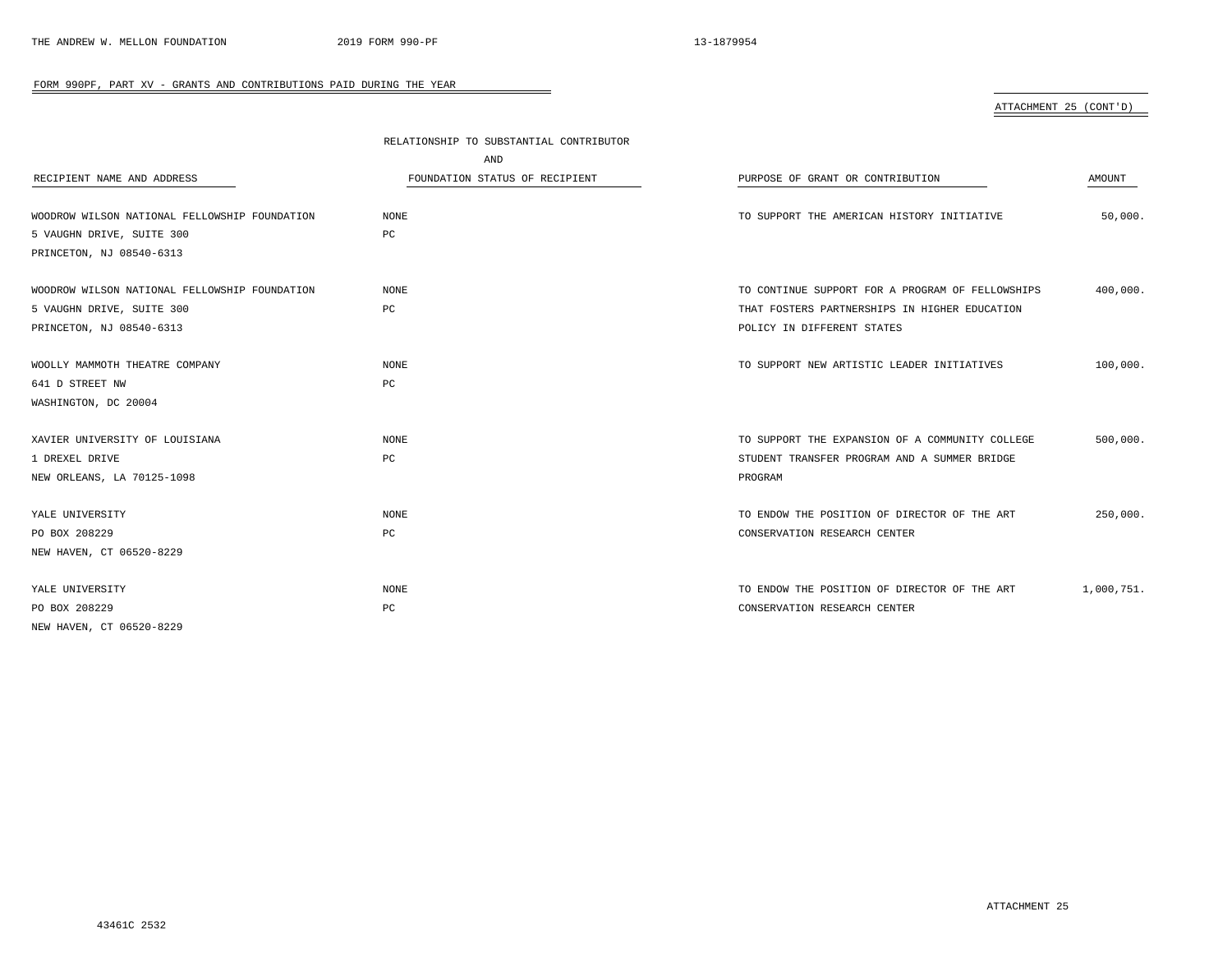FORM 990PF, PART XV - GRANTS AND CONTRIBUTIONS PAID DURING THE YEAR

ATTACHMENT 25 (CONT'D)

| RECIPIENT NAME AND ADDRESS | RELATIONSHIP TO SUBSTANTIAL CONTRIBUTOR AND FOUNDATION STATUS OF RECIPIENT | PURPOSE OF GRANT OR CONTRIBUTION | AMOUNT |
|---|---|---|---|
| WOODROW WILSON NATIONAL FELLOWSHIP FOUNDATION<br>5 VAUGHN DRIVE, SUITE 300<br>PRINCETON, NJ 08540-6313 | NONE<br>PC | TO SUPPORT THE AMERICAN HISTORY INITIATIVE | 50,000. |
| WOODROW WILSON NATIONAL FELLOWSHIP FOUNDATION<br>5 VAUGHN DRIVE, SUITE 300<br>PRINCETON, NJ 08540-6313 | NONE<br>PC | TO CONTINUE SUPPORT FOR A PROGRAM OF FELLOWSHIPS THAT FOSTERS PARTNERSHIPS IN HIGHER EDUCATION POLICY IN DIFFERENT STATES | 400,000. |
| WOOLLY MAMMOTH THEATRE COMPANY<br>641 D STREET NW<br>WASHINGTON, DC 20004 | NONE<br>PC | TO SUPPORT NEW ARTISTIC LEADER INITIATIVES | 100,000. |
| XAVIER UNIVERSITY OF LOUISIANA<br>1 DREXEL DRIVE<br>NEW ORLEANS, LA 70125-1098 | NONE<br>PC | TO SUPPORT THE EXPANSION OF A COMMUNITY COLLEGE STUDENT TRANSFER PROGRAM AND A SUMMER BRIDGE PROGRAM | 500,000. |
| YALE UNIVERSITY<br>PO BOX 208229<br>NEW HAVEN, CT 06520-8229 | NONE<br>PC | TO ENDOW THE POSITION OF DIRECTOR OF THE ART CONSERVATION RESEARCH CENTER | 250,000. |
| YALE UNIVERSITY<br>PO BOX 208229<br>NEW HAVEN, CT 06520-8229 | NONE<br>PC | TO ENDOW THE POSITION OF DIRECTOR OF THE ART CONSERVATION RESEARCH CENTER | 1,000,751. |

ATTACHMENT 25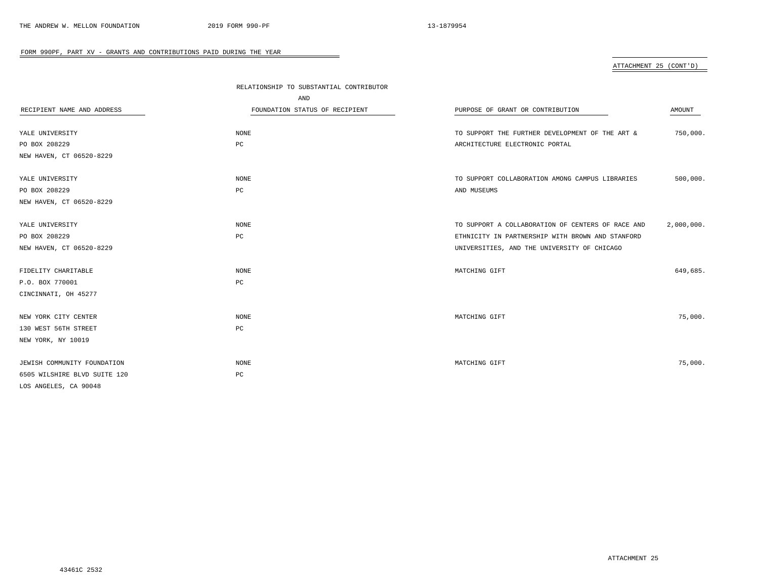FORM 990PF, PART XV - GRANTS AND CONTRIBUTIONS PAID DURING THE YEAR

ATTACHMENT 25 (CONT'D)

| RECIPIENT NAME AND ADDRESS | RELATIONSHIP TO SUBSTANTIAL CONTRIBUTOR AND FOUNDATION STATUS OF RECIPIENT | PURPOSE OF GRANT OR CONTRIBUTION | AMOUNT |
|---|---|---|---|
| YALE UNIVERSITY<br>PO BOX 208229<br>NEW HAVEN, CT 06520-8229 | NONE<br>PC | TO SUPPORT THE FURTHER DEVELOPMENT OF THE ART & ARCHITECTURE ELECTRONIC PORTAL | 750,000. |
| YALE UNIVERSITY<br>PO BOX 208229<br>NEW HAVEN, CT 06520-8229 | NONE<br>PC | TO SUPPORT COLLABORATION AMONG CAMPUS LIBRARIES AND MUSEUMS | 500,000. |
| YALE UNIVERSITY<br>PO BOX 208229<br>NEW HAVEN, CT 06520-8229 | NONE<br>PC | TO SUPPORT A COLLABORATION OF CENTERS OF RACE AND ETHNICITY IN PARTNERSHIP WITH BROWN AND STANFORD UNIVERSITIES, AND THE UNIVERSITY OF CHICAGO | 2,000,000. |
| FIDELITY CHARITABLE<br>P.O. BOX 770001<br>CINCINNATI, OH 45277 | NONE<br>PC | MATCHING GIFT | 649,685. |
| NEW YORK CITY CENTER<br>130 WEST 56TH STREET<br>NEW YORK, NY 10019 | NONE<br>PC | MATCHING GIFT | 75,000. |
| JEWISH COMMUNITY FOUNDATION<br>6505 WILSHIRE BLVD SUITE 120<br>LOS ANGELES, CA 90048 | NONE<br>PC | MATCHING GIFT | 75,000. |

ATTACHMENT 25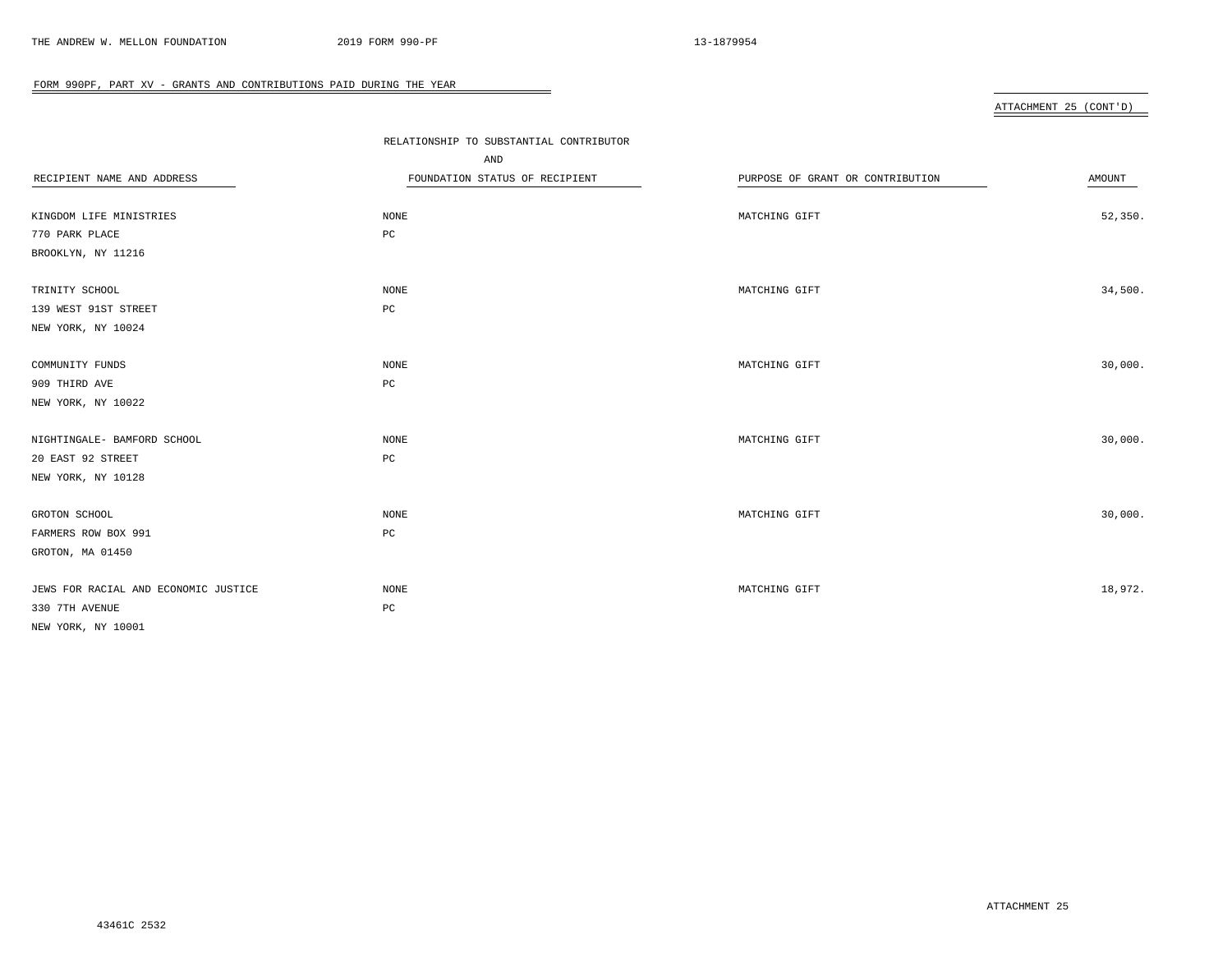FORM 990PF, PART XV - GRANTS AND CONTRIBUTIONS PAID DURING THE YEAR

ATTACHMENT 25 (CONT'D)

| RECIPIENT NAME AND ADDRESS | RELATIONSHIP TO SUBSTANTIAL CONTRIBUTOR AND FOUNDATION STATUS OF RECIPIENT | PURPOSE OF GRANT OR CONTRIBUTION | AMOUNT |
|---|---|---|---|
| KINGDOM LIFE MINISTRIES<br>770 PARK PLACE<br>BROOKLYN, NY 11216 | NONE<br>PC | MATCHING GIFT | 52,350. |
| TRINITY SCHOOL<br>139 WEST 91ST STREET<br>NEW YORK, NY 10024 | NONE<br>PC | MATCHING GIFT | 34,500. |
| COMMUNITY FUNDS<br>909 THIRD AVE<br>NEW YORK, NY 10022 | NONE<br>PC | MATCHING GIFT | 30,000. |
| NIGHTINGALE- BAMFORD SCHOOL<br>20 EAST 92 STREET<br>NEW YORK, NY 10128 | NONE<br>PC | MATCHING GIFT | 30,000. |
| GROTON SCHOOL<br>FARMERS ROW BOX 991<br>GROTON, MA 01450 | NONE<br>PC | MATCHING GIFT | 30,000. |
| JEWS FOR RACIAL AND ECONOMIC JUSTICE<br>330 7TH AVENUE<br>NEW YORK, NY 10001 | NONE<br>PC | MATCHING GIFT | 18,972. |

ATTACHMENT 25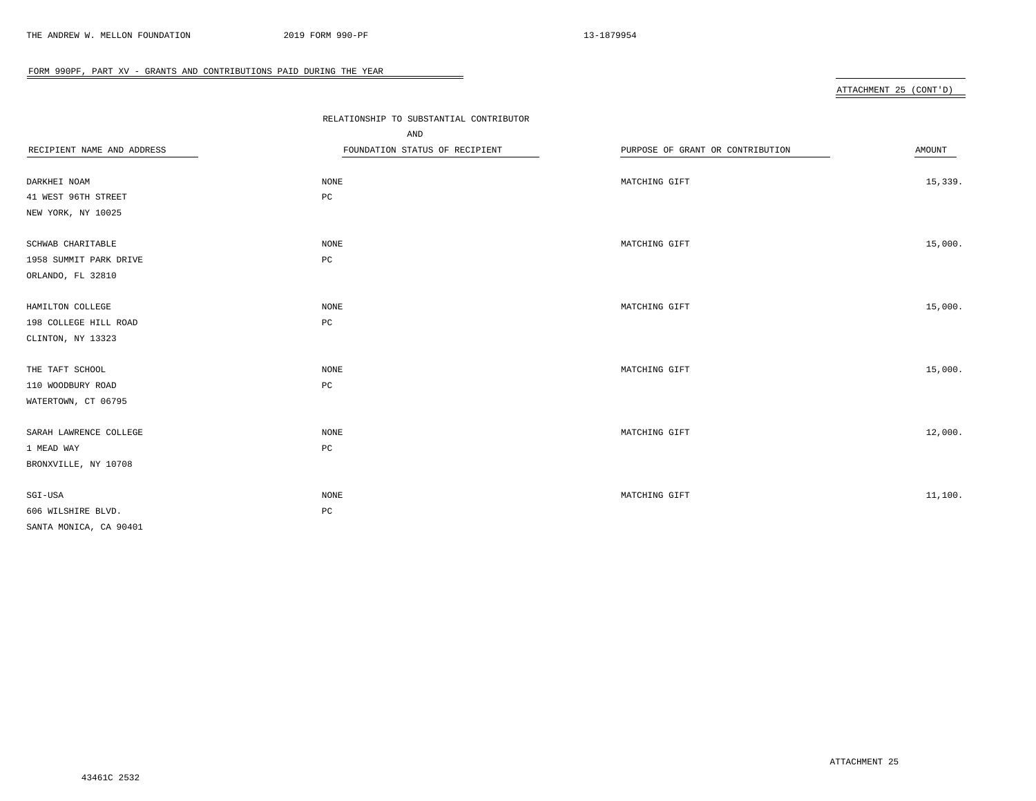FORM 990PF, PART XV - GRANTS AND CONTRIBUTIONS PAID DURING THE YEAR

ATTACHMENT 25 (CONT'D)

| RECIPIENT NAME AND ADDRESS | RELATIONSHIP TO SUBSTANTIAL CONTRIBUTOR AND FOUNDATION STATUS OF RECIPIENT | PURPOSE OF GRANT OR CONTRIBUTION | AMOUNT |
|---|---|---|---|
| DARKHEI NOAM<br>41 WEST 96TH STREET<br>NEW YORK, NY 10025 | NONE<br>PC | MATCHING GIFT | 15,339. |
| SCHWAB CHARITABLE<br>1958 SUMMIT PARK DRIVE<br>ORLANDO, FL 32810 | NONE<br>PC | MATCHING GIFT | 15,000. |
| HAMILTON COLLEGE<br>198 COLLEGE HILL ROAD<br>CLINTON, NY 13323 | NONE<br>PC | MATCHING GIFT | 15,000. |
| THE TAFT SCHOOL<br>110 WOODBURY ROAD<br>WATERTOWN, CT 06795 | NONE<br>PC | MATCHING GIFT | 15,000. |
| SARAH LAWRENCE COLLEGE<br>1 MEAD WAY<br>BRONXVILLE, NY 10708 | NONE<br>PC | MATCHING GIFT | 12,000. |
| SGI-USA<br>606 WILSHIRE BLVD.<br>SANTA MONICA, CA 90401 | NONE<br>PC | MATCHING GIFT | 11,100. |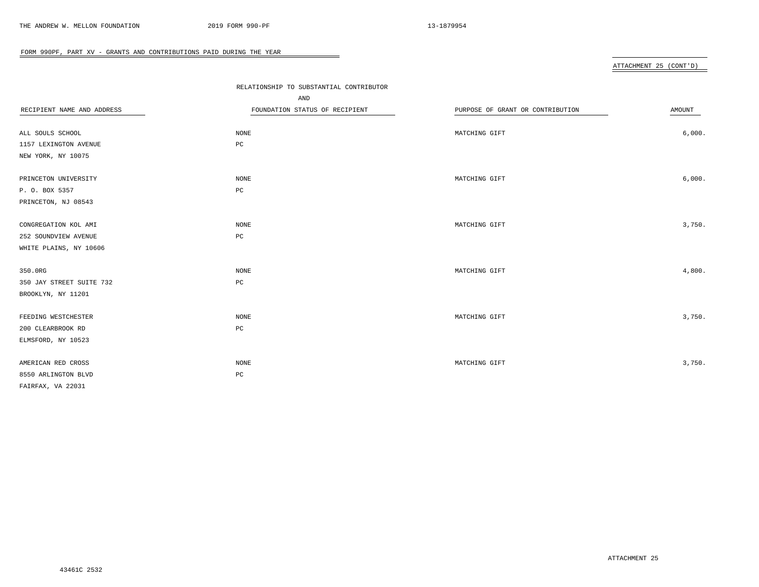FORM 990PF, PART XV - GRANTS AND CONTRIBUTIONS PAID DURING THE YEAR

ATTACHMENT 25 (CONT'D)

| RECIPIENT NAME AND ADDRESS | RELATIONSHIP TO SUBSTANTIAL CONTRIBUTOR AND FOUNDATION STATUS OF RECIPIENT | PURPOSE OF GRANT OR CONTRIBUTION | AMOUNT |
|---|---|---|---|
| ALL SOULS SCHOOL<br>1157 LEXINGTON AVENUE<br>NEW YORK, NY 10075 | NONE<br>PC | MATCHING GIFT | 6,000. |
| PRINCETON UNIVERSITY<br>P. O. BOX 5357<br>PRINCETON, NJ 08543 | NONE<br>PC | MATCHING GIFT | 6,000. |
| CONGREGATION KOL AMI<br>252 SOUNDVIEW AVENUE<br>WHITE PLAINS, NY 10606 | NONE<br>PC | MATCHING GIFT | 3,750. |
| 350.0RG<br>350 JAY STREET SUITE 732<br>BROOKLYN, NY 11201 | NONE<br>PC | MATCHING GIFT | 4,800. |
| FEEDING WESTCHESTER<br>200 CLEARBROOK RD<br>ELMSFORD, NY 10523 | NONE<br>PC | MATCHING GIFT | 3,750. |
| AMERICAN RED CROSS<br>8550 ARLINGTON BLVD<br>FAIRFAX, VA 22031 | NONE<br>PC | MATCHING GIFT | 3,750. |

ATTACHMENT 25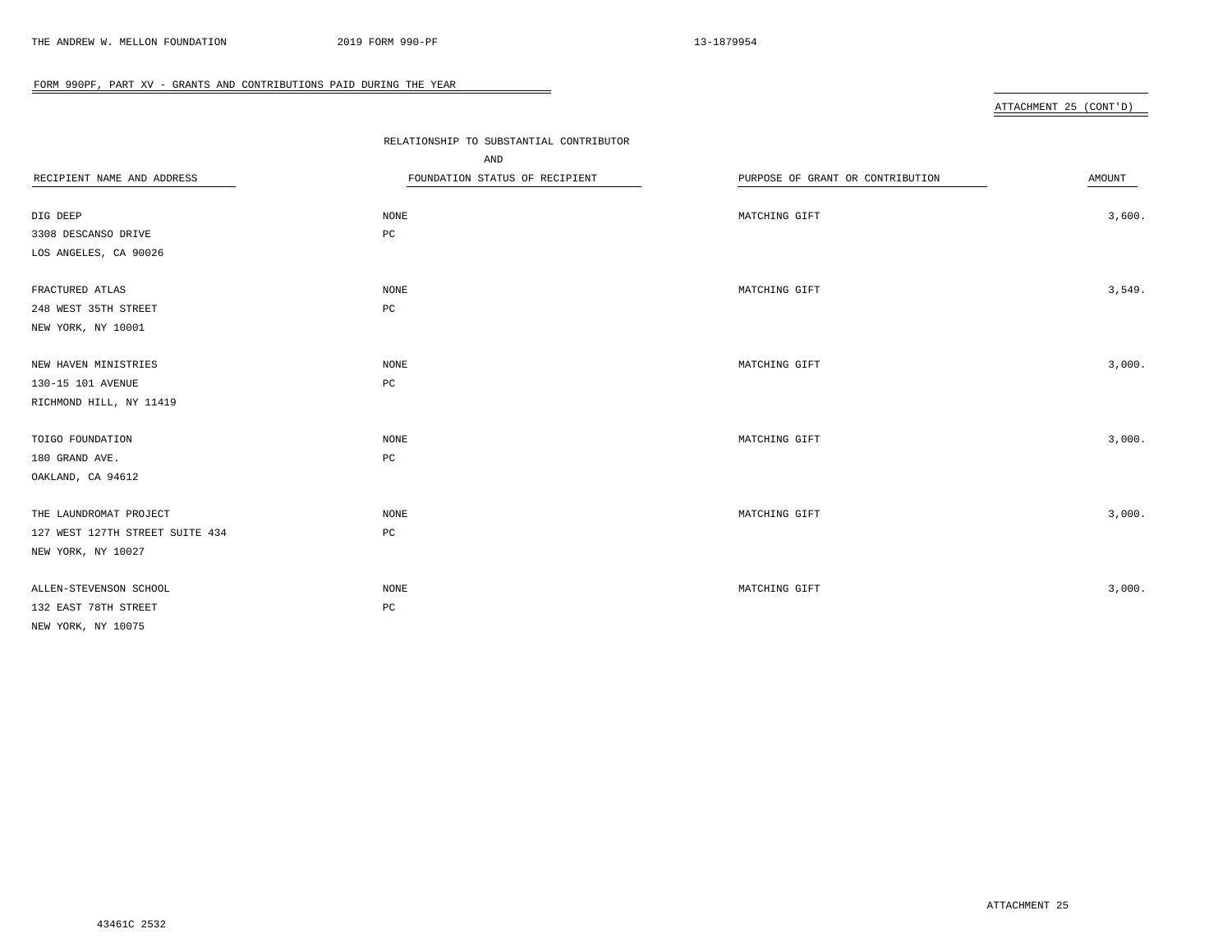FORM 990PF, PART XV - GRANTS AND CONTRIBUTIONS PAID DURING THE YEAR

ATTACHMENT 25 (CONT'D)

| RECIPIENT NAME AND ADDRESS | RELATIONSHIP TO SUBSTANTIAL CONTRIBUTOR AND FOUNDATION STATUS OF RECIPIENT | PURPOSE OF GRANT OR CONTRIBUTION | AMOUNT |
|---|---|---|---|
| DIG DEEP<br>3308 DESCANSO DRIVE<br>LOS ANGELES, CA 90026 | NONE<br>PC | MATCHING GIFT | 3,600. |
| FRACTURED ATLAS<br>248 WEST 35TH STREET<br>NEW YORK, NY 10001 | NONE<br>PC | MATCHING GIFT | 3,549. |
| NEW HAVEN MINISTRIES<br>130-15 101 AVENUE<br>RICHMOND HILL, NY 11419 | NONE<br>PC | MATCHING GIFT | 3,000. |
| TOIGO FOUNDATION<br>180 GRAND AVE.<br>OAKLAND, CA 94612 | NONE<br>PC | MATCHING GIFT | 3,000. |
| THE LAUNDROMAT PROJECT<br>127 WEST 127TH STREET SUITE 434<br>NEW YORK, NY 10027 | NONE<br>PC | MATCHING GIFT | 3,000. |
| ALLEN-STEVENSON SCHOOL<br>132 EAST 78TH STREET<br>NEW YORK, NY 10075 | NONE<br>PC | MATCHING GIFT | 3,000. |

ATTACHMENT 25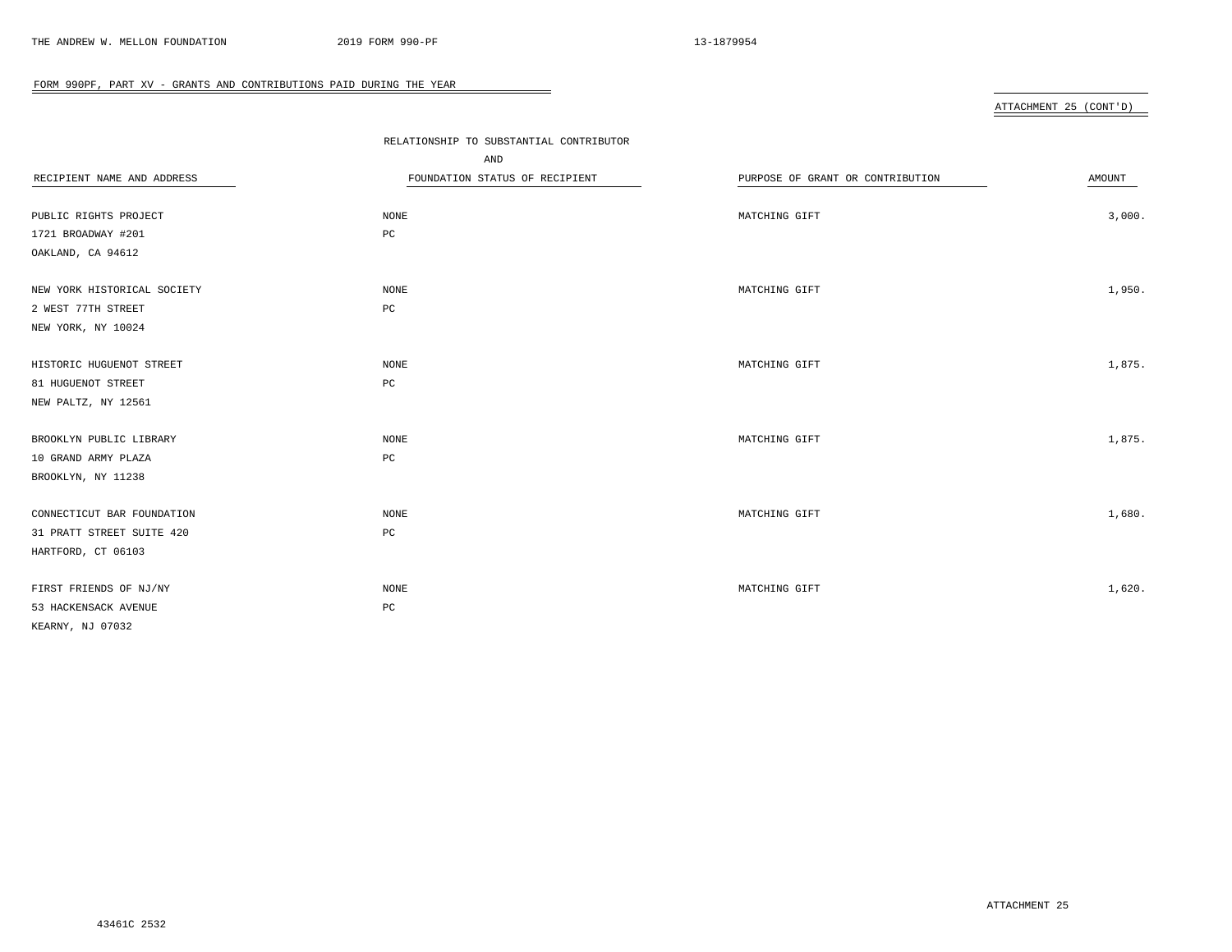FORM 990PF, PART XV - GRANTS AND CONTRIBUTIONS PAID DURING THE YEAR

ATTACHMENT 25 (CONT'D)

| RECIPIENT NAME AND ADDRESS | RELATIONSHIP TO SUBSTANTIAL CONTRIBUTOR AND FOUNDATION STATUS OF RECIPIENT | PURPOSE OF GRANT OR CONTRIBUTION | AMOUNT |
|---|---|---|---|
| PUBLIC RIGHTS PROJECT<br>1721 BROADWAY #201<br>OAKLAND, CA 94612 | NONE<br>PC | MATCHING GIFT | 3,000. |
| NEW YORK HISTORICAL SOCIETY<br>2 WEST 77TH STREET<br>NEW YORK, NY 10024 | NONE<br>PC | MATCHING GIFT | 1,950. |
| HISTORIC HUGUENOT STREET<br>81 HUGUENOT STREET<br>NEW PALTZ, NY 12561 | NONE<br>PC | MATCHING GIFT | 1,875. |
| BROOKLYN PUBLIC LIBRARY<br>10 GRAND ARMY PLAZA<br>BROOKLYN, NY 11238 | NONE<br>PC | MATCHING GIFT | 1,875. |
| CONNECTICUT BAR FOUNDATION<br>31 PRATT STREET SUITE 420<br>HARTFORD, CT 06103 | NONE<br>PC | MATCHING GIFT | 1,680. |
| FIRST FRIENDS OF NJ/NY<br>53 HACKENSACK AVENUE<br>KEARNY, NJ 07032 | NONE<br>PC | MATCHING GIFT | 1,620. |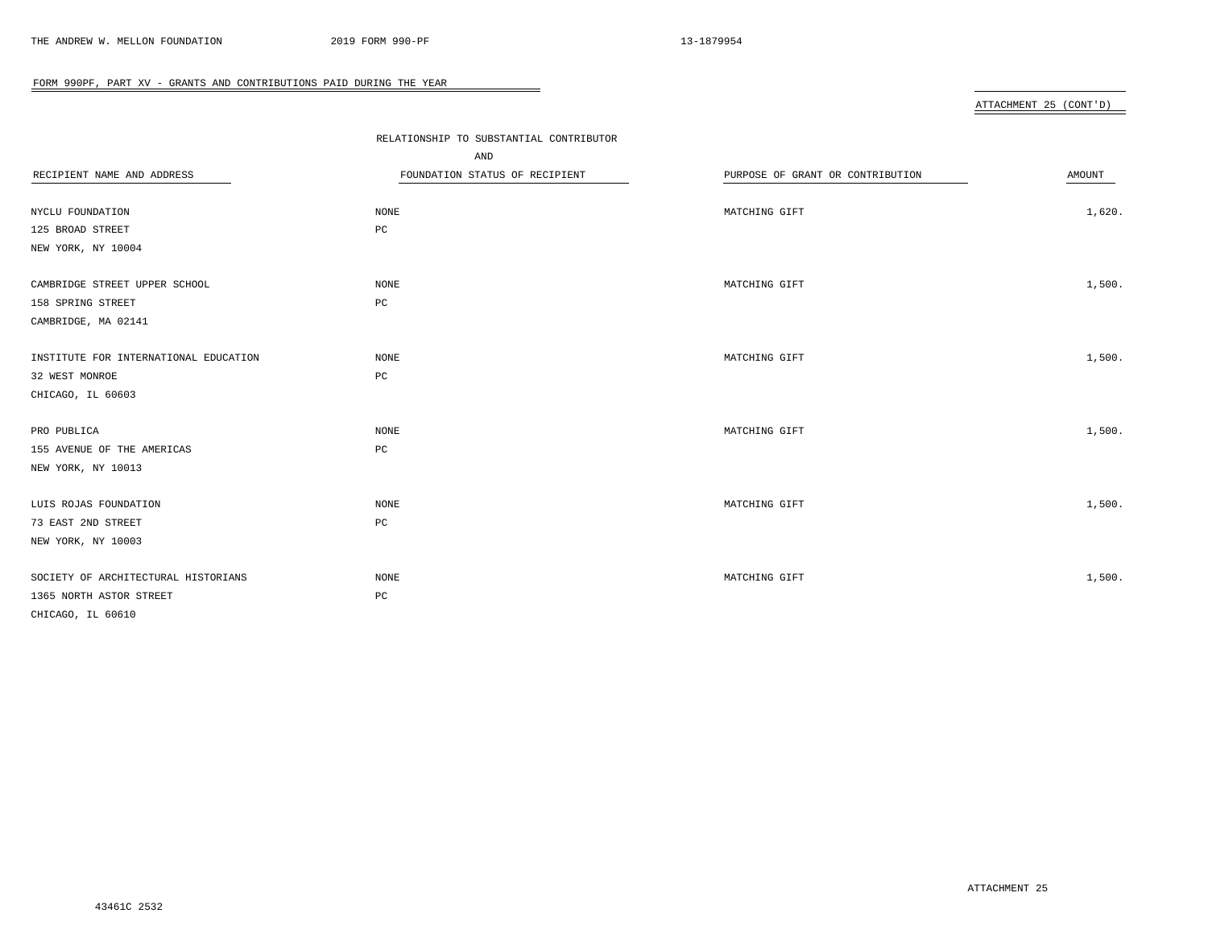FORM 990PF, PART XV - GRANTS AND CONTRIBUTIONS PAID DURING THE YEAR

ATTACHMENT 25 (CONT'D)

| RECIPIENT NAME AND ADDRESS | RELATIONSHIP TO SUBSTANTIAL CONTRIBUTOR AND FOUNDATION STATUS OF RECIPIENT | PURPOSE OF GRANT OR CONTRIBUTION | AMOUNT |
|---|---|---|---|
| NYCLU FOUNDATION<br>125 BROAD STREET<br>NEW YORK, NY 10004 | NONE<br>PC | MATCHING GIFT | 1,620. |
| CAMBRIDGE STREET UPPER SCHOOL<br>158 SPRING STREET<br>CAMBRIDGE, MA 02141 | NONE<br>PC | MATCHING GIFT | 1,500. |
| INSTITUTE FOR INTERNATIONAL EDUCATION<br>32 WEST MONROE<br>CHICAGO, IL 60603 | NONE<br>PC | MATCHING GIFT | 1,500. |
| PRO PUBLICA<br>155 AVENUE OF THE AMERICAS<br>NEW YORK, NY 10013 | NONE<br>PC | MATCHING GIFT | 1,500. |
| LUIS ROJAS FOUNDATION<br>73 EAST 2ND STREET<br>NEW YORK, NY 10003 | NONE<br>PC | MATCHING GIFT | 1,500. |
| SOCIETY OF ARCHITECTURAL HISTORIANS<br>1365 NORTH ASTOR STREET<br>CHICAGO, IL 60610 | NONE<br>PC | MATCHING GIFT | 1,500. |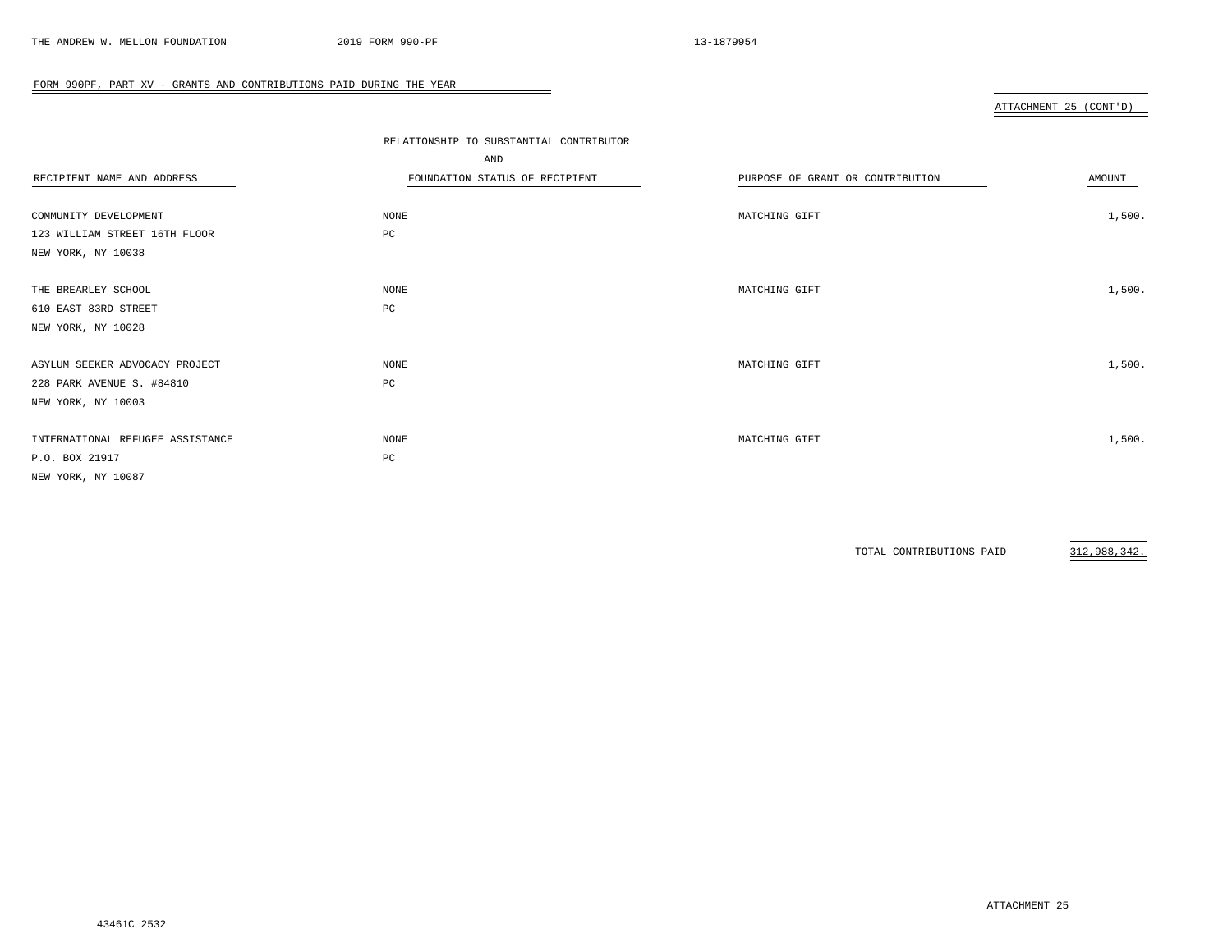FORM 990PF, PART XV - GRANTS AND CONTRIBUTIONS PAID DURING THE YEAR

ATTACHMENT 25 (CONT'D)

| RECIPIENT NAME AND ADDRESS | RELATIONSHIP TO SUBSTANTIAL CONTRIBUTOR AND FOUNDATION STATUS OF RECIPIENT | PURPOSE OF GRANT OR CONTRIBUTION | AMOUNT |
|---|---|---|---|
| COMMUNITY DEVELOPMENT<br>123 WILLIAM STREET 16TH FLOOR<br>NEW YORK, NY 10038 | NONE<br>PC | MATCHING GIFT | 1,500. |
| THE BREARLEY SCHOOL<br>610 EAST 83RD STREET<br>NEW YORK, NY 10028 | NONE<br>PC | MATCHING GIFT | 1,500. |
| ASYLUM SEEKER ADVOCACY PROJECT<br>228 PARK AVENUE S. #84810<br>NEW YORK, NY 10003 | NONE<br>PC | MATCHING GIFT | 1,500. |
| INTERNATIONAL REFUGEE ASSISTANCE<br>P.O. BOX 21917<br>NEW YORK, NY 10087 | NONE<br>PC | MATCHING GIFT | 1,500. |
| | | TOTAL CONTRIBUTIONS PAID | 312,988,342. |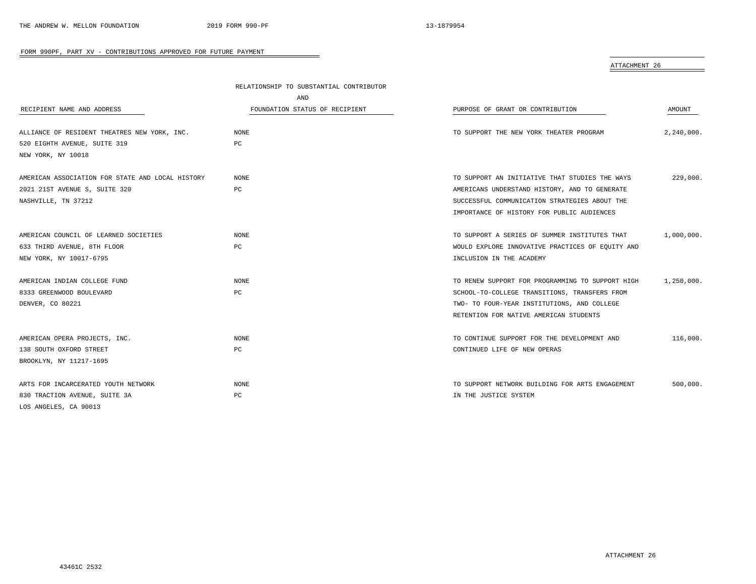## FORM 990PF, PART XV - CONTRIBUTIONS APPROVED FOR FUTURE PAYMENT

ATTACHMENT 26

| RECIPIENT NAME AND ADDRESS | RELATIONSHIP TO SUBSTANTIAL CONTRIBUTOR AND FOUNDATION STATUS OF RECIPIENT | PURPOSE OF GRANT OR CONTRIBUTION | AMOUNT |
|---|---|---|---|
| ALLIANCE OF RESIDENT THEATRES NEW YORK, INC.<br>520 EIGHTH AVENUE, SUITE 319<br>NEW YORK, NY 10018 | NONE<br>PC | TO SUPPORT THE NEW YORK THEATER PROGRAM | 2,240,000. |
| AMERICAN ASSOCIATION FOR STATE AND LOCAL HISTORY<br>2021 21ST AVENUE S, SUITE 320<br>NASHVILLE, TN 37212 | NONE<br>PC | TO SUPPORT AN INITIATIVE THAT STUDIES THE WAYS AMERICANS UNDERSTAND HISTORY, AND TO GENERATE SUCCESSFUL COMMUNICATION STRATEGIES ABOUT THE IMPORTANCE OF HISTORY FOR PUBLIC AUDIENCES | 229,000. |
| AMERICAN COUNCIL OF LEARNED SOCIETIES<br>633 THIRD AVENUE, 8TH FLOOR<br>NEW YORK, NY 10017-6795 | NONE<br>PC | TO SUPPORT A SERIES OF SUMMER INSTITUTES THAT WOULD EXPLORE INNOVATIVE PRACTICES OF EQUITY AND INCLUSION IN THE ACADEMY | 1,000,000. |
| AMERICAN INDIAN COLLEGE FUND<br>8333 GREENWOOD BOULEVARD<br>DENVER, CO 80221 | NONE<br>PC | TO RENEW SUPPORT FOR PROGRAMMING TO SUPPORT HIGH SCHOOL-TO-COLLEGE TRANSITIONS, TRANSFERS FROM TWO- TO FOUR-YEAR INSTITUTIONS, AND COLLEGE RETENTION FOR NATIVE AMERICAN STUDENTS | 1,250,000. |
| AMERICAN OPERA PROJECTS, INC.<br>138 SOUTH OXFORD STREET<br>BROOKLYN, NY 11217-1695 | NONE<br>PC | TO CONTINUE SUPPORT FOR THE DEVELOPMENT AND CONTINUED LIFE OF NEW OPERAS | 116,000. |
| ARTS FOR INCARCERATED YOUTH NETWORK<br>830 TRACTION AVENUE, SUITE 3A<br>LOS ANGELES, CA 90013 | NONE<br>PC | TO SUPPORT NETWORK BUILDING FOR ARTS ENGAGEMENT IN THE JUSTICE SYSTEM | 500,000. |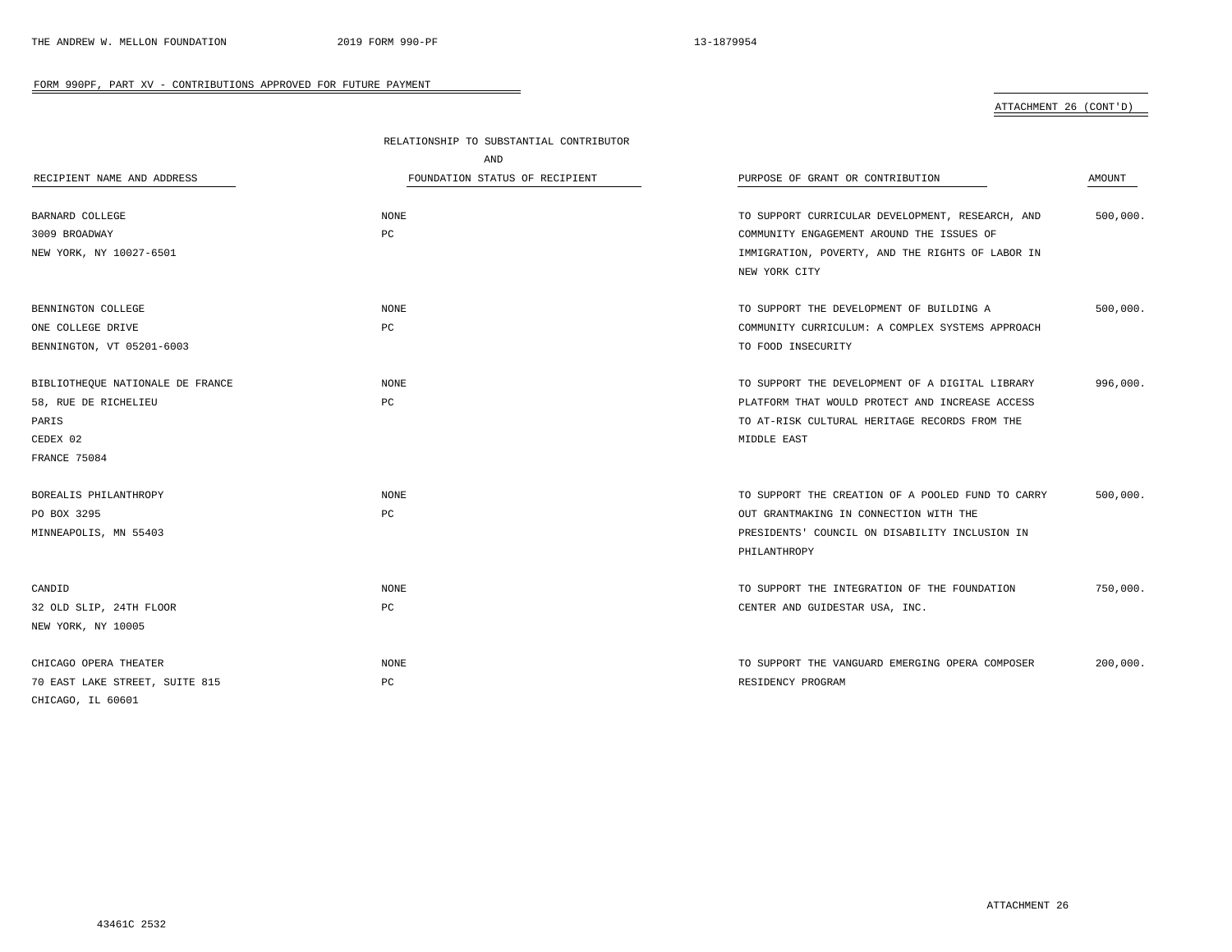## FORM 990PF, PART XV - CONTRIBUTIONS APPROVED FOR FUTURE PAYMENT

ATTACHMENT 26 (CONT'D)

| RECIPIENT NAME AND ADDRESS | RELATIONSHIP TO SUBSTANTIAL CONTRIBUTOR AND FOUNDATION STATUS OF RECIPIENT | PURPOSE OF GRANT OR CONTRIBUTION | AMOUNT |
|---|---|---|---|
| BARNARD COLLEGE<br>3009 BROADWAY<br>NEW YORK, NY 10027-6501 | NONE<br>PC | TO SUPPORT CURRICULAR DEVELOPMENT, RESEARCH, AND COMMUNITY ENGAGEMENT AROUND THE ISSUES OF IMMIGRATION, POVERTY, AND THE RIGHTS OF LABOR IN NEW YORK CITY | 500,000. |
| BENNINGTON COLLEGE<br>ONE COLLEGE DRIVE<br>BENNINGTON, VT 05201-6003 | NONE<br>PC | TO SUPPORT THE DEVELOPMENT OF BUILDING A COMMUNITY CURRICULUM: A COMPLEX SYSTEMS APPROACH TO FOOD INSECURITY | 500,000. |
| BIBLIOTHEQUE NATIONALE DE FRANCE<br>58, RUE DE RICHELIEU<br>PARIS<br>CEDEX 02<br>FRANCE 75084 | NONE<br>PC | TO SUPPORT THE DEVELOPMENT OF A DIGITAL LIBRARY PLATFORM THAT WOULD PROTECT AND INCREASE ACCESS TO AT-RISK CULTURAL HERITAGE RECORDS FROM THE MIDDLE EAST | 996,000. |
| BOREALIS PHILANTHROPY<br>PO BOX 3295<br>MINNEAPOLIS, MN 55403 | NONE<br>PC | TO SUPPORT THE CREATION OF A POOLED FUND TO CARRY OUT GRANTMAKING IN CONNECTION WITH THE PRESIDENTS' COUNCIL ON DISABILITY INCLUSION IN PHILANTHROPY | 500,000. |
| CANDID<br>32 OLD SLIP, 24TH FLOOR<br>NEW YORK, NY 10005 | NONE<br>PC | TO SUPPORT THE INTEGRATION OF THE FOUNDATION CENTER AND GUIDESTAR USA, INC. | 750,000. |
| CHICAGO OPERA THEATER<br>70 EAST LAKE STREET, SUITE 815<br>CHICAGO, IL 60601 | NONE<br>PC | TO SUPPORT THE VANGUARD EMERGING OPERA COMPOSER RESIDENCY PROGRAM | 200,000. |

ATTACHMENT 26

43461C 2532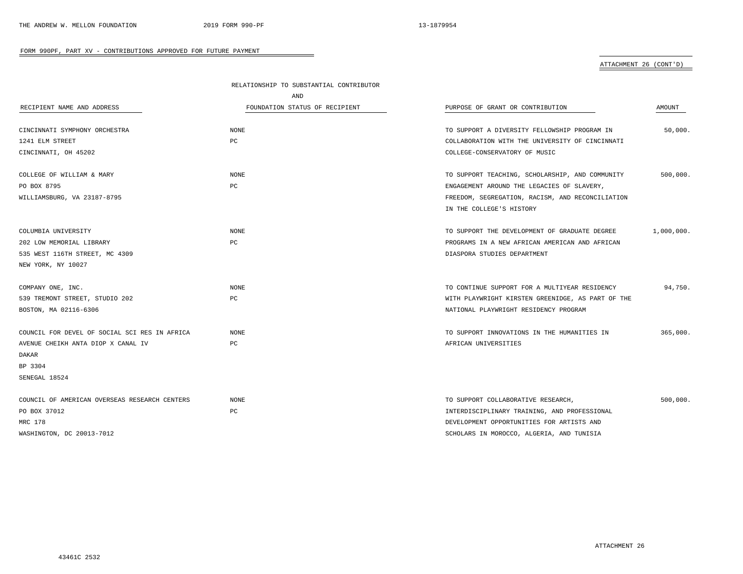FORM 990PF, PART XV - CONTRIBUTIONS APPROVED FOR FUTURE PAYMENT

ATTACHMENT 26 (CONT'D)

| RECIPIENT NAME AND ADDRESS | RELATIONSHIP TO SUBSTANTIAL CONTRIBUTOR AND FOUNDATION STATUS OF RECIPIENT | PURPOSE OF GRANT OR CONTRIBUTION | AMOUNT |
|---|---|---|---|
| CINCINNATI SYMPHONY ORCHESTRA<br>1241 ELM STREET<br>CINCINNATI, OH 45202 | NONE<br>PC | TO SUPPORT A DIVERSITY FELLOWSHIP PROGRAM IN COLLABORATION WITH THE UNIVERSITY OF CINCINNATI COLLEGE-CONSERVATORY OF MUSIC | 50,000. |
| COLLEGE OF WILLIAM & MARY<br>PO BOX 8795<br>WILLIAMSBURG, VA 23187-8795 | NONE<br>PC | TO SUPPORT TEACHING, SCHOLARSHIP, AND COMMUNITY ENGAGEMENT AROUND THE LEGACIES OF SLAVERY, FREEDOM, SEGREGATION, RACISM, AND RECONCILIATION IN THE COLLEGE'S HISTORY | 500,000. |
| COLUMBIA UNIVERSITY<br>202 LOW MEMORIAL LIBRARY<br>535 WEST 116TH STREET, MC 4309<br>NEW YORK, NY 10027 | NONE<br>PC | TO SUPPORT THE DEVELOPMENT OF GRADUATE DEGREE PROGRAMS IN A NEW AFRICAN AMERICAN AND AFRICAN DIASPORA STUDIES DEPARTMENT | 1,000,000. |
| COMPANY ONE, INC.<br>539 TREMONT STREET, STUDIO 202<br>BOSTON, MA 02116-6306 | NONE<br>PC | TO CONTINUE SUPPORT FOR A MULTIYEAR RESIDENCY WITH PLAYWRIGHT KIRSTEN GREENIDGE, AS PART OF THE NATIONAL PLAYWRIGHT RESIDENCY PROGRAM | 94,750. |
| COUNCIL FOR DEVEL OF SOCIAL SCI RES IN AFRICA<br>AVENUE CHEIKH ANTA DIOP X CANAL IV<br>DAKAR<br>BP 3304<br>SENEGAL 18524 | NONE<br>PC | TO SUPPORT INNOVATIONS IN THE HUMANITIES IN AFRICAN UNIVERSITIES | 365,000. |
| COUNCIL OF AMERICAN OVERSEAS RESEARCH CENTERS<br>PO BOX 37012<br>MRC 178<br>WASHINGTON, DC 20013-7012 | NONE<br>PC | TO SUPPORT COLLABORATIVE RESEARCH, INTERDISCIPLINARY TRAINING, AND PROFESSIONAL DEVELOPMENT OPPORTUNITIES FOR ARTISTS AND SCHOLARS IN MOROCCO, ALGERIA, AND TUNISIA | 500,000. |

ATTACHMENT 26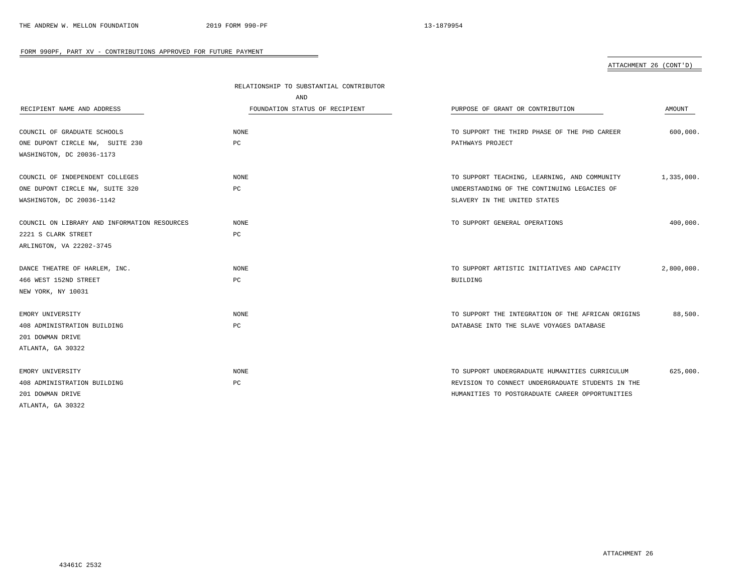## FORM 990PF, PART XV - CONTRIBUTIONS APPROVED FOR FUTURE PAYMENT

ATTACHMENT 26 (CONT'D)

| RECIPIENT NAME AND ADDRESS | RELATIONSHIP TO SUBSTANTIAL CONTRIBUTOR AND FOUNDATION STATUS OF RECIPIENT | PURPOSE OF GRANT OR CONTRIBUTION | AMOUNT |
|---|---|---|---|
| COUNCIL OF GRADUATE SCHOOLS<br>ONE DUPONT CIRCLE NW, SUITE 230<br>WASHINGTON, DC 20036-1173 | NONE<br>PC | TO SUPPORT THE THIRD PHASE OF THE PHD CAREER PATHWAYS PROJECT | 600,000. |
| COUNCIL OF INDEPENDENT COLLEGES<br>ONE DUPONT CIRCLE NW, SUITE 320<br>WASHINGTON, DC 20036-1142 | NONE<br>PC | TO SUPPORT TEACHING, LEARNING, AND COMMUNITY UNDERSTANDING OF THE CONTINUING LEGACIES OF SLAVERY IN THE UNITED STATES | 1,335,000. |
| COUNCIL ON LIBRARY AND INFORMATION RESOURCES<br>2221 S CLARK STREET<br>ARLINGTON, VA 22202-3745 | NONE<br>PC | TO SUPPORT GENERAL OPERATIONS | 400,000. |
| DANCE THEATRE OF HARLEM, INC.<br>466 WEST 152ND STREET<br>NEW YORK, NY 10031 | NONE<br>PC | TO SUPPORT ARTISTIC INITIATIVES AND CAPACITY BUILDING | 2,800,000. |
| EMORY UNIVERSITY<br>408 ADMINISTRATION BUILDING<br>201 DOWMAN DRIVE<br>ATLANTA, GA 30322 | NONE<br>PC | TO SUPPORT THE INTEGRATION OF THE AFRICAN ORIGINS DATABASE INTO THE SLAVE VOYAGES DATABASE | 88,500. |
| EMORY UNIVERSITY<br>408 ADMINISTRATION BUILDING<br>201 DOWMAN DRIVE<br>ATLANTA, GA 30322 | NONE<br>PC | TO SUPPORT UNDERGRADUATE HUMANITIES CURRICULUM REVISION TO CONNECT UNDERGRADUATE STUDENTS IN THE HUMANITIES TO POSTGRADUATE CAREER OPPORTUNITIES | 625,000. |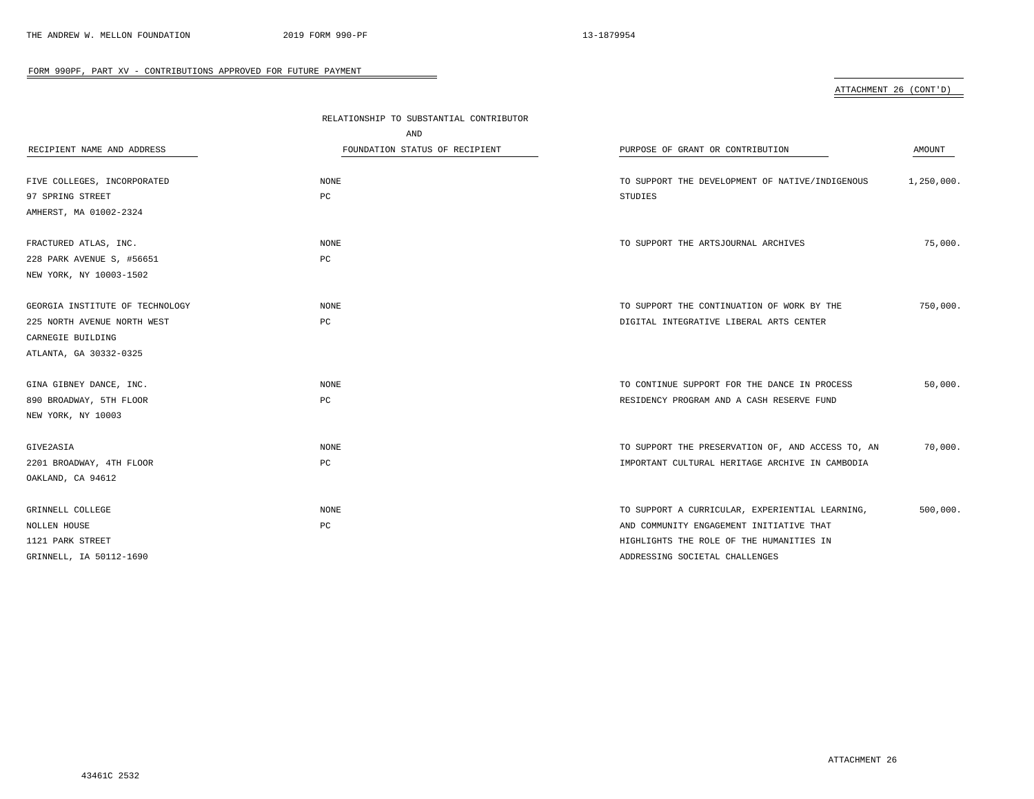FORM 990PF, PART XV - CONTRIBUTIONS APPROVED FOR FUTURE PAYMENT

ATTACHMENT 26 (CONT'D)

| RECIPIENT NAME AND ADDRESS | RELATIONSHIP TO SUBSTANTIAL CONTRIBUTOR AND FOUNDATION STATUS OF RECIPIENT | PURPOSE OF GRANT OR CONTRIBUTION | AMOUNT |
|---|---|---|---|
| FIVE COLLEGES, INCORPORATED<br>97 SPRING STREET<br>AMHERST, MA 01002-2324 | NONE<br>PC | TO SUPPORT THE DEVELOPMENT OF NATIVE/INDIGENOUS STUDIES | 1,250,000. |
| FRACTURED ATLAS, INC.<br>228 PARK AVENUE S, #56651<br>NEW YORK, NY 10003-1502 | NONE<br>PC | TO SUPPORT THE ARTSJOURNAL ARCHIVES | 75,000. |
| GEORGIA INSTITUTE OF TECHNOLOGY<br>225 NORTH AVENUE NORTH WEST<br>CARNEGIE BUILDING<br>ATLANTA, GA 30332-0325 | NONE<br>PC | TO SUPPORT THE CONTINUATION OF WORK BY THE DIGITAL INTEGRATIVE LIBERAL ARTS CENTER | 750,000. |
| GINA GIBNEY DANCE, INC.<br>890 BROADWAY, 5TH FLOOR<br>NEW YORK, NY 10003 | NONE<br>PC | TO CONTINUE SUPPORT FOR THE DANCE IN PROCESS RESIDENCY PROGRAM AND A CASH RESERVE FUND | 50,000. |
| GIVE2ASIA<br>2201 BROADWAY, 4TH FLOOR<br>OAKLAND, CA 94612 | NONE<br>PC | TO SUPPORT THE PRESERVATION OF, AND ACCESS TO, AN IMPORTANT CULTURAL HERITAGE ARCHIVE IN CAMBODIA | 70,000. |
| GRINNELL COLLEGE<br>NOLLEN HOUSE<br>1121 PARK STREET<br>GRINNELL, IA 50112-1690 | NONE<br>PC | TO SUPPORT A CURRICULAR, EXPERIENTIAL LEARNING, AND COMMUNITY ENGAGEMENT INITIATIVE THAT HIGHLIGHTS THE ROLE OF THE HUMANITIES IN ADDRESSING SOCIETAL CHALLENGES | 500,000. |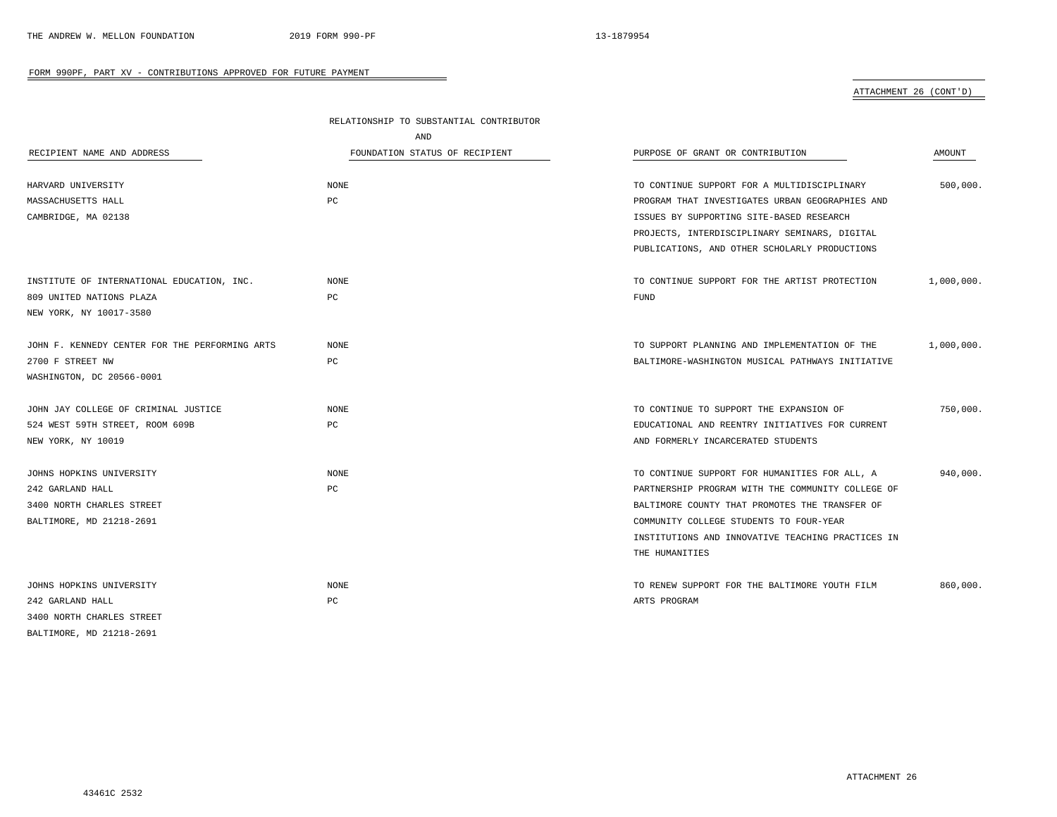FORM 990PF, PART XV - CONTRIBUTIONS APPROVED FOR FUTURE PAYMENT

ATTACHMENT 26 (CONT'D)

| RECIPIENT NAME AND ADDRESS | RELATIONSHIP TO SUBSTANTIAL CONTRIBUTOR AND FOUNDATION STATUS OF RECIPIENT | PURPOSE OF GRANT OR CONTRIBUTION | AMOUNT |
|---|---|---|---|
| HARVARD UNIVERSITY<br>MASSACHUSETTS HALL<br>CAMBRIDGE, MA 02138 | NONE<br>PC | TO CONTINUE SUPPORT FOR A MULTIDISCIPLINARY PROGRAM THAT INVESTIGATES URBAN GEOGRAPHIES AND ISSUES BY SUPPORTING SITE-BASED RESEARCH PROJECTS, INTERDISCIPLINARY SEMINARS, DIGITAL PUBLICATIONS, AND OTHER SCHOLARLY PRODUCTIONS | 500,000. |
| INSTITUTE OF INTERNATIONAL EDUCATION, INC.<br>809 UNITED NATIONS PLAZA<br>NEW YORK, NY 10017-3580 | NONE<br>PC | TO CONTINUE SUPPORT FOR THE ARTIST PROTECTION FUND | 1,000,000. |
| JOHN F. KENNEDY CENTER FOR THE PERFORMING ARTS<br>2700 F STREET NW<br>WASHINGTON, DC 20566-0001 | NONE<br>PC | TO SUPPORT PLANNING AND IMPLEMENTATION OF THE BALTIMORE-WASHINGTON MUSICAL PATHWAYS INITIATIVE | 1,000,000. |
| JOHN JAY COLLEGE OF CRIMINAL JUSTICE<br>524 WEST 59TH STREET, ROOM 609B<br>NEW YORK, NY 10019 | NONE<br>PC | TO CONTINUE TO SUPPORT THE EXPANSION OF EDUCATIONAL AND REENTRY INITIATIVES FOR CURRENT AND FORMERLY INCARCERATED STUDENTS | 750,000. |
| JOHNS HOPKINS UNIVERSITY<br>242 GARLAND HALL<br>3400 NORTH CHARLES STREET<br>BALTIMORE, MD 21218-2691 | NONE<br>PC | TO CONTINUE SUPPORT FOR HUMANITIES FOR ALL, A PARTNERSHIP PROGRAM WITH THE COMMUNITY COLLEGE OF BALTIMORE COUNTY THAT PROMOTES THE TRANSFER OF COMMUNITY COLLEGE STUDENTS TO FOUR-YEAR INSTITUTIONS AND INNOVATIVE TEACHING PRACTICES IN THE HUMANITIES | 940,000. |
| JOHNS HOPKINS UNIVERSITY<br>242 GARLAND HALL<br>3400 NORTH CHARLES STREET<br>BALTIMORE, MD 21218-2691 | NONE<br>PC | TO RENEW SUPPORT FOR THE BALTIMORE YOUTH FILM ARTS PROGRAM | 860,000. |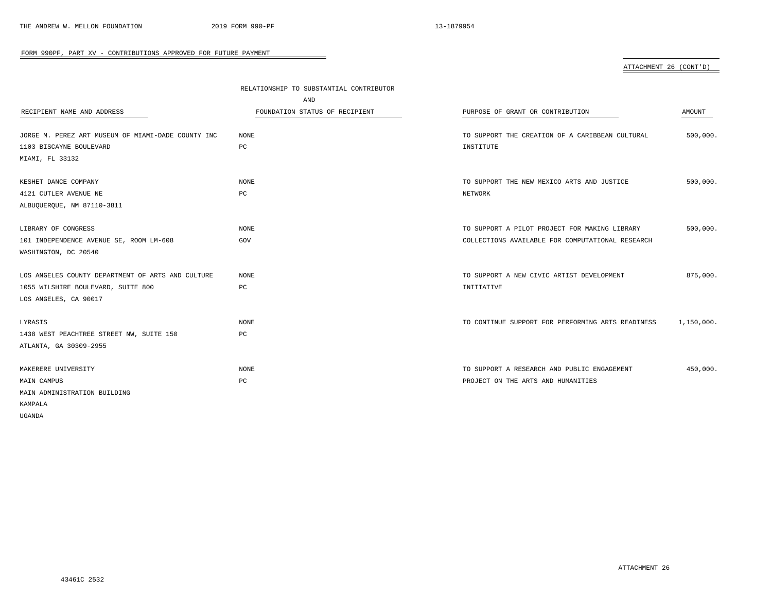## FORM 990PF, PART XV - CONTRIBUTIONS APPROVED FOR FUTURE PAYMENT

ATTACHMENT 26 (CONT'D)

| RECIPIENT NAME AND ADDRESS | RELATIONSHIP TO SUBSTANTIAL CONTRIBUTOR AND FOUNDATION STATUS OF RECIPIENT | PURPOSE OF GRANT OR CONTRIBUTION | AMOUNT |
|---|---|---|---|
| JORGE M. PEREZ ART MUSEUM OF MIAMI-DADE COUNTY INC<br>1103 BISCAYNE BOULEVARD<br>MIAMI, FL 33132 | NONE<br>PC | TO SUPPORT THE CREATION OF A CARIBBEAN CULTURAL INSTITUTE | 500,000. |
| KESHET DANCE COMPANY<br>4121 CUTLER AVENUE NE<br>ALBUQUERQUE, NM 87110-3811 | NONE<br>PC | TO SUPPORT THE NEW MEXICO ARTS AND JUSTICE NETWORK | 500,000. |
| LIBRARY OF CONGRESS<br>101 INDEPENDENCE AVENUE SE, ROOM LM-608<br>WASHINGTON, DC 20540 | NONE<br>GOV | TO SUPPORT A PILOT PROJECT FOR MAKING LIBRARY COLLECTIONS AVAILABLE FOR COMPUTATIONAL RESEARCH | 500,000. |
| LOS ANGELES COUNTY DEPARTMENT OF ARTS AND CULTURE<br>1055 WILSHIRE BOULEVARD, SUITE 800<br>LOS ANGELES, CA 90017 | NONE<br>PC | TO SUPPORT A NEW CIVIC ARTIST DEVELOPMENT INITIATIVE | 875,000. |
| LYRASIS<br>1438 WEST PEACHTREE STREET NW, SUITE 150<br>ATLANTA, GA 30309-2955 | NONE<br>PC | TO CONTINUE SUPPORT FOR PERFORMING ARTS READINESS | 1,150,000. |
| MAKERERE UNIVERSITY<br>MAIN CAMPUS<br>MAIN ADMINISTRATION BUILDING<br>KAMPALA<br>UGANDA | NONE<br>PC | TO SUPPORT A RESEARCH AND PUBLIC ENGAGEMENT PROJECT ON THE ARTS AND HUMANITIES | 450,000. |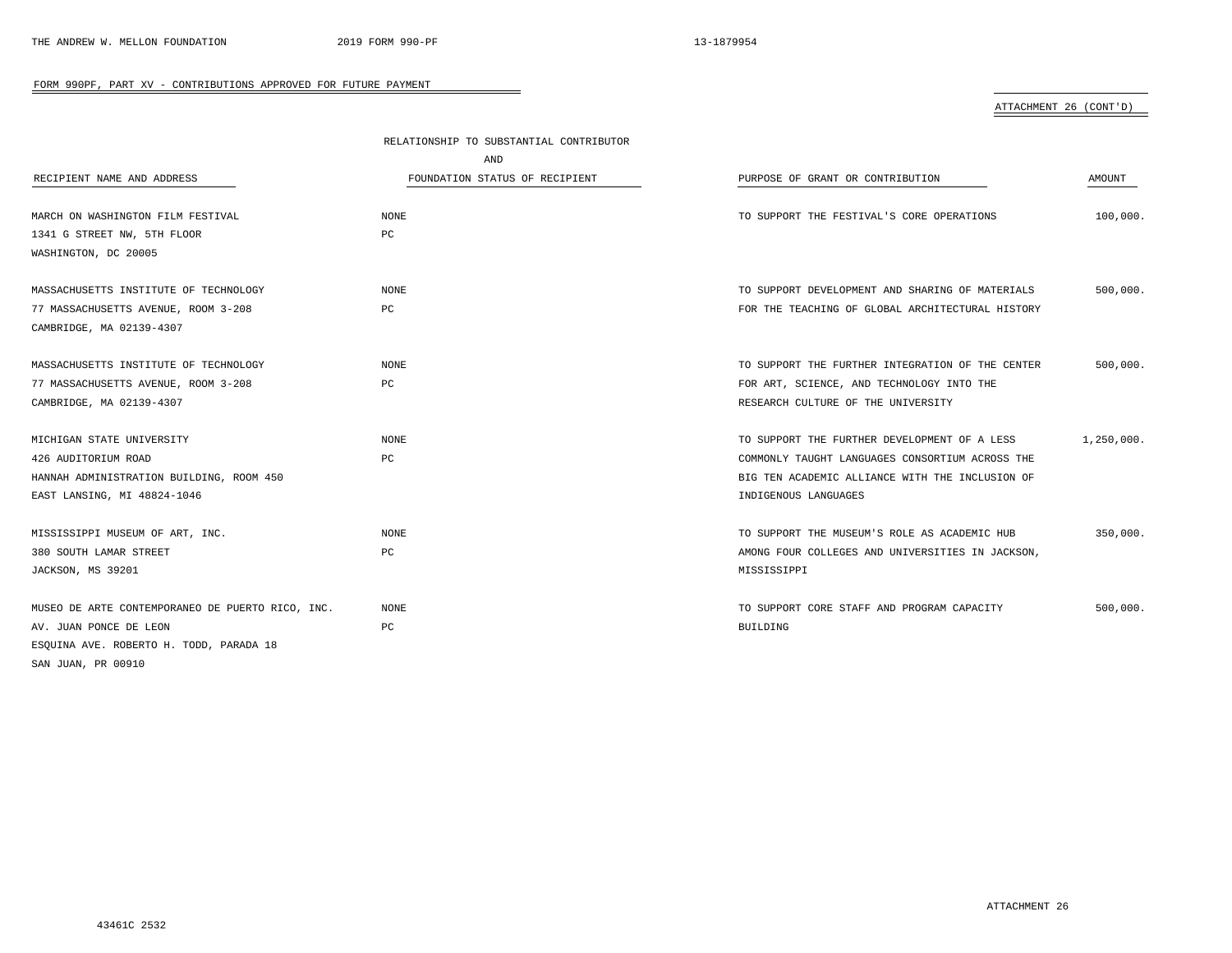## FORM 990PF, PART XV - CONTRIBUTIONS APPROVED FOR FUTURE PAYMENT

ATTACHMENT 26 (CONT'D)

| RECIPIENT NAME AND ADDRESS | RELATIONSHIP TO SUBSTANTIAL CONTRIBUTOR AND FOUNDATION STATUS OF RECIPIENT | PURPOSE OF GRANT OR CONTRIBUTION | AMOUNT |
|---|---|---|---|
| MARCH ON WASHINGTON FILM FESTIVAL<br>1341 G STREET NW, 5TH FLOOR<br>WASHINGTON, DC 20005 | NONE<br>PC | TO SUPPORT THE FESTIVAL'S CORE OPERATIONS | 100,000. |
| MASSACHUSETTS INSTITUTE OF TECHNOLOGY<br>77 MASSACHUSETTS AVENUE, ROOM 3-208<br>CAMBRIDGE, MA 02139-4307 | NONE<br>PC | TO SUPPORT DEVELOPMENT AND SHARING OF MATERIALS FOR THE TEACHING OF GLOBAL ARCHITECTURAL HISTORY | 500,000. |
| MASSACHUSETTS INSTITUTE OF TECHNOLOGY<br>77 MASSACHUSETTS AVENUE, ROOM 3-208<br>CAMBRIDGE, MA 02139-4307 | NONE<br>PC | TO SUPPORT THE FURTHER INTEGRATION OF THE CENTER FOR ART, SCIENCE, AND TECHNOLOGY INTO THE RESEARCH CULTURE OF THE UNIVERSITY | 500,000. |
| MICHIGAN STATE UNIVERSITY<br>426 AUDITORIUM ROAD<br>HANNAH ADMINISTRATION BUILDING, ROOM 450<br>EAST LANSING, MI 48824-1046 | NONE<br>PC | TO SUPPORT THE FURTHER DEVELOPMENT OF A LESS COMMONLY TAUGHT LANGUAGES CONSORTIUM ACROSS THE BIG TEN ACADEMIC ALLIANCE WITH THE INCLUSION OF INDIGENOUS LANGUAGES | 1,250,000. |
| MISSISSIPPI MUSEUM OF ART, INC.<br>380 SOUTH LAMAR STREET<br>JACKSON, MS 39201 | NONE<br>PC | TO SUPPORT THE MUSEUM'S ROLE AS ACADEMIC HUB AMONG FOUR COLLEGES AND UNIVERSITIES IN JACKSON, MISSISSIPPI | 350,000. |
| MUSEO DE ARTE CONTEMPORANEO DE PUERTO RICO, INC.<br>AV. JUAN PONCE DE LEON<br>ESQUINA AVE. ROBERTO H. TODD, PARADA 18<br>SAN JUAN, PR 00910 | NONE<br>PC | TO SUPPORT CORE STAFF AND PROGRAM CAPACITY BUILDING | 500,000. |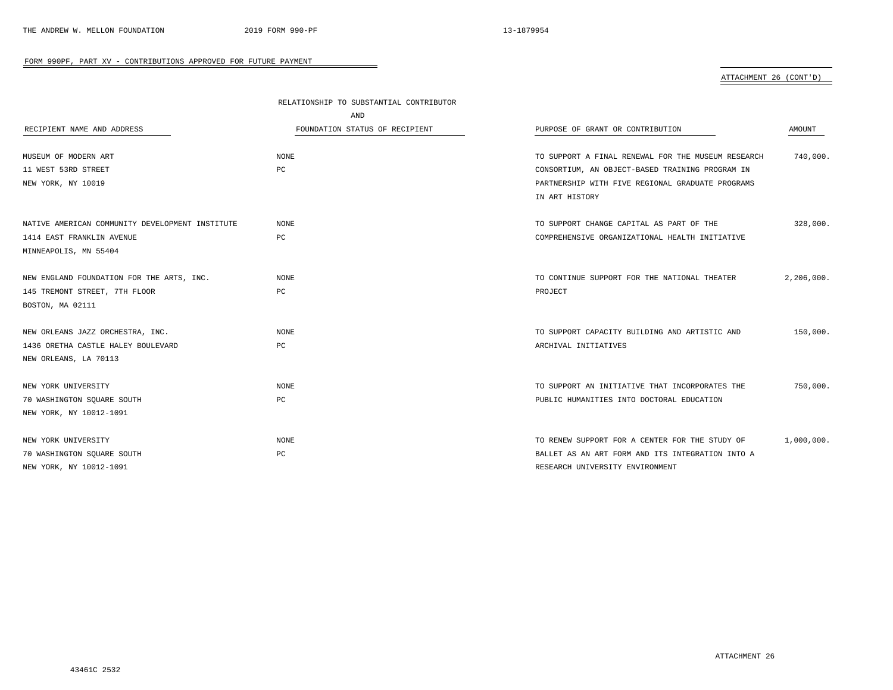FORM 990PF, PART XV - CONTRIBUTIONS APPROVED FOR FUTURE PAYMENT

ATTACHMENT 26 (CONT'D)

| RECIPIENT NAME AND ADDRESS | RELATIONSHIP TO SUBSTANTIAL CONTRIBUTOR AND FOUNDATION STATUS OF RECIPIENT | PURPOSE OF GRANT OR CONTRIBUTION | AMOUNT |
|---|---|---|---|
| MUSEUM OF MODERN ART<br>11 WEST 53RD STREET<br>NEW YORK, NY 10019 | NONE<br>PC | TO SUPPORT A FINAL RENEWAL FOR THE MUSEUM RESEARCH CONSORTIUM, AN OBJECT-BASED TRAINING PROGRAM IN PARTNERSHIP WITH FIVE REGIONAL GRADUATE PROGRAMS IN ART HISTORY | 740,000. |
| NATIVE AMERICAN COMMUNITY DEVELOPMENT INSTITUTE<br>1414 EAST FRANKLIN AVENUE<br>MINNEAPOLIS, MN 55404 | NONE<br>PC | TO SUPPORT CHANGE CAPITAL AS PART OF THE COMPREHENSIVE ORGANIZATIONAL HEALTH INITIATIVE | 328,000. |
| NEW ENGLAND FOUNDATION FOR THE ARTS, INC.<br>145 TREMONT STREET, 7TH FLOOR<br>BOSTON, MA 02111 | NONE<br>PC | TO CONTINUE SUPPORT FOR THE NATIONAL THEATER PROJECT | 2,206,000. |
| NEW ORLEANS JAZZ ORCHESTRA, INC.<br>1436 ORETHA CASTLE HALEY BOULEVARD<br>NEW ORLEANS, LA 70113 | NONE<br>PC | TO SUPPORT CAPACITY BUILDING AND ARTISTIC AND ARCHIVAL INITIATIVES | 150,000. |
| NEW YORK UNIVERSITY<br>70 WASHINGTON SQUARE SOUTH<br>NEW YORK, NY 10012-1091 | NONE<br>PC | TO SUPPORT AN INITIATIVE THAT INCORPORATES THE PUBLIC HUMANITIES INTO DOCTORAL EDUCATION | 750,000. |
| NEW YORK UNIVERSITY<br>70 WASHINGTON SQUARE SOUTH<br>NEW YORK, NY 10012-1091 | NONE<br>PC | TO RENEW SUPPORT FOR A CENTER FOR THE STUDY OF BALLET AS AN ART FORM AND ITS INTEGRATION INTO A RESEARCH UNIVERSITY ENVIRONMENT | 1,000,000. |

ATTACHMENT 26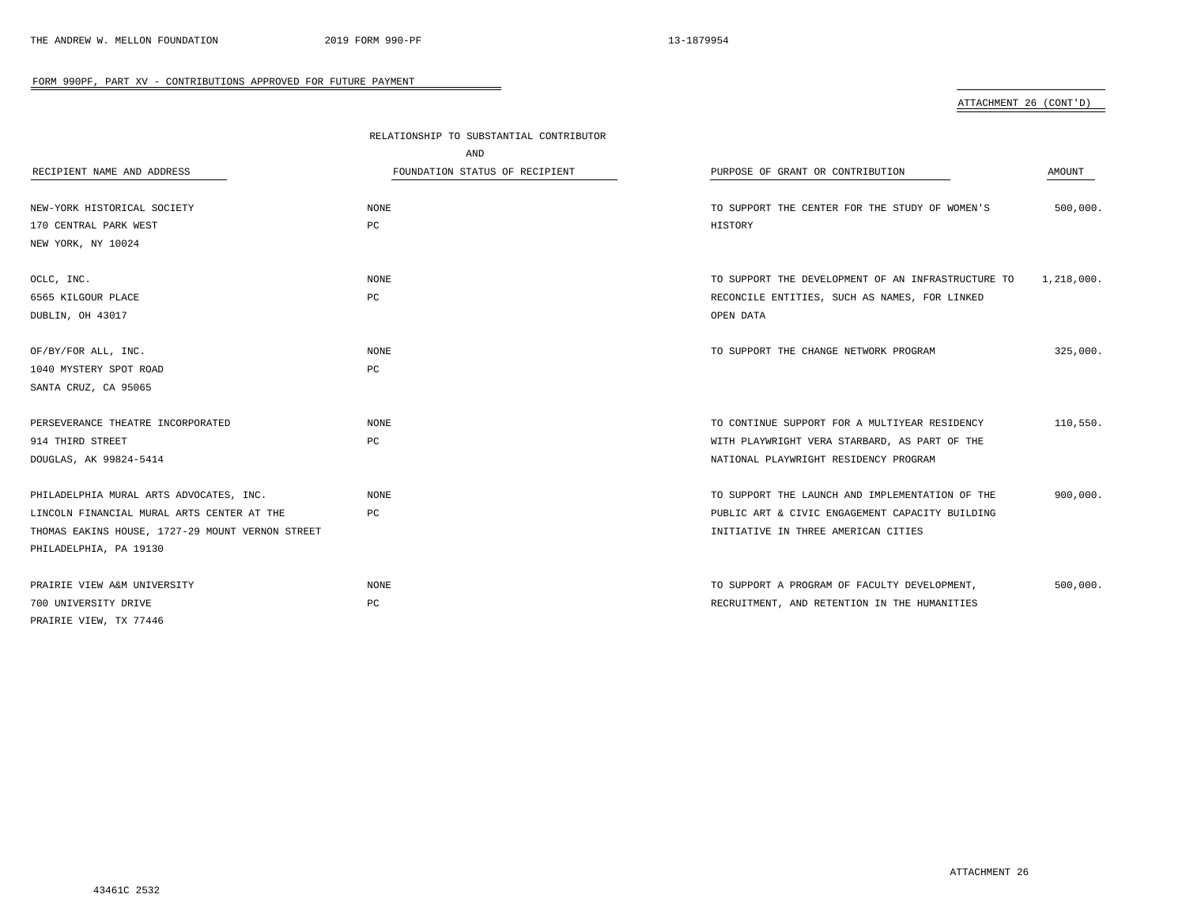## FORM 990PF, PART XV - CONTRIBUTIONS APPROVED FOR FUTURE PAYMENT

ATTACHMENT 26 (CONT'D)

| RECIPIENT NAME AND ADDRESS | RELATIONSHIP TO SUBSTANTIAL CONTRIBUTOR AND FOUNDATION STATUS OF RECIPIENT | PURPOSE OF GRANT OR CONTRIBUTION | AMOUNT |
|---|---|---|---|
| NEW-YORK HISTORICAL SOCIETY<br>170 CENTRAL PARK WEST<br>NEW YORK, NY 10024 | NONE<br>PC | TO SUPPORT THE CENTER FOR THE STUDY OF WOMEN'S HISTORY | 500,000. |
| OCLC, INC.<br>6565 KILGOUR PLACE<br>DUBLIN, OH 43017 | NONE<br>PC | TO SUPPORT THE DEVELOPMENT OF AN INFRASTRUCTURE TO RECONCILE ENTITIES, SUCH AS NAMES, FOR LINKED OPEN DATA | 1,218,000. |
| OF/BY/FOR ALL, INC.<br>1040 MYSTERY SPOT ROAD<br>SANTA CRUZ, CA 95065 | NONE<br>PC | TO SUPPORT THE CHANGE NETWORK PROGRAM | 325,000. |
| PERSEVERANCE THEATRE INCORPORATED<br>914 THIRD STREET<br>DOUGLAS, AK 99824-5414 | NONE<br>PC | TO CONTINUE SUPPORT FOR A MULTIYEAR RESIDENCY WITH PLAYWRIGHT VERA STARBARD, AS PART OF THE NATIONAL PLAYWRIGHT RESIDENCY PROGRAM | 110,550. |
| PHILADELPHIA MURAL ARTS ADVOCATES, INC.<br>LINCOLN FINANCIAL MURAL ARTS CENTER AT THE<br>THOMAS EAKINS HOUSE, 1727-29 MOUNT VERNON STREET<br>PHILADELPHIA, PA 19130 | NONE<br>PC | TO SUPPORT THE LAUNCH AND IMPLEMENTATION OF THE PUBLIC ART & CIVIC ENGAGEMENT CAPACITY BUILDING INITIATIVE IN THREE AMERICAN CITIES | 900,000. |
| PRAIRIE VIEW A&M UNIVERSITY<br>700 UNIVERSITY DRIVE<br>PRAIRIE VIEW, TX 77446 | NONE<br>PC | TO SUPPORT A PROGRAM OF FACULTY DEVELOPMENT, RECRUITMENT, AND RETENTION IN THE HUMANITIES | 500,000. |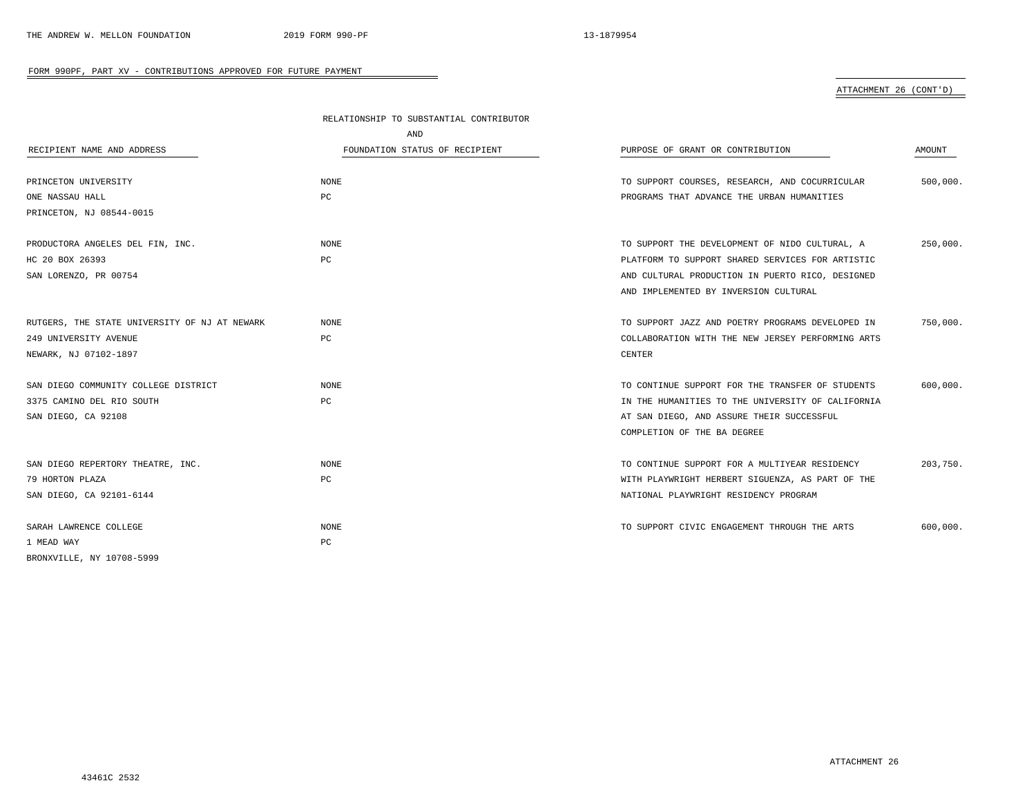## FORM 990PF, PART XV - CONTRIBUTIONS APPROVED FOR FUTURE PAYMENT

ATTACHMENT 26 (CONT'D)

| RECIPIENT NAME AND ADDRESS | RELATIONSHIP TO SUBSTANTIAL CONTRIBUTOR AND FOUNDATION STATUS OF RECIPIENT | PURPOSE OF GRANT OR CONTRIBUTION | AMOUNT |
|---|---|---|---|
| PRINCETON UNIVERSITY<br>ONE NASSAU HALL<br>PRINCETON, NJ 08544-0015 | NONE<br>PC | TO SUPPORT COURSES, RESEARCH, AND COCURRICULAR PROGRAMS THAT ADVANCE THE URBAN HUMANITIES | 500,000. |
| PRODUCTORA ANGELES DEL FIN, INC.<br>HC 20 BOX 26393<br>SAN LORENZO, PR 00754 | NONE<br>PC | TO SUPPORT THE DEVELOPMENT OF NIDO CULTURAL, A PLATFORM TO SUPPORT SHARED SERVICES FOR ARTISTIC AND CULTURAL PRODUCTION IN PUERTO RICO, DESIGNED AND IMPLEMENTED BY INVERSION CULTURAL | 250,000. |
| RUTGERS, THE STATE UNIVERSITY OF NJ AT NEWARK<br>249 UNIVERSITY AVENUE<br>NEWARK, NJ 07102-1897 | NONE<br>PC | TO SUPPORT JAZZ AND POETRY PROGRAMS DEVELOPED IN COLLABORATION WITH THE NEW JERSEY PERFORMING ARTS CENTER | 750,000. |
| SAN DIEGO COMMUNITY COLLEGE DISTRICT<br>3375 CAMINO DEL RIO SOUTH<br>SAN DIEGO, CA 92108 | NONE<br>PC | TO CONTINUE SUPPORT FOR THE TRANSFER OF STUDENTS IN THE HUMANITIES TO THE UNIVERSITY OF CALIFORNIA AT SAN DIEGO, AND ASSURE THEIR SUCCESSFUL COMPLETION OF THE BA DEGREE | 600,000. |
| SAN DIEGO REPERTORY THEATRE, INC.<br>79 HORTON PLAZA<br>SAN DIEGO, CA 92101-6144 | NONE<br>PC | TO CONTINUE SUPPORT FOR A MULTIYEAR RESIDENCY WITH PLAYWRIGHT HERBERT SIGUENZA, AS PART OF THE NATIONAL PLAYWRIGHT RESIDENCY PROGRAM | 203,750. |
| SARAH LAWRENCE COLLEGE<br>1 MEAD WAY<br>BRONXVILLE, NY 10708-5999 | NONE<br>PC | TO SUPPORT CIVIC ENGAGEMENT THROUGH THE ARTS | 600,000. |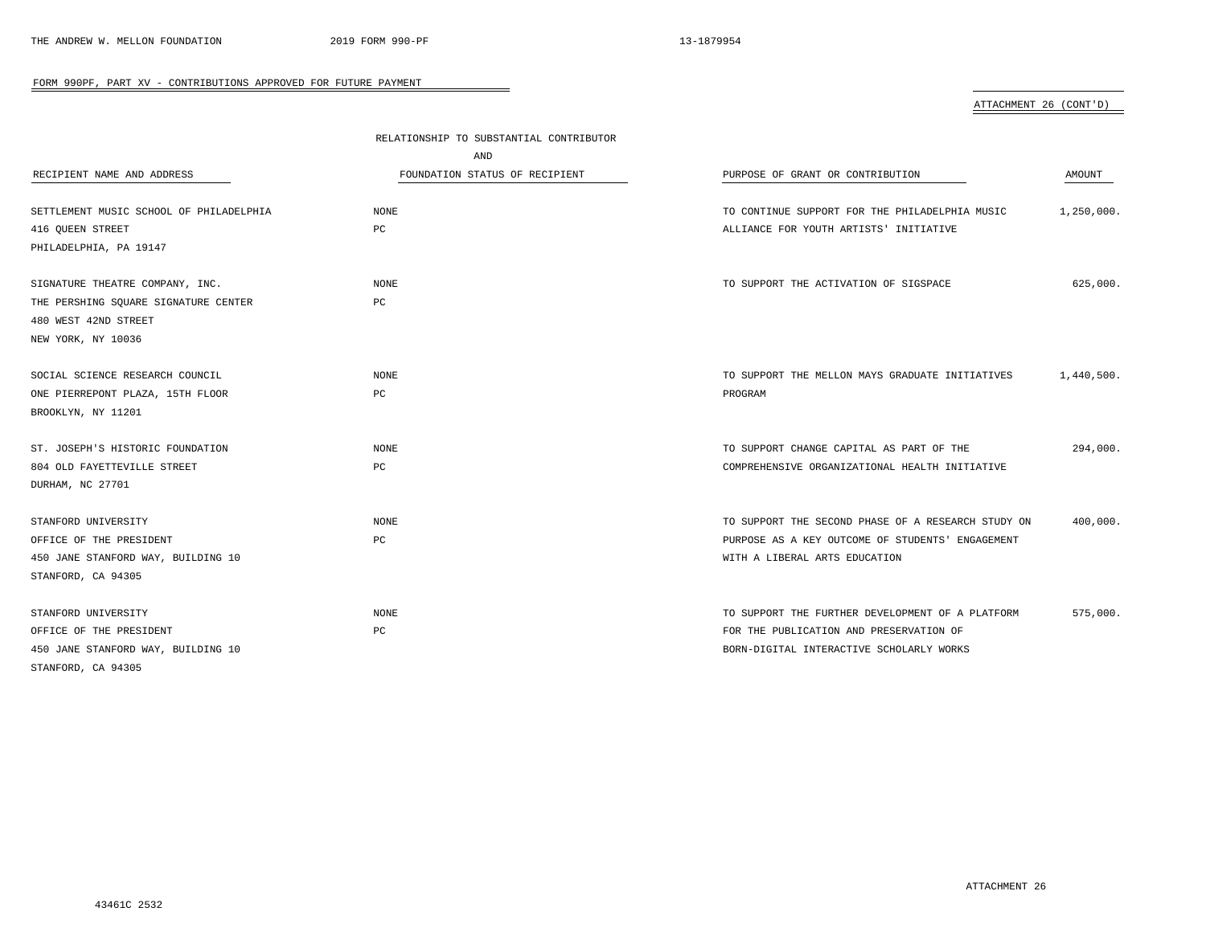FORM 990PF, PART XV - CONTRIBUTIONS APPROVED FOR FUTURE PAYMENT

ATTACHMENT 26 (CONT'D)

| RECIPIENT NAME AND ADDRESS | RELATIONSHIP TO SUBSTANTIAL CONTRIBUTOR AND FOUNDATION STATUS OF RECIPIENT | PURPOSE OF GRANT OR CONTRIBUTION | AMOUNT |
|---|---|---|---|
| SETTLEMENT MUSIC SCHOOL OF PHILADELPHIA<br>416 QUEEN STREET<br>PHILADELPHIA, PA 19147 | NONE<br>PC | TO CONTINUE SUPPORT FOR THE PHILADELPHIA MUSIC ALLIANCE FOR YOUTH ARTISTS' INITIATIVE | 1,250,000. |
| SIGNATURE THEATRE COMPANY, INC.<br>THE PERSHING SQUARE SIGNATURE CENTER<br>480 WEST 42ND STREET<br>NEW YORK, NY 10036 | NONE<br>PC | TO SUPPORT THE ACTIVATION OF SIGSPACE | 625,000. |
| SOCIAL SCIENCE RESEARCH COUNCIL<br>ONE PIERREPONT PLAZA, 15TH FLOOR<br>BROOKLYN, NY 11201 | NONE<br>PC | TO SUPPORT THE MELLON MAYS GRADUATE INITIATIVES PROGRAM | 1,440,500. |
| ST. JOSEPH'S HISTORIC FOUNDATION<br>804 OLD FAYETTEVILLE STREET<br>DURHAM, NC 27701 | NONE<br>PC | TO SUPPORT CHANGE CAPITAL AS PART OF THE COMPREHENSIVE ORGANIZATIONAL HEALTH INITIATIVE | 294,000. |
| STANFORD UNIVERSITY<br>OFFICE OF THE PRESIDENT<br>450 JANE STANFORD WAY, BUILDING 10<br>STANFORD, CA 94305 | NONE<br>PC | TO SUPPORT THE SECOND PHASE OF A RESEARCH STUDY ON PURPOSE AS A KEY OUTCOME OF STUDENTS' ENGAGEMENT WITH A LIBERAL ARTS EDUCATION | 400,000. |
| STANFORD UNIVERSITY<br>OFFICE OF THE PRESIDENT<br>450 JANE STANFORD WAY, BUILDING 10<br>STANFORD, CA 94305 | NONE<br>PC | TO SUPPORT THE FURTHER DEVELOPMENT OF A PLATFORM FOR THE PUBLICATION AND PRESERVATION OF BORN-DIGITAL INTERACTIVE SCHOLARLY WORKS | 575,000. |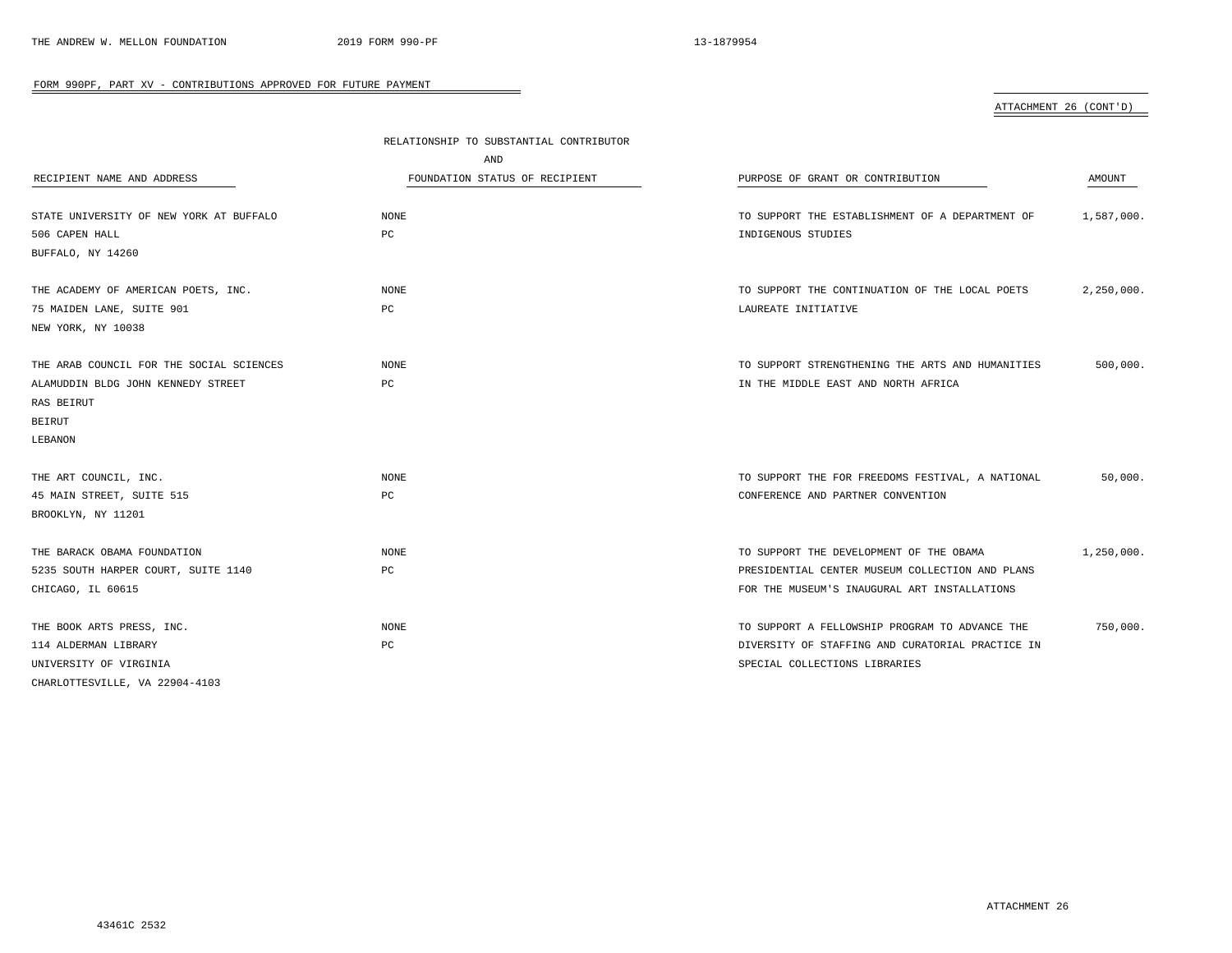FORM 990PF, PART XV - CONTRIBUTIONS APPROVED FOR FUTURE PAYMENT

ATTACHMENT 26 (CONT'D)

| RECIPIENT NAME AND ADDRESS | RELATIONSHIP TO SUBSTANTIAL CONTRIBUTOR AND FOUNDATION STATUS OF RECIPIENT | PURPOSE OF GRANT OR CONTRIBUTION | AMOUNT |
|---|---|---|---|
| STATE UNIVERSITY OF NEW YORK AT BUFFALO<br>506 CAPEN HALL<br>BUFFALO, NY 14260 | NONE<br>PC | TO SUPPORT THE ESTABLISHMENT OF A DEPARTMENT OF INDIGENOUS STUDIES | 1,587,000. |
| THE ACADEMY OF AMERICAN POETS, INC.<br>75 MAIDEN LANE, SUITE 901<br>NEW YORK, NY 10038 | NONE<br>PC | TO SUPPORT THE CONTINUATION OF THE LOCAL POETS LAUREATE INITIATIVE | 2,250,000. |
| THE ARAB COUNCIL FOR THE SOCIAL SCIENCES<br>ALAMUDDIN BLDG JOHN KENNEDY STREET<br>RAS BEIRUT<br>BEIRUT<br>LEBANON | NONE<br>PC | TO SUPPORT STRENGTHENING THE ARTS AND HUMANITIES IN THE MIDDLE EAST AND NORTH AFRICA | 500,000. |
| THE ART COUNCIL, INC.<br>45 MAIN STREET, SUITE 515<br>BROOKLYN, NY 11201 | NONE<br>PC | TO SUPPORT THE FOR FREEDOMS FESTIVAL, A NATIONAL CONFERENCE AND PARTNER CONVENTION | 50,000. |
| THE BARACK OBAMA FOUNDATION<br>5235 SOUTH HARPER COURT, SUITE 1140<br>CHICAGO, IL 60615 | NONE<br>PC | TO SUPPORT THE DEVELOPMENT OF THE OBAMA PRESIDENTIAL CENTER MUSEUM COLLECTION AND PLANS FOR THE MUSEUM'S INAUGURAL ART INSTALLATIONS | 1,250,000. |
| THE BOOK ARTS PRESS, INC.<br>114 ALDERMAN LIBRARY<br>UNIVERSITY OF VIRGINIA<br>CHARLOTTESVILLE, VA 22904-4103 | NONE<br>PC | TO SUPPORT A FELLOWSHIP PROGRAM TO ADVANCE THE DIVERSITY OF STAFFING AND CURATORIAL PRACTICE IN SPECIAL COLLECTIONS LIBRARIES | 750,000. |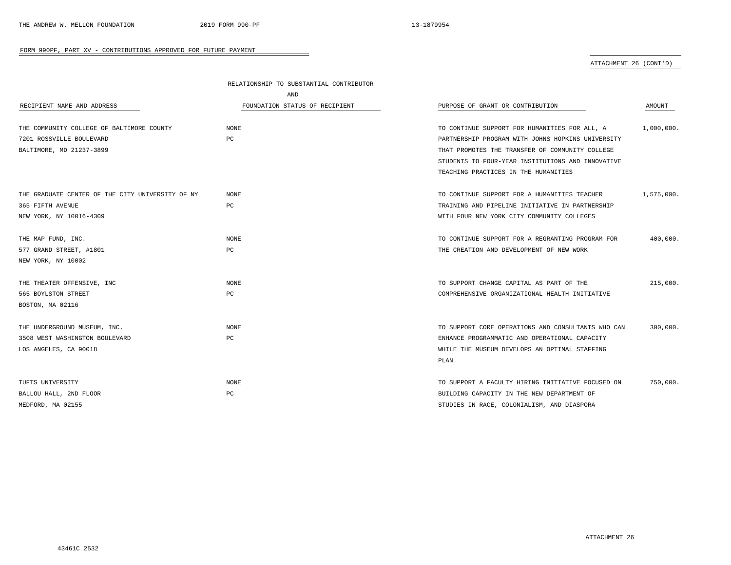FORM 990PF, PART XV - CONTRIBUTIONS APPROVED FOR FUTURE PAYMENT

ATTACHMENT 26 (CONT'D)

| RECIPIENT NAME AND ADDRESS | RELATIONSHIP TO SUBSTANTIAL CONTRIBUTOR AND FOUNDATION STATUS OF RECIPIENT | PURPOSE OF GRANT OR CONTRIBUTION | AMOUNT |
|---|---|---|---|
| THE COMMUNITY COLLEGE OF BALTIMORE COUNTY<br>7201 ROSSVILLE BOULEVARD<br>BALTIMORE, MD 21237-3899 | NONE<br>PC | TO CONTINUE SUPPORT FOR HUMANITIES FOR ALL, A PARTNERSHIP PROGRAM WITH JOHNS HOPKINS UNIVERSITY THAT PROMOTES THE TRANSFER OF COMMUNITY COLLEGE STUDENTS TO FOUR-YEAR INSTITUTIONS AND INNOVATIVE TEACHING PRACTICES IN THE HUMANITIES | 1,000,000. |
| THE GRADUATE CENTER OF THE CITY UNIVERSITY OF NY<br>365 FIFTH AVENUE<br>NEW YORK, NY 10016-4309 | NONE<br>PC | TO CONTINUE SUPPORT FOR A HUMANITIES TEACHER TRAINING AND PIPELINE INITIATIVE IN PARTNERSHIP WITH FOUR NEW YORK CITY COMMUNITY COLLEGES | 1,575,000. |
| THE MAP FUND, INC.<br>577 GRAND STREET, #1801<br>NEW YORK, NY 10002 | NONE<br>PC | TO CONTINUE SUPPORT FOR A REGRANTING PROGRAM FOR THE CREATION AND DEVELOPMENT OF NEW WORK | 400,000. |
| THE THEATER OFFENSIVE, INC<br>565 BOYLSTON STREET<br>BOSTON, MA 02116 | NONE<br>PC | TO SUPPORT CHANGE CAPITAL AS PART OF THE COMPREHENSIVE ORGANIZATIONAL HEALTH INITIATIVE | 215,000. |
| THE UNDERGROUND MUSEUM, INC.<br>3508 WEST WASHINGTON BOULEVARD<br>LOS ANGELES, CA 90018 | NONE<br>PC | TO SUPPORT CORE OPERATIONS AND CONSULTANTS WHO CAN ENHANCE PROGRAMMATIC AND OPERATIONAL CAPACITY WHILE THE MUSEUM DEVELOPS AN OPTIMAL STAFFING PLAN | 300,000. |
| TUFTS UNIVERSITY<br>BALLOU HALL, 2ND FLOOR<br>MEDFORD, MA 02155 | NONE<br>PC | TO SUPPORT A FACULTY HIRING INITIATIVE FOCUSED ON BUILDING CAPACITY IN THE NEW DEPARTMENT OF STUDIES IN RACE, COLONIALISM, AND DIASPORA | 750,000. |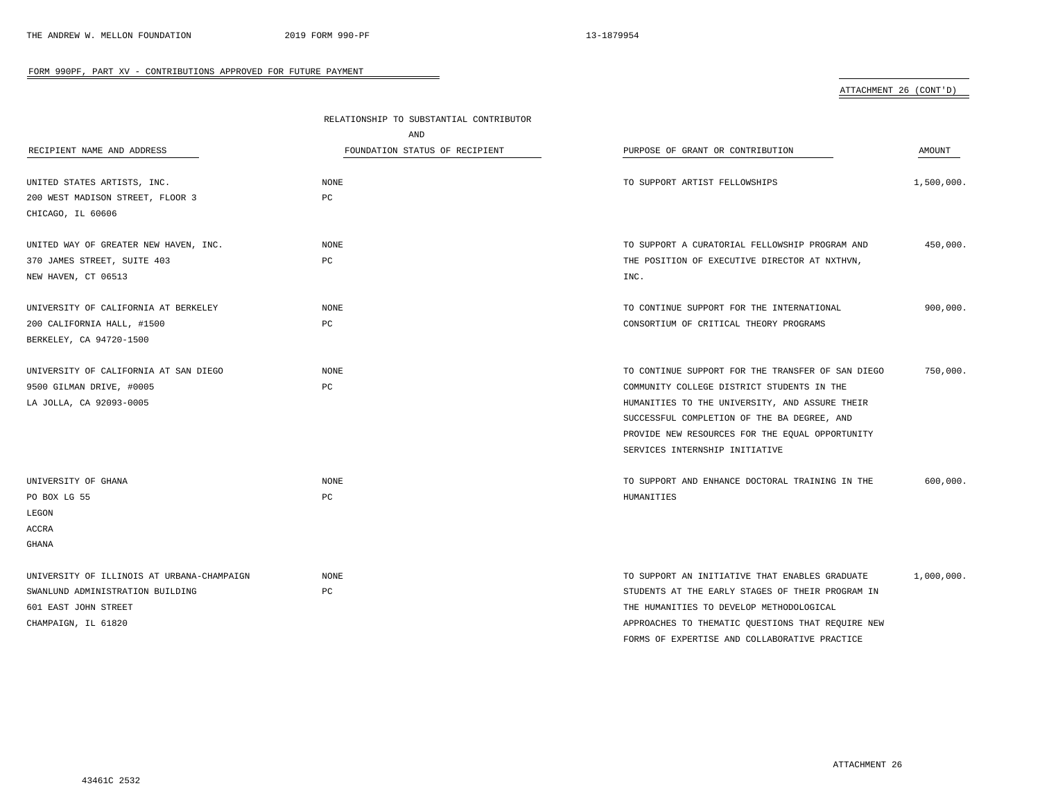FORM 990PF, PART XV - CONTRIBUTIONS APPROVED FOR FUTURE PAYMENT

ATTACHMENT 26 (CONT'D)

| RECIPIENT NAME AND ADDRESS | RELATIONSHIP TO SUBSTANTIAL CONTRIBUTOR AND FOUNDATION STATUS OF RECIPIENT | PURPOSE OF GRANT OR CONTRIBUTION | AMOUNT |
|---|---|---|---|
| UNITED STATES ARTISTS, INC.<br>200 WEST MADISON STREET, FLOOR 3<br>CHICAGO, IL 60606 | NONE<br>PC | TO SUPPORT ARTIST FELLOWSHIPS | 1,500,000. |
| UNITED WAY OF GREATER NEW HAVEN, INC.<br>370 JAMES STREET, SUITE 403<br>NEW HAVEN, CT 06513 | NONE<br>PC | TO SUPPORT A CURATORIAL FELLOWSHIP PROGRAM AND THE POSITION OF EXECUTIVE DIRECTOR AT NXTHVN, INC. | 450,000. |
| UNIVERSITY OF CALIFORNIA AT BERKELEY<br>200 CALIFORNIA HALL, #1500<br>BERKELEY, CA 94720-1500 | NONE<br>PC | TO CONTINUE SUPPORT FOR THE INTERNATIONAL CONSORTIUM OF CRITICAL THEORY PROGRAMS | 900,000. |
| UNIVERSITY OF CALIFORNIA AT SAN DIEGO<br>9500 GILMAN DRIVE, #0005<br>LA JOLLA, CA 92093-0005 | NONE<br>PC | TO CONTINUE SUPPORT FOR THE TRANSFER OF SAN DIEGO COMMUNITY COLLEGE DISTRICT STUDENTS IN THE HUMANITIES TO THE UNIVERSITY, AND ASSURE THEIR SUCCESSFUL COMPLETION OF THE BA DEGREE, AND PROVIDE NEW RESOURCES FOR THE EQUAL OPPORTUNITY SERVICES INTERNSHIP INITIATIVE | 750,000. |
| UNIVERSITY OF GHANA<br>PO BOX LG 55<br>LEGON<br>ACCRA<br>GHANA | NONE<br>PC | TO SUPPORT AND ENHANCE DOCTORAL TRAINING IN THE HUMANITIES | 600,000. |
| UNIVERSITY OF ILLINOIS AT URBANA-CHAMPAIGN<br>SWANLUND ADMINISTRATION BUILDING<br>601 EAST JOHN STREET<br>CHAMPAIGN, IL 61820 | NONE<br>PC | TO SUPPORT AN INITIATIVE THAT ENABLES GRADUATE STUDENTS AT THE EARLY STAGES OF THEIR PROGRAM IN THE HUMANITIES TO DEVELOP METHODOLOGICAL APPROACHES TO THEMATIC QUESTIONS THAT REQUIRE NEW FORMS OF EXPERTISE AND COLLABORATIVE PRACTICE | 1,000,000. |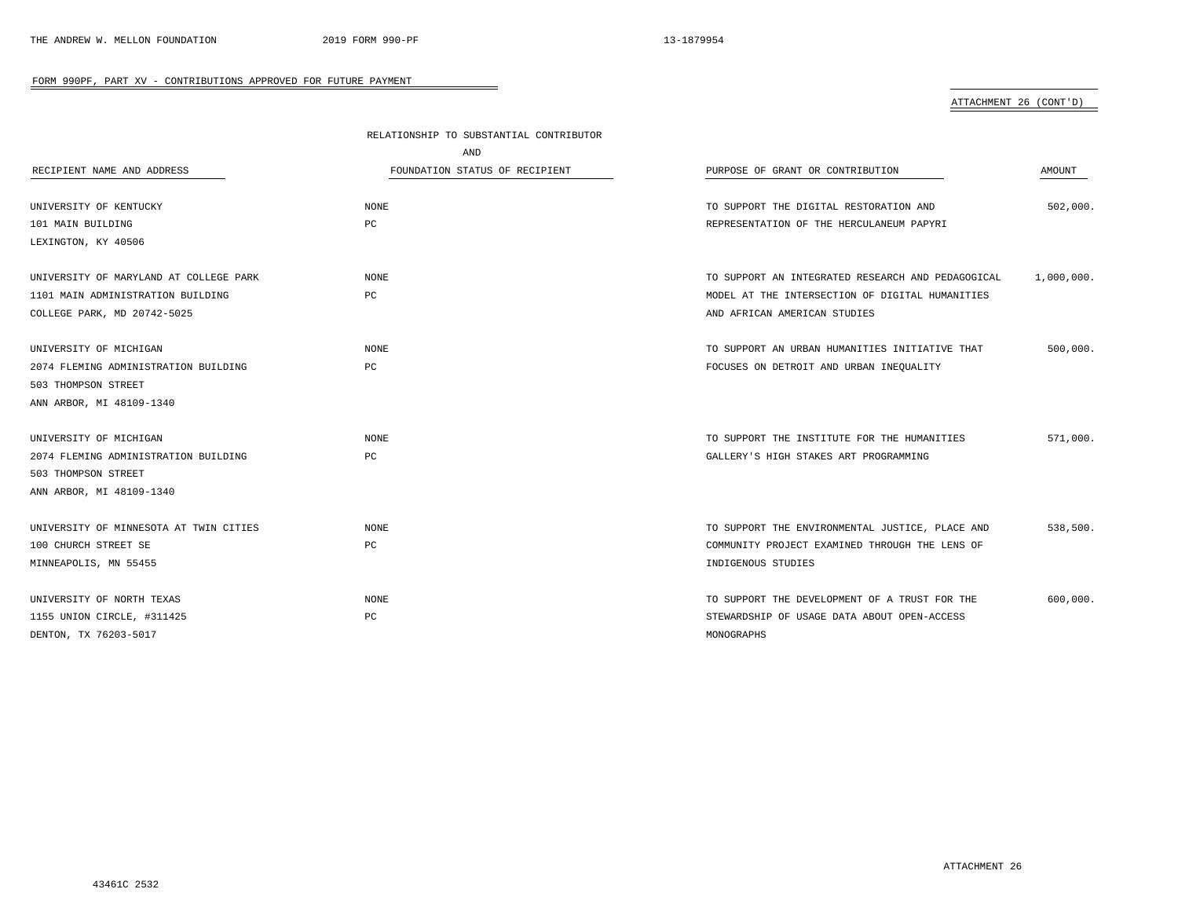## FORM 990PF, PART XV - CONTRIBUTIONS APPROVED FOR FUTURE PAYMENT

ATTACHMENT 26 (CONT'D)

| RECIPIENT NAME AND ADDRESS | RELATIONSHIP TO SUBSTANTIAL CONTRIBUTOR AND FOUNDATION STATUS OF RECIPIENT | PURPOSE OF GRANT OR CONTRIBUTION | AMOUNT |
|---|---|---|---|
| UNIVERSITY OF KENTUCKY<br>101 MAIN BUILDING<br>LEXINGTON, KY 40506 | NONE<br>PC | TO SUPPORT THE DIGITAL RESTORATION AND REPRESENTATION OF THE HERCULANEUM PAPYRI | 502,000. |
| UNIVERSITY OF MARYLAND AT COLLEGE PARK<br>1101 MAIN ADMINISTRATION BUILDING<br>COLLEGE PARK, MD 20742-5025 | NONE<br>PC | TO SUPPORT AN INTEGRATED RESEARCH AND PEDAGOGICAL MODEL AT THE INTERSECTION OF DIGITAL HUMANITIES AND AFRICAN AMERICAN STUDIES | 1,000,000. |
| UNIVERSITY OF MICHIGAN<br>2074 FLEMING ADMINISTRATION BUILDING<br>503 THOMPSON STREET<br>ANN ARBOR, MI 48109-1340 | NONE<br>PC | TO SUPPORT AN URBAN HUMANITIES INITIATIVE THAT FOCUSES ON DETROIT AND URBAN INEQUALITY | 500,000. |
| UNIVERSITY OF MICHIGAN<br>2074 FLEMING ADMINISTRATION BUILDING<br>503 THOMPSON STREET<br>ANN ARBOR, MI 48109-1340 | NONE<br>PC | TO SUPPORT THE INSTITUTE FOR THE HUMANITIES GALLERY'S HIGH STAKES ART PROGRAMMING | 571,000. |
| UNIVERSITY OF MINNESOTA AT TWIN CITIES<br>100 CHURCH STREET SE<br>MINNEAPOLIS, MN 55455 | NONE<br>PC | TO SUPPORT THE ENVIRONMENTAL JUSTICE, PLACE AND COMMUNITY PROJECT EXAMINED THROUGH THE LENS OF INDIGENOUS STUDIES | 538,500. |
| UNIVERSITY OF NORTH TEXAS<br>1155 UNION CIRCLE, #311425<br>DENTON, TX 76203-5017 | NONE<br>PC | TO SUPPORT THE DEVELOPMENT OF A TRUST FOR THE STEWARDSHIP OF USAGE DATA ABOUT OPEN-ACCESS MONOGRAPHS | 600,000. |

ATTACHMENT 26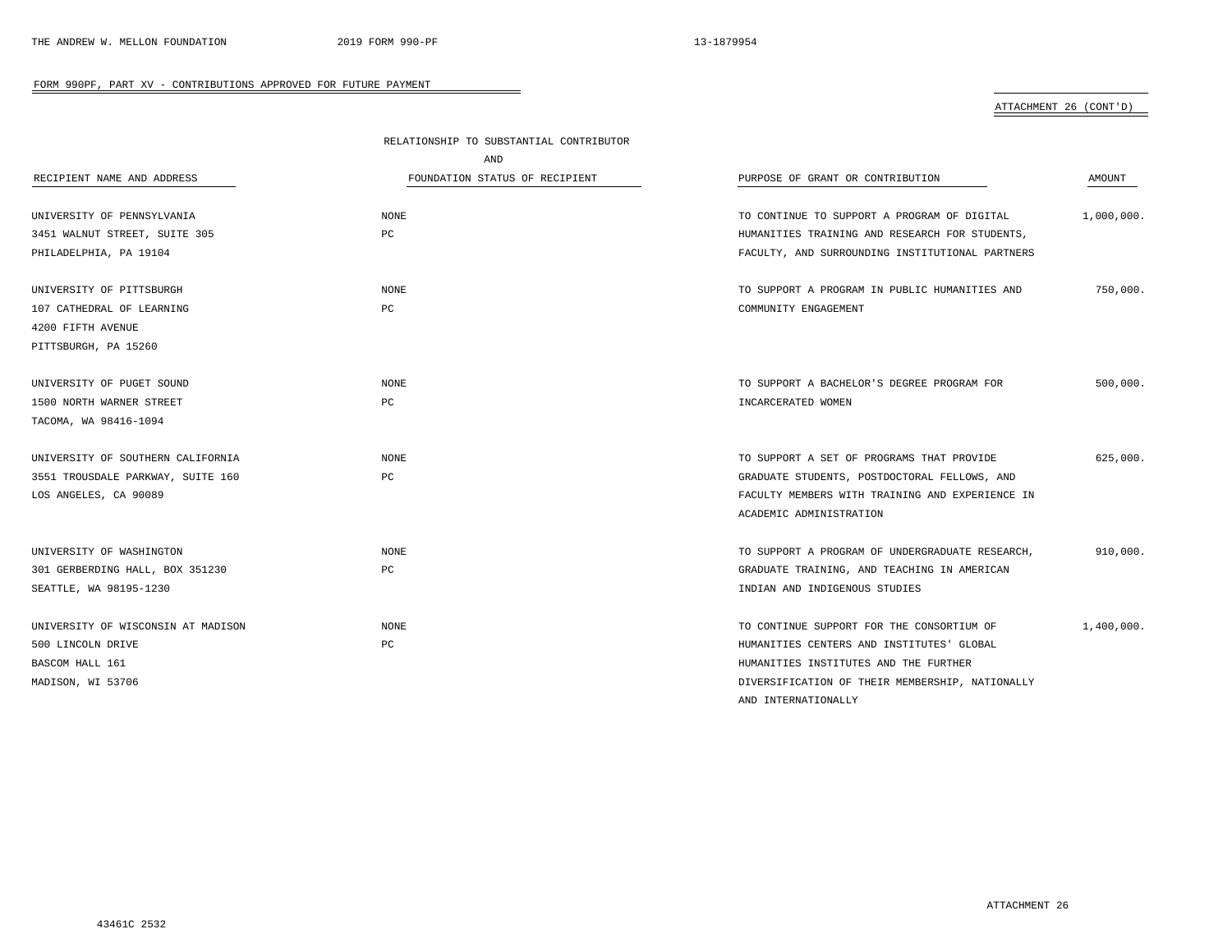FORM 990PF, PART XV - CONTRIBUTIONS APPROVED FOR FUTURE PAYMENT

ATTACHMENT 26 (CONT'D)

| RECIPIENT NAME AND ADDRESS | RELATIONSHIP TO SUBSTANTIAL CONTRIBUTOR AND FOUNDATION STATUS OF RECIPIENT | PURPOSE OF GRANT OR CONTRIBUTION | AMOUNT |
|---|---|---|---|
| UNIVERSITY OF PENNSYLVANIA<br>3451 WALNUT STREET, SUITE 305<br>PHILADELPHIA, PA 19104 | NONE<br>PC | TO CONTINUE TO SUPPORT A PROGRAM OF DIGITAL HUMANITIES TRAINING AND RESEARCH FOR STUDENTS, FACULTY, AND SURROUNDING INSTITUTIONAL PARTNERS | 1,000,000. |
| UNIVERSITY OF PITTSBURGH<br>107 CATHEDRAL OF LEARNING<br>4200 FIFTH AVENUE<br>PITTSBURGH, PA 15260 | NONE<br>PC | TO SUPPORT A PROGRAM IN PUBLIC HUMANITIES AND COMMUNITY ENGAGEMENT | 750,000. |
| UNIVERSITY OF PUGET SOUND<br>1500 NORTH WARNER STREET<br>TACOMA, WA 98416-1094 | NONE<br>PC | TO SUPPORT A BACHELOR'S DEGREE PROGRAM FOR INCARCERATED WOMEN | 500,000. |
| UNIVERSITY OF SOUTHERN CALIFORNIA<br>3551 TROUSDALE PARKWAY, SUITE 160<br>LOS ANGELES, CA 90089 | NONE<br>PC | TO SUPPORT A SET OF PROGRAMS THAT PROVIDE GRADUATE STUDENTS, POSTDOCTORAL FELLOWS, AND FACULTY MEMBERS WITH TRAINING AND EXPERIENCE IN ACADEMIC ADMINISTRATION | 625,000. |
| UNIVERSITY OF WASHINGTON<br>301 GERBERDING HALL, BOX 351230<br>SEATTLE, WA 98195-1230 | NONE<br>PC | TO SUPPORT A PROGRAM OF UNDERGRADUATE RESEARCH, GRADUATE TRAINING, AND TEACHING IN AMERICAN INDIAN AND INDIGENOUS STUDIES | 910,000. |
| UNIVERSITY OF WISCONSIN AT MADISON<br>500 LINCOLN DRIVE<br>BASCOM HALL 161<br>MADISON, WI 53706 | NONE<br>PC | TO CONTINUE SUPPORT FOR THE CONSORTIUM OF HUMANITIES CENTERS AND INSTITUTES' GLOBAL HUMANITIES INSTITUTES AND THE FURTHER DIVERSIFICATION OF THEIR MEMBERSHIP, NATIONALLY AND INTERNATIONALLY | 1,400,000. |

ATTACHMENT 26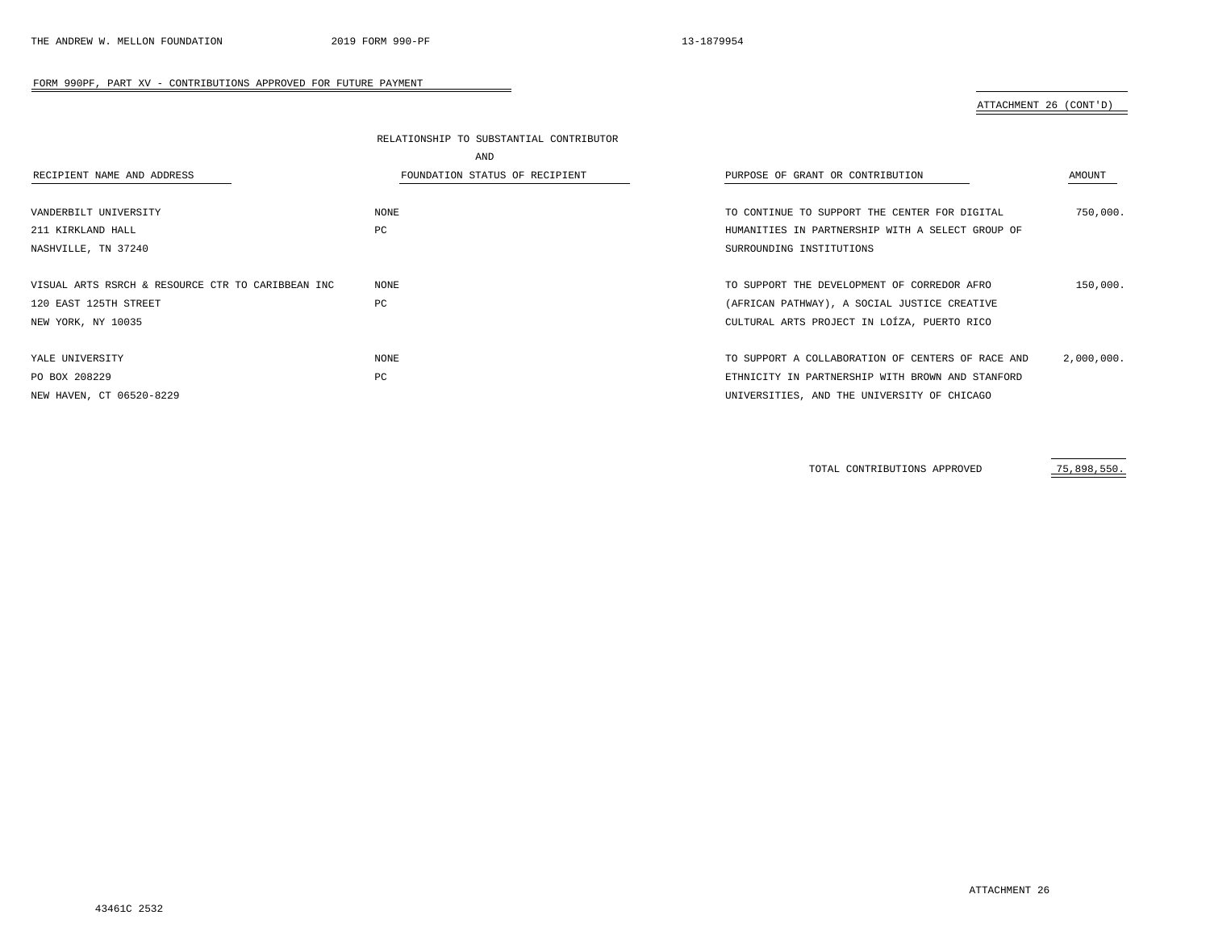FORM 990PF, PART XV - CONTRIBUTIONS APPROVED FOR FUTURE PAYMENT

ATTACHMENT 26 (CONT'D)

| RECIPIENT NAME AND ADDRESS | RELATIONSHIP TO SUBSTANTIAL CONTRIBUTOR AND FOUNDATION STATUS OF RECIPIENT | PURPOSE OF GRANT OR CONTRIBUTION | AMOUNT |
|---|---|---|---|
| VANDERBILT UNIVERSITY<br>211 KIRKLAND HALL<br>NASHVILLE, TN 37240 | NONE<br>PC | TO CONTINUE TO SUPPORT THE CENTER FOR DIGITAL HUMANITIES IN PARTNERSHIP WITH A SELECT GROUP OF SURROUNDING INSTITUTIONS | 750,000. |
| VISUAL ARTS RSRCH & RESOURCE CTR TO CARIBBEAN INC<br>120 EAST 125TH STREET<br>NEW YORK, NY 10035 | NONE<br>PC | TO SUPPORT THE DEVELOPMENT OF CORREDOR AFRO (AFRICAN PATHWAY), A SOCIAL JUSTICE CREATIVE CULTURAL ARTS PROJECT IN LOÍZA, PUERTO RICO | 150,000. |
| YALE UNIVERSITY<br>PO BOX 208229<br>NEW HAVEN, CT 06520-8229 | NONE<br>PC | TO SUPPORT A COLLABORATION OF CENTERS OF RACE AND ETHNICITY IN PARTNERSHIP WITH BROWN AND STANFORD UNIVERSITIES, AND THE UNIVERSITY OF CHICAGO | 2,000,000. |
| | | TOTAL CONTRIBUTIONS APPROVED | 75,898,550. |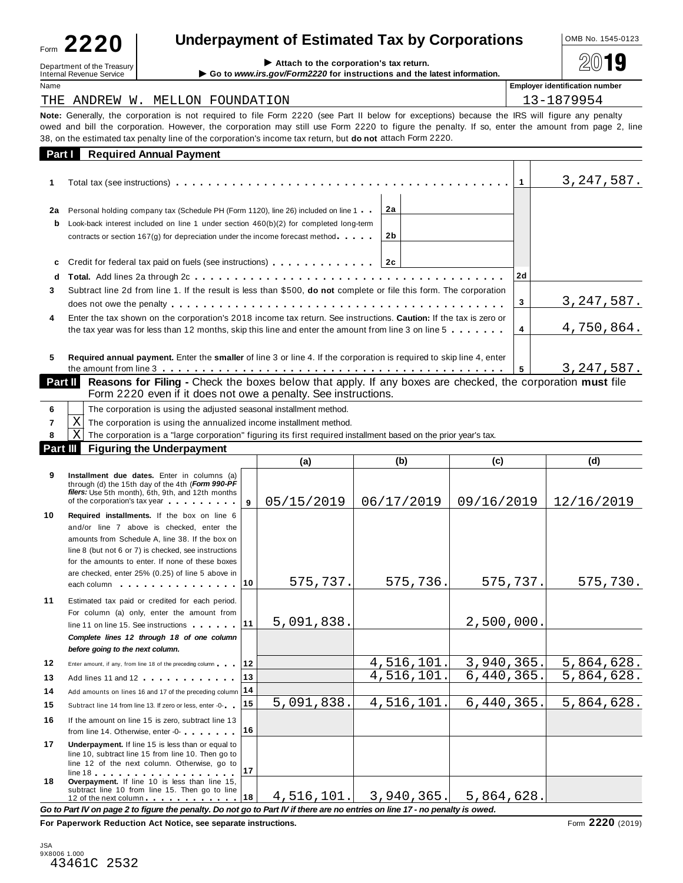Form **2220**

Department of the Treasury
Internal Revenue Service

# Underpayment of Estimated Tax by Corporations

▶ Attach to the corporation's tax return.
▶ Go to *www.irs.gov/Form2220* for instructions and the latest information.

OMB No. 1545-0123

**2019**

Name: THE ANDREW W. MELLON FOUNDATION

Employer identification number: 13-1879954

**Note:** Generally, the corporation is not required to file Form 2220 (see Part II below for exceptions) because the IRS will figure any penalty owed and bill the corporation. However, the corporation may still use Form 2220 to figure the penalty. If so, enter the amount from page 2, line 38, on the estimated tax penalty line of the corporation's income tax return, but **do not** attach Form 2220.

## Part I Required Annual Payment

| | | | | | |
|---|---|---|---|---|---|
| 1 | Total tax (see instructions) | | | 1 | 3,247,587. |
| 2a | Personal holding company tax (Schedule PH (Form 1120), line 26) included on line 1 | 2a | | | |
| b | Look-back interest included on line 1 under section 460(b)(2) for completed long-term contracts or section 167(g) for depreciation under the income forecast method | 2b | | | |
| c | Credit for federal tax paid on fuels (see instructions) | 2c | | | |
| d | **Total.** Add lines 2a through 2c | | | 2d | |
| 3 | Subtract line 2d from line 1. If the result is less than $500, **do not** complete or file this form. The corporation does not owe the penalty | | | 3 | 3,247,587. |
| 4 | Enter the tax shown on the corporation's 2018 income tax return. See instructions. **Caution:** If the tax is zero or the tax year was for less than 12 months, skip this line and enter the amount from line 3 on line 5 | | | 4 | 4,750,864. |
| 5 | **Required annual payment.** Enter the **smaller** of line 3 or line 4. If the corporation is required to skip line 4, enter the amount from line 3 | | | 5 | 3,247,587. |

## Part II Reasons for Filing - Check the boxes below that apply. If any boxes are checked, the corporation must file Form 2220 even if it does not owe a penalty. See instructions.

| | | |
|---|---|---|
| 6 | | The corporation is using the adjusted seasonal installment method. |
| 7 | X | The corporation is using the annualized income installment method. |
| 8 | X | The corporation is a "large corporation" figuring its first required installment based on the prior year's tax. |

## Part III Figuring the Underpayment

| | | | (a) | (b) | (c) | (d) |
|---|---|---|---|---|---|---|
| 9 | **Installment due dates.** Enter in columns (a) through (d) the 15th day of the 4th (***Form 990-PF filers:*** Use 5th month), 6th, 9th, and 12th months of the corporation's tax year | 9 | 05/15/2019 | 06/17/2019 | 09/16/2019 | 12/16/2019 |
| 10 | **Required installments.** If the box on line 6 and/or line 7 above is checked, enter the amounts from Schedule A, line 38. If the box on line 8 (but not 6 or 7) is checked, see instructions for the amounts to enter. If none of these boxes are checked, enter 25% (0.25) of line 5 above in each column | 10 | 575,737. | 575,736. | 575,737. | 575,730. |
| 11 | Estimated tax paid or credited for each period. For column (a) only, enter the amount from line 11 on line 15. See instructions | 11 | 5,091,838. | | 2,500,000. | |
| | ***Complete lines 12 through 18 of one column before going to the next column.*** | | | | | |
| 12 | Enter amount, if any, from line 18 of the preceding column | 12 | | 4,516,101. | 3,940,365. | 5,864,628. |
| 13 | Add lines 11 and 12 | 13 | | 4,516,101. | 6,440,365. | 5,864,628. |
| 14 | Add amounts on lines 16 and 17 of the preceding column | 14 | | | | |
| 15 | Subtract line 14 from line 13. If zero or less, enter -0- | 15 | 5,091,838. | 4,516,101. | 6,440,365. | 5,864,628. |
| 16 | If the amount on line 15 is zero, subtract line 13 from line 14. Otherwise, enter -0- | 16 | | | | |
| 17 | **Underpayment.** If line 15 is less than or equal to line 10, subtract line 15 from line 10. Then go to line 12 of the next column. Otherwise, go to line 18 | 17 | | | | |
| 18 | **Overpayment.** If line 10 is less than line 15, subtract line 10 from line 15. Then go to line 12 of the next column | 18 | 4,516,101. | 3,940,365. | 5,864,628. | |

***Go to Part IV on page 2 to figure the penalty. Do not go to Part IV if there are no entries on line 17 - no penalty is owed.***

**For Paperwork Reduction Act Notice, see separate instructions.** Form **2220** (2019)

JSA
9X8006 1.000
43461C 2532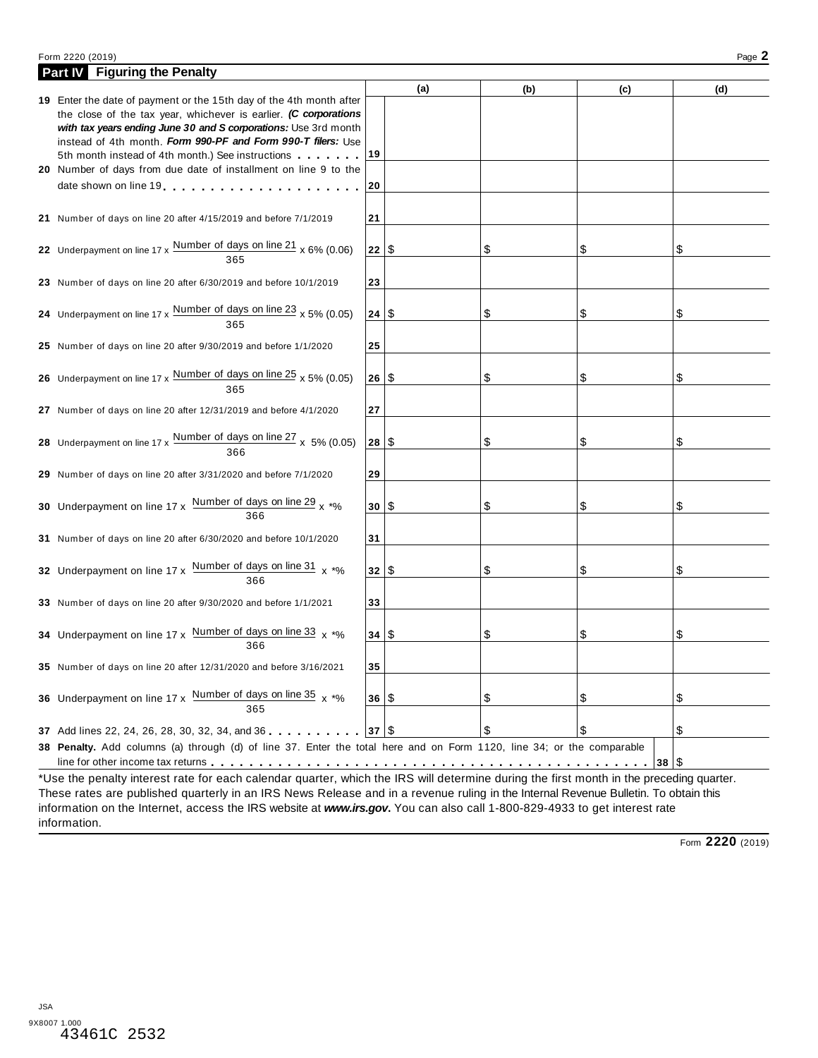## Part IV Figuring the Penalty

| | | (a) | (b) | (c) | (d) |
|---|---|---|---|---|---|
| **19** Enter the date of payment or the 15th day of the 4th month after the close of the tax year, whichever is earlier. ***(C corporations with tax years ending June 30 and S corporations:*** Use 3rd month instead of 4th month. ***Form 990-PF and Form 990-T filers:*** Use 5th month instead of 4th month.) See instructions | 19 | | | | |
| **20** Number of days from due date of installment on line 9 to the date shown on line 19 | 20 | | | | |
| **21** Number of days on line 20 after 4/15/2019 and before 7/1/2019 | 21 | | | | |
| **22** Underpayment on line 17 x $\frac{\text{Number of days on line 21}}{365}$ x 6% (0.06) | 22 | $ | $ | $ | $ |
| **23** Number of days on line 20 after 6/30/2019 and before 10/1/2019 | 23 | | | | |
| **24** Underpayment on line 17 x $\frac{\text{Number of days on line 23}}{365}$ x 5% (0.05) | 24 | $ | $ | $ | $ |
| **25** Number of days on line 20 after 9/30/2019 and before 1/1/2020 | 25 | | | | |
| **26** Underpayment on line 17 x $\frac{\text{Number of days on line 25}}{365}$ x 5% (0.05) | 26 | $ | $ | $ | $ |
| **27** Number of days on line 20 after 12/31/2019 and before 4/1/2020 | 27 | | | | |
| **28** Underpayment on line 17 x $\frac{\text{Number of days on line 27}}{366}$ x 5% (0.05) | 28 | $ | $ | $ | $ |
| **29** Number of days on line 20 after 3/31/2020 and before 7/1/2020 | 29 | | | | |
| **30** Underpayment on line 17 x $\frac{\text{Number of days on line 29}}{366}$ x *% | 30 | $ | $ | $ | $ |
| **31** Number of days on line 20 after 6/30/2020 and before 10/1/2020 | 31 | | | | |
| **32** Underpayment on line 17 x $\frac{\text{Number of days on line 31}}{366}$ x *% | 32 | $ | $ | $ | $ |
| **33** Number of days on line 20 after 9/30/2020 and before 1/1/2021 | 33 | | | | |
| **34** Underpayment on line 17 x $\frac{\text{Number of days on line 33}}{366}$ x *% | 34 | $ | $ | $ | $ |
| **35** Number of days on line 20 after 12/31/2020 and before 3/16/2021 | 35 | | | | |
| **36** Underpayment on line 17 x $\frac{\text{Number of days on line 35}}{365}$ x *% | 36 | $ | $ | $ | $ |
| **37** Add lines 22, 24, 26, 28, 30, 32, 34, and 36 | 37 | $ | $ | $ | $ |

**38 Penalty.** Add columns (a) through (d) of line 37. Enter the total here and on Form 1120, line 34; or the comparable line for other income tax returns . . . **38** $

*Use the penalty interest rate for each calendar quarter, which the IRS will determine during the first month in the preceding quarter. These rates are published quarterly in an IRS News Release and in a revenue ruling in the Internal Revenue Bulletin. To obtain this information on the Internet, access the IRS website at ***www.irs.gov***. You can also call 1-800-829-4933 to get interest rate information.

Form **2220** (2019)

JSA
9X8007 1.000
43461C 2532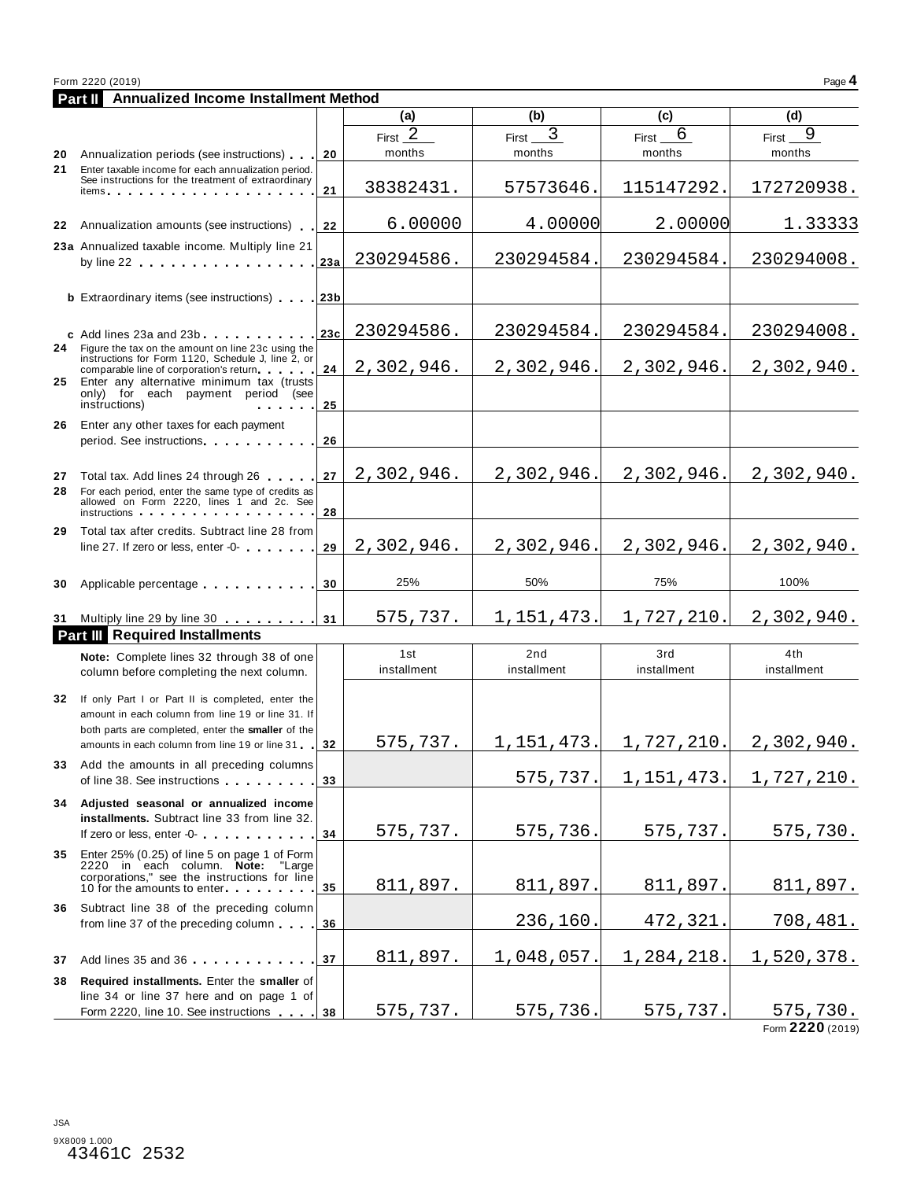Form 2220 (2019) Page **4**

## Part II Annualized Income Installment Method

| | | | (a) | (b) | (c) | (d) |
|---|---|---|---|---|---|---|
| **20** | Annualization periods (see instructions) | 20 | First 2 months | First 3 months | First 6 months | First 9 months |
| **21** | Enter taxable income for each annualization period. See instructions for the treatment of extraordinary items | 21 | 38382431. | 57573646. | 115147292. | 172720938. |
| **22** | Annualization amounts (see instructions) | 22 | 6.00000 | 4.00000 | 2.00000 | 1.33333 |
| **23a** | Annualized taxable income. Multiply line 21 by line 22 | 23a | 230294586. | 230294584. | 230294584. | 230294008. |
| **b** | Extraordinary items (see instructions) | 23b | | | | |
| **c** | Add lines 23a and 23b | 23c | 230294586. | 230294584. | 230294584. | 230294008. |
| **24** | Figure the tax on the amount on line 23c using the instructions for Form 1120, Schedule J, line 2, or comparable line of corporation's return | 24 | 2,302,946. | 2,302,946. | 2,302,946. | 2,302,940. |
| **25** | Enter any alternative minimum tax (trusts only) for each payment period (see instructions) | 25 | | | | |
| **26** | Enter any other taxes for each payment period. See instructions | 26 | | | | |
| **27** | Total tax. Add lines 24 through 26 | 27 | 2,302,946. | 2,302,946. | 2,302,946. | 2,302,940. |
| **28** | For each period, enter the same type of credits as allowed on Form 2220, lines 1 and 2c. See instructions | 28 | | | | |
| **29** | Total tax after credits. Subtract line 28 from line 27. If zero or less, enter -0- | 29 | 2,302,946. | 2,302,946. | 2,302,946. | 2,302,940. |
| **30** | Applicable percentage | 30 | 25% | 50% | 75% | 100% |
| **31** | Multiply line 29 by line 30 | 31 | 575,737. | 1,151,473. | 1,727,210. | 2,302,940. |

## Part III Required Installments

| | **Note:** Complete lines 32 through 38 of one column before completing the next column. | | 1st installment | 2nd installment | 3rd installment | 4th installment |
|---|---|---|---|---|---|---|
| **32** | If only Part I or Part II is completed, enter the amount in each column from line 19 or line 31. If both parts are completed, enter the **smaller** of the amounts in each column from line 19 or line 31 | 32 | 575,737. | 1,151,473. | 1,727,210. | 2,302,940. |
| **33** | Add the amounts in all preceding columns of line 38. See instructions | 33 | | 575,737. | 1,151,473. | 1,727,210. |
| **34** | **Adjusted seasonal or annualized income installments.** Subtract line 33 from line 32. If zero or less, enter -0- | 34 | 575,737. | 575,736. | 575,737. | 575,730. |
| **35** | Enter 25% (0.25) of line 5 on page 1 of Form 2220 in each column. **Note:** "Large corporations," see the instructions for line 10 for the amounts to enter | 35 | 811,897. | 811,897. | 811,897. | 811,897. |
| **36** | Subtract line 38 of the preceding column from line 37 of the preceding column | 36 | | 236,160. | 472,321. | 708,481. |
| **37** | Add lines 35 and 36 | 37 | 811,897. | 1,048,057. | 1,284,218. | 1,520,378. |
| **38** | **Required installments.** Enter the **smaller** of line 34 or line 37 here and on page 1 of Form 2220, line 10. See instructions | 38 | 575,737. | 575,736. | 575,737. | 575,730. |

Form **2220** (2019)

JSA
9X8009 1.000
43461C 2532